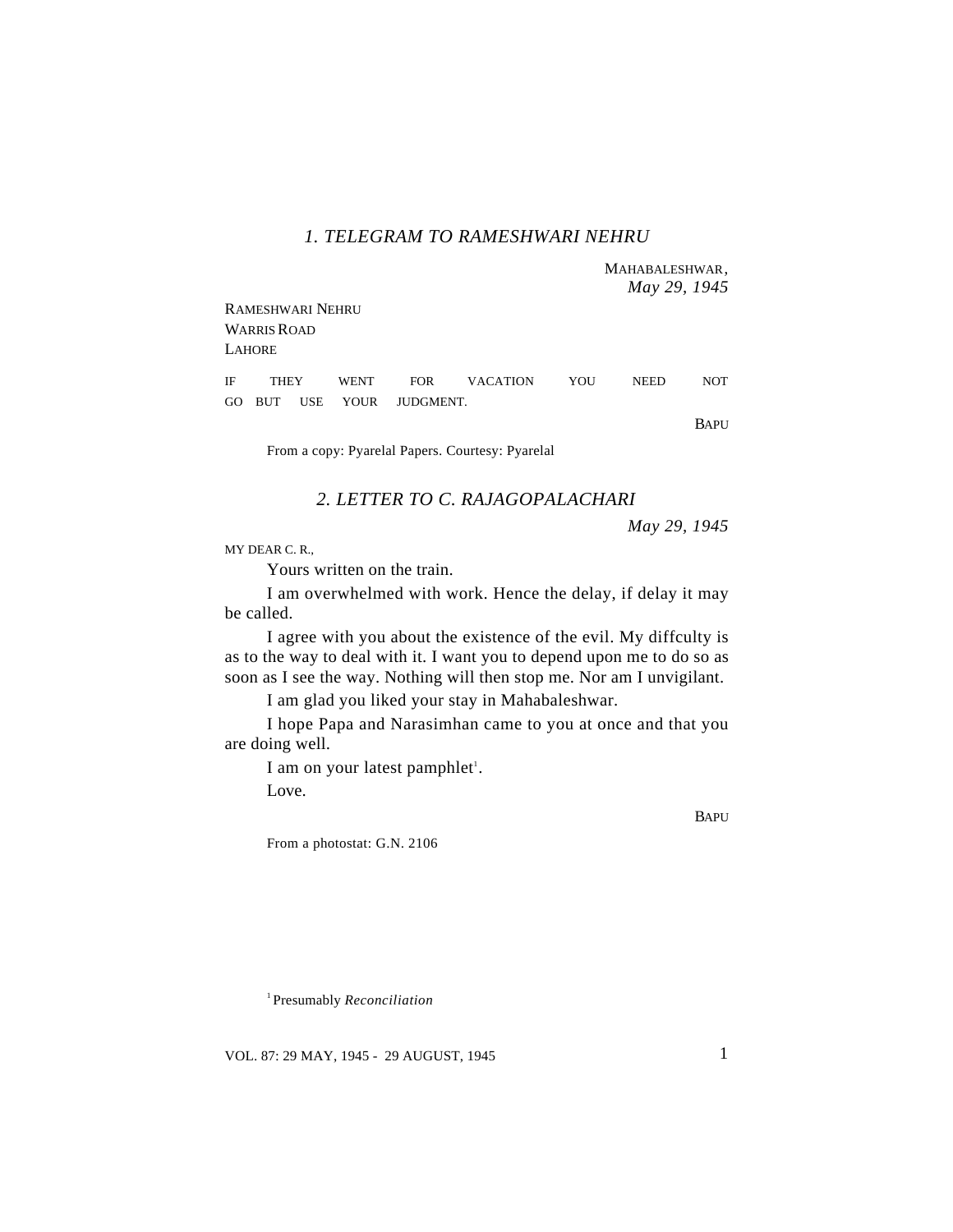## *1. TELEGRAM TO RAMESHWARI NEHRU*

MAHABALESHWAR,
*May 29, 1945*

RAMESHWARI NEHRU
WARRIS ROAD
LAHORE

IF THEY WENT FOR VACATION YOU NEED NOT GO BUT USE YOUR JUDGMENT.

BAPU

From a copy: Pyarelal Papers. Courtesy: Pyarelal

## *2. LETTER TO C. RAJAGOPALACHARI*

*May 29, 1945*

MY DEAR C. R.,

Yours written on the train.

I am overwhelmed with work. Hence the delay, if delay it may be called.

I agree with you about the existence of the evil. My diffculty is as to the way to deal with it. I want you to depend upon me to do so as soon as I see the way. Nothing will then stop me. Nor am I unvigilant.

I am glad you liked your stay in Mahabaleshwar.

I hope Papa and Narasimhan came to you at once and that you are doing well.

I am on your latest pamphlet[1].

Love.

BAPU

From a photostat: G.N. 2106

[1] Presumably *Reconciliation*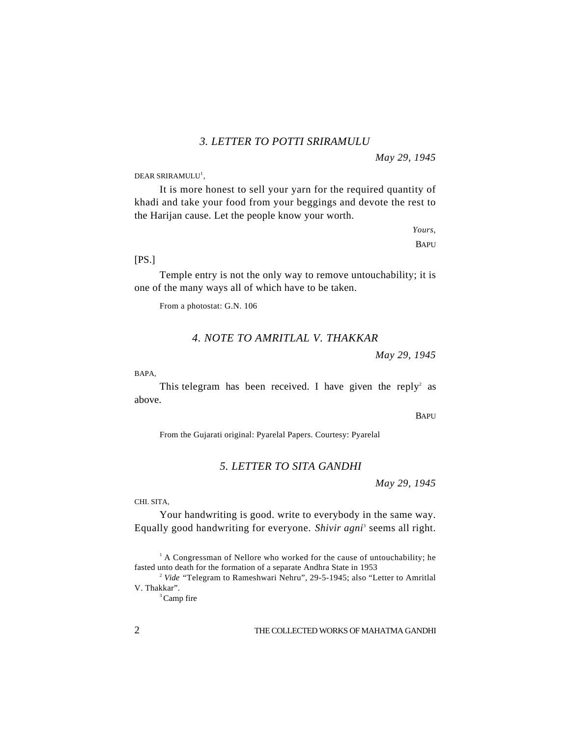### *3. LETTER TO POTTI SRIRAMULU*

*May 29, 1945*

DEAR SRIRAMULU[1],

It is more honest to sell your yarn for the required quantity of khadi and take your food from your beggings and devote the rest to the Harijan cause. Let the people know your worth.

*Yours,*

BAPU

[PS.]

Temple entry is not the only way to remove untouchability; it is one of the many ways all of which have to be taken.

From a photostat: G.N. 106

### *4. NOTE TO AMRITLAL V. THAKKAR*

*May 29, 1945*

BAPA,

This telegram has been received. I have given the reply[2] as above.

BAPU

From the Gujarati original: Pyarelal Papers. Courtesy: Pyarelal

### *5. LETTER TO SITA GANDHI*

*May 29, 1945*

CHI. SITA,

Your handwriting is good. write to everybody in the same way. Equally good handwriting for everyone. *Shivir agni*[3] seems all right.

---

[1] A Congressman of Nellore who worked for the cause of untouchability; he fasted unto death for the formation of a separate Andhra State in 1953

[2] *Vide* "Telegram to Rameshwari Nehru", 29-5-1945; also "Letter to Amritlal V. Thakkar".

[3] Camp fire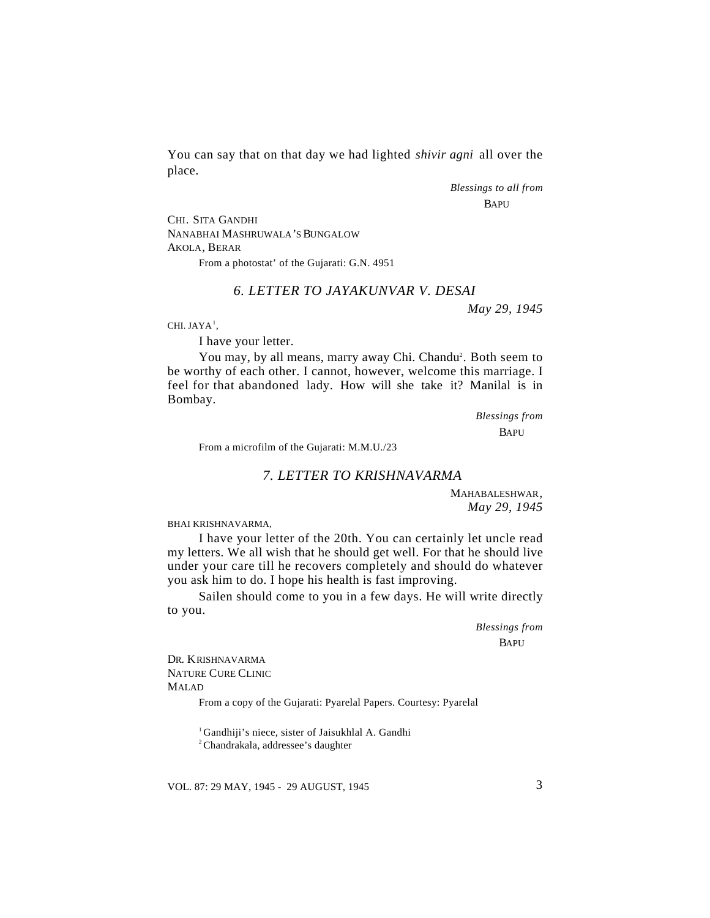You can say that on that day we had lighted *shivir agni* all over the place.

*Blessings to all from*
BAPU

CHI. SITA GANDHI
NANABHAI MASHRUWALA'S BUNGALOW
AKOLA, BERAR

From a photostat' of the Gujarati: G.N. 4951

## 6. LETTER TO JAYAKUNVAR V. DESAI

*May 29, 1945*

CHI. JAYA[1],

I have your letter.

You may, by all means, marry away Chi. Chandu[2]. Both seem to be worthy of each other. I cannot, however, welcome this marriage. I feel for that abandoned lady. How will she take it? Manilal is in Bombay.

*Blessings from*
BAPU

From a microfilm of the Gujarati: M.M.U./23

## 7. LETTER TO KRISHNAVARMA

MAHABALESHWAR,
*May 29, 1945*

BHAI KRISHNAVARMA,

I have your letter of the 20th. You can certainly let uncle read my letters. We all wish that he should get well. For that he should live under your care till he recovers completely and should do whatever you ask him to do. I hope his health is fast improving.

Sailen should come to you in a few days. He will write directly to you.

*Blessings from*
BAPU

DR. KRISHNAVARMA
NATURE CURE CLINIC
MALAD

From a copy of the Gujarati: Pyarelal Papers. Courtesy: Pyarelal

[1] Gandhiji's niece, sister of Jaisukhlal A. Gandhi
[2] Chandrakala, addressee's daughter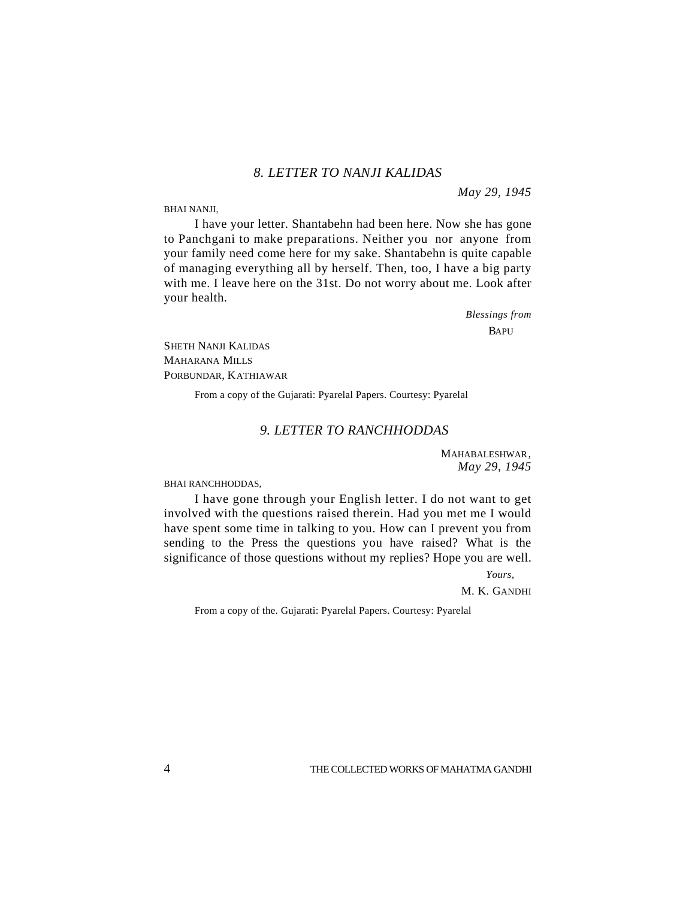## *8. LETTER TO NANJI KALIDAS*

*May 29, 1945*

BHAI NANJI,

I have your letter. Shantabehn had been here. Now she has gone to Panchgani to make preparations. Neither you nor anyone from your family need come here for my sake. Shantabehn is quite capable of managing everything all by herself. Then, too, I have a big party with me. I leave here on the 31st. Do not worry about me. Look after your health.

*Blessings from*
BAPU

SHETH NANJI KALIDAS
MAHARANA MILLS
PORBUNDAR, KATHIAWAR

From a copy of the Gujarati: Pyarelal Papers. Courtesy: Pyarelal

## *9. LETTER TO RANCHHODDAS*

MAHABALESHWAR,
*May 29, 1945*

BHAI RANCHHODDAS,

I have gone through your English letter. I do not want to get involved with the questions raised therein. Had you met me I would have spent some time in talking to you. How can I prevent you from sending to the Press the questions you have raised? What is the significance of those questions without my replies? Hope you are well.

*Yours,*
M. K. GANDHI

From a copy of the. Gujarati: Pyarelal Papers. Courtesy: Pyarelal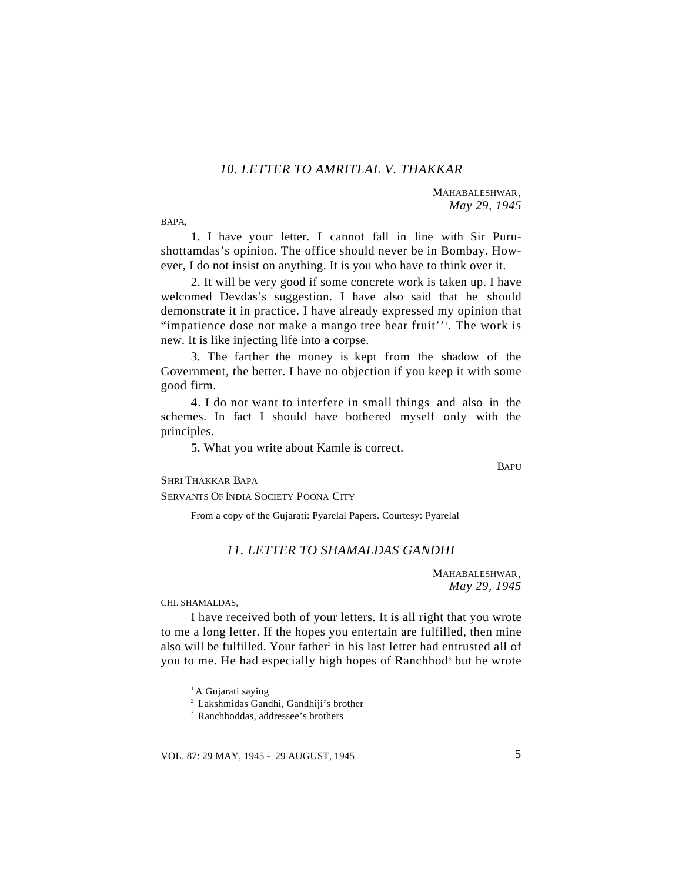## *10. LETTER TO AMRITLAL V. THAKKAR*

MAHABALESHWAR,
*May 29, 1945*

BAPA,

1. I have your letter. I cannot fall in line with Sir Purushottamdas's opinion. The office should never be in Bombay. However, I do not insist on anything. It is you who have to think over it.

2. It will be very good if some concrete work is taken up. I have welcomed Devdas's suggestion. I have also said that he should demonstrate it in practice. I have already expressed my opinion that "impatience dose not make a mango tree bear fruit''[1]. The work is new. It is like injecting life into a corpse.

3. The farther the money is kept from the shadow of the Government, the better. I have no objection if you keep it with some good firm.

4. I do not want to interfere in small things and also in the schemes. In fact I should have bothered myself only with the principles.

5. What you write about Kamle is correct.

BAPU

SHRI THAKKAR BAPA
SERVANTS OF INDIA SOCIETY POONA CITY

From a copy of the Gujarati: Pyarelal Papers. Courtesy: Pyarelal

## *11. LETTER TO SHAMALDAS GANDHI*

MAHABALESHWAR,
*May 29, 1945*

CHI. SHAMALDAS,

I have received both of your letters. It is all right that you wrote to me a long letter. If the hopes you entertain are fulfilled, then mine also will be fulfilled. Your father[2] in his last letter had entrusted all of you to me. He had especially high hopes of Ranchhod[3] but he wrote

---

[1] A Gujarati saying

[2] Lakshmidas Gandhi, Gandhiji's brother

[3] Ranchhoddas, addressee's brothers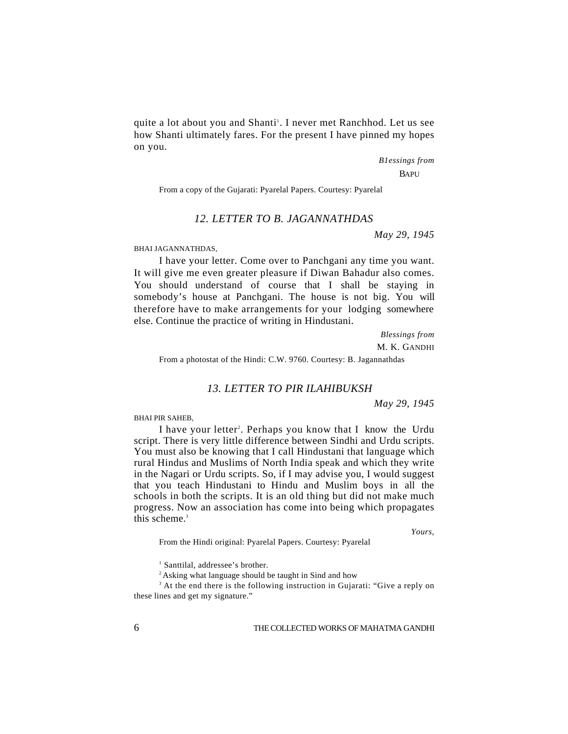quite a lot about you and Shanti[1]. I never met Ranchhod. Let us see how Shanti ultimately fares. For the present I have pinned my hopes on you.

*B1essings from*
BAPU

From a copy of the Gujarati: Pyarelal Papers. Courtesy: Pyarelal

## *12. LETTER TO B. JAGANNATHDAS*

*May 29, 1945*

BHAI JAGANNATHDAS,

I have your letter. Come over to Panchgani any time you want. It will give me even greater pleasure if Diwan Bahadur also comes. You should understand of course that I shall be staying in somebody's house at Panchgani. The house is not big. You will therefore have to make arrangements for your lodging somewhere else. Continue the practice of writing in Hindustani.

*Blessings from*
M. K. GANDHI

From a photostat of the Hindi: C.W. 9760. Courtesy: B. Jagannathdas

## *13. LETTER TO PIR ILAHIBUKSH*

*May 29, 1945*

BHAI PIR SAHEB,

I have your letter[2]. Perhaps you know that I know the Urdu script. There is very little difference between Sindhi and Urdu scripts. You must also be knowing that I call Hindustani that language which rural Hindus and Muslims of North India speak and which they write in the Nagari or Urdu scripts. So, if I may advise you, I would suggest that you teach Hindustani to Hindu and Muslim boys in all the schools in both the scripts. It is an old thing but did not make much progress. Now an association has come into being which propagates this scheme.[3]

*Yours,*

From the Hindi original: Pyarelal Papers. Courtesy: Pyarelal

[1] Santtilal, addressee's brother.

[2] Asking what language should be taught in Sind and how

[3] At the end there is the following instruction in Gujarati: "Give a reply on these lines and get my signature."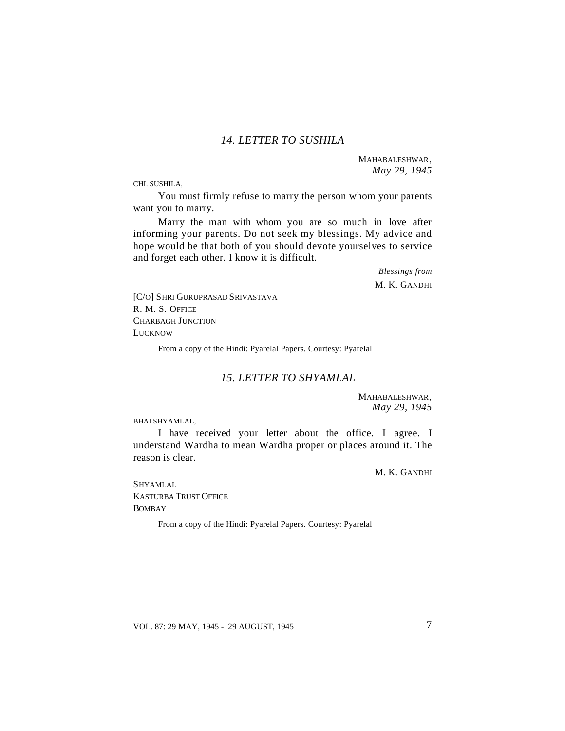## *14. LETTER TO SUSHILA*

MAHABALESHWAR,
*May 29, 1945*

CHI. SUSHILA,

You must firmly refuse to marry the person whom your parents want you to marry.

Marry the man with whom you are so much in love after informing your parents. Do not seek my blessings. My advice and hope would be that both of you should devote yourselves to service and forget each other. I know it is difficult.

*Blessings from*
M. K. GANDHI

[C/O] SHRI GURUPRASAD SRIVASTAVA
R. M. S. OFFICE
CHARBAGH JUNCTION
LUCKNOW

From a copy of the Hindi: Pyarelal Papers. Courtesy: Pyarelal

## *15. LETTER TO SHYAMLAL*

MAHABALESHWAR,
*May 29, 1945*

BHAI SHYAMLAL,

I have received your letter about the office. I agree. I understand Wardha to mean Wardha proper or places around it. The reason is clear.

M. K. GANDHI

SHYAMLAL
KASTURBA TRUST OFFICE
BOMBAY

From a copy of the Hindi: Pyarelal Papers. Courtesy: Pyarelal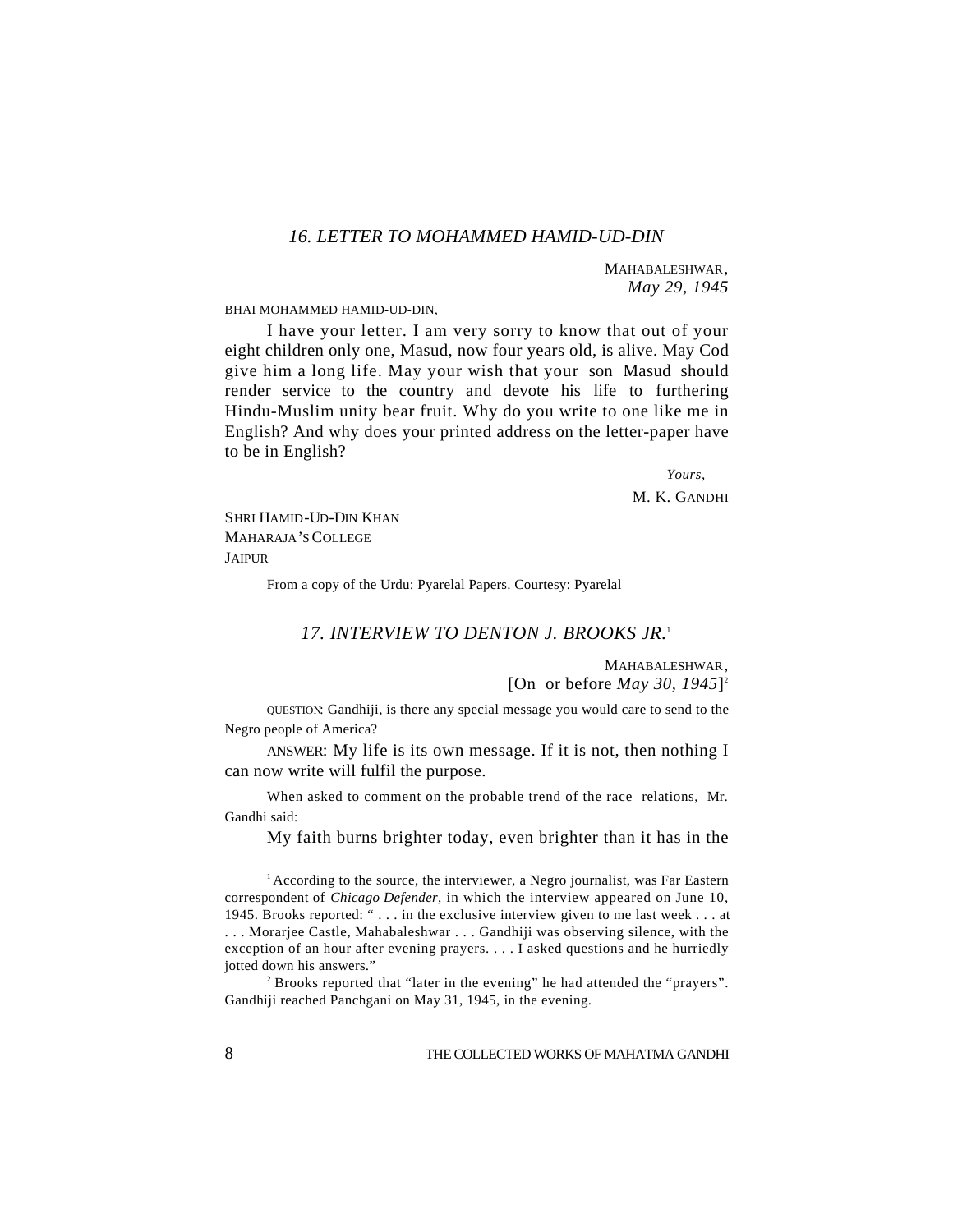## *16. LETTER TO MOHAMMED HAMID-UD-DIN*

MAHABALESHWAR,
*May 29, 1945*

BHAI MOHAMMED HAMID-UD-DIN,

I have your letter. I am very sorry to know that out of your eight children only one, Masud, now four years old, is alive. May Cod give him a long life. May your wish that your son Masud should render service to the country and devote his life to furthering Hindu-Muslim unity bear fruit. Why do you write to one like me in English? And why does your printed address on the letter-paper have to be in English?

*Yours,*
M. K. GANDHI

SHRI HAMID-UD-DIN KHAN
MAHARAJA'S COLLEGE
JAIPUR

From a copy of the Urdu: Pyarelal Papers. Courtesy: Pyarelal

## *17. INTERVIEW TO DENTON J. BROOKS JR.*[1]

MAHABALESHWAR,
[On or before *May 30, 1945*][2]

QUESTION: Gandhiji, is there any special message you would care to send to the Negro people of America?

ANSWER: My life is its own message. If it is not, then nothing I can now write will fulfil the purpose.

When asked to comment on the probable trend of the race relations, Mr. Gandhi said:

My faith burns brighter today, even brighter than it has in the

---

[1] According to the source, the interviewer, a Negro journalist, was Far Eastern correspondent of *Chicago Defender*, in which the interview appeared on June 10, 1945. Brooks reported: " . . . in the exclusive interview given to me last week . . . at . . . Morarjee Castle, Mahabaleshwar . . . Gandhiji was observing silence, with the exception of an hour after evening prayers. . . . I asked questions and he hurriedly jotted down his answers."

[2] Brooks reported that "later in the evening" he had attended the "prayers". Gandhiji reached Panchgani on May 31, 1945, in the evening.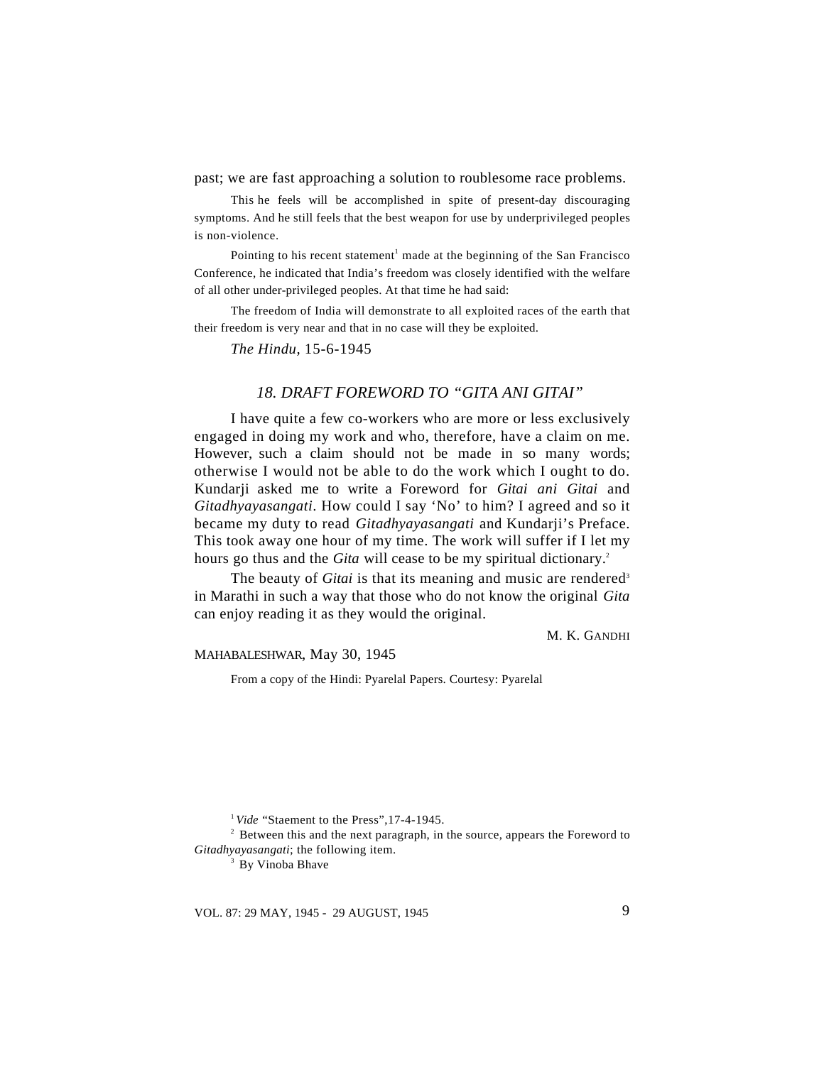past; we are fast approaching a solution to roublesome race problems.

This he feels will be accomplished in spite of present-day discouraging symptoms. And he still feels that the best weapon for use by underprivileged peoples is non-violence.

Pointing to his recent statement[1] made at the beginning of the San Francisco Conference, he indicated that India's freedom was closely identified with the welfare of all other under-privileged peoples. At that time he had said:

The freedom of India will demonstrate to all exploited races of the earth that their freedom is very near and that in no case will they be exploited.

*The Hindu*, 15-6-1945

## *18. DRAFT FOREWORD TO "GITA ANI GITAI"*

I have quite a few co-workers who are more or less exclusively engaged in doing my work and who, therefore, have a claim on me. However, such a claim should not be made in so many words; otherwise I would not be able to do the work which I ought to do. Kundarji asked me to write a Foreword for *Gitai ani Gitai* and *Gitadhyayasangati*. How could I say 'No' to him? I agreed and so it became my duty to read *Gitadhyayasangati* and Kundarji's Preface. This took away one hour of my time. The work will suffer if I let my hours go thus and the *Gita* will cease to be my spiritual dictionary.[2]

The beauty of *Gitai* is that its meaning and music are rendered[3] in Marathi in such a way that those who do not know the original *Gita* can enjoy reading it as they would the original.

M. K. GANDHI

MAHABALESHWAR, May 30, 1945

From a copy of the Hindi: Pyarelal Papers. Courtesy: Pyarelal

[1] *Vide* "Staement to the Press",17-4-1945.

[2] Between this and the next paragraph, in the source, appears the Foreword to *Gitadhyayasangati*; the following item.

[3] By Vinoba Bhave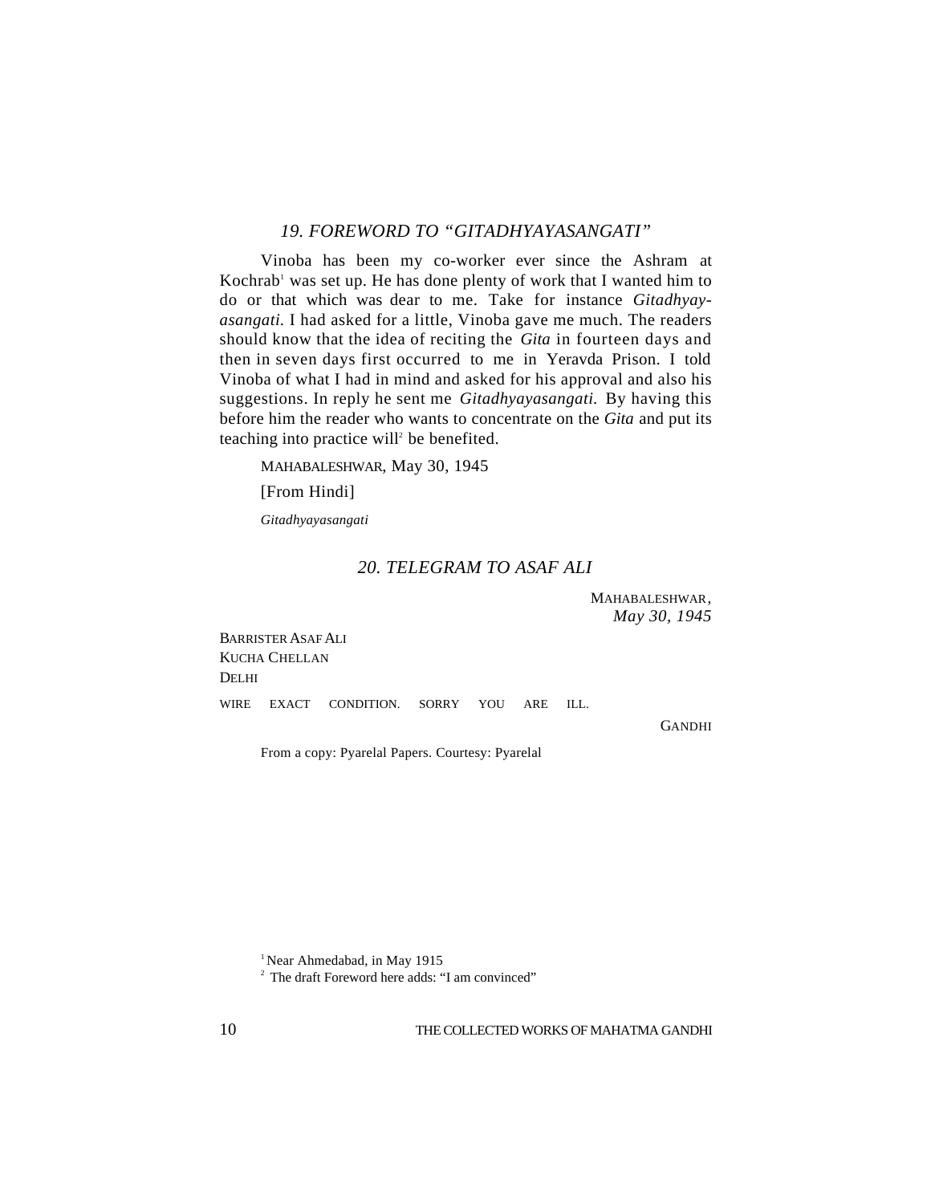## *19. FOREWORD TO "GITADHYAYASANGATI"*

Vinoba has been my co-worker ever since the Ashram at Kochrab[1] was set up. He has done plenty of work that I wanted him to do or that which was dear to me. Take for instance *Gitadhyay-asangati*. I had asked for a little, Vinoba gave me much. The readers should know that the idea of reciting the *Gita* in fourteen days and then in seven days first occurred to me in Yeravda Prison. I told Vinoba of what I had in mind and asked for his approval and also his suggestions. In reply he sent me *Gitadhyayasangati*. By having this before him the reader who wants to concentrate on the *Gita* and put its teaching into practice will[2] be benefited.

MAHABALESHWAR, May 30, 1945

[From Hindi]

*Gitadhyayasangati*

## *20. TELEGRAM TO ASAF ALI*

MAHABALESHWAR,
*May 30, 1945*

BARRISTER ASAF ALI
KUCHA CHELLAN
DELHI

WIRE EXACT CONDITION. SORRY YOU ARE ILL.

GANDHI

From a copy: Pyarelal Papers. Courtesy: Pyarelal

---

[1] Near Ahmedabad, in May 1915

[2] The draft Foreword here adds: "I am convinced"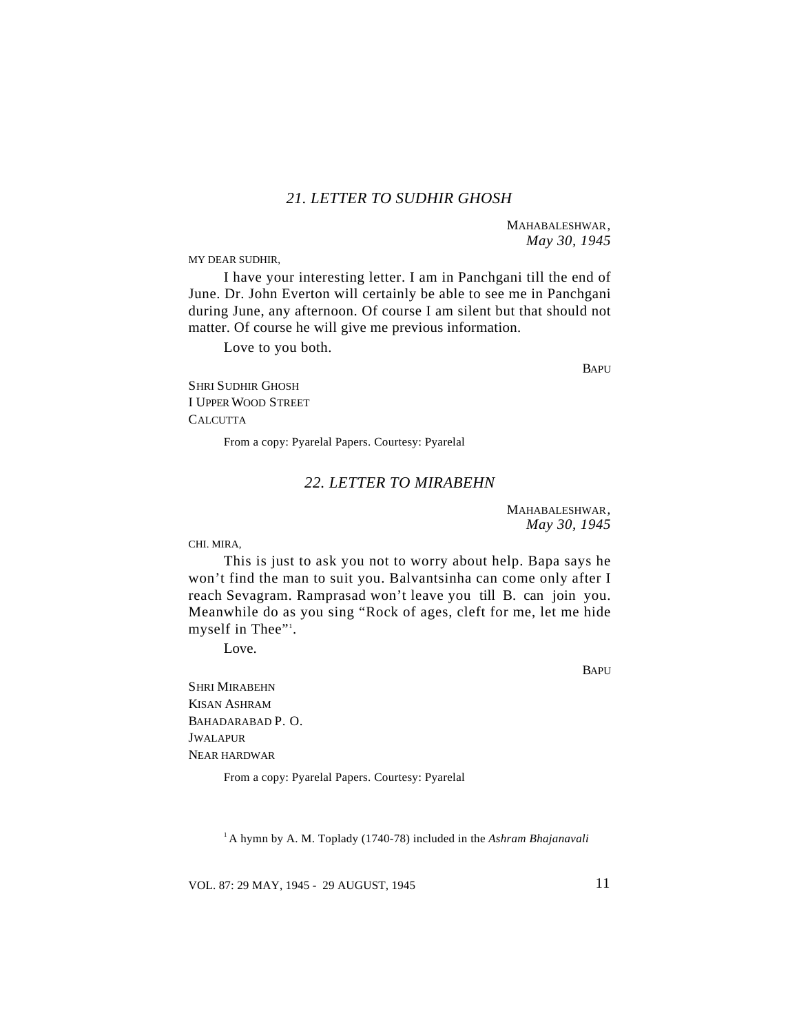## *21. LETTER TO SUDHIR GHOSH*

MAHABALESHWAR,
*May 30, 1945*

MY DEAR SUDHIR,

I have your interesting letter. I am in Panchgani till the end of June. Dr. John Everton will certainly be able to see me in Panchgani during June, any afternoon. Of course I am silent but that should not matter. Of course he will give me previous information.

Love to you both.

BAPU

SHRI SUDHIR GHOSH
I UPPER WOOD STREET
CALCUTTA

From a copy: Pyarelal Papers. Courtesy: Pyarelal

## *22. LETTER TO MIRABEHN*

MAHABALESHWAR,
*May 30, 1945*

CHI. MIRA,

This is just to ask you not to worry about help. Bapa says he won't find the man to suit you. Balvantsinha can come only after I reach Sevagram. Ramprasad won't leave you till B. can join you. Meanwhile do as you sing "Rock of ages, cleft for me, let me hide myself in Thee"[1].

Love.

BAPU

SHRI MIRABEHN
KISAN ASHRAM
BAHADARABAD P. O.
JWALAPUR
NEAR HARDWAR

From a copy: Pyarelal Papers. Courtesy: Pyarelal

[1] A hymn by A. M. Toplady (1740-78) included in the *Ashram Bhajanavali*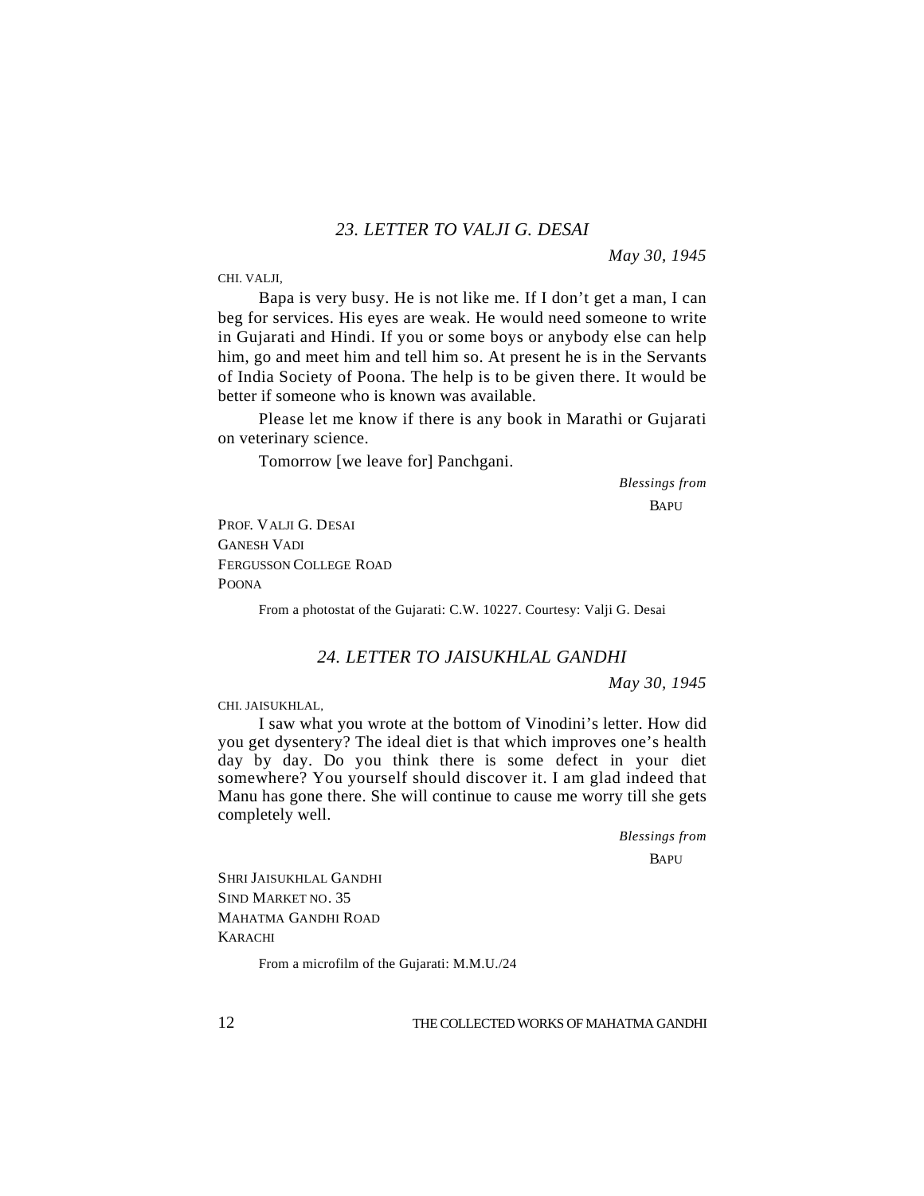## *23. LETTER TO VALJI G. DESAI*

*May 30, 1945*

CHI. VALJI,

Bapa is very busy. He is not like me. If I don't get a man, I can beg for services. His eyes are weak. He would need someone to write in Gujarati and Hindi. If you or some boys or anybody else can help him, go and meet him and tell him so. At present he is in the Servants of India Society of Poona. The help is to be given there. It would be better if someone who is known was available.

Please let me know if there is any book in Marathi or Gujarati on veterinary science.

Tomorrow [we leave for] Panchgani.

*Blessings from*

BAPU

PROF. VALJI G. DESAI
GANESH VADI
FERGUSSON COLLEGE ROAD
POONA

From a photostat of the Gujarati: C.W. 10227. Courtesy: Valji G. Desai

## *24. LETTER TO JAISUKHLAL GANDHI*

*May 30, 1945*

CHI. JAISUKHLAL,

I saw what you wrote at the bottom of Vinodini's letter. How did you get dysentery? The ideal diet is that which improves one's health day by day. Do you think there is some defect in your diet somewhere? You yourself should discover it. I am glad indeed that Manu has gone there. She will continue to cause me worry till she gets completely well.

*Blessings from*

BAPU

SHRI JAISUKHLAL GANDHI
SIND MARKET NO. 35
MAHATMA GANDHI ROAD
KARACHI

From a microfilm of the Gujarati: M.M.U./24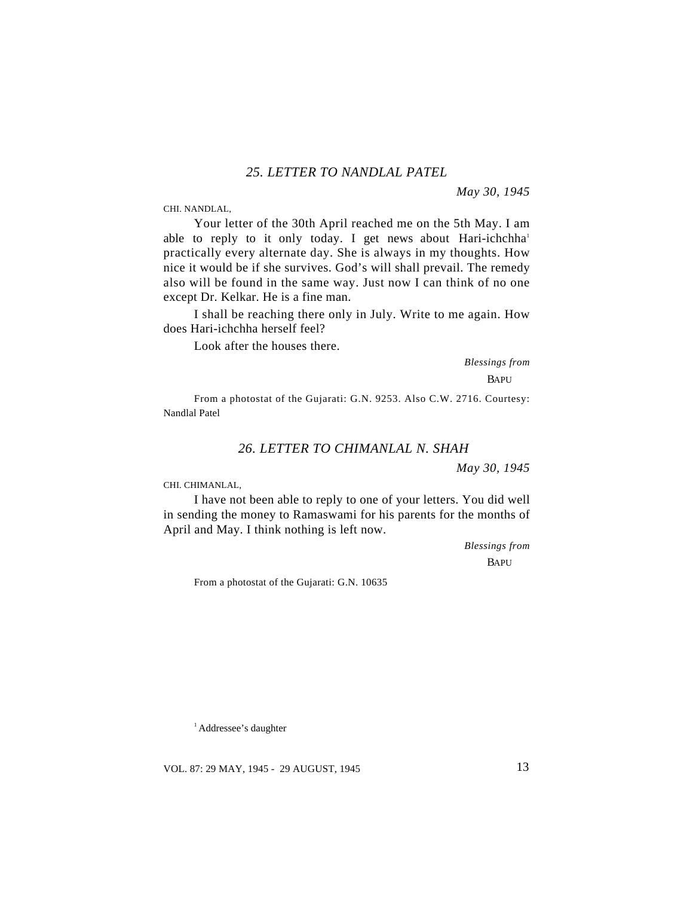## 25. LETTER TO NANDLAL PATEL

*May 30, 1945*

CHI. NANDLAL,

Your letter of the 30th April reached me on the 5th May. I am able to reply to it only today. I get news about Hari-ichchha[1] practically every alternate day. She is always in my thoughts. How nice it would be if she survives. God's will shall prevail. The remedy also will be found in the same way. Just now I can think of no one except Dr. Kelkar. He is a fine man.

I shall be reaching there only in July. Write to me again. How does Hari-ichchha herself feel?

Look after the houses there.

*Blessings from*

BAPU

From a photostat of the Gujarati: G.N. 9253. Also C.W. 2716. Courtesy: Nandlal Patel

## 26. LETTER TO CHIMANLAL N. SHAH

*May 30, 1945*

CHI. CHIMANLAL,

I have not been able to reply to one of your letters. You did well in sending the money to Ramaswami for his parents for the months of April and May. I think nothing is left now.

*Blessings from*

BAPU

From a photostat of the Gujarati: G.N. 10635

[1] Addressee's daughter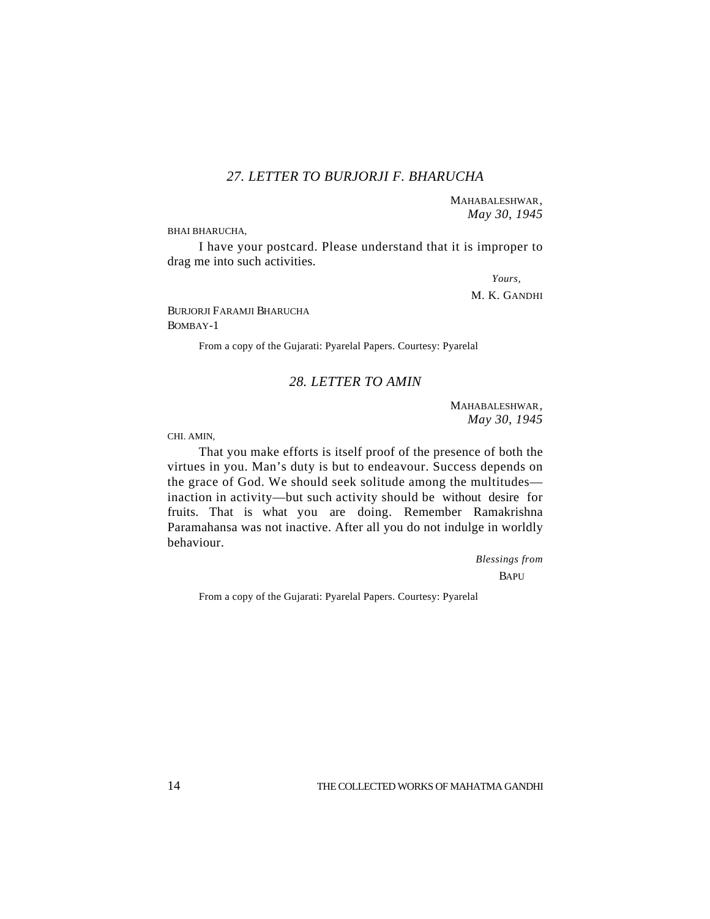## *27. LETTER TO BURJORJI F. BHARUCHA*

MAHABALESHWAR,
*May 30, 1945*

BHAI BHARUCHA,

I have your postcard. Please understand that it is improper to drag me into such activities.

*Yours,*
M. K. GANDHI

BURJORJI FARAMJI BHARUCHA
BOMBAY-1

From a copy of the Gujarati: Pyarelal Papers. Courtesy: Pyarelal

## *28. LETTER TO AMIN*

MAHABALESHWAR,
*May 30, 1945*

CHI. AMIN,

That you make efforts is itself proof of the presence of both the virtues in you. Man's duty is but to endeavour. Success depends on the grace of God. We should seek solitude among the multitudes—inaction in activity—but such activity should be without desire for fruits. That is what you are doing. Remember Ramakrishna Paramahansa was not inactive. After all you do not indulge in worldly behaviour.

*Blessings from*
BAPU

From a copy of the Gujarati: Pyarelal Papers. Courtesy: Pyarelal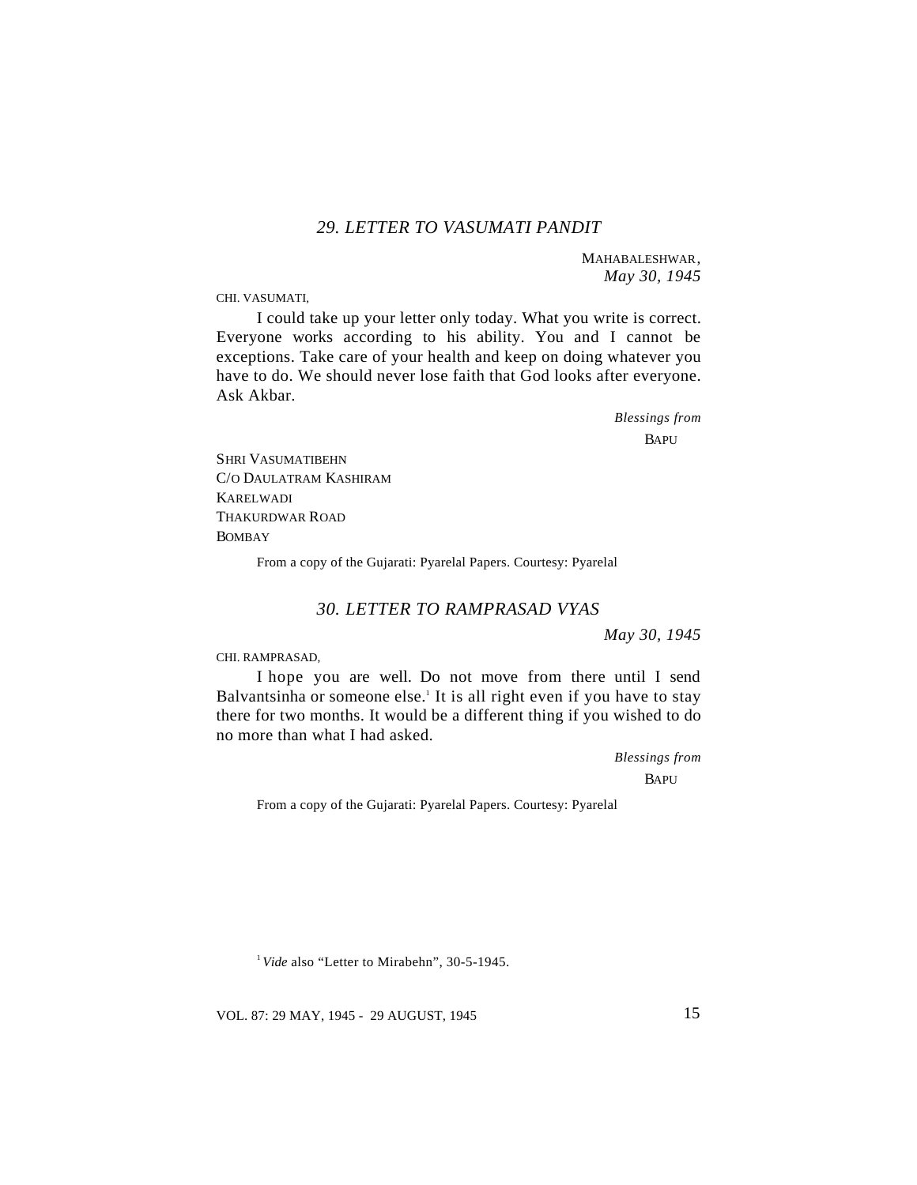## *29. LETTER TO VASUMATI PANDIT*

MAHABALESHWAR,
*May 30, 1945*

CHI. VASUMATI,

I could take up your letter only today. What you write is correct. Everyone works according to his ability. You and I cannot be exceptions. Take care of your health and keep on doing whatever you have to do. We should never lose faith that God looks after everyone. Ask Akbar.

*Blessings from*
BAPU

SHRI VASUMATIBEHN
C/O DAULATRAM KASHIRAM
KARELWADI
THAKURDWAR ROAD
BOMBAY

From a copy of the Gujarati: Pyarelal Papers. Courtesy: Pyarelal

## *30. LETTER TO RAMPRASAD VYAS*

*May 30, 1945*

CHI. RAMPRASAD,

I hope you are well. Do not move from there until I send Balvantsinha or someone else.[1] It is all right even if you have to stay there for two months. It would be a different thing if you wished to do no more than what I had asked.

*Blessings from*
BAPU

From a copy of the Gujarati: Pyarelal Papers. Courtesy: Pyarelal

[1] *Vide* also "Letter to Mirabehn", 30-5-1945.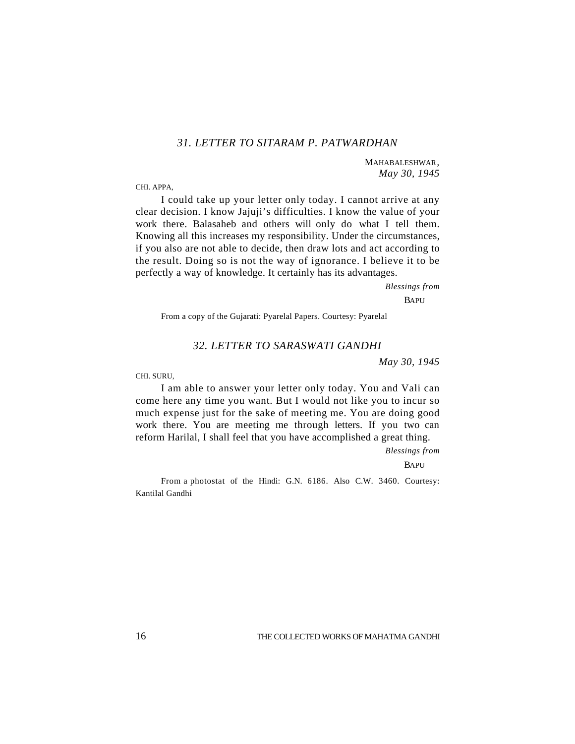### *31. LETTER TO SITARAM P. PATWARDHAN*

MAHABALESHWAR,
*May 30, 1945*

CHI. APPA,

I could take up your letter only today. I cannot arrive at any clear decision. I know Jajuji's difficulties. I know the value of your work there. Balasaheb and others will only do what I tell them. Knowing all this increases my responsibility. Under the circumstances, if you also are not able to decide, then draw lots and act according to the result. Doing so is not the way of ignorance. I believe it to be perfectly a way of knowledge. It certainly has its advantages.

*Blessings from*
BAPU

From a copy of the Gujarati: Pyarelal Papers. Courtesy: Pyarelal

### *32. LETTER TO SARASWATI GANDHI*

*May 30, 1945*

CHI. SURU,

I am able to answer your letter only today. You and Vali can come here any time you want. But I would not like you to incur so much expense just for the sake of meeting me. You are doing good work there. You are meeting me through letters. If you two can reform Harilal, I shall feel that you have accomplished a great thing.

*Blessings from*
BAPU

From a photostat of the Hindi: G.N. 6186. Also C.W. 3460. Courtesy: Kantilal Gandhi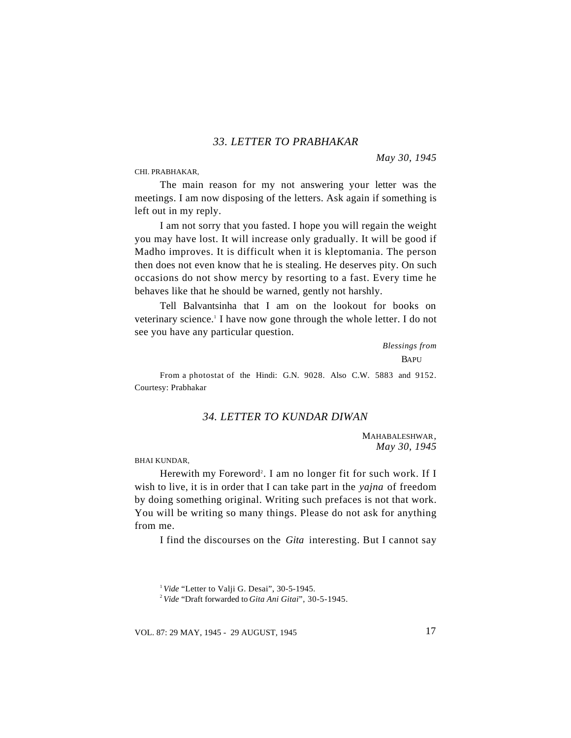### 33. LETTER TO PRABHAKAR

*May 30, 1945*

CHI. PRABHAKAR,

The main reason for my not answering your letter was the meetings. I am now disposing of the letters. Ask again if something is left out in my reply.

I am not sorry that you fasted. I hope you will regain the weight you may have lost. It will increase only gradually. It will be good if Madho improves. It is difficult when it is kleptomania. The person then does not even know that he is stealing. He deserves pity. On such occasions do not show mercy by resorting to a fast. Every time he behaves like that he should be warned, gently not harshly.

Tell Balvantsinha that I am on the lookout for books on veterinary science.[1] I have now gone through the whole letter. I do not see you have any particular question.

*Blessings from*
BAPU

From a photostat of the Hindi: G.N. 9028. Also C.W. 5883 and 9152. Courtesy: Prabhakar

### 34. LETTER TO KUNDAR DIWAN

MAHABALESHWAR,
*May 30, 1945*

BHAI KUNDAR,

Herewith my Foreword[2]. I am no longer fit for such work. If I wish to live, it is in order that I can take part in the *yajna* of freedom by doing something original. Writing such prefaces is not that work. You will be writing so many things. Please do not ask for anything from me.

I find the discourses on the *Gita* interesting. But I cannot say

---

[1] *Vide* "Letter to Valji G. Desai", 30-5-1945.

[2] *Vide* "Draft forwarded to *Gita Ani Gitai*", 30-5-1945.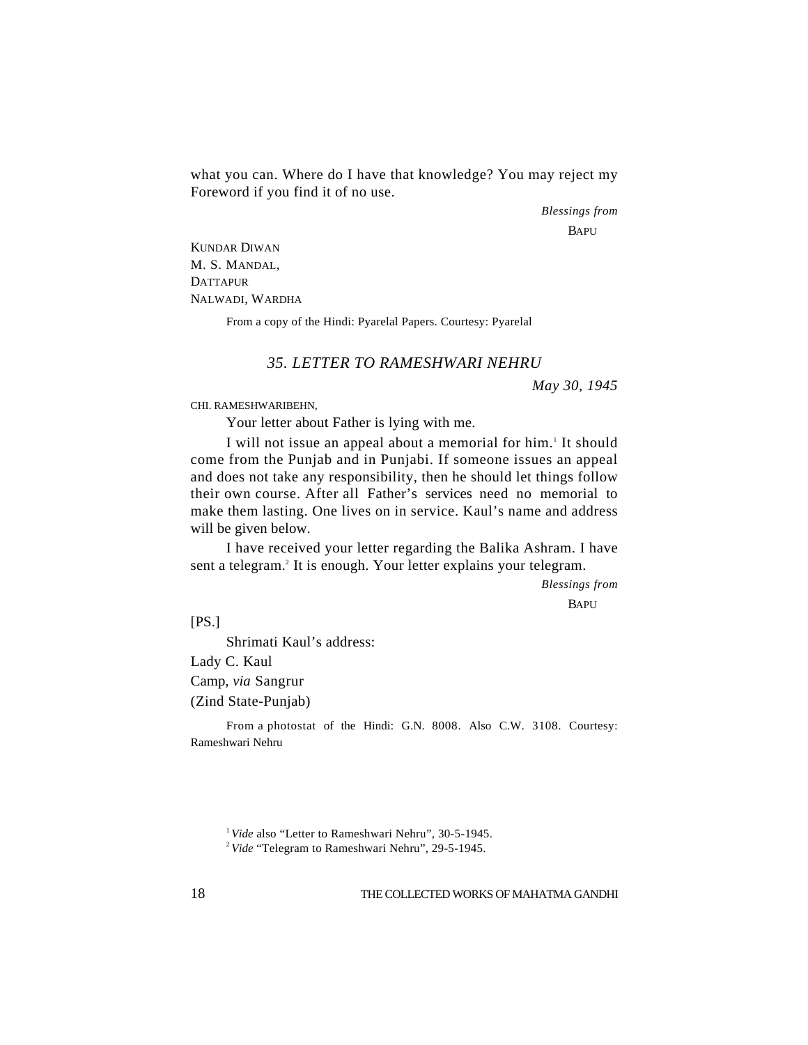what you can. Where do I have that knowledge? You may reject my Foreword if you find it of no use.

*Blessings from*

BAPU

KUNDAR DIWAN
M. S. MANDAL,
DATTAPUR
NALWADI, WARDHA

From a copy of the Hindi: Pyarelal Papers. Courtesy: Pyarelal

### *35. LETTER TO RAMESHWARI NEHRU*

*May 30, 1945*

CHI. RAMESHWARIBEHN,

Your letter about Father is lying with me.

I will not issue an appeal about a memorial for him.[1] It should come from the Punjab and in Punjabi. If someone issues an appeal and does not take any responsibility, then he should let things follow their own course. After all Father's services need no memorial to make them lasting. One lives on in service. Kaul's name and address will be given below.

I have received your letter regarding the Balika Ashram. I have sent a telegram.[2] It is enough. Your letter explains your telegram.

*Blessings from*

BAPU

[PS.]

Shrimati Kaul's address:

Lady C. Kaul
Camp, *via* Sangrur
(Zind State-Punjab)

From a photostat of the Hindi: G.N. 8008. Also C.W. 3108. Courtesy: Rameshwari Nehru

[1] *Vide* also "Letter to Rameshwari Nehru", 30-5-1945.

[2] *Vide* "Telegram to Rameshwari Nehru", 29-5-1945.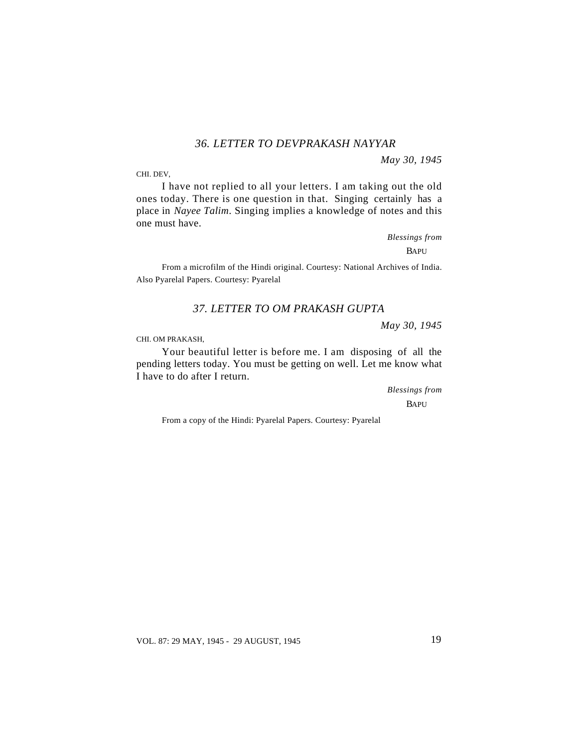### *36. LETTER TO DEVPRAKASH NAYYAR*

*May 30, 1945*

CHI. DEV,

I have not replied to all your letters. I am taking out the old ones today. There is one question in that. Singing certainly has a place in *Nayee Talim*. Singing implies a knowledge of notes and this one must have.

*Blessings from*

BAPU

From a microfilm of the Hindi original. Courtesy: National Archives of India. Also Pyarelal Papers. Courtesy: Pyarelal

### *37. LETTER TO OM PRAKASH GUPTA*

*May 30, 1945*

CHI. OM PRAKASH,

Your beautiful letter is before me. I am disposing of all the pending letters today. You must be getting on well. Let me know what I have to do after I return.

*Blessings from*

BAPU

From a copy of the Hindi: Pyarelal Papers. Courtesy: Pyarelal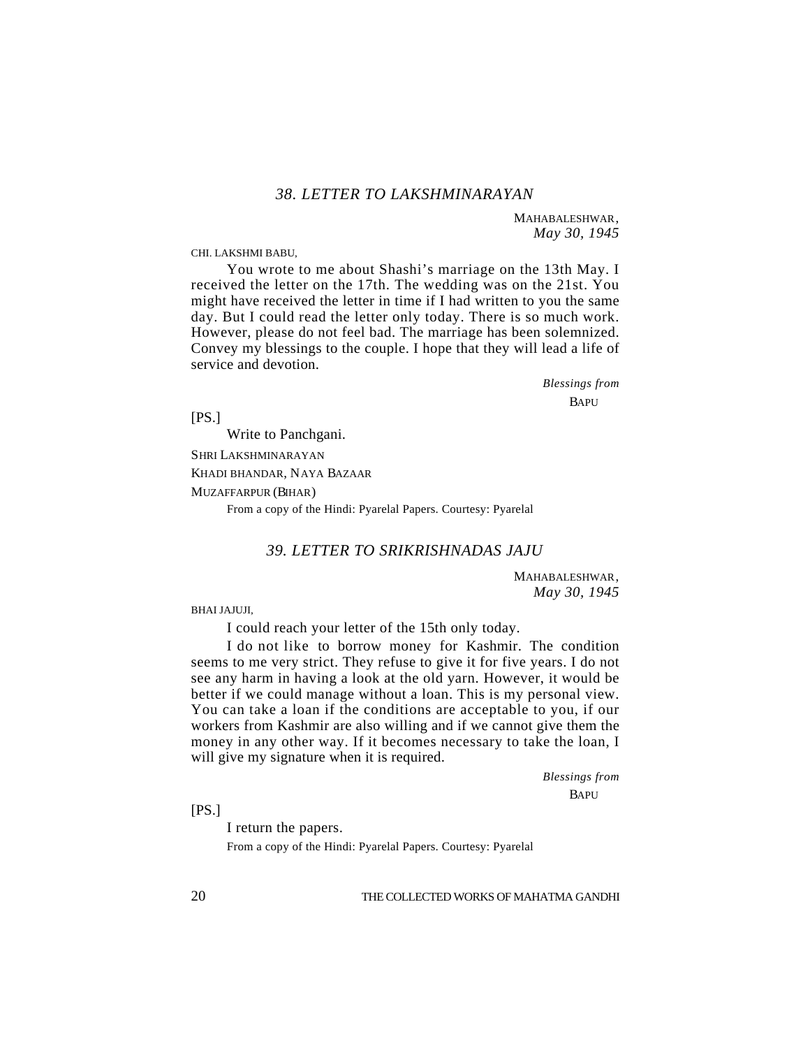### *38. LETTER TO LAKSHMINARAYAN*

MAHABALESHWAR,
*May 30, 1945*

CHI. LAKSHMI BABU,

You wrote to me about Shashi's marriage on the 13th May. I received the letter on the 17th. The wedding was on the 21st. You might have received the letter in time if I had written to you the same day. But I could read the letter only today. There is so much work. However, please do not feel bad. The marriage has been solemnized. Convey my blessings to the couple. I hope that they will lead a life of service and devotion.

*Blessings from*
BAPU

[PS.]

Write to Panchgani.

SHRI LAKSHMINARAYAN
KHADI BHANDAR, NAYA BAZAAR
MUZAFFARPUR (BIHAR)

From a copy of the Hindi: Pyarelal Papers. Courtesy: Pyarelal

### *39. LETTER TO SRIKRISHNADAS JAJU*

MAHABALESHWAR,
*May 30, 1945*

BHAI JAJUJI,

I could reach your letter of the 15th only today.

I do not like to borrow money for Kashmir. The condition seems to me very strict. They refuse to give it for five years. I do not see any harm in having a look at the old yarn. However, it would be better if we could manage without a loan. This is my personal view. You can take a loan if the conditions are acceptable to you, if our workers from Kashmir are also willing and if we cannot give them the money in any other way. If it becomes necessary to take the loan, I will give my signature when it is required.

*Blessings from*
BAPU

[PS.]

I return the papers.

From a copy of the Hindi: Pyarelal Papers. Courtesy: Pyarelal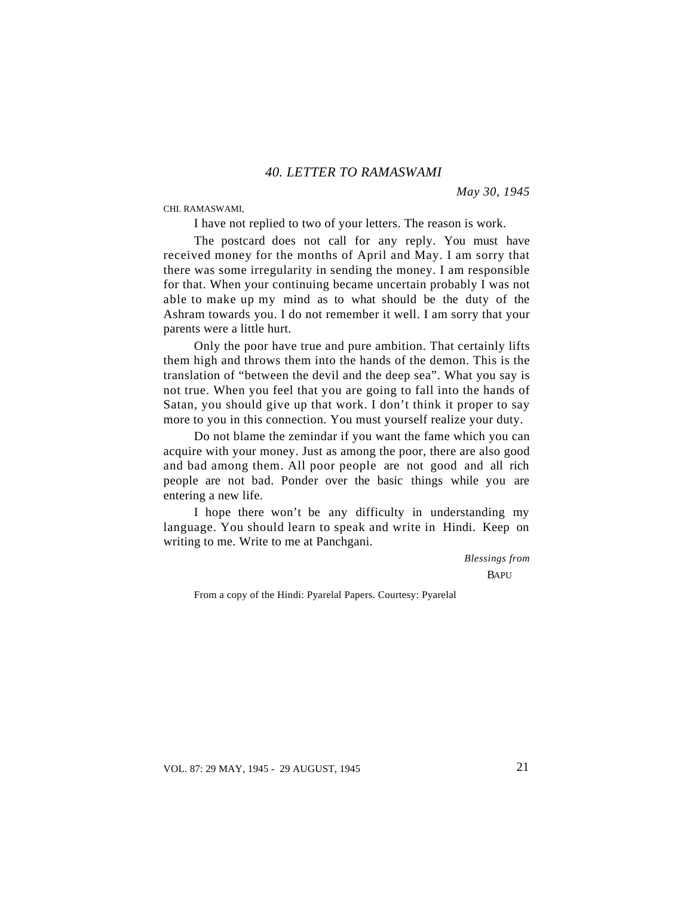## *40. LETTER TO RAMASWAMI*

*May 30, 1945*

CHI. RAMASWAMI,

I have not replied to two of your letters. The reason is work.

The postcard does not call for any reply. You must have received money for the months of April and May. I am sorry that there was some irregularity in sending the money. I am responsible for that. When your continuing became uncertain probably I was not able to make up my mind as to what should be the duty of the Ashram towards you. I do not remember it well. I am sorry that your parents were a little hurt.

Only the poor have true and pure ambition. That certainly lifts them high and throws them into the hands of the demon. This is the translation of "between the devil and the deep sea". What you say is not true. When you feel that you are going to fall into the hands of Satan, you should give up that work. I don't think it proper to say more to you in this connection. You must yourself realize your duty.

Do not blame the zemindar if you want the fame which you can acquire with your money. Just as among the poor, there are also good and bad among them. All poor people are not good and all rich people are not bad. Ponder over the basic things while you are entering a new life.

I hope there won't be any difficulty in understanding my language. You should learn to speak and write in Hindi. Keep on writing to me. Write to me at Panchgani.

*Blessings from*

BAPU

From a copy of the Hindi: Pyarelal Papers. Courtesy: Pyarelal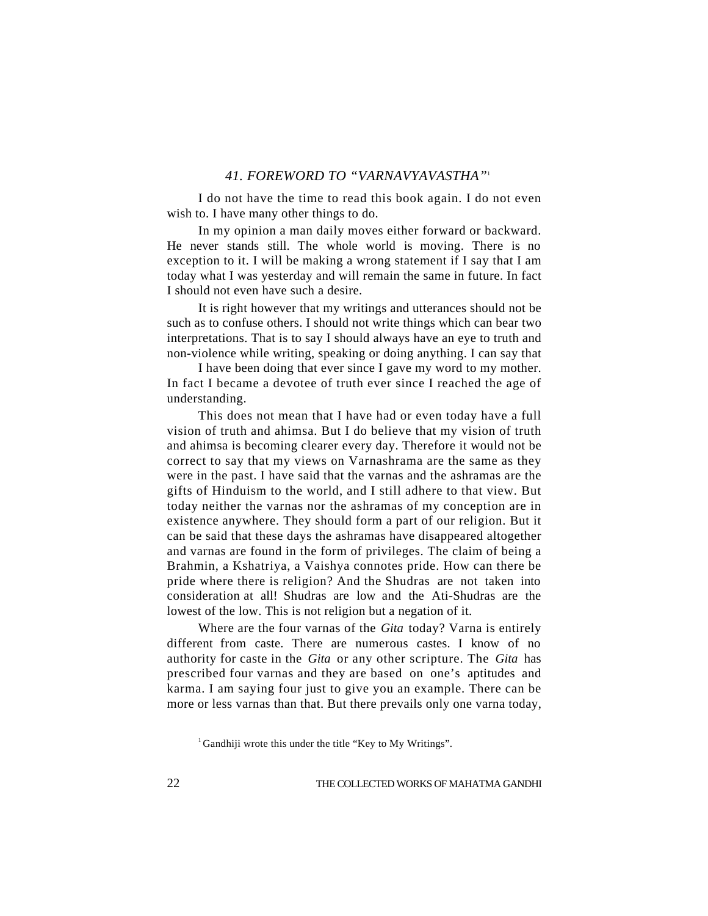## 41. FOREWORD TO "VARNAVYAVASTHA"[1]

I do not have the time to read this book again. I do not even wish to. I have many other things to do.

In my opinion a man daily moves either forward or backward. He never stands still. The whole world is moving. There is no exception to it. I will be making a wrong statement if I say that I am today what I was yesterday and will remain the same in future. In fact I should not even have such a desire.

It is right however that my writings and utterances should not be such as to confuse others. I should not write things which can bear two interpretations. That is to say I should always have an eye to truth and non-violence while writing, speaking or doing anything. I can say that

I have been doing that ever since I gave my word to my mother. In fact I became a devotee of truth ever since I reached the age of understanding.

This does not mean that I have had or even today have a full vision of truth and ahimsa. But I do believe that my vision of truth and ahimsa is becoming clearer every day. Therefore it would not be correct to say that my views on Varnashrama are the same as they were in the past. I have said that the varnas and the ashramas are the gifts of Hinduism to the world, and I still adhere to that view. But today neither the varnas nor the ashramas of my conception are in existence anywhere. They should form a part of our religion. But it can be said that these days the ashramas have disappeared altogether and varnas are found in the form of privileges. The claim of being a Brahmin, a Kshatriya, a Vaishya connotes pride. How can there be pride where there is religion? And the Shudras are not taken into consideration at all! Shudras are low and the Ati-Shudras are the lowest of the low. This is not religion but a negation of it.

Where are the four varnas of the *Gita* today? Varna is entirely different from caste. There are numerous castes. I know of no authority for caste in the *Gita* or any other scripture. The *Gita* has prescribed four varnas and they are based on one's aptitudes and karma. I am saying four just to give you an example. There can be more or less varnas than that. But there prevails only one varna today,

[1] Gandhiji wrote this under the title "Key to My Writings".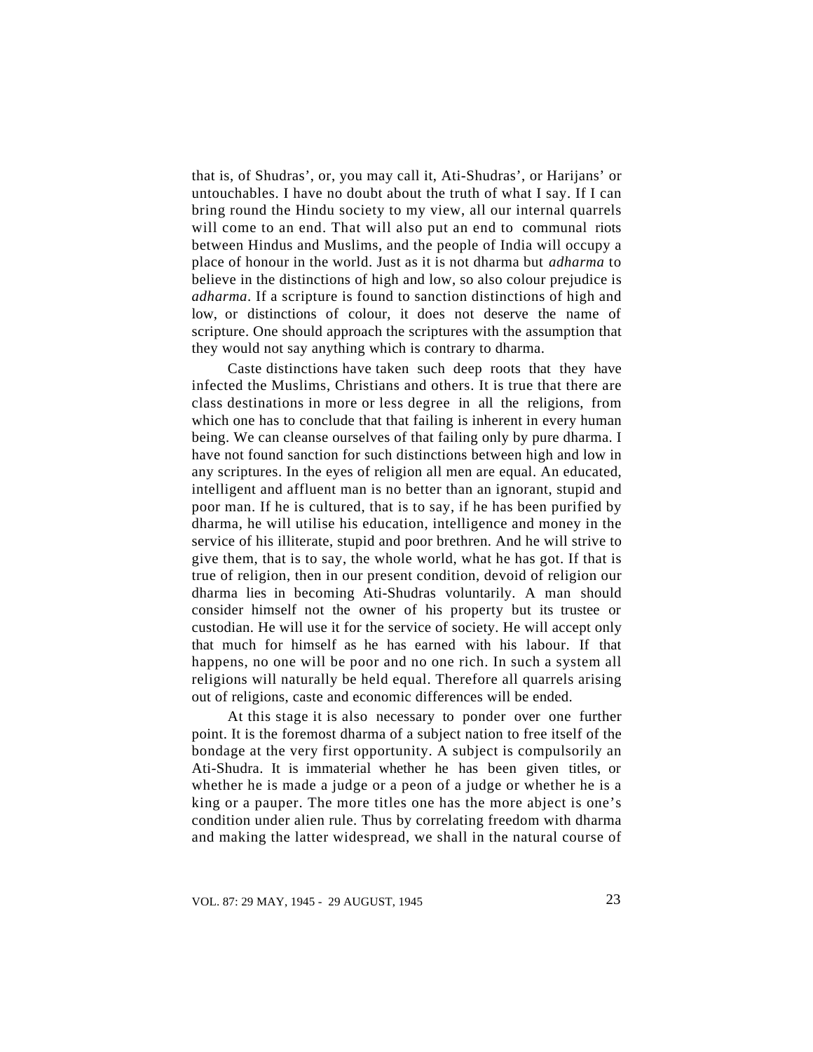that is, of Shudras', or, you may call it, Ati-Shudras', or Harijans' or untouchables. I have no doubt about the truth of what I say. If I can bring round the Hindu society to my view, all our internal quarrels will come to an end. That will also put an end to communal riots between Hindus and Muslims, and the people of India will occupy a place of honour in the world. Just as it is not dharma but *adharma* to believe in the distinctions of high and low, so also colour prejudice is *adharma*. If a scripture is found to sanction distinctions of high and low, or distinctions of colour, it does not deserve the name of scripture. One should approach the scriptures with the assumption that they would not say anything which is contrary to dharma.

Caste distinctions have taken such deep roots that they have infected the Muslims, Christians and others. It is true that there are class destinations in more or less degree in all the religions, from which one has to conclude that that failing is inherent in every human being. We can cleanse ourselves of that failing only by pure dharma. I have not found sanction for such distinctions between high and low in any scriptures. In the eyes of religion all men are equal. An educated, intelligent and affluent man is no better than an ignorant, stupid and poor man. If he is cultured, that is to say, if he has been purified by dharma, he will utilise his education, intelligence and money in the service of his illiterate, stupid and poor brethren. And he will strive to give them, that is to say, the whole world, what he has got. If that is true of religion, then in our present condition, devoid of religion our dharma lies in becoming Ati-Shudras voluntarily. A man should consider himself not the owner of his property but its trustee or custodian. He will use it for the service of society. He will accept only that much for himself as he has earned with his labour. If that happens, no one will be poor and no one rich. In such a system all religions will naturally be held equal. Therefore all quarrels arising out of religions, caste and economic differences will be ended.

At this stage it is also necessary to ponder over one further point. It is the foremost dharma of a subject nation to free itself of the bondage at the very first opportunity. A subject is compulsorily an Ati-Shudra. It is immaterial whether he has been given titles, or whether he is made a judge or a peon of a judge or whether he is a king or a pauper. The more titles one has the more abject is one's condition under alien rule. Thus by correlating freedom with dharma and making the latter widespread, we shall in the natural course of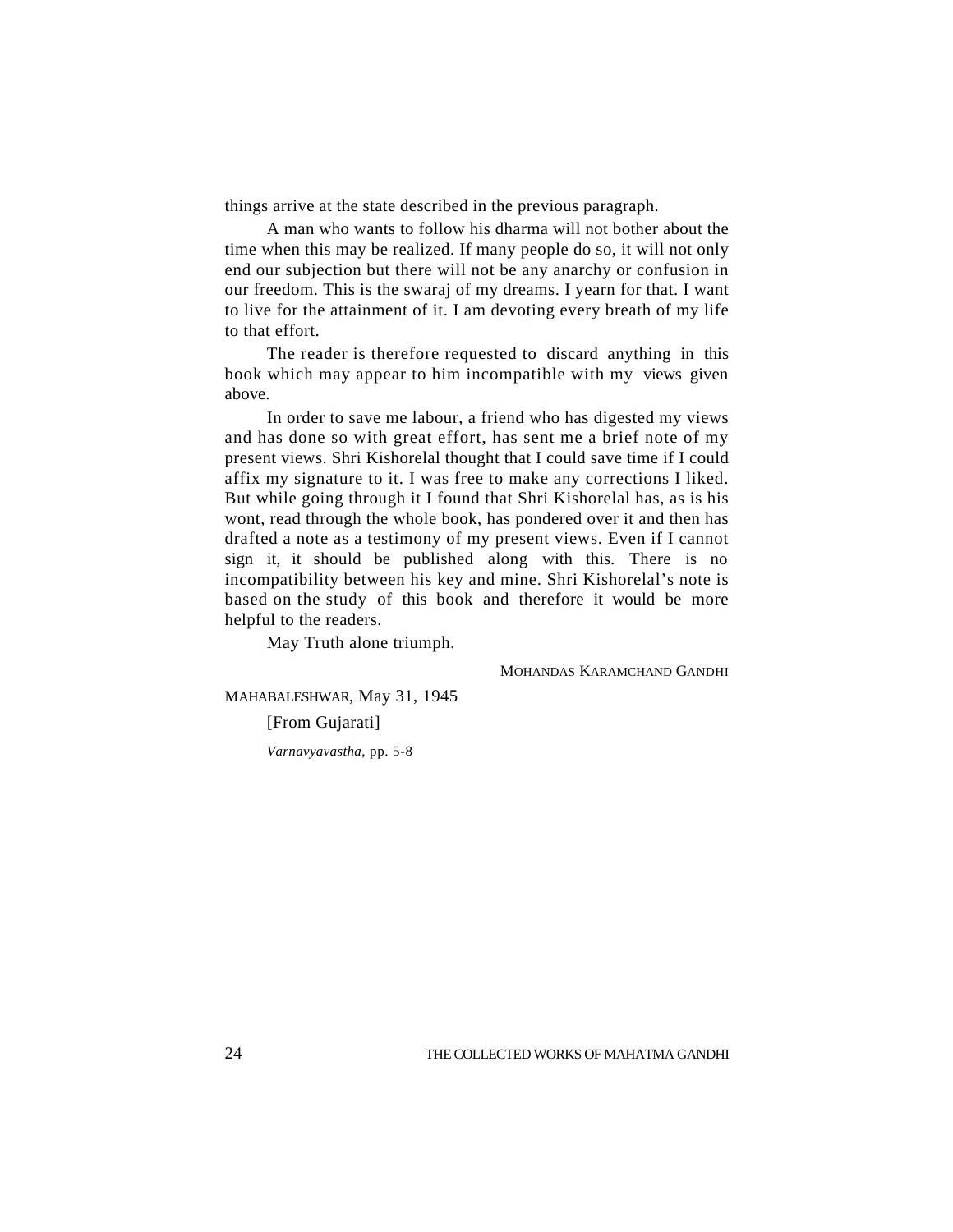things arrive at the state described in the previous paragraph.

A man who wants to follow his dharma will not bother about the time when this may be realized. If many people do so, it will not only end our subjection but there will not be any anarchy or confusion in our freedom. This is the swaraj of my dreams. I yearn for that. I want to live for the attainment of it. I am devoting every breath of my life to that effort.

The reader is therefore requested to discard anything in this book which may appear to him incompatible with my views given above.

In order to save me labour, a friend who has digested my views and has done so with great effort, has sent me a brief note of my present views. Shri Kishorelal thought that I could save time if I could affix my signature to it. I was free to make any corrections I liked. But while going through it I found that Shri Kishorelal has, as is his wont, read through the whole book, has pondered over it and then has drafted a note as a testimony of my present views. Even if I cannot sign it, it should be published along with this. There is no incompatibility between his key and mine. Shri Kishorelal's note is based on the study of this book and therefore it would be more helpful to the readers.

May Truth alone triumph.

MOHANDAS KARAMCHAND GANDHI

MAHABALESHWAR, May 31, 1945

[From Gujarati]

*Varnavyavastha*, pp. 5-8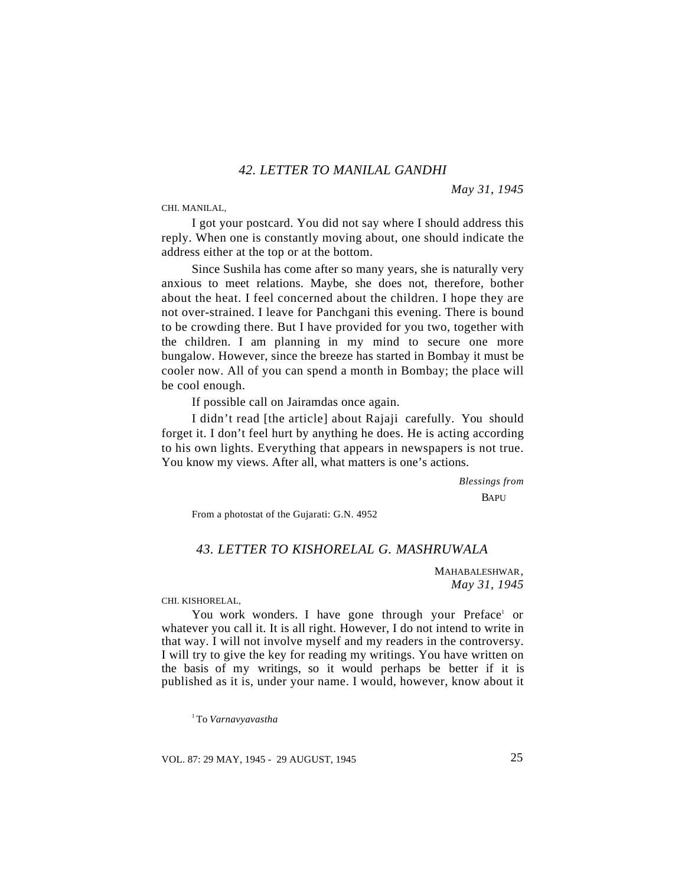## *42. LETTER TO MANILAL GANDHI*

*May 31, 1945*

CHI. MANILAL,

I got your postcard. You did not say where I should address this reply. When one is constantly moving about, one should indicate the address either at the top or at the bottom.

Since Sushila has come after so many years, she is naturally very anxious to meet relations. Maybe, she does not, therefore, bother about the heat. I feel concerned about the children. I hope they are not over-strained. I leave for Panchgani this evening. There is bound to be crowding there. But I have provided for you two, together with the children. I am planning in my mind to secure one more bungalow. However, since the breeze has started in Bombay it must be cooler now. All of you can spend a month in Bombay; the place will be cool enough.

If possible call on Jairamdas once again.

I didn't read [the article] about Rajaji carefully. You should forget it. I don't feel hurt by anything he does. He is acting according to his own lights. Everything that appears in newspapers is not true. You know my views. After all, what matters is one's actions.

*Blessings from*

BAPU

From a photostat of the Gujarati: G.N. 4952

## *43. LETTER TO KISHORELAL G. MASHRUWALA*

MAHABALESHWAR,
*May 31, 1945*

CHI. KISHORELAL,

You work wonders. I have gone through your Preface[1] or whatever you call it. It is all right. However, I do not intend to write in that way. I will not involve myself and my readers in the controversy. I will try to give the key for reading my writings. You have written on the basis of my writings, so it would perhaps be better if it is published as it is, under your name. I would, however, know about it

[1] To *Varnavyavastha*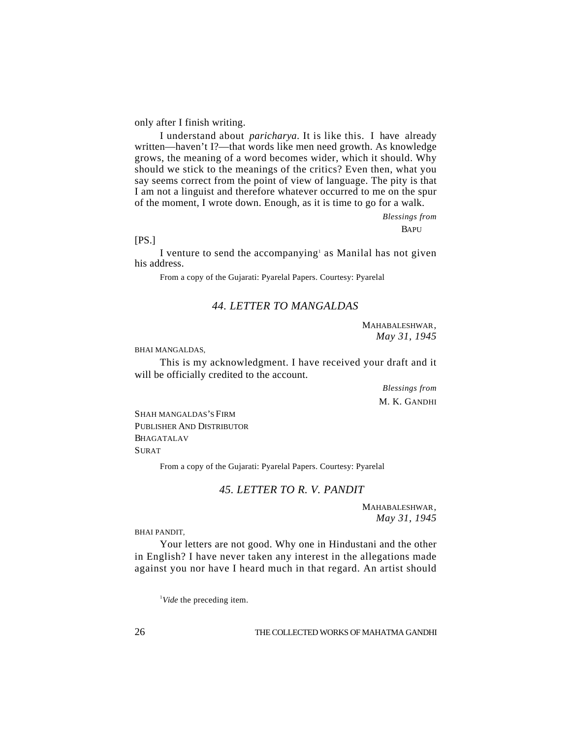only after I finish writing.

I understand about *paricharya*. It is like this. I have already written—haven't I?—that words like men need growth. As knowledge grows, the meaning of a word becomes wider, which it should. Why should we stick to the meanings of the critics? Even then, what you say seems correct from the point of view of language. The pity is that I am not a linguist and therefore whatever occurred to me on the spur of the moment, I wrote down. Enough, as it is time to go for a walk.

*Blessings from*
BAPU

[PS.]

I venture to send the accompanying[1] as Manilal has not given his address.

From a copy of the Gujarati: Pyarelal Papers. Courtesy: Pyarelal

## *44. LETTER TO MANGALDAS*

MAHABALESHWAR,
*May 31, 1945*

BHAI MANGALDAS,

This is my acknowledgment. I have received your draft and it will be officially credited to the account.

*Blessings from*
M. K. GANDHI

SHAH MANGALDAS'S FIRM
PUBLISHER AND DISTRIBUTOR
BHAGATALAV
SURAT

From a copy of the Gujarati: Pyarelal Papers. Courtesy: Pyarelal

## *45. LETTER TO R. V. PANDIT*

MAHABALESHWAR,
*May 31, 1945*

BHAI PANDIT,

Your letters are not good. Why one in Hindustani and the other in English? I have never taken any interest in the allegations made against you nor have I heard much in that regard. An artist should

[1] *Vide* the preceding item.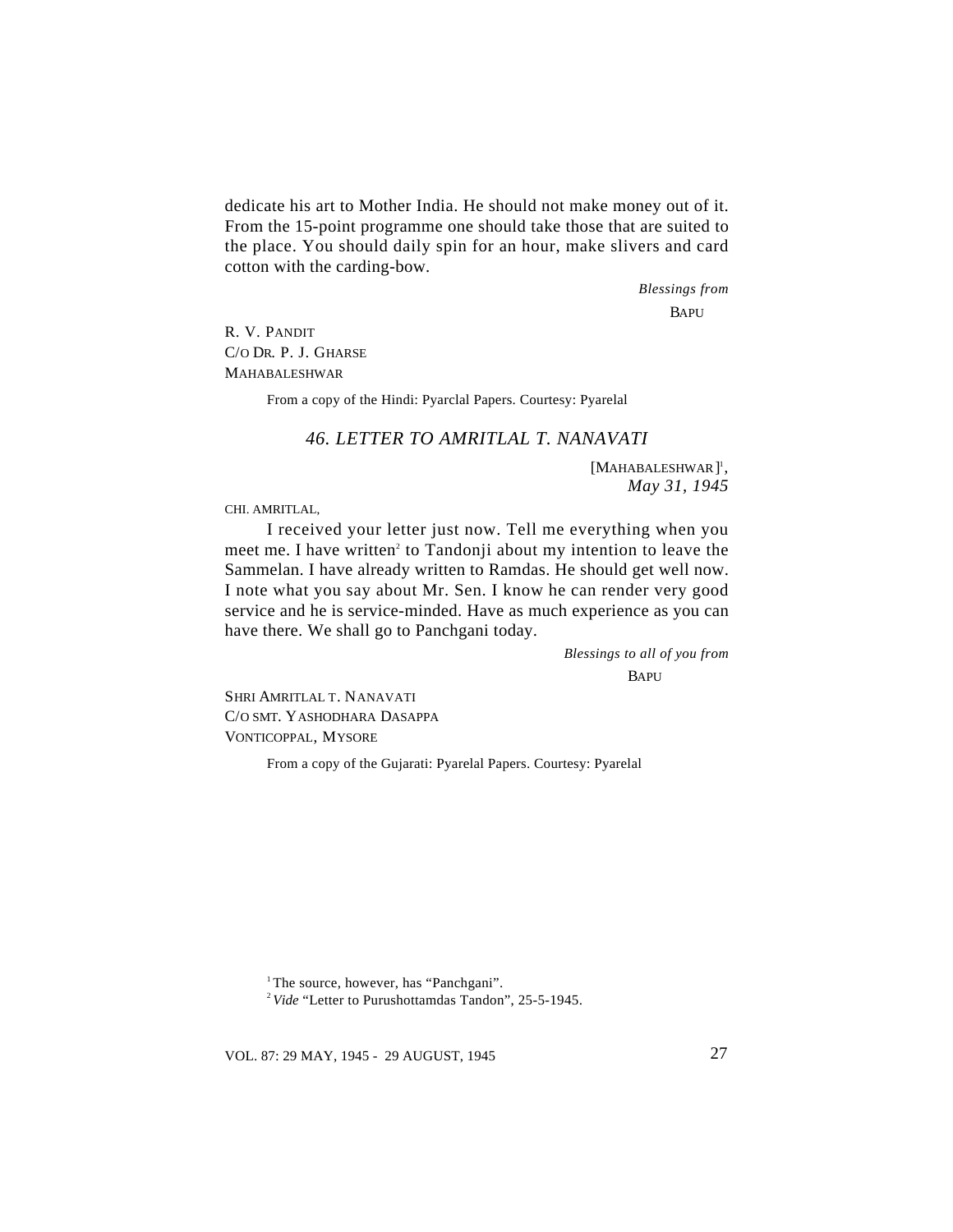dedicate his art to Mother India. He should not make money out of it. From the 15-point programme one should take those that are suited to the place. You should daily spin for an hour, make slivers and card cotton with the carding-bow.

*Blessings from*

BAPU

R. V. PANDIT
C/O DR. P. J. GHARSE
MAHABALESHWAR

From a copy of the Hindi: Pyarclal Papers. Courtesy: Pyarelal

### *46. LETTER TO AMRITLAL T. NANAVATI*

[MAHABALESHWAR][1],
*May 31, 1945*

CHI. AMRITLAL,

I received your letter just now. Tell me everything when you meet me. I have written[2] to Tandonji about my intention to leave the Sammelan. I have already written to Ramdas. He should get well now. I note what you say about Mr. Sen. I know he can render very good service and he is service-minded. Have as much experience as you can have there. We shall go to Panchgani today.

*Blessings to all of you from*

BAPU

SHRI AMRITLAL T. NANAVATI
C/O SMT. YASHODHARA DASAPPA
VONTICOPPAL, MYSORE

From a copy of the Gujarati: Pyarelal Papers. Courtesy: Pyarelal

---

[1] The source, however, has "Panchgani".

[2] *Vide* "Letter to Purushottamdas Tandon", 25-5-1945.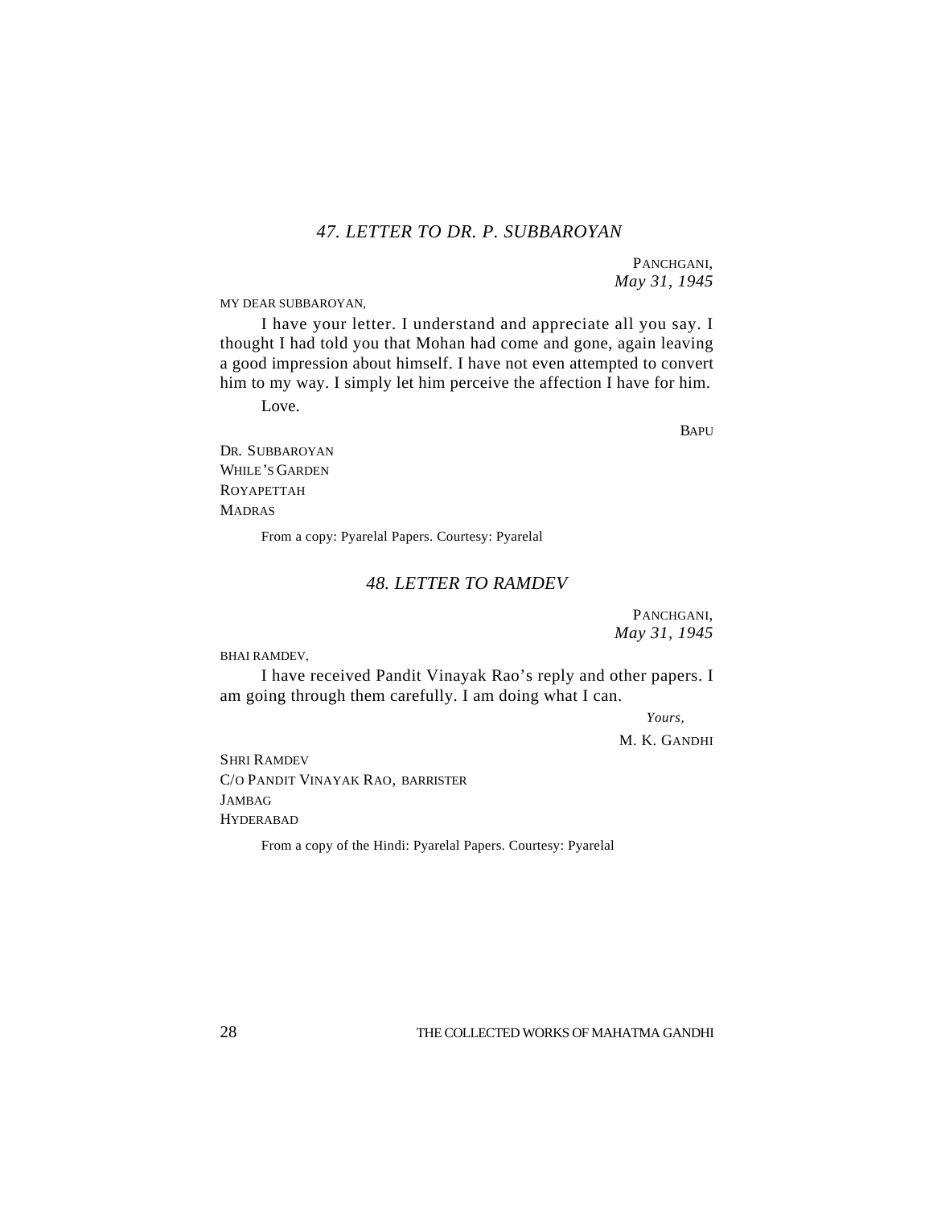### 47. LETTER TO DR. P. SUBBAROYAN

PANCHGANI,
*May 31, 1945*

MY DEAR SUBBAROYAN,

I have your letter. I understand and appreciate all you say. I thought I had told you that Mohan had come and gone, again leaving a good impression about himself. I have not even attempted to convert him to my way. I simply let him perceive the affection I have for him.

Love.

BAPU

DR. SUBBAROYAN
WHILE'S GARDEN
ROYAPETTAH
MADRAS

From a copy: Pyarelal Papers. Courtesy: Pyarelal

### 48. LETTER TO RAMDEV

PANCHGANI,
*May 31, 1945*

BHAI RAMDEV,

I have received Pandit Vinayak Rao's reply and other papers. I am going through them carefully. I am doing what I can.

*Yours,*
M. K. GANDHI

SHRI RAMDEV
C/O PANDIT VINAYAK RAO, BARRISTER
JAMBAG
HYDERABAD

From a copy of the Hindi: Pyarelal Papers. Courtesy: Pyarelal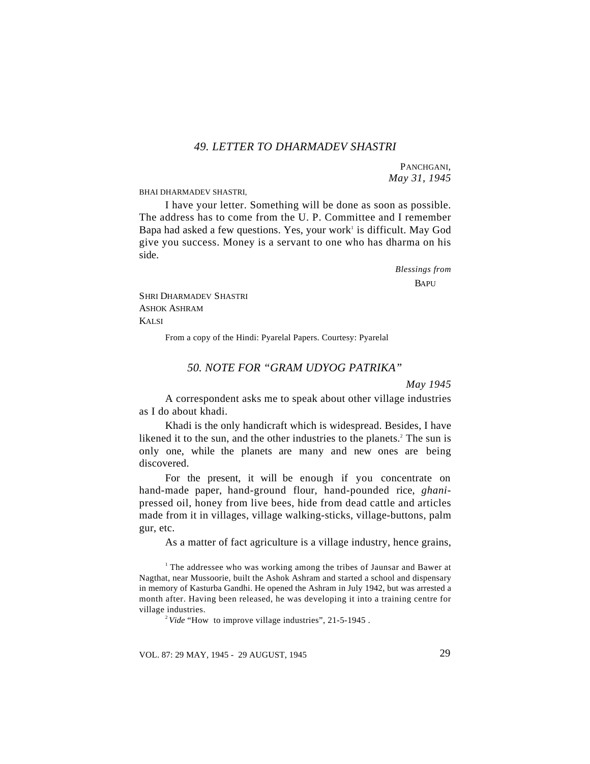## *49. LETTER TO DHARMADEV SHASTRI*

PANCHGANI,
*May 31, 1945*

BHAI DHARMADEV SHASTRI,

I have your letter. Something will be done as soon as possible. The address has to come from the U. P. Committee and I remember Bapa had asked a few questions. Yes, your work[1] is difficult. May God give you success. Money is a servant to one who has dharma on his side.

*Blessings from*
BAPU

SHRI DHARMADEV SHASTRI
ASHOK ASHRAM
KALSI

From a copy of the Hindi: Pyarelal Papers. Courtesy: Pyarelal

## *50. NOTE FOR "GRAM UDYOG PATRIKA"*

*May 1945*

A correspondent asks me to speak about other village industries as I do about khadi.

Khadi is the only handicraft which is widespread. Besides, I have likened it to the sun, and the other industries to the planets.[2] The sun is only one, while the planets are many and new ones are being discovered.

For the present, it will be enough if you concentrate on hand-made paper, hand-ground flour, hand-pounded rice, *ghani*-pressed oil, honey from live bees, hide from dead cattle and articles made from it in villages, village walking-sticks, village-buttons, palm gur, etc.

As a matter of fact agriculture is a village industry, hence grains,

[1] The addressee who was working among the tribes of Jaunsar and Bawer at Nagthat, near Mussoorie, built the Ashok Ashram and started a school and dispensary in memory of Kasturba Gandhi. He opened the Ashram in July 1942, but was arrested a month after. Having been released, he was developing it into a training centre for village industries.

[2] *Vide* "How to improve village industries", 21-5-1945 .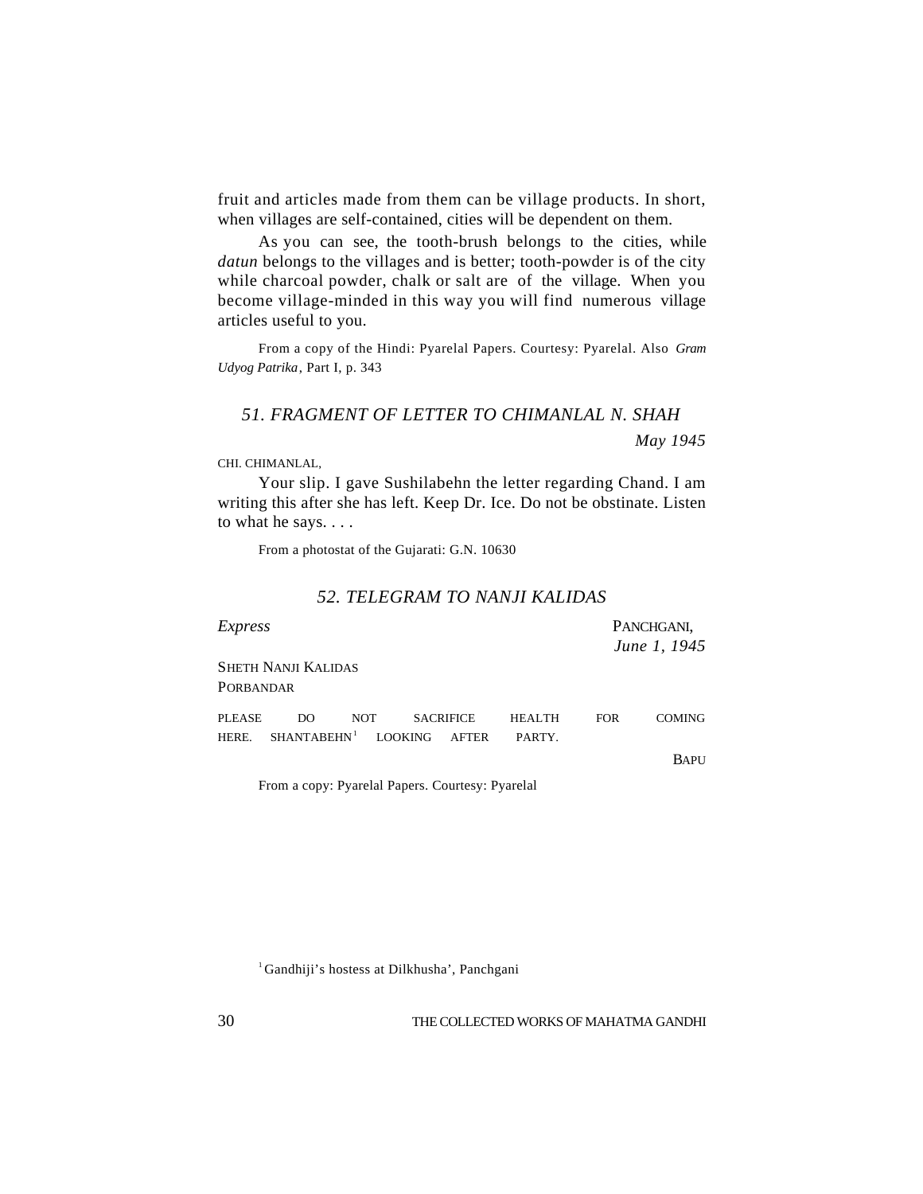fruit and articles made from them can be village products. In short, when villages are self-contained, cities will be dependent on them.

As you can see, the tooth-brush belongs to the cities, while *datun* belongs to the villages and is better; tooth-powder is of the city while charcoal powder, chalk or salt are of the village. When you become village-minded in this way you will find numerous village articles useful to you.

From a copy of the Hindi: Pyarelal Papers. Courtesy: Pyarelal. Also *Gram Udyog Patrika*, Part I, p. 343

## *51. FRAGMENT OF LETTER TO CHIMANLAL N. SHAH*

*May 1945*

CHI. CHIMANLAL,

Your slip. I gave Sushilabehn the letter regarding Chand. I am writing this after she has left. Keep Dr. Ice. Do not be obstinate. Listen to what he says. . . .

From a photostat of the Gujarati: G.N. 10630

## *52. TELEGRAM TO NANJI KALIDAS*

*Express*

PANCHGANI,
*June 1, 1945*

SHETH NANJI KALIDAS
PORBANDAR

PLEASE DO NOT SACRIFICE HEALTH FOR COMING HERE. SHANTABEHN[1] LOOKING AFTER PARTY.

BAPU

From a copy: Pyarelal Papers. Courtesy: Pyarelal

[1] Gandhiji's hostess at Dilkhusha', Panchgani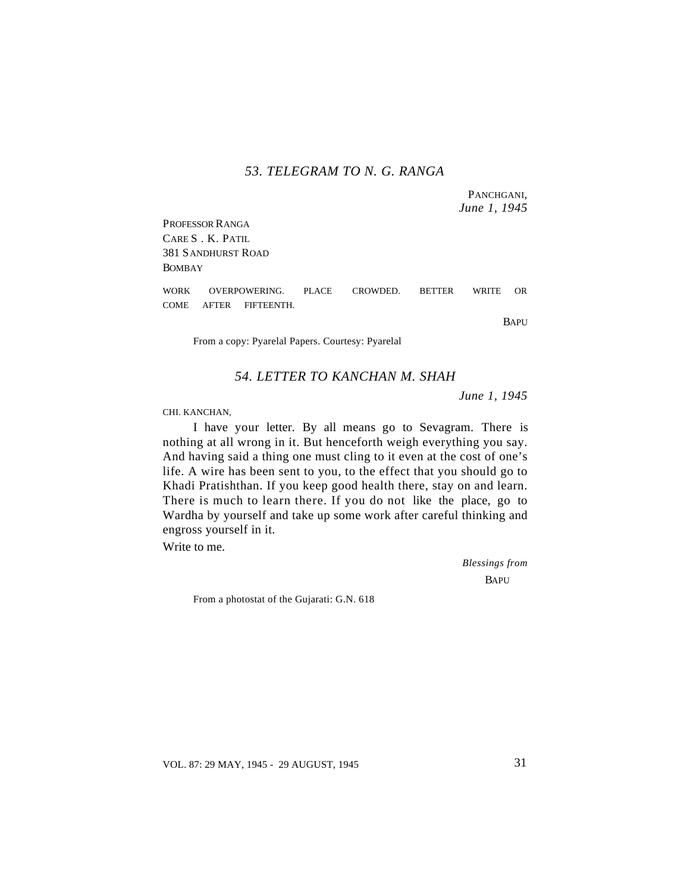### *53. TELEGRAM TO N. G. RANGA*

PANCHGANI,
*June 1, 1945*

PROFESSOR RANGA
CARE S . K. PATIL
381 SANDHURST ROAD
BOMBAY

WORK OVERPOWERING. PLACE CROWDED. BETTER WRITE OR COME AFTER FIFTEENTH.

BAPU

From a copy: Pyarelal Papers. Courtesy: Pyarelal

### *54. LETTER TO KANCHAN M. SHAH*

*June 1, 1945*

CHI. KANCHAN,

I have your letter. By all means go to Sevagram. There is nothing at all wrong in it. But henceforth weigh everything you say. And having said a thing one must cling to it even at the cost of one's life. A wire has been sent to you, to the effect that you should go to Khadi Pratishthan. If you keep good health there, stay on and learn. There is much to learn there. If you do not like the place, go to Wardha by yourself and take up some work after careful thinking and engross yourself in it.

Write to me.

*Blessings from*
BAPU

From a photostat of the Gujarati: G.N. 618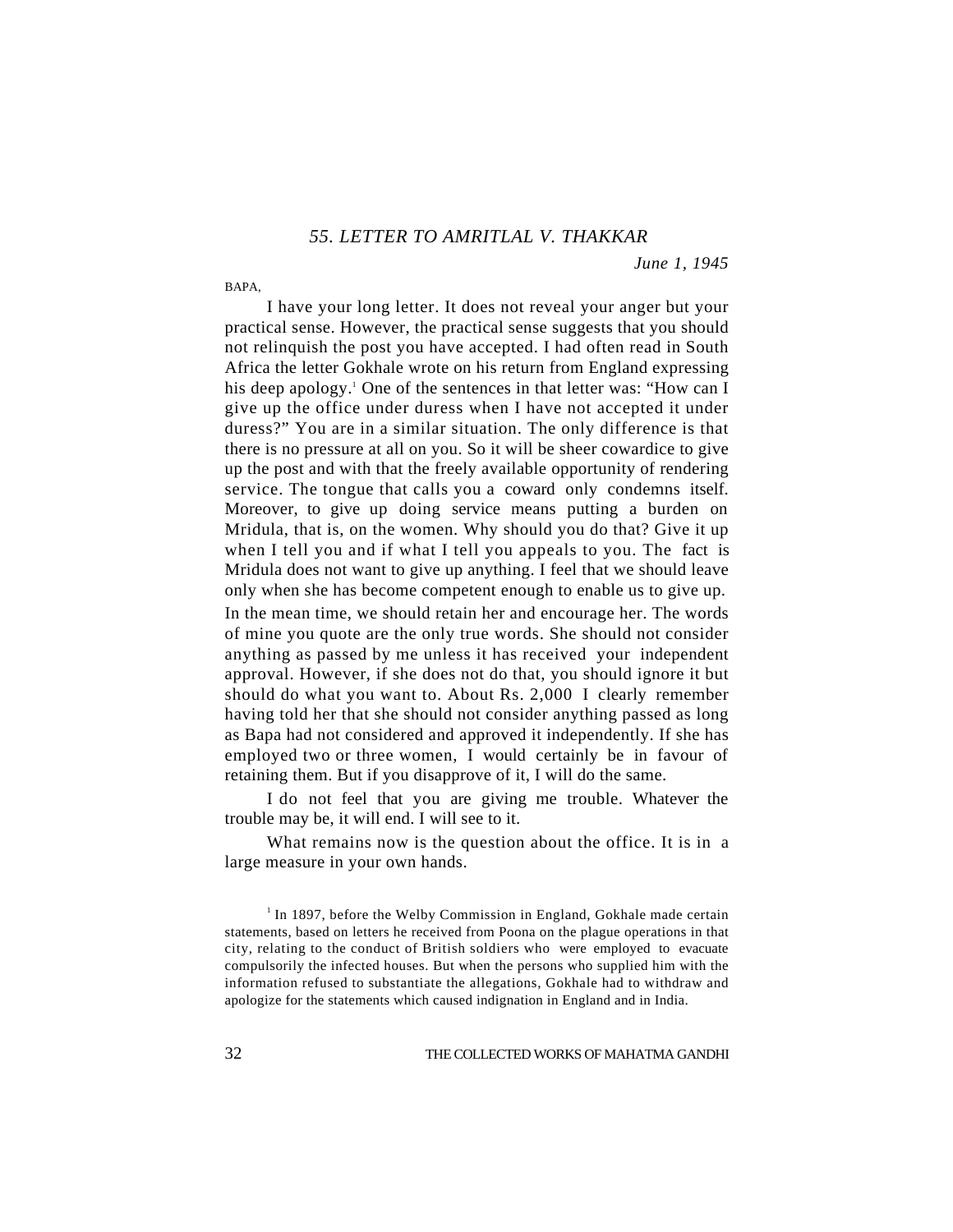### *55. LETTER TO AMRITLAL V. THAKKAR*

*June 1, 1945*

BAPA,

I have your long letter. It does not reveal your anger but your practical sense. However, the practical sense suggests that you should not relinquish the post you have accepted. I had often read in South Africa the letter Gokhale wrote on his return from England expressing his deep apology.[1] One of the sentences in that letter was: "How can I give up the office under duress when I have not accepted it under duress?" You are in a similar situation. The only difference is that there is no pressure at all on you. So it will be sheer cowardice to give up the post and with that the freely available opportunity of rendering service. The tongue that calls you a coward only condemns itself. Moreover, to give up doing service means putting a burden on Mridula, that is, on the women. Why should you do that? Give it up when I tell you and if what I tell you appeals to you. The fact is Mridula does not want to give up anything. I feel that we should leave only when she has become competent enough to enable us to give up. In the mean time, we should retain her and encourage her. The words of mine you quote are the only true words. She should not consider anything as passed by me unless it has received your independent approval. However, if she does not do that, you should ignore it but should do what you want to. About Rs. 2,000 I clearly remember having told her that she should not consider anything passed as long as Bapa had not considered and approved it independently. If she has employed two or three women, I would certainly be in favour of retaining them. But if you disapprove of it, I will do the same.

I do not feel that you are giving me trouble. Whatever the trouble may be, it will end. I will see to it.

What remains now is the question about the office. It is in a large measure in your own hands.

[1] In 1897, before the Welby Commission in England, Gokhale made certain statements, based on letters he received from Poona on the plague operations in that city, relating to the conduct of British soldiers who were employed to evacuate compulsorily the infected houses. But when the persons who supplied him with the information refused to substantiate the allegations, Gokhale had to withdraw and apologize for the statements which caused indignation in England and in India.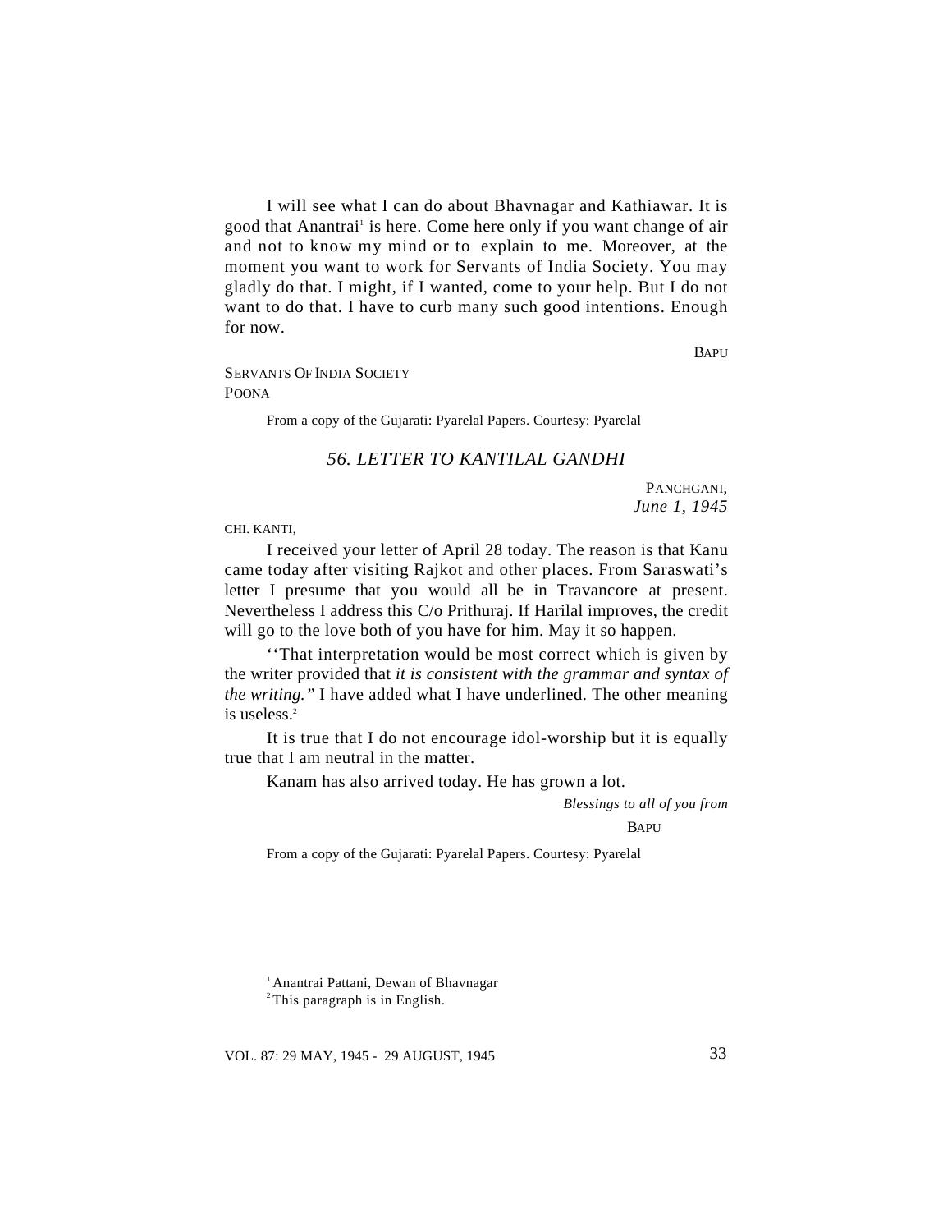I will see what I can do about Bhavnagar and Kathiawar. It is good that Anantrai[1] is here. Come here only if you want change of air and not to know my mind or to explain to me. Moreover, at the moment you want to work for Servants of India Society. You may gladly do that. I might, if I wanted, come to your help. But I do not want to do that. I have to curb many such good intentions. Enough for now.

BAPU

SERVANTS OF INDIA SOCIETY
POONA

From a copy of the Gujarati: Pyarelal Papers. Courtesy: Pyarelal

### *56. LETTER TO KANTILAL GANDHI*

PANCHGANI,
*June 1, 1945*

CHI. KANTI,

I received your letter of April 28 today. The reason is that Kanu came today after visiting Rajkot and other places. From Saraswati's letter I presume that you would all be in Travancore at present. Nevertheless I address this C/o Prithuraj. If Harilal improves, the credit will go to the love both of you have for him. May it so happen.

''That interpretation would be most correct which is given by the writer provided that *it is consistent with the grammar and syntax of the writing."* I have added what I have underlined. The other meaning is useless.[2]

It is true that I do not encourage idol-worship but it is equally true that I am neutral in the matter.

Kanam has also arrived today. He has grown a lot.

*Blessings to all of you from*

BAPU

From a copy of the Gujarati: Pyarelal Papers. Courtesy: Pyarelal

[1] Anantrai Pattani, Dewan of Bhavnagar

[2] This paragraph is in English.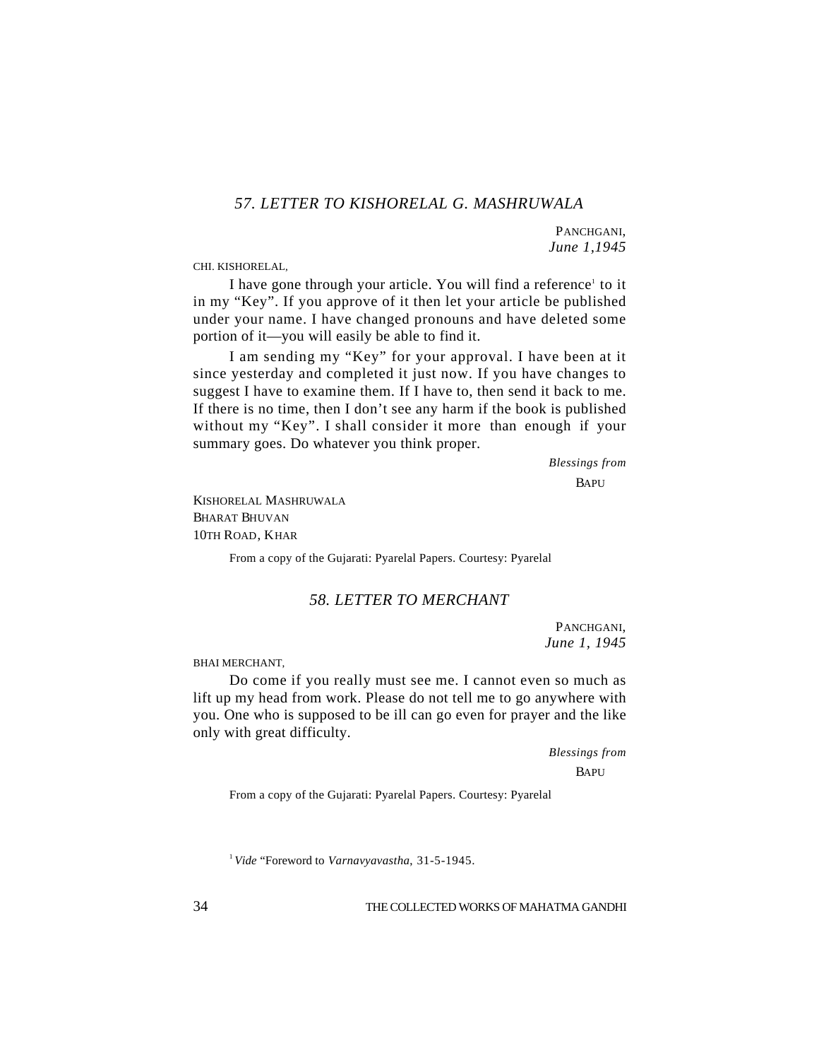## *57. LETTER TO KISHORELAL G. MASHRUWALA*

PANCHGANI,
*June 1,1945*

CHI. KISHORELAL,

I have gone through your article. You will find a reference[1] to it in my "Key". If you approve of it then let your article be published under your name. I have changed pronouns and have deleted some portion of it—you will easily be able to find it.

I am sending my "Key" for your approval. I have been at it since yesterday and completed it just now. If you have changes to suggest I have to examine them. If I have to, then send it back to me. If there is no time, then I don't see any harm if the book is published without my "Key". I shall consider it more than enough if your summary goes. Do whatever you think proper.

*Blessings from*
BAPU

KISHORELAL MASHRUWALA
BHARAT BHUVAN
10TH ROAD, KHAR

From a copy of the Gujarati: Pyarelal Papers. Courtesy: Pyarelal

## *58. LETTER TO MERCHANT*

PANCHGANI,
*June 1, 1945*

BHAI MERCHANT,

Do come if you really must see me. I cannot even so much as lift up my head from work. Please do not tell me to go anywhere with you. One who is supposed to be ill can go even for prayer and the like only with great difficulty.

*Blessings from*
BAPU

From a copy of the Gujarati: Pyarelal Papers. Courtesy: Pyarelal

[1] *Vide* "Foreword to *Varnavyavastha*, 31-5-1945.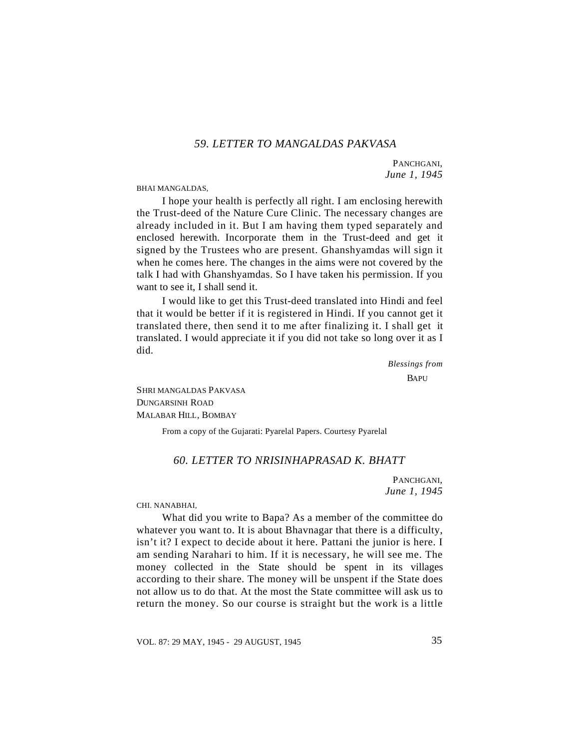## *59. LETTER TO MANGALDAS PAKVASA*

PANCHGANI,
*June 1, 1945*

BHAI MANGALDAS,

I hope your health is perfectly all right. I am enclosing herewith the Trust-deed of the Nature Cure Clinic. The necessary changes are already included in it. But I am having them typed separately and enclosed herewith. Incorporate them in the Trust-deed and get it signed by the Trustees who are present. Ghanshyamdas will sign it when he comes here. The changes in the aims were not covered by the talk I had with Ghanshyamdas. So I have taken his permission. If you want to see it, I shall send it.

I would like to get this Trust-deed translated into Hindi and feel that it would be better if it is registered in Hindi. If you cannot get it translated there, then send it to me after finalizing it. I shall get it translated. I would appreciate it if you did not take so long over it as I did.

*Blessings from*
BAPU

SHRI MANGALDAS PAKVASA
DUNGARSINH ROAD
MALABAR HILL, BOMBAY

From a copy of the Gujarati: Pyarelal Papers. Courtesy Pyarelal

## *60. LETTER TO NRISINHAPRASAD K. BHATT*

PANCHGANI,
*June 1, 1945*

CHI. NANABHAI,

What did you write to Bapa? As a member of the committee do whatever you want to. It is about Bhavnagar that there is a difficulty, isn't it? I expect to decide about it here. Pattani the junior is here. I am sending Narahari to him. If it is necessary, he will see me. The money collected in the State should be spent in its villages according to their share. The money will be unspent if the State does not allow us to do that. At the most the State committee will ask us to return the money. So our course is straight but the work is a little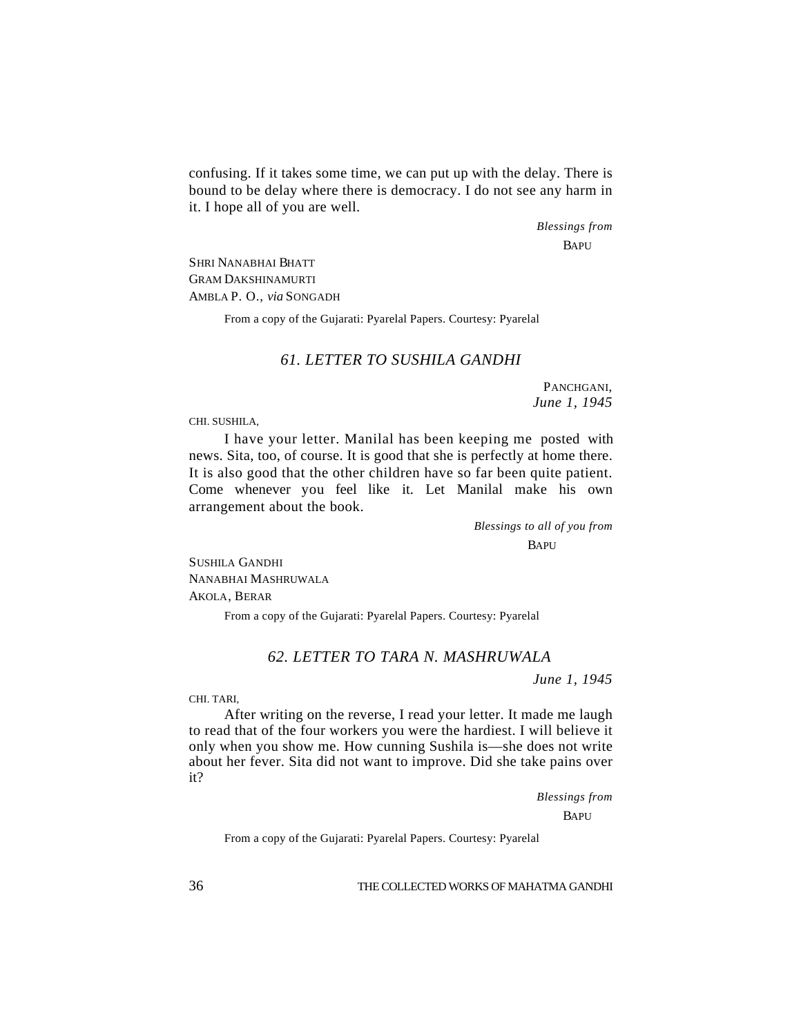confusing. If it takes some time, we can put up with the delay. There is bound to be delay where there is democracy. I do not see any harm in it. I hope all of you are well.

*Blessings from*
BAPU

SHRI NANABHAI BHATT
GRAM DAKSHINAMURTI
AMBLA P. O., *via* SONGADH

From a copy of the Gujarati: Pyarelal Papers. Courtesy: Pyarelal

### *61. LETTER TO SUSHILA GANDHI*

PANCHGANI,
*June 1, 1945*

CHI. SUSHILA,

I have your letter. Manilal has been keeping me posted with news. Sita, too, of course. It is good that she is perfectly at home there. It is also good that the other children have so far been quite patient. Come whenever you feel like it. Let Manilal make his own arrangement about the book.

*Blessings to all of you from*
BAPU

SUSHILA GANDHI
NANABHAI MASHRUWALA
AKOLA, BERAR

From a copy of the Gujarati: Pyarelal Papers. Courtesy: Pyarelal

### *62. LETTER TO TARA N. MASHRUWALA*

*June 1, 1945*

CHI. TARI,

After writing on the reverse, I read your letter. It made me laugh to read that of the four workers you were the hardiest. I will believe it only when you show me. How cunning Sushila is—she does not write about her fever. Sita did not want to improve. Did she take pains over it?

*Blessings from*
BAPU

From a copy of the Gujarati: Pyarelal Papers. Courtesy: Pyarelal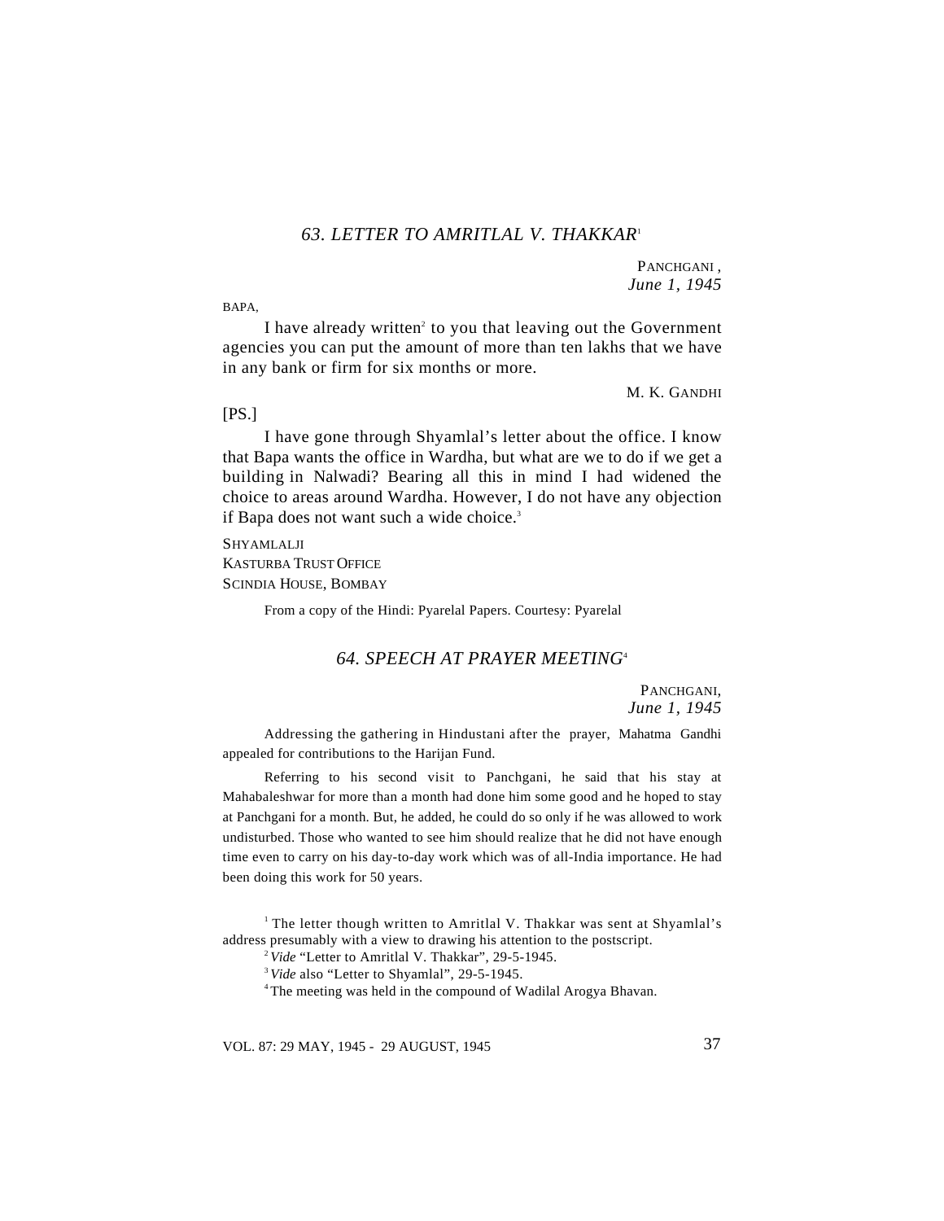## *63. LETTER TO AMRITLAL V. THAKKAR*[1]

PANCHGANI ,
*June 1, 1945*

BAPA,

I have already written[2] to you that leaving out the Government agencies you can put the amount of more than ten lakhs that we have in any bank or firm for six months or more.

M. K. GANDHI

[PS.]

I have gone through Shyamlal's letter about the office. I know that Bapa wants the office in Wardha, but what are we to do if we get a building in Nalwadi? Bearing all this in mind I had widened the choice to areas around Wardha. However, I do not have any objection if Bapa does not want such a wide choice.[3]

SHYAMLALJI
KASTURBA TRUST OFFICE
SCINDIA HOUSE, BOMBAY

From a copy of the Hindi: Pyarelal Papers. Courtesy: Pyarelal

## *64. SPEECH AT PRAYER MEETING*[4]

PANCHGANI,
*June 1, 1945*

Addressing the gathering in Hindustani after the prayer, Mahatma Gandhi appealed for contributions to the Harijan Fund.

Referring to his second visit to Panchgani, he said that his stay at Mahabaleshwar for more than a month had done him some good and he hoped to stay at Panchgani for a month. But, he added, he could do so only if he was allowed to work undisturbed. Those who wanted to see him should realize that he did not have enough time even to carry on his day-to-day work which was of all-India importance. He had been doing this work for 50 years.

[1] The letter though written to Amritlal V. Thakkar was sent at Shyamlal's address presumably with a view to drawing his attention to the postscript.

[2] *Vide* "Letter to Amritlal V. Thakkar", 29-5-1945.

[3] *Vide* also "Letter to Shyamlal", 29-5-1945.

[4] The meeting was held in the compound of Wadilal Arogya Bhavan.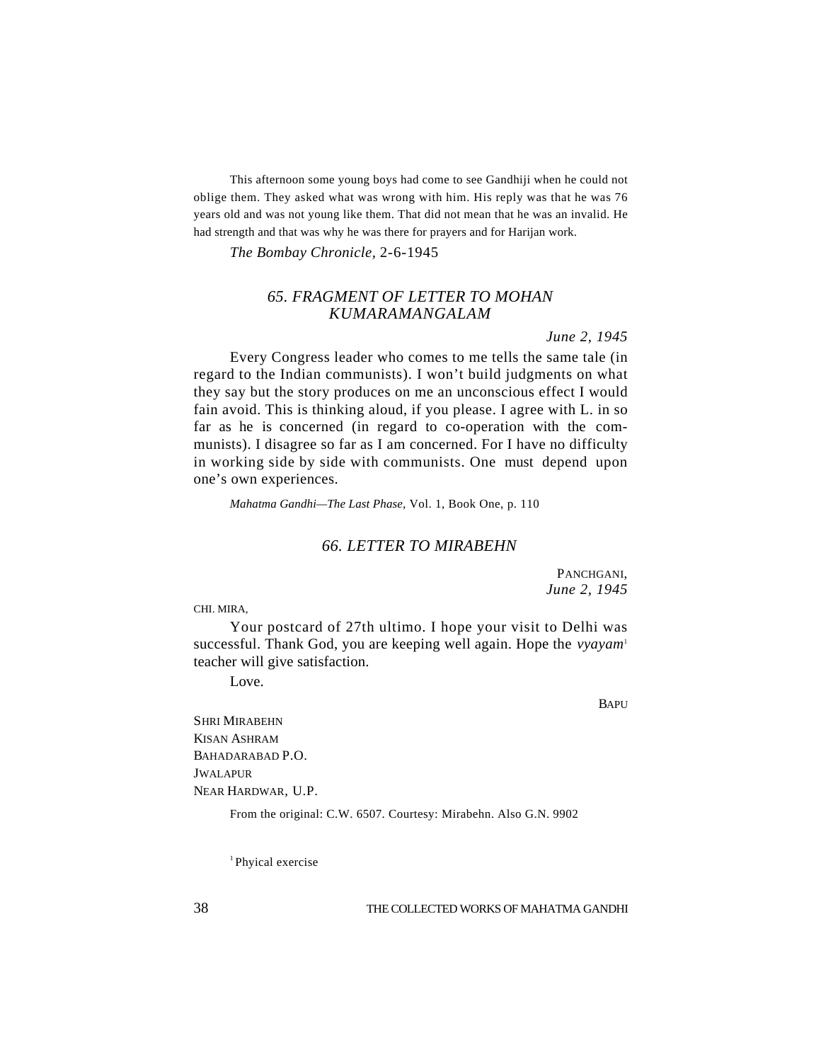This afternoon some young boys had come to see Gandhiji when he could not oblige them. They asked what was wrong with him. His reply was that he was 76 years old and was not young like them. That did not mean that he was an invalid. He had strength and that was why he was there for prayers and for Harijan work.

*The Bombay Chronicle*, 2-6-1945

## *65. FRAGMENT OF LETTER TO MOHAN KUMARAMANGALAM*

*June 2, 1945*

Every Congress leader who comes to me tells the same tale (in regard to the Indian communists). I won't build judgments on what they say but the story produces on me an unconscious effect I would fain avoid. This is thinking aloud, if you please. I agree with L. in so far as he is concerned (in regard to co-operation with the communists). I disagree so far as I am concerned. For I have no difficulty in working side by side with communists. One must depend upon one's own experiences.

*Mahatma Gandhi—The Last Phase*, Vol. 1, Book One, p. 110

## *66. LETTER TO MIRABEHN*

PANCHGANI,
*June 2, 1945*

CHI. MIRA,

Your postcard of 27th ultimo. I hope your visit to Delhi was successful. Thank God, you are keeping well again. Hope the *vyayam*[1] teacher will give satisfaction.

Love.

BAPU

SHRI MIRABEHN
KISAN ASHRAM
BAHADARABAD P.O.
JWALAPUR
NEAR HARDWAR, U.P.

From the original: C.W. 6507. Courtesy: Mirabehn. Also G.N. 9902

[1] Phyical exercise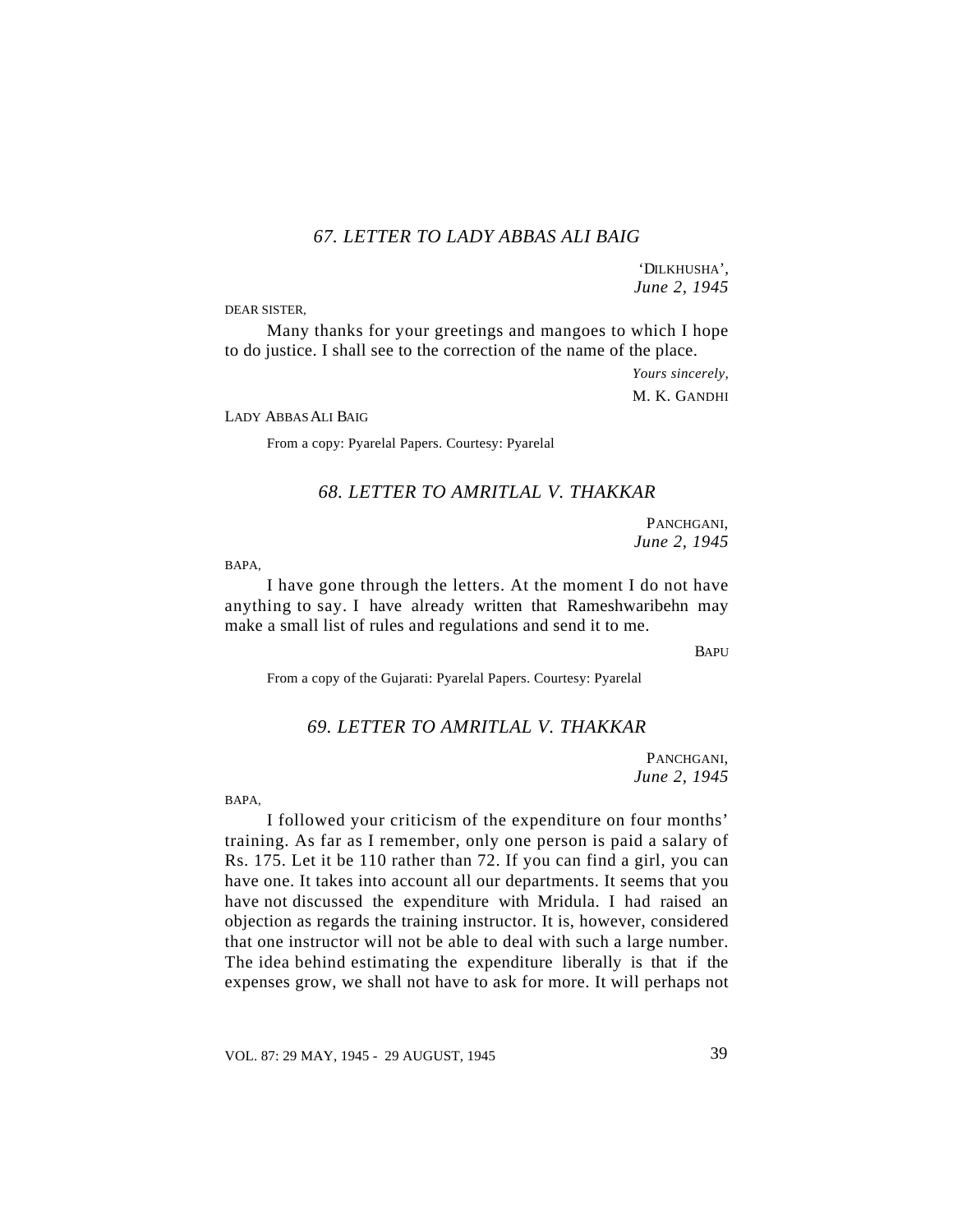### *67. LETTER TO LADY ABBAS ALI BAIG*

'DILKHUSHA',
*June 2, 1945*

DEAR SISTER,

Many thanks for your greetings and mangoes to which I hope to do justice. I shall see to the correction of the name of the place.

*Yours sincerely,*
M. K. GANDHI

LADY ABBAS ALI BAIG

From a copy: Pyarelal Papers. Courtesy: Pyarelal

### *68. LETTER TO AMRITLAL V. THAKKAR*

PANCHGANI,
*June 2, 1945*

BAPA,

I have gone through the letters. At the moment I do not have anything to say. I have already written that Rameshwaribehn may make a small list of rules and regulations and send it to me.

BAPU

From a copy of the Gujarati: Pyarelal Papers. Courtesy: Pyarelal

### *69. LETTER TO AMRITLAL V. THAKKAR*

PANCHGANI,
*June 2, 1945*

BAPA,

I followed your criticism of the expenditure on four months' training. As far as I remember, only one person is paid a salary of Rs. 175. Let it be 110 rather than 72. If you can find a girl, you can have one. It takes into account all our departments. It seems that you have not discussed the expenditure with Mridula. I had raised an objection as regards the training instructor. It is, however, considered that one instructor will not be able to deal with such a large number. The idea behind estimating the expenditure liberally is that if the expenses grow, we shall not have to ask for more. It will perhaps not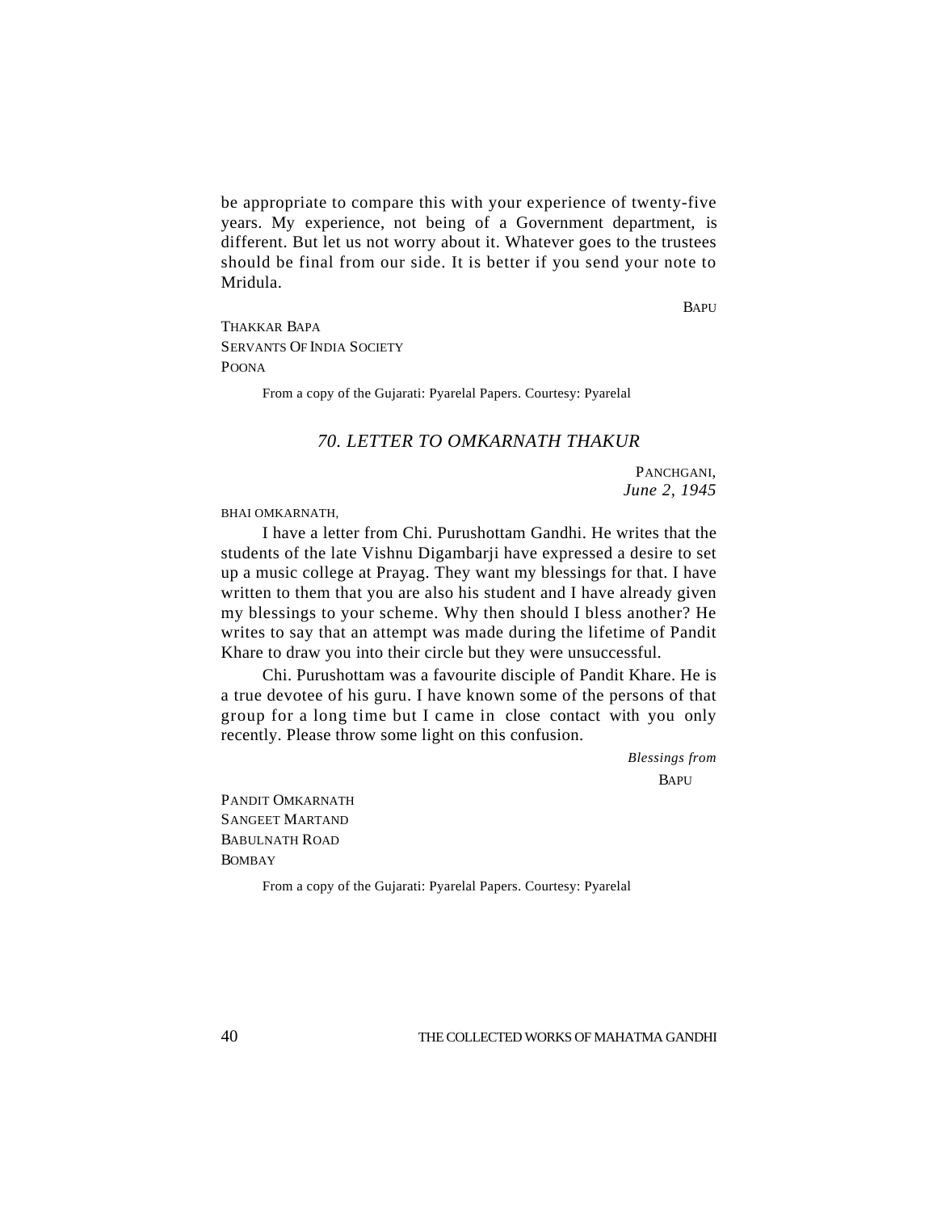be appropriate to compare this with your experience of twenty-five years. My experience, not being of a Government department, is different. But let us not worry about it. Whatever goes to the trustees should be final from our side. It is better if you send your note to Mridula.

BAPU

THAKKAR BAPA
SERVANTS OF INDIA SOCIETY
POONA

From a copy of the Gujarati: Pyarelal Papers. Courtesy: Pyarelal

## *70. LETTER TO OMKARNATH THAKUR*

PANCHGANI,
*June 2, 1945*

BHAI OMKARNATH,

I have a letter from Chi. Purushottam Gandhi. He writes that the students of the late Vishnu Digambarji have expressed a desire to set up a music college at Prayag. They want my blessings for that. I have written to them that you are also his student and I have already given my blessings to your scheme. Why then should I bless another? He writes to say that an attempt was made during the lifetime of Pandit Khare to draw you into their circle but they were unsuccessful.

Chi. Purushottam was a favourite disciple of Pandit Khare. He is a true devotee of his guru. I have known some of the persons of that group for a long time but I came in close contact with you only recently. Please throw some light on this confusion.

*Blessings from*
BAPU

PANDIT OMKARNATH
SANGEET MARTAND
BABULNATH ROAD
BOMBAY

From a copy of the Gujarati: Pyarelal Papers. Courtesy: Pyarelal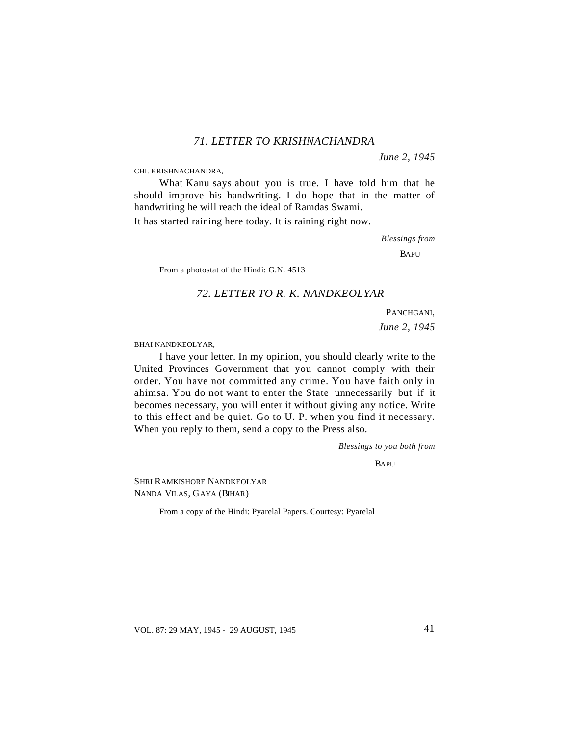## *71. LETTER TO KRISHNACHANDRA*

*June 2, 1945*

CHI. KRISHNACHANDRA,

What Kanu says about you is true. I have told him that he should improve his handwriting. I do hope that in the matter of handwriting he will reach the ideal of Ramdas Swami.

It has started raining here today. It is raining right now.

*Blessings from*

BAPU

From a photostat of the Hindi: G.N. 4513

## *72. LETTER TO R. K. NANDKEOLYAR*

PANCHGANI,

*June 2, 1945*

BHAI NANDKEOLYAR,

I have your letter. In my opinion, you should clearly write to the United Provinces Government that you cannot comply with their order. You have not committed any crime. You have faith only in ahimsa. You do not want to enter the State unnecessarily but if it becomes necessary, you will enter it without giving any notice. Write to this effect and be quiet. Go to U. P. when you find it necessary. When you reply to them, send a copy to the Press also.

*Blessings to you both from*

BAPU

SHRI RAMKISHORE NANDKEOLYAR
NANDA VILAS, GAYA (BIHAR)

From a copy of the Hindi: Pyarelal Papers. Courtesy: Pyarelal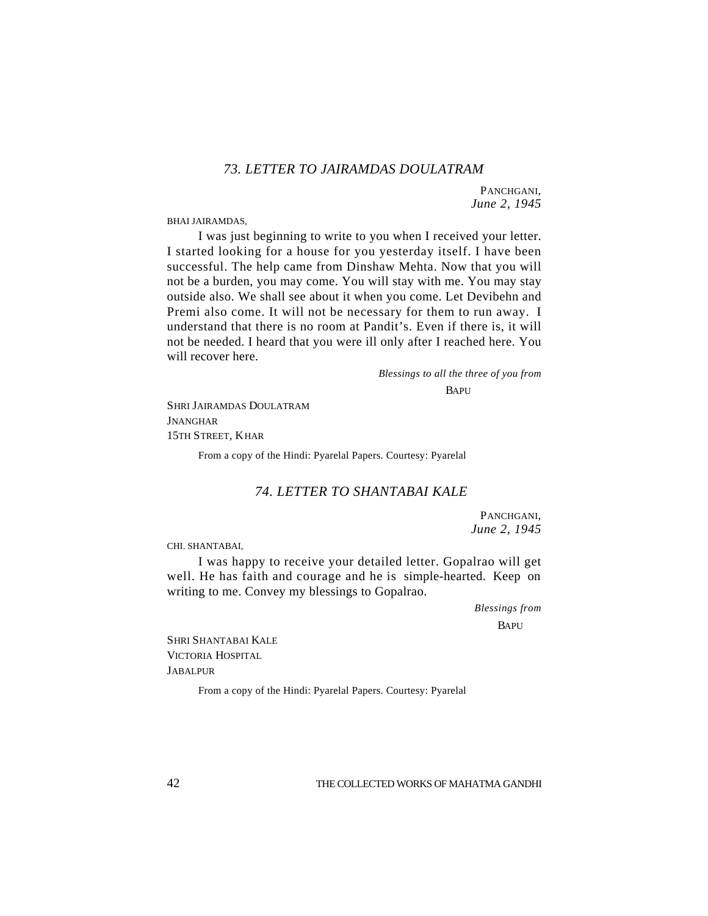### *73. LETTER TO JAIRAMDAS DOULATRAM*

PANCHGANI,
*June 2, 1945*

BHAI JAIRAMDAS,

I was just beginning to write to you when I received your letter. I started looking for a house for you yesterday itself. I have been successful. The help came from Dinshaw Mehta. Now that you will not be a burden, you may come. You will stay with me. You may stay outside also. We shall see about it when you come. Let Devibehn and Premi also come. It will not be necessary for them to run away. I understand that there is no room at Pandit's. Even if there is, it will not be needed. I heard that you were ill only after I reached here. You will recover here.

*Blessings to all the three of you from*
BAPU

SHRI JAIRAMDAS DOULATRAM
JNANGHAR
15TH STREET, KHAR

From a copy of the Hindi: Pyarelal Papers. Courtesy: Pyarelal

### *74. LETTER TO SHANTABAI KALE*

PANCHGANI,
*June 2, 1945*

CHI. SHANTABAI,

I was happy to receive your detailed letter. Gopalrao will get well. He has faith and courage and he is simple-hearted. Keep on writing to me. Convey my blessings to Gopalrao.

*Blessings from*
BAPU

SHRI SHANTABAI KALE
VICTORIA HOSPITAL
JABALPUR

From a copy of the Hindi: Pyarelal Papers. Courtesy: Pyarelal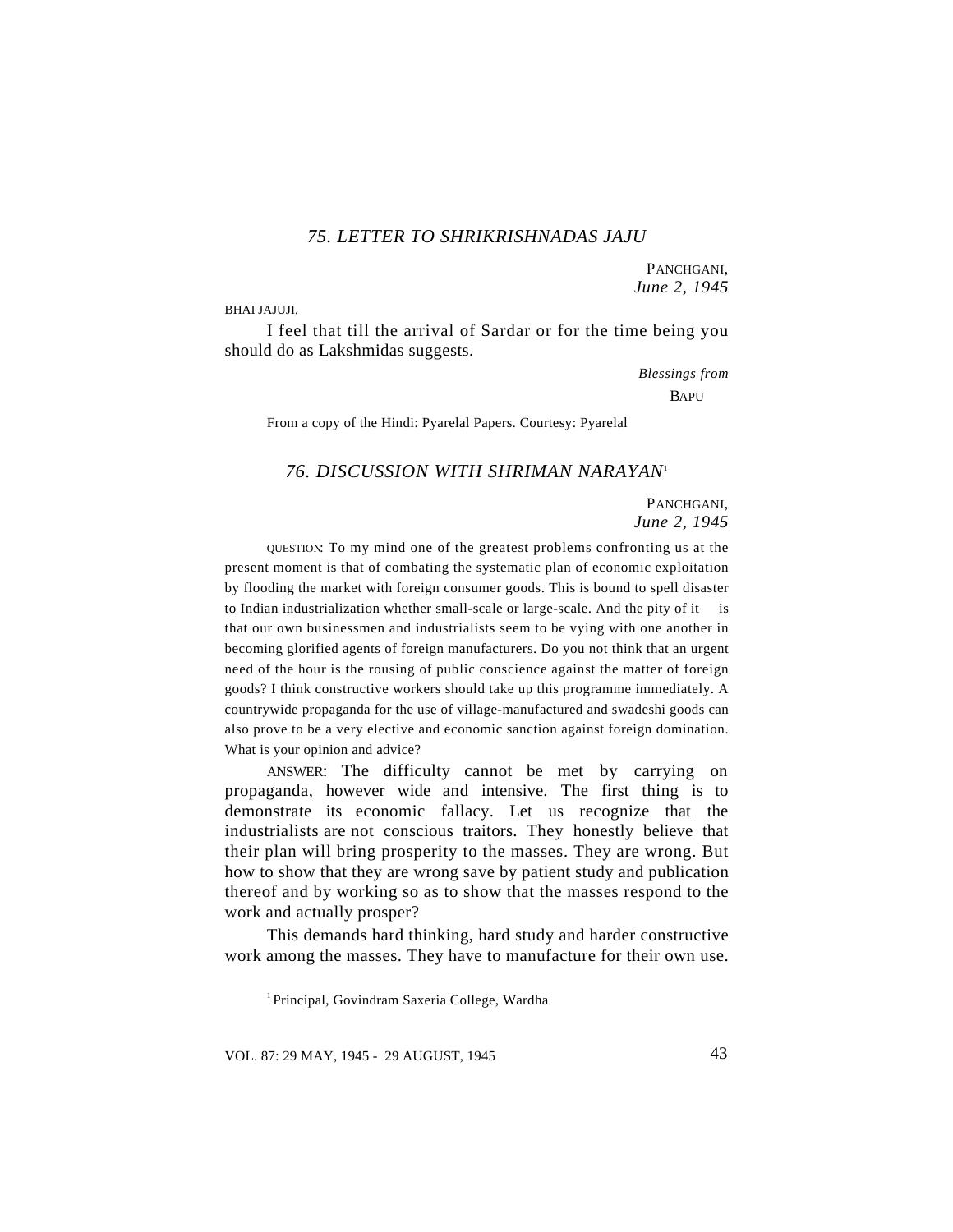## *75. LETTER TO SHRIKRISHNADAS JAJU*

PANCHGANI,
*June 2, 1945*

BHAI JAJUJI,

I feel that till the arrival of Sardar or for the time being you should do as Lakshmidas suggests.

*Blessings from*
BAPU

From a copy of the Hindi: Pyarelal Papers. Courtesy: Pyarelal

## *76. DISCUSSION WITH SHRIMAN NARAYAN*[1]

PANCHGANI,
*June 2, 1945*

QUESTION: To my mind one of the greatest problems confronting us at the present moment is that of combating the systematic plan of economic exploitation by flooding the market with foreign consumer goods. This is bound to spell disaster to Indian industrialization whether small-scale or large-scale. And the pity of it is that our own businessmen and industrialists seem to be vying with one another in becoming glorified agents of foreign manufacturers. Do you not think that an urgent need of the hour is the rousing of public conscience against the matter of foreign goods? I think constructive workers should take up this programme immediately. A countrywide propaganda for the use of village-manufactured and swadeshi goods can also prove to be a very elective and economic sanction against foreign domination. What is your opinion and advice?

ANSWER: The difficulty cannot be met by carrying on propaganda, however wide and intensive. The first thing is to demonstrate its economic fallacy. Let us recognize that the industrialists are not conscious traitors. They honestly believe that their plan will bring prosperity to the masses. They are wrong. But how to show that they are wrong save by patient study and publication thereof and by working so as to show that the masses respond to the work and actually prosper?

This demands hard thinking, hard study and harder constructive work among the masses. They have to manufacture for their own use.

[1] Principal, Govindram Saxeria College, Wardha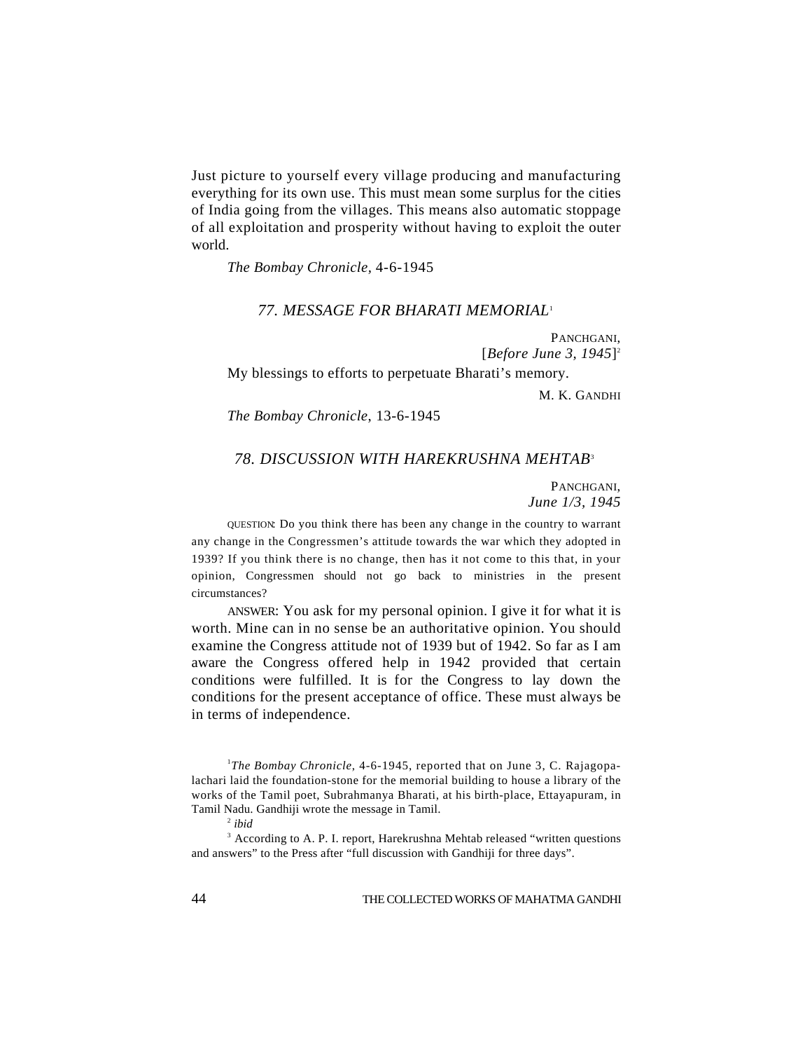Just picture to yourself every village producing and manufacturing everything for its own use. This must mean some surplus for the cities of India going from the villages. This means also automatic stoppage of all exploitation and prosperity without having to exploit the outer world.

*The Bombay Chronicle*, 4-6-1945

### 77. MESSAGE FOR BHARATI MEMORIAL[1]

PANCHGANI,
[*Before June 3, 1945*][2]

My blessings to efforts to perpetuate Bharati's memory.

M. K. GANDHI

*The Bombay Chronicle*, 13-6-1945

### 78. DISCUSSION WITH HAREKRUSHNA MEHTAB[3]

PANCHGANI,
*June 1/3, 1945*

QUESTION: Do you think there has been any change in the country to warrant any change in the Congressmen's attitude towards the war which they adopted in 1939? If you think there is no change, then has it not come to this that, in your opinion, Congressmen should not go back to ministries in the present circumstances?

ANSWER: You ask for my personal opinion. I give it for what it is worth. Mine can in no sense be an authoritative opinion. You should examine the Congress attitude not of 1939 but of 1942. So far as I am aware the Congress offered help in 1942 provided that certain conditions were fulfilled. It is for the Congress to lay down the conditions for the present acceptance of office. These must always be in terms of independence.

---

[1] *The Bombay Chronicle*, 4-6-1945, reported that on June 3, C. Rajagopalachari laid the foundation-stone for the memorial building to house a library of the works of the Tamil poet, Subrahmanya Bharati, at his birth-place, Ettayapuram, in Tamil Nadu. Gandhiji wrote the message in Tamil.

[2] *ibid*

[3] According to A. P. I. report, Harekrushna Mehtab released "written questions and answers" to the Press after "full discussion with Gandhiji for three days".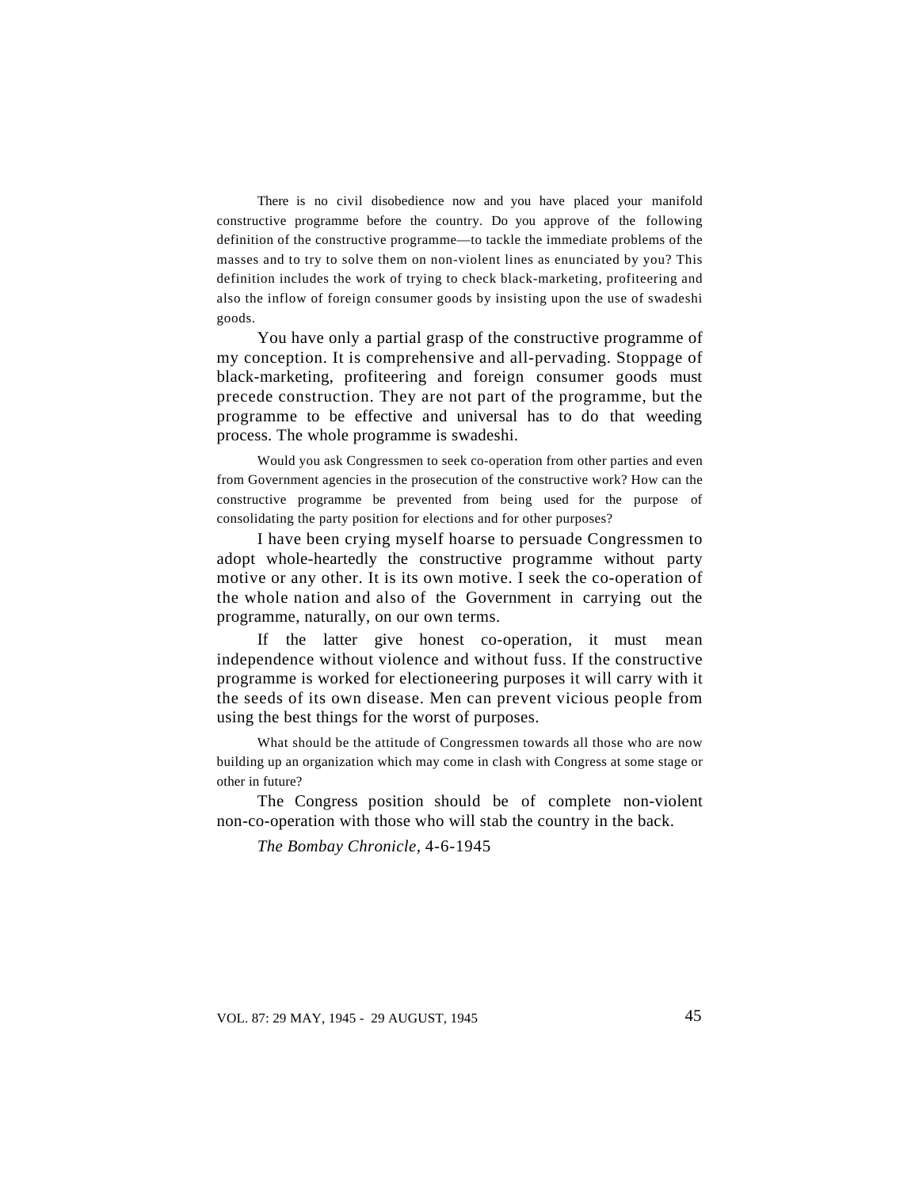There is no civil disobedience now and you have placed your manifold constructive programme before the country. Do you approve of the following definition of the constructive programme—to tackle the immediate problems of the masses and to try to solve them on non-violent lines as enunciated by you? This definition includes the work of trying to check black-marketing, profiteering and also the inflow of foreign consumer goods by insisting upon the use of swadeshi goods.

You have only a partial grasp of the constructive programme of my conception. It is comprehensive and all-pervading. Stoppage of black-marketing, profiteering and foreign consumer goods must precede construction. They are not part of the programme, but the programme to be effective and universal has to do that weeding process. The whole programme is swadeshi.

Would you ask Congressmen to seek co-operation from other parties and even from Government agencies in the prosecution of the constructive work? How can the constructive programme be prevented from being used for the purpose of consolidating the party position for elections and for other purposes?

I have been crying myself hoarse to persuade Congressmen to adopt whole-heartedly the constructive programme without party motive or any other. It is its own motive. I seek the co-operation of the whole nation and also of the Government in carrying out the programme, naturally, on our own terms.

If the latter give honest co-operation, it must mean independence without violence and without fuss. If the constructive programme is worked for electioneering purposes it will carry with it the seeds of its own disease. Men can prevent vicious people from using the best things for the worst of purposes.

What should be the attitude of Congressmen towards all those who are now building up an organization which may come in clash with Congress at some stage or other in future?

The Congress position should be of complete non-violent non-co-operation with those who will stab the country in the back.

*The Bombay Chronicle*, 4-6-1945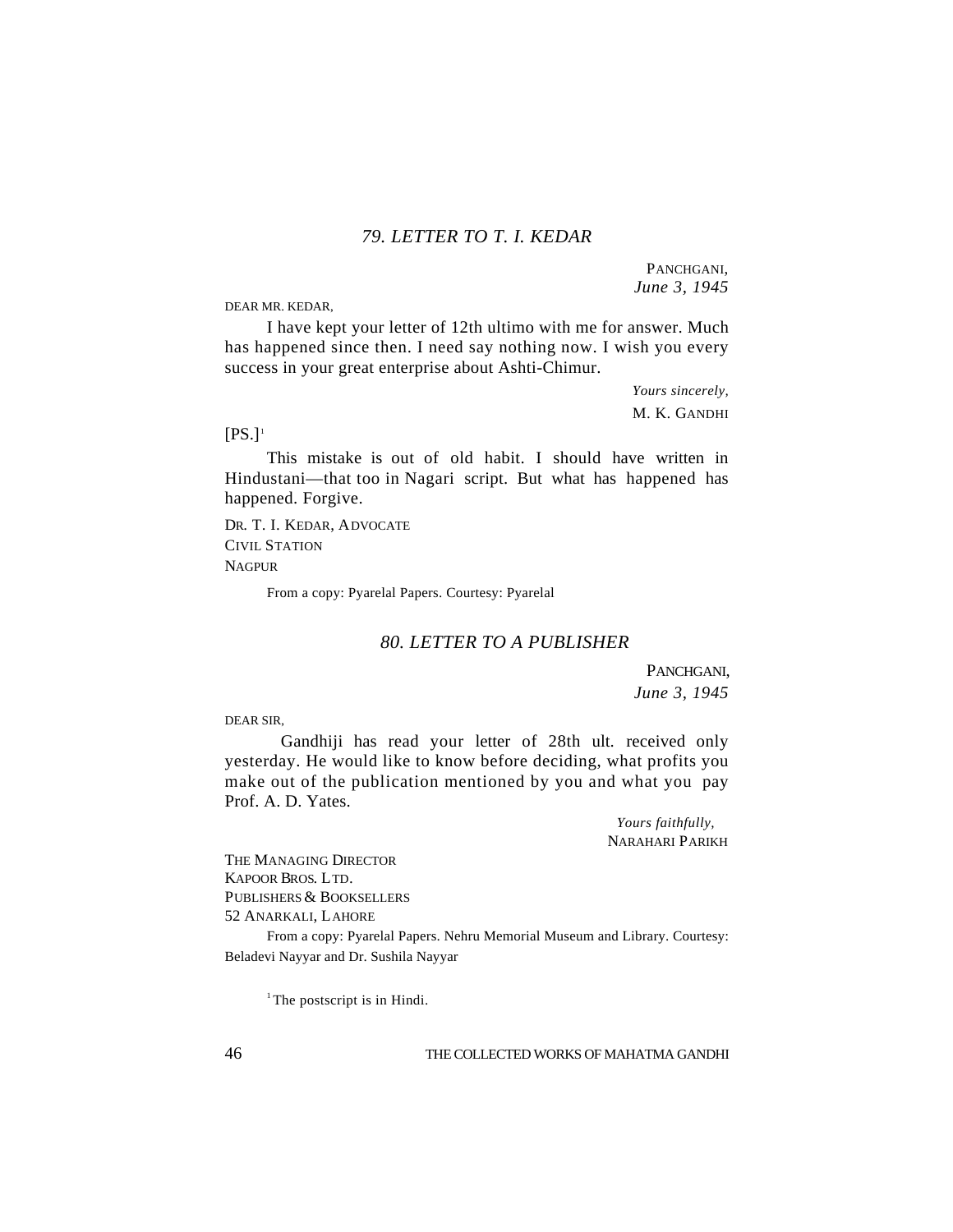### *79. LETTER TO T. I. KEDAR*

PANCHGANI,
*June 3, 1945*

DEAR MR. KEDAR,

I have kept your letter of 12th ultimo with me for answer. Much has happened since then. I need say nothing now. I wish you every success in your great enterprise about Ashti-Chimur.

*Yours sincerely,*
M. K. GANDHI

[PS.][1]

This mistake is out of old habit. I should have written in Hindustani—that too in Nagari script. But what has happened has happened. Forgive.

DR. T. I. KEDAR, ADVOCATE
CIVIL STATION
NAGPUR

From a copy: Pyarelal Papers. Courtesy: Pyarelal

### *80. LETTER TO A PUBLISHER*

PANCHGANI,
*June 3, 1945*

DEAR SIR,

Gandhiji has read your letter of 28th ult. received only yesterday. He would like to know before deciding, what profits you make out of the publication mentioned by you and what you pay Prof. A. D. Yates.

*Yours faithfully,*
NARAHARI PARIKH

THE MANAGING DIRECTOR
KAPOOR BROS. LTD.
PUBLISHERS & BOOKSELLERS
52 ANARKALI, LAHORE

From a copy: Pyarelal Papers. Nehru Memorial Museum and Library. Courtesy: Beladevi Nayyar and Dr. Sushila Nayyar

[1] The postscript is in Hindi.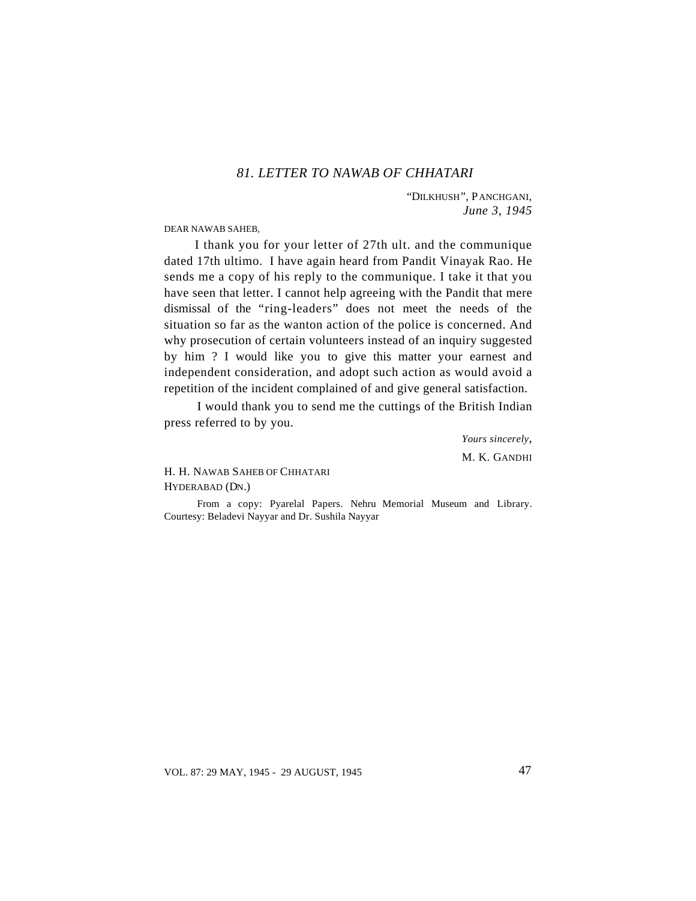### *81. LETTER TO NAWAB OF CHHATARI*

"DILKHUSH", PANCHGANI,
*June 3, 1945*

DEAR NAWAB SAHEB,

I thank you for your letter of 27th ult. and the communique dated 17th ultimo. I have again heard from Pandit Vinayak Rao. He sends me a copy of his reply to the communique. I take it that you have seen that letter. I cannot help agreeing with the Pandit that mere dismissal of the "ring-leaders" does not meet the needs of the situation so far as the wanton action of the police is concerned. And why prosecution of certain volunteers instead of an inquiry suggested by him ? I would like you to give this matter your earnest and independent consideration, and adopt such action as would avoid a repetition of the incident complained of and give general satisfaction.

I would thank you to send me the cuttings of the British Indian press referred to by you.

*Yours sincerely*,
M. K. GANDHI

H. H. NAWAB SAHEB OF CHHATARI
HYDERABAD (DN.)

From a copy: Pyarelal Papers. Nehru Memorial Museum and Library. Courtesy: Beladevi Nayyar and Dr. Sushila Nayyar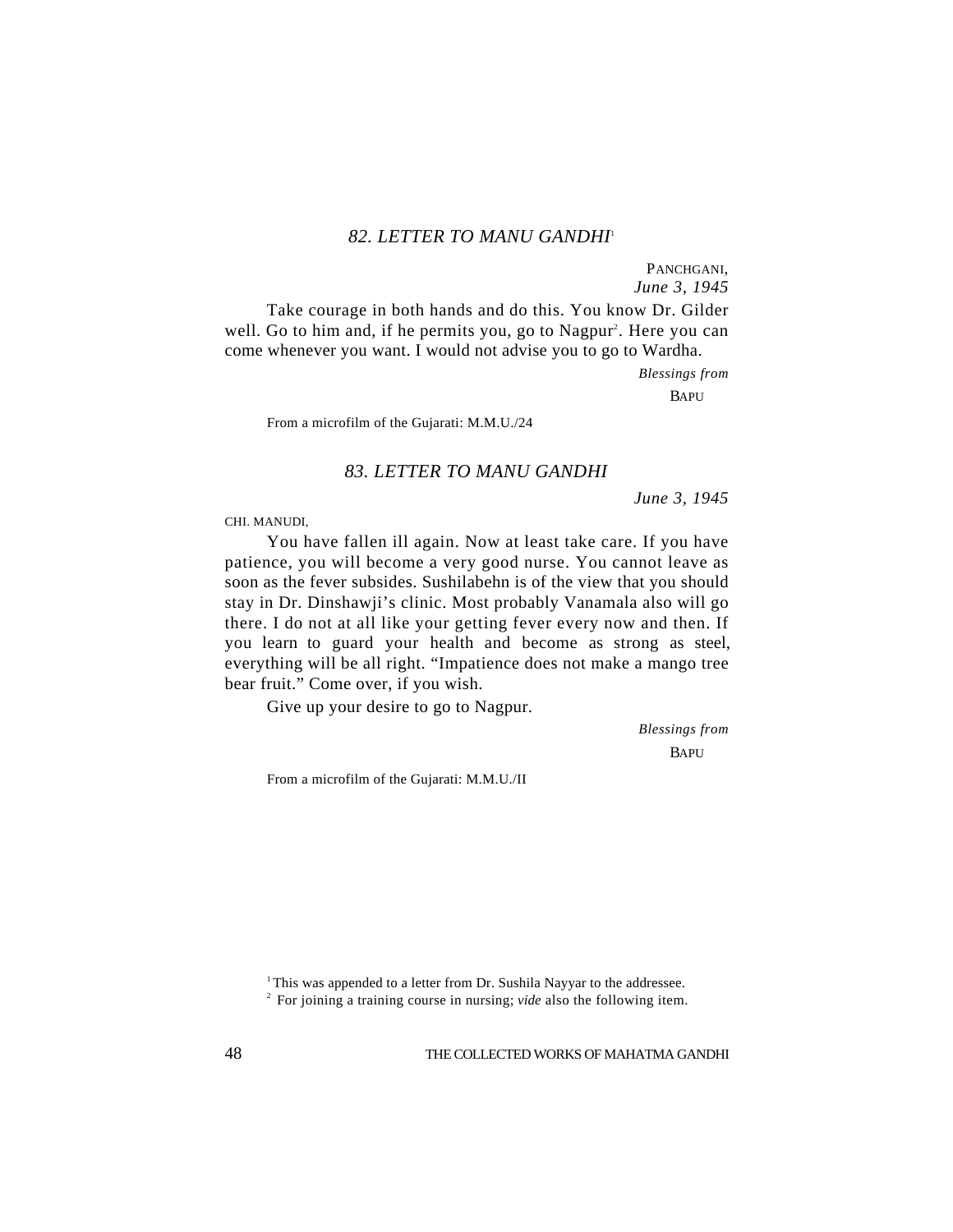## 82. LETTER TO MANU GANDHI[1]

PANCHGANI,
*June 3, 1945*

Take courage in both hands and do this. You know Dr. Gilder well. Go to him and, if he permits you, go to Nagpur[2]. Here you can come whenever you want. I would not advise you to go to Wardha.

*Blessings from*
BAPU

From a microfilm of the Gujarati: M.M.U./24

## 83. LETTER TO MANU GANDHI

*June 3, 1945*

CHI. MANUDI,

You have fallen ill again. Now at least take care. If you have patience, you will become a very good nurse. You cannot leave as soon as the fever subsides. Sushilabehn is of the view that you should stay in Dr. Dinshawji's clinic. Most probably Vanamala also will go there. I do not at all like your getting fever every now and then. If you learn to guard your health and become as strong as steel, everything will be all right. "Impatience does not make a mango tree bear fruit." Come over, if you wish.

Give up your desire to go to Nagpur.

*Blessings from*
BAPU

From a microfilm of the Gujarati: M.M.U./II

---

[1] This was appended to a letter from Dr. Sushila Nayyar to the addressee.

[2] For joining a training course in nursing; *vide* also the following item.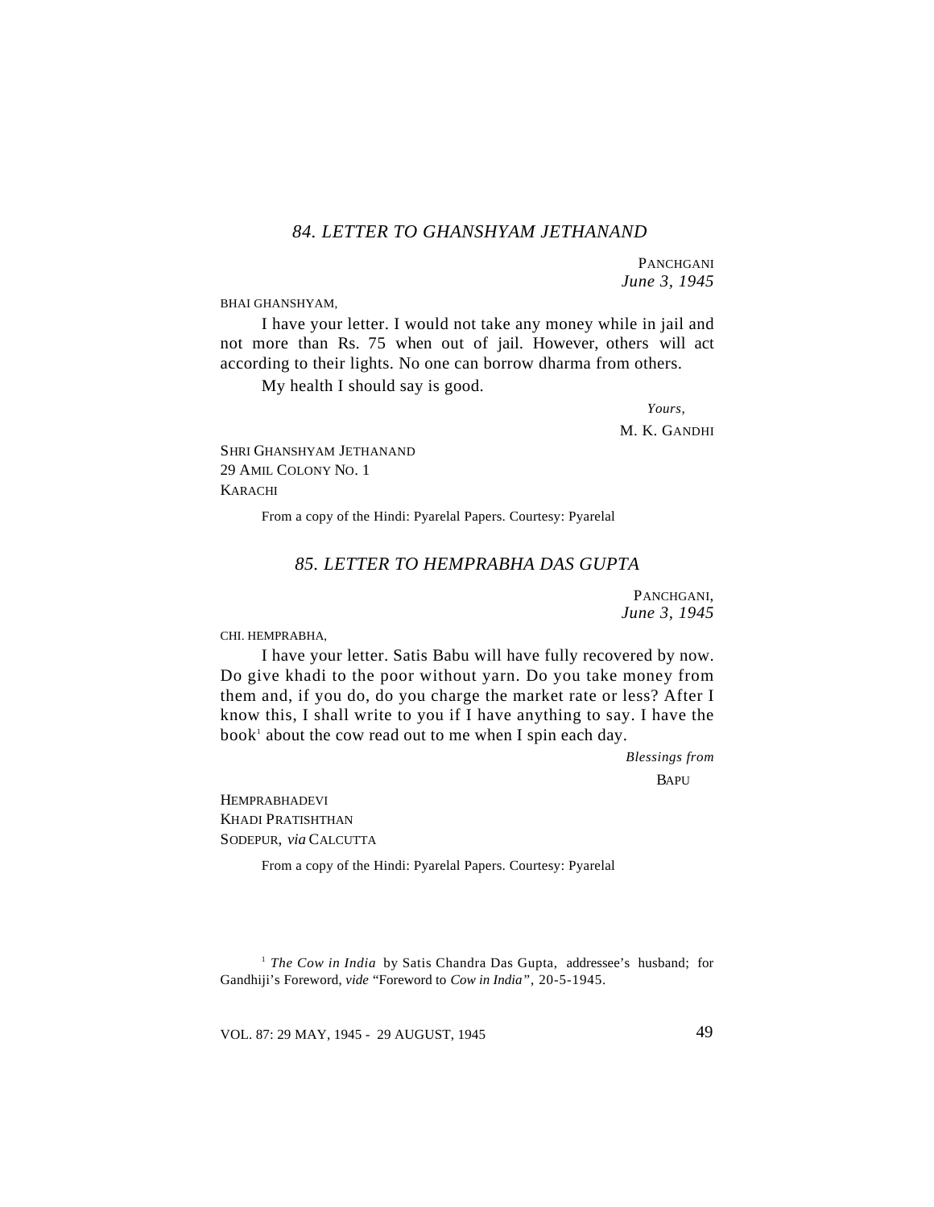### *84. LETTER TO GHANSHYAM JETHANAND*

PANCHGANI
*June 3, 1945*

BHAI GHANSHYAM,

I have your letter. I would not take any money while in jail and not more than Rs. 75 when out of jail. However, others will act according to their lights. No one can borrow dharma from others.

My health I should say is good.

*Yours,*
M. K. GANDHI

SHRI GHANSHYAM JETHANAND
29 AMIL COLONY NO. 1
KARACHI

From a copy of the Hindi: Pyarelal Papers. Courtesy: Pyarelal

### *85. LETTER TO HEMPRABHA DAS GUPTA*

PANCHGANI,
*June 3, 1945*

CHI. HEMPRABHA,

I have your letter. Satis Babu will have fully recovered by now. Do give khadi to the poor without yarn. Do you take money from them and, if you do, do you charge the market rate or less? After I know this, I shall write to you if I have anything to say. I have the book[1] about the cow read out to me when I spin each day.

*Blessings from*
BAPU

HEMPRABHADEVI
KHADI PRATISHTHAN
SODEPUR, *via* CALCUTTA

From a copy of the Hindi: Pyarelal Papers. Courtesy: Pyarelal

[1] *The Cow in India* by Satis Chandra Das Gupta, addressee's husband; for Gandhiji's Foreword, *vide* "Foreword to *Cow in India*", 20-5-1945.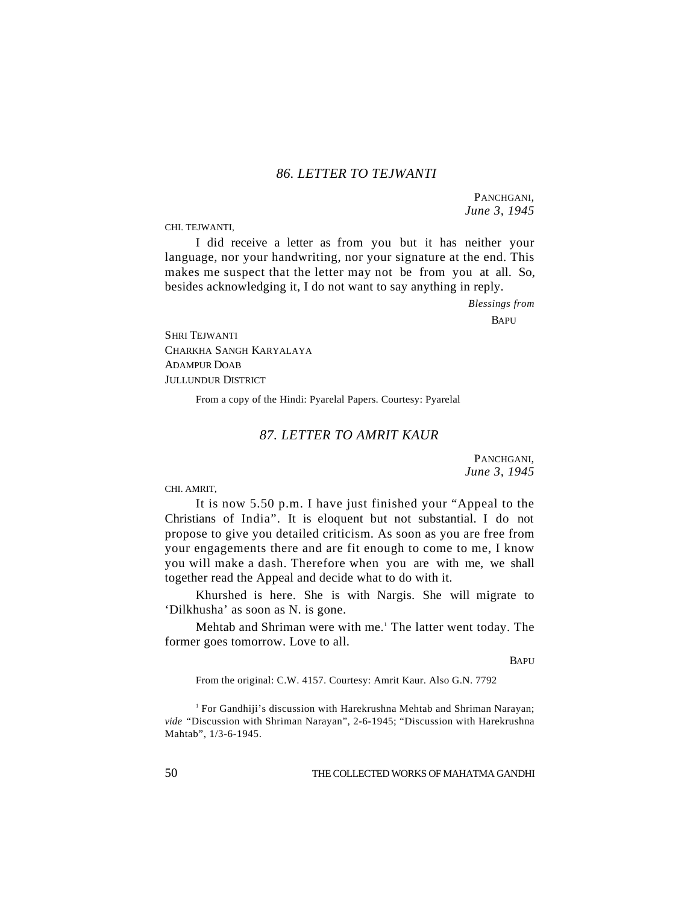### *86. LETTER TO TEJWANTI*

PANCHGANI,
*June 3, 1945*

CHI. TEJWANTI,

I did receive a letter as from you but it has neither your language, nor your handwriting, nor your signature at the end. This makes me suspect that the letter may not be from you at all. So, besides acknowledging it, I do not want to say anything in reply.

*Blessings from*
BAPU

SHRI TEJWANTI
CHARKHA SANGH KARYALAYA
ADAMPUR DOAB
JULLUNDUR DISTRICT

From a copy of the Hindi: Pyarelal Papers. Courtesy: Pyarelal

### *87. LETTER TO AMRIT KAUR*

PANCHGANI,
*June 3, 1945*

CHI. AMRIT,

It is now 5.50 p.m. I have just finished your "Appeal to the Christians of India". It is eloquent but not substantial. I do not propose to give you detailed criticism. As soon as you are free from your engagements there and are fit enough to come to me, I know you will make a dash. Therefore when you are with me, we shall together read the Appeal and decide what to do with it.

Khurshed is here. She is with Nargis. She will migrate to 'Dilkhusha' as soon as N. is gone.

Mehtab and Shriman were with me.[1] The latter went today. The former goes tomorrow. Love to all.

BAPU

From the original: C.W. 4157. Courtesy: Amrit Kaur. Also G.N. 7792

[1] For Gandhiji's discussion with Harekrushna Mehtab and Shriman Narayan; *vide* "Discussion with Shriman Narayan", 2-6-1945; "Discussion with Harekrushna Mahtab", 1/3-6-1945.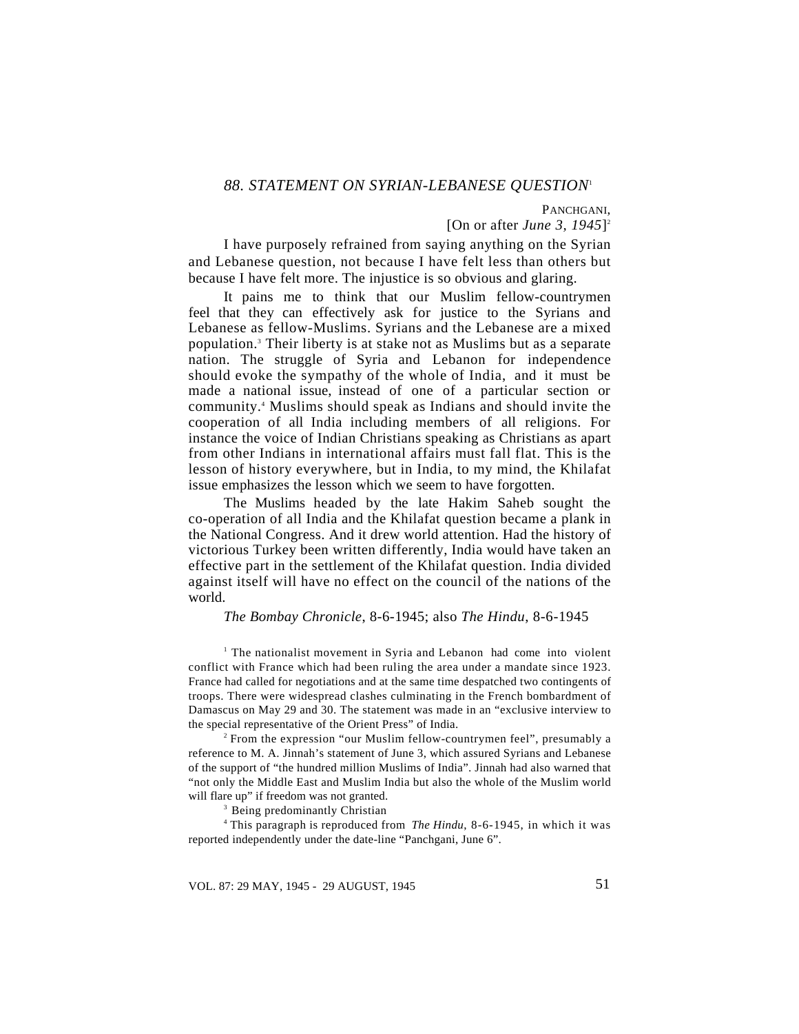### 88. STATEMENT ON SYRIAN-LEBANESE QUESTION[1]

PANCHGANI,
[On or after *June 3, 1945*][2]

I have purposely refrained from saying anything on the Syrian and Lebanese question, not because I have felt less than others but because I have felt more. The injustice is so obvious and glaring.

It pains me to think that our Muslim fellow-countrymen feel that they can effectively ask for justice to the Syrians and Lebanese as fellow-Muslims. Syrians and the Lebanese are a mixed population.[3] Their liberty is at stake not as Muslims but as a separate nation. The struggle of Syria and Lebanon for independence should evoke the sympathy of the whole of India, and it must be made a national issue, instead of one of a particular section or community.[4] Muslims should speak as Indians and should invite the cooperation of all India including members of all religions. For instance the voice of Indian Christians speaking as Christians as apart from other Indians in international affairs must fall flat. This is the lesson of history everywhere, but in India, to my mind, the Khilafat issue emphasizes the lesson which we seem to have forgotten.

The Muslims headed by the late Hakim Saheb sought the co-operation of all India and the Khilafat question became a plank in the National Congress. And it drew world attention. Had the history of victorious Turkey been written differently, India would have taken an effective part in the settlement of the Khilafat question. India divided against itself will have no effect on the council of the nations of the world.

*The Bombay Chronicle*, 8-6-1945; also *The Hindu*, 8-6-1945

---

[1] The nationalist movement in Syria and Lebanon had come into violent conflict with France which had been ruling the area under a mandate since 1923. France had called for negotiations and at the same time despatched two contingents of troops. There were widespread clashes culminating in the French bombardment of Damascus on May 29 and 30. The statement was made in an "exclusive interview to the special representative of the Orient Press" of India.

[2] From the expression "our Muslim fellow-countrymen feel", presumably a reference to M. A. Jinnah's statement of June 3, which assured Syrians and Lebanese of the support of "the hundred million Muslims of India". Jinnah had also warned that "not only the Middle East and Muslim India but also the whole of the Muslim world will flare up" if freedom was not granted.

[3] Being predominantly Christian

[4] This paragraph is reproduced from *The Hindu*, 8-6-1945, in which it was reported independently under the date-line "Panchgani, June 6".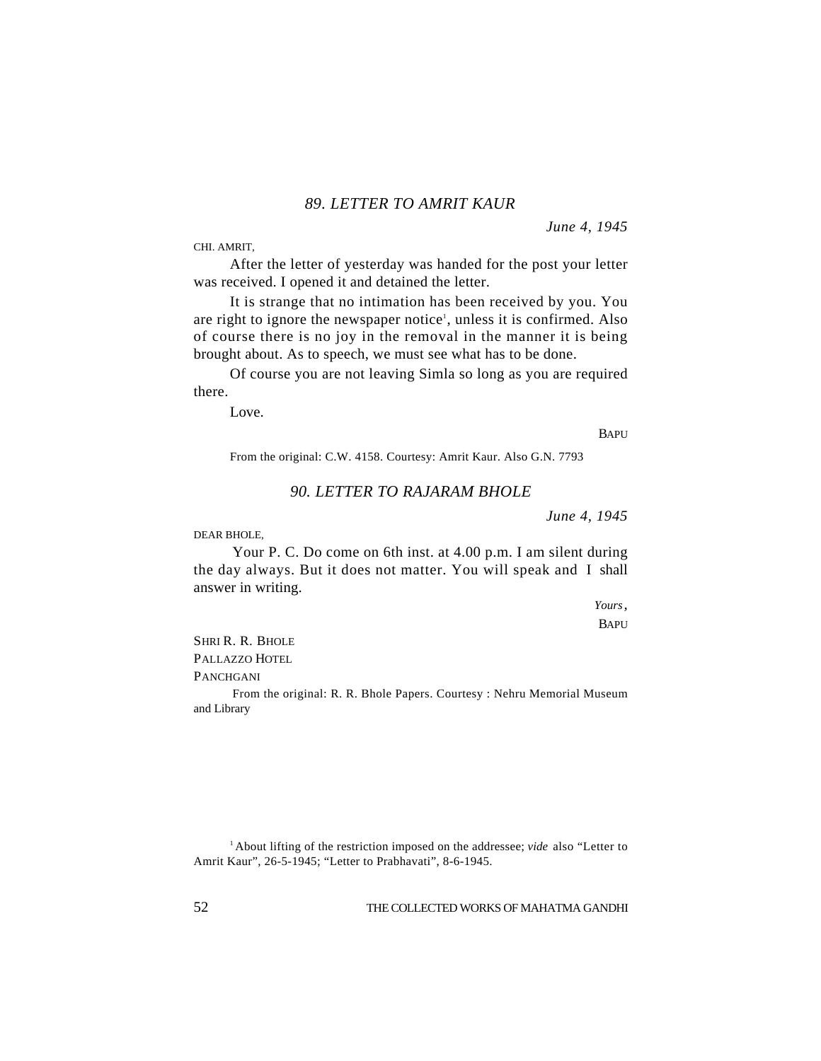### *89. LETTER TO AMRIT KAUR*

*June 4, 1945*

CHI. AMRIT,

After the letter of yesterday was handed for the post your letter was received. I opened it and detained the letter.

It is strange that no intimation has been received by you. You are right to ignore the newspaper notice[1], unless it is confirmed. Also of course there is no joy in the removal in the manner it is being brought about. As to speech, we must see what has to be done.

Of course you are not leaving Simla so long as you are required there.

Love.

BAPU

From the original: C.W. 4158. Courtesy: Amrit Kaur. Also G.N. 7793

### *90. LETTER TO RAJARAM BHOLE*

*June 4, 1945*

DEAR BHOLE,

Your P. C. Do come on 6th inst. at 4.00 p.m. I am silent during the day always. But it does not matter. You will speak and I shall answer in writing.

*Yours*,

BAPU

SHRI R. R. BHOLE
PALLAZZO HOTEL
PANCHGANI

From the original: R. R. Bhole Papers. Courtesy : Nehru Memorial Museum and Library

[1] About lifting of the restriction imposed on the addressee; *vide* also "Letter to Amrit Kaur", 26-5-1945; "Letter to Prabhavati", 8-6-1945.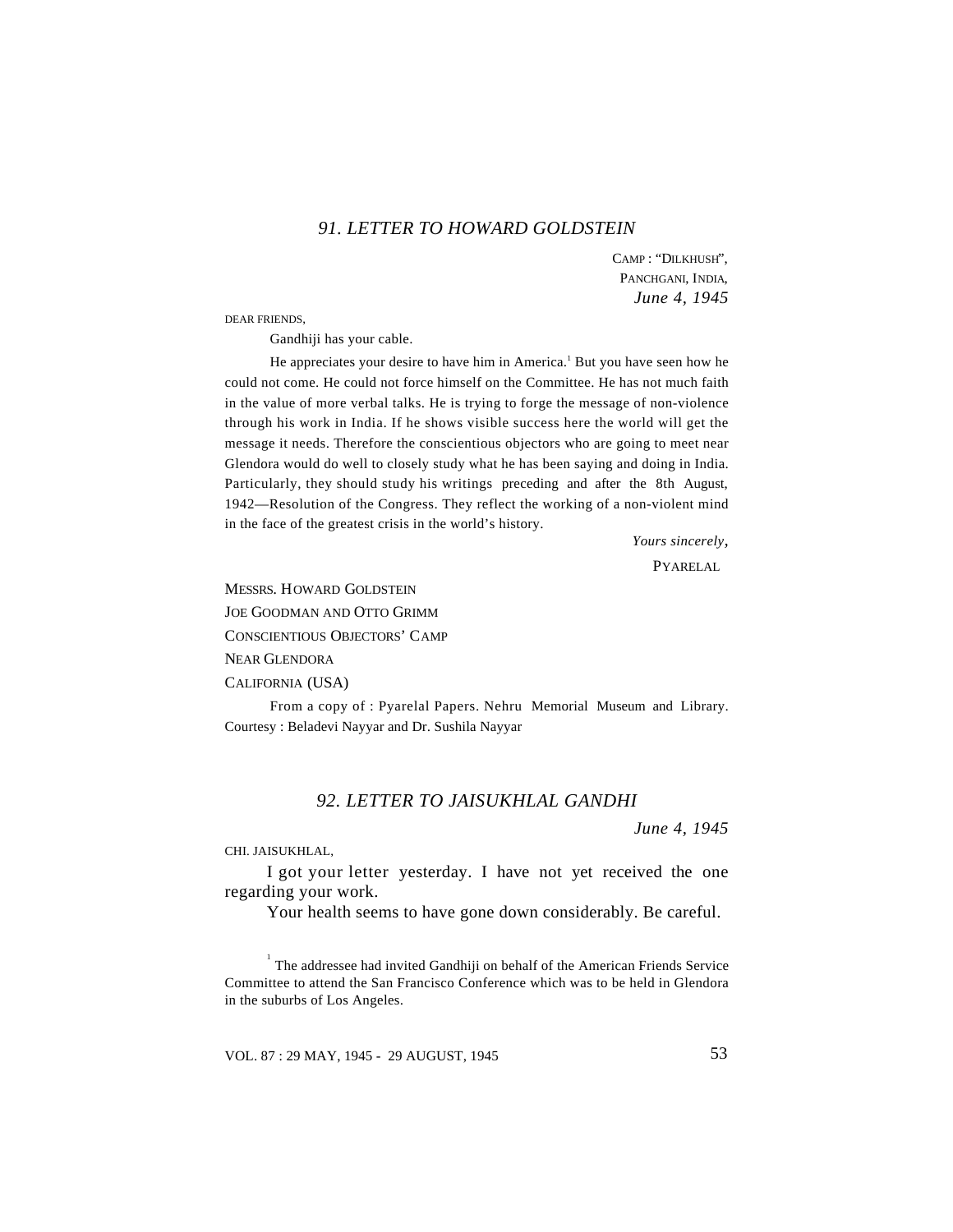## 91. LETTER TO HOWARD GOLDSTEIN

CAMP : "DILKHUSH",
PANCHGANI, INDIA,
*June 4, 1945*

DEAR FRIENDS,

Gandhiji has your cable.

He appreciates your desire to have him in America.[1] But you have seen how he could not come. He could not force himself on the Committee. He has not much faith in the value of more verbal talks. He is trying to forge the message of non-violence through his work in India. If he shows visible success here the world will get the message it needs. Therefore the conscientious objectors who are going to meet near Glendora would do well to closely study what he has been saying and doing in India. Particularly, they should study his writings preceding and after the 8th August, 1942—Resolution of the Congress. They reflect the working of a non-violent mind in the face of the greatest crisis in the world's history.

*Yours sincerely*,
PYARELAL

MESSRS. HOWARD GOLDSTEIN
JOE GOODMAN AND OTTO GRIMM
CONSCIENTIOUS OBJECTORS' CAMP
NEAR GLENDORA
CALIFORNIA (USA)

From a copy of : Pyarelal Papers. Nehru Memorial Museum and Library. Courtesy : Beladevi Nayyar and Dr. Sushila Nayyar

## 92. LETTER TO JAISUKHLAL GANDHI

*June 4, 1945*

CHI. JAISUKHLAL,

I got your letter yesterday. I have not yet received the one regarding your work.

Your health seems to have gone down considerably. Be careful.

[1] The addressee had invited Gandhiji on behalf of the American Friends Service Committee to attend the San Francisco Conference which was to be held in Glendora in the suburbs of Los Angeles.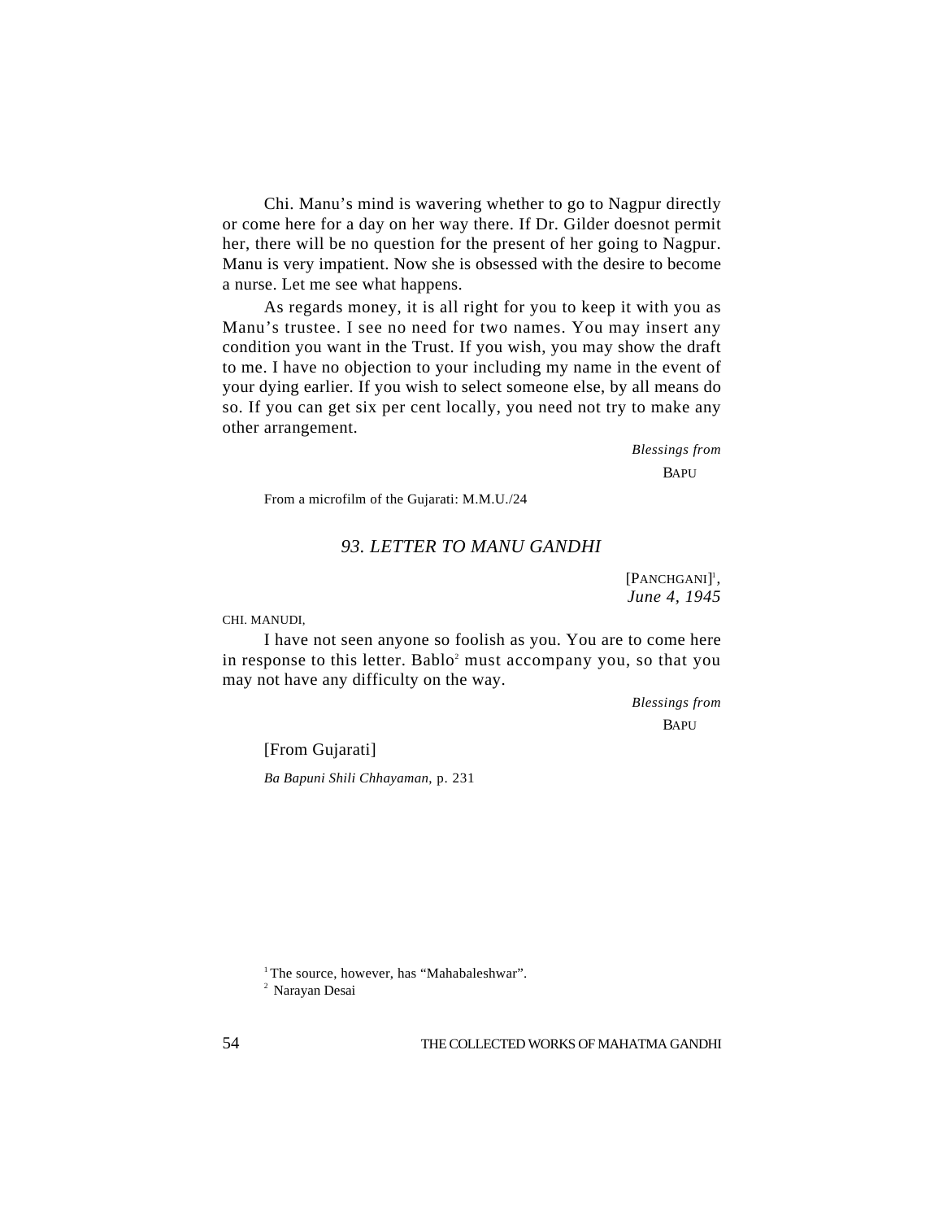Chi. Manu's mind is wavering whether to go to Nagpur directly or come here for a day on her way there. If Dr. Gilder doesnot permit her, there will be no question for the present of her going to Nagpur. Manu is very impatient. Now she is obsessed with the desire to become a nurse. Let me see what happens.

As regards money, it is all right for you to keep it with you as Manu's trustee. I see no need for two names. You may insert any condition you want in the Trust. If you wish, you may show the draft to me. I have no objection to your including my name in the event of your dying earlier. If you wish to select someone else, by all means do so. If you can get six per cent locally, you need not try to make any other arrangement.

*Blessings from*
BAPU

From a microfilm of the Gujarati: M.M.U./24

## *93. LETTER TO MANU GANDHI*

[PANCHGANI][1],
*June 4, 1945*

CHI. MANUDI,

I have not seen anyone so foolish as you. You are to come here in response to this letter. Bablo[2] must accompany you, so that you may not have any difficulty on the way.

*Blessings from*
BAPU

[From Gujarati]

*Ba Bapuni Shili Chhayaman*, p. 231

[1] The source, however, has "Mahabaleshwar".

[2] Narayan Desai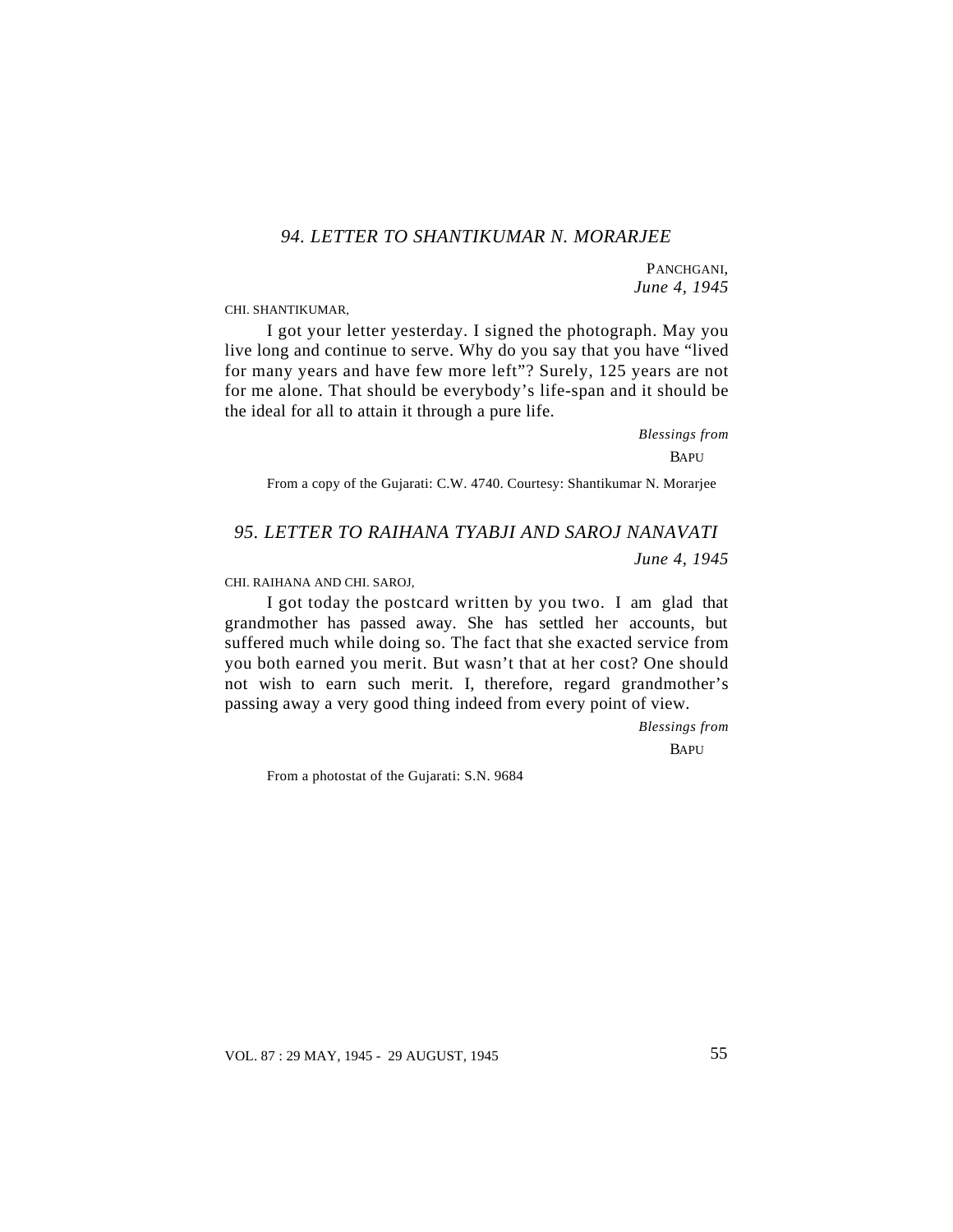## *94. LETTER TO SHANTIKUMAR N. MORARJEE*

PANCHGANI,
*June 4, 1945*

CHI. SHANTIKUMAR,

I got your letter yesterday. I signed the photograph. May you live long and continue to serve. Why do you say that you have "lived for many years and have few more left"? Surely, 125 years are not for me alone. That should be everybody's life-span and it should be the ideal for all to attain it through a pure life.

*Blessings from*
BAPU

From a copy of the Gujarati: C.W. 4740. Courtesy: Shantikumar N. Morarjee

## *95. LETTER TO RAIHANA TYABJI AND SAROJ NANAVATI*

*June 4, 1945*

CHI. RAIHANA AND CHI. SAROJ,

I got today the postcard written by you two. I am glad that grandmother has passed away. She has settled her accounts, but suffered much while doing so. The fact that she exacted service from you both earned you merit. But wasn't that at her cost? One should not wish to earn such merit. I, therefore, regard grandmother's passing away a very good thing indeed from every point of view.

*Blessings from*
BAPU

From a photostat of the Gujarati: S.N. 9684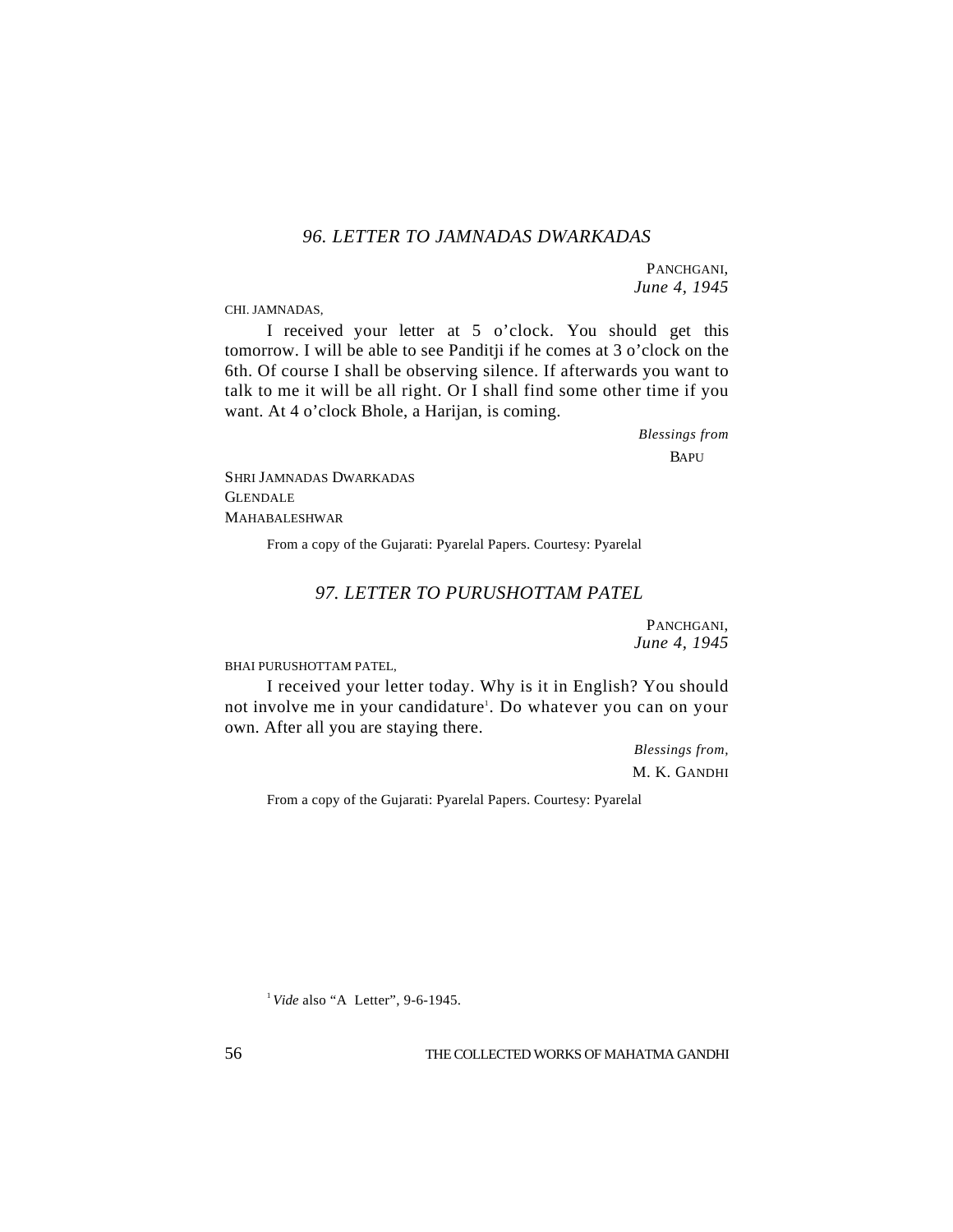## *96. LETTER TO JAMNADAS DWARKADAS*

PANCHGANI,
*June 4, 1945*

CHI. JAMNADAS,

I received your letter at 5 o'clock. You should get this tomorrow. I will be able to see Panditji if he comes at 3 o'clock on the 6th. Of course I shall be observing silence. If afterwards you want to talk to me it will be all right. Or I shall find some other time if you want. At 4 o'clock Bhole, a Harijan, is coming.

*Blessings from*
BAPU

SHRI JAMNADAS DWARKADAS
GLENDALE
MAHABALESHWAR

From a copy of the Gujarati: Pyarelal Papers. Courtesy: Pyarelal

## *97. LETTER TO PURUSHOTTAM PATEL*

PANCHGANI,
*June 4, 1945*

BHAI PURUSHOTTAM PATEL,

I received your letter today. Why is it in English? You should not involve me in your candidature[1]. Do whatever you can on your own. After all you are staying there.

*Blessings from,*
M. K. GANDHI

From a copy of the Gujarati: Pyarelal Papers. Courtesy: Pyarelal

[1] *Vide* also "A Letter", 9-6-1945.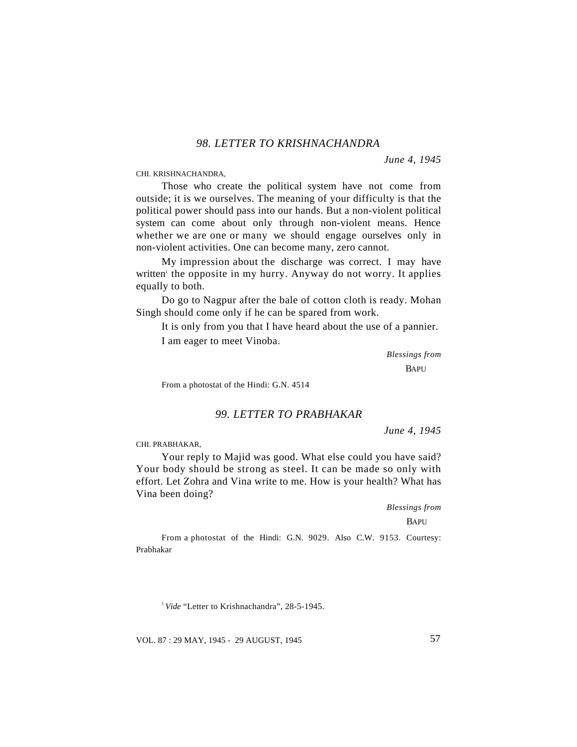## *98. LETTER TO KRISHNACHANDRA*

*June 4, 1945*

CHI. KRISHNACHANDRA,

Those who create the political system have not come from outside; it is we ourselves. The meaning of your difficulty is that the political power should pass into our hands. But a non-violent political system can come about only through non-violent means. Hence whether we are one or many we should engage ourselves only in non-violent activities. One can become many, zero cannot.

My impression about the discharge was correct. I may have written[1] the opposite in my hurry. Anyway do not worry. It applies equally to both.

Do go to Nagpur after the bale of cotton cloth is ready. Mohan Singh should come only if he can be spared from work.

It is only from you that I have heard about the use of a pannier.

I am eager to meet Vinoba.

*Blessings from*

BAPU

From a photostat of the Hindi: G.N. 4514

## *99. LETTER TO PRABHAKAR*

*June 4, 1945*

CHI. PRABHAKAR,

Your reply to Majid was good. What else could you have said? Your body should be strong as steel. It can be made so only with effort. Let Zohra and Vina write to me. How is your health? What has Vina been doing?

*Blessings from*

BAPU

From a photostat of the Hindi: G.N. 9029. Also C.W. 9153. Courtesy: Prabhakar

[1] *Vide* "Letter to Krishnachandra", 28-5-1945.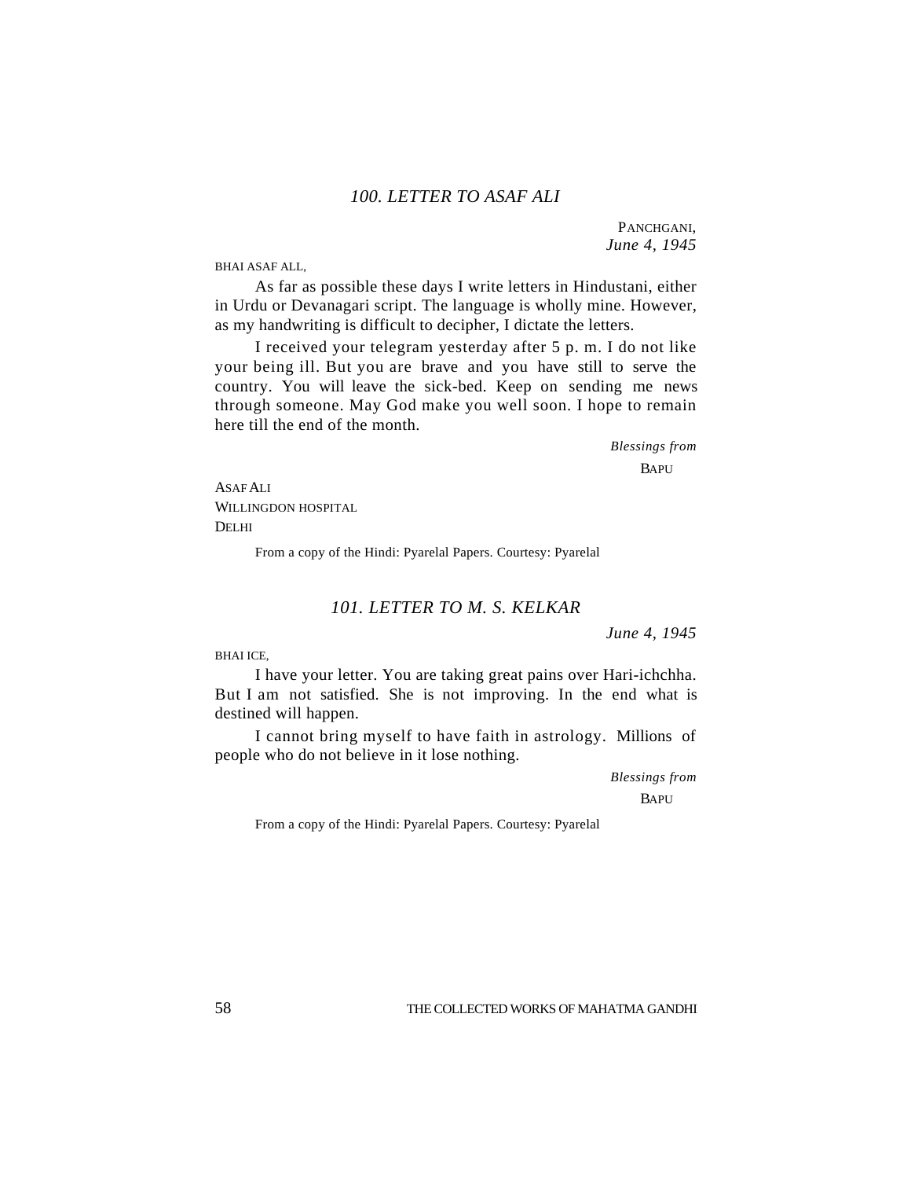## 100. LETTER TO ASAF ALI

PANCHGANI,
*June 4, 1945*

BHAI ASAF ALL,

As far as possible these days I write letters in Hindustani, either in Urdu or Devanagari script. The language is wholly mine. However, as my handwriting is difficult to decipher, I dictate the letters.

I received your telegram yesterday after 5 p. m. I do not like your being ill. But you are brave and you have still to serve the country. You will leave the sick-bed. Keep on sending me news through someone. May God make you well soon. I hope to remain here till the end of the month.

*Blessings from*
BAPU

ASAF ALI
WILLINGDON HOSPITAL
DELHI

From a copy of the Hindi: Pyarelal Papers. Courtesy: Pyarelal

## 101. LETTER TO M. S. KELKAR

*June 4, 1945*

BHAI ICE,

I have your letter. You are taking great pains over Hari-ichchha. But I am not satisfied. She is not improving. In the end what is destined will happen.

I cannot bring myself to have faith in astrology. Millions of people who do not believe in it lose nothing.

*Blessings from*
BAPU

From a copy of the Hindi: Pyarelal Papers. Courtesy: Pyarelal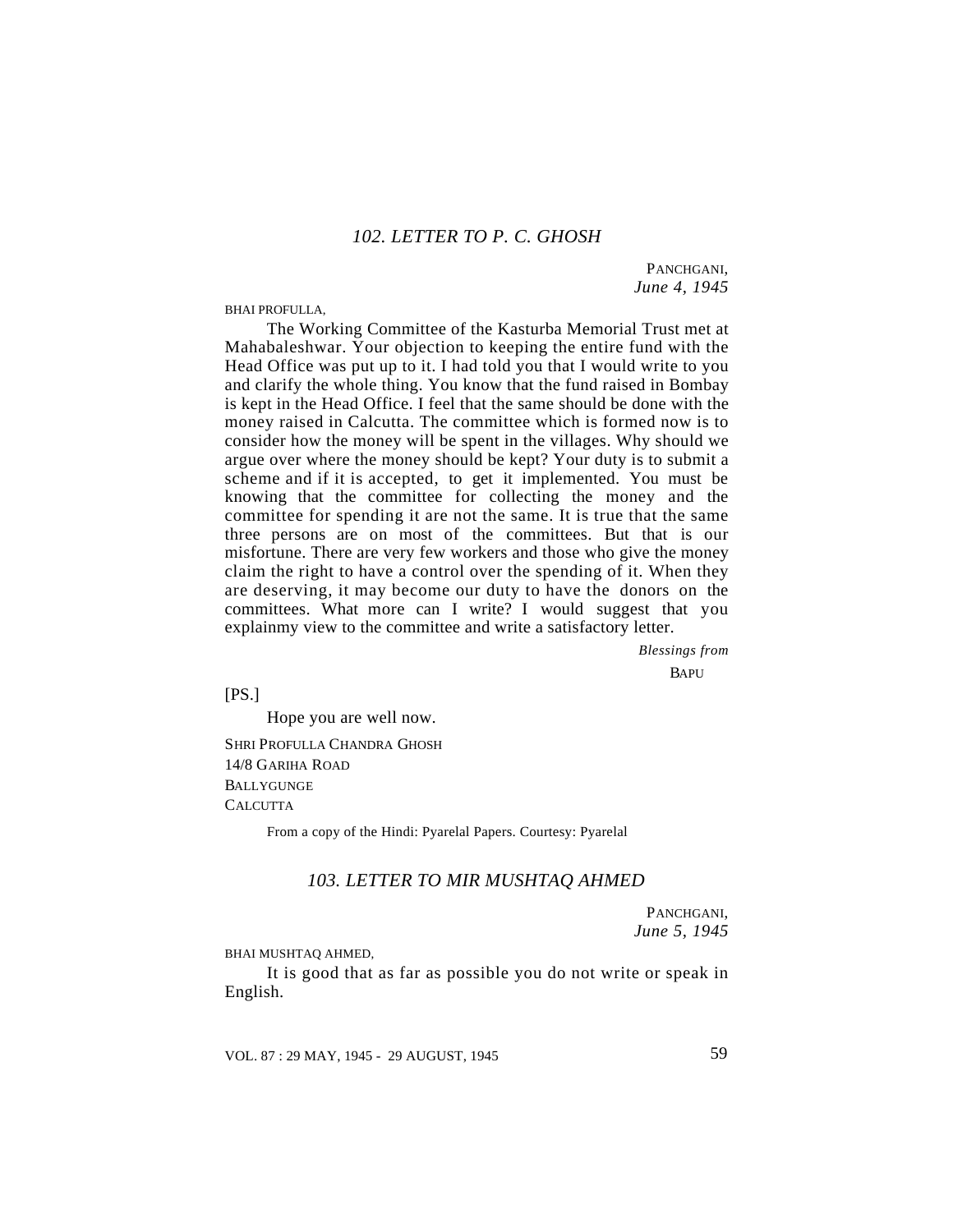## *102. LETTER TO P. C. GHOSH*

PANCHGANI,
*June 4, 1945*

BHAI PROFULLA,

The Working Committee of the Kasturba Memorial Trust met at Mahabaleshwar. Your objection to keeping the entire fund with the Head Office was put up to it. I had told you that I would write to you and clarify the whole thing. You know that the fund raised in Bombay is kept in the Head Office. I feel that the same should be done with the money raised in Calcutta. The committee which is formed now is to consider how the money will be spent in the villages. Why should we argue over where the money should be kept? Your duty is to submit a scheme and if it is accepted, to get it implemented. You must be knowing that the committee for collecting the money and the committee for spending it are not the same. It is true that the same three persons are on most of the committees. But that is our misfortune. There are very few workers and those who give the money claim the right to have a control over the spending of it. When they are deserving, it may become our duty to have the donors on the committees. What more can I write? I would suggest that you explainmy view to the committee and write a satisfactory letter.

*Blessings from*
BAPU

[PS.]

Hope you are well now.

SHRI PROFULLA CHANDRA GHOSH
14/8 GARIHA ROAD
BALLYGUNGE
CALCUTTA

From a copy of the Hindi: Pyarelal Papers. Courtesy: Pyarelal

## *103. LETTER TO MIR MUSHTAQ AHMED*

PANCHGANI,
*June 5, 1945*

BHAI MUSHTAQ AHMED,

It is good that as far as possible you do not write or speak in English.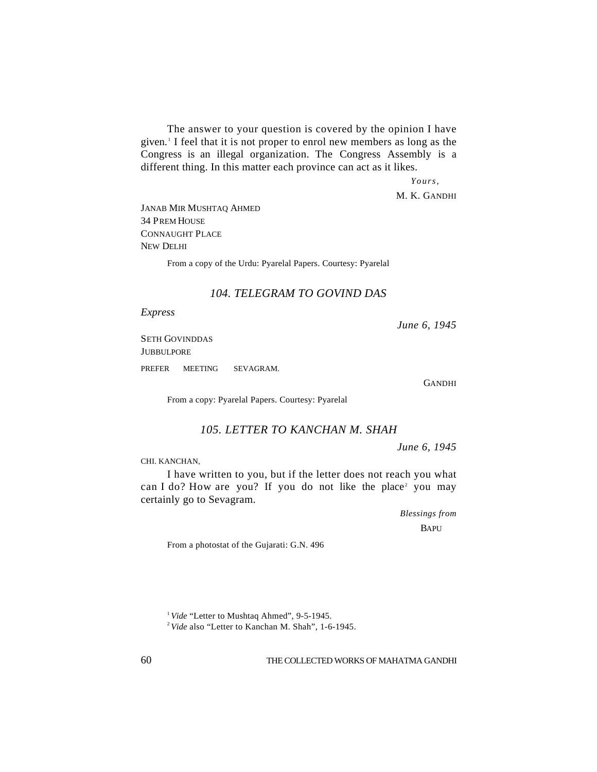The answer to your question is covered by the opinion I have given.[1] I feel that it is not proper to enrol new members as long as the Congress is an illegal organization. The Congress Assembly is a different thing. In this matter each province can act as it likes.

*Yours,*

M. K. GANDHI

JANAB MIR MUSHTAQ AHMED
34 PREM HOUSE
CONNAUGHT PLACE
NEW DELHI

From a copy of the Urdu: Pyarelal Papers. Courtesy: Pyarelal

## *104. TELEGRAM TO GOVIND DAS*

*Express*

*June 6, 1945*

SETH GOVINDDAS
JUBBULPORE

PREFER MEETING SEVAGRAM.

GANDHI

From a copy: Pyarelal Papers. Courtesy: Pyarelal

## *105. LETTER TO KANCHAN M. SHAH*

*June 6, 1945*

CHI. KANCHAN,

I have written to you, but if the letter does not reach you what can I do? How are you? If you do not like the place[2] you may certainly go to Sevagram.

*Blessings from*

BAPU

From a photostat of the Gujarati: G.N. 496

[1] *Vide* "Letter to Mushtaq Ahmed", 9-5-1945.

[2] *Vide* also "Letter to Kanchan M. Shah", 1-6-1945.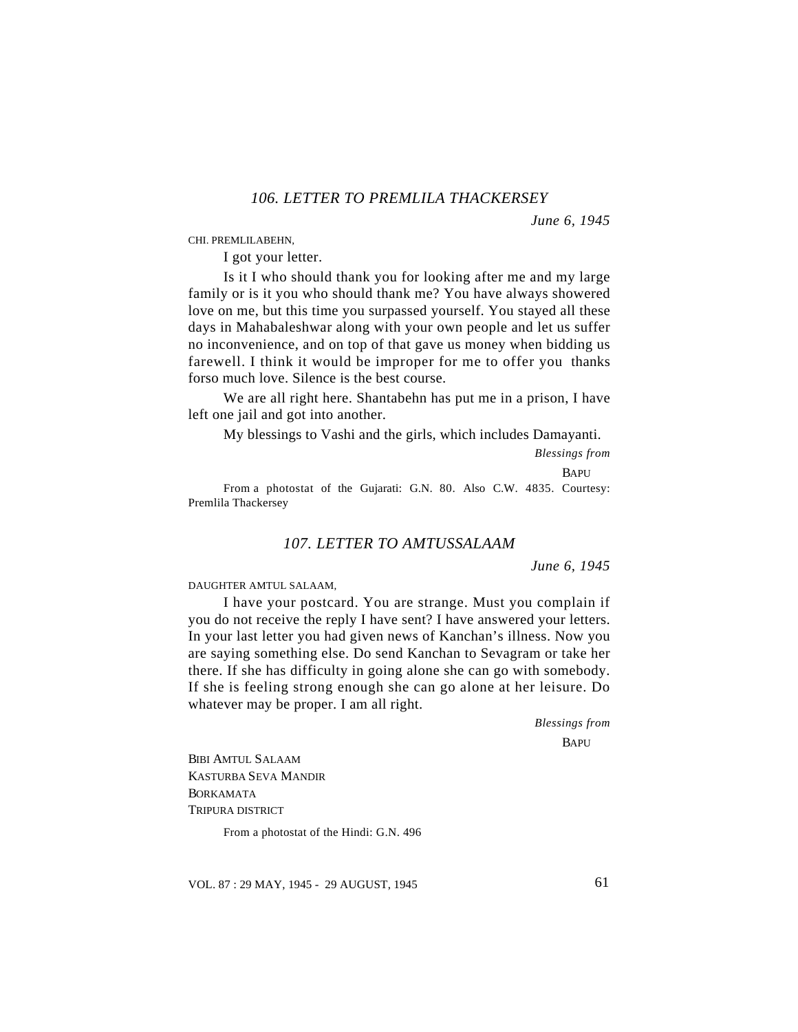### 106. LETTER TO PREMLILA THACKERSEY

*June 6, 1945*

CHI. PREMLILABEHN,

I got your letter.

Is it I who should thank you for looking after me and my large family or is it you who should thank me? You have always showered love on me, but this time you surpassed yourself. You stayed all these days in Mahabaleshwar along with your own people and let us suffer no inconvenience, and on top of that gave us money when bidding us farewell. I think it would be improper for me to offer you thanks forso much love. Silence is the best course.

We are all right here. Shantabehn has put me in a prison, I have left one jail and got into another.

My blessings to Vashi and the girls, which includes Damayanti.

*Blessings from*

BAPU

From a photostat of the Gujarati: G.N. 80. Also C.W. 4835. Courtesy: Premlila Thackersey

### 107. LETTER TO AMTUSSALAAM

*June 6, 1945*

DAUGHTER AMTUL SALAAM,

I have your postcard. You are strange. Must you complain if you do not receive the reply I have sent? I have answered your letters. In your last letter you had given news of Kanchan's illness. Now you are saying something else. Do send Kanchan to Sevagram or take her there. If she has difficulty in going alone she can go with somebody. If she is feeling strong enough she can go alone at her leisure. Do whatever may be proper. I am all right.

*Blessings from*

BAPU

BIBI AMTUL SALAAM
KASTURBA SEVA MANDIR
BORKAMATA
TRIPURA DISTRICT

From a photostat of the Hindi: G.N. 496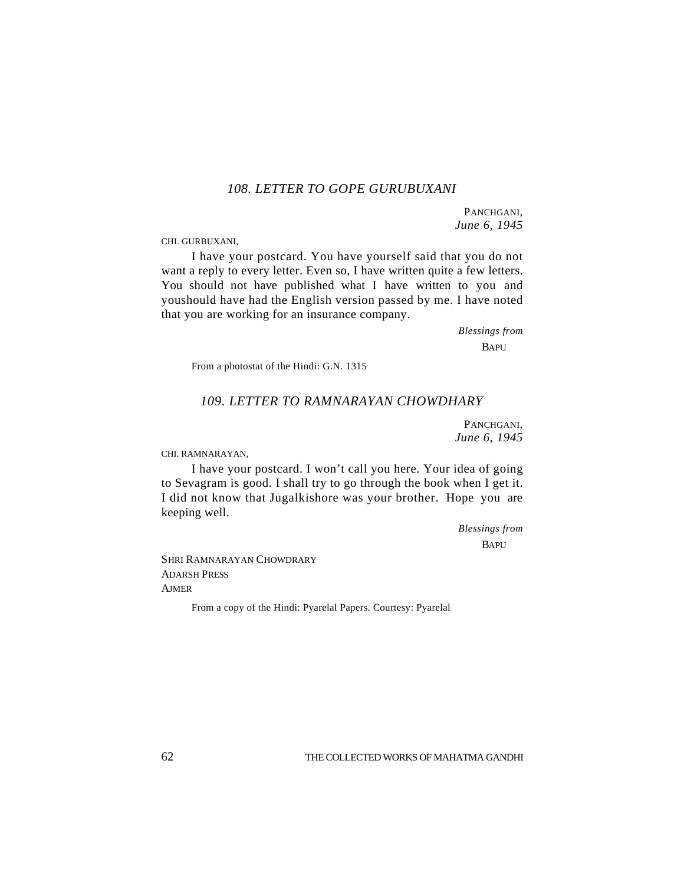## *108. LETTER TO GOPE GURUBUXANI*

PANCHGANI,
*June 6, 1945*

CHI. GURBUXANI,

I have your postcard. You have yourself said that you do not want a reply to every letter. Even so, I have written quite a few letters. You should not have published what I have written to you and youshould have had the English version passed by me. I have noted that you are working for an insurance company.

*Blessings from*
BAPU

From a photostat of the Hindi: G.N. 1315

## *109. LETTER TO RAMNARAYAN CHOWDHARY*

PANCHGANI,
*June 6, 1945*

CHI. RAMNARAYAN,

I have your postcard. I won't call you here. Your idea of going to Sevagram is good. I shall try to go through the book when I get it. I did not know that Jugalkishore was your brother. Hope you are keeping well.

*Blessings from*
BAPU

SHRI RAMNARAYAN CHOWDRARY
ADARSH PRESS
AJMER

From a copy of the Hindi: Pyarelal Papers. Courtesy: Pyarelal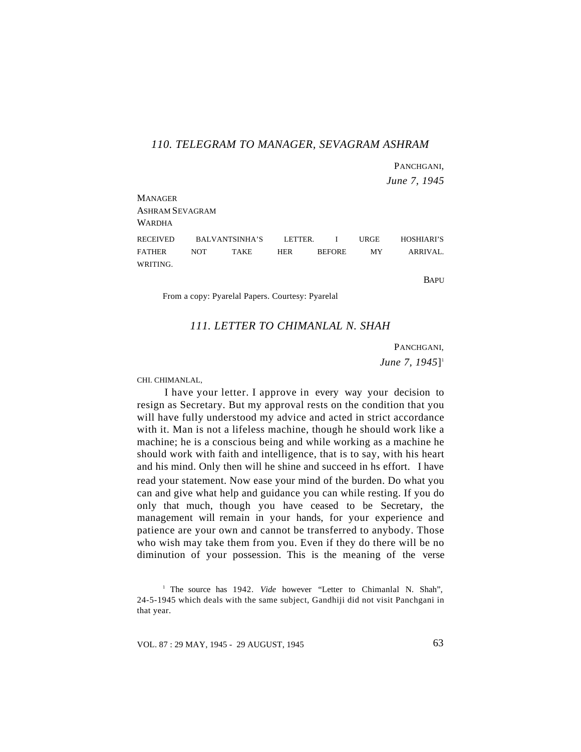### *110. TELEGRAM TO MANAGER, SEVAGRAM ASHRAM*

PANCHGANI,
*June 7, 1945*

MANAGER
ASHRAM SEVAGRAM
WARDHA

RECEIVED BALVANTSINHA'S LETTER. I URGE HOSHIARI'S FATHER NOT TAKE HER BEFORE MY ARRIVAL. WRITING.

BAPU

From a copy: Pyarelal Papers. Courtesy: Pyarelal

### *111. LETTER TO CHIMANLAL N. SHAH*

PANCHGANI,
*June 7, 1945*][1]

CHI. CHIMANLAL,

I have your letter. I approve in every way your decision to resign as Secretary. But my approval rests on the condition that you will have fully understood my advice and acted in strict accordance with it. Man is not a lifeless machine, though he should work like a machine; he is a conscious being and while working as a machine he should work with faith and intelligence, that is to say, with his heart and his mind. Only then will he shine and succeed in hs effort. I have read your statement. Now ease your mind of the burden. Do what you can and give what help and guidance you can while resting. If you do only that much, though you have ceased to be Secretary, the management will remain in your hands, for your experience and patience are your own and cannot be transferred to anybody. Those who wish may take them from you. Even if they do there will be no diminution of your possession. This is the meaning of the verse

[1] The source has 1942. *Vide* however "Letter to Chimanlal N. Shah", 24-5-1945 which deals with the same subject, Gandhiji did not visit Panchgani in that year.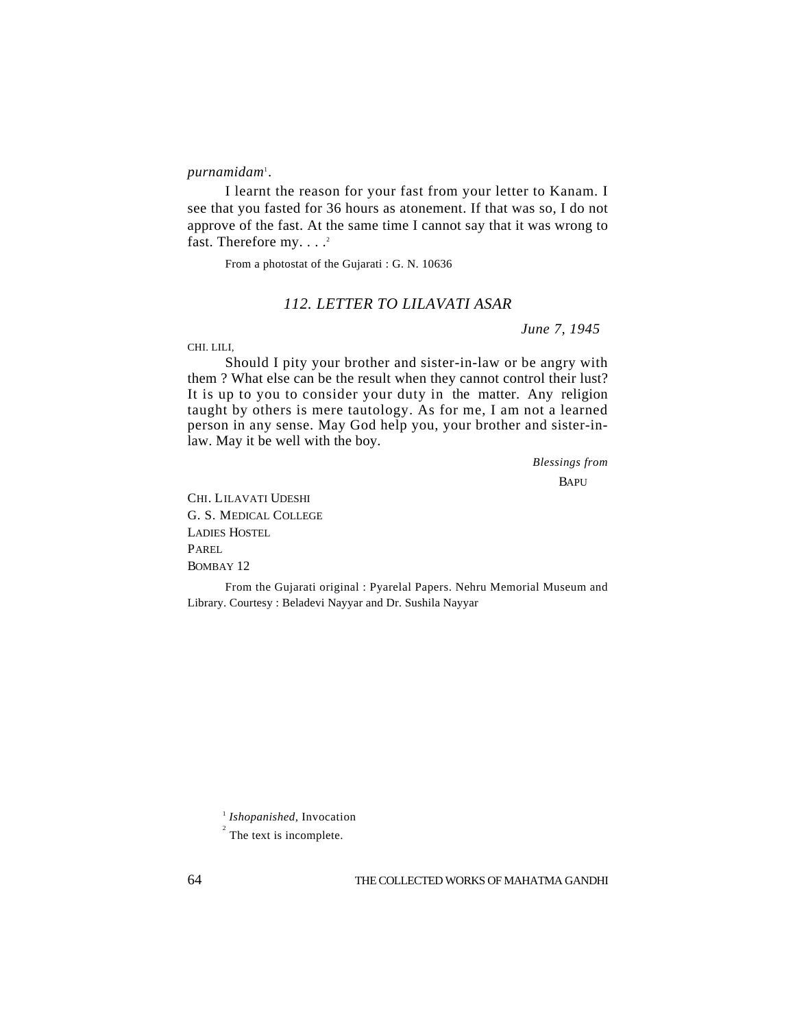*purnamidam*[1].

I learnt the reason for your fast from your letter to Kanam. I see that you fasted for 36 hours as atonement. If that was so, I do not approve of the fast. At the same time I cannot say that it was wrong to fast. Therefore my. . . .[2]

From a photostat of the Gujarati : G. N. 10636

## *112. LETTER TO LILAVATI ASAR*

*June 7, 1945*

CHI. LILI,

Should I pity your brother and sister-in-law or be angry with them ? What else can be the result when they cannot control their lust? It is up to you to consider your duty in the matter. Any religion taught by others is mere tautology. As for me, I am not a learned person in any sense. May God help you, your brother and sister-in-law. May it be well with the boy.

*Blessings from*

BAPU

CHI. LILAVATI UDESHI
G. S. MEDICAL COLLEGE
LADIES HOSTEL
PAREL
BOMBAY 12

From the Gujarati original : Pyarelal Papers. Nehru Memorial Museum and Library. Courtesy : Beladevi Nayyar and Dr. Sushila Nayyar

[1] *Ishopanished*, Invocation

[2] The text is incomplete.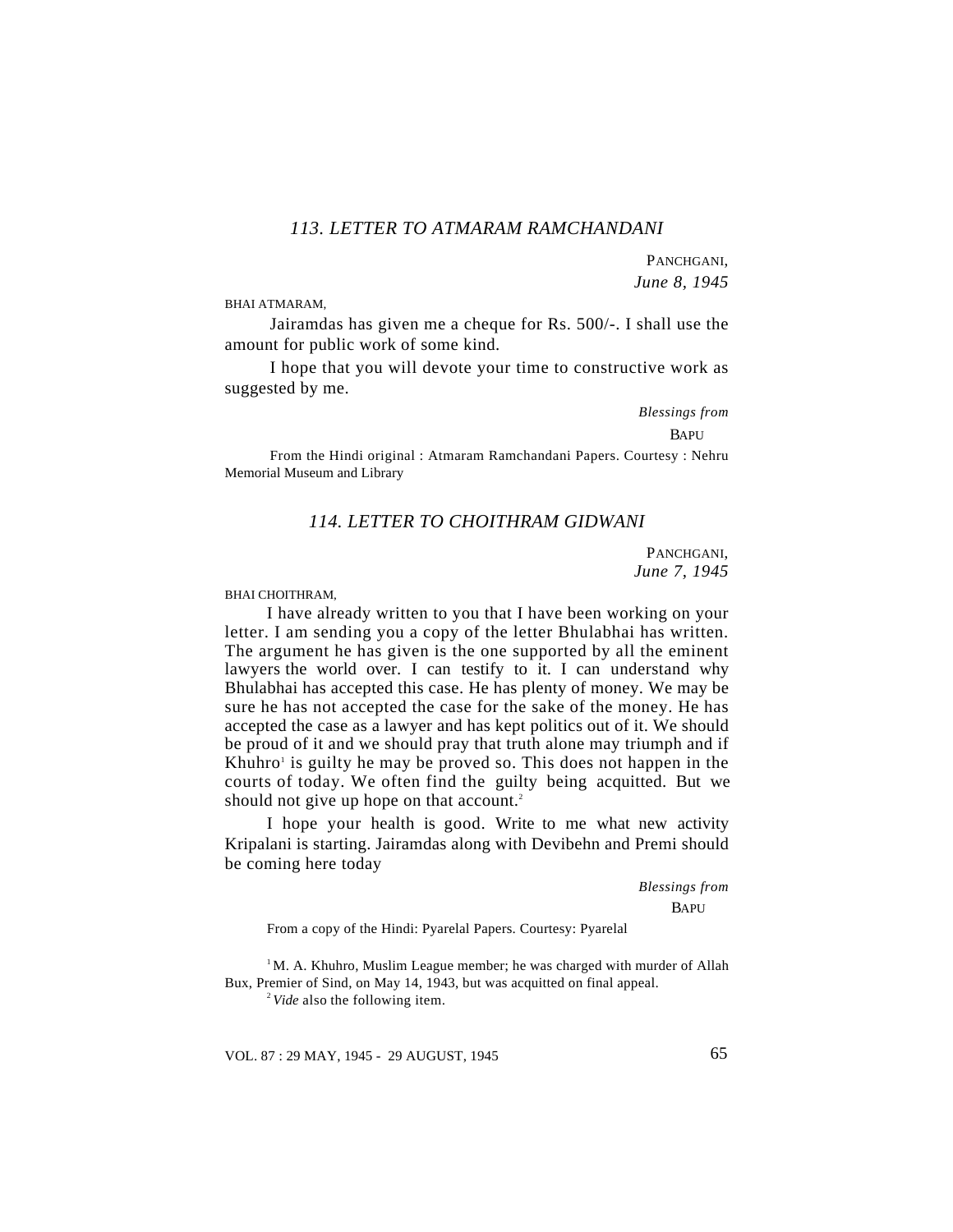## 113. LETTER TO ATMARAM RAMCHANDANI

PANCHGANI,
*June 8, 1945*

BHAI ATMARAM,

Jairamdas has given me a cheque for Rs. 500/-. I shall use the amount for public work of some kind.

I hope that you will devote your time to constructive work as suggested by me.

*Blessings from*
BAPU

From the Hindi original : Atmaram Ramchandani Papers. Courtesy : Nehru Memorial Museum and Library

## 114. LETTER TO CHOITHRAM GIDWANI

PANCHGANI,
*June 7, 1945*

BHAI CHOITHRAM,

I have already written to you that I have been working on your letter. I am sending you a copy of the letter Bhulabhai has written. The argument he has given is the one supported by all the eminent lawyers the world over. I can testify to it. I can understand why Bhulabhai has accepted this case. He has plenty of money. We may be sure he has not accepted the case for the sake of the money. He has accepted the case as a lawyer and has kept politics out of it. We should be proud of it and we should pray that truth alone may triumph and if Khuhro[1] is guilty he may be proved so. This does not happen in the courts of today. We often find the guilty being acquitted. But we should not give up hope on that account.[2]

I hope your health is good. Write to me what new activity Kripalani is starting. Jairamdas along with Devibehn and Premi should be coming here today

*Blessings from*
BAPU

From a copy of the Hindi: Pyarelal Papers. Courtesy: Pyarelal

[1] M. A. Khuhro, Muslim League member; he was charged with murder of Allah Bux, Premier of Sind, on May 14, 1943, but was acquitted on final appeal.

[2] *Vide* also the following item.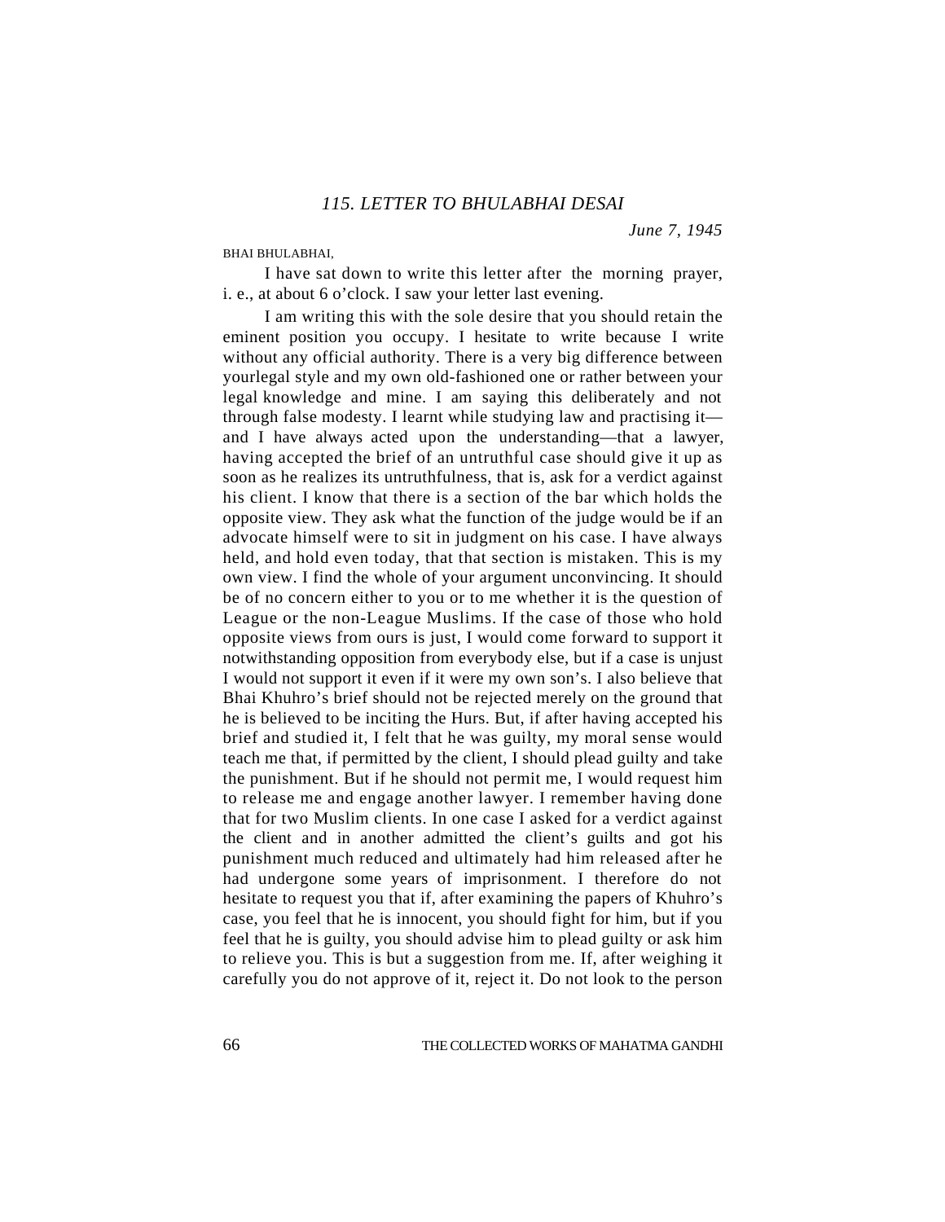## *115. LETTER TO BHULABHAI DESAI*

*June 7, 1945*

BHAI BHULABHAI,

I have sat down to write this letter after the morning prayer, i. e., at about 6 o'clock. I saw your letter last evening.

I am writing this with the sole desire that you should retain the eminent position you occupy. I hesitate to write because I write without any official authority. There is a very big difference between yourlegal style and my own old-fashioned one or rather between your legal knowledge and mine. I am saying this deliberately and not through false modesty. I learnt while studying law and practising it—and I have always acted upon the understanding—that a lawyer, having accepted the brief of an untruthful case should give it up as soon as he realizes its untruthfulness, that is, ask for a verdict against his client. I know that there is a section of the bar which holds the opposite view. They ask what the function of the judge would be if an advocate himself were to sit in judgment on his case. I have always held, and hold even today, that that section is mistaken. This is my own view. I find the whole of your argument unconvincing. It should be of no concern either to you or to me whether it is the question of League or the non-League Muslims. If the case of those who hold opposite views from ours is just, I would come forward to support it notwithstanding opposition from everybody else, but if a case is unjust I would not support it even if it were my own son's. I also believe that Bhai Khuhro's brief should not be rejected merely on the ground that he is believed to be inciting the Hurs. But, if after having accepted his brief and studied it, I felt that he was guilty, my moral sense would teach me that, if permitted by the client, I should plead guilty and take the punishment. But if he should not permit me, I would request him to release me and engage another lawyer. I remember having done that for two Muslim clients. In one case I asked for a verdict against the client and in another admitted the client's guilts and got his punishment much reduced and ultimately had him released after he had undergone some years of imprisonment. I therefore do not hesitate to request you that if, after examining the papers of Khuhro's case, you feel that he is innocent, you should fight for him, but if you feel that he is guilty, you should advise him to plead guilty or ask him to relieve you. This is but a suggestion from me. If, after weighing it carefully you do not approve of it, reject it. Do not look to the person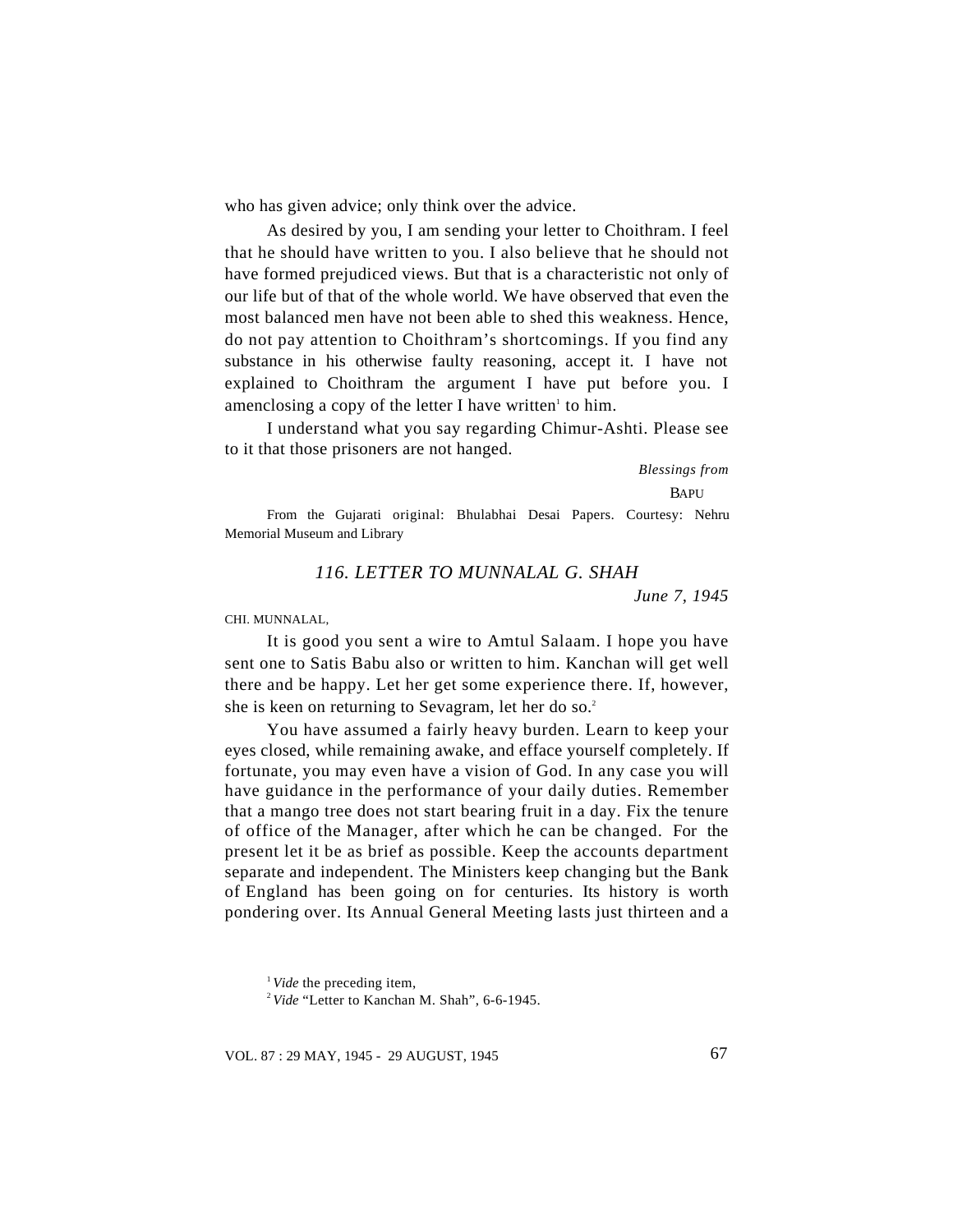who has given advice; only think over the advice.

As desired by you, I am sending your letter to Choithram. I feel that he should have written to you. I also believe that he should not have formed prejudiced views. But that is a characteristic not only of our life but of that of the whole world. We have observed that even the most balanced men have not been able to shed this weakness. Hence, do not pay attention to Choithram's shortcomings. If you find any substance in his otherwise faulty reasoning, accept it. I have not explained to Choithram the argument I have put before you. I amenclosing a copy of the letter I have written[1] to him.

I understand what you say regarding Chimur-Ashti. Please see to it that those prisoners are not hanged.

*Blessings from*

BAPU

From the Gujarati original: Bhulabhai Desai Papers. Courtesy: Nehru Memorial Museum and Library

## *116. LETTER TO MUNNALAL G. SHAH*

*June 7, 1945*

CHI. MUNNALAL,

It is good you sent a wire to Amtul Salaam. I hope you have sent one to Satis Babu also or written to him. Kanchan will get well there and be happy. Let her get some experience there. If, however, she is keen on returning to Sevagram, let her do so.[2]

You have assumed a fairly heavy burden. Learn to keep your eyes closed, while remaining awake, and efface yourself completely. If fortunate, you may even have a vision of God. In any case you will have guidance in the performance of your daily duties. Remember that a mango tree does not start bearing fruit in a day. Fix the tenure of office of the Manager, after which he can be changed. For the present let it be as brief as possible. Keep the accounts department separate and independent. The Ministers keep changing but the Bank of England has been going on for centuries. Its history is worth pondering over. Its Annual General Meeting lasts just thirteen and a

[1] *Vide* the preceding item,

[2] *Vide* "Letter to Kanchan M. Shah", 6-6-1945.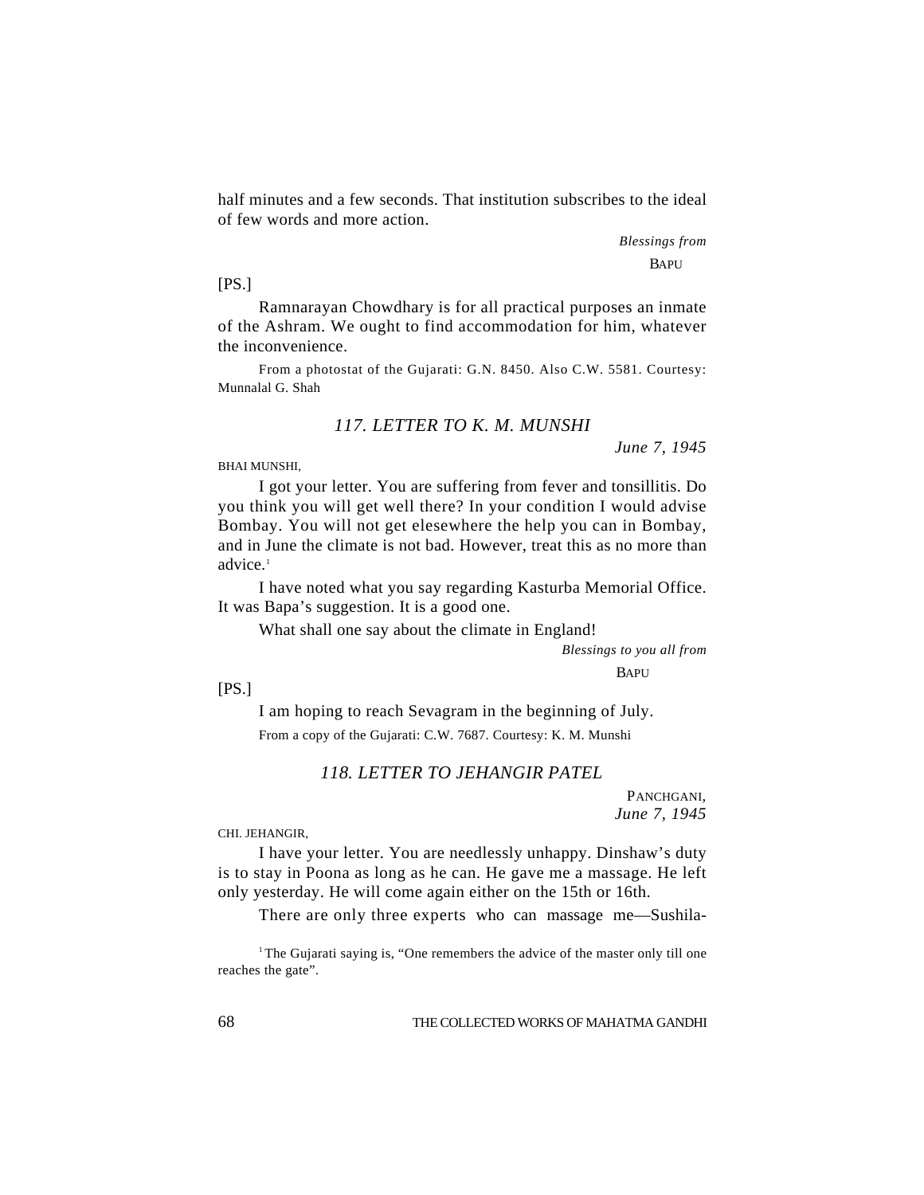half minutes and a few seconds. That institution subscribes to the ideal of few words and more action.

*Blessings from*

BAPU

[PS.]

Ramnarayan Chowdhary is for all practical purposes an inmate of the Ashram. We ought to find accommodation for him, whatever the inconvenience.

From a photostat of the Gujarati: G.N. 8450. Also C.W. 5581. Courtesy: Munnalal G. Shah

### *117. LETTER TO K. M. MUNSHI*

*June 7, 1945*

BHAI MUNSHI,

I got your letter. You are suffering from fever and tonsillitis. Do you think you will get well there? In your condition I would advise Bombay. You will not get elesewhere the help you can in Bombay, and in June the climate is not bad. However, treat this as no more than advice.[1]

I have noted what you say regarding Kasturba Memorial Office. It was Bapa's suggestion. It is a good one.

What shall one say about the climate in England!

*Blessings to you all from*

BAPU

[PS.]

I am hoping to reach Sevagram in the beginning of July.

From a copy of the Gujarati: C.W. 7687. Courtesy: K. M. Munshi

### *118. LETTER TO JEHANGIR PATEL*

PANCHGANI,
*June 7, 1945*

CHI. JEHANGIR,

I have your letter. You are needlessly unhappy. Dinshaw's duty is to stay in Poona as long as he can. He gave me a massage. He left only yesterday. He will come again either on the 15th or 16th.

There are only three experts who can massage me—Sushila-

[1] The Gujarati saying is, "One remembers the advice of the master only till one reaches the gate".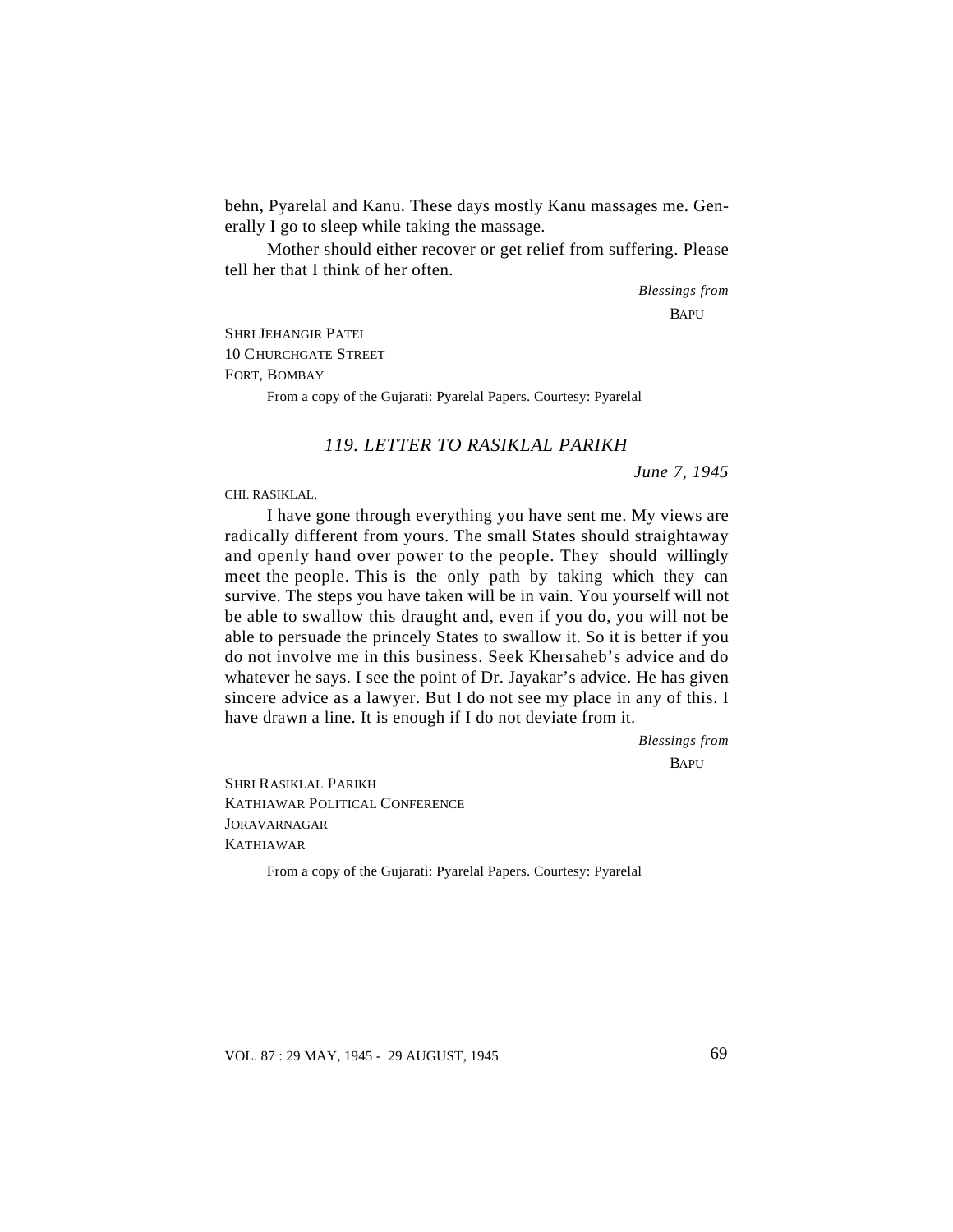behn, Pyarelal and Kanu. These days mostly Kanu massages me. Generally I go to sleep while taking the massage.

Mother should either recover or get relief from suffering. Please tell her that I think of her often.

*Blessings from*

BAPU

SHRI JEHANGIR PATEL
10 CHURCHGATE STREET
FORT, BOMBAY

From a copy of the Gujarati: Pyarelal Papers. Courtesy: Pyarelal

## *119. LETTER TO RASIKLAL PARIKH*

*June 7, 1945*

CHI. RASIKLAL,

I have gone through everything you have sent me. My views are radically different from yours. The small States should straightaway and openly hand over power to the people. They should willingly meet the people. This is the only path by taking which they can survive. The steps you have taken will be in vain. You yourself will not be able to swallow this draught and, even if you do, you will not be able to persuade the princely States to swallow it. So it is better if you do not involve me in this business. Seek Khersaheb's advice and do whatever he says. I see the point of Dr. Jayakar's advice. He has given sincere advice as a lawyer. But I do not see my place in any of this. I have drawn a line. It is enough if I do not deviate from it.

*Blessings from*

BAPU

SHRI RASIKLAL PARIKH
KATHIAWAR POLITICAL CONFERENCE
JORAVARNAGAR
KATHIAWAR

From a copy of the Gujarati: Pyarelal Papers. Courtesy: Pyarelal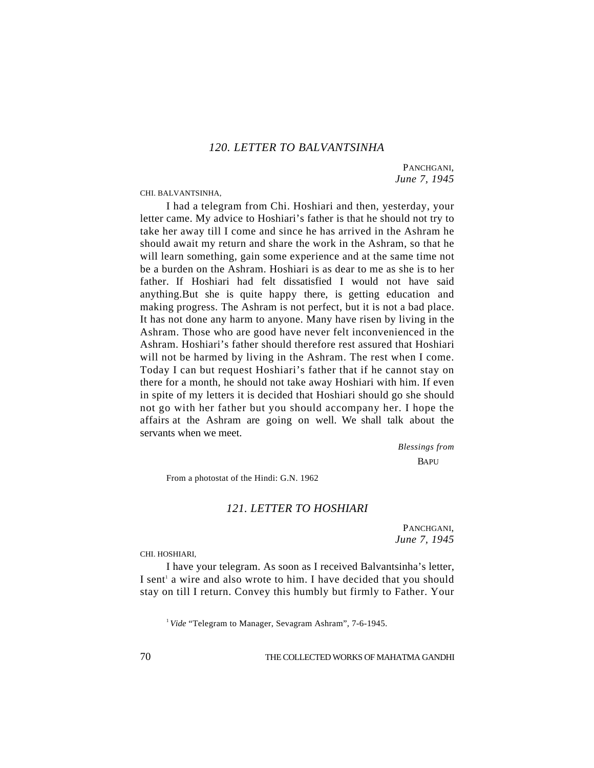## *120. LETTER TO BALVANTSINHA*

PANCHGANI,
*June 7, 1945*

CHI. BALVANTSINHA,

I had a telegram from Chi. Hoshiari and then, yesterday, your letter came. My advice to Hoshiari's father is that he should not try to take her away till I come and since he has arrived in the Ashram he should await my return and share the work in the Ashram, so that he will learn something, gain some experience and at the same time not be a burden on the Ashram. Hoshiari is as dear to me as she is to her father. If Hoshiari had felt dissatisfied I would not have said anything.But she is quite happy there, is getting education and making progress. The Ashram is not perfect, but it is not a bad place. It has not done any harm to anyone. Many have risen by living in the Ashram. Those who are good have never felt inconvenienced in the Ashram. Hoshiari's father should therefore rest assured that Hoshiari will not be harmed by living in the Ashram. The rest when I come. Today I can but request Hoshiari's father that if he cannot stay on there for a month, he should not take away Hoshiari with him. If even in spite of my letters it is decided that Hoshiari should go she should not go with her father but you should accompany her. I hope the affairs at the Ashram are going on well. We shall talk about the servants when we meet.

*Blessings from*
BAPU

From a photostat of the Hindi: G.N. 1962

## *121. LETTER TO HOSHIARI*

PANCHGANI,
*June 7, 1945*

CHI. HOSHIARI,

I have your telegram. As soon as I received Balvantsinha's letter, I sent[1] a wire and also wrote to him. I have decided that you should stay on till I return. Convey this humbly but firmly to Father. Your

[1] *Vide* "Telegram to Manager, Sevagram Ashram", 7-6-1945.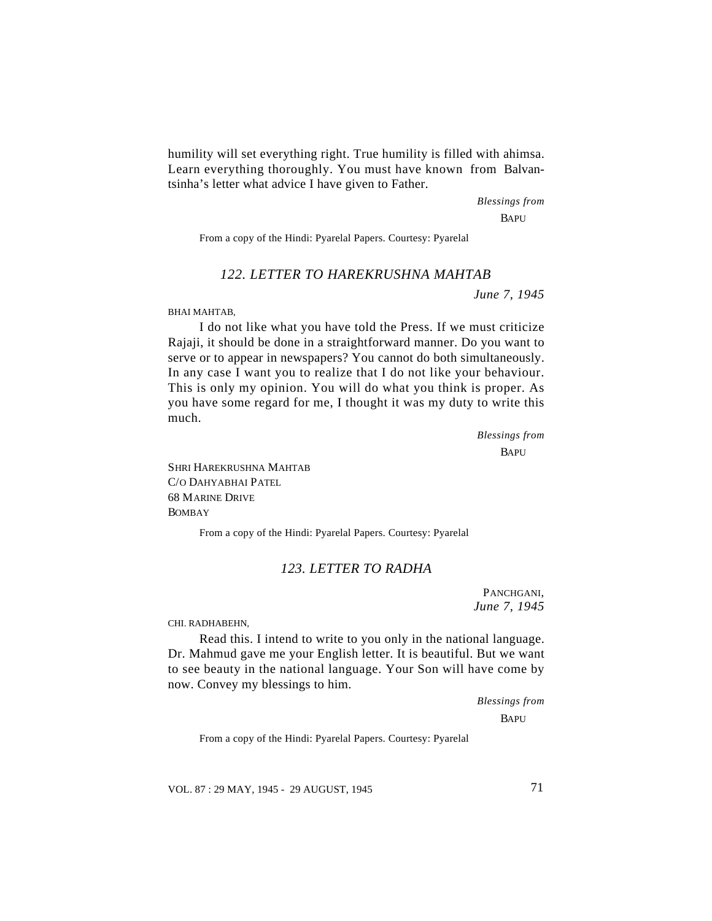humility will set everything right. True humility is filled with ahimsa. Learn everything thoroughly. You must have known from Balvantsinha's letter what advice I have given to Father.

*Blessings from*
BAPU

From a copy of the Hindi: Pyarelal Papers. Courtesy: Pyarelal

### *122. LETTER TO HAREKRUSHNA MAHTAB*

*June 7, 1945*

BHAI MAHTAB,

I do not like what you have told the Press. If we must criticize Rajaji, it should be done in a straightforward manner. Do you want to serve or to appear in newspapers? You cannot do both simultaneously. In any case I want you to realize that I do not like your behaviour. This is only my opinion. You will do what you think is proper. As you have some regard for me, I thought it was my duty to write this much.

*Blessings from*
BAPU

SHRI HAREKRUSHNA MAHTAB
C/O DAHYABHAI PATEL
68 MARINE DRIVE
BOMBAY

From a copy of the Hindi: Pyarelal Papers. Courtesy: Pyarelal

### *123. LETTER TO RADHA*

PANCHGANI,
*June 7, 1945*

CHI. RADHABEHN,

Read this. I intend to write to you only in the national language. Dr. Mahmud gave me your English letter. It is beautiful. But we want to see beauty in the national language. Your Son will have come by now. Convey my blessings to him.

*Blessings from*
BAPU

From a copy of the Hindi: Pyarelal Papers. Courtesy: Pyarelal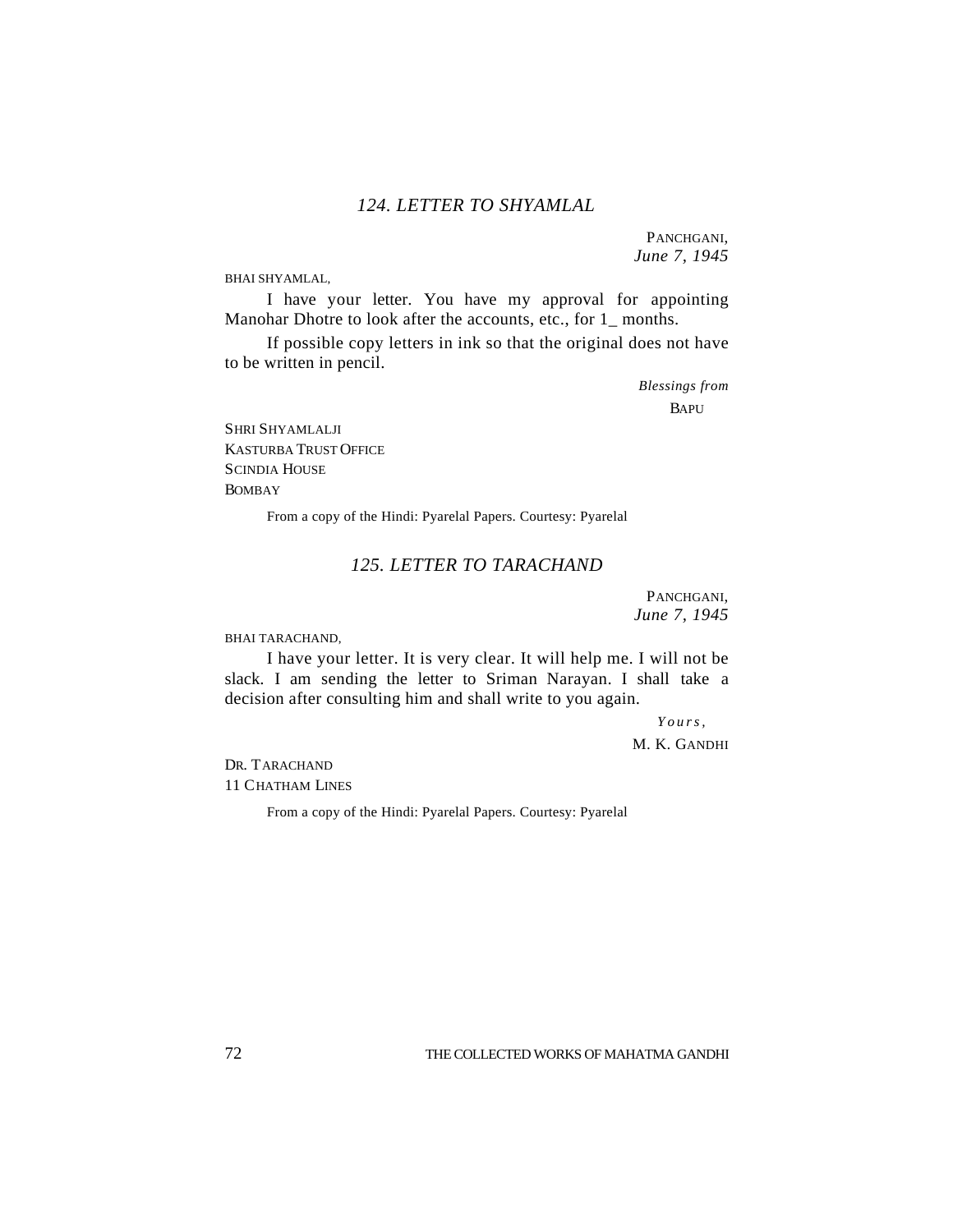## *124. LETTER TO SHYAMLAL*

PANCHGANI,
*June 7, 1945*

BHAI SHYAMLAL,

I have your letter. You have my approval for appointing Manohar Dhotre to look after the accounts, etc., for 1_ months.

If possible copy letters in ink so that the original does not have to be written in pencil.

*Blessings from*
BAPU

SHRI SHYAMLALJI
KASTURBA TRUST OFFICE
SCINDIA HOUSE
BOMBAY

From a copy of the Hindi: Pyarelal Papers. Courtesy: Pyarelal

## *125. LETTER TO TARACHAND*

PANCHGANI,
*June 7, 1945*

BHAI TARACHAND,

I have your letter. It is very clear. It will help me. I will not be slack. I am sending the letter to Sriman Narayan. I shall take a decision after consulting him and shall write to you again.

*Yours,*
M. K. GANDHI

DR. TARACHAND
11 CHATHAM LINES

From a copy of the Hindi: Pyarelal Papers. Courtesy: Pyarelal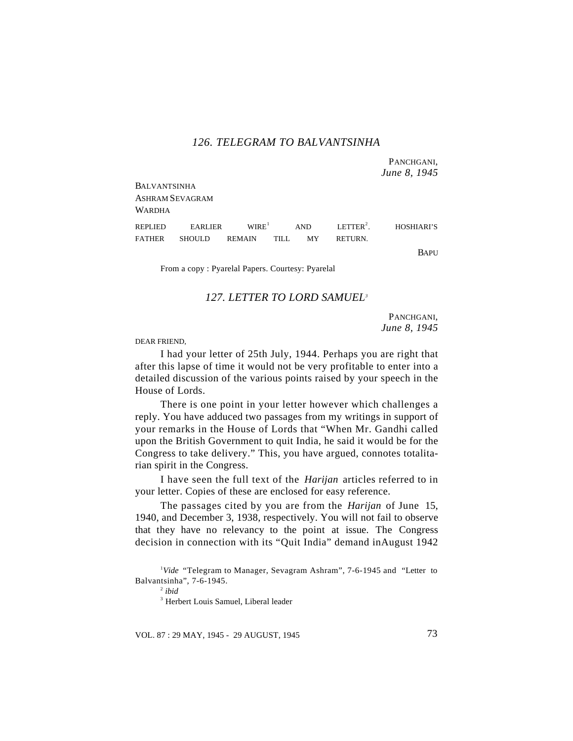## 126. TELEGRAM TO BALVANTSINHA

PANCHGANI,
*June 8, 1945*

BALVANTSINHA
ASHRAM SEVAGRAM
WARDHA

REPLIED EARLIER WIRE[1] AND LETTER[2]. HOSHIARI'S FATHER SHOULD REMAIN TILL MY RETURN.

BAPU

From a copy : Pyarelal Papers. Courtesy: Pyarelal

## 127. LETTER TO LORD SAMUEL[3]

PANCHGANI,
*June 8, 1945*

DEAR FRIEND,

I had your letter of 25th July, 1944. Perhaps you are right that after this lapse of time it would not be very profitable to enter into a detailed discussion of the various points raised by your speech in the House of Lords.

There is one point in your letter however which challenges a reply. You have adduced two passages from my writings in support of your remarks in the House of Lords that "When Mr. Gandhi called upon the British Government to quit India, he said it would be for the Congress to take delivery." This, you have argued, connotes totalitarian spirit in the Congress.

I have seen the full text of the *Harijan* articles referred to in your letter. Copies of these are enclosed for easy reference.

The passages cited by you are from the *Harijan* of June 15, 1940, and December 3, 1938, respectively. You will not fail to observe that they have no relevancy to the point at issue. The Congress decision in connection with its "Quit India" demand inAugust 1942

---

[1] *Vide* "Telegram to Manager, Sevagram Ashram", 7-6-1945 and "Letter to Balvantsinha", 7-6-1945.

[2] *ibid*

[3] Herbert Louis Samuel, Liberal leader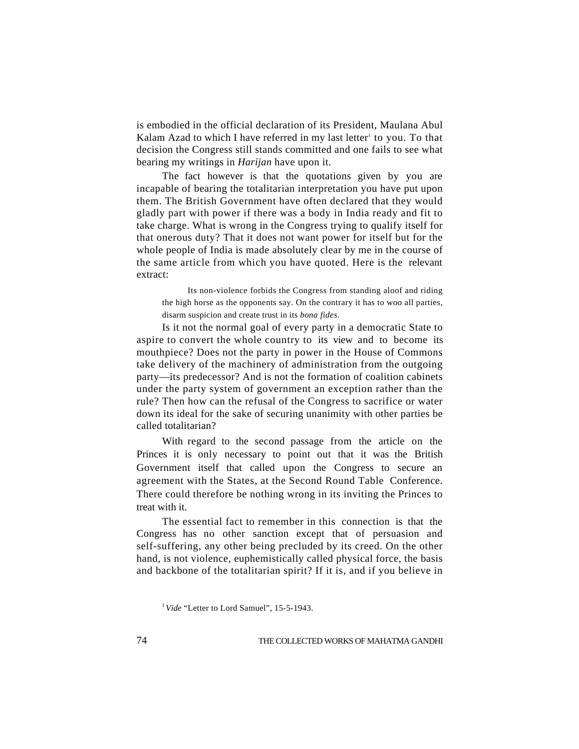is embodied in the official declaration of its President, Maulana Abul Kalam Azad to which I have referred in my last letter[1] to you. To that decision the Congress still stands committed and one fails to see what bearing my writings in *Harijan* have upon it.

The fact however is that the quotations given by you are incapable of bearing the totalitarian interpretation you have put upon them. The British Government have often declared that they would gladly part with power if there was a body in India ready and fit to take charge. What is wrong in the Congress trying to qualify itself for that onerous duty? That it does not want power for itself but for the whole people of India is made absolutely clear by me in the course of the same article from which you have quoted. Here is the relevant extract:

> Its non-violence forbids the Congress from standing aloof and riding the high horse as the opponents say. On the contrary it has to woo all parties, disarm suspicion and create trust in its *bona fides*.

Is it not the normal goal of every party in a democratic State to aspire to convert the whole country to its view and to become its mouthpiece? Does not the party in power in the House of Commons take delivery of the machinery of administration from the outgoing party—its predecessor? And is not the formation of coalition cabinets under the party system of government an exception rather than the rule? Then how can the refusal of the Congress to sacrifice or water down its ideal for the sake of securing unanimity with other parties be called totalitarian?

With regard to the second passage from the article on the Princes it is only necessary to point out that it was the British Government itself that called upon the Congress to secure an agreement with the States, at the Second Round Table Conference. There could therefore be nothing wrong in its inviting the Princes to treat with it.

The essential fact to remember in this connection is that the Congress has no other sanction except that of persuasion and self-suffering, any other being precluded by its creed. On the other hand, is not violence, euphemistically called physical force, the basis and backbone of the totalitarian spirit? If it is, and if you believe in

[1] *Vide* "Letter to Lord Samuel", 15-5-1943.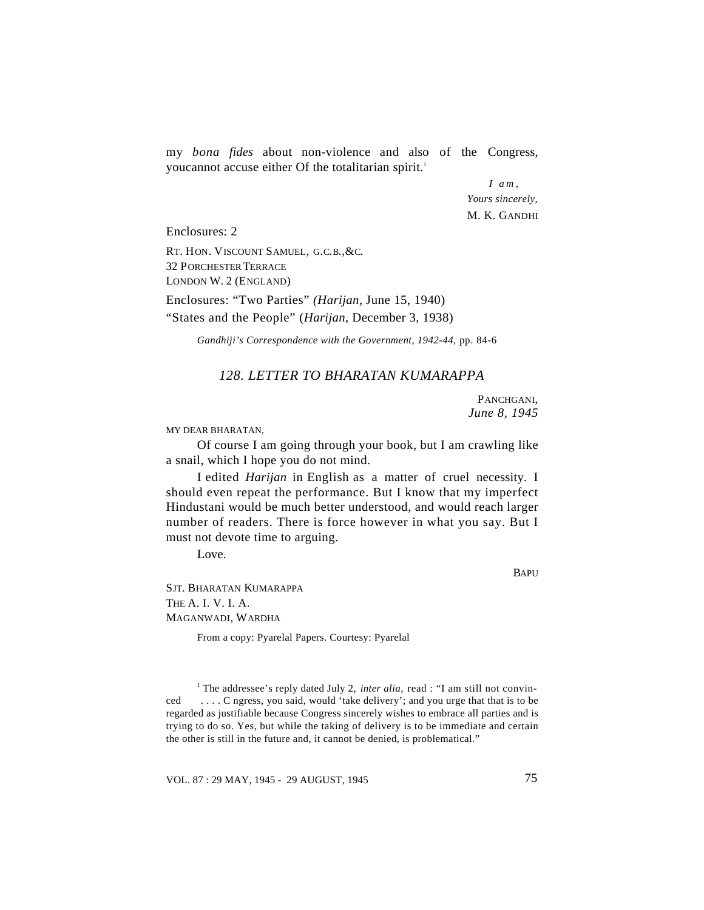my *bona fides* about non-violence and also of the Congress, youcannot accuse either Of the totalitarian spirit.[1]

*I am,*
*Yours sincerely,*
M. K. GANDHI

Enclosures: 2

RT. HON. VISCOUNT SAMUEL, G.C.B.,&C.
32 PORCHESTER TERRACE
LONDON W. 2 (ENGLAND)

Enclosures: "Two Parties" *(Harijan*, June 15, 1940)
"States and the People" (*Harijan*, December 3, 1938)

*Gandhiji's Correspondence with the Government, 1942-44*, pp. 84-6

## *128. LETTER TO BHARATAN KUMARAPPA*

PANCHGANI,
*June 8, 1945*

MY DEAR BHARATAN,

Of course I am going through your book, but I am crawling like a snail, which I hope you do not mind.

I edited *Harijan* in English as a matter of cruel necessity. I should even repeat the performance. But I know that my imperfect Hindustani would be much better understood, and would reach larger number of readers. There is force however in what you say. But I must not devote time to arguing.

Love.

BAPU

SJT. BHARATAN KUMARAPPA
THE A. I. V. I. A.
MAGANWADI, WARDHA

From a copy: Pyarelal Papers. Courtesy: Pyarelal

---

[1] The addressee's reply dated July 2, *inter alia,* read : "I am still not convinced . . . . C ngress, you said, would 'take delivery'; and you urge that that is to be regarded as justifiable because Congress sincerely wishes to embrace all parties and is trying to do so. Yes, but while the taking of delivery is to be immediate and certain the other is still in the future and, it cannot be denied, is problematical."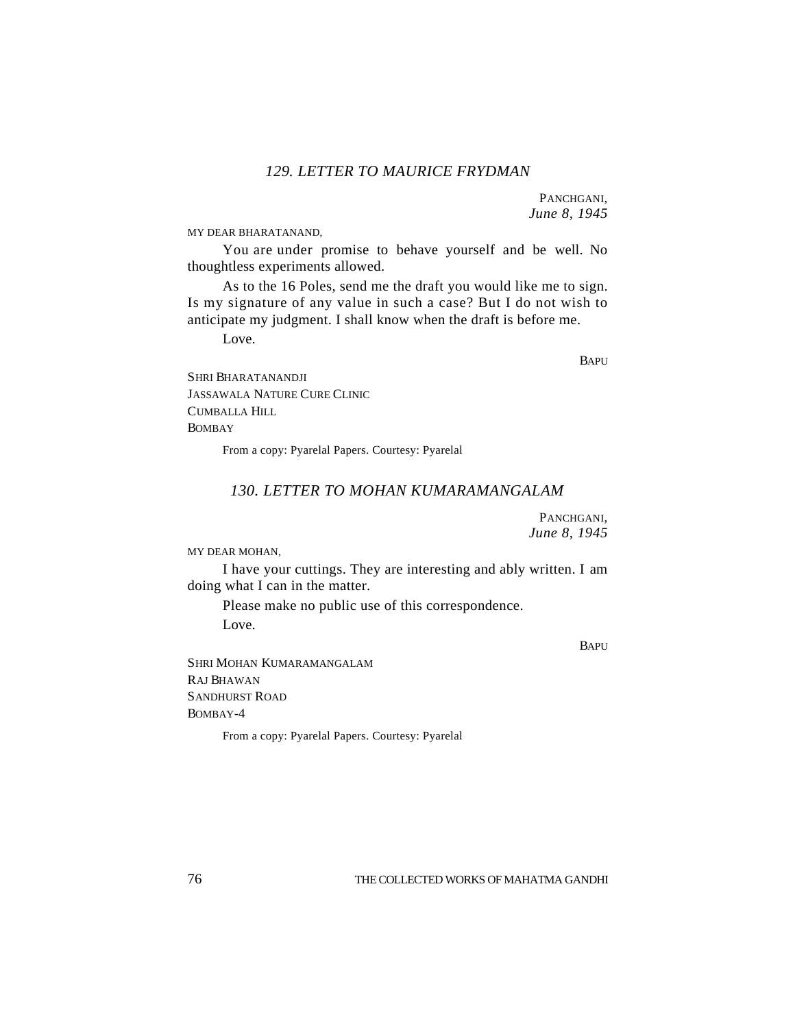### *129. LETTER TO MAURICE FRYDMAN*

PANCHGANI,
*June 8, 1945*

MY DEAR BHARATANAND,

You are under promise to behave yourself and be well. No thoughtless experiments allowed.

As to the 16 Poles, send me the draft you would like me to sign. Is my signature of any value in such a case? But I do not wish to anticipate my judgment. I shall know when the draft is before me.

Love.

BAPU

SHRI BHARATANANDJI
JASSAWALA NATURE CURE CLINIC
CUMBALLA HILL
BOMBAY

From a copy: Pyarelal Papers. Courtesy: Pyarelal

### *130. LETTER TO MOHAN KUMARAMANGALAM*

PANCHGANI,
*June 8, 1945*

MY DEAR MOHAN,

I have your cuttings. They are interesting and ably written. I am doing what I can in the matter.

Please make no public use of this correspondence.

Love.

BAPU

SHRI MOHAN KUMARAMANGALAM
RAJ BHAWAN
SANDHURST ROAD
BOMBAY-4

From a copy: Pyarelal Papers. Courtesy: Pyarelal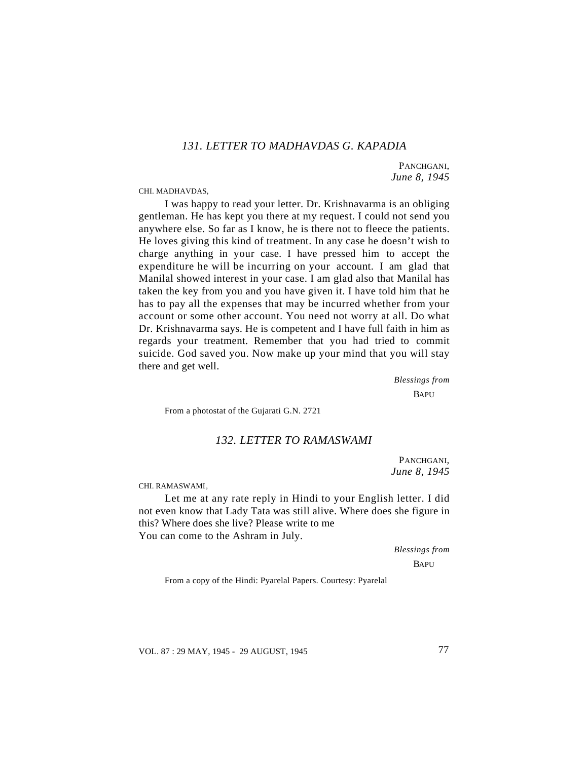## *131. LETTER TO MADHAVDAS G. KAPADIA*

PANCHGANI,
*June 8, 1945*

CHI. MADHAVDAS,

I was happy to read your letter. Dr. Krishnavarma is an obliging gentleman. He has kept you there at my request. I could not send you anywhere else. So far as I know, he is there not to fleece the patients. He loves giving this kind of treatment. In any case he doesn't wish to charge anything in your case. I have pressed him to accept the expenditure he will be incurring on your account. I am glad that Manilal showed interest in your case. I am glad also that Manilal has taken the key from you and you have given it. I have told him that he has to pay all the expenses that may be incurred whether from your account or some other account. You need not worry at all. Do what Dr. Krishnavarma says. He is competent and I have full faith in him as regards your treatment. Remember that you had tried to commit suicide. God saved you. Now make up your mind that you will stay there and get well.

*Blessings from*
BAPU

From a photostat of the Gujarati G.N. 2721

## *132. LETTER TO RAMASWAMI*

PANCHGANI,
*June 8, 1945*

CHI. RAMASWAMI,

Let me at any rate reply in Hindi to your English letter. I did not even know that Lady Tata was still alive. Where does she figure in this? Where does she live? Please write to me
You can come to the Ashram in July.

*Blessings from*
BAPU

From a copy of the Hindi: Pyarelal Papers. Courtesy: Pyarelal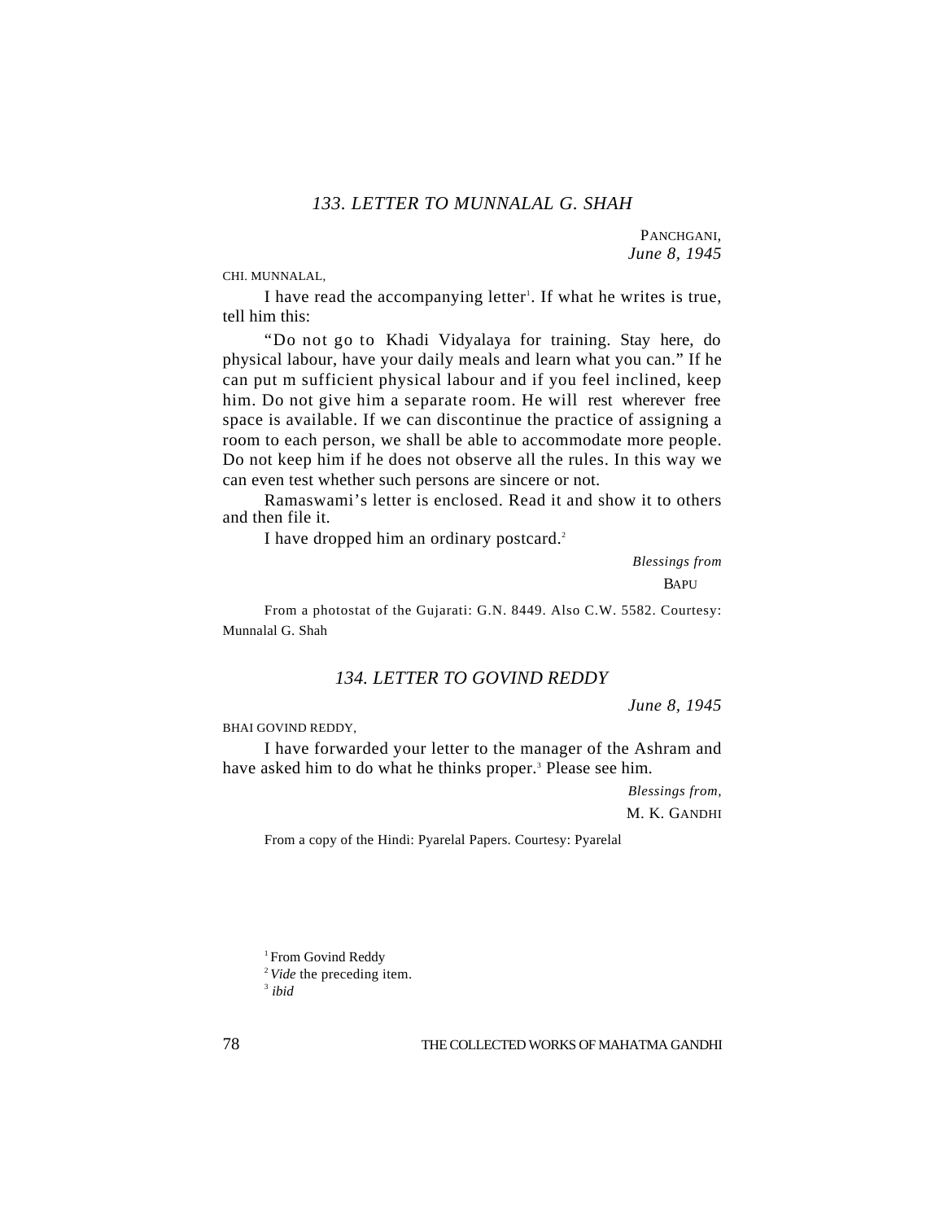## *133. LETTER TO MUNNALAL G. SHAH*

PANCHGANI,
*June 8, 1945*

CHI. MUNNALAL,

I have read the accompanying letter[1]. If what he writes is true, tell him this:

"Do not go to Khadi Vidyalaya for training. Stay here, do physical labour, have your daily meals and learn what you can." If he can put m sufficient physical labour and if you feel inclined, keep him. Do not give him a separate room. He will rest wherever free space is available. If we can discontinue the practice of assigning a room to each person, we shall be able to accommodate more people. Do not keep him if he does not observe all the rules. In this way we can even test whether such persons are sincere or not.

Ramaswami's letter is enclosed. Read it and show it to others and then file it.

I have dropped him an ordinary postcard.[2]

*Blessings from*
BAPU

From a photostat of the Gujarati: G.N. 8449. Also C.W. 5582. Courtesy: Munnalal G. Shah

## *134. LETTER TO GOVIND REDDY*

*June 8, 1945*

BHAI GOVIND REDDY,

I have forwarded your letter to the manager of the Ashram and have asked him to do what he thinks proper.[3] Please see him.

*Blessings from,*
M. K. GANDHI

From a copy of the Hindi: Pyarelal Papers. Courtesy: Pyarelal

[1] From Govind Reddy
[2] *Vide* the preceding item.
[3] *ibid*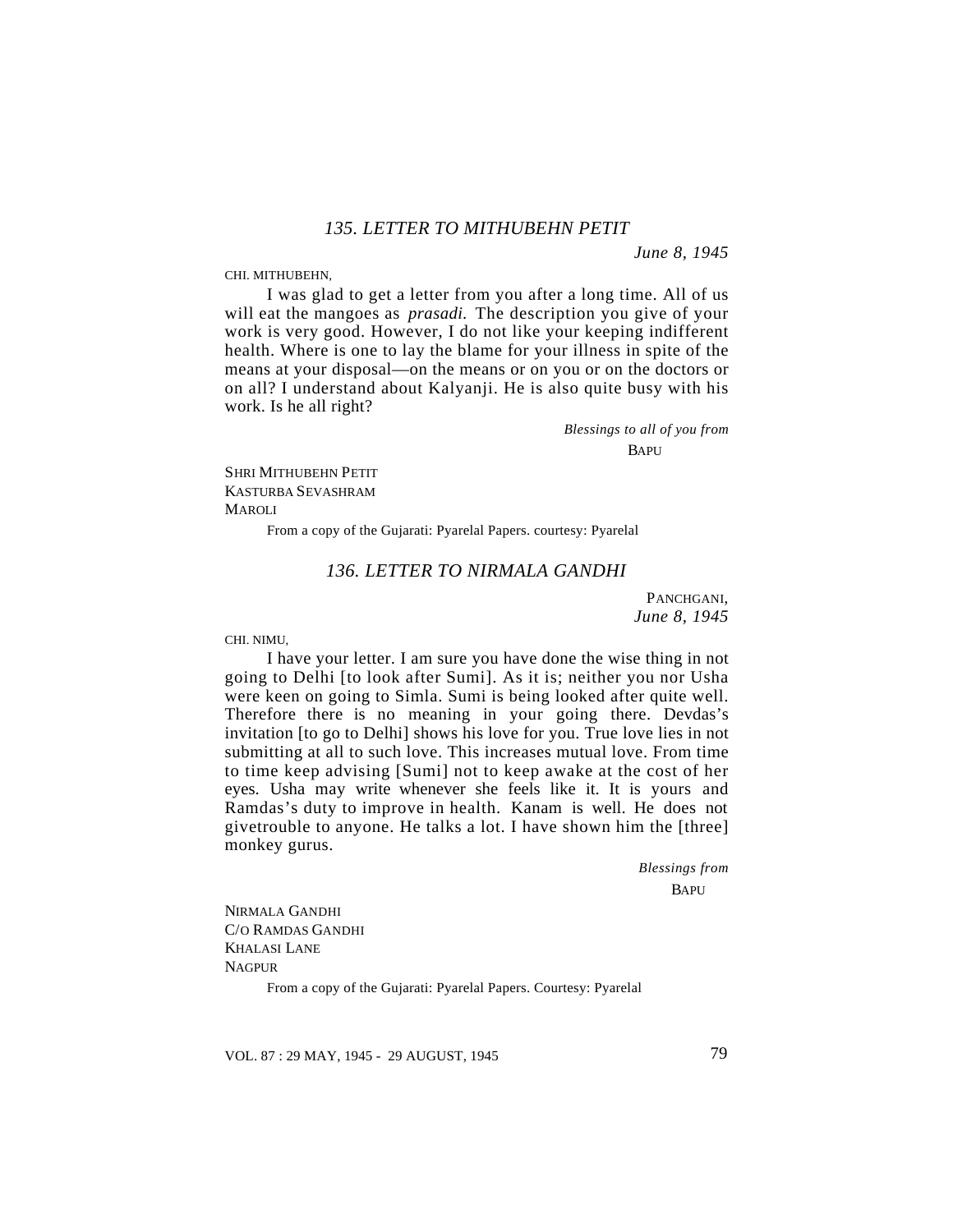## *135. LETTER TO MITHUBEHN PETIT*

*June 8, 1945*

CHI. MITHUBEHN,

I was glad to get a letter from you after a long time. All of us will eat the mangoes as *prasadi.* The description you give of your work is very good. However, I do not like your keeping indifferent health. Where is one to lay the blame for your illness in spite of the means at your disposal—on the means or on you or on the doctors or on all? I understand about Kalyanji. He is also quite busy with his work. Is he all right?

*Blessings to all of you from*

BAPU

SHRI MITHUBEHN PETIT
KASTURBA SEVASHRAM
MAROLI

From a copy of the Gujarati: Pyarelal Papers. courtesy: Pyarelal

## *136. LETTER TO NIRMALA GANDHI*

PANCHGANI,
*June 8, 1945*

CHI. NIMU,

I have your letter. I am sure you have done the wise thing in not going to Delhi [to look after Sumi]. As it is; neither you nor Usha were keen on going to Simla. Sumi is being looked after quite well. Therefore there is no meaning in your going there. Devdas's invitation [to go to Delhi] shows his love for you. True love lies in not submitting at all to such love. This increases mutual love. From time to time keep advising [Sumi] not to keep awake at the cost of her eyes. Usha may write whenever she feels like it. It is yours and Ramdas's duty to improve in health. Kanam is well. He does not givetrouble to anyone. He talks a lot. I have shown him the [three] monkey gurus.

*Blessings from*

BAPU

NIRMALA GANDHI
C/O RAMDAS GANDHI
KHALASI LANE
NAGPUR

From a copy of the Gujarati: Pyarelal Papers. Courtesy: Pyarelal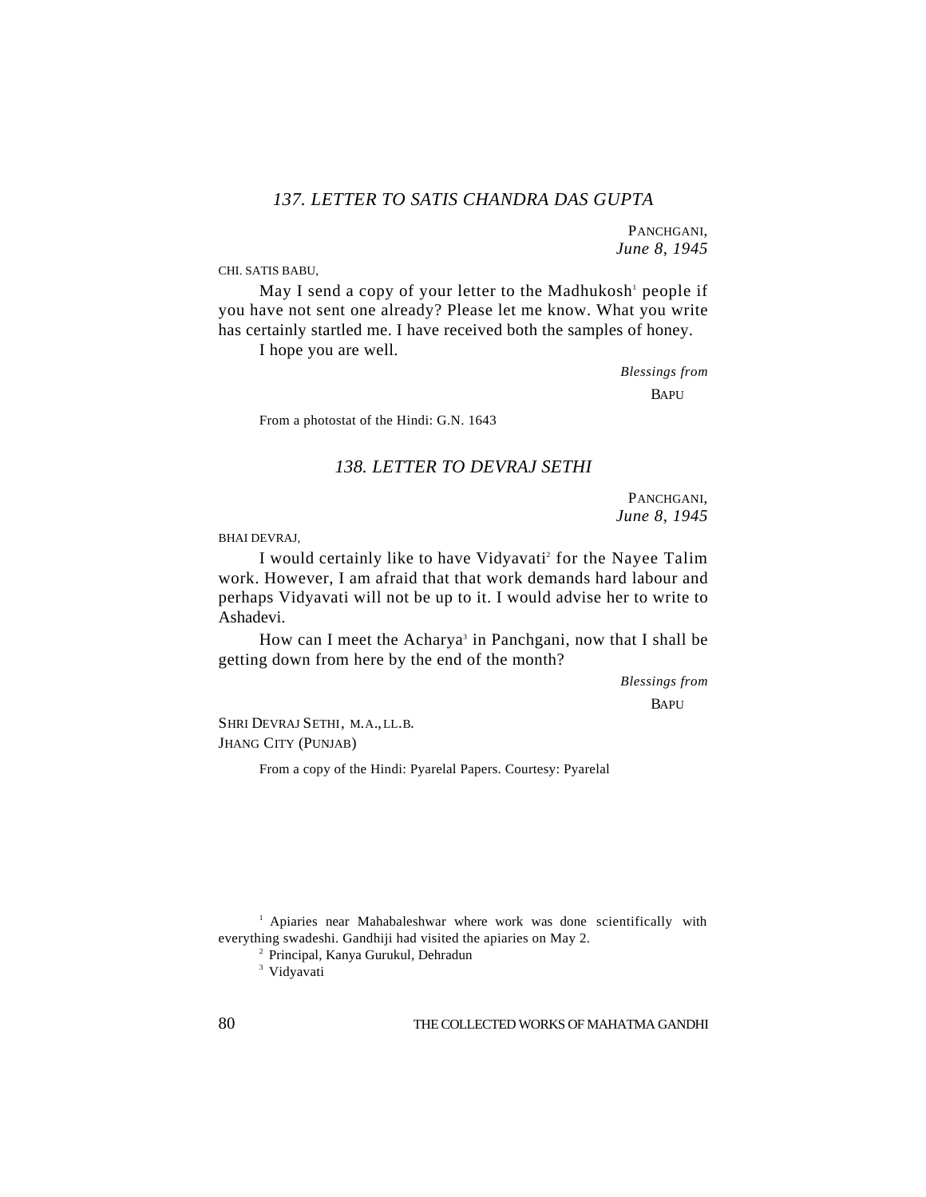### *137. LETTER TO SATIS CHANDRA DAS GUPTA*

PANCHGANI,
*June 8, 1945*

CHI. SATIS BABU,

May I send a copy of your letter to the Madhukosh[1] people if you have not sent one already? Please let me know. What you write has certainly startled me. I have received both the samples of honey.

I hope you are well.

*Blessings from*
BAPU

From a photostat of the Hindi: G.N. 1643

### *138. LETTER TO DEVRAJ SETHI*

PANCHGANI,
*June 8, 1945*

BHAI DEVRAJ,

I would certainly like to have Vidyavati[2] for the Nayee Talim work. However, I am afraid that that work demands hard labour and perhaps Vidyavati will not be up to it. I would advise her to write to Ashadevi.

How can I meet the Acharya[3] in Panchgani, now that I shall be getting down from here by the end of the month?

*Blessings from*
BAPU

SHRI DEVRAJ SETHI, M.A., LL.B.
JHANG CITY (PUNJAB)

From a copy of the Hindi: Pyarelal Papers. Courtesy: Pyarelal

---

[1] Apiaries near Mahabaleshwar where work was done scientifically with everything swadeshi. Gandhiji had visited the apiaries on May 2.

[2] Principal, Kanya Gurukul, Dehradun

[3] Vidyavati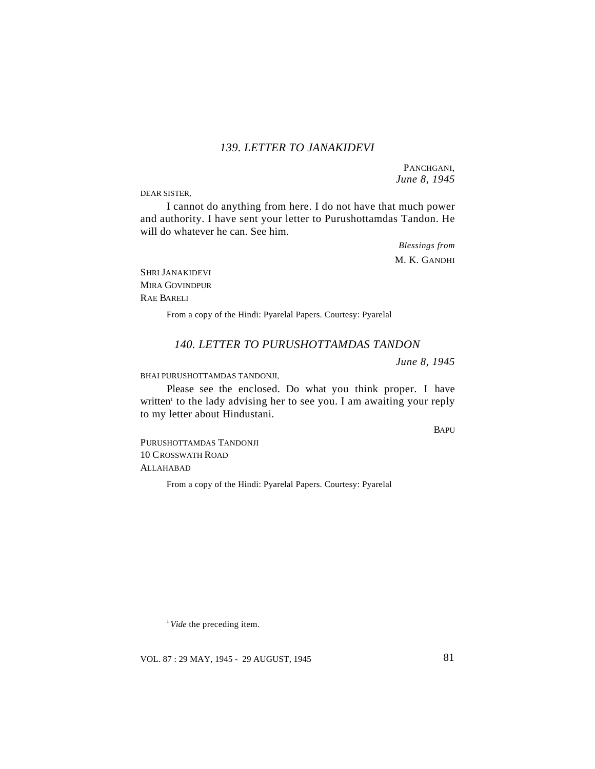## 139. LETTER TO JANAKIDEVI

PANCHGANI,
*June 8, 1945*

DEAR SISTER,

I cannot do anything from here. I do not have that much power and authority. I have sent your letter to Purushottamdas Tandon. He will do whatever he can. See him.

*Blessings from*
M. K. GANDHI

SHRI JANAKIDEVI
MIRA GOVINDPUR
RAE BARELI

From a copy of the Hindi: Pyarelal Papers. Courtesy: Pyarelal

## 140. LETTER TO PURUSHOTTAMDAS TANDON

*June 8, 1945*

BHAI PURUSHOTTAMDAS TANDONJI,

Please see the enclosed. Do what you think proper. I have written[1] to the lady advising her to see you. I am awaiting your reply to my letter about Hindustani.

BAPU

PURUSHOTTAMDAS TANDONJI
10 CROSSWATH ROAD
ALLAHABAD

From a copy of the Hindi: Pyarelal Papers. Courtesy: Pyarelal

[1] *Vide* the preceding item.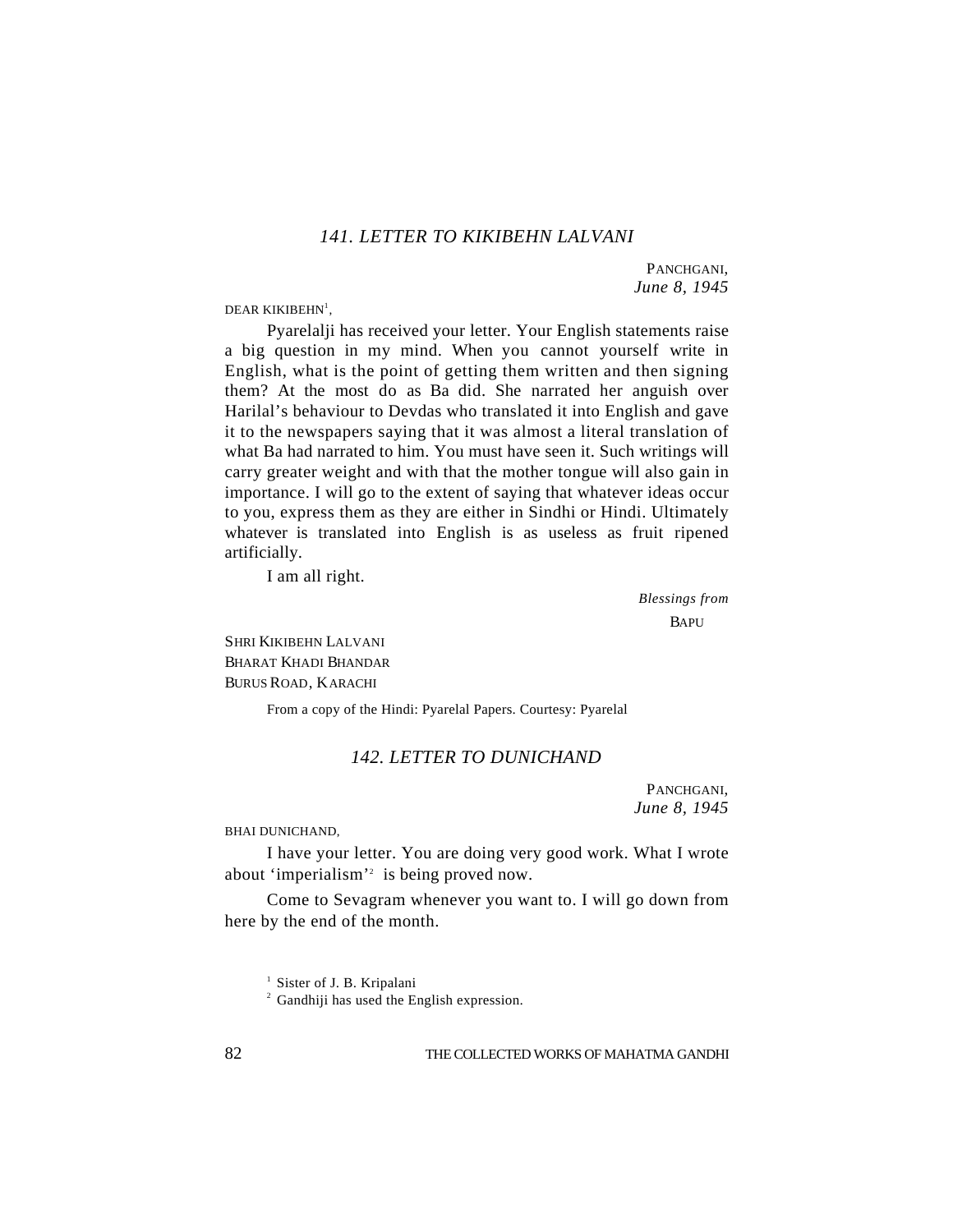## *141. LETTER TO KIKIBEHN LALVANI*

PANCHGANI,
*June 8, 1945*

DEAR KIKIBEHN[1],

Pyarelalji has received your letter. Your English statements raise a big question in my mind. When you cannot yourself write in English, what is the point of getting them written and then signing them? At the most do as Ba did. She narrated her anguish over Harilal's behaviour to Devdas who translated it into English and gave it to the newspapers saying that it was almost a literal translation of what Ba had narrated to him. You must have seen it. Such writings will carry greater weight and with that the mother tongue will also gain in importance. I will go to the extent of saying that whatever ideas occur to you, express them as they are either in Sindhi or Hindi. Ultimately whatever is translated into English is as useless as fruit ripened artificially.

I am all right.

*Blessings from*
BAPU

SHRI KIKIBEHN LALVANI
BHARAT KHADI BHANDAR
BURUS ROAD, KARACHI

From a copy of the Hindi: Pyarelal Papers. Courtesy: Pyarelal

## *142. LETTER TO DUNICHAND*

PANCHGANI,
*June 8, 1945*

BHAI DUNICHAND,

I have your letter. You are doing very good work. What I wrote about 'imperialism'[2] is being proved now.

Come to Sevagram whenever you want to. I will go down from here by the end of the month.

[1] Sister of J. B. Kripalani
[2] Gandhiji has used the English expression.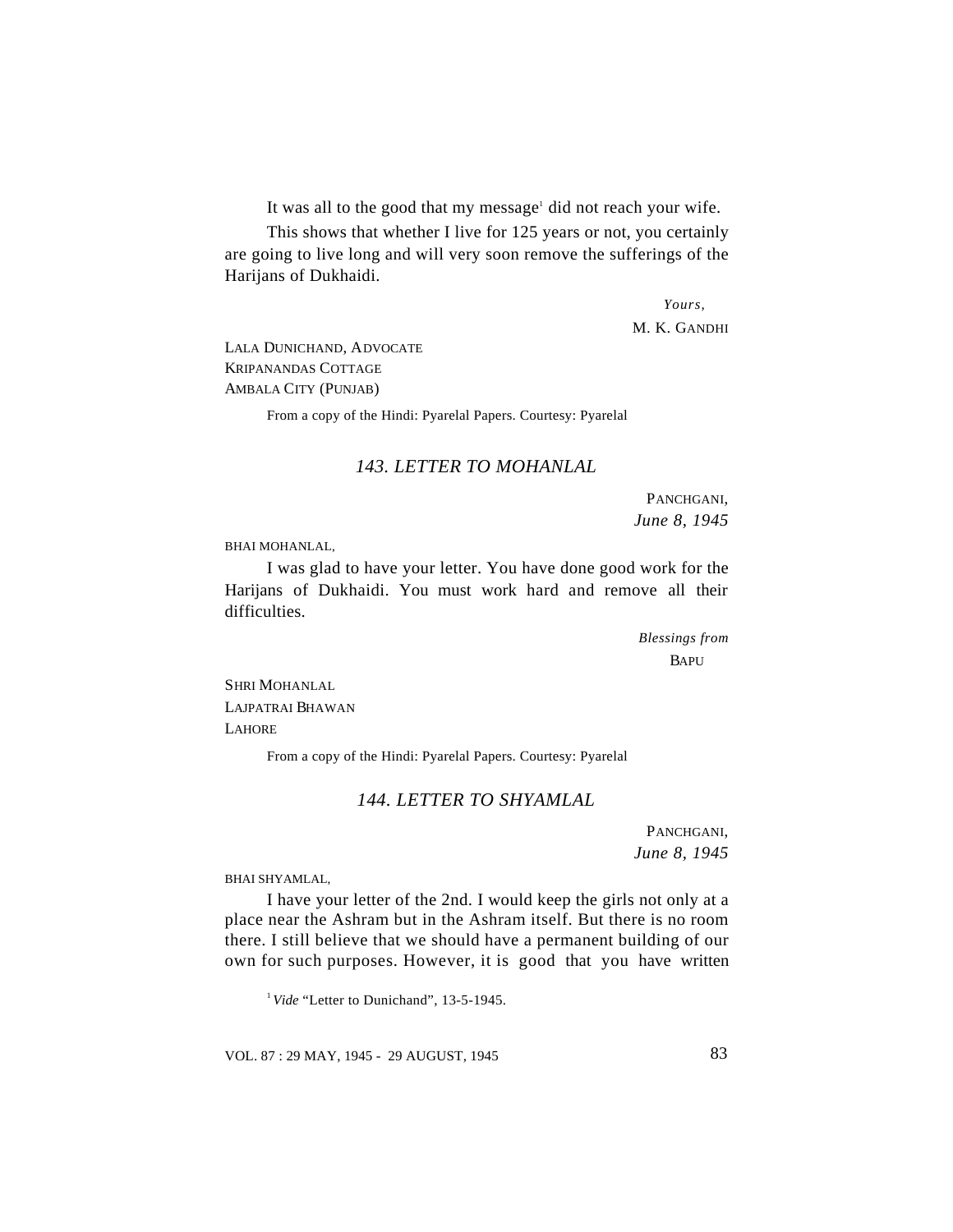It was all to the good that my message[1] did not reach your wife.

This shows that whether I live for 125 years or not, you certainly are going to live long and will very soon remove the sufferings of the Harijans of Dukhaidi.

*Yours,*
M. K. GANDHI

LALA DUNICHAND, ADVOCATE
KRIPANANDAS COTTAGE
AMBALA CITY (PUNJAB)

From a copy of the Hindi: Pyarelal Papers. Courtesy: Pyarelal

### *143. LETTER TO MOHANLAL*

PANCHGANI,
*June 8, 1945*

BHAI MOHANLAL,

I was glad to have your letter. You have done good work for the Harijans of Dukhaidi. You must work hard and remove all their difficulties.

*Blessings from*
BAPU

SHRI MOHANLAL
LAJPATRAI BHAWAN
LAHORE

From a copy of the Hindi: Pyarelal Papers. Courtesy: Pyarelal

### *144. LETTER TO SHYAMLAL*

PANCHGANI,
*June 8, 1945*

BHAI SHYAMLAL,

I have your letter of the 2nd. I would keep the girls not only at a place near the Ashram but in the Ashram itself. But there is no room there. I still believe that we should have a permanent building of our own for such purposes. However, it is good that you have written

[1] *Vide* "Letter to Dunichand", 13-5-1945.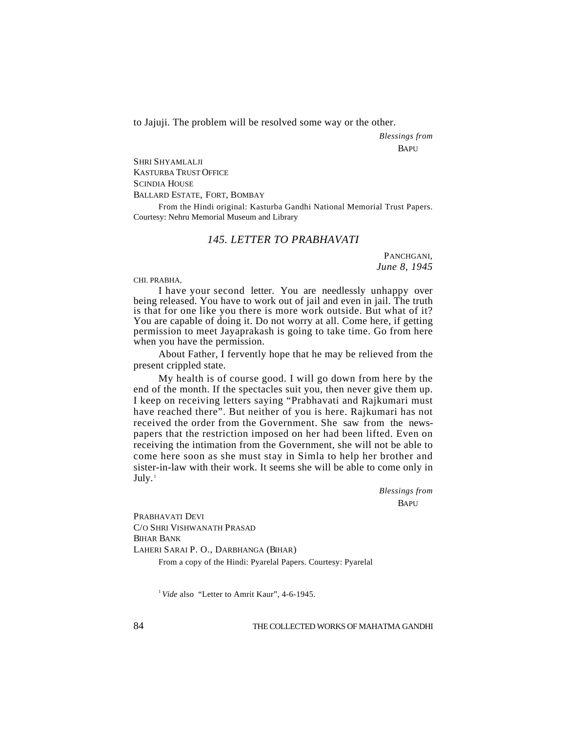to Jajuji. The problem will be resolved some way or the other.

*Blessings from*
BAPU

SHRI SHYAMLALJI
KASTURBA TRUST OFFICE
SCINDIA HOUSE
BALLARD ESTATE, FORT, BOMBAY

From the Hindi original: Kasturba Gandhi National Memorial Trust Papers. Courtesy: Nehru Memorial Museum and Library

## *145. LETTER TO PRABHAVATI*

PANCHGANI,
*June 8, 1945*

CHI. PRABHA,

I have your second letter. You are needlessly unhappy over being released. You have to work out of jail and even in jail. The truth is that for one like you there is more work outside. But what of it? You are capable of doing it. Do not worry at all. Come here, if getting permission to meet Jayaprakash is going to take time. Go from here when you have the permission.

About Father, I fervently hope that he may be relieved from the present crippled state.

My health is of course good. I will go down from here by the end of the month. If the spectacles suit you, then never give them up. I keep on receiving letters saying "Prabhavati and Rajkumari must have reached there". But neither of you is here. Rajkumari has not received the order from the Government. She saw from the newspapers that the restriction imposed on her had been lifted. Even on receiving the intimation from the Government, she will not be able to come here soon as she must stay in Simla to help her brother and sister-in-law with their work. It seems she will be able to come only in July.[1]

*Blessings from*
BAPU

PRABHAVATI DEVI
C/O SHRI VISHWANATH PRASAD
BIHAR BANK
LAHERI SARAI P. O., DARBHANGA (BIHAR)

From a copy of the Hindi: Pyarelal Papers. Courtesy: Pyarelal

[1] *Vide* also "Letter to Amrit Kaur", 4-6-1945.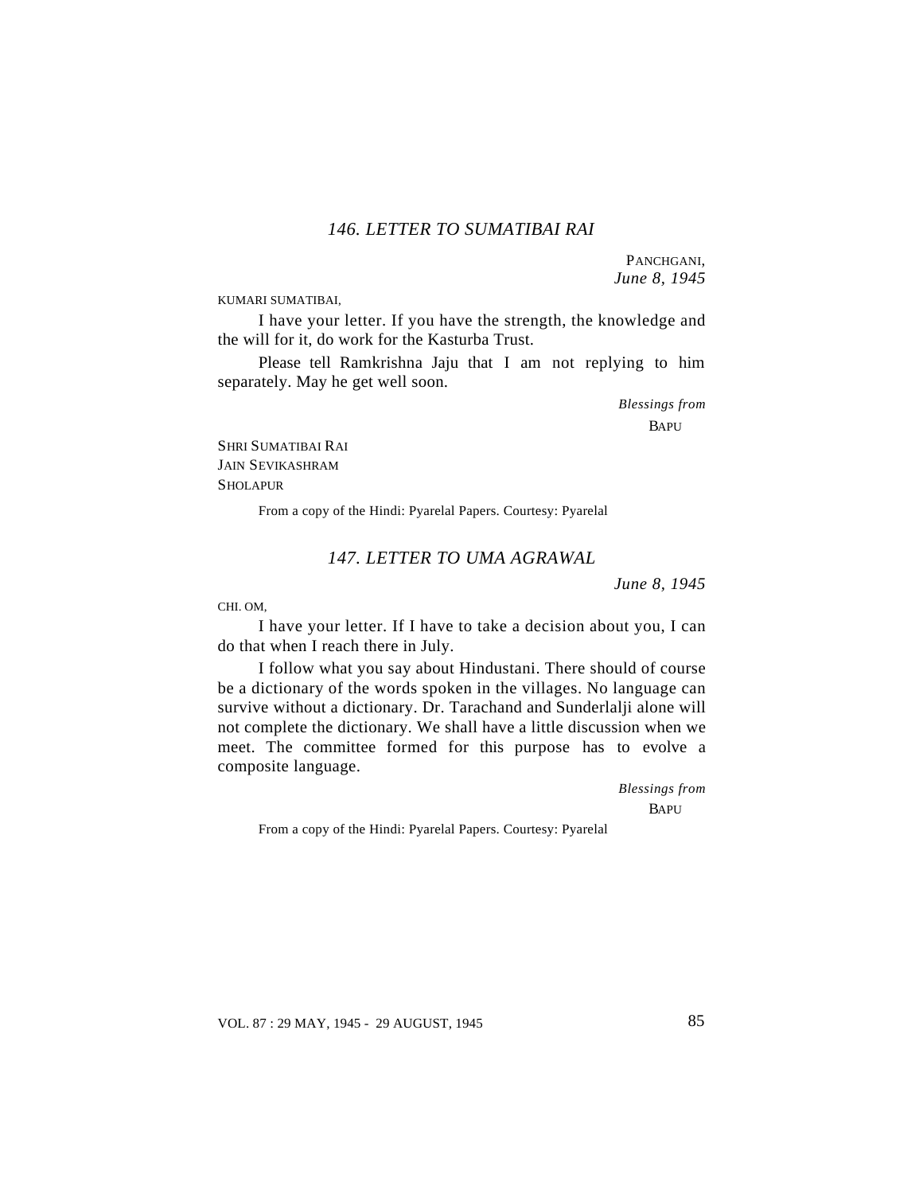### *146. LETTER TO SUMATIBAI RAI*

PANCHGANI,
*June 8, 1945*

KUMARI SUMATIBAI,

I have your letter. If you have the strength, the knowledge and the will for it, do work for the Kasturba Trust.

Please tell Ramkrishna Jaju that I am not replying to him separately. May he get well soon.

*Blessings from*
BAPU

SHRI SUMATIBAI RAI
JAIN SEVIKASHRAM
SHOLAPUR

From a copy of the Hindi: Pyarelal Papers. Courtesy: Pyarelal

### *147. LETTER TO UMA AGRAWAL*

*June 8, 1945*

CHI. OM,

I have your letter. If I have to take a decision about you, I can do that when I reach there in July.

I follow what you say about Hindustani. There should of course be a dictionary of the words spoken in the villages. No language can survive without a dictionary. Dr. Tarachand and Sunderlalji alone will not complete the dictionary. We shall have a little discussion when we meet. The committee formed for this purpose has to evolve a composite language.

*Blessings from*
BAPU

From a copy of the Hindi: Pyarelal Papers. Courtesy: Pyarelal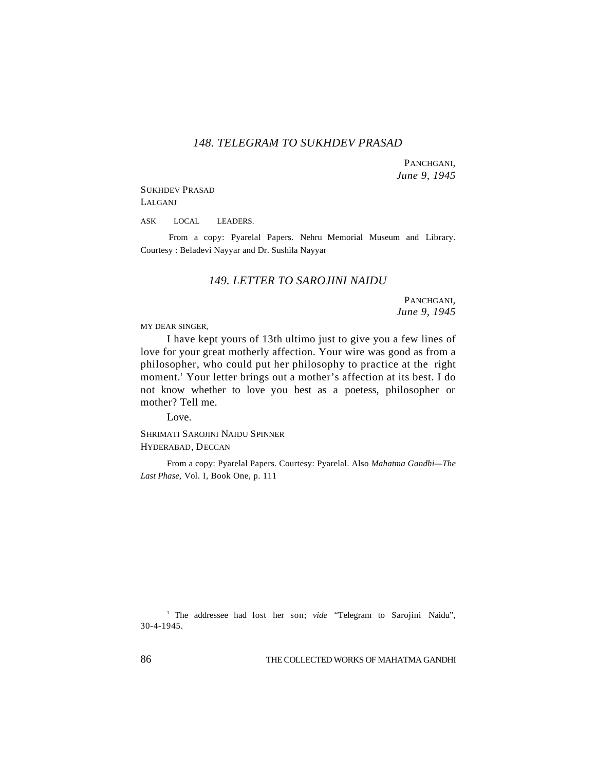### *148. TELEGRAM TO SUKHDEV PRASAD*

PANCHGANI,
*June 9, 1945*

SUKHDEV PRASAD
LALGANJ

ASK LOCAL LEADERS.

From a copy: Pyarelal Papers. Nehru Memorial Museum and Library. Courtesy : Beladevi Nayyar and Dr. Sushila Nayyar

### *149. LETTER TO SAROJINI NAIDU*

PANCHGANI,
*June 9, 1945*

MY DEAR SINGER,

I have kept yours of 13th ultimo just to give you a few lines of love for your great motherly affection. Your wire was good as from a philosopher, who could put her philosophy to practice at the right moment.[1] Your letter brings out a mother's affection at its best. I do not know whether to love you best as a poetess, philosopher or mother? Tell me.

Love.

SHRIMATI SAROJINI NAIDU SPINNER
HYDERABAD, DECCAN

From a copy: Pyarelal Papers. Courtesy: Pyarelal. Also *Mahatma Gandhi—The Last Phase,* Vol. I, Book One, p. 111

---

[1] The addressee had lost her son; *vide* "Telegram to Sarojini Naidu", 30-4-1945.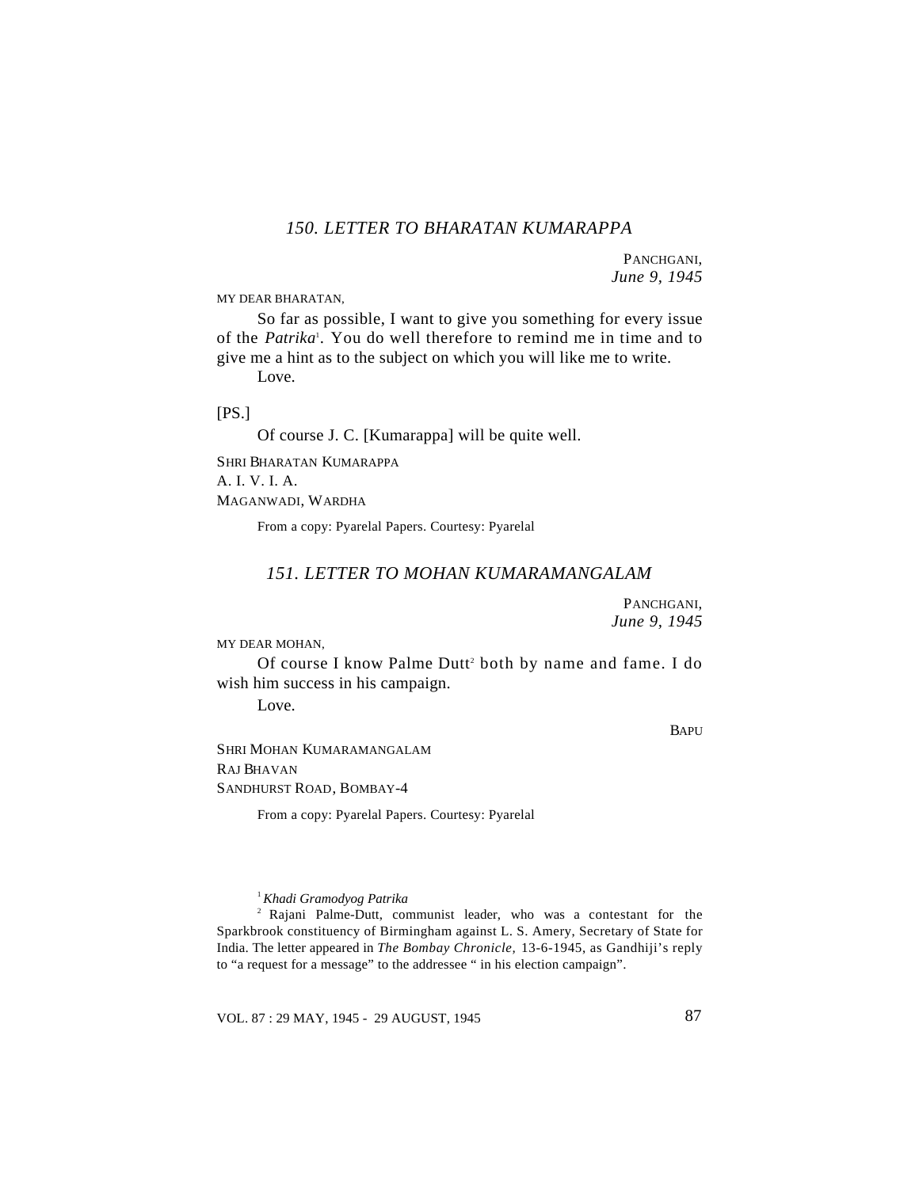## *150. LETTER TO BHARATAN KUMARAPPA*

PANCHGANI,
*June 9, 1945*

MY DEAR BHARATAN,

So far as possible, I want to give you something for every issue of the *Patrika*[1]. You do well therefore to remind me in time and to give me a hint as to the subject on which you will like me to write.

Love.

[PS.]

Of course J. C. [Kumarappa] will be quite well.

SHRI BHARATAN KUMARAPPA
A. I. V. I. A.
MAGANWADI, WARDHA

From a copy: Pyarelal Papers. Courtesy: Pyarelal

## *151. LETTER TO MOHAN KUMARAMANGALAM*

PANCHGANI,
*June 9, 1945*

MY DEAR MOHAN,

Of course I know Palme Dutt[2] both by name and fame. I do wish him success in his campaign.

Love.

BAPU

SHRI MOHAN KUMARAMANGALAM
RAJ BHAVAN
SANDHURST ROAD, BOMBAY-4

From a copy: Pyarelal Papers. Courtesy: Pyarelal

---

[1] *Khadi Gramodyog Patrika*

[2] Rajani Palme-Dutt, communist leader, who was a contestant for the Sparkbrook constituency of Birmingham against L. S. Amery, Secretary of State for India. The letter appeared in *The Bombay Chronicle*, 13-6-1945, as Gandhiji's reply to "a request for a message" to the addressee " in his election campaign".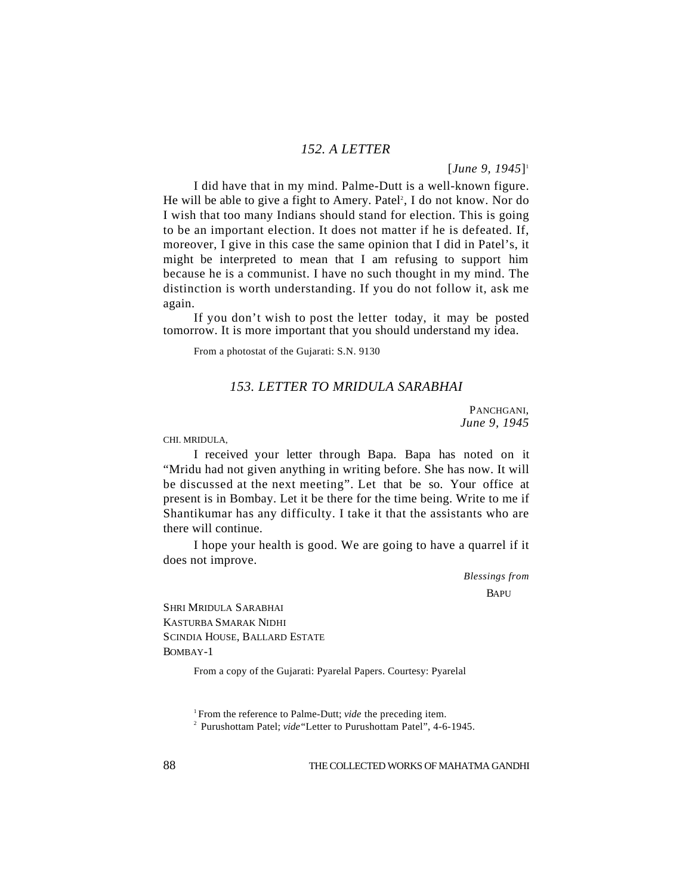## 152. A LETTER

[*June 9, 1945*][1]

I did have that in my mind. Palme-Dutt is a well-known figure. He will be able to give a fight to Amery. Patel[2], I do not know. Nor do I wish that too many Indians should stand for election. This is going to be an important election. It does not matter if he is defeated. If, moreover, I give in this case the same opinion that I did in Patel's, it might be interpreted to mean that I am refusing to support him because he is a communist. I have no such thought in my mind. The distinction is worth understanding. If you do not follow it, ask me again.

If you don't wish to post the letter today, it may be posted tomorrow. It is more important that you should understand my idea.

From a photostat of the Gujarati: S.N. 9130

## 153. LETTER TO MRIDULA SARABHAI

PANCHGANI,
*June 9, 1945*

CHI. MRIDULA,

I received your letter through Bapa. Bapa has noted on it "Mridu had not given anything in writing before. She has now. It will be discussed at the next meeting". Let that be so. Your office at present is in Bombay. Let it be there for the time being. Write to me if Shantikumar has any difficulty. I take it that the assistants who are there will continue.

I hope your health is good. We are going to have a quarrel if it does not improve.

*Blessings from*
BAPU

SHRI MRIDULA SARABHAI
KASTURBA SMARAK NIDHI
SCINDIA HOUSE, BALLARD ESTATE
BOMBAY-1

From a copy of the Gujarati: Pyarelal Papers. Courtesy: Pyarelal

---

[1] From the reference to Palme-Dutt; *vide* the preceding item.

[2] Purushottam Patel; *vide* "Letter to Purushottam Patel", 4-6-1945.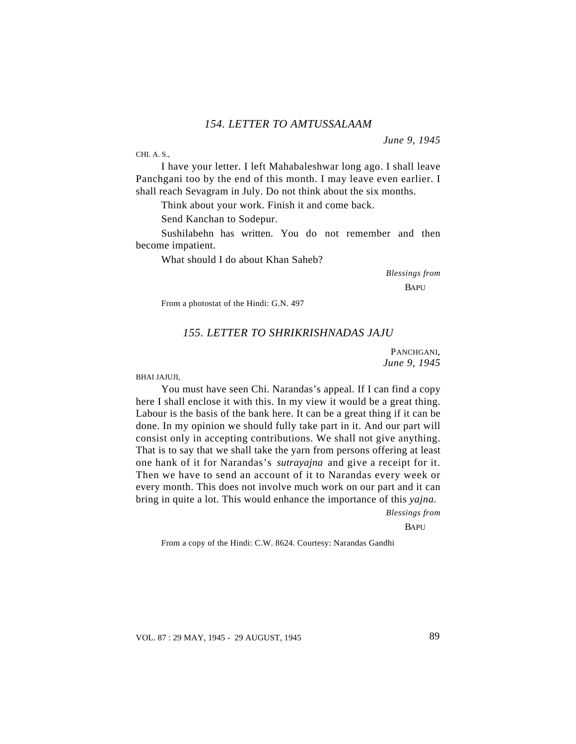## *154. LETTER TO AMTUSSALAAM*

*June 9, 1945*

CHI. A. S.,

I have your letter. I left Mahabaleshwar long ago. I shall leave Panchgani too by the end of this month. I may leave even earlier. I shall reach Sevagram in July. Do not think about the six months.

Think about your work. Finish it and come back.

Send Kanchan to Sodepur.

Sushilabehn has written. You do not remember and then become impatient.

What should I do about Khan Saheb?

*Blessings from*

BAPU

From a photostat of the Hindi: G.N. 497

## *155. LETTER TO SHRIKRISHNADAS JAJU*

PANCHGANI,
*June 9, 1945*

BHAI JAJUJI,

You must have seen Chi. Narandas's appeal. If I can find a copy here I shall enclose it with this. In my view it would be a great thing. Labour is the basis of the bank here. It can be a great thing if it can be done. In my opinion we should fully take part in it. And our part will consist only in accepting contributions. We shall not give anything. That is to say that we shall take the yarn from persons offering at least one hank of it for Narandas's *sutrayajna* and give a receipt for it. Then we have to send an account of it to Narandas every week or every month. This does not involve much work on our part and it can bring in quite a lot. This would enhance the importance of this *yajna*.

*Blessings from*

BAPU

From a copy of the Hindi: C.W. 8624. Courtesy: Narandas Gandhi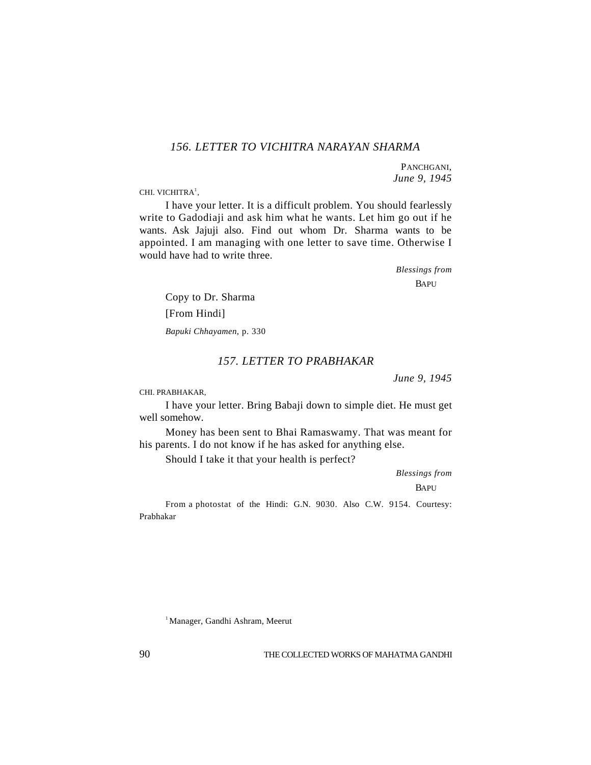## *156. LETTER TO VICHITRA NARAYAN SHARMA*

PANCHGANI,
*June 9, 1945*

CHI. VICHITRA[1],

I have your letter. It is a difficult problem. You should fearlessly write to Gadodiaji and ask him what he wants. Let him go out if he wants. Ask Jajuji also. Find out whom Dr. Sharma wants to be appointed. I am managing with one letter to save time. Otherwise I would have had to write three.

*Blessings from*
BAPU

Copy to Dr. Sharma

[From Hindi]

*Bapuki Chhayamen*, p. 330

## *157. LETTER TO PRABHAKAR*

*June 9, 1945*

CHI. PRABHAKAR,

I have your letter. Bring Babaji down to simple diet. He must get well somehow.

Money has been sent to Bhai Ramaswamy. That was meant for his parents. I do not know if he has asked for anything else.

Should I take it that your health is perfect?

*Blessings from*
BAPU

From a photostat of the Hindi: G.N. 9030. Also C.W. 9154. Courtesy: Prabhakar

[1] Manager, Gandhi Ashram, Meerut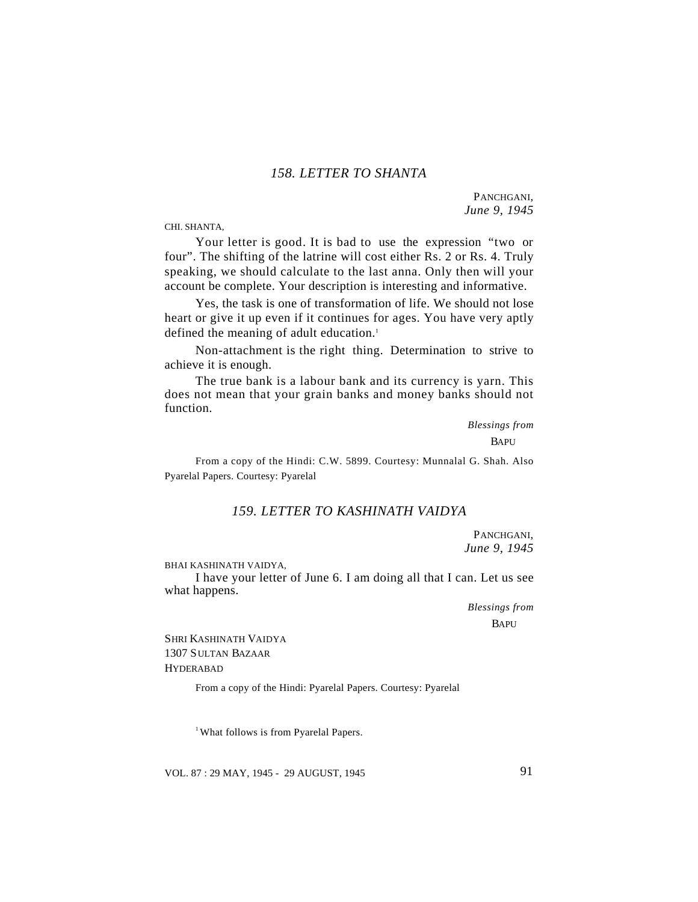## *158. LETTER TO SHANTA*

PANCHGANI,
*June 9, 1945*

CHI. SHANTA,

Your letter is good. It is bad to use the expression "two or four". The shifting of the latrine will cost either Rs. 2 or Rs. 4. Truly speaking, we should calculate to the last anna. Only then will your account be complete. Your description is interesting and informative.

Yes, the task is one of transformation of life. We should not lose heart or give it up even if it continues for ages. You have very aptly defined the meaning of adult education.[1]

Non-attachment is the right thing. Determination to strive to achieve it is enough.

The true bank is a labour bank and its currency is yarn. This does not mean that your grain banks and money banks should not function.

*Blessings from*
BAPU

From a copy of the Hindi: C.W. 5899. Courtesy: Munnalal G. Shah. Also Pyarelal Papers. Courtesy: Pyarelal

## *159. LETTER TO KASHINATH VAIDYA*

PANCHGANI,
*June 9, 1945*

BHAI KASHINATH VAIDYA,

I have your letter of June 6. I am doing all that I can. Let us see what happens.

*Blessings from*
BAPU

SHRI KASHINATH VAIDYA
1307 SULTAN BAZAAR
HYDERABAD

From a copy of the Hindi: Pyarelal Papers. Courtesy: Pyarelal

[1] What follows is from Pyarelal Papers.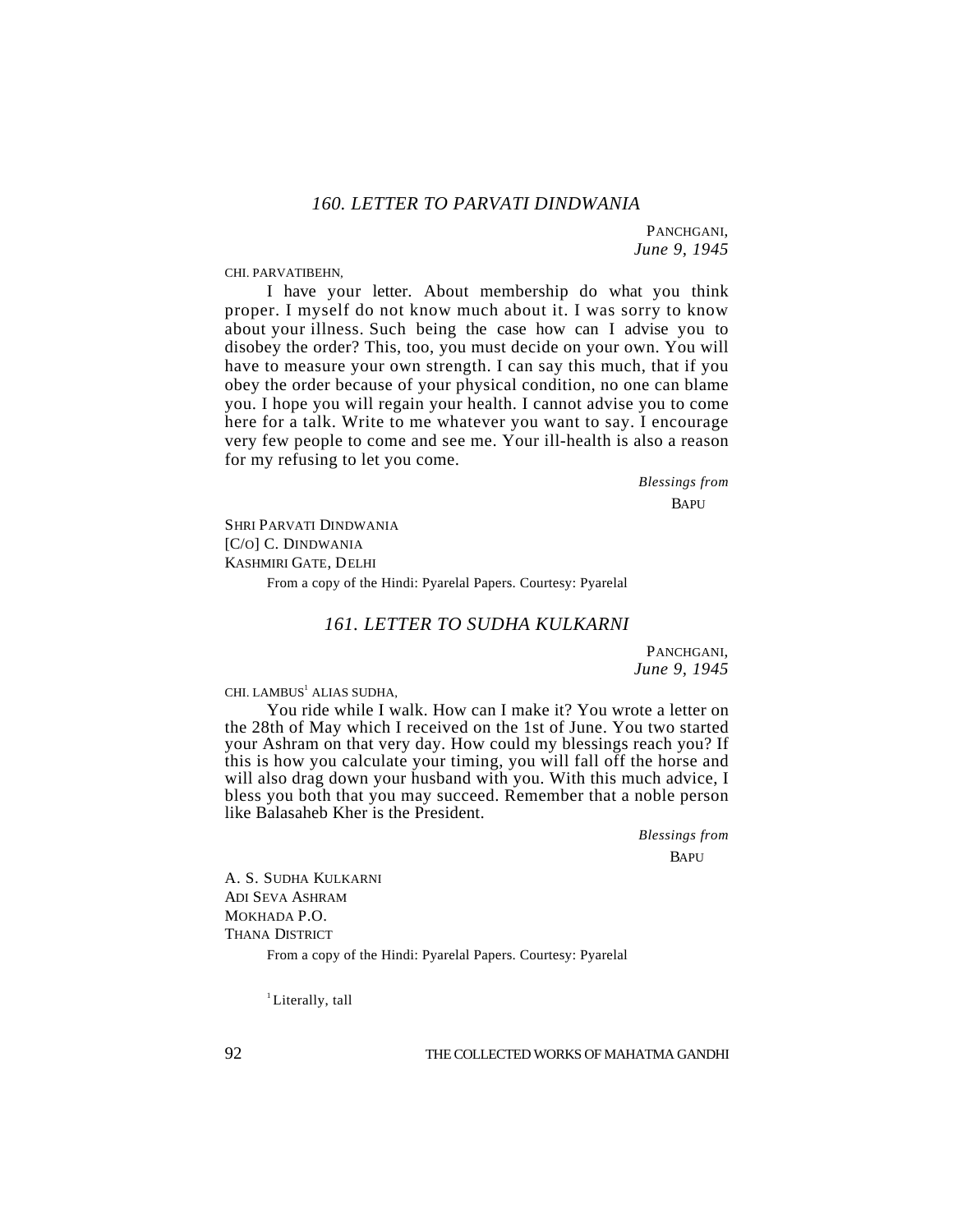## *160. LETTER TO PARVATI DINDWANIA*

PANCHGANI,
*June 9, 1945*

CHI. PARVATIBEHN,

I have your letter. About membership do what you think proper. I myself do not know much about it. I was sorry to know about your illness. Such being the case how can I advise you to disobey the order? This, too, you must decide on your own. You will have to measure your own strength. I can say this much, that if you obey the order because of your physical condition, no one can blame you. I hope you will regain your health. I cannot advise you to come here for a talk. Write to me whatever you want to say. I encourage very few people to come and see me. Your ill-health is also a reason for my refusing to let you come.

*Blessings from*
BAPU

SHRI PARVATI DINDWANIA
[C/O] C. DINDWANIA
KASHMIRI GATE, DELHI

From a copy of the Hindi: Pyarelal Papers. Courtesy: Pyarelal

## *161. LETTER TO SUDHA KULKARNI*

PANCHGANI,
*June 9, 1945*

CHI. LAMBUS[1] ALIAS SUDHA,

You ride while I walk. How can I make it? You wrote a letter on the 28th of May which I received on the 1st of June. You two started your Ashram on that very day. How could my blessings reach you? If this is how you calculate your timing, you will fall off the horse and will also drag down your husband with you. With this much advice, I bless you both that you may succeed. Remember that a noble person like Balasaheb Kher is the President.

*Blessings from*
BAPU

A. S. SUDHA KULKARNI
ADI SEVA ASHRAM
MOKHADA P.O.
THANA DISTRICT

From a copy of the Hindi: Pyarelal Papers. Courtesy: Pyarelal

[1] Literally, tall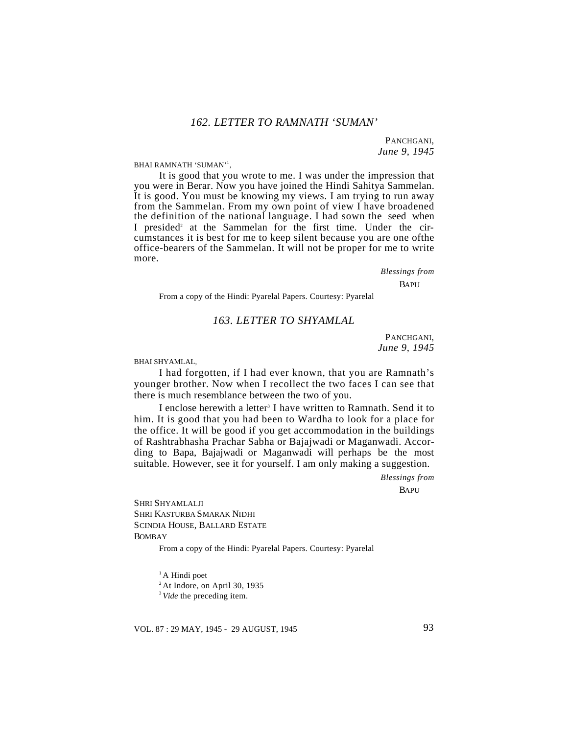## *162. LETTER TO RAMNATH 'SUMAN'*

PANCHGANI,
*June 9, 1945*

BHAI RAMNATH 'SUMAN'[1],

It is good that you wrote to me. I was under the impression that you were in Berar. Now you have joined the Hindi Sahitya Sammelan. It is good. You must be knowing my views. I am trying to run away from the Sammelan. From my own point of view I have broadened the definition of the national language. I had sown the seed when I presided[2] at the Sammelan for the first time. Under the circumstances it is best for me to keep silent because you are one ofthe office-bearers of the Sammelan. It will not be proper for me to write more.

*Blessings from*
BAPU

From a copy of the Hindi: Pyarelal Papers. Courtesy: Pyarelal

## *163. LETTER TO SHYAMLAL*

PANCHGANI,
*June 9, 1945*

BHAI SHYAMLAL,

I had forgotten, if I had ever known, that you are Ramnath's younger brother. Now when I recollect the two faces I can see that there is much resemblance between the two of you.

I enclose herewith a letter[3] I have written to Ramnath. Send it to him. It is good that you had been to Wardha to look for a place for the office. It will be good if you get accommodation in the buildings of Rashtrabhasha Prachar Sabha or Bajajwadi or Maganwadi. According to Bapa, Bajajwadi or Maganwadi will perhaps be the most suitable. However, see it for yourself. I am only making a suggestion.

*Blessings from*
BAPU

SHRI SHYAMLALJI
SHRI KASTURBA SMARAK NIDHI
SCINDIA HOUSE, BALLARD ESTATE
BOMBAY

From a copy of the Hindi: Pyarelal Papers. Courtesy: Pyarelal

[1] A Hindi poet
[2] At Indore, on April 30, 1935
[3] *Vide* the preceding item.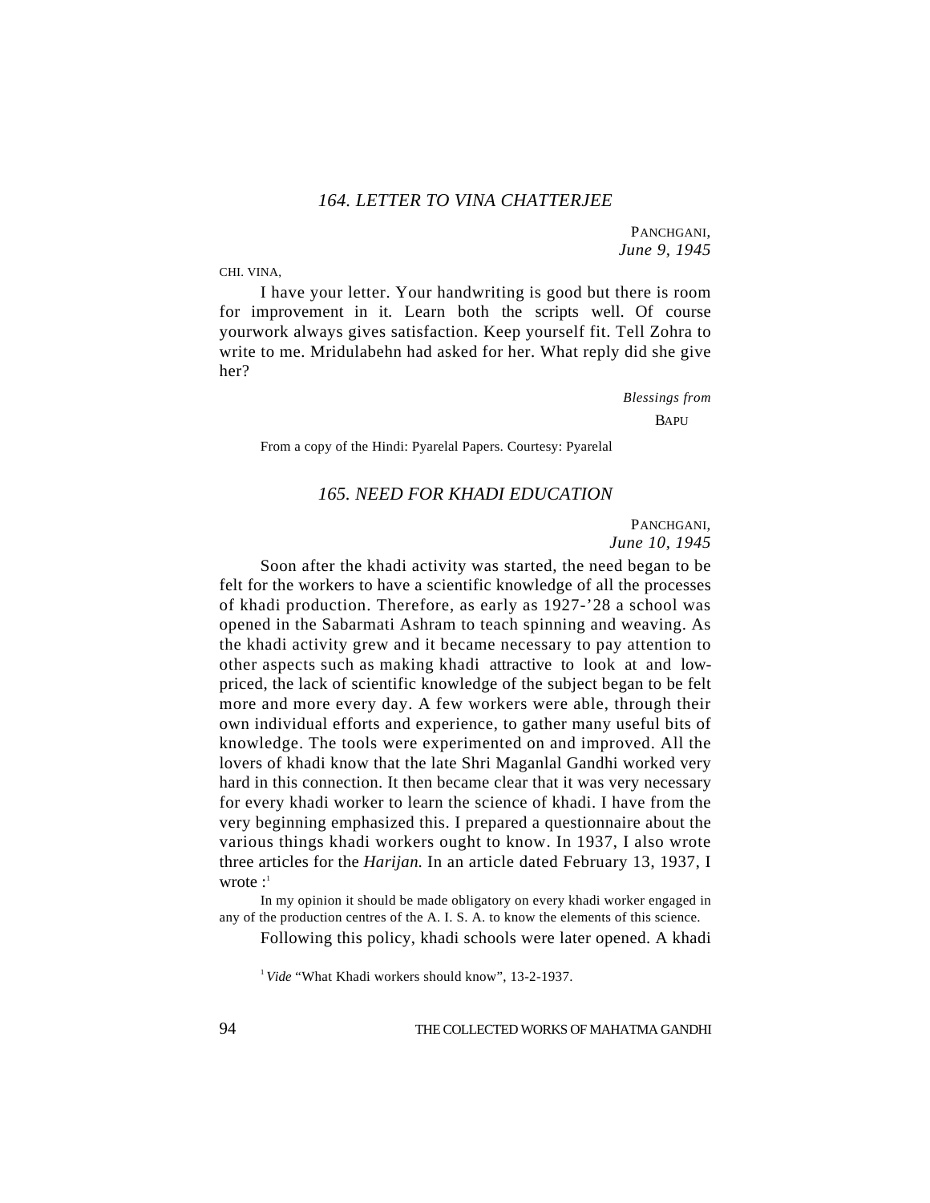### 164. LETTER TO VINA CHATTERJEE

PANCHGANI,
*June 9, 1945*

CHI. VINA,

I have your letter. Your handwriting is good but there is room for improvement in it. Learn both the scripts well. Of course yourwork always gives satisfaction. Keep yourself fit. Tell Zohra to write to me. Mridulabehn had asked for her. What reply did she give her?

*Blessings from*
BAPU

From a copy of the Hindi: Pyarelal Papers. Courtesy: Pyarelal

### 165. NEED FOR KHADI EDUCATION

PANCHGANI,
*June 10, 1945*

Soon after the khadi activity was started, the need began to be felt for the workers to have a scientific knowledge of all the processes of khadi production. Therefore, as early as 1927-'28 a school was opened in the Sabarmati Ashram to teach spinning and weaving. As the khadi activity grew and it became necessary to pay attention to other aspects such as making khadi attractive to look at and low-priced, the lack of scientific knowledge of the subject began to be felt more and more every day. A few workers were able, through their own individual efforts and experience, to gather many useful bits of knowledge. The tools were experimented on and improved. All the lovers of khadi know that the late Shri Maganlal Gandhi worked very hard in this connection. It then became clear that it was very necessary for every khadi worker to learn the science of khadi. I have from the very beginning emphasized this. I prepared a questionnaire about the various things khadi workers ought to know. In 1937, I also wrote three articles for the *Harijan.* In an article dated February 13, 1937, I wrote :[1]

> In my opinion it should be made obligatory on every khadi worker engaged in any of the production centres of the A. I. S. A. to know the elements of this science.

Following this policy, khadi schools were later opened. A khadi

[1] *Vide* "What Khadi workers should know", 13-2-1937.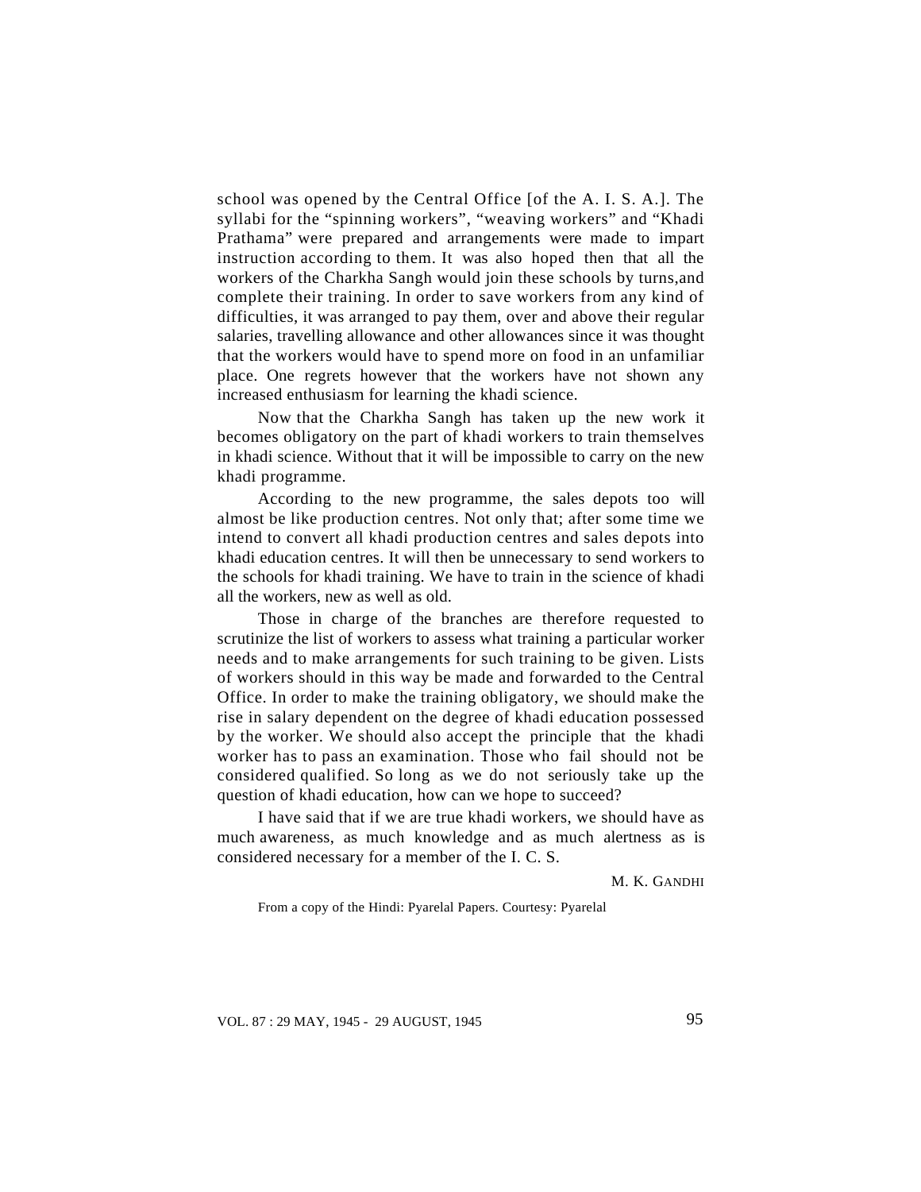school was opened by the Central Office [of the A. I. S. A.]. The syllabi for the "spinning workers", "weaving workers" and "Khadi Prathama" were prepared and arrangements were made to impart instruction according to them. It was also hoped then that all the workers of the Charkha Sangh would join these schools by turns,and complete their training. In order to save workers from any kind of difficulties, it was arranged to pay them, over and above their regular salaries, travelling allowance and other allowances since it was thought that the workers would have to spend more on food in an unfamiliar place. One regrets however that the workers have not shown any increased enthusiasm for learning the khadi science.

Now that the Charkha Sangh has taken up the new work it becomes obligatory on the part of khadi workers to train themselves in khadi science. Without that it will be impossible to carry on the new khadi programme.

According to the new programme, the sales depots too will almost be like production centres. Not only that; after some time we intend to convert all khadi production centres and sales depots into khadi education centres. It will then be unnecessary to send workers to the schools for khadi training. We have to train in the science of khadi all the workers, new as well as old.

Those in charge of the branches are therefore requested to scrutinize the list of workers to assess what training a particular worker needs and to make arrangements for such training to be given. Lists of workers should in this way be made and forwarded to the Central Office. In order to make the training obligatory, we should make the rise in salary dependent on the degree of khadi education possessed by the worker. We should also accept the principle that the khadi worker has to pass an examination. Those who fail should not be considered qualified. So long as we do not seriously take up the question of khadi education, how can we hope to succeed?

I have said that if we are true khadi workers, we should have as much awareness, as much knowledge and as much alertness as is considered necessary for a member of the I. C. S.

M. K. GANDHI

From a copy of the Hindi: Pyarelal Papers. Courtesy: Pyarelal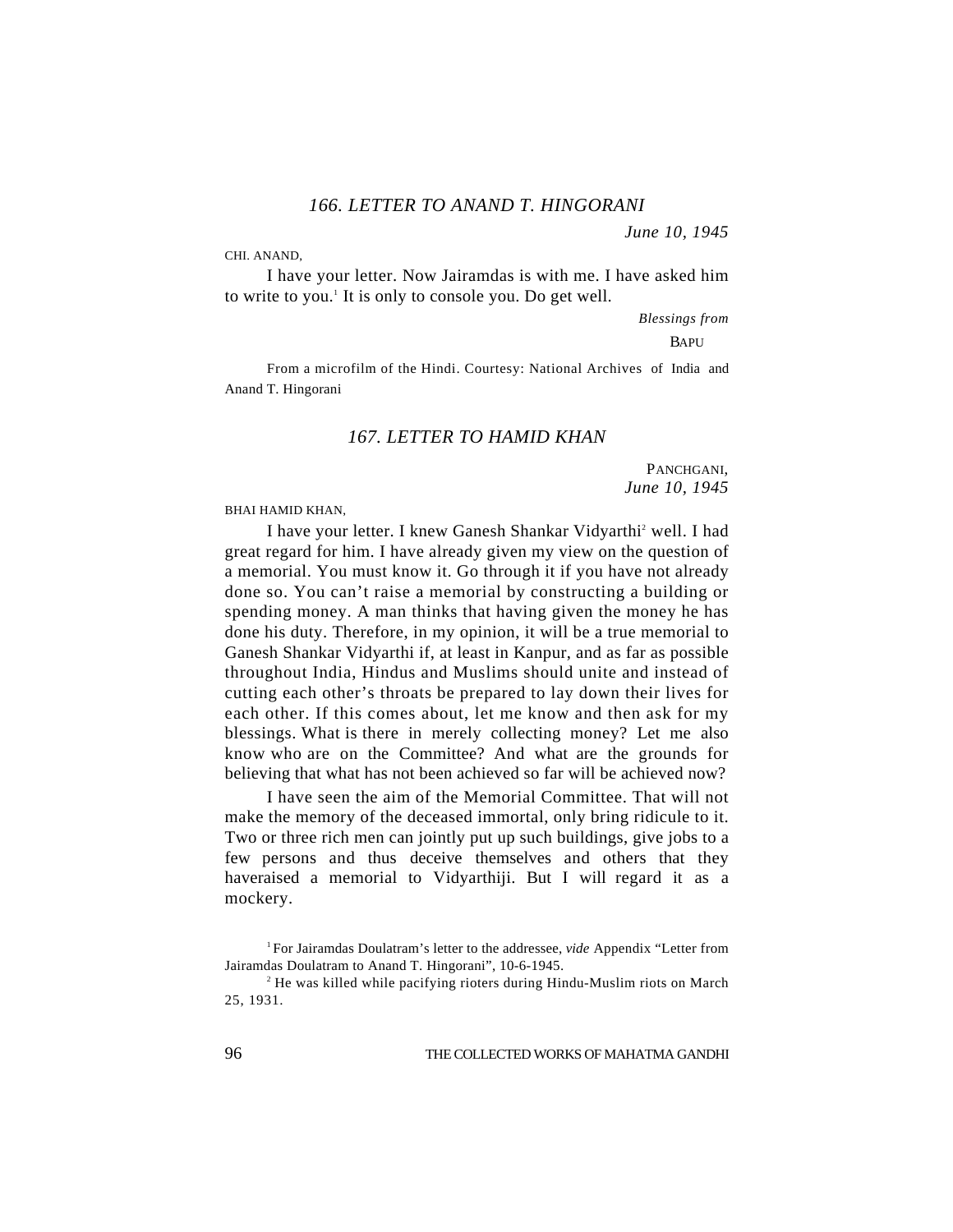## *166. LETTER TO ANAND T. HINGORANI*

*June 10, 1945*

CHI. ANAND,

I have your letter. Now Jairamdas is with me. I have asked him to write to you.[1] It is only to console you. Do get well.

*Blessings from*

BAPU

From a microfilm of the Hindi. Courtesy: National Archives of India and Anand T. Hingorani

## *167. LETTER TO HAMID KHAN*

PANCHGANI,
*June 10, 1945*

BHAI HAMID KHAN,

I have your letter. I knew Ganesh Shankar Vidyarthi[2] well. I had great regard for him. I have already given my view on the question of a memorial. You must know it. Go through it if you have not already done so. You can't raise a memorial by constructing a building or spending money. A man thinks that having given the money he has done his duty. Therefore, in my opinion, it will be a true memorial to Ganesh Shankar Vidyarthi if, at least in Kanpur, and as far as possible throughout India, Hindus and Muslims should unite and instead of cutting each other's throats be prepared to lay down their lives for each other. If this comes about, let me know and then ask for my blessings. What is there in merely collecting money? Let me also know who are on the Committee? And what are the grounds for believing that what has not been achieved so far will be achieved now?

I have seen the aim of the Memorial Committee. That will not make the memory of the deceased immortal, only bring ridicule to it. Two or three rich men can jointly put up such buildings, give jobs to a few persons and thus deceive themselves and others that they haveraised a memorial to Vidyarthiji. But I will regard it as a mockery.

[1] For Jairamdas Doulatram's letter to the addressee, *vide* Appendix "Letter from Jairamdas Doulatram to Anand T. Hingorani", 10-6-1945.

[2] He was killed while pacifying rioters during Hindu-Muslim riots on March 25, 1931.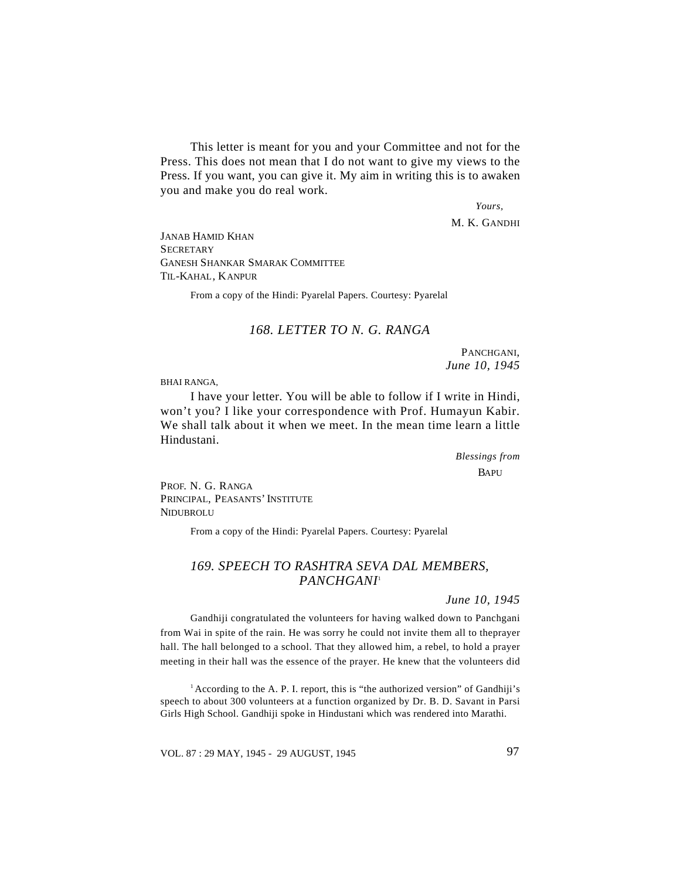This letter is meant for you and your Committee and not for the Press. This does not mean that I do not want to give my views to the Press. If you want, you can give it. My aim in writing this is to awaken you and make you do real work.

*Yours,*

M. K. GANDHI

JANAB HAMID KHAN
SECRETARY
GANESH SHANKAR SMARAK COMMITTEE
TIL-KAHAL, KANPUR

From a copy of the Hindi: Pyarelal Papers. Courtesy: Pyarelal

## *168. LETTER TO N. G. RANGA*

PANCHGANI,
*June 10, 1945*

BHAI RANGA,

I have your letter. You will be able to follow if I write in Hindi, won't you? I like your correspondence with Prof. Humayun Kabir. We shall talk about it when we meet. In the mean time learn a little Hindustani.

*Blessings from*

BAPU

PROF. N. G. RANGA
PRINCIPAL, PEASANTS' INSTITUTE
NIDUBROLU

From a copy of the Hindi: Pyarelal Papers. Courtesy: Pyarelal

## *169. SPEECH TO RASHTRA SEVA DAL MEMBERS, PANCHGANI*[1]

*June 10, 1945*

Gandhiji congratulated the volunteers for having walked down to Panchgani from Wai in spite of the rain. He was sorry he could not invite them all to theprayer hall. The hall belonged to a school. That they allowed him, a rebel, to hold a prayer meeting in their hall was the essence of the prayer. He knew that the volunteers did

[1] According to the A. P. I. report, this is "the authorized version" of Gandhiji's speech to about 300 volunteers at a function organized by Dr. B. D. Savant in Parsi Girls High School. Gandhiji spoke in Hindustani which was rendered into Marathi.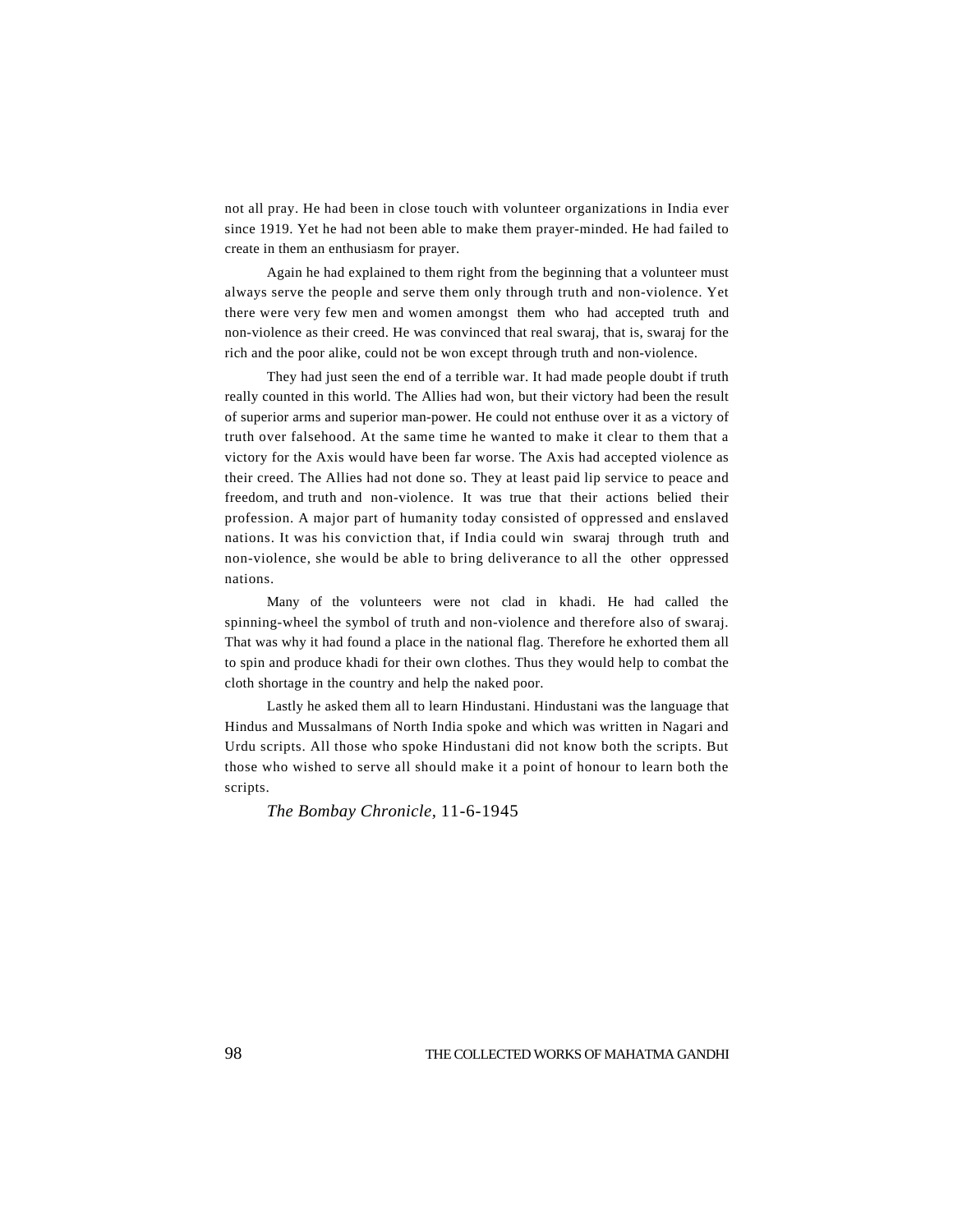not all pray. He had been in close touch with volunteer organizations in India ever since 1919. Yet he had not been able to make them prayer-minded. He had failed to create in them an enthusiasm for prayer.

Again he had explained to them right from the beginning that a volunteer must always serve the people and serve them only through truth and non-violence. Yet there were very few men and women amongst them who had accepted truth and non-violence as their creed. He was convinced that real swaraj, that is, swaraj for the rich and the poor alike, could not be won except through truth and non-violence.

They had just seen the end of a terrible war. It had made people doubt if truth really counted in this world. The Allies had won, but their victory had been the result of superior arms and superior man-power. He could not enthuse over it as a victory of truth over falsehood. At the same time he wanted to make it clear to them that a victory for the Axis would have been far worse. The Axis had accepted violence as their creed. The Allies had not done so. They at least paid lip service to peace and freedom, and truth and non-violence. It was true that their actions belied their profession. A major part of humanity today consisted of oppressed and enslaved nations. It was his conviction that, if India could win swaraj through truth and non-violence, she would be able to bring deliverance to all the other oppressed nations.

Many of the volunteers were not clad in khadi. He had called the spinning-wheel the symbol of truth and non-violence and therefore also of swaraj. That was why it had found a place in the national flag. Therefore he exhorted them all to spin and produce khadi for their own clothes. Thus they would help to combat the cloth shortage in the country and help the naked poor.

Lastly he asked them all to learn Hindustani. Hindustani was the language that Hindus and Mussalmans of North India spoke and which was written in Nagari and Urdu scripts. All those who spoke Hindustani did not know both the scripts. But those who wished to serve all should make it a point of honour to learn both the scripts.

*The Bombay Chronicle*, 11-6-1945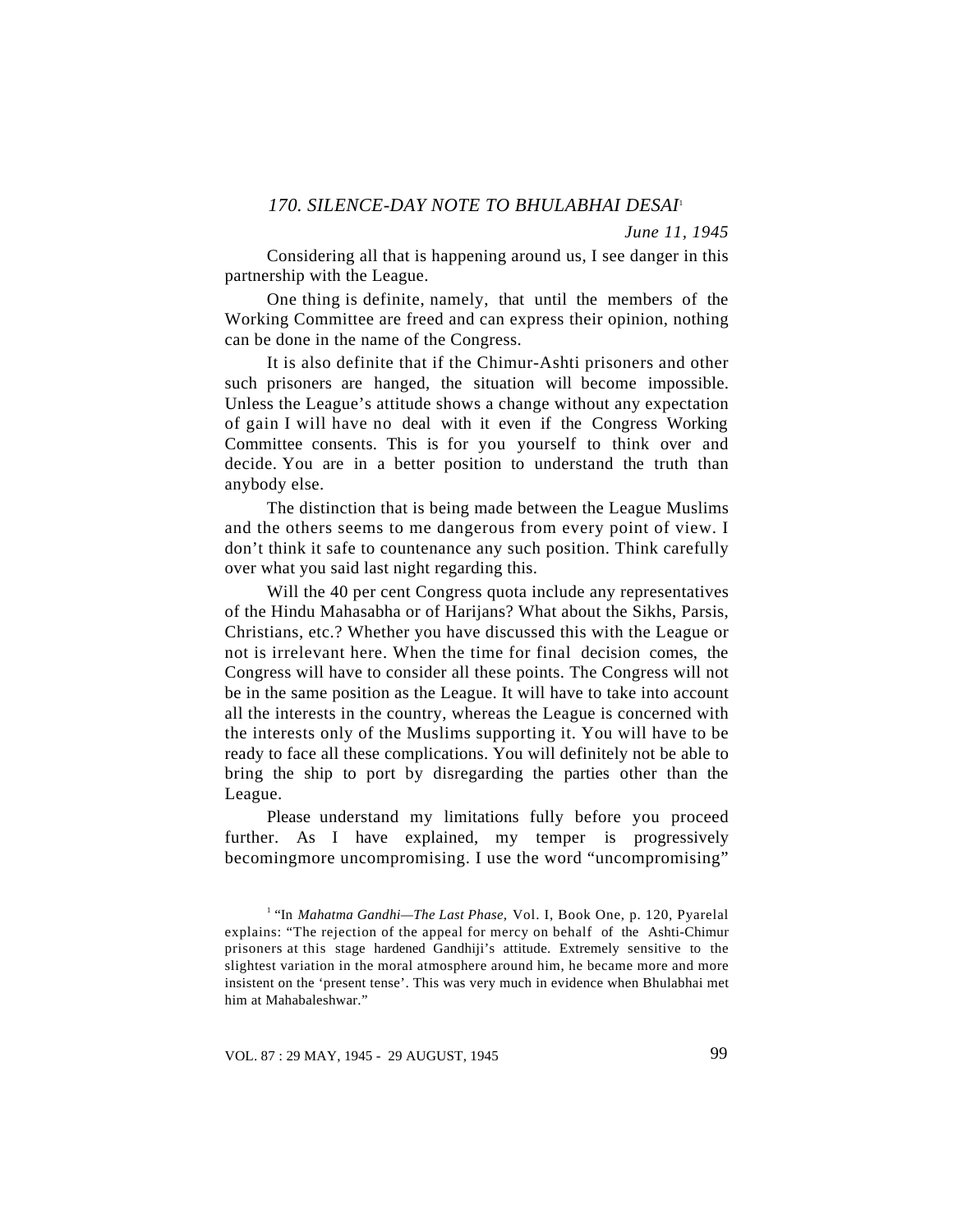### *170. SILENCE-DAY NOTE TO BHULABHAI DESAI*[1]

*June 11, 1945*

Considering all that is happening around us, I see danger in this partnership with the League.

One thing is definite, namely, that until the members of the Working Committee are freed and can express their opinion, nothing can be done in the name of the Congress.

It is also definite that if the Chimur-Ashti prisoners and other such prisoners are hanged, the situation will become impossible. Unless the League's attitude shows a change without any expectation of gain I will have no deal with it even if the Congress Working Committee consents. This is for you yourself to think over and decide. You are in a better position to understand the truth than anybody else.

The distinction that is being made between the League Muslims and the others seems to me dangerous from every point of view. I don't think it safe to countenance any such position. Think carefully over what you said last night regarding this.

Will the 40 per cent Congress quota include any representatives of the Hindu Mahasabha or of Harijans? What about the Sikhs, Parsis, Christians, etc.? Whether you have discussed this with the League or not is irrelevant here. When the time for final decision comes, the Congress will have to consider all these points. The Congress will not be in the same position as the League. It will have to take into account all the interests in the country, whereas the League is concerned with the interests only of the Muslims supporting it. You will have to be ready to face all these complications. You will definitely not be able to bring the ship to port by disregarding the parties other than the League.

Please understand my limitations fully before you proceed further. As I have explained, my temper is progressively becomingmore uncompromising. I use the word "uncompromising"

---

[1] "In *Mahatma Gandhi—The Last Phase*, Vol. I, Book One, p. 120, Pyarelal explains: "The rejection of the appeal for mercy on behalf of the Ashti-Chimur prisoners at this stage hardened Gandhiji's attitude. Extremely sensitive to the slightest variation in the moral atmosphere around him, he became more and more insistent on the 'present tense'. This was very much in evidence when Bhulabhai met him at Mahabaleshwar."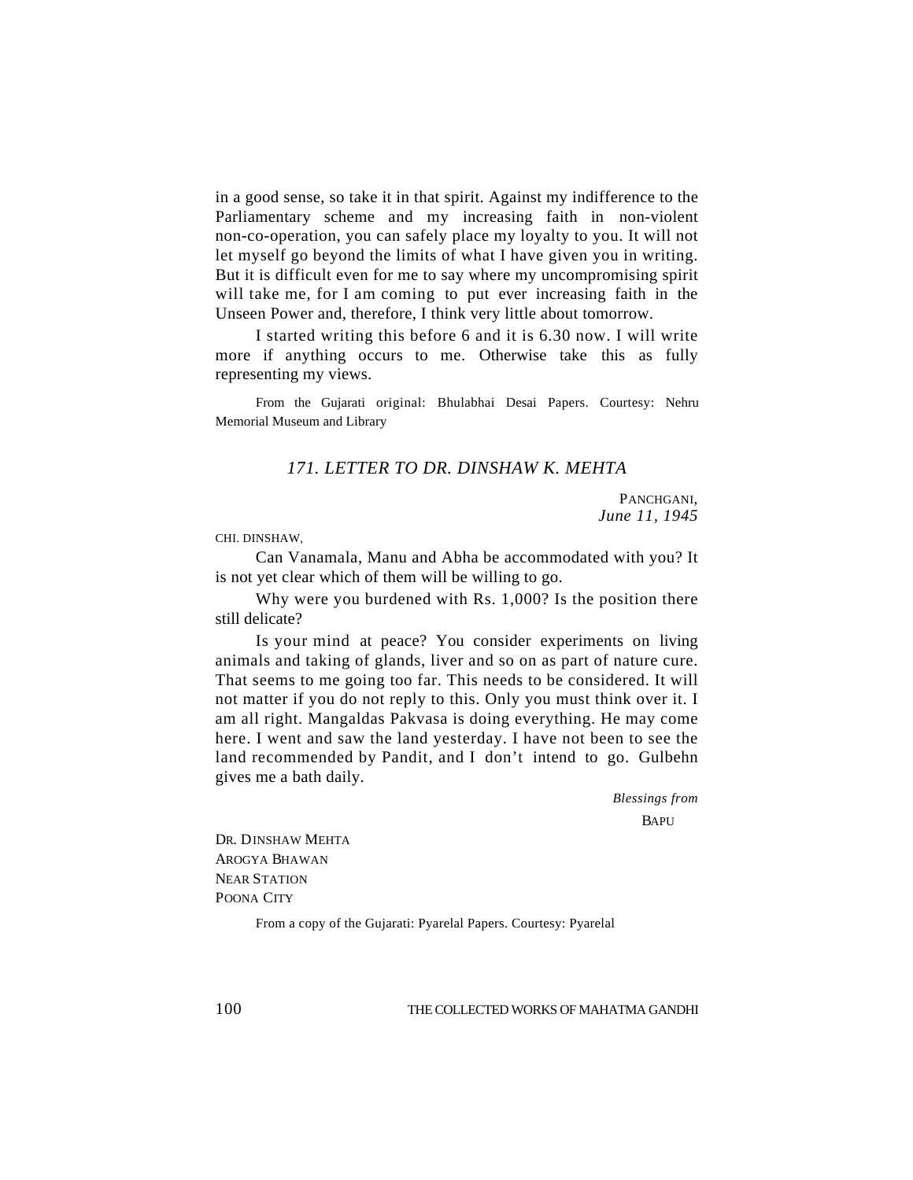in a good sense, so take it in that spirit. Against my indifference to the Parliamentary scheme and my increasing faith in non-violent non-co-operation, you can safely place my loyalty to you. It will not let myself go beyond the limits of what I have given you in writing. But it is difficult even for me to say where my uncompromising spirit will take me, for I am coming to put ever increasing faith in the Unseen Power and, therefore, I think very little about tomorrow.

I started writing this before 6 and it is 6.30 now. I will write more if anything occurs to me. Otherwise take this as fully representing my views.

From the Gujarati original: Bhulabhai Desai Papers. Courtesy: Nehru Memorial Museum and Library

## *171. LETTER TO DR. DINSHAW K. MEHTA*

PANCHGANI,
*June 11, 1945*

CHI. DINSHAW,

Can Vanamala, Manu and Abha be accommodated with you? It is not yet clear which of them will be willing to go.

Why were you burdened with Rs. 1,000? Is the position there still delicate?

Is your mind at peace? You consider experiments on living animals and taking of glands, liver and so on as part of nature cure. That seems to me going too far. This needs to be considered. It will not matter if you do not reply to this. Only you must think over it. I am all right. Mangaldas Pakvasa is doing everything. He may come here. I went and saw the land yesterday. I have not been to see the land recommended by Pandit, and I don't intend to go. Gulbehn gives me a bath daily.

*Blessings from*
BAPU

DR. DINSHAW MEHTA
AROGYA BHAWAN
NEAR STATION
POONA CITY

From a copy of the Gujarati: Pyarelal Papers. Courtesy: Pyarelal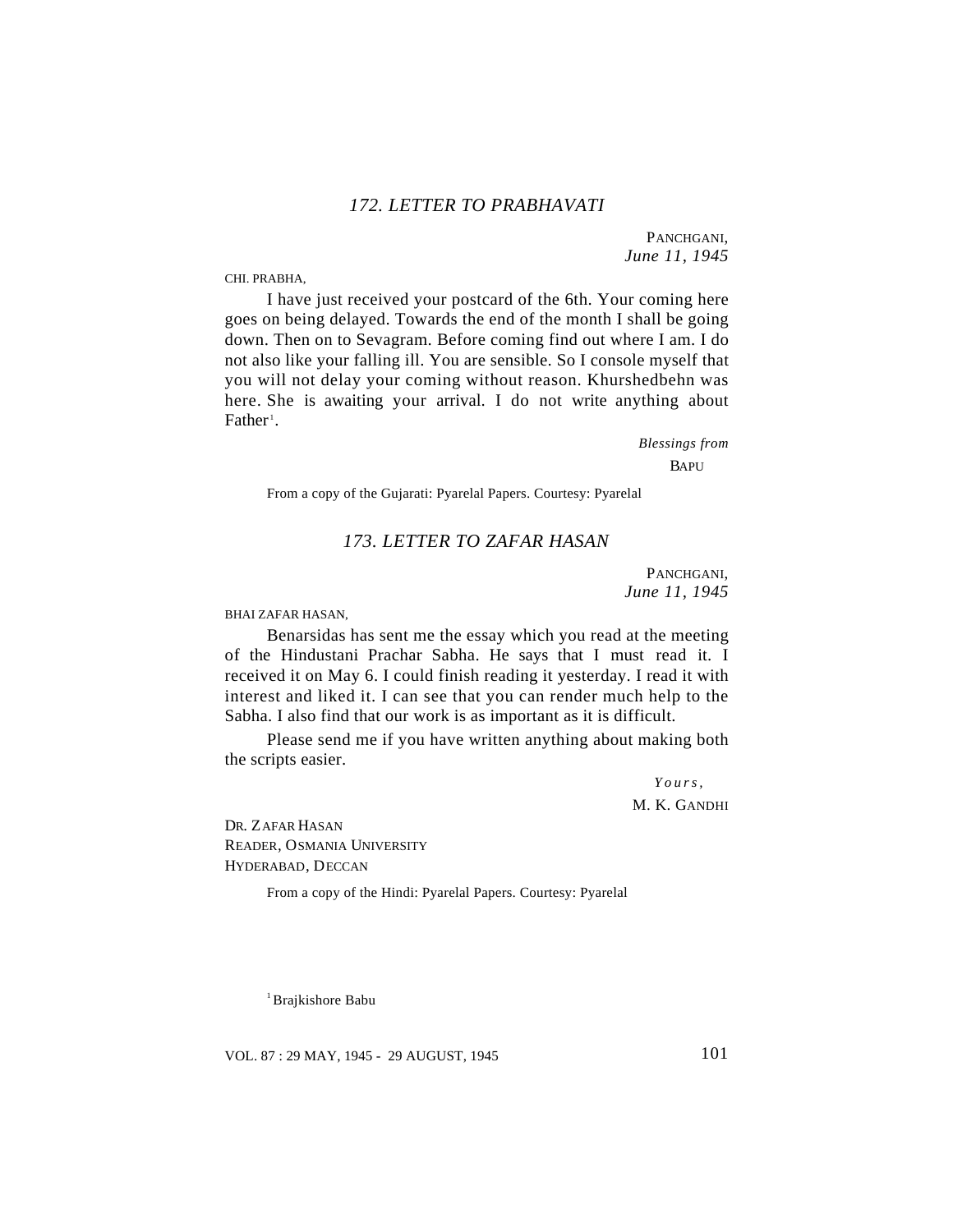### *172. LETTER TO PRABHAVATI*

PANCHGANI,
*June 11, 1945*

CHI. PRABHA,

I have just received your postcard of the 6th. Your coming here goes on being delayed. Towards the end of the month I shall be going down. Then on to Sevagram. Before coming find out where I am. I do not also like your falling ill. You are sensible. So I console myself that you will not delay your coming without reason. Khurshedbehn was here. She is awaiting your arrival. I do not write anything about Father[1].

*Blessings from*
BAPU

From a copy of the Gujarati: Pyarelal Papers. Courtesy: Pyarelal

### *173. LETTER TO ZAFAR HASAN*

PANCHGANI,
*June 11, 1945*

BHAI ZAFAR HASAN,

Benarsidas has sent me the essay which you read at the meeting of the Hindustani Prachar Sabha. He says that I must read it. I received it on May 6. I could finish reading it yesterday. I read it with interest and liked it. I can see that you can render much help to the Sabha. I also find that our work is as important as it is difficult.

Please send me if you have written anything about making both the scripts easier.

*Yours,*
M. K. GANDHI

DR. ZAFAR HASAN
READER, OSMANIA UNIVERSITY
HYDERABAD, DECCAN

From a copy of the Hindi: Pyarelal Papers. Courtesy: Pyarelal

[1] Brajkishore Babu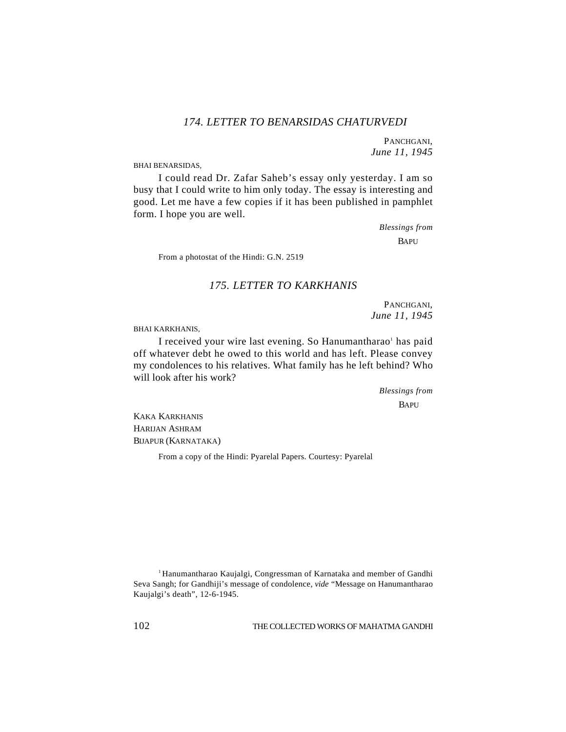### *174. LETTER TO BENARSIDAS CHATURVEDI*

PANCHGANI,
*June 11, 1945*

BHAI BENARSIDAS,

I could read Dr. Zafar Saheb's essay only yesterday. I am so busy that I could write to him only today. The essay is interesting and good. Let me have a few copies if it has been published in pamphlet form. I hope you are well.

*Blessings from*
BAPU

From a photostat of the Hindi: G.N. 2519

### *175. LETTER TO KARKHANIS*

PANCHGANI,
*June 11, 1945*

BHAI KARKHANIS,

I received your wire last evening. So Hanumantharao[1] has paid off whatever debt he owed to this world and has left. Please convey my condolences to his relatives. What family has he left behind? Who will look after his work?

*Blessings from*
BAPU

KAKA KARKHANIS
HARIJAN ASHRAM
BIJAPUR (KARNATAKA)

From a copy of the Hindi: Pyarelal Papers. Courtesy: Pyarelal

[1] Hanumantharao Kaujalgi, Congressman of Karnataka and member of Gandhi Seva Sangh; for Gandhiji's message of condolence, *vide* "Message on Hanumantharao Kaujalgi's death", 12-6-1945.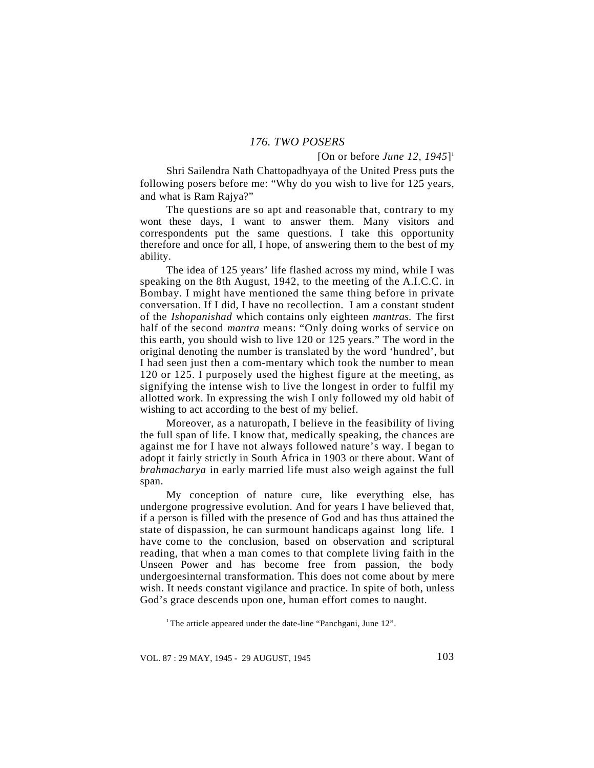## *176. TWO POSERS*

[On or before *June 12, 1945*][1]

Shri Sailendra Nath Chattopadhyaya of the United Press puts the following posers before me: "Why do you wish to live for 125 years, and what is Ram Rajya?"

The questions are so apt and reasonable that, contrary to my wont these days, I want to answer them. Many visitors and correspondents put the same questions. I take this opportunity therefore and once for all, I hope, of answering them to the best of my ability.

The idea of 125 years' life flashed across my mind, while I was speaking on the 8th August, 1942, to the meeting of the A.I.C.C. in Bombay. I might have mentioned the same thing before in private conversation. If I did, I have no recollection. I am a constant student of the *Ishopanishad* which contains only eighteen *mantras.* The first half of the second *mantra* means: "Only doing works of service on this earth, you should wish to live 120 or 125 years." The word in the original denoting the number is translated by the word 'hundred', but I had seen just then a com-mentary which took the number to mean 120 or 125. I purposely used the highest figure at the meeting, as signifying the intense wish to live the longest in order to fulfil my allotted work. In expressing the wish I only followed my old habit of wishing to act according to the best of my belief.

Moreover, as a naturopath, I believe in the feasibility of living the full span of life. I know that, medically speaking, the chances are against me for I have not always followed nature's way. I began to adopt it fairly strictly in South Africa in 1903 or there about. Want of *brahmacharya* in early married life must also weigh against the full span.

My conception of nature cure, like everything else, has undergone progressive evolution. And for years I have believed that, if a person is filled with the presence of God and has thus attained the state of dispassion, he can surmount handicaps against long life. I have come to the conclusion, based on observation and scriptural reading, that when a man comes to that complete living faith in the Unseen Power and has become free from passion, the body undergoesinternal transformation. This does not come about by mere wish. It needs constant vigilance and practice. In spite of both, unless God's grace descends upon one, human effort comes to naught.

[1] The article appeared under the date-line "Panchgani, June 12".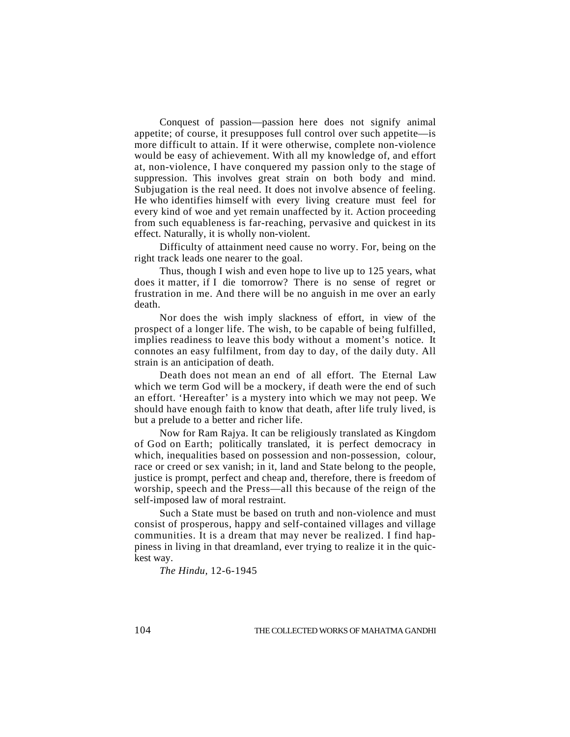Conquest of passion—passion here does not signify animal appetite; of course, it presupposes full control over such appetite—is more difficult to attain. If it were otherwise, complete non-violence would be easy of achievement. With all my knowledge of, and effort at, non-violence, I have conquered my passion only to the stage of suppression. This involves great strain on both body and mind. Subjugation is the real need. It does not involve absence of feeling. He who identifies himself with every living creature must feel for every kind of woe and yet remain unaffected by it. Action proceeding from such equableness is far-reaching, pervasive and quickest in its effect. Naturally, it is wholly non-violent.

Difficulty of attainment need cause no worry. For, being on the right track leads one nearer to the goal.

Thus, though I wish and even hope to live up to 125 years, what does it matter, if I die tomorrow? There is no sense of regret or frustration in me. And there will be no anguish in me over an early death.

Nor does the wish imply slackness of effort, in view of the prospect of a longer life. The wish, to be capable of being fulfilled, implies readiness to leave this body without a moment's notice. It connotes an easy fulfilment, from day to day, of the daily duty. All strain is an anticipation of death.

Death does not mean an end of all effort. The Eternal Law which we term God will be a mockery, if death were the end of such an effort. 'Hereafter' is a mystery into which we may not peep. We should have enough faith to know that death, after life truly lived, is but a prelude to a better and richer life.

Now for Ram Rajya. It can be religiously translated as Kingdom of God on Earth; politically translated, it is perfect democracy in which, inequalities based on possession and non-possession, colour, race or creed or sex vanish; in it, land and State belong to the people, justice is prompt, perfect and cheap and, therefore, there is freedom of worship, speech and the Press—all this because of the reign of the self-imposed law of moral restraint.

Such a State must be based on truth and non-violence and must consist of prosperous, happy and self-contained villages and village communities. It is a dream that may never be realized. I find happiness in living in that dreamland, ever trying to realize it in the quickest way.

*The Hindu*, 12-6-1945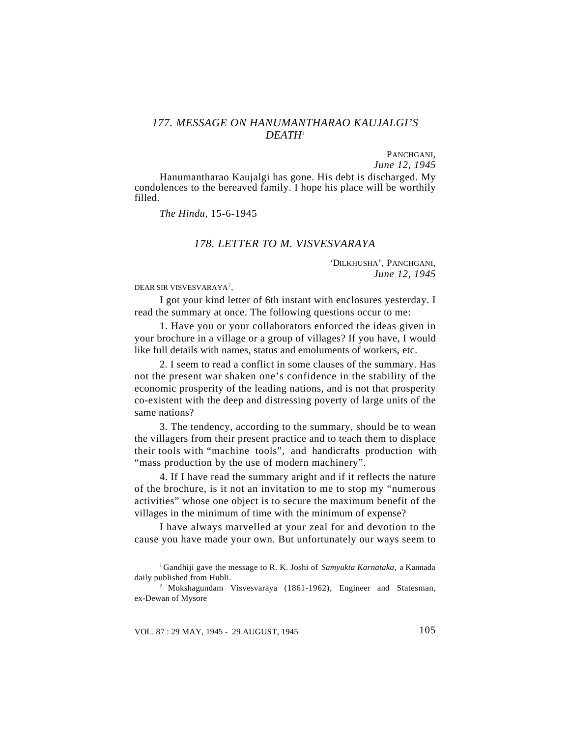## *177. MESSAGE ON HANUMANTHARAO KAUJALGI'S DEATH*[1]

PANCHGANI,
*June 12, 1945*

Hanumantharao Kaujalgi has gone. His debt is discharged. My condolences to the bereaved family. I hope his place will be worthily filled.

*The Hindu*, 15-6-1945

## *178. LETTER TO M. VISVESVARAYA*

'DILKHUSHA', PANCHGANI,
*June 12, 1945*

DEAR SIR VISVESVARAYA[2],

I got your kind letter of 6th instant with enclosures yesterday. I read the summary at once. The following questions occur to me:

1. Have you or your collaborators enforced the ideas given in your brochure in a village or a group of villages? If you have, I would like full details with names, status and emoluments of workers, etc.

2. I seem to read a conflict in some clauses of the summary. Has not the present war shaken one's confidence in the stability of the economic prosperity of the leading nations, and is not that prosperity co-existent with the deep and distressing poverty of large units of the same nations?

3. The tendency, according to the summary, should be to wean the villagers from their present practice and to teach them to displace their tools with "machine tools", and handicrafts production with "mass production by the use of modern machinery".

4. If I have read the summary aright and if it reflects the nature of the brochure, is it not an invitation to me to stop my "numerous activities" whose one object is to secure the maximum benefit of the villages in the minimum of time with the minimum of expense?

I have always marvelled at your zeal for and devotion to the cause you have made your own. But unfortunately our ways seem to

---

[1] Gandhiji gave the message to R. K. Joshi of *Samyukta Karnataka,* a Kannada daily published from Hubli.

[2] Mokshagundam Visvesvaraya (1861-1962), Engineer and Statesman, ex-Dewan of Mysore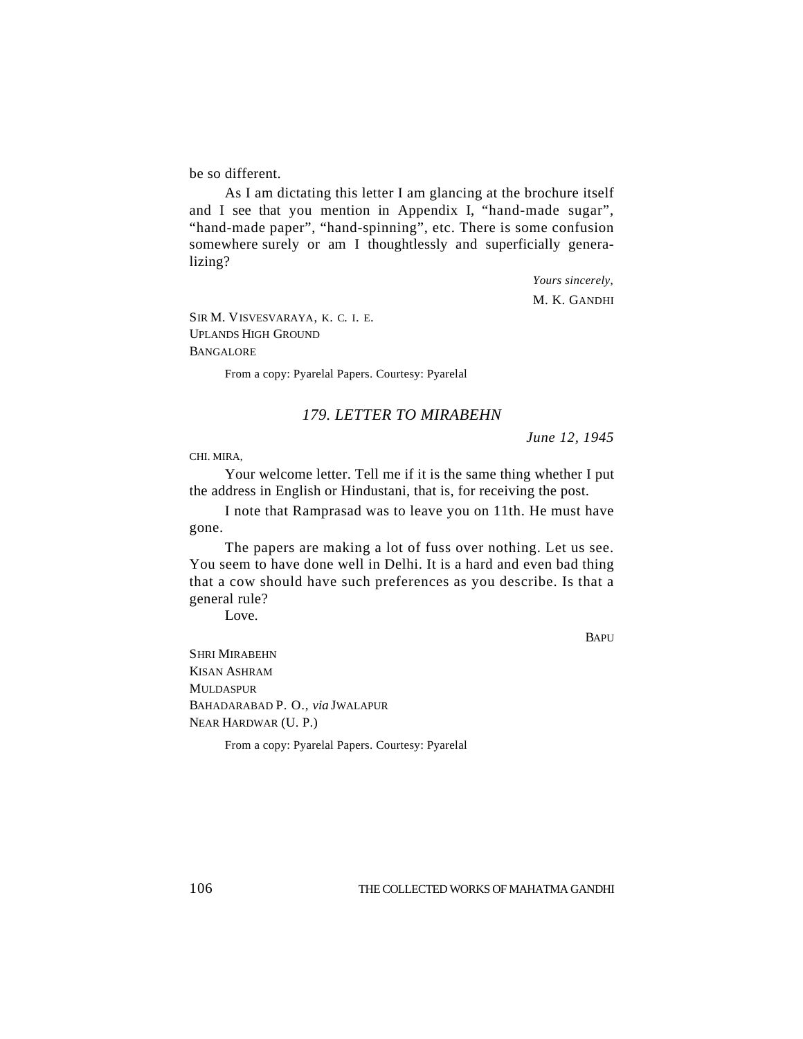be so different.

As I am dictating this letter I am glancing at the brochure itself and I see that you mention in Appendix I, "hand-made sugar", "hand-made paper", "hand-spinning", etc. There is some confusion somewhere surely or am I thoughtlessly and superficially generalizing?

*Yours sincerely,*

M. K. GANDHI

SIR M. VISVESVARAYA, K. C. I. E.
UPLANDS HIGH GROUND
BANGALORE

From a copy: Pyarelal Papers. Courtesy: Pyarelal

## *179. LETTER TO MIRABEHN*

*June 12, 1945*

CHI. MIRA,

Your welcome letter. Tell me if it is the same thing whether I put the address in English or Hindustani, that is, for receiving the post.

I note that Ramprasad was to leave you on 11th. He must have gone.

The papers are making a lot of fuss over nothing. Let us see. You seem to have done well in Delhi. It is a hard and even bad thing that a cow should have such preferences as you describe. Is that a general rule?

Love.

BAPU

SHRI MIRABEHN
KISAN ASHRAM
MULDASPUR
BAHADARABAD P. O., *via* JWALAPUR
NEAR HARDWAR (U. P.)

From a copy: Pyarelal Papers. Courtesy: Pyarelal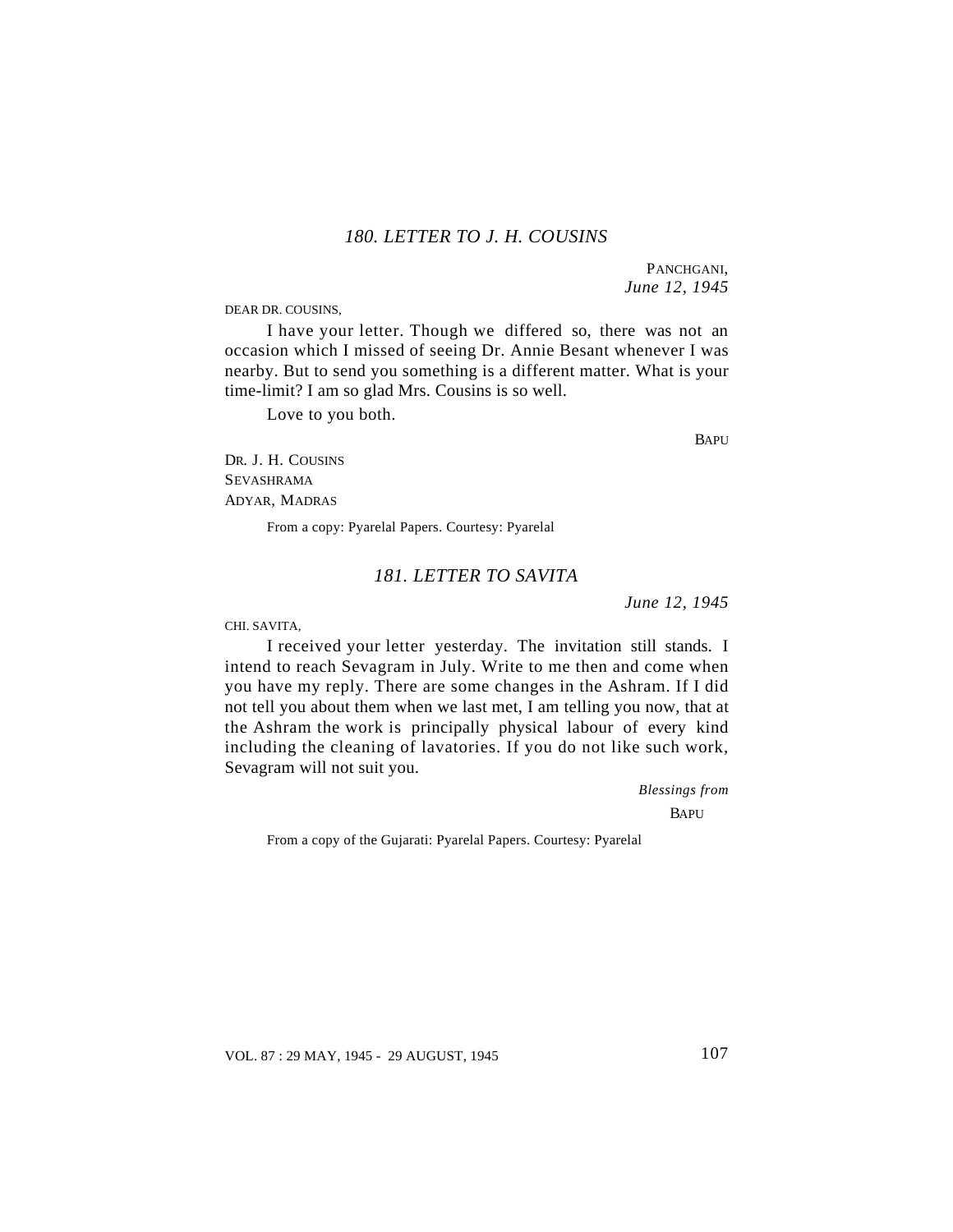### *180. LETTER TO J. H. COUSINS*

PANCHGANI,
*June 12, 1945*

DEAR DR. COUSINS,

I have your letter. Though we differed so, there was not an occasion which I missed of seeing Dr. Annie Besant whenever I was nearby. But to send you something is a different matter. What is your time-limit? I am so glad Mrs. Cousins is so well.

Love to you both.

BAPU

DR. J. H. COUSINS
SEVASHRAMA
ADYAR, MADRAS

From a copy: Pyarelal Papers. Courtesy: Pyarelal

### *181. LETTER TO SAVITA*

*June 12, 1945*

CHI. SAVITA,

I received your letter yesterday. The invitation still stands. I intend to reach Sevagram in July. Write to me then and come when you have my reply. There are some changes in the Ashram. If I did not tell you about them when we last met, I am telling you now, that at the Ashram the work is principally physical labour of every kind including the cleaning of lavatories. If you do not like such work, Sevagram will not suit you.

*Blessings from*
BAPU

From a copy of the Gujarati: Pyarelal Papers. Courtesy: Pyarelal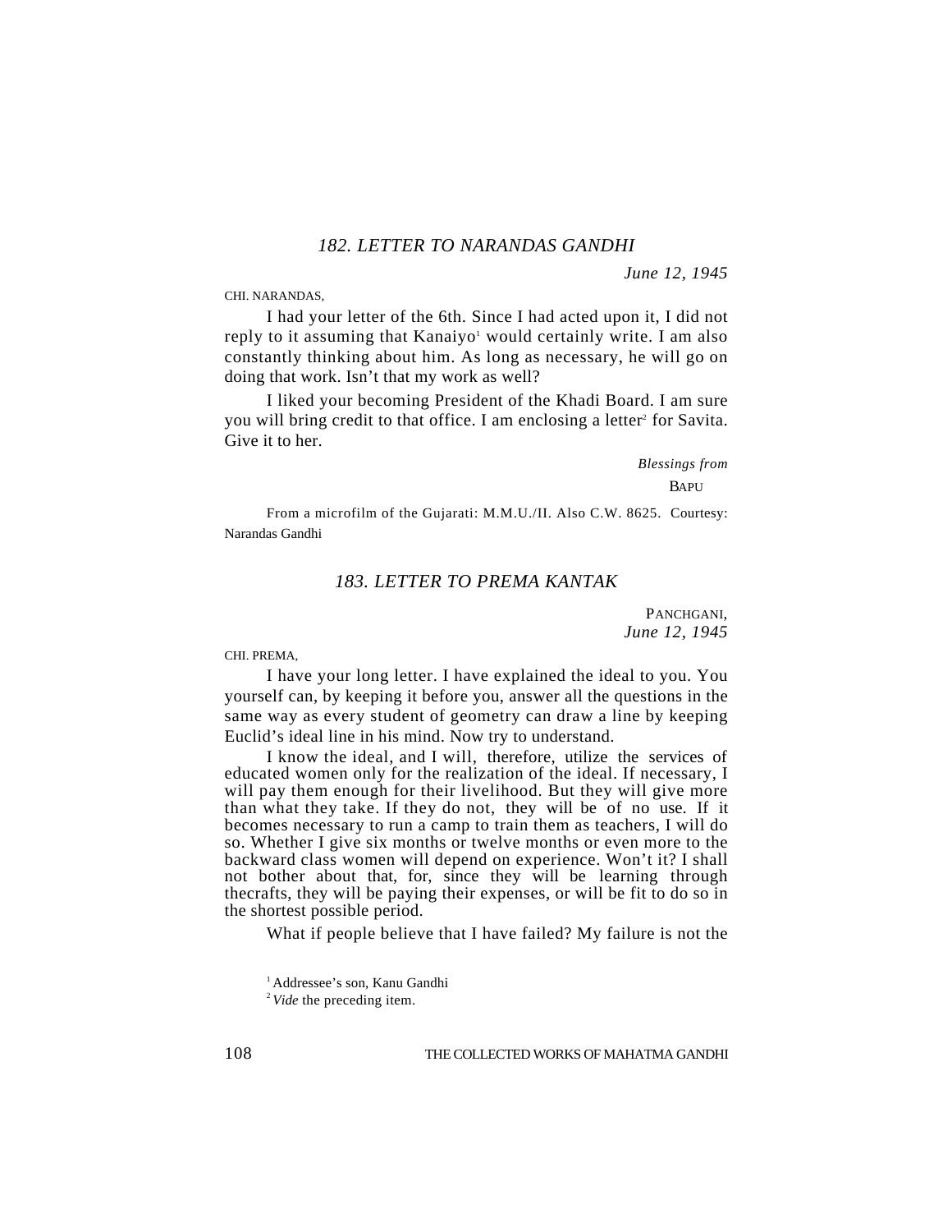## 182. LETTER TO NARANDAS GANDHI

*June 12, 1945*

CHI. NARANDAS,

I had your letter of the 6th. Since I had acted upon it, I did not reply to it assuming that Kanaiyo[1] would certainly write. I am also constantly thinking about him. As long as necessary, he will go on doing that work. Isn't that my work as well?

I liked your becoming President of the Khadi Board. I am sure you will bring credit to that office. I am enclosing a letter[2] for Savita. Give it to her.

*Blessings from*

BAPU

From a microfilm of the Gujarati: M.M.U./II. Also C.W. 8625. Courtesy: Narandas Gandhi

## 183. LETTER TO PREMA KANTAK

PANCHGANI,
*June 12, 1945*

CHI. PREMA,

I have your long letter. I have explained the ideal to you. You yourself can, by keeping it before you, answer all the questions in the same way as every student of geometry can draw a line by keeping Euclid's ideal line in his mind. Now try to understand.

I know the ideal, and I will, therefore, utilize the services of educated women only for the realization of the ideal. If necessary, I will pay them enough for their livelihood. But they will give more than what they take. If they do not, they will be of no use. If it becomes necessary to run a camp to train them as teachers, I will do so. Whether I give six months or twelve months or even more to the backward class women will depend on experience. Won't it? I shall not bother about that, for, since they will be learning through thecrafts, they will be paying their expenses, or will be fit to do so in the shortest possible period.

What if people believe that I have failed? My failure is not the

---

[1] Addressee's son, Kanu Gandhi

[2] *Vide* the preceding item.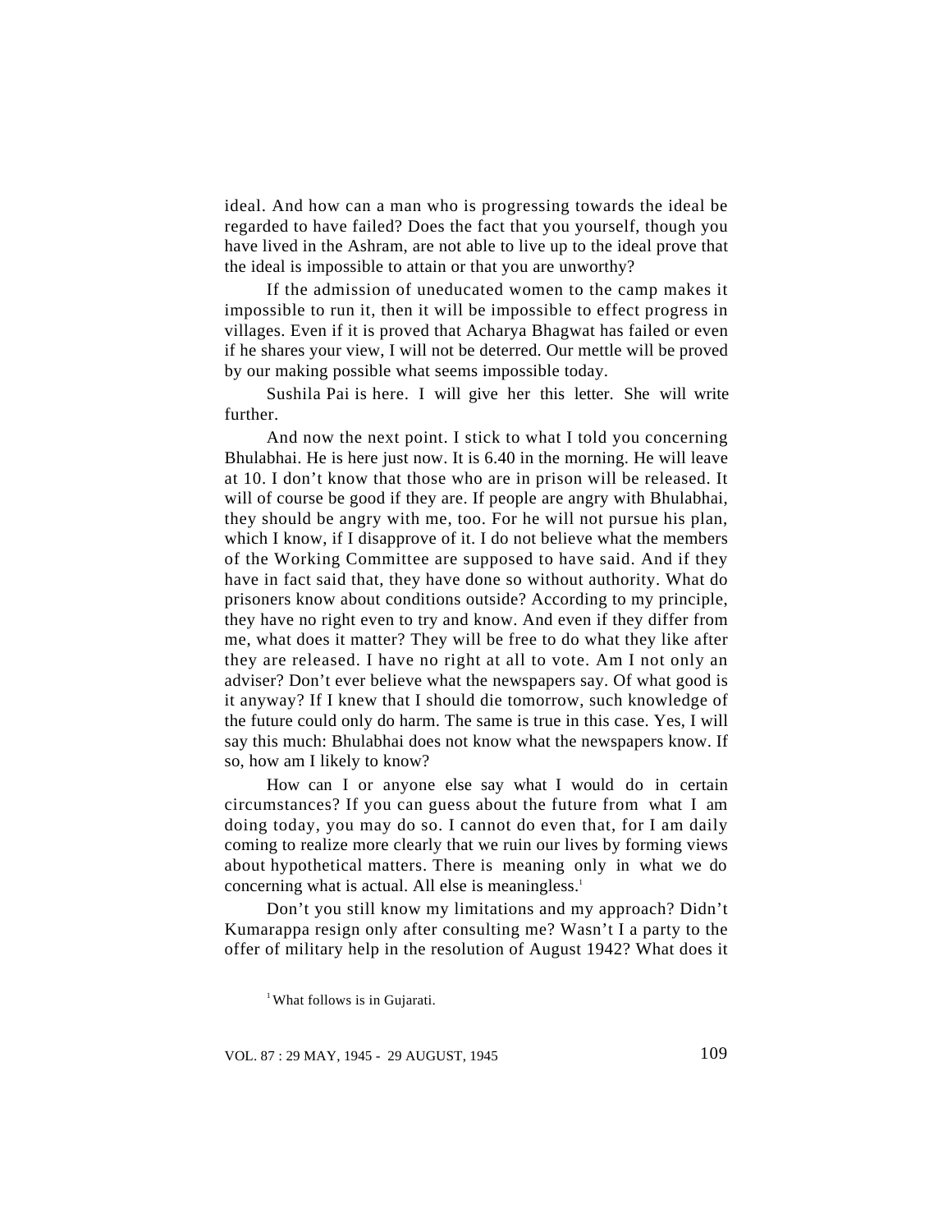ideal. And how can a man who is progressing towards the ideal be regarded to have failed? Does the fact that you yourself, though you have lived in the Ashram, are not able to live up to the ideal prove that the ideal is impossible to attain or that you are unworthy?

If the admission of uneducated women to the camp makes it impossible to run it, then it will be impossible to effect progress in villages. Even if it is proved that Acharya Bhagwat has failed or even if he shares your view, I will not be deterred. Our mettle will be proved by our making possible what seems impossible today.

Sushila Pai is here. I will give her this letter. She will write further.

And now the next point. I stick to what I told you concerning Bhulabhai. He is here just now. It is 6.40 in the morning. He will leave at 10. I don't know that those who are in prison will be released. It will of course be good if they are. If people are angry with Bhulabhai, they should be angry with me, too. For he will not pursue his plan, which I know, if I disapprove of it. I do not believe what the members of the Working Committee are supposed to have said. And if they have in fact said that, they have done so without authority. What do prisoners know about conditions outside? According to my principle, they have no right even to try and know. And even if they differ from me, what does it matter? They will be free to do what they like after they are released. I have no right at all to vote. Am I not only an adviser? Don't ever believe what the newspapers say. Of what good is it anyway? If I knew that I should die tomorrow, such knowledge of the future could only do harm. The same is true in this case. Yes, I will say this much: Bhulabhai does not know what the newspapers know. If so, how am I likely to know?

How can I or anyone else say what I would do in certain circumstances? If you can guess about the future from what I am doing today, you may do so. I cannot do even that, for I am daily coming to realize more clearly that we ruin our lives by forming views about hypothetical matters. There is meaning only in what we do concerning what is actual. All else is meaningless.[1]

Don't you still know my limitations and my approach? Didn't Kumarappa resign only after consulting me? Wasn't I a party to the offer of military help in the resolution of August 1942? What does it

[1] What follows is in Gujarati.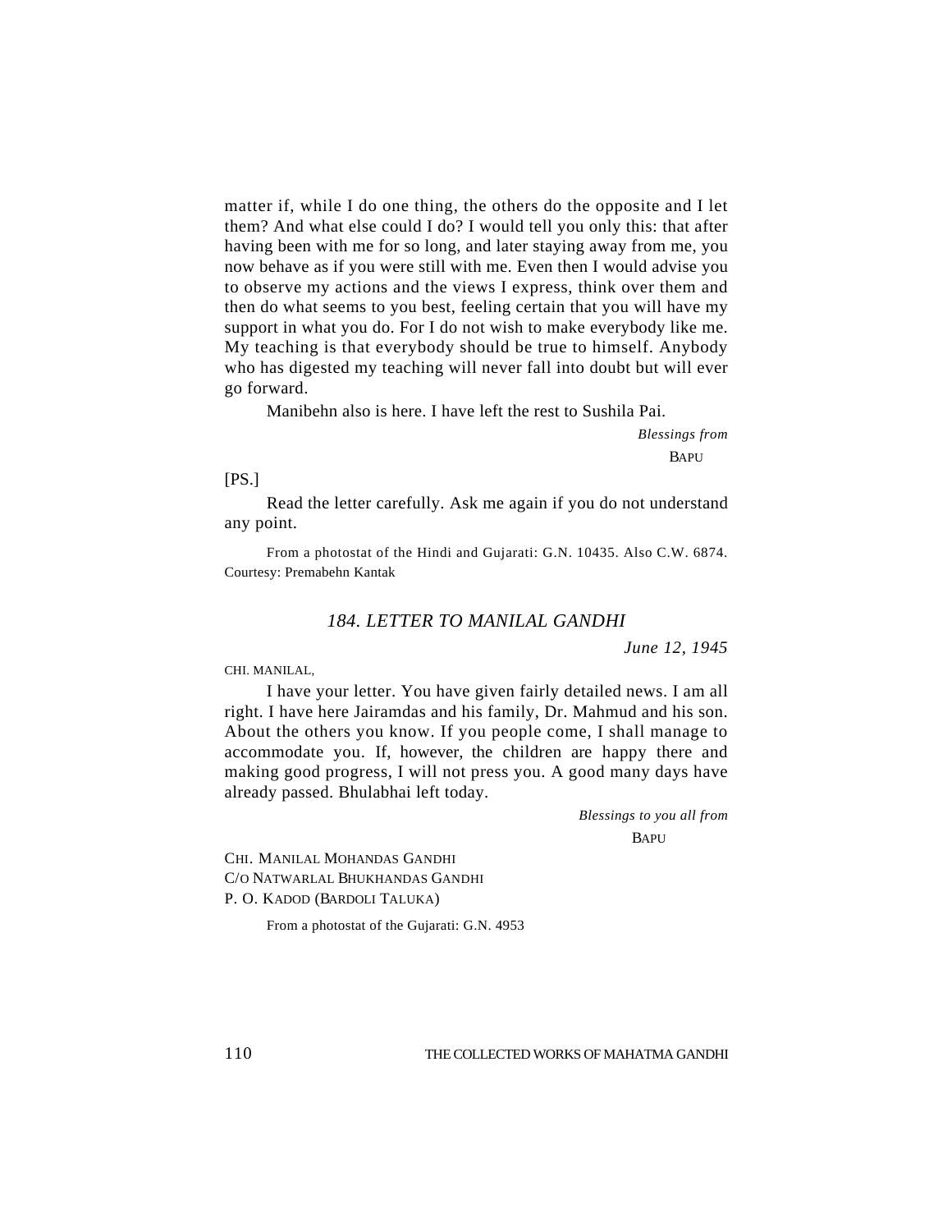matter if, while I do one thing, the others do the opposite and I let them? And what else could I do? I would tell you only this: that after having been with me for so long, and later staying away from me, you now behave as if you were still with me. Even then I would advise you to observe my actions and the views I express, think over them and then do what seems to you best, feeling certain that you will have my support in what you do. For I do not wish to make everybody like me. My teaching is that everybody should be true to himself. Anybody who has digested my teaching will never fall into doubt but will ever go forward.

Manibehn also is here. I have left the rest to Sushila Pai.

*Blessings from*

BAPU

[PS.]

Read the letter carefully. Ask me again if you do not understand any point.

From a photostat of the Hindi and Gujarati: G.N. 10435. Also C.W. 6874. Courtesy: Premabehn Kantak

## *184. LETTER TO MANILAL GANDHI*

*June 12, 1945*

CHI. MANILAL,

I have your letter. You have given fairly detailed news. I am all right. I have here Jairamdas and his family, Dr. Mahmud and his son. About the others you know. If you people come, I shall manage to accommodate you. If, however, the children are happy there and making good progress, I will not press you. A good many days have already passed. Bhulabhai left today.

*Blessings to you all from*

BAPU

CHI. MANILAL MOHANDAS GANDHI
C/O NATWARLAL BHUKHANDAS GANDHI
P. O. KADOD (BARDOLI TALUKA)

From a photostat of the Gujarati: G.N. 4953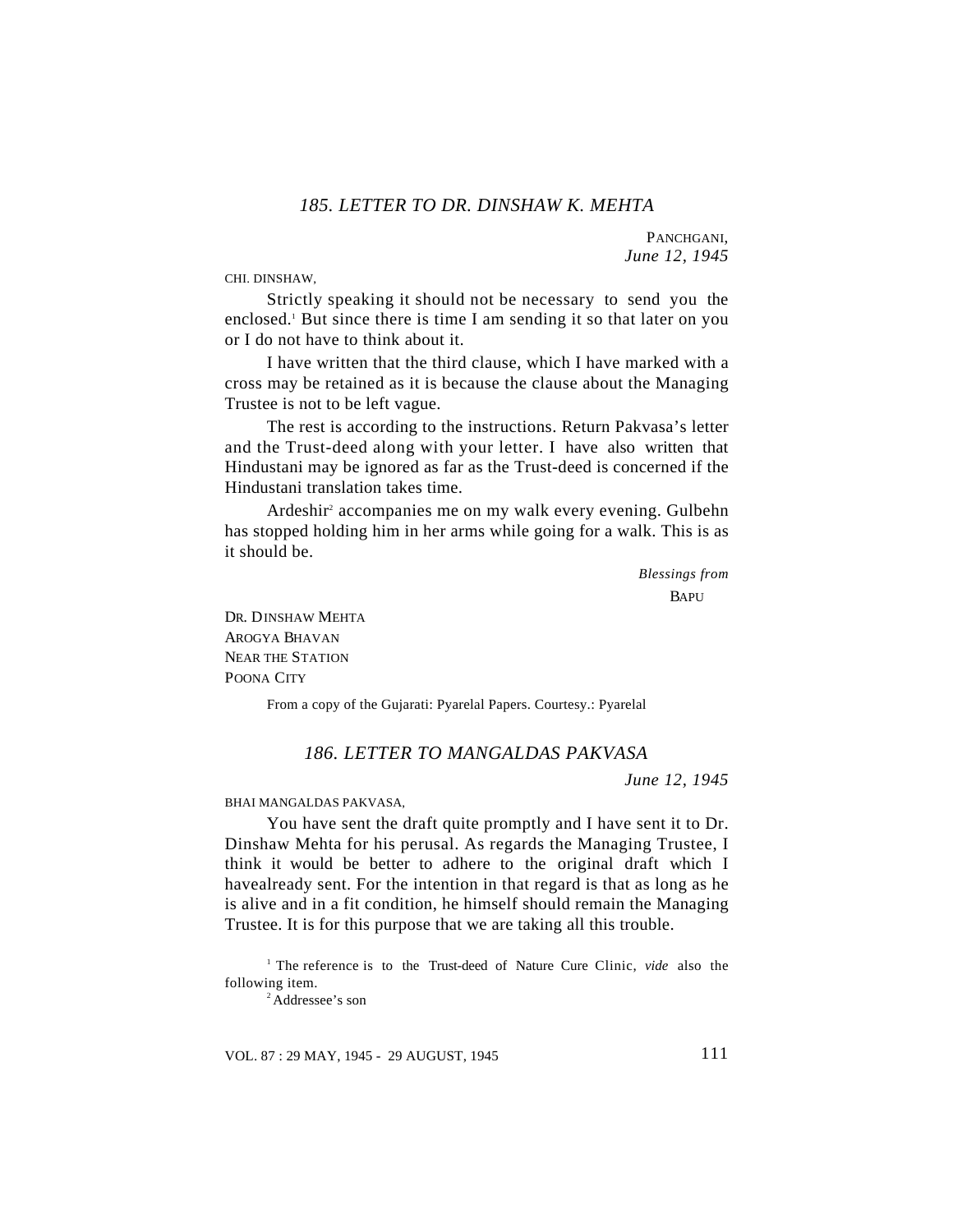### *185. LETTER TO DR. DINSHAW K. MEHTA*

PANCHGANI,
*June 12, 1945*

CHI. DINSHAW,

Strictly speaking it should not be necessary to send you the enclosed.[1] But since there is time I am sending it so that later on you or I do not have to think about it.

I have written that the third clause, which I have marked with a cross may be retained as it is because the clause about the Managing Trustee is not to be left vague.

The rest is according to the instructions. Return Pakvasa's letter and the Trust-deed along with your letter. I have also written that Hindustani may be ignored as far as the Trust-deed is concerned if the Hindustani translation takes time.

Ardeshir[2] accompanies me on my walk every evening. Gulbehn has stopped holding him in her arms while going for a walk. This is as it should be.

*Blessings from*
BAPU

DR. DINSHAW MEHTA
AROGYA BHAVAN
NEAR THE STATION
POONA CITY

From a copy of the Gujarati: Pyarelal Papers. Courtesy.: Pyarelal

### *186. LETTER TO MANGALDAS PAKVASA*

*June 12, 1945*

BHAI MANGALDAS PAKVASA,

You have sent the draft quite promptly and I have sent it to Dr. Dinshaw Mehta for his perusal. As regards the Managing Trustee, I think it would be better to adhere to the original draft which I havealready sent. For the intention in that regard is that as long as he is alive and in a fit condition, he himself should remain the Managing Trustee. It is for this purpose that we are taking all this trouble.

[1] The reference is to the Trust-deed of Nature Cure Clinic, *vide* also the following item.

[2] Addressee's son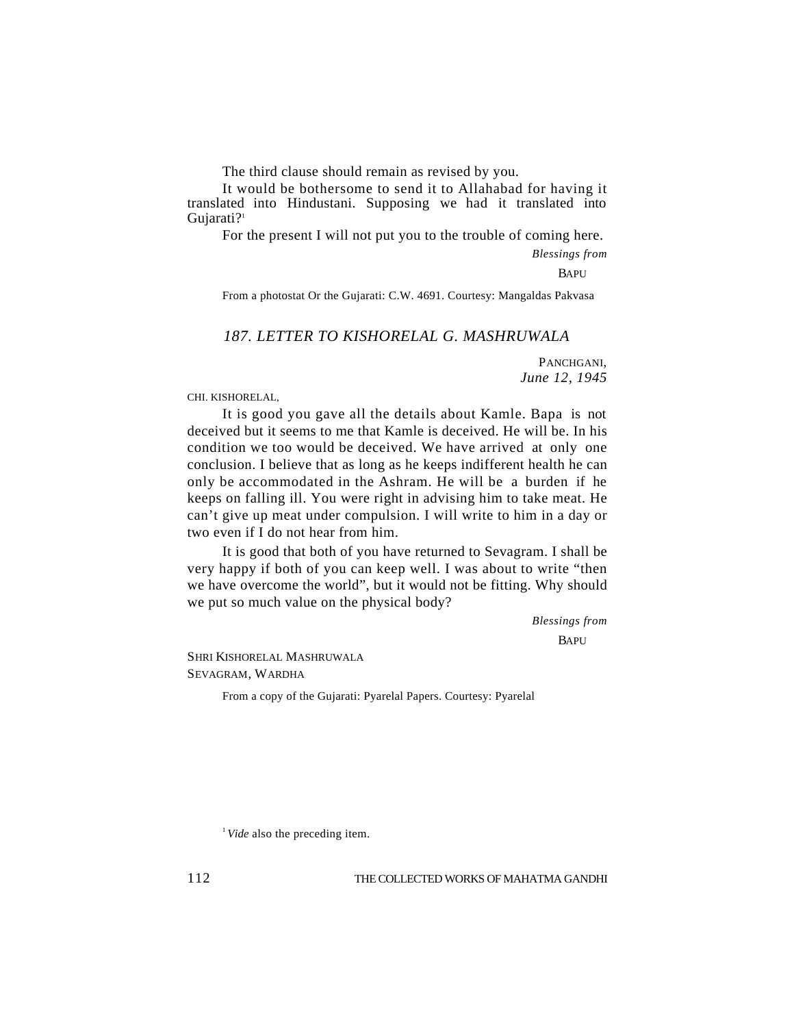The third clause should remain as revised by you.

It would be bothersome to send it to Allahabad for having it translated into Hindustani. Supposing we had it translated into Gujarati?[1]

For the present I will not put you to the trouble of coming here.

*Blessings from*

BAPU

From a photostat Or the Gujarati: C.W. 4691. Courtesy: Mangaldas Pakvasa

## *187. LETTER TO KISHORELAL G. MASHRUWALA*

PANCHGANI,
*June 12, 1945*

CHI. KISHORELAL,

It is good you gave all the details about Kamle. Bapa is not deceived but it seems to me that Kamle is deceived. He will be. In his condition we too would be deceived. We have arrived at only one conclusion. I believe that as long as he keeps indifferent health he can only be accommodated in the Ashram. He will be a burden if he keeps on falling ill. You were right in advising him to take meat. He can't give up meat under compulsion. I will write to him in a day or two even if I do not hear from him.

It is good that both of you have returned to Sevagram. I shall be very happy if both of you can keep well. I was about to write "then we have overcome the world", but it would not be fitting. Why should we put so much value on the physical body?

*Blessings from*

BAPU

SHRI KISHORELAL MASHRUWALA
SEVAGRAM, WARDHA

From a copy of the Gujarati: Pyarelal Papers. Courtesy: Pyarelal

[1] *Vide* also the preceding item.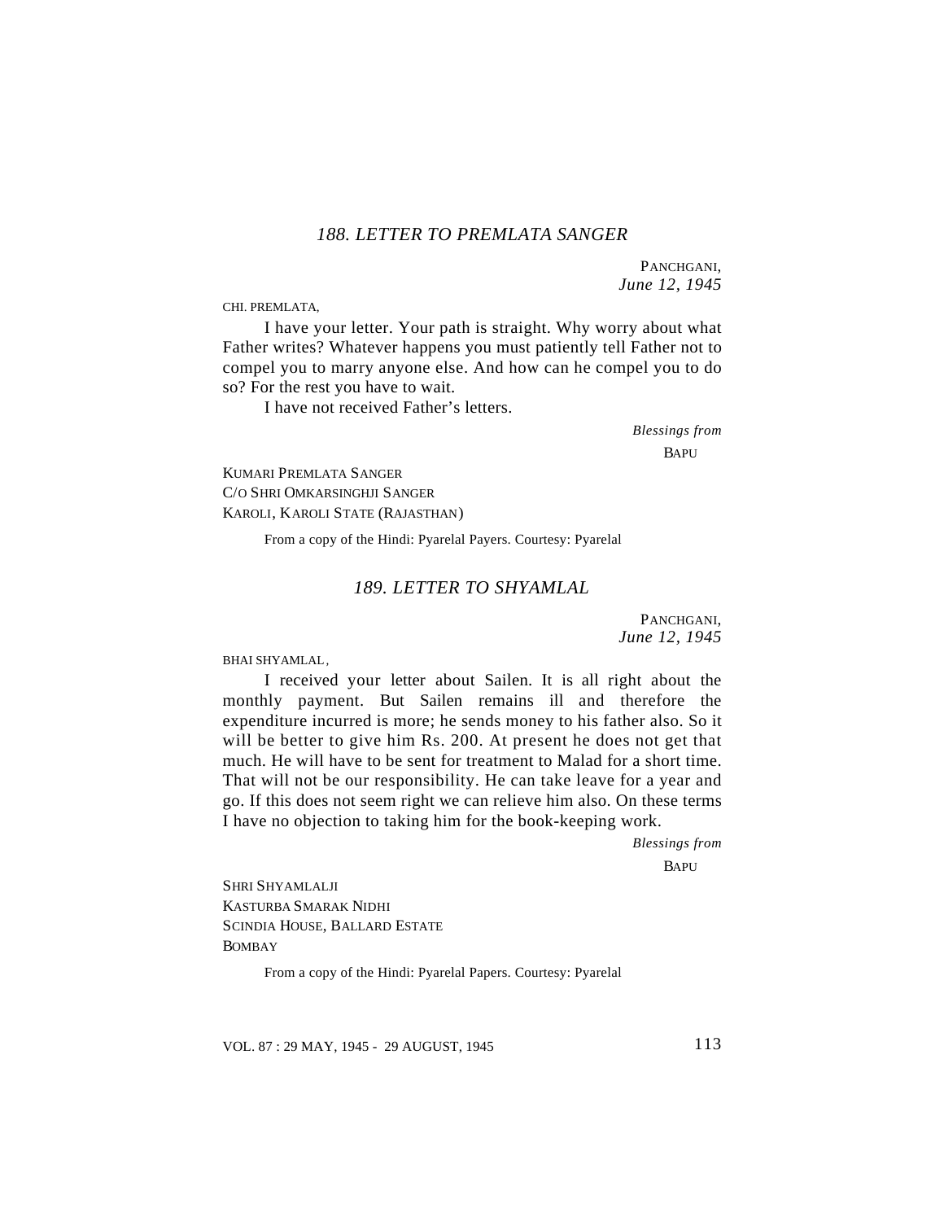## *188. LETTER TO PREMLATA SANGER*

PANCHGANI,
*June 12, 1945*

CHI. PREMLATA,

I have your letter. Your path is straight. Why worry about what Father writes? Whatever happens you must patiently tell Father not to compel you to marry anyone else. And how can he compel you to do so? For the rest you have to wait.

I have not received Father's letters.

*Blessings from*
BAPU

KUMARI PREMLATA SANGER
C/O SHRI OMKARSINGHJI SANGER
KAROLI, KAROLI STATE (RAJASTHAN)

From a copy of the Hindi: Pyarelal Payers. Courtesy: Pyarelal

## *189. LETTER TO SHYAMLAL*

PANCHGANI,
*June 12, 1945*

BHAI SHYAMLAL,

I received your letter about Sailen. It is all right about the monthly payment. But Sailen remains ill and therefore the expenditure incurred is more; he sends money to his father also. So it will be better to give him Rs. 200. At present he does not get that much. He will have to be sent for treatment to Malad for a short time. That will not be our responsibility. He can take leave for a year and go. If this does not seem right we can relieve him also. On these terms I have no objection to taking him for the book-keeping work.

*Blessings from*
BAPU

SHRI SHYAMLALJI
KASTURBA SMARAK NIDHI
SCINDIA HOUSE, BALLARD ESTATE
BOMBAY

From a copy of the Hindi: Pyarelal Papers. Courtesy: Pyarelal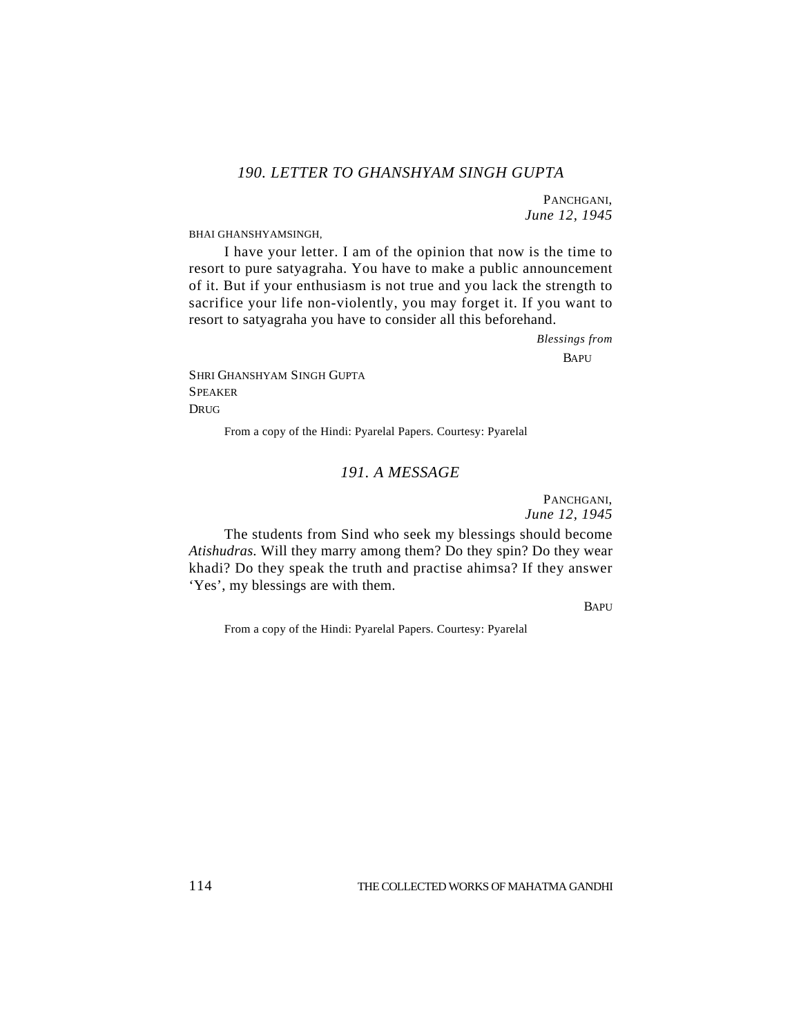## *190. LETTER TO GHANSHYAM SINGH GUPTA*

PANCHGANI,
*June 12, 1945*

BHAI GHANSHYAMSINGH,

I have your letter. I am of the opinion that now is the time to resort to pure satyagraha. You have to make a public announcement of it. But if your enthusiasm is not true and you lack the strength to sacrifice your life non-violently, you may forget it. If you want to resort to satyagraha you have to consider all this beforehand.

*Blessings from*
BAPU

SHRI GHANSHYAM SINGH GUPTA
SPEAKER
DRUG

From a copy of the Hindi: Pyarelal Papers. Courtesy: Pyarelal

## *191. A MESSAGE*

PANCHGANI,
*June 12, 1945*

The students from Sind who seek my blessings should become *Atishudras.* Will they marry among them? Do they spin? Do they wear khadi? Do they speak the truth and practise ahimsa? If they answer 'Yes', my blessings are with them.

BAPU

From a copy of the Hindi: Pyarelal Papers. Courtesy: Pyarelal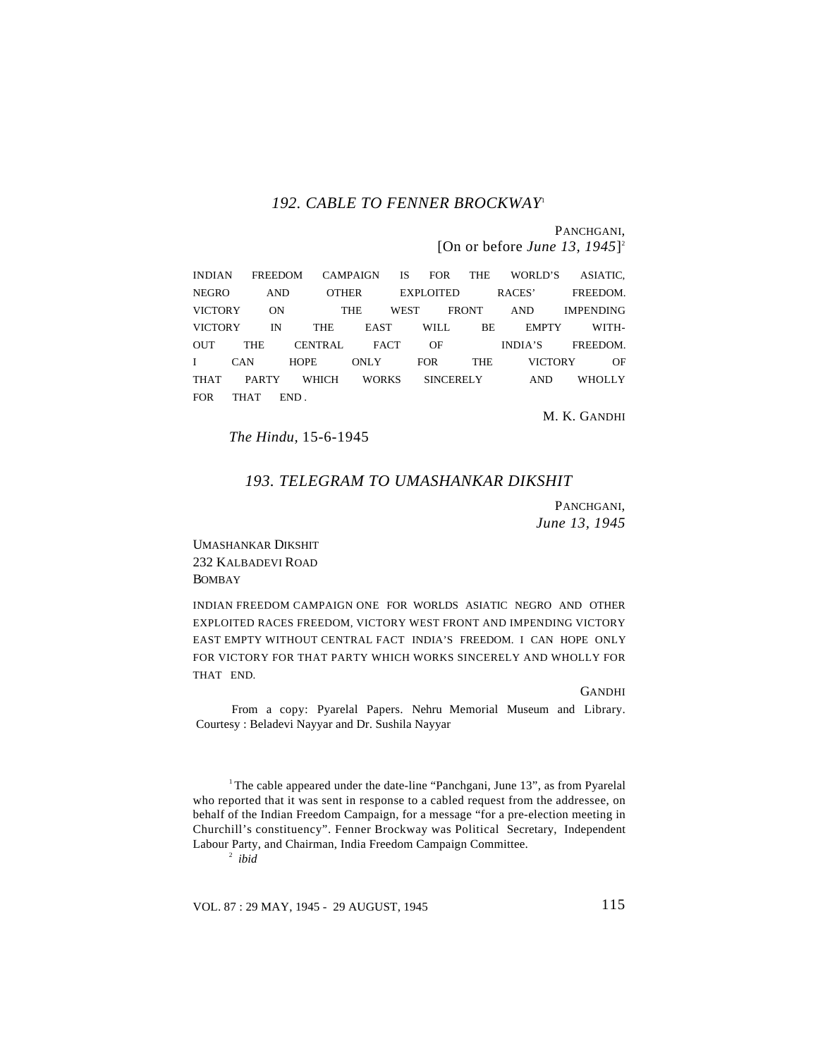### *192. CABLE TO FENNER BROCKWAY*[1]

PANCHGANI,
[On or before *June 13, 1945*][2]

INDIAN FREEDOM CAMPAIGN IS FOR THE WORLD'S ASIATIC, NEGRO AND OTHER EXPLOITED RACES' FREEDOM. VICTORY ON THE WEST FRONT AND IMPENDING VICTORY IN THE EAST WILL BE EMPTY WITHOUT THE CENTRAL FACT OF INDIA'S FREEDOM. I CAN HOPE ONLY FOR THE VICTORY OF THAT PARTY WHICH WORKS SINCERELY AND WHOLLY FOR THAT END.

M. K. GANDHI

*The Hindu*, 15-6-1945

### *193. TELEGRAM TO UMASHANKAR DIKSHIT*

PANCHGANI,
*June 13, 1945*

UMASHANKAR DIKSHIT
232 KALBADEVI ROAD
BOMBAY

INDIAN FREEDOM CAMPAIGN ONE FOR WORLDS ASIATIC NEGRO AND OTHER EXPLOITED RACES FREEDOM, VICTORY WEST FRONT AND IMPENDING VICTORY EAST EMPTY WITHOUT CENTRAL FACT INDIA'S FREEDOM. I CAN HOPE ONLY FOR VICTORY FOR THAT PARTY WHICH WORKS SINCERELY AND WHOLLY FOR THAT END.

GANDHI

From a copy: Pyarelal Papers. Nehru Memorial Museum and Library. Courtesy : Beladevi Nayyar and Dr. Sushila Nayyar

---

[1] The cable appeared under the date-line "Panchgani, June 13", as from Pyarelal who reported that it was sent in response to a cabled request from the addressee, on behalf of the Indian Freedom Campaign, for a message "for a pre-election meeting in Churchill's constituency". Fenner Brockway was Political Secretary, Independent Labour Party, and Chairman, India Freedom Campaign Committee.

[2] *ibid*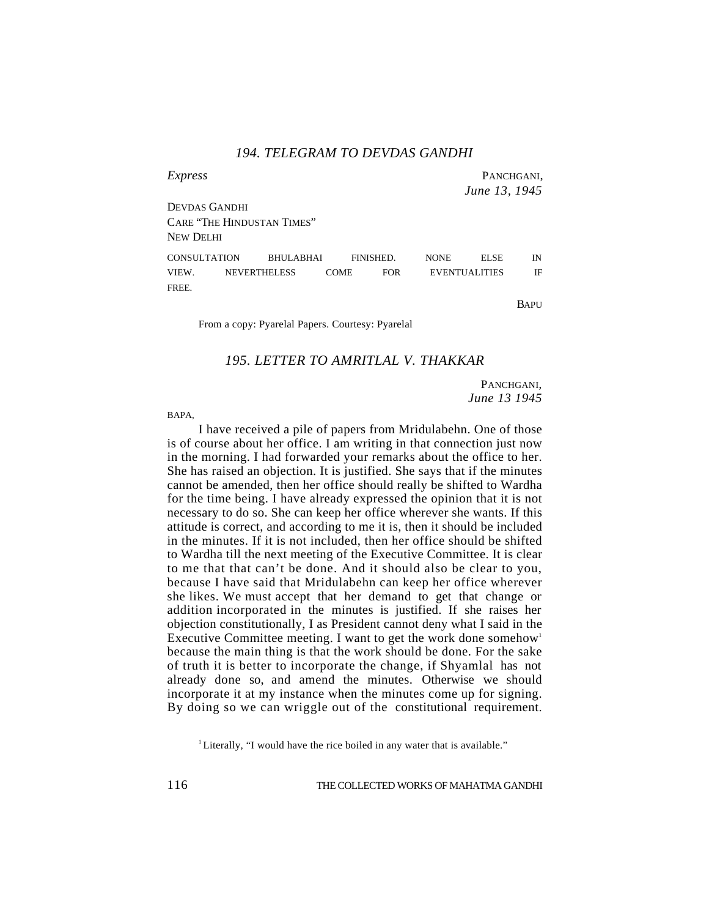## *194. TELEGRAM TO DEVDAS GANDHI*

*Express*

PANCHGANI,
*June 13, 1945*

DEVDAS GANDHI
CARE "THE HINDUSTAN TIMES"
NEW DELHI

CONSULTATION BHULABHAI FINISHED. NONE ELSE IN VIEW. NEVERTHELESS COME FOR EVENTUALITIES IF FREE.

BAPU

From a copy: Pyarelal Papers. Courtesy: Pyarelal

## *195. LETTER TO AMRITLAL V. THAKKAR*

PANCHGANI,
*June 13 1945*

BAPA,

I have received a pile of papers from Mridulabehn. One of those is of course about her office. I am writing in that connection just now in the morning. I had forwarded your remarks about the office to her. She has raised an objection. It is justified. She says that if the minutes cannot be amended, then her office should really be shifted to Wardha for the time being. I have already expressed the opinion that it is not necessary to do so. She can keep her office wherever she wants. If this attitude is correct, and according to me it is, then it should be included in the minutes. If it is not included, then her office should be shifted to Wardha till the next meeting of the Executive Committee. It is clear to me that that can't be done. And it should also be clear to you, because I have said that Mridulabehn can keep her office wherever she likes. We must accept that her demand to get that change or addition incorporated in the minutes is justified. If she raises her objection constitutionally, I as President cannot deny what I said in the Executive Committee meeting. I want to get the work done somehow[1] because the main thing is that the work should be done. For the sake of truth it is better to incorporate the change, if Shyamlal has not already done so, and amend the minutes. Otherwise we should incorporate it at my instance when the minutes come up for signing. By doing so we can wriggle out of the constitutional requirement.

[1] Literally, "I would have the rice boiled in any water that is available."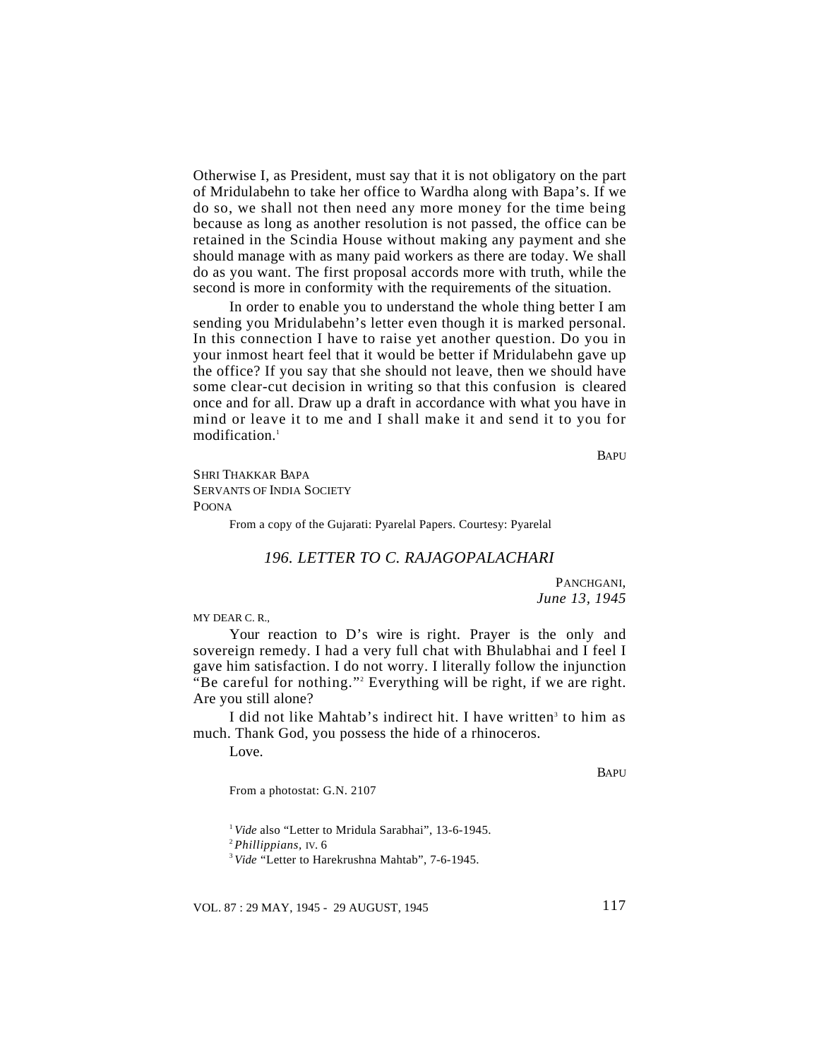Otherwise I, as President, must say that it is not obligatory on the part of Mridulabehn to take her office to Wardha along with Bapa's. If we do so, we shall not then need any more money for the time being because as long as another resolution is not passed, the office can be retained in the Scindia House without making any payment and she should manage with as many paid workers as there are today. We shall do as you want. The first proposal accords more with truth, while the second is more in conformity with the requirements of the situation.

In order to enable you to understand the whole thing better I am sending you Mridulabehn's letter even though it is marked personal. In this connection I have to raise yet another question. Do you in your inmost heart feel that it would be better if Mridulabehn gave up the office? If you say that she should not leave, then we should have some clear-cut decision in writing so that this confusion is cleared once and for all. Draw up a draft in accordance with what you have in mind or leave it to me and I shall make it and send it to you for modification.[1]

BAPU

SHRI THAKKAR BAPA
SERVANTS OF INDIA SOCIETY
POONA

From a copy of the Gujarati: Pyarelal Papers. Courtesy: Pyarelal

## *196. LETTER TO C. RAJAGOPALACHARI*

PANCHGANI,
*June 13, 1945*

MY DEAR C. R.,

Your reaction to D's wire is right. Prayer is the only and sovereign remedy. I had a very full chat with Bhulabhai and I feel I gave him satisfaction. I do not worry. I literally follow the injunction "Be careful for nothing."[2] Everything will be right, if we are right. Are you still alone?

I did not like Mahtab's indirect hit. I have written[3] to him as much. Thank God, you possess the hide of a rhinoceros.

Love.

BAPU

From a photostat: G.N. 2107

[1] *Vide* also "Letter to Mridula Sarabhai", 13-6-1945.

[2] *Phillippians,* IV. 6

[3] *Vide* "Letter to Harekrushna Mahtab", 7-6-1945.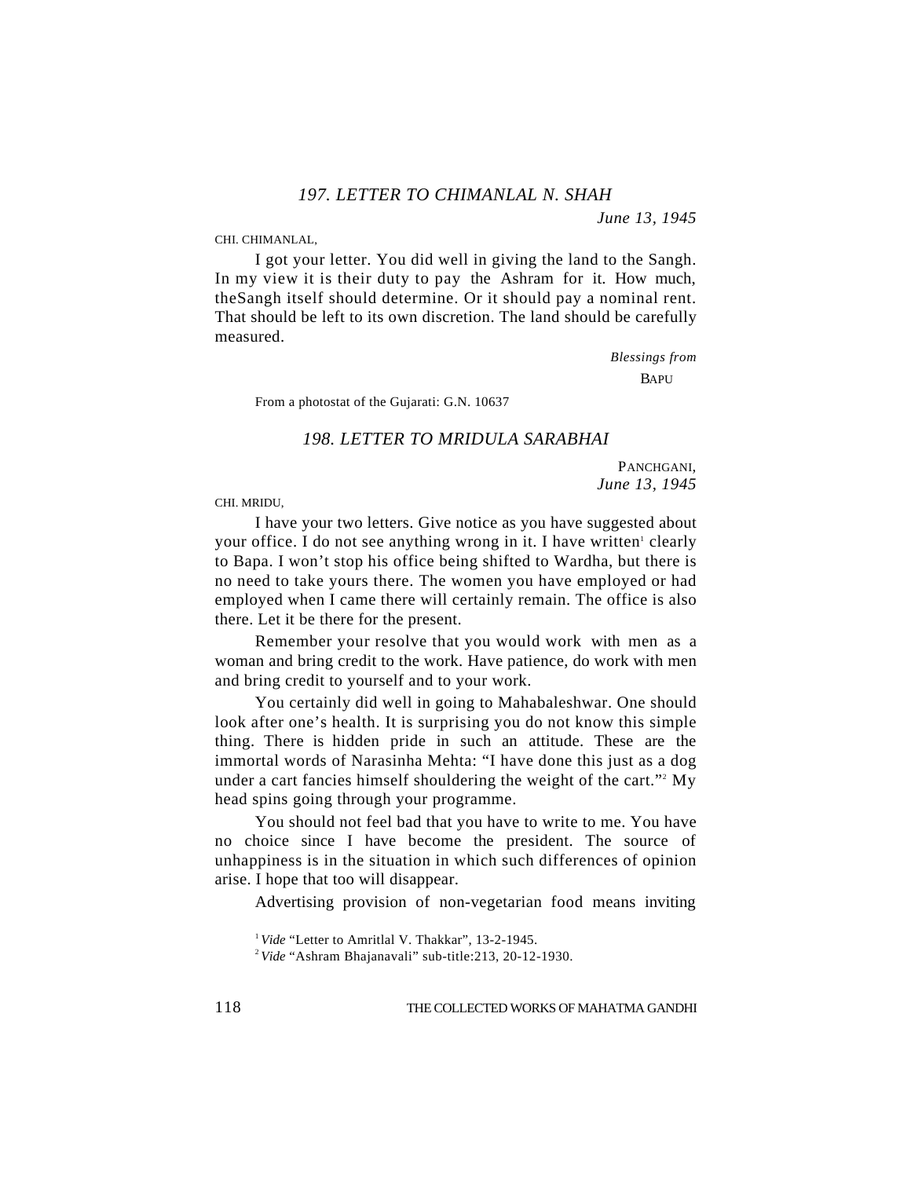### 197. LETTER TO CHIMANLAL N. SHAH

*June 13, 1945*

CHI. CHIMANLAL,

I got your letter. You did well in giving the land to the Sangh. In my view it is their duty to pay the Ashram for it. How much, theSangh itself should determine. Or it should pay a nominal rent. That should be left to its own discretion. The land should be carefully measured.

*Blessings from*

BAPU

From a photostat of the Gujarati: G.N. 10637

### 198. LETTER TO MRIDULA SARABHAI

PANCHGANI,
*June 13, 1945*

CHI. MRIDU,

I have your two letters. Give notice as you have suggested about your office. I do not see anything wrong in it. I have written[1] clearly to Bapa. I won't stop his office being shifted to Wardha, but there is no need to take yours there. The women you have employed or had employed when I came there will certainly remain. The office is also there. Let it be there for the present.

Remember your resolve that you would work with men as a woman and bring credit to the work. Have patience, do work with men and bring credit to yourself and to your work.

You certainly did well in going to Mahabaleshwar. One should look after one's health. It is surprising you do not know this simple thing. There is hidden pride in such an attitude. These are the immortal words of Narasinha Mehta: "I have done this just as a dog under a cart fancies himself shouldering the weight of the cart."[2] My head spins going through your programme.

You should not feel bad that you have to write to me. You have no choice since I have become the president. The source of unhappiness is in the situation in which such differences of opinion arise. I hope that too will disappear.

Advertising provision of non-vegetarian food means inviting

[1] *Vide* "Letter to Amritlal V. Thakkar", 13-2-1945.

[2] *Vide* "Ashram Bhajanavali" sub-title:213, 20-12-1930.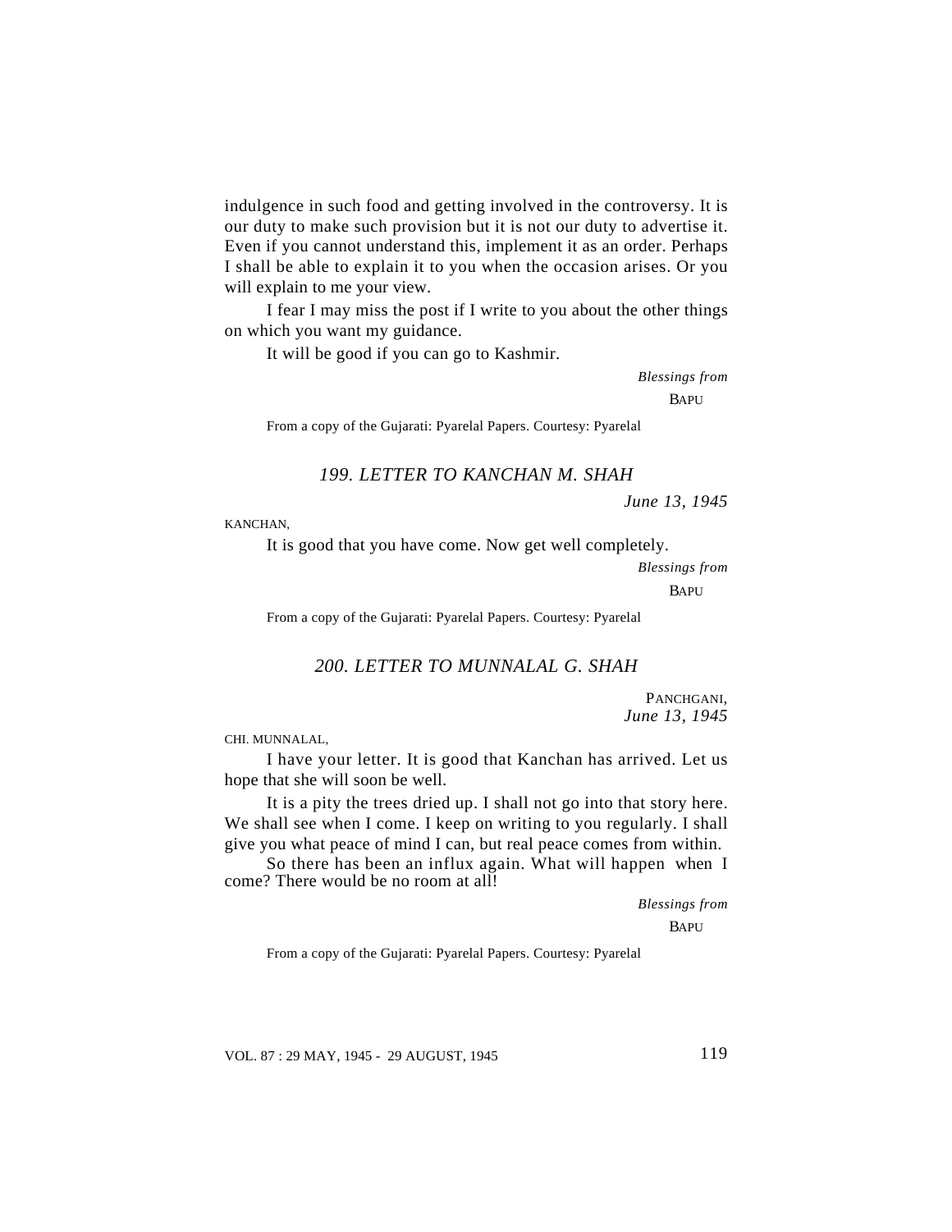indulgence in such food and getting involved in the controversy. It is our duty to make such provision but it is not our duty to advertise it. Even if you cannot understand this, implement it as an order. Perhaps I shall be able to explain it to you when the occasion arises. Or you will explain to me your view.

I fear I may miss the post if I write to you about the other things on which you want my guidance.

It will be good if you can go to Kashmir.

*Blessings from*

BAPU

From a copy of the Gujarati: Pyarelal Papers. Courtesy: Pyarelal

## *199. LETTER TO KANCHAN M. SHAH*

*June 13, 1945*

KANCHAN,

It is good that you have come. Now get well completely.

*Blessings from*

BAPU

From a copy of the Gujarati: Pyarelal Papers. Courtesy: Pyarelal

## *200. LETTER TO MUNNALAL G. SHAH*

PANCHGANI,
*June 13, 1945*

CHI. MUNNALAL,

I have your letter. It is good that Kanchan has arrived. Let us hope that she will soon be well.

It is a pity the trees dried up. I shall not go into that story here. We shall see when I come. I keep on writing to you regularly. I shall give you what peace of mind I can, but real peace comes from within.

So there has been an influx again. What will happen when I come? There would be no room at all!

*Blessings from*

BAPU

From a copy of the Gujarati: Pyarelal Papers. Courtesy: Pyarelal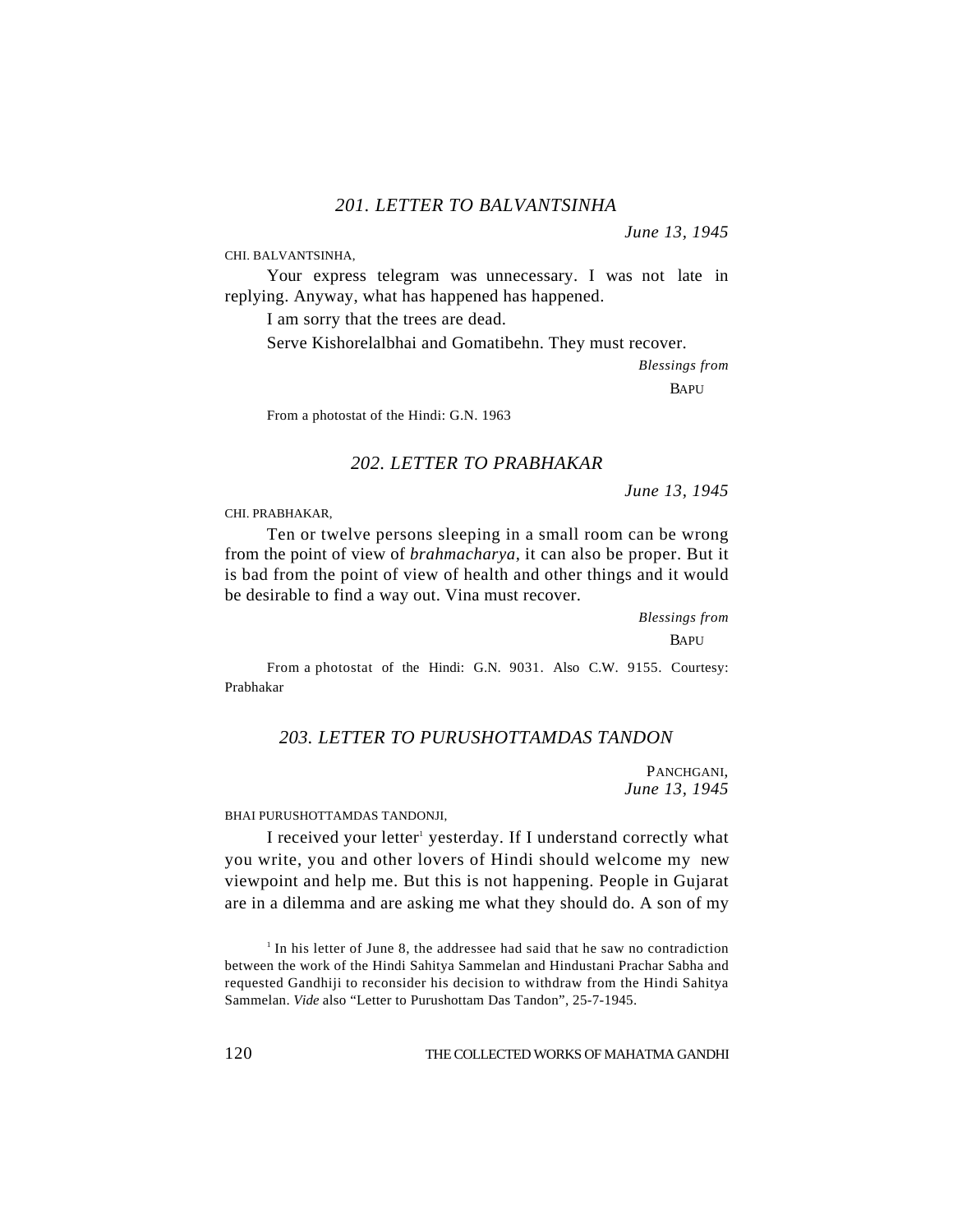## *201. LETTER TO BALVANTSINHA*

*June 13, 1945*

CHI. BALVANTSINHA,

Your express telegram was unnecessary. I was not late in replying. Anyway, what has happened has happened.

I am sorry that the trees are dead.

Serve Kishorelalbhai and Gomatibehn. They must recover.

*Blessings from*

BAPU

From a photostat of the Hindi: G.N. 1963

## *202. LETTER TO PRABHAKAR*

*June 13, 1945*

CHI. PRABHAKAR,

Ten or twelve persons sleeping in a small room can be wrong from the point of view of *brahmacharya,* it can also be proper. But it is bad from the point of view of health and other things and it would be desirable to find a way out. Vina must recover.

*Blessings from*

BAPU

From a photostat of the Hindi: G.N. 9031. Also C.W. 9155. Courtesy: Prabhakar

## *203. LETTER TO PURUSHOTTAMDAS TANDON*

PANCHGANI,
*June 13, 1945*

BHAI PURUSHOTTAMDAS TANDONJI,

I received your letter[1] yesterday. If I understand correctly what you write, you and other lovers of Hindi should welcome my new viewpoint and help me. But this is not happening. People in Gujarat are in a dilemma and are asking me what they should do. A son of my

[1] In his letter of June 8, the addressee had said that he saw no contradiction between the work of the Hindi Sahitya Sammelan and Hindustani Prachar Sabha and requested Gandhiji to reconsider his decision to withdraw from the Hindi Sahitya Sammelan. *Vide* also "Letter to Purushottam Das Tandon", 25-7-1945.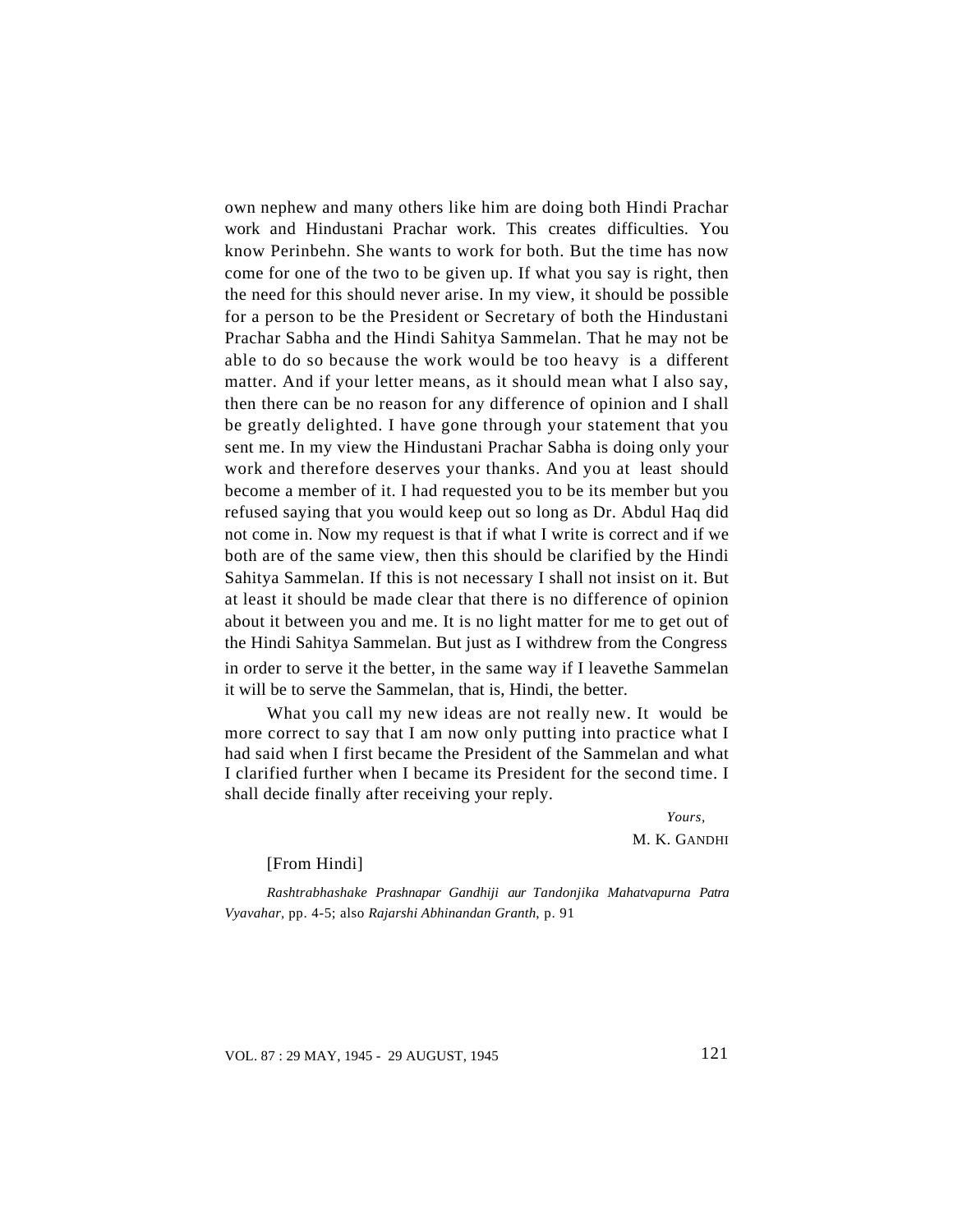own nephew and many others like him are doing both Hindi Prachar work and Hindustani Prachar work. This creates difficulties. You know Perinbehn. She wants to work for both. But the time has now come for one of the two to be given up. If what you say is right, then the need for this should never arise. In my view, it should be possible for a person to be the President or Secretary of both the Hindustani Prachar Sabha and the Hindi Sahitya Sammelan. That he may not be able to do so because the work would be too heavy is a different matter. And if your letter means, as it should mean what I also say, then there can be no reason for any difference of opinion and I shall be greatly delighted. I have gone through your statement that you sent me. In my view the Hindustani Prachar Sabha is doing only your work and therefore deserves your thanks. And you at least should become a member of it. I had requested you to be its member but you refused saying that you would keep out so long as Dr. Abdul Haq did not come in. Now my request is that if what I write is correct and if we both are of the same view, then this should be clarified by the Hindi Sahitya Sammelan. If this is not necessary I shall not insist on it. But at least it should be made clear that there is no difference of opinion about it between you and me. It is no light matter for me to get out of the Hindi Sahitya Sammelan. But just as I withdrew from the Congress in order to serve it the better, in the same way if I leavethe Sammelan it will be to serve the Sammelan, that is, Hindi, the better.

What you call my new ideas are not really new. It would be more correct to say that I am now only putting into practice what I had said when I first became the President of the Sammelan and what I clarified further when I became its President for the second time. I shall decide finally after receiving your reply.

*Yours,*

M. K. GANDHI

[From Hindi]

*Rashtrabhashake Prashnapar Gandhiji aur Tandonjika Mahatvapurna Patra Vyavahar,* pp. 4-5; also *Rajarshi Abhinandan Granth,* p. 91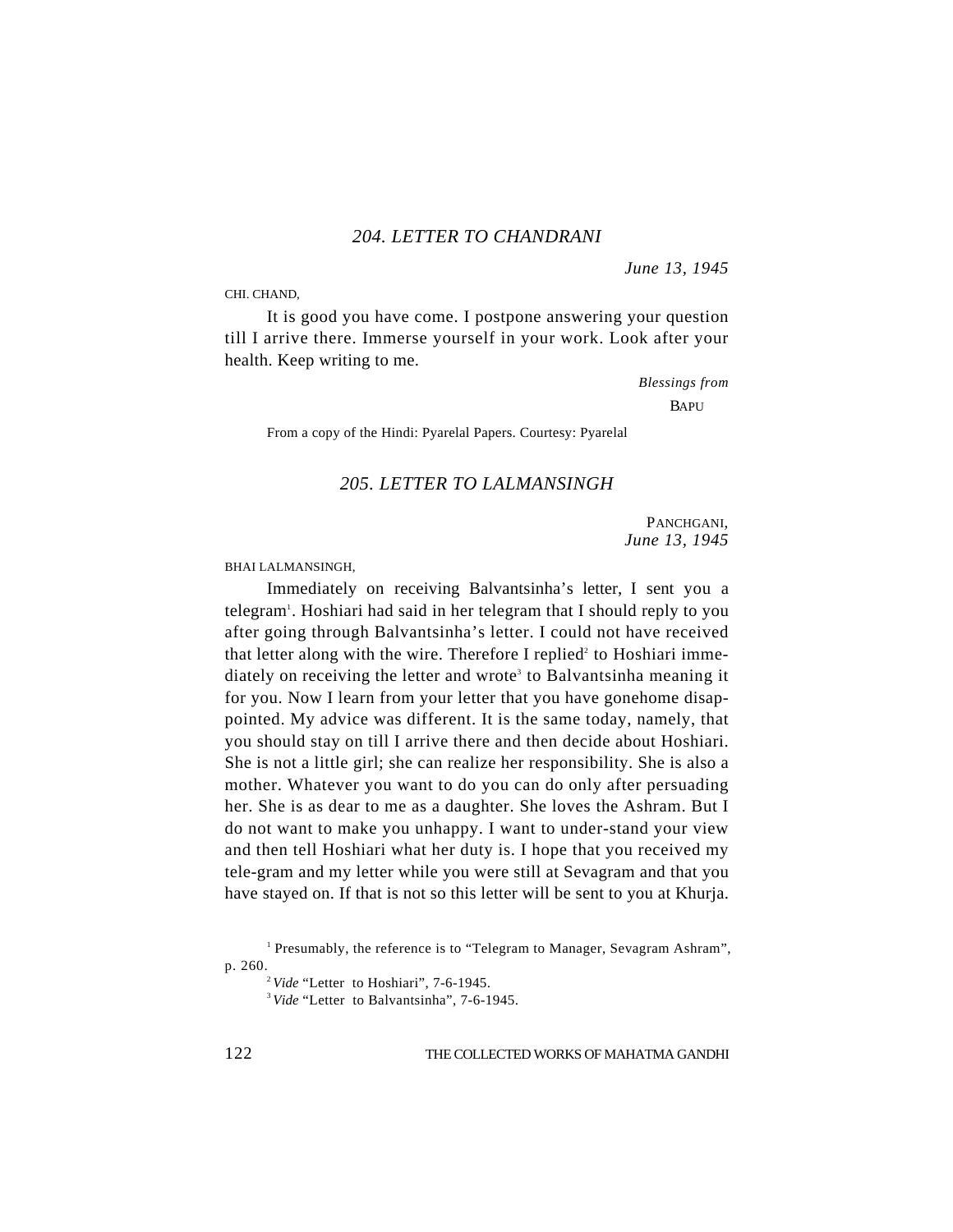## *204. LETTER TO CHANDRANI*

*June 13, 1945*

CHI. CHAND,

It is good you have come. I postpone answering your question till I arrive there. Immerse yourself in your work. Look after your health. Keep writing to me.

*Blessings from*

BAPU

From a copy of the Hindi: Pyarelal Papers. Courtesy: Pyarelal

## *205. LETTER TO LALMANSINGH*

PANCHGANI,
*June 13, 1945*

BHAI LALMANSINGH,

Immediately on receiving Balvantsinha's letter, I sent you a telegram[1]. Hoshiari had said in her telegram that I should reply to you after going through Balvantsinha's letter. I could not have received that letter along with the wire. Therefore I replied[2] to Hoshiari immediately on receiving the letter and wrote[3] to Balvantsinha meaning it for you. Now I learn from your letter that you have gonehome disappointed. My advice was different. It is the same today, namely, that you should stay on till I arrive there and then decide about Hoshiari. She is not a little girl; she can realize her responsibility. She is also a mother. Whatever you want to do you can do only after persuading her. She is as dear to me as a daughter. She loves the Ashram. But I do not want to make you unhappy. I want to under-stand your view and then tell Hoshiari what her duty is. I hope that you received my tele-gram and my letter while you were still at Sevagram and that you have stayed on. If that is not so this letter will be sent to you at Khurja.

[1] Presumably, the reference is to "Telegram to Manager, Sevagram Ashram", p. 260.

[2] *Vide* "Letter to Hoshiari", 7-6-1945.

[3] *Vide* "Letter to Balvantsinha", 7-6-1945.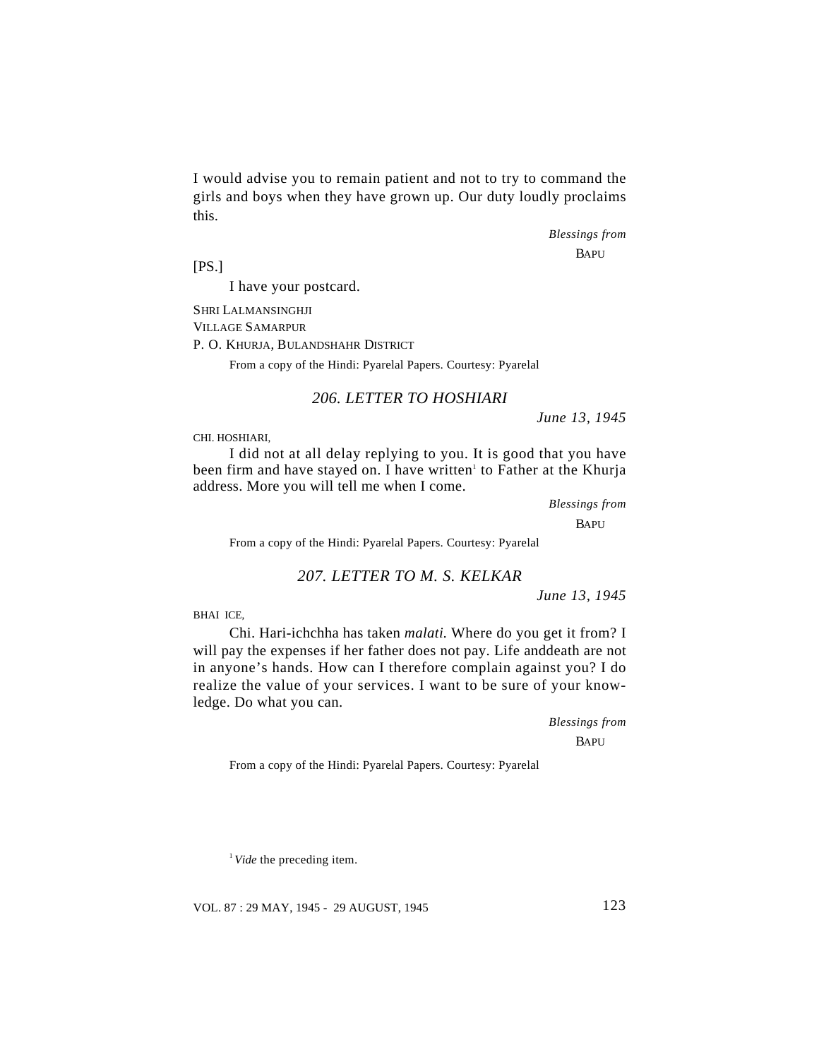I would advise you to remain patient and not to try to command the girls and boys when they have grown up. Our duty loudly proclaims this.

*Blessings from*
BAPU

[PS.]

I have your postcard.

SHRI LALMANSINGHJI
VILLAGE SAMARPUR
P. O. KHURJA, BULANDSHAHR DISTRICT

From a copy of the Hindi: Pyarelal Papers. Courtesy: Pyarelal

## *206. LETTER TO HOSHIARI*

*June 13, 1945*

CHI. HOSHIARI,

I did not at all delay replying to you. It is good that you have been firm and have stayed on. I have written[1] to Father at the Khurja address. More you will tell me when I come.

*Blessings from*
BAPU

From a copy of the Hindi: Pyarelal Papers. Courtesy: Pyarelal

## *207. LETTER TO M. S. KELKAR*

*June 13, 1945*

BHAI ICE,

Chi. Hari-ichchha has taken *malati.* Where do you get it from? I will pay the expenses if her father does not pay. Life anddeath are not in anyone's hands. How can I therefore complain against you? I do realize the value of your services. I want to be sure of your knowledge. Do what you can.

*Blessings from*
BAPU

From a copy of the Hindi: Pyarelal Papers. Courtesy: Pyarelal

[1] *Vide* the preceding item.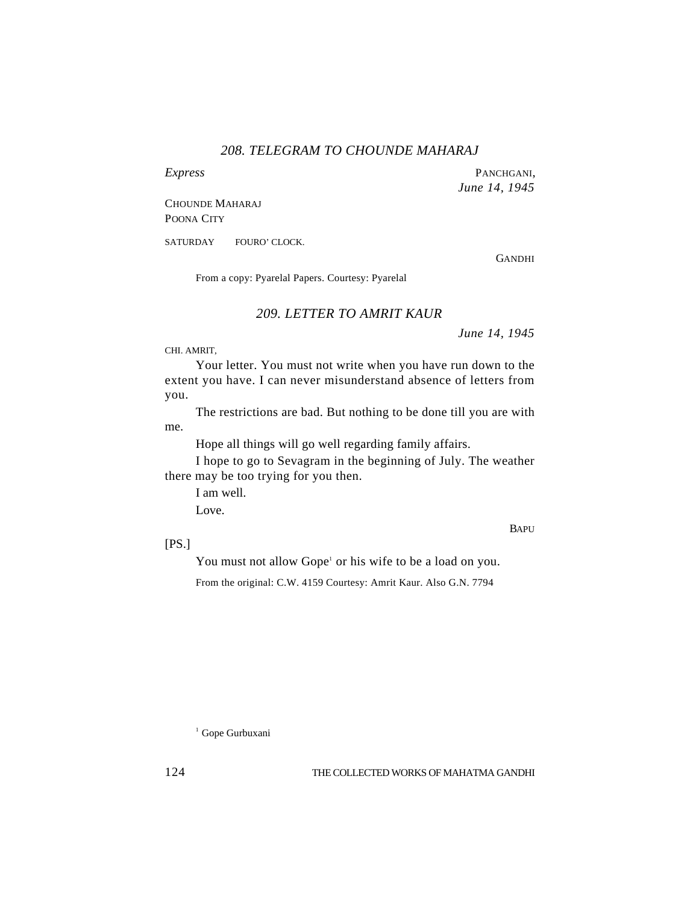## *208. TELEGRAM TO CHOUNDE MAHARAJ*

*Express*

PANCHGANI,
*June 14, 1945*

CHOUNDE MAHARAJ
POONA CITY

SATURDAY FOURO' CLOCK.

GANDHI

From a copy: Pyarelal Papers. Courtesy: Pyarelal

## *209. LETTER TO AMRIT KAUR*

*June 14, 1945*

CHI. AMRIT,

Your letter. You must not write when you have run down to the extent you have. I can never misunderstand absence of letters from you.

The restrictions are bad. But nothing to be done till you are with me.

Hope all things will go well regarding family affairs.

I hope to go to Sevagram in the beginning of July. The weather there may be too trying for you then.

I am well.

Love.

BAPU

[PS.]

You must not allow Gope[1] or his wife to be a load on you.

From the original: C.W. 4159 Courtesy: Amrit Kaur. Also G.N. 7794

[1] Gope Gurbuxani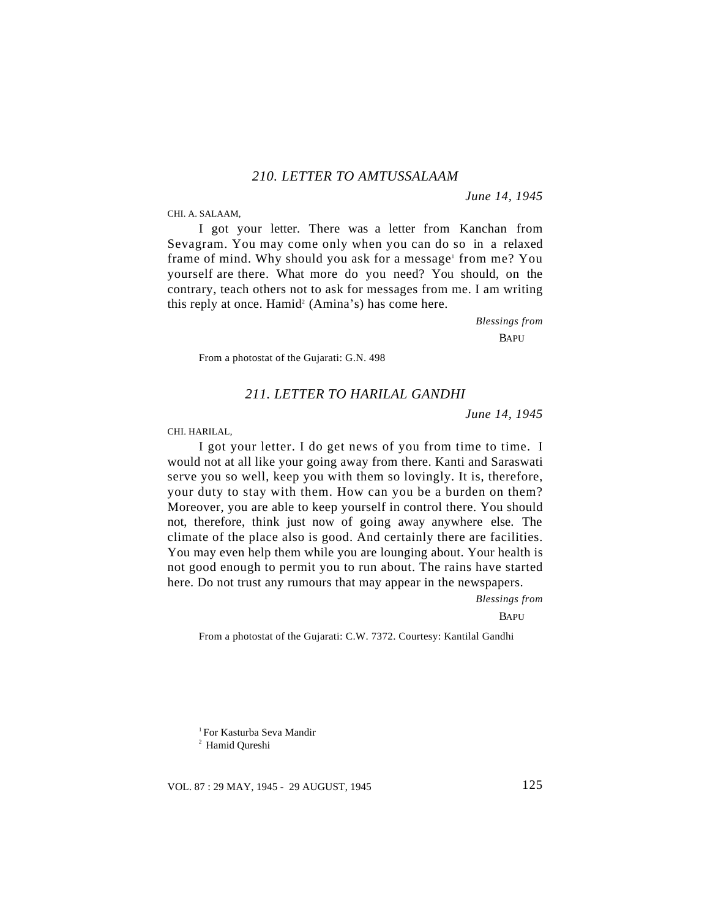## 210. LETTER TO AMTUSSALAAM

*June 14, 1945*

CHI. A. SALAAM,

I got your letter. There was a letter from Kanchan from Sevagram. You may come only when you can do so in a relaxed frame of mind. Why should you ask for a message[1] from me? You yourself are there. What more do you need? You should, on the contrary, teach others not to ask for messages from me. I am writing this reply at once. Hamid[2] (Amina's) has come here.

*Blessings from*

BAPU

From a photostat of the Gujarati: G.N. 498

## 211. LETTER TO HARILAL GANDHI

*June 14, 1945*

CHI. HARILAL,

I got your letter. I do get news of you from time to time. I would not at all like your going away from there. Kanti and Saraswati serve you so well, keep you with them so lovingly. It is, therefore, your duty to stay with them. How can you be a burden on them? Moreover, you are able to keep yourself in control there. You should not, therefore, think just now of going away anywhere else. The climate of the place also is good. And certainly there are facilities. You may even help them while you are lounging about. Your health is not good enough to permit you to run about. The rains have started here. Do not trust any rumours that may appear in the newspapers.

*Blessings from*

BAPU

From a photostat of the Gujarati: C.W. 7372. Courtesy: Kantilal Gandhi

---

[1] For Kasturba Seva Mandir

[2] Hamid Qureshi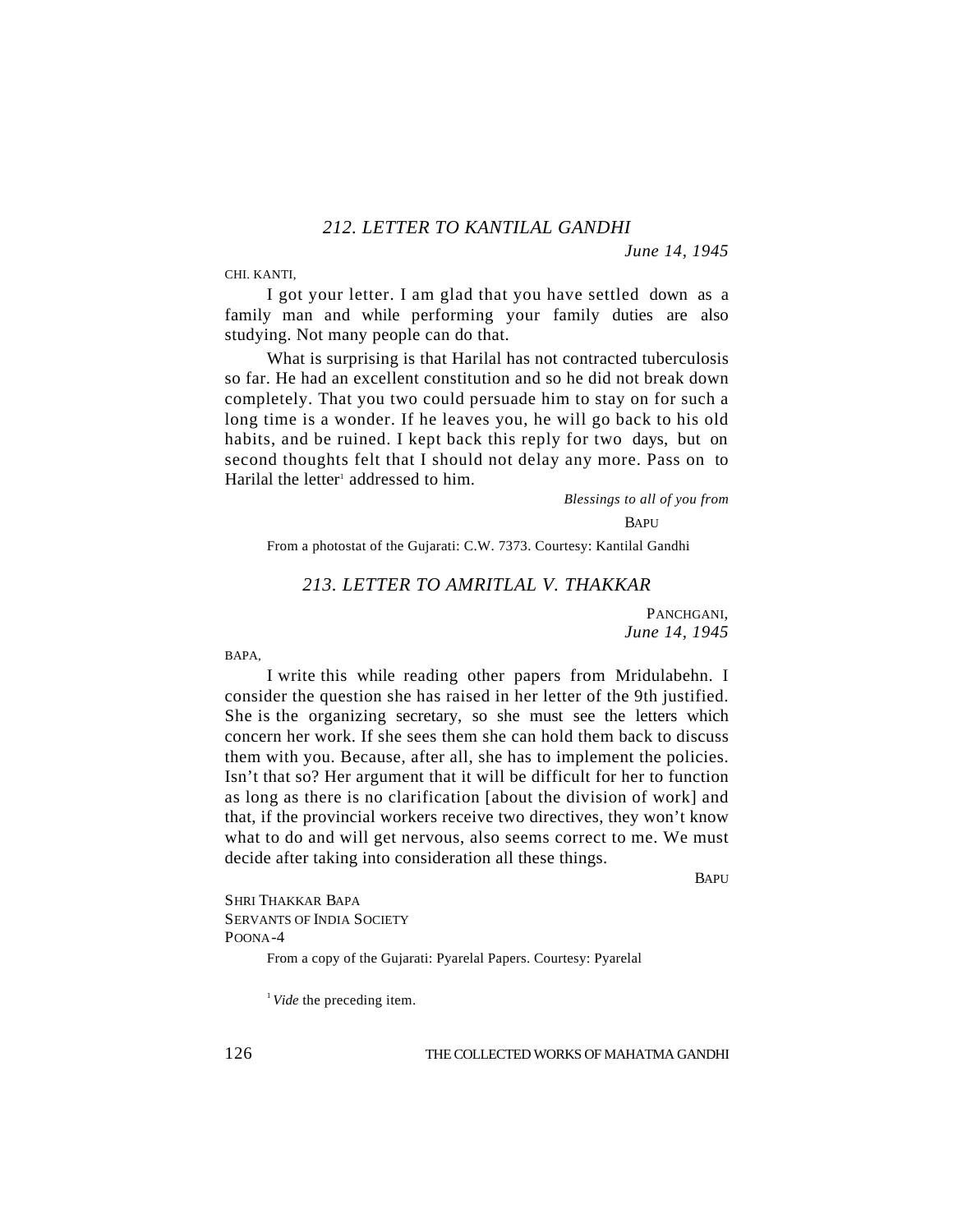## 212. LETTER TO KANTILAL GANDHI

*June 14, 1945*

CHI. KANTI,

I got your letter. I am glad that you have settled down as a family man and while performing your family duties are also studying. Not many people can do that.

What is surprising is that Harilal has not contracted tuberculosis so far. He had an excellent constitution and so he did not break down completely. That you two could persuade him to stay on for such a long time is a wonder. If he leaves you, he will go back to his old habits, and be ruined. I kept back this reply for two days, but on second thoughts felt that I should not delay any more. Pass on to Harilal the letter[1] addressed to him.

*Blessings to all of you from*

BAPU

From a photostat of the Gujarati: C.W. 7373. Courtesy: Kantilal Gandhi

## 213. LETTER TO AMRITLAL V. THAKKAR

PANCHGANI,
*June 14, 1945*

BAPA,

I write this while reading other papers from Mridulabehn. I consider the question she has raised in her letter of the 9th justified. She is the organizing secretary, so she must see the letters which concern her work. If she sees them she can hold them back to discuss them with you. Because, after all, she has to implement the policies. Isn't that so? Her argument that it will be difficult for her to function as long as there is no clarification [about the division of work] and that, if the provincial workers receive two directives, they won't know what to do and will get nervous, also seems correct to me. We must decide after taking into consideration all these things.

BAPU

SHRI THAKKAR BAPA
SERVANTS OF INDIA SOCIETY
POONA-4

From a copy of the Gujarati: Pyarelal Papers. Courtesy: Pyarelal

[1] *Vide* the preceding item.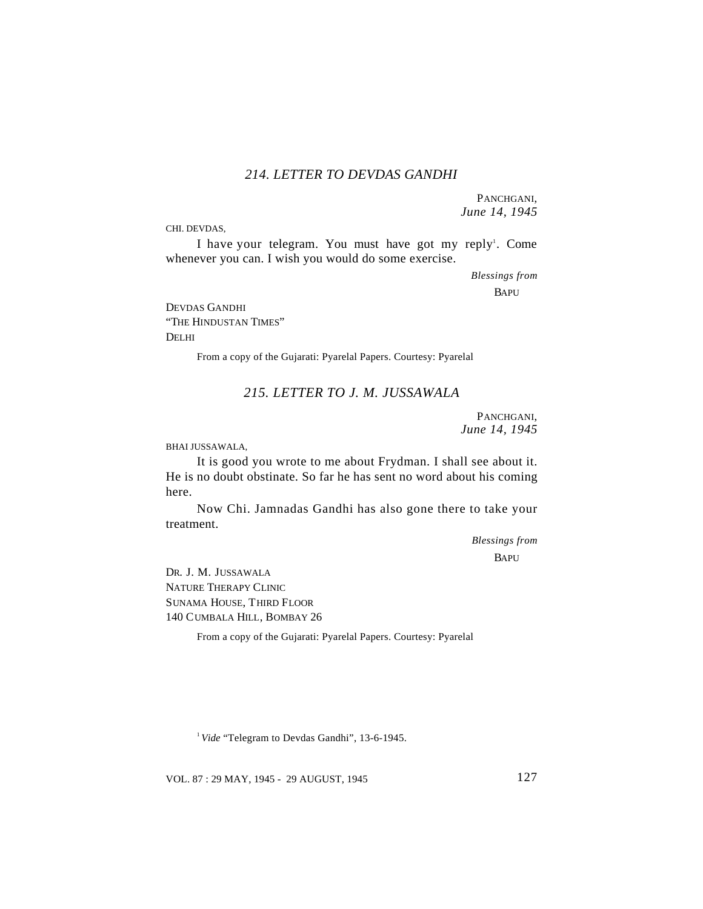## *214. LETTER TO DEVDAS GANDHI*

PANCHGANI,
*June 14, 1945*

CHI. DEVDAS,

I have your telegram. You must have got my reply[1]. Come whenever you can. I wish you would do some exercise.

*Blessings from*
BAPU

DEVDAS GANDHI
"THE HINDUSTAN TIMES"
DELHI

From a copy of the Gujarati: Pyarelal Papers. Courtesy: Pyarelal

## *215. LETTER TO J. M. JUSSAWALA*

PANCHGANI,
*June 14, 1945*

BHAI JUSSAWALA,

It is good you wrote to me about Frydman. I shall see about it. He is no doubt obstinate. So far he has sent no word about his coming here.

Now Chi. Jamnadas Gandhi has also gone there to take your treatment.

*Blessings from*
BAPU

DR. J. M. JUSSAWALA
NATURE THERAPY CLINIC
SUNAMA HOUSE, THIRD FLOOR
140 CUMBALA HILL, BOMBAY 26

From a copy of the Gujarati: Pyarelal Papers. Courtesy: Pyarelal

[1] *Vide* "Telegram to Devdas Gandhi", 13-6-1945.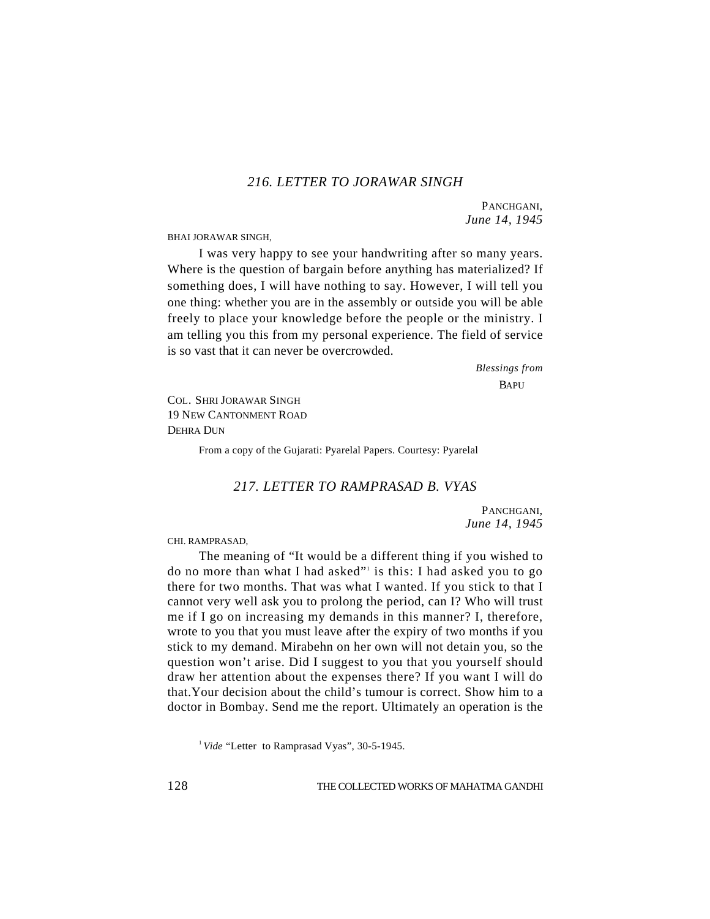## 216. LETTER TO JORAWAR SINGH

PANCHGANI,
*June 14, 1945*

BHAI JORAWAR SINGH,

I was very happy to see your handwriting after so many years. Where is the question of bargain before anything has materialized? If something does, I will have nothing to say. However, I will tell you one thing: whether you are in the assembly or outside you will be able freely to place your knowledge before the people or the ministry. I am telling you this from my personal experience. The field of service is so vast that it can never be overcrowded.

*Blessings from*
BAPU

COL. SHRI JORAWAR SINGH
19 NEW CANTONMENT ROAD
DEHRA DUN

From a copy of the Gujarati: Pyarelal Papers. Courtesy: Pyarelal

## 217. LETTER TO RAMPRASAD B. VYAS

PANCHGANI,
*June 14, 1945*

CHI. RAMPRASAD,

The meaning of "It would be a different thing if you wished to do no more than what I had asked"[1] is this: I had asked you to go there for two months. That was what I wanted. If you stick to that I cannot very well ask you to prolong the period, can I? Who will trust me if I go on increasing my demands in this manner? I, therefore, wrote to you that you must leave after the expiry of two months if you stick to my demand. Mirabehn on her own will not detain you, so the question won't arise. Did I suggest to you that you yourself should draw her attention about the expenses there? If you want I will do that.Your decision about the child's tumour is correct. Show him to a doctor in Bombay. Send me the report. Ultimately an operation is the

[1] *Vide* "Letter to Ramprasad Vyas", 30-5-1945.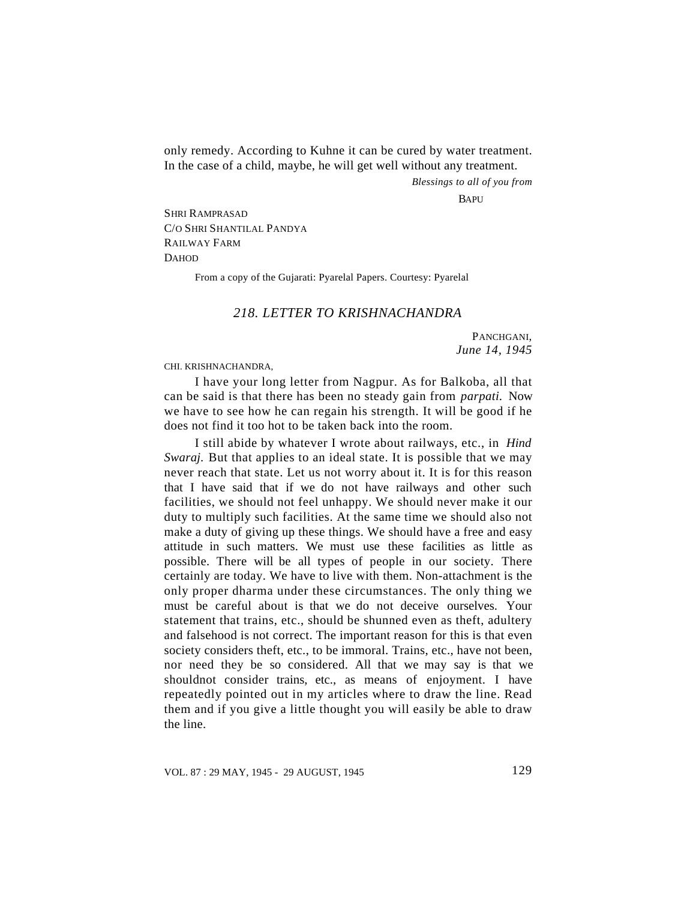only remedy. According to Kuhne it can be cured by water treatment. In the case of a child, maybe, he will get well without any treatment.

*Blessings to all of you from*

BAPU

SHRI RAMPRASAD
C/O SHRI SHANTILAL PANDYA
RAILWAY FARM
DAHOD

From a copy of the Gujarati: Pyarelal Papers. Courtesy: Pyarelal

## *218. LETTER TO KRISHNACHANDRA*

PANCHGANI,
*June 14, 1945*

CHI. KRISHNACHANDRA,

I have your long letter from Nagpur. As for Balkoba, all that can be said is that there has been no steady gain from *parpati.* Now we have to see how he can regain his strength. It will be good if he does not find it too hot to be taken back into the room.

I still abide by whatever I wrote about railways, etc., in *Hind Swaraj.* But that applies to an ideal state. It is possible that we may never reach that state. Let us not worry about it. It is for this reason that I have said that if we do not have railways and other such facilities, we should not feel unhappy. We should never make it our duty to multiply such facilities. At the same time we should also not make a duty of giving up these things. We should have a free and easy attitude in such matters. We must use these facilities as little as possible. There will be all types of people in our society. There certainly are today. We have to live with them. Non-attachment is the only proper dharma under these circumstances. The only thing we must be careful about is that we do not deceive ourselves. Your statement that trains, etc., should be shunned even as theft, adultery and falsehood is not correct. The important reason for this is that even society considers theft, etc., to be immoral. Trains, etc., have not been, nor need they be so considered. All that we may say is that we shouldnot consider trains, etc., as means of enjoyment. I have repeatedly pointed out in my articles where to draw the line. Read them and if you give a little thought you will easily be able to draw the line.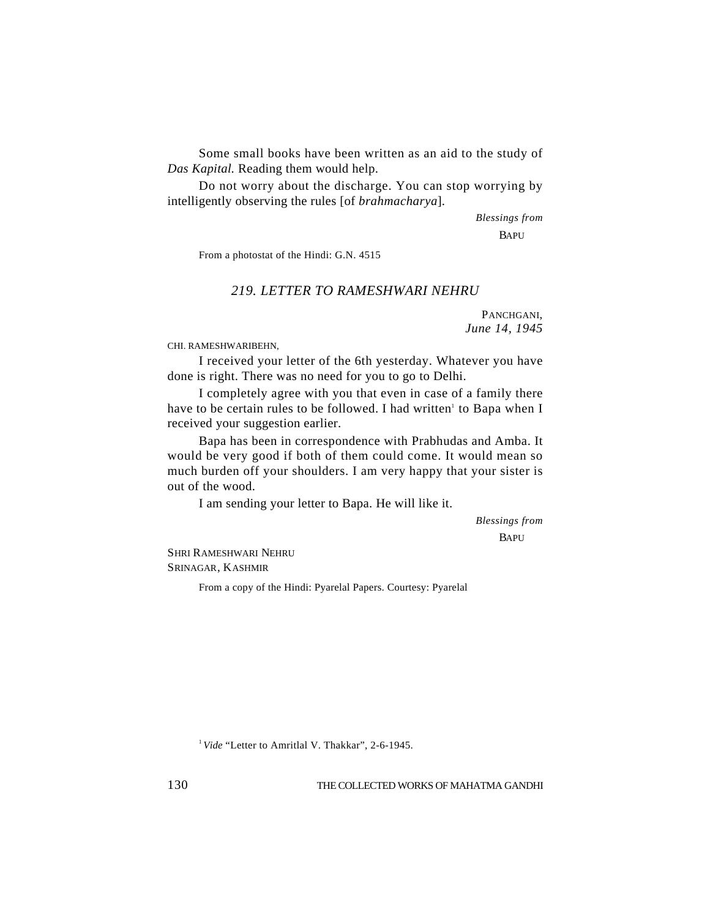Some small books have been written as an aid to the study of *Das Kapital.* Reading them would help.

Do not worry about the discharge. You can stop worrying by intelligently observing the rules [of *brahmacharya*].

*Blessings from*

BAPU

From a photostat of the Hindi: G.N. 4515

## *219. LETTER TO RAMESHWARI NEHRU*

PANCHGANI,
*June 14, 1945*

CHI. RAMESHWARIBEHN,

I received your letter of the 6th yesterday. Whatever you have done is right. There was no need for you to go to Delhi.

I completely agree with you that even in case of a family there have to be certain rules to be followed. I had written[1] to Bapa when I received your suggestion earlier.

Bapa has been in correspondence with Prabhudas and Amba. It would be very good if both of them could come. It would mean so much burden off your shoulders. I am very happy that your sister is out of the wood.

I am sending your letter to Bapa. He will like it.

*Blessings from*

BAPU

SHRI RAMESHWARI NEHRU
SRINAGAR, KASHMIR

From a copy of the Hindi: Pyarelal Papers. Courtesy: Pyarelal

[1] *Vide* "Letter to Amritlal V. Thakkar", 2-6-1945.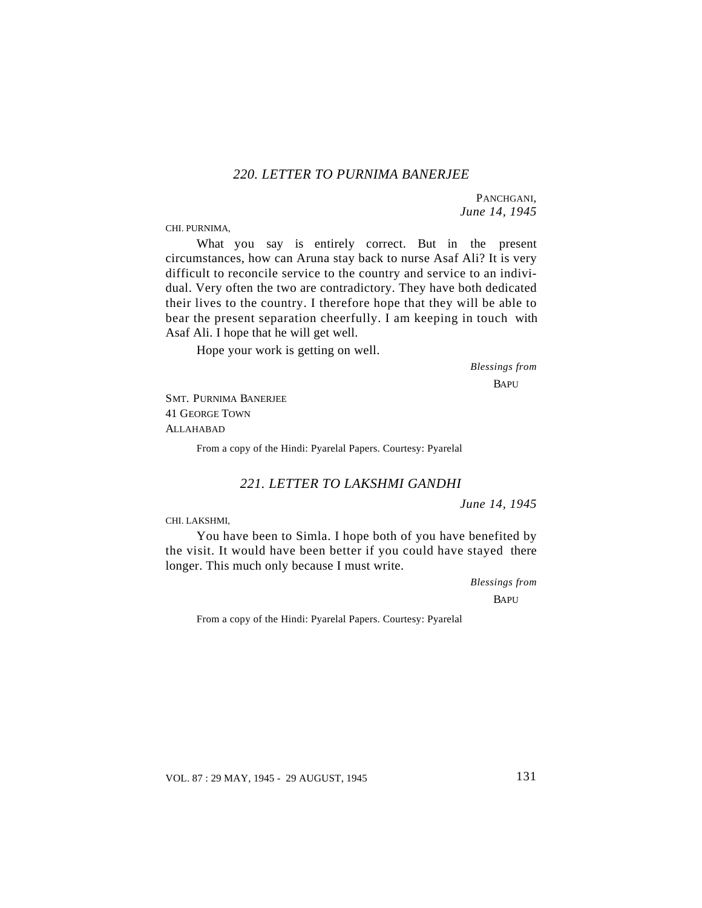## *220. LETTER TO PURNIMA BANERJEE*

PANCHGANI,
*June 14, 1945*

CHI. PURNIMA,

What you say is entirely correct. But in the present circumstances, how can Aruna stay back to nurse Asaf Ali? It is very difficult to reconcile service to the country and service to an individual. Very often the two are contradictory. They have both dedicated their lives to the country. I therefore hope that they will be able to bear the present separation cheerfully. I am keeping in touch with Asaf Ali. I hope that he will get well.

Hope your work is getting on well.

*Blessings from*
BAPU

SMT. PURNIMA BANERJEE
41 GEORGE TOWN
ALLAHABAD

From a copy of the Hindi: Pyarelal Papers. Courtesy: Pyarelal

## *221. LETTER TO LAKSHMI GANDHI*

*June 14, 1945*

CHI. LAKSHMI,

You have been to Simla. I hope both of you have benefited by the visit. It would have been better if you could have stayed there longer. This much only because I must write.

*Blessings from*
BAPU

From a copy of the Hindi: Pyarelal Papers. Courtesy: Pyarelal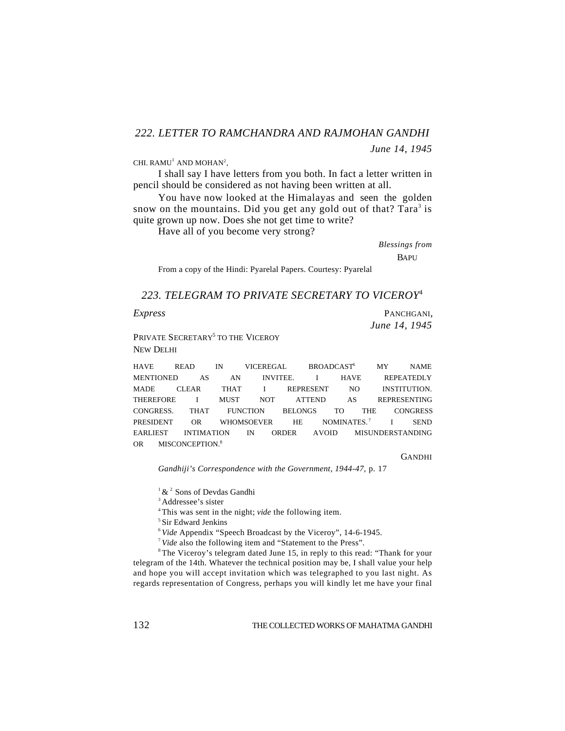## *222. LETTER TO RAMCHANDRA AND RAJMOHAN GANDHI*

*June 14, 1945*

CHI. RAMU[1] AND MOHAN[2],

I shall say I have letters from you both. In fact a letter written in pencil should be considered as not having been written at all.

You have now looked at the Himalayas and seen the golden snow on the mountains. Did you get any gold out of that? Tara[3] is quite grown up now. Does she not get time to write?

Have all of you become very strong?

*Blessings from*

BAPU

From a copy of the Hindi: Pyarelal Papers. Courtesy: Pyarelal

## *223. TELEGRAM TO PRIVATE SECRETARY TO VICEROY*[4]

*Express*

PANCHGANI,
*June 14, 1945*

PRIVATE SECRETARY[5] TO THE VICEROY
NEW DELHI

HAVE READ IN VICEREGAL BROADCAST[6] MY NAME MENTIONED AS AN INVITEE. I HAVE REPEATEDLY MADE CLEAR THAT I REPRESENT NO INSTITUTION. THEREFORE I MUST NOT ATTEND AS REPRESENTING CONGRESS. THAT FUNCTION BELONGS TO THE CONGRESS PRESIDENT OR WHOMSOEVER HE NOMINATES.[7] I SEND EARLIEST INTIMATION IN ORDER AVOID MISUNDERSTANDING OR MISCONCEPTION.[8]

GANDHI

*Gandhiji's Correspondence with the Government, 1944-47*, p. 17

---

[1] & [2] Sons of Devdas Gandhi

[3] Addressee's sister

[4] This was sent in the night; *vide* the following item.

[5] Sir Edward Jenkins

[6] *Vide* Appendix "Speech Broadcast by the Viceroy", 14-6-1945.

[7] *Vide* also the following item and "Statement to the Press".

[8] The Viceroy's telegram dated June 15, in reply to this read: "Thank for your telegram of the 14th. Whatever the technical position may be, I shall value your help and hope you will accept invitation which was telegraphed to you last night. As regards representation of Congress, perhaps you will kindly let me have your final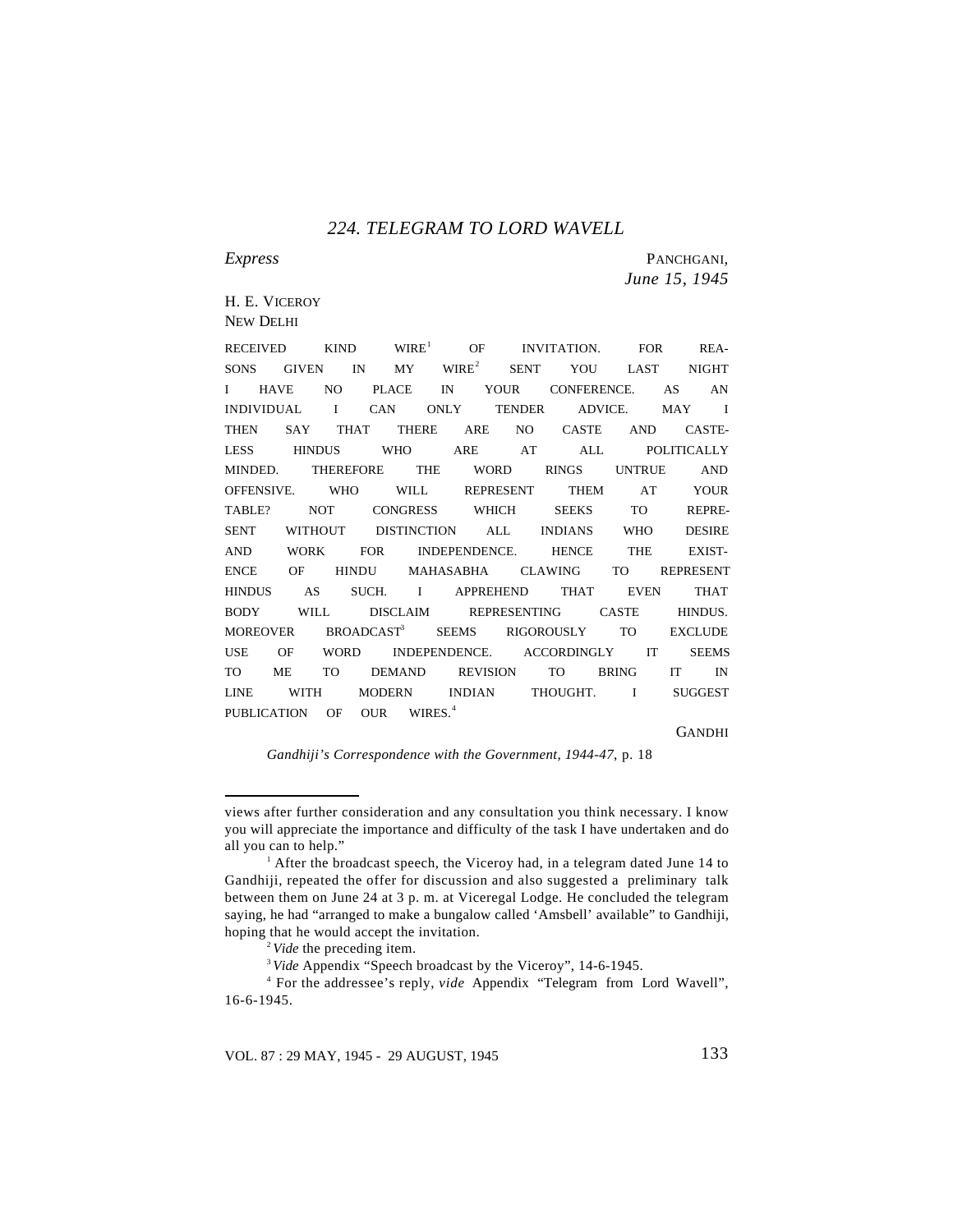## 224. TELEGRAM TO LORD WAVELL

*Express*

PANCHGANI,
*June 15, 1945*

H. E. VICEROY
NEW DELHI

RECEIVED KIND WIRE[1] OF INVITATION. FOR REASONS GIVEN IN MY WIRE[2] SENT YOU LAST NIGHT I HAVE NO PLACE IN YOUR CONFERENCE. AS AN INDIVIDUAL I CAN ONLY TENDER ADVICE. MAY I THEN SAY THAT THERE ARE NO CASTE AND CASTELESS HINDUS WHO ARE AT ALL POLITICALLY MINDED. THEREFORE THE WORD RINGS UNTRUE AND OFFENSIVE. WHO WILL REPRESENT THEM AT YOUR TABLE? NOT CONGRESS WHICH SEEKS TO REPRESENT WITHOUT DISTINCTION ALL INDIANS WHO DESIRE AND WORK FOR INDEPENDENCE. HENCE THE EXISTENCE OF HINDU MAHASABHA CLAWING TO REPRESENT HINDUS AS SUCH. I APPREHEND THAT EVEN THAT BODY WILL DISCLAIM REPRESENTING CASTE HINDUS. MOREOVER BROADCAST[3] SEEMS RIGOROUSLY TO EXCLUDE USE OF WORD INDEPENDENCE. ACCORDINGLY IT SEEMS TO ME TO DEMAND REVISION TO BRING IT IN LINE WITH MODERN INDIAN THOUGHT. I SUGGEST PUBLICATION OF OUR WIRES.[4]

GANDHI

*Gandhiji's Correspondence with the Government, 1944-47*, p. 18

---

views after further consideration and any consultation you think necessary. I know you will appreciate the importance and difficulty of the task I have undertaken and do all you can to help."

[1] After the broadcast speech, the Viceroy had, in a telegram dated June 14 to Gandhiji, repeated the offer for discussion and also suggested a preliminary talk between them on June 24 at 3 p. m. at Viceregal Lodge. He concluded the telegram saying, he had "arranged to make a bungalow called 'Amsbell' available" to Gandhiji, hoping that he would accept the invitation.

[2] *Vide* the preceding item.

[3] *Vide* Appendix "Speech broadcast by the Viceroy", 14-6-1945.

[4] For the addressee's reply, *vide* Appendix "Telegram from Lord Wavell", 16-6-1945.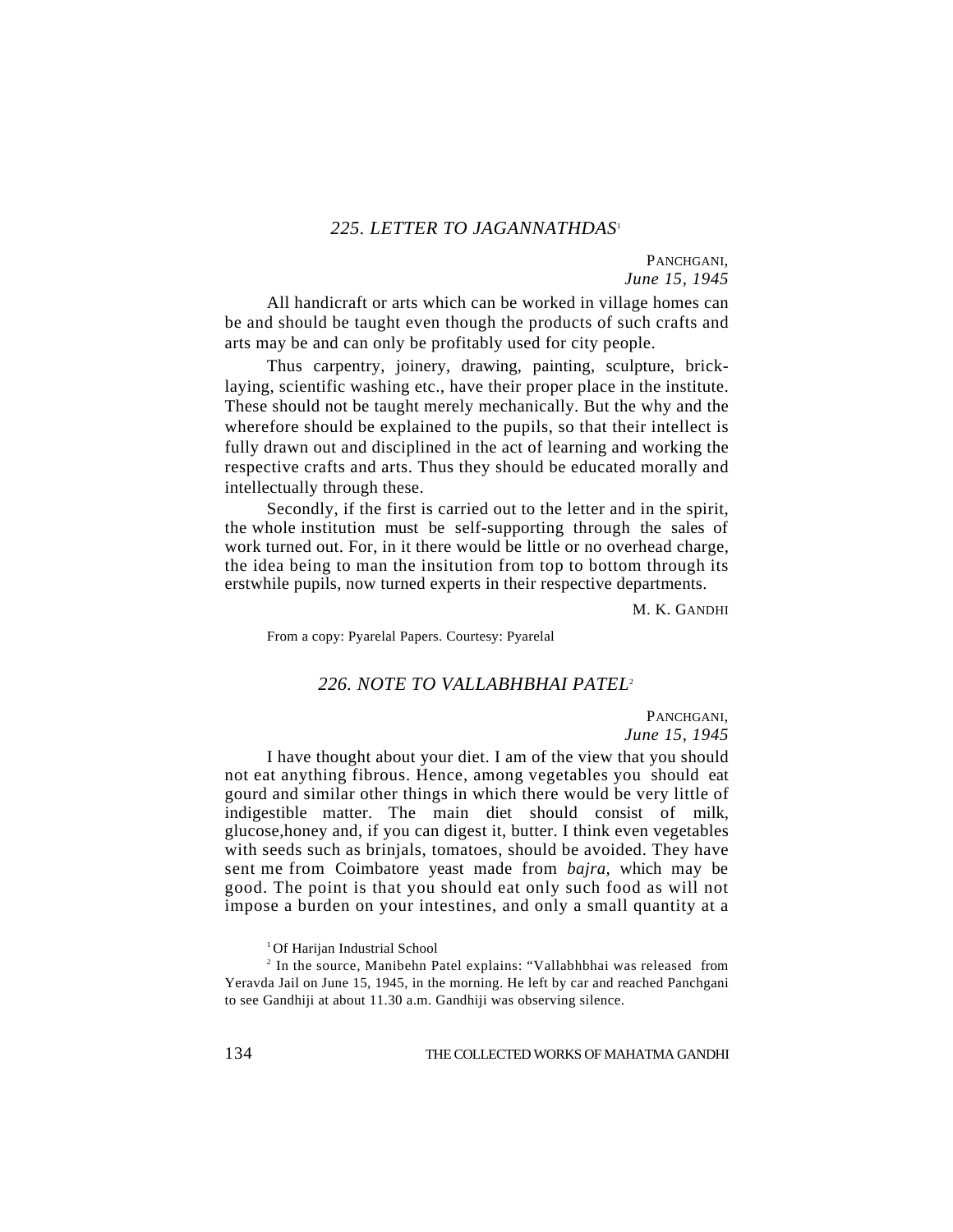### *225. LETTER TO JAGANNATHDAS*[1]

PANCHGANI,
*June 15, 1945*

All handicraft or arts which can be worked in village homes can be and should be taught even though the products of such crafts and arts may be and can only be profitably used for city people.

Thus carpentry, joinery, drawing, painting, sculpture, brick-laying, scientific washing etc., have their proper place in the institute. These should not be taught merely mechanically. But the why and the wherefore should be explained to the pupils, so that their intellect is fully drawn out and disciplined in the act of learning and working the respective crafts and arts. Thus they should be educated morally and intellectually through these.

Secondly, if the first is carried out to the letter and in the spirit, the whole institution must be self-supporting through the sales of work turned out. For, in it there would be little or no overhead charge, the idea being to man the insitution from top to bottom through its erstwhile pupils, now turned experts in their respective departments.

M. K. GANDHI

From a copy: Pyarelal Papers. Courtesy: Pyarelal

### *226. NOTE TO VALLABHBHAI PATEL*[2]

PANCHGANI,
*June 15, 1945*

I have thought about your diet. I am of the view that you should not eat anything fibrous. Hence, among vegetables you should eat gourd and similar other things in which there would be very little of indigestible matter. The main diet should consist of milk, glucose,honey and, if you can digest it, butter. I think even vegetables with seeds such as brinjals, tomatoes, should be avoided. They have sent me from Coimbatore yeast made from *bajra*, which may be good. The point is that you should eat only such food as will not impose a burden on your intestines, and only a small quantity at a

[1] Of Harijan Industrial School

[2] In the source, Manibehn Patel explains: "Vallabhbhai was released from Yeravda Jail on June 15, 1945, in the morning. He left by car and reached Panchgani to see Gandhiji at about 11.30 a.m. Gandhiji was observing silence.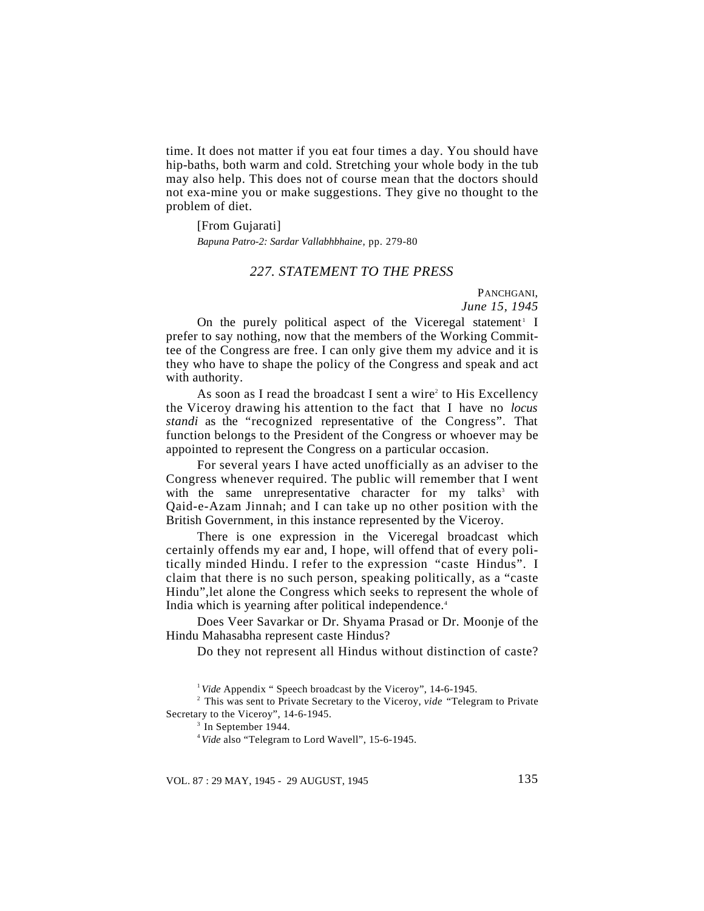time. It does not matter if you eat four times a day. You should have hip-baths, both warm and cold. Stretching your whole body in the tub may also help. This does not of course mean that the doctors should not exa-mine you or make suggestions. They give no thought to the problem of diet.

[From Gujarati]

*Bapuna Patro-2: Sardar Vallabhbhaine*, pp. 279-80

## *227. STATEMENT TO THE PRESS*

PANCHGANI,
*June 15, 1945*

On the purely political aspect of the Viceregal statement[1] I prefer to say nothing, now that the members of the Working Committee of the Congress are free. I can only give them my advice and it is they who have to shape the policy of the Congress and speak and act with authority.

As soon as I read the broadcast I sent a wire[2] to His Excellency the Viceroy drawing his attention to the fact that I have no *locus standi* as the "recognized representative of the Congress". That function belongs to the President of the Congress or whoever may be appointed to represent the Congress on a particular occasion.

For several years I have acted unofficially as an adviser to the Congress whenever required. The public will remember that I went with the same unrepresentative character for my talks[3] with Qaid-e-Azam Jinnah; and I can take up no other position with the British Government, in this instance represented by the Viceroy.

There is one expression in the Viceregal broadcast which certainly offends my ear and, I hope, will offend that of every politically minded Hindu. I refer to the expression "caste Hindus". I claim that there is no such person, speaking politically, as a "caste Hindu",let alone the Congress which seeks to represent the whole of India which is yearning after political independence.[4]

Does Veer Savarkar or Dr. Shyama Prasad or Dr. Moonje of the Hindu Mahasabha represent caste Hindus?

Do they not represent all Hindus without distinction of caste?

---

[1] *Vide* Appendix " Speech broadcast by the Viceroy", 14-6-1945.

[2] This was sent to Private Secretary to the Viceroy, *vide* "Telegram to Private Secretary to the Viceroy", 14-6-1945.

[3] In September 1944.

[4] *Vide* also "Telegram to Lord Wavell", 15-6-1945.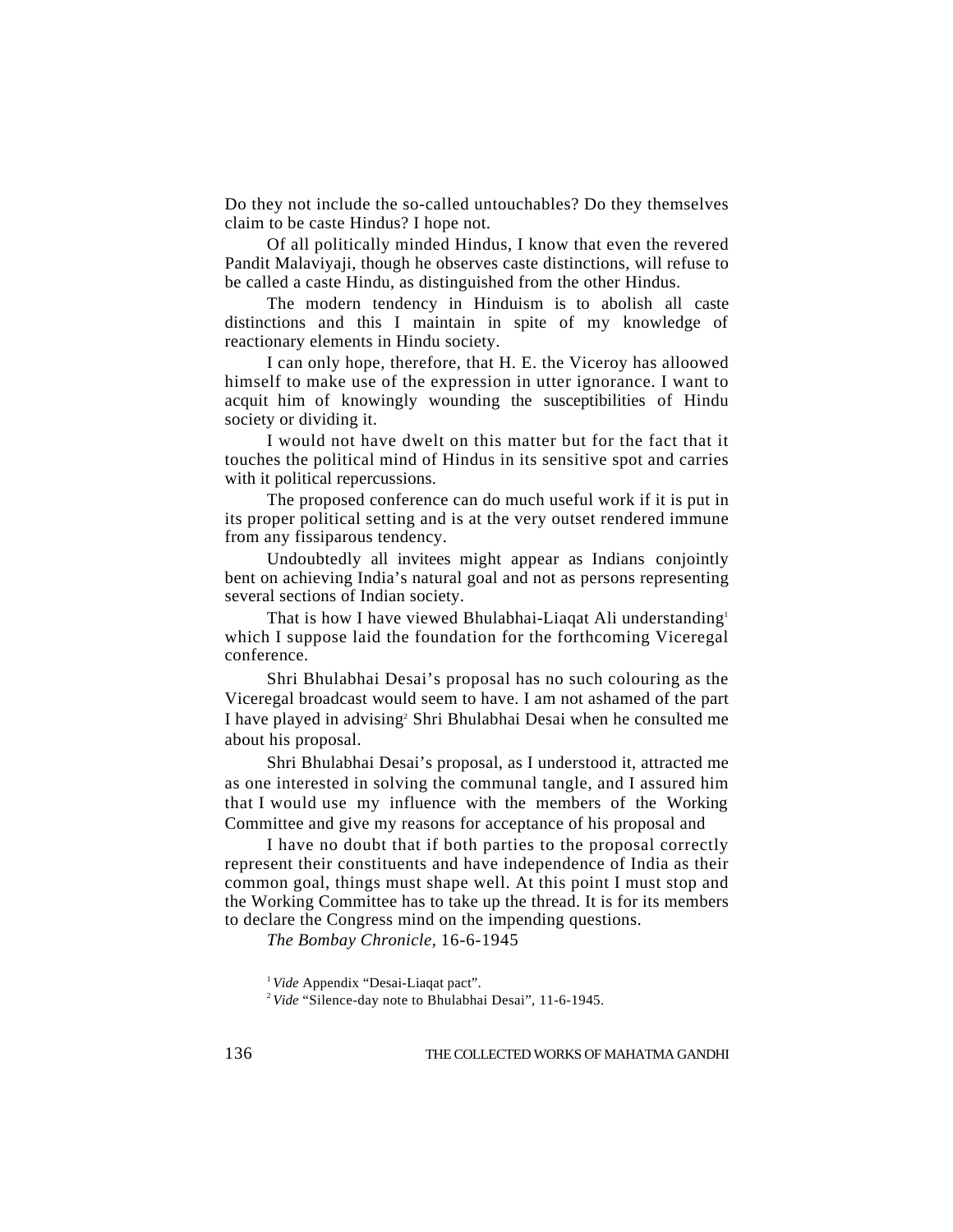Do they not include the so-called untouchables? Do they themselves claim to be caste Hindus? I hope not.

Of all politically minded Hindus, I know that even the revered Pandit Malaviyaji, though he observes caste distinctions, will refuse to be called a caste Hindu, as distinguished from the other Hindus.

The modern tendency in Hinduism is to abolish all caste distinctions and this I maintain in spite of my knowledge of reactionary elements in Hindu society.

I can only hope, therefore, that H. E. the Viceroy has alloowed himself to make use of the expression in utter ignorance. I want to acquit him of knowingly wounding the susceptibilities of Hindu society or dividing it.

I would not have dwelt on this matter but for the fact that it touches the political mind of Hindus in its sensitive spot and carries with it political repercussions.

The proposed conference can do much useful work if it is put in its proper political setting and is at the very outset rendered immune from any fissiparous tendency.

Undoubtedly all invitees might appear as Indians conjointly bent on achieving India's natural goal and not as persons representing several sections of Indian society.

That is how I have viewed Bhulabhai-Liaqat Ali understanding[1] which I suppose laid the foundation for the forthcoming Viceregal conference.

Shri Bhulabhai Desai's proposal has no such colouring as the Viceregal broadcast would seem to have. I am not ashamed of the part I have played in advising[2] Shri Bhulabhai Desai when he consulted me about his proposal.

Shri Bhulabhai Desai's proposal, as I understood it, attracted me as one interested in solving the communal tangle, and I assured him that I would use my influence with the members of the Working Committee and give my reasons for acceptance of his proposal and

I have no doubt that if both parties to the proposal correctly represent their constituents and have independence of India as their common goal, things must shape well. At this point I must stop and the Working Committee has to take up the thread. It is for its members to declare the Congress mind on the impending questions.

*The Bombay Chronicle*, 16-6-1945

[1] *Vide* Appendix "Desai-Liaqat pact".

[2] *Vide* "Silence-day note to Bhulabhai Desai", 11-6-1945.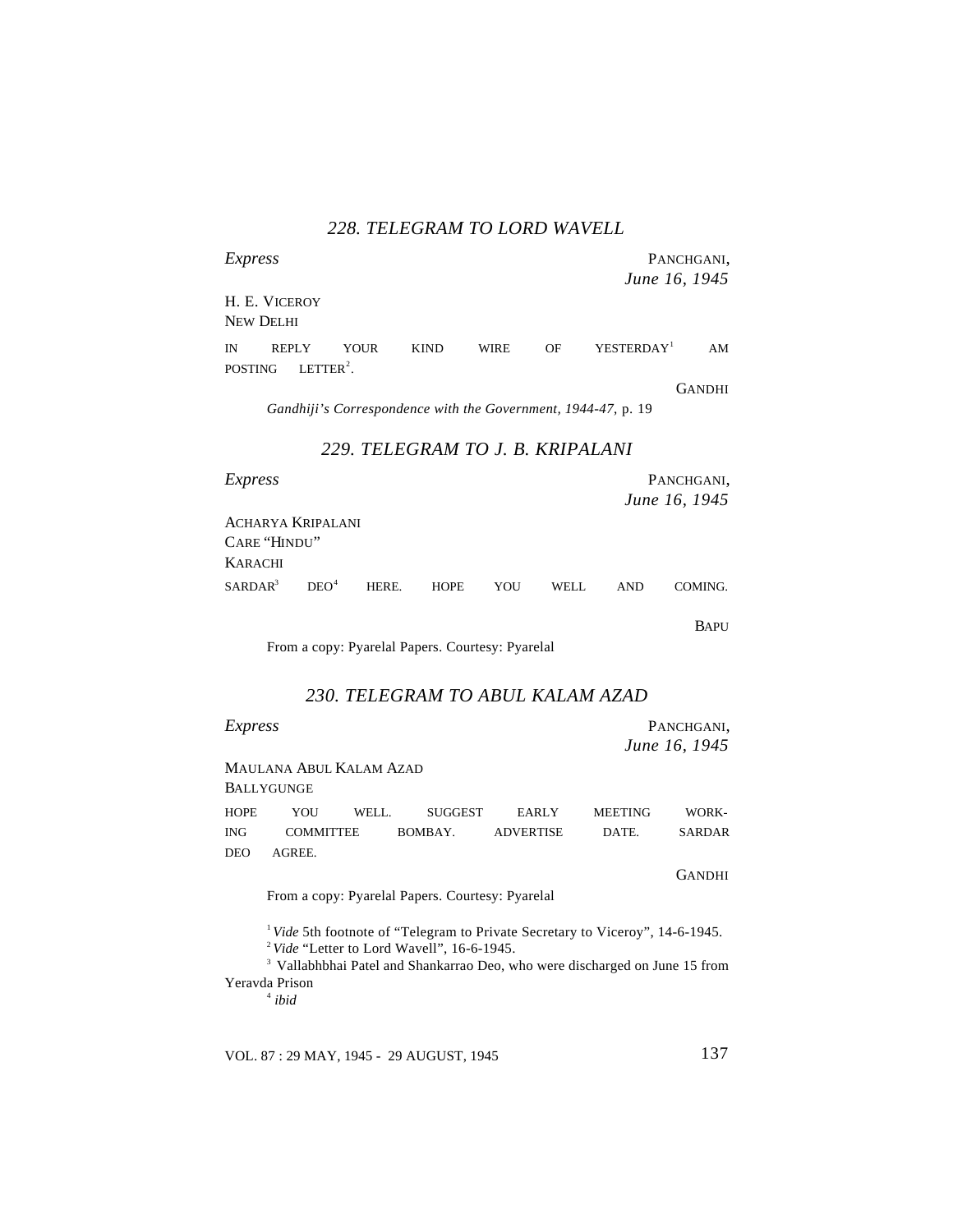## *228. TELEGRAM TO LORD WAVELL*

*Express*

PANCHGANI,
*June 16, 1945*

H. E. VICEROY
NEW DELHI

IN REPLY YOUR KIND WIRE OF YESTERDAY[1] AM POSTING LETTER[2].

GANDHI

*Gandhiji's Correspondence with the Government, 1944-47,* p. 19

## *229. TELEGRAM TO J. B. KRIPALANI*

*Express*

PANCHGANI,
*June 16, 1945*

ACHARYA KRIPALANI
CARE "HINDU"
KARACHI

SARDAR[3] DEO[4] HERE. HOPE YOU WELL AND COMING.

BAPU

From a copy: Pyarelal Papers. Courtesy: Pyarelal

## *230. TELEGRAM TO ABUL KALAM AZAD*

*Express*

PANCHGANI,
*June 16, 1945*

MAULANA ABUL KALAM AZAD
BALLYGUNGE

HOPE YOU WELL. SUGGEST EARLY MEETING WORKING COMMITTEE BOMBAY. ADVERTISE DATE. SARDAR DEO AGREE.

GANDHI

From a copy: Pyarelal Papers. Courtesy: Pyarelal

---

[1] *Vide* 5th footnote of "Telegram to Private Secretary to Viceroy", 14-6-1945.

[2] *Vide* "Letter to Lord Wavell", 16-6-1945.

[3] Vallabhbhai Patel and Shankarrao Deo, who were discharged on June 15 from Yeravda Prison

[4] *ibid*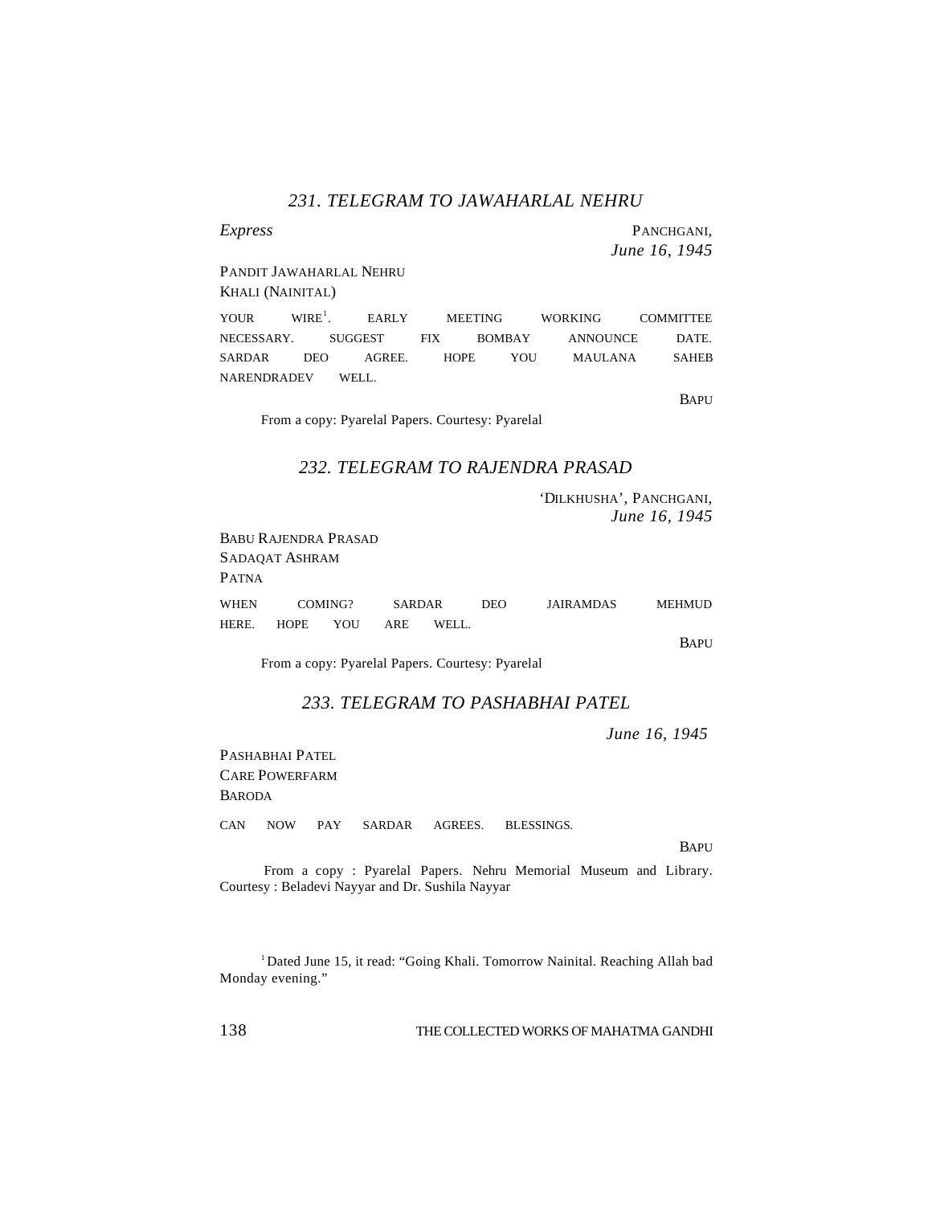### *231. TELEGRAM TO JAWAHARLAL NEHRU*

*Express*

PANCHGANI,
*June 16, 1945*

PANDIT JAWAHARLAL NEHRU
KHALI (NAINITAL)

YOUR WIRE[1]. EARLY MEETING WORKING COMMITTEE NECESSARY. SUGGEST FIX BOMBAY ANNOUNCE DATE. SARDAR DEO AGREE. HOPE YOU MAULANA SAHEB NARENDRADEV WELL.

BAPU

From a copy: Pyarelal Papers. Courtesy: Pyarelal

### *232. TELEGRAM TO RAJENDRA PRASAD*

'DILKHUSHA', PANCHGANI,
*June 16, 1945*

BABU RAJENDRA PRASAD
SADAQAT ASHRAM
PATNA

WHEN COMING? SARDAR DEO JAIRAMDAS MEHMUD HERE. HOPE YOU ARE WELL.

BAPU

From a copy: Pyarelal Papers. Courtesy: Pyarelal

### *233. TELEGRAM TO PASHABHAI PATEL*

*June 16, 1945*

PASHABHAI PATEL
CARE POWERFARM
BARODA

CAN NOW PAY SARDAR AGREES. BLESSINGS.

BAPU

From a copy : Pyarelal Papers. Nehru Memorial Museum and Library. Courtesy : Beladevi Nayyar and Dr. Sushila Nayyar

---

[1] Dated June 15, it read: "Going Khali. Tomorrow Nainital. Reaching Allah bad Monday evening."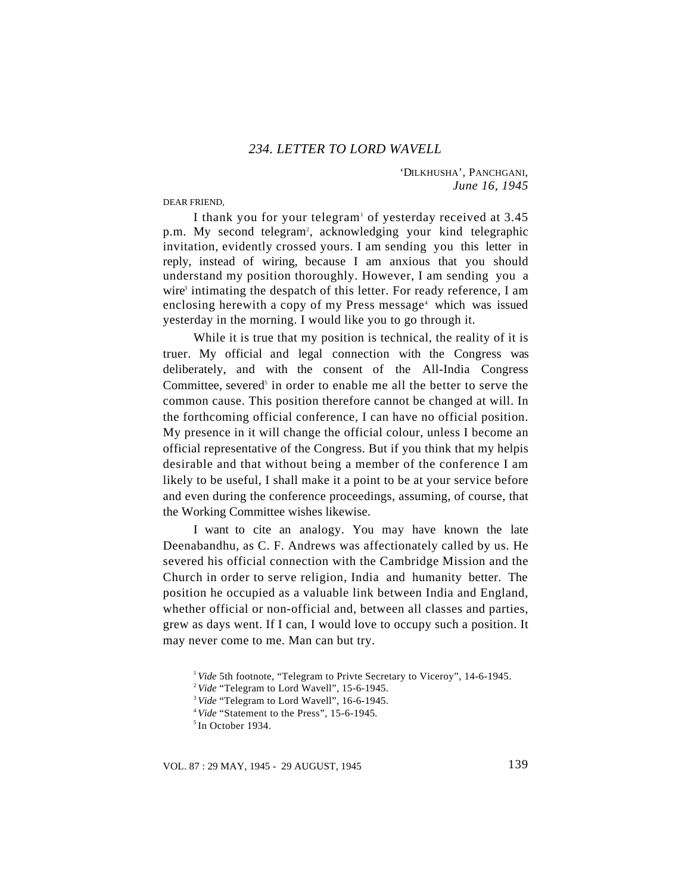## *234. LETTER TO LORD WAVELL*

'DILKHUSHA', PANCHGANI,
*June 16, 1945*

DEAR FRIEND,

I thank you for your telegram[1] of yesterday received at 3.45 p.m. My second telegram[2], acknowledging your kind telegraphic invitation, evidently crossed yours. I am sending you this letter in reply, instead of wiring, because I am anxious that you should understand my position thoroughly. However, I am sending you a wire[3] intimating the despatch of this letter. For ready reference, I am enclosing herewith a copy of my Press message[4] which was issued yesterday in the morning. I would like you to go through it.

While it is true that my position is technical, the reality of it is truer. My official and legal connection with the Congress was deliberately, and with the consent of the All-India Congress Committee, severed[5] in order to enable me all the better to serve the common cause. This position therefore cannot be changed at will. In the forthcoming official conference, I can have no official position. My presence in it will change the official colour, unless I become an official representative of the Congress. But if you think that my helpis desirable and that without being a member of the conference I am likely to be useful, I shall make it a point to be at your service before and even during the conference proceedings, assuming, of course, that the Working Committee wishes likewise.

I want to cite an analogy. You may have known the late Deenabandhu, as C. F. Andrews was affectionately called by us. He severed his official connection with the Cambridge Mission and the Church in order to serve religion, India and humanity better. The position he occupied as a valuable link between India and England, whether official or non-official and, between all classes and parties, grew as days went. If I can, I would love to occupy such a position. It may never come to me. Man can but try.

---

[1] *Vide* 5th footnote, "Telegram to Privte Secretary to Viceroy", 14-6-1945.

[2] *Vide* "Telegram to Lord Wavell", 15-6-1945.

[3] *Vide* "Telegram to Lord Wavell", 16-6-1945.

[4] *Vide* "Statement to the Press", 15-6-1945.

[5] In October 1934.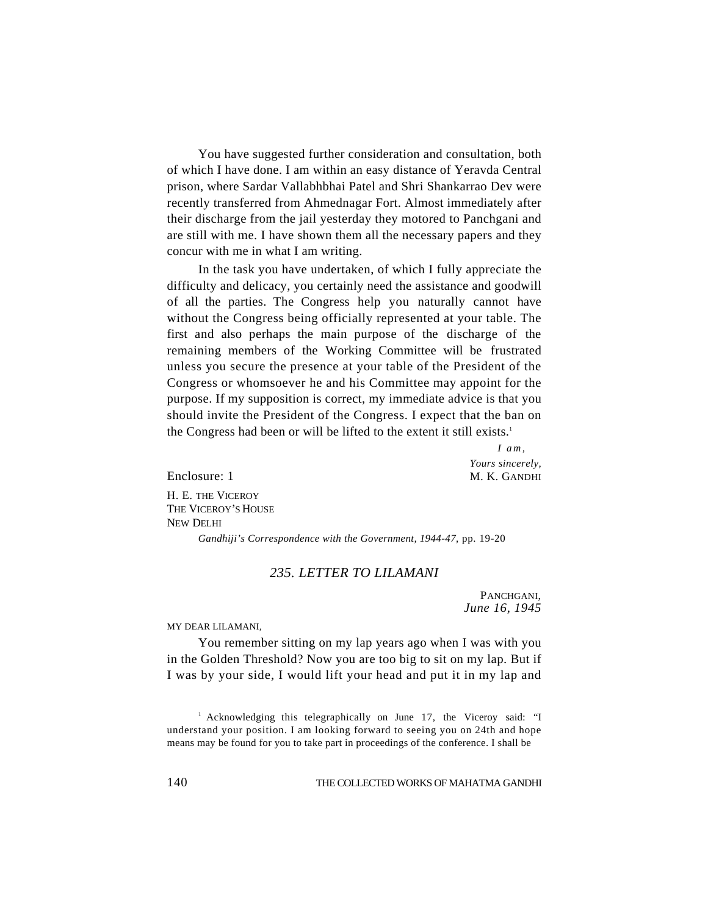You have suggested further consideration and consultation, both of which I have done. I am within an easy distance of Yeravda Central prison, where Sardar Vallabhbhai Patel and Shri Shankarrao Dev were recently transferred from Ahmednagar Fort. Almost immediately after their discharge from the jail yesterday they motored to Panchgani and are still with me. I have shown them all the necessary papers and they concur with me in what I am writing.

In the task you have undertaken, of which I fully appreciate the difficulty and delicacy, you certainly need the assistance and goodwill of all the parties. The Congress help you naturally cannot have without the Congress being officially represented at your table. The first and also perhaps the main purpose of the discharge of the remaining members of the Working Committee will be frustrated unless you secure the presence at your table of the President of the Congress or whomsoever he and his Committee may appoint for the purpose. If my supposition is correct, my immediate advice is that you should invite the President of the Congress. I expect that the ban on the Congress had been or will be lifted to the extent it still exists.[1]

*I am,*
*Yours sincerely,*
M. K. GANDHI

Enclosure: 1

H. E. THE VICEROY
THE VICEROY'S HOUSE
NEW DELHI

*Gandhiji's Correspondence with the Government, 1944-47,* pp. 19-20

## 235. LETTER TO LILAMANI

PANCHGANI,
*June 16, 1945*

MY DEAR LILAMANI,

You remember sitting on my lap years ago when I was with you in the Golden Threshold? Now you are too big to sit on my lap. But if I was by your side, I would lift your head and put it in my lap and

[1] Acknowledging this telegraphically on June 17, the Viceroy said: "I understand your position. I am looking forward to seeing you on 24th and hope means may be found for you to take part in proceedings of the conference. I shall be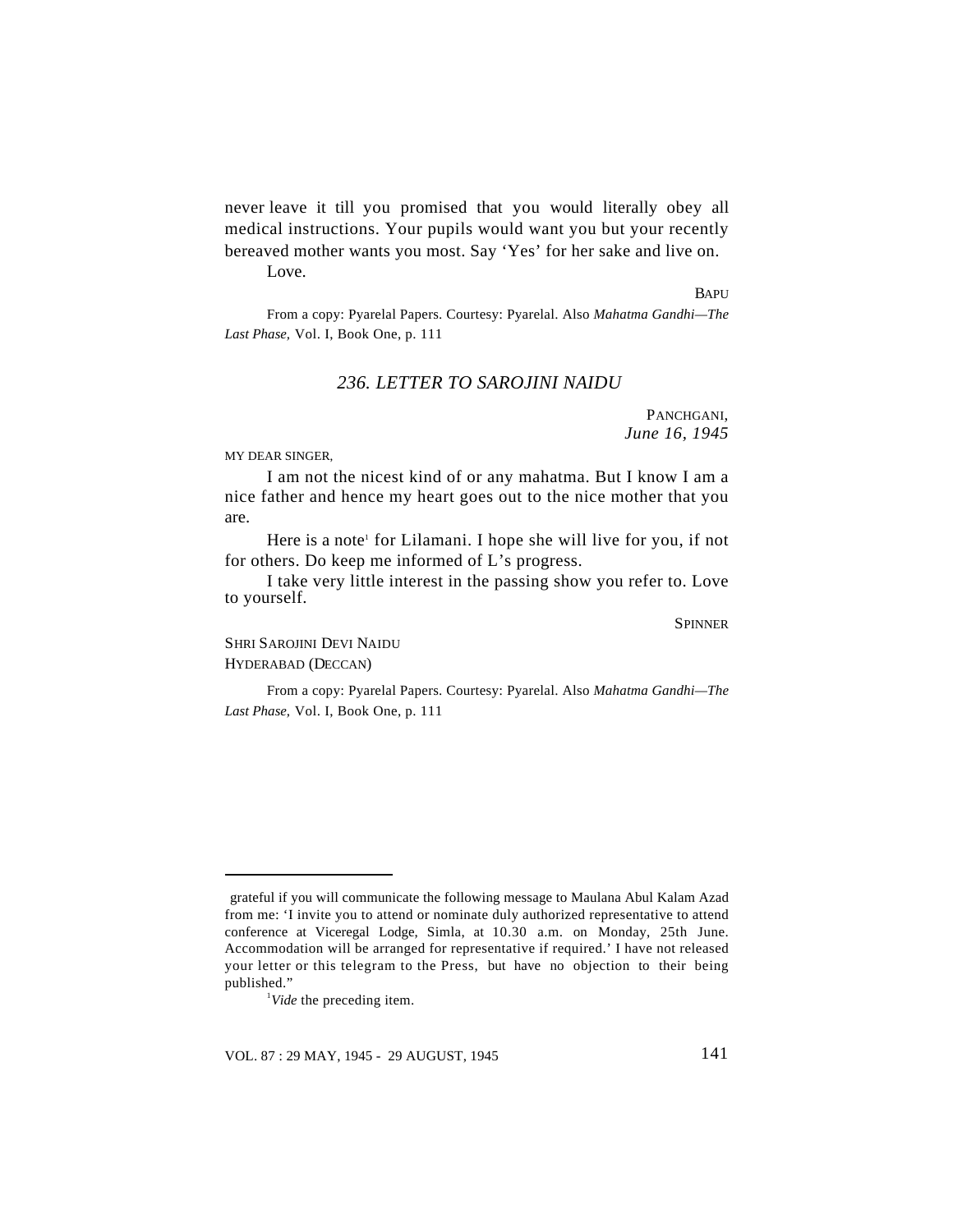never leave it till you promised that you would literally obey all medical instructions. Your pupils would want you but your recently bereaved mother wants you most. Say 'Yes' for her sake and live on.

Love.

BAPU

From a copy: Pyarelal Papers. Courtesy: Pyarelal. Also *Mahatma Gandhi—The Last Phase,* Vol. I, Book One, p. 111

## *236. LETTER TO SAROJINI NAIDU*

PANCHGANI,
*June 16, 1945*

MY DEAR SINGER,

I am not the nicest kind of or any mahatma. But I know I am a nice father and hence my heart goes out to the nice mother that you are.

Here is a note[1] for Lilamani. I hope she will live for you, if not for others. Do keep me informed of L's progress.

I take very little interest in the passing show you refer to. Love to yourself.

SPINNER

SHRI SAROJINI DEVI NAIDU
HYDERABAD (DECCAN)

From a copy: Pyarelal Papers. Courtesy: Pyarelal. Also *Mahatma Gandhi—The Last Phase,* Vol. I, Book One, p. 111

---

grateful if you will communicate the following message to Maulana Abul Kalam Azad from me: 'I invite you to attend or nominate duly authorized representative to attend conference at Viceregal Lodge, Simla, at 10.30 a.m. on Monday, 25th June. Accommodation will be arranged for representative if required.' I have not released your letter or this telegram to the Press, but have no objection to their being published."

[1] *Vide* the preceding item.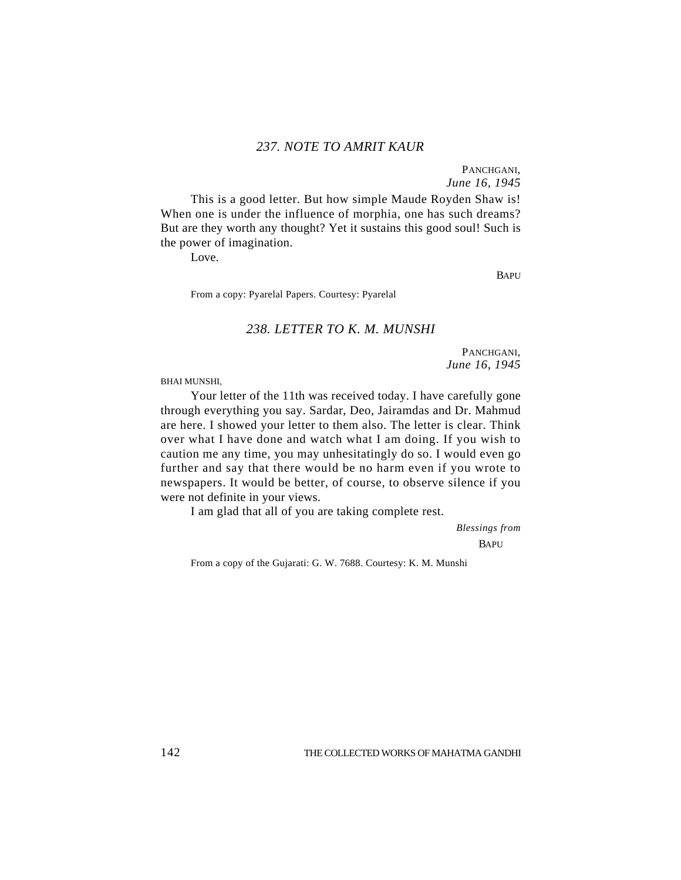### *237. NOTE TO AMRIT KAUR*

PANCHGANI,
*June 16, 1945*

This is a good letter. But how simple Maude Royden Shaw is! When one is under the influence of morphia, one has such dreams? But are they worth any thought? Yet it sustains this good soul! Such is the power of imagination.

Love.

BAPU

From a copy: Pyarelal Papers. Courtesy: Pyarelal

### *238. LETTER TO K. M. MUNSHI*

PANCHGANI,
*June 16, 1945*

BHAI MUNSHI,

Your letter of the 11th was received today. I have carefully gone through everything you say. Sardar, Deo, Jairamdas and Dr. Mahmud are here. I showed your letter to them also. The letter is clear. Think over what I have done and watch what I am doing. If you wish to caution me any time, you may unhesitatingly do so. I would even go further and say that there would be no harm even if you wrote to newspapers. It would be better, of course, to observe silence if you were not definite in your views.

I am glad that all of you are taking complete rest.

*Blessings from*
BAPU

From a copy of the Gujarati: G. W. 7688. Courtesy: K. M. Munshi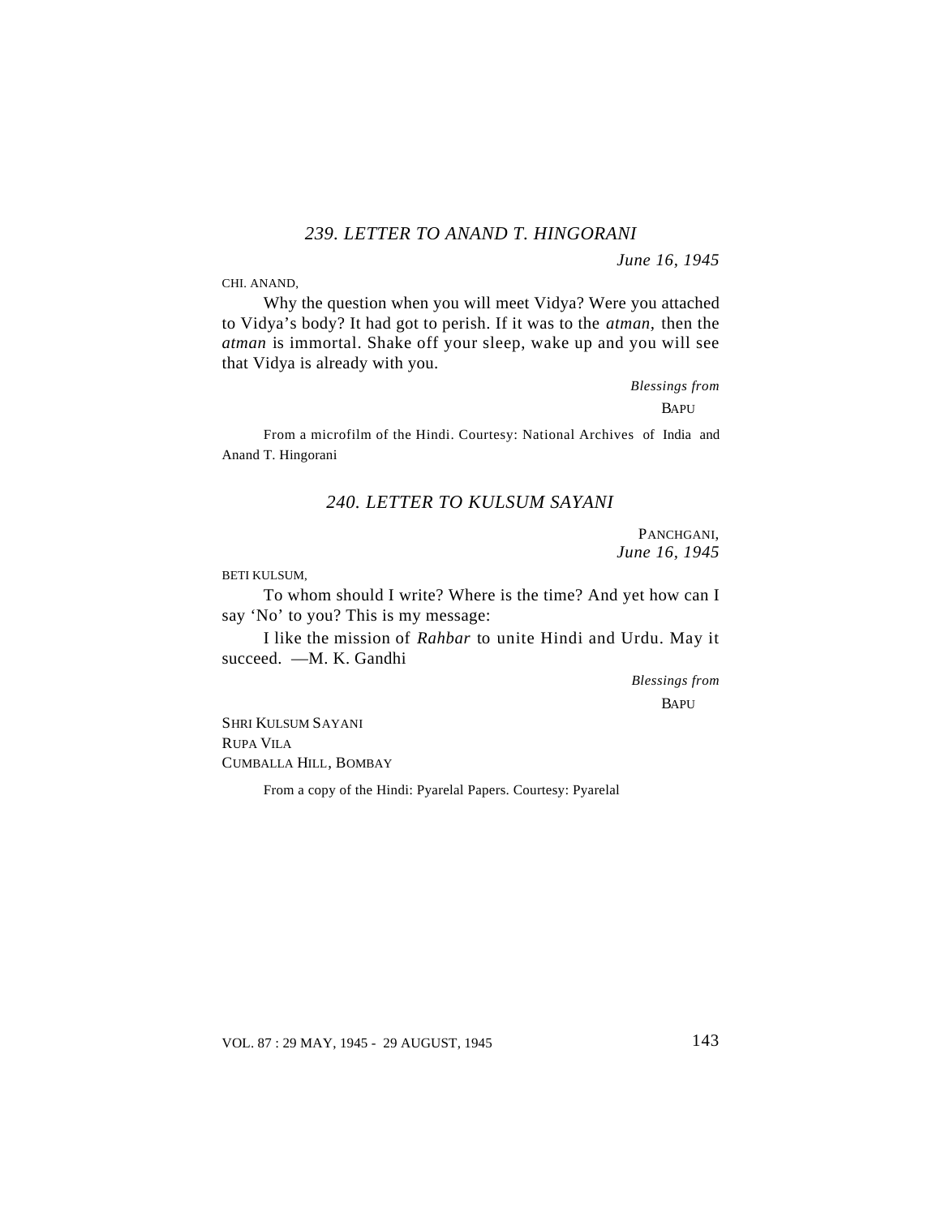### *239. LETTER TO ANAND T. HINGORANI*

*June 16, 1945*

CHI. ANAND,

Why the question when you will meet Vidya? Were you attached to Vidya's body? It had got to perish. If it was to the *atman,* then the *atman* is immortal. Shake off your sleep, wake up and you will see that Vidya is already with you.

*Blessings from*

BAPU

From a microfilm of the Hindi. Courtesy: National Archives of India and Anand T. Hingorani

### *240. LETTER TO KULSUM SAYANI*

PANCHGANI,
*June 16, 1945*

BETI KULSUM,

To whom should I write? Where is the time? And yet how can I say 'No' to you? This is my message:

I like the mission of *Rahbar* to unite Hindi and Urdu. May it succeed. —M. K. Gandhi

*Blessings from*

BAPU

SHRI KULSUM SAYANI
RUPA VILA
CUMBALLA HILL, BOMBAY

From a copy of the Hindi: Pyarelal Papers. Courtesy: Pyarelal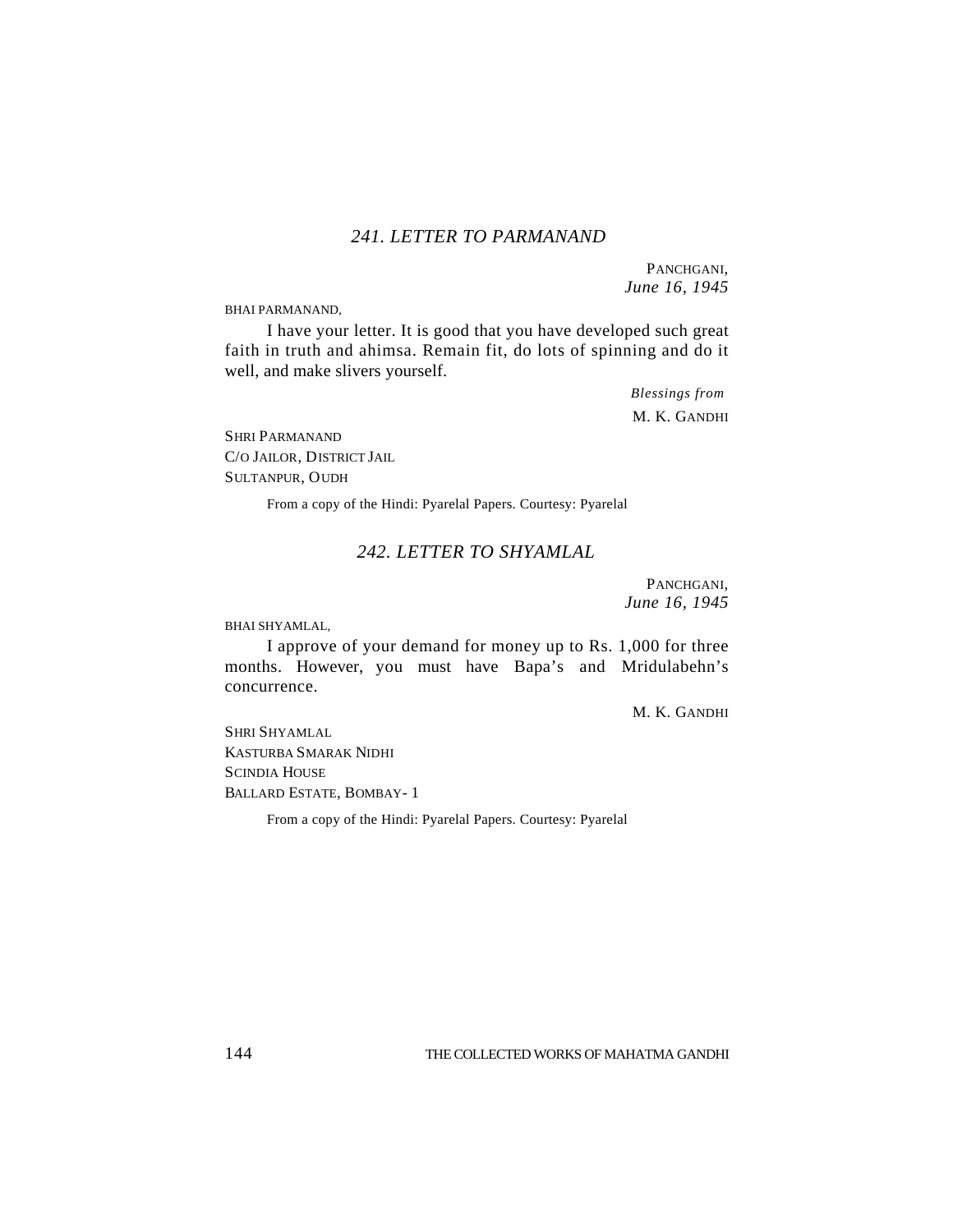### *241. LETTER TO PARMANAND*

PANCHGANI,
*June 16, 1945*

BHAI PARMANAND,

I have your letter. It is good that you have developed such great faith in truth and ahimsa. Remain fit, do lots of spinning and do it well, and make slivers yourself.

*Blessings from*
M. K. GANDHI

SHRI PARMANAND
C/O JAILOR, DISTRICT JAIL
SULTANPUR, OUDH

From a copy of the Hindi: Pyarelal Papers. Courtesy: Pyarelal

### *242. LETTER TO SHYAMLAL*

PANCHGANI,
*June 16, 1945*

BHAI SHYAMLAL,

I approve of your demand for money up to Rs. 1,000 for three months. However, you must have Bapa's and Mridulabehn's concurrence.

M. K. GANDHI

SHRI SHYAMLAL
KASTURBA SMARAK NIDHI
SCINDIA HOUSE
BALLARD ESTATE, BOMBAY- 1

From a copy of the Hindi: Pyarelal Papers. Courtesy: Pyarelal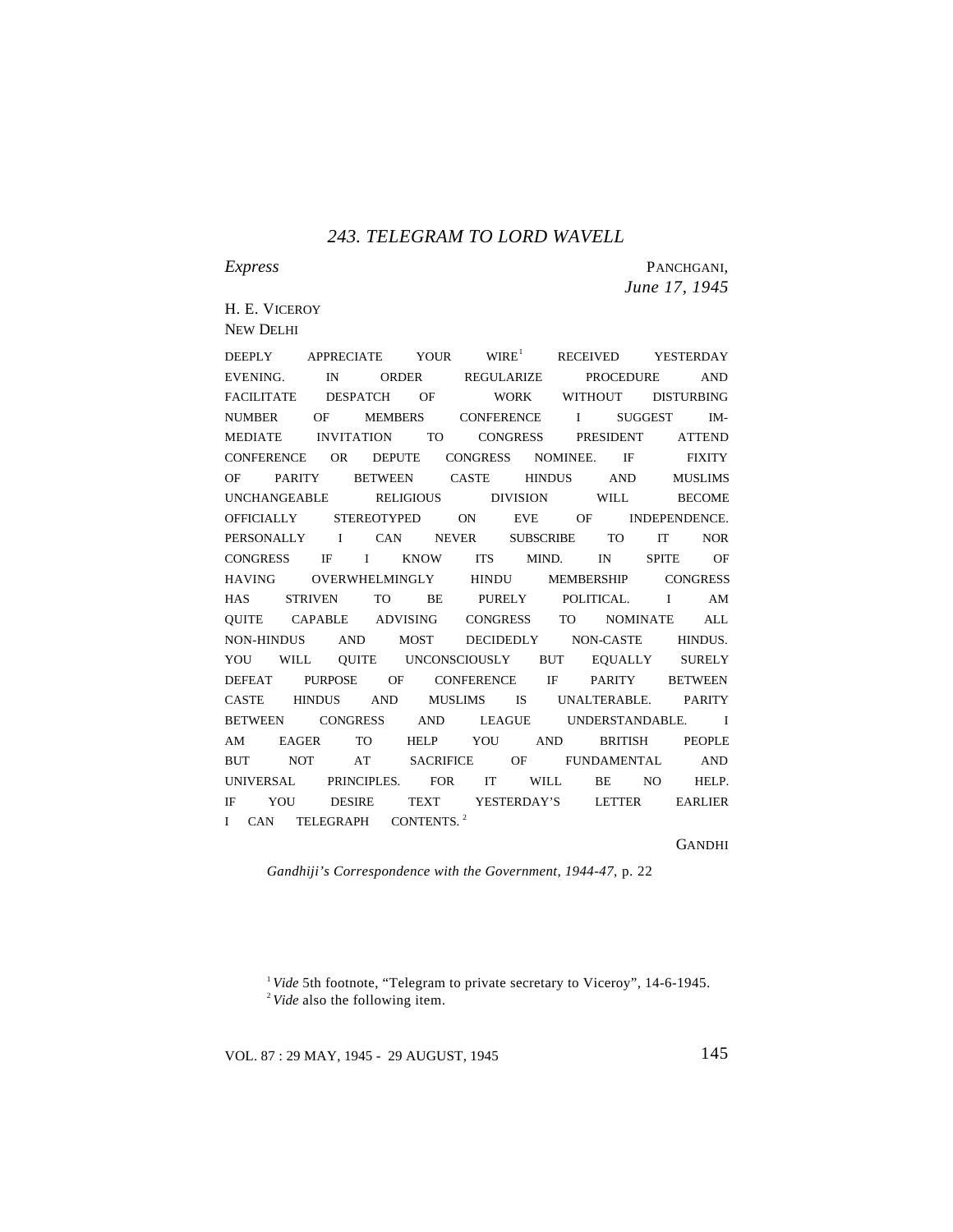## 243. TELEGRAM TO LORD WAVELL

*Express*

PANCHGANI,
*June 17, 1945*

H. E. VICEROY
NEW DELHI

DEEPLY APPRECIATE YOUR WIRE[1] RECEIVED YESTERDAY EVENING. IN ORDER REGULARIZE PROCEDURE AND FACILITATE DESPATCH OF WORK WITHOUT DISTURBING NUMBER OF MEMBERS CONFERENCE I SUGGEST IMMEDIATE INVITATION TO CONGRESS PRESIDENT ATTEND CONFERENCE OR DEPUTE CONGRESS NOMINEE. IF FIXITY OF PARITY BETWEEN CASTE HINDUS AND MUSLIMS UNCHANGEABLE RELIGIOUS DIVISION WILL BECOME OFFICIALLY STEREOTYPED ON EVE OF INDEPENDENCE. PERSONALLY I CAN NEVER SUBSCRIBE TO IT NOR CONGRESS IF I KNOW ITS MIND. IN SPITE OF HAVING OVERWHELMINGLY HINDU MEMBERSHIP CONGRESS HAS STRIVEN TO BE PURELY POLITICAL. I AM QUITE CAPABLE ADVISING CONGRESS TO NOMINATE ALL NON-HINDUS AND MOST DECIDEDLY NON-CASTE HINDUS. YOU WILL QUITE UNCONSCIOUSLY BUT EQUALLY SURELY DEFEAT PURPOSE OF CONFERENCE IF PARITY BETWEEN CASTE HINDUS AND MUSLIMS IS UNALTERABLE. PARITY BETWEEN CONGRESS AND LEAGUE UNDERSTANDABLE. I AM EAGER TO HELP YOU AND BRITISH PEOPLE BUT NOT AT SACRIFICE OF FUNDAMENTAL AND UNIVERSAL PRINCIPLES. FOR IT WILL BE NO HELP. IF YOU DESIRE TEXT YESTERDAY'S LETTER EARLIER I CAN TELEGRAPH CONTENTS.[2]

GANDHI

*Gandhiji's Correspondence with the Government, 1944-47,* p. 22

---

[1] *Vide* 5th footnote, "Telegram to private secretary to Viceroy", 14-6-1945.

[2] *Vide* also the following item.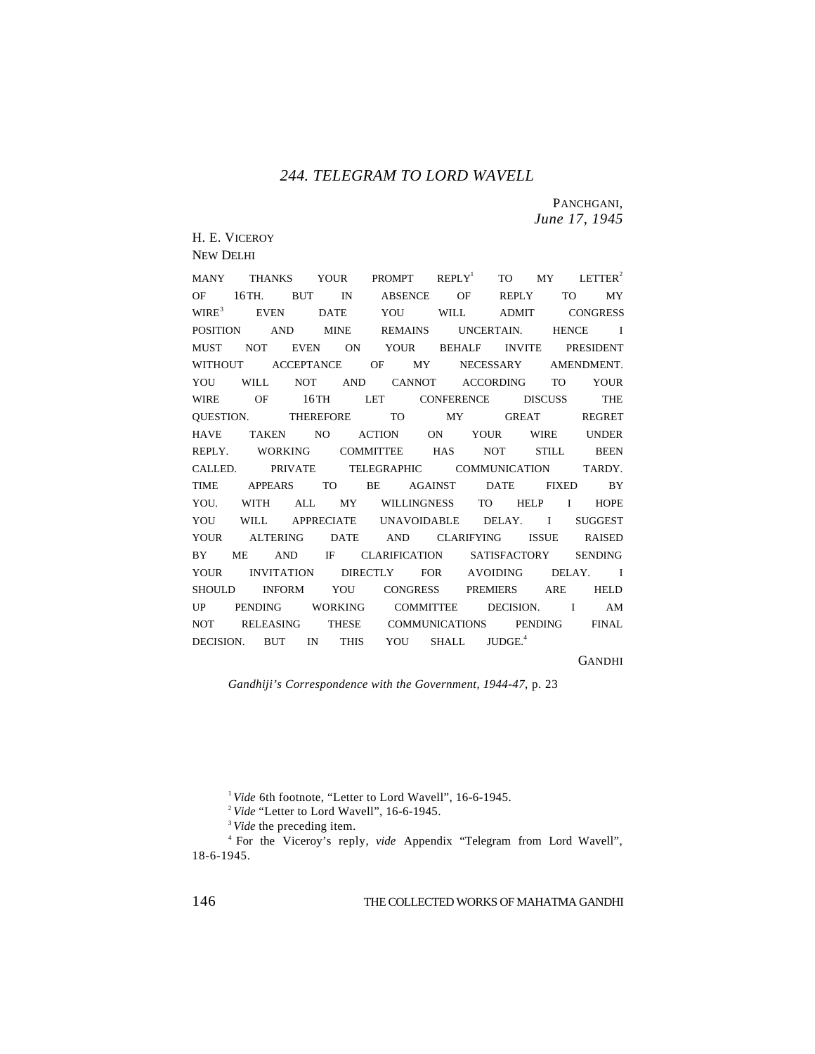## *244. TELEGRAM TO LORD WAVELL*

PANCHGANI,
*June 17, 1945*

H. E. VICEROY
NEW DELHI

MANY THANKS YOUR PROMPT REPLY[1] TO MY LETTER[2] OF 16TH. BUT IN ABSENCE OF REPLY TO MY WIRE[3] EVEN DATE YOU WILL ADMIT CONGRESS POSITION AND MINE REMAINS UNCERTAIN. HENCE I MUST NOT EVEN ON YOUR BEHALF INVITE PRESIDENT WITHOUT ACCEPTANCE OF MY NECESSARY AMENDMENT. YOU WILL NOT AND CANNOT ACCORDING TO YOUR WIRE OF 16TH LET CONFERENCE DISCUSS THE QUESTION. THEREFORE TO MY GREAT REGRET HAVE TAKEN NO ACTION ON YOUR WIRE UNDER REPLY. WORKING COMMITTEE HAS NOT STILL BEEN CALLED. PRIVATE TELEGRAPHIC COMMUNICATION TARDY. TIME APPEARS TO BE AGAINST DATE FIXED BY YOU. WITH ALL MY WILLINGNESS TO HELP I HOPE YOU WILL APPRECIATE UNAVOIDABLE DELAY. I SUGGEST YOUR ALTERING DATE AND CLARIFYING ISSUE RAISED BY ME AND IF CLARIFICATION SATISFACTORY SENDING YOUR INVITATION DIRECTLY FOR AVOIDING DELAY. I SHOULD INFORM YOU CONGRESS PREMIERS ARE HELD UP PENDING WORKING COMMITTEE DECISION. I AM NOT RELEASING THESE COMMUNICATIONS PENDING FINAL DECISION. BUT IN THIS YOU SHALL JUDGE.[4]

GANDHI

*Gandhiji's Correspondence with the Government, 1944-47*, p. 23

---

[1] *Vide* 6th footnote, "Letter to Lord Wavell", 16-6-1945.

[2] *Vide* "Letter to Lord Wavell", 16-6-1945.

[3] *Vide* the preceding item.

[4] For the Viceroy's reply, *vide* Appendix "Telegram from Lord Wavell", 18-6-1945.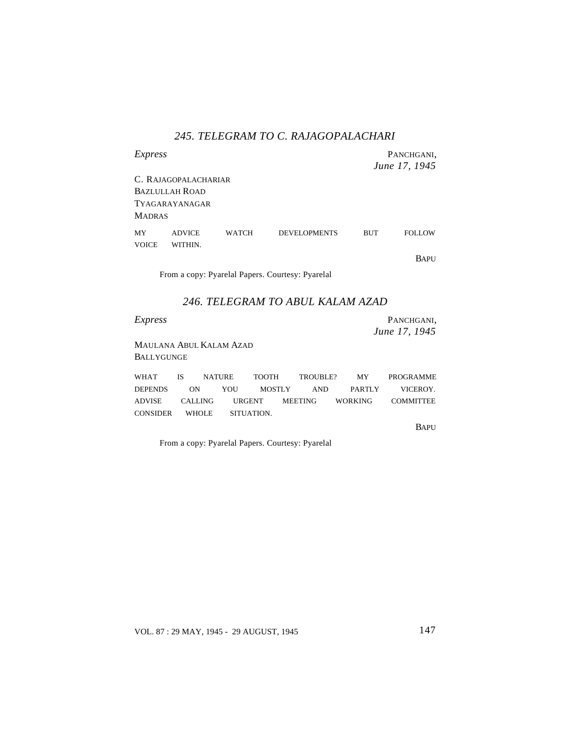## *245. TELEGRAM TO C. RAJAGOPALACHARI*

*Express*

PANCHGANI,
*June 17, 1945*

C. RAJAGOPALACHARIAR
BAZLULLAH ROAD
TYAGARAYANAGAR
MADRAS

MY ADVICE WATCH DEVELOPMENTS BUT FOLLOW VOICE WITHIN.

BAPU

From a copy: Pyarelal Papers. Courtesy: Pyarelal

## *246. TELEGRAM TO ABUL KALAM AZAD*

*Express*

PANCHGANI,
*June 17, 1945*

MAULANA ABUL KALAM AZAD
BALLYGUNGE

WHAT IS NATURE TOOTH TROUBLE? MY PROGRAMME DEPENDS ON YOU MOSTLY AND PARTLY VICEROY. ADVISE CALLING URGENT MEETING WORKING COMMITTEE CONSIDER WHOLE SITUATION.

BAPU

From a copy: Pyarelal Papers. Courtesy: Pyarelal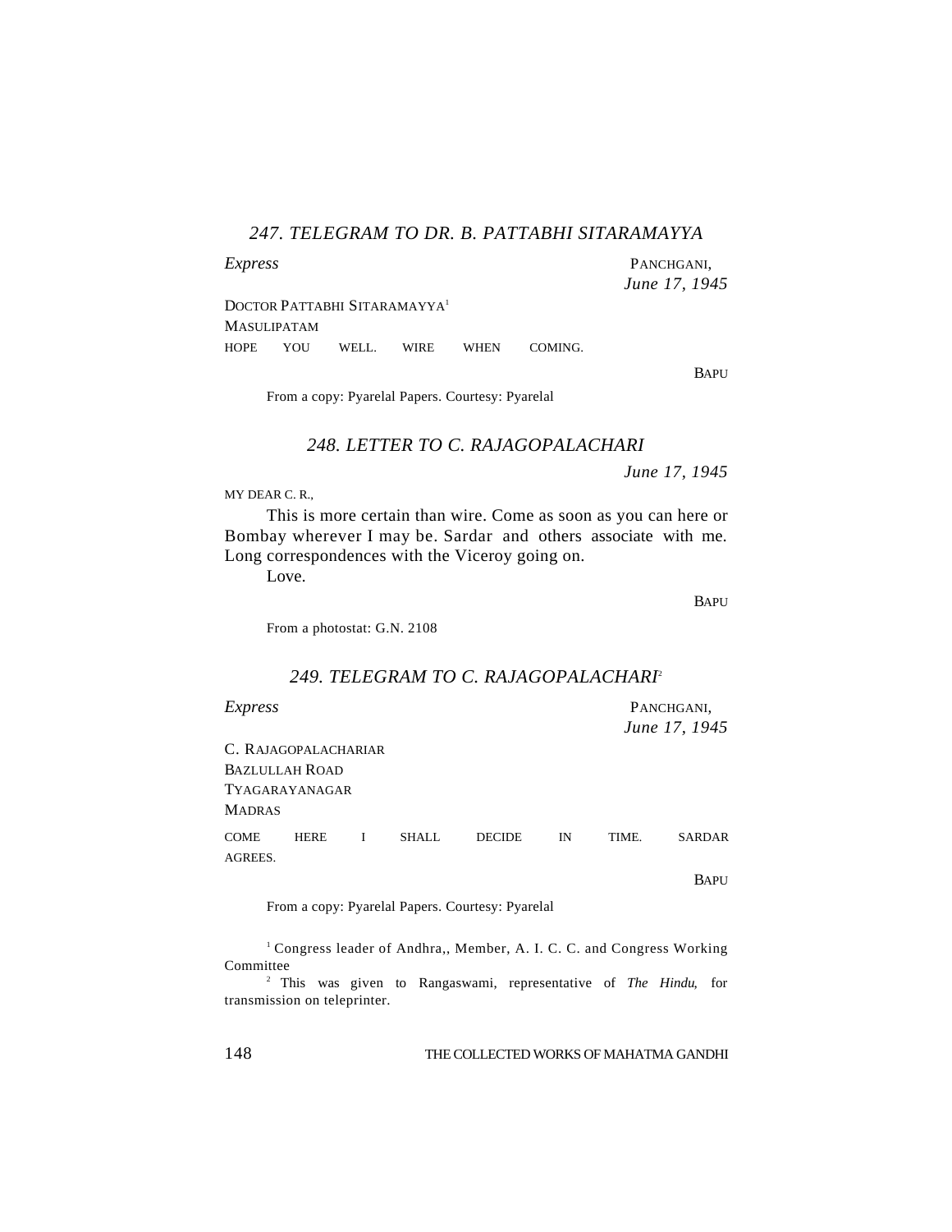### *247. TELEGRAM TO DR. B. PATTABHI SITARAMAYYA*

*Express*

PANCHGANI,
*June 17, 1945*

DOCTOR PATTABHI SITARAMAYYA[1]
MASULIPATAM

HOPE YOU WELL. WIRE WHEN COMING.

BAPU

From a copy: Pyarelal Papers. Courtesy: Pyarelal

### *248. LETTER TO C. RAJAGOPALACHARI*

*June 17, 1945*

MY DEAR C. R.,

This is more certain than wire. Come as soon as you can here or Bombay wherever I may be. Sardar and others associate with me. Long correspondences with the Viceroy going on.

Love.

BAPU

From a photostat: G.N. 2108

### *249. TELEGRAM TO C. RAJAGOPALACHARI*[2]

*Express*

PANCHGANI,
*June 17, 1945*

C. RAJAGOPALACHARIAR
BAZLULLAH ROAD
TYAGARAYANAGAR
MADRAS

COME HERE I SHALL DECIDE IN TIME. SARDAR AGREES.

BAPU

From a copy: Pyarelal Papers. Courtesy: Pyarelal

[1] Congress leader of Andhra,, Member, A. I. C. C. and Congress Working Committee

[2] This was given to Rangaswami, representative of *The Hindu*, for transmission on teleprinter.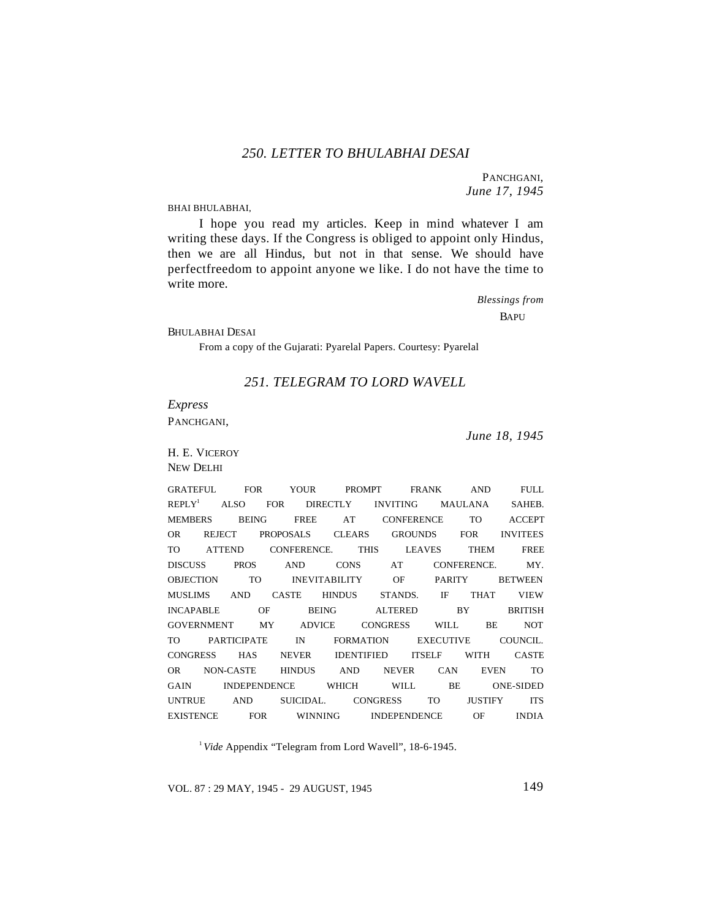## 250. LETTER TO BHULABHAI DESAI

PANCHGANI,
*June 17, 1945*

BHAI BHULABHAI,

I hope you read my articles. Keep in mind whatever I am writing these days. If the Congress is obliged to appoint only Hindus, then we are all Hindus, but not in that sense. We should have perfectfreedom to appoint anyone we like. I do not have the time to write more.

*Blessings from*
BAPU

BHULABHAI DESAI

From a copy of the Gujarati: Pyarelal Papers. Courtesy: Pyarelal

## 251. TELEGRAM TO LORD WAVELL

*Express*

PANCHGANI,

*June 18, 1945*

H. E. VICEROY
NEW DELHI

GRATEFUL FOR YOUR PROMPT FRANK AND FULL REPLY[1] ALSO FOR DIRECTLY INVITING MAULANA SAHEB. MEMBERS BEING FREE AT CONFERENCE TO ACCEPT OR REJECT PROPOSALS CLEARS GROUNDS FOR INVITEES TO ATTEND CONFERENCE. THIS LEAVES THEM FREE DISCUSS PROS AND CONS AT CONFERENCE. MY. OBJECTION TO INEVITABILITY OF PARITY BETWEEN MUSLIMS AND CASTE HINDUS STANDS. IF THAT VIEW INCAPABLE OF BEING ALTERED BY BRITISH GOVERNMENT MY ADVICE CONGRESS WILL BE NOT TO PARTICIPATE IN FORMATION EXECUTIVE COUNCIL. CONGRESS HAS NEVER IDENTIFIED ITSELF WITH CASTE OR NON-CASTE HINDUS AND NEVER CAN EVEN TO GAIN INDEPENDENCE WHICH WILL BE ONE-SIDED UNTRUE AND SUICIDAL. CONGRESS TO JUSTIFY ITS EXISTENCE FOR WINNING INDEPENDENCE OF INDIA

[1] *Vide* Appendix "Telegram from Lord Wavell", 18-6-1945.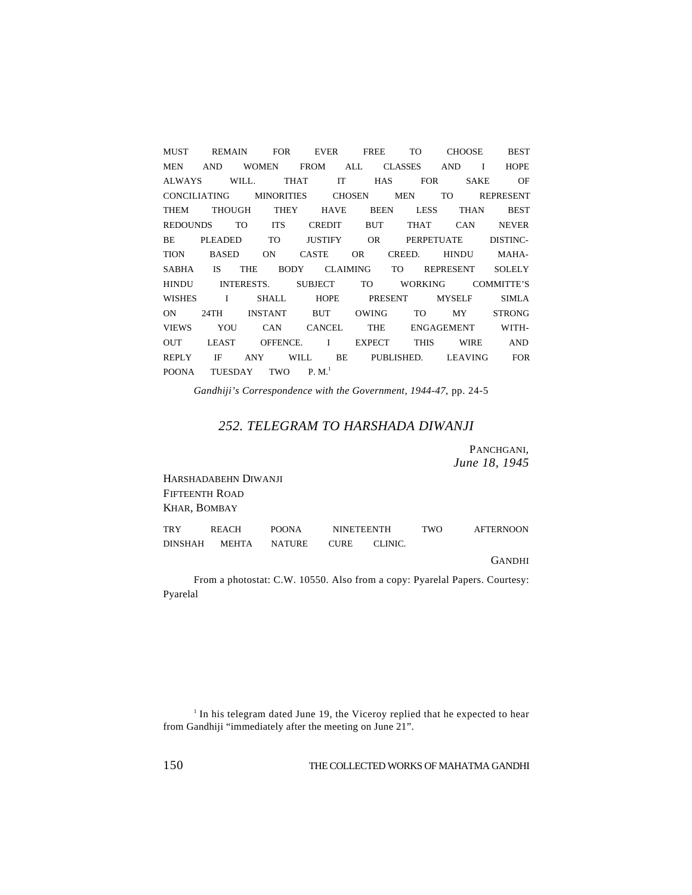MUST REMAIN FOR EVER FREE TO CHOOSE BEST MEN AND WOMEN FROM ALL CLASSES AND I HOPE ALWAYS WILL. THAT IT HAS FOR SAKE OF CONCILIATING MINORITIES CHOSEN MEN TO REPRESENT THEM THOUGH THEY HAVE BEEN LESS THAN BEST REDOUNDS TO ITS CREDIT BUT THAT CAN NEVER BE PLEADED TO JUSTIFY OR PERPETUATE DISTINCTION BASED ON CASTE OR CREED. HINDU MAHASABHA IS THE BODY CLAIMING TO REPRESENT SOLELY HINDU INTERESTS. SUBJECT TO WORKING COMMITTE'S WISHES I SHALL HOPE PRESENT MYSELF SIMLA ON 24TH INSTANT BUT OWING TO MY STRONG VIEWS YOU CAN CANCEL THE ENGAGEMENT WITHOUT LEAST OFFENCE. I EXPECT THIS WIRE AND REPLY IF ANY WILL BE PUBLISHED. LEAVING FOR POONA TUESDAY TWO P. M.[1]

*Gandhiji's Correspondence with the Government, 1944-47*, pp. 24-5

## 252. TELEGRAM TO HARSHADA DIWANJI

PANCHGANI,
*June 18, 1945*

HARSHADABEHN DIWANJI
FIFTEENTH ROAD
KHAR, BOMBAY

TRY REACH POONA NINETEENTH TWO AFTERNOON DINSHAH MEHTA NATURE CURE CLINIC.

GANDHI

From a photostat: C.W. 10550. Also from a copy: Pyarelal Papers. Courtesy: Pyarelal

[1] In his telegram dated June 19, the Viceroy replied that he expected to hear from Gandhiji "immediately after the meeting on June 21".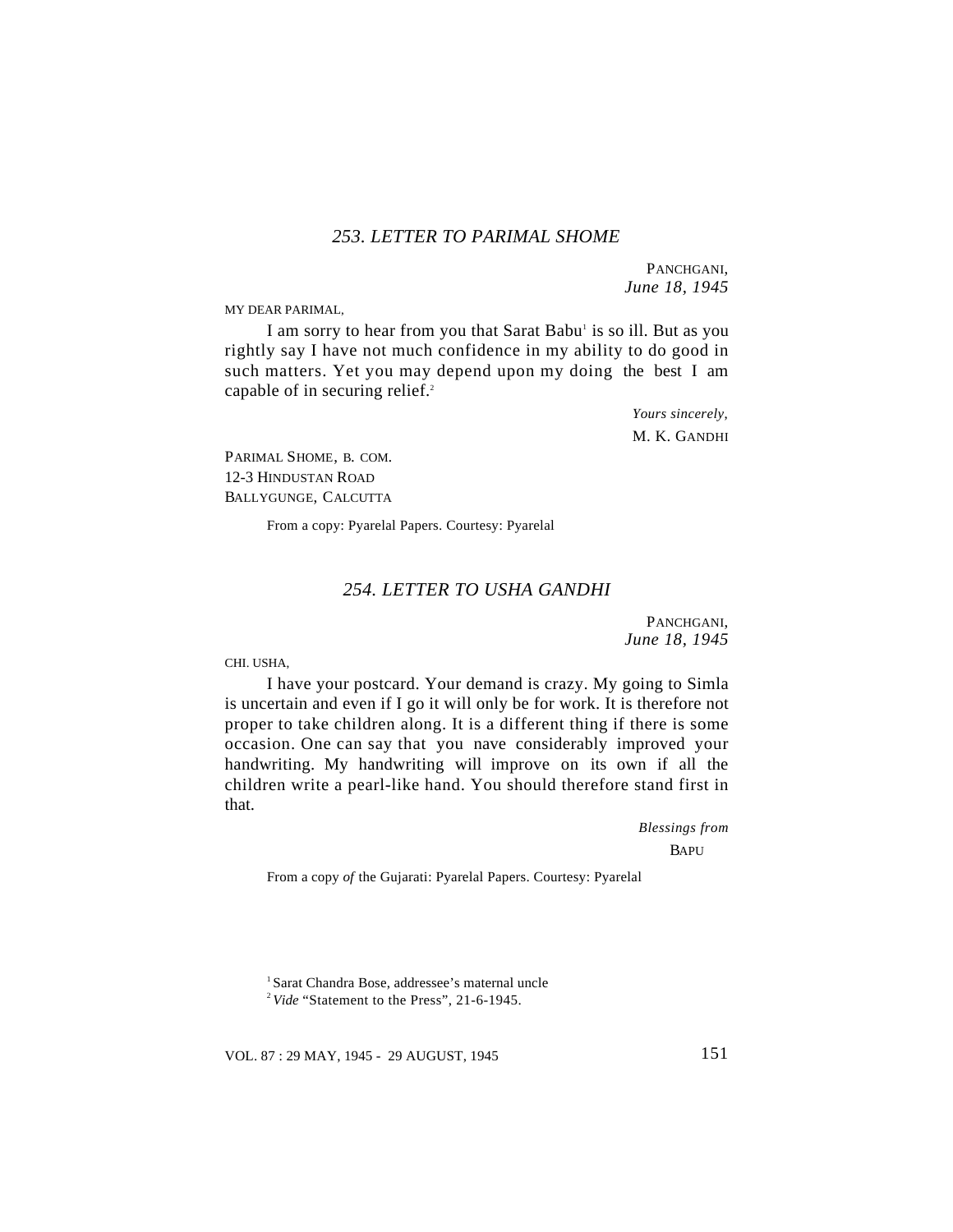## 253. LETTER TO PARIMAL SHOME

PANCHGANI,
*June 18, 1945*

MY DEAR PARIMAL,

I am sorry to hear from you that Sarat Babu[1] is so ill. But as you rightly say I have not much confidence in my ability to do good in such matters. Yet you may depend upon my doing the best I am capable of in securing relief.[2]

*Yours sincerely,*
M. K. GANDHI

PARIMAL SHOME, B. COM.
12-3 HINDUSTAN ROAD
BALLYGUNGE, CALCUTTA

From a copy: Pyarelal Papers. Courtesy: Pyarelal

## 254. LETTER TO USHA GANDHI

PANCHGANI,
*June 18, 1945*

CHI. USHA,

I have your postcard. Your demand is crazy. My going to Simla is uncertain and even if I go it will only be for work. It is therefore not proper to take children along. It is a different thing if there is some occasion. One can say that you nave considerably improved your handwriting. My handwriting will improve on its own if all the children write a pearl-like hand. You should therefore stand first in that.

*Blessings from*
BAPU

From a copy *of* the Gujarati: Pyarelal Papers. Courtesy: Pyarelal

---

[1] Sarat Chandra Bose, addressee's maternal uncle

[2] *Vide* "Statement to the Press", 21-6-1945.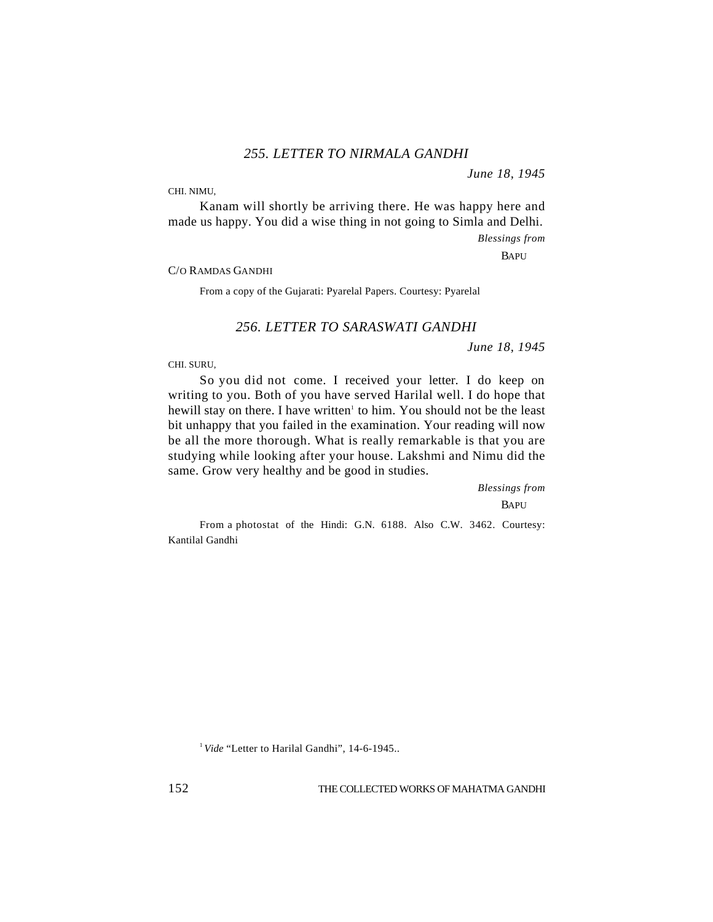## *255. LETTER TO NIRMALA GANDHI*

*June 18, 1945*

CHI. NIMU,

Kanam will shortly be arriving there. He was happy here and made us happy. You did a wise thing in not going to Simla and Delhi.

*Blessings from*

BAPU

C/O RAMDAS GANDHI

From a copy of the Gujarati: Pyarelal Papers. Courtesy: Pyarelal

## *256. LETTER TO SARASWATI GANDHI*

*June 18, 1945*

CHI. SURU,

So you did not come. I received your letter. I do keep on writing to you. Both of you have served Harilal well. I do hope that hewill stay on there. I have written[1] to him. You should not be the least bit unhappy that you failed in the examination. Your reading will now be all the more thorough. What is really remarkable is that you are studying while looking after your house. Lakshmi and Nimu did the same. Grow very healthy and be good in studies.

*Blessings from*

BAPU

From a photostat of the Hindi: G.N. 6188. Also C.W. 3462. Courtesy: Kantilal Gandhi

[1] *Vide* "Letter to Harilal Gandhi", 14-6-1945..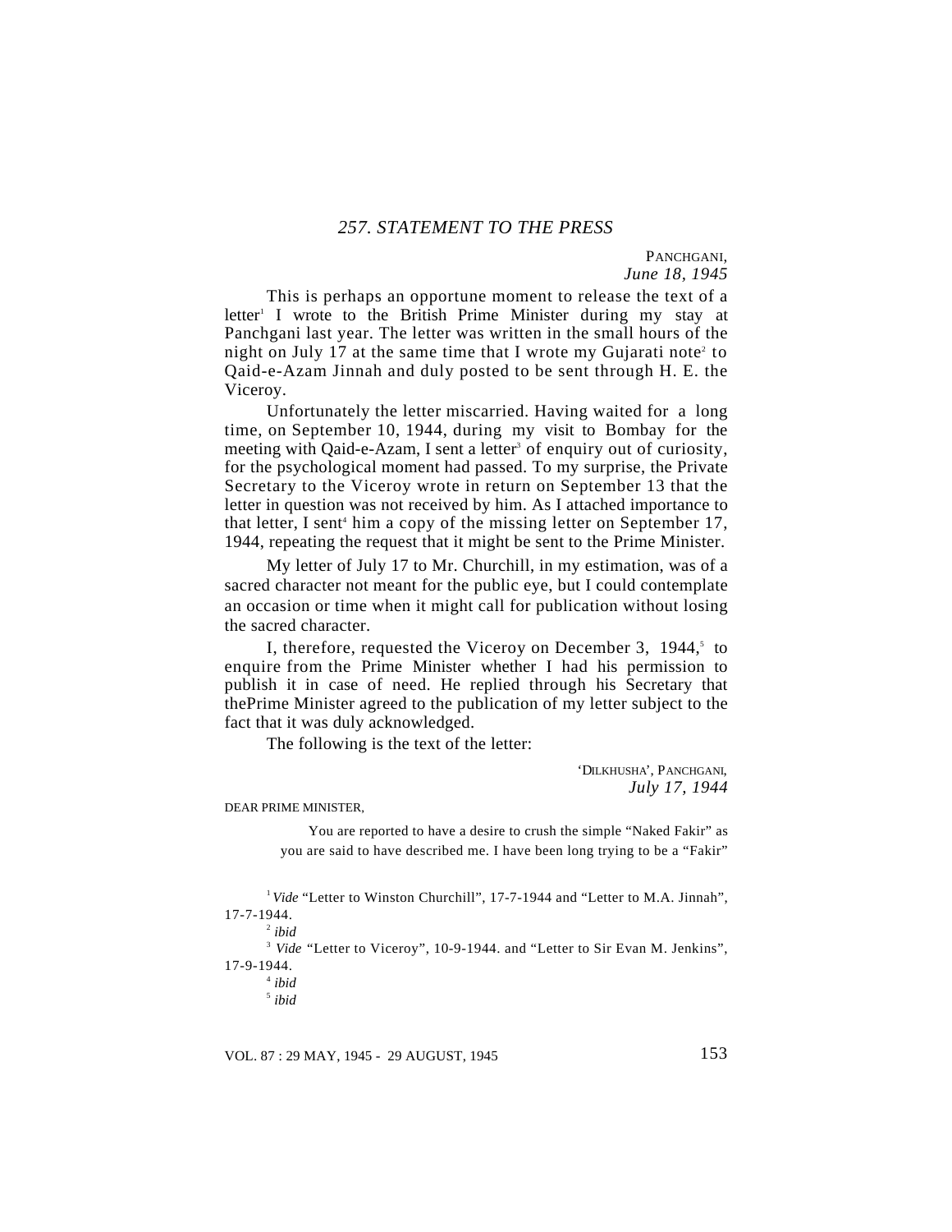## 257. STATEMENT TO THE PRESS

PANCHGANI,
*June 18, 1945*

This is perhaps an opportune moment to release the text of a letter[1] I wrote to the British Prime Minister during my stay at Panchgani last year. The letter was written in the small hours of the night on July 17 at the same time that I wrote my Gujarati note[2] to Qaid-e-Azam Jinnah and duly posted to be sent through H. E. the Viceroy.

Unfortunately the letter miscarried. Having waited for a long time, on September 10, 1944, during my visit to Bombay for the meeting with Qaid-e-Azam, I sent a letter[3] of enquiry out of curiosity, for the psychological moment had passed. To my surprise, the Private Secretary to the Viceroy wrote in return on September 13 that the letter in question was not received by him. As I attached importance to that letter, I sent[4] him a copy of the missing letter on September 17, 1944, repeating the request that it might be sent to the Prime Minister.

My letter of July 17 to Mr. Churchill, in my estimation, was of a sacred character not meant for the public eye, but I could contemplate an occasion or time when it might call for publication without losing the sacred character.

I, therefore, requested the Viceroy on December 3, 1944,[5] to enquire from the Prime Minister whether I had his permission to publish it in case of need. He replied through his Secretary that thePrime Minister agreed to the publication of my letter subject to the fact that it was duly acknowledged.

The following is the text of the letter:

'DILKHUSHA', PANCHGANI,
*July 17, 1944*

DEAR PRIME MINISTER,

> You are reported to have a desire to crush the simple "Naked Fakir" as you are said to have described me. I have been long trying to be a "Fakir"

---

[1] *Vide* "Letter to Winston Churchill", 17-7-1944 and "Letter to M.A. Jinnah", 17-7-1944.

[2] *ibid*

[3] *Vide* "Letter to Viceroy", 10-9-1944. and "Letter to Sir Evan M. Jenkins", 17-9-1944.

[4] *ibid*

[5] *ibid*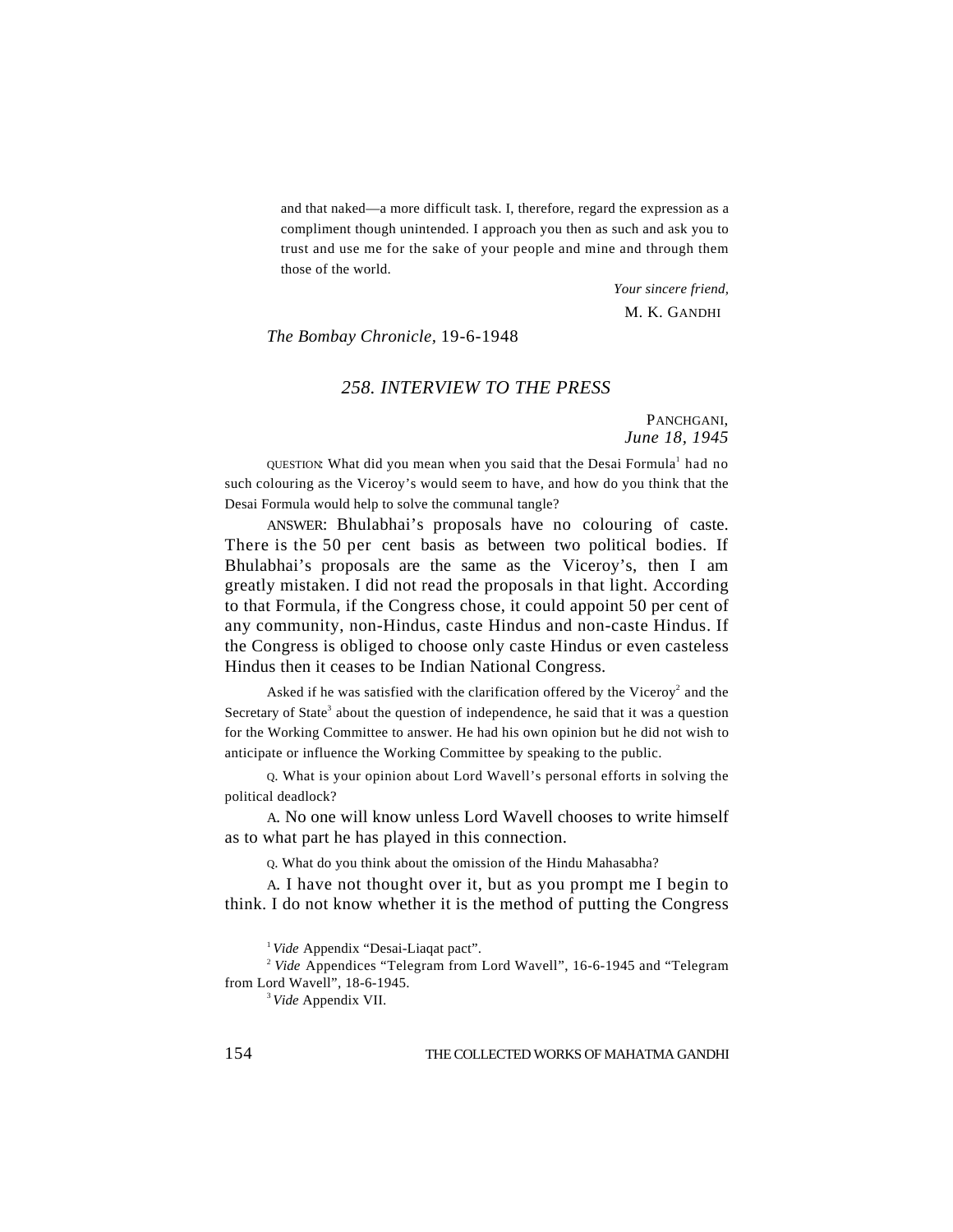and that naked—a more difficult task. I, therefore, regard the expression as a compliment though unintended. I approach you then as such and ask you to trust and use me for the sake of your people and mine and through them those of the world.

*Your sincere friend,*

M. K. GANDHI

*The Bombay Chronicle*, 19-6-1948

## *258. INTERVIEW TO THE PRESS*

PANCHGANI,
*June 18, 1945*

QUESTION: What did you mean when you said that the Desai Formula[1] had no such colouring as the Viceroy's would seem to have, and how do you think that the Desai Formula would help to solve the communal tangle?

ANSWER: Bhulabhai's proposals have no colouring of caste. There is the 50 per cent basis as between two political bodies. If Bhulabhai's proposals are the same as the Viceroy's, then I am greatly mistaken. I did not read the proposals in that light. According to that Formula, if the Congress chose, it could appoint 50 per cent of any community, non-Hindus, caste Hindus and non-caste Hindus. If the Congress is obliged to choose only caste Hindus or even casteless Hindus then it ceases to be Indian National Congress.

Asked if he was satisfied with the clarification offered by the Viceroy[2] and the Secretary of State[3] about the question of independence, he said that it was a question for the Working Committee to answer. He had his own opinion but he did not wish to anticipate or influence the Working Committee by speaking to the public.

Q. What is your opinion about Lord Wavell's personal efforts in solving the political deadlock?

A. No one will know unless Lord Wavell chooses to write himself as to what part he has played in this connection.

Q. What do you think about the omission of the Hindu Mahasabha?

A. I have not thought over it, but as you prompt me I begin to think. I do not know whether it is the method of putting the Congress

[1] *Vide* Appendix "Desai-Liaqat pact".

[2] *Vide* Appendices "Telegram from Lord Wavell", 16-6-1945 and "Telegram from Lord Wavell", 18-6-1945.

[3] *Vide* Appendix VII.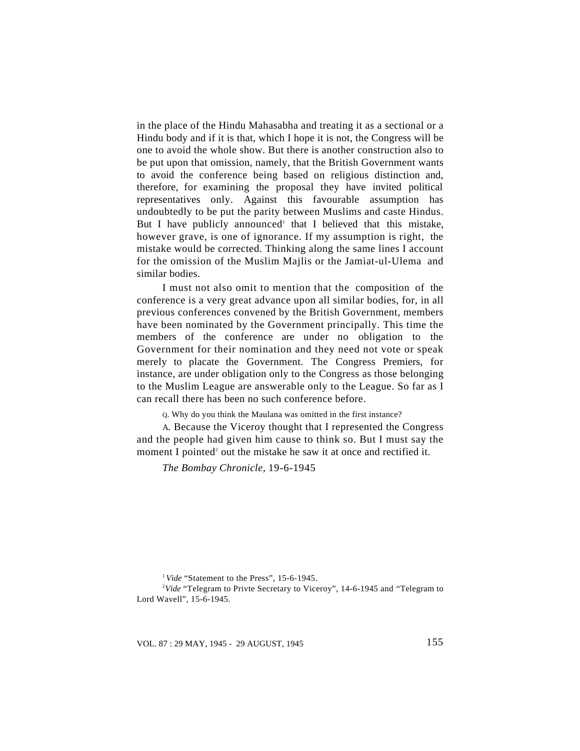in the place of the Hindu Mahasabha and treating it as a sectional or a Hindu body and if it is that, which I hope it is not, the Congress will be one to avoid the whole show. But there is another construction also to be put upon that omission, namely, that the British Government wants to avoid the conference being based on religious distinction and, therefore, for examining the proposal they have invited political representatives only. Against this favourable assumption has undoubtedly to be put the parity between Muslims and caste Hindus. But I have publicly announced[1] that I believed that this mistake, however grave, is one of ignorance. If my assumption is right, the mistake would be corrected. Thinking along the same lines I account for the omission of the Muslim Majlis or the Jamiat-ul-Ulema and similar bodies.

I must not also omit to mention that the composition of the conference is a very great advance upon all similar bodies, for, in all previous conferences convened by the British Government, members have been nominated by the Government principally. This time the members of the conference are under no obligation to the Government for their nomination and they need not vote or speak merely to placate the Government. The Congress Premiers, for instance, are under obligation only to the Congress as those belonging to the Muslim League are answerable only to the League. So far as I can recall there has been no such conference before.

Q. Why do you think the Maulana was omitted in the first instance?

A. Because the Viceroy thought that I represented the Congress and the people had given him cause to think so. But I must say the moment I pointed[2] out the mistake he saw it at once and rectified it.

*The Bombay Chronicle*, 19-6-1945

[1] *Vide* "Statement to the Press", 15-6-1945.

[2] *Vide* "Telegram to Privte Secretary to Viceroy", 14-6-1945 and "Telegram to Lord Wavell", 15-6-1945.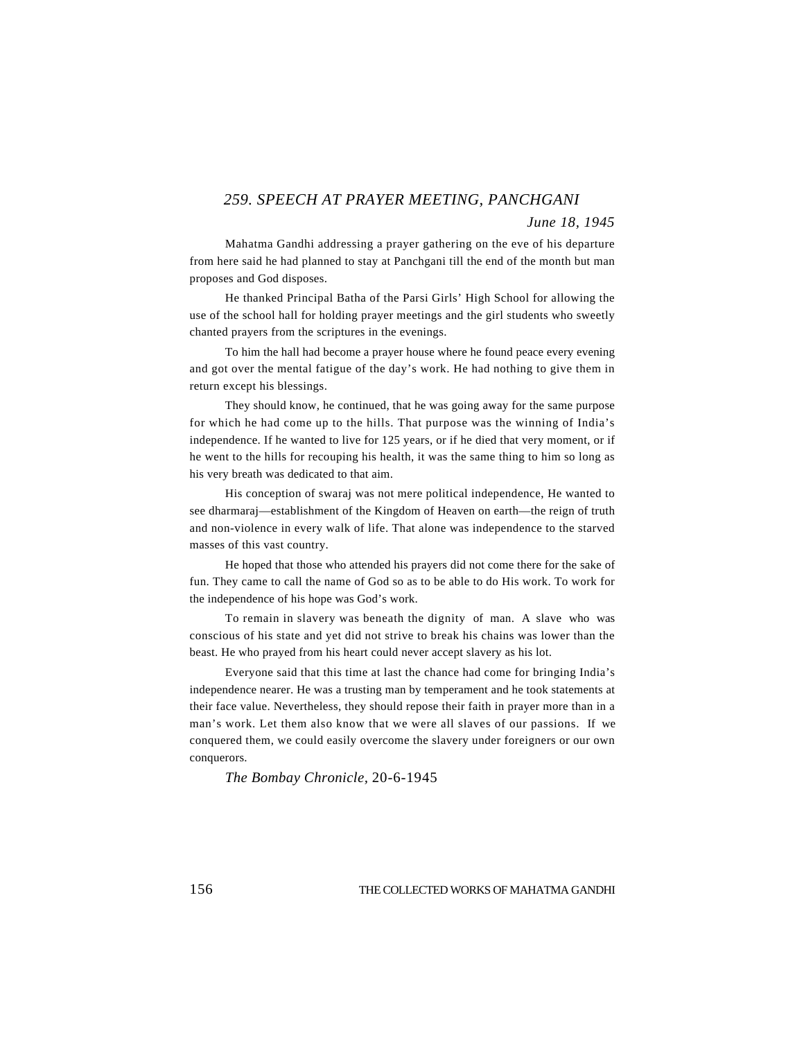## *259. SPEECH AT PRAYER MEETING, PANCHGANI*

*June 18, 1945*

Mahatma Gandhi addressing a prayer gathering on the eve of his departure from here said he had planned to stay at Panchgani till the end of the month but man proposes and God disposes.

He thanked Principal Batha of the Parsi Girls' High School for allowing the use of the school hall for holding prayer meetings and the girl students who sweetly chanted prayers from the scriptures in the evenings.

To him the hall had become a prayer house where he found peace every evening and got over the mental fatigue of the day's work. He had nothing to give them in return except his blessings.

They should know, he continued, that he was going away for the same purpose for which he had come up to the hills. That purpose was the winning of India's independence. If he wanted to live for 125 years, or if he died that very moment, or if he went to the hills for recouping his health, it was the same thing to him so long as his very breath was dedicated to that aim.

His conception of swaraj was not mere political independence, He wanted to see dharmaraj—establishment of the Kingdom of Heaven on earth—the reign of truth and non-violence in every walk of life. That alone was independence to the starved masses of this vast country.

He hoped that those who attended his prayers did not come there for the sake of fun. They came to call the name of God so as to be able to do His work. To work for the independence of his hope was God's work.

To remain in slavery was beneath the dignity of man. A slave who was conscious of his state and yet did not strive to break his chains was lower than the beast. He who prayed from his heart could never accept slavery as his lot.

Everyone said that this time at last the chance had come for bringing India's independence nearer. He was a trusting man by temperament and he took statements at their face value. Nevertheless, they should repose their faith in prayer more than in a man's work. Let them also know that we were all slaves of our passions. If we conquered them, we could easily overcome the slavery under foreigners or our own conquerors.

*The Bombay Chronicle*, 20-6-1945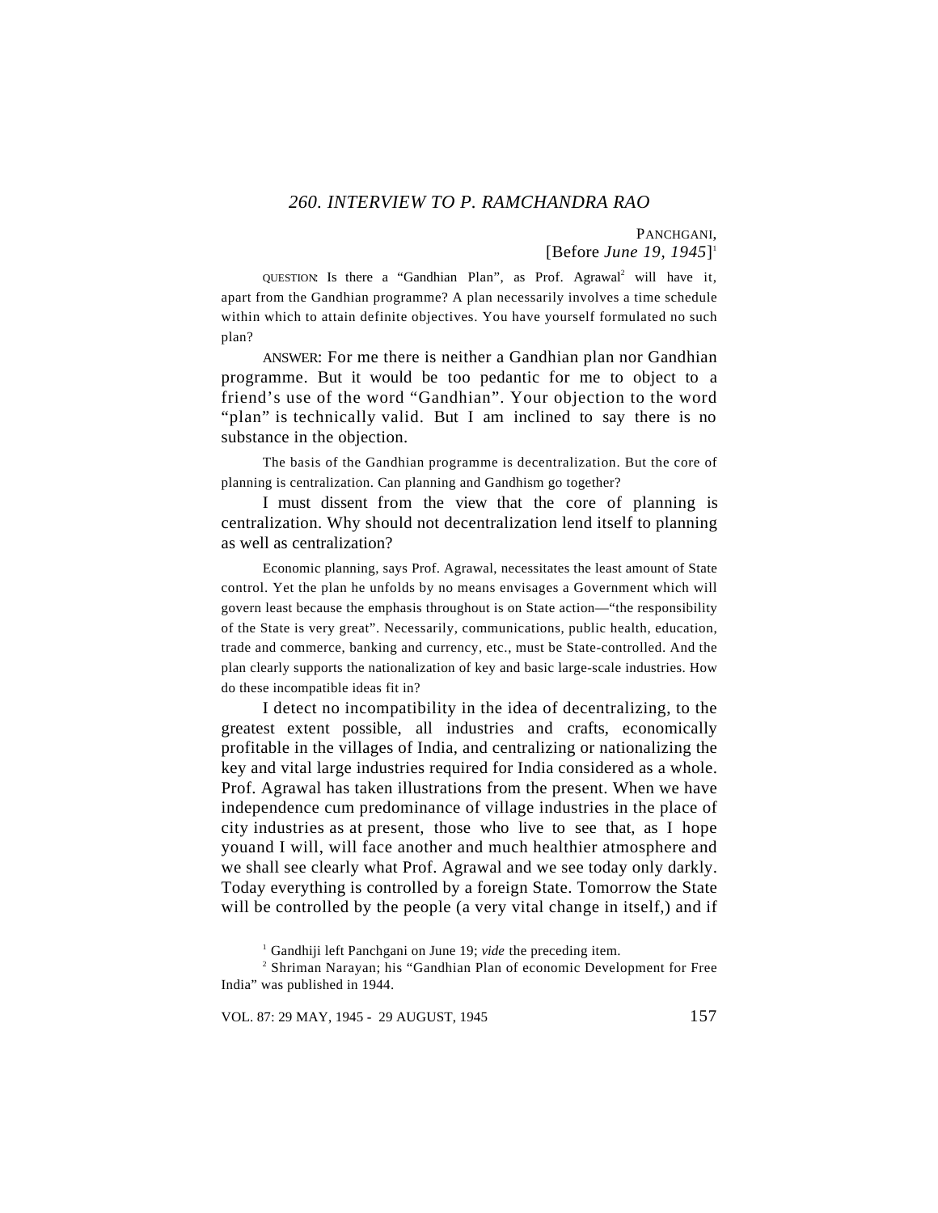## *260. INTERVIEW TO P. RAMCHANDRA RAO*

PANCHGANI,
[Before *June 19, 1945*][1]

QUESTION: Is there a "Gandhian Plan", as Prof. Agrawal[2] will have it, apart from the Gandhian programme? A plan necessarily involves a time schedule within which to attain definite objectives. You have yourself formulated no such plan?

ANSWER: For me there is neither a Gandhian plan nor Gandhian programme. But it would be too pedantic for me to object to a friend's use of the word "Gandhian". Your objection to the word "plan" is technically valid. But I am inclined to say there is no substance in the objection.

The basis of the Gandhian programme is decentralization. But the core of planning is centralization. Can planning and Gandhism go together?

I must dissent from the view that the core of planning is centralization. Why should not decentralization lend itself to planning as well as centralization?

Economic planning, says Prof. Agrawal, necessitates the least amount of State control. Yet the plan he unfolds by no means envisages a Government which will govern least because the emphasis throughout is on State action—"the responsibility of the State is very great". Necessarily, communications, public health, education, trade and commerce, banking and currency, etc., must be State-controlled. And the plan clearly supports the nationalization of key and basic large-scale industries. How do these incompatible ideas fit in?

I detect no incompatibility in the idea of decentralizing, to the greatest extent possible, all industries and crafts, economically profitable in the villages of India, and centralizing or nationalizing the key and vital large industries required for India considered as a whole. Prof. Agrawal has taken illustrations from the present. When we have independence cum predominance of village industries in the place of city industries as at present, those who live to see that, as I hope youand I will, will face another and much healthier atmosphere and we shall see clearly what Prof. Agrawal and we see today only darkly. Today everything is controlled by a foreign State. Tomorrow the State will be controlled by the people (a very vital change in itself,) and if

---

[1] Gandhiji left Panchgani on June 19; *vide* the preceding item.

[2] Shriman Narayan; his "Gandhian Plan of economic Development for Free India" was published in 1944.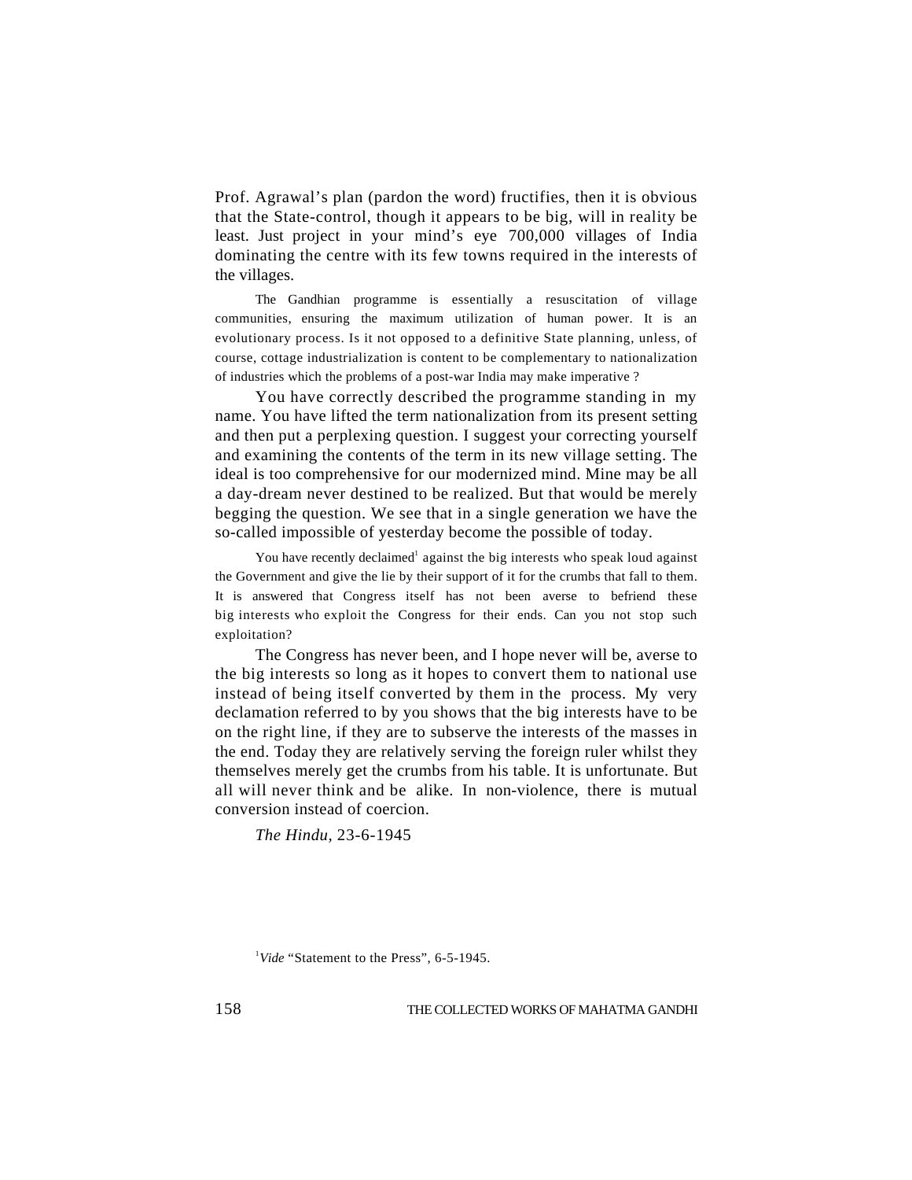Prof. Agrawal's plan (pardon the word) fructifies, then it is obvious that the State-control, though it appears to be big, will in reality be least. Just project in your mind's eye 700,000 villages of India dominating the centre with its few towns required in the interests of the villages.

The Gandhian programme is essentially a resuscitation of village communities, ensuring the maximum utilization of human power. It is an evolutionary process. Is it not opposed to a definitive State planning, unless, of course, cottage industrialization is content to be complementary to nationalization of industries which the problems of a post-war India may make imperative ?

You have correctly described the programme standing in my name. You have lifted the term nationalization from its present setting and then put a perplexing question. I suggest your correcting yourself and examining the contents of the term in its new village setting. The ideal is too comprehensive for our modernized mind. Mine may be all a day-dream never destined to be realized. But that would be merely begging the question. We see that in a single generation we have the so-called impossible of yesterday become the possible of today.

You have recently declaimed[1] against the big interests who speak loud against the Government and give the lie by their support of it for the crumbs that fall to them. It is answered that Congress itself has not been averse to befriend these big interests who exploit the Congress for their ends. Can you not stop such exploitation?

The Congress has never been, and I hope never will be, averse to the big interests so long as it hopes to convert them to national use instead of being itself converted by them in the process. My very declamation referred to by you shows that the big interests have to be on the right line, if they are to subserve the interests of the masses in the end. Today they are relatively serving the foreign ruler whilst they themselves merely get the crumbs from his table. It is unfortunate. But all will never think and be alike. In non-violence, there is mutual conversion instead of coercion.

*The Hindu*, 23-6-1945

[1] *Vide* "Statement to the Press", 6-5-1945.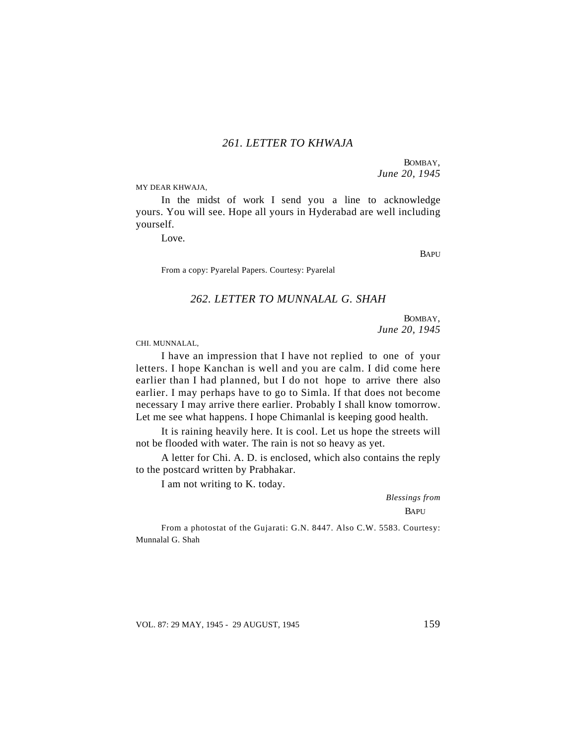## *261. LETTER TO KHWAJA*

BOMBAY,
*June 20, 1945*

MY DEAR KHWAJA,

In the midst of work I send you a line to acknowledge yours. You will see. Hope all yours in Hyderabad are well including yourself.

Love.

BAPU

From a copy: Pyarelal Papers. Courtesy: Pyarelal

## *262. LETTER TO MUNNALAL G. SHAH*

BOMBAY,
*June 20, 1945*

CHI. MUNNALAL,

I have an impression that I have not replied to one of your letters. I hope Kanchan is well and you are calm. I did come here earlier than I had planned, but I do not hope to arrive there also earlier. I may perhaps have to go to Simla. If that does not become necessary I may arrive there earlier. Probably I shall know tomorrow. Let me see what happens. I hope Chimanlal is keeping good health.

It is raining heavily here. It is cool. Let us hope the streets will not be flooded with water. The rain is not so heavy as yet.

A letter for Chi. A. D. is enclosed, which also contains the reply to the postcard written by Prabhakar.

I am not writing to K. today.

*Blessings from*
BAPU

From a photostat of the Gujarati: G.N. 8447. Also C.W. 5583. Courtesy: Munnalal G. Shah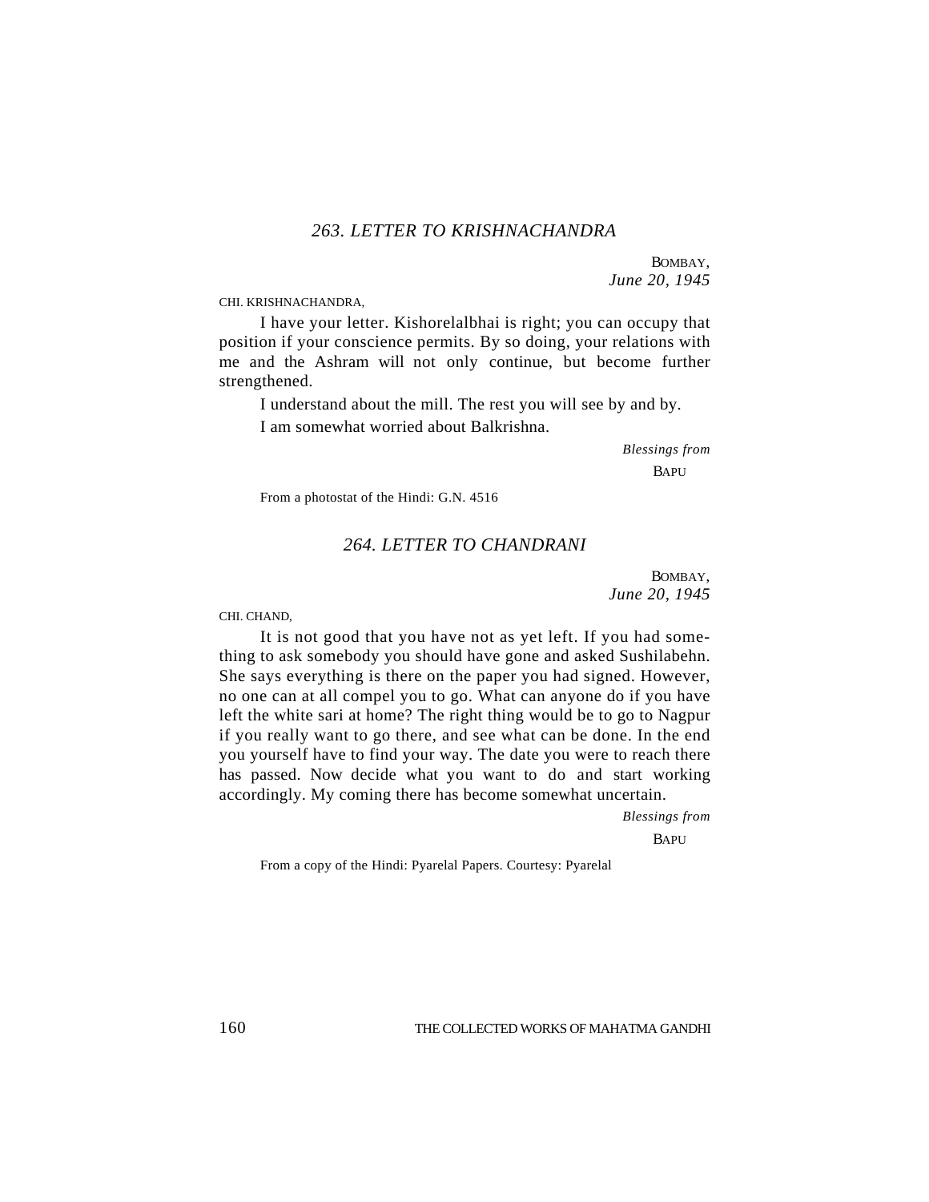## *263. LETTER TO KRISHNACHANDRA*

BOMBAY,
*June 20, 1945*

CHI. KRISHNACHANDRA,

I have your letter. Kishorelalbhai is right; you can occupy that position if your conscience permits. By so doing, your relations with me and the Ashram will not only continue, but become further strengthened.

I understand about the mill. The rest you will see by and by.

I am somewhat worried about Balkrishna.

*Blessings from*
BAPU

From a photostat of the Hindi: G.N. 4516

## *264. LETTER TO CHANDRANI*

BOMBAY,
*June 20, 1945*

CHI. CHAND,

It is not good that you have not as yet left. If you had something to ask somebody you should have gone and asked Sushilabehn. She says everything is there on the paper you had signed. However, no one can at all compel you to go. What can anyone do if you have left the white sari at home? The right thing would be to go to Nagpur if you really want to go there, and see what can be done. In the end you yourself have to find your way. The date you were to reach there has passed. Now decide what you want to do and start working accordingly. My coming there has become somewhat uncertain.

*Blessings from*
BAPU

From a copy of the Hindi: Pyarelal Papers. Courtesy: Pyarelal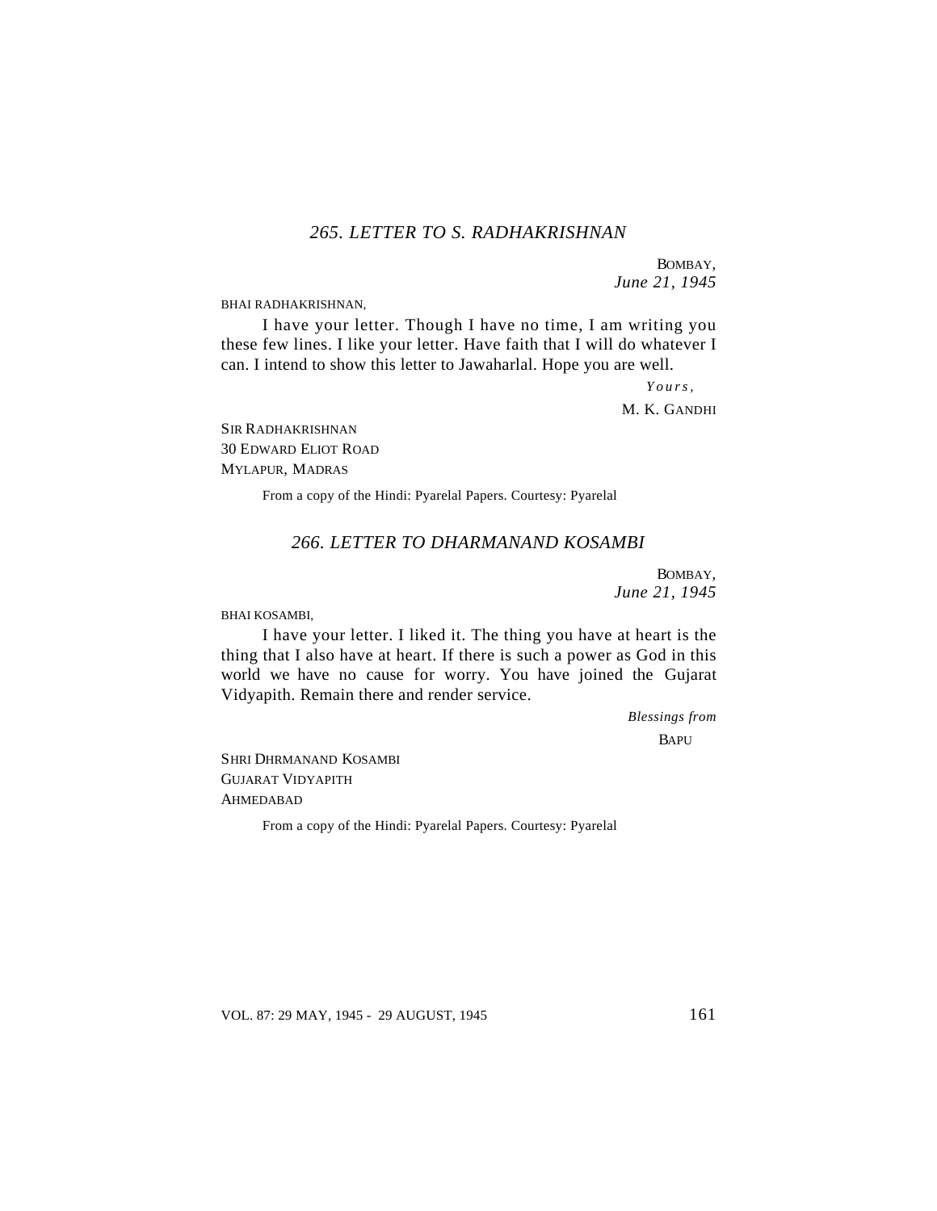## *265. LETTER TO S. RADHAKRISHNAN*

BOMBAY,
*June 21, 1945*

BHAI RADHAKRISHNAN,

I have your letter. Though I have no time, I am writing you these few lines. I like your letter. Have faith that I will do whatever I can. I intend to show this letter to Jawaharlal. Hope you are well.

*Yours,*

M. K. GANDHI

SIR RADHAKRISHNAN
30 EDWARD ELIOT ROAD
MYLAPUR, MADRAS

From a copy of the Hindi: Pyarelal Papers. Courtesy: Pyarelal

## *266. LETTER TO DHARMANAND KOSAMBI*

BOMBAY,
*June 21, 1945*

BHAI KOSAMBI,

I have your letter. I liked it. The thing you have at heart is the thing that I also have at heart. If there is such a power as God in this world we have no cause for worry. You have joined the Gujarat Vidyapith. Remain there and render service.

*Blessings from*

BAPU

SHRI DHRMANAND KOSAMBI
GUJARAT VIDYAPITH
AHMEDABAD

From a copy of the Hindi: Pyarelal Papers. Courtesy: Pyarelal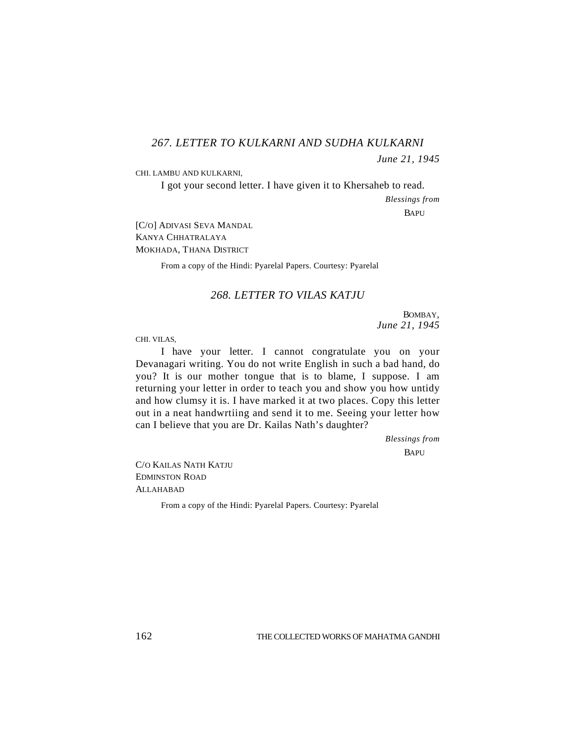## *267. LETTER TO KULKARNI AND SUDHA KULKARNI*

*June 21, 1945*

CHI. LAMBU AND KULKARNI,

I got your second letter. I have given it to Khersaheb to read.

*Blessings from*

BAPU

[C/O] ADIVASI SEVA MANDAL
KANYA CHHATRALAYA
MOKHADA, THANA DISTRICT

From a copy of the Hindi: Pyarelal Papers. Courtesy: Pyarelal

## *268. LETTER TO VILAS KATJU*

BOMBAY,
*June 21, 1945*

CHI. VILAS,

I have your letter. I cannot congratulate you on your Devanagari writing. You do not write English in such a bad hand, do you? It is our mother tongue that is to blame, I suppose. I am returning your letter in order to teach you and show you how untidy and how clumsy it is. I have marked it at two places. Copy this letter out in a neat handwrtiing and send it to me. Seeing your letter how can I believe that you are Dr. Kailas Nath's daughter?

*Blessings from*

BAPU

C/O KAILAS NATH KATJU
EDMINSTON ROAD
ALLAHABAD

From a copy of the Hindi: Pyarelal Papers. Courtesy: Pyarelal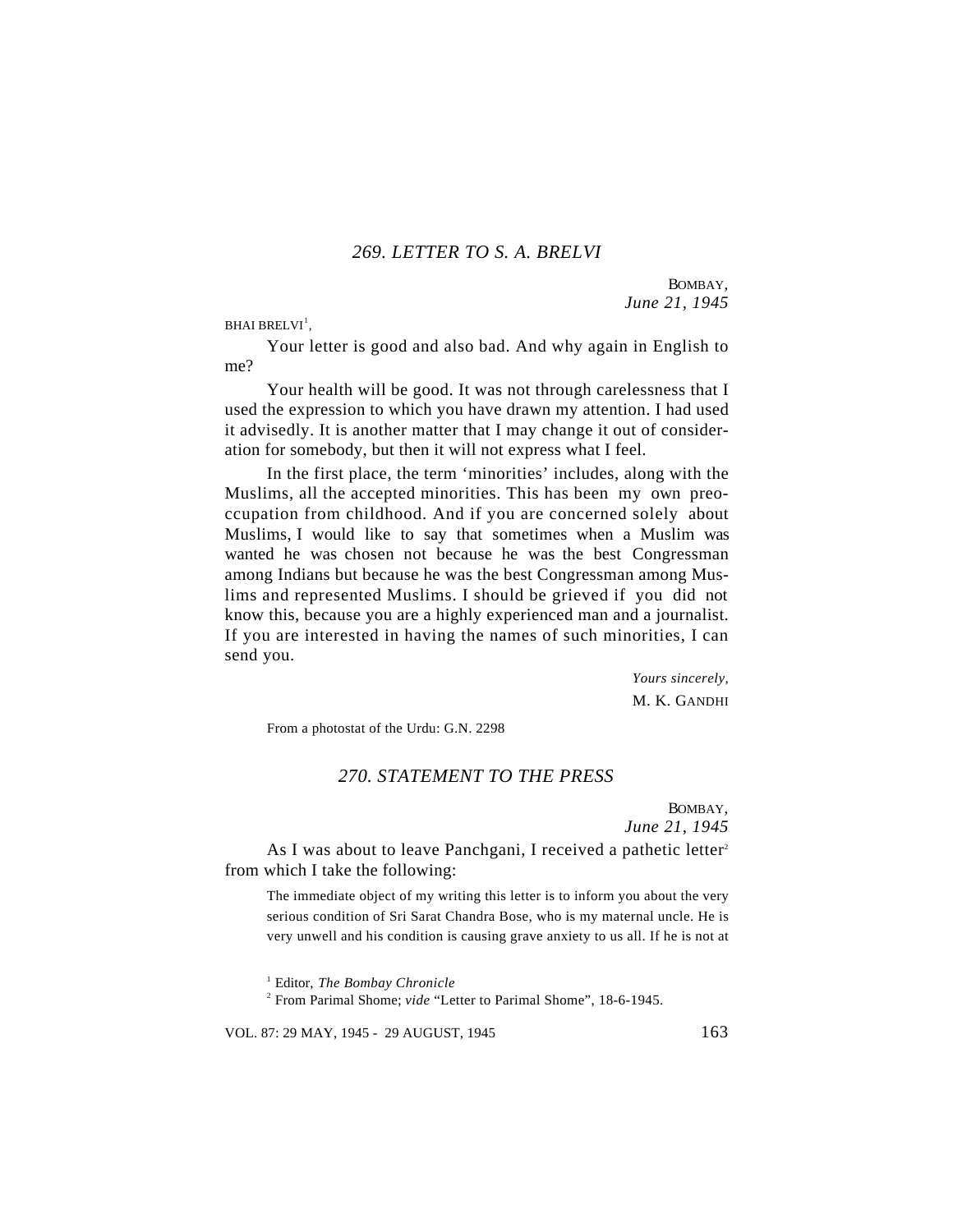## *269. LETTER TO S. A. BRELVI*

BOMBAY,
*June 21, 1945*

BHAI BRELVI[1],

Your letter is good and also bad. And why again in English to me?

Your health will be good. It was not through carelessness that I used the expression to which you have drawn my attention. I had used it advisedly. It is another matter that I may change it out of consideration for somebody, but then it will not express what I feel.

In the first place, the term 'minorities' includes, along with the Muslims, all the accepted minorities. This has been my own preoccupation from childhood. And if you are concerned solely about Muslims, I would like to say that sometimes when a Muslim was wanted he was chosen not because he was the best Congressman among Indians but because he was the best Congressman among Muslims and represented Muslims. I should be grieved if you did not know this, because you are a highly experienced man and a journalist. If you are interested in having the names of such minorities, I can send you.

*Yours sincerely,*
M. K. GANDHI

From a photostat of the Urdu: G.N. 2298

## *270. STATEMENT TO THE PRESS*

BOMBAY,
*June 21, 1945*

As I was about to leave Panchgani, I received a pathetic letter[2] from which I take the following:

> The immediate object of my writing this letter is to inform you about the very serious condition of Sri Sarat Chandra Bose, who is my maternal uncle. He is very unwell and his condition is causing grave anxiety to us all. If he is not at

[1] Editor, *The Bombay Chronicle*

[2] From Parimal Shome; *vide* "Letter to Parimal Shome", 18-6-1945.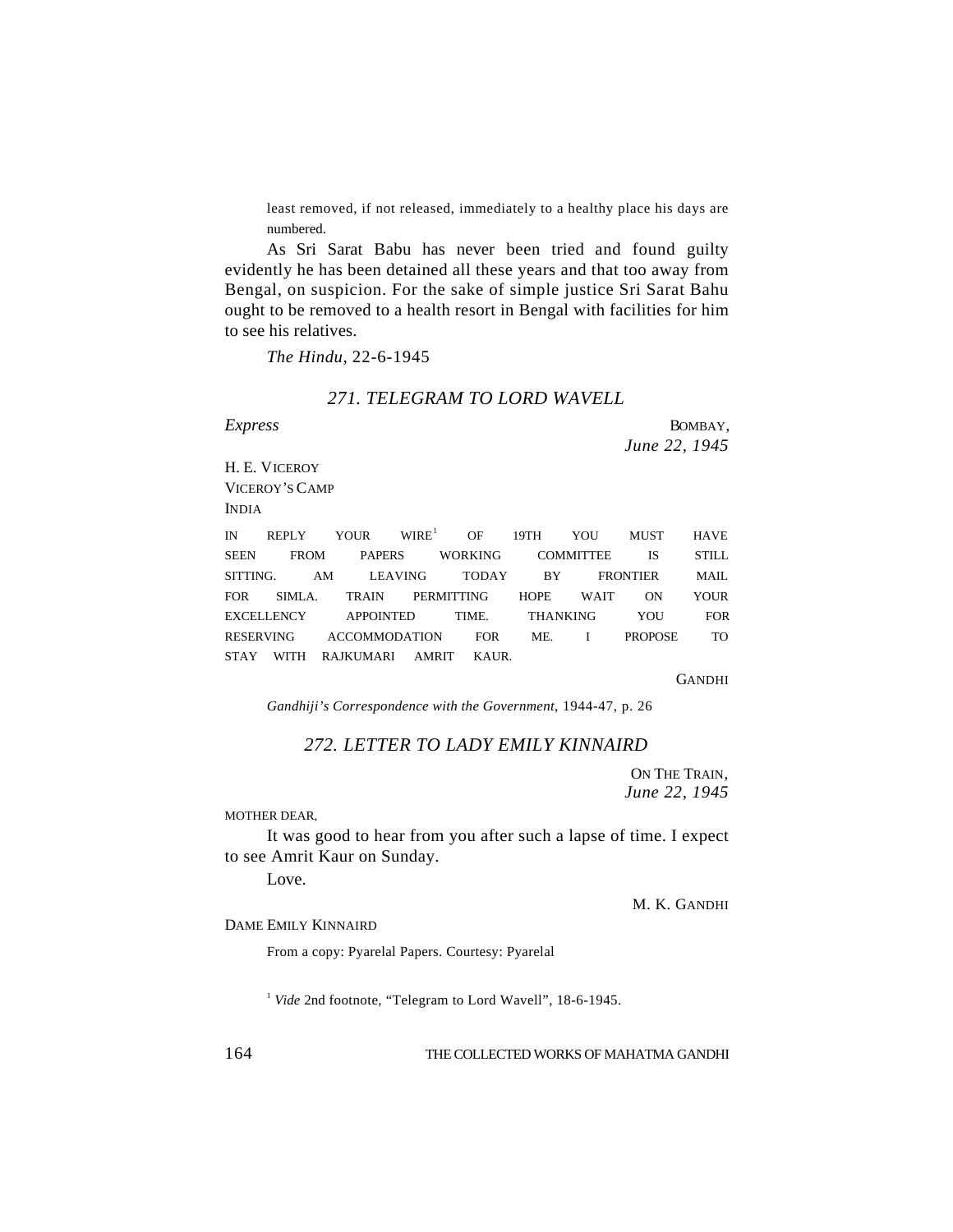least removed, if not released, immediately to a healthy place his days are numbered.

As Sri Sarat Babu has never been tried and found guilty evidently he has been detained all these years and that too away from Bengal, on suspicion. For the sake of simple justice Sri Sarat Bahu ought to be removed to a health resort in Bengal with facilities for him to see his relatives.

*The Hindu*, 22-6-1945

## *271. TELEGRAM TO LORD WAVELL*

*Express*

BOMBAY,
*June 22, 1945*

H. E. VICEROY
VICEROY'S CAMP
INDIA

IN REPLY YOUR WIRE[1] OF 19TH YOU MUST HAVE SEEN FROM PAPERS WORKING COMMITTEE IS STILL SITTING. AM LEAVING TODAY BY FRONTIER MAIL FOR SIMLA. TRAIN PERMITTING HOPE WAIT ON YOUR EXCELLENCY APPOINTED TIME. THANKING YOU FOR RESERVING ACCOMMODATION FOR ME. I PROPOSE TO STAY WITH RAJKUMARI AMRIT KAUR.

GANDHI

*Gandhiji's Correspondence with the Government*, 1944-47, p. 26

## *272. LETTER TO LADY EMILY KINNAIRD*

ON THE TRAIN,
*June 22, 1945*

MOTHER DEAR,

It was good to hear from you after such a lapse of time. I expect to see Amrit Kaur on Sunday.

Love.

M. K. GANDHI

DAME EMILY KINNAIRD

From a copy: Pyarelal Papers. Courtesy: Pyarelal

[1] *Vide* 2nd footnote, "Telegram to Lord Wavell", 18-6-1945.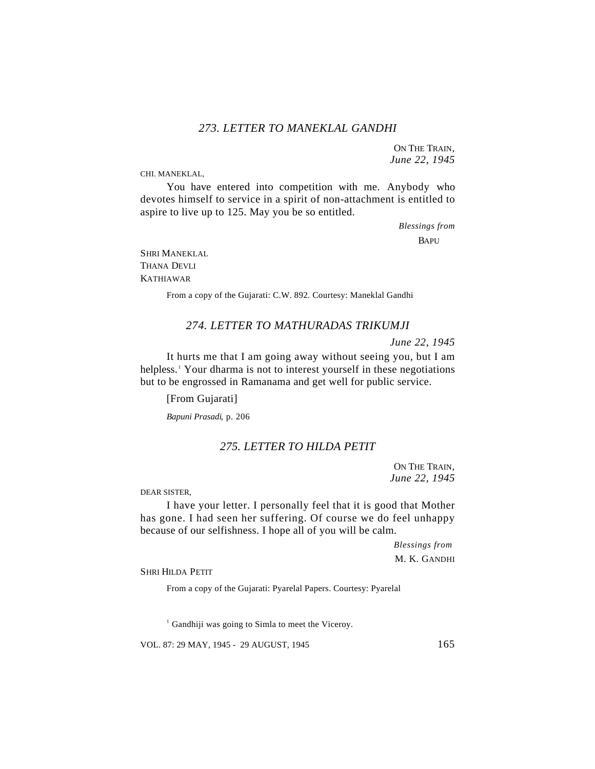### *273. LETTER TO MANEKLAL GANDHI*

ON THE TRAIN,
*June 22, 1945*

CHI. MANEKLAL,

You have entered into competition with me. Anybody who devotes himself to service in a spirit of non-attachment is entitled to aspire to live up to 125. May you be so entitled.

*Blessings from*
BAPU

SHRI MANEKLAL
THANA DEVLI
KATHIAWAR

From a copy of the Gujarati: C.W. 892. Courtesy: Maneklal Gandhi

### *274. LETTER TO MATHURADAS TRIKUMJI*

*June 22, 1945*

It hurts me that I am going away without seeing you, but I am helpless.[1] Your dharma is not to interest yourself in these negotiations but to be engrossed in Ramanama and get well for public service.

[From Gujarati]

*Bapuni Prasadi*, p. 206

### *275. LETTER TO HILDA PETIT*

ON THE TRAIN,
*June 22, 1945*

DEAR SISTER,

I have your letter. I personally feel that it is good that Mother has gone. I had seen her suffering. Of course we do feel unhappy because of our selfishness. I hope all of you will be calm.

*Blessings from*
M. K. GANDHI

SHRI HILDA PETIT

From a copy of the Gujarati: Pyarelal Papers. Courtesy: Pyarelal

[1] Gandhiji was going to Simla to meet the Viceroy.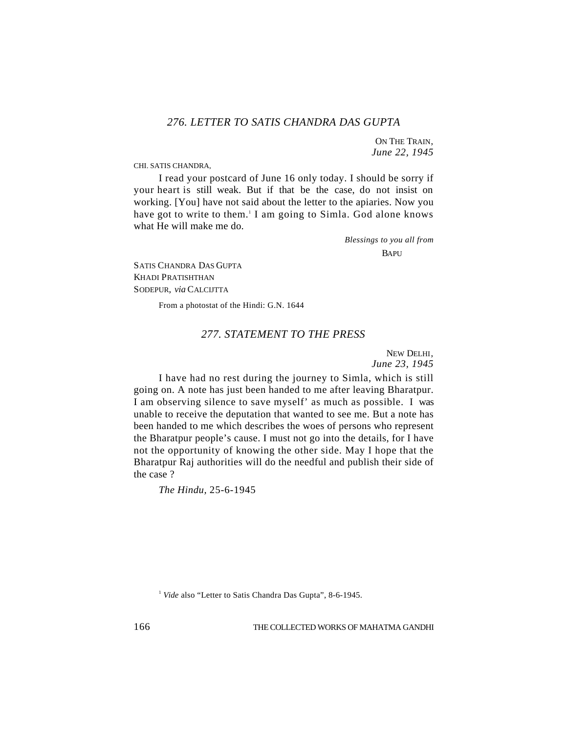## *276. LETTER TO SATIS CHANDRA DAS GUPTA*

ON THE TRAIN,
*June 22, 1945*

CHI. SATIS CHANDRA,

I read your postcard of June 16 only today. I should be sorry if your heart is still weak. But if that be the case, do not insist on working. [You] have not said about the letter to the apiaries. Now you have got to write to them.[1] I am going to Simla. God alone knows what He will make me do.

*Blessings to you all from*
BAPU

SATIS CHANDRA DAS GUPTA
KHADI PRATISHTHAN
SODEPUR, *via* CALCIJTTA

From a photostat of the Hindi: G.N. 1644

## *277. STATEMENT TO THE PRESS*

NEW DELHI,
*June 23, 1945*

I have had no rest during the journey to Simla, which is still going on. A note has just been handed to me after leaving Bharatpur. I am observing silence to save myself' as much as possible. I was unable to receive the deputation that wanted to see me. But a note has been handed to me which describes the woes of persons who represent the Bharatpur people's cause. I must not go into the details, for I have not the opportunity of knowing the other side. May I hope that the Bharatpur Raj authorities will do the needful and publish their side of the case ?

*The Hindu,* 25-6-1945

[1] *Vide* also "Letter to Satis Chandra Das Gupta", 8-6-1945.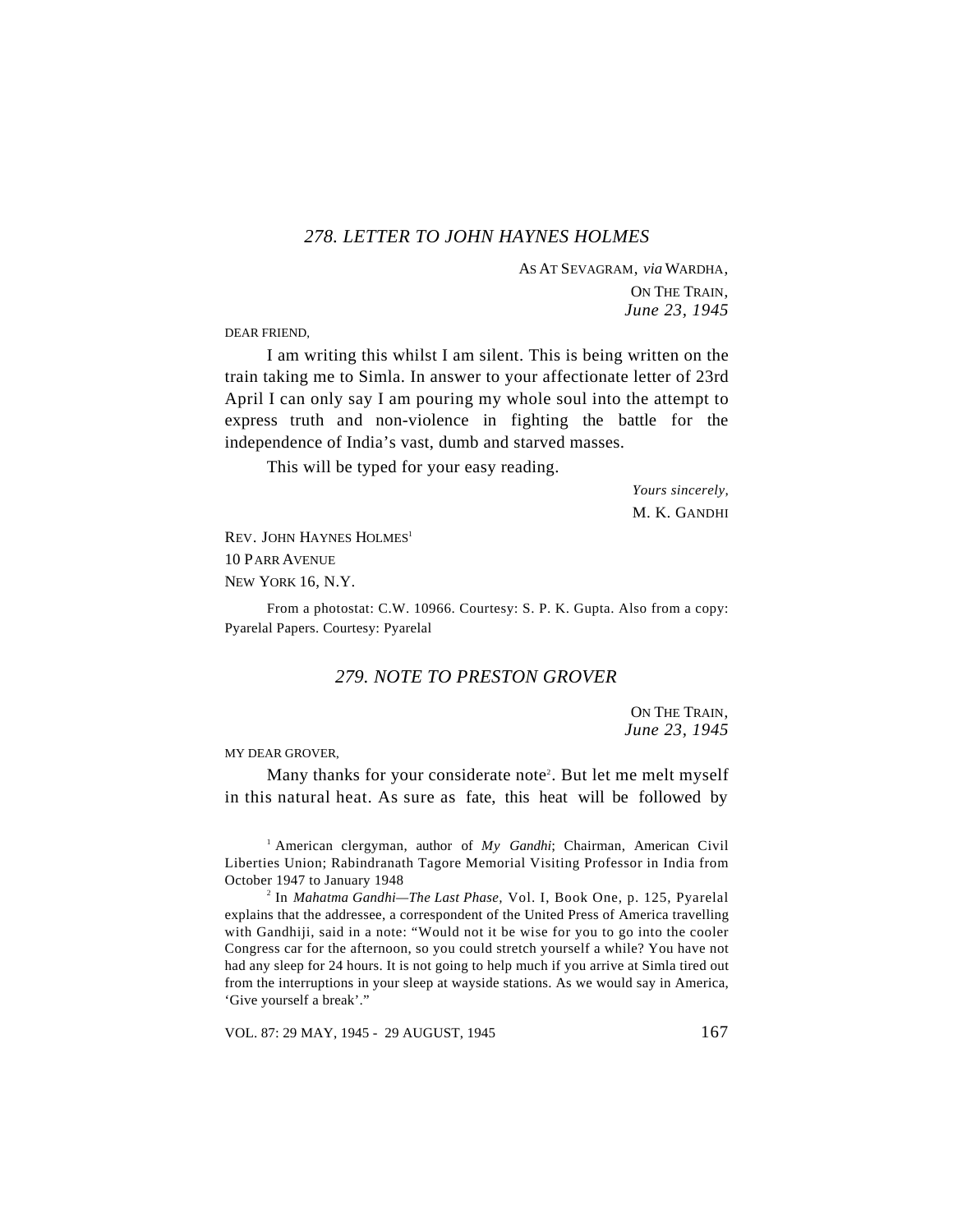## *278. LETTER TO JOHN HAYNES HOLMES*

AS AT SEVAGRAM, *via* WARDHA,
ON THE TRAIN,
*June 23, 1945*

DEAR FRIEND,

I am writing this whilst I am silent. This is being written on the train taking me to Simla. In answer to your affectionate letter of 23rd April I can only say I am pouring my whole soul into the attempt to express truth and non-violence in fighting the battle for the independence of India's vast, dumb and starved masses.

This will be typed for your easy reading.

*Yours sincerely,*
M. K. GANDHI

REV. JOHN HAYNES HOLMES[1]
10 PARR AVENUE
NEW YORK 16, N.Y.

From a photostat: C.W. 10966. Courtesy: S. P. K. Gupta. Also from a copy: Pyarelal Papers. Courtesy: Pyarelal

## *279. NOTE TO PRESTON GROVER*

ON THE TRAIN,
*June 23, 1945*

MY DEAR GROVER,

Many thanks for your considerate note[2]. But let me melt myself in this natural heat. As sure as fate, this heat will be followed by

[1] American clergyman, author of *My Gandhi*; Chairman, American Civil Liberties Union; Rabindranath Tagore Memorial Visiting Professor in India from October 1947 to January 1948

[2] In *Mahatma Gandhi—The Last Phase,* Vol. I, Book One, p. 125, Pyarelal explains that the addressee, a correspondent of the United Press of America travelling with Gandhiji, said in a note: "Would not it be wise for you to go into the cooler Congress car for the afternoon, so you could stretch yourself a while? You have not had any sleep for 24 hours. It is not going to help much if you arrive at Simla tired out from the interruptions in your sleep at wayside stations. As we would say in America, 'Give yourself a break'."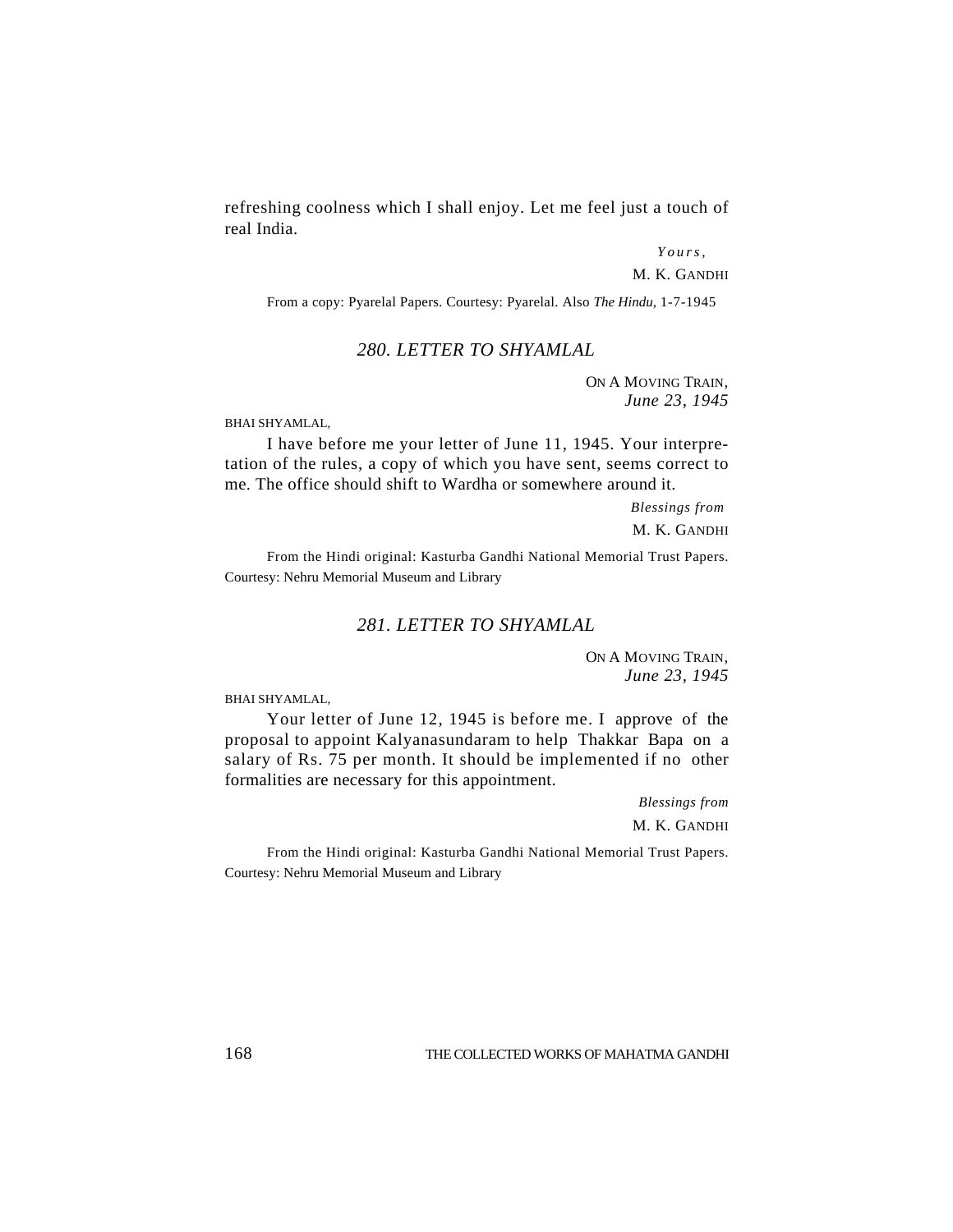refreshing coolness which I shall enjoy. Let me feel just a touch of real India.

*Yours,*

M. K. GANDHI

From a copy: Pyarelal Papers. Courtesy: Pyarelal. Also *The Hindu*, 1-7-1945

## *280. LETTER TO SHYAMLAL*

ON A MOVING TRAIN,
*June 23, 1945*

BHAI SHYAMLAL,

I have before me your letter of June 11, 1945. Your interpretation of the rules, a copy of which you have sent, seems correct to me. The office should shift to Wardha or somewhere around it.

*Blessings from*

M. K. GANDHI

From the Hindi original: Kasturba Gandhi National Memorial Trust Papers. Courtesy: Nehru Memorial Museum and Library

## *281. LETTER TO SHYAMLAL*

ON A MOVING TRAIN,
*June 23, 1945*

BHAI SHYAMLAL,

Your letter of June 12, 1945 is before me. I approve of the proposal to appoint Kalyanasundaram to help Thakkar Bapa on a salary of Rs. 75 per month. It should be implemented if no other formalities are necessary for this appointment.

*Blessings from*

M. K. GANDHI

From the Hindi original: Kasturba Gandhi National Memorial Trust Papers. Courtesy: Nehru Memorial Museum and Library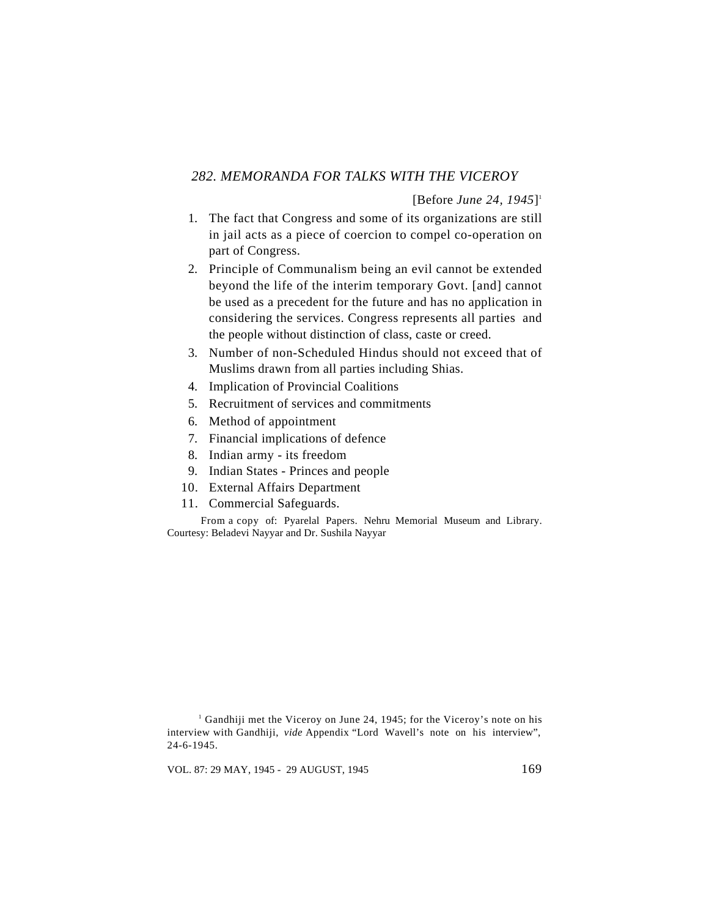## *282. MEMORANDA FOR TALKS WITH THE VICEROY*

[Before *June 24, 1945*][1]

1. The fact that Congress and some of its organizations are still in jail acts as a piece of coercion to compel co-operation on part of Congress.
2. Principle of Communalism being an evil cannot be extended beyond the life of the interim temporary Govt. [and] cannot be used as a precedent for the future and has no application in considering the services. Congress represents all parties and the people without distinction of class, caste or creed.
3. Number of non-Scheduled Hindus should not exceed that of Muslims drawn from all parties including Shias.
4. Implication of Provincial Coalitions
5. Recruitment of services and commitments
6. Method of appointment
7. Financial implications of defence
8. Indian army - its freedom
9. Indian States - Princes and people
10. External Affairs Department
11. Commercial Safeguards.

From a copy of: Pyarelal Papers. Nehru Memorial Museum and Library. Courtesy: Beladevi Nayyar and Dr. Sushila Nayyar

[1] Gandhiji met the Viceroy on June 24, 1945; for the Viceroy's note on his interview with Gandhiji, *vide* Appendix "Lord Wavell's note on his interview", 24-6-1945.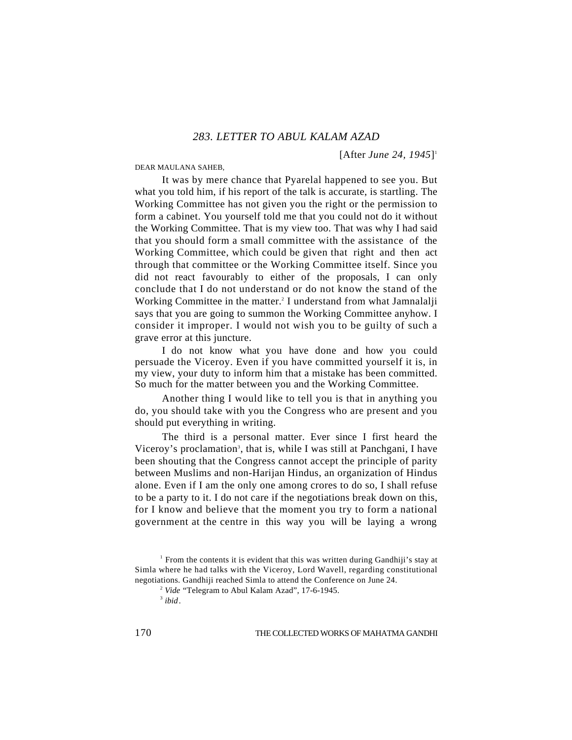## 283. LETTER TO ABUL KALAM AZAD

[After *June 24, 1945*][1]

DEAR MAULANA SAHEB,

It was by mere chance that Pyarelal happened to see you. But what you told him, if his report of the talk is accurate, is startling. The Working Committee has not given you the right or the permission to form a cabinet. You yourself told me that you could not do it without the Working Committee. That is my view too. That was why I had said that you should form a small committee with the assistance of the Working Committee, which could be given that right and then act through that committee or the Working Committee itself. Since you did not react favourably to either of the proposals, I can only conclude that I do not understand or do not know the stand of the Working Committee in the matter.[2] I understand from what Jamnalalji says that you are going to summon the Working Committee anyhow. I consider it improper. I would not wish you to be guilty of such a grave error at this juncture.

I do not know what you have done and how you could persuade the Viceroy. Even if you have committed yourself it is, in my view, your duty to inform him that a mistake has been committed. So much for the matter between you and the Working Committee.

Another thing I would like to tell you is that in anything you do, you should take with you the Congress who are present and you should put everything in writing.

The third is a personal matter. Ever since I first heard the Viceroy's proclamation[3], that is, while I was still at Panchgani, I have been shouting that the Congress cannot accept the principle of parity between Muslims and non-Harijan Hindus, an organization of Hindus alone. Even if I am the only one among crores to do so, I shall refuse to be a party to it. I do not care if the negotiations break down on this, for I know and believe that the moment you try to form a national government at the centre in this way you will be laying a wrong

---

[1] From the contents it is evident that this was written during Gandhiji's stay at Simla where he had talks with the Viceroy, Lord Wavell, regarding constitutional negotiations. Gandhiji reached Simla to attend the Conference on June 24.

[2] *Vide* "Telegram to Abul Kalam Azad", 17-6-1945.

[3] *ibid*.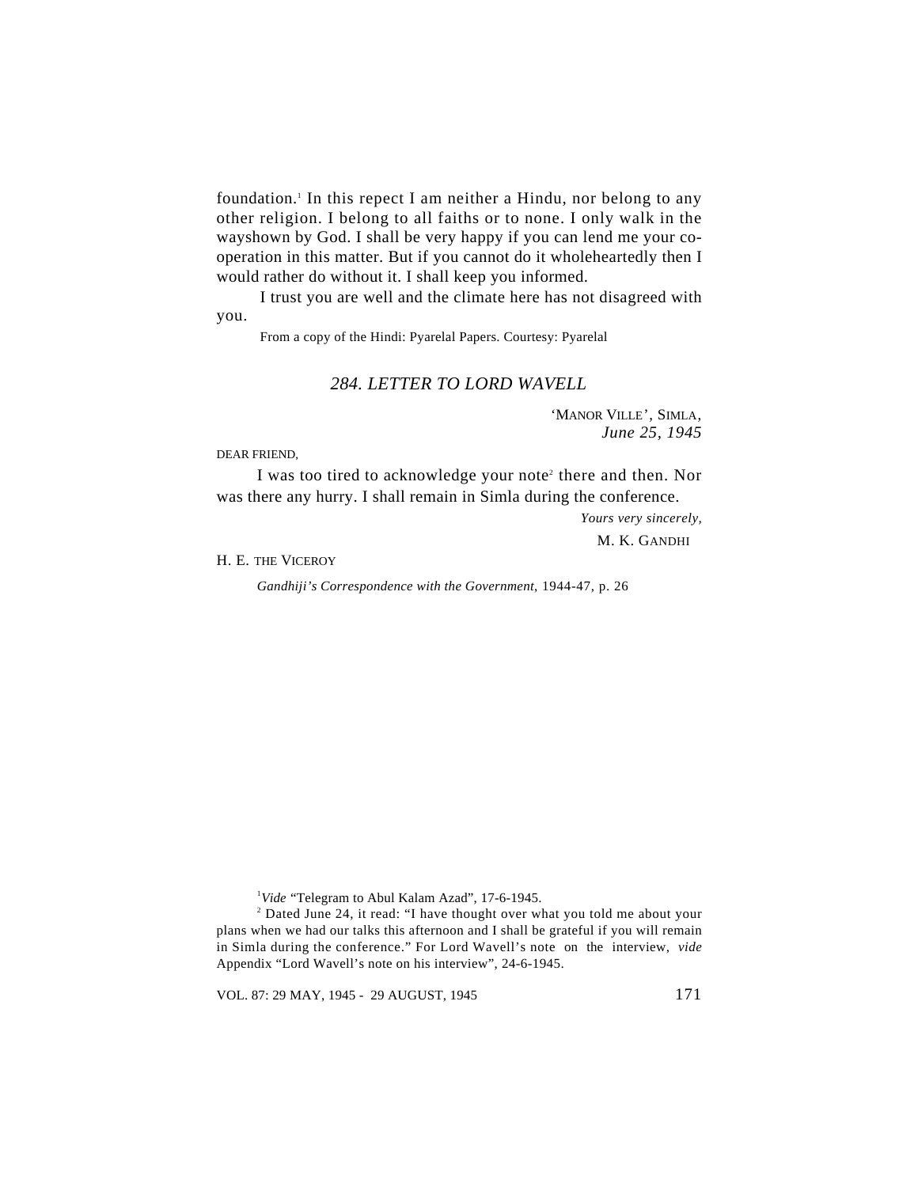foundation.[1] In this repect I am neither a Hindu, nor belong to any other religion. I belong to all faiths or to none. I only walk in the wayshown by God. I shall be very happy if you can lend me your co-operation in this matter. But if you cannot do it wholeheartedly then I would rather do without it. I shall keep you informed.

I trust you are well and the climate here has not disagreed with you.

From a copy of the Hindi: Pyarelal Papers. Courtesy: Pyarelal

### *284. LETTER TO LORD WAVELL*

'MANOR VILLE', SIMLA,
*June 25, 1945*

DEAR FRIEND,

I was too tired to acknowledge your note[2] there and then. Nor was there any hurry. I shall remain in Simla during the conference.

*Yours very sincerely,*
M. K. GANDHI

H. E. THE VICEROY

*Gandhiji's Correspondence with the Government*, 1944-47, p. 26

---

[1] *Vide* "Telegram to Abul Kalam Azad", 17-6-1945.

[2] Dated June 24, it read: "I have thought over what you told me about your plans when we had our talks this afternoon and I shall be grateful if you will remain in Simla during the conference." For Lord Wavell's note on the interview, *vide* Appendix "Lord Wavell's note on his interview", 24-6-1945.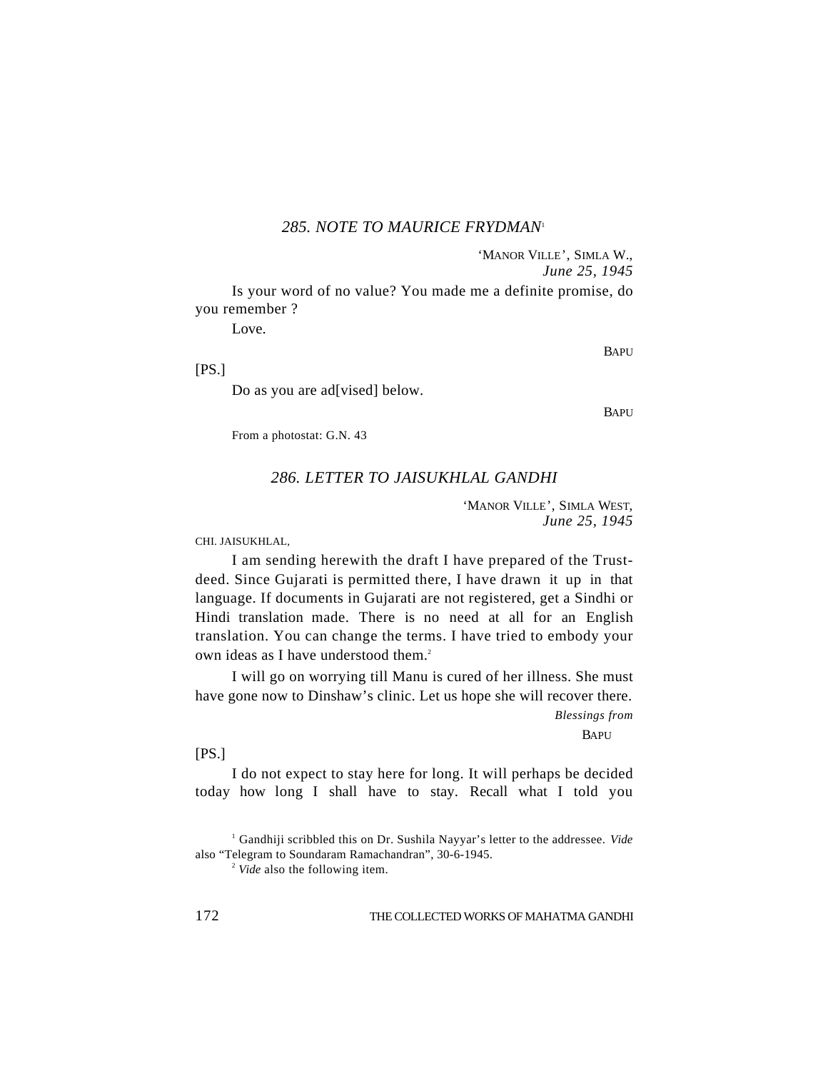### *285. NOTE TO MAURICE FRYDMAN*[1]

'MANOR VILLE', SIMLA W.,
*June 25, 1945*

Is your word of no value? You made me a definite promise, do you remember ?

Love.

BAPU

[PS.]

Do as you are ad[vised] below.

BAPU

From a photostat: G.N. 43

### *286. LETTER TO JAISUKHLAL GANDHI*

'MANOR VILLE', SIMLA WEST,
*June 25, 1945*

CHI. JAISUKHLAL,

I am sending herewith the draft I have prepared of the Trust-deed. Since Gujarati is permitted there, I have drawn it up in that language. If documents in Gujarati are not registered, get a Sindhi or Hindi translation made. There is no need at all for an English translation. You can change the terms. I have tried to embody your own ideas as I have understood them.[2]

I will go on worrying till Manu is cured of her illness. She must have gone now to Dinshaw's clinic. Let us hope she will recover there.

*Blessings from*
BAPU

[PS.]

I do not expect to stay here for long. It will perhaps be decided today how long I shall have to stay. Recall what I told you

[1] Gandhiji scribbled this on Dr. Sushila Nayyar's letter to the addressee. *Vide* also "Telegram to Soundaram Ramachandran", 30-6-1945.

[2] *Vide* also the following item.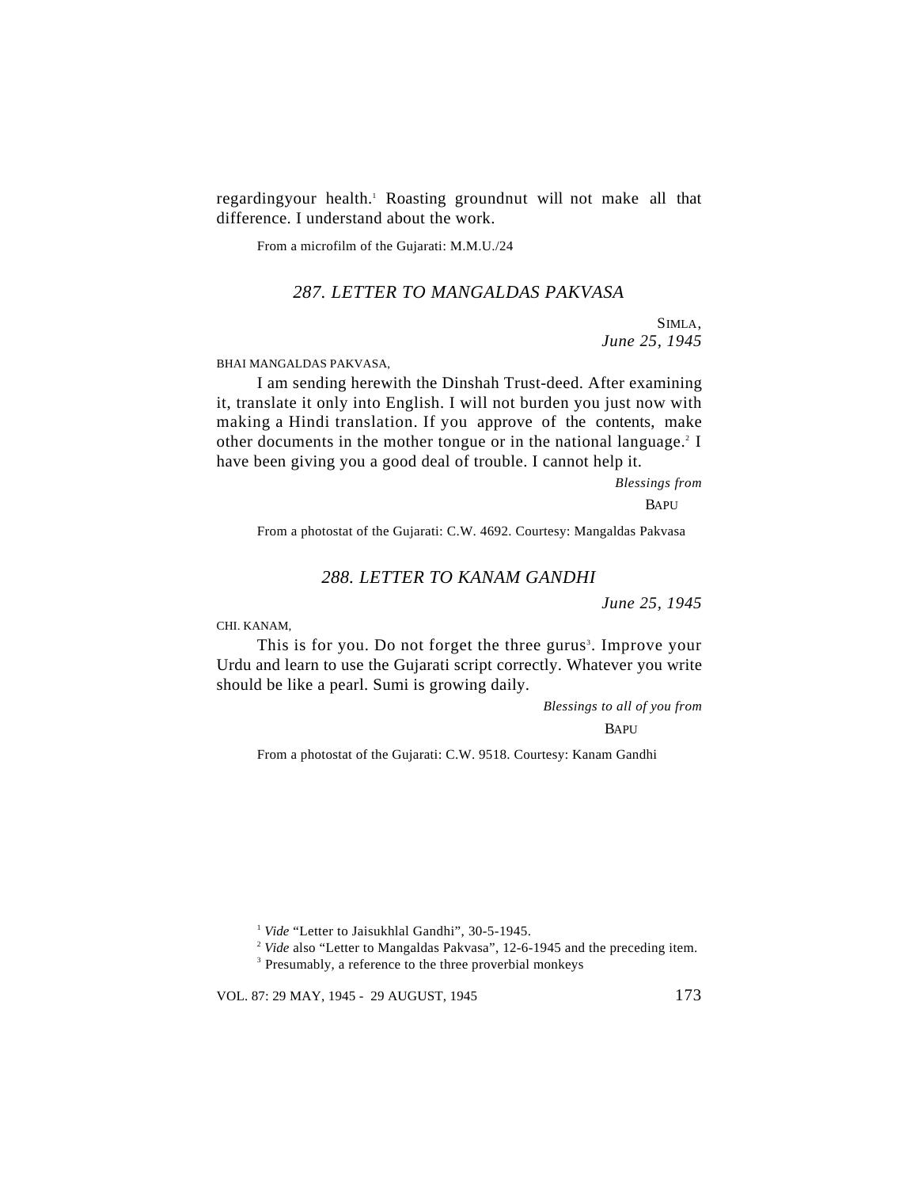regardingyour health.[1] Roasting groundnut will not make all that difference. I understand about the work.

From a microfilm of the Gujarati: M.M.U./24

## *287. LETTER TO MANGALDAS PAKVASA*

SIMLA,
*June 25, 1945*

BHAI MANGALDAS PAKVASA,

I am sending herewith the Dinshah Trust-deed. After examining it, translate it only into English. I will not burden you just now with making a Hindi translation. If you approve of the contents, make other documents in the mother tongue or in the national language.[2] I have been giving you a good deal of trouble. I cannot help it.

*Blessings from*
BAPU

From a photostat of the Gujarati: C.W. 4692. Courtesy: Mangaldas Pakvasa

## *288. LETTER TO KANAM GANDHI*

*June 25, 1945*

CHI. KANAM,

This is for you. Do not forget the three gurus[3]. Improve your Urdu and learn to use the Gujarati script correctly. Whatever you write should be like a pearl. Sumi is growing daily.

*Blessings to all of you from*
BAPU

From a photostat of the Gujarati: C.W. 9518. Courtesy: Kanam Gandhi

---

[1] *Vide* "Letter to Jaisukhlal Gandhi", 30-5-1945.

[2] *Vide* also "Letter to Mangaldas Pakvasa", 12-6-1945 and the preceding item.

[3] Presumably, a reference to the three proverbial monkeys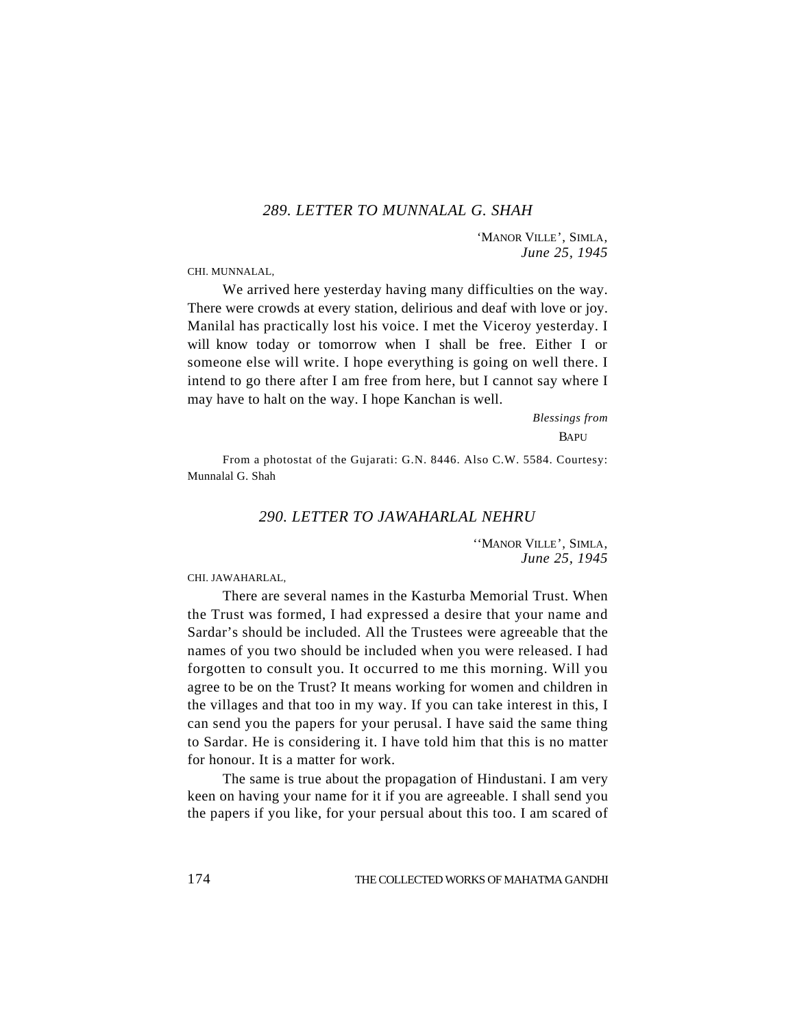## *289. LETTER TO MUNNALAL G. SHAH*

'MANOR VILLE', SIMLA,
*June 25, 1945*

CHI. MUNNALAL,

We arrived here yesterday having many difficulties on the way. There were crowds at every station, delirious and deaf with love or joy. Manilal has practically lost his voice. I met the Viceroy yesterday. I will know today or tomorrow when I shall be free. Either I or someone else will write. I hope everything is going on well there. I intend to go there after I am free from here, but I cannot say where I may have to halt on the way. I hope Kanchan is well.

*Blessings from*
BAPU

From a photostat of the Gujarati: G.N. 8446. Also C.W. 5584. Courtesy: Munnalal G. Shah

## *290. LETTER TO JAWAHARLAL NEHRU*

''MANOR VILLE', SIMLA,
*June 25, 1945*

CHI. JAWAHARLAL,

There are several names in the Kasturba Memorial Trust. When the Trust was formed, I had expressed a desire that your name and Sardar's should be included. All the Trustees were agreeable that the names of you two should be included when you were released. I had forgotten to consult you. It occurred to me this morning. Will you agree to be on the Trust? It means working for women and children in the villages and that too in my way. If you can take interest in this, I can send you the papers for your perusal. I have said the same thing to Sardar. He is considering it. I have told him that this is no matter for honour. It is a matter for work.

The same is true about the propagation of Hindustani. I am very keen on having your name for it if you are agreeable. I shall send you the papers if you like, for your persual about this too. I am scared of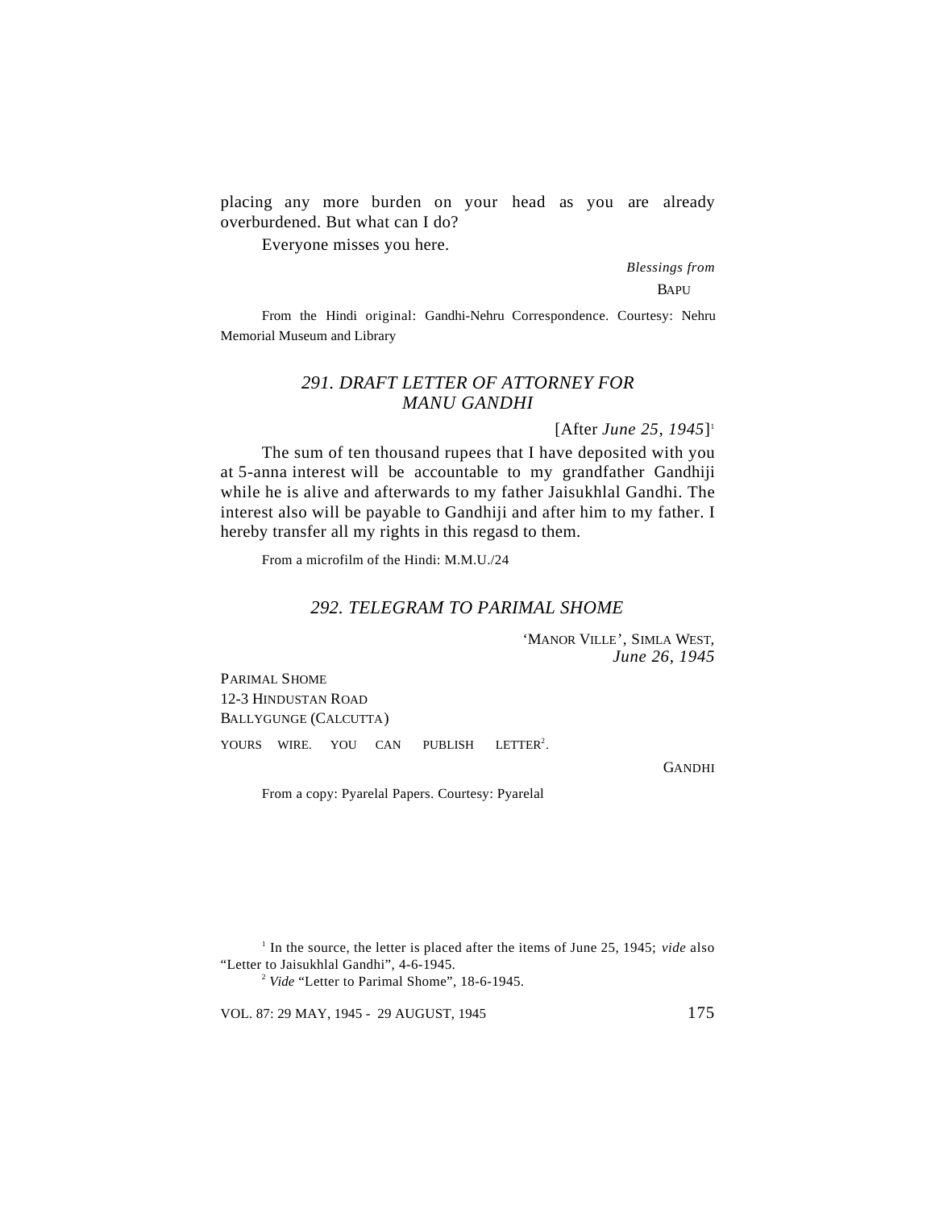placing any more burden on your head as you are already overburdened. But what can I do?

Everyone misses you here.

*Blessings from*
BAPU

From the Hindi original: Gandhi-Nehru Correspondence. Courtesy: Nehru Memorial Museum and Library

## *291. DRAFT LETTER OF ATTORNEY FOR MANU GANDHI*

[After *June 25, 1945*][1]

The sum of ten thousand rupees that I have deposited with you at 5-anna interest will be accountable to my grandfather Gandhiji while he is alive and afterwards to my father Jaisukhlal Gandhi. The interest also will be payable to Gandhiji and after him to my father. I hereby transfer all my rights in this regasd to them.

From a microfilm of the Hindi: M.M.U./24

## *292. TELEGRAM TO PARIMAL SHOME*

'MANOR VILLE', SIMLA WEST,
*June 26, 1945*

PARIMAL SHOME
12-3 HINDUSTAN ROAD
BALLYGUNGE (CALCUTTA)

YOURS WIRE. YOU CAN PUBLISH LETTER[2].

GANDHI

From a copy: Pyarelal Papers. Courtesy: Pyarelal

[1] In the source, the letter is placed after the items of June 25, 1945; *vide* also "Letter to Jaisukhlal Gandhi", 4-6-1945.

[2] *Vide* "Letter to Parimal Shome", 18-6-1945.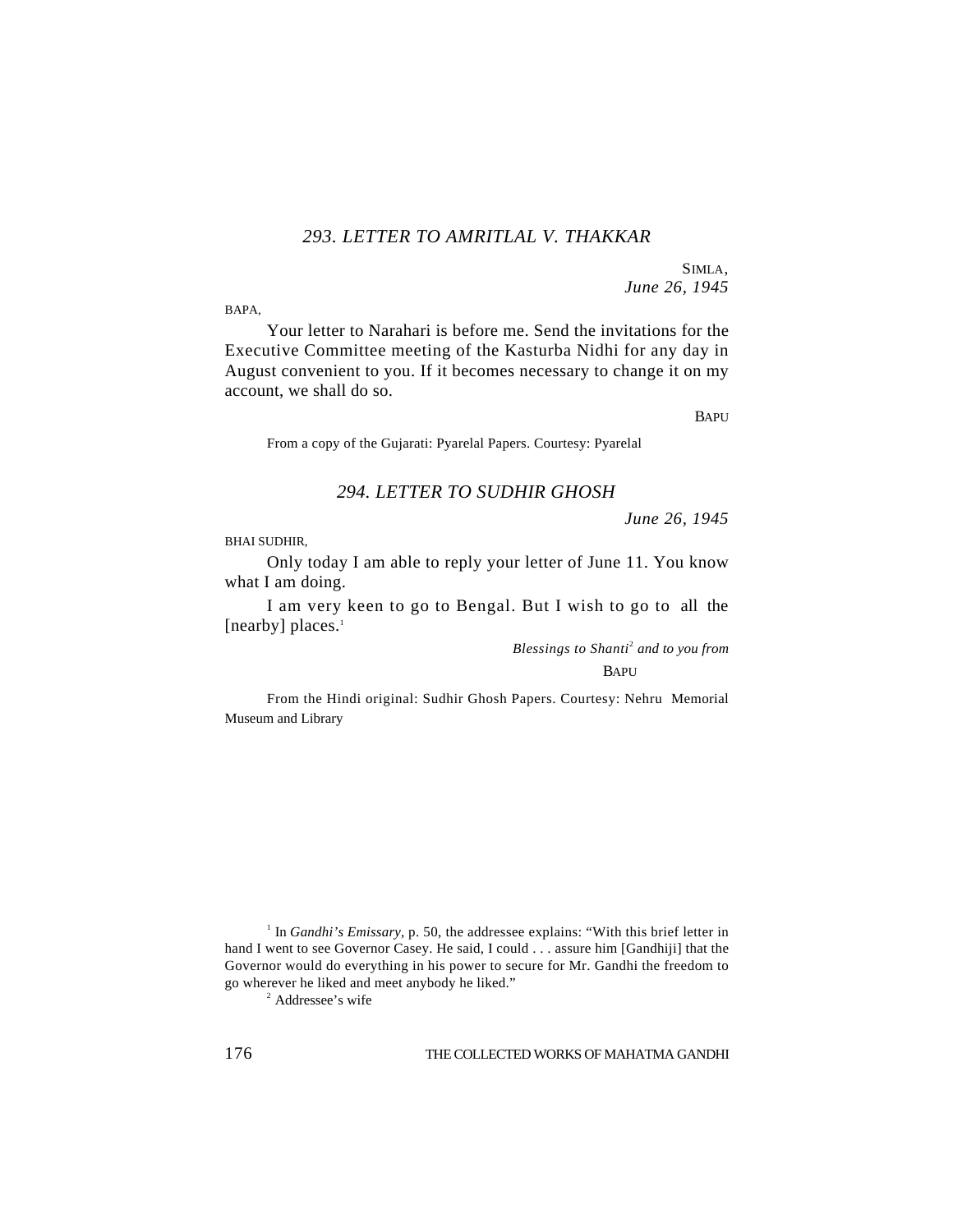## *293. LETTER TO AMRITLAL V. THAKKAR*

SIMLA,
*June 26, 1945*

BAPA,

Your letter to Narahari is before me. Send the invitations for the Executive Committee meeting of the Kasturba Nidhi for any day in August convenient to you. If it becomes necessary to change it on my account, we shall do so.

BAPU

From a copy of the Gujarati: Pyarelal Papers. Courtesy: Pyarelal

## *294. LETTER TO SUDHIR GHOSH*

*June 26, 1945*

BHAI SUDHIR,

Only today I am able to reply your letter of June 11. You know what I am doing.

I am very keen to go to Bengal. But I wish to go to all the [nearby] places.[1]

*Blessings to Shanti[2] and to you from*

BAPU

From the Hindi original: Sudhir Ghosh Papers. Courtesy: Nehru Memorial Museum and Library

---

[1] In *Gandhi's Emissary*, p. 50, the addressee explains: "With this brief letter in hand I went to see Governor Casey. He said, I could . . . assure him [Gandhiji] that the Governor would do everything in his power to secure for Mr. Gandhi the freedom to go wherever he liked and meet anybody he liked."

[2] Addressee's wife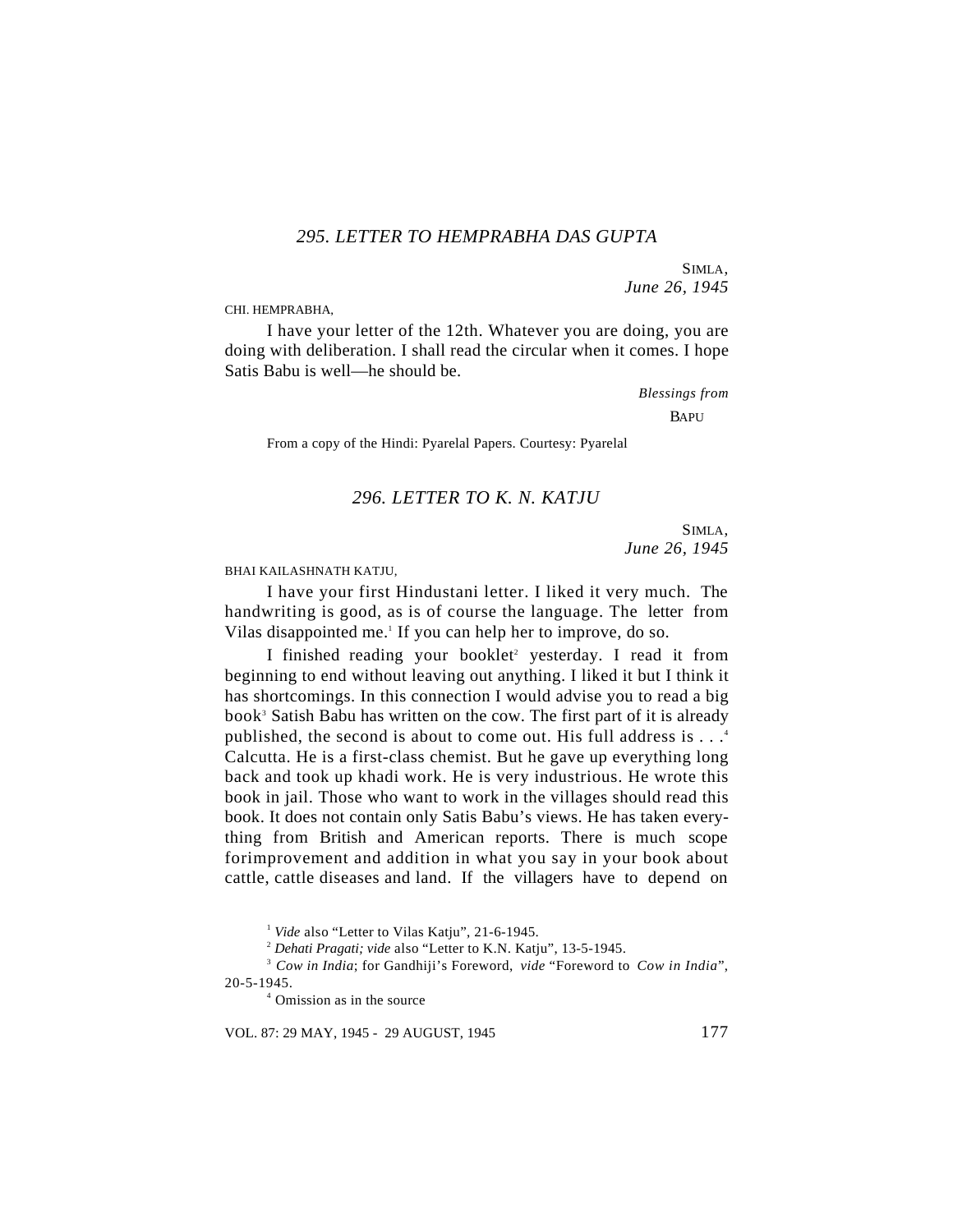## *295. LETTER TO HEMPRABHA DAS GUPTA*

SIMLA,
*June 26, 1945*

CHI. HEMPRABHA,

I have your letter of the 12th. Whatever you are doing, you are doing with deliberation. I shall read the circular when it comes. I hope Satis Babu is well—he should be.

*Blessings from*
BAPU

From a copy of the Hindi: Pyarelal Papers. Courtesy: Pyarelal

## *296. LETTER TO K. N. KATJU*

SIMLA,
*June 26, 1945*

BHAI KAILASHNATH KATJU,

I have your first Hindustani letter. I liked it very much. The handwriting is good, as is of course the language. The letter from Vilas disappointed me.[1] If you can help her to improve, do so.

I finished reading your booklet[2] yesterday. I read it from beginning to end without leaving out anything. I liked it but I think it has shortcomings. In this connection I would advise you to read a big book[3] Satish Babu has written on the cow. The first part of it is already published, the second is about to come out. His full address is . . .[4] Calcutta. He is a first-class chemist. But he gave up everything long back and took up khadi work. He is very industrious. He wrote this book in jail. Those who want to work in the villages should read this book. It does not contain only Satis Babu's views. He has taken everything from British and American reports. There is much scope forimprovement and addition in what you say in your book about cattle, cattle diseases and land. If the villagers have to depend on

---

[1] *Vide* also "Letter to Vilas Katju", 21-6-1945.

[2] *Dehati Pragati; vide* also "Letter to K.N. Katju", 13-5-1945.

[3] *Cow in India*; for Gandhiji's Foreword, *vide* "Foreword to *Cow in India*", 20-5-1945.

[4] Omission as in the source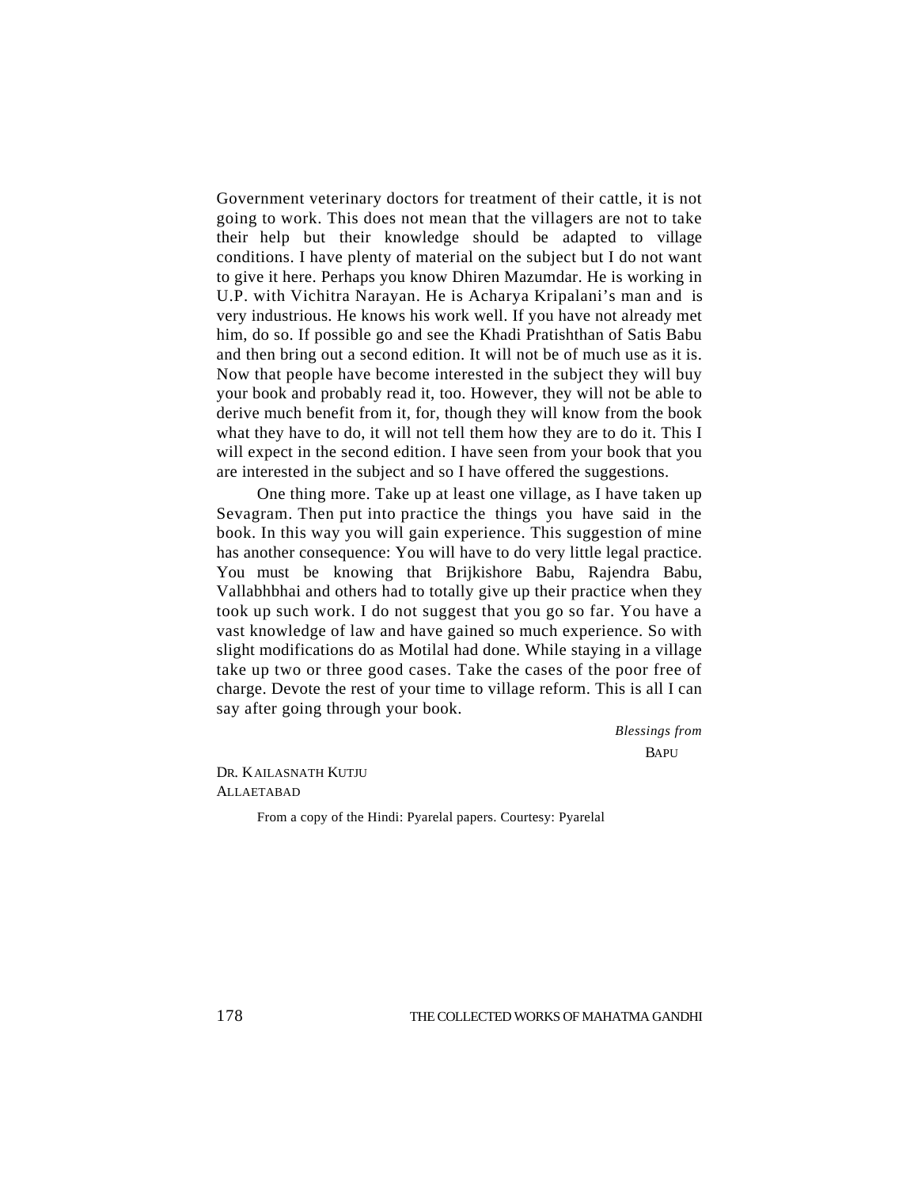Government veterinary doctors for treatment of their cattle, it is not going to work. This does not mean that the villagers are not to take their help but their knowledge should be adapted to village conditions. I have plenty of material on the subject but I do not want to give it here. Perhaps you know Dhiren Mazumdar. He is working in U.P. with Vichitra Narayan. He is Acharya Kripalani's man and is very industrious. He knows his work well. If you have not already met him, do so. If possible go and see the Khadi Pratishthan of Satis Babu and then bring out a second edition. It will not be of much use as it is. Now that people have become interested in the subject they will buy your book and probably read it, too. However, they will not be able to derive much benefit from it, for, though they will know from the book what they have to do, it will not tell them how they are to do it. This I will expect in the second edition. I have seen from your book that you are interested in the subject and so I have offered the suggestions.

One thing more. Take up at least one village, as I have taken up Sevagram. Then put into practice the things you have said in the book. In this way you will gain experience. This suggestion of mine has another consequence: You will have to do very little legal practice. You must be knowing that Brijkishore Babu, Rajendra Babu, Vallabhbhai and others had to totally give up their practice when they took up such work. I do not suggest that you go so far. You have a vast knowledge of law and have gained so much experience. So with slight modifications do as Motilal had done. While staying in a village take up two or three good cases. Take the cases of the poor free of charge. Devote the rest of your time to village reform. This is all I can say after going through your book.

*Blessings from*
BAPU

DR. KAILASNATH KUTJU
ALLAETABAD

From a copy of the Hindi: Pyarelal papers. Courtesy: Pyarelal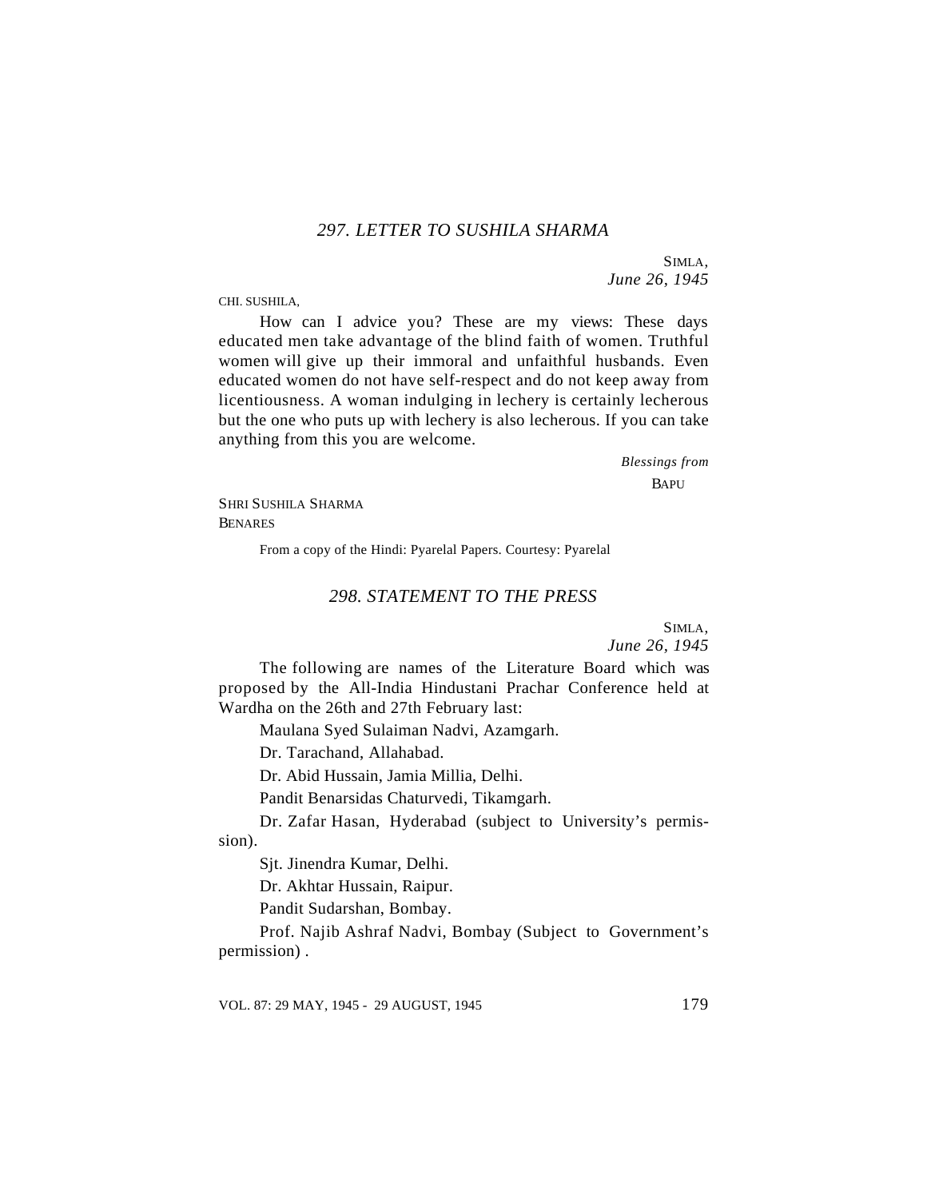## *297. LETTER TO SUSHILA SHARMA*

SIMLA,
*June 26, 1945*

CHI. SUSHILA,

How can I advice you? These are my views: These days educated men take advantage of the blind faith of women. Truthful women will give up their immoral and unfaithful husbands. Even educated women do not have self-respect and do not keep away from licentiousness. A woman indulging in lechery is certainly lecherous but the one who puts up with lechery is also lecherous. If you can take anything from this you are welcome.

*Blessings from*
BAPU

SHRI SUSHILA SHARMA
BENARES

From a copy of the Hindi: Pyarelal Papers. Courtesy: Pyarelal

## *298. STATEMENT TO THE PRESS*

SIMLA,
*June 26, 1945*

The following are names of the Literature Board which was proposed by the All-India Hindustani Prachar Conference held at Wardha on the 26th and 27th February last:

Maulana Syed Sulaiman Nadvi, Azamgarh.

Dr. Tarachand, Allahabad.

Dr. Abid Hussain, Jamia Millia, Delhi.

Pandit Benarsidas Chaturvedi, Tikamgarh.

Dr. Zafar Hasan, Hyderabad (subject to University's permission).

Sjt. Jinendra Kumar, Delhi.

Dr. Akhtar Hussain, Raipur.

Pandit Sudarshan, Bombay.

Prof. Najib Ashraf Nadvi, Bombay (Subject to Government's permission) .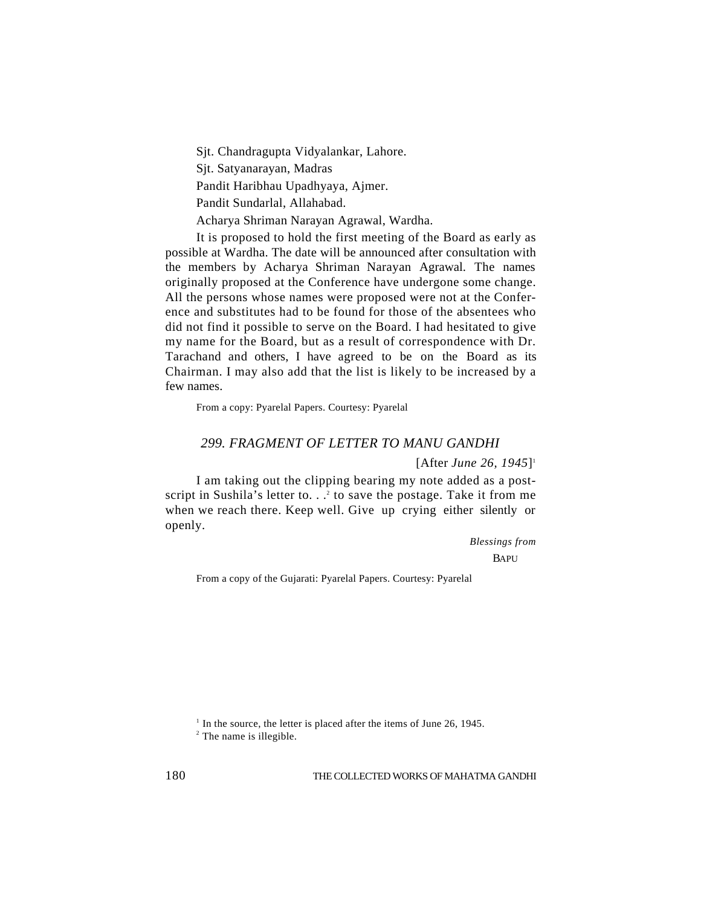Sjt. Chandragupta Vidyalankar, Lahore.

Sjt. Satyanarayan, Madras

Pandit Haribhau Upadhyaya, Ajmer.

Pandit Sundarlal, Allahabad.

Acharya Shriman Narayan Agrawal, Wardha.

It is proposed to hold the first meeting of the Board as early as possible at Wardha. The date will be announced after consultation with the members by Acharya Shriman Narayan Agrawal. The names originally proposed at the Conference have undergone some change. All the persons whose names were proposed were not at the Conference and substitutes had to be found for those of the absentees who did not find it possible to serve on the Board. I had hesitated to give my name for the Board, but as a result of correspondence with Dr. Tarachand and others, I have agreed to be on the Board as its Chairman. I may also add that the list is likely to be increased by a few names.

From a copy: Pyarelal Papers. Courtesy: Pyarelal

## 299. FRAGMENT OF LETTER TO MANU GANDHI

[After *June 26, 1945*][1]

I am taking out the clipping bearing my note added as a post-script in Sushila's letter to. . .[2] to save the postage. Take it from me when we reach there. Keep well. Give up crying either silently or openly.

*Blessings from*

BAPU

From a copy of the Gujarati: Pyarelal Papers. Courtesy: Pyarelal

---

[1] In the source, the letter is placed after the items of June 26, 1945.

[2] The name is illegible.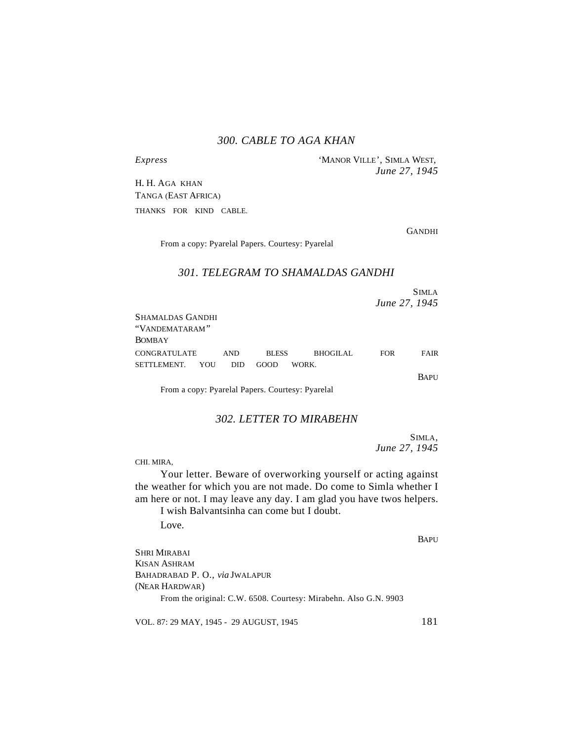## *300. CABLE TO AGA KHAN*

*Express* 'MANOR VILLE', SIMLA WEST,
*June 27, 1945*

H. H. AGA KHAN
TANGA (EAST AFRICA)

THANKS FOR KIND CABLE.

GANDHI

From a copy: Pyarelal Papers. Courtesy: Pyarelal

## *301. TELEGRAM TO SHAMALDAS GANDHI*

SIMLA
*June 27, 1945*

SHAMALDAS GANDHI
"VANDEMATARAM"
BOMBAY

CONGRATULATE AND BLESS BHOGILAL FOR FAIR SETTLEMENT. YOU DID GOOD WORK.

BAPU

From a copy: Pyarelal Papers. Courtesy: Pyarelal

## *302. LETTER TO MIRABEHN*

SIMLA,
*June 27, 1945*

CHI. MIRA,

Your letter. Beware of overworking yourself or acting against the weather for which you are not made. Do come to Simla whether I am here or not. I may leave any day. I am glad you have twos helpers.

I wish Balvantsinha can come but I doubt.

Love.

BAPU

SHRI MIRABAI
KISAN ASHRAM
BAHADRABAD P. O., *via* JWALAPUR
(NEAR HARDWAR)

From the original: C.W. 6508. Courtesy: Mirabehn. Also G.N. 9903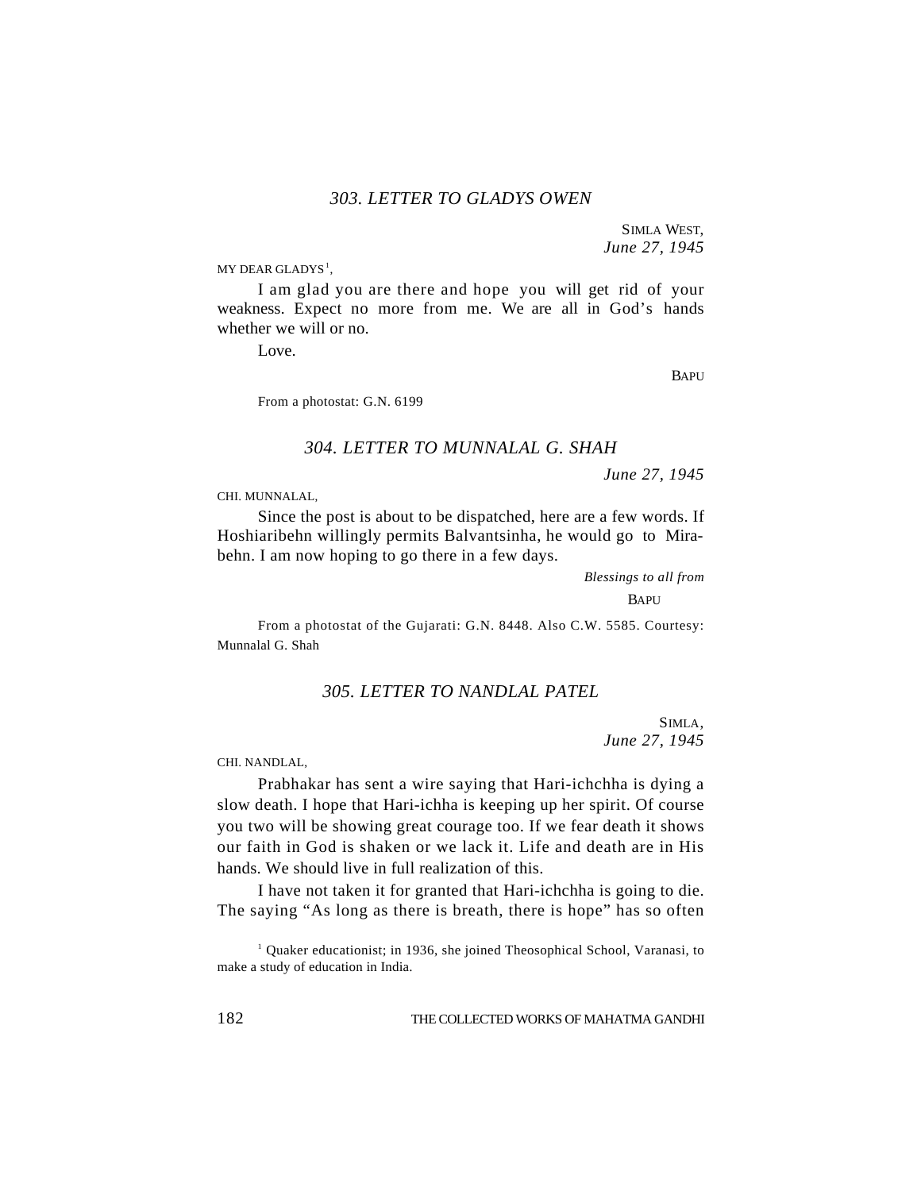### *303. LETTER TO GLADYS OWEN*

SIMLA WEST,
*June 27, 1945*

MY DEAR GLADYS[1],

I am glad you are there and hope you will get rid of your weakness. Expect no more from me. We are all in God's hands whether we will or no.

Love.

BAPU

From a photostat: G.N. 6199

### *304. LETTER TO MUNNALAL G. SHAH*

*June 27, 1945*

CHI. MUNNALAL,

Since the post is about to be dispatched, here are a few words. If Hoshiaribehn willingly permits Balvantsinha, he would go to Mirabehn. I am now hoping to go there in a few days.

*Blessings to all from*

BAPU

From a photostat of the Gujarati: G.N. 8448. Also C.W. 5585. Courtesy: Munnalal G. Shah

### *305. LETTER TO NANDLAL PATEL*

SIMLA,
*June 27, 1945*

CHI. NANDLAL,

Prabhakar has sent a wire saying that Hari-ichchha is dying a slow death. I hope that Hari-ichha is keeping up her spirit. Of course you two will be showing great courage too. If we fear death it shows our faith in God is shaken or we lack it. Life and death are in His hands. We should live in full realization of this.

I have not taken it for granted that Hari-ichchha is going to die. The saying "As long as there is breath, there is hope" has so often

[1] Quaker educationist; in 1936, she joined Theosophical School, Varanasi, to make a study of education in India.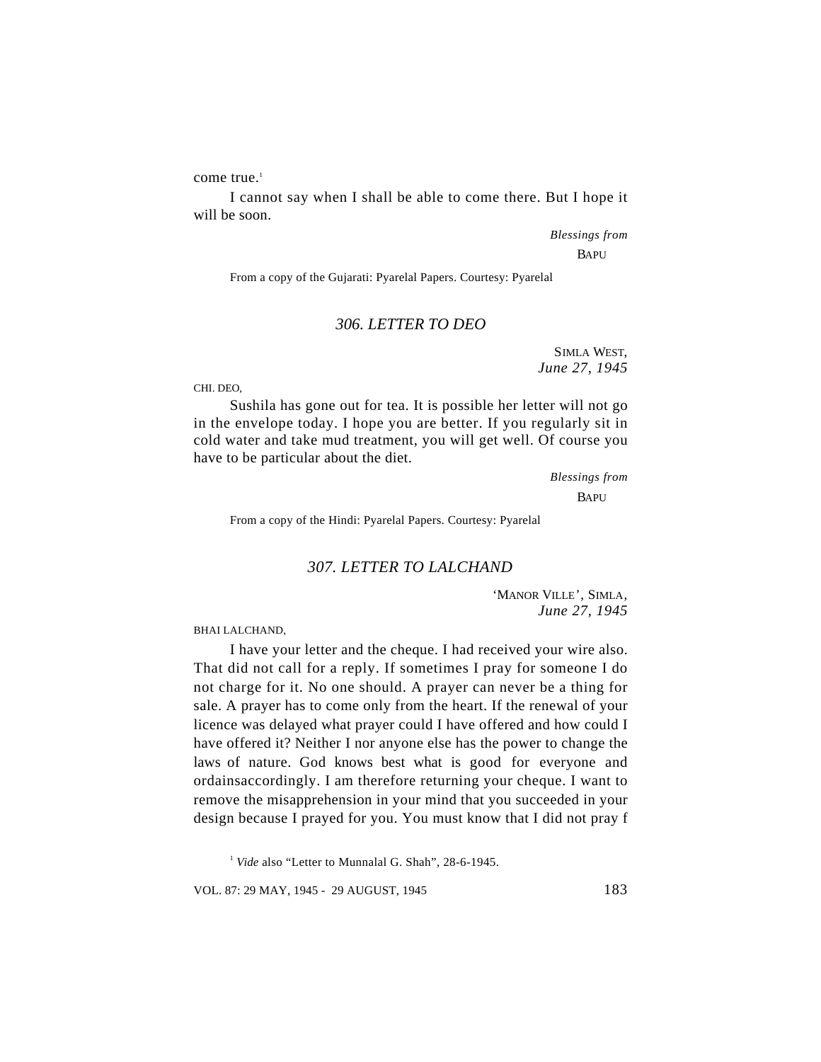come true.[1]

I cannot say when I shall be able to come there. But I hope it will be soon.

*Blessings from*

BAPU

From a copy of the Gujarati: Pyarelal Papers. Courtesy: Pyarelal

### *306. LETTER TO DEO*

SIMLA WEST,
*June 27, 1945*

CHI. DEO,

Sushila has gone out for tea. It is possible her letter will not go in the envelope today. I hope you are better. If you regularly sit in cold water and take mud treatment, you will get well. Of course you have to be particular about the diet.

*Blessings from*

BAPU

From a copy of the Hindi: Pyarelal Papers. Courtesy: Pyarelal

### *307. LETTER TO LALCHAND*

'MANOR VILLE', SIMLA,
*June 27, 1945*

BHAI LALCHAND,

I have your letter and the cheque. I had received your wire also. That did not call for a reply. If sometimes I pray for someone I do not charge for it. No one should. A prayer can never be a thing for sale. A prayer has to come only from the heart. If the renewal of your licence was delayed what prayer could I have offered and how could I have offered it? Neither I nor anyone else has the power to change the laws of nature. God knows best what is good for everyone and ordainsaccordingly. I am therefore returning your cheque. I want to remove the misapprehension in your mind that you succeeded in your design because I prayed for you. You must know that I did not pray f

[1] *Vide* also "Letter to Munnalal G. Shah", 28-6-1945.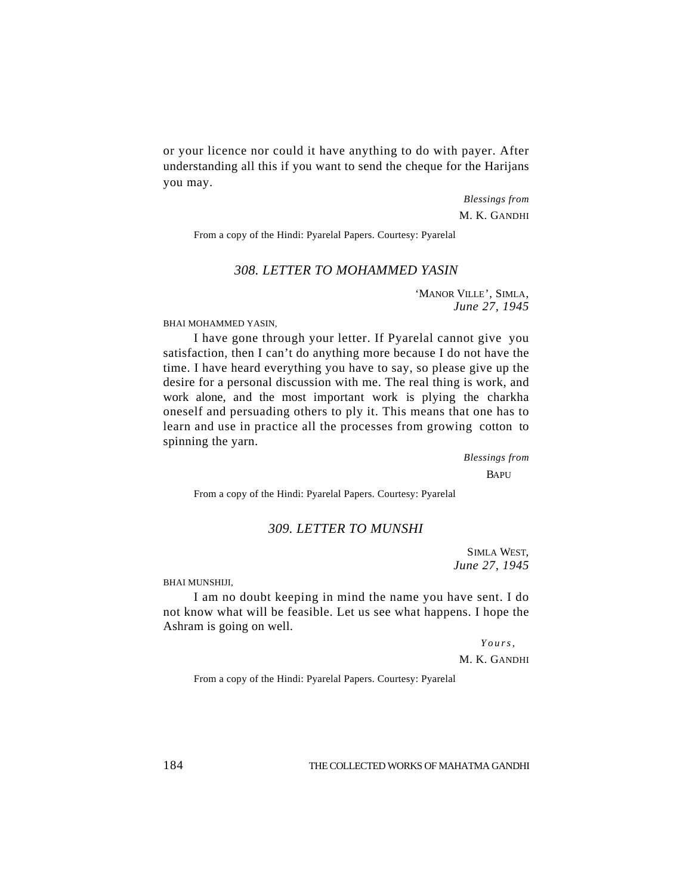or your licence nor could it have anything to do with payer. After understanding all this if you want to send the cheque for the Harijans you may.

*Blessings from*
M. K. GANDHI

From a copy of the Hindi: Pyarelal Papers. Courtesy: Pyarelal

## *308. LETTER TO MOHAMMED YASIN*

'MANOR VILLE', SIMLA,
*June 27, 1945*

BHAI MOHAMMED YASIN,

I have gone through your letter. If Pyarelal cannot give you satisfaction, then I can't do anything more because I do not have the time. I have heard everything you have to say, so please give up the desire for a personal discussion with me. The real thing is work, and work alone, and the most important work is plying the charkha oneself and persuading others to ply it. This means that one has to learn and use in practice all the processes from growing cotton to spinning the yarn.

*Blessings from*
BAPU

From a copy of the Hindi: Pyarelal Papers. Courtesy: Pyarelal

## *309. LETTER TO MUNSHI*

SIMLA WEST,
*June 27, 1945*

BHAI MUNSHIJI,

I am no doubt keeping in mind the name you have sent. I do not know what will be feasible. Let us see what happens. I hope the Ashram is going on well.

*Yours,*
M. K. GANDHI

From a copy of the Hindi: Pyarelal Papers. Courtesy: Pyarelal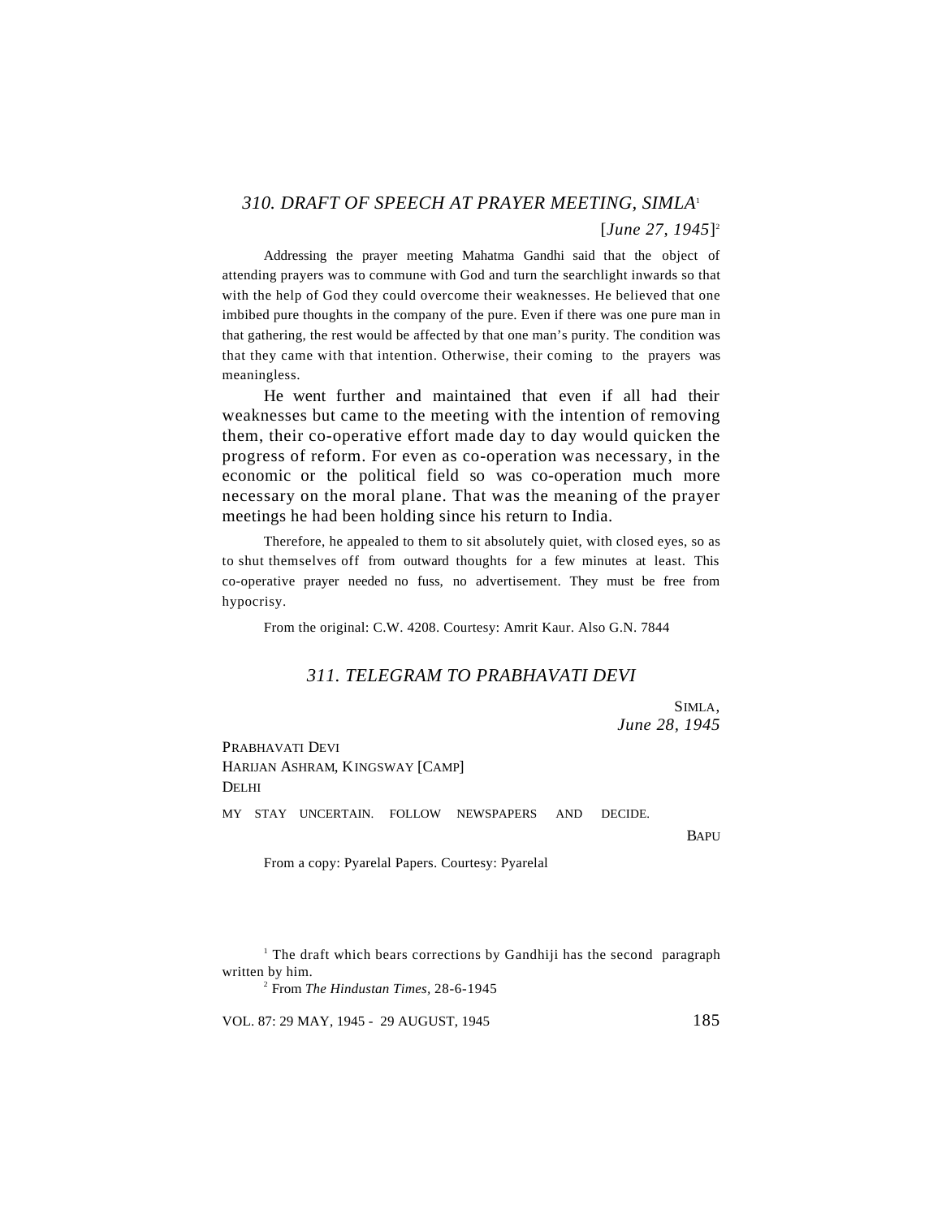## *310. DRAFT OF SPEECH AT PRAYER MEETING, SIMLA*[1]

[*June 27, 1945*][2]

Addressing the prayer meeting Mahatma Gandhi said that the object of attending prayers was to commune with God and turn the searchlight inwards so that with the help of God they could overcome their weaknesses. He believed that one imbibed pure thoughts in the company of the pure. Even if there was one pure man in that gathering, the rest would be affected by that one man's purity. The condition was that they came with that intention. Otherwise, their coming to the prayers was meaningless.

He went further and maintained that even if all had their weaknesses but came to the meeting with the intention of removing them, their co-operative effort made day to day would quicken the progress of reform. For even as co-operation was necessary, in the economic or the political field so was co-operation much more necessary on the moral plane. That was the meaning of the prayer meetings he had been holding since his return to India.

Therefore, he appealed to them to sit absolutely quiet, with closed eyes, so as to shut themselves off from outward thoughts for a few minutes at least. This co-operative prayer needed no fuss, no advertisement. They must be free from hypocrisy.

From the original: C.W. 4208. Courtesy: Amrit Kaur. Also G.N. 7844

## *311. TELEGRAM TO PRABHAVATI DEVI*

SIMLA,
*June 28, 1945*

PRABHAVATI DEVI
HARIJAN ASHRAM, KINGSWAY [CAMP]
DELHI

MY STAY UNCERTAIN. FOLLOW NEWSPAPERS AND DECIDE.

BAPU

From a copy: Pyarelal Papers. Courtesy: Pyarelal

---

[1] The draft which bears corrections by Gandhiji has the second paragraph written by him.

[2] From *The Hindustan Times*, 28-6-1945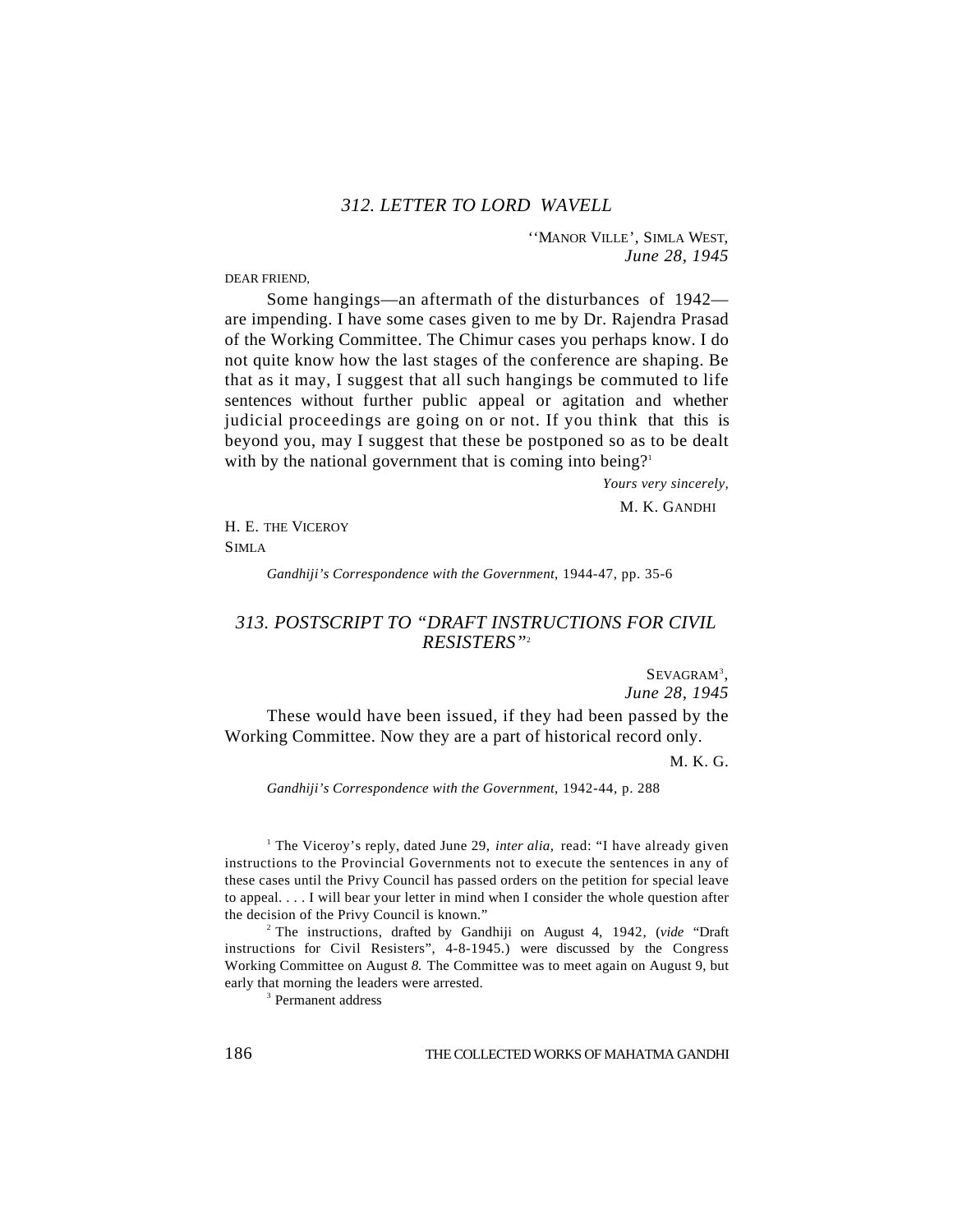## *312. LETTER TO LORD WAVELL*

''MANOR VILLE', SIMLA WEST,
*June 28, 1945*

DEAR FRIEND,

Some hangings—an aftermath of the disturbances of 1942—are impending. I have some cases given to me by Dr. Rajendra Prasad of the Working Committee. The Chimur cases you perhaps know. I do not quite know how the last stages of the conference are shaping. Be that as it may, I suggest that all such hangings be commuted to life sentences without further public appeal or agitation and whether judicial proceedings are going on or not. If you think that this is beyond you, may I suggest that these be postponed so as to be dealt with by the national government that is coming into being?[1]

*Yours very sincerely,*
M. K. GANDHI

H. E. THE VICEROY
SIMLA

*Gandhiji's Correspondence with the Government*, 1944-47, pp. 35-6

## *313. POSTSCRIPT TO "DRAFT INSTRUCTIONS FOR CIVIL RESISTERS"*[2]

SEVAGRAM[3],
*June 28, 1945*

These would have been issued, if they had been passed by the Working Committee. Now they are a part of historical record only.

M. K. G.

*Gandhiji's Correspondence with the Government*, 1942-44, p. 288

[1] The Viceroy's reply, dated June 29, *inter alia,* read: "I have already given instructions to the Provincial Governments not to execute the sentences in any of these cases until the Privy Council has passed orders on the petition for special leave to appeal. . . . I will bear your letter in mind when I consider the whole question after the decision of the Privy Council is known."

[2] The instructions, drafted by Gandhiji on August 4, 1942, (*vide* "Draft instructions for Civil Resisters", 4-8-1945.) were discussed by the Congress Working Committee on August *8.* The Committee was to meet again on August 9, but early that morning the leaders were arrested.

[3] Permanent address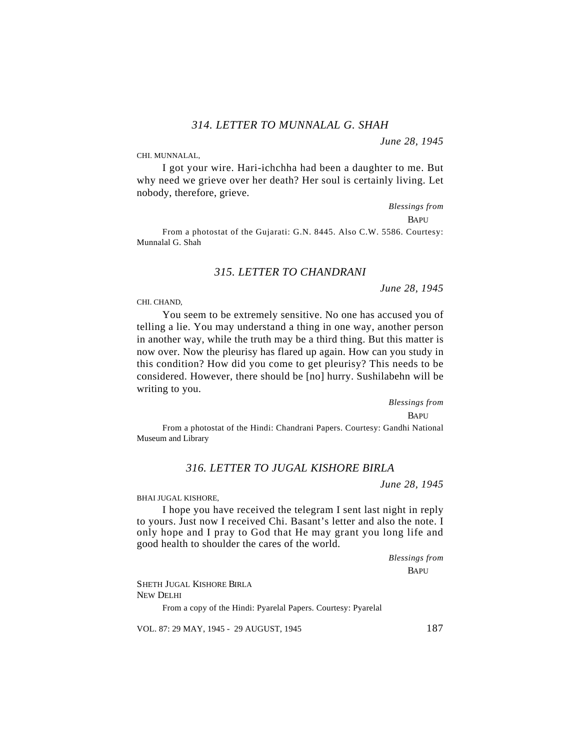### *314. LETTER TO MUNNALAL G. SHAH*

*June 28, 1945*

CHI. MUNNALAL,

I got your wire. Hari-ichchha had been a daughter to me. But why need we grieve over her death? Her soul is certainly living. Let nobody, therefore, grieve.

*Blessings from*
BAPU

From a photostat of the Gujarati: G.N. 8445. Also C.W. 5586. Courtesy: Munnalal G. Shah

### *315. LETTER TO CHANDRANI*

*June 28, 1945*

CHI. CHAND,

You seem to be extremely sensitive. No one has accused you of telling a lie. You may understand a thing in one way, another person in another way, while the truth may be a third thing. But this matter is now over. Now the pleurisy has flared up again. How can you study in this condition? How did you come to get pleurisy? This needs to be considered. However, there should be [no] hurry. Sushilabehn will be writing to you.

*Blessings from*
BAPU

From a photostat of the Hindi: Chandrani Papers. Courtesy: Gandhi National Museum and Library

### *316. LETTER TO JUGAL KISHORE BIRLA*

*June 28, 1945*

BHAI JUGAL KISHORE,

I hope you have received the telegram I sent last night in reply to yours. Just now I received Chi. Basant's letter and also the note. I only hope and I pray to God that He may grant you long life and good health to shoulder the cares of the world.

*Blessings from*
BAPU

SHETH JUGAL KISHORE BIRLA
NEW DELHI

From a copy of the Hindi: Pyarelal Papers. Courtesy: Pyarelal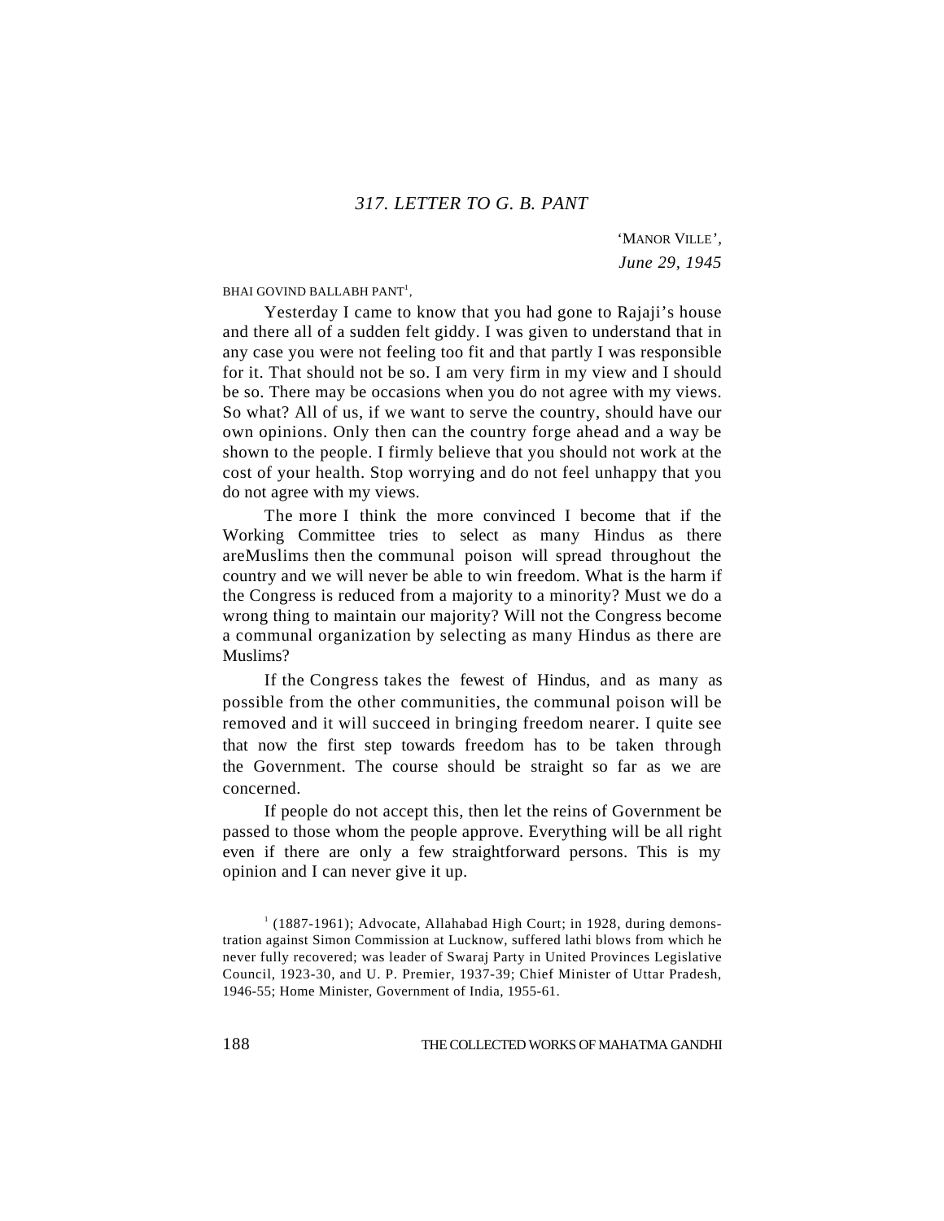### *317. LETTER TO G. B. PANT*

'MANOR VILLE',
*June 29, 1945*

BHAI GOVIND BALLABH PANT[1],

Yesterday I came to know that you had gone to Rajaji's house and there all of a sudden felt giddy. I was given to understand that in any case you were not feeling too fit and that partly I was responsible for it. That should not be so. I am very firm in my view and I should be so. There may be occasions when you do not agree with my views. So what? All of us, if we want to serve the country, should have our own opinions. Only then can the country forge ahead and a way be shown to the people. I firmly believe that you should not work at the cost of your health. Stop worrying and do not feel unhappy that you do not agree with my views.

The more I think the more convinced I become that if the Working Committee tries to select as many Hindus as there areMuslims then the communal poison will spread throughout the country and we will never be able to win freedom. What is the harm if the Congress is reduced from a majority to a minority? Must we do a wrong thing to maintain our majority? Will not the Congress become a communal organization by selecting as many Hindus as there are Muslims?

If the Congress takes the fewest of Hindus, and as many as possible from the other communities, the communal poison will be removed and it will succeed in bringing freedom nearer. I quite see that now the first step towards freedom has to be taken through the Government. The course should be straight so far as we are concerned.

If people do not accept this, then let the reins of Government be passed to those whom the people approve. Everything will be all right even if there are only a few straightforward persons. This is my opinion and I can never give it up.

[1] (1887-1961); Advocate, Allahabad High Court; in 1928, during demonstration against Simon Commission at Lucknow, suffered lathi blows from which he never fully recovered; was leader of Swaraj Party in United Provinces Legislative Council, 1923-30, and U. P. Premier, 1937-39; Chief Minister of Uttar Pradesh, 1946-55; Home Minister, Government of India, 1955-61.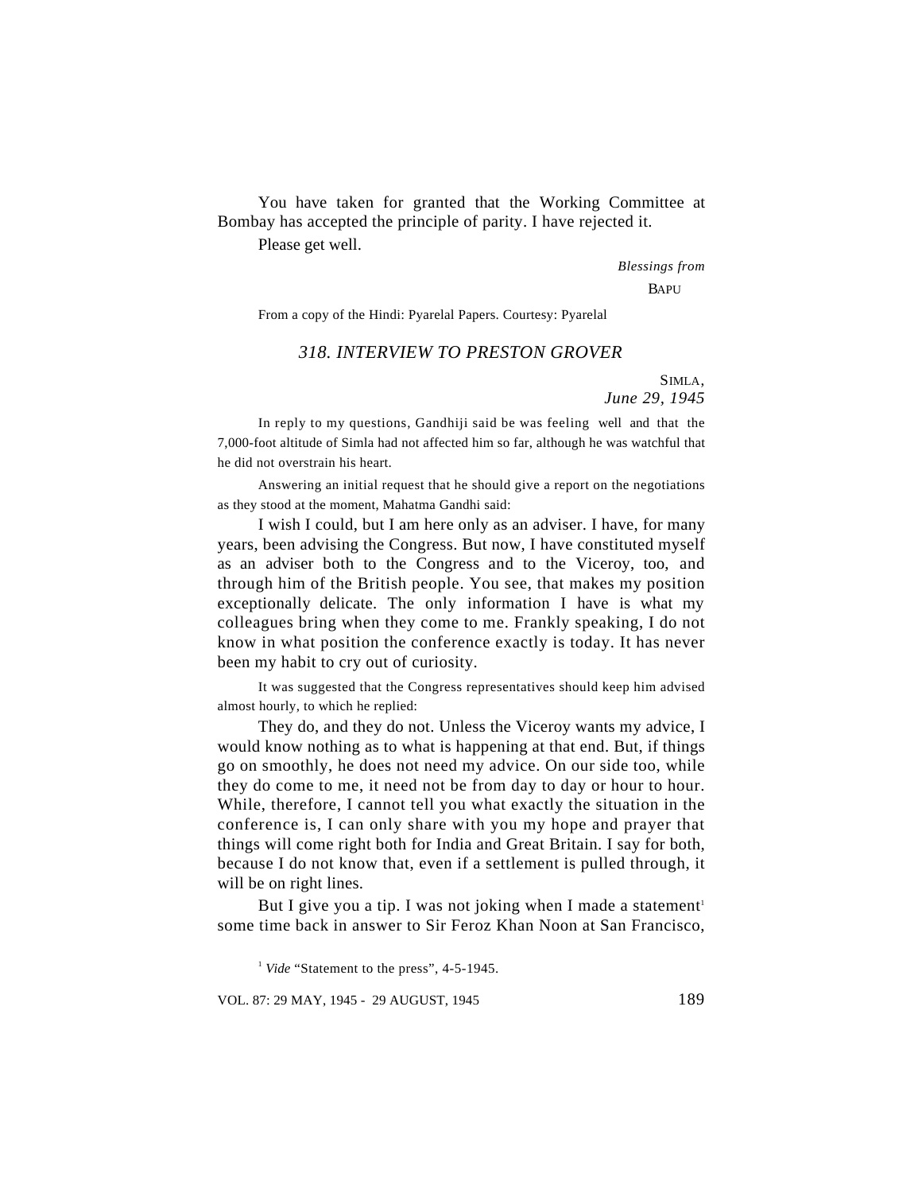You have taken for granted that the Working Committee at Bombay has accepted the principle of parity. I have rejected it.

Please get well.

*Blessings from*

BAPU

From a copy of the Hindi: Pyarelal Papers. Courtesy: Pyarelal

## *318. INTERVIEW TO PRESTON GROVER*

SIMLA,
*June 29, 1945*

In reply to my questions, Gandhiji said be was feeling well and that the 7,000-foot altitude of Simla had not affected him so far, although he was watchful that he did not overstrain his heart.

Answering an initial request that he should give a report on the negotiations as they stood at the moment, Mahatma Gandhi said:

I wish I could, but I am here only as an adviser. I have, for many years, been advising the Congress. But now, I have constituted myself as an adviser both to the Congress and to the Viceroy, too, and through him of the British people. You see, that makes my position exceptionally delicate. The only information I have is what my colleagues bring when they come to me. Frankly speaking, I do not know in what position the conference exactly is today. It has never been my habit to cry out of curiosity.

It was suggested that the Congress representatives should keep him advised almost hourly, to which he replied:

They do, and they do not. Unless the Viceroy wants my advice, I would know nothing as to what is happening at that end. But, if things go on smoothly, he does not need my advice. On our side too, while they do come to me, it need not be from day to day or hour to hour. While, therefore, I cannot tell you what exactly the situation in the conference is, I can only share with you my hope and prayer that things will come right both for India and Great Britain. I say for both, because I do not know that, even if a settlement is pulled through, it will be on right lines.

But I give you a tip. I was not joking when I made a statement[1] some time back in answer to Sir Feroz Khan Noon at San Francisco,

[1] *Vide* "Statement to the press", 4-5-1945.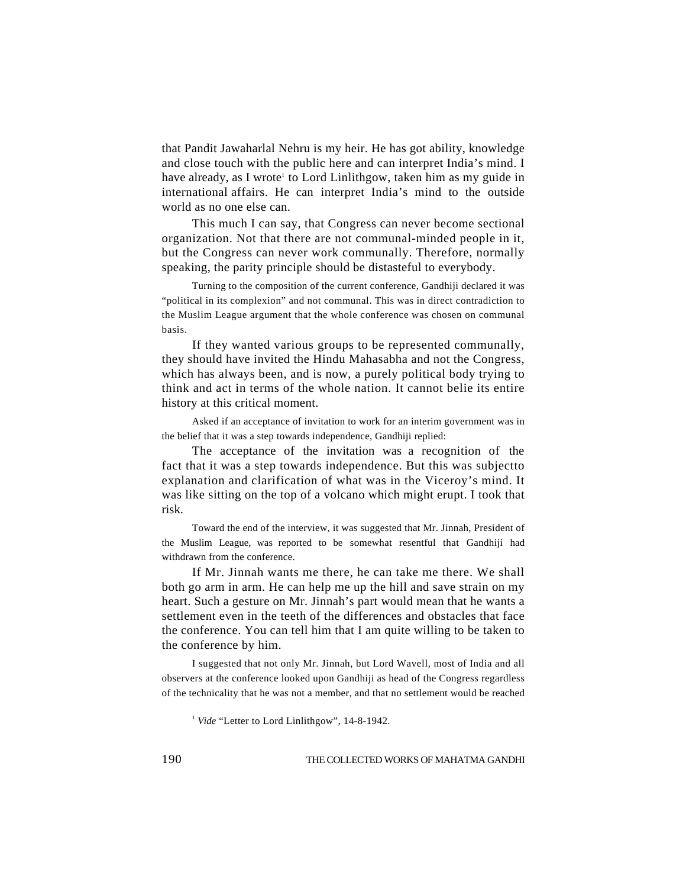that Pandit Jawaharlal Nehru is my heir. He has got ability, knowledge and close touch with the public here and can interpret India's mind. I have already, as I wrote[1] to Lord Linlithgow, taken him as my guide in international affairs. He can interpret India's mind to the outside world as no one else can.

This much I can say, that Congress can never become sectional organization. Not that there are not communal-minded people in it, but the Congress can never work communally. Therefore, normally speaking, the parity principle should be distasteful to everybody.

Turning to the composition of the current conference, Gandhiji declared it was "political in its complexion" and not communal. This was in direct contradiction to the Muslim League argument that the whole conference was chosen on communal basis.

If they wanted various groups to be represented communally, they should have invited the Hindu Mahasabha and not the Congress, which has always been, and is now, a purely political body trying to think and act in terms of the whole nation. It cannot belie its entire history at this critical moment.

Asked if an acceptance of invitation to work for an interim government was in the belief that it was a step towards independence, Gandhiji replied:

The acceptance of the invitation was a recognition of the fact that it was a step towards independence. But this was subjectto explanation and clarification of what was in the Viceroy's mind. It was like sitting on the top of a volcano which might erupt. I took that risk.

Toward the end of the interview, it was suggested that Mr. Jinnah, President of the Muslim League, was reported to be somewhat resentful that Gandhiji had withdrawn from the conference.

If Mr. Jinnah wants me there, he can take me there. We shall both go arm in arm. He can help me up the hill and save strain on my heart. Such a gesture on Mr. Jinnah's part would mean that he wants a settlement even in the teeth of the differences and obstacles that face the conference. You can tell him that I am quite willing to be taken to the conference by him.

I suggested that not only Mr. Jinnah, but Lord Wavell, most of India and all observers at the conference looked upon Gandhiji as head of the Congress regardless of the technicality that he was not a member, and that no settlement would be reached

[1] *Vide* "Letter to Lord Linlithgow", 14-8-1942.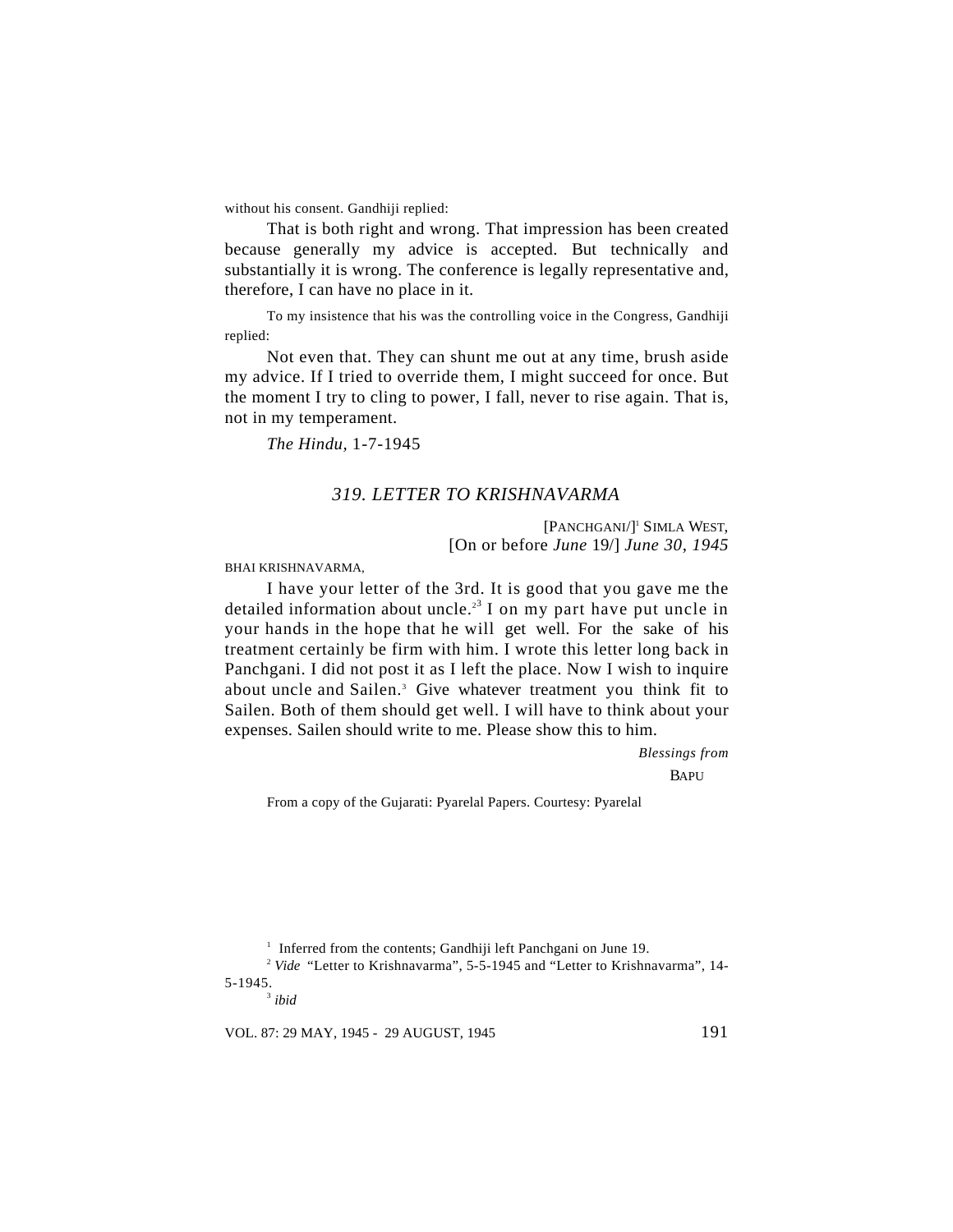without his consent. Gandhiji replied:

That is both right and wrong. That impression has been created because generally my advice is accepted. But technically and substantially it is wrong. The conference is legally representative and, therefore, I can have no place in it.

To my insistence that his was the controlling voice in the Congress, Gandhiji replied:

Not even that. They can shunt me out at any time, brush aside my advice. If I tried to override them, I might succeed for once. But the moment I try to cling to power, I fall, never to rise again. That is, not in my temperament.

*The Hindu*, 1-7-1945

## 319. LETTER TO KRISHNAVARMA

[PANCHGANI/][1] SIMLA WEST,
[On or before *June* 19/] *June 30, 1945*

BHAI KRISHNAVARMA,

I have your letter of the 3rd. It is good that you gave me the detailed information about uncle.[2] I on my part have put uncle in your hands in the hope that he will get well. For the sake of his treatment certainly be firm with him. I wrote this letter long back in Panchgani. I did not post it as I left the place. Now I wish to inquire about uncle and Sailen.[3] Give whatever treatment you think fit to Sailen. Both of them should get well. I will have to think about your expenses. Sailen should write to me. Please show this to him.

*Blessings from*
BAPU

From a copy of the Gujarati: Pyarelal Papers. Courtesy: Pyarelal

---

[1] Inferred from the contents; Gandhiji left Panchgani on June 19.

[2] *Vide* "Letter to Krishnavarma", 5-5-1945 and "Letter to Krishnavarma", 14-5-1945.

[3] *ibid*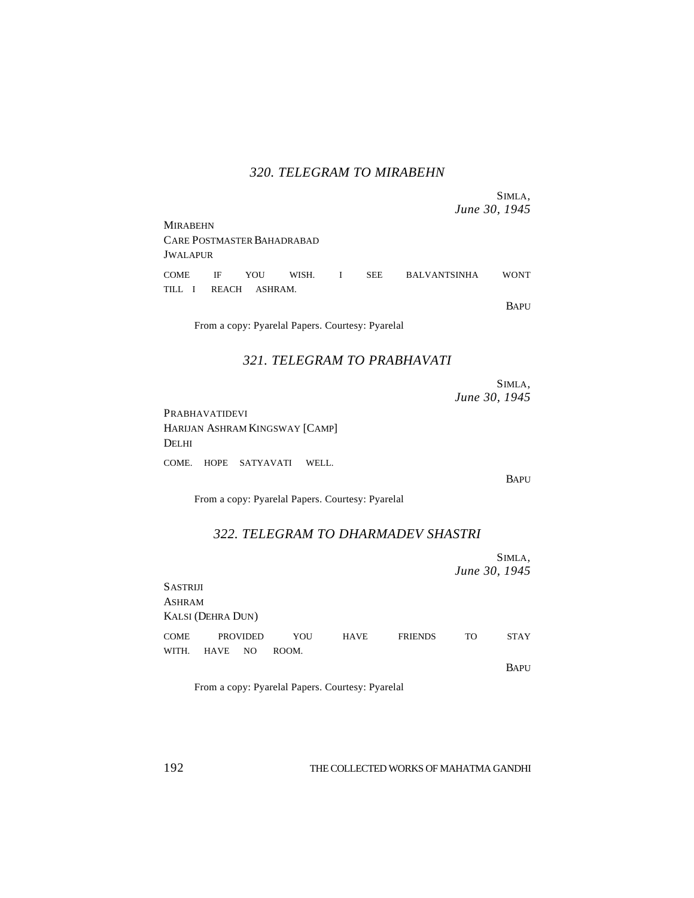### *320. TELEGRAM TO MIRABEHN*

SIMLA,
*June 30, 1945*

MIRABEHN
CARE POSTMASTER BAHADRABAD
JWALAPUR

COME IF YOU WISH. I SEE BALVANTSINHA WONT TILL I REACH ASHRAM.

BAPU

From a copy: Pyarelal Papers. Courtesy: Pyarelal

### *321. TELEGRAM TO PRABHAVATI*

SIMLA,
*June 30, 1945*

PRABHAVATIDEVI
HARIJAN ASHRAM KINGSWAY [CAMP]
DELHI

COME. HOPE SATYAVATI WELL.

BAPU

From a copy: Pyarelal Papers. Courtesy: Pyarelal

### *322. TELEGRAM TO DHARMADEV SHASTRI*

SIMLA,
*June 30, 1945*

SASTRIJI
ASHRAM
KALSI (DEHRA DUN)

COME PROVIDED YOU HAVE FRIENDS TO STAY WITH. HAVE NO ROOM.

BAPU

From a copy: Pyarelal Papers. Courtesy: Pyarelal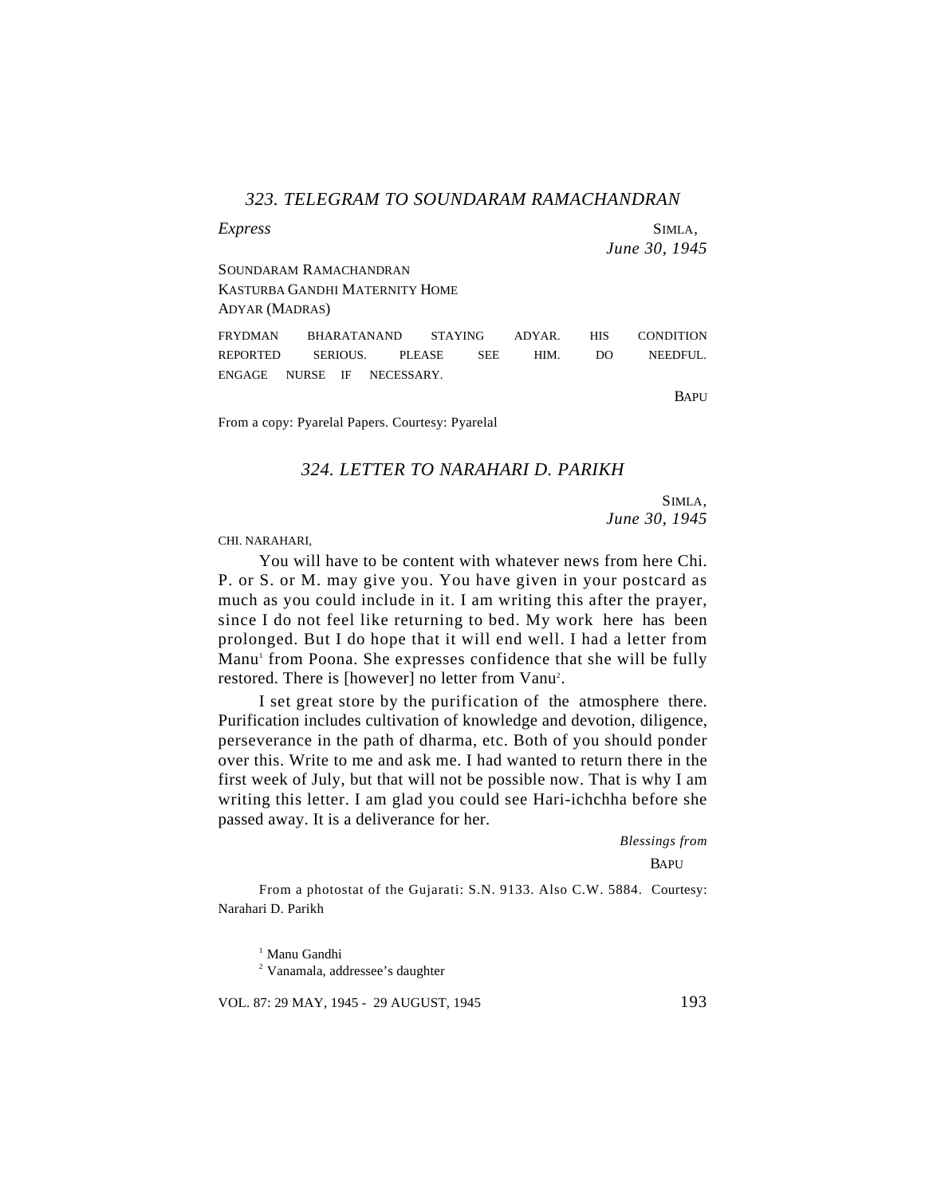### *323. TELEGRAM TO SOUNDARAM RAMACHANDRAN*

*Express*

SIMLA,
*June 30, 1945*

SOUNDARAM RAMACHANDRAN
KASTURBA GANDHI MATERNITY HOME
ADYAR (MADRAS)

FRYDMAN BHARATANAND STAYING ADYAR. HIS CONDITION REPORTED SERIOUS. PLEASE SEE HIM. DO NEEDFUL. ENGAGE NURSE IF NECESSARY.

BAPU

From a copy: Pyarelal Papers. Courtesy: Pyarelal

### *324. LETTER TO NARAHARI D. PARIKH*

SIMLA,
*June 30, 1945*

CHI. NARAHARI,

You will have to be content with whatever news from here Chi. P. or S. or M. may give you. You have given in your postcard as much as you could include in it. I am writing this after the prayer, since I do not feel like returning to bed. My work here has been prolonged. But I do hope that it will end well. I had a letter from Manu[1] from Poona. She expresses confidence that she will be fully restored. There is [however] no letter from Vanu[2].

I set great store by the purification of the atmosphere there. Purification includes cultivation of knowledge and devotion, diligence, perseverance in the path of dharma, etc. Both of you should ponder over this. Write to me and ask me. I had wanted to return there in the first week of July, but that will not be possible now. That is why I am writing this letter. I am glad you could see Hari-ichchha before she passed away. It is a deliverance for her.

*Blessings from*
BAPU

From a photostat of the Gujarati: S.N. 9133. Also C.W. 5884. Courtesy: Narahari D. Parikh

[1] Manu Gandhi
[2] Vanamala, addressee's daughter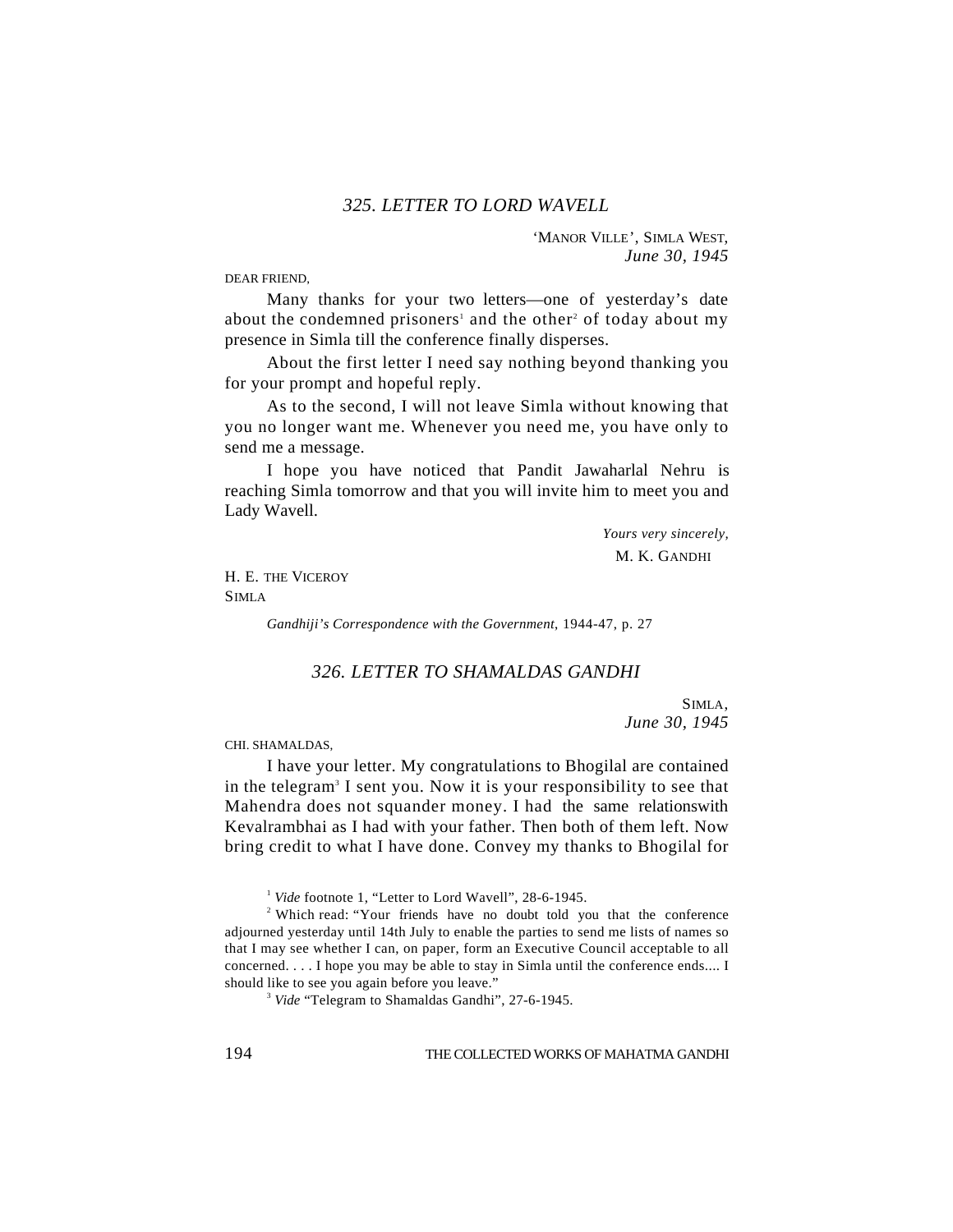## *325. LETTER TO LORD WAVELL*

'MANOR VILLE', SIMLA WEST,
*June 30, 1945*

DEAR FRIEND,

Many thanks for your two letters—one of yesterday's date about the condemned prisoners[1] and the other[2] of today about my presence in Simla till the conference finally disperses.

About the first letter I need say nothing beyond thanking you for your prompt and hopeful reply.

As to the second, I will not leave Simla without knowing that you no longer want me. Whenever you need me, you have only to send me a message.

I hope you have noticed that Pandit Jawaharlal Nehru is reaching Simla tomorrow and that you will invite him to meet you and Lady Wavell.

*Yours very sincerely,*
M. K. GANDHI

H. E. THE VICEROY
SIMLA

*Gandhiji's Correspondence with the Government*, 1944-47, p. 27

## *326. LETTER TO SHAMALDAS GANDHI*

SIMLA,
*June 30, 1945*

CHI. SHAMALDAS,

I have your letter. My congratulations to Bhogilal are contained in the telegram[3] I sent you. Now it is your responsibility to see that Mahendra does not squander money. I had the same relationswith Kevalrambhai as I had with your father. Then both of them left. Now bring credit to what I have done. Convey my thanks to Bhogilal for

---

[1] *Vide* footnote 1, "Letter to Lord Wavell", 28-6-1945.

[2] Which read: "Your friends have no doubt told you that the conference adjourned yesterday until 14th July to enable the parties to send me lists of names so that I may see whether I can, on paper, form an Executive Council acceptable to all concerned. . . . I hope you may be able to stay in Simla until the conference ends.... I should like to see you again before you leave."

[3] *Vide* "Telegram to Shamaldas Gandhi", 27-6-1945.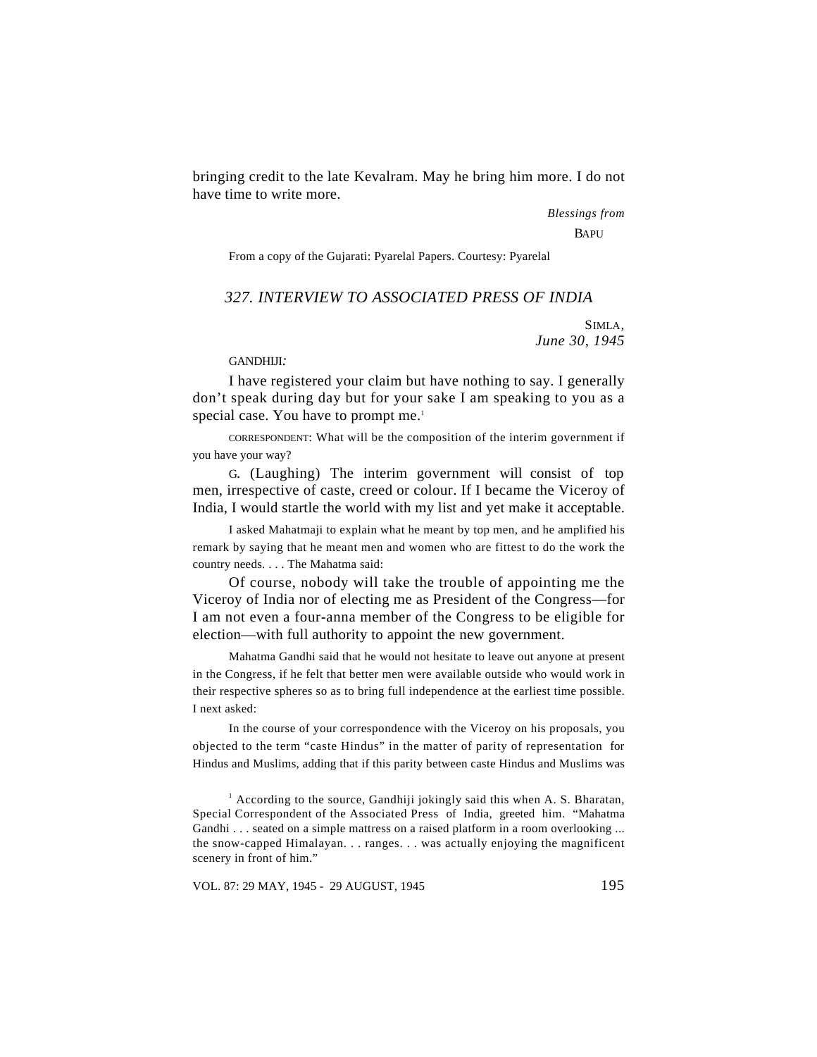bringing credit to the late Kevalram. May he bring him more. I do not have time to write more.

*Blessings from*

BAPU

From a copy of the Gujarati: Pyarelal Papers. Courtesy: Pyarelal

## *327. INTERVIEW TO ASSOCIATED PRESS OF INDIA*

SIMLA,
*June 30, 1945*

GANDHIJI*:*

I have registered your claim but have nothing to say. I generally don't speak during day but for your sake I am speaking to you as a special case. You have to prompt me.[1]

CORRESPONDENT: What will be the composition of the interim government if you have your way?

G. (Laughing) The interim government will consist of top men, irrespective of caste, creed or colour. If I became the Viceroy of India, I would startle the world with my list and yet make it acceptable.

I asked Mahatmaji to explain what he meant by top men, and he amplified his remark by saying that he meant men and women who are fittest to do the work the country needs. . . . The Mahatma said:

Of course, nobody will take the trouble of appointing me the Viceroy of India nor of electing me as President of the Congress—for I am not even a four-anna member of the Congress to be eligible for election—with full authority to appoint the new government.

Mahatma Gandhi said that he would not hesitate to leave out anyone at present in the Congress, if he felt that better men were available outside who would work in their respective spheres so as to bring full independence at the earliest time possible. I next asked:

In the course of your correspondence with the Viceroy on his proposals, you objected to the term "caste Hindus" in the matter of parity of representation for Hindus and Muslims, adding that if this parity between caste Hindus and Muslims was

[1] According to the source, Gandhiji jokingly said this when A. S. Bharatan, Special Correspondent of the Associated Press of India, greeted him. "Mahatma Gandhi . . . seated on a simple mattress on a raised platform in a room overlooking ... the snow-capped Himalayan. . . ranges. . . was actually enjoying the magnificent scenery in front of him."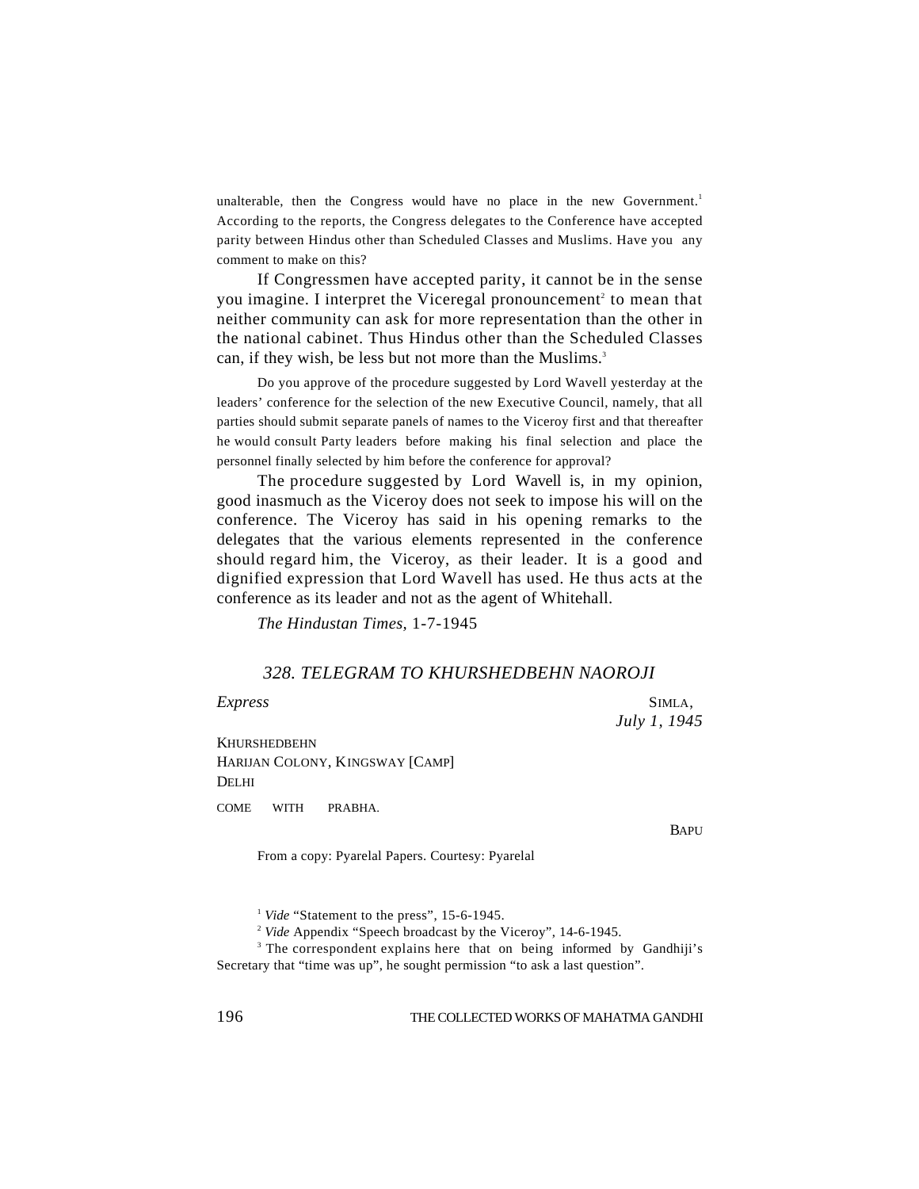unalterable, then the Congress would have no place in the new Government.[1] According to the reports, the Congress delegates to the Conference have accepted parity between Hindus other than Scheduled Classes and Muslims. Have you any comment to make on this?

If Congressmen have accepted parity, it cannot be in the sense you imagine. I interpret the Viceregal pronouncement[2] to mean that neither community can ask for more representation than the other in the national cabinet. Thus Hindus other than the Scheduled Classes can, if they wish, be less but not more than the Muslims.[3]

Do you approve of the procedure suggested by Lord Wavell yesterday at the leaders' conference for the selection of the new Executive Council, namely, that all parties should submit separate panels of names to the Viceroy first and that thereafter he would consult Party leaders before making his final selection and place the personnel finally selected by him before the conference for approval?

The procedure suggested by Lord Wavell is, in my opinion, good inasmuch as the Viceroy does not seek to impose his will on the conference. The Viceroy has said in his opening remarks to the delegates that the various elements represented in the conference should regard him, the Viceroy, as their leader. It is a good and dignified expression that Lord Wavell has used. He thus acts at the conference as its leader and not as the agent of Whitehall.

*The Hindustan Times,* 1-7-1945

## *328. TELEGRAM TO KHURSHEDBEHN NAOROJI*

*Express*

SIMLA,
*July 1, 1945*

KHURSHEDBEHN
HARIJAN COLONY, KINGSWAY [CAMP]
DELHI

COME WITH PRABHA.

BAPU

From a copy: Pyarelal Papers. Courtesy: Pyarelal

[1] *Vide* "Statement to the press", 15-6-1945.

[2] *Vide* Appendix "Speech broadcast by the Viceroy", 14-6-1945.

[3] The correspondent explains here that on being informed by Gandhiji's Secretary that "time was up", he sought permission "to ask a last question".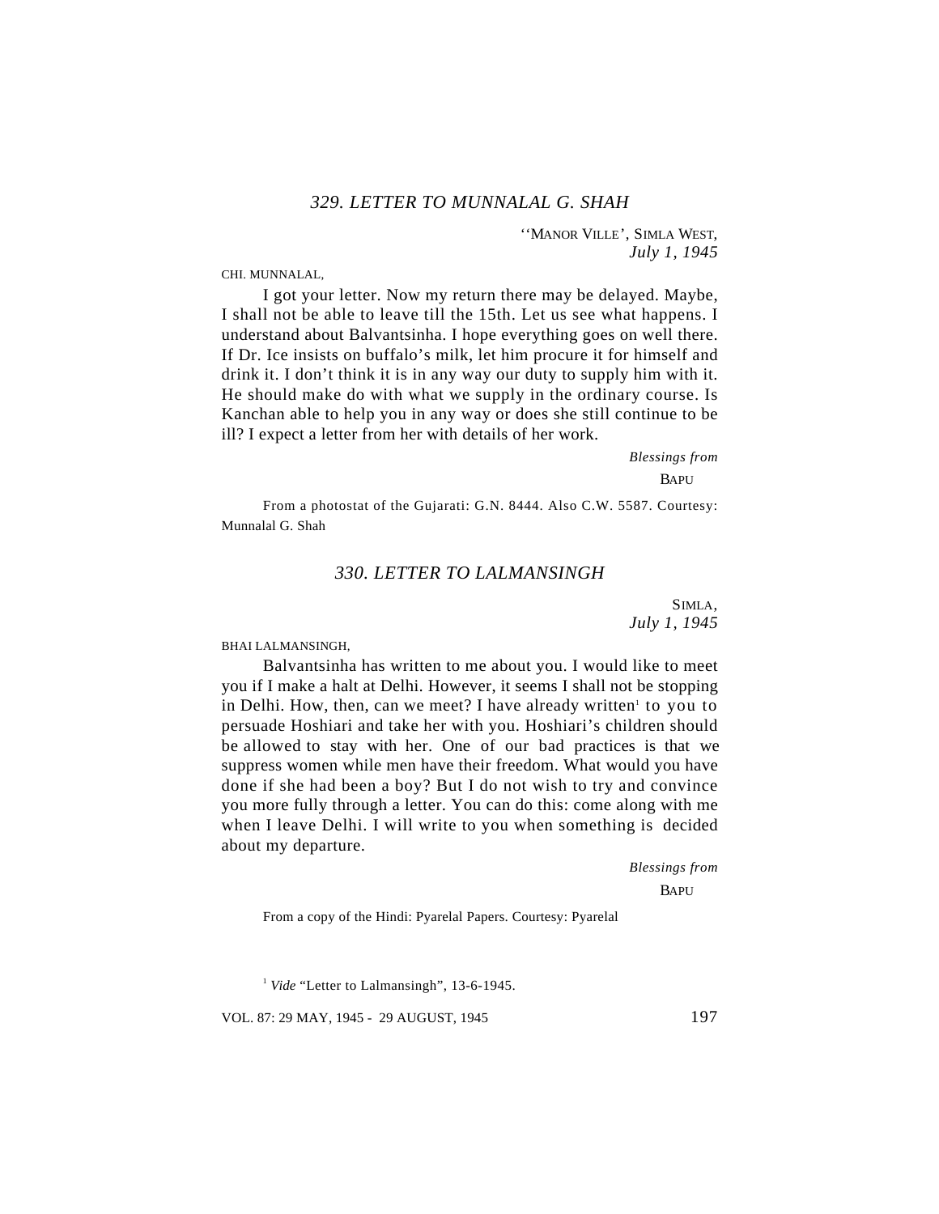### *329. LETTER TO MUNNALAL G. SHAH*

''MANOR VILLE', SIMLA WEST,
*July 1, 1945*

CHI. MUNNALAL,

I got your letter. Now my return there may be delayed. Maybe, I shall not be able to leave till the 15th. Let us see what happens. I understand about Balvantsinha. I hope everything goes on well there. If Dr. Ice insists on buffalo's milk, let him procure it for himself and drink it. I don't think it is in any way our duty to supply him with it. He should make do with what we supply in the ordinary course. Is Kanchan able to help you in any way or does she still continue to be ill? I expect a letter from her with details of her work.

*Blessings from*
BAPU

From a photostat of the Gujarati: G.N. 8444. Also C.W. 5587. Courtesy: Munnalal G. Shah

### *330. LETTER TO LALMANSINGH*

SIMLA,
*July 1, 1945*

BHAI LALMANSINGH,

Balvantsinha has written to me about you. I would like to meet you if I make a halt at Delhi. However, it seems I shall not be stopping in Delhi. How, then, can we meet? I have already written[1] to you to persuade Hoshiari and take her with you. Hoshiari's children should be allowed to stay with her. One of our bad practices is that we suppress women while men have their freedom. What would you have done if she had been a boy? But I do not wish to try and convince you more fully through a letter. You can do this: come along with me when I leave Delhi. I will write to you when something is decided about my departure.

*Blessings from*
BAPU

From a copy of the Hindi: Pyarelal Papers. Courtesy: Pyarelal

[1] *Vide* "Letter to Lalmansingh", 13-6-1945.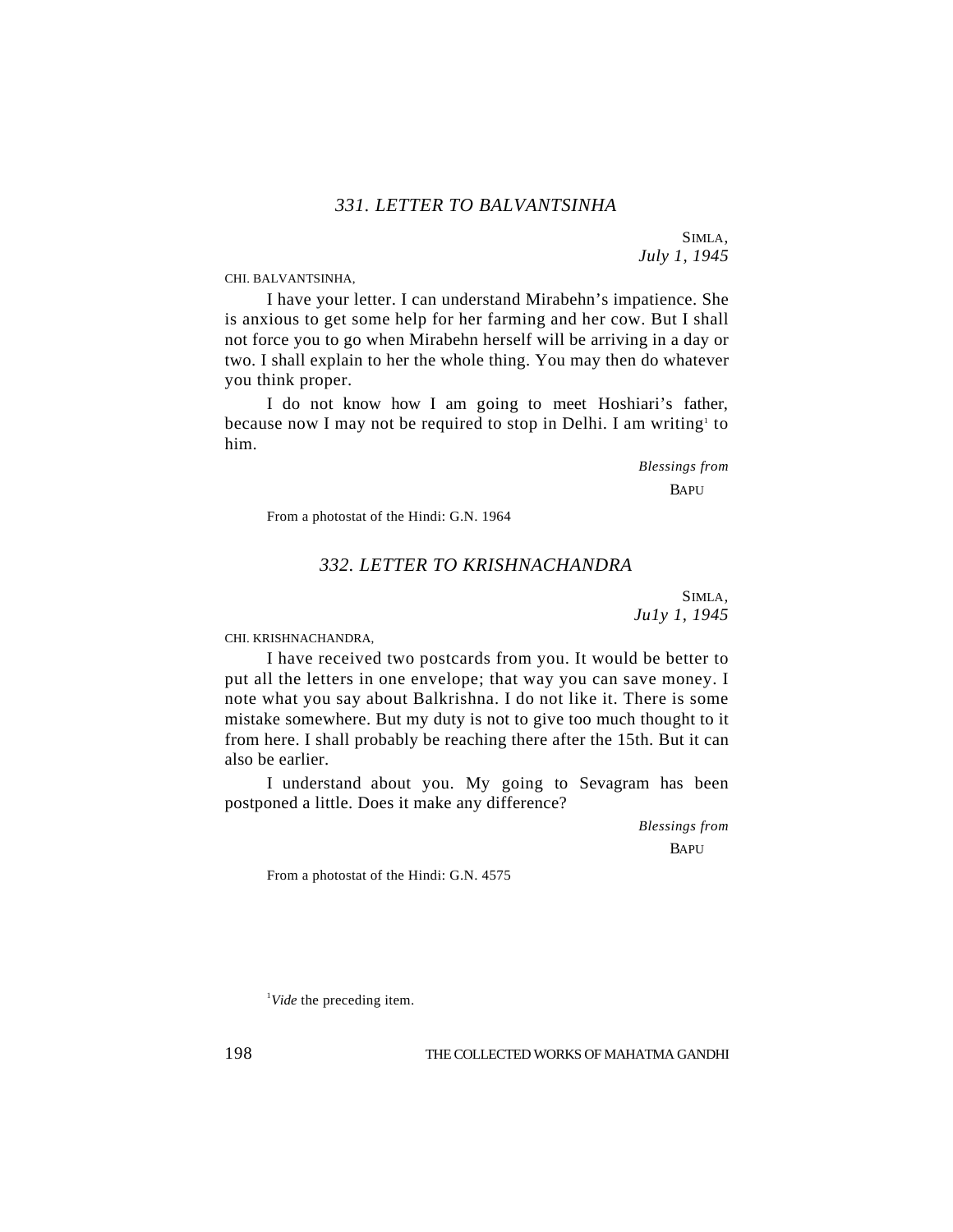## *331. LETTER TO BALVANTSINHA*

SIMLA,
*July 1, 1945*

CHI. BALVANTSINHA,

I have your letter. I can understand Mirabehn's impatience. She is anxious to get some help for her farming and her cow. But I shall not force you to go when Mirabehn herself will be arriving in a day or two. I shall explain to her the whole thing. You may then do whatever you think proper.

I do not know how I am going to meet Hoshiari's father, because now I may not be required to stop in Delhi. I am writing[1] to him.

*Blessings from*
BAPU

From a photostat of the Hindi: G.N. 1964

## *332. LETTER TO KRISHNACHANDRA*

SIMLA,
*Ju1y 1, 1945*

CHI. KRISHNACHANDRA,

I have received two postcards from you. It would be better to put all the letters in one envelope; that way you can save money. I note what you say about Balkrishna. I do not like it. There is some mistake somewhere. But my duty is not to give too much thought to it from here. I shall probably be reaching there after the 15th. But it can also be earlier.

I understand about you. My going to Sevagram has been postponed a little. Does it make any difference?

*Blessings from*
BAPU

From a photostat of the Hindi: G.N. 4575

[1] *Vide* the preceding item.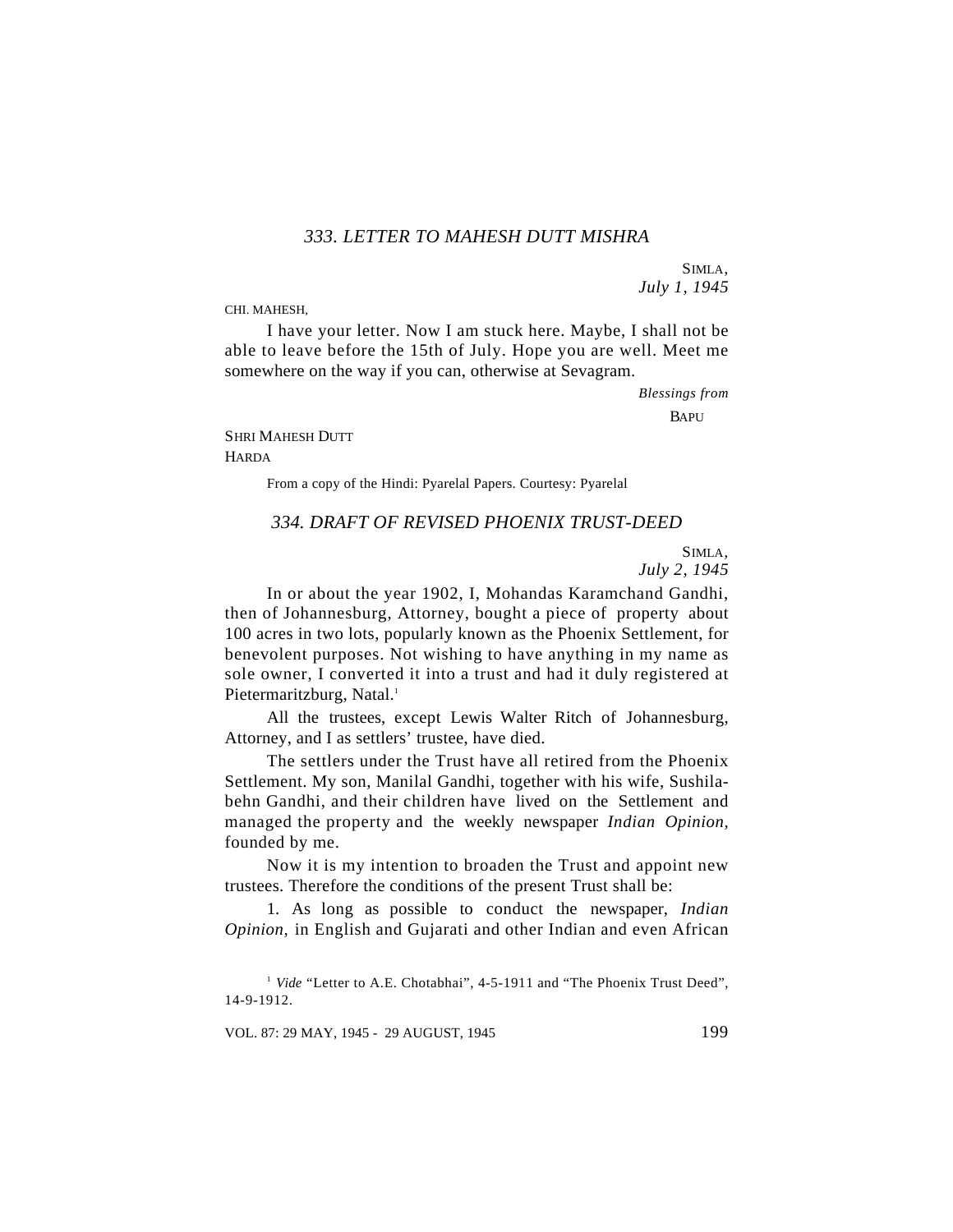### *333. LETTER TO MAHESH DUTT MISHRA*

SIMLA,
*July 1, 1945*

CHI. MAHESH,

I have your letter. Now I am stuck here. Maybe, I shall not be able to leave before the 15th of July. Hope you are well. Meet me somewhere on the way if you can, otherwise at Sevagram.

*Blessings from*
BAPU

SHRI MAHESH DUTT
HARDA

From a copy of the Hindi: Pyarelal Papers. Courtesy: Pyarelal

### *334. DRAFT OF REVISED PHOENIX TRUST-DEED*

SIMLA,
*July 2, 1945*

In or about the year 1902, I, Mohandas Karamchand Gandhi, then of Johannesburg, Attorney, bought a piece of property about 100 acres in two lots, popularly known as the Phoenix Settlement, for benevolent purposes. Not wishing to have anything in my name as sole owner, I converted it into a trust and had it duly registered at Pietermaritzburg, Natal.[1]

All the trustees, except Lewis Walter Ritch of Johannesburg, Attorney, and I as settlers' trustee, have died.

The settlers under the Trust have all retired from the Phoenix Settlement. My son, Manilal Gandhi, together with his wife, Sushila-behn Gandhi, and their children have lived on the Settlement and managed the property and the weekly newspaper *Indian Opinion,* founded by me.

Now it is my intention to broaden the Trust and appoint new trustees. Therefore the conditions of the present Trust shall be:

1. As long as possible to conduct the newspaper, *Indian Opinion,* in English and Gujarati and other Indian and even African

[1] *Vide* "Letter to A.E. Chotabhai", 4-5-1911 and "The Phoenix Trust Deed", 14-9-1912.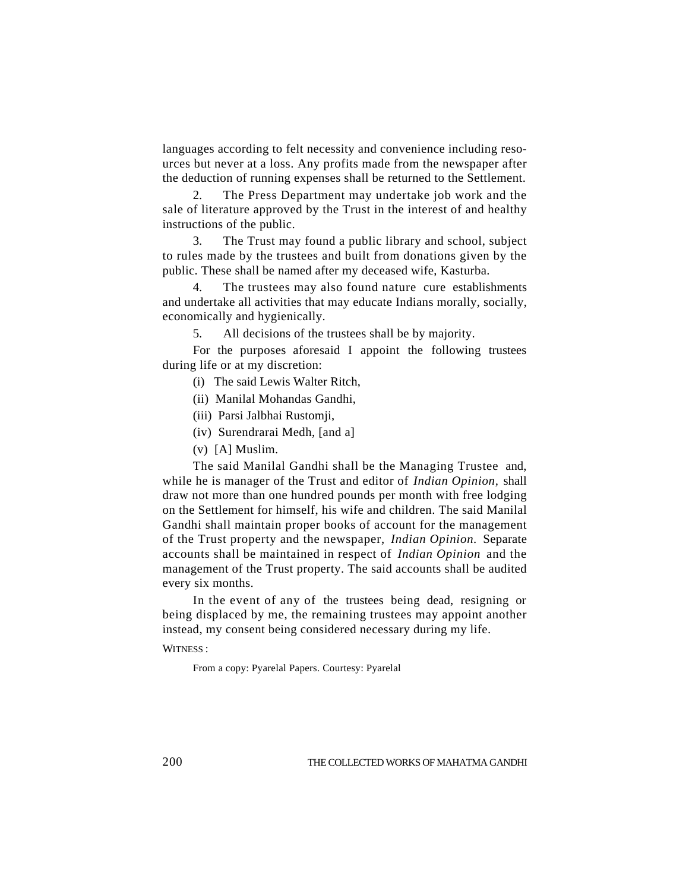languages according to felt necessity and convenience including resources but never at a loss. Any profits made from the newspaper after the deduction of running expenses shall be returned to the Settlement.

2. The Press Department may undertake job work and the sale of literature approved by the Trust in the interest of and healthy instructions of the public.

3. The Trust may found a public library and school, subject to rules made by the trustees and built from donations given by the public. These shall be named after my deceased wife, Kasturba.

4. The trustees may also found nature cure establishments and undertake all activities that may educate Indians morally, socially, economically and hygienically.

5. All decisions of the trustees shall be by majority.

For the purposes aforesaid I appoint the following trustees during life or at my discretion:

(i) The said Lewis Walter Ritch,

(ii) Manilal Mohandas Gandhi,

(iii) Parsi Jalbhai Rustomji,

(iv) Surendrarai Medh, [and a]

(v) [A] Muslim.

The said Manilal Gandhi shall be the Managing Trustee and, while he is manager of the Trust and editor of *Indian Opinion,* shall draw not more than one hundred pounds per month with free lodging on the Settlement for himself, his wife and children. The said Manilal Gandhi shall maintain proper books of account for the management of the Trust property and the newspaper, *Indian Opinion.* Separate accounts shall be maintained in respect of *Indian Opinion* and the management of the Trust property. The said accounts shall be audited every six months.

In the event of any of the trustees being dead, resigning or being displaced by me, the remaining trustees may appoint another instead, my consent being considered necessary during my life.

WITNESS :

From a copy: Pyarelal Papers. Courtesy: Pyarelal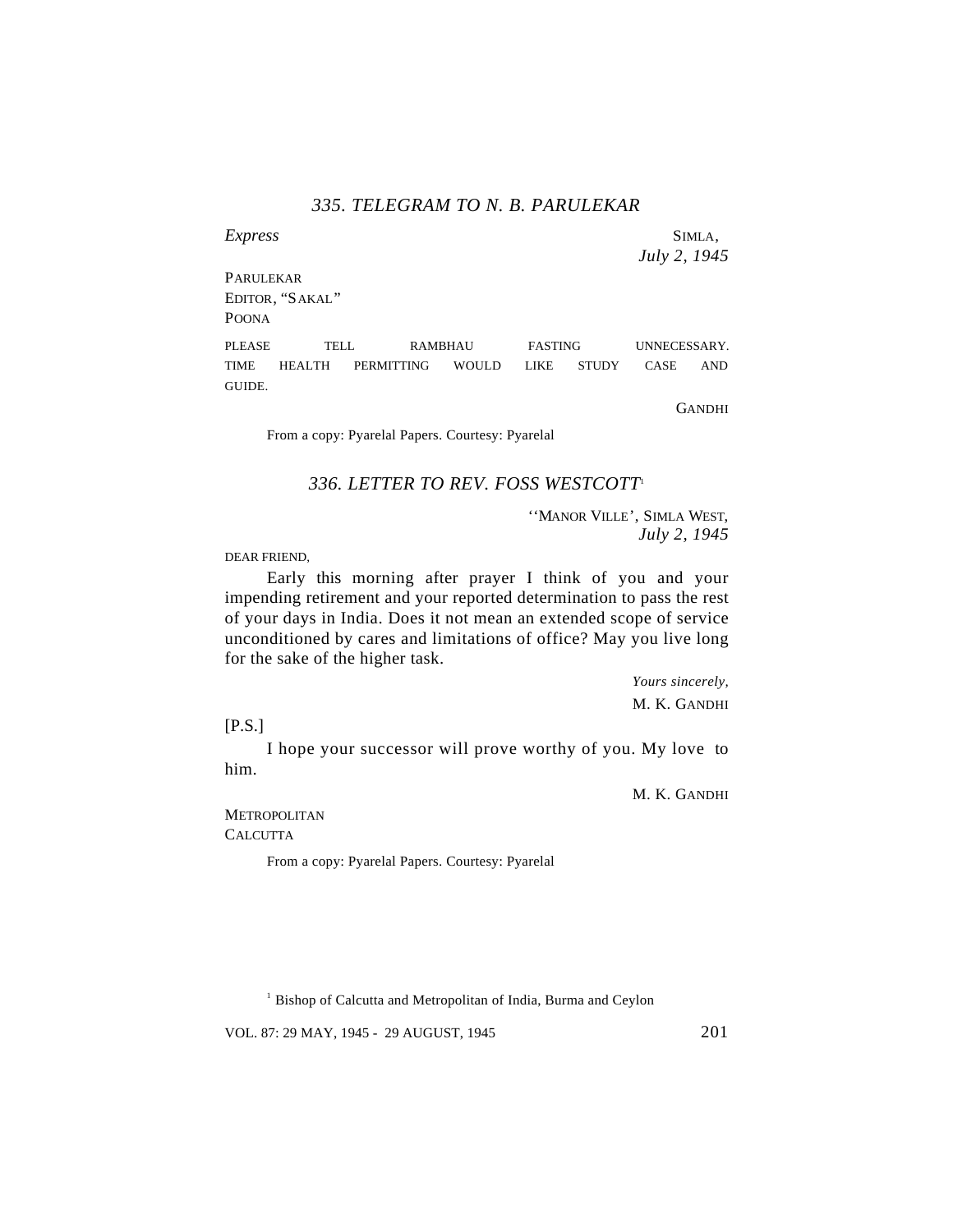### *335. TELEGRAM TO N. B. PARULEKAR*

*Express* SIMLA,
*July 2, 1945*

PARULEKAR
EDITOR, "SAKAL"
POONA

PLEASE TELL RAMBHAU FASTING UNNECESSARY. TIME HEALTH PERMITTING WOULD LIKE STUDY CASE AND GUIDE.

GANDHI

From a copy: Pyarelal Papers. Courtesy: Pyarelal

### *336. LETTER TO REV. FOSS WESTCOTT*[1]

''MANOR VILLE', SIMLA WEST,
*July 2, 1945*

DEAR FRIEND,

Early this morning after prayer I think of you and your impending retirement and your reported determination to pass the rest of your days in India. Does it not mean an extended scope of service unconditioned by cares and limitations of office? May you live long for the sake of the higher task.

*Yours sincerely,*
M. K. GANDHI

[P.S.]

I hope your successor will prove worthy of you. My love to him.

M. K. GANDHI

METROPOLITAN
CALCUTTA

From a copy: Pyarelal Papers. Courtesy: Pyarelal

[1] Bishop of Calcutta and Metropolitan of India, Burma and Ceylon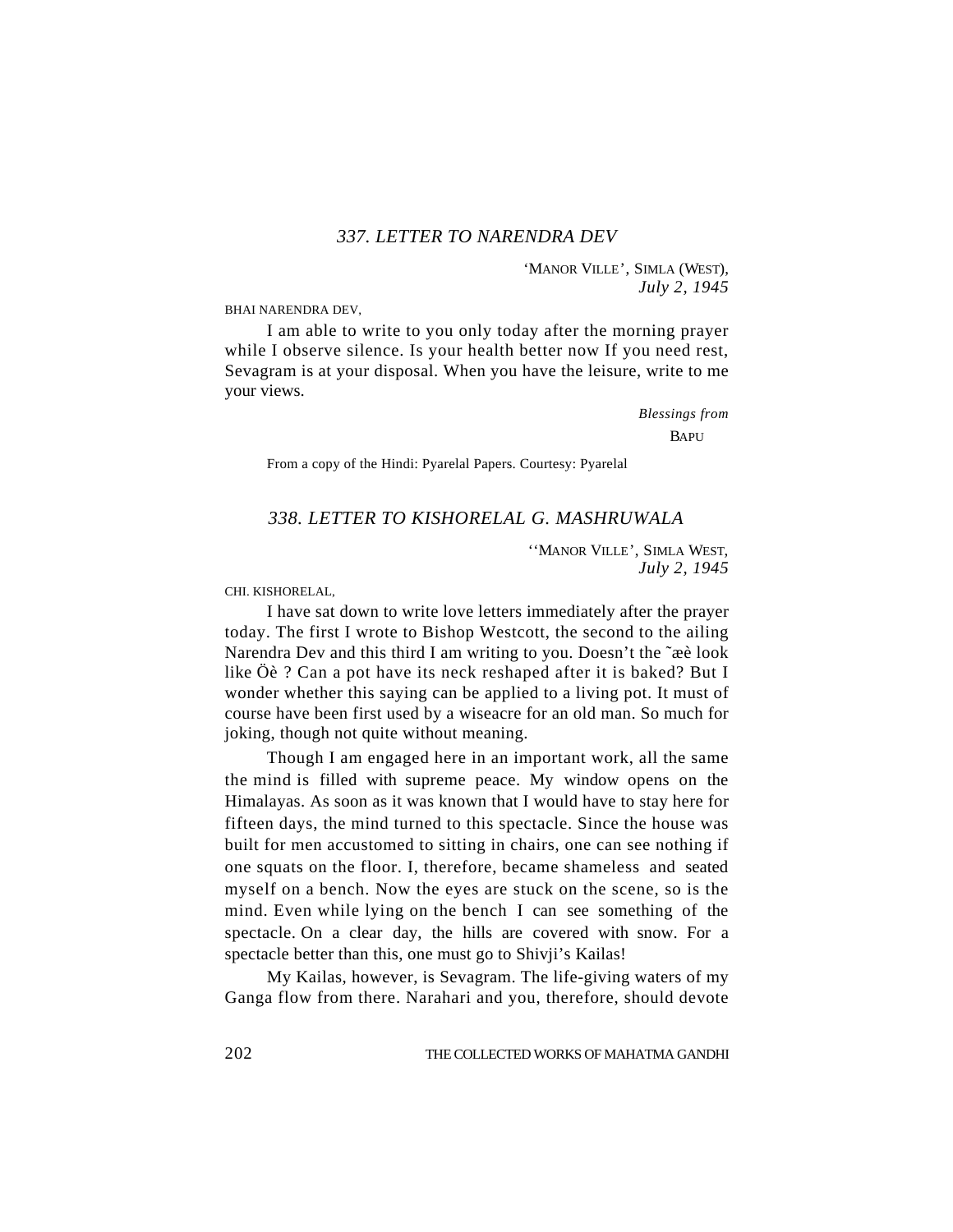### *337. LETTER TO NARENDRA DEV*

'MANOR VILLE', SIMLA (WEST),
*July 2, 1945*

BHAI NARENDRA DEV,

I am able to write to you only today after the morning prayer while I observe silence. Is your health better now If you need rest, Sevagram is at your disposal. When you have the leisure, write to me your views.

*Blessings from*
BAPU

From a copy of the Hindi: Pyarelal Papers. Courtesy: Pyarelal

### *338. LETTER TO KISHORELAL G. MASHRUWALA*

''MANOR VILLE', SIMLA WEST,
*July 2, 1945*

CHI. KISHORELAL,

I have sat down to write love letters immediately after the prayer today. The first I wrote to Bishop Westcott, the second to the ailing Narendra Dev and this third I am writing to you. Doesn't the ˜æè look like Öè ? Can a pot have its neck reshaped after it is baked? But I wonder whether this saying can be applied to a living pot. It must of course have been first used by a wiseacre for an old man. So much for joking, though not quite without meaning.

Though I am engaged here in an important work, all the same the mind is filled with supreme peace. My window opens on the Himalayas. As soon as it was known that I would have to stay here for fifteen days, the mind turned to this spectacle. Since the house was built for men accustomed to sitting in chairs, one can see nothing if one squats on the floor. I, therefore, became shameless and seated myself on a bench. Now the eyes are stuck on the scene, so is the mind. Even while lying on the bench I can see something of the spectacle. On a clear day, the hills are covered with snow. For a spectacle better than this, one must go to Shivji's Kailas!

My Kailas, however, is Sevagram. The life-giving waters of my Ganga flow from there. Narahari and you, therefore, should devote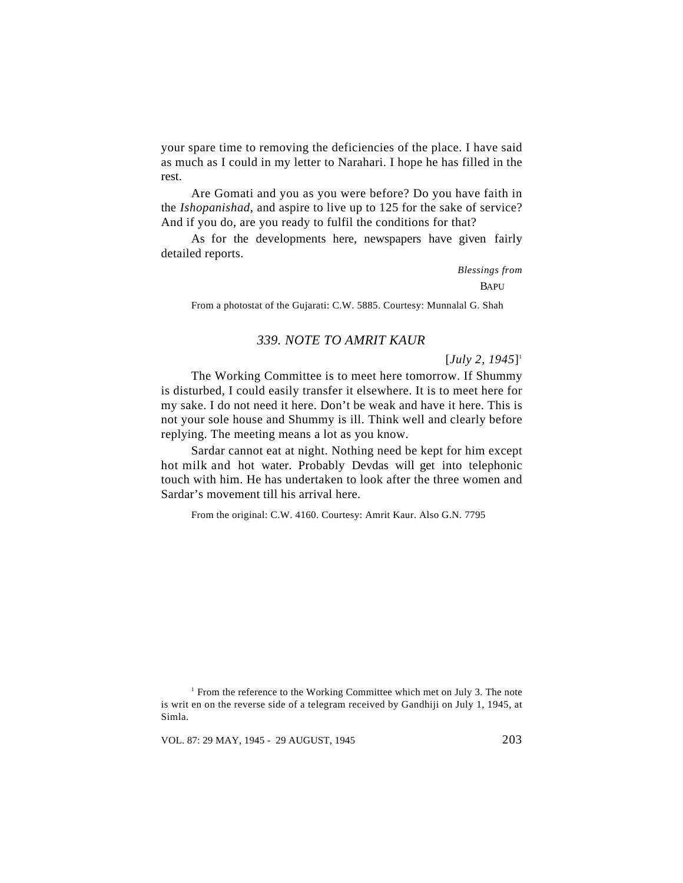your spare time to removing the deficiencies of the place. I have said as much as I could in my letter to Narahari. I hope he has filled in the rest.

Are Gomati and you as you were before? Do you have faith in the *Ishopanishad*, and aspire to live up to 125 for the sake of service? And if you do, are you ready to fulfil the conditions for that?

As for the developments here, newspapers have given fairly detailed reports.

*Blessings from*

BAPU

From a photostat of the Gujarati: C.W. 5885. Courtesy: Munnalal G. Shah

## *339. NOTE TO AMRIT KAUR*

[*July 2, 1945*][1]

The Working Committee is to meet here tomorrow. If Shummy is disturbed, I could easily transfer it elsewhere. It is to meet here for my sake. I do not need it here. Don't be weak and have it here. This is not your sole house and Shummy is ill. Think well and clearly before replying. The meeting means a lot as you know.

Sardar cannot eat at night. Nothing need be kept for him except hot milk and hot water. Probably Devdas will get into telephonic touch with him. He has undertaken to look after the three women and Sardar's movement till his arrival here.

From the original: C.W. 4160. Courtesy: Amrit Kaur. Also G.N. 7795

[1] From the reference to the Working Committee which met on July 3. The note is writ en on the reverse side of a telegram received by Gandhiji on July 1, 1945, at Simla.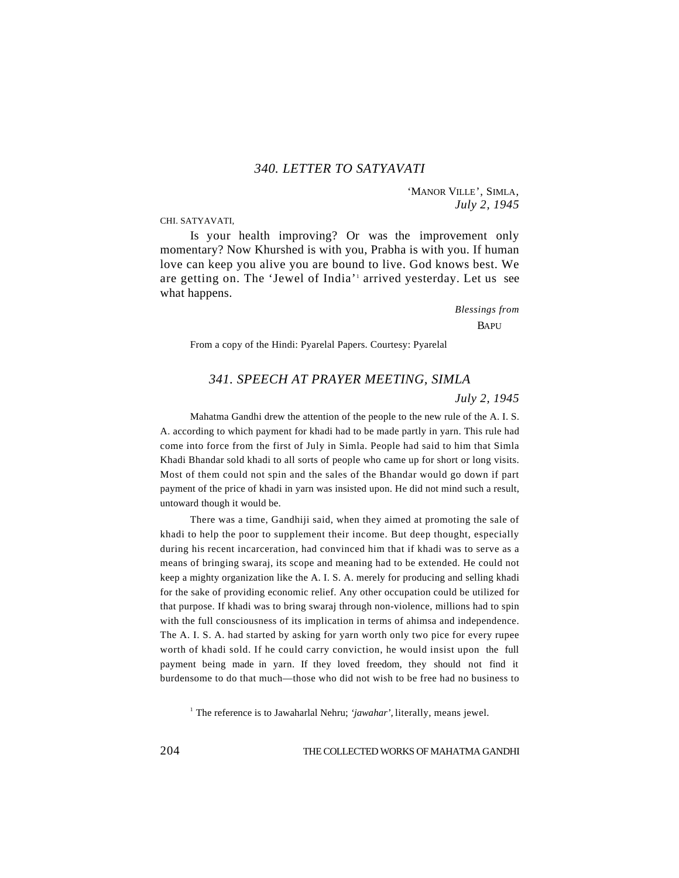## *340. LETTER TO SATYAVATI*

'MANOR VILLE', SIMLA,
*July 2, 1945*

CHI. SATYAVATI,

Is your health improving? Or was the improvement only momentary? Now Khurshed is with you, Prabha is with you. If human love can keep you alive you are bound to live. God knows best. We are getting on. The 'Jewel of India'[1] arrived yesterday. Let us see what happens.

*Blessings from*
BAPU

From a copy of the Hindi: Pyarelal Papers. Courtesy: Pyarelal

## *341. SPEECH AT PRAYER MEETING, SIMLA*

*July 2, 1945*

Mahatma Gandhi drew the attention of the people to the new rule of the A. I. S. A. according to which payment for khadi had to be made partly in yarn. This rule had come into force from the first of July in Simla. People had said to him that Simla Khadi Bhandar sold khadi to all sorts of people who came up for short or long visits. Most of them could not spin and the sales of the Bhandar would go down if part payment of the price of khadi in yarn was insisted upon. He did not mind such a result, untoward though it would be.

There was a time, Gandhiji said, when they aimed at promoting the sale of khadi to help the poor to supplement their income. But deep thought, especially during his recent incarceration, had convinced him that if khadi was to serve as a means of bringing swaraj, its scope and meaning had to be extended. He could not keep a mighty organization like the A. I. S. A. merely for producing and selling khadi for the sake of providing economic relief. Any other occupation could be utilized for that purpose. If khadi was to bring swaraj through non-violence, millions had to spin with the full consciousness of its implication in terms of ahimsa and independence. The A. I. S. A. had started by asking for yarn worth only two pice for every rupee worth of khadi sold. If he could carry conviction, he would insist upon the full payment being made in yarn. If they loved freedom, they should not find it burdensome to do that much—those who did not wish to be free had no business to

[1] The reference is to Jawaharlal Nehru; *'jawahar'*, literally, means jewel.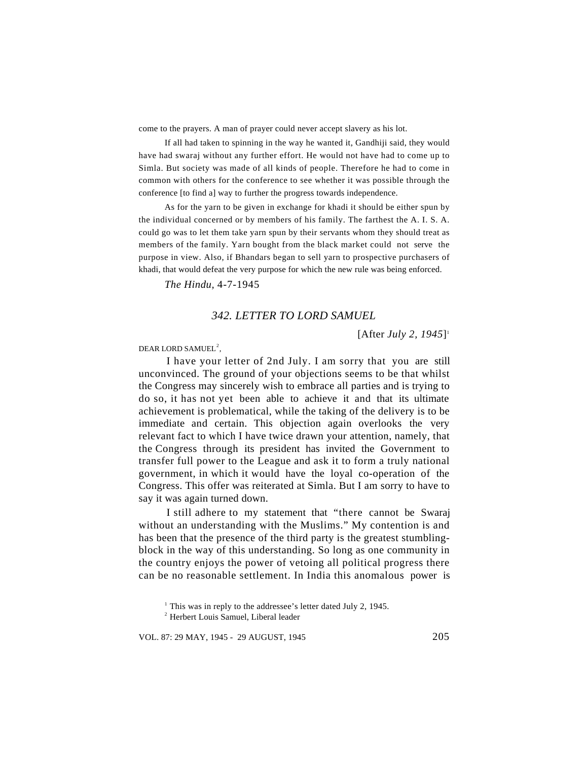come to the prayers. A man of prayer could never accept slavery as his lot.

If all had taken to spinning in the way he wanted it, Gandhiji said, they would have had swaraj without any further effort. He would not have had to come up to Simla. But society was made of all kinds of people. Therefore he had to come in common with others for the conference to see whether it was possible through the conference [to find a] way to further the progress towards independence.

As for the yarn to be given in exchange for khadi it should be either spun by the individual concerned or by members of his family. The farthest the A. I. S. A. could go was to let them take yarn spun by their servants whom they should treat as members of the family. Yarn bought from the black market could not serve the purpose in view. Also, if Bhandars began to sell yarn to prospective purchasers of khadi, that would defeat the very purpose for which the new rule was being enforced.

*The Hindu,* 4-7-1945

## 342. LETTER TO LORD SAMUEL

[After *July 2, 1945*][1]

DEAR LORD SAMUEL[2],

I have your letter of 2nd July. I am sorry that you are still unconvinced. The ground of your objections seems to be that whilst the Congress may sincerely wish to embrace all parties and is trying to do so, it has not yet been able to achieve it and that its ultimate achievement is problematical, while the taking of the delivery is to be immediate and certain. This objection again overlooks the very relevant fact to which I have twice drawn your attention, namely, that the Congress through its president has invited the Government to transfer full power to the League and ask it to form a truly national government, in which it would have the loyal co-operation of the Congress. This offer was reiterated at Simla. But I am sorry to have to say it was again turned down.

I still adhere to my statement that "there cannot be Swaraj without an understanding with the Muslims." My contention is and has been that the presence of the third party is the greatest stumbling-block in the way of this understanding. So long as one community in the country enjoys the power of vetoing all political progress there can be no reasonable settlement. In India this anomalous power is

[1] This was in reply to the addressee's letter dated July 2, 1945.

[2] Herbert Louis Samuel, Liberal leader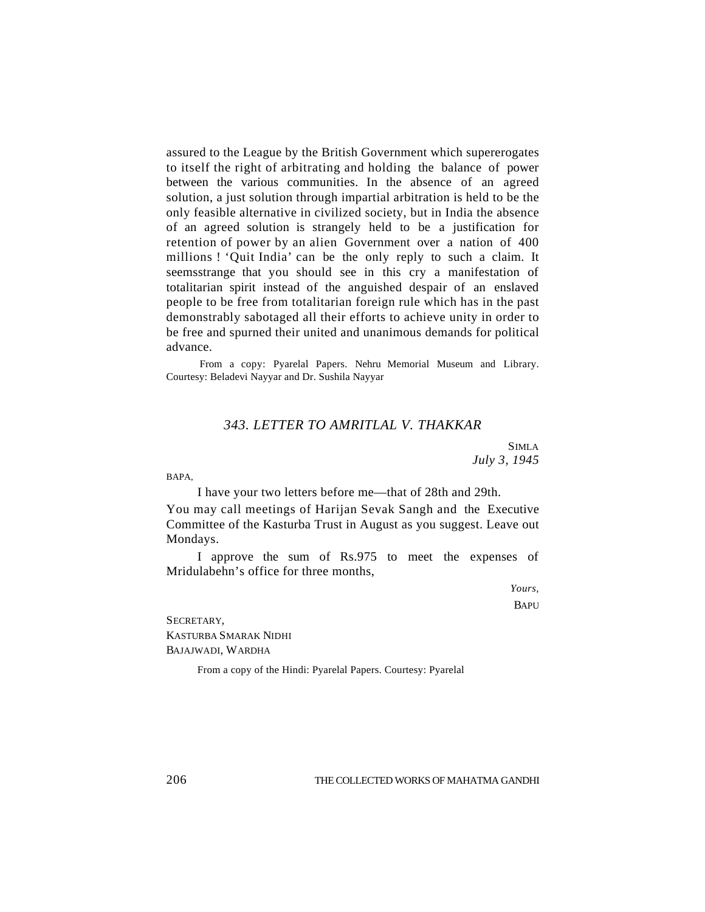assured to the League by the British Government which supererogates to itself the right of arbitrating and holding the balance of power between the various communities. In the absence of an agreed solution, a just solution through impartial arbitration is held to be the only feasible alternative in civilized society, but in India the absence of an agreed solution is strangely held to be a justification for retention of power by an alien Government over a nation of 400 millions ! 'Quit India' can be the only reply to such a claim. It seemsstrange that you should see in this cry a manifestation of totalitarian spirit instead of the anguished despair of an enslaved people to be free from totalitarian foreign rule which has in the past demonstrably sabotaged all their efforts to achieve unity in order to be free and spurned their united and unanimous demands for political advance.

From a copy: Pyarelal Papers. Nehru Memorial Museum and Library. Courtesy: Beladevi Nayyar and Dr. Sushila Nayyar

## *343. LETTER TO AMRITLAL V. THAKKAR*

SIMLA
*July 3, 1945*

BAPA,

I have your two letters before me—that of 28th and 29th.

You may call meetings of Harijan Sevak Sangh and the Executive Committee of the Kasturba Trust in August as you suggest. Leave out Mondays.

I approve the sum of Rs.975 to meet the expenses of Mridulabehn's office for three months,

*Yours,*
BAPU

SECRETARY,
KASTURBA SMARAK NIDHI
BAJAJWADI, WARDHA

From a copy of the Hindi: Pyarelal Papers. Courtesy: Pyarelal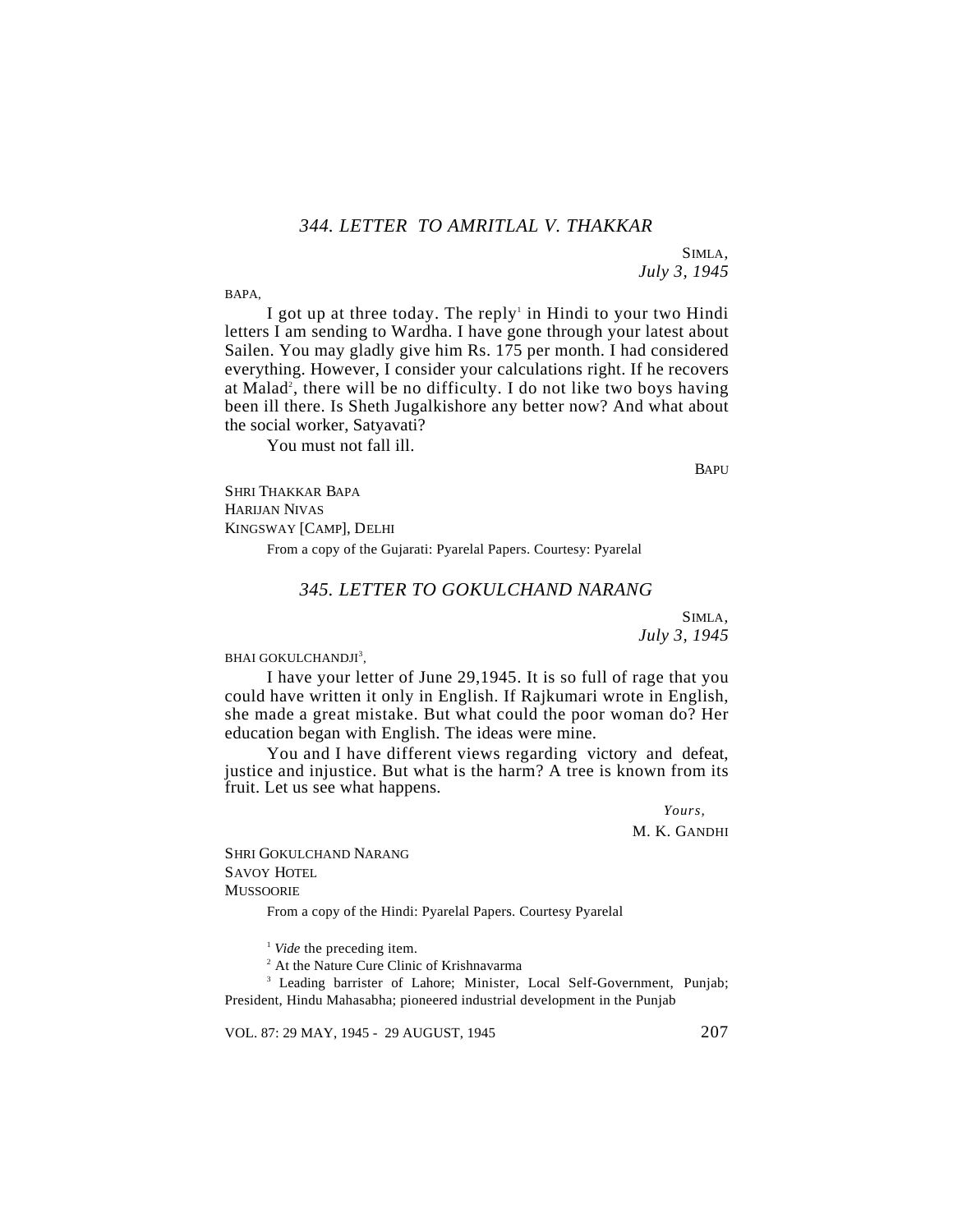### *344. LETTER TO AMRITLAL V. THAKKAR*

SIMLA,
*July 3, 1945*

BAPA,

I got up at three today. The reply[1] in Hindi to your two Hindi letters I am sending to Wardha. I have gone through your latest about Sailen. You may gladly give him Rs. 175 per month. I had considered everything. However, I consider your calculations right. If he recovers at Malad[2], there will be no difficulty. I do not like two boys having been ill there. Is Sheth Jugalkishore any better now? And what about the social worker, Satyavati?

You must not fall ill.

BAPU

SHRI THAKKAR BAPA
HARIJAN NIVAS
KINGSWAY [CAMP], DELHI

From a copy of the Gujarati: Pyarelal Papers. Courtesy: Pyarelal

### *345. LETTER TO GOKULCHAND NARANG*

SIMLA,
*July 3, 1945*

BHAI GOKULCHANDJI[3],

I have your letter of June 29,1945. It is so full of rage that you could have written it only in English. If Rajkumari wrote in English, she made a great mistake. But what could the poor woman do? Her education began with English. The ideas were mine.

You and I have different views regarding victory and defeat, justice and injustice. But what is the harm? A tree is known from its fruit. Let us see what happens.

*Yours,*
M. K. GANDHI

SHRI GOKULCHAND NARANG
SAVOY HOTEL
MUSSOORIE

From a copy of the Hindi: Pyarelal Papers. Courtesy Pyarelal

---

[1] *Vide* the preceding item.

[2] At the Nature Cure Clinic of Krishnavarma

[3] Leading barrister of Lahore; Minister, Local Self-Government, Punjab; President, Hindu Mahasabha; pioneered industrial development in the Punjab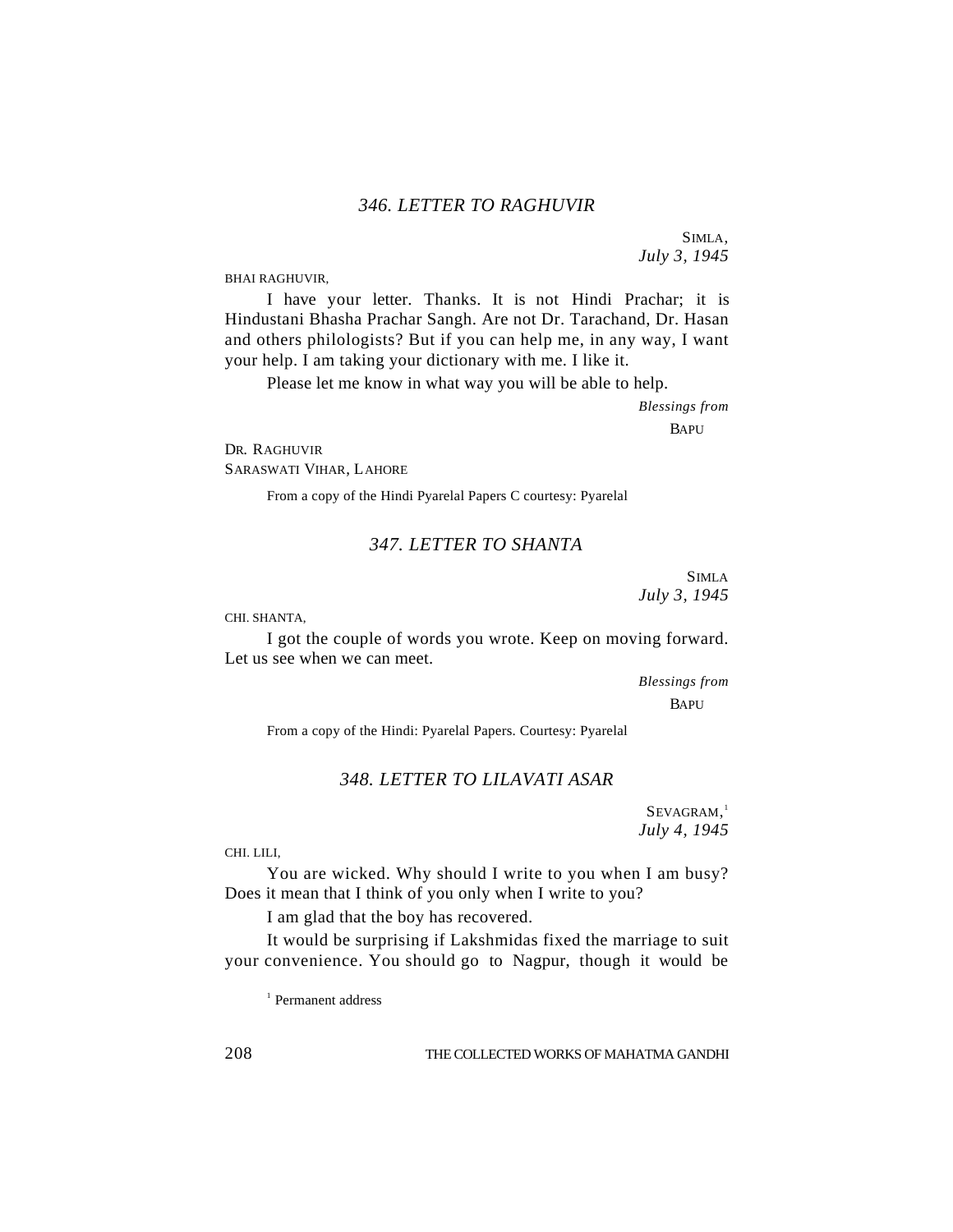### *346. LETTER TO RAGHUVIR*

SIMLA,
*July 3, 1945*

BHAI RAGHUVIR,

I have your letter. Thanks. It is not Hindi Prachar; it is Hindustani Bhasha Prachar Sangh. Are not Dr. Tarachand, Dr. Hasan and others philologists? But if you can help me, in any way, I want your help. I am taking your dictionary with me. I like it.

Please let me know in what way you will be able to help.

*Blessings from*
BAPU

DR. RAGHUVIR
SARASWATI VIHAR, LAHORE

From a copy of the Hindi Pyarelal Papers C courtesy: Pyarelal

### *347. LETTER TO SHANTA*

SIMLA
*July 3, 1945*

CHI. SHANTA,

I got the couple of words you wrote. Keep on moving forward. Let us see when we can meet.

*Blessings from*
BAPU

From a copy of the Hindi: Pyarelal Papers. Courtesy: Pyarelal

### *348. LETTER TO LILAVATI ASAR*

SEVAGRAM,[1]
*July 4, 1945*

CHI. LILI,

You are wicked. Why should I write to you when I am busy? Does it mean that I think of you only when I write to you?

I am glad that the boy has recovered.

It would be surprising if Lakshmidas fixed the marriage to suit your convenience. You should go to Nagpur, though it would be

[1] Permanent address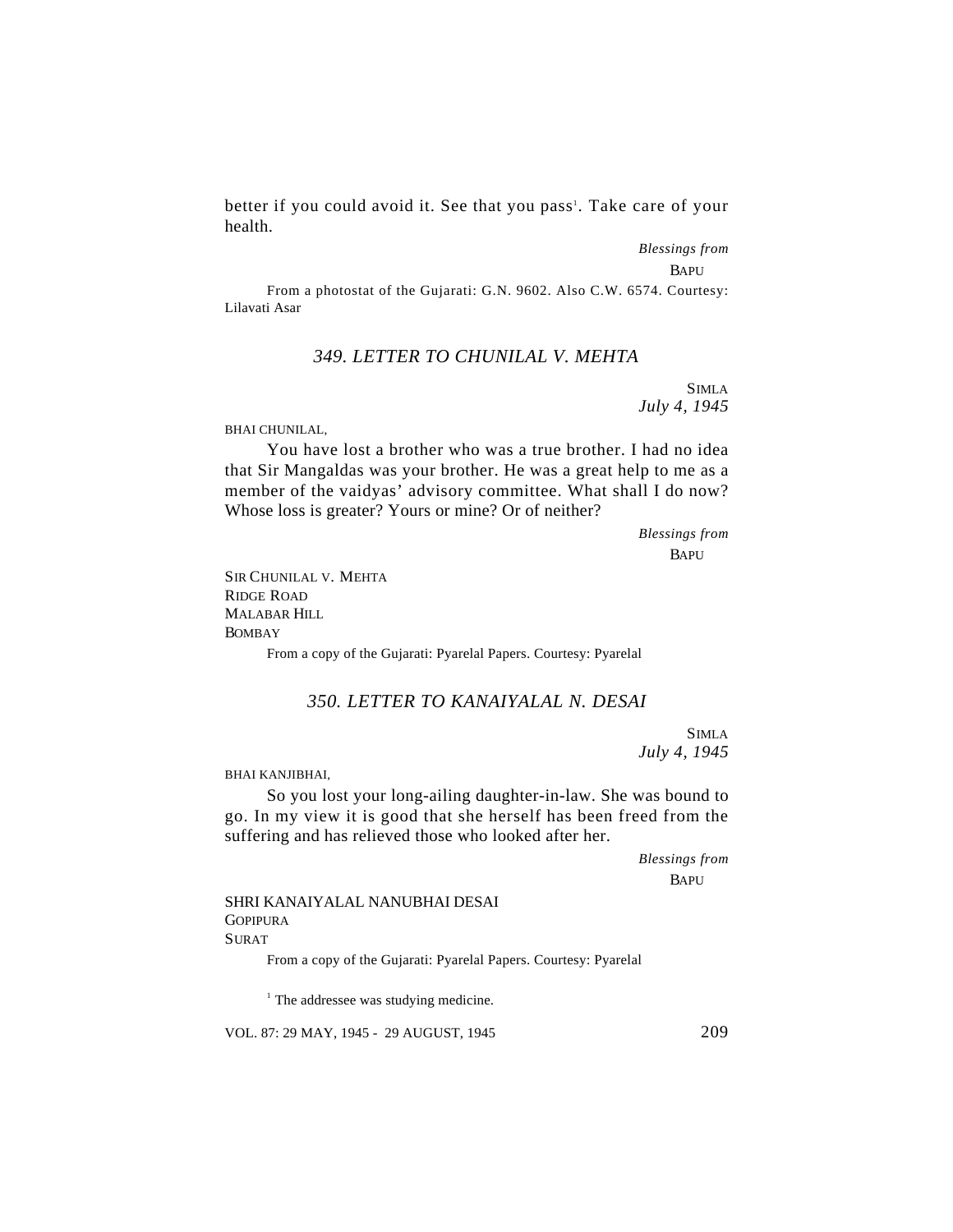better if you could avoid it. See that you pass[1]. Take care of your health.

*Blessings from*

BAPU

From a photostat of the Gujarati: G.N. 9602. Also C.W. 6574. Courtesy: Lilavati Asar

### *349. LETTER TO CHUNILAL V. MEHTA*

SIMLA
*July 4, 1945*

BHAI CHUNILAL,

You have lost a brother who was a true brother. I had no idea that Sir Mangaldas was your brother. He was a great help to me as a member of the vaidyas' advisory committee. What shall I do now? Whose loss is greater? Yours or mine? Or of neither?

*Blessings from*

BAPU

SIR CHUNILAL V. MEHTA
RIDGE ROAD
MALABAR HILL
BOMBAY

From a copy of the Gujarati: Pyarelal Papers. Courtesy: Pyarelal

### *350. LETTER TO KANAIYALAL N. DESAI*

SIMLA
*July 4, 1945*

BHAI KANJIBHAI,

So you lost your long-ailing daughter-in-law. She was bound to go. In my view it is good that she herself has been freed from the suffering and has relieved those who looked after her.

*Blessings from*

BAPU

SHRI KANAIYALAL NANUBHAI DESAI
GOPIPURA
SURAT

From a copy of the Gujarati: Pyarelal Papers. Courtesy: Pyarelal

[1] The addressee was studying medicine.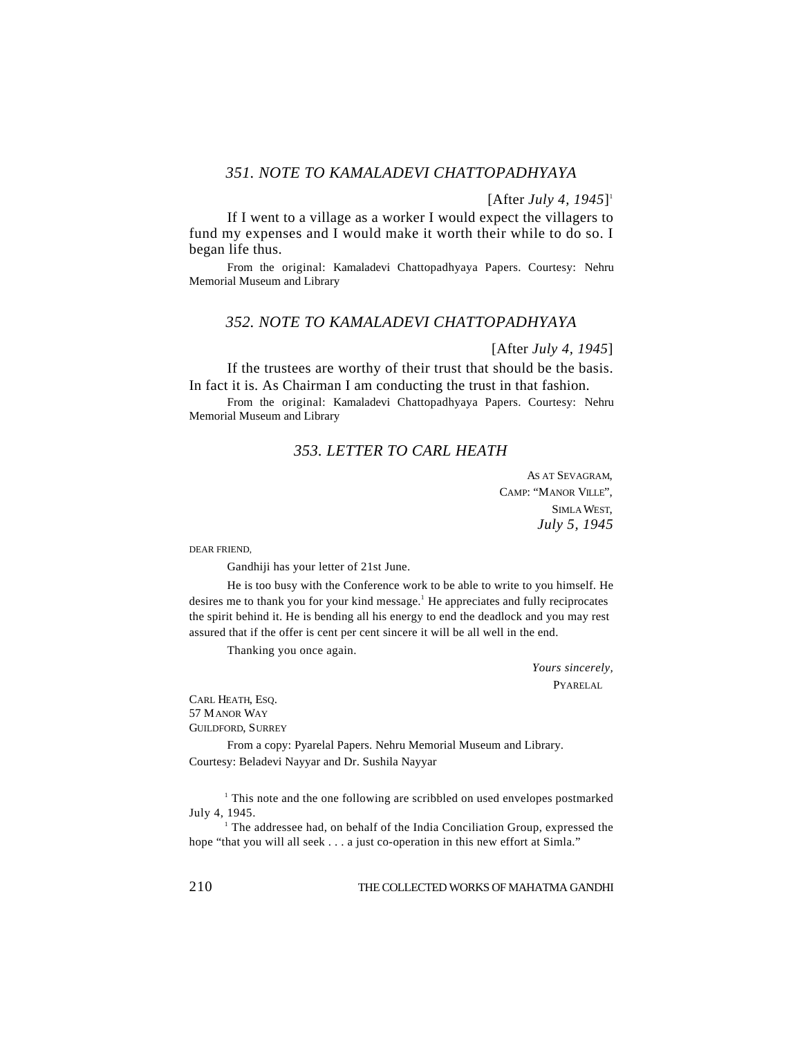### *351. NOTE TO KAMALADEVI CHATTOPADHYAYA*

[After *July 4, 1945*][1]

If I went to a village as a worker I would expect the villagers to fund my expenses and I would make it worth their while to do so. I began life thus.

From the original: Kamaladevi Chattopadhyaya Papers. Courtesy: Nehru Memorial Museum and Library

### *352. NOTE TO KAMALADEVI CHATTOPADHYAYA*

[After *July 4, 1945*]

If the trustees are worthy of their trust that should be the basis. In fact it is. As Chairman I am conducting the trust in that fashion.

From the original: Kamaladevi Chattopadhyaya Papers. Courtesy: Nehru Memorial Museum and Library

### *353. LETTER TO CARL HEATH*

AS AT SEVAGRAM,
CAMP: "MANOR VILLE",
SIMLA WEST,
*July 5, 1945*

DEAR FRIEND,

Gandhiji has your letter of 21st June.

He is too busy with the Conference work to be able to write to you himself. He desires me to thank you for your kind message.[1] He appreciates and fully reciprocates the spirit behind it. He is bending all his energy to end the deadlock and you may rest assured that if the offer is cent per cent sincere it will be all well in the end.

Thanking you once again.

*Yours sincerely,*
PYARELAL

CARL HEATH, ESQ.
57 MANOR WAY
GUILDFORD, SURREY

From a copy: Pyarelal Papers. Nehru Memorial Museum and Library. Courtesy: Beladevi Nayyar and Dr. Sushila Nayyar

[1] This note and the one following are scribbled on used envelopes postmarked July 4, 1945.

[1] The addressee had, on behalf of the India Conciliation Group, expressed the hope "that you will all seek . . . a just co-operation in this new effort at Simla."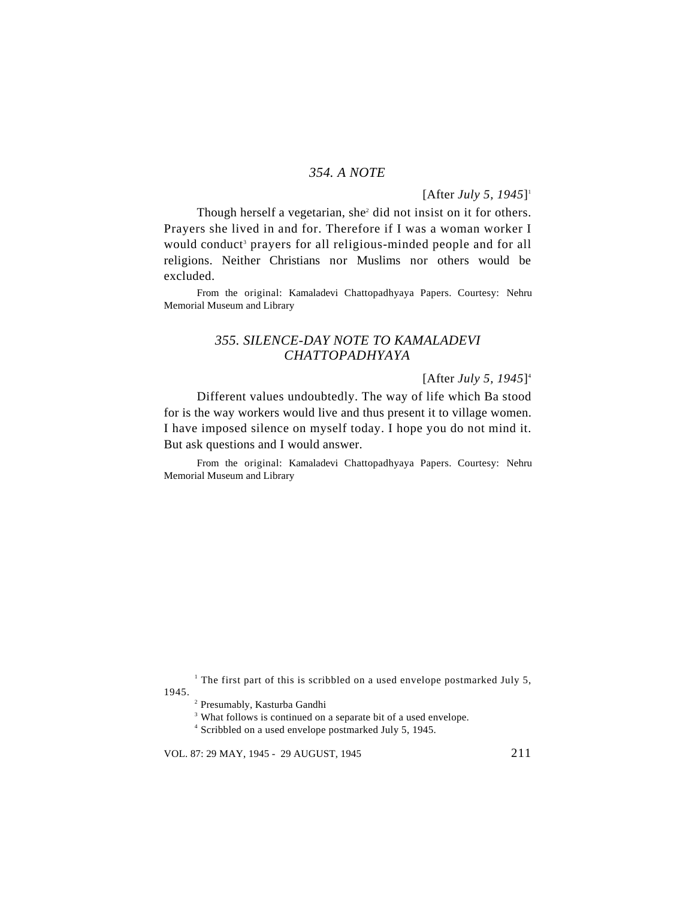### *354. A NOTE*

[After *July 5, 1945*][1]

Though herself a vegetarian, she[2] did not insist on it for others. Prayers she lived in and for. Therefore if I was a woman worker I would conduct[3] prayers for all religious-minded people and for all religions. Neither Christians nor Muslims nor others would be excluded.

From the original: Kamaladevi Chattopadhyaya Papers. Courtesy: Nehru Memorial Museum and Library

### *355. SILENCE-DAY NOTE TO KAMALADEVI CHATTOPADHYAYA*

[After *July 5, 1945*][4]

Different values undoubtedly. The way of life which Ba stood for is the way workers would live and thus present it to village women. I have imposed silence on myself today. I hope you do not mind it. But ask questions and I would answer.

From the original: Kamaladevi Chattopadhyaya Papers. Courtesy: Nehru Memorial Museum and Library

---

[1] The first part of this is scribbled on a used envelope postmarked July 5, 1945.

[2] Presumably, Kasturba Gandhi

[3] What follows is continued on a separate bit of a used envelope.

[4] Scribbled on a used envelope postmarked July 5, 1945.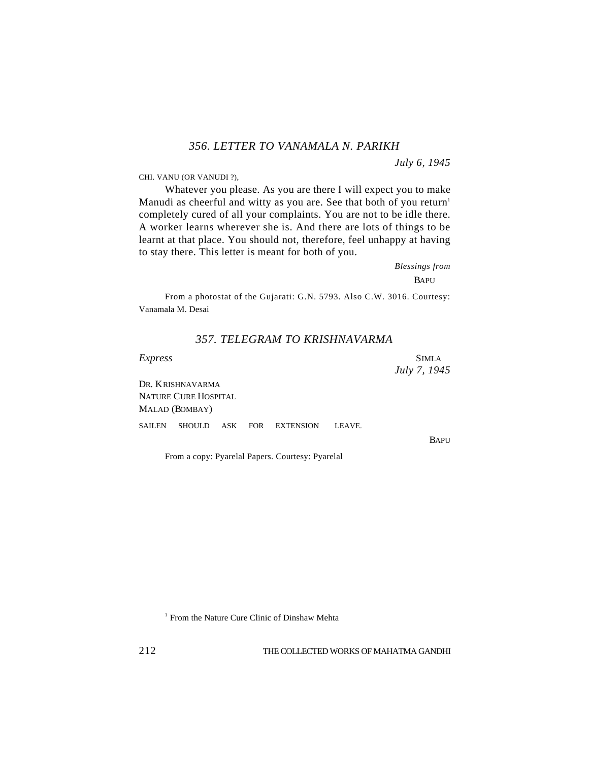### 356. LETTER TO VANAMALA N. PARIKH

*July 6, 1945*

CHI. VANU (OR VANUDI ?),

Whatever you please. As you are there I will expect you to make Manudi as cheerful and witty as you are. See that both of you return[1] completely cured of all your complaints. You are not to be idle there. A worker learns wherever she is. And there are lots of things to be learnt at that place. You should not, therefore, feel unhappy at having to stay there. This letter is meant for both of you.

*Blessings from*

BAPU

From a photostat of the Gujarati: G.N. 5793. Also C.W. 3016. Courtesy: Vanamala M. Desai

### 357. TELEGRAM TO KRISHNAVARMA

*Express*

SIMLA

*July 7, 1945*

DR. KRISHNAVARMA
NATURE CURE HOSPITAL
MALAD (BOMBAY)

SAILEN SHOULD ASK FOR EXTENSION LEAVE.

BAPU

From a copy: Pyarelal Papers. Courtesy: Pyarelal

[1] From the Nature Cure Clinic of Dinshaw Mehta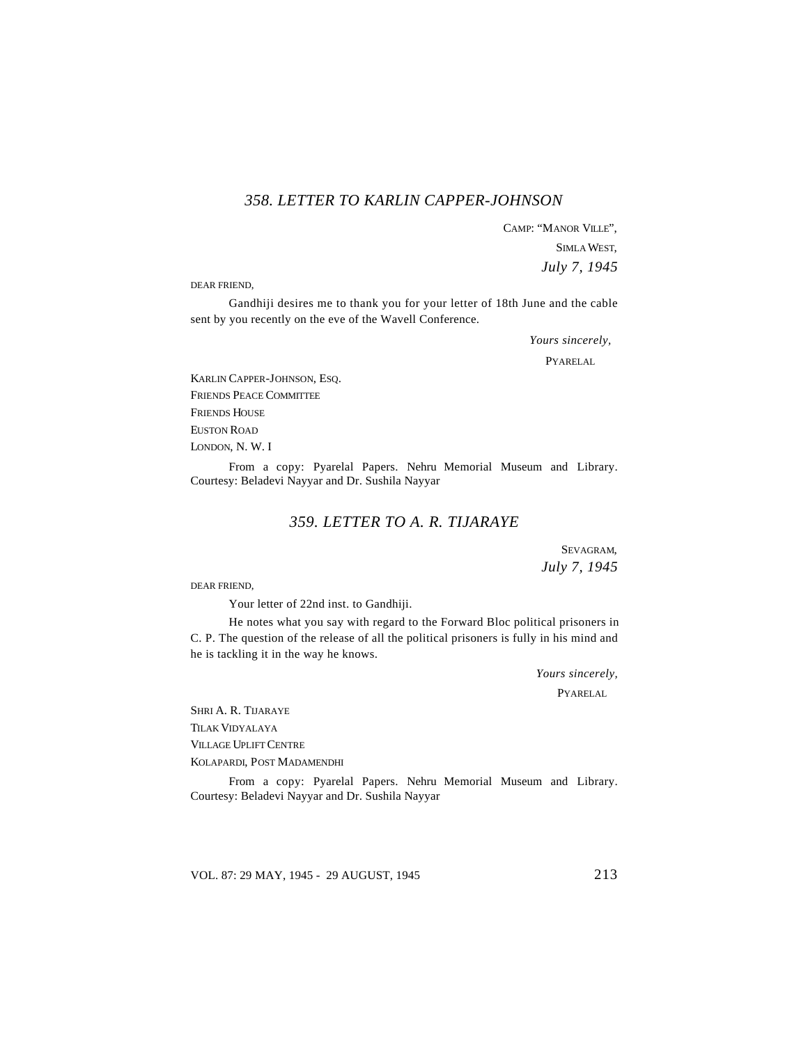## *358. LETTER TO KARLIN CAPPER-JOHNSON*

CAMP: "MANOR VILLE",
SIMLA WEST,
*July 7, 1945*

DEAR FRIEND,

Gandhiji desires me to thank you for your letter of 18th June and the cable sent by you recently on the eve of the Wavell Conference.

*Yours sincerely,*
PYARELAL

KARLIN CAPPER-JOHNSON, ESQ.
FRIENDS PEACE COMMITTEE
FRIENDS HOUSE
EUSTON ROAD
LONDON, N. W. I

From a copy: Pyarelal Papers. Nehru Memorial Museum and Library. Courtesy: Beladevi Nayyar and Dr. Sushila Nayyar

## *359. LETTER TO A. R. TIJARAYE*

SEVAGRAM,
*July 7, 1945*

DEAR FRIEND,

Your letter of 22nd inst. to Gandhiji.

He notes what you say with regard to the Forward Bloc political prisoners in C. P. The question of the release of all the political prisoners is fully in his mind and he is tackling it in the way he knows.

*Yours sincerely,*
PYARELAL

SHRI A. R. TIJARAYE
TILAK VIDYALAYA
VILLAGE UPLIFT CENTRE
KOLAPARDI, POST MADAMENDHI

From a copy: Pyarelal Papers. Nehru Memorial Museum and Library. Courtesy: Beladevi Nayyar and Dr. Sushila Nayyar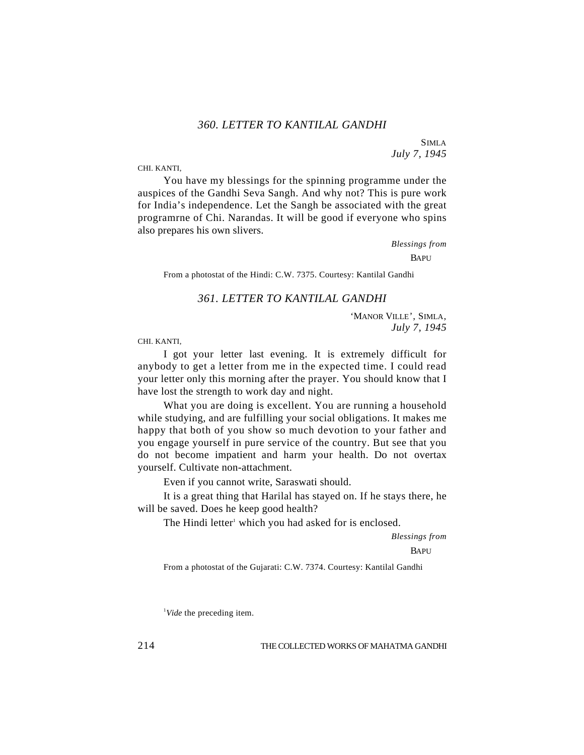### *360. LETTER TO KANTILAL GANDHI*

SIMLA
*July 7, 1945*

CHI. KANTI,

You have my blessings for the spinning programme under the auspices of the Gandhi Seva Sangh. And why not? This is pure work for India's independence. Let the Sangh be associated with the great programrne of Chi. Narandas. It will be good if everyone who spins also prepares his own slivers.

*Blessings from*
BAPU

From a photostat of the Hindi: C.W. 7375. Courtesy: Kantilal Gandhi

### *361. LETTER TO KANTILAL GANDHI*

'MANOR VILLE', SIMLA,
*July 7, 1945*

CHI. KANTI,

I got your letter last evening. It is extremely difficult for anybody to get a letter from me in the expected time. I could read your letter only this morning after the prayer. You should know that I have lost the strength to work day and night.

What you are doing is excellent. You are running a household while studying, and are fulfilling your social obligations. It makes me happy that both of you show so much devotion to your father and you engage yourself in pure service of the country. But see that you do not become impatient and harm your health. Do not overtax yourself. Cultivate non-attachment.

Even if you cannot write, Saraswati should.

It is a great thing that Harilal has stayed on. If he stays there, he will be saved. Does he keep good health?

The Hindi letter[1] which you had asked for is enclosed.

*Blessings from*
BAPU

From a photostat of the Gujarati: C.W. 7374. Courtesy: Kantilal Gandhi

[1] *Vide* the preceding item.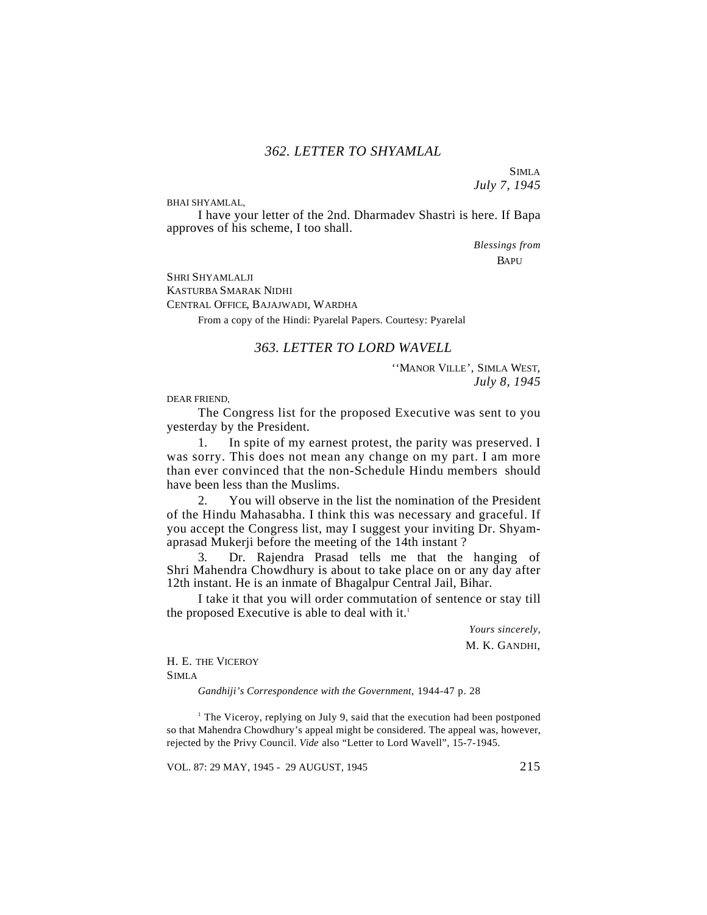### *362. LETTER TO SHYAMLAL*

SIMLA
*July 7, 1945*

BHAI SHYAMLAL,

I have your letter of the 2nd. Dharmadev Shastri is here. If Bapa approves of his scheme, I too shall.

*Blessings from*
BAPU

SHRI SHYAMLALJI
KASTURBA SMARAK NIDHI
CENTRAL OFFICE, BAJAJWADI, WARDHA

From a copy of the Hindi: Pyarelal Papers. Courtesy: Pyarelal

### *363. LETTER TO LORD WAVELL*

''MANOR VILLE', SIMLA WEST,
*July 8, 1945*

DEAR FRIEND,

The Congress list for the proposed Executive was sent to you yesterday by the President.

1. In spite of my earnest protest, the parity was preserved. I was sorry. This does not mean any change on my part. I am more than ever convinced that the non-Schedule Hindu members should have been less than the Muslims.

2. You will observe in the list the nomination of the President of the Hindu Mahasabha. I think this was necessary and graceful. If you accept the Congress list, may I suggest your inviting Dr. Shyamaprasad Mukerji before the meeting of the 14th instant ?

3. Dr. Rajendra Prasad tells me that the hanging of Shri Mahendra Chowdhury is about to take place on or any day after 12th instant. He is an inmate of Bhagalpur Central Jail, Bihar.

I take it that you will order commutation of sentence or stay till the proposed Executive is able to deal with it.[1]

*Yours sincerely,*
M. K. GANDHI,

H. E. THE VICEROY
SIMLA

*Gandhiji's Correspondence with the Government*, 1944-47 p. 28

[1] The Viceroy, replying on July 9, said that the execution had been postponed so that Mahendra Chowdhury's appeal might be considered. The appeal was, however, rejected by the Privy Council. *Vide* also "Letter to Lord Wavell", 15-7-1945.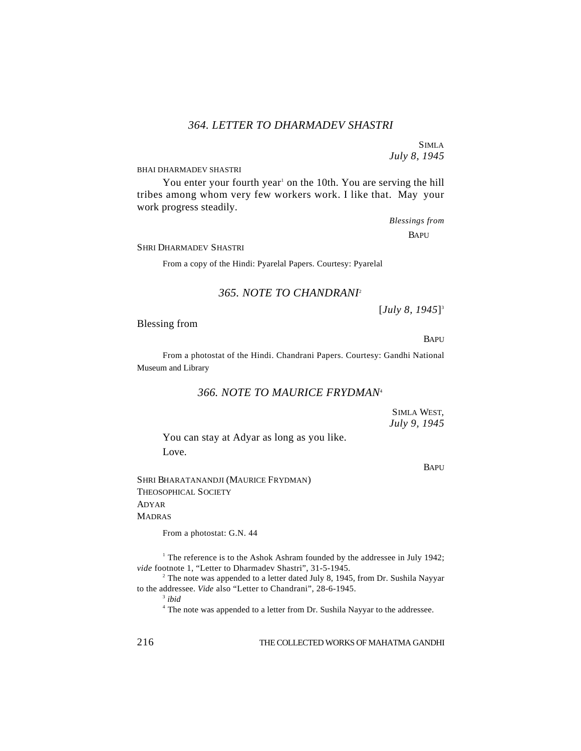### *364. LETTER TO DHARMADEV SHASTRI*

SIMLA
*July 8, 1945*

BHAI DHARMADEV SHASTRI

You enter your fourth year[1] on the 10th. You are serving the hill tribes among whom very few workers work. I like that. May your work progress steadily.

*Blessings from*
BAPU

SHRI DHARMADEV SHASTRI

From a copy of the Hindi: Pyarelal Papers. Courtesy: Pyarelal

### *365. NOTE TO CHANDRANI*[2]

[*July 8, 1945*][3]

Blessing from

BAPU

From a photostat of the Hindi. Chandrani Papers. Courtesy: Gandhi National Museum and Library

### *366. NOTE TO MAURICE FRYDMAN*[4]

SIMLA WEST,
*July 9, 1945*

You can stay at Adyar as long as you like.

Love.

BAPU

SHRI BHARATANANDJI (MAURICE FRYDMAN)
THEOSOPHICAL SOCIETY
ADYAR
MADRAS

From a photostat: G.N. 44

[1] The reference is to the Ashok Ashram founded by the addressee in July 1942; *vide* footnote 1, "Letter to Dharmadev Shastri", 31-5-1945.

[2] The note was appended to a letter dated July 8, 1945, from Dr. Sushila Nayyar to the addressee. *Vide* also "Letter to Chandrani", 28-6-1945.

[3] *ibid*

[4] The note was appended to a letter from Dr. Sushila Nayyar to the addressee.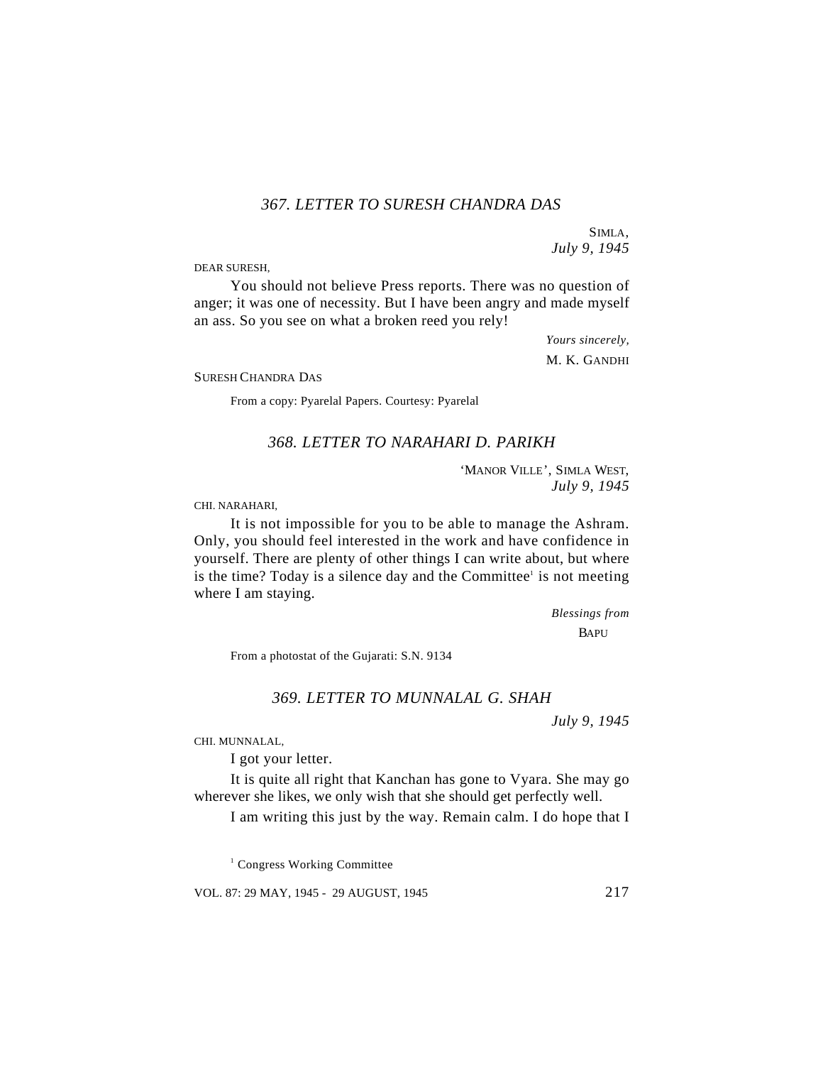### *367. LETTER TO SURESH CHANDRA DAS*

SIMLA,
*July 9, 1945*

DEAR SURESH,

You should not believe Press reports. There was no question of anger; it was one of necessity. But I have been angry and made myself an ass. So you see on what a broken reed you rely!

*Yours sincerely,*
M. K. GANDHI

SURESH CHANDRA DAS

From a copy: Pyarelal Papers. Courtesy: Pyarelal

### *368. LETTER TO NARAHARI D. PARIKH*

'MANOR VILLE', SIMLA WEST,
*July 9, 1945*

CHI. NARAHARI,

It is not impossible for you to be able to manage the Ashram. Only, you should feel interested in the work and have confidence in yourself. There are plenty of other things I can write about, but where is the time? Today is a silence day and the Committee[1] is not meeting where I am staying.

*Blessings from*
BAPU

From a photostat of the Gujarati: S.N. 9134

### *369. LETTER TO MUNNALAL G. SHAH*

*July 9, 1945*

CHI. MUNNALAL,

I got your letter.

It is quite all right that Kanchan has gone to Vyara. She may go wherever she likes, we only wish that she should get perfectly well.

I am writing this just by the way. Remain calm. I do hope that I

[1] Congress Working Committee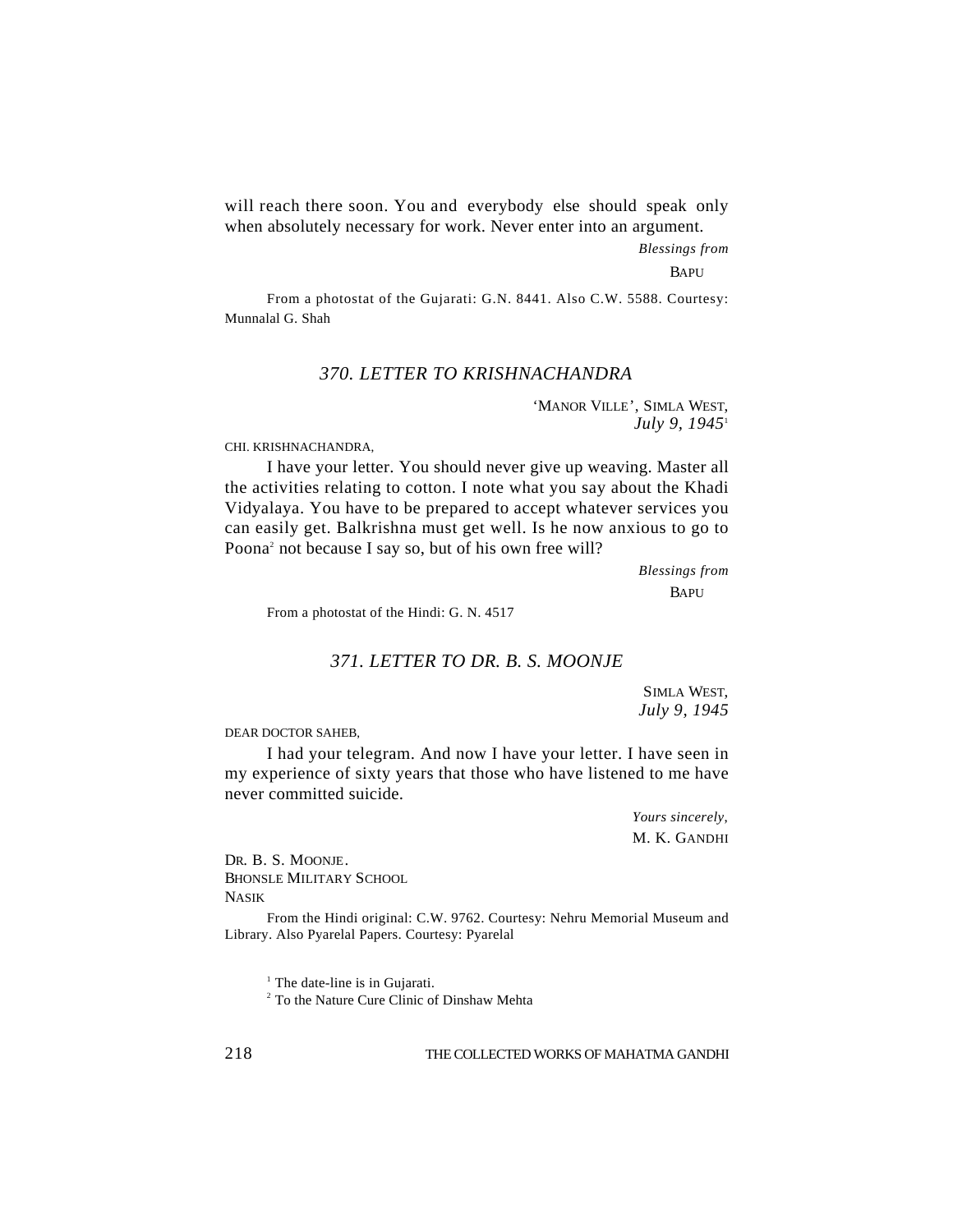will reach there soon. You and everybody else should speak only when absolutely necessary for work. Never enter into an argument.

*Blessings from*

BAPU

From a photostat of the Gujarati: G.N. 8441. Also C.W. 5588. Courtesy: Munnalal G. Shah

### *370. LETTER TO KRISHNACHANDRA*

'MANOR VILLE', SIMLA WEST,
*July 9, 1945*[1]

CHI. KRISHNACHANDRA,

I have your letter. You should never give up weaving. Master all the activities relating to cotton. I note what you say about the Khadi Vidyalaya. You have to be prepared to accept whatever services you can easily get. Balkrishna must get well. Is he now anxious to go to Poona[2] not because I say so, but of his own free will?

*Blessings from*

BAPU

From a photostat of the Hindi: G. N. 4517

### *371. LETTER TO DR. B. S. MOONJE*

SIMLA WEST,
*July 9, 1945*

DEAR DOCTOR SAHEB,

I had your telegram. And now I have your letter. I have seen in my experience of sixty years that those who have listened to me have never committed suicide.

*Yours sincerely,*

M. K. GANDHI

DR. B. S. MOONJE.
BHONSLE MILITARY SCHOOL
NASIK

From the Hindi original: C.W. 9762. Courtesy: Nehru Memorial Museum and Library. Also Pyarelal Papers. Courtesy: Pyarelal

[1] The date-line is in Gujarati.

[2] To the Nature Cure Clinic of Dinshaw Mehta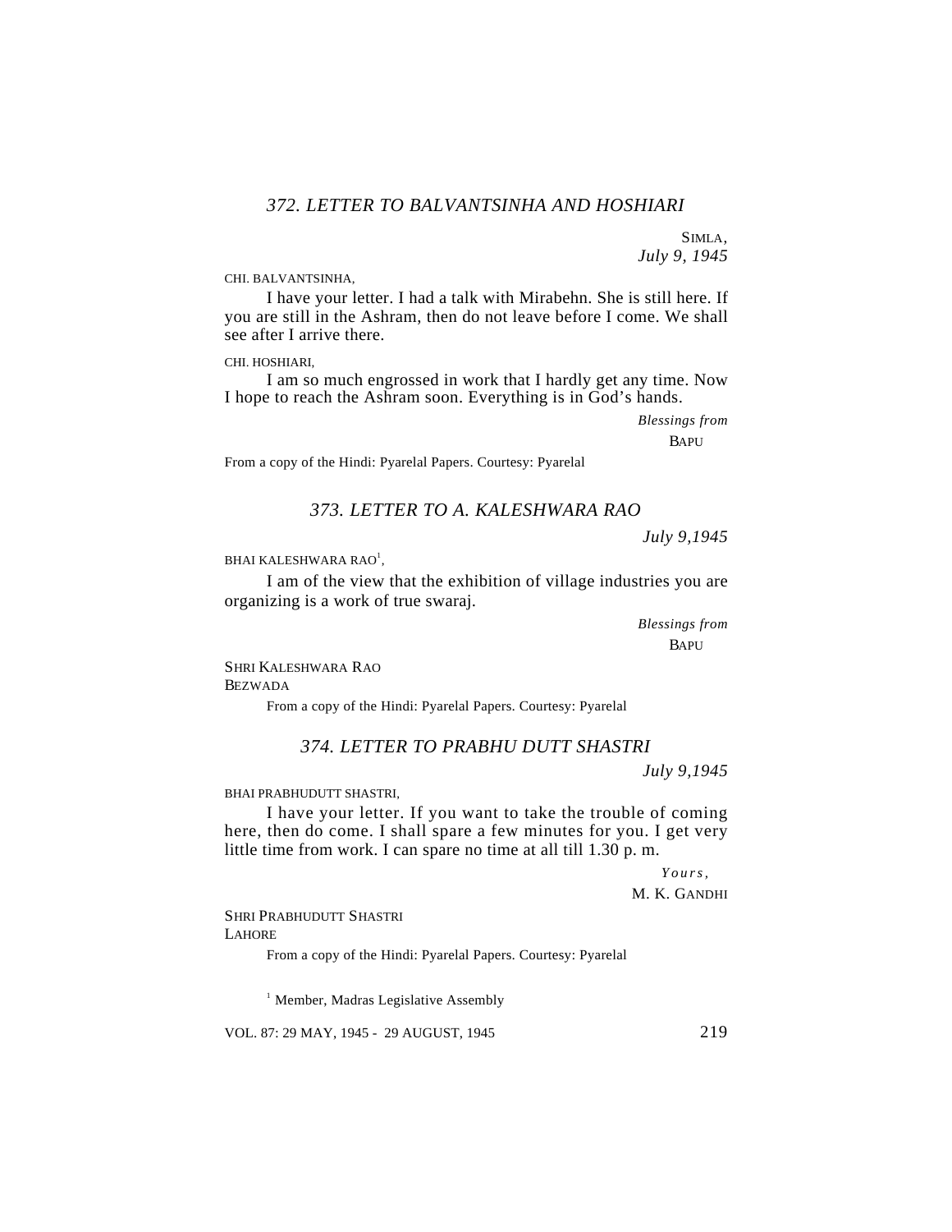### *372. LETTER TO BALVANTSINHA AND HOSHIARI*

SIMLA,
*July 9, 1945*

CHI. BALVANTSINHA,

I have your letter. I had a talk with Mirabehn. She is still here. If you are still in the Ashram, then do not leave before I come. We shall see after I arrive there.

CHI. HOSHIARI,

I am so much engrossed in work that I hardly get any time. Now I hope to reach the Ashram soon. Everything is in God's hands.

*Blessings from*
BAPU

From a copy of the Hindi: Pyarelal Papers. Courtesy: Pyarelal

### *373. LETTER TO A. KALESHWARA RAO*

*July 9,1945*

BHAI KALESHWARA RAO[1],

I am of the view that the exhibition of village industries you are organizing is a work of true swaraj.

*Blessings from*
BAPU

SHRI KALESHWARA RAO
BEZWADA

From a copy of the Hindi: Pyarelal Papers. Courtesy: Pyarelal

### *374. LETTER TO PRABHU DUTT SHASTRI*

*July 9,1945*

BHAI PRABHUDUTT SHASTRI,

I have your letter. If you want to take the trouble of coming here, then do come. I shall spare a few minutes for you. I get very little time from work. I can spare no time at all till 1.30 p. m.

*Yours,*
M. K. GANDHI

SHRI PRABHUDUTT SHASTRI
LAHORE

From a copy of the Hindi: Pyarelal Papers. Courtesy: Pyarelal

[1] Member, Madras Legislative Assembly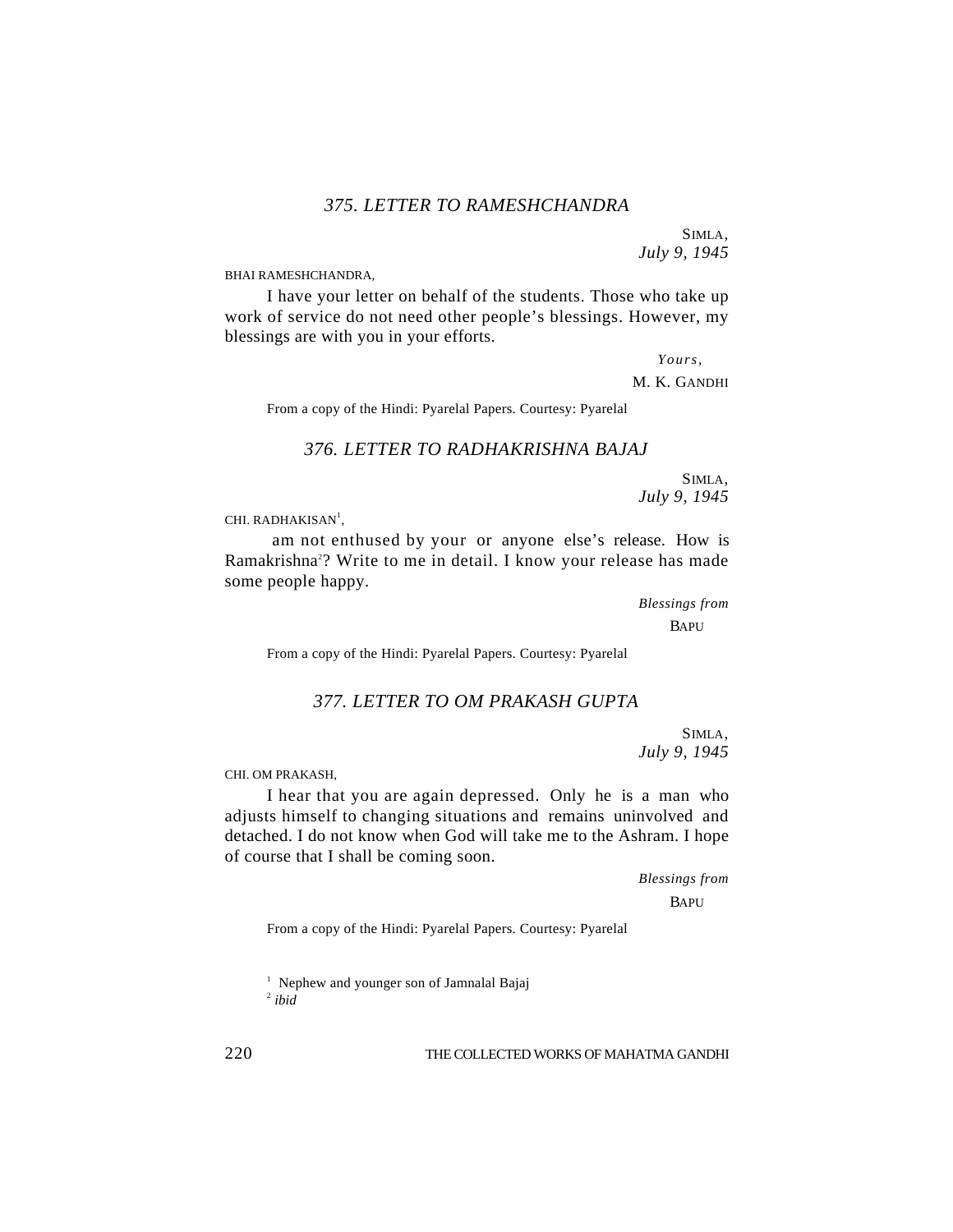### *375. LETTER TO RAMESHCHANDRA*

SIMLA,
*July 9, 1945*

BHAI RAMESHCHANDRA,

I have your letter on behalf of the students. Those who take up work of service do not need other people's blessings. However, my blessings are with you in your efforts.

*Yours,*
M. K. GANDHI

From a copy of the Hindi: Pyarelal Papers. Courtesy: Pyarelal

### *376. LETTER TO RADHAKRISHNA BAJAJ*

SIMLA,
*July 9, 1945*

CHI. RADHAKISAN[1],

am not enthused by your or anyone else's release. How is Ramakrishna[2]? Write to me in detail. I know your release has made some people happy.

*Blessings from*
BAPU

From a copy of the Hindi: Pyarelal Papers. Courtesy: Pyarelal

### *377. LETTER TO OM PRAKASH GUPTA*

SIMLA,
*July 9, 1945*

CHI. OM PRAKASH,

I hear that you are again depressed. Only he is a man who adjusts himself to changing situations and remains uninvolved and detached. I do not know when God will take me to the Ashram. I hope of course that I shall be coming soon.

*Blessings from*
BAPU

From a copy of the Hindi: Pyarelal Papers. Courtesy: Pyarelal

[1] Nephew and younger son of Jamnalal Bajaj

[2] *ibid*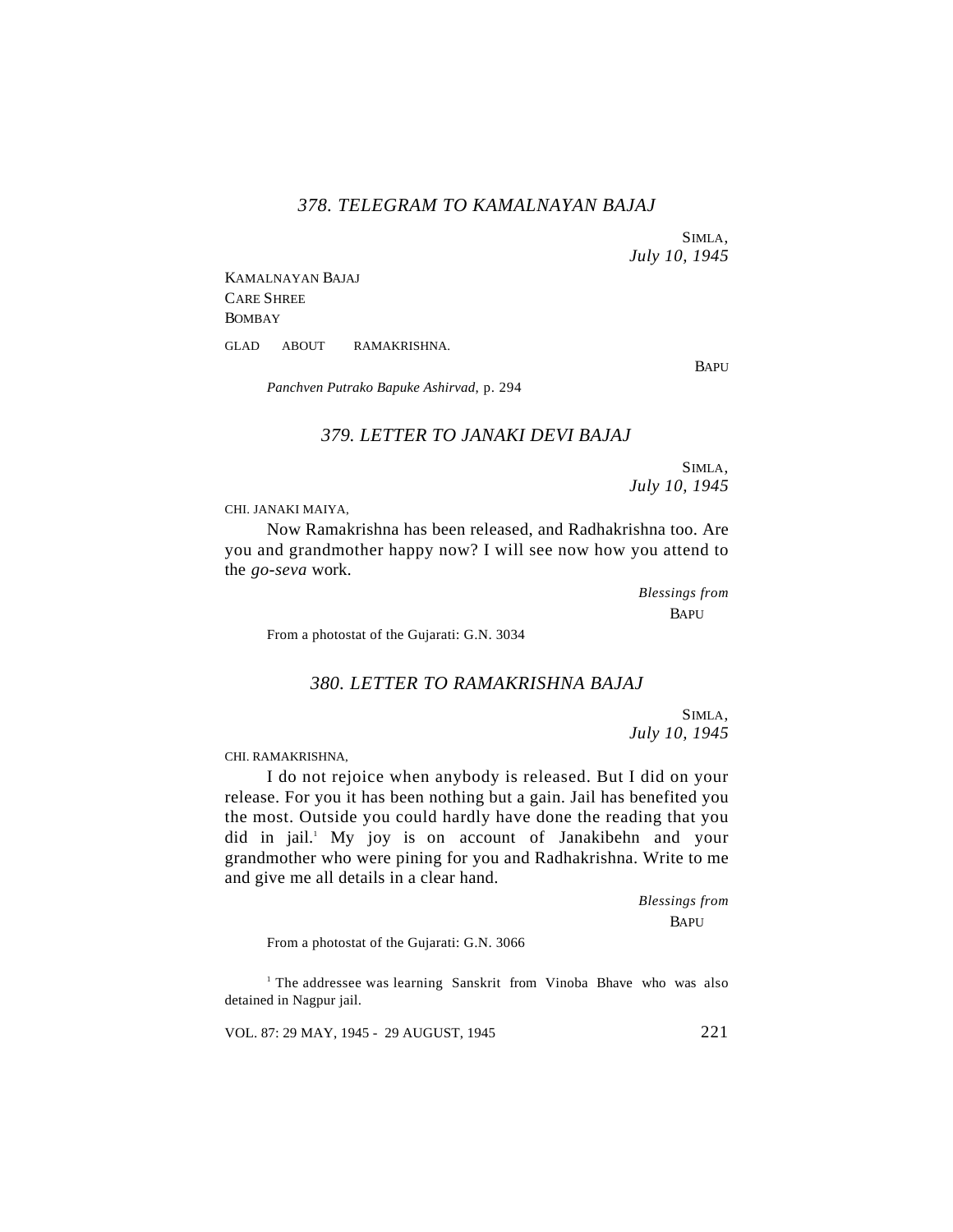### *378. TELEGRAM TO KAMALNAYAN BAJAJ*

SIMLA,
*July 10, 1945*

KAMALNAYAN BAJAJ
CARE SHREE
BOMBAY

GLAD ABOUT RAMAKRISHNA.

BAPU

*Panchven Putrako Bapuke Ashirvad*, p. 294

### *379. LETTER TO JANAKI DEVI BAJAJ*

SIMLA,
*July 10, 1945*

CHI. JANAKI MAIYA,

Now Ramakrishna has been released, and Radhakrishna too. Are you and grandmother happy now? I will see now how you attend to the *go-seva* work.

*Blessings from*
BAPU

From a photostat of the Gujarati: G.N. 3034

### *380. LETTER TO RAMAKRISHNA BAJAJ*

SIMLA,
*July 10, 1945*

CHI. RAMAKRISHNA,

I do not rejoice when anybody is released. But I did on your release. For you it has been nothing but a gain. Jail has benefited you the most. Outside you could hardly have done the reading that you did in jail.[1] My joy is on account of Janakibehn and your grandmother who were pining for you and Radhakrishna. Write to me and give me all details in a clear hand.

*Blessings from*
BAPU

From a photostat of the Gujarati: G.N. 3066

[1] The addressee was learning Sanskrit from Vinoba Bhave who was also detained in Nagpur jail.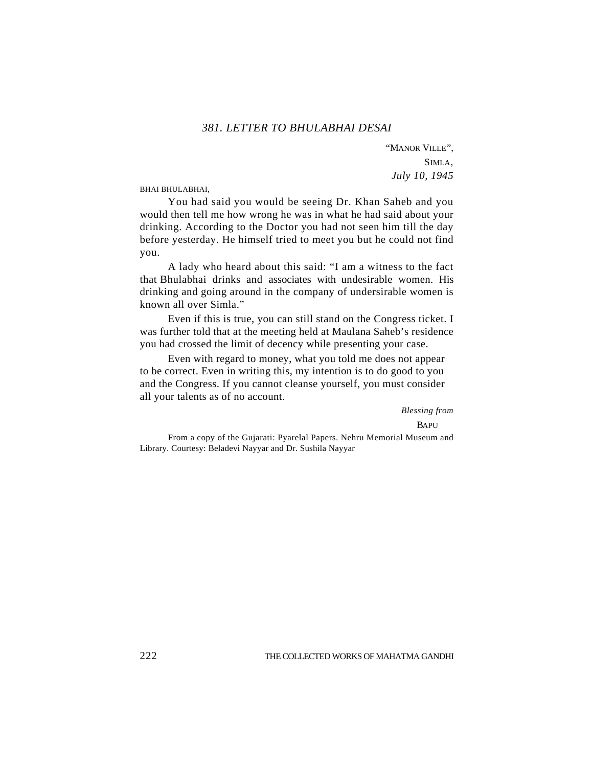### *381. LETTER TO BHULABHAI DESAI*

"MANOR VILLE",
SIMLA,
*July 10, 1945*

BHAI BHULABHAI,

You had said you would be seeing Dr. Khan Saheb and you would then tell me how wrong he was in what he had said about your drinking. According to the Doctor you had not seen him till the day before yesterday. He himself tried to meet you but he could not find you.

A lady who heard about this said: "I am a witness to the fact that Bhulabhai drinks and associates with undesirable women. His drinking and going around in the company of undersirable women is known all over Simla."

Even if this is true, you can still stand on the Congress ticket. I was further told that at the meeting held at Maulana Saheb's residence you had crossed the limit of decency while presenting your case.

Even with regard to money, what you told me does not appear to be correct. Even in writing this, my intention is to do good to you and the Congress. If you cannot cleanse yourself, you must consider all your talents as of no account.

*Blessing from*
BAPU

From a copy of the Gujarati: Pyarelal Papers. Nehru Memorial Museum and Library. Courtesy: Beladevi Nayyar and Dr. Sushila Nayyar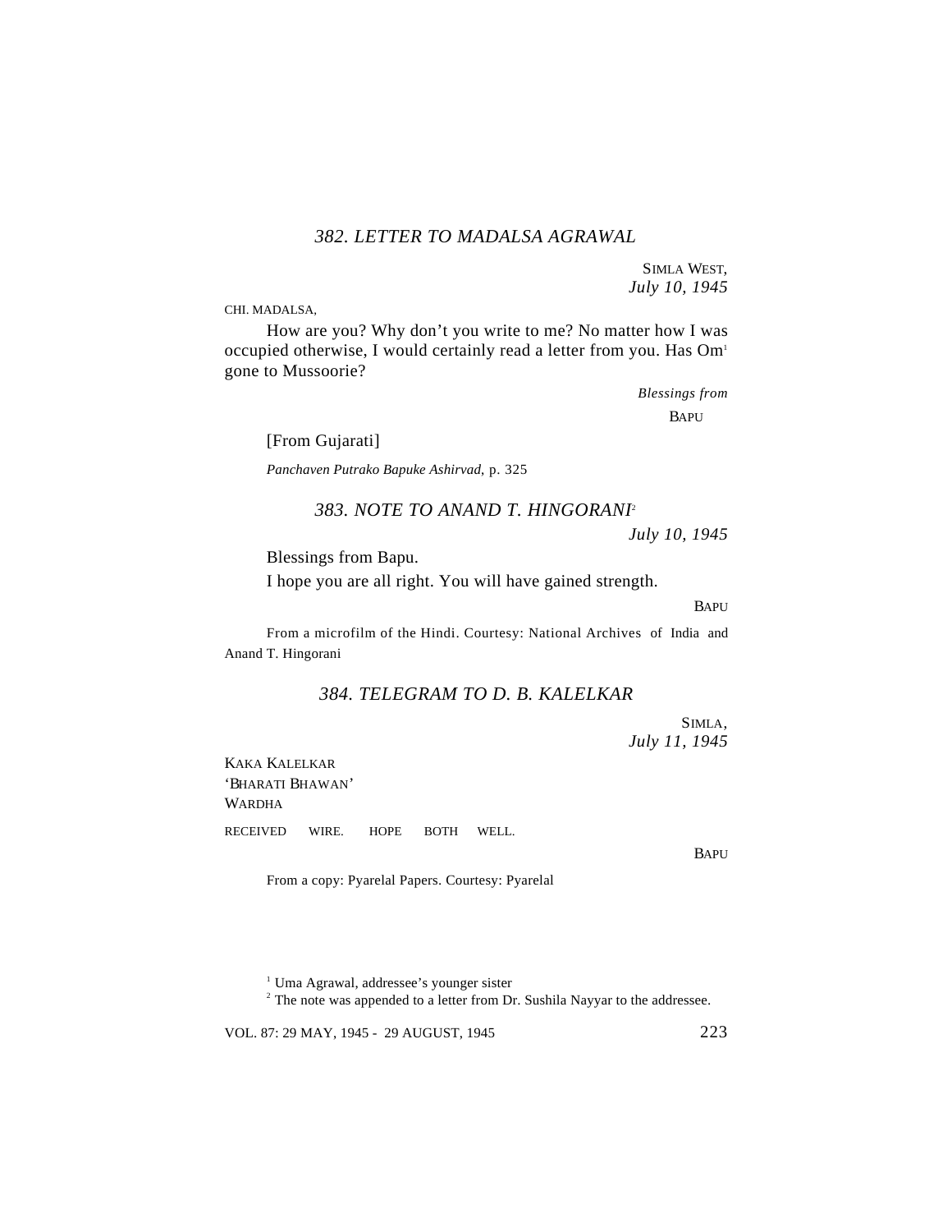### *382. LETTER TO MADALSA AGRAWAL*

SIMLA WEST,
*July 10, 1945*

CHI. MADALSA,

How are you? Why don't you write to me? No matter how I was occupied otherwise, I would certainly read a letter from you. Has Om[1] gone to Mussoorie?

*Blessings from*
BAPU

[From Gujarati]

*Panchaven Putrako Bapuke Ashirvad*, p. 325

### *383. NOTE TO ANAND T. HINGORANI*[2]

*July 10, 1945*

Blessings from Bapu.

I hope you are all right. You will have gained strength.

BAPU

From a microfilm of the Hindi. Courtesy: National Archives of India and Anand T. Hingorani

### *384. TELEGRAM TO D. B. KALELKAR*

SIMLA,
*July 11, 1945*

KAKA KALELKAR
'BHARATI BHAWAN'
WARDHA

RECEIVED WIRE. HOPE BOTH WELL.

BAPU

From a copy: Pyarelal Papers. Courtesy: Pyarelal

---

[1] Uma Agrawal, addressee's younger sister

[2] The note was appended to a letter from Dr. Sushila Nayyar to the addressee.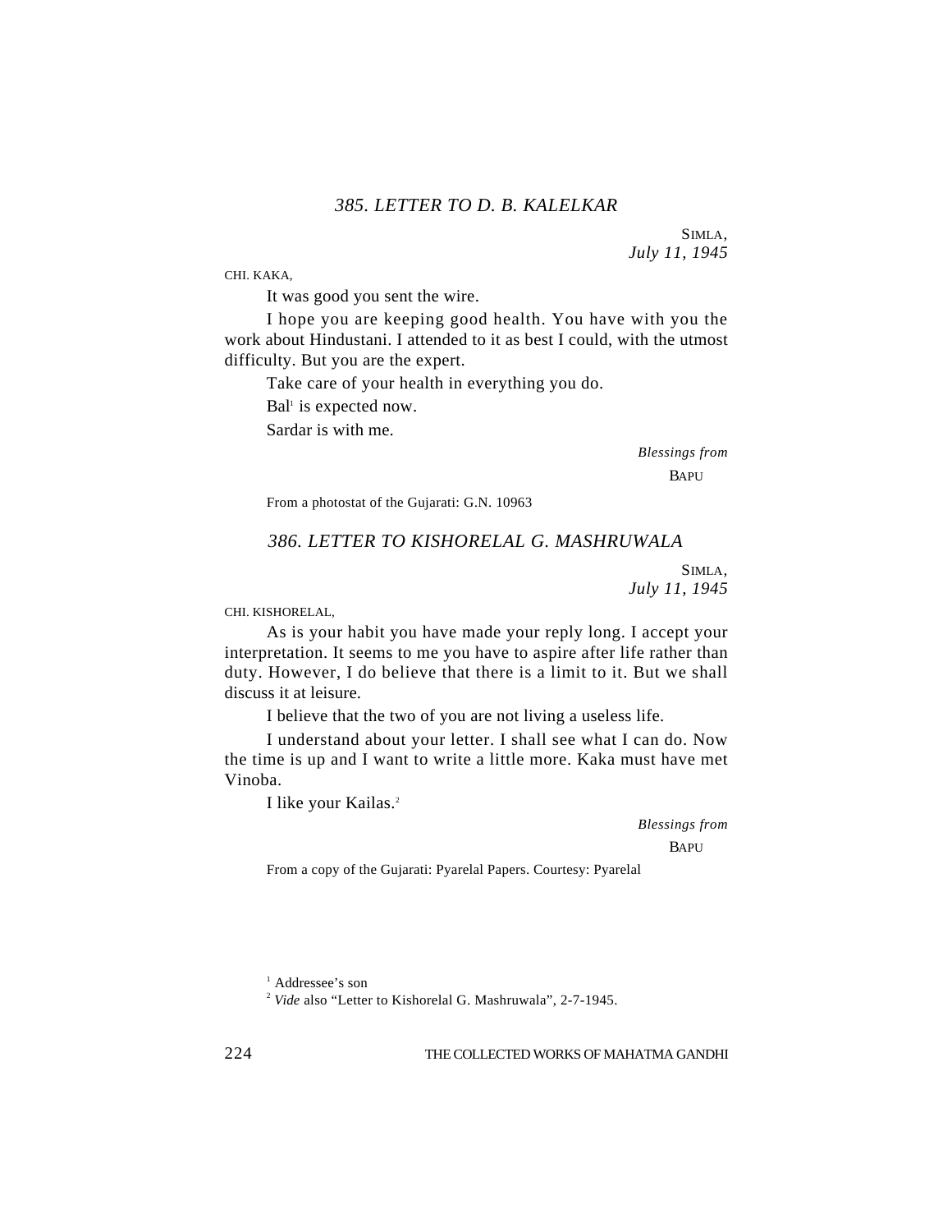### *385. LETTER TO D. B. KALELKAR*

SIMLA,
*July 11, 1945*

CHI. KAKA,

It was good you sent the wire.

I hope you are keeping good health. You have with you the work about Hindustani. I attended to it as best I could, with the utmost difficulty. But you are the expert.

Take care of your health in everything you do.

Bal[1] is expected now.

Sardar is with me.

*Blessings from*
BAPU

From a photostat of the Gujarati: G.N. 10963

### *386. LETTER TO KISHORELAL G. MASHRUWALA*

SIMLA,
*July 11, 1945*

CHI. KISHORELAL,

As is your habit you have made your reply long. I accept your interpretation. It seems to me you have to aspire after life rather than duty. However, I do believe that there is a limit to it. But we shall discuss it at leisure.

I believe that the two of you are not living a useless life.

I understand about your letter. I shall see what I can do. Now the time is up and I want to write a little more. Kaka must have met Vinoba.

I like your Kailas.[2]

*Blessings from*
BAPU

From a copy of the Gujarati: Pyarelal Papers. Courtesy: Pyarelal

---

[1] Addressee's son

[2] *Vide* also "Letter to Kishorelal G. Mashruwala", 2-7-1945.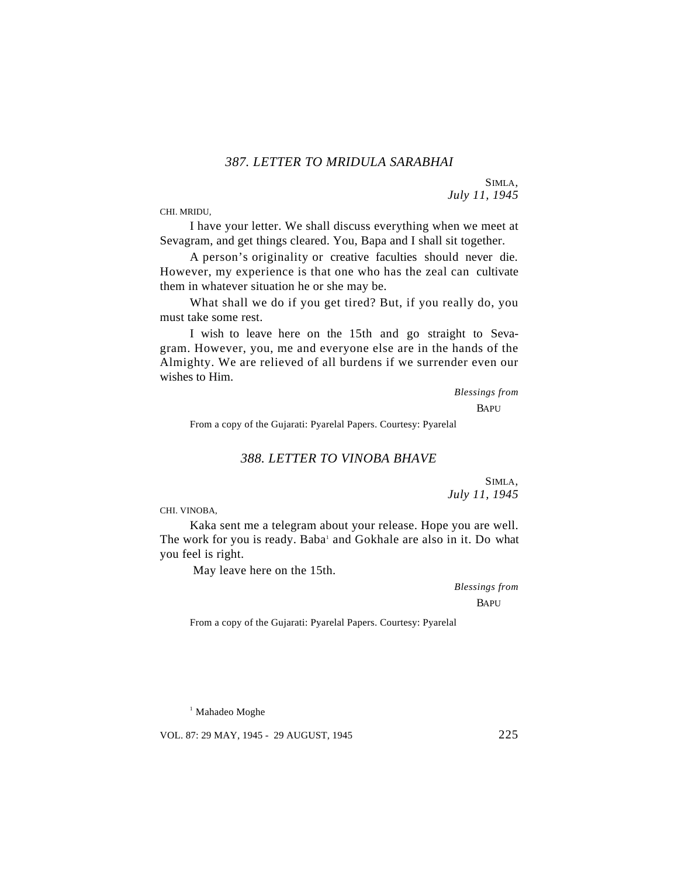## *387. LETTER TO MRIDULA SARABHAI*

SIMLA,
*July 11, 1945*

CHI. MRIDU,

I have your letter. We shall discuss everything when we meet at Sevagram, and get things cleared. You, Bapa and I shall sit together.

A person's originality or creative faculties should never die. However, my experience is that one who has the zeal can cultivate them in whatever situation he or she may be.

What shall we do if you get tired? But, if you really do, you must take some rest.

I wish to leave here on the 15th and go straight to Sevagram. However, you, me and everyone else are in the hands of the Almighty. We are relieved of all burdens if we surrender even our wishes to Him.

*Blessings from*
BAPU

From a copy of the Gujarati: Pyarelal Papers. Courtesy: Pyarelal

## *388. LETTER TO VINOBA BHAVE*

SIMLA,
*July 11, 1945*

CHI. VINOBA,

Kaka sent me a telegram about your release. Hope you are well. The work for you is ready. Baba[1] and Gokhale are also in it. Do what you feel is right.

May leave here on the 15th.

*Blessings from*
BAPU

From a copy of the Gujarati: Pyarelal Papers. Courtesy: Pyarelal

[1] Mahadeo Moghe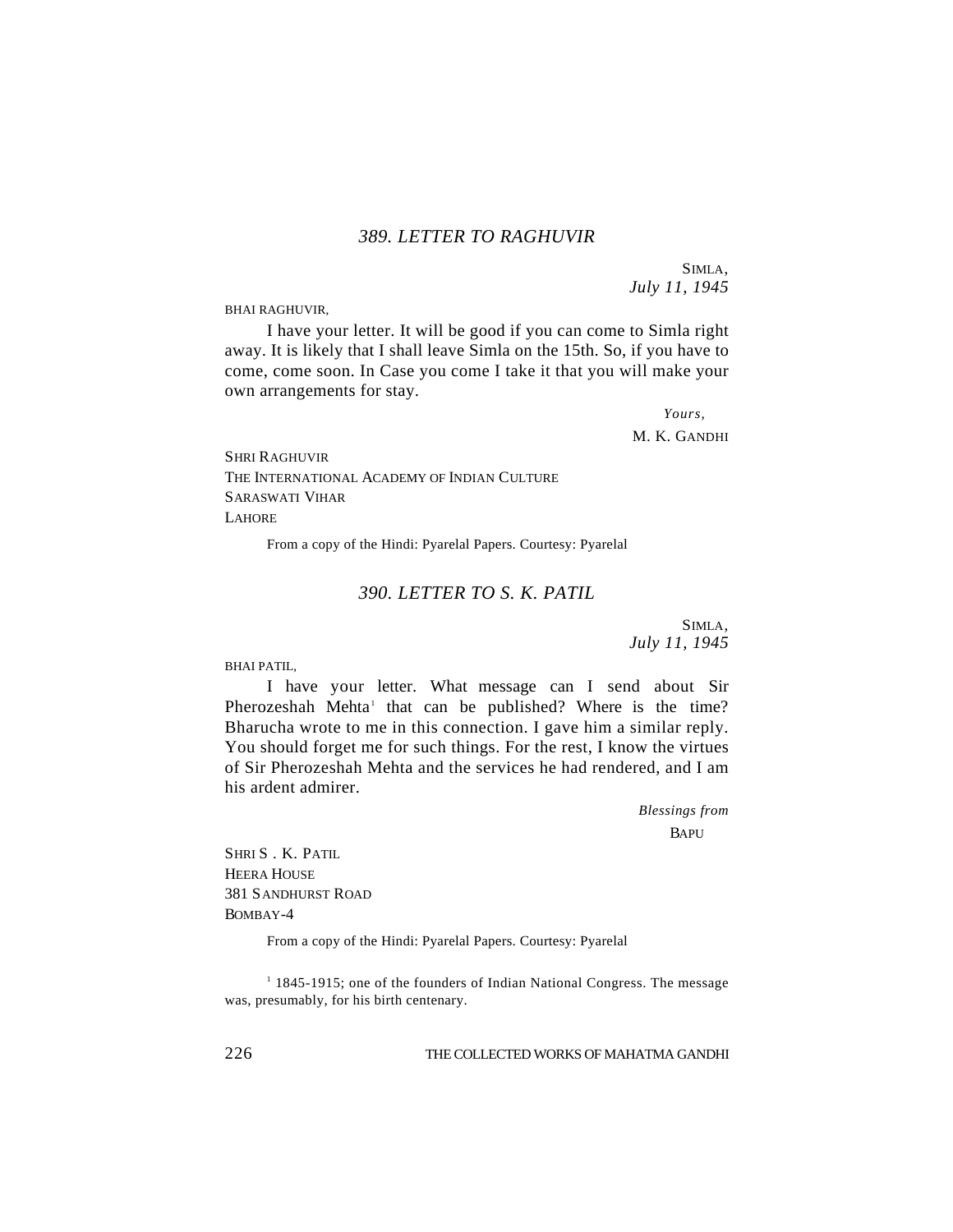### *389. LETTER TO RAGHUVIR*

SIMLA,
*July 11, 1945*

BHAI RAGHUVIR,

I have your letter. It will be good if you can come to Simla right away. It is likely that I shall leave Simla on the 15th. So, if you have to come, come soon. In Case you come I take it that you will make your own arrangements for stay.

*Yours,*
M. K. GANDHI

SHRI RAGHUVIR
THE INTERNATIONAL ACADEMY OF INDIAN CULTURE
SARASWATI VIHAR
LAHORE

From a copy of the Hindi: Pyarelal Papers. Courtesy: Pyarelal

### *390. LETTER TO S. K. PATIL*

SIMLA,
*July 11, 1945*

BHAI PATIL,

I have your letter. What message can I send about Sir Pherozeshah Mehta[1] that can be published? Where is the time? Bharucha wrote to me in this connection. I gave him a similar reply. You should forget me for such things. For the rest, I know the virtues of Sir Pherozeshah Mehta and the services he had rendered, and I am his ardent admirer.

*Blessings from*
BAPU

SHRI S . K. PATIL
HEERA HOUSE
381 SANDHURST ROAD
BOMBAY-4

From a copy of the Hindi: Pyarelal Papers. Courtesy: Pyarelal

[1] 1845-1915; one of the founders of Indian National Congress. The message was, presumably, for his birth centenary.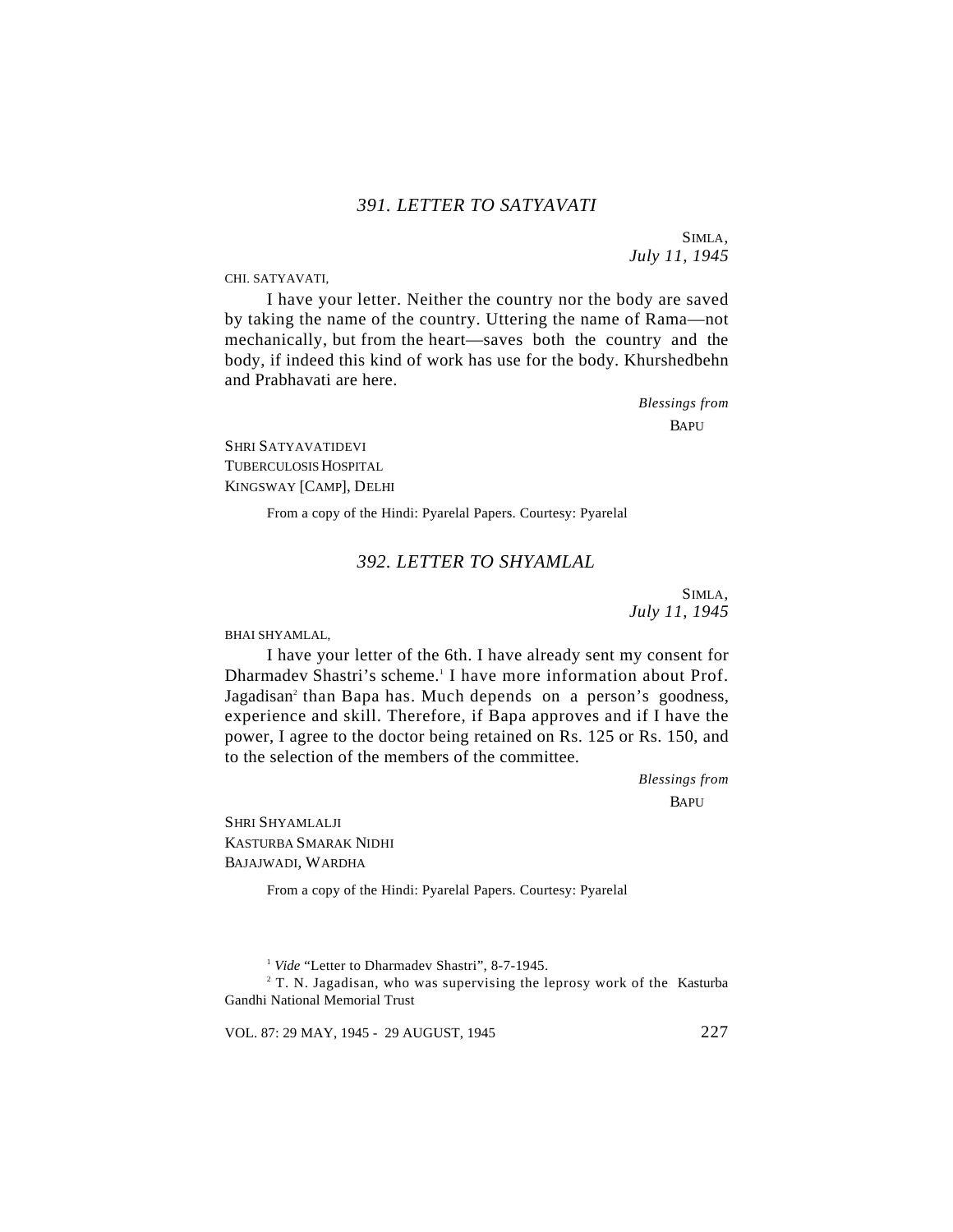### *391. LETTER TO SATYAVATI*

SIMLA,
*July 11, 1945*

CHI. SATYAVATI,

I have your letter. Neither the country nor the body are saved by taking the name of the country. Uttering the name of Rama—not mechanically, but from the heart—saves both the country and the body, if indeed this kind of work has use for the body. Khurshedbehn and Prabhavati are here.

*Blessings from*
BAPU

SHRI SATYAVATIDEVI
TUBERCULOSIS HOSPITAL
KINGSWAY [CAMP], DELHI

From a copy of the Hindi: Pyarelal Papers. Courtesy: Pyarelal

### *392. LETTER TO SHYAMLAL*

SIMLA,
*July 11, 1945*

BHAI SHYAMLAL,

I have your letter of the 6th. I have already sent my consent for Dharmadev Shastri's scheme.[1] I have more information about Prof. Jagadisan[2] than Bapa has. Much depends on a person's goodness, experience and skill. Therefore, if Bapa approves and if I have the power, I agree to the doctor being retained on Rs. 125 or Rs. 150, and to the selection of the members of the committee.

*Blessings from*
BAPU

SHRI SHYAMLALJI
KASTURBA SMARAK NIDHI
BAJAJWADI, WARDHA

From a copy of the Hindi: Pyarelal Papers. Courtesy: Pyarelal

---

[1] *Vide* "Letter to Dharmadev Shastri", 8-7-1945.

[2] T. N. Jagadisan, who was supervising the leprosy work of the Kasturba Gandhi National Memorial Trust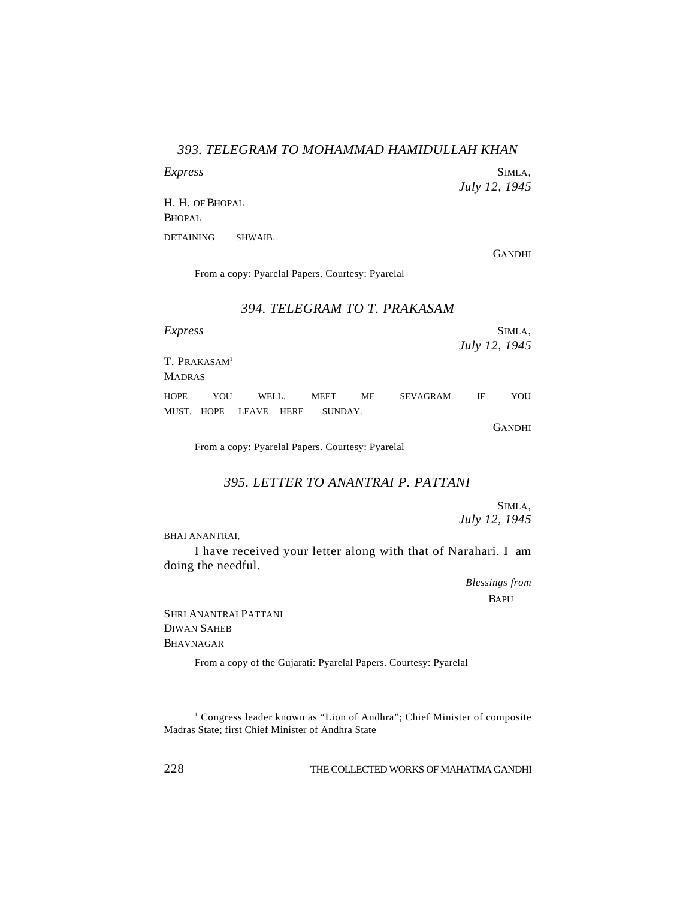### *393. TELEGRAM TO MOHAMMAD HAMIDULLAH KHAN*

*Express*

SIMLA,
*July 12, 1945*

H. H. OF BHOPAL
BHOPAL

DETAINING SHWAIB.

GANDHI

From a copy: Pyarelal Papers. Courtesy: Pyarelal

### *394. TELEGRAM TO T. PRAKASAM*

*Express*

SIMLA,
*July 12, 1945*

T. PRAKASAM[1]
MADRAS

HOPE YOU WELL. MEET ME SEVAGRAM IF YOU MUST. HOPE LEAVE HERE SUNDAY.

GANDHI

From a copy: Pyarelal Papers. Courtesy: Pyarelal

### *395. LETTER TO ANANTRAI P. PATTANI*

SIMLA,
*July 12, 1945*

BHAI ANANTRAI,

I have received your letter along with that of Narahari. I am doing the needful.

*Blessings from*
BAPU

SHRI ANANTRAI PATTANI
DIWAN SAHEB
BHAVNAGAR

From a copy of the Gujarati: Pyarelal Papers. Courtesy: Pyarelal

---

[1] Congress leader known as "Lion of Andhra"; Chief Minister of composite Madras State; first Chief Minister of Andhra State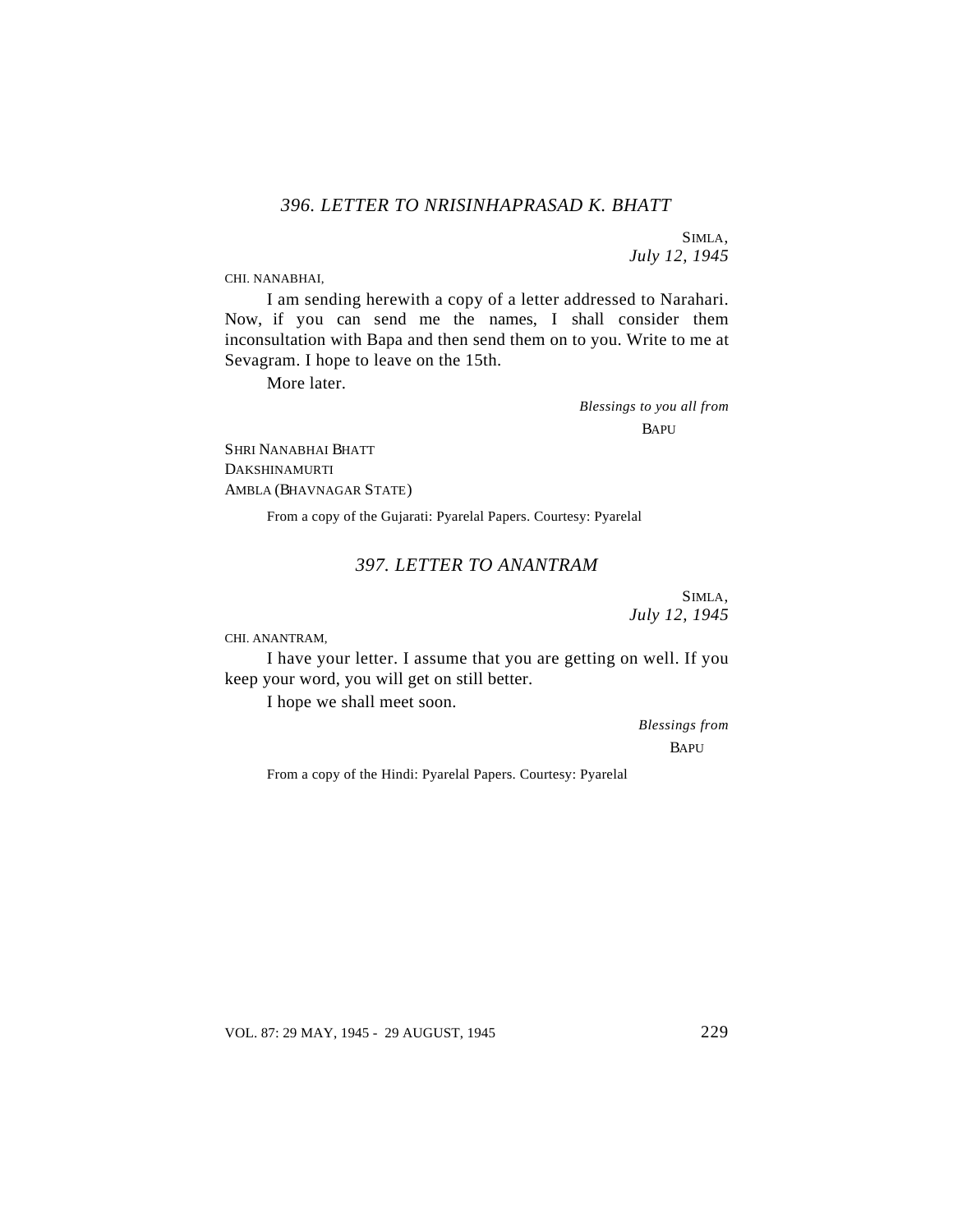### *396. LETTER TO NRISINHAPRASAD K. BHATT*

SIMLA,
*July 12, 1945*

CHI. NANABHAI,

I am sending herewith a copy of a letter addressed to Narahari. Now, if you can send me the names, I shall consider them inconsultation with Bapa and then send them on to you. Write to me at Sevagram. I hope to leave on the 15th.

More later.

*Blessings to you all from*
BAPU

SHRI NANABHAI BHATT
DAKSHINAMURTI
AMBLA (BHAVNAGAR STATE)

From a copy of the Gujarati: Pyarelal Papers. Courtesy: Pyarelal

### *397. LETTER TO ANANTRAM*

SIMLA,
*July 12, 1945*

CHI. ANANTRAM,

I have your letter. I assume that you are getting on well. If you keep your word, you will get on still better.

I hope we shall meet soon.

*Blessings from*
BAPU

From a copy of the Hindi: Pyarelal Papers. Courtesy: Pyarelal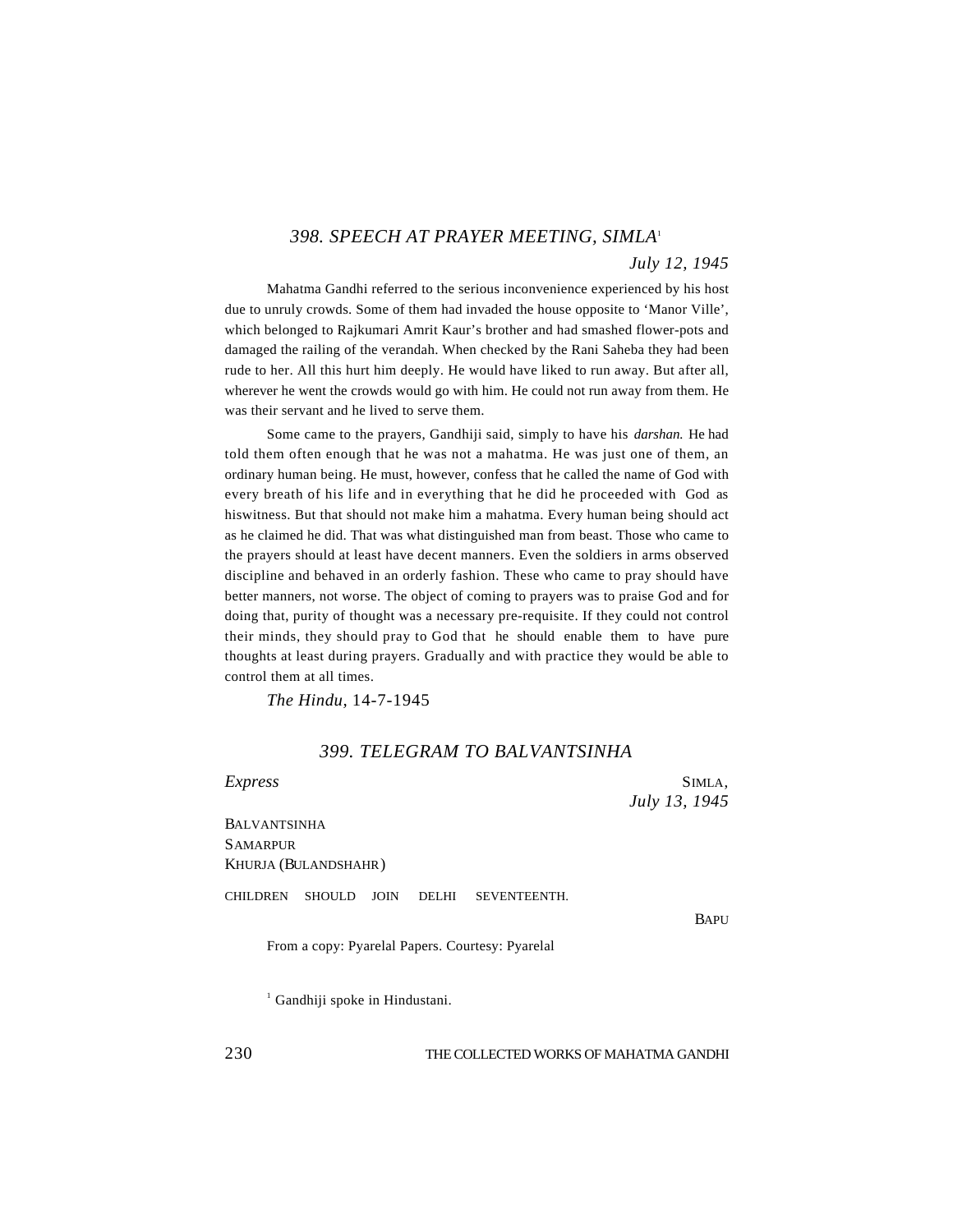### 398. SPEECH AT PRAYER MEETING, SIMLA[1]

*July 12, 1945*

Mahatma Gandhi referred to the serious inconvenience experienced by his host due to unruly crowds. Some of them had invaded the house opposite to 'Manor Ville', which belonged to Rajkumari Amrit Kaur's brother and had smashed flower-pots and damaged the railing of the verandah. When checked by the Rani Saheba they had been rude to her. All this hurt him deeply. He would have liked to run away. But after all, wherever he went the crowds would go with him. He could not run away from them. He was their servant and he lived to serve them.

Some came to the prayers, Gandhiji said, simply to have his *darshan.* He had told them often enough that he was not a mahatma. He was just one of them, an ordinary human being. He must, however, confess that he called the name of God with every breath of his life and in everything that he did he proceeded with God as hiswitness. But that should not make him a mahatma. Every human being should act as he claimed he did. That was what distinguished man from beast. Those who came to the prayers should at least have decent manners. Even the soldiers in arms observed discipline and behaved in an orderly fashion. These who came to pray should have better manners, not worse. The object of coming to prayers was to praise God and for doing that, purity of thought was a necessary pre-requisite. If they could not control their minds, they should pray to God that he should enable them to have pure thoughts at least during prayers. Gradually and with practice they would be able to control them at all times.

*The Hindu*, 14-7-1945

### 399. TELEGRAM TO BALVANTSINHA

*Express*

SIMLA,
*July 13, 1945*

BALVANTSINHA
SAMARPUR
KHURJA (BULANDSHAHR)

CHILDREN SHOULD JOIN DELHI SEVENTEENTH.

BAPU

From a copy: Pyarelal Papers. Courtesy: Pyarelal

---

[1] Gandhiji spoke in Hindustani.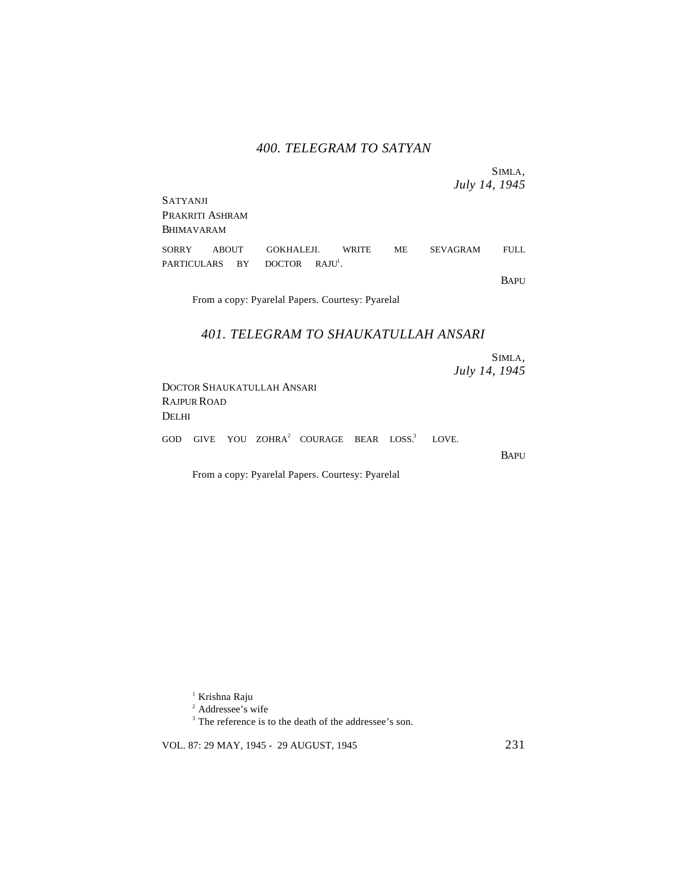### *400. TELEGRAM TO SATYAN*

SIMLA,
*July 14, 1945*

SATYANJI
PRAKRITI ASHRAM
BHIMAVARAM

SORRY ABOUT GOKHALEJI. WRITE ME SEVAGRAM FULL PARTICULARS BY DOCTOR RAJU[1].

BAPU

From a copy: Pyarelal Papers. Courtesy: Pyarelal

### *401. TELEGRAM TO SHAUKATULLAH ANSARI*

SIMLA,
*July 14, 1945*

DOCTOR SHAUKATULLAH ANSARI
RAJPUR ROAD
DELHI

GOD GIVE YOU ZOHRA[2] COURAGE BEAR LOSS.[3] LOVE.

BAPU

From a copy: Pyarelal Papers. Courtesy: Pyarelal

[1] Krishna Raju
[2] Addressee's wife
[3] The reference is to the death of the addressee's son.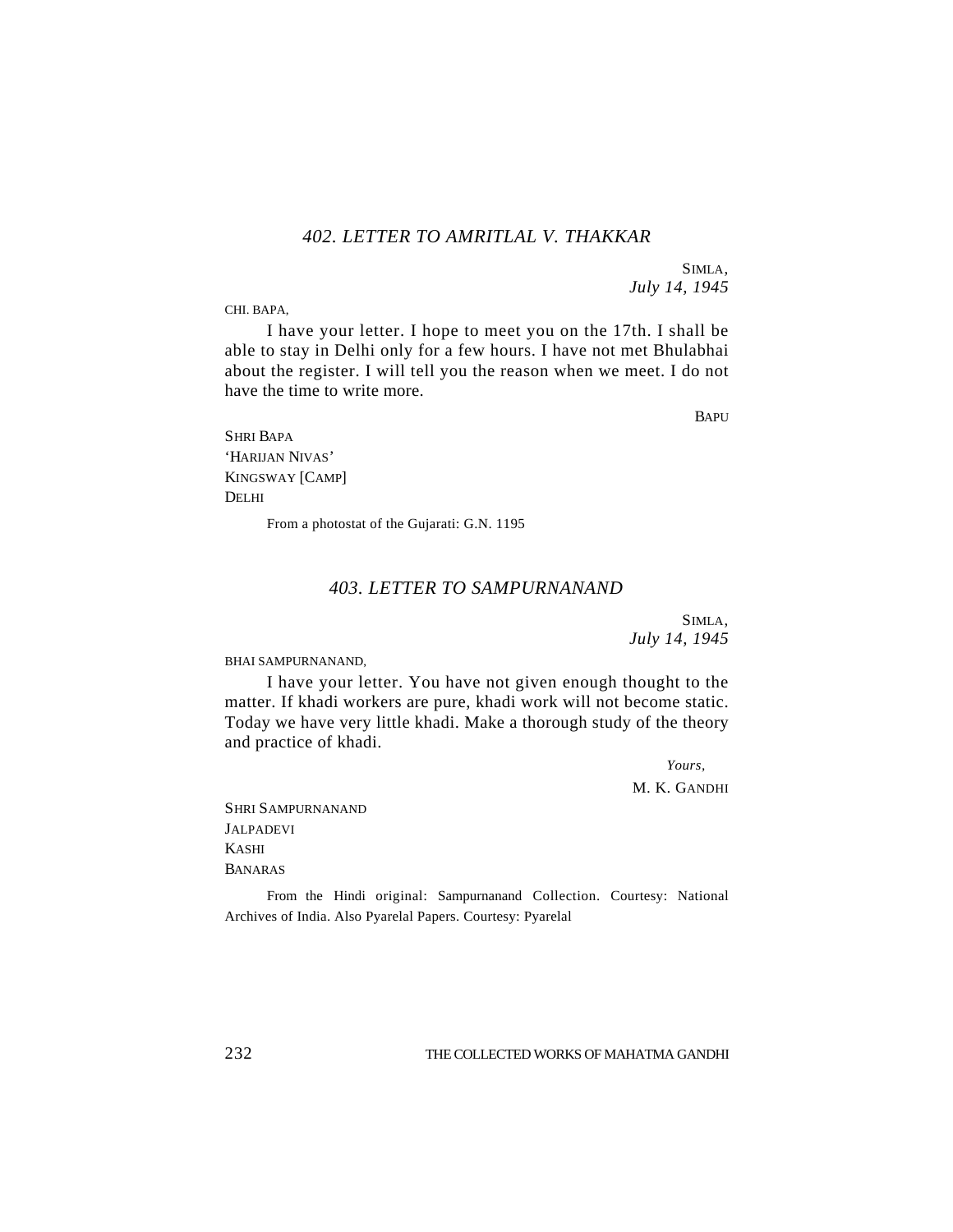### *402. LETTER TO AMRITLAL V. THAKKAR*

SIMLA,
*July 14, 1945*

CHI. BAPA,

I have your letter. I hope to meet you on the 17th. I shall be able to stay in Delhi only for a few hours. I have not met Bhulabhai about the register. I will tell you the reason when we meet. I do not have the time to write more.

BAPU

SHRI BAPA
'HARIJAN NIVAS'
KINGSWAY [CAMP]
DELHI

From a photostat of the Gujarati: G.N. 1195

### *403. LETTER TO SAMPURNANAND*

SIMLA,
*July 14, 1945*

BHAI SAMPURNANAND,

I have your letter. You have not given enough thought to the matter. If khadi workers are pure, khadi work will not become static. Today we have very little khadi. Make a thorough study of the theory and practice of khadi.

*Yours,*
M. K. GANDHI

SHRI SAMPURNANAND
JALPADEVI
KASHI
BANARAS

From the Hindi original: Sampurnanand Collection. Courtesy: National Archives of India. Also Pyarelal Papers. Courtesy: Pyarelal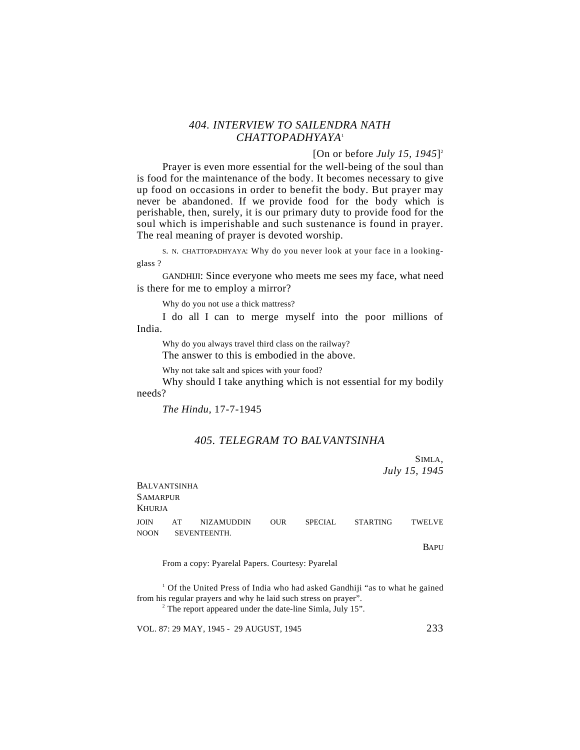## *404. INTERVIEW TO SAILENDRA NATH CHATTOPADHYAYA*[1]

[On or before *July 15, 1945*][2]

Prayer is even more essential for the well-being of the soul than is food for the maintenance of the body. It becomes necessary to give up food on occasions in order to benefit the body. But prayer may never be abandoned. If we provide food for the body which is perishable, then, surely, it is our primary duty to provide food for the soul which is imperishable and such sustenance is found in prayer. The real meaning of prayer is devoted worship.

S. N. CHATTOPADHYAYA: Why do you never look at your face in a looking-glass ?

GANDHIJI: Since everyone who meets me sees my face, what need is there for me to employ a mirror?

Why do you not use a thick mattress?

I do all I can to merge myself into the poor millions of India.

Why do you always travel third class on the railway?

The answer to this is embodied in the above.

Why not take salt and spices with your food?

Why should I take anything which is not essential for my bodily needs?

*The Hindu*, 17-7-1945

## *405. TELEGRAM TO BALVANTSINHA*

SIMLA,
*July 15, 1945*

BALVANTSINHA
SAMARPUR
KHURJA

JOIN AT NIZAMUDDIN OUR SPECIAL STARTING TWELVE NOON SEVENTEENTH.

BAPU

From a copy: Pyarelal Papers. Courtesy: Pyarelal

[1] Of the United Press of India who had asked Gandhiji "as to what he gained from his regular prayers and why he laid such stress on prayer".

[2] The report appeared under the date-line Simla, July 15".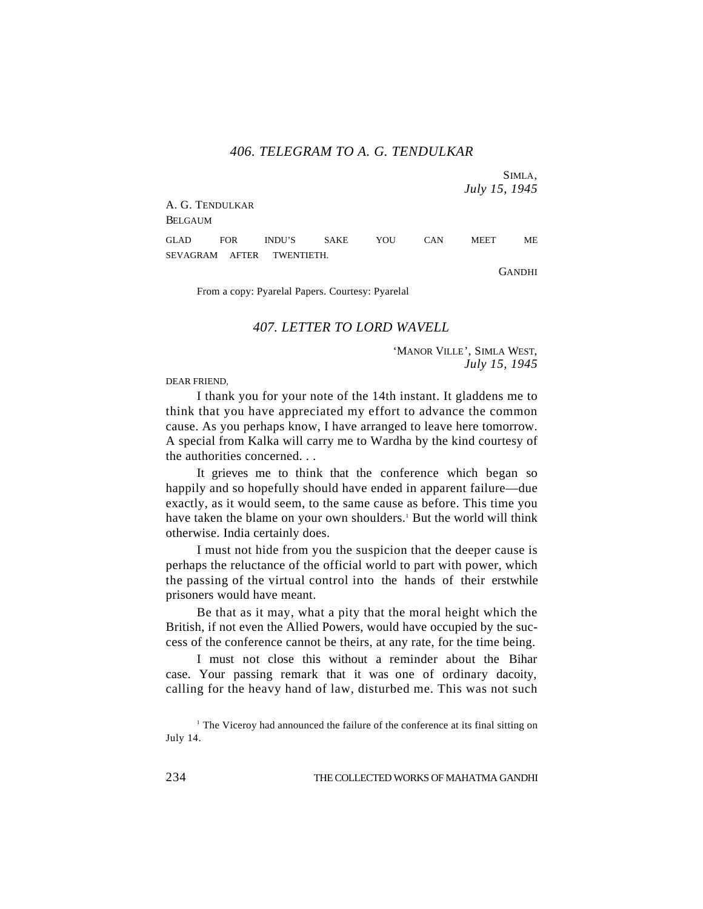## *406. TELEGRAM TO A. G. TENDULKAR*

SIMLA,
*July 15, 1945*

A. G. TENDULKAR
BELGAUM

GLAD FOR INDU'S SAKE YOU CAN MEET ME SEVAGRAM AFTER TWENTIETH.

GANDHI

From a copy: Pyarelal Papers. Courtesy: Pyarelal

## *407. LETTER TO LORD WAVELL*

'MANOR VILLE', SIMLA WEST,
*July 15, 1945*

DEAR FRIEND,

I thank you for your note of the 14th instant. It gladdens me to think that you have appreciated my effort to advance the common cause. As you perhaps know, I have arranged to leave here tomorrow. A special from Kalka will carry me to Wardha by the kind courtesy of the authorities concerned. . .

It grieves me to think that the conference which began so happily and so hopefully should have ended in apparent failure—due exactly, as it would seem, to the same cause as before. This time you have taken the blame on your own shoulders.[1] But the world will think otherwise. India certainly does.

I must not hide from you the suspicion that the deeper cause is perhaps the reluctance of the official world to part with power, which the passing of the virtual control into the hands of their erstwhile prisoners would have meant.

Be that as it may, what a pity that the moral height which the British, if not even the Allied Powers, would have occupied by the success of the conference cannot be theirs, at any rate, for the time being.

I must not close this without a reminder about the Bihar case. Your passing remark that it was one of ordinary dacoity, calling for the heavy hand of law, disturbed me. This was not such

[1] The Viceroy had announced the failure of the conference at its final sitting on July 14.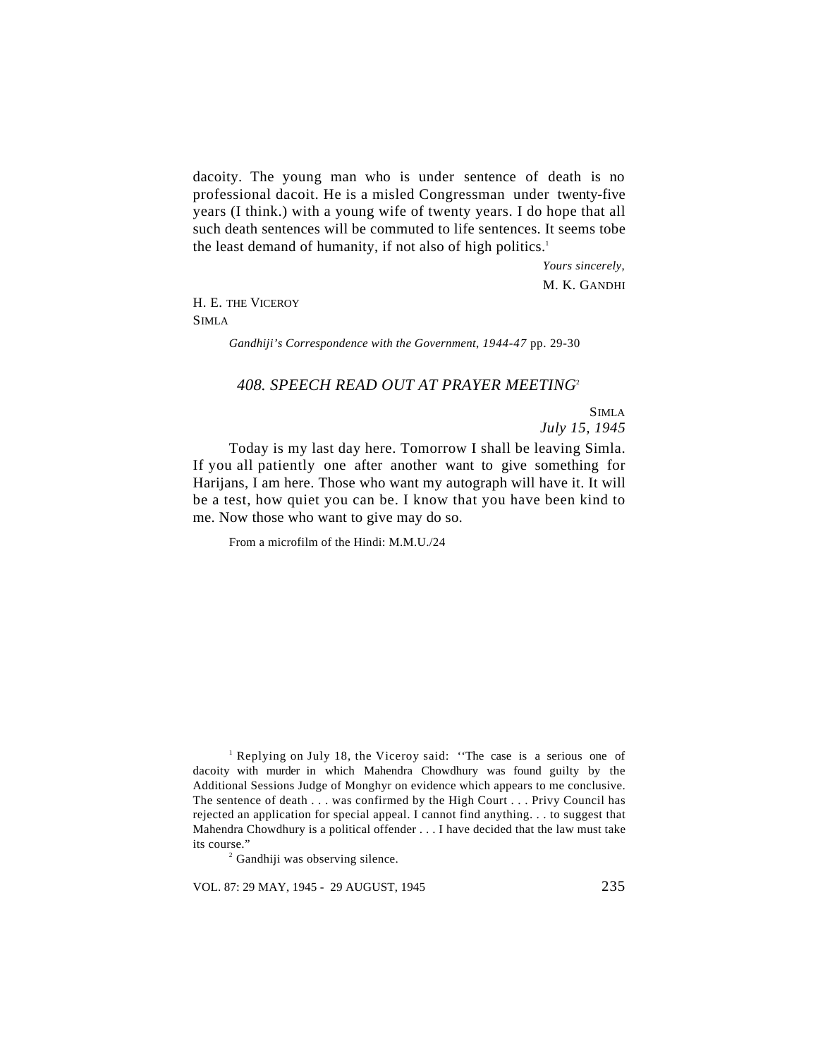dacoity. The young man who is under sentence of death is no professional dacoit. He is a misled Congressman under twenty-five years (I think.) with a young wife of twenty years. I do hope that all such death sentences will be commuted to life sentences. It seems tobe the least demand of humanity, if not also of high politics.[1]

*Yours sincerely*,
M. K. GANDHI

H. E. THE VICEROY
SIMLA

*Gandhiji's Correspondence with the Government, 1944-47* pp. 29-30

## *408. SPEECH READ OUT AT PRAYER MEETING*[2]

SIMLA
*July 15, 1945*

Today is my last day here. Tomorrow I shall be leaving Simla. If you all patiently one after another want to give something for Harijans, I am here. Those who want my autograph will have it. It will be a test, how quiet you can be. I know that you have been kind to me. Now those who want to give may do so.

From a microfilm of the Hindi: M.M.U./24

---

[1] Replying on July 18, the Viceroy said: ''The case is a serious one of dacoity with murder in which Mahendra Chowdhury was found guilty by the Additional Sessions Judge of Monghyr on evidence which appears to me conclusive. The sentence of death . . . was confirmed by the High Court . . . Privy Council has rejected an application for special appeal. I cannot find anything. . . to suggest that Mahendra Chowdhury is a political offender . . . I have decided that the law must take its course."

[2] Gandhiji was observing silence.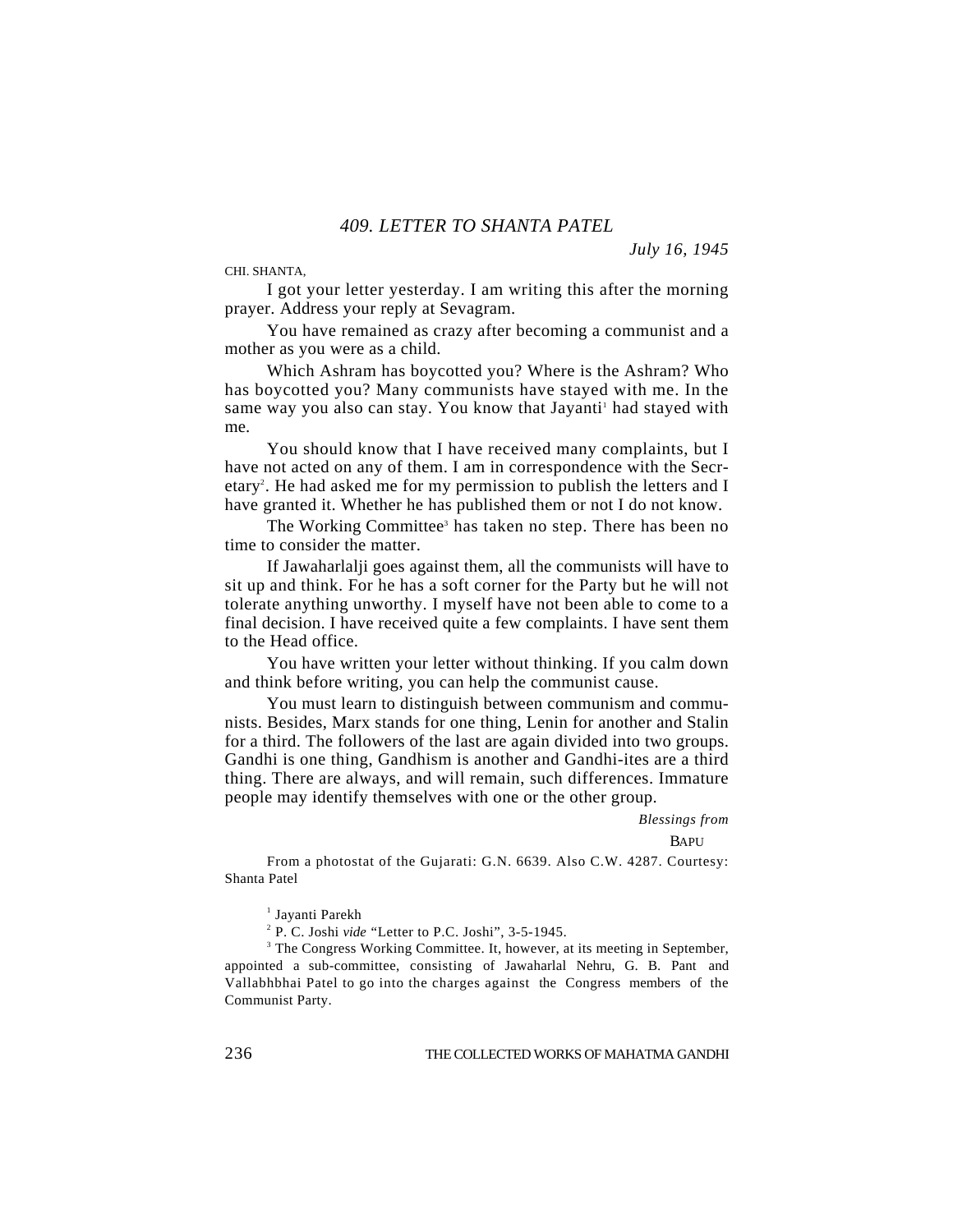## *409. LETTER TO SHANTA PATEL*

*July 16, 1945*

CHI. SHANTA,

I got your letter yesterday. I am writing this after the morning prayer. Address your reply at Sevagram.

You have remained as crazy after becoming a communist and a mother as you were as a child.

Which Ashram has boycotted you? Where is the Ashram? Who has boycotted you? Many communists have stayed with me. In the same way you also can stay. You know that Jayanti[1] had stayed with me.

You should know that I have received many complaints, but I have not acted on any of them. I am in correspondence with the Secretary[2]. He had asked me for my permission to publish the letters and I have granted it. Whether he has published them or not I do not know.

The Working Committee[3] has taken no step. There has been no time to consider the matter.

If Jawaharlalji goes against them, all the communists will have to sit up and think. For he has a soft corner for the Party but he will not tolerate anything unworthy. I myself have not been able to come to a final decision. I have received quite a few complaints. I have sent them to the Head office.

You have written your letter without thinking. If you calm down and think before writing, you can help the communist cause.

You must learn to distinguish between communism and communists. Besides, Marx stands for one thing, Lenin for another and Stalin for a third. The followers of the last are again divided into two groups. Gandhi is one thing, Gandhism is another and Gandhi-ites are a third thing. There are always, and will remain, such differences. Immature people may identify themselves with one or the other group.

*Blessings from*

BAPU

From a photostat of the Gujarati: G.N. 6639. Also C.W. 4287. Courtesy: Shanta Patel

[1] Jayanti Parekh

[2] P. C. Joshi *vide* "Letter to P.C. Joshi", 3-5-1945.

[3] The Congress Working Committee. It, however, at its meeting in September, appointed a sub-committee, consisting of Jawaharlal Nehru, G. B. Pant and Vallabhbhai Patel to go into the charges against the Congress members of the Communist Party.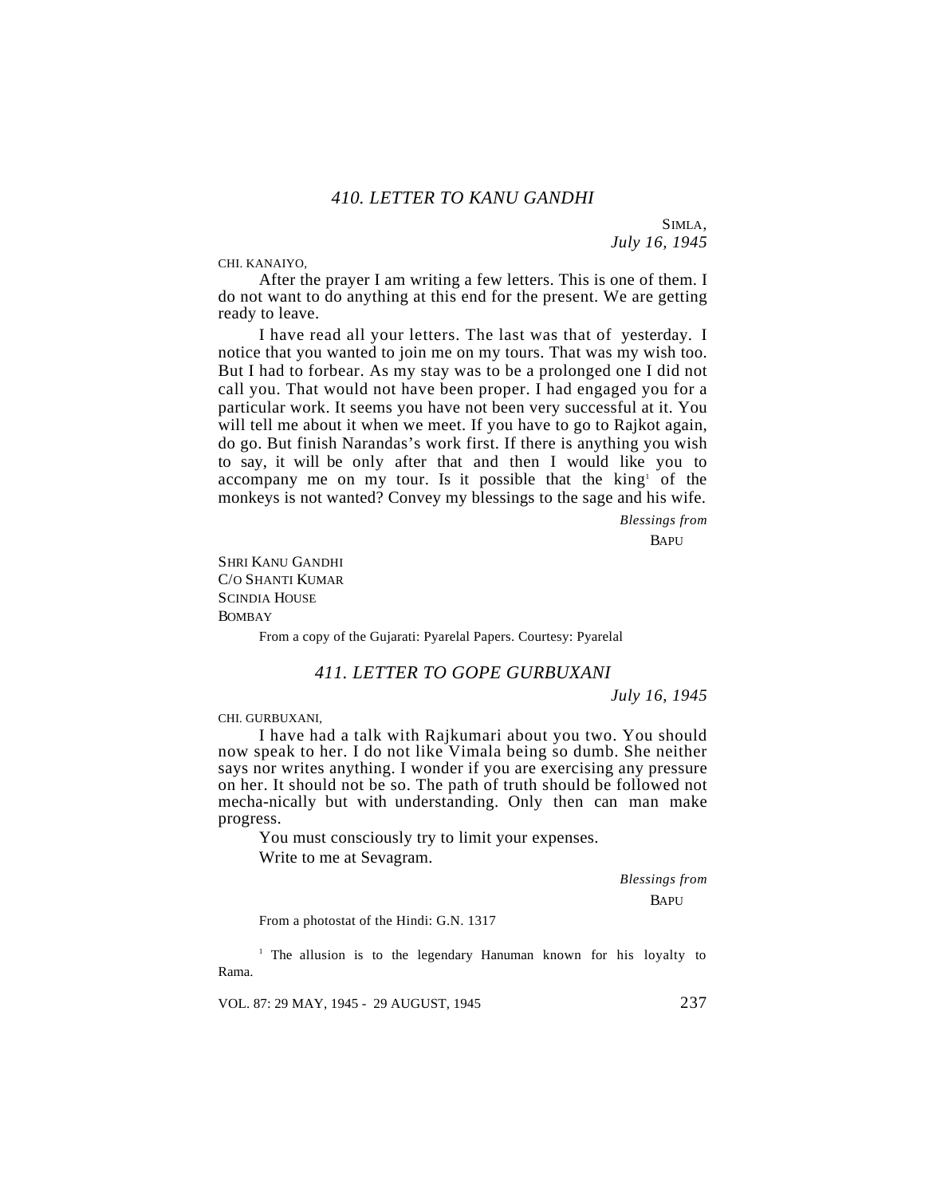## 410. LETTER TO KANU GANDHI

SIMLA,
*July 16, 1945*

CHI. KANAIYO,

After the prayer I am writing a few letters. This is one of them. I do not want to do anything at this end for the present. We are getting ready to leave.

I have read all your letters. The last was that of yesterday. I notice that you wanted to join me on my tours. That was my wish too. But I had to forbear. As my stay was to be a prolonged one I did not call you. That would not have been proper. I had engaged you for a particular work. It seems you have not been very successful at it. You will tell me about it when we meet. If you have to go to Rajkot again, do go. But finish Narandas's work first. If there is anything you wish to say, it will be only after that and then I would like you to accompany me on my tour. Is it possible that the king[1] of the monkeys is not wanted? Convey my blessings to the sage and his wife.

*Blessings from*
BAPU

SHRI KANU GANDHI
C/O SHANTI KUMAR
SCINDIA HOUSE
BOMBAY

From a copy of the Gujarati: Pyarelal Papers. Courtesy: Pyarelal

## 411. LETTER TO GOPE GURBUXANI

*July 16, 1945*

CHI. GURBUXANI,

I have had a talk with Rajkumari about you two. You should now speak to her. I do not like Vimala being so dumb. She neither says nor writes anything. I wonder if you are exercising any pressure on her. It should not be so. The path of truth should be followed not mecha-nically but with understanding. Only then can man make progress.

You must consciously try to limit your expenses.

Write to me at Sevagram.

*Blessings from*
BAPU

From a photostat of the Hindi: G.N. 1317

[1] The allusion is to the legendary Hanuman known for his loyalty to Rama.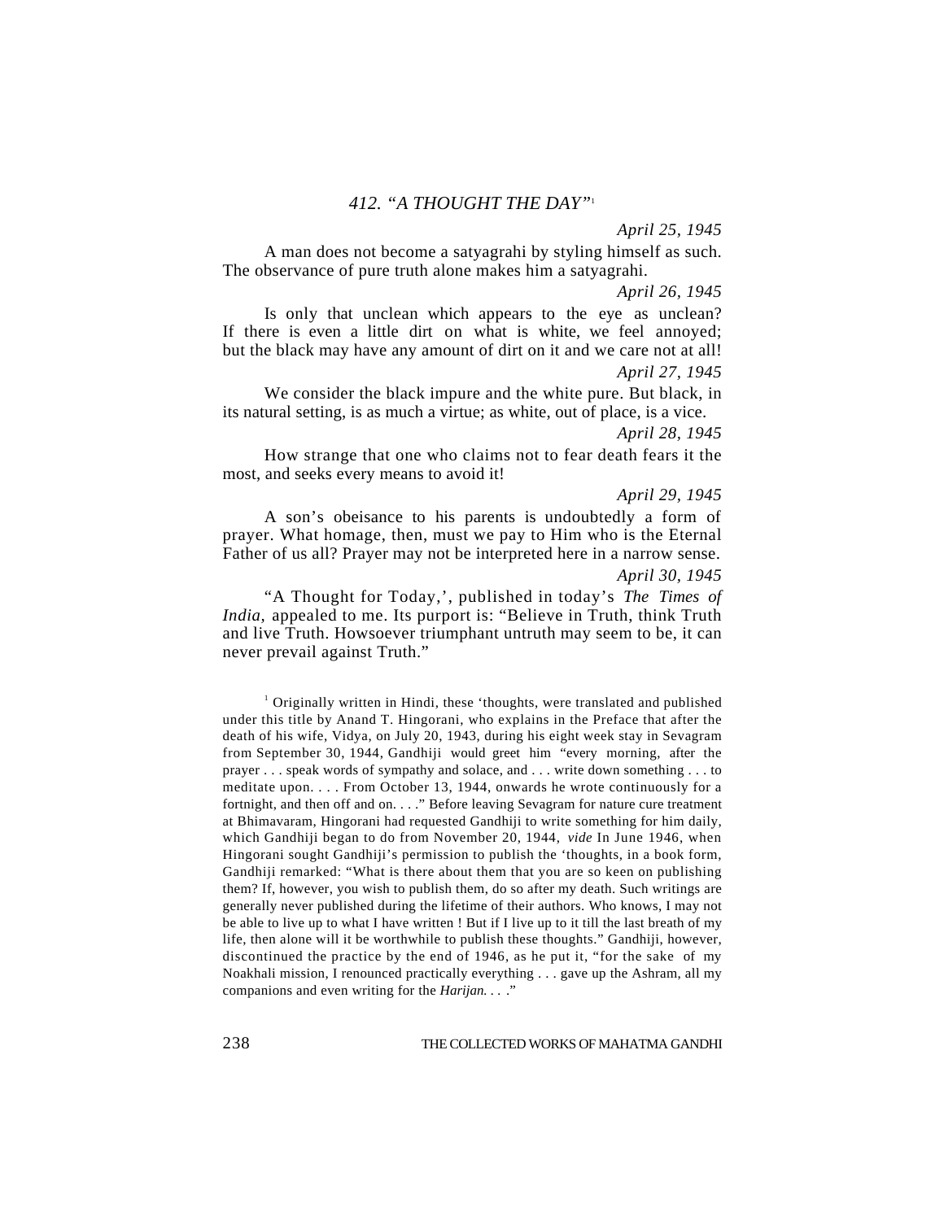### 412. "A THOUGHT THE DAY"[1]

*April 25, 1945*

A man does not become a satyagrahi by styling himself as such. The observance of pure truth alone makes him a satyagrahi.

*April 26, 1945*

Is only that unclean which appears to the eye as unclean? If there is even a little dirt on what is white, we feel annoyed; but the black may have any amount of dirt on it and we care not at all!

*April 27, 1945*

We consider the black impure and the white pure. But black, in its natural setting, is as much a virtue; as white, out of place, is a vice.

*April 28, 1945*

How strange that one who claims not to fear death fears it the most, and seeks every means to avoid it!

*April 29, 1945*

A son's obeisance to his parents is undoubtedly a form of prayer. What homage, then, must we pay to Him who is the Eternal Father of us all? Prayer may not be interpreted here in a narrow sense.

*April 30, 1945*

"A Thought for Today,', published in today's *The Times of India,* appealed to me. Its purport is: "Believe in Truth, think Truth and live Truth. Howsoever triumphant untruth may seem to be, it can never prevail against Truth."

[1] Originally written in Hindi, these 'thoughts, were translated and published under this title by Anand T. Hingorani, who explains in the Preface that after the death of his wife, Vidya, on July 20, 1943, during his eight week stay in Sevagram from September 30, 1944, Gandhiji would greet him "every morning, after the prayer . . . speak words of sympathy and solace, and . . . write down something . . . to meditate upon. . . . From October 13, 1944, onwards he wrote continuously for a fortnight, and then off and on. . . ." Before leaving Sevagram for nature cure treatment at Bhimavaram, Hingorani had requested Gandhiji to write something for him daily, which Gandhiji began to do from November 20, 1944, *vide* In June 1946, when Hingorani sought Gandhiji's permission to publish the 'thoughts, in a book form, Gandhiji remarked: "What is there about them that you are so keen on publishing them? If, however, you wish to publish them, do so after my death. Such writings are generally never published during the lifetime of their authors. Who knows, I may not be able to live up to what I have written ! But if I live up to it till the last breath of my life, then alone will it be worthwhile to publish these thoughts." Gandhiji, however, discontinued the practice by the end of 1946, as he put it, "for the sake of my Noakhali mission, I renounced practically everything . . . gave up the Ashram, all my companions and even writing for the *Harijan*. . . ."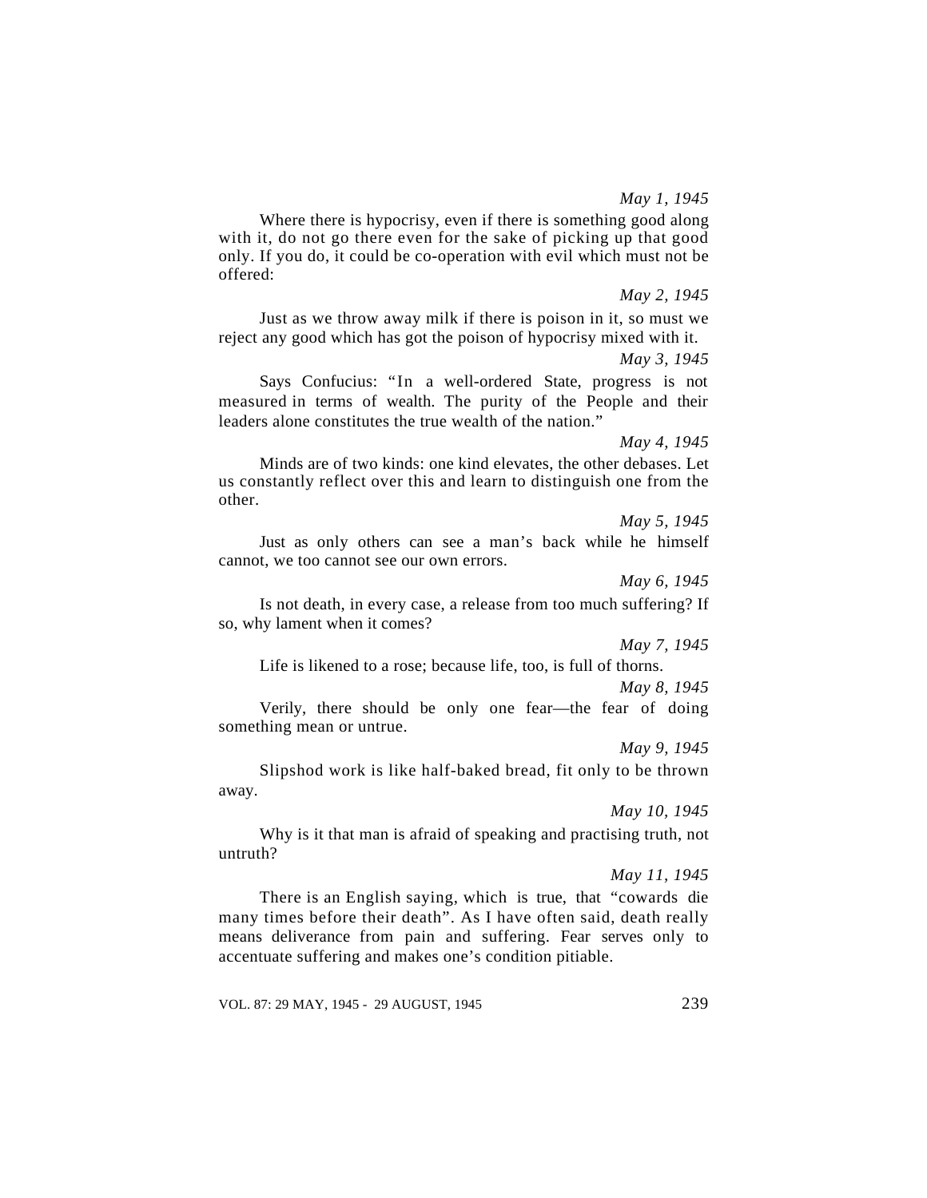*May 1, 1945*

Where there is hypocrisy, even if there is something good along with it, do not go there even for the sake of picking up that good only. If you do, it could be co-operation with evil which must not be offered:

*May 2, 1945*

Just as we throw away milk if there is poison in it, so must we reject any good which has got the poison of hypocrisy mixed with it.

*May 3, 1945*

Says Confucius: "In a well-ordered State, progress is not measured in terms of wealth. The purity of the People and their leaders alone constitutes the true wealth of the nation."

*May 4, 1945*

Minds are of two kinds: one kind elevates, the other debases. Let us constantly reflect over this and learn to distinguish one from the other.

*May 5, 1945*

Just as only others can see a man's back while he himself cannot, we too cannot see our own errors.

*May 6, 1945*

Is not death, in every case, a release from too much suffering? If so, why lament when it comes?

*May 7, 1945*

Life is likened to a rose; because life, too, is full of thorns.

*May 8, 1945*

Verily, there should be only one fear—the fear of doing something mean or untrue.

*May 9, 1945*

Slipshod work is like half-baked bread, fit only to be thrown away.

*May 10, 1945*

Why is it that man is afraid of speaking and practising truth, not untruth?

*May 11, 1945*

There is an English saying, which is true, that "cowards die many times before their death". As I have often said, death really means deliverance from pain and suffering. Fear serves only to accentuate suffering and makes one's condition pitiable.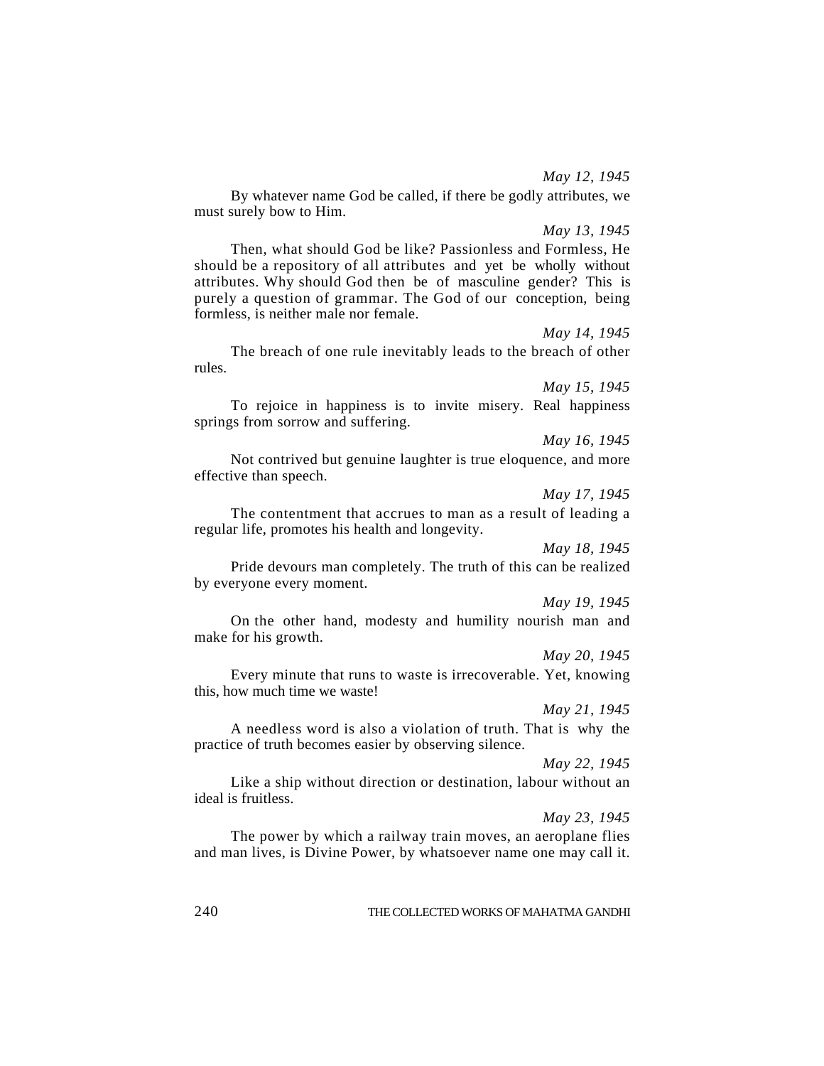*May 12, 1945*

By whatever name God be called, if there be godly attributes, we must surely bow to Him.

*May 13, 1945*

Then, what should God be like? Passionless and Formless, He should be a repository of all attributes and yet be wholly without attributes. Why should God then be of masculine gender? This is purely a question of grammar. The God of our conception, being formless, is neither male nor female.

*May 14, 1945*

The breach of one rule inevitably leads to the breach of other rules.

*May 15, 1945*

To rejoice in happiness is to invite misery. Real happiness springs from sorrow and suffering.

*May 16, 1945*

Not contrived but genuine laughter is true eloquence, and more effective than speech.

*May 17, 1945*

The contentment that accrues to man as a result of leading a regular life, promotes his health and longevity.

*May 18, 1945*

Pride devours man completely. The truth of this can be realized by everyone every moment.

*May 19, 1945*

On the other hand, modesty and humility nourish man and make for his growth.

*May 20, 1945*

Every minute that runs to waste is irrecoverable. Yet, knowing this, how much time we waste!

*May 21, 1945*

A needless word is also a violation of truth. That is why the practice of truth becomes easier by observing silence.

*May 22, 1945*

Like a ship without direction or destination, labour without an ideal is fruitless.

*May 23, 1945*

The power by which a railway train moves, an aeroplane flies and man lives, is Divine Power, by whatsoever name one may call it.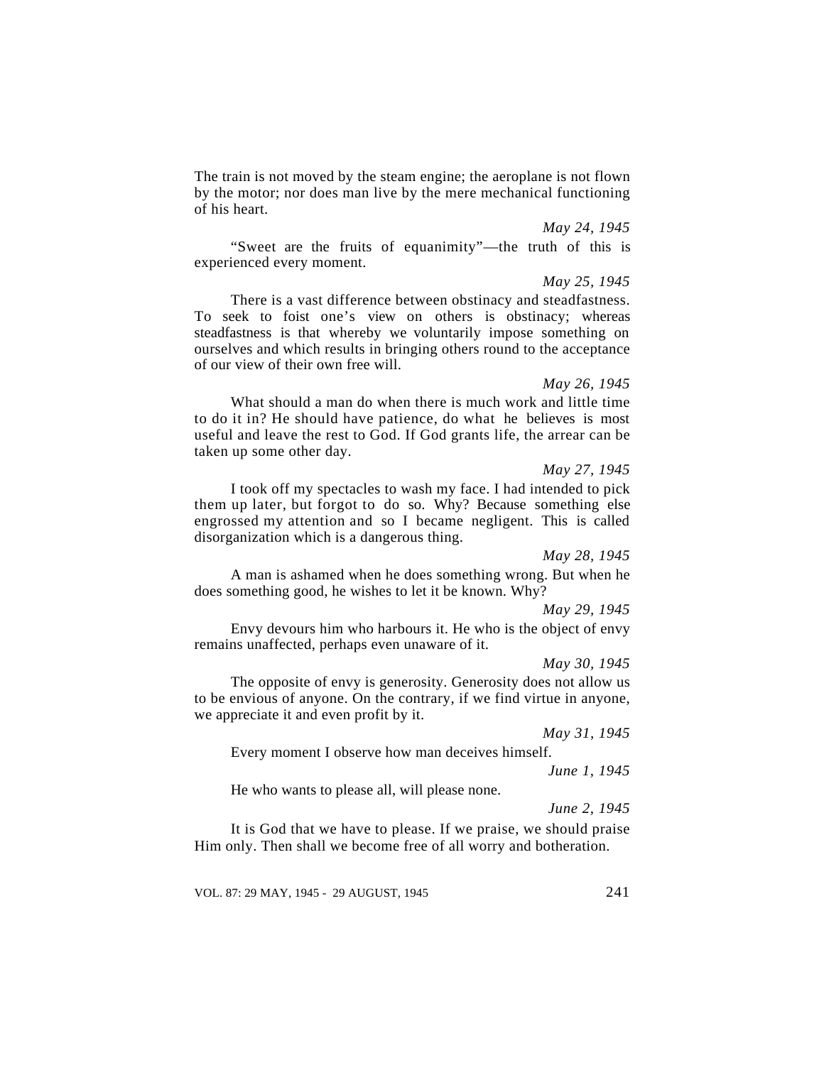The train is not moved by the steam engine; the aeroplane is not flown by the motor; nor does man live by the mere mechanical functioning of his heart.

*May 24, 1945*

"Sweet are the fruits of equanimity"—the truth of this is experienced every moment.

*May 25, 1945*

There is a vast difference between obstinacy and steadfastness. To seek to foist one's view on others is obstinacy; whereas steadfastness is that whereby we voluntarily impose something on ourselves and which results in bringing others round to the acceptance of our view of their own free will.

*May 26, 1945*

What should a man do when there is much work and little time to do it in? He should have patience, do what he believes is most useful and leave the rest to God. If God grants life, the arrear can be taken up some other day.

*May 27, 1945*

I took off my spectacles to wash my face. I had intended to pick them up later, but forgot to do so. Why? Because something else engrossed my attention and so I became negligent. This is called disorganization which is a dangerous thing.

*May 28, 1945*

A man is ashamed when he does something wrong. But when he does something good, he wishes to let it be known. Why?

*May 29, 1945*

Envy devours him who harbours it. He who is the object of envy remains unaffected, perhaps even unaware of it.

*May 30, 1945*

The opposite of envy is generosity. Generosity does not allow us to be envious of anyone. On the contrary, if we find virtue in anyone, we appreciate it and even profit by it.

*May 31, 1945*

Every moment I observe how man deceives himself.

*June 1, 1945*

He who wants to please all, will please none.

*June 2, 1945*

It is God that we have to please. If we praise, we should praise Him only. Then shall we become free of all worry and botheration.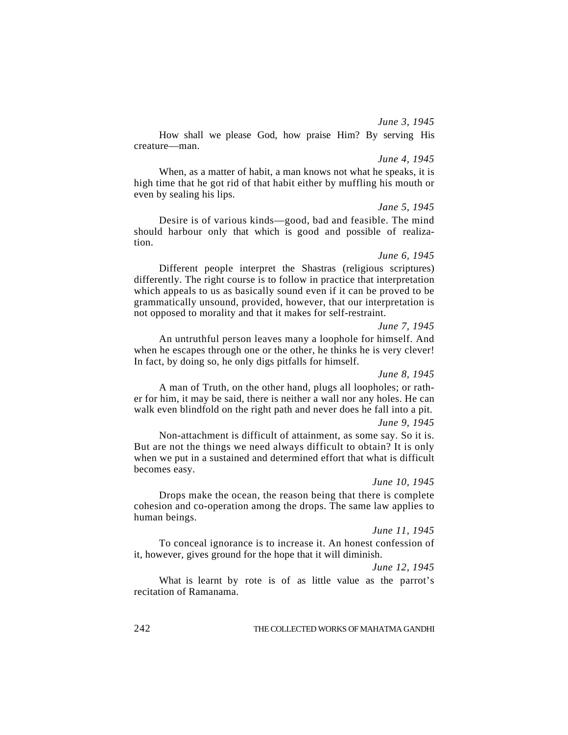*June 3, 1945*

How shall we please God, how praise Him? By serving His creature—man.

*June 4, 1945*

When, as a matter of habit, a man knows not what he speaks, it is high time that he got rid of that habit either by muffling his mouth or even by sealing his lips.

*Jane 5, 1945*

Desire is of various kinds—good, bad and feasible. The mind should harbour only that which is good and possible of realization.

*June 6, 1945*

Different people interpret the Shastras (religious scriptures) differently. The right course is to follow in practice that interpretation which appeals to us as basically sound even if it can be proved to be grammatically unsound, provided, however, that our interpretation is not opposed to morality and that it makes for self-restraint.

*June 7, 1945*

An untruthful person leaves many a loophole for himself. And when he escapes through one or the other, he thinks he is very clever! In fact, by doing so, he only digs pitfalls for himself.

*June 8, 1945*

A man of Truth, on the other hand, plugs all loopholes; or rather for him, it may be said, there is neither a wall nor any holes. He can walk even blindfold on the right path and never does he fall into a pit.

*June 9, 1945*

Non-attachment is difficult of attainment, as some say. So it is. But are not the things we need always difficult to obtain? It is only when we put in a sustained and determined effort that what is difficult becomes easy.

*June 10, 1945*

Drops make the ocean, the reason being that there is complete cohesion and co-operation among the drops. The same law applies to human beings.

*June 11, 1945*

To conceal ignorance is to increase it. An honest confession of it, however, gives ground for the hope that it will diminish.

*June 12, 1945*

What is learnt by rote is of as little value as the parrot's recitation of Ramanama.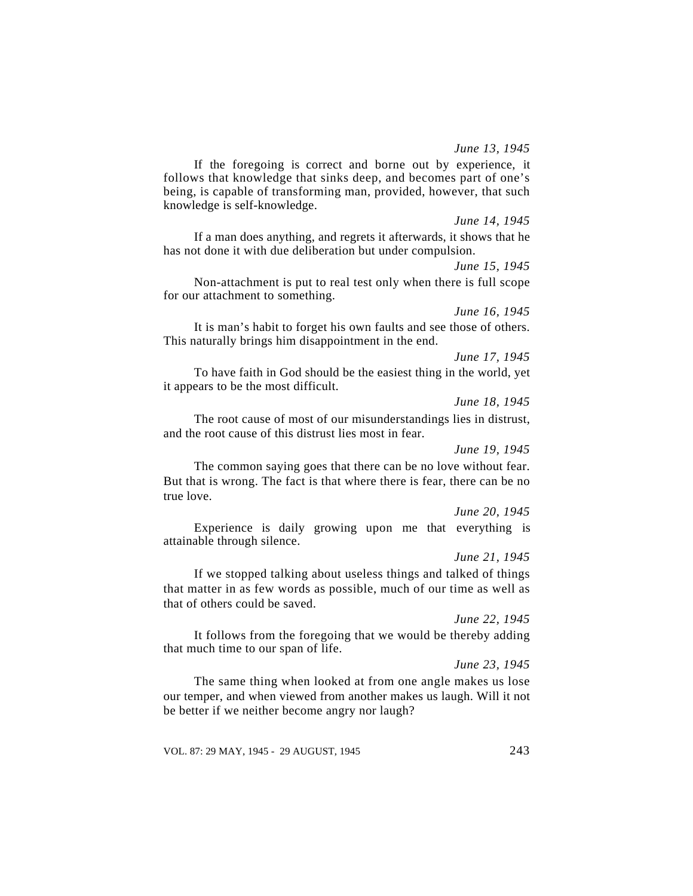*June 13, 1945*

If the foregoing is correct and borne out by experience, it follows that knowledge that sinks deep, and becomes part of one's being, is capable of transforming man, provided, however, that such knowledge is self-knowledge.

*June 14, 1945*

If a man does anything, and regrets it afterwards, it shows that he has not done it with due deliberation but under compulsion.

*June 15, 1945*

Non-attachment is put to real test only when there is full scope for our attachment to something.

*June 16, 1945*

It is man's habit to forget his own faults and see those of others. This naturally brings him disappointment in the end.

*June 17, 1945*

To have faith in God should be the easiest thing in the world, yet it appears to be the most difficult.

*June 18, 1945*

The root cause of most of our misunderstandings lies in distrust, and the root cause of this distrust lies most in fear.

*June 19, 1945*

The common saying goes that there can be no love without fear. But that is wrong. The fact is that where there is fear, there can be no true love.

*June 20, 1945*

Experience is daily growing upon me that everything is attainable through silence.

*June 21, 1945*

If we stopped talking about useless things and talked of things that matter in as few words as possible, much of our time as well as that of others could be saved.

*June 22, 1945*

It follows from the foregoing that we would be thereby adding that much time to our span of life.

*June 23, 1945*

The same thing when looked at from one angle makes us lose our temper, and when viewed from another makes us laugh. Will it not be better if we neither become angry nor laugh?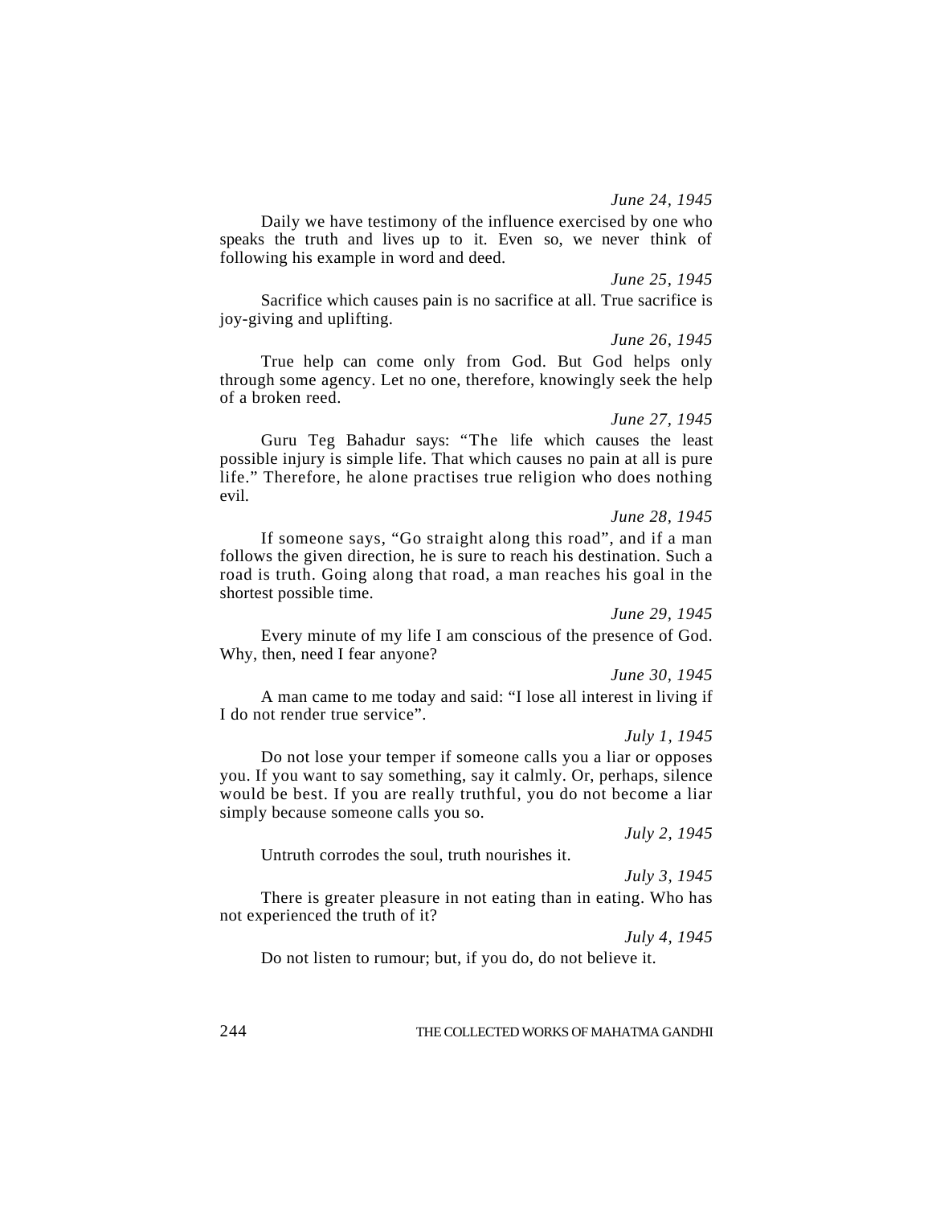*June 24, 1945*

Daily we have testimony of the influence exercised by one who speaks the truth and lives up to it. Even so, we never think of following his example in word and deed.

*June 25, 1945*

Sacrifice which causes pain is no sacrifice at all. True sacrifice is joy-giving and uplifting.

*June 26, 1945*

True help can come only from God. But God helps only through some agency. Let no one, therefore, knowingly seek the help of a broken reed.

*June 27, 1945*

Guru Teg Bahadur says: "The life which causes the least possible injury is simple life. That which causes no pain at all is pure life." Therefore, he alone practises true religion who does nothing evil.

*June 28, 1945*

If someone says, "Go straight along this road", and if a man follows the given direction, he is sure to reach his destination. Such a road is truth. Going along that road, a man reaches his goal in the shortest possible time.

*June 29, 1945*

Every minute of my life I am conscious of the presence of God. Why, then, need I fear anyone?

*June 30, 1945*

A man came to me today and said: "I lose all interest in living if I do not render true service".

*July 1, 1945*

Do not lose your temper if someone calls you a liar or opposes you. If you want to say something, say it calmly. Or, perhaps, silence would be best. If you are really truthful, you do not become a liar simply because someone calls you so.

*July 2, 1945*

Untruth corrodes the soul, truth nourishes it.

*July 3, 1945*

There is greater pleasure in not eating than in eating. Who has not experienced the truth of it?

*July 4, 1945*

Do not listen to rumour; but, if you do, do not believe it.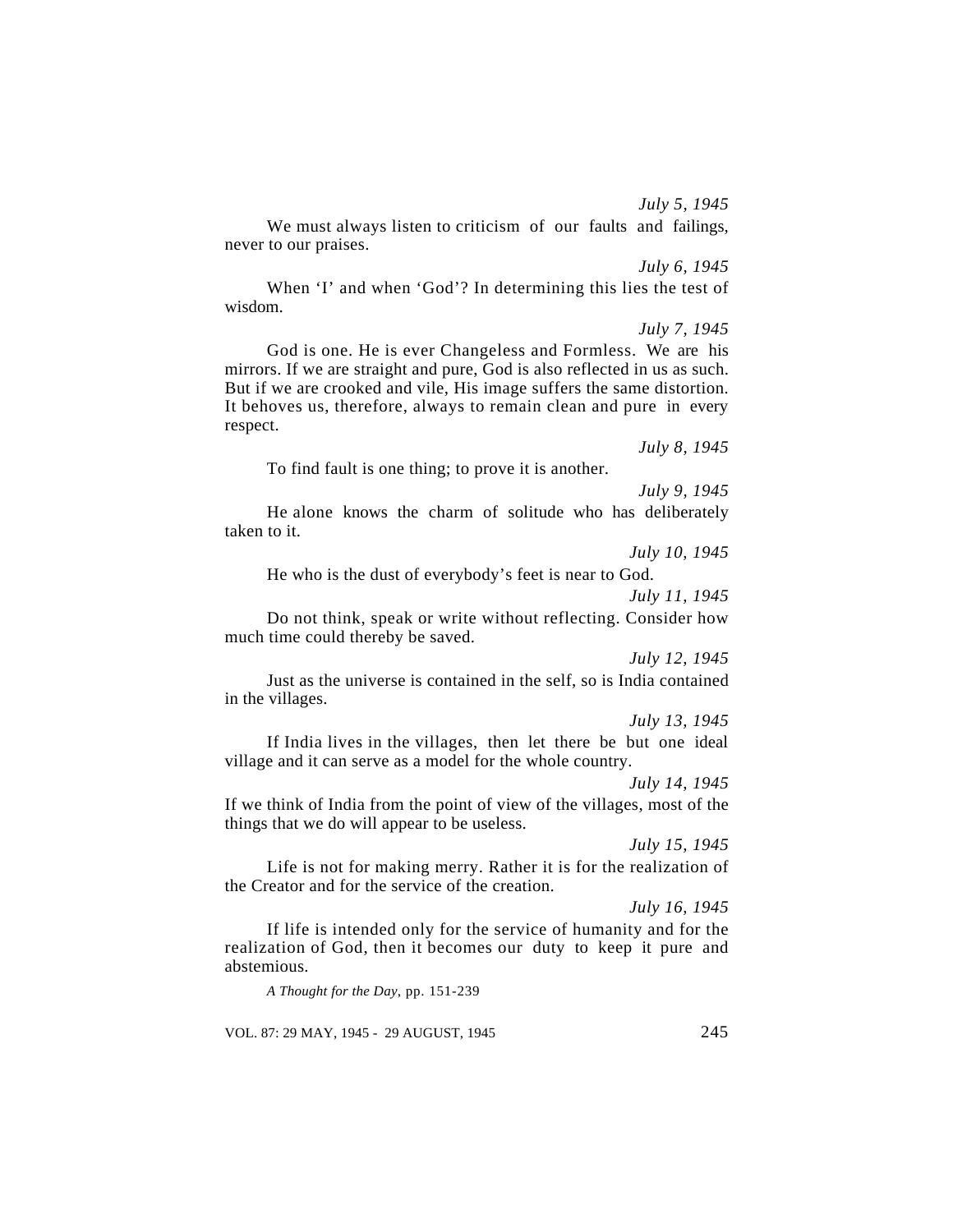*July 5, 1945*

We must always listen to criticism of our faults and failings, never to our praises.

*July 6, 1945*

When 'I' and when 'God'? In determining this lies the test of wisdom.

*July 7, 1945*

God is one. He is ever Changeless and Formless. We are his mirrors. If we are straight and pure, God is also reflected in us as such. But if we are crooked and vile, His image suffers the same distortion. It behoves us, therefore, always to remain clean and pure in every respect.

*July 8, 1945*

To find fault is one thing; to prove it is another.

*July 9, 1945*

He alone knows the charm of solitude who has deliberately taken to it.

*July 10, 1945*

He who is the dust of everybody's feet is near to God.

*July 11, 1945*

Do not think, speak or write without reflecting. Consider how much time could thereby be saved.

*July 12, 1945*

Just as the universe is contained in the self, so is India contained in the villages.

*July 13, 1945*

If India lives in the villages, then let there be but one ideal village and it can serve as a model for the whole country.

*July 14, 1945*

If we think of India from the point of view of the villages, most of the things that we do will appear to be useless.

*July 15, 1945*

Life is not for making merry. Rather it is for the realization of the Creator and for the service of the creation.

*July 16, 1945*

If life is intended only for the service of humanity and for the realization of God, then it becomes our duty to keep it pure and abstemious.

*A Thought for the Day*, pp. 151-239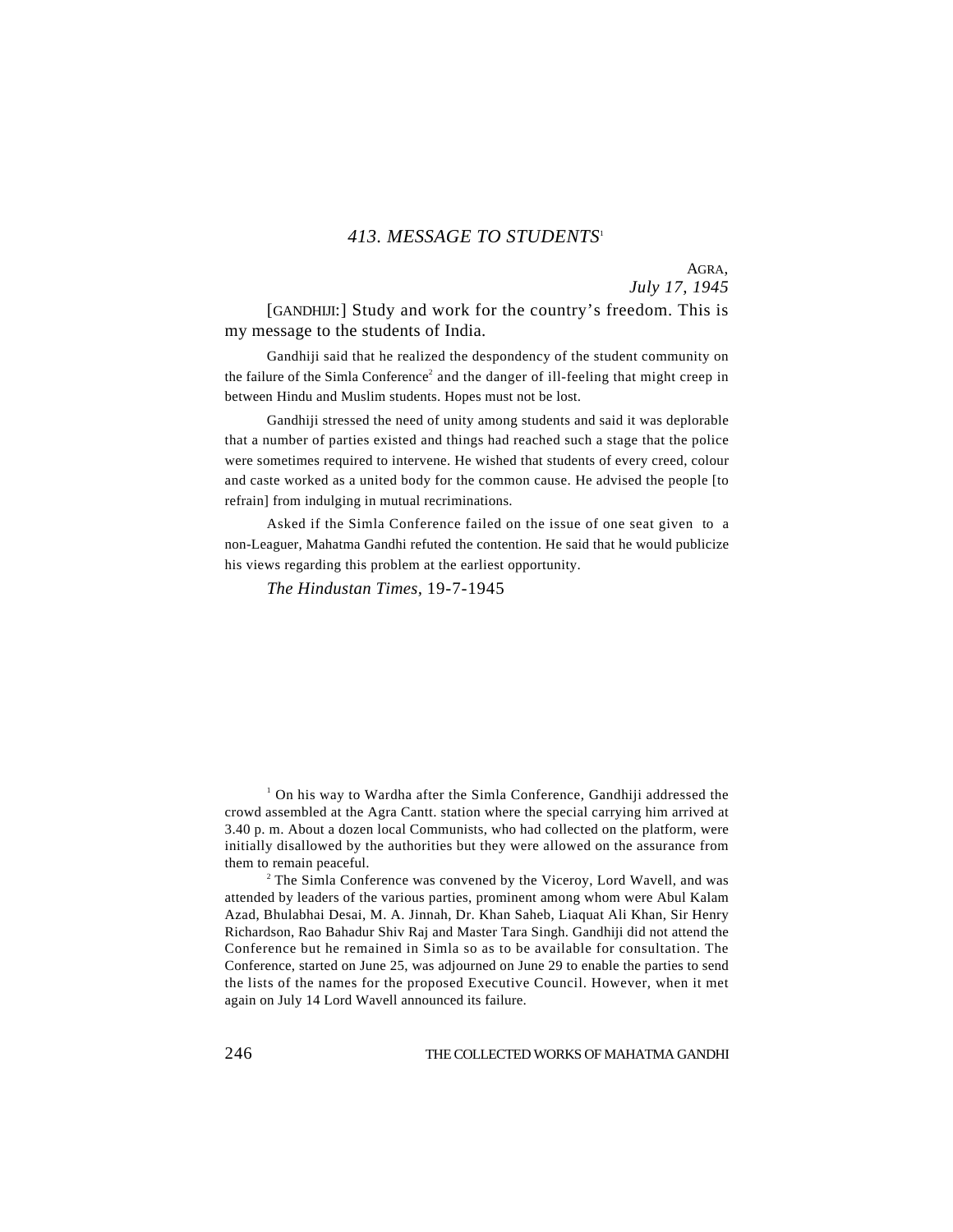## 413. MESSAGE TO STUDENTS[1]

AGRA,
*July 17, 1945*

[GANDHIJI:] Study and work for the country's freedom. This is my message to the students of India.

Gandhiji said that he realized the despondency of the student community on the failure of the Simla Conference[2] and the danger of ill-feeling that might creep in between Hindu and Muslim students. Hopes must not be lost.

Gandhiji stressed the need of unity among students and said it was deplorable that a number of parties existed and things had reached such a stage that the police were sometimes required to intervene. He wished that students of every creed, colour and caste worked as a united body for the common cause. He advised the people [to refrain] from indulging in mutual recriminations.

Asked if the Simla Conference failed on the issue of one seat given to a non-Leaguer, Mahatma Gandhi refuted the contention. He said that he would publicize his views regarding this problem at the earliest opportunity.

*The Hindustan Times*, 19-7-1945

---

[1] On his way to Wardha after the Simla Conference, Gandhiji addressed the crowd assembled at the Agra Cantt. station where the special carrying him arrived at 3.40 p. m. About a dozen local Communists, who had collected on the platform, were initially disallowed by the authorities but they were allowed on the assurance from them to remain peaceful.

[2] The Simla Conference was convened by the Viceroy, Lord Wavell, and was attended by leaders of the various parties, prominent among whom were Abul Kalam Azad, Bhulabhai Desai, M. A. Jinnah, Dr. Khan Saheb, Liaquat Ali Khan, Sir Henry Richardson, Rao Bahadur Shiv Raj and Master Tara Singh. Gandhiji did not attend the Conference but he remained in Simla so as to be available for consultation. The Conference, started on June 25, was adjourned on June 29 to enable the parties to send the lists of the names for the proposed Executive Council. However, when it met again on July 14 Lord Wavell announced its failure.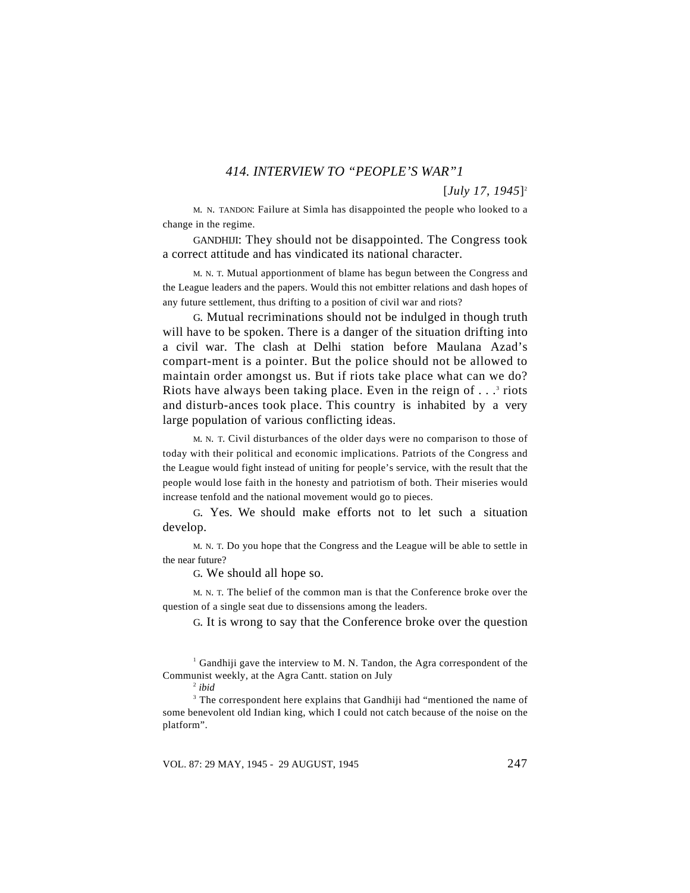## *414. INTERVIEW TO "PEOPLE'S WAR"*[1]

[*July 17, 1945*][2]

M. N. TANDON: Failure at Simla has disappointed the people who looked to a change in the regime.

GANDHIJI: They should not be disappointed. The Congress took a correct attitude and has vindicated its national character.

M. N. T. Mutual apportionment of blame has begun between the Congress and the League leaders and the papers. Would this not embitter relations and dash hopes of any future settlement, thus drifting to a position of civil war and riots?

G. Mutual recriminations should not be indulged in though truth will have to be spoken. There is a danger of the situation drifting into a civil war. The clash at Delhi station before Maulana Azad's compart-ment is a pointer. But the police should not be allowed to maintain order amongst us. But if riots take place what can we do? Riots have always been taking place. Even in the reign of . . .[3] riots and disturb-ances took place. This country is inhabited by a very large population of various conflicting ideas.

M. N. T. Civil disturbances of the older days were no comparison to those of today with their political and economic implications. Patriots of the Congress and the League would fight instead of uniting for people's service, with the result that the people would lose faith in the honesty and patriotism of both. Their miseries would increase tenfold and the national movement would go to pieces.

G. Yes. We should make efforts not to let such a situation develop.

M. N. T. Do you hope that the Congress and the League will be able to settle in the near future?

G. We should all hope so.

M. N. T. The belief of the common man is that the Conference broke over the question of a single seat due to dissensions among the leaders.

G. It is wrong to say that the Conference broke over the question

[1] Gandhiji gave the interview to M. N. Tandon, the Agra correspondent of the Communist weekly, at the Agra Cantt. station on July

[2] *ibid*

[3] The correspondent here explains that Gandhiji had "mentioned the name of some benevolent old Indian king, which I could not catch because of the noise on the platform".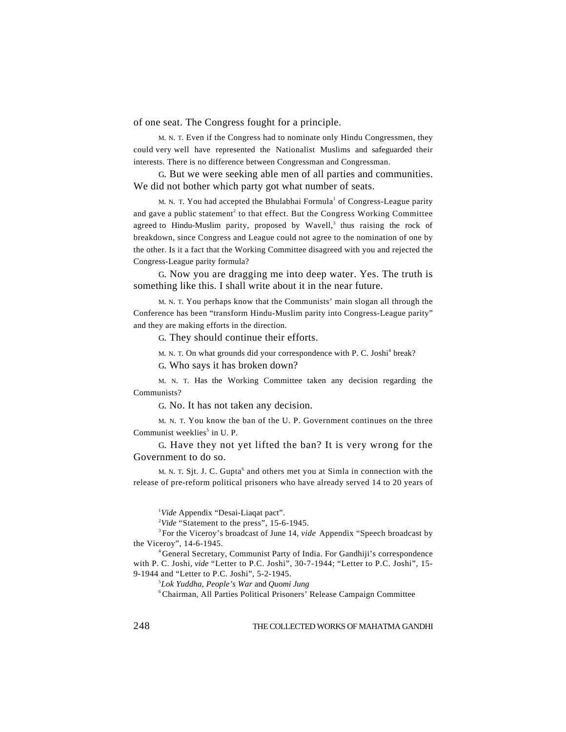of one seat. The Congress fought for a principle.

M. N. T. Even if the Congress had to nominate only Hindu Congressmen, they could very well have represented the Nationalist Muslims and safeguarded their interests. There is no difference between Congressman and Congressman.

G. But we were seeking able men of all parties and communities. We did not bother which party got what number of seats.

M. N. T. You had accepted the Bhulabhai Formula[1] of Congress-League parity and gave a public statement[2] to that effect. But the Congress Working Committee agreed to Hindu-Muslim parity, proposed by Wavell,[3] thus raising the rock of breakdown, since Congress and League could not agree to the nomination of one by the other. Is it a fact that the Working Committee disagreed with you and rejected the Congress-League parity formula?

G. Now you are dragging me into deep water. Yes. The truth is something like this. I shall write about it in the near future.

M. N. T. You perhaps know that the Communists' main slogan all through the Conference has been "transform Hindu-Muslim parity into Congress-League parity" and they are making efforts in the direction.

G. They should continue their efforts.

M. N. T. On what grounds did your correspondence with P. C. Joshi[4] break?

G. Who says it has broken down?

M. N. T. Has the Working Committee taken any decision regarding the Communists?

G. No. It has not taken any decision.

M. N. T. You know the ban of the U. P. Government continues on the three Communist weeklies[5] in U. P.

G. Have they not yet lifted the ban? It is very wrong for the Government to do so.

M. N. T. Sjt. J. C. Gupta[6] and others met you at Simla in connection with the release of pre-reform political prisoners who have already served 14 to 20 years of

---

[1] *Vide* Appendix "Desai-Liaqat pact".

[2] *Vide* "Statement to the press", 15-6-1945.

[3] For the Viceroy's broadcast of June 14, *vide* Appendix "Speech broadcast by the Viceroy", 14-6-1945.

[4] General Secretary, Communist Party of India. For Gandhiji's correspondence with P. C. Joshi, *vide* "Letter to P.C. Joshi", 30-7-1944; "Letter to P.C. Joshi", 15-9-1944 and "Letter to P.C. Joshi", 5-2-1945.

[5] *Lok Yuddha, People's War* and *Quomi Jung*

[6] Chairman, All Parties Political Prisoners' Release Campaign Committee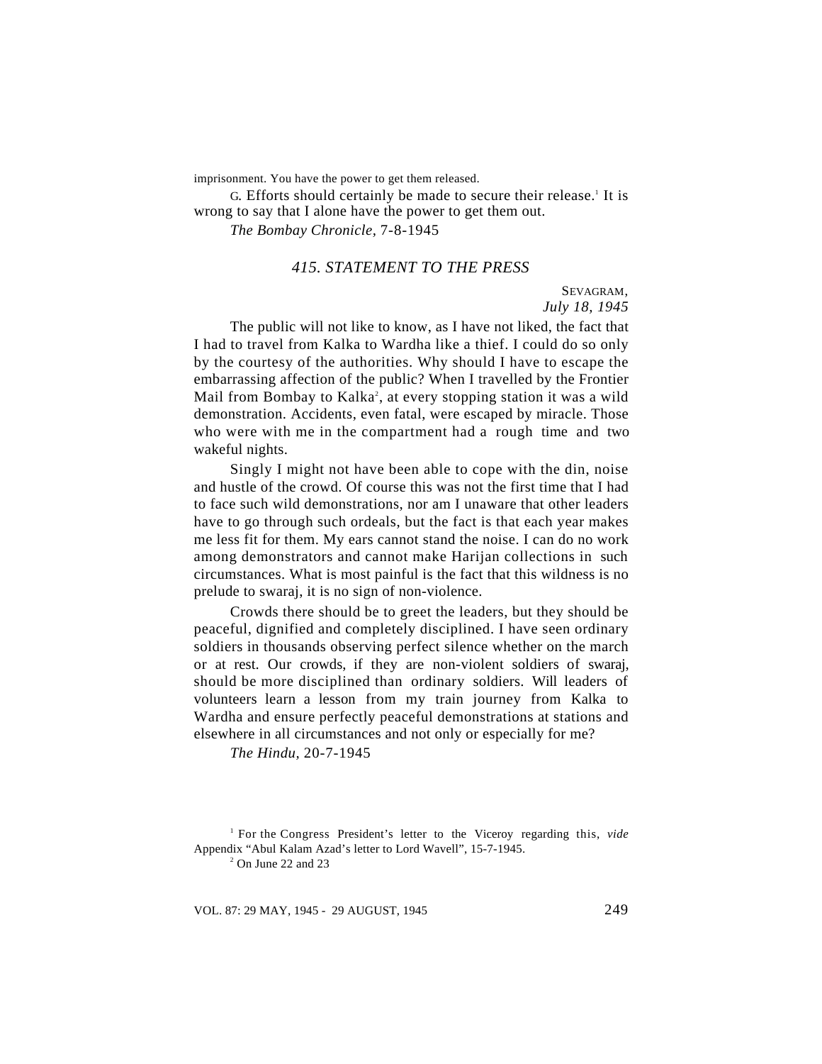imprisonment. You have the power to get them released.

G. Efforts should certainly be made to secure their release.[1] It is wrong to say that I alone have the power to get them out.

*The Bombay Chronicle*, 7-8-1945

## *415. STATEMENT TO THE PRESS*

SEVAGRAM,
*July 18, 1945*

The public will not like to know, as I have not liked, the fact that I had to travel from Kalka to Wardha like a thief. I could do so only by the courtesy of the authorities. Why should I have to escape the embarrassing affection of the public? When I travelled by the Frontier Mail from Bombay to Kalka[2], at every stopping station it was a wild demonstration. Accidents, even fatal, were escaped by miracle. Those who were with me in the compartment had a rough time and two wakeful nights.

Singly I might not have been able to cope with the din, noise and hustle of the crowd. Of course this was not the first time that I had to face such wild demonstrations, nor am I unaware that other leaders have to go through such ordeals, but the fact is that each year makes me less fit for them. My ears cannot stand the noise. I can do no work among demonstrators and cannot make Harijan collections in such circumstances. What is most painful is the fact that this wildness is no prelude to swaraj, it is no sign of non-violence.

Crowds there should be to greet the leaders, but they should be peaceful, dignified and completely disciplined. I have seen ordinary soldiers in thousands observing perfect silence whether on the march or at rest. Our crowds, if they are non-violent soldiers of swaraj, should be more disciplined than ordinary soldiers. Will leaders of volunteers learn a lesson from my train journey from Kalka to Wardha and ensure perfectly peaceful demonstrations at stations and elsewhere in all circumstances and not only or especially for me?

*The Hindu*, 20-7-1945

---

[1] For the Congress President's letter to the Viceroy regarding this, *vide* Appendix "Abul Kalam Azad's letter to Lord Wavell", 15-7-1945.

[2] On June 22 and 23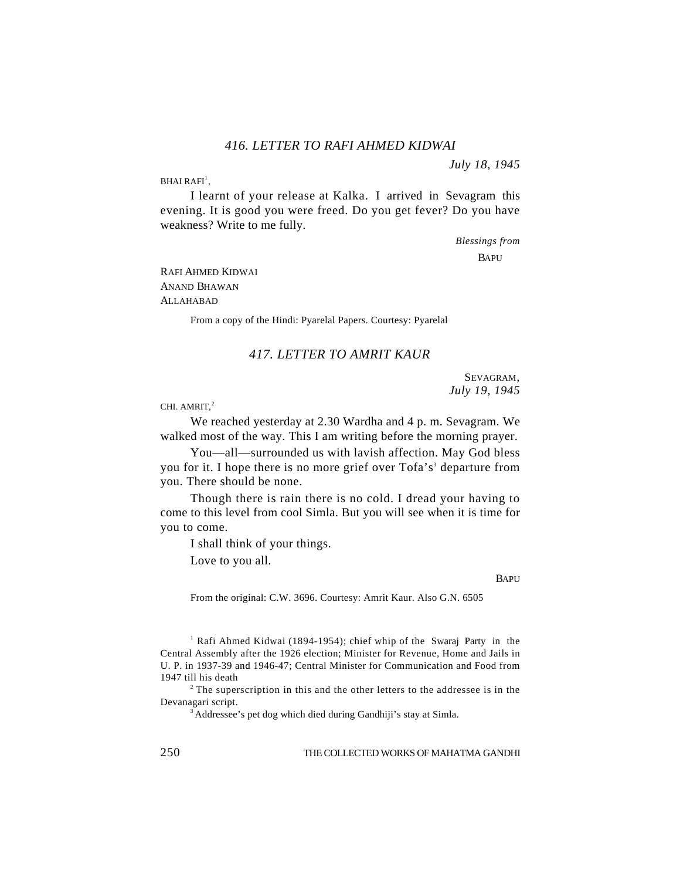## *416. LETTER TO RAFI AHMED KIDWAI*

*July 18, 1945*

BHAI RAFI[1],

I learnt of your release at Kalka. I arrived in Sevagram this evening. It is good you were freed. Do you get fever? Do you have weakness? Write to me fully.

*Blessings from*

BAPU

RAFI AHMED KIDWAI
ANAND BHAWAN
ALLAHABAD

From a copy of the Hindi: Pyarelal Papers. Courtesy: Pyarelal

## *417. LETTER TO AMRIT KAUR*

SEVAGRAM,
*July 19, 1945*

CHI. AMRIT,[2]

We reached yesterday at 2.30 Wardha and 4 p. m. Sevagram. We walked most of the way. This I am writing before the morning prayer.

You—all—surrounded us with lavish affection. May God bless you for it. I hope there is no more grief over Tofa's[3] departure from you. There should be none.

Though there is rain there is no cold. I dread your having to come to this level from cool Simla. But you will see when it is time for you to come.

I shall think of your things.

Love to you all.

BAPU

From the original: C.W. 3696. Courtesy: Amrit Kaur. Also G.N. 6505

---

[1] Rafi Ahmed Kidwai (1894-1954); chief whip of the Swaraj Party in the Central Assembly after the 1926 election; Minister for Revenue, Home and Jails in U. P. in 1937-39 and 1946-47; Central Minister for Communication and Food from 1947 till his death

[2] The superscription in this and the other letters to the addressee is in the Devanagari script.

[3] Addressee's pet dog which died during Gandhiji's stay at Simla.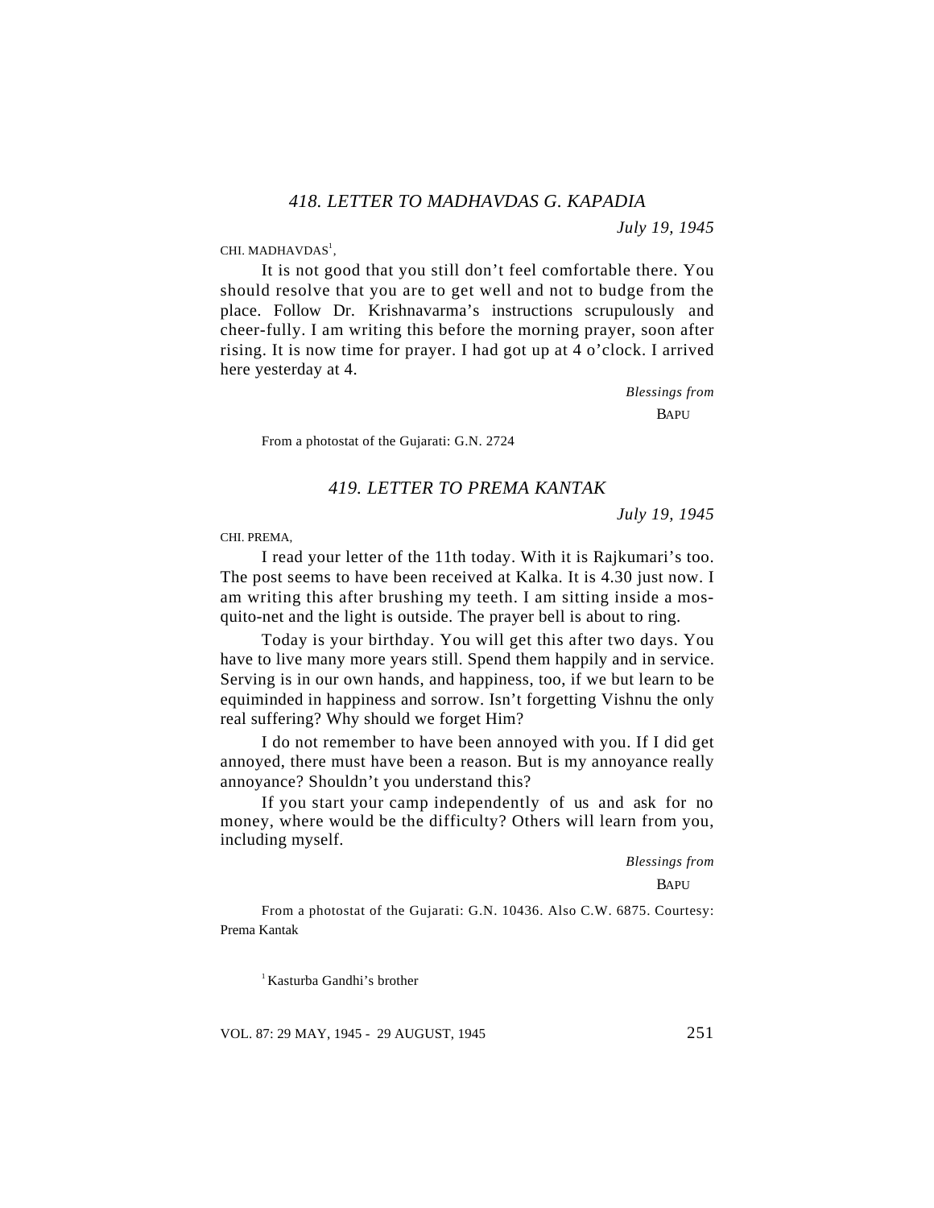### *418. LETTER TO MADHAVDAS G. KAPADIA*

*July 19, 1945*

CHI. MADHAVDAS[1],

It is not good that you still don't feel comfortable there. You should resolve that you are to get well and not to budge from the place. Follow Dr. Krishnavarma's instructions scrupulously and cheer-fully. I am writing this before the morning prayer, soon after rising. It is now time for prayer. I had got up at 4 o'clock. I arrived here yesterday at 4.

*Blessings from*

BAPU

From a photostat of the Gujarati: G.N. 2724

### *419. LETTER TO PREMA KANTAK*

*July 19, 1945*

CHI. PREMA,

I read your letter of the 11th today. With it is Rajkumari's too. The post seems to have been received at Kalka. It is 4.30 just now. I am writing this after brushing my teeth. I am sitting inside a mos-quito-net and the light is outside. The prayer bell is about to ring.

Today is your birthday. You will get this after two days. You have to live many more years still. Spend them happily and in service. Serving is in our own hands, and happiness, too, if we but learn to be equiminded in happiness and sorrow. Isn't forgetting Vishnu the only real suffering? Why should we forget Him?

I do not remember to have been annoyed with you. If I did get annoyed, there must have been a reason. But is my annoyance really annoyance? Shouldn't you understand this?

If you start your camp independently of us and ask for no money, where would be the difficulty? Others will learn from you, including myself.

*Blessings from*

BAPU

From a photostat of the Gujarati: G.N. 10436. Also C.W. 6875. Courtesy: Prema Kantak

[1] Kasturba Gandhi's brother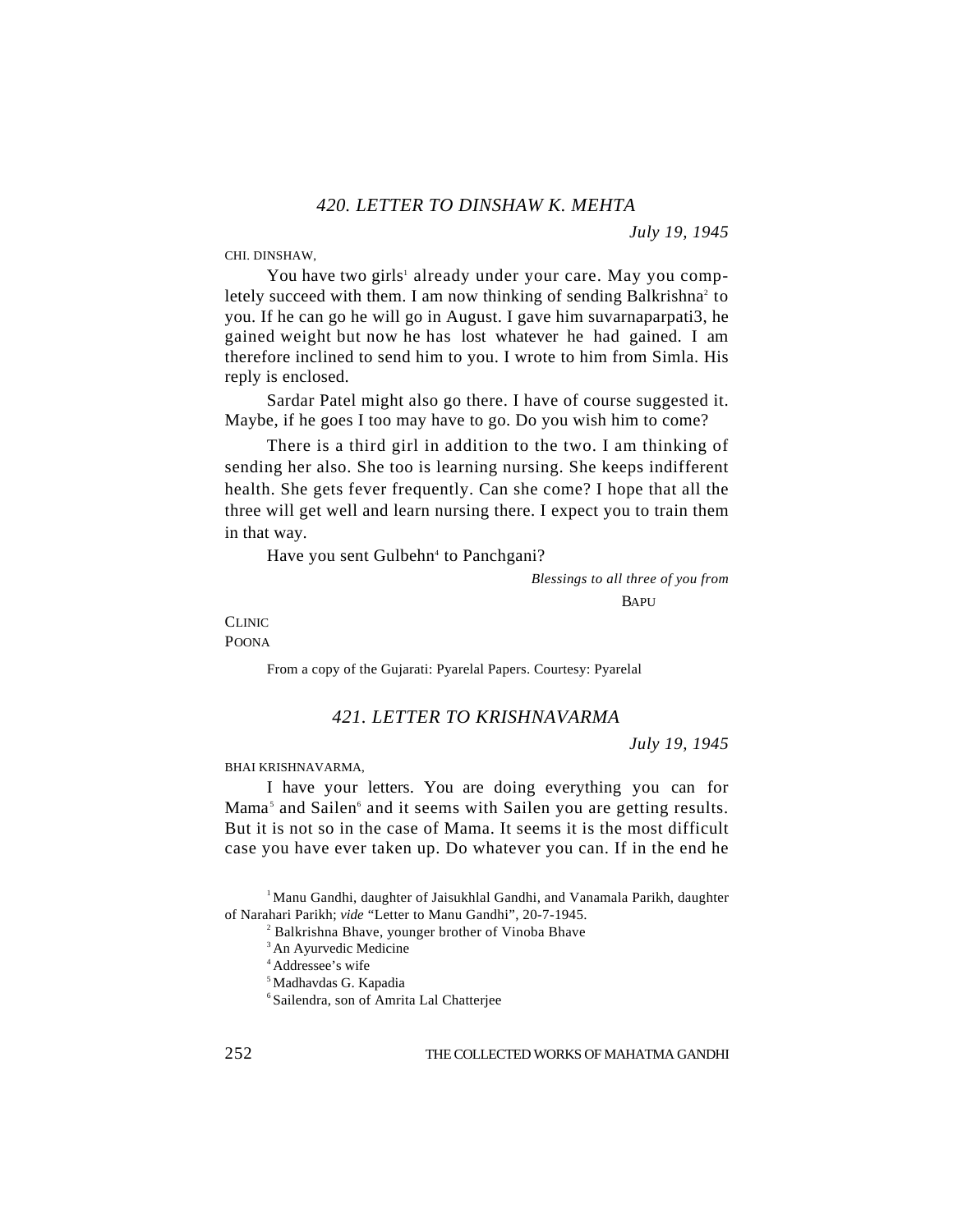## *420. LETTER TO DINSHAW K. MEHTA*

*July 19, 1945*

CHI. DINSHAW,

You have two girls[1] already under your care. May you completely succeed with them. I am now thinking of sending Balkrishna[2] to you. If he can go he will go in August. I gave him suvarnaparpati3, he gained weight but now he has lost whatever he had gained. I am therefore inclined to send him to you. I wrote to him from Simla. His reply is enclosed.

Sardar Patel might also go there. I have of course suggested it. Maybe, if he goes I too may have to go. Do you wish him to come?

There is a third girl in addition to the two. I am thinking of sending her also. She too is learning nursing. She keeps indifferent health. She gets fever frequently. Can she come? I hope that all the three will get well and learn nursing there. I expect you to train them in that way.

Have you sent Gulbehn[4] to Panchgani?

*Blessings to all three of you from*

BAPU

CLINIC
POONA

From a copy of the Gujarati: Pyarelal Papers. Courtesy: Pyarelal

## *421. LETTER TO KRISHNAVARMA*

*July 19, 1945*

BHAI KRISHNAVARMA,

I have your letters. You are doing everything you can for Mama[5] and Sailen[6] and it seems with Sailen you are getting results. But it is not so in the case of Mama. It seems it is the most difficult case you have ever taken up. Do whatever you can. If in the end he

---

[1] Manu Gandhi, daughter of Jaisukhlal Gandhi, and Vanamala Parikh, daughter of Narahari Parikh; *vide* "Letter to Manu Gandhi", 20-7-1945.

[2] Balkrishna Bhave, younger brother of Vinoba Bhave

[3] An Ayurvedic Medicine

[4] Addressee's wife

[5] Madhavdas G. Kapadia

[6] Sailendra, son of Amrita Lal Chatterjee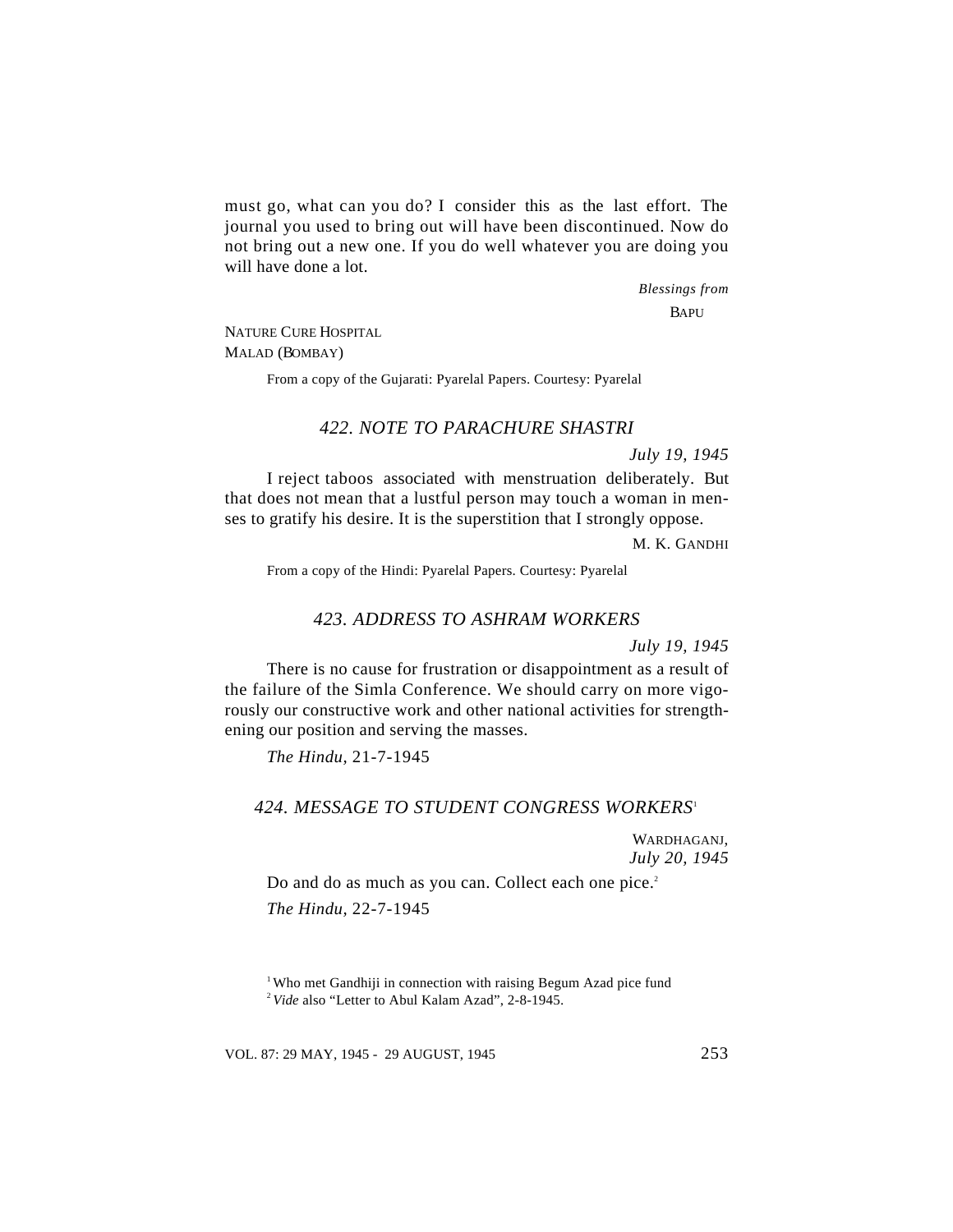must go, what can you do? I consider this as the last effort. The journal you used to bring out will have been discontinued. Now do not bring out a new one. If you do well whatever you are doing you will have done a lot.

*Blessings from*

BAPU

NATURE CURE HOSPITAL
MALAD (BOMBAY)

From a copy of the Gujarati: Pyarelal Papers. Courtesy: Pyarelal

### *422. NOTE TO PARACHURE SHASTRI*

*July 19, 1945*

I reject taboos associated with menstruation deliberately. But that does not mean that a lustful person may touch a woman in menses to gratify his desire. It is the superstition that I strongly oppose.

M. K. GANDHI

From a copy of the Hindi: Pyarelal Papers. Courtesy: Pyarelal

### *423. ADDRESS TO ASHRAM WORKERS*

*July 19, 1945*

There is no cause for frustration or disappointment as a result of the failure of the Simla Conference. We should carry on more vigorously our constructive work and other national activities for strengthening our position and serving the masses.

*The Hindu,* 21-7-1945

### *424. MESSAGE TO STUDENT CONGRESS WORKERS*[1]

WARDHAGANJ,
*July 20, 1945*

Do and do as much as you can. Collect each one pice.[2]

*The Hindu,* 22-7-1945

[1] Who met Gandhiji in connection with raising Begum Azad pice fund

[2] *Vide* also "Letter to Abul Kalam Azad", 2-8-1945.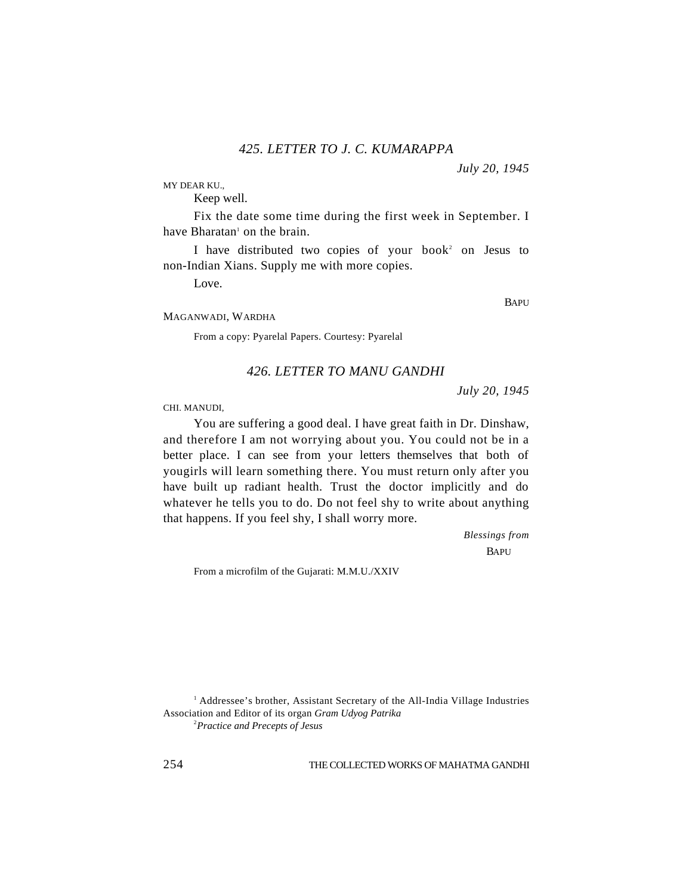### *425. LETTER TO J. C. KUMARAPPA*

*July 20, 1945*

MY DEAR KU.,

Keep well.

Fix the date some time during the first week in September. I have Bharatan[1] on the brain.

I have distributed two copies of your book[2] on Jesus to non-Indian Xians. Supply me with more copies.

Love.

BAPU

MAGANWADI, WARDHA

From a copy: Pyarelal Papers. Courtesy: Pyarelal

### *426. LETTER TO MANU GANDHI*

*July 20, 1945*

CHI. MANUDI,

You are suffering a good deal. I have great faith in Dr. Dinshaw, and therefore I am not worrying about you. You could not be in a better place. I can see from your letters themselves that both of yougirls will learn something there. You must return only after you have built up radiant health. Trust the doctor implicitly and do whatever he tells you to do. Do not feel shy to write about anything that happens. If you feel shy, I shall worry more.

*Blessings from*

BAPU

From a microfilm of the Gujarati: M.M.U./XXIV

---

[1] Addressee's brother, Assistant Secretary of the All-India Village Industries Association and Editor of its organ *Gram Udyog Patrika*

[2] *Practice and Precepts of Jesus*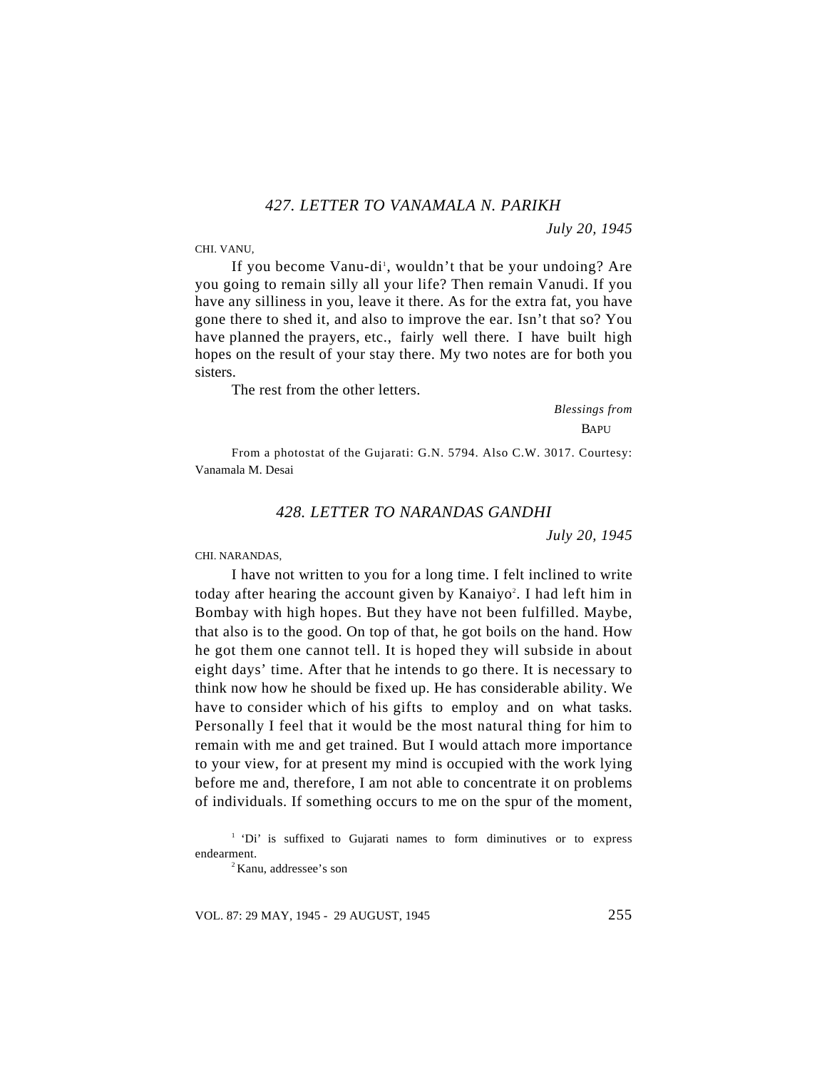### *427. LETTER TO VANAMALA N. PARIKH*

*July 20, 1945*

CHI. VANU,

If you become Vanu-di[1], wouldn't that be your undoing? Are you going to remain silly all your life? Then remain Vanudi. If you have any silliness in you, leave it there. As for the extra fat, you have gone there to shed it, and also to improve the ear. Isn't that so? You have planned the prayers, etc., fairly well there. I have built high hopes on the result of your stay there. My two notes are for both you sisters.

The rest from the other letters.

*Blessings from*
BAPU

From a photostat of the Gujarati: G.N. 5794. Also C.W. 3017. Courtesy: Vanamala M. Desai

### *428. LETTER TO NARANDAS GANDHI*

*July 20, 1945*

CHI. NARANDAS,

I have not written to you for a long time. I felt inclined to write today after hearing the account given by Kanaiyo[2]. I had left him in Bombay with high hopes. But they have not been fulfilled. Maybe, that also is to the good. On top of that, he got boils on the hand. How he got them one cannot tell. It is hoped they will subside in about eight days' time. After that he intends to go there. It is necessary to think now how he should be fixed up. He has considerable ability. We have to consider which of his gifts to employ and on what tasks. Personally I feel that it would be the most natural thing for him to remain with me and get trained. But I would attach more importance to your view, for at present my mind is occupied with the work lying before me and, therefore, I am not able to concentrate it on problems of individuals. If something occurs to me on the spur of the moment,

[1] 'Di' is suffixed to Gujarati names to form diminutives or to express endearment.

[2] Kanu, addressee's son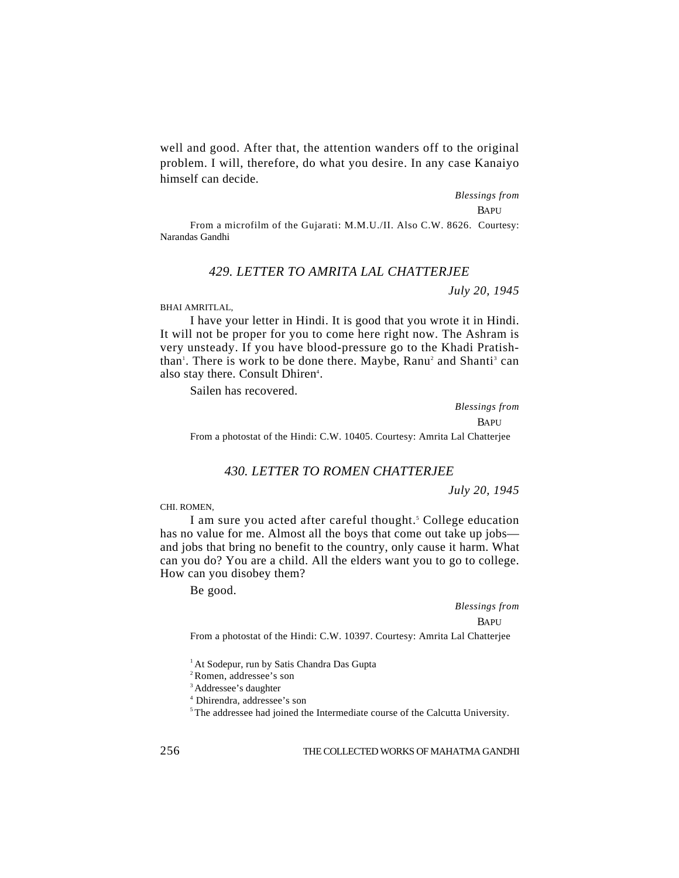well and good. After that, the attention wanders off to the original problem. I will, therefore, do what you desire. In any case Kanaiyo himself can decide.

*Blessings from*

BAPU

From a microfilm of the Gujarati: M.M.U./II. Also C.W. 8626. Courtesy: Narandas Gandhi

### 429. LETTER TO AMRITA LAL CHATTERJEE

*July 20, 1945*

BHAI AMRITLAL,

I have your letter in Hindi. It is good that you wrote it in Hindi. It will not be proper for you to come here right now. The Ashram is very unsteady. If you have blood-pressure go to the Khadi Pratishthan[1]. There is work to be done there. Maybe, Ranu[2] and Shanti[3] can also stay there. Consult Dhiren[4].

Sailen has recovered.

*Blessings from*

BAPU

From a photostat of the Hindi: C.W. 10405. Courtesy: Amrita Lal Chatterjee

### 430. LETTER TO ROMEN CHATTERJEE

*July 20, 1945*

CHI. ROMEN,

I am sure you acted after careful thought.[5] College education has no value for me. Almost all the boys that come out take up jobs—and jobs that bring no benefit to the country, only cause it harm. What can you do? You are a child. All the elders want you to go to college. How can you disobey them?

Be good.

*Blessings from*

BAPU

From a photostat of the Hindi: C.W. 10397. Courtesy: Amrita Lal Chatterjee

[1] At Sodepur, run by Satis Chandra Das Gupta

[2] Romen, addressee's son

[3] Addressee's daughter

[4] Dhirendra, addressee's son

[5] The addressee had joined the Intermediate course of the Calcutta University.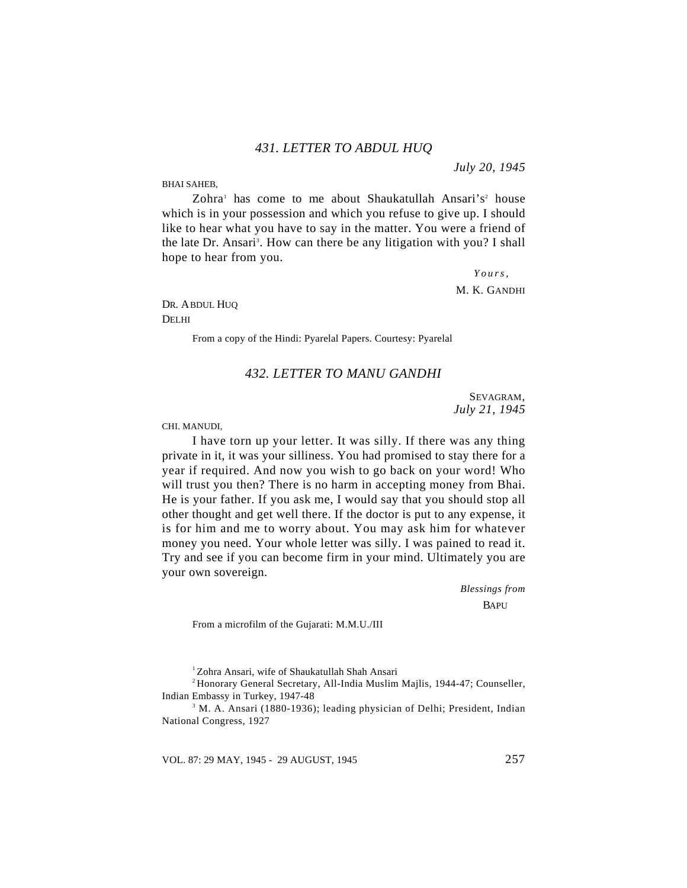## *431. LETTER TO ABDUL HUQ*

*July 20, 1945*

BHAI SAHEB,

Zohra[1] has come to me about Shaukatullah Ansari's[2] house which is in your possession and which you refuse to give up. I should like to hear what you have to say in the matter. You were a friend of the late Dr. Ansari[3]. How can there be any litigation with you? I shall hope to hear from you.

*Yours,*

M. K. GANDHI

DR. ABDUL HUQ
DELHI

From a copy of the Hindi: Pyarelal Papers. Courtesy: Pyarelal

## *432. LETTER TO MANU GANDHI*

SEVAGRAM,
*July 21, 1945*

CHI. MANUDI,

I have torn up your letter. It was silly. If there was any thing private in it, it was your silliness. You had promised to stay there for a year if required. And now you wish to go back on your word! Who will trust you then? There is no harm in accepting money from Bhai. He is your father. If you ask me, I would say that you should stop all other thought and get well there. If the doctor is put to any expense, it is for him and me to worry about. You may ask him for whatever money you need. Your whole letter was silly. I was pained to read it. Try and see if you can become firm in your mind. Ultimately you are your own sovereign.

*Blessings from*

BAPU

From a microfilm of the Gujarati: M.M.U./III

---

[1] Zohra Ansari, wife of Shaukatullah Shah Ansari

[2] Honorary General Secretary, All-India Muslim Majlis, 1944-47; Counseller, Indian Embassy in Turkey, 1947-48

[3] M. A. Ansari (1880-1936); leading physician of Delhi; President, Indian National Congress, 1927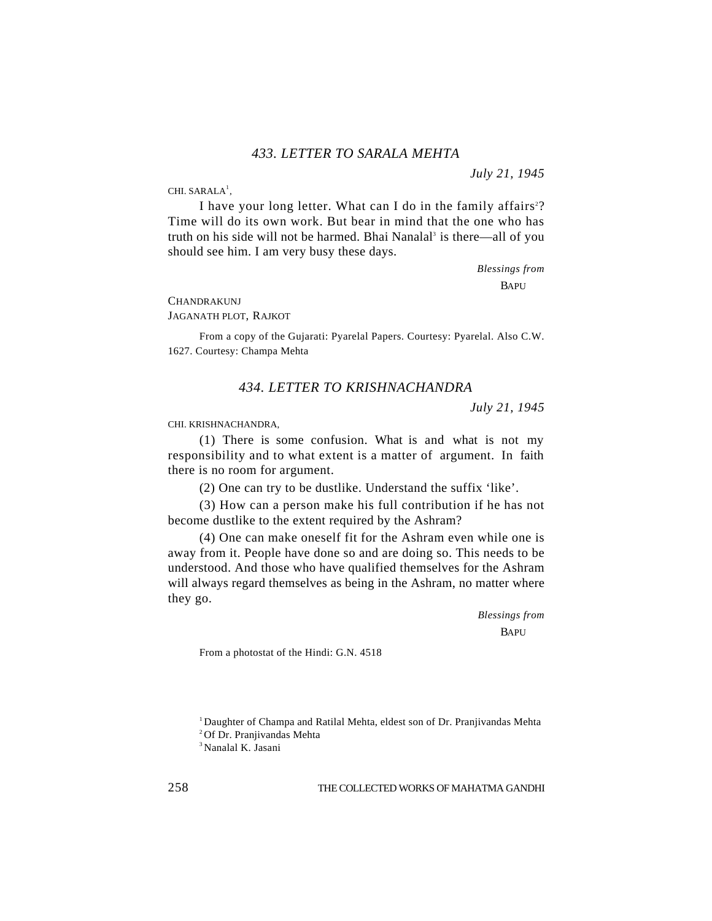## *433. LETTER TO SARALA MEHTA*

*July 21, 1945*

CHI. SARALA[1],

I have your long letter. What can I do in the family affairs[2]? Time will do its own work. But bear in mind that the one who has truth on his side will not be harmed. Bhai Nanalal[3] is there—all of you should see him. I am very busy these days.

*Blessings from*

BAPU

CHANDRAKUNJ
JAGANATH PLOT, RAJKOT

From a copy of the Gujarati: Pyarelal Papers. Courtesy: Pyarelal. Also C.W. 1627. Courtesy: Champa Mehta

## *434. LETTER TO KRISHNACHANDRA*

*July 21, 1945*

CHI. KRISHNACHANDRA,

(1) There is some confusion. What is and what is not my responsibility and to what extent is a matter of argument. In faith there is no room for argument.

(2) One can try to be dustlike. Understand the suffix 'like'.

(3) How can a person make his full contribution if he has not become dustlike to the extent required by the Ashram?

(4) One can make oneself fit for the Ashram even while one is away from it. People have done so and are doing so. This needs to be understood. And those who have qualified themselves for the Ashram will always regard themselves as being in the Ashram, no matter where they go.

*Blessings from*

BAPU

From a photostat of the Hindi: G.N. 4518

---

[1] Daughter of Champa and Ratilal Mehta, eldest son of Dr. Pranjivandas Mehta

[2] Of Dr. Pranjivandas Mehta

[3] Nanalal K. Jasani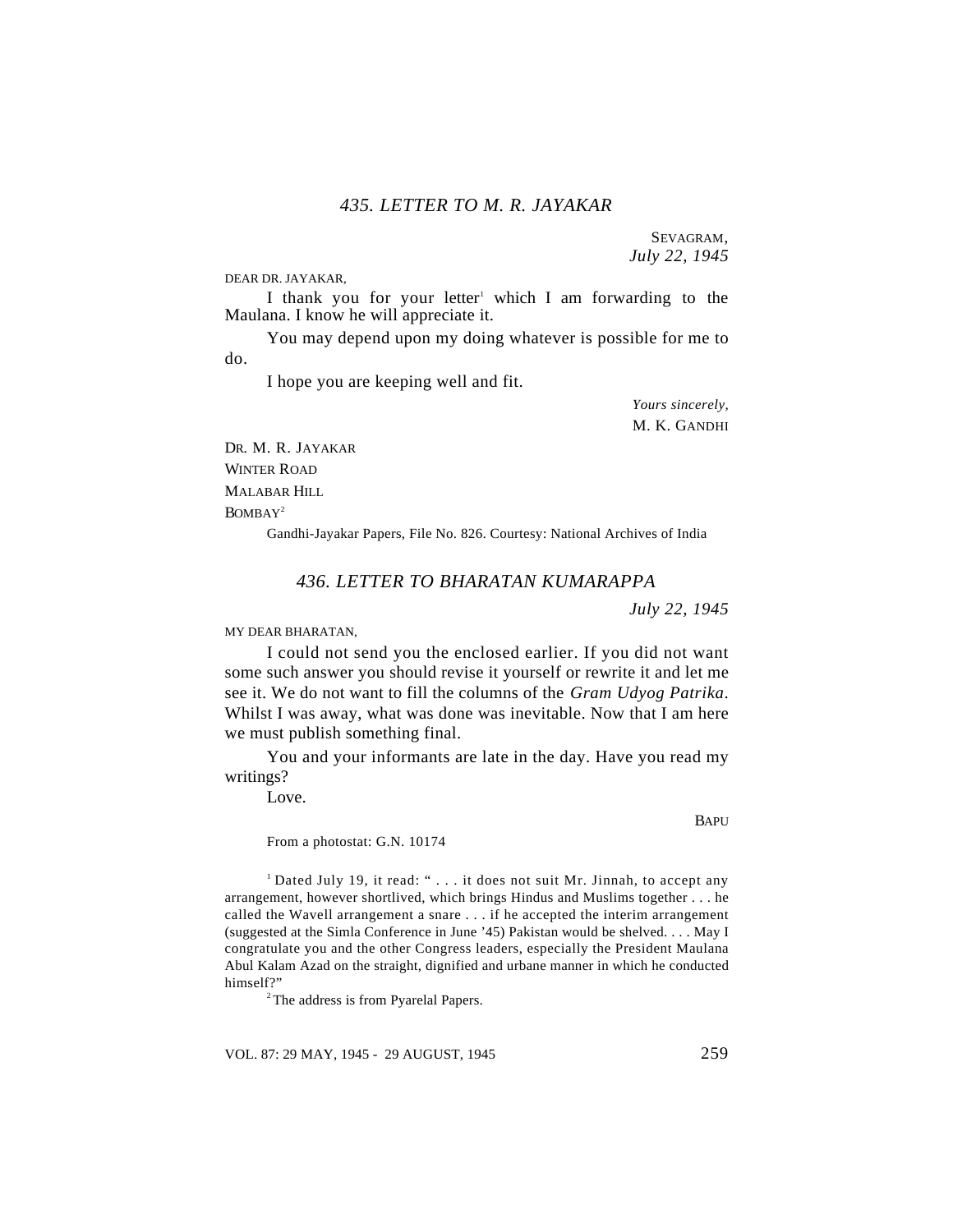## *435. LETTER TO M. R. JAYAKAR*

SEVAGRAM,
*July 22, 1945*

DEAR DR. JAYAKAR,

I thank you for your letter[1] which I am forwarding to the Maulana. I know he will appreciate it.

You may depend upon my doing whatever is possible for me to do.

I hope you are keeping well and fit.

*Yours sincerely,*
M. K. GANDHI

DR. M. R. JAYAKAR
WINTER ROAD
MALABAR HILL
BOMBAY[2]

Gandhi-Jayakar Papers, File No. 826. Courtesy: National Archives of India

## *436. LETTER TO BHARATAN KUMARAPPA*

*July 22, 1945*

MY DEAR BHARATAN,

I could not send you the enclosed earlier. If you did not want some such answer you should revise it yourself or rewrite it and let me see it. We do not want to fill the columns of the *Gram Udyog Patrika*. Whilst I was away, what was done was inevitable. Now that I am here we must publish something final.

You and your informants are late in the day. Have you read my writings?

Love.

BAPU

From a photostat: G.N. 10174

[1] Dated July 19, it read: " . . . it does not suit Mr. Jinnah, to accept any arrangement, however shortlived, which brings Hindus and Muslims together . . . he called the Wavell arrangement a snare . . . if he accepted the interim arrangement (suggested at the Simla Conference in June '45) Pakistan would be shelved. . . . May I congratulate you and the other Congress leaders, especially the President Maulana Abul Kalam Azad on the straight, dignified and urbane manner in which he conducted himself?"

[2] The address is from Pyarelal Papers.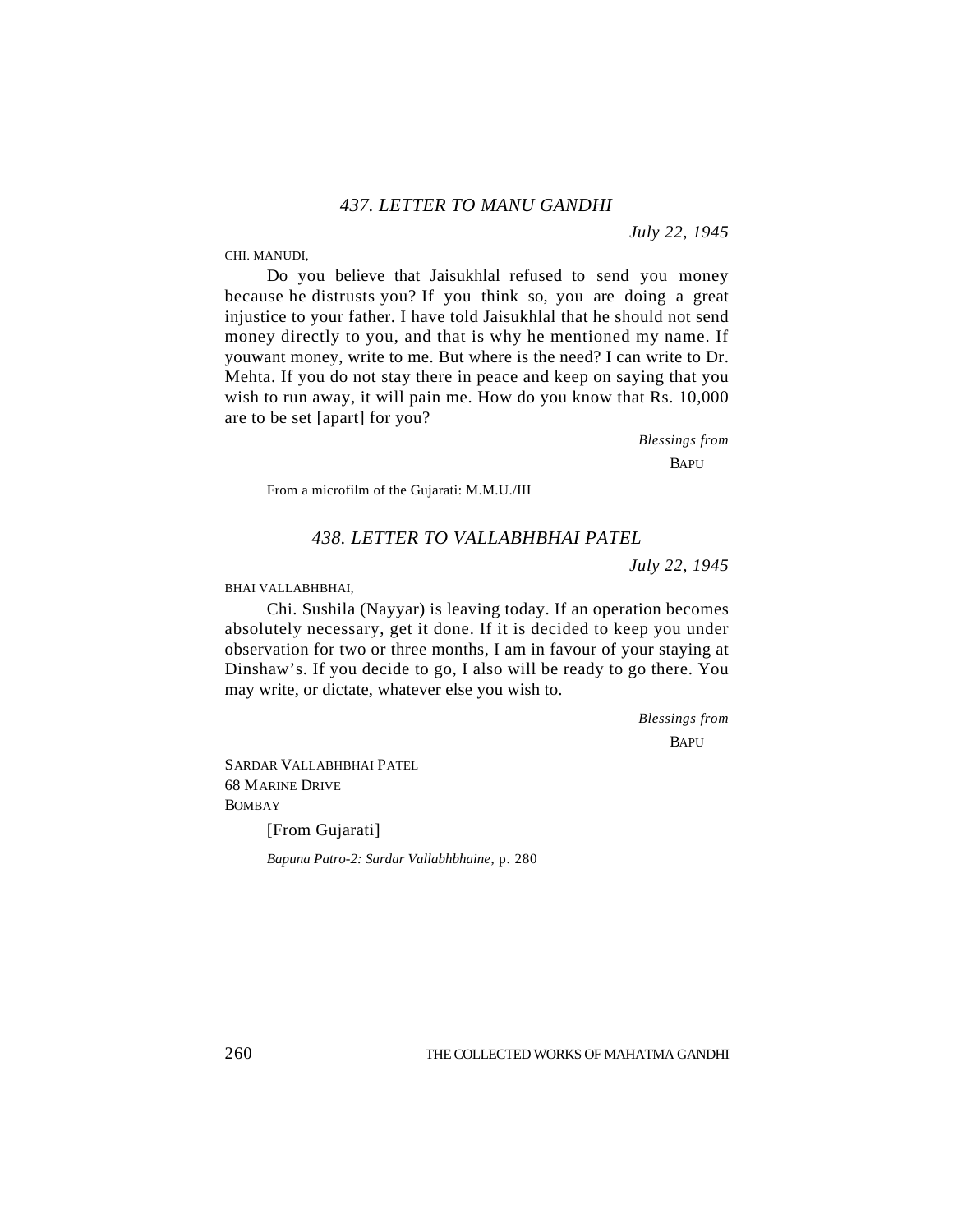### *437. LETTER TO MANU GANDHI*

*July 22, 1945*

CHI. MANUDI,

Do you believe that Jaisukhlal refused to send you money because he distrusts you? If you think so, you are doing a great injustice to your father. I have told Jaisukhlal that he should not send money directly to you, and that is why he mentioned my name. If youwant money, write to me. But where is the need? I can write to Dr. Mehta. If you do not stay there in peace and keep on saying that you wish to run away, it will pain me. How do you know that Rs. 10,000 are to be set [apart] for you?

*Blessings from*

BAPU

From a microfilm of the Gujarati: M.M.U./III

### *438. LETTER TO VALLABHBHAI PATEL*

*July 22, 1945*

BHAI VALLABHBHAI,

Chi. Sushila (Nayyar) is leaving today. If an operation becomes absolutely necessary, get it done. If it is decided to keep you under observation for two or three months, I am in favour of your staying at Dinshaw's. If you decide to go, I also will be ready to go there. You may write, or dictate, whatever else you wish to.

*Blessings from*

BAPU

SARDAR VALLABHBHAI PATEL
68 MARINE DRIVE
BOMBAY

[From Gujarati]

*Bapuna Patro-2: Sardar Vallabhbhaine*, p. 280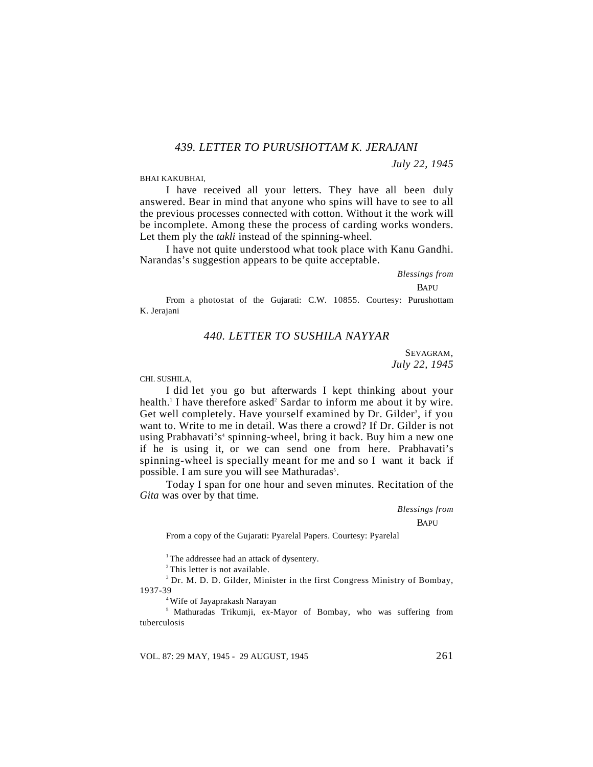### 439. LETTER TO PURUSHOTTAM K. JERAJANI

*July 22, 1945*

BHAI KAKUBHAI,

I have received all your letters. They have all been duly answered. Bear in mind that anyone who spins will have to see to all the previous processes connected with cotton. Without it the work will be incomplete. Among these the process of carding works wonders. Let them ply the *takli* instead of the spinning-wheel.

I have not quite understood what took place with Kanu Gandhi. Narandas's suggestion appears to be quite acceptable.

*Blessings from*

BAPU

From a photostat of the Gujarati: C.W. 10855. Courtesy: Purushottam K. Jerajani

### 440. LETTER TO SUSHILA NAYYAR

SEVAGRAM,
*July 22, 1945*

CHI. SUSHILA,

I did let you go but afterwards I kept thinking about your health.[1] I have therefore asked[2] Sardar to inform me about it by wire. Get well completely. Have yourself examined by Dr. Gilder[3], if you want to. Write to me in detail. Was there a crowd? If Dr. Gilder is not using Prabhavati's[4] spinning-wheel, bring it back. Buy him a new one if he is using it, or we can send one from here. Prabhavati's spinning-wheel is specially meant for me and so I want it back if possible. I am sure you will see Mathuradas[5].

Today I span for one hour and seven minutes. Recitation of the *Gita* was over by that time.

*Blessings from*

BAPU

From a copy of the Gujarati: Pyarelal Papers. Courtesy: Pyarelal

[1] The addressee had an attack of dysentery.

[2] This letter is not available.

[3] Dr. M. D. D. Gilder, Minister in the first Congress Ministry of Bombay, 1937-39

[4] Wife of Jayaprakash Narayan

[5] Mathuradas Trikumji, ex-Mayor of Bombay, who was suffering from tuberculosis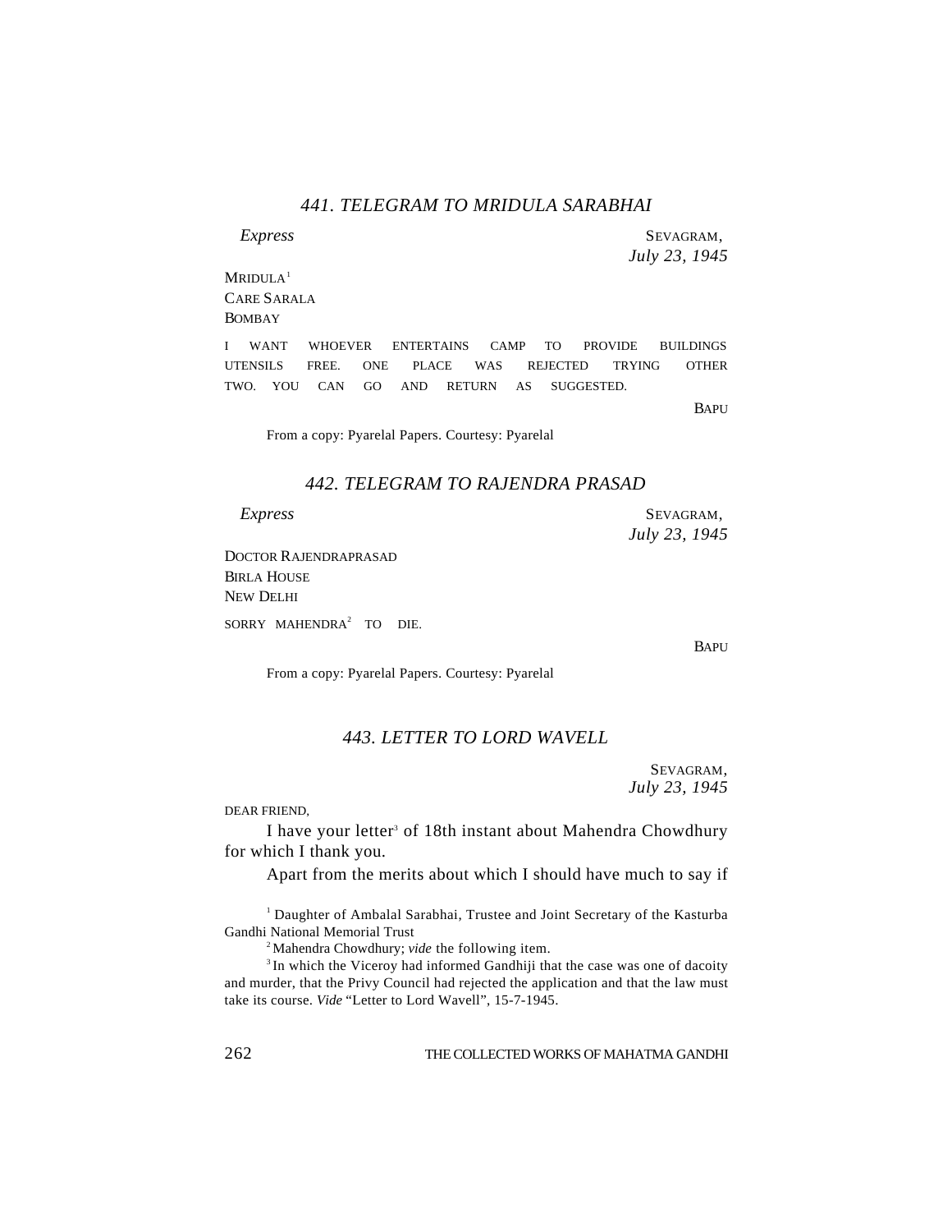### 441. TELEGRAM TO MRIDULA SARABHAI

*Express*

SEVAGRAM,
*July 23, 1945*

MRIDULA[1]
CARE SARALA
BOMBAY

I WANT WHOEVER ENTERTAINS CAMP TO PROVIDE BUILDINGS UTENSILS FREE. ONE PLACE WAS REJECTED TRYING OTHER TWO. YOU CAN GO AND RETURN AS SUGGESTED.

BAPU

From a copy: Pyarelal Papers. Courtesy: Pyarelal

### 442. TELEGRAM TO RAJENDRA PRASAD

*Express*

SEVAGRAM,
*July 23, 1945*

DOCTOR RAJENDRAPRASAD
BIRLA HOUSE
NEW DELHI

SORRY MAHENDRA[2] TO DIE.

BAPU

From a copy: Pyarelal Papers. Courtesy: Pyarelal

### 443. LETTER TO LORD WAVELL

SEVAGRAM,
*July 23, 1945*

DEAR FRIEND,

I have your letter[3] of 18th instant about Mahendra Chowdhury for which I thank you.

Apart from the merits about which I should have much to say if

---

[1] Daughter of Ambalal Sarabhai, Trustee and Joint Secretary of the Kasturba Gandhi National Memorial Trust

[2] Mahendra Chowdhury; *vide* the following item.

[3] In which the Viceroy had informed Gandhiji that the case was one of dacoity and murder, that the Privy Council had rejected the application and that the law must take its course. *Vide* "Letter to Lord Wavell", 15-7-1945.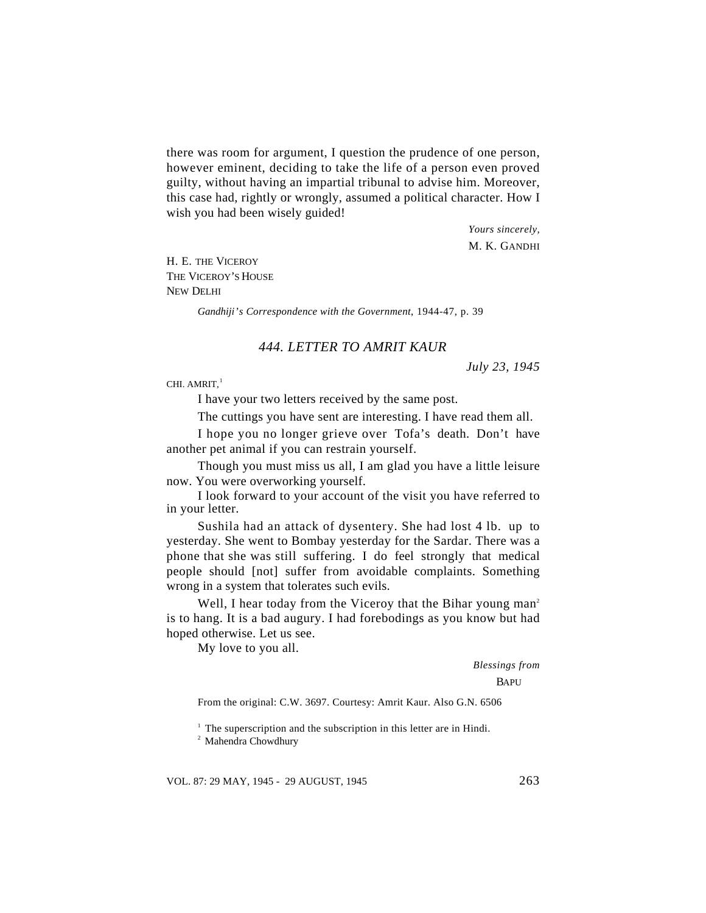there was room for argument, I question the prudence of one person, however eminent, deciding to take the life of a person even proved guilty, without having an impartial tribunal to advise him. Moreover, this case had, rightly or wrongly, assumed a political character. How I wish you had been wisely guided!

*Yours sincerely,*
M. K. GANDHI

H. E. THE VICEROY
THE VICEROY'S HOUSE
NEW DELHI

*Gandhiji's Correspondence with the Government*, 1944-47, p. 39

### *444. LETTER TO AMRIT KAUR*

*July 23, 1945*

CHI. AMRIT,[1]

I have your two letters received by the same post.

The cuttings you have sent are interesting. I have read them all.

I hope you no longer grieve over Tofa's death. Don't have another pet animal if you can restrain yourself.

Though you must miss us all, I am glad you have a little leisure now. You were overworking yourself.

I look forward to your account of the visit you have referred to in your letter.

Sushila had an attack of dysentery. She had lost 4 lb. up to yesterday. She went to Bombay yesterday for the Sardar. There was a phone that she was still suffering. I do feel strongly that medical people should [not] suffer from avoidable complaints. Something wrong in a system that tolerates such evils.

Well, I hear today from the Viceroy that the Bihar young man[2] is to hang. It is a bad augury. I had forebodings as you know but had hoped otherwise. Let us see.

My love to you all.

*Blessings from*
BAPU

From the original: C.W. 3697. Courtesy: Amrit Kaur. Also G.N. 6506

[1] The superscription and the subscription in this letter are in Hindi.

[2] Mahendra Chowdhury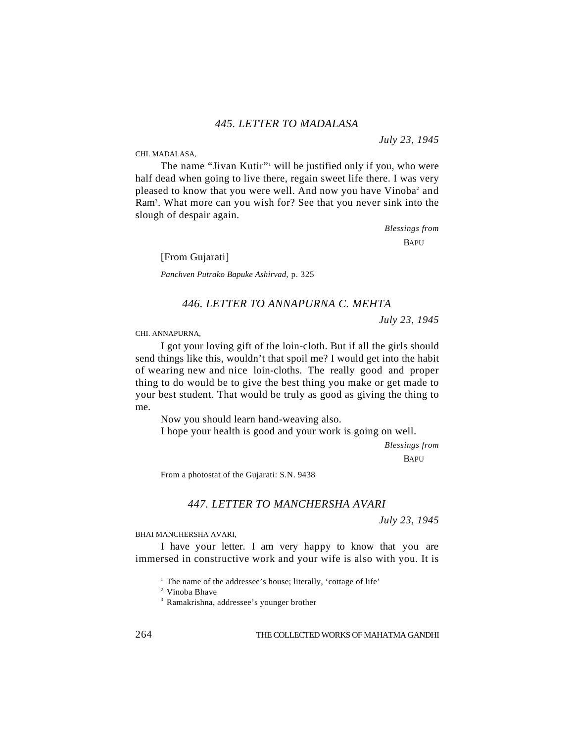### *445. LETTER TO MADALASA*

*July 23, 1945*

CHI. MADALASA,

The name "Jivan Kutir"[1] will be justified only if you, who were half dead when going to live there, regain sweet life there. I was very pleased to know that you were well. And now you have Vinoba[2] and Ram[3]. What more can you wish for? See that you never sink into the slough of despair again.

*Blessings from*

BAPU

[From Gujarati]

*Panchven Putrako Bapuke Ashirvad*, p. 325

### *446. LETTER TO ANNAPURNA C. MEHTA*

*July 23, 1945*

CHI. ANNAPURNA,

I got your loving gift of the loin-cloth. But if all the girls should send things like this, wouldn't that spoil me? I would get into the habit of wearing new and nice loin-cloths. The really good and proper thing to do would be to give the best thing you make or get made to your best student. That would be truly as good as giving the thing to me.

Now you should learn hand-weaving also.

I hope your health is good and your work is going on well.

*Blessings from*

BAPU

From a photostat of the Gujarati: S.N. 9438

### *447. LETTER TO MANCHERSHA AVARI*

*July 23, 1945*

BHAI MANCHERSHA AVARI,

I have your letter. I am very happy to know that you are immersed in constructive work and your wife is also with you. It is

[1] The name of the addressee's house; literally, 'cottage of life'

[2] Vinoba Bhave

[3] Ramakrishna, addressee's younger brother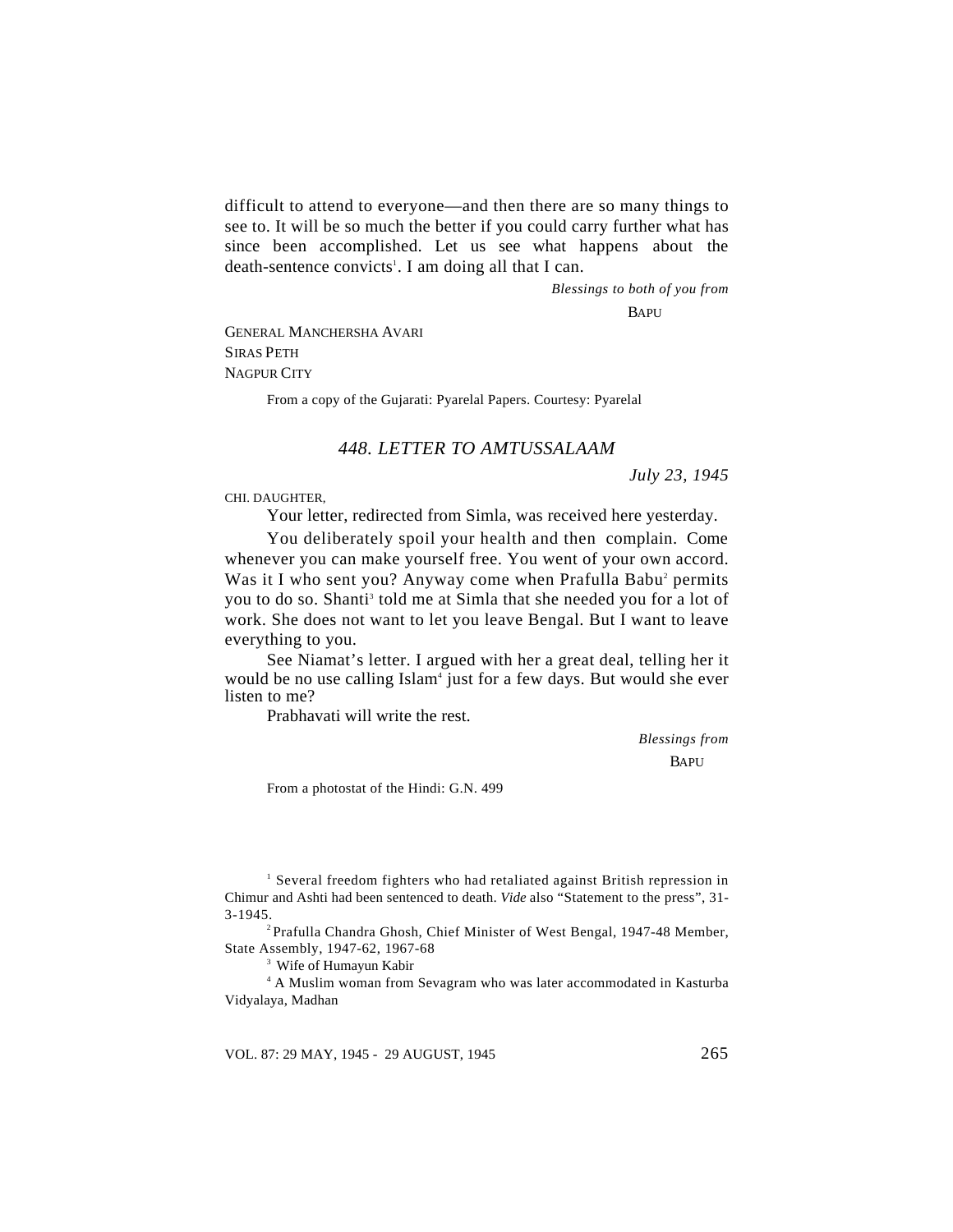difficult to attend to everyone—and then there are so many things to see to. It will be so much the better if you could carry further what has since been accomplished. Let us see what happens about the death-sentence convicts[1]. I am doing all that I can.

*Blessings to both of you from*

BAPU

GENERAL MANCHERSHA AVARI
SIRAS PETH
NAGPUR CITY

From a copy of the Gujarati: Pyarelal Papers. Courtesy: Pyarelal

## *448. LETTER TO AMTUSSALAAM*

*July 23, 1945*

CHI. DAUGHTER,

Your letter, redirected from Simla, was received here yesterday.

You deliberately spoil your health and then complain. Come whenever you can make yourself free. You went of your own accord. Was it I who sent you? Anyway come when Prafulla Babu[2] permits you to do so. Shanti[3] told me at Simla that she needed you for a lot of work. She does not want to let you leave Bengal. But I want to leave everything to you.

See Niamat's letter. I argued with her a great deal, telling her it would be no use calling Islam[4] just for a few days. But would she ever listen to me?

Prabhavati will write the rest.

*Blessings from*

BAPU

From a photostat of the Hindi: G.N. 499

[1] Several freedom fighters who had retaliated against British repression in Chimur and Ashti had been sentenced to death. *Vide* also "Statement to the press", 31-3-1945.

[2] Prafulla Chandra Ghosh, Chief Minister of West Bengal, 1947-48 Member, State Assembly, 1947-62, 1967-68

[3] Wife of Humayun Kabir

[4] A Muslim woman from Sevagram who was later accommodated in Kasturba Vidyalaya, Madhan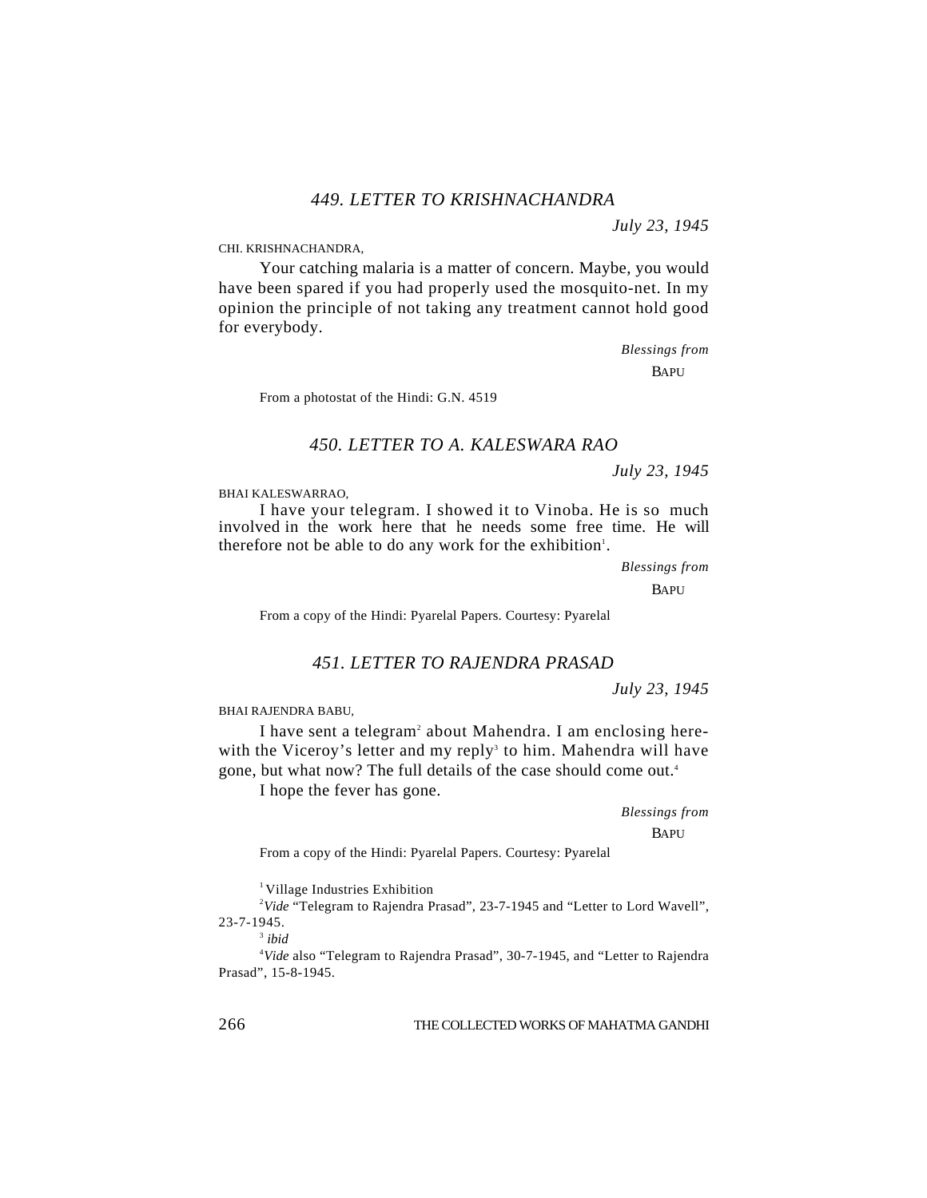### *449. LETTER TO KRISHNACHANDRA*

*July 23, 1945*

CHI. KRISHNACHANDRA,

Your catching malaria is a matter of concern. Maybe, you would have been spared if you had properly used the mosquito-net. In my opinion the principle of not taking any treatment cannot hold good for everybody.

*Blessings from*

BAPU

From a photostat of the Hindi: G.N. 4519

### *450. LETTER TO A. KALESWARA RAO*

*July 23, 1945*

BHAI KALESWARRAO,

I have your telegram. I showed it to Vinoba. He is so much involved in the work here that he needs some free time. He will therefore not be able to do any work for the exhibition[1].

*Blessings from*

BAPU

From a copy of the Hindi: Pyarelal Papers. Courtesy: Pyarelal

### *451. LETTER TO RAJENDRA PRASAD*

*July 23, 1945*

BHAI RAJENDRA BABU,

I have sent a telegram[2] about Mahendra. I am enclosing herewith the Viceroy's letter and my reply[3] to him. Mahendra will have gone, but what now? The full details of the case should come out.[4]

I hope the fever has gone.

*Blessings from*

BAPU

From a copy of the Hindi: Pyarelal Papers. Courtesy: Pyarelal

[1] Village Industries Exhibition

[2] *Vide* "Telegram to Rajendra Prasad", 23-7-1945 and "Letter to Lord Wavell", 23-7-1945.

[3] *ibid*

[4] *Vide* also "Telegram to Rajendra Prasad", 30-7-1945, and "Letter to Rajendra Prasad", 15-8-1945.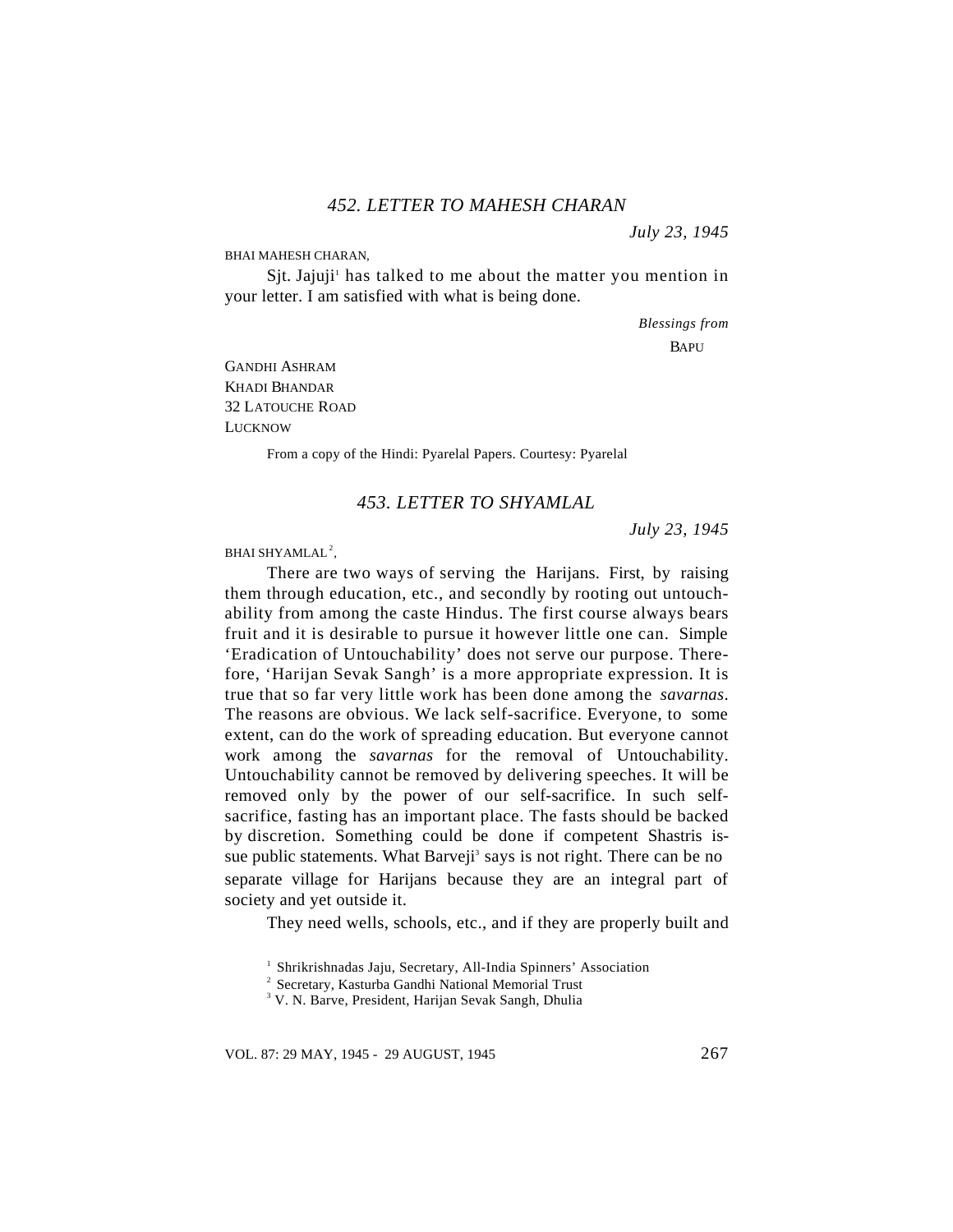### *452. LETTER TO MAHESH CHARAN*

*July 23, 1945*

BHAI MAHESH CHARAN,

Sjt. Jajuji[1] has talked to me about the matter you mention in your letter. I am satisfied with what is being done.

*Blessings from*
BAPU

GANDHI ASHRAM
KHADI BHANDAR
32 LATOUCHE ROAD
LUCKNOW

From a copy of the Hindi: Pyarelal Papers. Courtesy: Pyarelal

### *453. LETTER TO SHYAMLAL*

*July 23, 1945*

BHAI SHYAMLAL[2],

There are two ways of serving the Harijans. First, by raising them through education, etc., and secondly by rooting out untouchability from among the caste Hindus. The first course always bears fruit and it is desirable to pursue it however little one can. Simple 'Eradication of Untouchability' does not serve our purpose. Therefore, 'Harijan Sevak Sangh' is a more appropriate expression. It is true that so far very little work has been done among the *savarnas*. The reasons are obvious. We lack self-sacrifice. Everyone, to some extent, can do the work of spreading education. But everyone cannot work among the *savarnas* for the removal of Untouchability. Untouchability cannot be removed by delivering speeches. It will be removed only by the power of our self-sacrifice. In such self-sacrifice, fasting has an important place. The fasts should be backed by discretion. Something could be done if competent Shastris issue public statements. What Barveji[3] says is not right. There can be no separate village for Harijans because they are an integral part of society and yet outside it.

They need wells, schools, etc., and if they are properly built and

[1] Shrikrishnadas Jaju, Secretary, All-India Spinners' Association
[2] Secretary, Kasturba Gandhi National Memorial Trust
[3] V. N. Barve, President, Harijan Sevak Sangh, Dhulia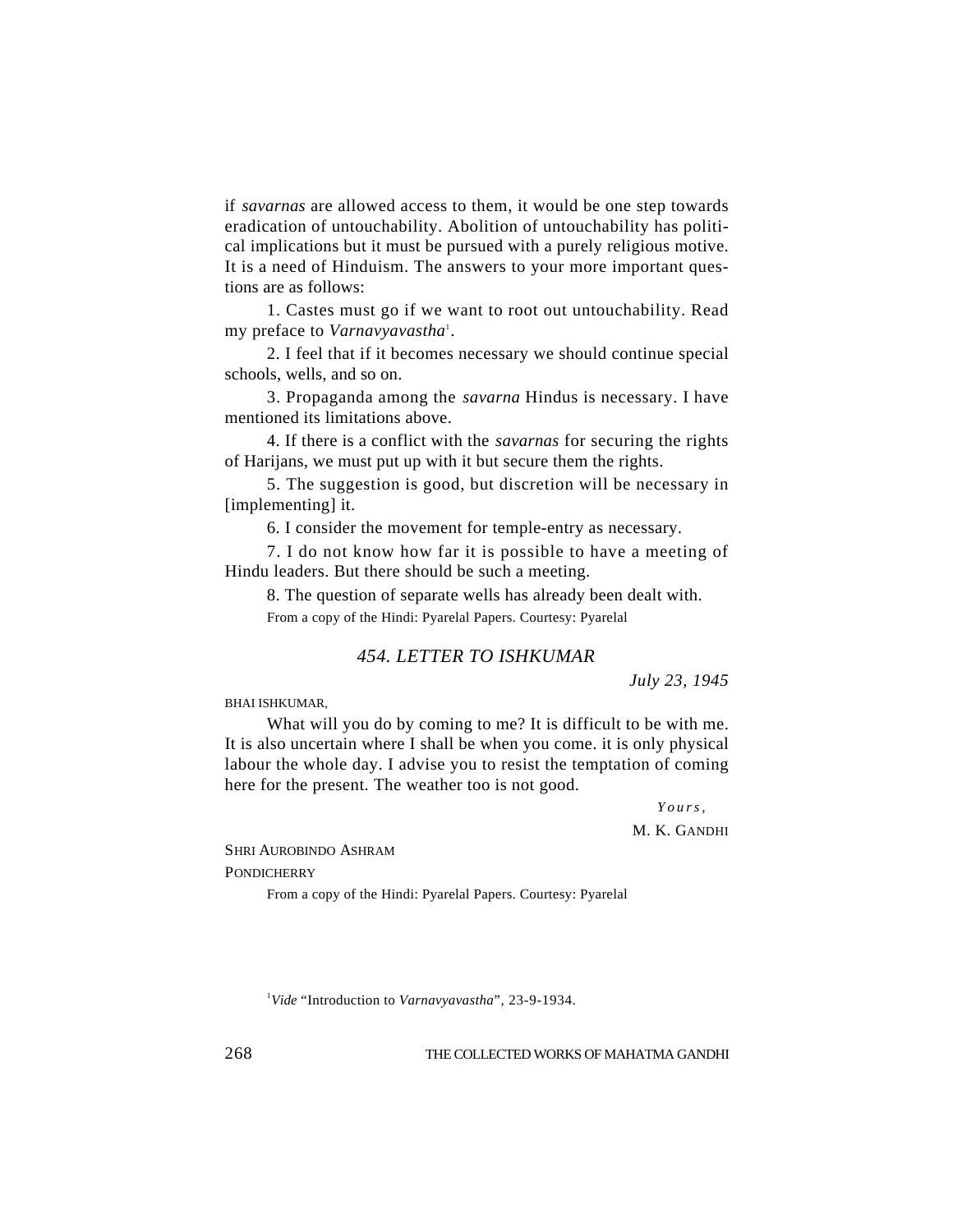if *savarnas* are allowed access to them, it would be one step towards eradication of untouchability. Abolition of untouchability has political implications but it must be pursued with a purely religious motive. It is a need of Hinduism. The answers to your more important questions are as follows:

1. Castes must go if we want to root out untouchability. Read my preface to *Varnavyavastha*[1].

2. I feel that if it becomes necessary we should continue special schools, wells, and so on.

3. Propaganda among the *savarna* Hindus is necessary. I have mentioned its limitations above.

4. If there is a conflict with the *savarnas* for securing the rights of Harijans, we must put up with it but secure them the rights.

5. The suggestion is good, but discretion will be necessary in [implementing] it.

6. I consider the movement for temple-entry as necessary.

7. I do not know how far it is possible to have a meeting of Hindu leaders. But there should be such a meeting.

8. The question of separate wells has already been dealt with.

From a copy of the Hindi: Pyarelal Papers. Courtesy: Pyarelal

### *454. LETTER TO ISHKUMAR*

*July 23, 1945*

BHAI ISHKUMAR,

What will you do by coming to me? It is difficult to be with me. It is also uncertain where I shall be when you come. it is only physical labour the whole day. I advise you to resist the temptation of coming here for the present. The weather too is not good.

*Yours,*
M. K. GANDHI

SHRI AUROBINDO ASHRAM
PONDICHERRY

From a copy of the Hindi: Pyarelal Papers. Courtesy: Pyarelal

[1] *Vide* "Introduction to *Varnavyavastha*", 23-9-1934.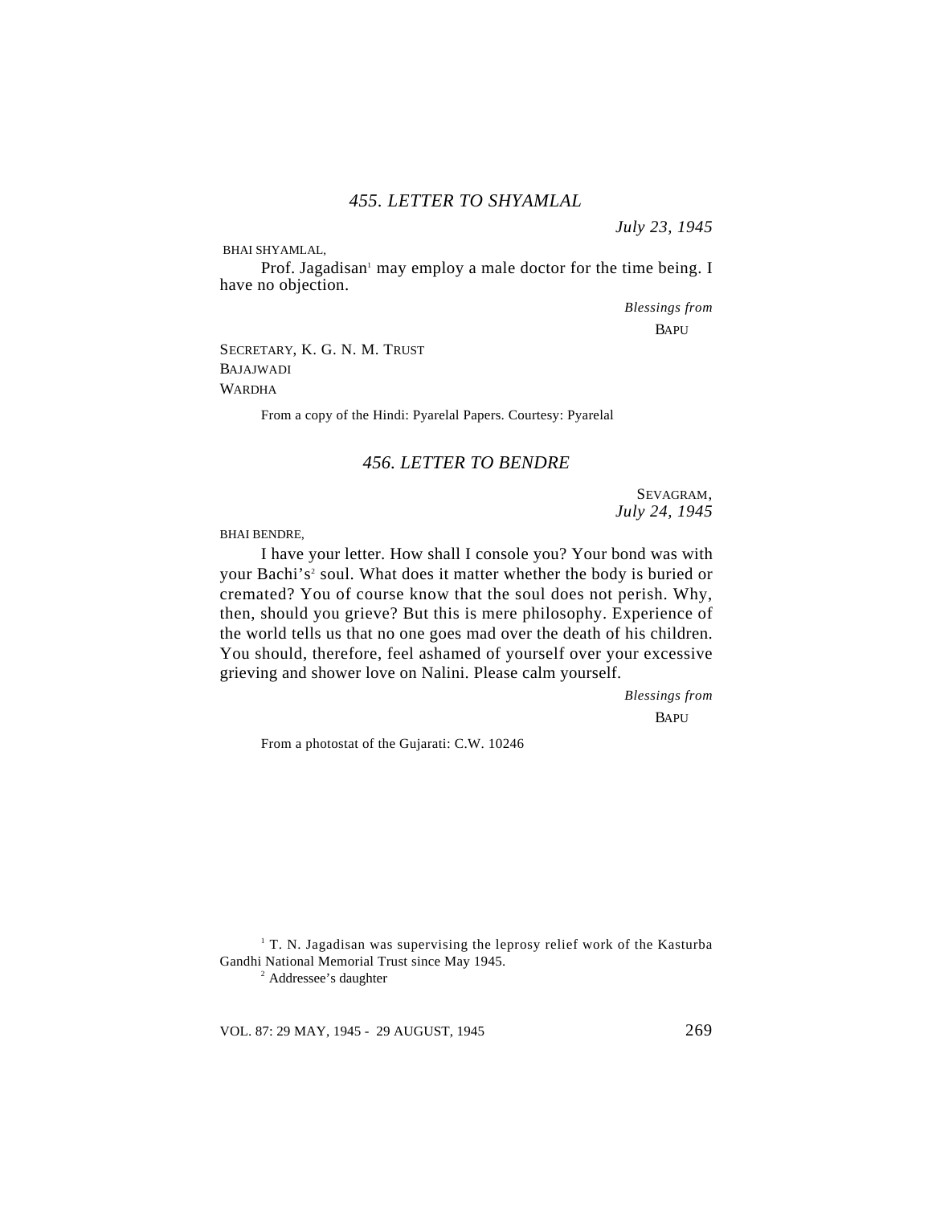## *455. LETTER TO SHYAMLAL*

*July 23, 1945*

BHAI SHYAMLAL,

Prof. Jagadisan[1] may employ a male doctor for the time being. I have no objection.

*Blessings from*

BAPU

SECRETARY, K. G. N. M. TRUST
BAJAJWADI
WARDHA

From a copy of the Hindi: Pyarelal Papers. Courtesy: Pyarelal

## *456. LETTER TO BENDRE*

SEVAGRAM,
*July 24, 1945*

BHAI BENDRE,

I have your letter. How shall I console you? Your bond was with your Bachi's[2] soul. What does it matter whether the body is buried or cremated? You of course know that the soul does not perish. Why, then, should you grieve? But this is mere philosophy. Experience of the world tells us that no one goes mad over the death of his children. You should, therefore, feel ashamed of yourself over your excessive grieving and shower love on Nalini. Please calm yourself.

*Blessings from*

BAPU

From a photostat of the Gujarati: C.W. 10246

[1] T. N. Jagadisan was supervising the leprosy relief work of the Kasturba Gandhi National Memorial Trust since May 1945.

[2] Addressee's daughter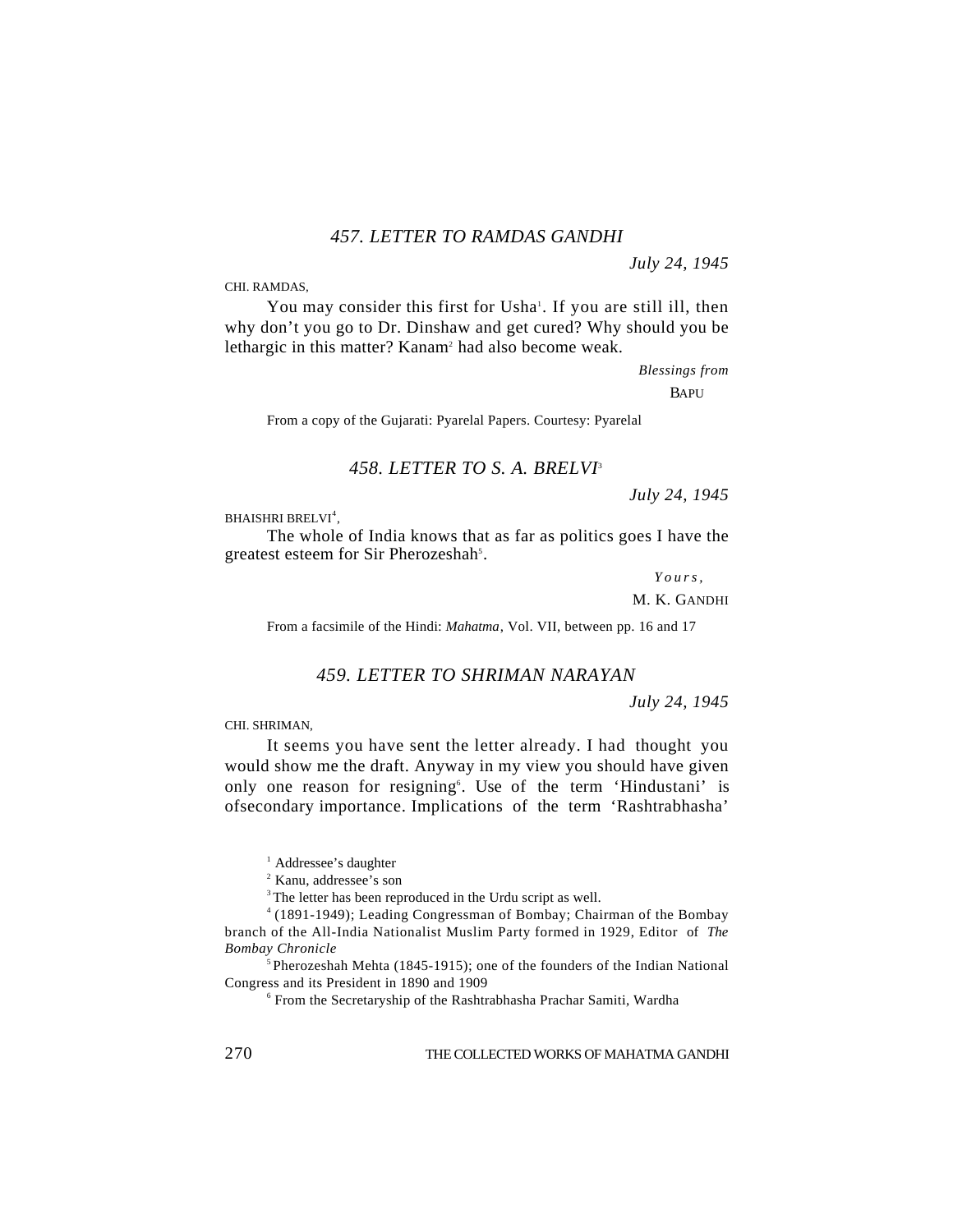## *457. LETTER TO RAMDAS GANDHI*

*July 24, 1945*

CHI. RAMDAS,

You may consider this first for Usha[1]. If you are still ill, then why don't you go to Dr. Dinshaw and get cured? Why should you be lethargic in this matter? Kanam[2] had also become weak.

*Blessings from*

BAPU

From a copy of the Gujarati: Pyarelal Papers. Courtesy: Pyarelal

## *458. LETTER TO S. A. BRELVI*[3]

*July 24, 1945*

BHAISHRI BRELVI[4],

The whole of India knows that as far as politics goes I have the greatest esteem for Sir Pherozeshah[5].

*Yours,*

M. K. GANDHI

From a facsimile of the Hindi: *Mahatma*, Vol. VII, between pp. 16 and 17

## *459. LETTER TO SHRIMAN NARAYAN*

*July 24, 1945*

CHI. SHRIMAN,

It seems you have sent the letter already. I had thought you would show me the draft. Anyway in my view you should have given only one reason for resigning[6]. Use of the term 'Hindustani' is ofsecondary importance. Implications of the term 'Rashtrabhasha'

---

[1] Addressee's daughter

[2] Kanu, addressee's son

[3] The letter has been reproduced in the Urdu script as well.

[4] (1891-1949); Leading Congressman of Bombay; Chairman of the Bombay branch of the All-India Nationalist Muslim Party formed in 1929, Editor of *The Bombay Chronicle*

[5] Pherozeshah Mehta (1845-1915); one of the founders of the Indian National Congress and its President in 1890 and 1909

[6] From the Secretaryship of the Rashtrabhasha Prachar Samiti, Wardha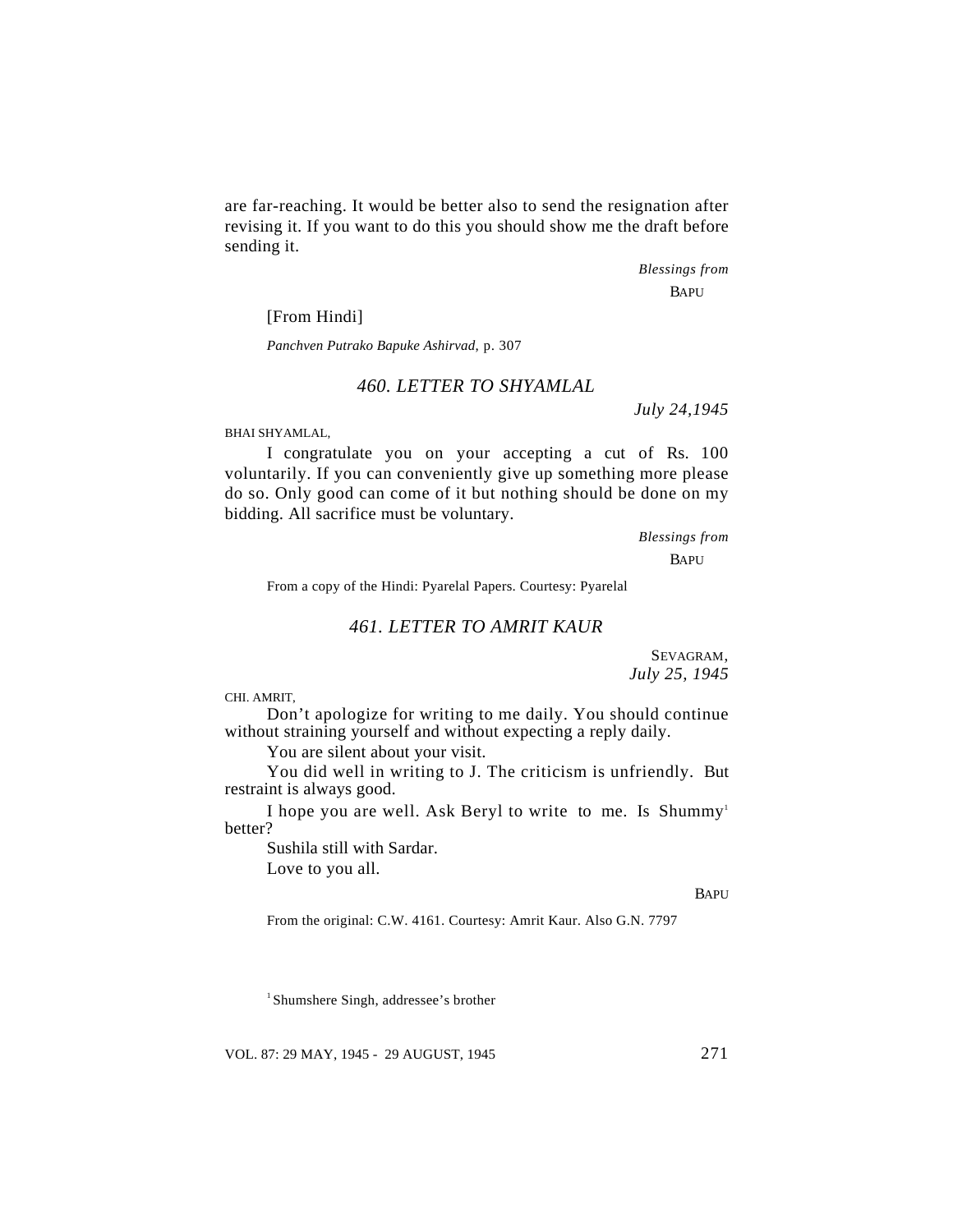are far-reaching. It would be better also to send the resignation after revising it. If you want to do this you should show me the draft before sending it.

*Blessings from*
BAPU

[From Hindi]

*Panchven Putrako Bapuke Ashirvad*, p. 307

### *460. LETTER TO SHYAMLAL*

*July 24,1945*

BHAI SHYAMLAL,

I congratulate you on your accepting a cut of Rs. 100 voluntarily. If you can conveniently give up something more please do so. Only good can come of it but nothing should be done on my bidding. All sacrifice must be voluntary.

*Blessings from*
BAPU

From a copy of the Hindi: Pyarelal Papers. Courtesy: Pyarelal

### *461. LETTER TO AMRIT KAUR*

SEVAGRAM,
*July 25, 1945*

CHI. AMRIT,

Don't apologize for writing to me daily. You should continue without straining yourself and without expecting a reply daily.

You are silent about your visit.

You did well in writing to J. The criticism is unfriendly. But restraint is always good.

I hope you are well. Ask Beryl to write to me. Is Shummy[1] better?

Sushila still with Sardar.

Love to you all.

BAPU

From the original: C.W. 4161. Courtesy: Amrit Kaur. Also G.N. 7797

[1] Shumshere Singh, addressee's brother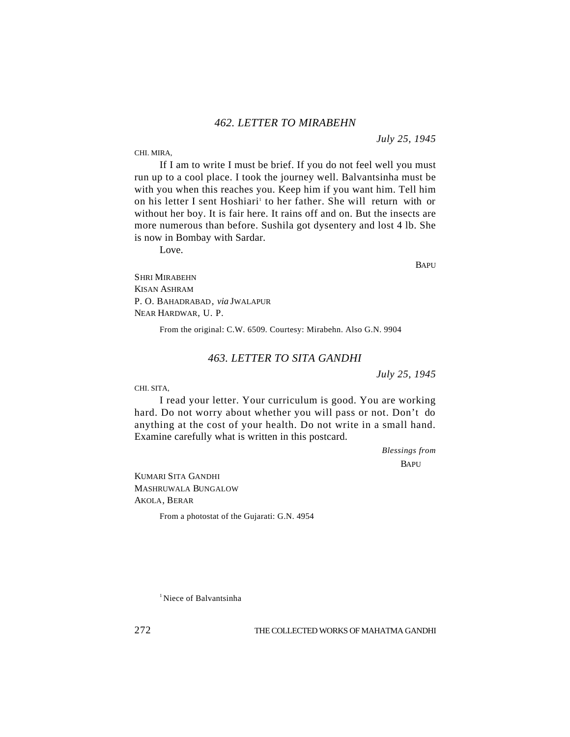### *462. LETTER TO MIRABEHN*

*July 25, 1945*

CHI. MIRA,

If I am to write I must be brief. If you do not feel well you must run up to a cool place. I took the journey well. Balvantsinha must be with you when this reaches you. Keep him if you want him. Tell him on his letter I sent Hoshiari[1] to her father. She will return with or without her boy. It is fair here. It rains off and on. But the insects are more numerous than before. Sushila got dysentery and lost 4 lb. She is now in Bombay with Sardar.

Love.

BAPU

SHRI MIRABEHN
KISAN ASHRAM
P. O. BAHADRABAD, *via* JWALAPUR
NEAR HARDWAR, U. P.

From the original: C.W. 6509. Courtesy: Mirabehn. Also G.N. 9904

### *463. LETTER TO SITA GANDHI*

*July 25, 1945*

CHI. SITA,

I read your letter. Your curriculum is good. You are working hard. Do not worry about whether you will pass or not. Don't do anything at the cost of your health. Do not write in a small hand. Examine carefully what is written in this postcard.

*Blessings from*
BAPU

KUMARI SITA GANDHI
MASHRUWALA BUNGALOW
AKOLA, BERAR

From a photostat of the Gujarati: G.N. 4954

[1] Niece of Balvantsinha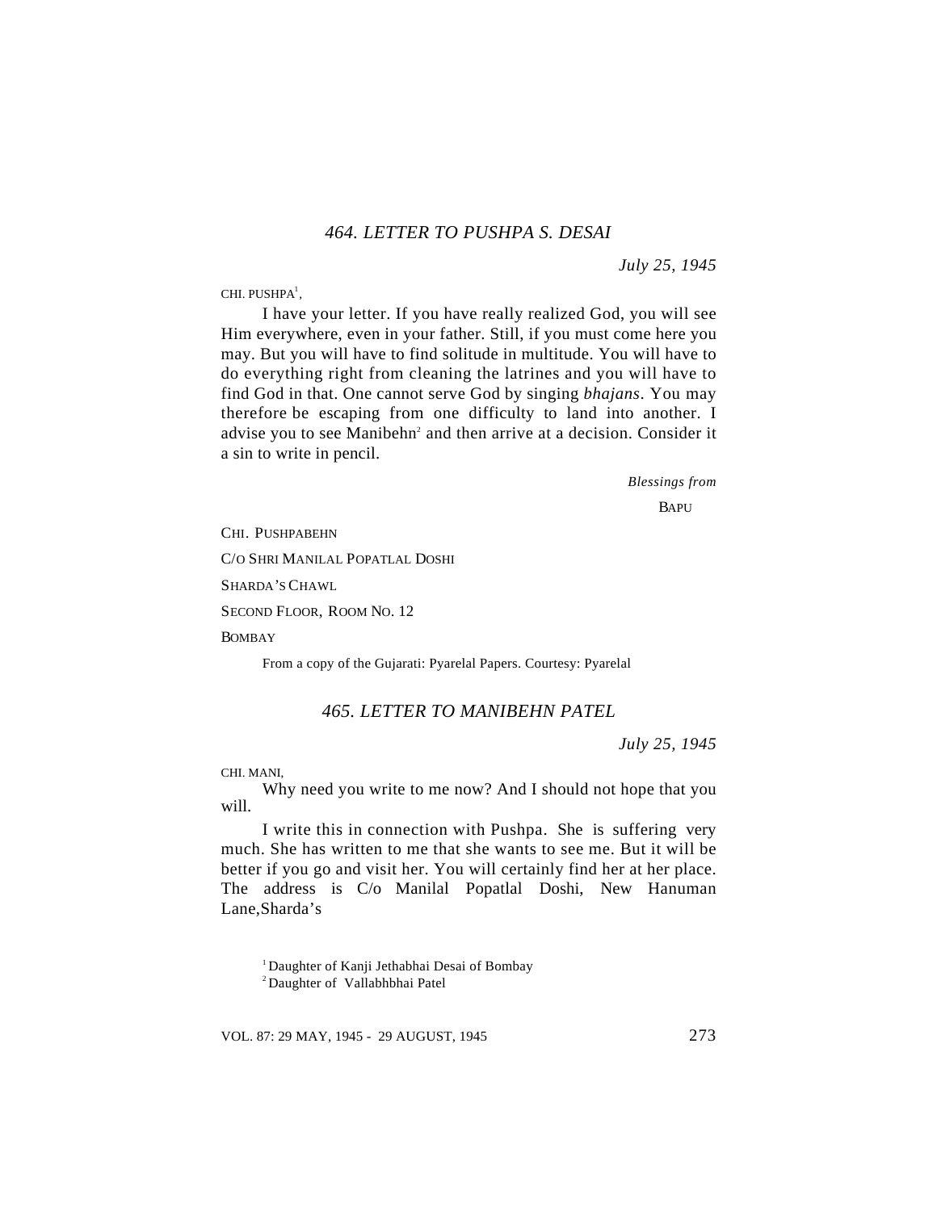### *464. LETTER TO PUSHPA S. DESAI*

*July 25, 1945*

CHI. PUSHPA[1],

I have your letter. If you have really realized God, you will see Him everywhere, even in your father. Still, if you must come here you may. But you will have to find solitude in multitude. You will have to do everything right from cleaning the latrines and you will have to find God in that. One cannot serve God by singing *bhajans*. You may therefore be escaping from one difficulty to land into another. I advise you to see Manibehn[2] and then arrive at a decision. Consider it a sin to write in pencil.

*Blessings from*

BAPU

CHI. PUSHPABEHN

C/O SHRI MANILAL POPATLAL DOSHI

SHARDA'S CHAWL

SECOND FLOOR, ROOM NO. 12

BOMBAY

From a copy of the Gujarati: Pyarelal Papers. Courtesy: Pyarelal

### *465. LETTER TO MANIBEHN PATEL*

*July 25, 1945*

CHI. MANI,

Why need you write to me now? And I should not hope that you will.

I write this in connection with Pushpa. She is suffering very much. She has written to me that she wants to see me. But it will be better if you go and visit her. You will certainly find her at her place. The address is C/o Manilal Popatlal Doshi, New Hanuman Lane,Sharda's

[1] Daughter of Kanji Jethabhai Desai of Bombay

[2] Daughter of Vallabhbhai Patel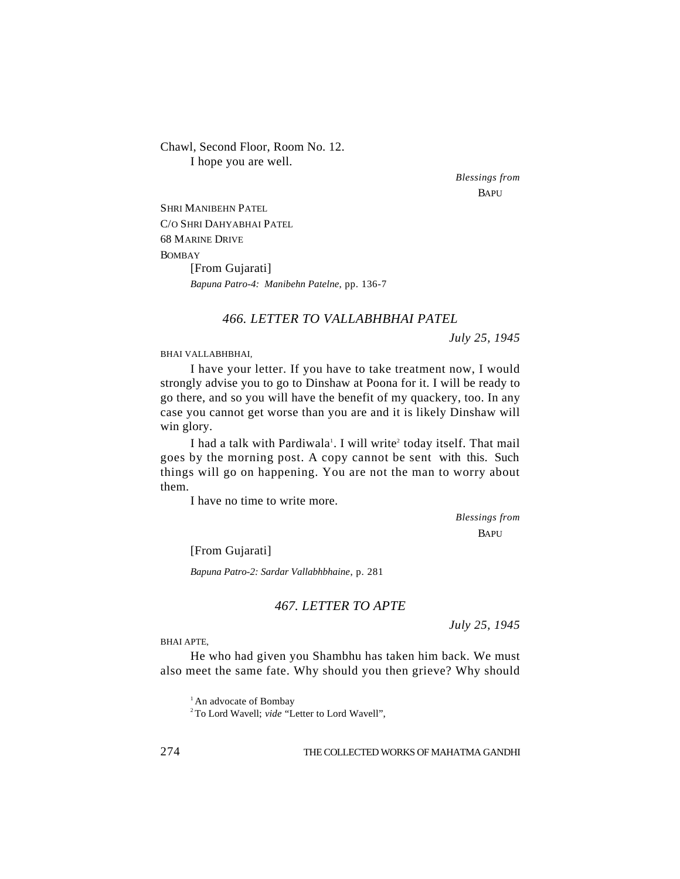Chawl, Second Floor, Room No. 12.

I hope you are well.

*Blessings from*
BAPU

SHRI MANIBEHN PATEL
C/O SHRI DAHYABHAI PATEL
68 MARINE DRIVE
BOMBAY

[From Gujarati]

*Bapuna Patro-4: Manibehn Patelne*, pp. 136-7

### *466. LETTER TO VALLABHBHAI PATEL*

*July 25, 1945*

BHAI VALLABHBHAI,

I have your letter. If you have to take treatment now, I would strongly advise you to go to Dinshaw at Poona for it. I will be ready to go there, and so you will have the benefit of my quackery, too. In any case you cannot get worse than you are and it is likely Dinshaw will win glory.

I had a talk with Pardiwala[1]. I will write[2] today itself. That mail goes by the morning post. A copy cannot be sent with this. Such things will go on happening. You are not the man to worry about them.

I have no time to write more.

*Blessings from*
BAPU

[From Gujarati]

*Bapuna Patro-2: Sardar Vallabhbhaine*, p. 281

### *467. LETTER TO APTE*

*July 25, 1945*

BHAI APTE,

He who had given you Shambhu has taken him back. We must also meet the same fate. Why should you then grieve? Why should

[1] An advocate of Bombay

[2] To Lord Wavell; *vide* "Letter to Lord Wavell",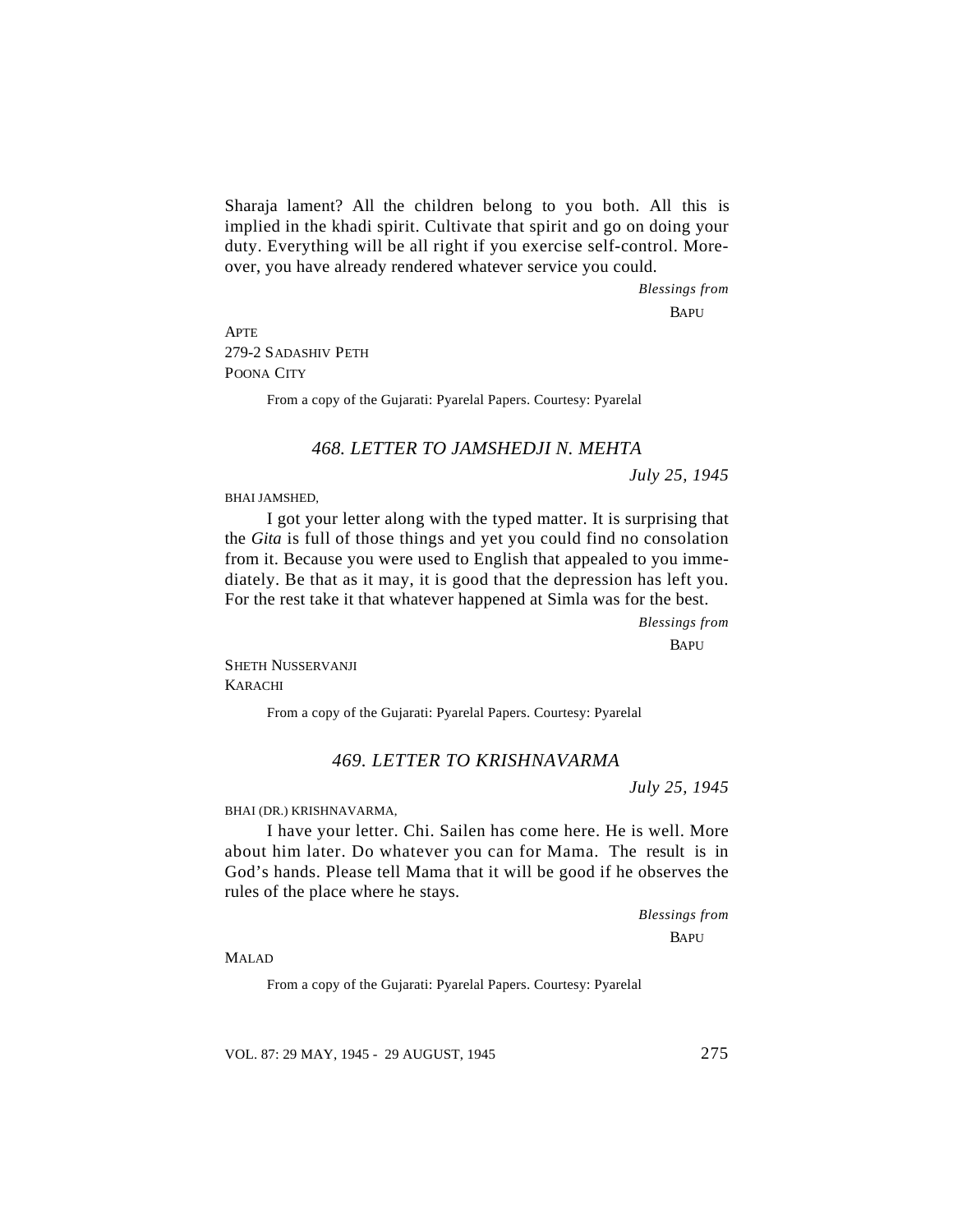Sharaja lament? All the children belong to you both. All this is implied in the khadi spirit. Cultivate that spirit and go on doing your duty. Everything will be all right if you exercise self-control. Moreover, you have already rendered whatever service you could.

*Blessings from*

BAPU

APTE
279-2 SADASHIV PETH
POONA CITY

From a copy of the Gujarati: Pyarelal Papers. Courtesy: Pyarelal

## *468. LETTER TO JAMSHEDJI N. MEHTA*

*July 25, 1945*

BHAI JAMSHED,

I got your letter along with the typed matter. It is surprising that the *Gita* is full of those things and yet you could find no consolation from it. Because you were used to English that appealed to you immediately. Be that as it may, it is good that the depression has left you. For the rest take it that whatever happened at Simla was for the best.

*Blessings from*

BAPU

SHETH NUSSERVANJI
KARACHI

From a copy of the Gujarati: Pyarelal Papers. Courtesy: Pyarelal

## *469. LETTER TO KRISHNAVARMA*

*July 25, 1945*

BHAI (DR.) KRISHNAVARMA,

I have your letter. Chi. Sailen has come here. He is well. More about him later. Do whatever you can for Mama. The result is in God's hands. Please tell Mama that it will be good if he observes the rules of the place where he stays.

*Blessings from*

BAPU

MALAD

From a copy of the Gujarati: Pyarelal Papers. Courtesy: Pyarelal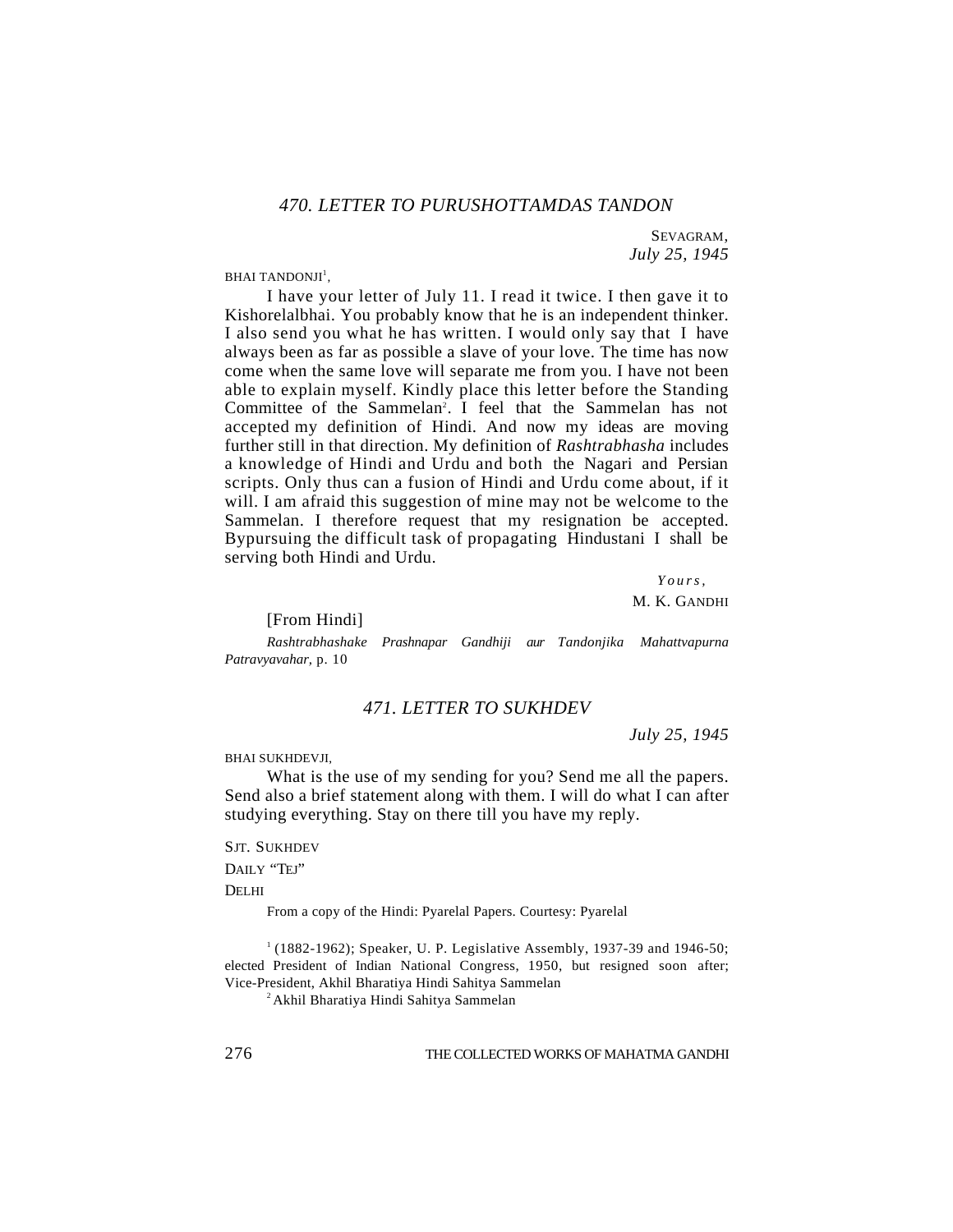## 470. LETTER TO PURUSHOTTAMDAS TANDON

SEVAGRAM,
*July 25, 1945*

BHAI TANDONJI[1],

I have your letter of July 11. I read it twice. I then gave it to Kishorelalbhai. You probably know that he is an independent thinker. I also send you what he has written. I would only say that I have always been as far as possible a slave of your love. The time has now come when the same love will separate me from you. I have not been able to explain myself. Kindly place this letter before the Standing Committee of the Sammelan[2]. I feel that the Sammelan has not accepted my definition of Hindi. And now my ideas are moving further still in that direction. My definition of *Rashtrabhasha* includes a knowledge of Hindi and Urdu and both the Nagari and Persian scripts. Only thus can a fusion of Hindi and Urdu come about, if it will. I am afraid this suggestion of mine may not be welcome to the Sammelan. I therefore request that my resignation be accepted. Bypursuing the difficult task of propagating Hindustani I shall be serving both Hindi and Urdu.

*Yours,*
M. K. GANDHI

[From Hindi]

*Rashtrabhashake Prashnapar Gandhiji aur Tandonjika Mahattvapurna Patravyavahar,* p. 10

## 471. LETTER TO SUKHDEV

*July 25, 1945*

BHAI SUKHDEVJI,

What is the use of my sending for you? Send me all the papers. Send also a brief statement along with them. I will do what I can after studying everything. Stay on there till you have my reply.

SJT. SUKHDEV
DAILY "TEJ"
DELHI

From a copy of the Hindi: Pyarelal Papers. Courtesy: Pyarelal

[1] (1882-1962); Speaker, U. P. Legislative Assembly, 1937-39 and 1946-50; elected President of Indian National Congress, 1950, but resigned soon after; Vice-President, Akhil Bharatiya Hindi Sahitya Sammelan

[2] Akhil Bharatiya Hindi Sahitya Sammelan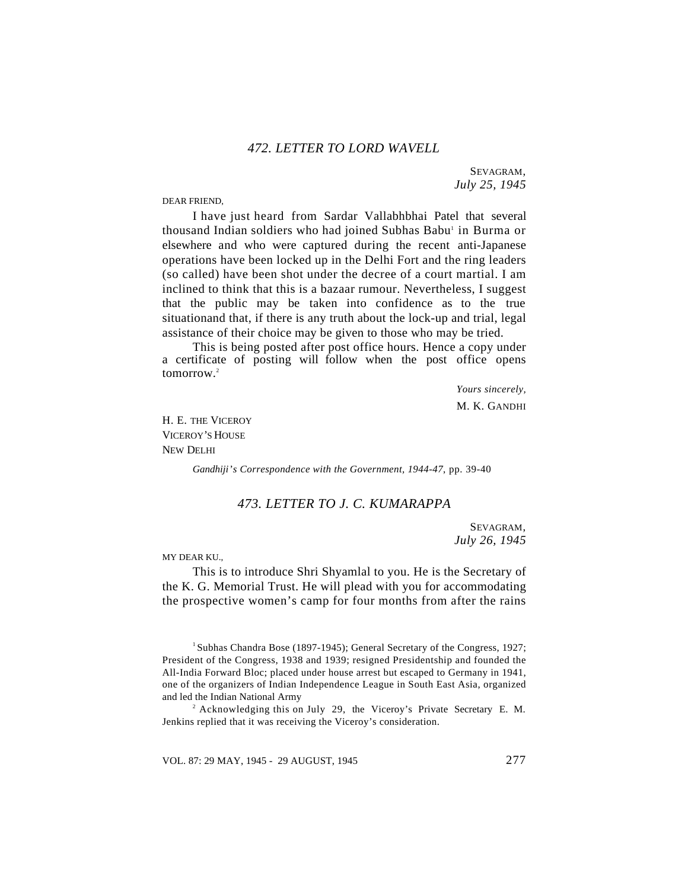## *472. LETTER TO LORD WAVELL*

SEVAGRAM,
*July 25, 1945*

DEAR FRIEND,

I have just heard from Sardar Vallabhbhai Patel that several thousand Indian soldiers who had joined Subhas Babu[1] in Burma or elsewhere and who were captured during the recent anti-Japanese operations have been locked up in the Delhi Fort and the ring leaders (so called) have been shot under the decree of a court martial. I am inclined to think that this is a bazaar rumour. Nevertheless, I suggest that the public may be taken into confidence as to the true situationand that, if there is any truth about the lock-up and trial, legal assistance of their choice may be given to those who may be tried.

This is being posted after post office hours. Hence a copy under a certificate of posting will follow when the post office opens tomorrow.[2]

*Yours sincerely,*
M. K. GANDHI

H. E. THE VICEROY
VICEROY'S HOUSE
NEW DELHI

*Gandhiji's Correspondence with the Government, 1944-47,* pp. 39-40

## *473. LETTER TO J. C. KUMARAPPA*

SEVAGRAM,
*July 26, 1945*

MY DEAR KU.,

This is to introduce Shri Shyamlal to you. He is the Secretary of the K. G. Memorial Trust. He will plead with you for accommodating the prospective women's camp for four months from after the rains

[1] Subhas Chandra Bose (1897-1945); General Secretary of the Congress, 1927; President of the Congress, 1938 and 1939; resigned Presidentship and founded the All-India Forward Bloc; placed under house arrest but escaped to Germany in 1941, one of the organizers of Indian Independence League in South East Asia, organized and led the Indian National Army

[2] Acknowledging this on July 29, the Viceroy's Private Secretary E. M. Jenkins replied that it was receiving the Viceroy's consideration.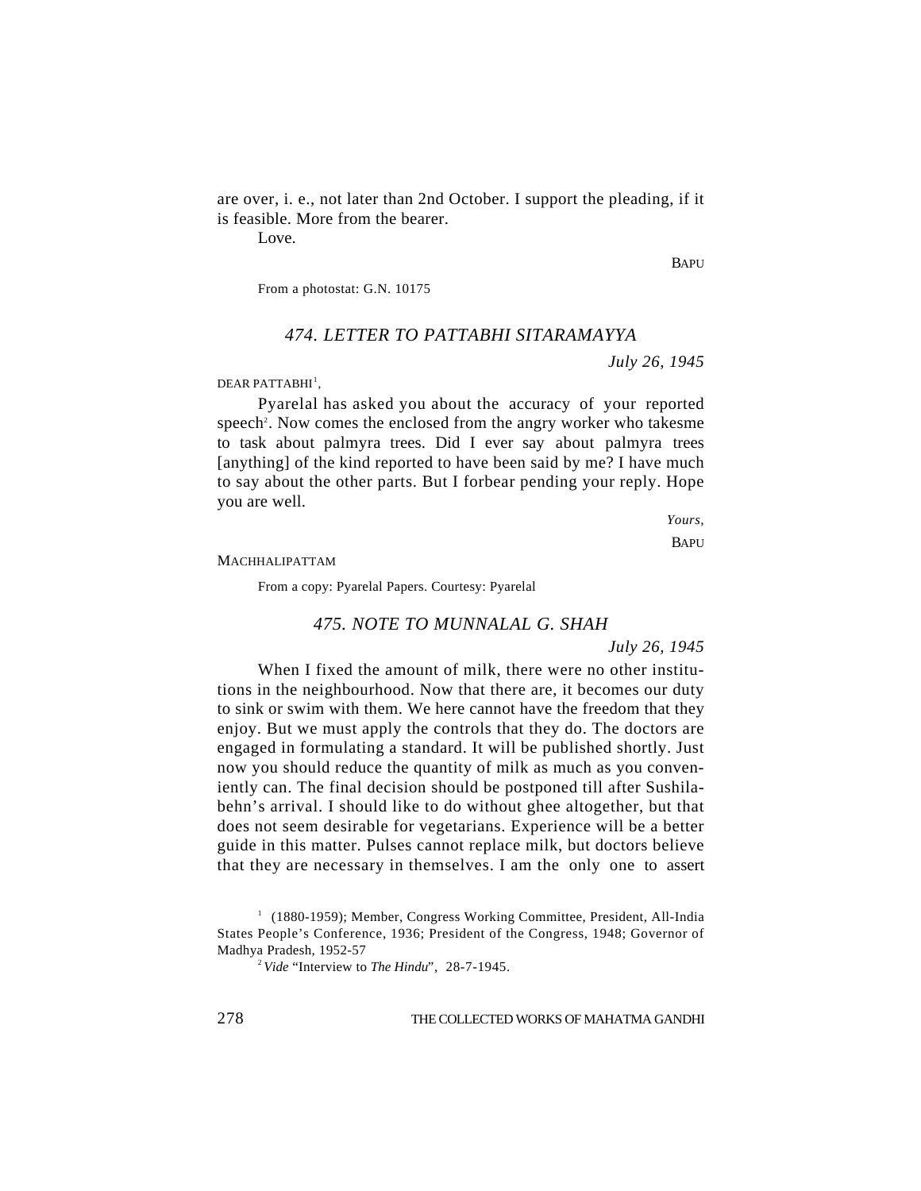are over, i. e., not later than 2nd October. I support the pleading, if it is feasible. More from the bearer.

Love.

BAPU

From a photostat: G.N. 10175

### *474. LETTER TO PATTABHI SITARAMAYYA*

*July 26, 1945*

DEAR PATTABHI[1],

Pyarelal has asked you about the accuracy of your reported speech[2]. Now comes the enclosed from the angry worker who takesme to task about palmyra trees. Did I ever say about palmyra trees [anything] of the kind reported to have been said by me? I have much to say about the other parts. But I forbear pending your reply. Hope you are well.

*Yours,*

BAPU

MACHHALIPATTAM

From a copy: Pyarelal Papers. Courtesy: Pyarelal

### *475. NOTE TO MUNNALAL G. SHAH*

*July 26, 1945*

When I fixed the amount of milk, there were no other institutions in the neighbourhood. Now that there are, it becomes our duty to sink or swim with them. We here cannot have the freedom that they enjoy. But we must apply the controls that they do. The doctors are engaged in formulating a standard. It will be published shortly. Just now you should reduce the quantity of milk as much as you conveniently can. The final decision should be postponed till after Sushilabehn's arrival. I should like to do without ghee altogether, but that does not seem desirable for vegetarians. Experience will be a better guide in this matter. Pulses cannot replace milk, but doctors believe that they are necessary in themselves. I am the only one to assert

---

[1] (1880-1959); Member, Congress Working Committee, President, All-India States People's Conference, 1936; President of the Congress, 1948; Governor of Madhya Pradesh, 1952-57

[2] *Vide* "Interview to *The Hindu*", 28-7-1945.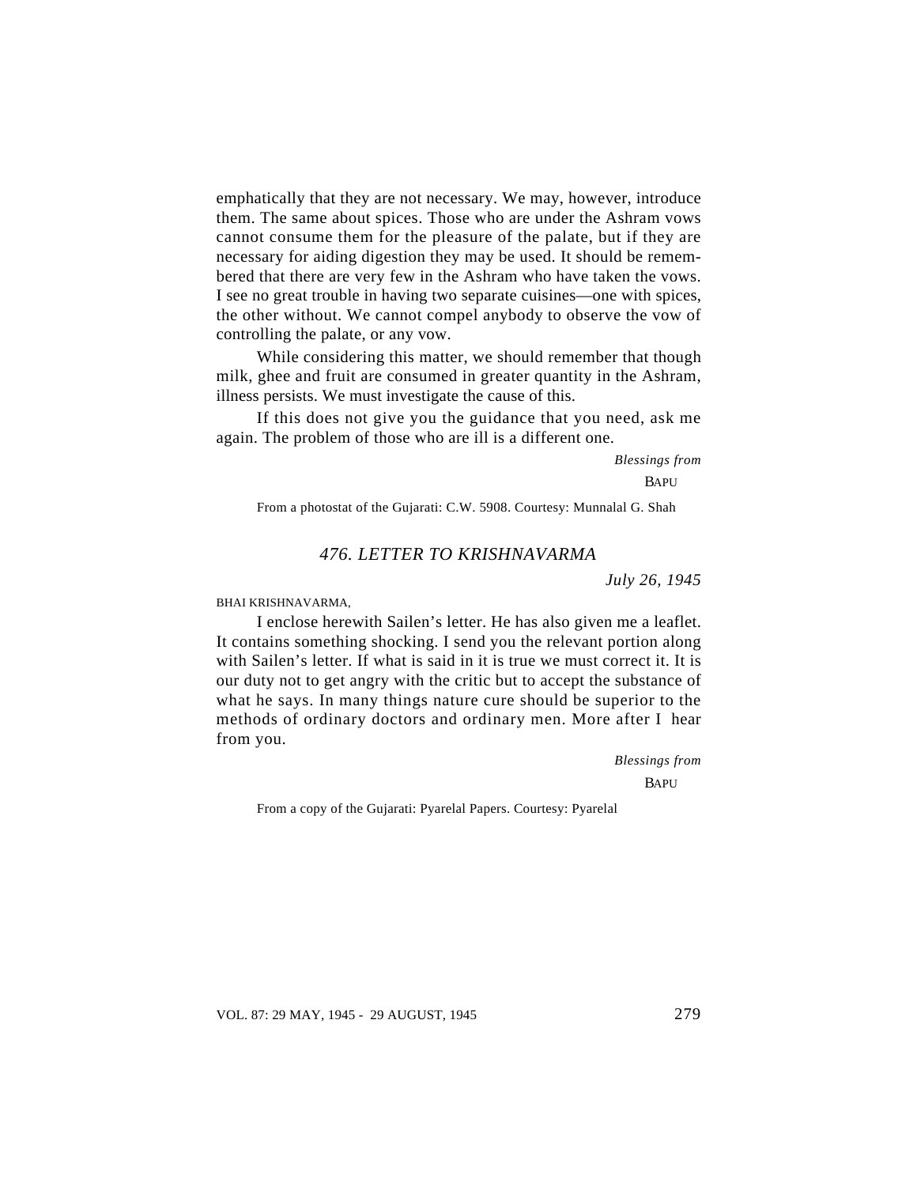emphatically that they are not necessary. We may, however, introduce them. The same about spices. Those who are under the Ashram vows cannot consume them for the pleasure of the palate, but if they are necessary for aiding digestion they may be used. It should be remembered that there are very few in the Ashram who have taken the vows. I see no great trouble in having two separate cuisines—one with spices, the other without. We cannot compel anybody to observe the vow of controlling the palate, or any vow.

While considering this matter, we should remember that though milk, ghee and fruit are consumed in greater quantity in the Ashram, illness persists. We must investigate the cause of this.

If this does not give you the guidance that you need, ask me again. The problem of those who are ill is a different one.

*Blessings from*

BAPU

From a photostat of the Gujarati: C.W. 5908. Courtesy: Munnalal G. Shah

## *476. LETTER TO KRISHNAVARMA*

*July 26, 1945*

BHAI KRISHNAVARMA,

I enclose herewith Sailen's letter. He has also given me a leaflet. It contains something shocking. I send you the relevant portion along with Sailen's letter. If what is said in it is true we must correct it. It is our duty not to get angry with the critic but to accept the substance of what he says. In many things nature cure should be superior to the methods of ordinary doctors and ordinary men. More after I hear from you.

*Blessings from*

BAPU

From a copy of the Gujarati: Pyarelal Papers. Courtesy: Pyarelal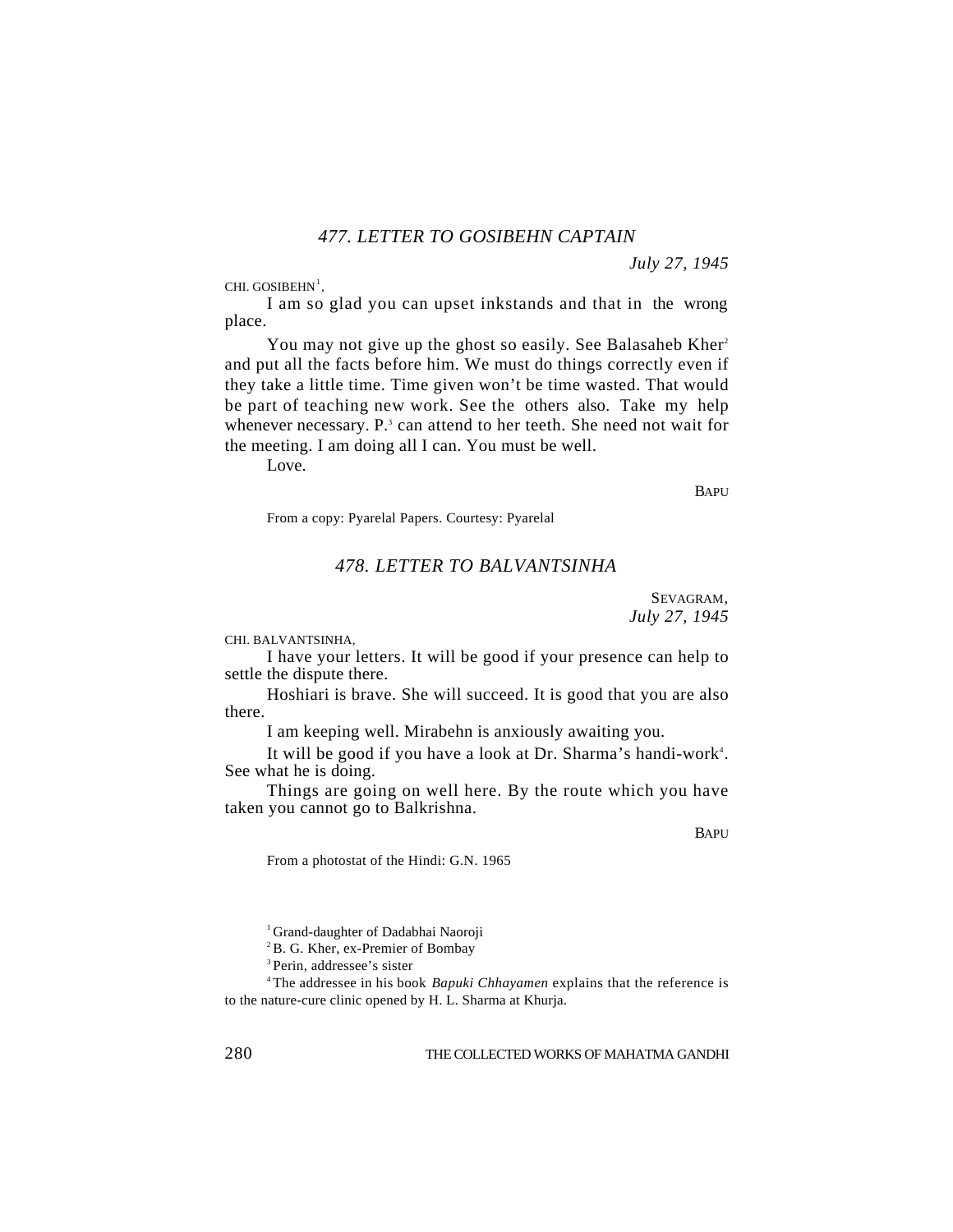### *477. LETTER TO GOSIBEHN CAPTAIN*

*July 27, 1945*

CHI. GOSIBEHN[1],

I am so glad you can upset inkstands and that in the wrong place.

You may not give up the ghost so easily. See Balasaheb Kher[2] and put all the facts before him. We must do things correctly even if they take a little time. Time given won't be time wasted. That would be part of teaching new work. See the others also. Take my help whenever necessary. P.[3] can attend to her teeth. She need not wait for the meeting. I am doing all I can. You must be well.

Love.

BAPU

From a copy: Pyarelal Papers. Courtesy: Pyarelal

### *478. LETTER TO BALVANTSINHA*

SEVAGRAM,
*July 27, 1945*

CHI. BALVANTSINHA,

I have your letters. It will be good if your presence can help to settle the dispute there.

Hoshiari is brave. She will succeed. It is good that you are also there.

I am keeping well. Mirabehn is anxiously awaiting you.

It will be good if you have a look at Dr. Sharma's handi-work[4]. See what he is doing.

Things are going on well here. By the route which you have taken you cannot go to Balkrishna.

BAPU

From a photostat of the Hindi: G.N. 1965

---

[1] Grand-daughter of Dadabhai Naoroji

[2] B. G. Kher, ex-Premier of Bombay

[3] Perin, addressee's sister

[4] The addressee in his book *Bapuki Chhayamen* explains that the reference is to the nature-cure clinic opened by H. L. Sharma at Khurja.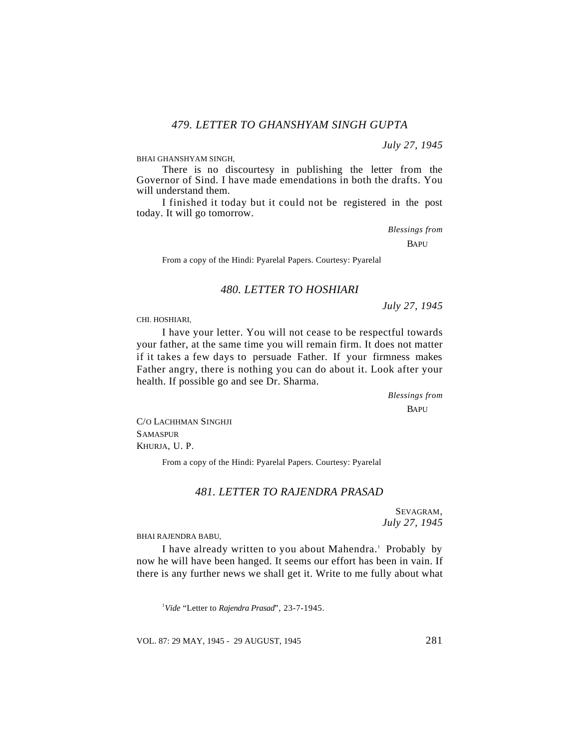### *479. LETTER TO GHANSHYAM SINGH GUPTA*

*July 27, 1945*

BHAI GHANSHYAM SINGH,

There is no discourtesy in publishing the letter from the Governor of Sind. I have made emendations in both the drafts. You will understand them.

I finished it today but it could not be registered in the post today. It will go tomorrow.

*Blessings from*

BAPU

From a copy of the Hindi: Pyarelal Papers. Courtesy: Pyarelal

### *480. LETTER TO HOSHIARI*

*July 27, 1945*

CHI. HOSHIARI,

I have your letter. You will not cease to be respectful towards your father, at the same time you will remain firm. It does not matter if it takes a few days to persuade Father. If your firmness makes Father angry, there is nothing you can do about it. Look after your health. If possible go and see Dr. Sharma.

*Blessings from*

BAPU

C/O LACHHMAN SINGHJI
SAMASPUR
KHURJA, U. P.

From a copy of the Hindi: Pyarelal Papers. Courtesy: Pyarelal

### *481. LETTER TO RAJENDRA PRASAD*

SEVAGRAM,
*July 27, 1945*

BHAI RAJENDRA BABU,

I have already written to you about Mahendra.[1] Probably by now he will have been hanged. It seems our effort has been in vain. If there is any further news we shall get it. Write to me fully about what

[1] *Vide* "Letter to *Rajendra Prasad*", 23-7-1945.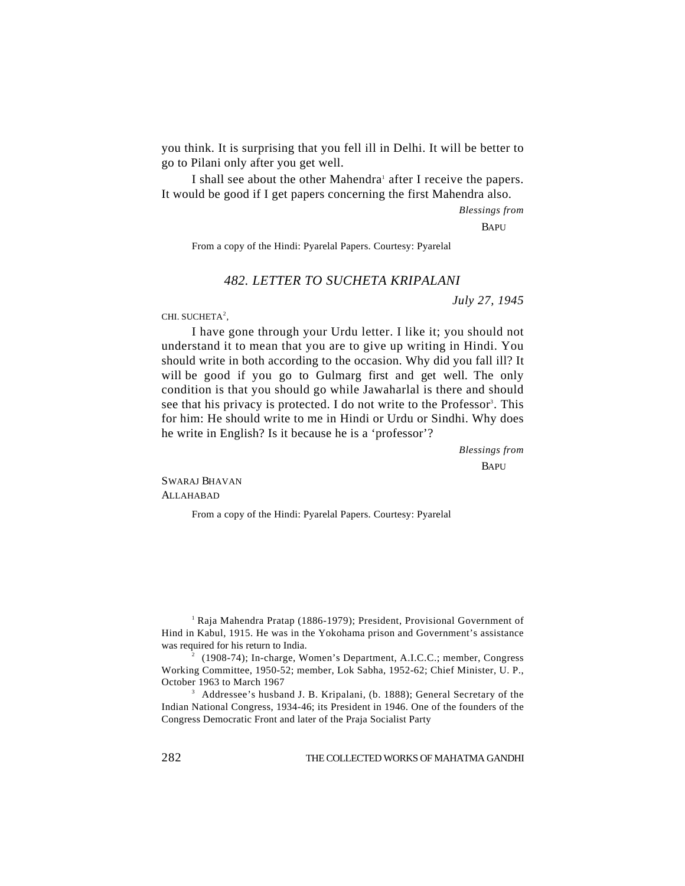you think. It is surprising that you fell ill in Delhi. It will be better to go to Pilani only after you get well.

I shall see about the other Mahendra[1] after I receive the papers. It would be good if I get papers concerning the first Mahendra also.

*Blessings from*

BAPU

From a copy of the Hindi: Pyarelal Papers. Courtesy: Pyarelal

## *482. LETTER TO SUCHETA KRIPALANI*

*July 27, 1945*

CHI. SUCHETA[2],

I have gone through your Urdu letter. I like it; you should not understand it to mean that you are to give up writing in Hindi. You should write in both according to the occasion. Why did you fall ill? It will be good if you go to Gulmarg first and get well. The only condition is that you should go while Jawaharlal is there and should see that his privacy is protected. I do not write to the Professor[3]. This for him: He should write to me in Hindi or Urdu or Sindhi. Why does he write in English? Is it because he is a 'professor'?

*Blessings from*

BAPU

SWARAJ BHAVAN
ALLAHABAD

From a copy of the Hindi: Pyarelal Papers. Courtesy: Pyarelal

---

[1] Raja Mahendra Pratap (1886-1979); President, Provisional Government of Hind in Kabul, 1915. He was in the Yokohama prison and Government's assistance was required for his return to India.

[2] (1908-74); In-charge, Women's Department, A.I.C.C.; member, Congress Working Committee, 1950-52; member, Lok Sabha, 1952-62; Chief Minister, U. P., October 1963 to March 1967

[3] Addressee's husband J. B. Kripalani, (b. 1888); General Secretary of the Indian National Congress, 1934-46; its President in 1946. One of the founders of the Congress Democratic Front and later of the Praja Socialist Party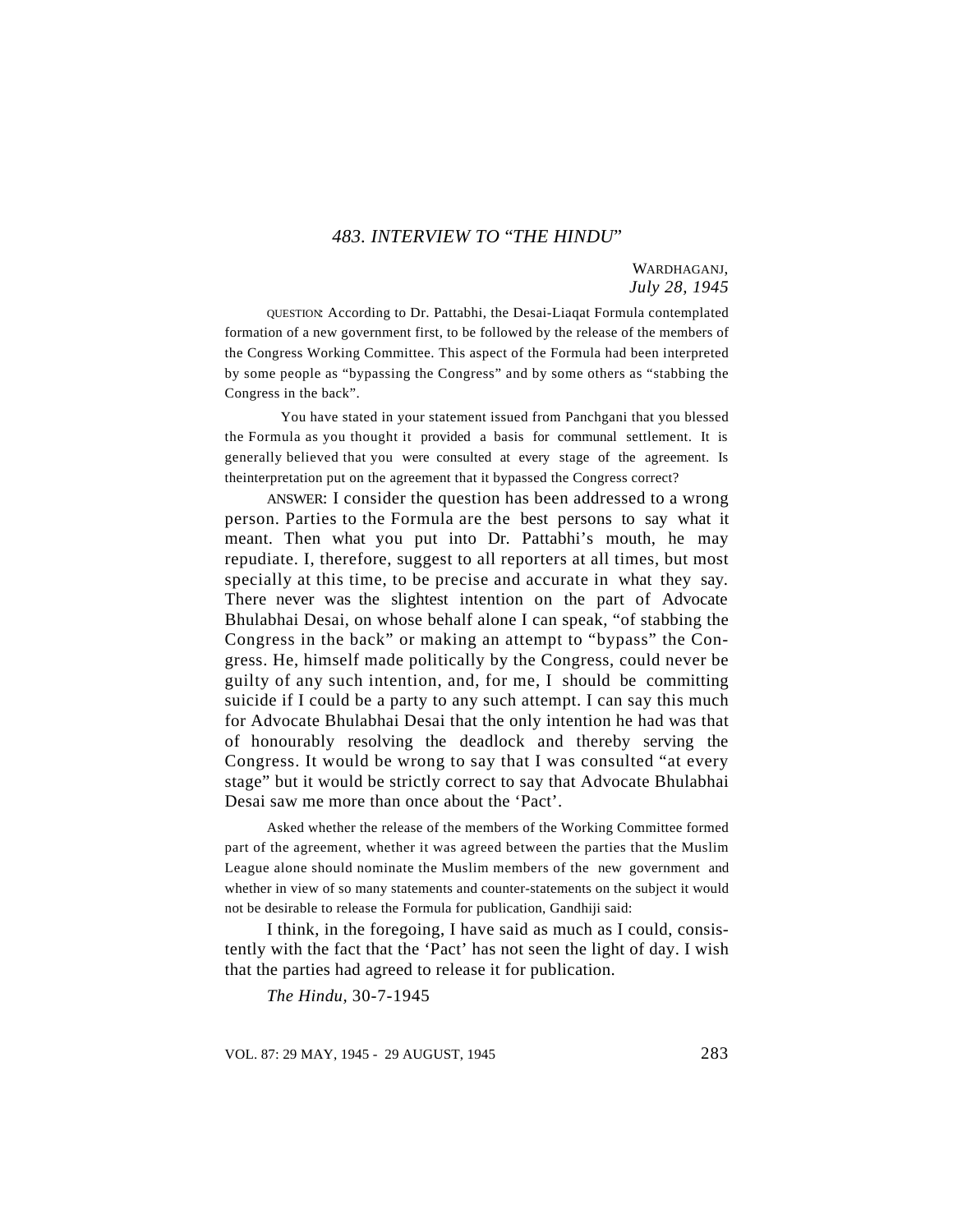## *483. INTERVIEW TO "THE HINDU"*

WARDHAGANJ,
*July 28, 1945*

QUESTION: According to Dr. Pattabhi, the Desai-Liaqat Formula contemplated formation of a new government first, to be followed by the release of the members of the Congress Working Committee. This aspect of the Formula had been interpreted by some people as "bypassing the Congress" and by some others as "stabbing the Congress in the back".

You have stated in your statement issued from Panchgani that you blessed the Formula as you thought it provided a basis for communal settlement. It is generally believed that you were consulted at every stage of the agreement. Is theinterpretation put on the agreement that it bypassed the Congress correct?

ANSWER: I consider the question has been addressed to a wrong person. Parties to the Formula are the best persons to say what it meant. Then what you put into Dr. Pattabhi's mouth, he may repudiate. I, therefore, suggest to all reporters at all times, but most specially at this time, to be precise and accurate in what they say. There never was the slightest intention on the part of Advocate Bhulabhai Desai, on whose behalf alone I can speak, "of stabbing the Congress in the back" or making an attempt to "bypass" the Congress. He, himself made politically by the Congress, could never be guilty of any such intention, and, for me, I should be committing suicide if I could be a party to any such attempt. I can say this much for Advocate Bhulabhai Desai that the only intention he had was that of honourably resolving the deadlock and thereby serving the Congress. It would be wrong to say that I was consulted "at every stage" but it would be strictly correct to say that Advocate Bhulabhai Desai saw me more than once about the 'Pact'.

Asked whether the release of the members of the Working Committee formed part of the agreement, whether it was agreed between the parties that the Muslim League alone should nominate the Muslim members of the new government and whether in view of so many statements and counter-statements on the subject it would not be desirable to release the Formula for publication, Gandhiji said:

I think, in the foregoing, I have said as much as I could, consistently with the fact that the 'Pact' has not seen the light of day. I wish that the parties had agreed to release it for publication.

*The Hindu,* 30-7-1945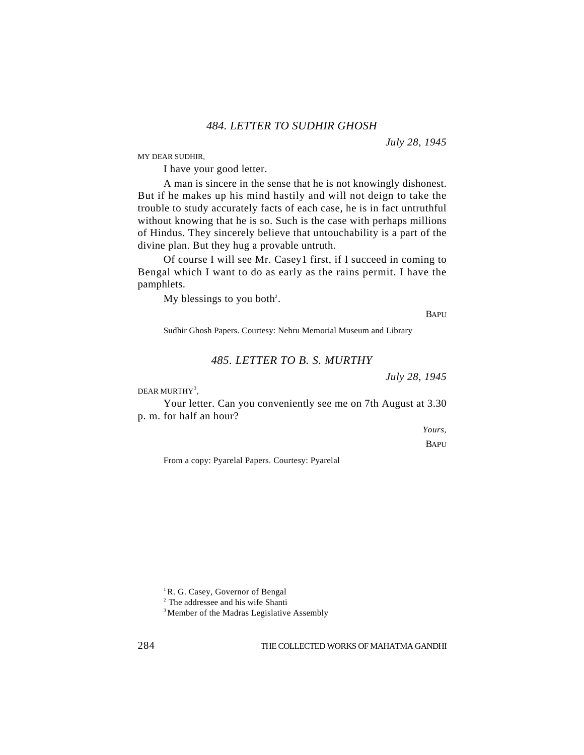## *484. LETTER TO SUDHIR GHOSH*

*July 28, 1945*

MY DEAR SUDHIR,

I have your good letter.

A man is sincere in the sense that he is not knowingly dishonest. But if he makes up his mind hastily and will not deign to take the trouble to study accurately facts of each case, he is in fact untruthful without knowing that he is so. Such is the case with perhaps millions of Hindus. They sincerely believe that untouchability is a part of the divine plan. But they hug a provable untruth.

Of course I will see Mr. Casey[1] first, if I succeed in coming to Bengal which I want to do as early as the rains permit. I have the pamphlets.

My blessings to you both[2].

BAPU

Sudhir Ghosh Papers. Courtesy: Nehru Memorial Museum and Library

## *485. LETTER TO B. S. MURTHY*

*July 28, 1945*

DEAR MURTHY[3],

Your letter. Can you conveniently see me on 7th August at 3.30 p. m. for half an hour?

*Yours,*

BAPU

From a copy: Pyarelal Papers. Courtesy: Pyarelal

---

[1] R. G. Casey, Governor of Bengal

[2] The addressee and his wife Shanti

[3] Member of the Madras Legislative Assembly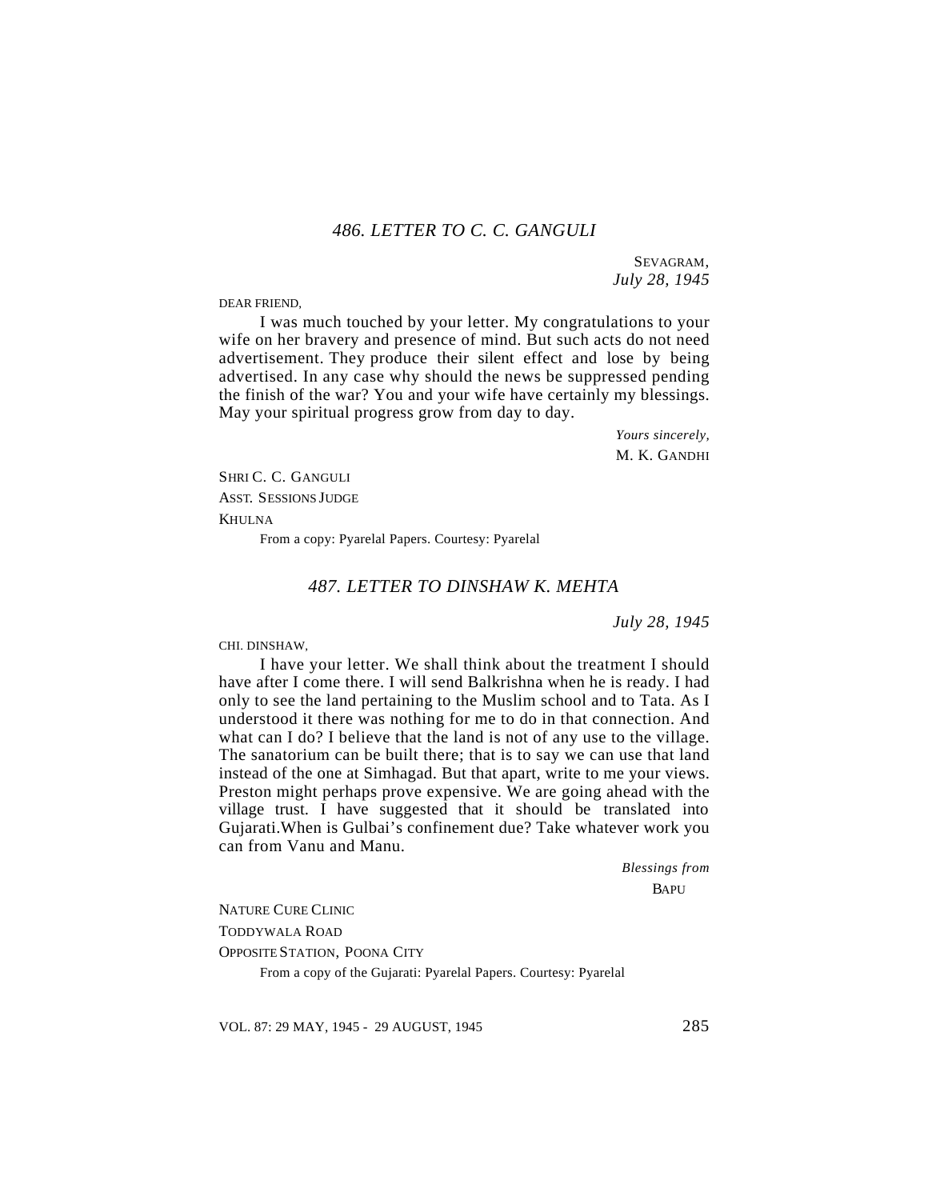## *486. LETTER TO C. C. GANGULI*

SEVAGRAM,
*July 28, 1945*

DEAR FRIEND,

I was much touched by your letter. My congratulations to your wife on her bravery and presence of mind. But such acts do not need advertisement. They produce their silent effect and lose by being advertised. In any case why should the news be suppressed pending the finish of the war? You and your wife have certainly my blessings. May your spiritual progress grow from day to day.

*Yours sincerely,*
M. K. GANDHI

SHRI C. C. GANGULI
ASST. SESSIONS JUDGE
KHULNA

From a copy: Pyarelal Papers. Courtesy: Pyarelal

## *487. LETTER TO DINSHAW K. MEHTA*

*July 28, 1945*

CHI. DINSHAW,

I have your letter. We shall think about the treatment I should have after I come there. I will send Balkrishna when he is ready. I had only to see the land pertaining to the Muslim school and to Tata. As I understood it there was nothing for me to do in that connection. And what can I do? I believe that the land is not of any use to the village. The sanatorium can be built there; that is to say we can use that land instead of the one at Simhagad. But that apart, write to me your views. Preston might perhaps prove expensive. We are going ahead with the village trust. I have suggested that it should be translated into Gujarati.When is Gulbai's confinement due? Take whatever work you can from Vanu and Manu.

*Blessings from*
BAPU

NATURE CURE CLINIC
TODDYWALA ROAD
OPPOSITE STATION, POONA CITY

From a copy of the Gujarati: Pyarelal Papers. Courtesy: Pyarelal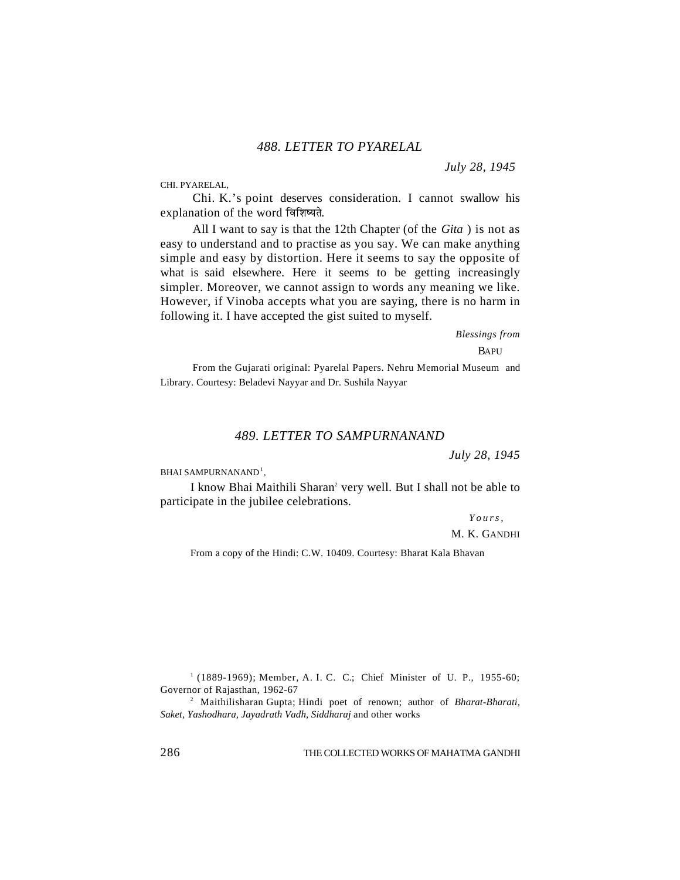## 488. LETTER TO PYARELAL

*July 28, 1945*

CHI. PYARELAL,

Chi. K.'s point deserves consideration. I cannot swallow his explanation of the word विशिष्यते.

All I want to say is that the 12th Chapter (of the *Gita* ) is not as easy to understand and to practise as you say. We can make anything simple and easy by distortion. Here it seems to say the opposite of what is said elsewhere. Here it seems to be getting increasingly simpler. Moreover, we cannot assign to words any meaning we like. However, if Vinoba accepts what you are saying, there is no harm in following it. I have accepted the gist suited to myself.

*Blessings from*

BAPU

From the Gujarati original: Pyarelal Papers. Nehru Memorial Museum and Library. Courtesy: Beladevi Nayyar and Dr. Sushila Nayyar

## 489. LETTER TO SAMPURNANAND

*July 28, 1945*

BHAI SAMPURNANAND[1],

I know Bhai Maithili Sharan[2] very well. But I shall not be able to participate in the jubilee celebrations.

*Yours,*

M. K. GANDHI

From a copy of the Hindi: C.W. 10409. Courtesy: Bharat Kala Bhavan

---

[1] (1889-1969); Member, A. I. C. C.; Chief Minister of U. P., 1955-60; Governor of Rajasthan, 1962-67

[2] Maithilisharan Gupta; Hindi poet of renown; author of *Bharat-Bharati, Saket, Yashodhara, Jayadrath Vadh, Siddharaj* and other works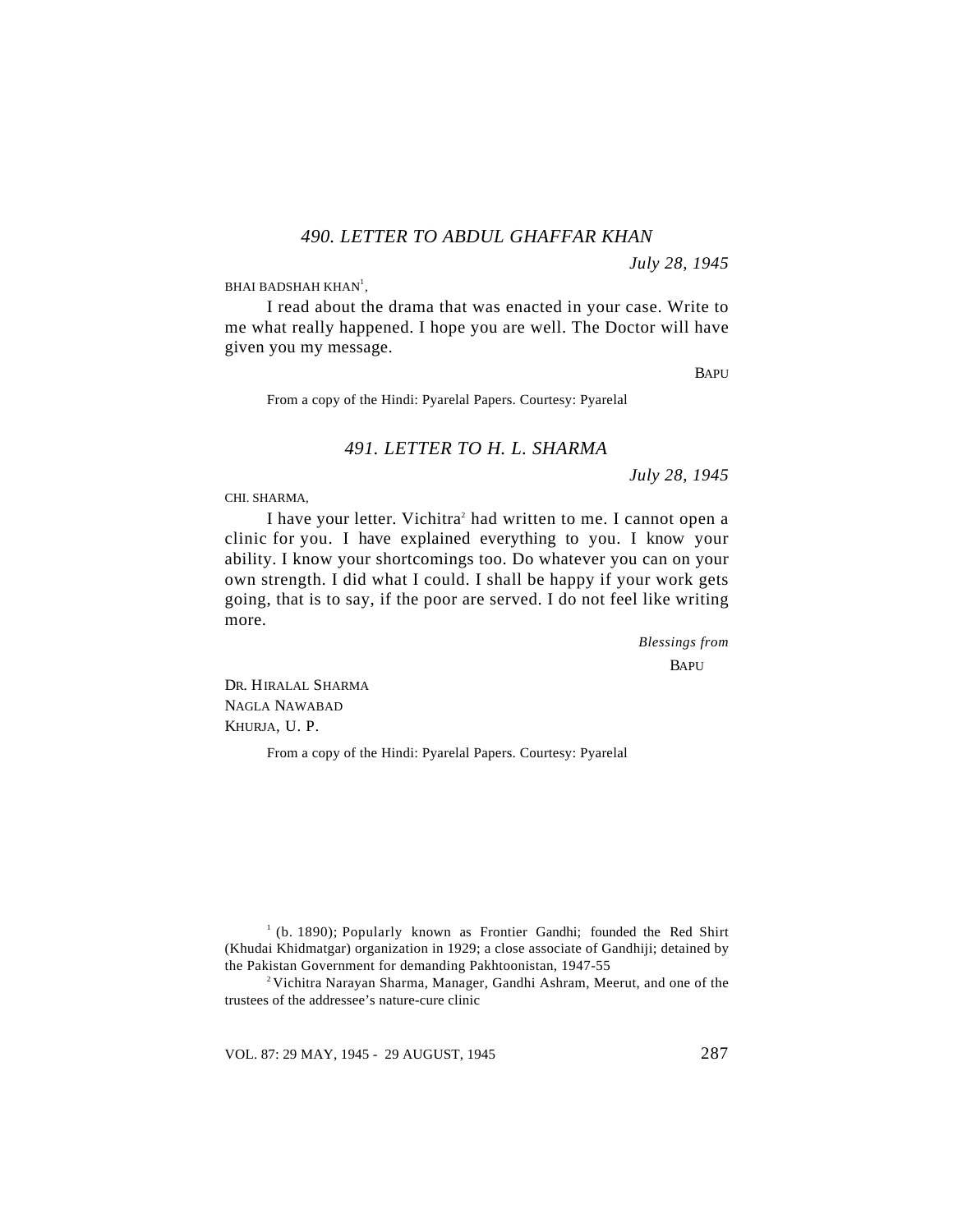### *490. LETTER TO ABDUL GHAFFAR KHAN*

*July 28, 1945*

BHAI BADSHAH KHAN[1],

I read about the drama that was enacted in your case. Write to me what really happened. I hope you are well. The Doctor will have given you my message.

BAPU

From a copy of the Hindi: Pyarelal Papers. Courtesy: Pyarelal

### *491. LETTER TO H. L. SHARMA*

*July 28, 1945*

CHI. SHARMA,

I have your letter. Vichitra[2] had written to me. I cannot open a clinic for you. I have explained everything to you. I know your ability. I know your shortcomings too. Do whatever you can on your own strength. I did what I could. I shall be happy if your work gets going, that is to say, if the poor are served. I do not feel like writing more.

*Blessings from*

BAPU

DR. HIRALAL SHARMA
NAGLA NAWABAD
KHURJA, U. P.

From a copy of the Hindi: Pyarelal Papers. Courtesy: Pyarelal

---

[1] (b. 1890); Popularly known as Frontier Gandhi; founded the Red Shirt (Khudai Khidmatgar) organization in 1929; a close associate of Gandhiji; detained by the Pakistan Government for demanding Pakhtoonistan, 1947-55

[2] Vichitra Narayan Sharma, Manager, Gandhi Ashram, Meerut, and one of the trustees of the addressee's nature-cure clinic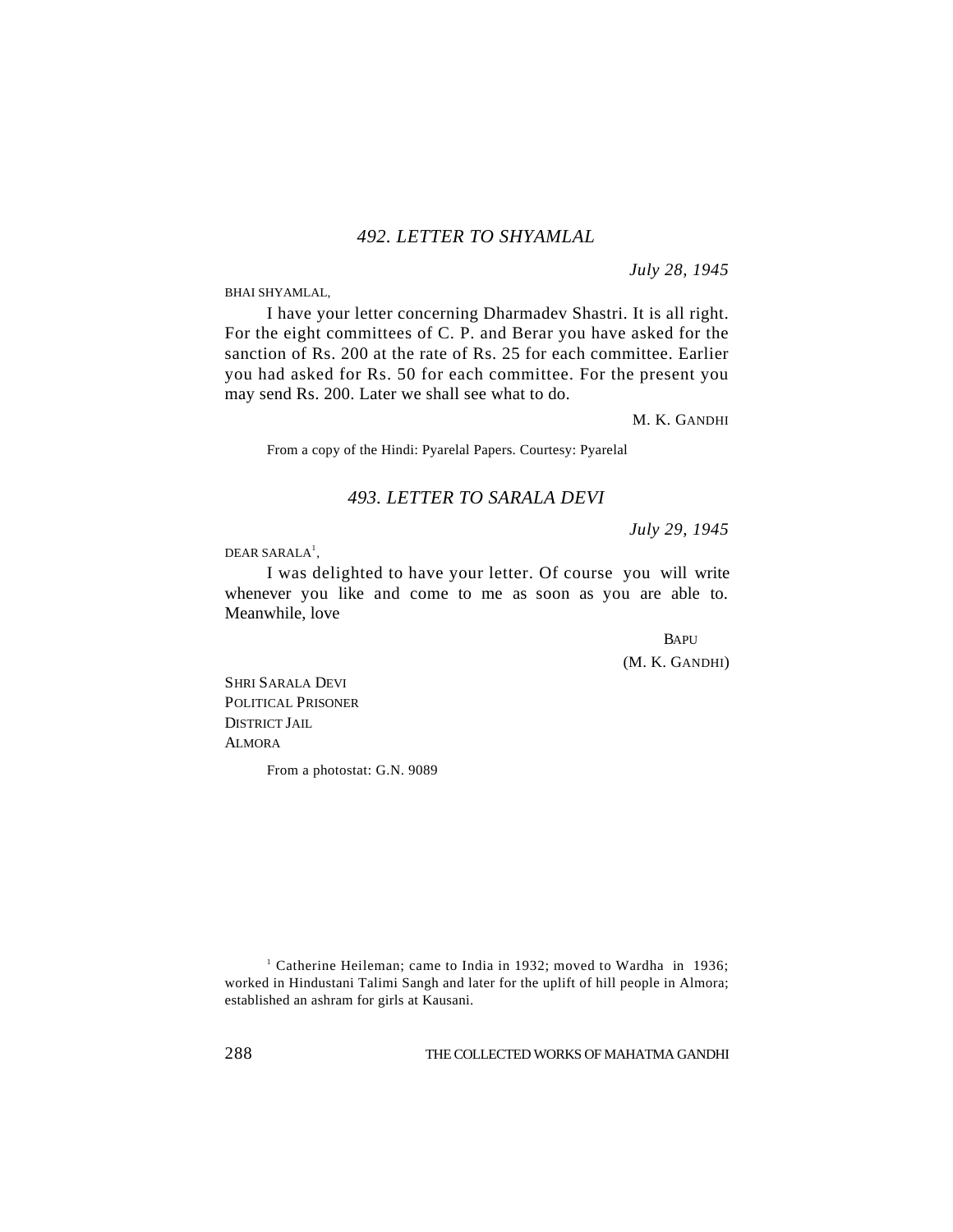### *492. LETTER TO SHYAMLAL*

*July 28, 1945*

BHAI SHYAMLAL,

I have your letter concerning Dharmadev Shastri. It is all right. For the eight committees of C. P. and Berar you have asked for the sanction of Rs. 200 at the rate of Rs. 25 for each committee. Earlier you had asked for Rs. 50 for each committee. For the present you may send Rs. 200. Later we shall see what to do.

M. K. GANDHI

From a copy of the Hindi: Pyarelal Papers. Courtesy: Pyarelal

### *493. LETTER TO SARALA DEVI*

*July 29, 1945*

DEAR SARALA[1],

I was delighted to have your letter. Of course you will write whenever you like and come to me as soon as you are able to. Meanwhile, love

BAPU

(M. K. GANDHI)

SHRI SARALA DEVI
POLITICAL PRISONER
DISTRICT JAIL
ALMORA

From a photostat: G.N. 9089

[1] Catherine Heileman; came to India in 1932; moved to Wardha in 1936; worked in Hindustani Talimi Sangh and later for the uplift of hill people in Almora; established an ashram for girls at Kausani.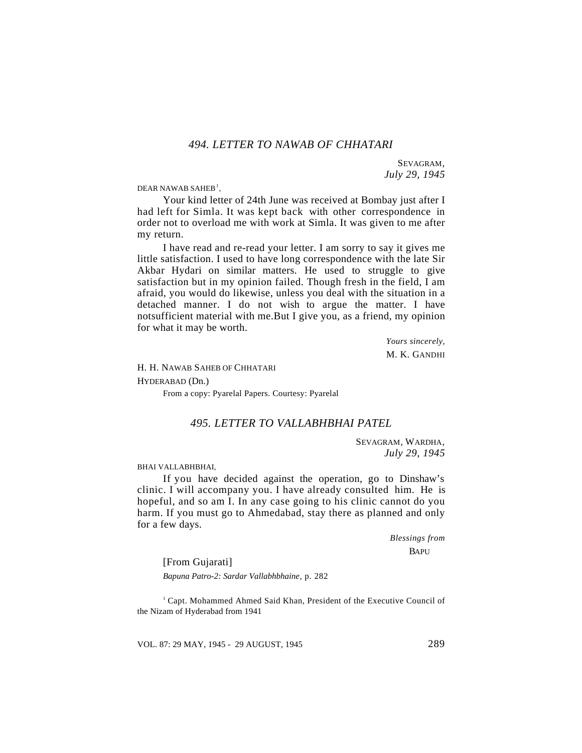## *494. LETTER TO NAWAB OF CHHATARI*

SEVAGRAM,
*July 29, 1945*

DEAR NAWAB SAHEB[1],

Your kind letter of 24th June was received at Bombay just after I had left for Simla. It was kept back with other correspondence in order not to overload me with work at Simla. It was given to me after my return.

I have read and re-read your letter. I am sorry to say it gives me little satisfaction. I used to have long correspondence with the late Sir Akbar Hydari on similar matters. He used to struggle to give satisfaction but in my opinion failed. Though fresh in the field, I am afraid, you would do likewise, unless you deal with the situation in a detached manner. I do not wish to argue the matter. I have notsufficient material with me.But I give you, as a friend, my opinion for what it may be worth.

*Yours sincerely,*
M. K. GANDHI

H. H. NAWAB SAHEB OF CHHATARI
HYDERABAD (Dn.)

From a copy: Pyarelal Papers. Courtesy: Pyarelal

## *495. LETTER TO VALLABHBHAI PATEL*

SEVAGRAM, WARDHA,
*July 29, 1945*

BHAI VALLABHBHAI,

If you have decided against the operation, go to Dinshaw's clinic. I will accompany you. I have already consulted him. He is hopeful, and so am I. In any case going to his clinic cannot do you harm. If you must go to Ahmedabad, stay there as planned and only for a few days.

*Blessings from*
BAPU

[From Gujarati]

*Bapuna Patro-2: Sardar Vallabhbhaine*, p. 282

[1] Capt. Mohammed Ahmed Said Khan, President of the Executive Council of the Nizam of Hyderabad from 1941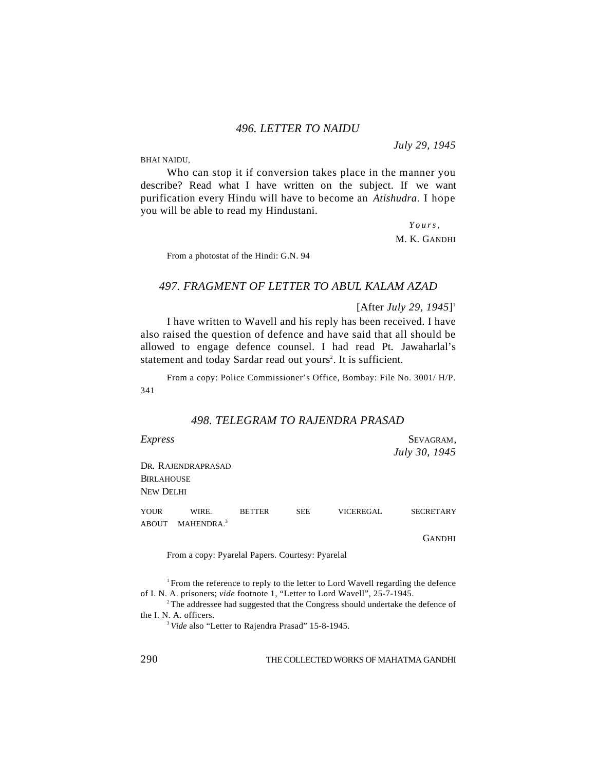## *496. LETTER TO NAIDU*

*July 29, 1945*

BHAI NAIDU,

Who can stop it if conversion takes place in the manner you describe? Read what I have written on the subject. If we want purification every Hindu will have to become an *Atishudra*. I hope you will be able to read my Hindustani.

*Yours,*
M. K. GANDHI

From a photostat of the Hindi: G.N. 94

## *497. FRAGMENT OF LETTER TO ABUL KALAM AZAD*

[After *July 29, 1945*][1]

I have written to Wavell and his reply has been received. I have also raised the question of defence and have said that all should be allowed to engage defence counsel. I had read Pt. Jawaharlal's statement and today Sardar read out yours[2]. It is sufficient.

From a copy: Police Commissioner's Office, Bombay: File No. 3001/ H/P. 341

## *498. TELEGRAM TO RAJENDRA PRASAD*

*Express*

SEVAGRAM,
*July 30, 1945*

DR. RAJENDRAPRASAD
BIRLAHOUSE
NEW DELHI

YOUR WIRE. BETTER SEE VICEREGAL SECRETARY ABOUT MAHENDRA.[3]

GANDHI

From a copy: Pyarelal Papers. Courtesy: Pyarelal

[1] From the reference to reply to the letter to Lord Wavell regarding the defence of I. N. A. prisoners; *vide* footnote 1, "Letter to Lord Wavell", 25-7-1945.

[2] The addressee had suggested that the Congress should undertake the defence of the I. N. A. officers.

[3] *Vide* also "Letter to Rajendra Prasad" 15-8-1945.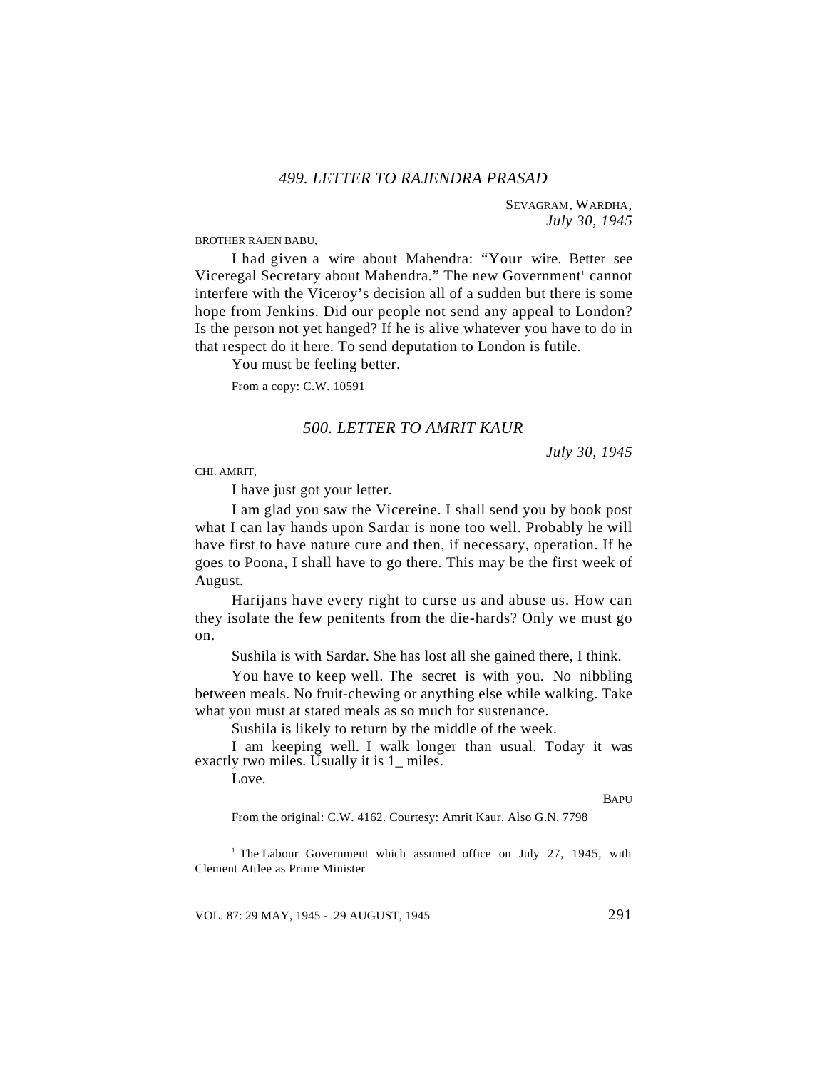### *499. LETTER TO RAJENDRA PRASAD*

SEVAGRAM, WARDHA,
*July 30, 1945*

BROTHER RAJEN BABU,

I had given a wire about Mahendra: "Your wire. Better see Viceregal Secretary about Mahendra." The new Government[1] cannot interfere with the Viceroy's decision all of a sudden but there is some hope from Jenkins. Did our people not send any appeal to London? Is the person not yet hanged? If he is alive whatever you have to do in that respect do it here. To send deputation to London is futile.

You must be feeling better.

From a copy: C.W. 10591

### *500. LETTER TO AMRIT KAUR*

*July 30, 1945*

CHI. AMRIT,

I have just got your letter.

I am glad you saw the Vicereine. I shall send you by book post what I can lay hands upon Sardar is none too well. Probably he will have first to have nature cure and then, if necessary, operation. If he goes to Poona, I shall have to go there. This may be the first week of August.

Harijans have every right to curse us and abuse us. How can they isolate the few penitents from the die-hards? Only we must go on.

Sushila is with Sardar. She has lost all she gained there, I think.

You have to keep well. The secret is with you. No nibbling between meals. No fruit-chewing or anything else while walking. Take what you must at stated meals as so much for sustenance.

Sushila is likely to return by the middle of the week.

I am keeping well. I walk longer than usual. Today it was exactly two miles. Usually it is 1_ miles.

Love.

BAPU

From the original: C.W. 4162. Courtesy: Amrit Kaur. Also G.N. 7798

[1] The Labour Government which assumed office on July 27, 1945, with Clement Attlee as Prime Minister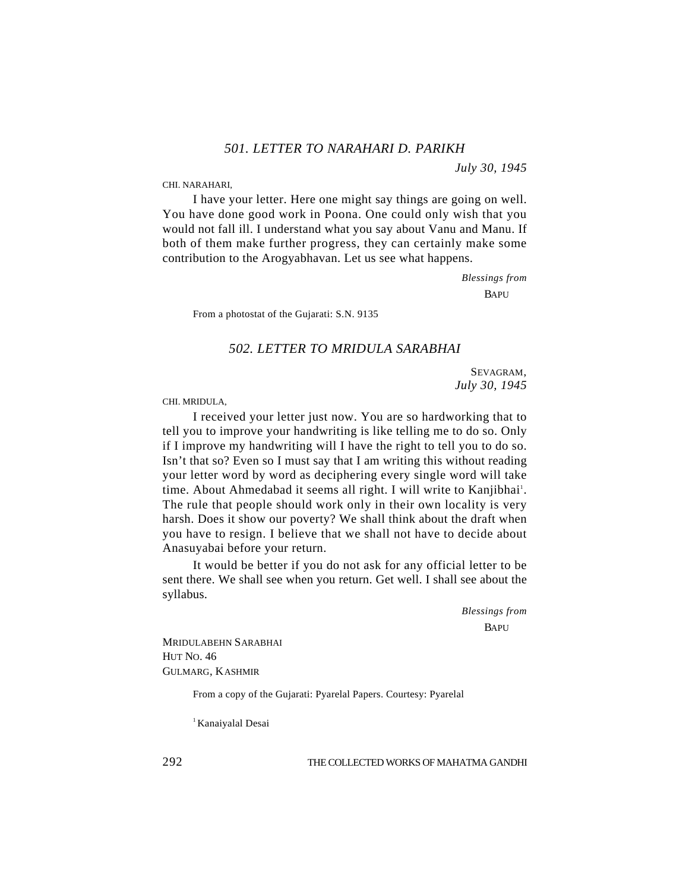### *501. LETTER TO NARAHARI D. PARIKH*

*July 30, 1945*

CHI. NARAHARI,

I have your letter. Here one might say things are going on well. You have done good work in Poona. One could only wish that you would not fall ill. I understand what you say about Vanu and Manu. If both of them make further progress, they can certainly make some contribution to the Arogyabhavan. Let us see what happens.

*Blessings from*
BAPU

From a photostat of the Gujarati: S.N. 9135

### *502. LETTER TO MRIDULA SARABHAI*

SEVAGRAM,
*July 30, 1945*

CHI. MRIDULA,

I received your letter just now. You are so hardworking that to tell you to improve your handwriting is like telling me to do so. Only if I improve my handwriting will I have the right to tell you to do so. Isn't that so? Even so I must say that I am writing this without reading your letter word by word as deciphering every single word will take time. About Ahmedabad it seems all right. I will write to Kanjibhai[1]. The rule that people should work only in their own locality is very harsh. Does it show our poverty? We shall think about the draft when you have to resign. I believe that we shall not have to decide about Anasuyabai before your return.

It would be better if you do not ask for any official letter to be sent there. We shall see when you return. Get well. I shall see about the syllabus.

*Blessings from*
BAPU

MRIDULABEHN SARABHAI
HUT NO. 46
GULMARG, KASHMIR

From a copy of the Gujarati: Pyarelal Papers. Courtesy: Pyarelal

[1] Kanaiyalal Desai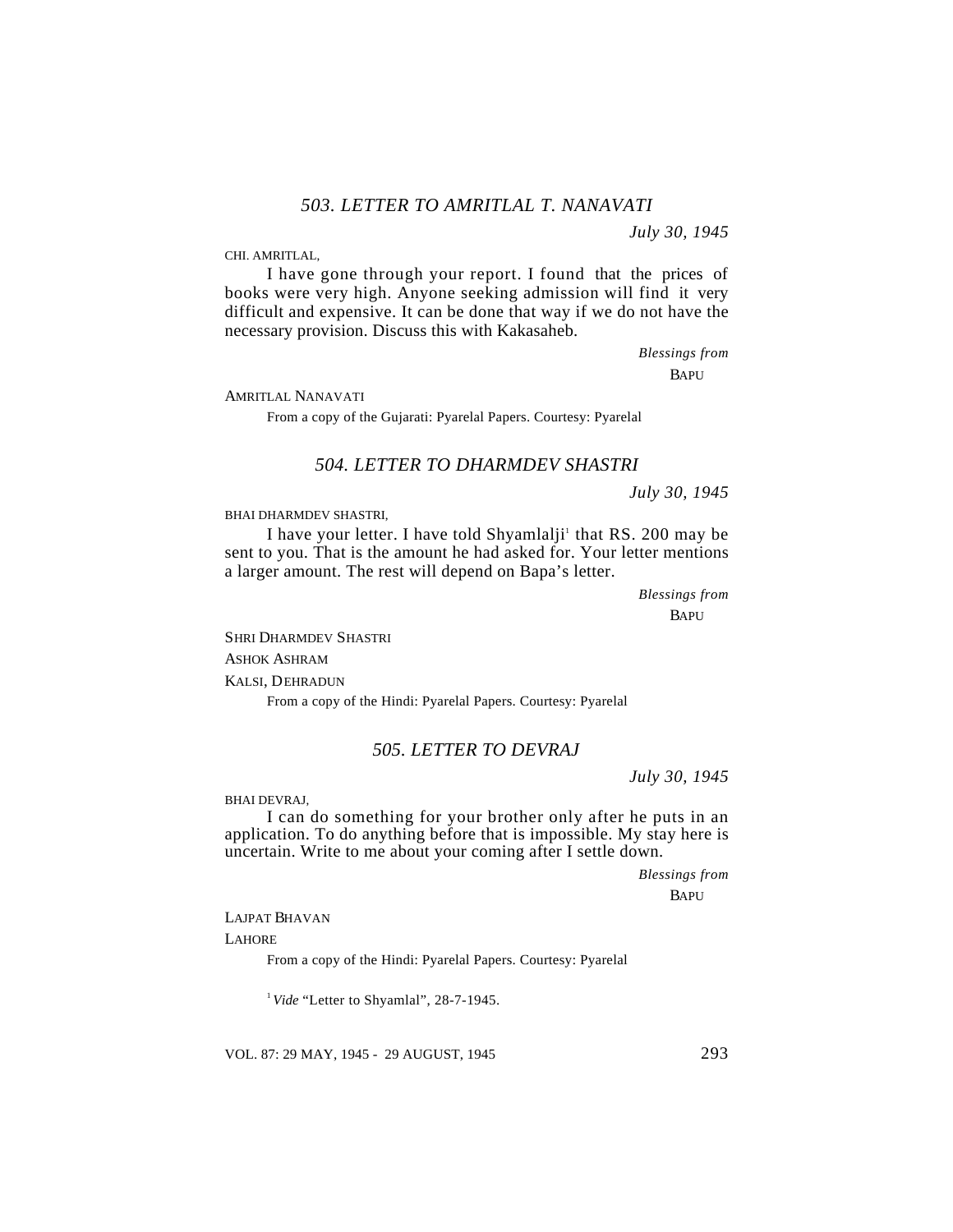### *503. LETTER TO AMRITLAL T. NANAVATI*

*July 30, 1945*

CHI. AMRITLAL,

I have gone through your report. I found that the prices of books were very high. Anyone seeking admission will find it very difficult and expensive. It can be done that way if we do not have the necessary provision. Discuss this with Kakasaheb.

*Blessings from*

BAPU

AMRITLAL NANAVATI

From a copy of the Gujarati: Pyarelal Papers. Courtesy: Pyarelal

### *504. LETTER TO DHARMDEV SHASTRI*

*July 30, 1945*

BHAI DHARMDEV SHASTRI,

I have your letter. I have told Shyamlalji[1] that RS. 200 may be sent to you. That is the amount he had asked for. Your letter mentions a larger amount. The rest will depend on Bapa's letter.

*Blessings from*

BAPU

SHRI DHARMDEV SHASTRI

ASHOK ASHRAM

KALSI, DEHRADUN

From a copy of the Hindi: Pyarelal Papers. Courtesy: Pyarelal

### *505. LETTER TO DEVRAJ*

*July 30, 1945*

BHAI DEVRAJ,

I can do something for your brother only after he puts in an application. To do anything before that is impossible. My stay here is uncertain. Write to me about your coming after I settle down.

*Blessings from*

BAPU

LAJPAT BHAVAN

LAHORE

From a copy of the Hindi: Pyarelal Papers. Courtesy: Pyarelal

[1] *Vide* "Letter to Shyamlal", 28-7-1945.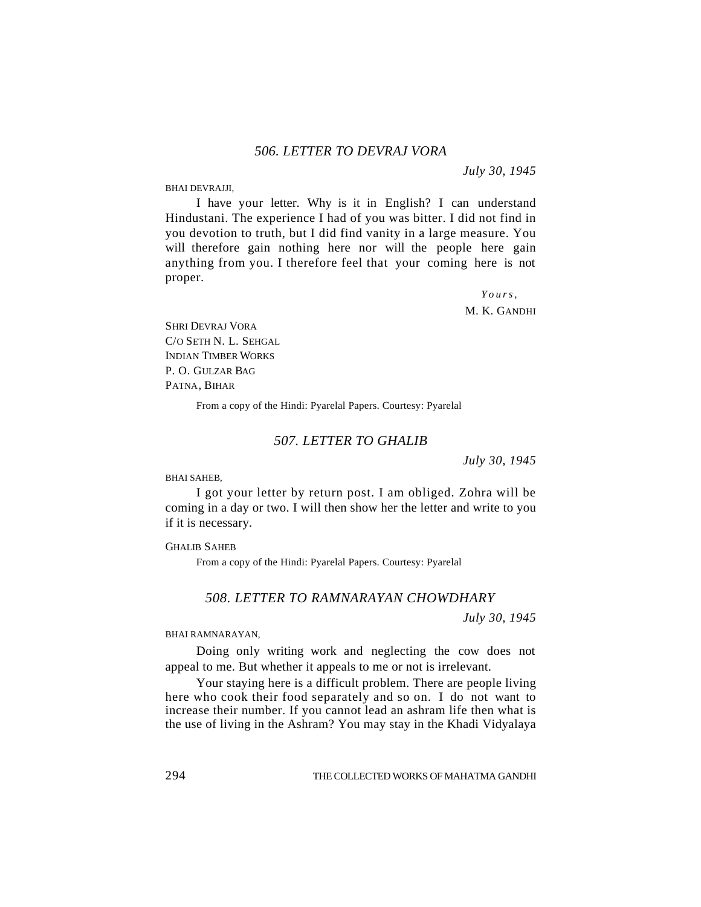## *506. LETTER TO DEVRAJ VORA*

*July 30, 1945*

BHAI DEVRAJJI,

I have your letter. Why is it in English? I can understand Hindustani. The experience I had of you was bitter. I did not find in you devotion to truth, but I did find vanity in a large measure. You will therefore gain nothing here nor will the people here gain anything from you. I therefore feel that your coming here is not proper.

*Yours,*

M. K. GANDHI

SHRI DEVRAJ VORA
C/O SETH N. L. SEHGAL
INDIAN TIMBER WORKS
P. O. GULZAR BAG
PATNA, BIHAR

From a copy of the Hindi: Pyarelal Papers. Courtesy: Pyarelal

## *507. LETTER TO GHALIB*

*July 30, 1945*

BHAI SAHEB,

I got your letter by return post. I am obliged. Zohra will be coming in a day or two. I will then show her the letter and write to you if it is necessary.

GHALIB SAHEB

From a copy of the Hindi: Pyarelal Papers. Courtesy: Pyarelal

## *508. LETTER TO RAMNARAYAN CHOWDHARY*

*July 30, 1945*

BHAI RAMNARAYAN,

Doing only writing work and neglecting the cow does not appeal to me. But whether it appeals to me or not is irrelevant.

Your staying here is a difficult problem. There are people living here who cook their food separately and so on. I do not want to increase their number. If you cannot lead an ashram life then what is the use of living in the Ashram? You may stay in the Khadi Vidyalaya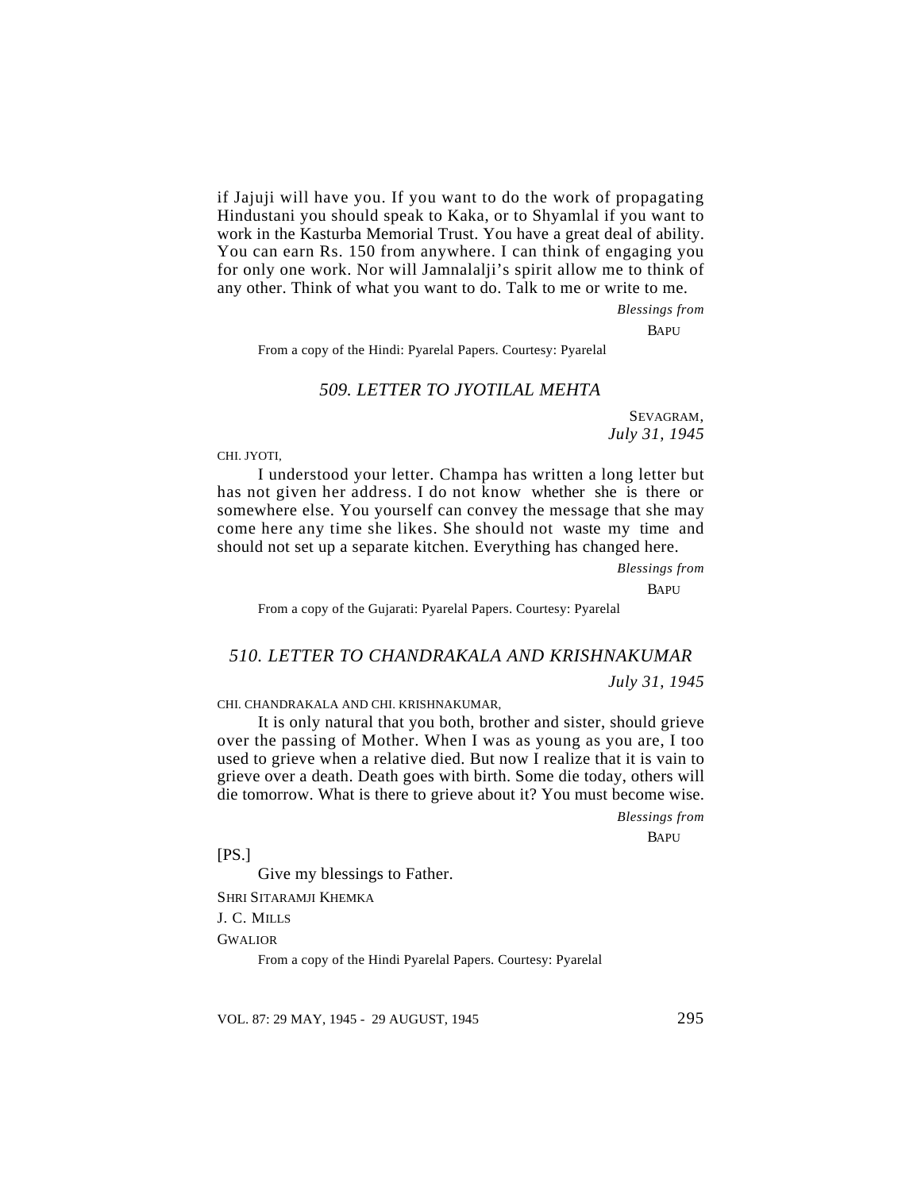if Jajuji will have you. If you want to do the work of propagating Hindustani you should speak to Kaka, or to Shyamlal if you want to work in the Kasturba Memorial Trust. You have a great deal of ability. You can earn Rs. 150 from anywhere. I can think of engaging you for only one work. Nor will Jamnalalji's spirit allow me to think of any other. Think of what you want to do. Talk to me or write to me.

*Blessings from*

BAPU

From a copy of the Hindi: Pyarelal Papers. Courtesy: Pyarelal

## *509. LETTER TO JYOTILAL MEHTA*

SEVAGRAM,
*July 31, 1945*

CHI. JYOTI,

I understood your letter. Champa has written a long letter but has not given her address. I do not know whether she is there or somewhere else. You yourself can convey the message that she may come here any time she likes. She should not waste my time and should not set up a separate kitchen. Everything has changed here.

*Blessings from*

BAPU

From a copy of the Gujarati: Pyarelal Papers. Courtesy: Pyarelal

## *510. LETTER TO CHANDRAKALA AND KRISHNAKUMAR*

*July 31, 1945*

CHI. CHANDRAKALA AND CHI. KRISHNAKUMAR,

It is only natural that you both, brother and sister, should grieve over the passing of Mother. When I was as young as you are, I too used to grieve when a relative died. But now I realize that it is vain to grieve over a death. Death goes with birth. Some die today, others will die tomorrow. What is there to grieve about it? You must become wise.

*Blessings from*

BAPU

[PS.]

Give my blessings to Father.

SHRI SITARAMJI KHEMKA

J. C. MILLS

GWALIOR

From a copy of the Hindi Pyarelal Papers. Courtesy: Pyarelal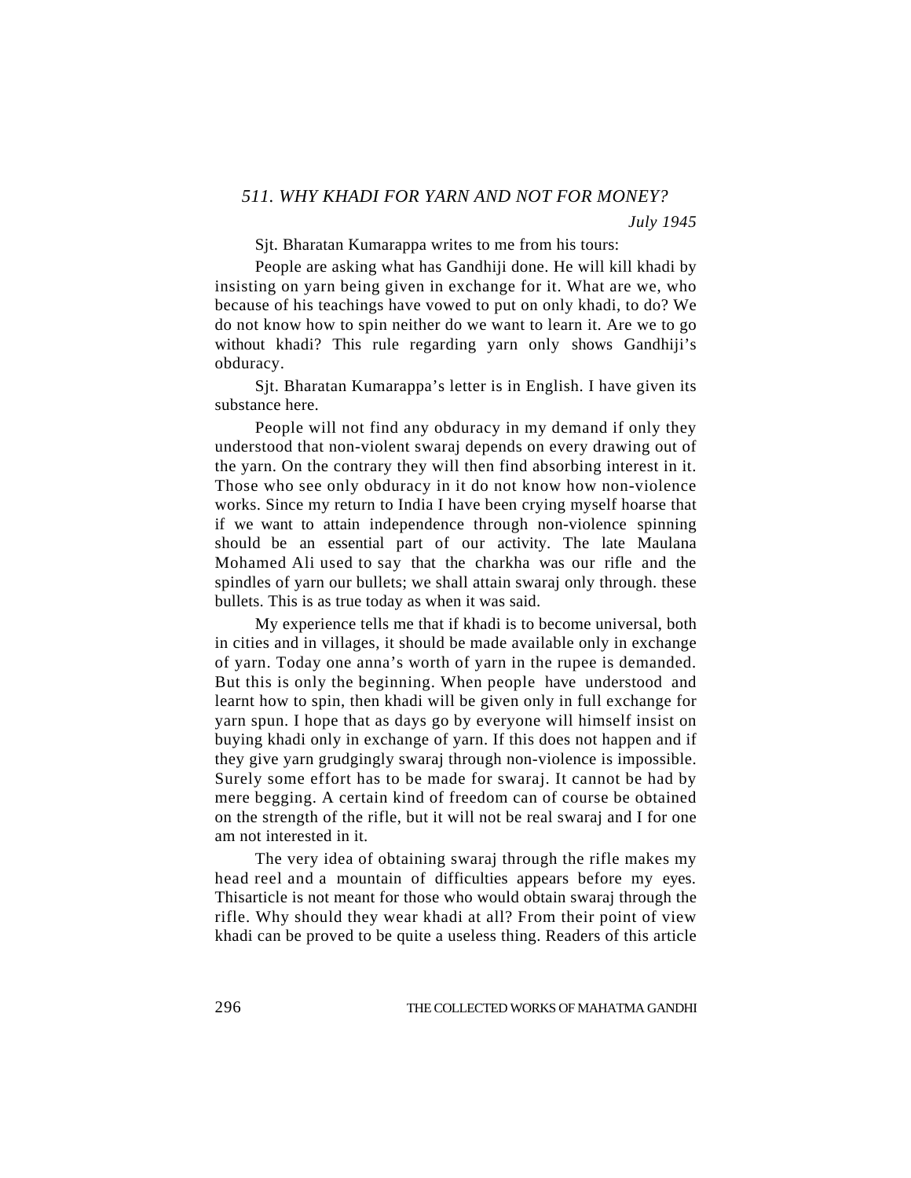## *511. WHY KHADI FOR YARN AND NOT FOR MONEY?*

*July 1945*

Sjt. Bharatan Kumarappa writes to me from his tours:

People are asking what has Gandhiji done. He will kill khadi by insisting on yarn being given in exchange for it. What are we, who because of his teachings have vowed to put on only khadi, to do? We do not know how to spin neither do we want to learn it. Are we to go without khadi? This rule regarding yarn only shows Gandhiji's obduracy.

Sjt. Bharatan Kumarappa's letter is in English. I have given its substance here.

People will not find any obduracy in my demand if only they understood that non-violent swaraj depends on every drawing out of the yarn. On the contrary they will then find absorbing interest in it. Those who see only obduracy in it do not know how non-violence works. Since my return to India I have been crying myself hoarse that if we want to attain independence through non-violence spinning should be an essential part of our activity. The late Maulana Mohamed Ali used to say that the charkha was our rifle and the spindles of yarn our bullets; we shall attain swaraj only through. these bullets. This is as true today as when it was said.

My experience tells me that if khadi is to become universal, both in cities and in villages, it should be made available only in exchange of yarn. Today one anna's worth of yarn in the rupee is demanded. But this is only the beginning. When people have understood and learnt how to spin, then khadi will be given only in full exchange for yarn spun. I hope that as days go by everyone will himself insist on buying khadi only in exchange of yarn. If this does not happen and if they give yarn grudgingly swaraj through non-violence is impossible. Surely some effort has to be made for swaraj. It cannot be had by mere begging. A certain kind of freedom can of course be obtained on the strength of the rifle, but it will not be real swaraj and I for one am not interested in it.

The very idea of obtaining swaraj through the rifle makes my head reel and a mountain of difficulties appears before my eyes. Thisarticle is not meant for those who would obtain swaraj through the rifle. Why should they wear khadi at all? From their point of view khadi can be proved to be quite a useless thing. Readers of this article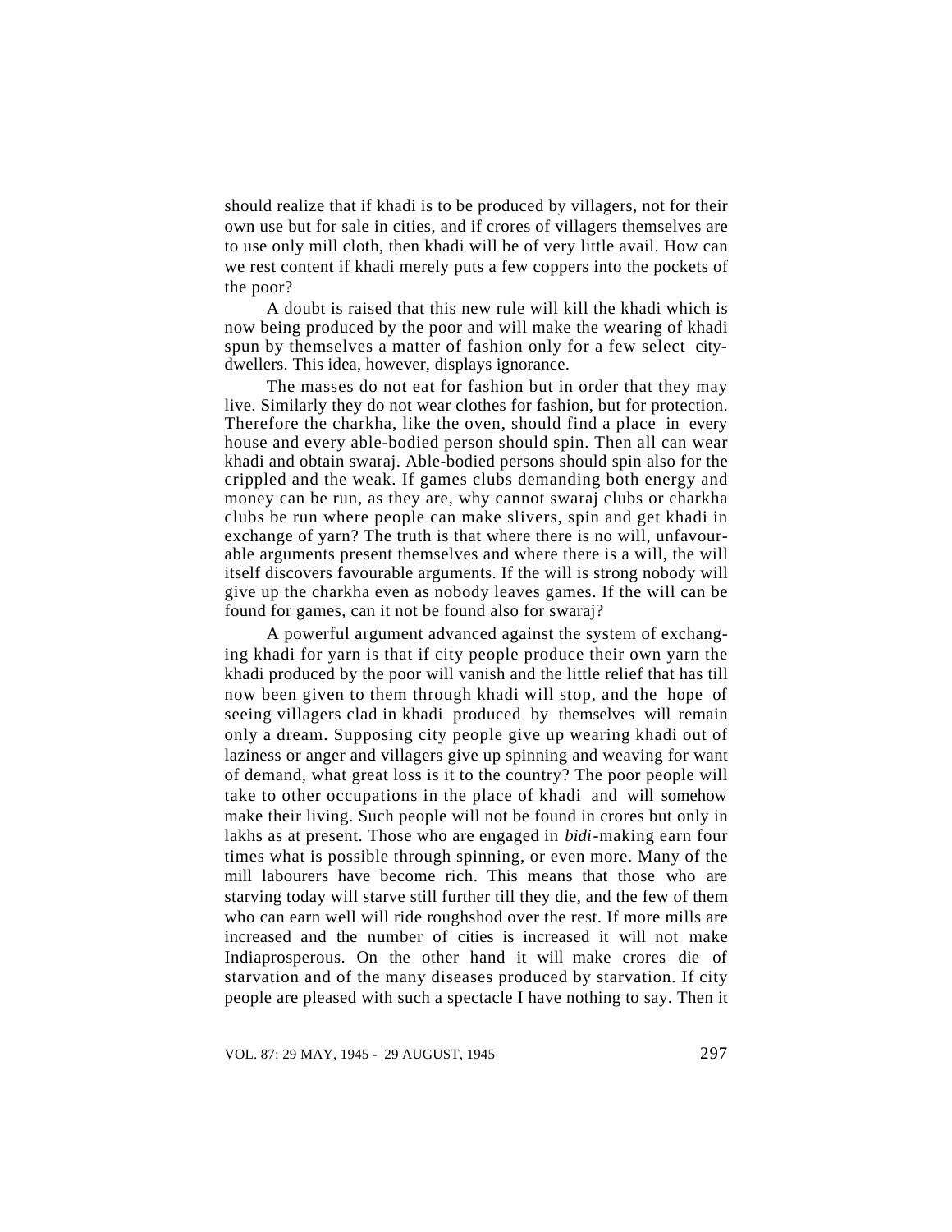should realize that if khadi is to be produced by villagers, not for their own use but for sale in cities, and if crores of villagers themselves are to use only mill cloth, then khadi will be of very little avail. How can we rest content if khadi merely puts a few coppers into the pockets of the poor?

A doubt is raised that this new rule will kill the khadi which is now being produced by the poor and will make the wearing of khadi spun by themselves a matter of fashion only for a few select city-dwellers. This idea, however, displays ignorance.

The masses do not eat for fashion but in order that they may live. Similarly they do not wear clothes for fashion, but for protection. Therefore the charkha, like the oven, should find a place in every house and every able-bodied person should spin. Then all can wear khadi and obtain swaraj. Able-bodied persons should spin also for the crippled and the weak. If games clubs demanding both energy and money can be run, as they are, why cannot swaraj clubs or charkha clubs be run where people can make slivers, spin and get khadi in exchange of yarn? The truth is that where there is no will, unfavourable arguments present themselves and where there is a will, the will itself discovers favourable arguments. If the will is strong nobody will give up the charkha even as nobody leaves games. If the will can be found for games, can it not be found also for swaraj?

A powerful argument advanced against the system of exchanging khadi for yarn is that if city people produce their own yarn the khadi produced by the poor will vanish and the little relief that has till now been given to them through khadi will stop, and the hope of seeing villagers clad in khadi produced by themselves will remain only a dream. Supposing city people give up wearing khadi out of laziness or anger and villagers give up spinning and weaving for want of demand, what great loss is it to the country? The poor people will take to other occupations in the place of khadi and will somehow make their living. Such people will not be found in crores but only in lakhs as at present. Those who are engaged in *bidi*-making earn four times what is possible through spinning, or even more. Many of the mill labourers have become rich. This means that those who are starving today will starve still further till they die, and the few of them who can earn well will ride roughshod over the rest. If more mills are increased and the number of cities is increased it will not make Indiaprosperous. On the other hand it will make crores die of starvation and of the many diseases produced by starvation. If city people are pleased with such a spectacle I have nothing to say. Then it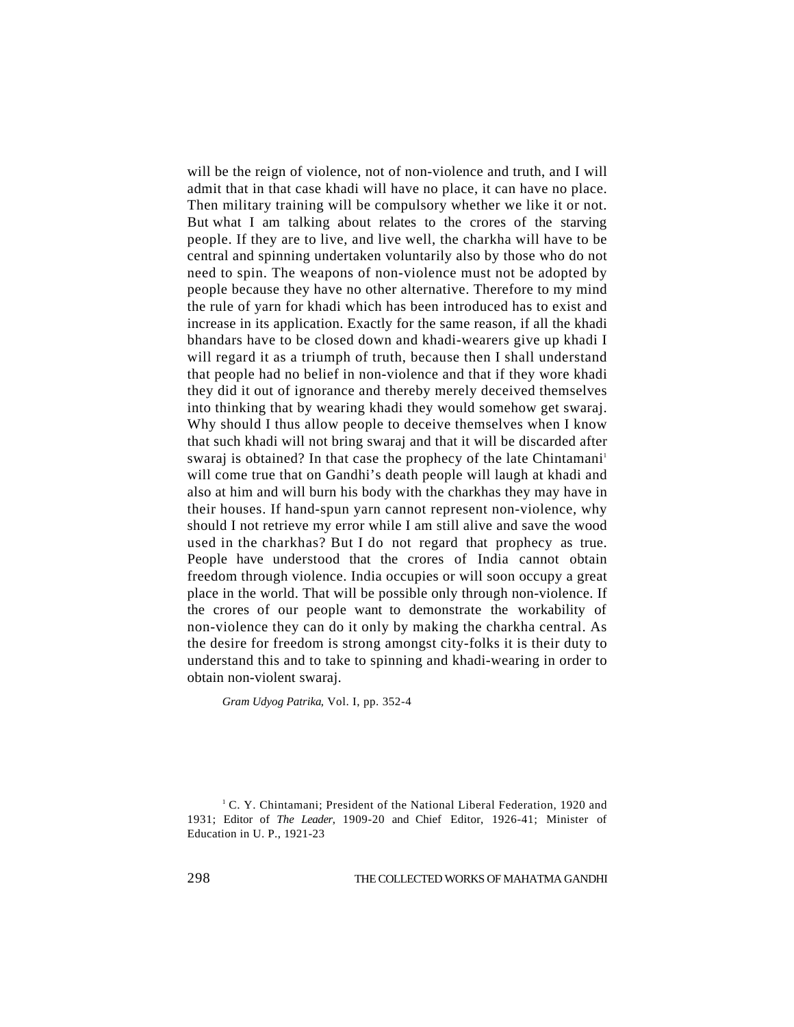will be the reign of violence, not of non-violence and truth, and I will admit that in that case khadi will have no place, it can have no place. Then military training will be compulsory whether we like it or not. But what I am talking about relates to the crores of the starving people. If they are to live, and live well, the charkha will have to be central and spinning undertaken voluntarily also by those who do not need to spin. The weapons of non-violence must not be adopted by people because they have no other alternative. Therefore to my mind the rule of yarn for khadi which has been introduced has to exist and increase in its application. Exactly for the same reason, if all the khadi bhandars have to be closed down and khadi-wearers give up khadi I will regard it as a triumph of truth, because then I shall understand that people had no belief in non-violence and that if they wore khadi they did it out of ignorance and thereby merely deceived themselves into thinking that by wearing khadi they would somehow get swaraj. Why should I thus allow people to deceive themselves when I know that such khadi will not bring swaraj and that it will be discarded after swaraj is obtained? In that case the prophecy of the late Chintamani[1] will come true that on Gandhi's death people will laugh at khadi and also at him and will burn his body with the charkhas they may have in their houses. If hand-spun yarn cannot represent non-violence, why should I not retrieve my error while I am still alive and save the wood used in the charkhas? But I do not regard that prophecy as true. People have understood that the crores of India cannot obtain freedom through violence. India occupies or will soon occupy a great place in the world. That will be possible only through non-violence. If the crores of our people want to demonstrate the workability of non-violence they can do it only by making the charkha central. As the desire for freedom is strong amongst city-folks it is their duty to understand this and to take to spinning and khadi-wearing in order to obtain non-violent swaraj.

*Gram Udyog Patrika*, Vol. I, pp. 352-4

[1] C. Y. Chintamani; President of the National Liberal Federation, 1920 and 1931; Editor of *The Leader*, 1909-20 and Chief Editor, 1926-41; Minister of Education in U. P., 1921-23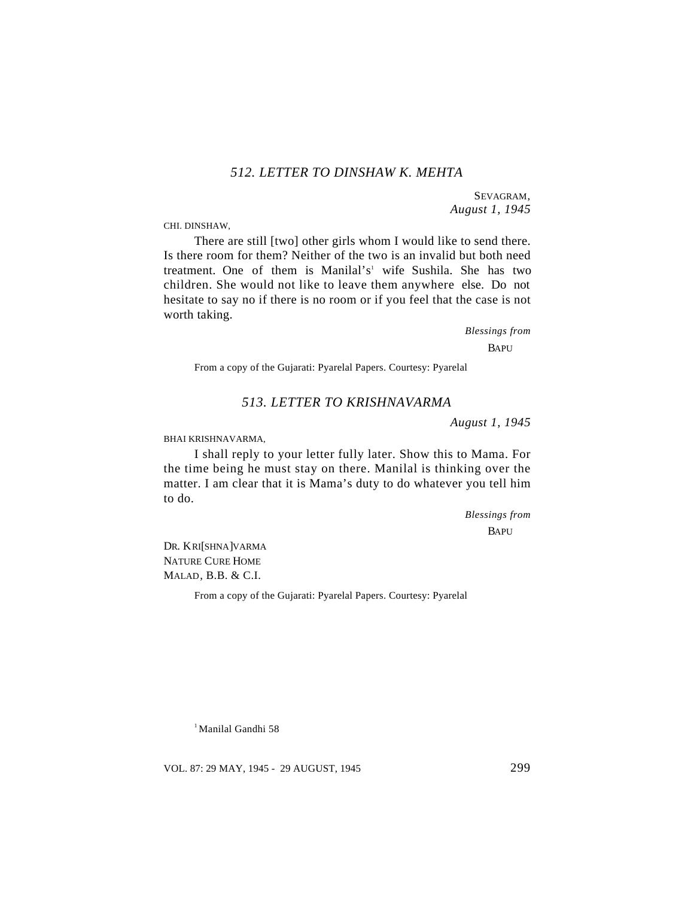### *512. LETTER TO DINSHAW K. MEHTA*

SEVAGRAM,
*August 1, 1945*

CHI. DINSHAW,

There are still [two] other girls whom I would like to send there. Is there room for them? Neither of the two is an invalid but both need treatment. One of them is Manilal's[1] wife Sushila. She has two children. She would not like to leave them anywhere else. Do not hesitate to say no if there is no room or if you feel that the case is not worth taking.

*Blessings from*
BAPU

From a copy of the Gujarati: Pyarelal Papers. Courtesy: Pyarelal

### *513. LETTER TO KRISHNAVARMA*

*August 1, 1945*

BHAI KRISHNAVARMA,

I shall reply to your letter fully later. Show this to Mama. For the time being he must stay on there. Manilal is thinking over the matter. I am clear that it is Mama's duty to do whatever you tell him to do.

*Blessings from*
BAPU

DR. KRI[SHNA]VARMA
NATURE CURE HOME
MALAD, B.B. & C.I.

From a copy of the Gujarati: Pyarelal Papers. Courtesy: Pyarelal

[1] Manilal Gandhi 58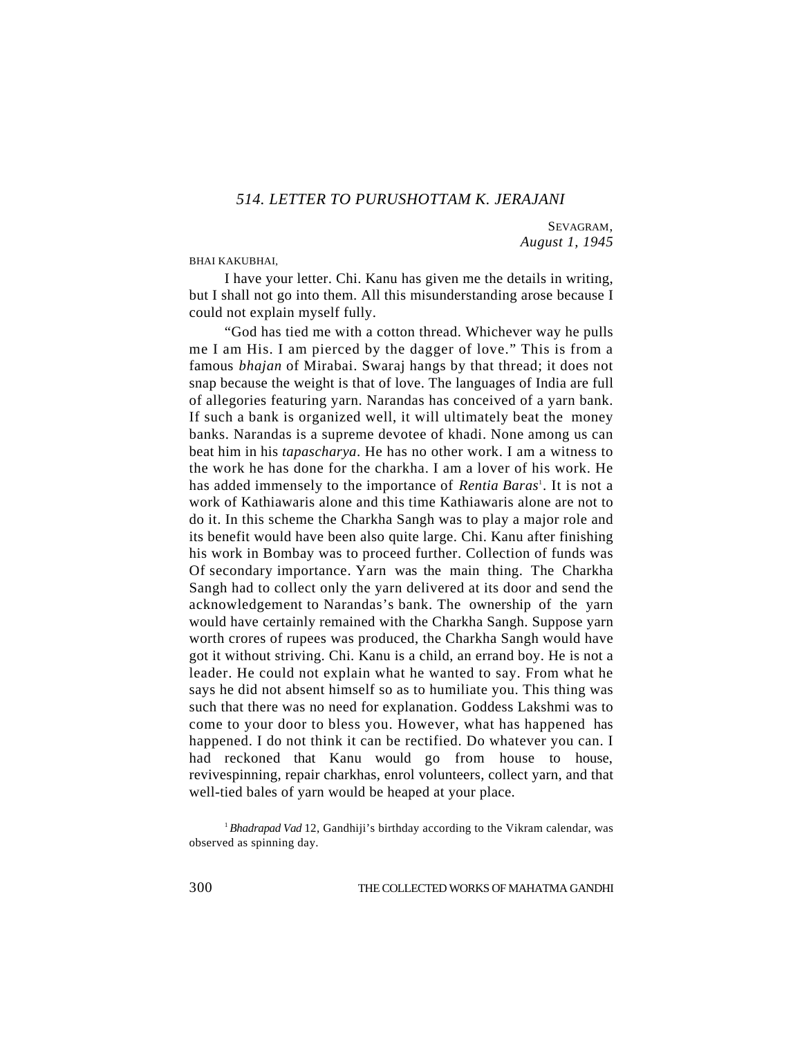## 514. LETTER TO PURUSHOTTAM K. JERAJANI

SEVAGRAM,
*August 1, 1945*

BHAI KAKUBHAI,

I have your letter. Chi. Kanu has given me the details in writing, but I shall not go into them. All this misunderstanding arose because I could not explain myself fully.

"God has tied me with a cotton thread. Whichever way he pulls me I am His. I am pierced by the dagger of love." This is from a famous *bhajan* of Mirabai. Swaraj hangs by that thread; it does not snap because the weight is that of love. The languages of India are full of allegories featuring yarn. Narandas has conceived of a yarn bank. If such a bank is organized well, it will ultimately beat the money banks. Narandas is a supreme devotee of khadi. None among us can beat him in his *tapascharya*. He has no other work. I am a witness to the work he has done for the charkha. I am a lover of his work. He has added immensely to the importance of *Rentia Baras*[1]. It is not a work of Kathiawaris alone and this time Kathiawaris alone are not to do it. In this scheme the Charkha Sangh was to play a major role and its benefit would have been also quite large. Chi. Kanu after finishing his work in Bombay was to proceed further. Collection of funds was Of secondary importance. Yarn was the main thing. The Charkha Sangh had to collect only the yarn delivered at its door and send the acknowledgement to Narandas's bank. The ownership of the yarn would have certainly remained with the Charkha Sangh. Suppose yarn worth crores of rupees was produced, the Charkha Sangh would have got it without striving. Chi. Kanu is a child, an errand boy. He is not a leader. He could not explain what he wanted to say. From what he says he did not absent himself so as to humiliate you. This thing was such that there was no need for explanation. Goddess Lakshmi was to come to your door to bless you. However, what has happened has happened. I do not think it can be rectified. Do whatever you can. I had reckoned that Kanu would go from house to house, revivespinning, repair charkhas, enrol volunteers, collect yarn, and that well-tied bales of yarn would be heaped at your place.

[1] *Bhadrapad Vad* 12, Gandhiji's birthday according to the Vikram calendar, was observed as spinning day.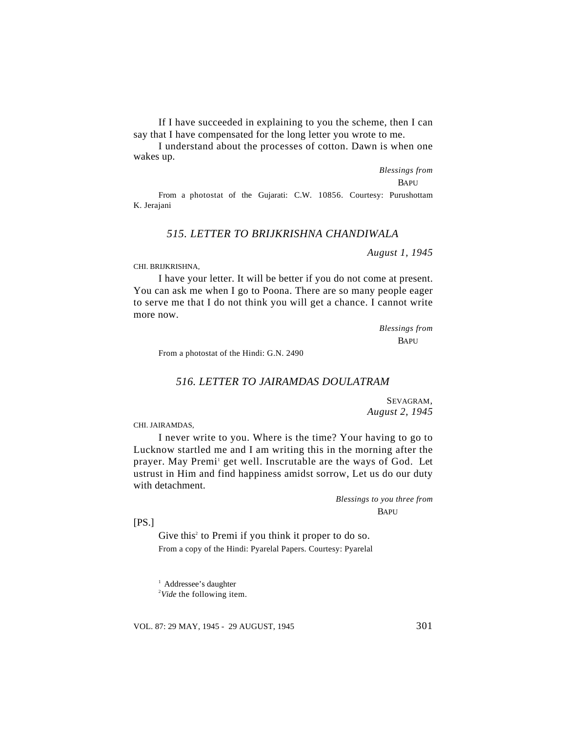If I have succeeded in explaining to you the scheme, then I can say that I have compensated for the long letter you wrote to me.

I understand about the processes of cotton. Dawn is when one wakes up.

*Blessings from*
BAPU

From a photostat of the Gujarati: C.W. 10856. Courtesy: Purushottam K. Jerajani

## *515. LETTER TO BRIJKRISHNA CHANDIWALA*

*August 1, 1945*

CHI. BRIJKRISHNA,

I have your letter. It will be better if you do not come at present. You can ask me when I go to Poona. There are so many people eager to serve me that I do not think you will get a chance. I cannot write more now.

*Blessings from*
BAPU

From a photostat of the Hindi: G.N. 2490

## *516. LETTER TO JAIRAMDAS DOULATRAM*

SEVAGRAM,
*August 2, 1945*

CHI. JAIRAMDAS,

I never write to you. Where is the time? Your having to go to Lucknow startled me and I am writing this in the morning after the prayer. May Premi[1] get well. Inscrutable are the ways of God. Let ustrust in Him and find happiness amidst sorrow, Let us do our duty with detachment.

*Blessings to you three from*
BAPU

[PS.]

Give this[2] to Premi if you think it proper to do so.

From a copy of the Hindi: Pyarelal Papers. Courtesy: Pyarelal

[1] Addressee's daughter
[2] *Vide* the following item.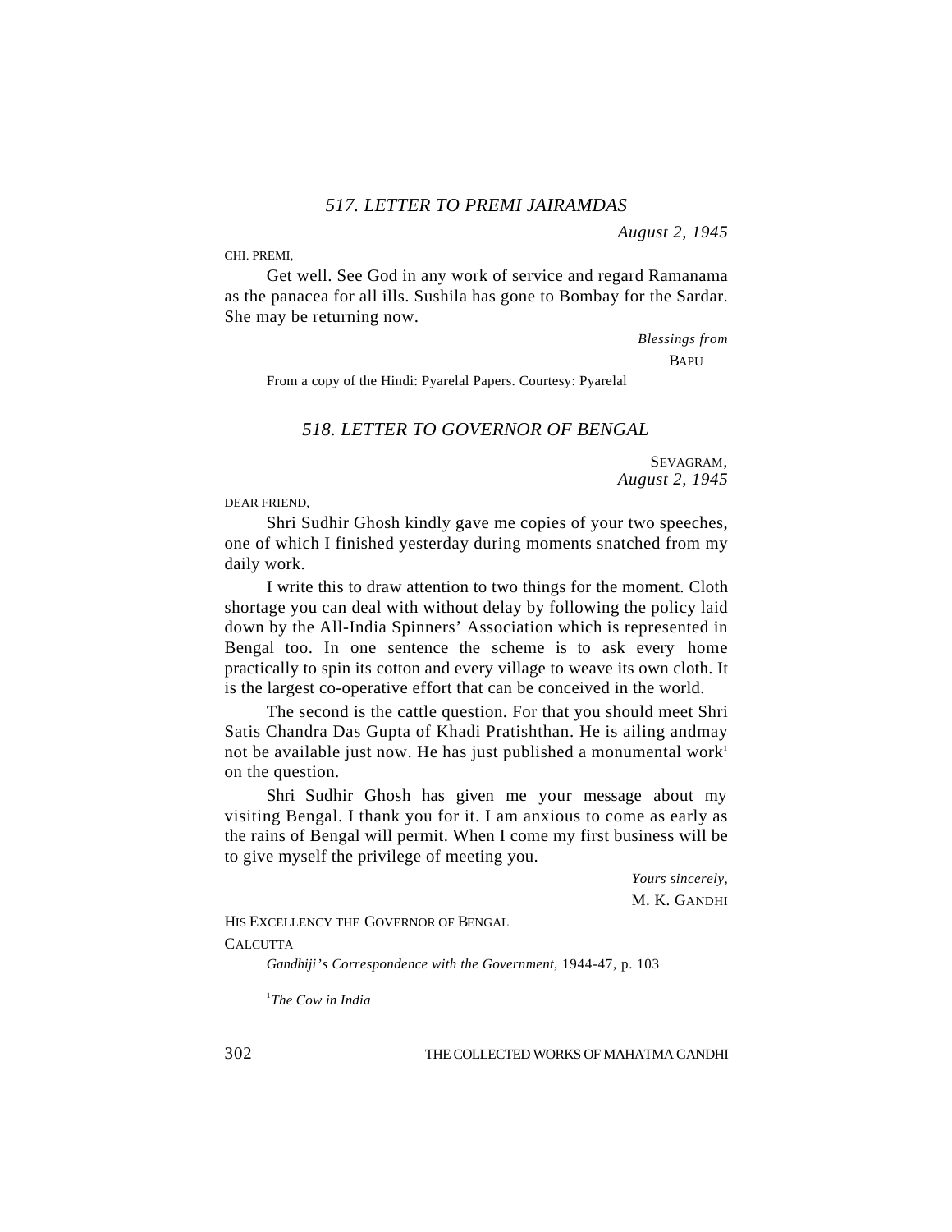### *517. LETTER TO PREMI JAIRAMDAS*

*August 2, 1945*

CHI. PREMI,

Get well. See God in any work of service and regard Ramanama as the panacea for all ills. Sushila has gone to Bombay for the Sardar. She may be returning now.

*Blessings from*
BAPU

From a copy of the Hindi: Pyarelal Papers. Courtesy: Pyarelal

### *518. LETTER TO GOVERNOR OF BENGAL*

SEVAGRAM,
*August 2, 1945*

DEAR FRIEND,

Shri Sudhir Ghosh kindly gave me copies of your two speeches, one of which I finished yesterday during moments snatched from my daily work.

I write this to draw attention to two things for the moment. Cloth shortage you can deal with without delay by following the policy laid down by the All-India Spinners' Association which is represented in Bengal too. In one sentence the scheme is to ask every home practically to spin its cotton and every village to weave its own cloth. It is the largest co-operative effort that can be conceived in the world.

The second is the cattle question. For that you should meet Shri Satis Chandra Das Gupta of Khadi Pratishthan. He is ailing andmay not be available just now. He has just published a monumental work[1] on the question.

Shri Sudhir Ghosh has given me your message about my visiting Bengal. I thank you for it. I am anxious to come as early as the rains of Bengal will permit. When I come my first business will be to give myself the privilege of meeting you.

*Yours sincerely,*
M. K. GANDHI

HIS EXCELLENCY THE GOVERNOR OF BENGAL
CALCUTTA

*Gandhiji's Correspondence with the Government*, 1944-47, p. 103

[1] *The Cow in India*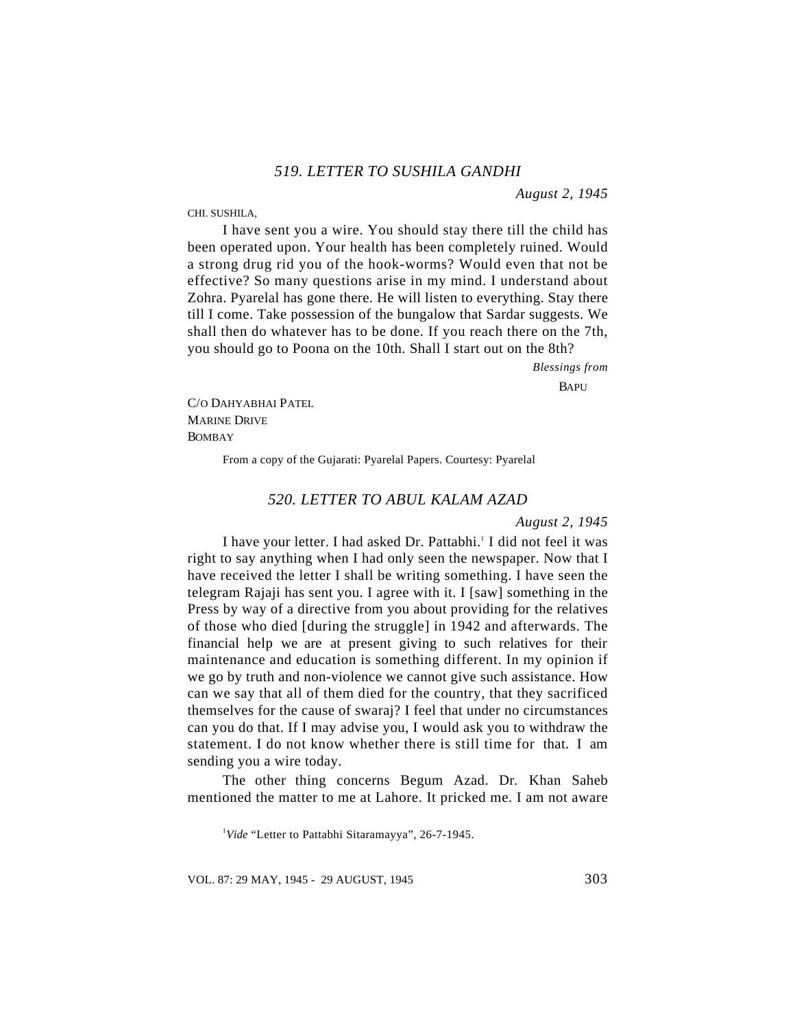## *519. LETTER TO SUSHILA GANDHI*

*August 2, 1945*

CHI. SUSHILA,

I have sent you a wire. You should stay there till the child has been operated upon. Your health has been completely ruined. Would a strong drug rid you of the hook-worms? Would even that not be effective? So many questions arise in my mind. I understand about Zohra. Pyarelal has gone there. He will listen to everything. Stay there till I come. Take possession of the bungalow that Sardar suggests. We shall then do whatever has to be done. If you reach there on the 7th, you should go to Poona on the 10th. Shall I start out on the 8th?

*Blessings from*

BAPU

C/O DAHYABHAI PATEL
MARINE DRIVE
BOMBAY

From a copy of the Gujarati: Pyarelal Papers. Courtesy: Pyarelal

## *520. LETTER TO ABUL KALAM AZAD*

*August 2, 1945*

I have your letter. I had asked Dr. Pattabhi.[1] I did not feel it was right to say anything when I had only seen the newspaper. Now that I have received the letter I shall be writing something. I have seen the telegram Rajaji has sent you. I agree with it. I [saw] something in the Press by way of a directive from you about providing for the relatives of those who died [during the struggle] in 1942 and afterwards. The financial help we are at present giving to such relatives for their maintenance and education is something different. In my opinion if we go by truth and non-violence we cannot give such assistance. How can we say that all of them died for the country, that they sacrificed themselves for the cause of swaraj? I feel that under no circumstances can you do that. If I may advise you, I would ask you to withdraw the statement. I do not know whether there is still time for that. I am sending you a wire today.

The other thing concerns Begum Azad. Dr. Khan Saheb mentioned the matter to me at Lahore. It pricked me. I am not aware

[1] *Vide* "Letter to Pattabhi Sitaramayya", 26-7-1945.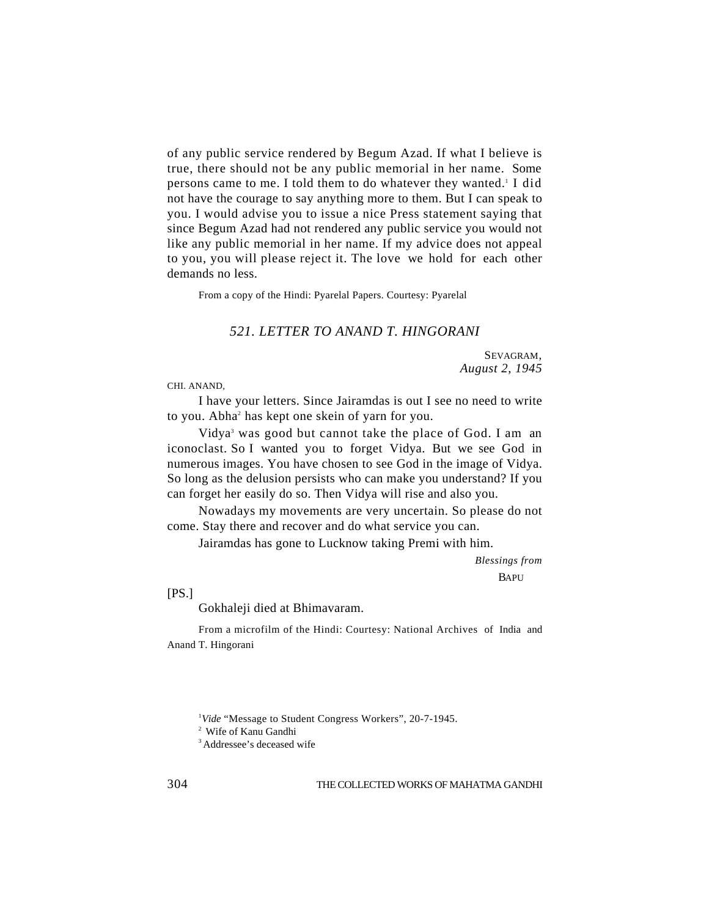of any public service rendered by Begum Azad. If what I believe is true, there should not be any public memorial in her name. Some persons came to me. I told them to do whatever they wanted.[1] I did not have the courage to say anything more to them. But I can speak to you. I would advise you to issue a nice Press statement saying that since Begum Azad had not rendered any public service you would not like any public memorial in her name. If my advice does not appeal to you, you will please reject it. The love we hold for each other demands no less.

From a copy of the Hindi: Pyarelal Papers. Courtesy: Pyarelal

## *521. LETTER TO ANAND T. HINGORANI*

SEVAGRAM,
*August 2, 1945*

CHI. ANAND,

I have your letters. Since Jairamdas is out I see no need to write to you. Abha[2] has kept one skein of yarn for you.

Vidya[3] was good but cannot take the place of God. I am an iconoclast. So I wanted you to forget Vidya. But we see God in numerous images. You have chosen to see God in the image of Vidya. So long as the delusion persists who can make you understand? If you can forget her easily do so. Then Vidya will rise and also you.

Nowadays my movements are very uncertain. So please do not come. Stay there and recover and do what service you can.

Jairamdas has gone to Lucknow taking Premi with him.

*Blessings from*
BAPU

[PS.]

Gokhaleji died at Bhimavaram.

From a microfilm of the Hindi: Courtesy: National Archives of India and Anand T. Hingorani

[1] *Vide* "Message to Student Congress Workers", 20-7-1945.

[2] Wife of Kanu Gandhi

[3] Addressee's deceased wife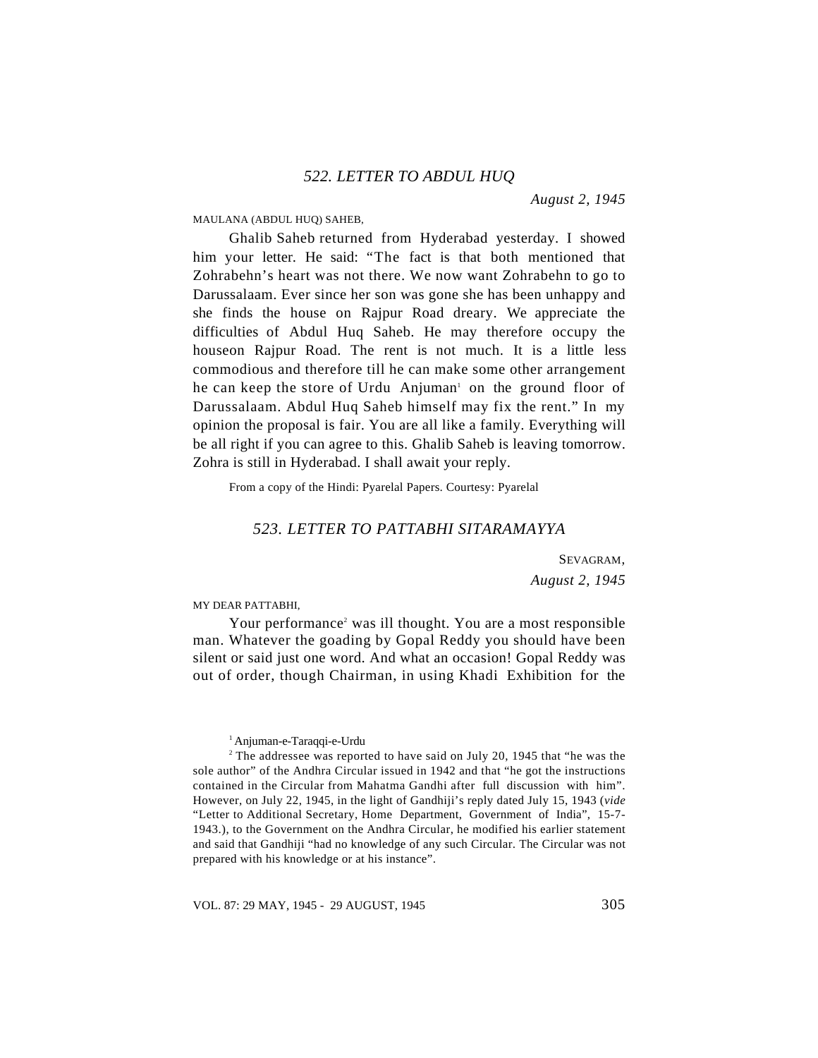### *522. LETTER TO ABDUL HUQ*

*August 2, 1945*

MAULANA (ABDUL HUQ) SAHEB,

Ghalib Saheb returned from Hyderabad yesterday. I showed him your letter. He said: "The fact is that both mentioned that Zohrabehn's heart was not there. We now want Zohrabehn to go to Darussalaam. Ever since her son was gone she has been unhappy and she finds the house on Rajpur Road dreary. We appreciate the difficulties of Abdul Huq Saheb. He may therefore occupy the houseon Rajpur Road. The rent is not much. It is a little less commodious and therefore till he can make some other arrangement he can keep the store of Urdu Anjuman[1] on the ground floor of Darussalaam. Abdul Huq Saheb himself may fix the rent." In my opinion the proposal is fair. You are all like a family. Everything will be all right if you can agree to this. Ghalib Saheb is leaving tomorrow. Zohra is still in Hyderabad. I shall await your reply.

From a copy of the Hindi: Pyarelal Papers. Courtesy: Pyarelal

### *523. LETTER TO PATTABHI SITARAMAYYA*

SEVAGRAM,
*August 2, 1945*

MY DEAR PATTABHI,

Your performance[2] was ill thought. You are a most responsible man. Whatever the goading by Gopal Reddy you should have been silent or said just one word. And what an occasion! Gopal Reddy was out of order, though Chairman, in using Khadi Exhibition for the

---

[1] Anjuman-e-Taraqqi-e-Urdu

[2] The addressee was reported to have said on July 20, 1945 that "he was the sole author" of the Andhra Circular issued in 1942 and that "he got the instructions contained in the Circular from Mahatma Gandhi after full discussion with him". However, on July 22, 1945, in the light of Gandhiji's reply dated July 15, 1943 (*vide* "Letter to Additional Secretary, Home Department, Government of India", 15-7-1943.), to the Government on the Andhra Circular, he modified his earlier statement and said that Gandhiji "had no knowledge of any such Circular. The Circular was not prepared with his knowledge or at his instance".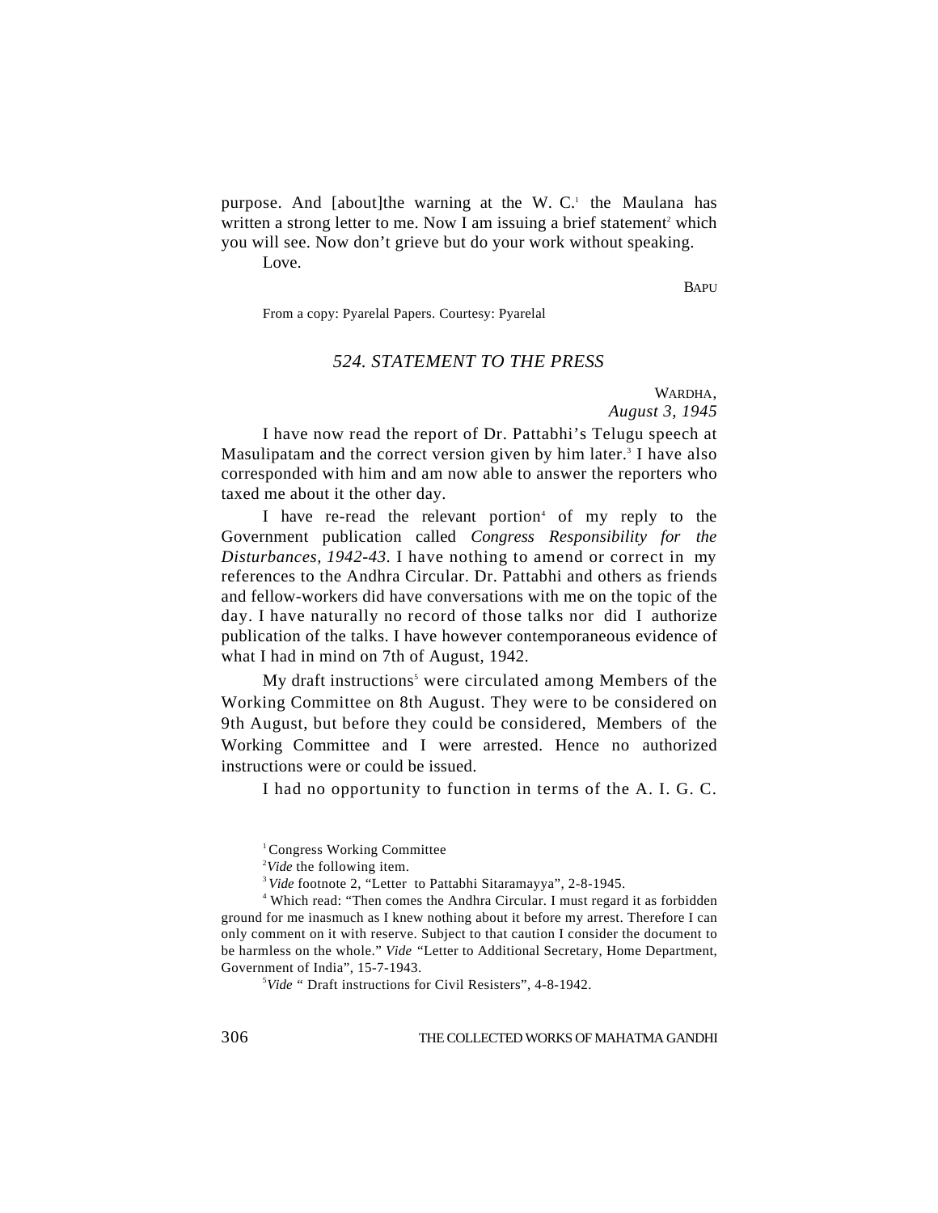purpose. And [about]the warning at the W. C.[1] the Maulana has written a strong letter to me. Now I am issuing a brief statement[2] which you will see. Now don't grieve but do your work without speaking.

Love.

BAPU

From a copy: Pyarelal Papers. Courtesy: Pyarelal

## *524. STATEMENT TO THE PRESS*

WARDHA,
*August 3, 1945*

I have now read the report of Dr. Pattabhi's Telugu speech at Masulipatam and the correct version given by him later.[3] I have also corresponded with him and am now able to answer the reporters who taxed me about it the other day.

I have re-read the relevant portion[4] of my reply to the Government publication called *Congress Responsibility for the Disturbances, 1942-43*. I have nothing to amend or correct in my references to the Andhra Circular. Dr. Pattabhi and others as friends and fellow-workers did have conversations with me on the topic of the day. I have naturally no record of those talks nor did I authorize publication of the talks. I have however contemporaneous evidence of what I had in mind on 7th of August, 1942.

My draft instructions[5] were circulated among Members of the Working Committee on 8th August. They were to be considered on 9th August, but before they could be considered, Members of the Working Committee and I were arrested. Hence no authorized instructions were or could be issued.

I had no opportunity to function in terms of the A. I. G. C.

---

[1] Congress Working Committee

[2] *Vide* the following item.

[3] *Vide* footnote 2, "Letter to Pattabhi Sitaramayya", 2-8-1945.

[4] Which read: "Then comes the Andhra Circular. I must regard it as forbidden ground for me inasmuch as I knew nothing about it before my arrest. Therefore I can only comment on it with reserve. Subject to that caution I consider the document to be harmless on the whole." *Vide* "Letter to Additional Secretary, Home Department, Government of India", 15-7-1943.

[5] *Vide* " Draft instructions for Civil Resisters", 4-8-1942.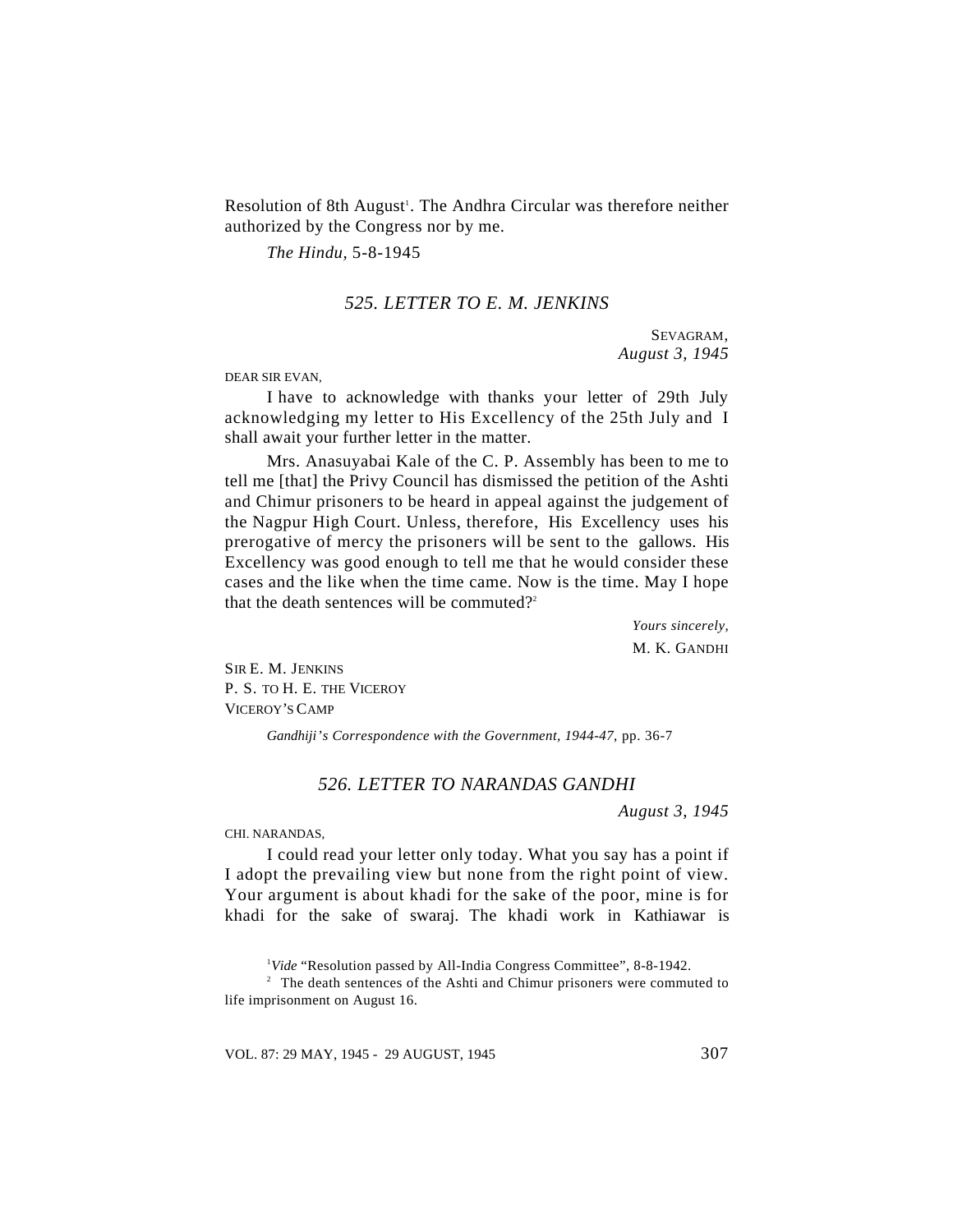Resolution of 8th August[1]. The Andhra Circular was therefore neither authorized by the Congress nor by me.

*The Hindu*, 5-8-1945

## *525. LETTER TO E. M. JENKINS*

SEVAGRAM,
*August 3, 1945*

DEAR SIR EVAN,

I have to acknowledge with thanks your letter of 29th July acknowledging my letter to His Excellency of the 25th July and I shall await your further letter in the matter.

Mrs. Anasuyabai Kale of the C. P. Assembly has been to me to tell me [that] the Privy Council has dismissed the petition of the Ashti and Chimur prisoners to be heard in appeal against the judgement of the Nagpur High Court. Unless, therefore, His Excellency uses his prerogative of mercy the prisoners will be sent to the gallows. His Excellency was good enough to tell me that he would consider these cases and the like when the time came. Now is the time. May I hope that the death sentences will be commuted?[2]

*Yours sincerely,*
M. K. GANDHI

SIR E. M. JENKINS
P. S. TO H. E. THE VICEROY
VICEROY'S CAMP

*Gandhiji's Correspondence with the Government, 1944-47*, pp. 36-7

## *526. LETTER TO NARANDAS GANDHI*

*August 3, 1945*

CHI. NARANDAS,

I could read your letter only today. What you say has a point if I adopt the prevailing view but none from the right point of view. Your argument is about khadi for the sake of the poor, mine is for khadi for the sake of swaraj. The khadi work in Kathiawar is

---

[1] *Vide* "Resolution passed by All-India Congress Committee", 8-8-1942.

[2] The death sentences of the Ashti and Chimur prisoners were commuted to life imprisonment on August 16.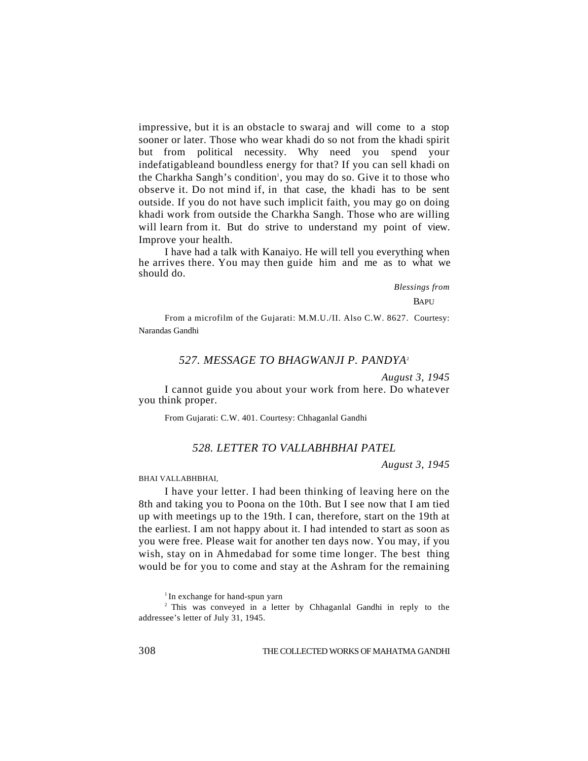impressive, but it is an obstacle to swaraj and will come to a stop sooner or later. Those who wear khadi do so not from the khadi spirit but from political necessity. Why need you spend your indefatigableand boundless energy for that? If you can sell khadi on the Charkha Sangh's condition[1], you may do so. Give it to those who observe it. Do not mind if, in that case, the khadi has to be sent outside. If you do not have such implicit faith, you may go on doing khadi work from outside the Charkha Sangh. Those who are willing will learn from it. But do strive to understand my point of view. Improve your health.

I have had a talk with Kanaiyo. He will tell you everything when he arrives there. You may then guide him and me as to what we should do.

*Blessings from*

BAPU

From a microfilm of the Gujarati: M.M.U./II. Also C.W. 8627. Courtesy: Narandas Gandhi

## *527. MESSAGE TO BHAGWANJI P. PANDYA*[2]

*August 3, 1945*

I cannot guide you about your work from here. Do whatever you think proper.

From Gujarati: C.W. 401. Courtesy: Chhaganlal Gandhi

## *528. LETTER TO VALLABHBHAI PATEL*

*August 3, 1945*

BHAI VALLABHBHAI,

I have your letter. I had been thinking of leaving here on the 8th and taking you to Poona on the 10th. But I see now that I am tied up with meetings up to the 19th. I can, therefore, start on the 19th at the earliest. I am not happy about it. I had intended to start as soon as you were free. Please wait for another ten days now. You may, if you wish, stay on in Ahmedabad for some time longer. The best thing would be for you to come and stay at the Ashram for the remaining

[1] In exchange for hand-spun yarn

[2] This was conveyed in a letter by Chhaganlal Gandhi in reply to the addressee's letter of July 31, 1945.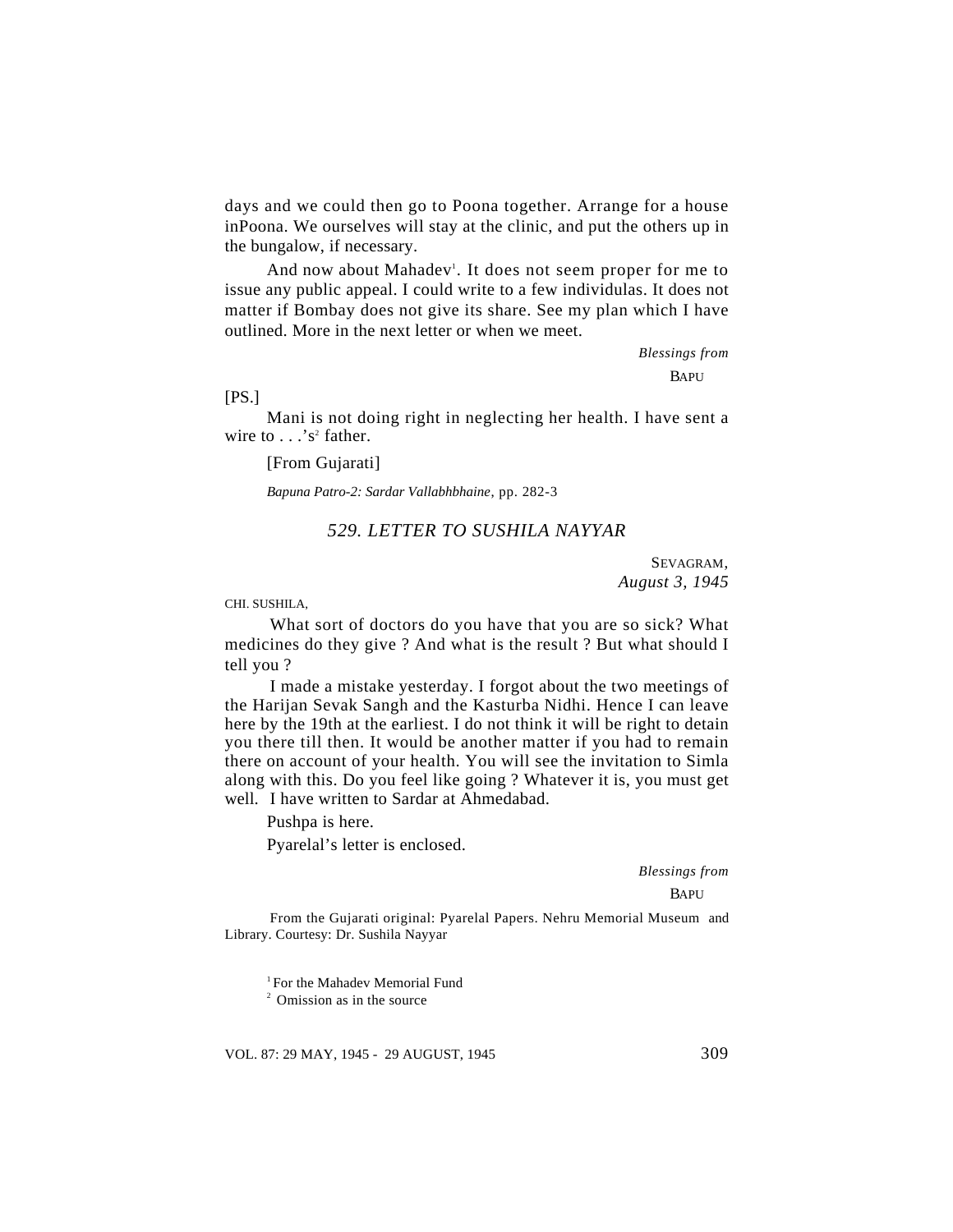days and we could then go to Poona together. Arrange for a house inPoona. We ourselves will stay at the clinic, and put the others up in the bungalow, if necessary.

And now about Mahadev[1]. It does not seem proper for me to issue any public appeal. I could write to a few individulas. It does not matter if Bombay does not give its share. See my plan which I have outlined. More in the next letter or when we meet.

*Blessings from*

BAPU

[PS.]

Mani is not doing right in neglecting her health. I have sent a wire to . . .'s[2] father.

[From Gujarati]

*Bapuna Patro-2: Sardar Vallabhbhaine*, pp. 282-3

## *529. LETTER TO SUSHILA NAYYAR*

SEVAGRAM,
*August 3, 1945*

CHI. SUSHILA,

What sort of doctors do you have that you are so sick? What medicines do they give ? And what is the result ? But what should I tell you ?

I made a mistake yesterday. I forgot about the two meetings of the Harijan Sevak Sangh and the Kasturba Nidhi. Hence I can leave here by the 19th at the earliest. I do not think it will be right to detain you there till then. It would be another matter if you had to remain there on account of your health. You will see the invitation to Simla along with this. Do you feel like going ? Whatever it is, you must get well. I have written to Sardar at Ahmedabad.

Pushpa is here.

Pyarelal's letter is enclosed.

*Blessings from*

BAPU

From the Gujarati original: Pyarelal Papers. Nehru Memorial Museum and Library. Courtesy: Dr. Sushila Nayyar

[1] For the Mahadev Memorial Fund
[2] Omission as in the source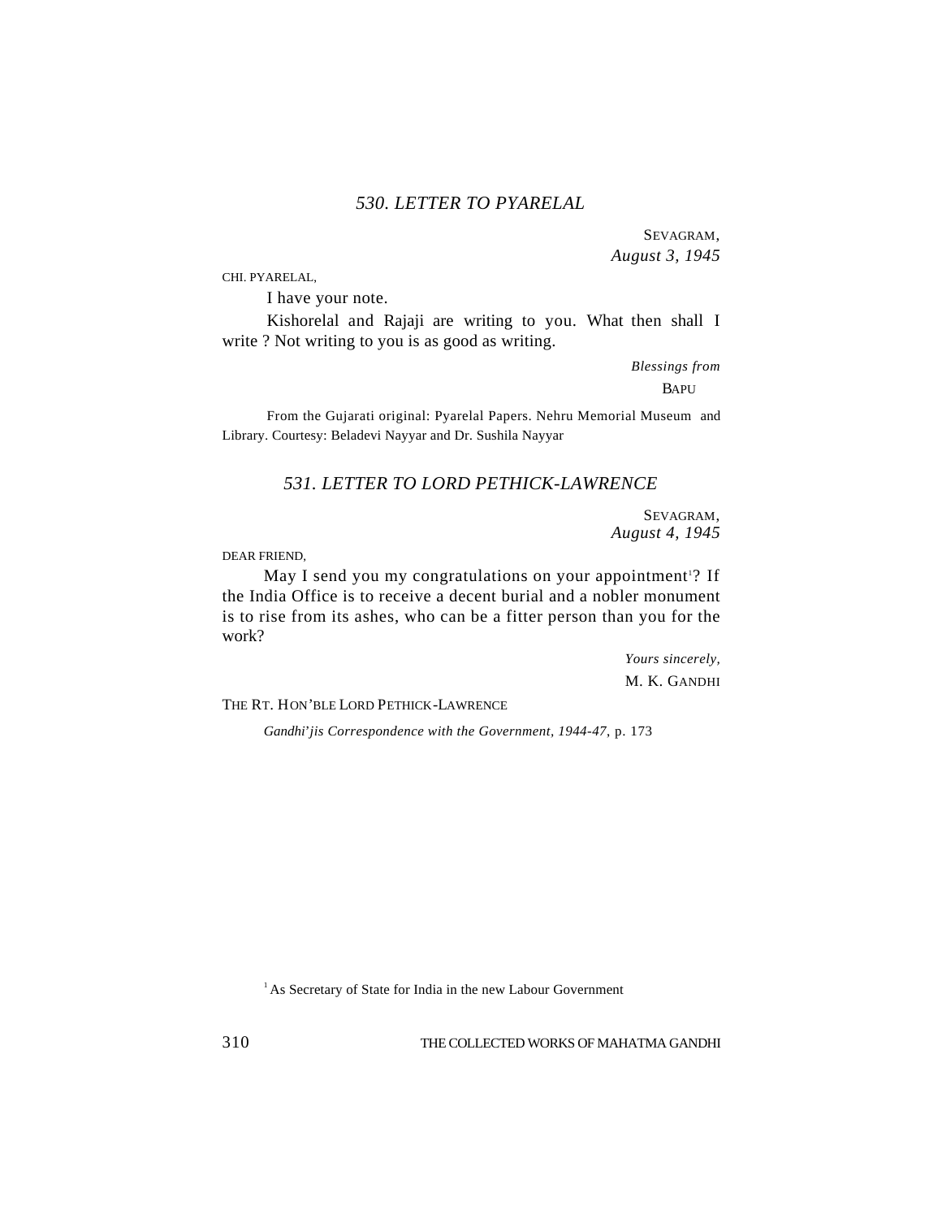### *530. LETTER TO PYARELAL*

SEVAGRAM,
*August 3, 1945*

CHI. PYARELAL,

I have your note.

Kishorelal and Rajaji are writing to you. What then shall I write ? Not writing to you is as good as writing.

*Blessings from*
BAPU

From the Gujarati original: Pyarelal Papers. Nehru Memorial Museum and Library. Courtesy: Beladevi Nayyar and Dr. Sushila Nayyar

### *531. LETTER TO LORD PETHICK-LAWRENCE*

SEVAGRAM,
*August 4, 1945*

DEAR FRIEND,

May I send you my congratulations on your appointment[1]? If the India Office is to receive a decent burial and a nobler monument is to rise from its ashes, who can be a fitter person than you for the work?

*Yours sincerely,*
M. K. GANDHI

THE RT. HON'BLE LORD PETHICK-LAWRENCE

*Gandhi'jis Correspondence with the Government, 1944-47*, p. 173

[1] As Secretary of State for India in the new Labour Government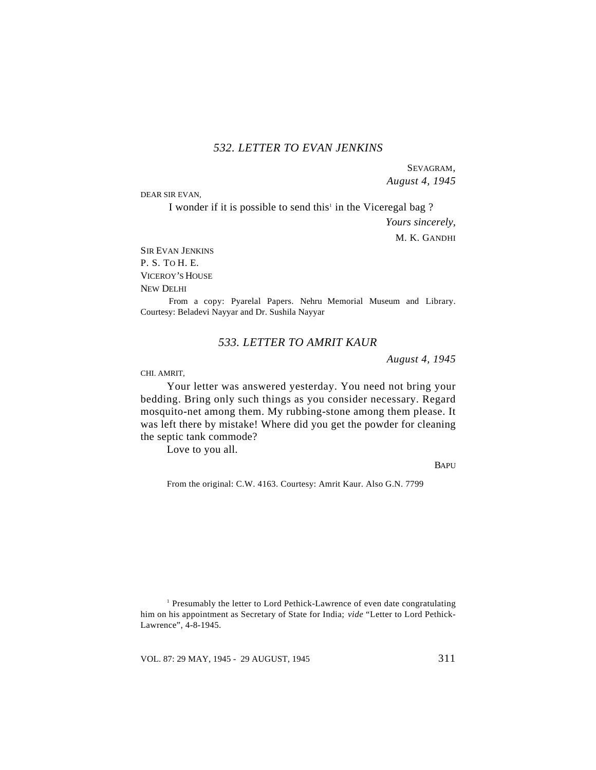### *532. LETTER TO EVAN JENKINS*

SEVAGRAM,
*August 4, 1945*

DEAR SIR EVAN,

I wonder if it is possible to send this[1] in the Viceregal bag ?

*Yours sincerely,*
M. K. GANDHI

SIR EVAN JENKINS
P. S. TO H. E.
VICEROY'S HOUSE
NEW DELHI

From a copy: Pyarelal Papers. Nehru Memorial Museum and Library. Courtesy: Beladevi Nayyar and Dr. Sushila Nayyar

### *533. LETTER TO AMRIT KAUR*

*August 4, 1945*

CHI. AMRIT,

Your letter was answered yesterday. You need not bring your bedding. Bring only such things as you consider necessary. Regard mosquito-net among them. My rubbing-stone among them please. It was left there by mistake! Where did you get the powder for cleaning the septic tank commode?

Love to you all.

BAPU

From the original: C.W. 4163. Courtesy: Amrit Kaur. Also G.N. 7799

[1] Presumably the letter to Lord Pethick-Lawrence of even date congratulating him on his appointment as Secretary of State for India; *vide* "Letter to Lord Pethick-Lawrence", 4-8-1945.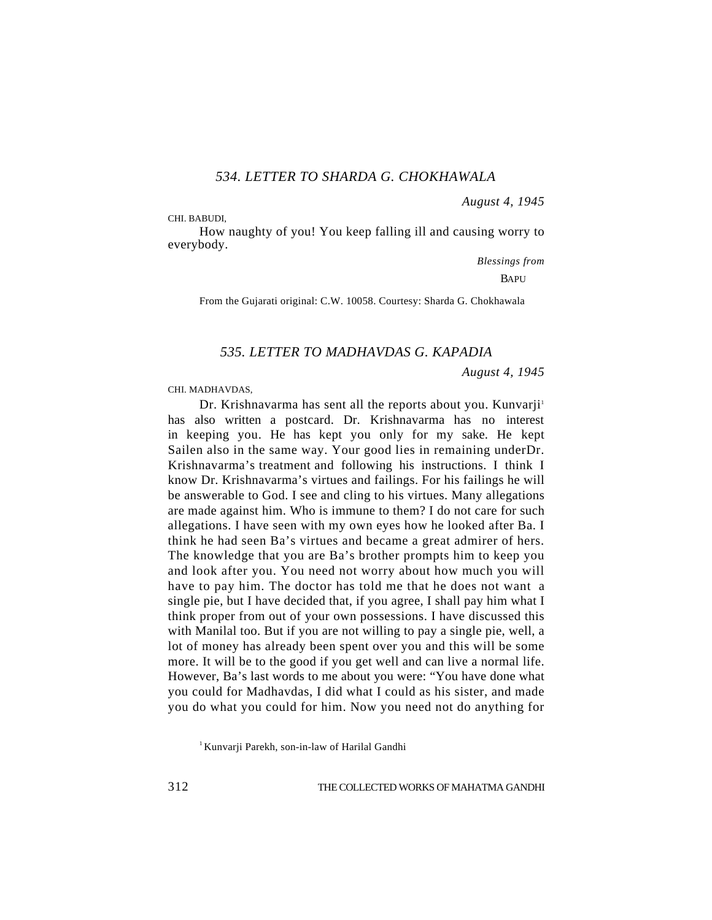## *534. LETTER TO SHARDA G. CHOKHAWALA*

*August 4, 1945*

CHI. BABUDI,

How naughty of you! You keep falling ill and causing worry to everybody.

*Blessings from*

BAPU

From the Gujarati original: C.W. 10058. Courtesy: Sharda G. Chokhawala

## *535. LETTER TO MADHAVDAS G. KAPADIA*

*August 4, 1945*

CHI. MADHAVDAS,

Dr. Krishnavarma has sent all the reports about you. Kunvarji[1] has also written a postcard. Dr. Krishnavarma has no interest in keeping you. He has kept you only for my sake. He kept Sailen also in the same way. Your good lies in remaining underDr. Krishnavarma's treatment and following his instructions. I think I know Dr. Krishnavarma's virtues and failings. For his failings he will be answerable to God. I see and cling to his virtues. Many allegations are made against him. Who is immune to them? I do not care for such allegations. I have seen with my own eyes how he looked after Ba. I think he had seen Ba's virtues and became a great admirer of hers. The knowledge that you are Ba's brother prompts him to keep you and look after you. You need not worry about how much you will have to pay him. The doctor has told me that he does not want a single pie, but I have decided that, if you agree, I shall pay him what I think proper from out of your own possessions. I have discussed this with Manilal too. But if you are not willing to pay a single pie, well, a lot of money has already been spent over you and this will be some more. It will be to the good if you get well and can live a normal life. However, Ba's last words to me about you were: "You have done what you could for Madhavdas, I did what I could as his sister, and made you do what you could for him. Now you need not do anything for

[1] Kunvarji Parekh, son-in-law of Harilal Gandhi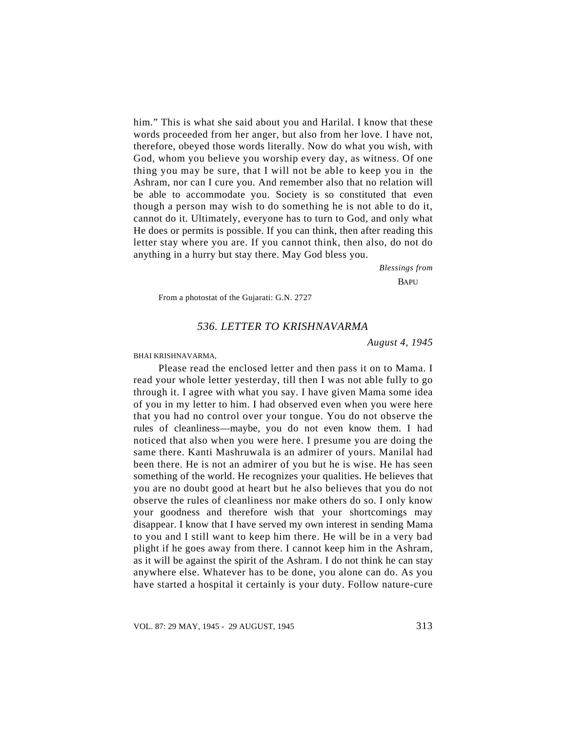him." This is what she said about you and Harilal. I know that these words proceeded from her anger, but also from her love. I have not, therefore, obeyed those words literally. Now do what you wish, with God, whom you believe you worship every day, as witness. Of one thing you may be sure, that I will not be able to keep you in the Ashram, nor can I cure you. And remember also that no relation will be able to accommodate you. Society is so constituted that even though a person may wish to do something he is not able to do it, cannot do it. Ultimately, everyone has to turn to God, and only what He does or permits is possible. If you can think, then after reading this letter stay where you are. If you cannot think, then also, do not do anything in a hurry but stay there. May God bless you.

*Blessings from*

BAPU

From a photostat of the Gujarati: G.N. 2727

## *536. LETTER TO KRISHNAVARMA*

*August 4, 1945*

BHAI KRISHNAVARMA,

Please read the enclosed letter and then pass it on to Mama. I read your whole letter yesterday, till then I was not able fully to go through it. I agree with what you say. I have given Mama some idea of you in my letter to him. I had observed even when you were here that you had no control over your tongue. You do not observe the rules of cleanliness—maybe, you do not even know them. I had noticed that also when you were here. I presume you are doing the same there. Kanti Mashruwala is an admirer of yours. Manilal had been there. He is not an admirer of you but he is wise. He has seen something of the world. He recognizes your qualities. He believes that you are no doubt good at heart but he also believes that you do not observe the rules of cleanliness nor make others do so. I only know your goodness and therefore wish that your shortcomings may disappear. I know that I have served my own interest in sending Mama to you and I still want to keep him there. He will be in a very bad plight if he goes away from there. I cannot keep him in the Ashram, as it will be against the spirit of the Ashram. I do not think he can stay anywhere else. Whatever has to be done, you alone can do. As you have started a hospital it certainly is your duty. Follow nature-cure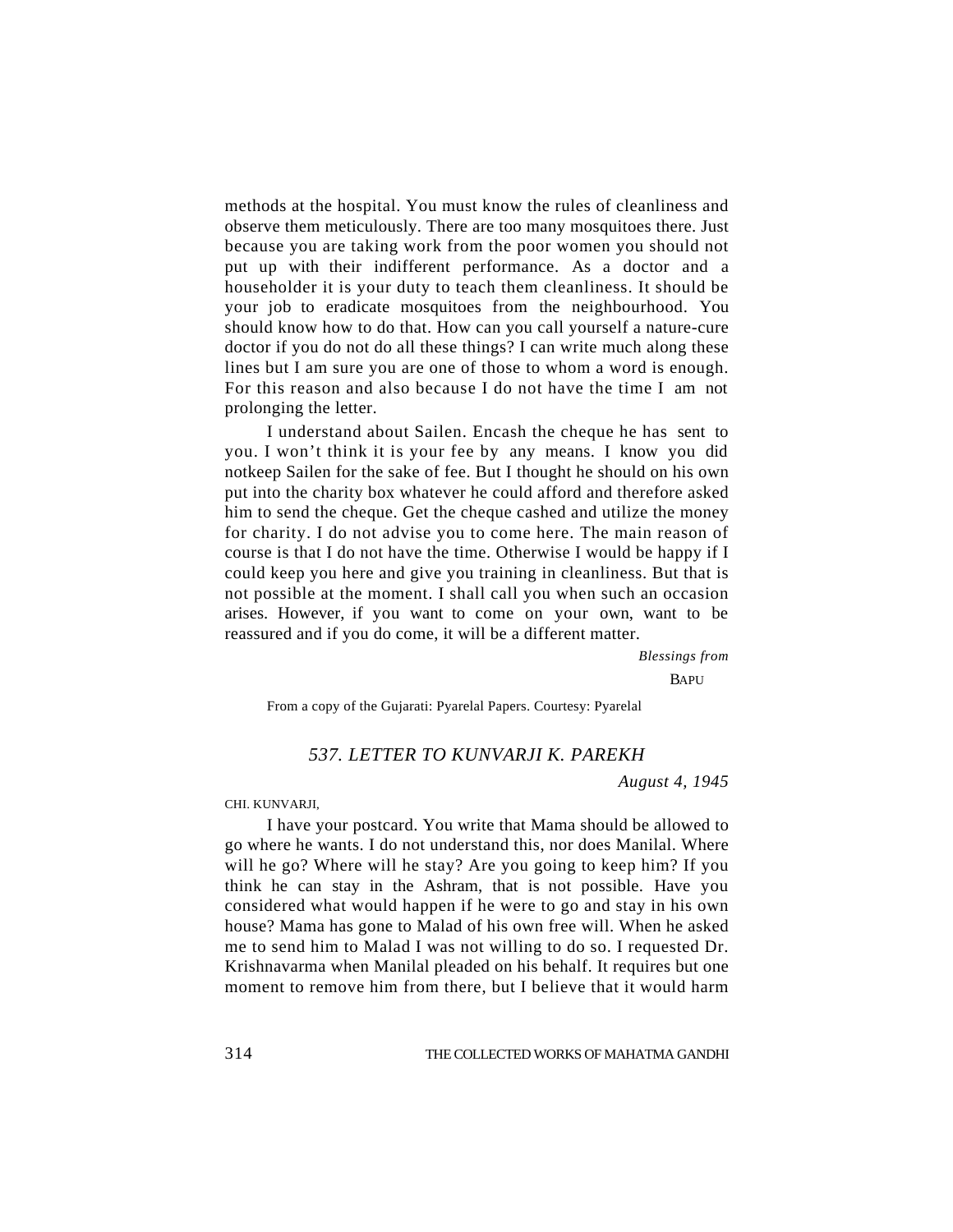methods at the hospital. You must know the rules of cleanliness and observe them meticulously. There are too many mosquitoes there. Just because you are taking work from the poor women you should not put up with their indifferent performance. As a doctor and a householder it is your duty to teach them cleanliness. It should be your job to eradicate mosquitoes from the neighbourhood. You should know how to do that. How can you call yourself a nature-cure doctor if you do not do all these things? I can write much along these lines but I am sure you are one of those to whom a word is enough. For this reason and also because I do not have the time I am not prolonging the letter.

I understand about Sailen. Encash the cheque he has sent to you. I won't think it is your fee by any means. I know you did notkeep Sailen for the sake of fee. But I thought he should on his own put into the charity box whatever he could afford and therefore asked him to send the cheque. Get the cheque cashed and utilize the money for charity. I do not advise you to come here. The main reason of course is that I do not have the time. Otherwise I would be happy if I could keep you here and give you training in cleanliness. But that is not possible at the moment. I shall call you when such an occasion arises. However, if you want to come on your own, want to be reassured and if you do come, it will be a different matter.

*Blessings from*

BAPU

From a copy of the Gujarati: Pyarelal Papers. Courtesy: Pyarelal

## *537. LETTER TO KUNVARJI K. PAREKH*

*August 4, 1945*

CHI. KUNVARJI,

I have your postcard. You write that Mama should be allowed to go where he wants. I do not understand this, nor does Manilal. Where will he go? Where will he stay? Are you going to keep him? If you think he can stay in the Ashram, that is not possible. Have you considered what would happen if he were to go and stay in his own house? Mama has gone to Malad of his own free will. When he asked me to send him to Malad I was not willing to do so. I requested Dr. Krishnavarma when Manilal pleaded on his behalf. It requires but one moment to remove him from there, but I believe that it would harm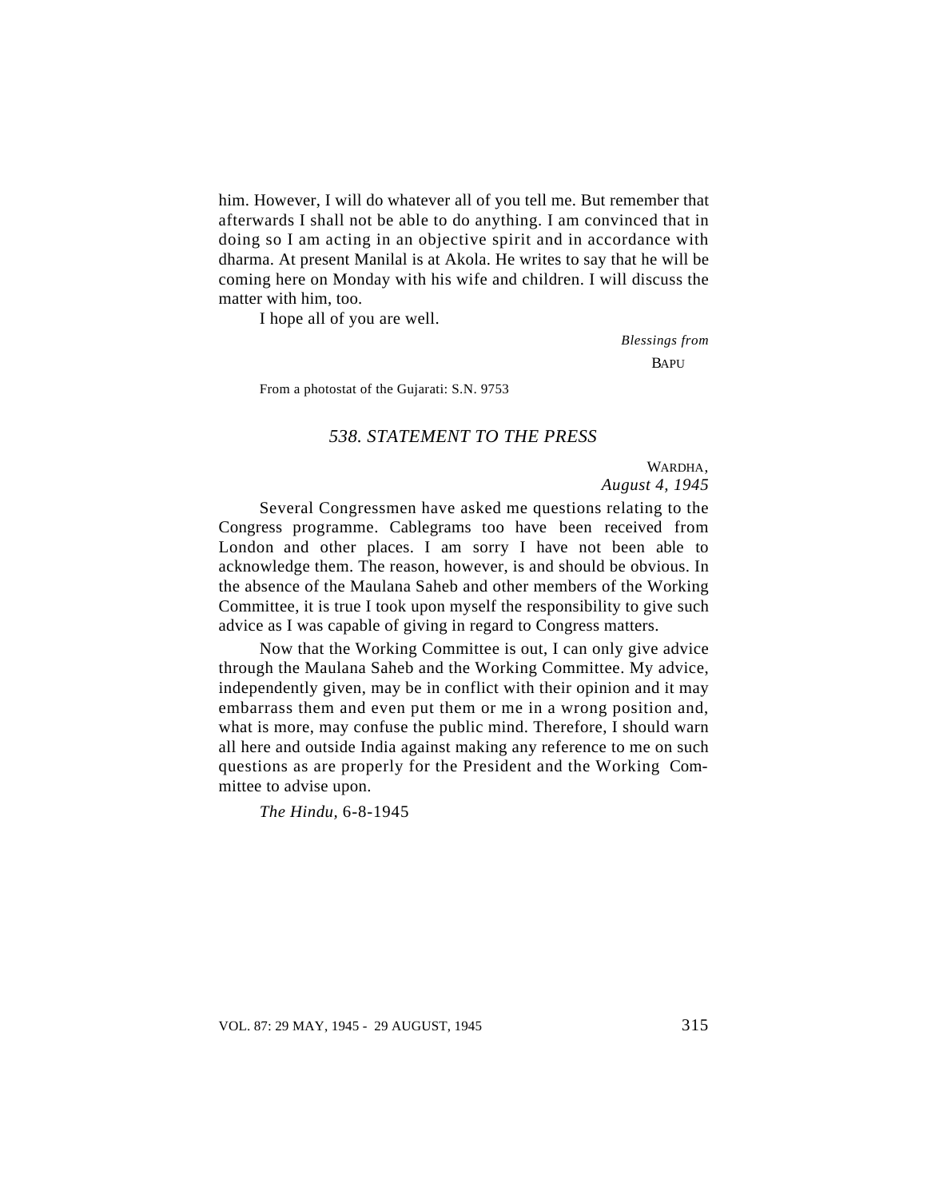him. However, I will do whatever all of you tell me. But remember that afterwards I shall not be able to do anything. I am convinced that in doing so I am acting in an objective spirit and in accordance with dharma. At present Manilal is at Akola. He writes to say that he will be coming here on Monday with his wife and children. I will discuss the matter with him, too.

I hope all of you are well.

*Blessings from*

BAPU

From a photostat of the Gujarati: S.N. 9753

## *538. STATEMENT TO THE PRESS*

WARDHA,
*August 4, 1945*

Several Congressmen have asked me questions relating to the Congress programme. Cablegrams too have been received from London and other places. I am sorry I have not been able to acknowledge them. The reason, however, is and should be obvious. In the absence of the Maulana Saheb and other members of the Working Committee, it is true I took upon myself the responsibility to give such advice as I was capable of giving in regard to Congress matters.

Now that the Working Committee is out, I can only give advice through the Maulana Saheb and the Working Committee. My advice, independently given, may be in conflict with their opinion and it may embarrass them and even put them or me in a wrong position and, what is more, may confuse the public mind. Therefore, I should warn all here and outside India against making any reference to me on such questions as are properly for the President and the Working Committee to advise upon.

*The Hindu,* 6-8-1945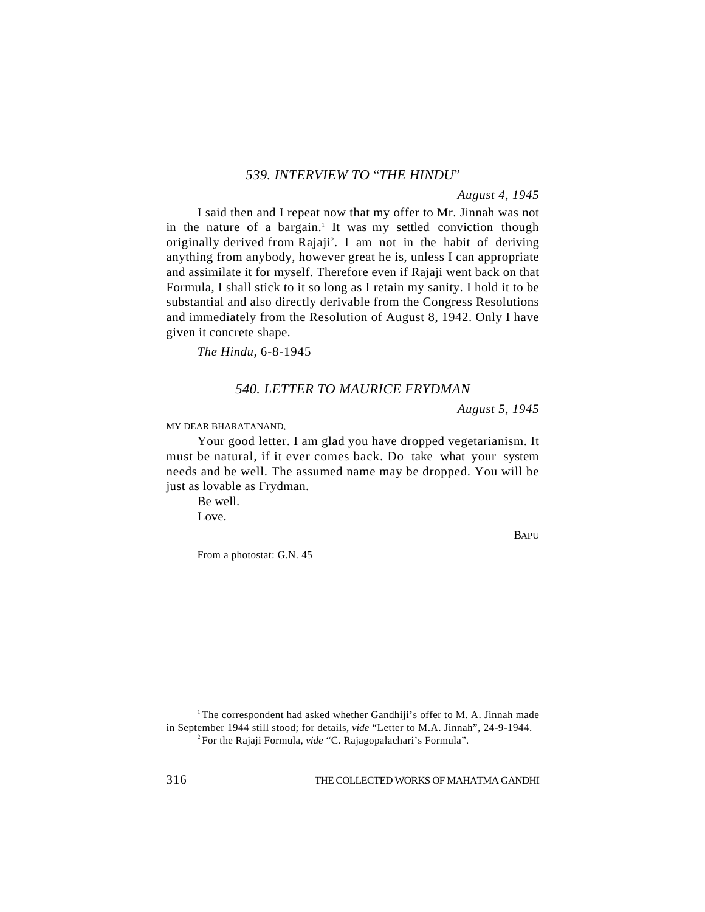## *539. INTERVIEW TO "THE HINDU"*

*August 4, 1945*

I said then and I repeat now that my offer to Mr. Jinnah was not in the nature of a bargain.[1] It was my settled conviction though originally derived from Rajaji[2]. I am not in the habit of deriving anything from anybody, however great he is, unless I can appropriate and assimilate it for myself. Therefore even if Rajaji went back on that Formula, I shall stick to it so long as I retain my sanity. I hold it to be substantial and also directly derivable from the Congress Resolutions and immediately from the Resolution of August 8, 1942. Only I have given it concrete shape.

*The Hindu,* 6-8-1945

## *540. LETTER TO MAURICE FRYDMAN*

*August 5, 1945*

MY DEAR BHARATANAND,

Your good letter. I am glad you have dropped vegetarianism. It must be natural, if it ever comes back. Do take what your system needs and be well. The assumed name may be dropped. You will be just as lovable as Frydman.

Be well.

Love.

BAPU

From a photostat: G.N. 45

---

[1] The correspondent had asked whether Gandhiji's offer to M. A. Jinnah made in September 1944 still stood; for details, *vide* "Letter to M.A. Jinnah", 24-9-1944.

[2] For the Rajaji Formula, *vide* "C. Rajagopalachari's Formula".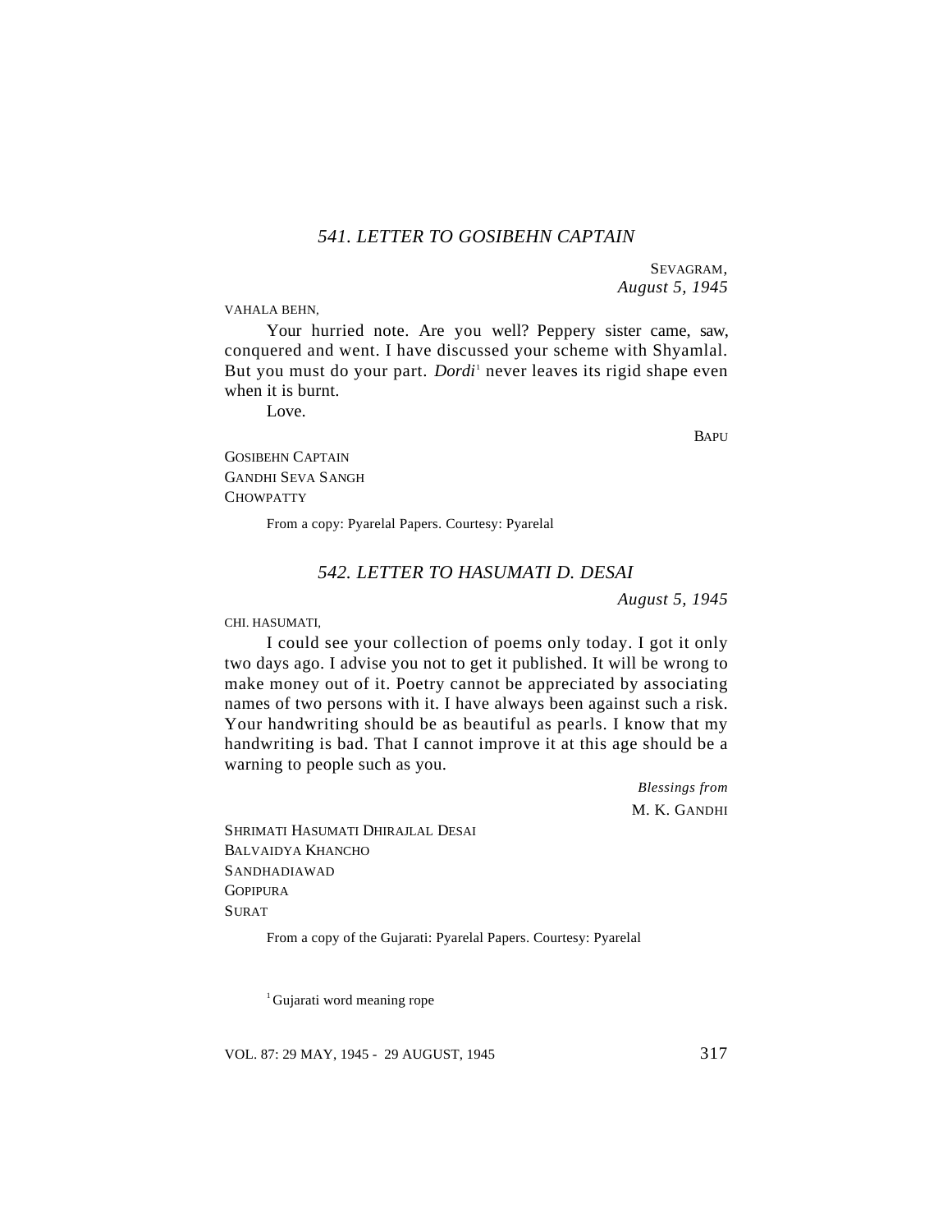## *541. LETTER TO GOSIBEHN CAPTAIN*

SEVAGRAM,
*August 5, 1945*

VAHALA BEHN,

Your hurried note. Are you well? Peppery sister came, saw, conquered and went. I have discussed your scheme with Shyamlal. But you must do your part. *Dordi*[1] never leaves its rigid shape even when it is burnt.

Love.

BAPU

GOSIBEHN CAPTAIN
GANDHI SEVA SANGH
CHOWPATTY

From a copy: Pyarelal Papers. Courtesy: Pyarelal

## *542. LETTER TO HASUMATI D. DESAI*

*August 5, 1945*

CHI. HASUMATI,

I could see your collection of poems only today. I got it only two days ago. I advise you not to get it published. It will be wrong to make money out of it. Poetry cannot be appreciated by associating names of two persons with it. I have always been against such a risk. Your handwriting should be as beautiful as pearls. I know that my handwriting is bad. That I cannot improve it at this age should be a warning to people such as you.

*Blessings from*
M. K. GANDHI

SHRIMATI HASUMATI DHIRAJLAL DESAI
BALVAIDYA KHANCHO
SANDHADIAWAD
GOPIPURA
SURAT

From a copy of the Gujarati: Pyarelal Papers. Courtesy: Pyarelal

[1] Gujarati word meaning rope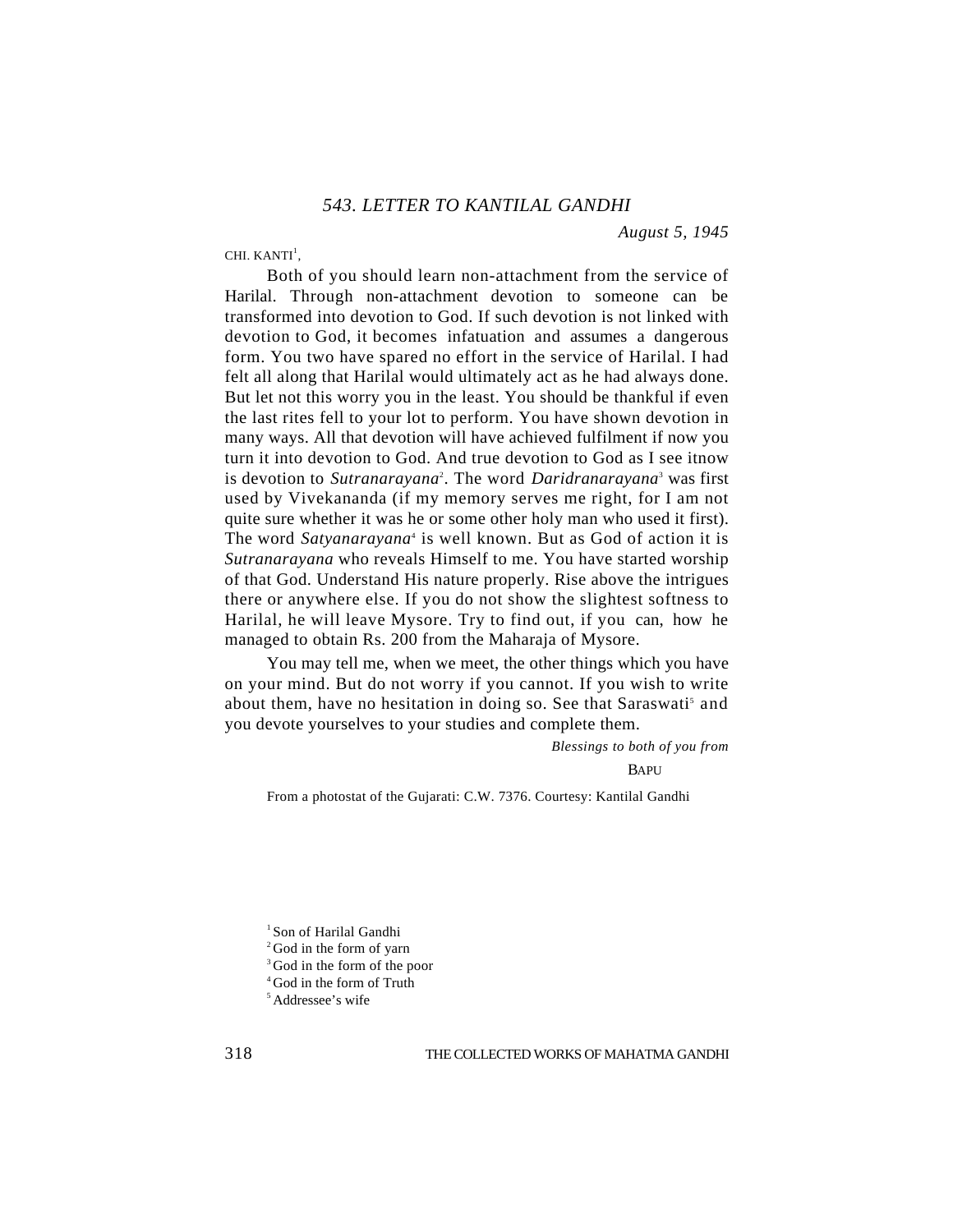## *543. LETTER TO KANTILAL GANDHI*

*August 5, 1945*

CHI. KANTI[1],

Both of you should learn non-attachment from the service of Harilal. Through non-attachment devotion to someone can be transformed into devotion to God. If such devotion is not linked with devotion to God, it becomes infatuation and assumes a dangerous form. You two have spared no effort in the service of Harilal. I had felt all along that Harilal would ultimately act as he had always done. But let not this worry you in the least. You should be thankful if even the last rites fell to your lot to perform. You have shown devotion in many ways. All that devotion will have achieved fulfilment if now you turn it into devotion to God. And true devotion to God as I see itnow is devotion to *Sutranarayana*[2]. The word *Daridranarayana*[3] was first used by Vivekananda (if my memory serves me right, for I am not quite sure whether it was he or some other holy man who used it first). The word *Satyanarayana*[4] is well known. But as God of action it is *Sutranarayana* who reveals Himself to me. You have started worship of that God. Understand His nature properly. Rise above the intrigues there or anywhere else. If you do not show the slightest softness to Harilal, he will leave Mysore. Try to find out, if you can, how he managed to obtain Rs. 200 from the Maharaja of Mysore.

You may tell me, when we meet, the other things which you have on your mind. But do not worry if you cannot. If you wish to write about them, have no hesitation in doing so. See that Saraswati[5] and you devote yourselves to your studies and complete them.

*Blessings to both of you from*

BAPU

From a photostat of the Gujarati: C.W. 7376. Courtesy: Kantilal Gandhi

[1] Son of Harilal Gandhi
[2] God in the form of yarn
[3] God in the form of the poor
[4] God in the form of Truth
[5] Addressee's wife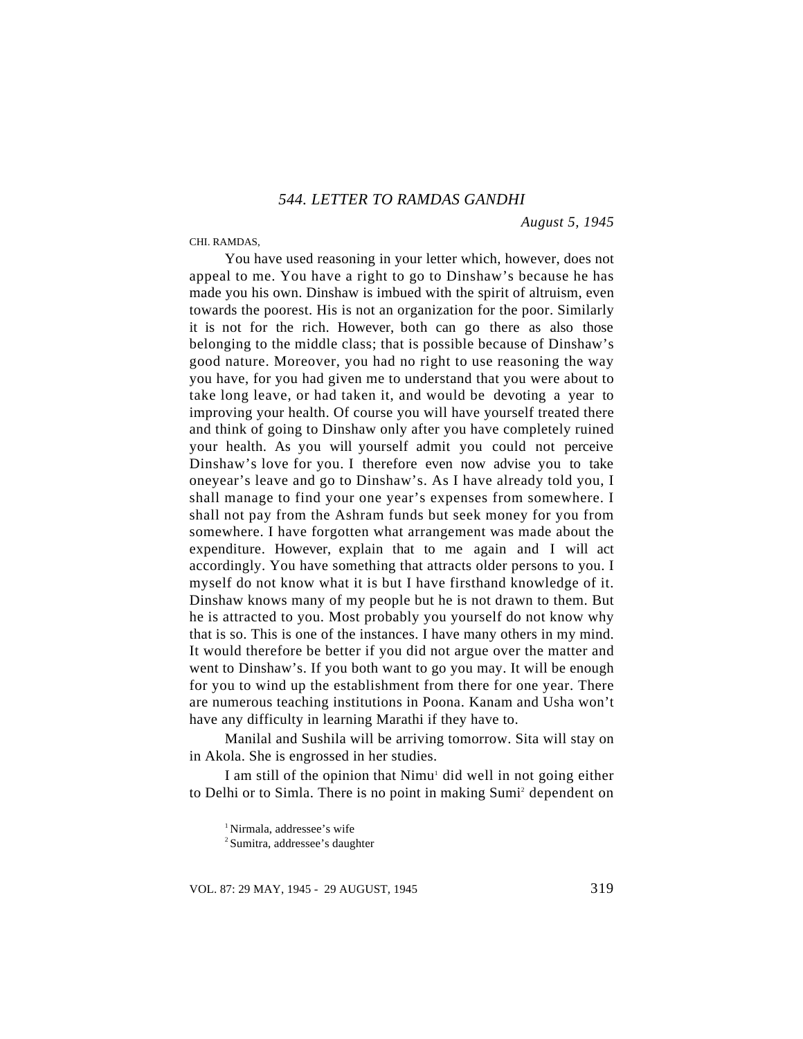## *544. LETTER TO RAMDAS GANDHI*

*August 5, 1945*

CHI. RAMDAS,

You have used reasoning in your letter which, however, does not appeal to me. You have a right to go to Dinshaw's because he has made you his own. Dinshaw is imbued with the spirit of altruism, even towards the poorest. His is not an organization for the poor. Similarly it is not for the rich. However, both can go there as also those belonging to the middle class; that is possible because of Dinshaw's good nature. Moreover, you had no right to use reasoning the way you have, for you had given me to understand that you were about to take long leave, or had taken it, and would be devoting a year to improving your health. Of course you will have yourself treated there and think of going to Dinshaw only after you have completely ruined your health. As you will yourself admit you could not perceive Dinshaw's love for you. I therefore even now advise you to take oneyear's leave and go to Dinshaw's. As I have already told you, I shall manage to find your one year's expenses from somewhere. I shall not pay from the Ashram funds but seek money for you from somewhere. I have forgotten what arrangement was made about the expenditure. However, explain that to me again and I will act accordingly. You have something that attracts older persons to you. I myself do not know what it is but I have firsthand knowledge of it. Dinshaw knows many of my people but he is not drawn to them. But he is attracted to you. Most probably you yourself do not know why that is so. This is one of the instances. I have many others in my mind. It would therefore be better if you did not argue over the matter and went to Dinshaw's. If you both want to go you may. It will be enough for you to wind up the establishment from there for one year. There are numerous teaching institutions in Poona. Kanam and Usha won't have any difficulty in learning Marathi if they have to.

Manilal and Sushila will be arriving tomorrow. Sita will stay on in Akola. She is engrossed in her studies.

I am still of the opinion that Nimu[1] did well in not going either to Delhi or to Simla. There is no point in making Sumi[2] dependent on

[1] Nirmala, addressee's wife

[2] Sumitra, addressee's daughter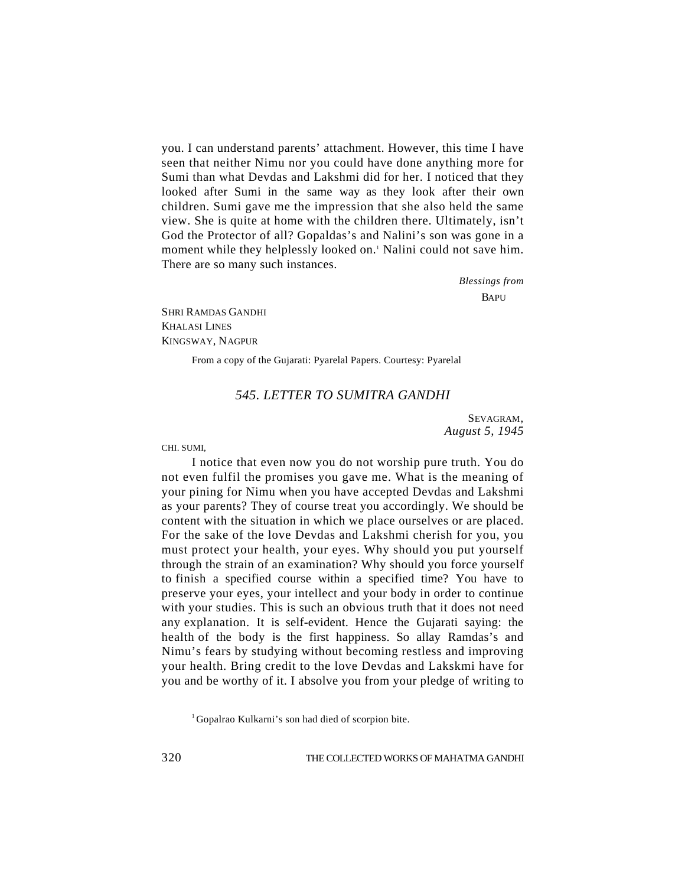you. I can understand parents' attachment. However, this time I have seen that neither Nimu nor you could have done anything more for Sumi than what Devdas and Lakshmi did for her. I noticed that they looked after Sumi in the same way as they look after their own children. Sumi gave me the impression that she also held the same view. She is quite at home with the children there. Ultimately, isn't God the Protector of all? Gopaldas's and Nalini's son was gone in a moment while they helplessly looked on.[1] Nalini could not save him. There are so many such instances.

*Blessings from*
BAPU

SHRI RAMDAS GANDHI
KHALASI LINES
KINGSWAY, NAGPUR

From a copy of the Gujarati: Pyarelal Papers. Courtesy: Pyarelal

## *545. LETTER TO SUMITRA GANDHI*

SEVAGRAM,
*August 5, 1945*

CHI. SUMI,

I notice that even now you do not worship pure truth. You do not even fulfil the promises you gave me. What is the meaning of your pining for Nimu when you have accepted Devdas and Lakshmi as your parents? They of course treat you accordingly. We should be content with the situation in which we place ourselves or are placed. For the sake of the love Devdas and Lakshmi cherish for you, you must protect your health, your eyes. Why should you put yourself through the strain of an examination? Why should you force yourself to finish a specified course within a specified time? You have to preserve your eyes, your intellect and your body in order to continue with your studies. This is such an obvious truth that it does not need any explanation. It is self-evident. Hence the Gujarati saying: the health of the body is the first happiness. So allay Ramdas's and Nimu's fears by studying without becoming restless and improving your health. Bring credit to the love Devdas and Lakskmi have for you and be worthy of it. I absolve you from your pledge of writing to

[1] Gopalrao Kulkarni's son had died of scorpion bite.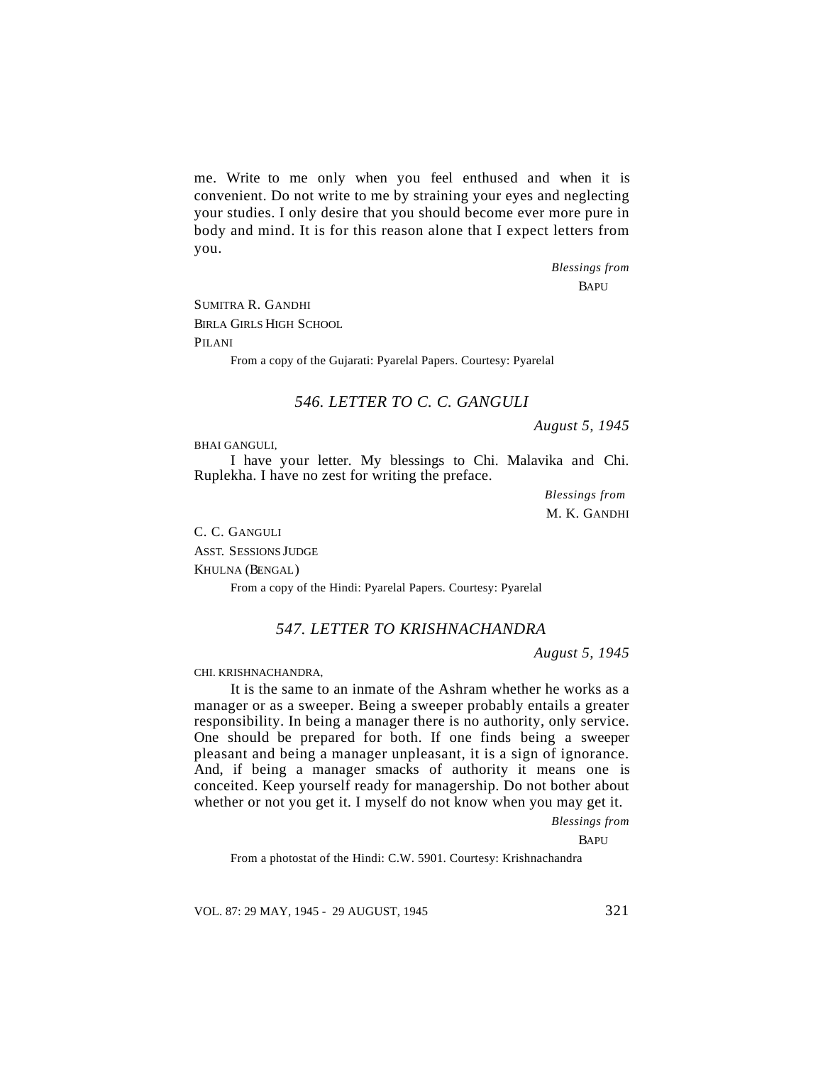me. Write to me only when you feel enthused and when it is convenient. Do not write to me by straining your eyes and neglecting your studies. I only desire that you should become ever more pure in body and mind. It is for this reason alone that I expect letters from you.

*Blessings from*

BAPU

SUMITRA R. GANDHI

BIRLA GIRLS HIGH SCHOOL

PILANI

From a copy of the Gujarati: Pyarelal Papers. Courtesy: Pyarelal

### *546. LETTER TO C. C. GANGULI*

*August 5, 1945*

BHAI GANGULI,

I have your letter. My blessings to Chi. Malavika and Chi. Ruplekha. I have no zest for writing the preface.

*Blessings from*

M. K. GANDHI

C. C. GANGULI

ASST. SESSIONS JUDGE

KHULNA (BENGAL)

From a copy of the Hindi: Pyarelal Papers. Courtesy: Pyarelal

### *547. LETTER TO KRISHNACHANDRA*

*August 5, 1945*

CHI. KRISHNACHANDRA,

It is the same to an inmate of the Ashram whether he works as a manager or as a sweeper. Being a sweeper probably entails a greater responsibility. In being a manager there is no authority, only service. One should be prepared for both. If one finds being a sweeper pleasant and being a manager unpleasant, it is a sign of ignorance. And, if being a manager smacks of authority it means one is conceited. Keep yourself ready for managership. Do not bother about whether or not you get it. I myself do not know when you may get it.

*Blessings from*

BAPU

From a photostat of the Hindi: C.W. 5901. Courtesy: Krishnachandra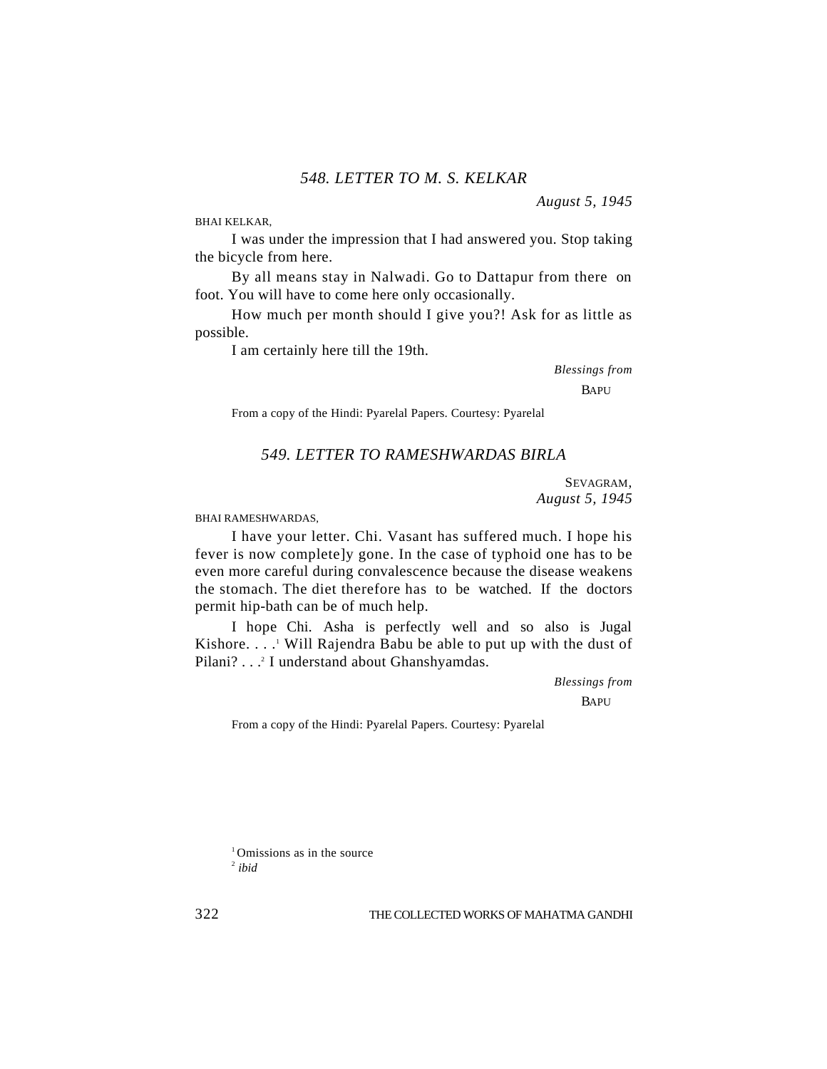## *548. LETTER TO M. S. KELKAR*

*August 5, 1945*

BHAI KELKAR,

I was under the impression that I had answered you. Stop taking the bicycle from here.

By all means stay in Nalwadi. Go to Dattapur from there on foot. You will have to come here only occasionally.

How much per month should I give you?! Ask for as little as possible.

I am certainly here till the 19th.

*Blessings from*

BAPU

From a copy of the Hindi: Pyarelal Papers. Courtesy: Pyarelal

## *549. LETTER TO RAMESHWARDAS BIRLA*

SEVAGRAM,
*August 5, 1945*

BHAI RAMESHWARDAS,

I have your letter. Chi. Vasant has suffered much. I hope his fever is now complete]y gone. In the case of typhoid one has to be even more careful during convalescence because the disease weakens the stomach. The diet therefore has to be watched. If the doctors permit hip-bath can be of much help.

I hope Chi. Asha is perfectly well and so also is Jugal Kishore. . . .[1] Will Rajendra Babu be able to put up with the dust of Pilani? . . .[2] I understand about Ghanshyamdas.

*Blessings from*

BAPU

From a copy of the Hindi: Pyarelal Papers. Courtesy: Pyarelal

[1] Omissions as in the source

[2] *ibid*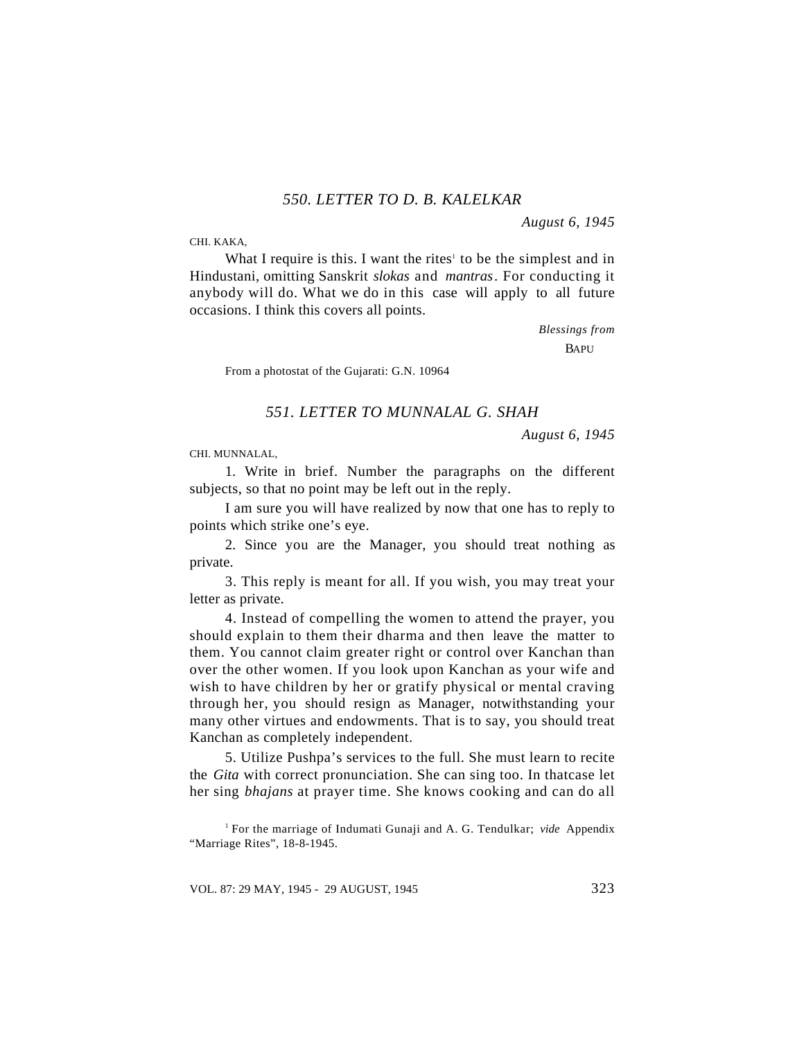### *550. LETTER TO D. B. KALELKAR*

*August 6, 1945*

CHI. KAKA,

What I require is this. I want the rites[1] to be the simplest and in Hindustani, omitting Sanskrit *slokas* and *mantras*. For conducting it anybody will do. What we do in this case will apply to all future occasions. I think this covers all points.

*Blessings from*

BAPU

From a photostat of the Gujarati: G.N. 10964

### *551. LETTER TO MUNNALAL G. SHAH*

*August 6, 1945*

CHI. MUNNALAL,

1. Write in brief. Number the paragraphs on the different subjects, so that no point may be left out in the reply.

I am sure you will have realized by now that one has to reply to points which strike one's eye.

2. Since you are the Manager, you should treat nothing as private.

3. This reply is meant for all. If you wish, you may treat your letter as private.

4. Instead of compelling the women to attend the prayer, you should explain to them their dharma and then leave the matter to them. You cannot claim greater right or control over Kanchan than over the other women. If you look upon Kanchan as your wife and wish to have children by her or gratify physical or mental craving through her, you should resign as Manager, notwithstanding your many other virtues and endowments. That is to say, you should treat Kanchan as completely independent.

5. Utilize Pushpa's services to the full. She must learn to recite the *Gita* with correct pronunciation. She can sing too. In thatcase let her sing *bhajans* at prayer time. She knows cooking and can do all

[1] For the marriage of Indumati Gunaji and A. G. Tendulkar; *vide* Appendix "Marriage Rites", 18-8-1945.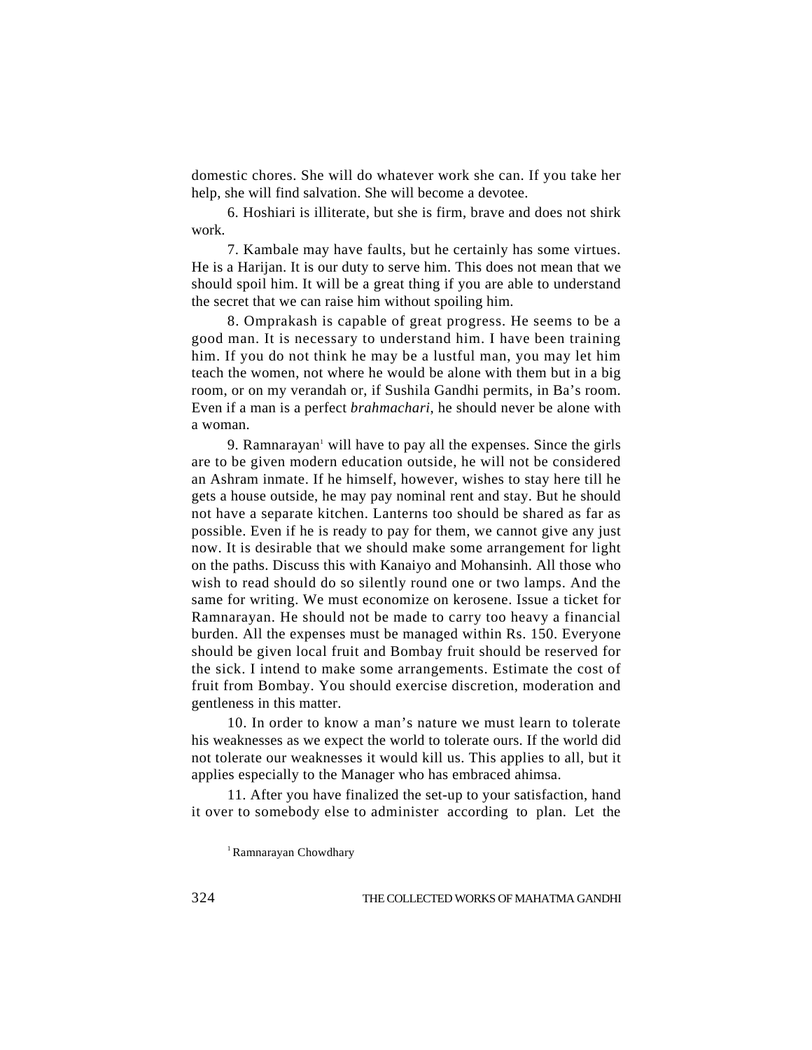domestic chores. She will do whatever work she can. If you take her help, she will find salvation. She will become a devotee.

6. Hoshiari is illiterate, but she is firm, brave and does not shirk work.

7. Kambale may have faults, but he certainly has some virtues. He is a Harijan. It is our duty to serve him. This does not mean that we should spoil him. It will be a great thing if you are able to understand the secret that we can raise him without spoiling him.

8. Omprakash is capable of great progress. He seems to be a good man. It is necessary to understand him. I have been training him. If you do not think he may be a lustful man, you may let him teach the women, not where he would be alone with them but in a big room, or on my verandah or, if Sushila Gandhi permits, in Ba's room. Even if a man is a perfect *brahmachari*, he should never be alone with a woman.

9. Ramnarayan[1] will have to pay all the expenses. Since the girls are to be given modern education outside, he will not be considered an Ashram inmate. If he himself, however, wishes to stay here till he gets a house outside, he may pay nominal rent and stay. But he should not have a separate kitchen. Lanterns too should be shared as far as possible. Even if he is ready to pay for them, we cannot give any just now. It is desirable that we should make some arrangement for light on the paths. Discuss this with Kanaiyo and Mohansinh. All those who wish to read should do so silently round one or two lamps. And the same for writing. We must economize on kerosene. Issue a ticket for Ramnarayan. He should not be made to carry too heavy a financial burden. All the expenses must be managed within Rs. 150. Everyone should be given local fruit and Bombay fruit should be reserved for the sick. I intend to make some arrangements. Estimate the cost of fruit from Bombay. You should exercise discretion, moderation and gentleness in this matter.

10. In order to know a man's nature we must learn to tolerate his weaknesses as we expect the world to tolerate ours. If the world did not tolerate our weaknesses it would kill us. This applies to all, but it applies especially to the Manager who has embraced ahimsa.

11. After you have finalized the set-up to your satisfaction, hand it over to somebody else to administer according to plan. Let the

[1] Ramnarayan Chowdhary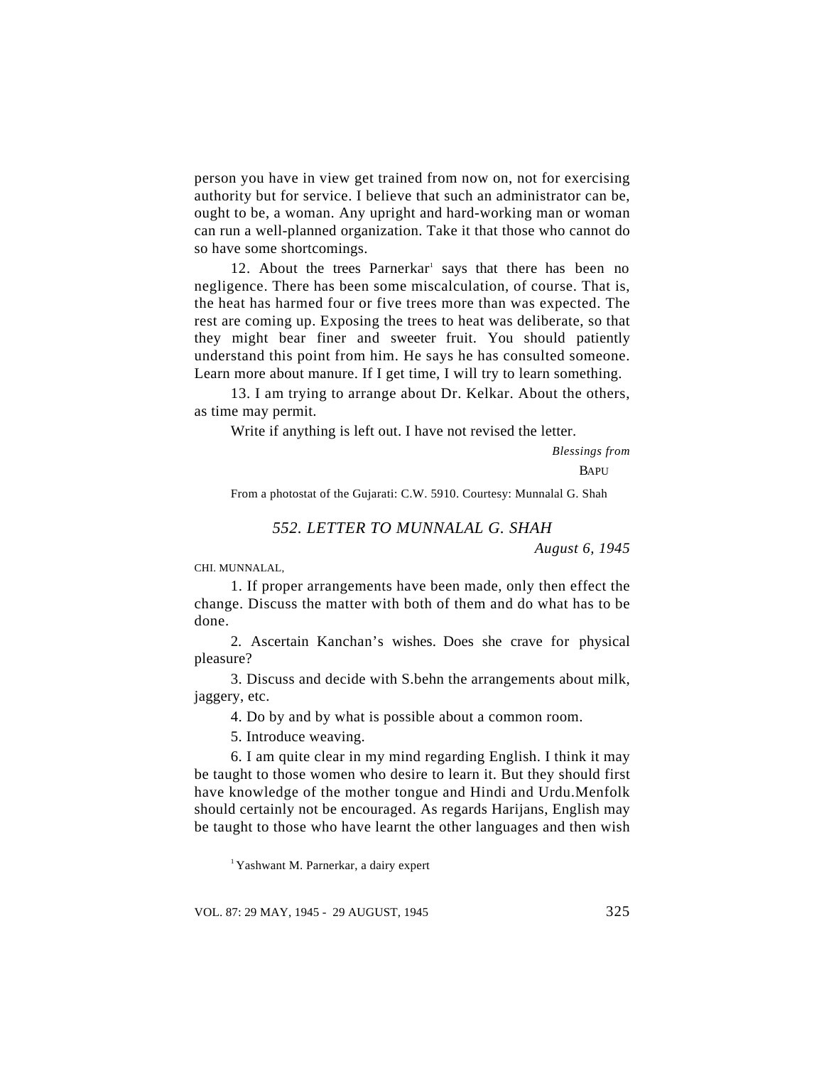person you have in view get trained from now on, not for exercising authority but for service. I believe that such an administrator can be, ought to be, a woman. Any upright and hard-working man or woman can run a well-planned organization. Take it that those who cannot do so have some shortcomings.

12. About the trees Parnerkar[1] says that there has been no negligence. There has been some miscalculation, of course. That is, the heat has harmed four or five trees more than was expected. The rest are coming up. Exposing the trees to heat was deliberate, so that they might bear finer and sweeter fruit. You should patiently understand this point from him. He says he has consulted someone. Learn more about manure. If I get time, I will try to learn something.

13. I am trying to arrange about Dr. Kelkar. About the others, as time may permit.

Write if anything is left out. I have not revised the letter.

*Blessings from*

BAPU

From a photostat of the Gujarati: C.W. 5910. Courtesy: Munnalal G. Shah

## *552. LETTER TO MUNNALAL G. SHAH*

*August 6, 1945*

CHI. MUNNALAL,

1. If proper arrangements have been made, only then effect the change. Discuss the matter with both of them and do what has to be done.

2. Ascertain Kanchan's wishes. Does she crave for physical pleasure?

3. Discuss and decide with S.behn the arrangements about milk, jaggery, etc.

4. Do by and by what is possible about a common room.

5. Introduce weaving.

6. I am quite clear in my mind regarding English. I think it may be taught to those women who desire to learn it. But they should first have knowledge of the mother tongue and Hindi and Urdu.Menfolk should certainly not be encouraged. As regards Harijans, English may be taught to those who have learnt the other languages and then wish

[1] Yashwant M. Parnerkar, a dairy expert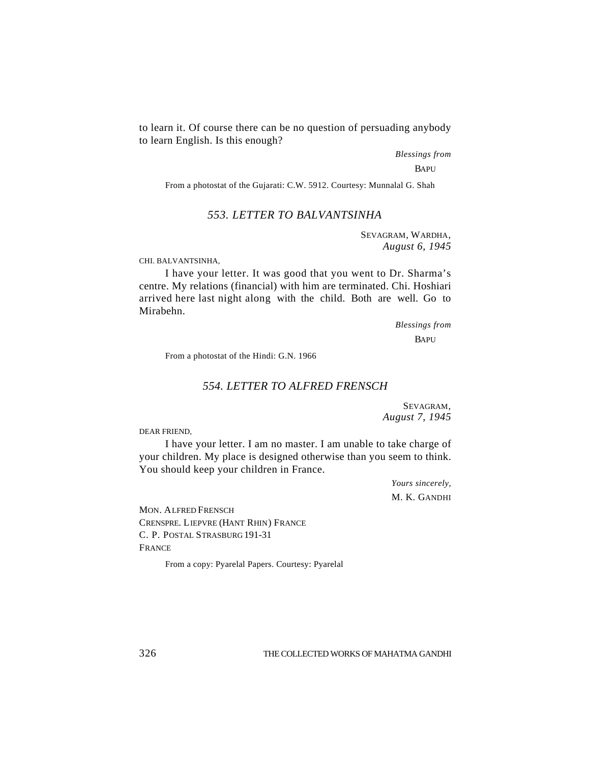to learn it. Of course there can be no question of persuading anybody to learn English. Is this enough?

*Blessings from*

BAPU

From a photostat of the Gujarati: C.W. 5912. Courtesy: Munnalal G. Shah

## *553. LETTER TO BALVANTSINHA*

SEVAGRAM, WARDHA,
*August 6, 1945*

CHI. BALVANTSINHA,

I have your letter. It was good that you went to Dr. Sharma's centre. My relations (financial) with him are terminated. Chi. Hoshiari arrived here last night along with the child. Both are well. Go to Mirabehn.

*Blessings from*

BAPU

From a photostat of the Hindi: G.N. 1966

## *554. LETTER TO ALFRED FRENSCH*

SEVAGRAM,
*August 7, 1945*

DEAR FRIEND,

I have your letter. I am no master. I am unable to take charge of your children. My place is designed otherwise than you seem to think. You should keep your children in France.

*Yours sincerely,*

M. K. GANDHI

MON. ALFRED FRENSCH
CRENSPRE. LIEPVRE (HANT RHIN) FRANCE
C. P. POSTAL STRASBURG 191-31
FRANCE

From a copy: Pyarelal Papers. Courtesy: Pyarelal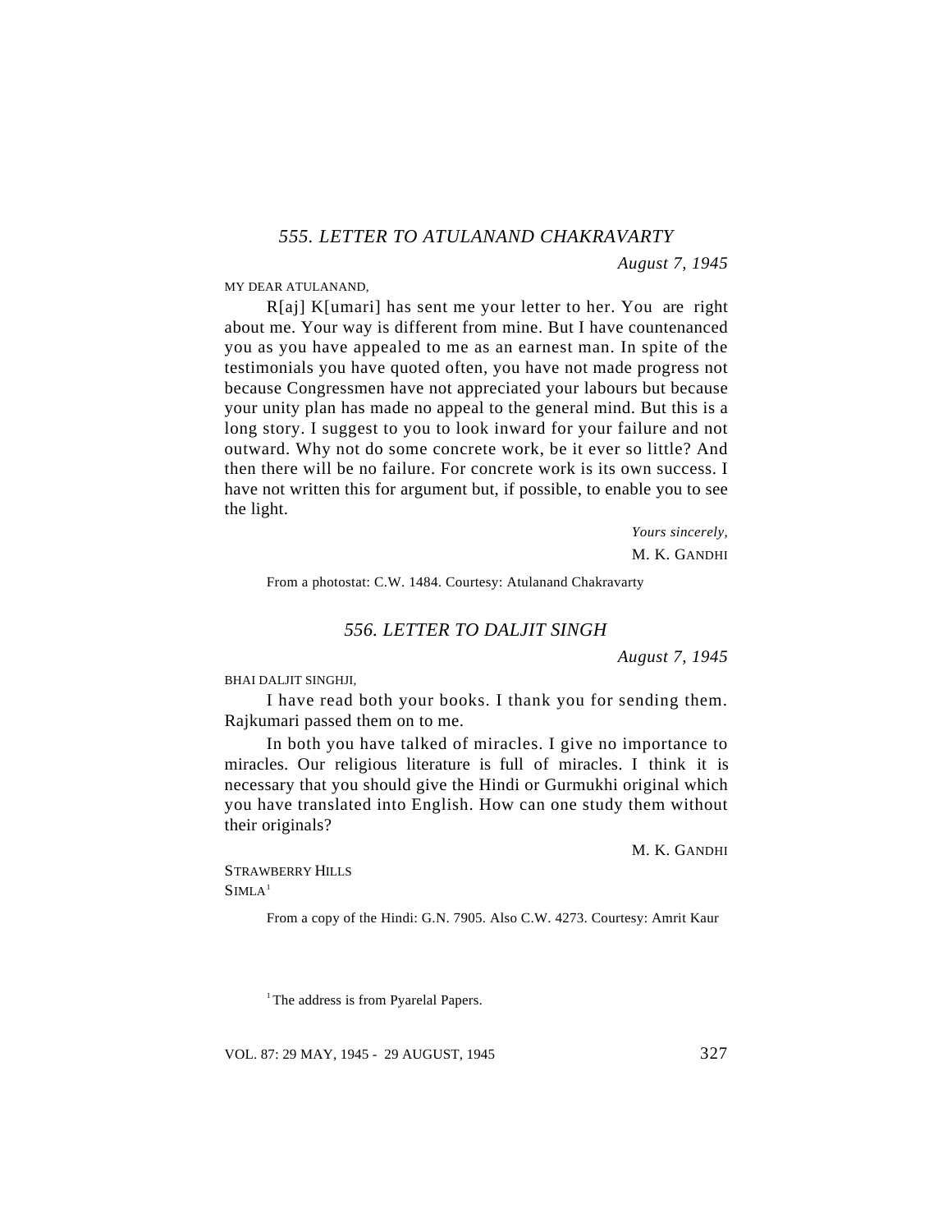## *555. LETTER TO ATULANAND CHAKRAVARTY*

*August 7, 1945*

MY DEAR ATULANAND,

R[aj] K[umari] has sent me your letter to her. You are right about me. Your way is different from mine. But I have countenanced you as you have appealed to me as an earnest man. In spite of the testimonials you have quoted often, you have not made progress not because Congressmen have not appreciated your labours but because your unity plan has made no appeal to the general mind. But this is a long story. I suggest to you to look inward for your failure and not outward. Why not do some concrete work, be it ever so little? And then there will be no failure. For concrete work is its own success. I have not written this for argument but, if possible, to enable you to see the light.

*Yours sincerely,*
M. K. GANDHI

From a photostat: C.W. 1484. Courtesy: Atulanand Chakravarty

## *556. LETTER TO DALJIT SINGH*

*August 7, 1945*

BHAI DALJIT SINGHJI,

I have read both your books. I thank you for sending them. Rajkumari passed them on to me.

In both you have talked of miracles. I give no importance to miracles. Our religious literature is full of miracles. I think it is necessary that you should give the Hindi or Gurmukhi original which you have translated into English. How can one study them without their originals?

M. K. GANDHI

STRAWBERRY HILLS
SIMLA[1]

From a copy of the Hindi: G.N. 7905. Also C.W. 4273. Courtesy: Amrit Kaur

[1] The address is from Pyarelal Papers.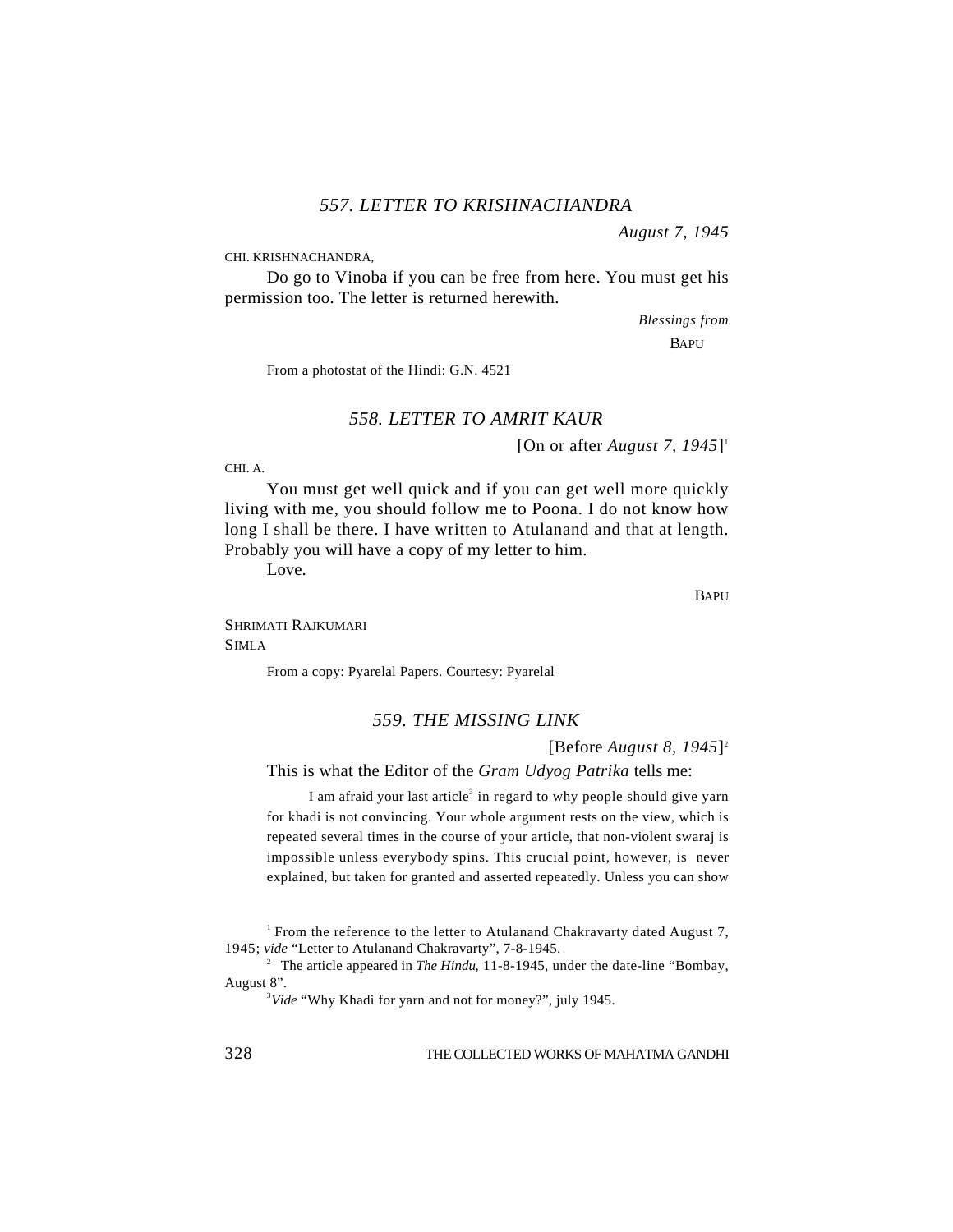### *557. LETTER TO KRISHNACHANDRA*

*August 7, 1945*

CHI. KRISHNACHANDRA,

Do go to Vinoba if you can be free from here. You must get his permission too. The letter is returned herewith.

*Blessings from*

BAPU

From a photostat of the Hindi: G.N. 4521

### *558. LETTER TO AMRIT KAUR*

[On or after *August 7, 1945*][1]

CHI. A.

You must get well quick and if you can get well more quickly living with me, you should follow me to Poona. I do not know how long I shall be there. I have written to Atulanand and that at length. Probably you will have a copy of my letter to him.

Love.

BAPU

SHRIMATI RAJKUMARI
SIMLA

From a copy: Pyarelal Papers. Courtesy: Pyarelal

### *559. THE MISSING LINK*

[Before *August 8, 1945*][2]

This is what the Editor of the *Gram Udyog Patrika* tells me:

> I am afraid your last article[3] in regard to why people should give yarn for khadi is not convincing. Your whole argument rests on the view, which is repeated several times in the course of your article, that non-violent swaraj is impossible unless everybody spins. This crucial point, however, is never explained, but taken for granted and asserted repeatedly. Unless you can show

[1] From the reference to the letter to Atulanand Chakravarty dated August 7, 1945; *vide* "Letter to Atulanand Chakravarty", 7-8-1945.

[2] The article appeared in *The Hindu*, 11-8-1945, under the date-line "Bombay, August 8".

[3] *Vide* "Why Khadi for yarn and not for money?", july 1945.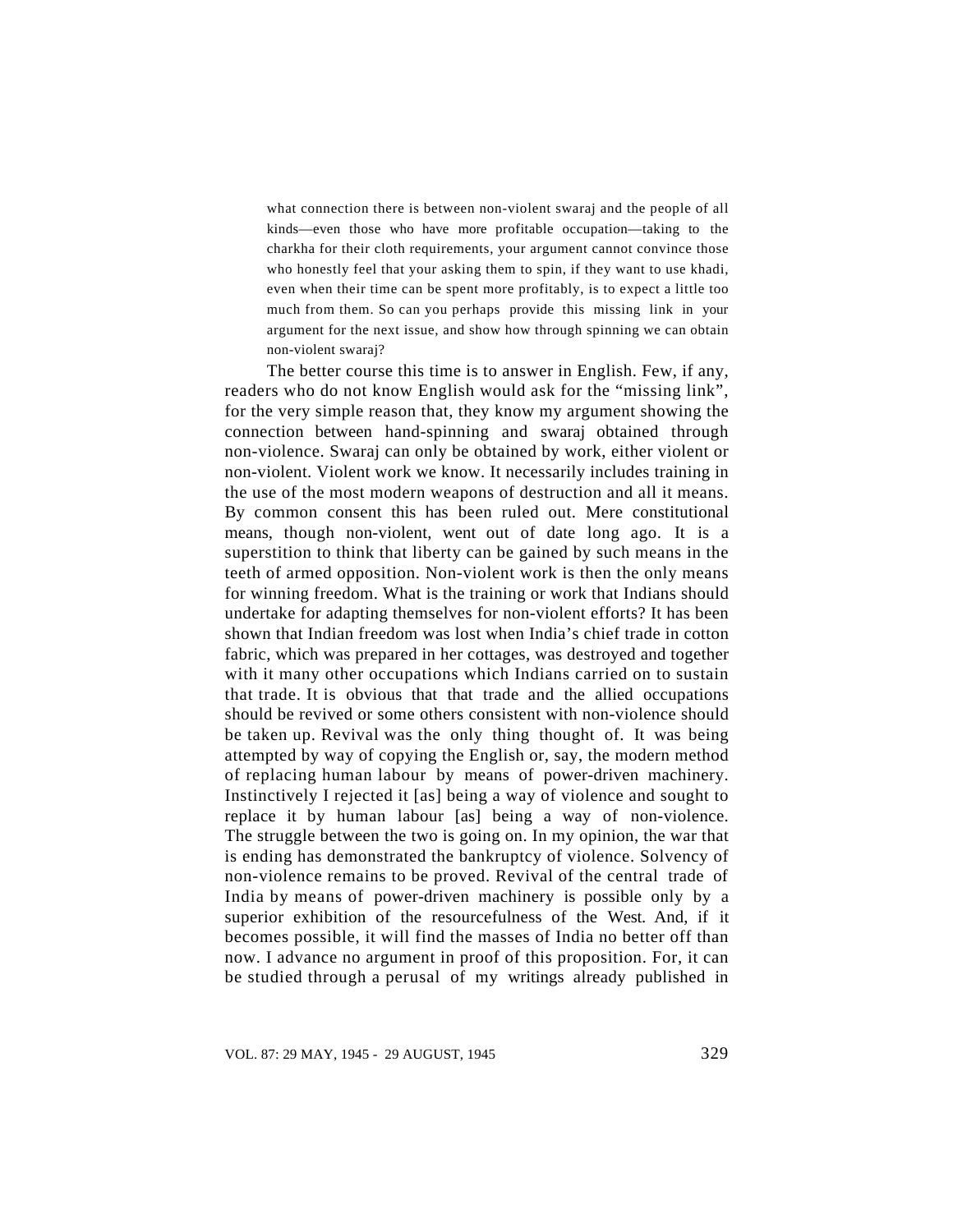> what connection there is between non-violent swaraj and the people of all kinds—even those who have more profitable occupation—taking to the charkha for their cloth requirements, your argument cannot convince those who honestly feel that your asking them to spin, if they want to use khadi, even when their time can be spent more profitably, is to expect a little too much from them. So can you perhaps provide this missing link in your argument for the next issue, and show how through spinning we can obtain non-violent swaraj?

The better course this time is to answer in English. Few, if any, readers who do not know English would ask for the "missing link", for the very simple reason that, they know my argument showing the connection between hand-spinning and swaraj obtained through non-violence. Swaraj can only be obtained by work, either violent or non-violent. Violent work we know. It necessarily includes training in the use of the most modern weapons of destruction and all it means. By common consent this has been ruled out. Mere constitutional means, though non-violent, went out of date long ago. It is a superstition to think that liberty can be gained by such means in the teeth of armed opposition. Non-violent work is then the only means for winning freedom. What is the training or work that Indians should undertake for adapting themselves for non-violent efforts? It has been shown that Indian freedom was lost when India's chief trade in cotton fabric, which was prepared in her cottages, was destroyed and together with it many other occupations which Indians carried on to sustain that trade. It is obvious that that trade and the allied occupations should be revived or some others consistent with non-violence should be taken up. Revival was the only thing thought of. It was being attempted by way of copying the English or, say, the modern method of replacing human labour by means of power-driven machinery. Instinctively I rejected it [as] being a way of violence and sought to replace it by human labour [as] being a way of non-violence. The struggle between the two is going on. In my opinion, the war that is ending has demonstrated the bankruptcy of violence. Solvency of non-violence remains to be proved. Revival of the central trade of India by means of power-driven machinery is possible only by a superior exhibition of the resourcefulness of the West. And, if it becomes possible, it will find the masses of India no better off than now. I advance no argument in proof of this proposition. For, it can be studied through a perusal of my writings already published in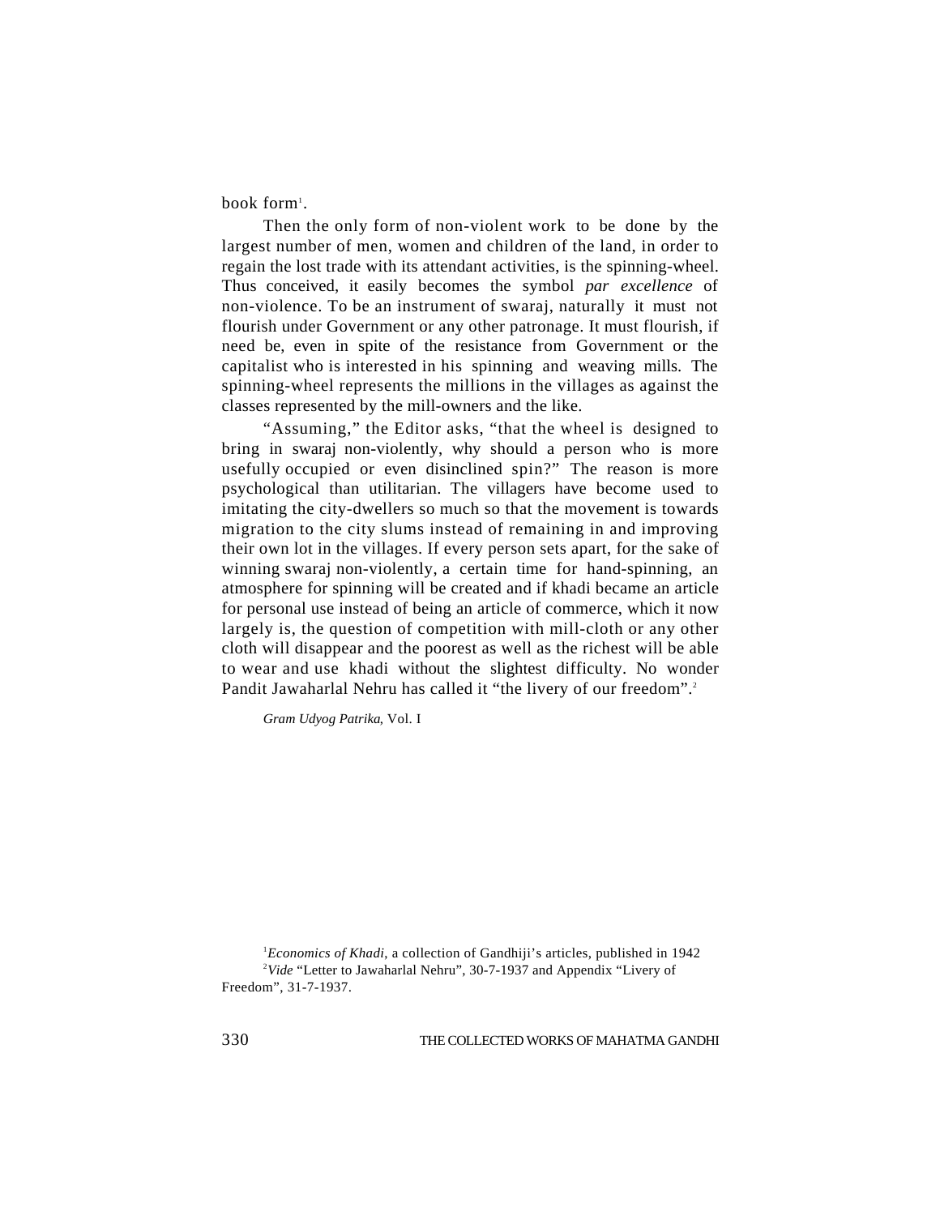book form[1].

Then the only form of non-violent work to be done by the largest number of men, women and children of the land, in order to regain the lost trade with its attendant activities, is the spinning-wheel. Thus conceived, it easily becomes the symbol *par excellence* of non-violence. To be an instrument of swaraj, naturally it must not flourish under Government or any other patronage. It must flourish, if need be, even in spite of the resistance from Government or the capitalist who is interested in his spinning and weaving mills. The spinning-wheel represents the millions in the villages as against the classes represented by the mill-owners and the like.

"Assuming," the Editor asks, "that the wheel is designed to bring in swaraj non-violently, why should a person who is more usefully occupied or even disinclined spin?" The reason is more psychological than utilitarian. The villagers have become used to imitating the city-dwellers so much so that the movement is towards migration to the city slums instead of remaining in and improving their own lot in the villages. If every person sets apart, for the sake of winning swaraj non-violently, a certain time for hand-spinning, an atmosphere for spinning will be created and if khadi became an article for personal use instead of being an article of commerce, which it now largely is, the question of competition with mill-cloth or any other cloth will disappear and the poorest as well as the richest will be able to wear and use khadi without the slightest difficulty. No wonder Pandit Jawaharlal Nehru has called it "the livery of our freedom".[2]

*Gram Udyog Patrika*, Vol. I

---

[1] *Economics of Khadi*, a collection of Gandhiji's articles, published in 1942

[2] *Vide* "Letter to Jawaharlal Nehru", 30-7-1937 and Appendix "Livery of Freedom", 31-7-1937.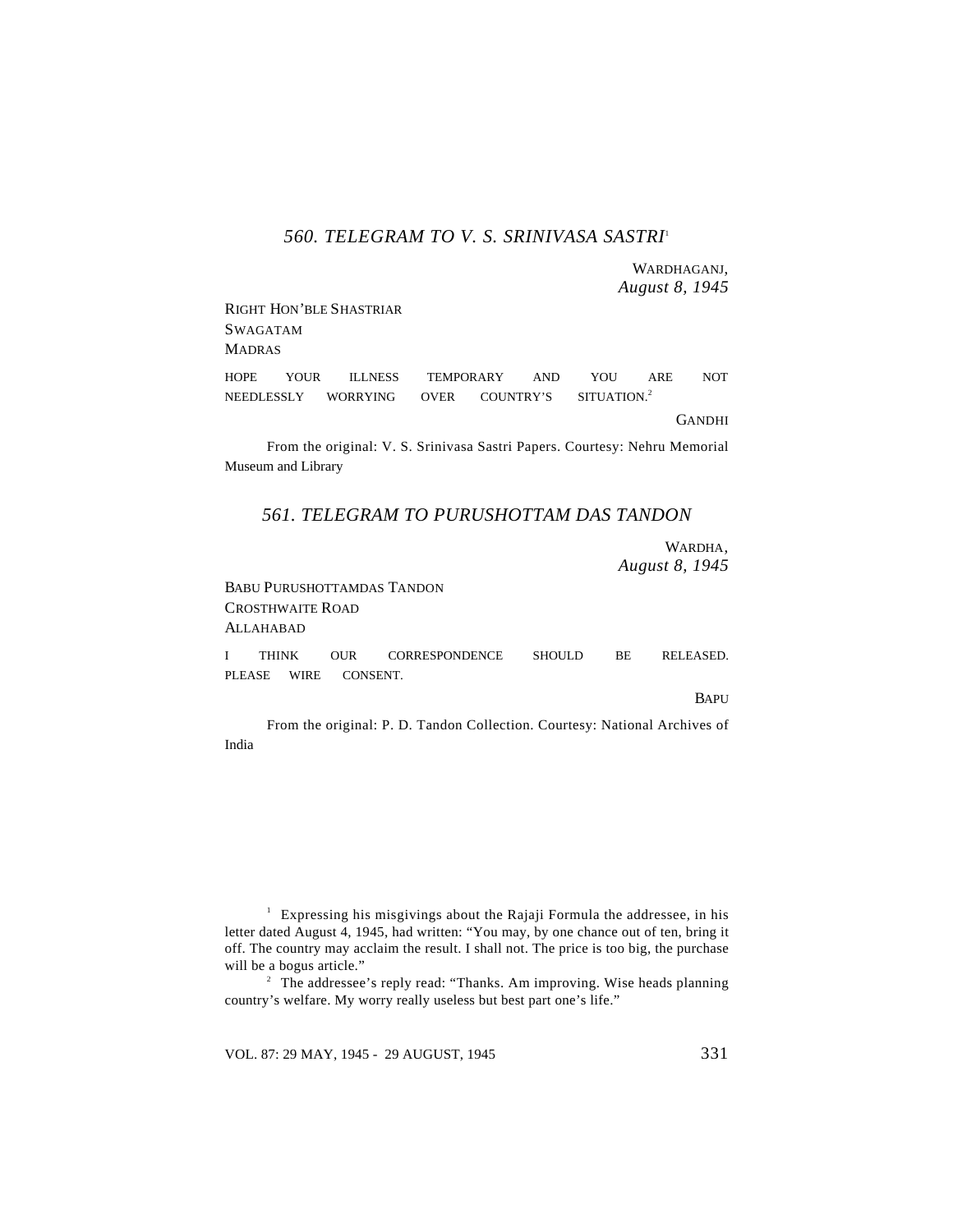## *560. TELEGRAM TO V. S. SRINIVASA SASTRI*[1]

WARDHAGANJ,
*August 8, 1945*

RIGHT HON'BLE SHASTRIAR
SWAGATAM
MADRAS

HOPE YOUR ILLNESS TEMPORARY AND YOU ARE NOT NEEDLESSLY WORRYING OVER COUNTRY'S SITUATION.[2]

GANDHI

From the original: V. S. Srinivasa Sastri Papers. Courtesy: Nehru Memorial Museum and Library

## *561. TELEGRAM TO PURUSHOTTAM DAS TANDON*

WARDHA,
*August 8, 1945*

BABU PURUSHOTTAMDAS TANDON
CROSTHWAITE ROAD
ALLAHABAD

I THINK OUR CORRESPONDENCE SHOULD BE RELEASED. PLEASE WIRE CONSENT.

BAPU

From the original: P. D. Tandon Collection. Courtesy: National Archives of India

---

[1] Expressing his misgivings about the Rajaji Formula the addressee, in his letter dated August 4, 1945, had written: "You may, by one chance out of ten, bring it off. The country may acclaim the result. I shall not. The price is too big, the purchase will be a bogus article."

[2] The addressee's reply read: "Thanks. Am improving. Wise heads planning country's welfare. My worry really useless but best part one's life."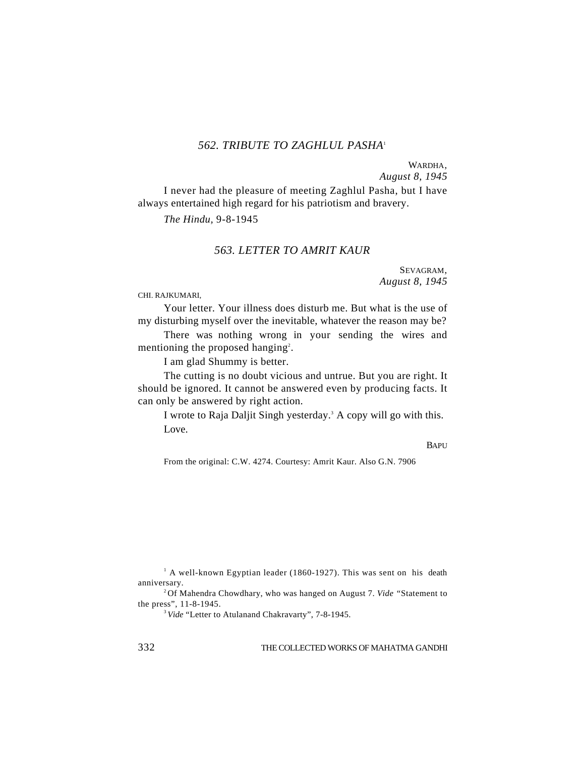## *562. TRIBUTE TO ZAGHLUL PASHA*[1]

WARDHA,
*August 8, 1945*

I never had the pleasure of meeting Zaghlul Pasha, but I have always entertained high regard for his patriotism and bravery.

*The Hindu*, 9-8-1945

## *563. LETTER TO AMRIT KAUR*

SEVAGRAM,
*August 8, 1945*

CHI. RAJKUMARI,

Your letter. Your illness does disturb me. But what is the use of my disturbing myself over the inevitable, whatever the reason may be?

There was nothing wrong in your sending the wires and mentioning the proposed hanging[2].

I am glad Shummy is better.

The cutting is no doubt vicious and untrue. But you are right. It should be ignored. It cannot be answered even by producing facts. It can only be answered by right action.

I wrote to Raja Daljit Singh yesterday.[3] A copy will go with this.

Love.

BAPU

From the original: C.W. 4274. Courtesy: Amrit Kaur. Also G.N. 7906

---

[1] A well-known Egyptian leader (1860-1927). This was sent on his death anniversary.

[2] Of Mahendra Chowdhary, who was hanged on August 7. *Vide* "Statement to the press", 11-8-1945.

[3] *Vide* "Letter to Atulanand Chakravarty", 7-8-1945.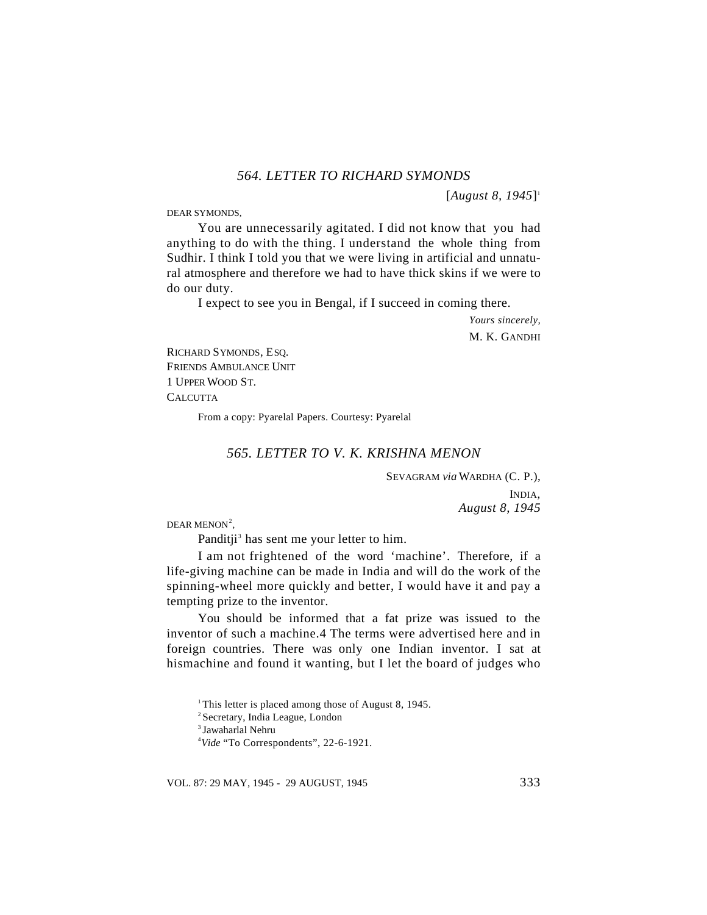## *564. LETTER TO RICHARD SYMONDS*

[*August 8, 1945*][1]

DEAR SYMONDS,

You are unnecessarily agitated. I did not know that you had anything to do with the thing. I understand the whole thing from Sudhir. I think I told you that we were living in artificial and unnatural atmosphere and therefore we had to have thick skins if we were to do our duty.

I expect to see you in Bengal, if I succeed in coming there.

*Yours sincerely,*
M. K. GANDHI

RICHARD SYMONDS, ESQ.
FRIENDS AMBULANCE UNIT
1 UPPER WOOD ST.
CALCUTTA

From a copy: Pyarelal Papers. Courtesy: Pyarelal

## *565. LETTER TO V. K. KRISHNA MENON*

SEVAGRAM *via* WARDHA (C. P.),
INDIA,
*August 8, 1945*

DEAR MENON[2],

Panditji[3] has sent me your letter to him.

I am not frightened of the word 'machine'. Therefore, if a life-giving machine can be made in India and will do the work of the spinning-wheel more quickly and better, I would have it and pay a tempting prize to the inventor.

You should be informed that a fat prize was issued to the inventor of such a machine.[4] The terms were advertised here and in foreign countries. There was only one Indian inventor. I sat at hismachine and found it wanting, but I let the board of judges who

[1] This letter is placed among those of August 8, 1945.

[2] Secretary, India League, London

[3] Jawaharlal Nehru

[4] *Vide* "To Correspondents", 22-6-1921.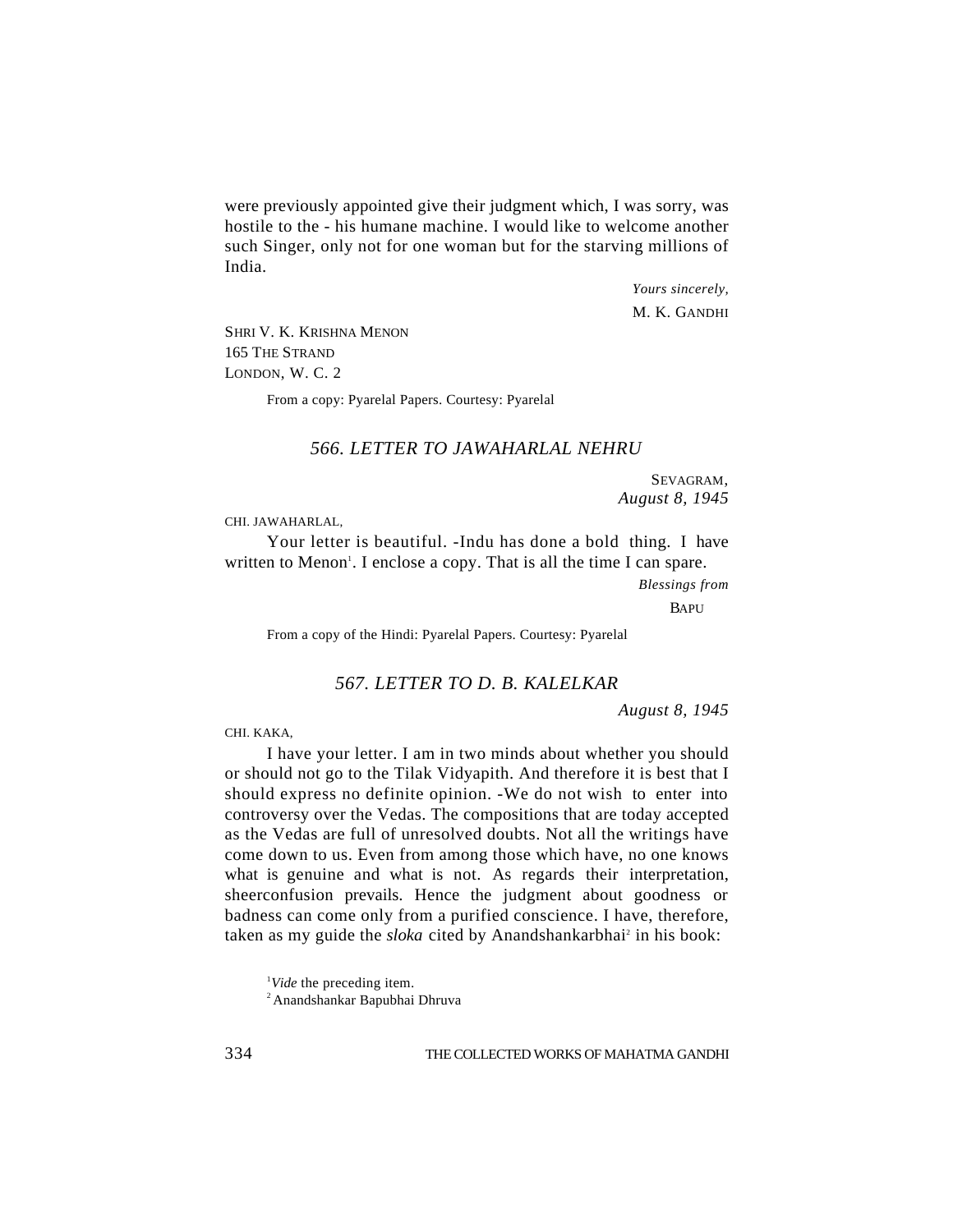were previously appointed give their judgment which, I was sorry, was hostile to the - his humane machine. I would like to welcome another such Singer, only not for one woman but for the starving millions of India.

*Yours sincerely,*

M. K. GANDHI

SHRI V. K. KRISHNA MENON
165 THE STRAND
LONDON, W. C. 2

From a copy: Pyarelal Papers. Courtesy: Pyarelal

## *566. LETTER TO JAWAHARLAL NEHRU*

SEVAGRAM,
*August 8, 1945*

CHI. JAWAHARLAL,

Your letter is beautiful. -Indu has done a bold thing. I have written to Menon[1]. I enclose a copy. That is all the time I can spare.

*Blessings from*

BAPU

From a copy of the Hindi: Pyarelal Papers. Courtesy: Pyarelal

## *567. LETTER TO D. B. KALELKAR*

*August 8, 1945*

CHI. KAKA,

I have your letter. I am in two minds about whether you should or should not go to the Tilak Vidyapith. And therefore it is best that I should express no definite opinion. -We do not wish to enter into controversy over the Vedas. The compositions that are today accepted as the Vedas are full of unresolved doubts. Not all the writings have come down to us. Even from among those which have, no one knows what is genuine and what is not. As regards their interpretation, sheerconfusion prevails. Hence the judgment about goodness or badness can come only from a purified conscience. I have, therefore, taken as my guide the *sloka* cited by Anandshankarbhai[2] in his book:

[1] *Vide* the preceding item.
[2] Anandshankar Bapubhai Dhruva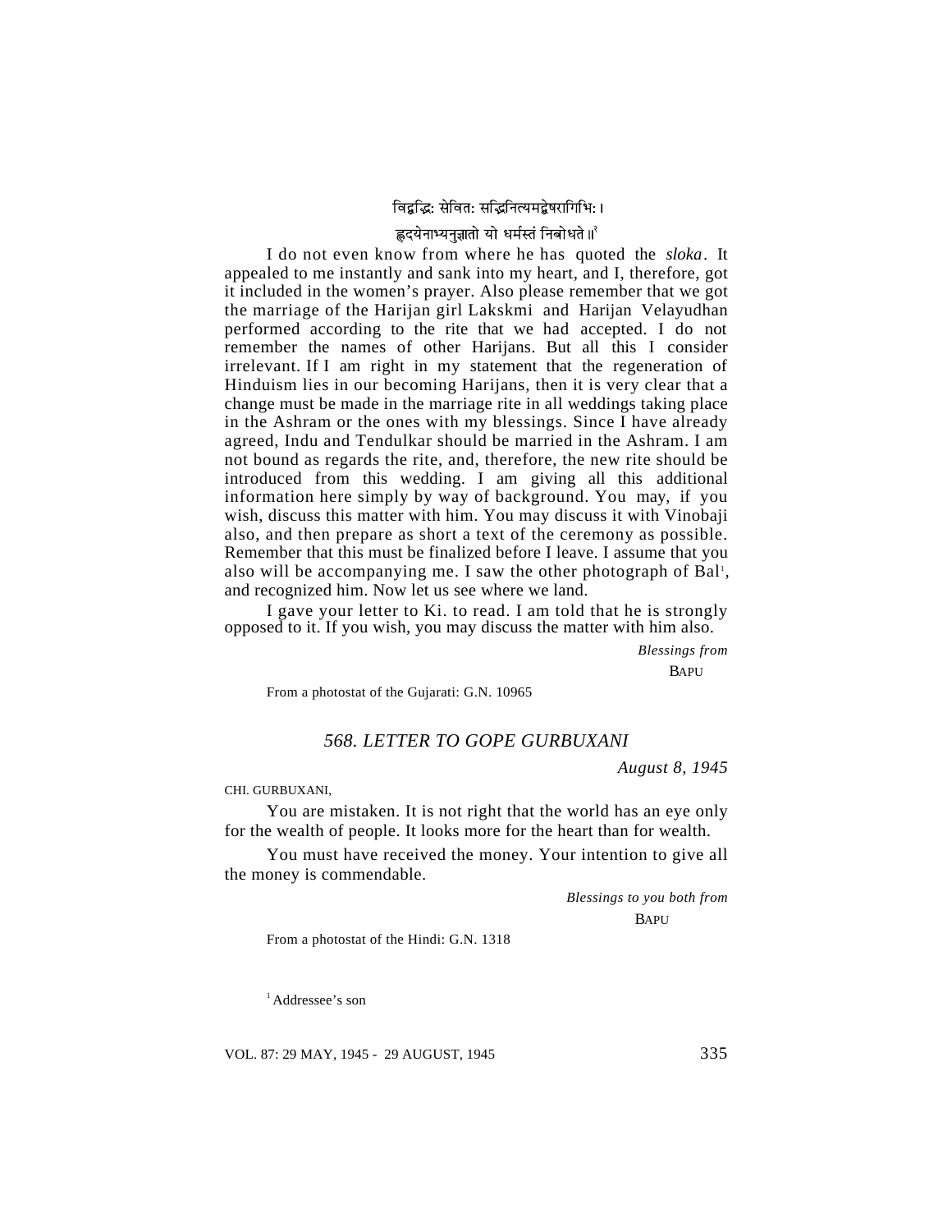विद्वद्भिः सेवितः सद्भिर्नित्यमद्वेषरागिभिः।

हृदयेनाभ्यनुज्ञातो यो धर्मस्तं निबोधत॥[2]

I do not even know from where he has quoted the *sloka*. It appealed to me instantly and sank into my heart, and I, therefore, got it included in the women's prayer. Also please remember that we got the marriage of the Harijan girl Lakskmi and Harijan Velayudhan performed according to the rite that we had accepted. I do not remember the names of other Harijans. But all this I consider irrelevant. If I am right in my statement that the regeneration of Hinduism lies in our becoming Harijans, then it is very clear that a change must be made in the marriage rite in all weddings taking place in the Ashram or the ones with my blessings. Since I have already agreed, Indu and Tendulkar should be married in the Ashram. I am not bound as regards the rite, and, therefore, the new rite should be introduced from this wedding. I am giving all this additional information here simply by way of background. You may, if you wish, discuss this matter with him. You may discuss it with Vinobaji also, and then prepare as short a text of the ceremony as possible. Remember that this must be finalized before I leave. I assume that you also will be accompanying me. I saw the other photograph of Bal[1], and recognized him. Now let us see where we land.

I gave your letter to Ki. to read. I am told that he is strongly opposed to it. If you wish, you may discuss the matter with him also.

*Blessings from*

BAPU

From a photostat of the Gujarati: G.N. 10965

## *568. LETTER TO GOPE GURBUXANI*

*August 8, 1945*

CHI. GURBUXANI,

You are mistaken. It is not right that the world has an eye only for the wealth of people. It looks more for the heart than for wealth.

You must have received the money. Your intention to give all the money is commendable.

*Blessings to you both from*

BAPU

From a photostat of the Hindi: G.N. 1318

[1] Addressee's son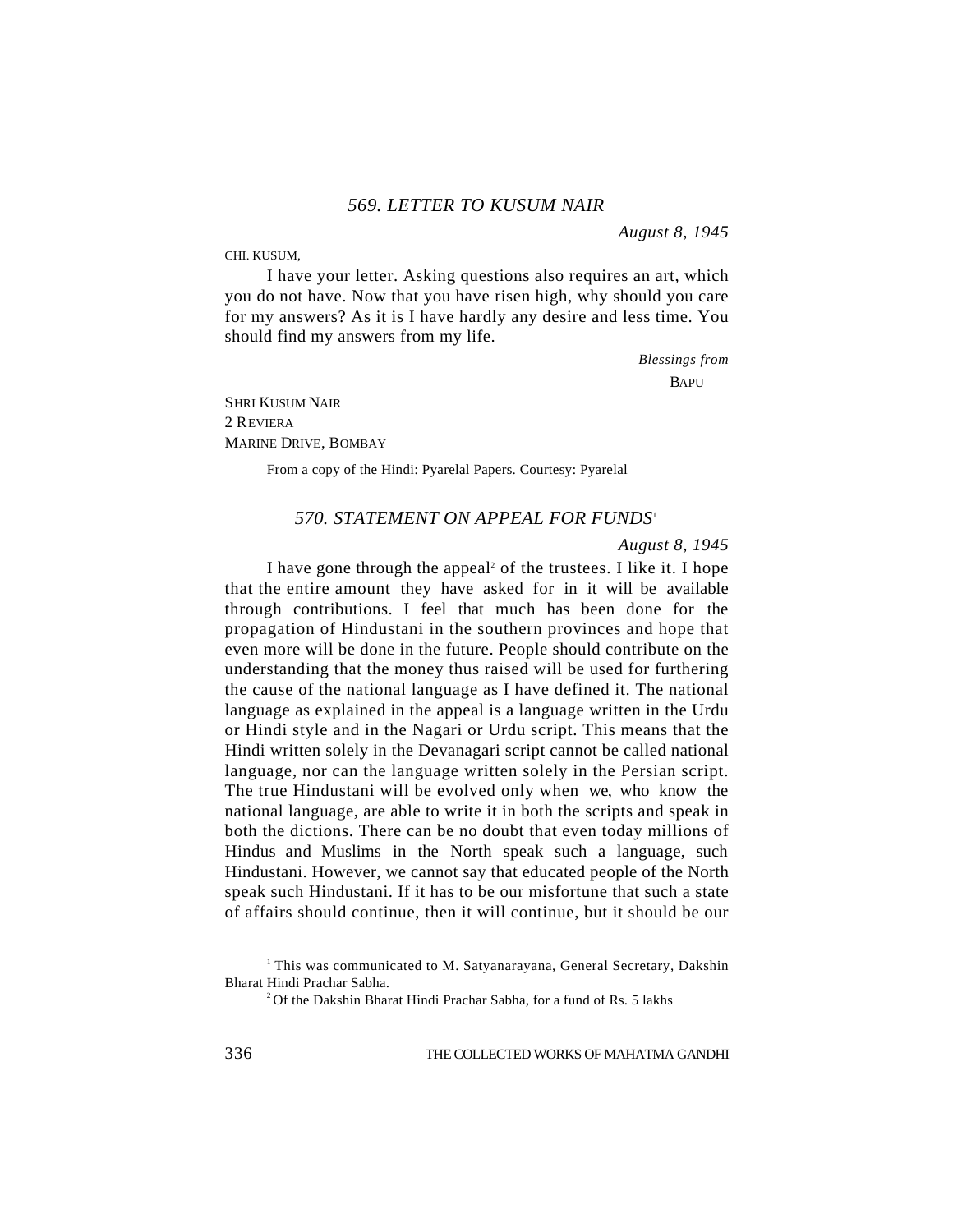### 569. LETTER TO KUSUM NAIR

*August 8, 1945*

CHI. KUSUM,

I have your letter. Asking questions also requires an art, which you do not have. Now that you have risen high, why should you care for my answers? As it is I have hardly any desire and less time. You should find my answers from my life.

*Blessings from*
BAPU

SHRI KUSUM NAIR
2 REVIERA
MARINE DRIVE, BOMBAY

From a copy of the Hindi: Pyarelal Papers. Courtesy: Pyarelal

### 570. STATEMENT ON APPEAL FOR FUNDS[1]

*August 8, 1945*

I have gone through the appeal[2] of the trustees. I like it. I hope that the entire amount they have asked for in it will be available through contributions. I feel that much has been done for the propagation of Hindustani in the southern provinces and hope that even more will be done in the future. People should contribute on the understanding that the money thus raised will be used for furthering the cause of the national language as I have defined it. The national language as explained in the appeal is a language written in the Urdu or Hindi style and in the Nagari or Urdu script. This means that the Hindi written solely in the Devanagari script cannot be called national language, nor can the language written solely in the Persian script. The true Hindustani will be evolved only when we, who know the national language, are able to write it in both the scripts and speak in both the dictions. There can be no doubt that even today millions of Hindus and Muslims in the North speak such a language, such Hindustani. However, we cannot say that educated people of the North speak such Hindustani. If it has to be our misfortune that such a state of affairs should continue, then it will continue, but it should be our

[1] This was communicated to M. Satyanarayana, General Secretary, Dakshin Bharat Hindi Prachar Sabha.

[2] Of the Dakshin Bharat Hindi Prachar Sabha, for a fund of Rs. 5 lakhs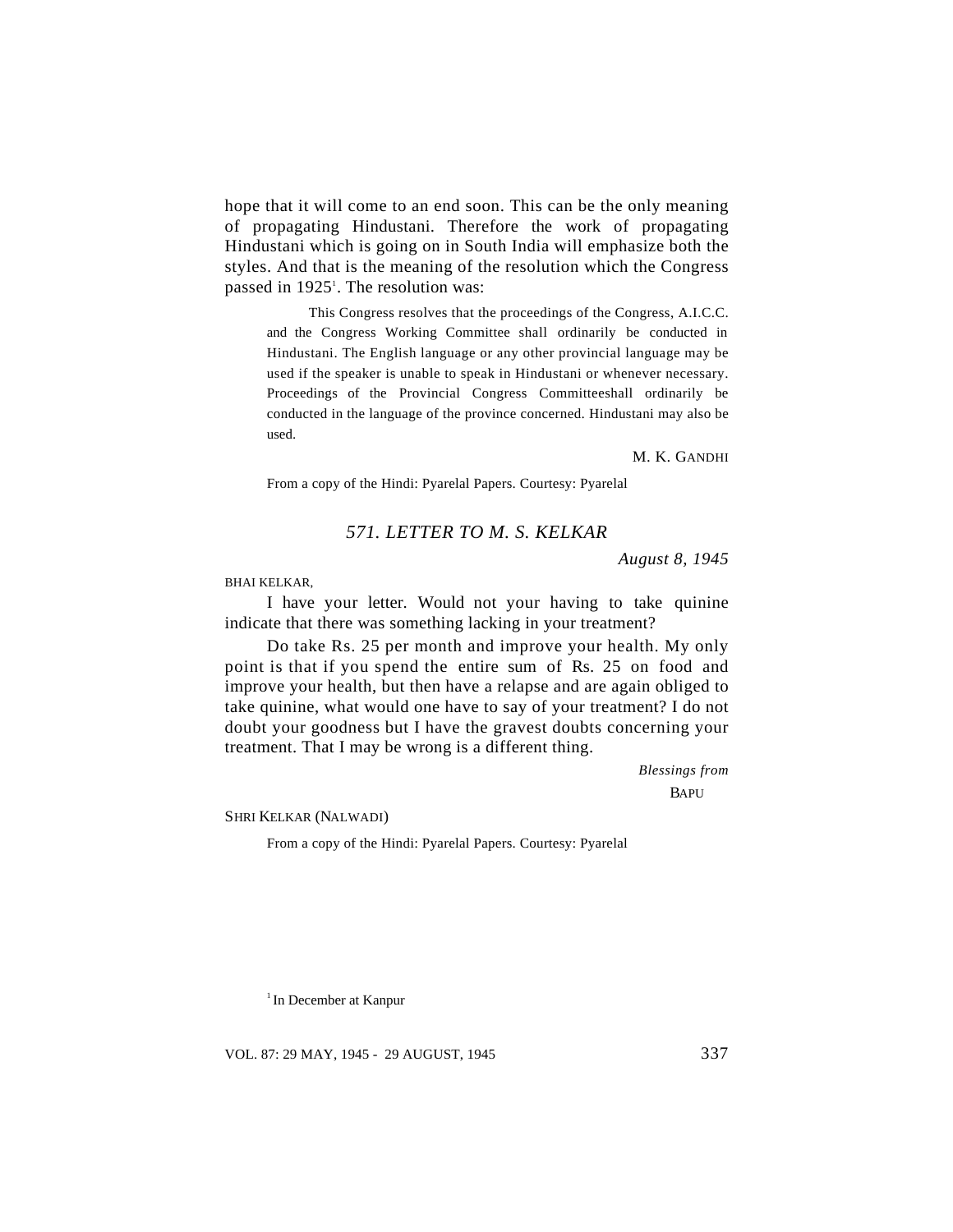hope that it will come to an end soon. This can be the only meaning of propagating Hindustani. Therefore the work of propagating Hindustani which is going on in South India will emphasize both the styles. And that is the meaning of the resolution which the Congress passed in 1925[1]. The resolution was:

> This Congress resolves that the proceedings of the Congress, A.I.C.C. and the Congress Working Committee shall ordinarily be conducted in Hindustani. The English language or any other provincial language may be used if the speaker is unable to speak in Hindustani or whenever necessary. Proceedings of the Provincial Congress Committeeshall ordinarily be conducted in the language of the province concerned. Hindustani may also be used.

M. K. GANDHI

From a copy of the Hindi: Pyarelal Papers. Courtesy: Pyarelal

## *571. LETTER TO M. S. KELKAR*

*August 8, 1945*

BHAI KELKAR,

I have your letter. Would not your having to take quinine indicate that there was something lacking in your treatment?

Do take Rs. 25 per month and improve your health. My only point is that if you spend the entire sum of Rs. 25 on food and improve your health, but then have a relapse and are again obliged to take quinine, what would one have to say of your treatment? I do not doubt your goodness but I have the gravest doubts concerning your treatment. That I may be wrong is a different thing.

*Blessings from*
BAPU

SHRI KELKAR (NALWADI)

From a copy of the Hindi: Pyarelal Papers. Courtesy: Pyarelal

---

[1] In December at Kanpur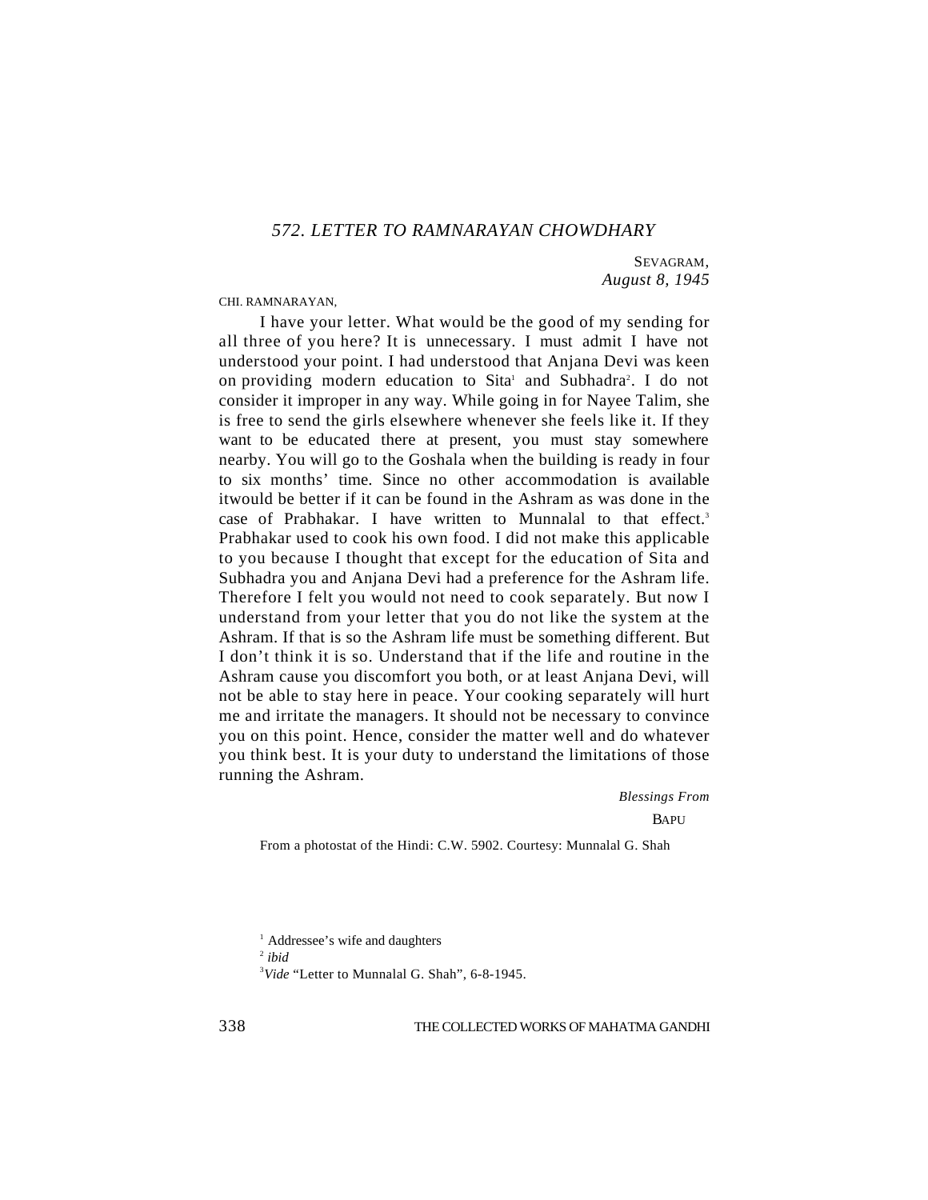## *572. LETTER TO RAMNARAYAN CHOWDHARY*

SEVAGRAM,
*August 8, 1945*

CHI. RAMNARAYAN,

I have your letter. What would be the good of my sending for all three of you here? It is unnecessary. I must admit I have not understood your point. I had understood that Anjana Devi was keen on providing modern education to Sita[1] and Subhadra[2]. I do not consider it improper in any way. While going in for Nayee Talim, she is free to send the girls elsewhere whenever she feels like it. If they want to be educated there at present, you must stay somewhere nearby. You will go to the Goshala when the building is ready in four to six months' time. Since no other accommodation is available itwould be better if it can be found in the Ashram as was done in the case of Prabhakar. I have written to Munnalal to that effect.[3] Prabhakar used to cook his own food. I did not make this applicable to you because I thought that except for the education of Sita and Subhadra you and Anjana Devi had a preference for the Ashram life. Therefore I felt you would not need to cook separately. But now I understand from your letter that you do not like the system at the Ashram. If that is so the Ashram life must be something different. But I don't think it is so. Understand that if the life and routine in the Ashram cause you discomfort you both, or at least Anjana Devi, will not be able to stay here in peace. Your cooking separately will hurt me and irritate the managers. It should not be necessary to convince you on this point. Hence, consider the matter well and do whatever you think best. It is your duty to understand the limitations of those running the Ashram.

*Blessings From*
BAPU

From a photostat of the Hindi: C.W. 5902. Courtesy: Munnalal G. Shah

[1] Addressee's wife and daughters
[2] *ibid*
[3] *Vide* "Letter to Munnalal G. Shah", 6-8-1945.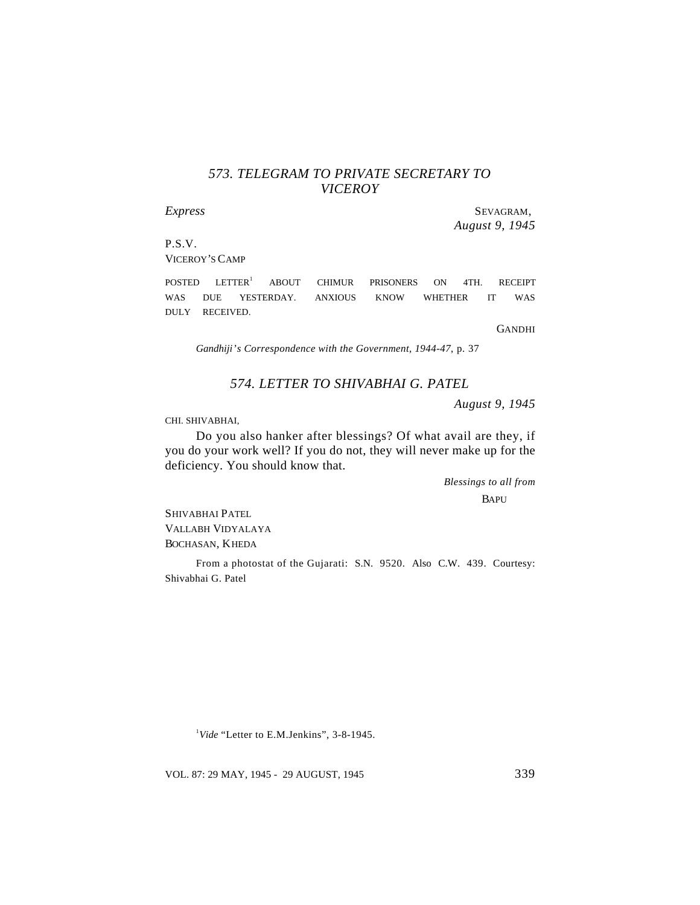## 573. TELEGRAM TO PRIVATE SECRETARY TO VICEROY

*Express*

SEVAGRAM,
*August 9, 1945*

P.S.V.
VICEROY'S CAMP

POSTED LETTER[1] ABOUT CHIMUR PRISONERS ON 4TH. RECEIPT WAS DUE YESTERDAY. ANXIOUS KNOW WHETHER IT WAS DULY RECEIVED.

GANDHI

*Gandhiji's Correspondence with the Government, 1944-47*, p. 37

## 574. LETTER TO SHIVABHAI G. PATEL

*August 9, 1945*

CHI. SHIVABHAI,

Do you also hanker after blessings? Of what avail are they, if you do your work well? If you do not, they will never make up for the deficiency. You should know that.

*Blessings to all from*
BAPU

SHIVABHAI PATEL
VALLABH VIDYALAYA
BOCHASAN, KHEDA

From a photostat of the Gujarati: S.N. 9520. Also C.W. 439. Courtesy: Shivabhai G. Patel

[1] *Vide* "Letter to E.M.Jenkins", 3-8-1945.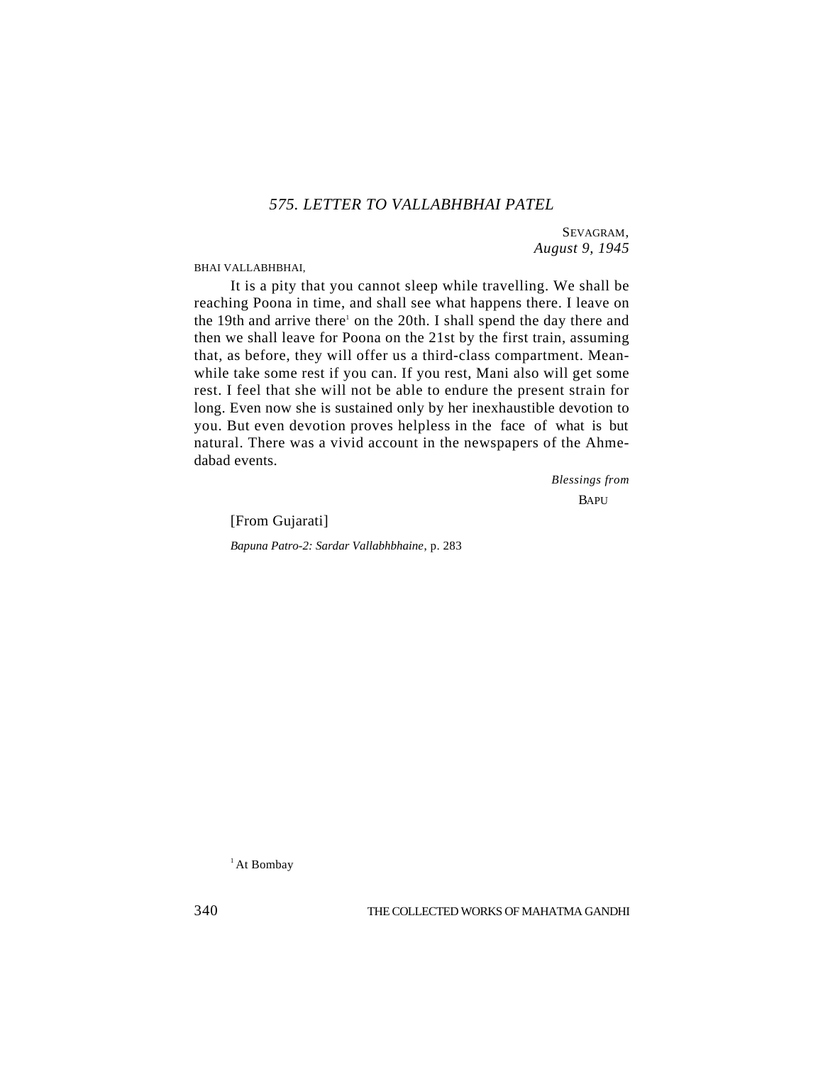### *575. LETTER TO VALLABHBHAI PATEL*

SEVAGRAM,
*August 9, 1945*

BHAI VALLABHBHAI,

It is a pity that you cannot sleep while travelling. We shall be reaching Poona in time, and shall see what happens there. I leave on the 19th and arrive there[1] on the 20th. I shall spend the day there and then we shall leave for Poona on the 21st by the first train, assuming that, as before, they will offer us a third-class compartment. Meanwhile take some rest if you can. If you rest, Mani also will get some rest. I feel that she will not be able to endure the present strain for long. Even now she is sustained only by her inexhaustible devotion to you. But even devotion proves helpless in the face of what is but natural. There was a vivid account in the newspapers of the Ahmedabad events.

*Blessings from*
BAPU

[From Gujarati]

*Bapuna Patro-2: Sardar Vallabhbhaine*, p. 283

[1] At Bombay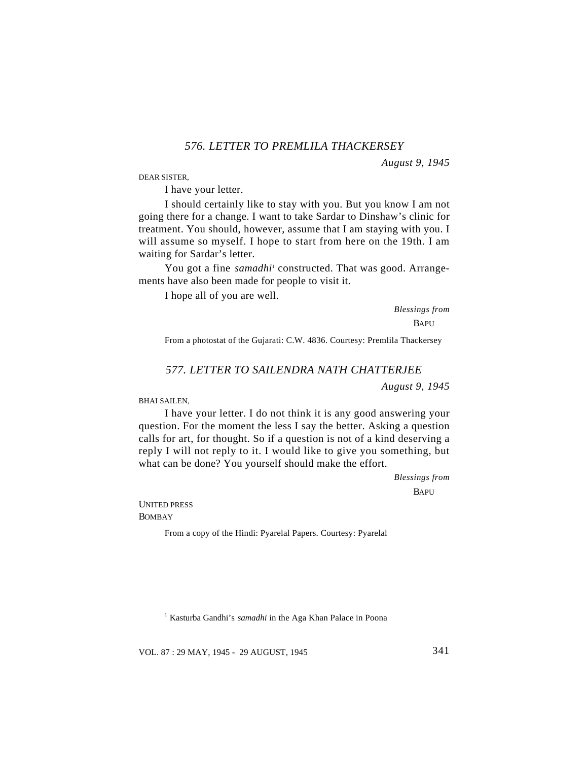## 576. LETTER TO PREMLILA THACKERSEY

*August 9, 1945*

DEAR SISTER,

I have your letter.

I should certainly like to stay with you. But you know I am not going there for a change. I want to take Sardar to Dinshaw's clinic for treatment. You should, however, assume that I am staying with you. I will assume so myself. I hope to start from here on the 19th. I am waiting for Sardar's letter.

You got a fine *samadhi*[1] constructed. That was good. Arrangements have also been made for people to visit it.

I hope all of you are well.

*Blessings from*

BAPU

From a photostat of the Gujarati: C.W. 4836. Courtesy: Premlila Thackersey

## 577. LETTER TO SAILENDRA NATH CHATTERJEE

*August 9, 1945*

BHAI SAILEN,

I have your letter. I do not think it is any good answering your question. For the moment the less I say the better. Asking a question calls for art, for thought. So if a question is not of a kind deserving a reply I will not reply to it. I would like to give you something, but what can be done? You yourself should make the effort.

*Blessings from*

BAPU

UNITED PRESS
BOMBAY

From a copy of the Hindi: Pyarelal Papers. Courtesy: Pyarelal

---

[1] Kasturba Gandhi's *samadhi* in the Aga Khan Palace in Poona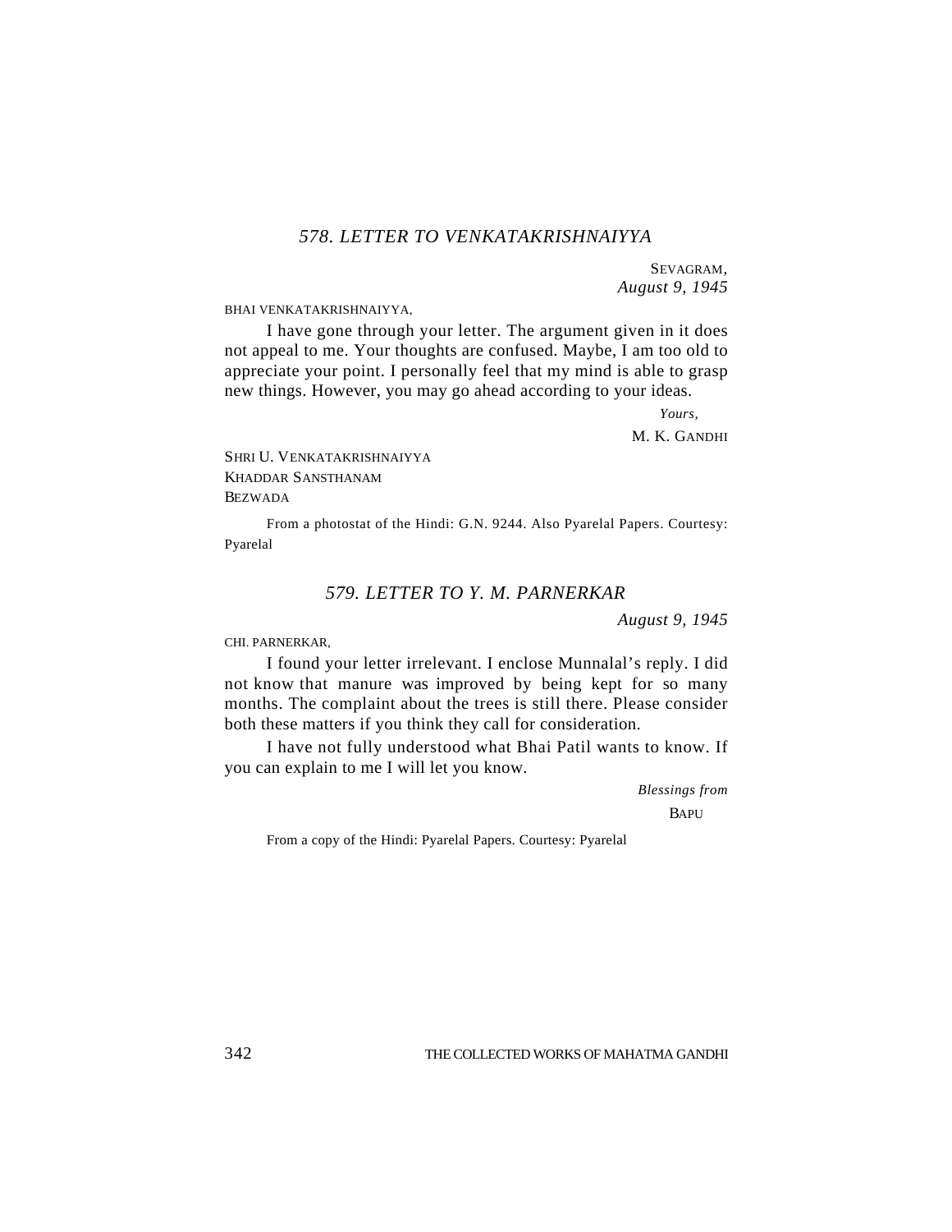### *578. LETTER TO VENKATAKRISHNAIYYA*

SEVAGRAM,
*August 9, 1945*

BHAI VENKATAKRISHNAIYYA,

I have gone through your letter. The argument given in it does not appeal to me. Your thoughts are confused. Maybe, I am too old to appreciate your point. I personally feel that my mind is able to grasp new things. However, you may go ahead according to your ideas.

*Yours,*
M. K. GANDHI

SHRI U. VENKATAKRISHNAIYYA
KHADDAR SANSTHANAM
BEZWADA

From a photostat of the Hindi: G.N. 9244. Also Pyarelal Papers. Courtesy: Pyarelal

### *579. LETTER TO Y. M. PARNERKAR*

*August 9, 1945*

CHI. PARNERKAR,

I found your letter irrelevant. I enclose Munnalal's reply. I did not know that manure was improved by being kept for so many months. The complaint about the trees is still there. Please consider both these matters if you think they call for consideration.

I have not fully understood what Bhai Patil wants to know. If you can explain to me I will let you know.

*Blessings from*
BAPU

From a copy of the Hindi: Pyarelal Papers. Courtesy: Pyarelal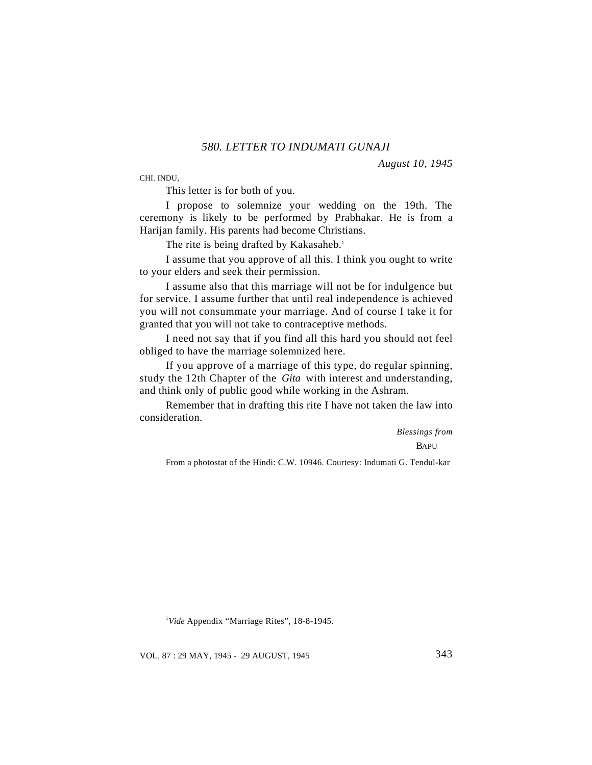## *580. LETTER TO INDUMATI GUNAJI*

*August 10, 1945*

CHI. INDU,

This letter is for both of you.

I propose to solemnize your wedding on the 19th. The ceremony is likely to be performed by Prabhakar. He is from a Harijan family. His parents had become Christians.

The rite is being drafted by Kakasaheb.[1]

I assume that you approve of all this. I think you ought to write to your elders and seek their permission.

I assume also that this marriage will not be for indulgence but for service. I assume further that until real independence is achieved you will not consummate your marriage. And of course I take it for granted that you will not take to contraceptive methods.

I need not say that if you find all this hard you should not feel obliged to have the marriage solemnized here.

If you approve of a marriage of this type, do regular spinning, study the 12th Chapter of the *Gita* with interest and understanding, and think only of public good while working in the Ashram.

Remember that in drafting this rite I have not taken the law into consideration.

*Blessings from*

BAPU

From a photostat of the Hindi: C.W. 10946. Courtesy: Indumati G. Tendul-kar

[1] *Vide* Appendix "Marriage Rites", 18-8-1945.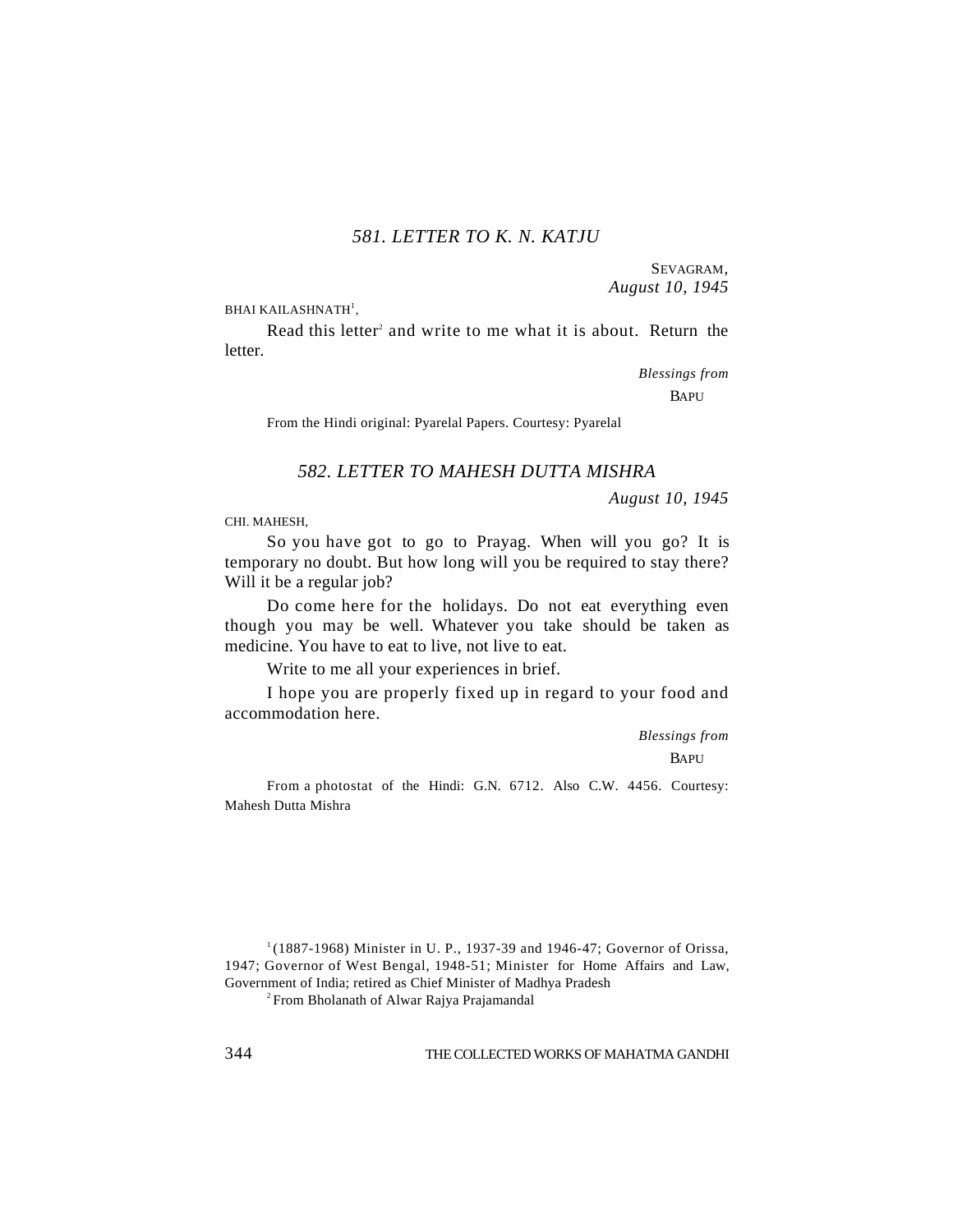## *581. LETTER TO K. N. KATJU*

SEVAGRAM,
*August 10, 1945*

BHAI KAILASHNATH[1],

Read this letter[2] and write to me what it is about. Return the letter.

*Blessings from*
BAPU

From the Hindi original: Pyarelal Papers. Courtesy: Pyarelal

## *582. LETTER TO MAHESH DUTTA MISHRA*

*August 10, 1945*

CHI. MAHESH,

So you have got to go to Prayag. When will you go? It is temporary no doubt. But how long will you be required to stay there? Will it be a regular job?

Do come here for the holidays. Do not eat everything even though you may be well. Whatever you take should be taken as medicine. You have to eat to live, not live to eat.

Write to me all your experiences in brief.

I hope you are properly fixed up in regard to your food and accommodation here.

*Blessings from*
BAPU

From a photostat of the Hindi: G.N. 6712. Also C.W. 4456. Courtesy: Mahesh Dutta Mishra

[1] (1887-1968) Minister in U. P., 1937-39 and 1946-47; Governor of Orissa, 1947; Governor of West Bengal, 1948-51; Minister for Home Affairs and Law, Government of India; retired as Chief Minister of Madhya Pradesh

[2] From Bholanath of Alwar Rajya Prajamandal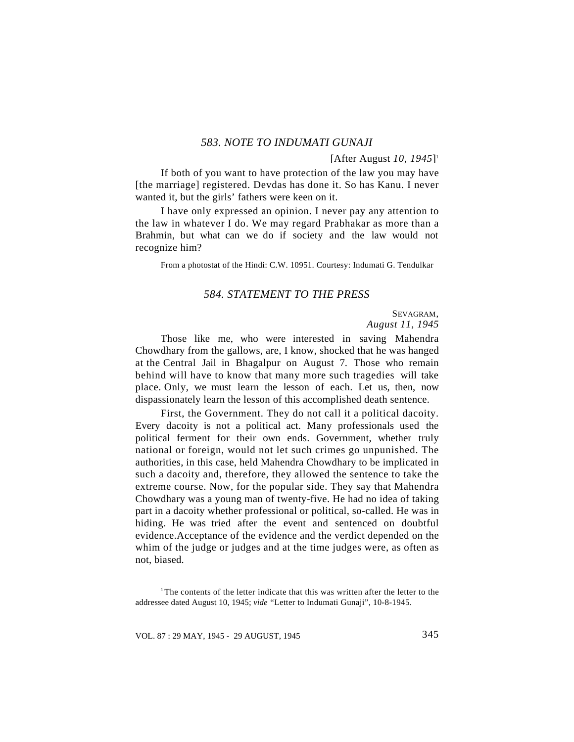### *583. NOTE TO INDUMATI GUNAJI*

[After August *10, 1945*][1]

If both of you want to have protection of the law you may have [the marriage] registered. Devdas has done it. So has Kanu. I never wanted it, but the girls' fathers were keen on it.

I have only expressed an opinion. I never pay any attention to the law in whatever I do. We may regard Prabhakar as more than a Brahmin, but what can we do if society and the law would not recognize him?

From a photostat of the Hindi: C.W. 10951. Courtesy: Indumati G. Tendulkar

### *584. STATEMENT TO THE PRESS*

SEVAGRAM,
*August 11, 1945*

Those like me, who were interested in saving Mahendra Chowdhary from the gallows, are, I know, shocked that he was hanged at the Central Jail in Bhagalpur on August 7. Those who remain behind will have to know that many more such tragedies will take place. Only, we must learn the lesson of each. Let us, then, now dispassionately learn the lesson of this accomplished death sentence.

First, the Government. They do not call it a political dacoity. Every dacoity is not a political act. Many professionals used the political ferment for their own ends. Government, whether truly national or foreign, would not let such crimes go unpunished. The authorities, in this case, held Mahendra Chowdhary to be implicated in such a dacoity and, therefore, they allowed the sentence to take the extreme course. Now, for the popular side. They say that Mahendra Chowdhary was a young man of twenty-five. He had no idea of taking part in a dacoity whether professional or political, so-called. He was in hiding. He was tried after the event and sentenced on doubtful evidence.Acceptance of the evidence and the verdict depended on the whim of the judge or judges and at the time judges were, as often as not, biased.

[1] The contents of the letter indicate that this was written after the letter to the addressee dated August 10, 1945; *vide* "Letter to Indumati Gunaji", 10-8-1945.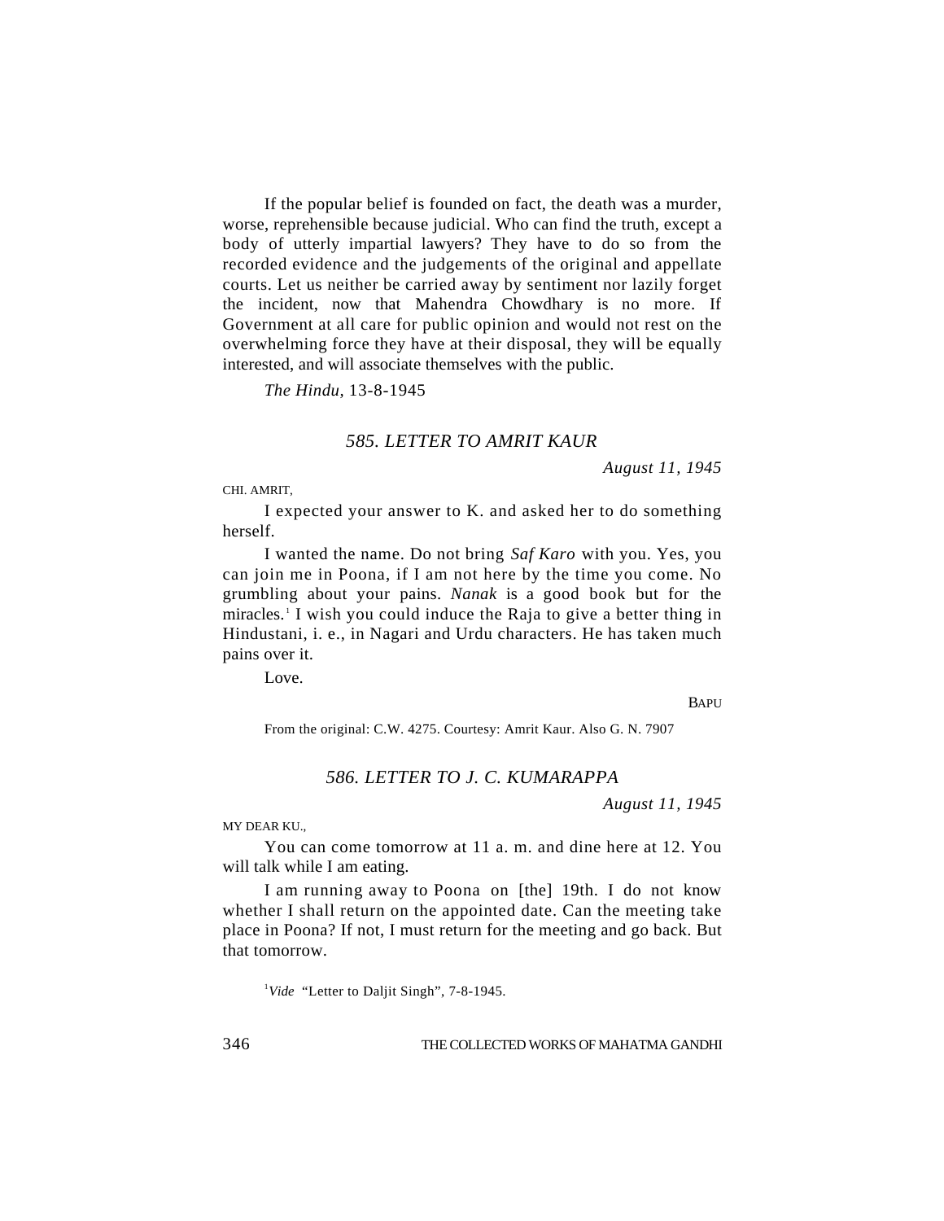If the popular belief is founded on fact, the death was a murder, worse, reprehensible because judicial. Who can find the truth, except a body of utterly impartial lawyers? They have to do so from the recorded evidence and the judgements of the original and appellate courts. Let us neither be carried away by sentiment nor lazily forget the incident, now that Mahendra Chowdhary is no more. If Government at all care for public opinion and would not rest on the overwhelming force they have at their disposal, they will be equally interested, and will associate themselves with the public.

*The Hindu*, 13-8-1945

### *585. LETTER TO AMRIT KAUR*

*August 11, 1945*

CHI. AMRIT,

I expected your answer to K. and asked her to do something herself.

I wanted the name. Do not bring *Saf Karo* with you. Yes, you can join me in Poona, if I am not here by the time you come. No grumbling about your pains. *Nanak* is a good book but for the miracles.[1] I wish you could induce the Raja to give a better thing in Hindustani, i. e., in Nagari and Urdu characters. He has taken much pains over it.

Love.

BAPU

From the original: C.W. 4275. Courtesy: Amrit Kaur. Also G. N. 7907

### *586. LETTER TO J. C. KUMARAPPA*

*August 11, 1945*

MY DEAR KU.,

You can come tomorrow at 11 a. m. and dine here at 12. You will talk while I am eating.

I am running away to Poona on [the] 19th. I do not know whether I shall return on the appointed date. Can the meeting take place in Poona? If not, I must return for the meeting and go back. But that tomorrow.

[1] *Vide* "Letter to Daljit Singh", 7-8-1945.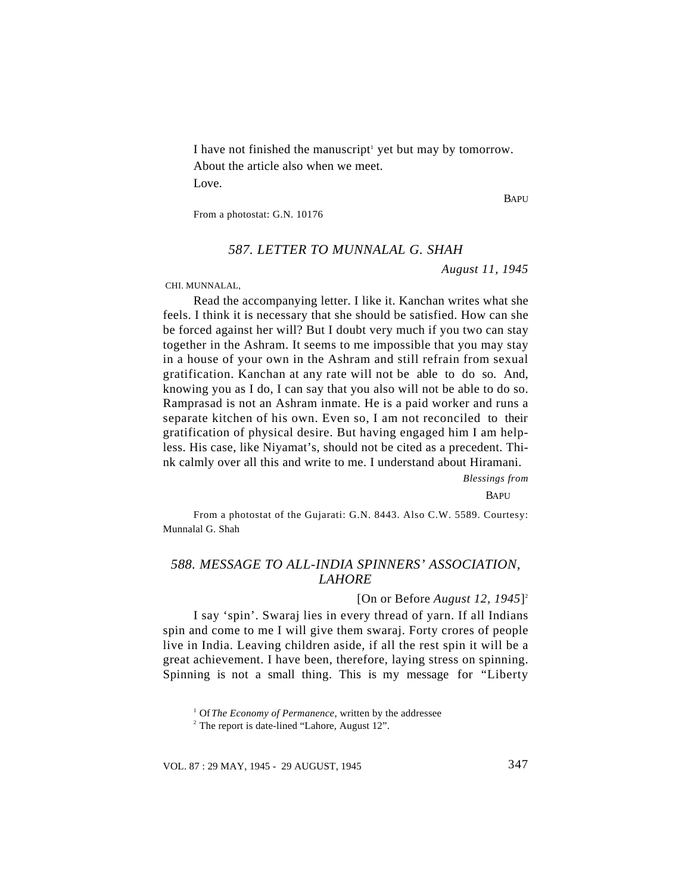I have not finished the manuscript[1] yet but may by tomorrow.

About the article also when we meet.

Love.

BAPU

From a photostat: G.N. 10176

## *587. LETTER TO MUNNALAL G. SHAH*

*August 11, 1945*

CHI. MUNNALAL,

Read the accompanying letter. I like it. Kanchan writes what she feels. I think it is necessary that she should be satisfied. How can she be forced against her will? But I doubt very much if you two can stay together in the Ashram. It seems to me impossible that you may stay in a house of your own in the Ashram and still refrain from sexual gratification. Kanchan at any rate will not be able to do so. And, knowing you as I do, I can say that you also will not be able to do so. Ramprasad is not an Ashram inmate. He is a paid worker and runs a separate kitchen of his own. Even so, I am not reconciled to their gratification of physical desire. But having engaged him I am helpless. His case, like Niyamat's, should not be cited as a precedent. Think calmly over all this and write to me. I understand about Hiramani.

*Blessings from*

BAPU

From a photostat of the Gujarati: G.N. 8443. Also C.W. 5589. Courtesy: Munnalal G. Shah

## *588. MESSAGE TO ALL-INDIA SPINNERS' ASSOCIATION, LAHORE*

[On or Before *August 12, 1945*][2]

I say 'spin'. Swaraj lies in every thread of yarn. If all Indians spin and come to me I will give them swaraj. Forty crores of people live in India. Leaving children aside, if all the rest spin it will be a great achievement. I have been, therefore, laying stress on spinning. Spinning is not a small thing. This is my message for "Liberty

---

[1] Of *The Economy of Permanence*, written by the addressee

[2] The report is date-lined "Lahore, August 12".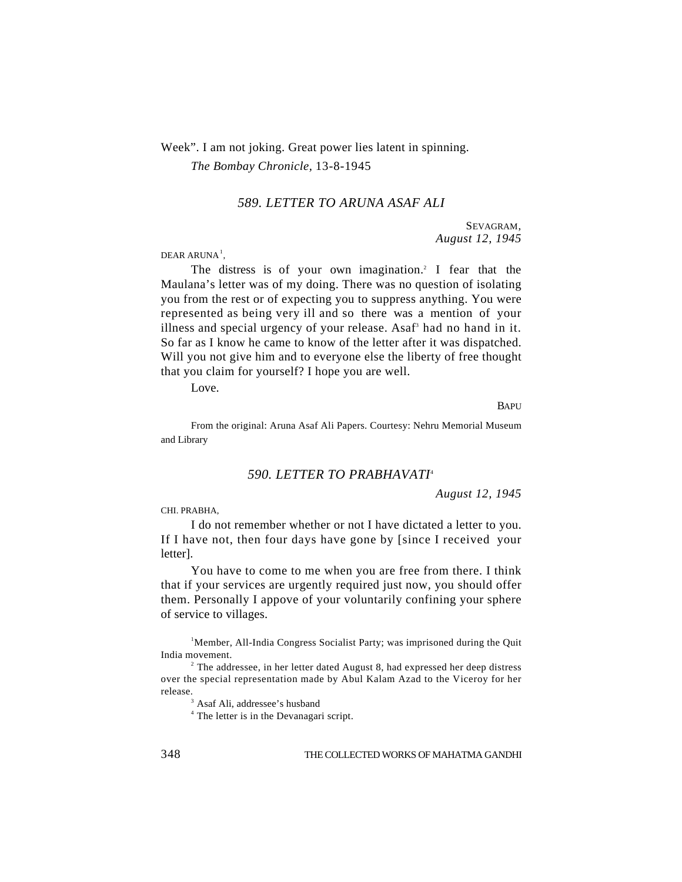Week". I am not joking. Great power lies latent in spinning.

*The Bombay Chronicle*, 13-8-1945

## *589. LETTER TO ARUNA ASAF ALI*

SEVAGRAM,
*August 12, 1945*

DEAR ARUNA[1],

The distress is of your own imagination.[2] I fear that the Maulana's letter was of my doing. There was no question of isolating you from the rest or of expecting you to suppress anything. You were represented as being very ill and so there was a mention of your illness and special urgency of your release. Asaf[3] had no hand in it. So far as I know he came to know of the letter after it was dispatched. Will you not give him and to everyone else the liberty of free thought that you claim for yourself? I hope you are well.

Love.

BAPU

From the original: Aruna Asaf Ali Papers. Courtesy: Nehru Memorial Museum and Library

## *590. LETTER TO PRABHAVATI*[4]

*August 12, 1945*

CHI. PRABHA,

I do not remember whether or not I have dictated a letter to you. If I have not, then four days have gone by [since I received your letter].

You have to come to me when you are free from there. I think that if your services are urgently required just now, you should offer them. Personally I appove of your voluntarily confining your sphere of service to villages.

[1] Member, All-India Congress Socialist Party; was imprisoned during the Quit India movement.

[2] The addressee, in her letter dated August 8, had expressed her deep distress over the special representation made by Abul Kalam Azad to the Viceroy for her release.

[3] Asaf Ali, addressee's husband

[4] The letter is in the Devanagari script.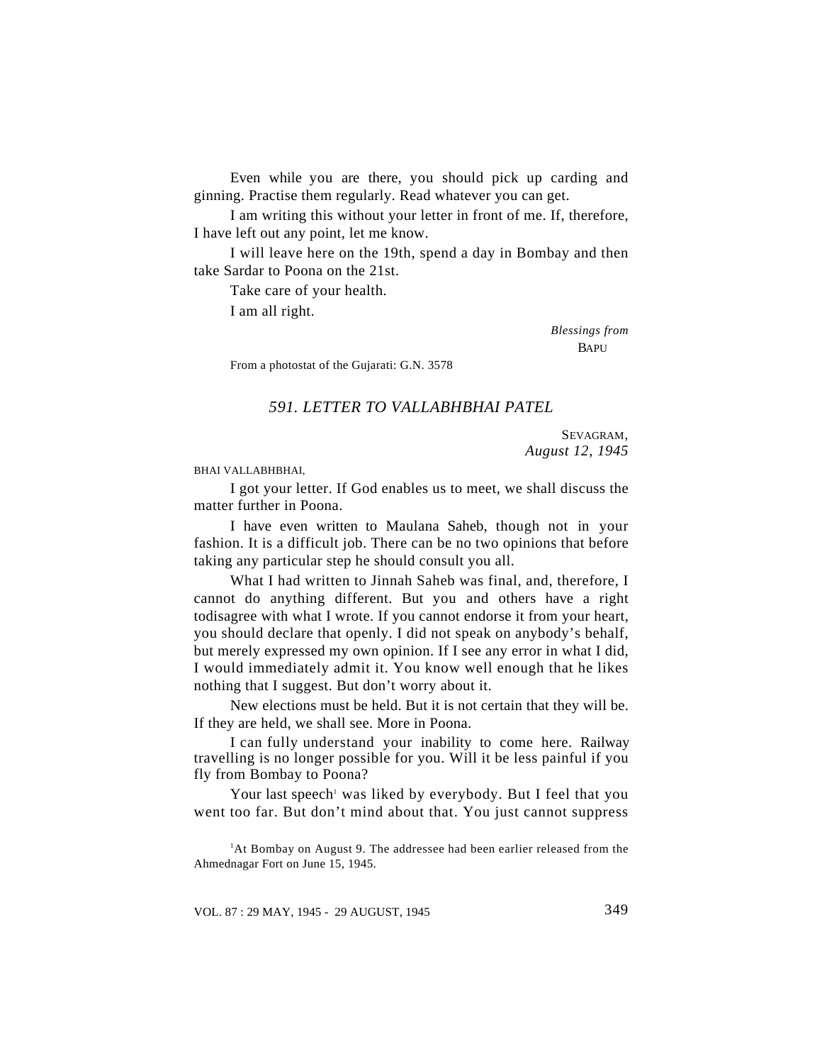Even while you are there, you should pick up carding and ginning. Practise them regularly. Read whatever you can get.

I am writing this without your letter in front of me. If, therefore, I have left out any point, let me know.

I will leave here on the 19th, spend a day in Bombay and then take Sardar to Poona on the 21st.

Take care of your health.

I am all right.

*Blessings from*
BAPU

From a photostat of the Gujarati: G.N. 3578

### *591. LETTER TO VALLABHBHAI PATEL*

SEVAGRAM,
*August 12, 1945*

BHAI VALLABHBHAI,

I got your letter. If God enables us to meet, we shall discuss the matter further in Poona.

I have even written to Maulana Saheb, though not in your fashion. It is a difficult job. There can be no two opinions that before taking any particular step he should consult you all.

What I had written to Jinnah Saheb was final, and, therefore, I cannot do anything different. But you and others have a right todisagree with what I wrote. If you cannot endorse it from your heart, you should declare that openly. I did not speak on anybody's behalf, but merely expressed my own opinion. If I see any error in what I did, I would immediately admit it. You know well enough that he likes nothing that I suggest. But don't worry about it.

New elections must be held. But it is not certain that they will be. If they are held, we shall see. More in Poona.

I can fully understand your inability to come here. Railway travelling is no longer possible for you. Will it be less painful if you fly from Bombay to Poona?

Your last speech[1] was liked by everybody. But I feel that you went too far. But don't mind about that. You just cannot suppress

[1]At Bombay on August 9. The addressee had been earlier released from the Ahmednagar Fort on June 15, 1945.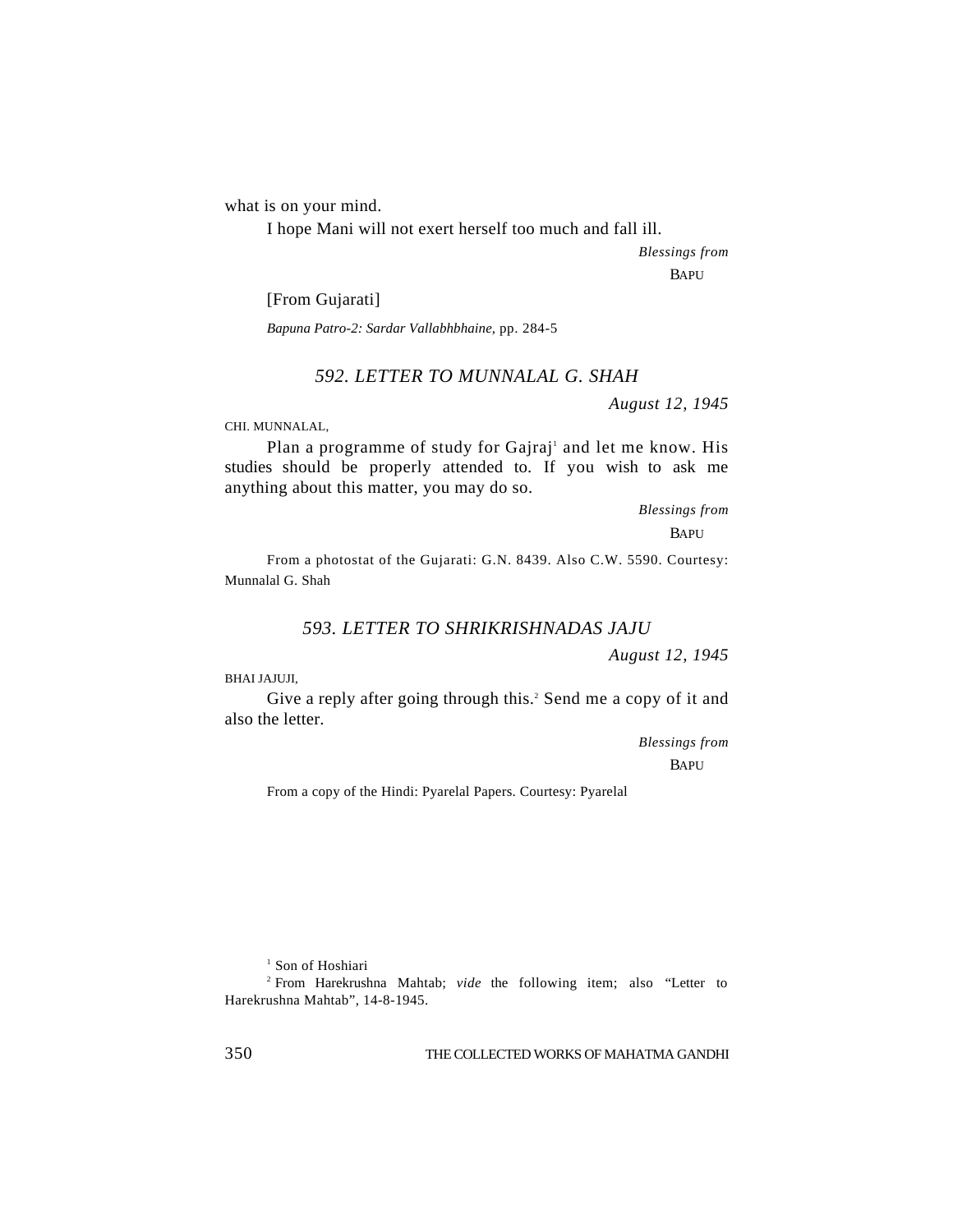what is on your mind.

I hope Mani will not exert herself too much and fall ill.

*Blessings from*

BAPU

[From Gujarati]

*Bapuna Patro-2: Sardar Vallabhbhaine*, pp. 284-5

### *592. LETTER TO MUNNALAL G. SHAH*

*August 12, 1945*

CHI. MUNNALAL,

Plan a programme of study for Gajraj[1] and let me know. His studies should be properly attended to. If you wish to ask me anything about this matter, you may do so.

*Blessings from*

BAPU

From a photostat of the Gujarati: G.N. 8439. Also C.W. 5590. Courtesy: Munnalal G. Shah

### *593. LETTER TO SHRIKRISHNADAS JAJU*

*August 12, 1945*

BHAI JAJUJI,

Give a reply after going through this.[2] Send me a copy of it and also the letter.

*Blessings from*

BAPU

From a copy of the Hindi: Pyarelal Papers. Courtesy: Pyarelal

---

[1] Son of Hoshiari

[2] From Harekrushna Mahtab; *vide* the following item; also "Letter to Harekrushna Mahtab", 14-8-1945.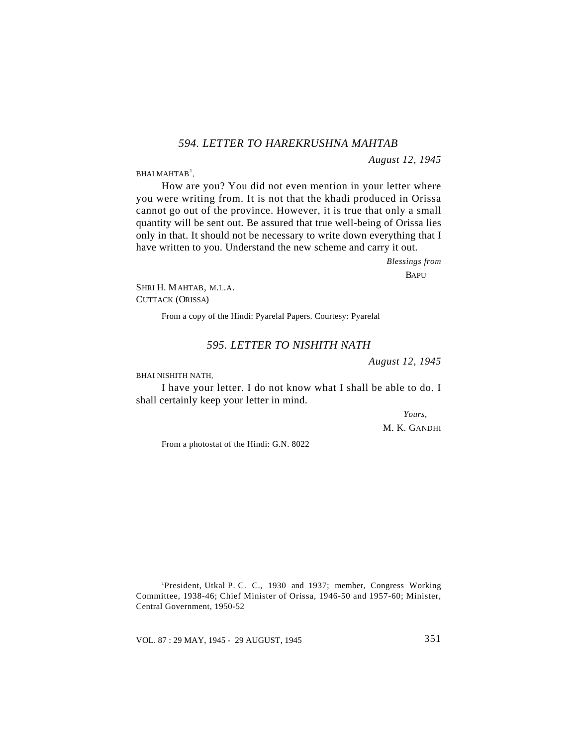## *594. LETTER TO HAREKRUSHNA MAHTAB*

*August 12, 1945*

BHAI MAHTAB[1],

How are you? You did not even mention in your letter where you were writing from. It is not that the khadi produced in Orissa cannot go out of the province. However, it is true that only a small quantity will be sent out. Be assured that true well-being of Orissa lies only in that. It should not be necessary to write down everything that I have written to you. Understand the new scheme and carry it out.

*Blessings from*

BAPU

SHRI H. MAHTAB, M.L.A.
CUTTACK (ORISSA)

From a copy of the Hindi: Pyarelal Papers. Courtesy: Pyarelal

## *595. LETTER TO NISHITH NATH*

*August 12, 1945*

BHAI NISHITH NATH,

I have your letter. I do not know what I shall be able to do. I shall certainly keep your letter in mind.

*Yours,*

M. K. GANDHI

From a photostat of the Hindi: G.N. 8022

[1] President, Utkal P. C. C., 1930 and 1937; member, Congress Working Committee, 1938-46; Chief Minister of Orissa, 1946-50 and 1957-60; Minister, Central Government, 1950-52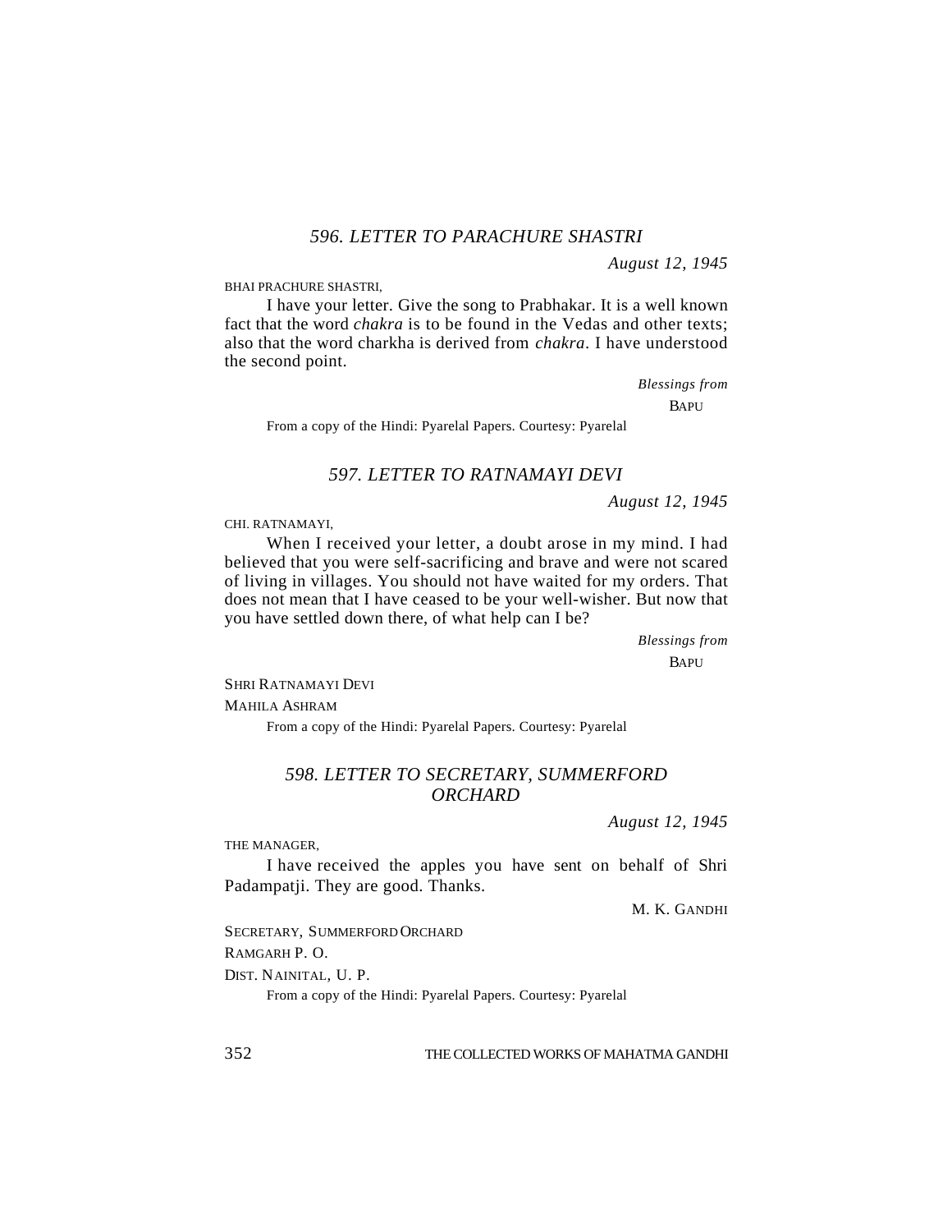### 596. LETTER TO PARACHURE SHASTRI

*August 12, 1945*

BHAI PRACHURE SHASTRI,

I have your letter. Give the song to Prabhakar. It is a well known fact that the word *chakra* is to be found in the Vedas and other texts; also that the word charkha is derived from *chakra*. I have understood the second point.

*Blessings from*

BAPU

From a copy of the Hindi: Pyarelal Papers. Courtesy: Pyarelal

### 597. LETTER TO RATNAMAYI DEVI

*August 12, 1945*

CHI. RATNAMAYI,

When I received your letter, a doubt arose in my mind. I had believed that you were self-sacrificing and brave and were not scared of living in villages. You should not have waited for my orders. That does not mean that I have ceased to be your well-wisher. But now that you have settled down there, of what help can I be?

*Blessings from*

BAPU

SHRI RATNAMAYI DEVI

MAHILA ASHRAM

From a copy of the Hindi: Pyarelal Papers. Courtesy: Pyarelal

### 598. LETTER TO SECRETARY, SUMMERFORD ORCHARD

*August 12, 1945*

THE MANAGER,

I have received the apples you have sent on behalf of Shri Padampatji. They are good. Thanks.

M. K. GANDHI

SECRETARY, SUMMERFORD ORCHARD

RAMGARH P. O.

DIST. NAINITAL, U. P.

From a copy of the Hindi: Pyarelal Papers. Courtesy: Pyarelal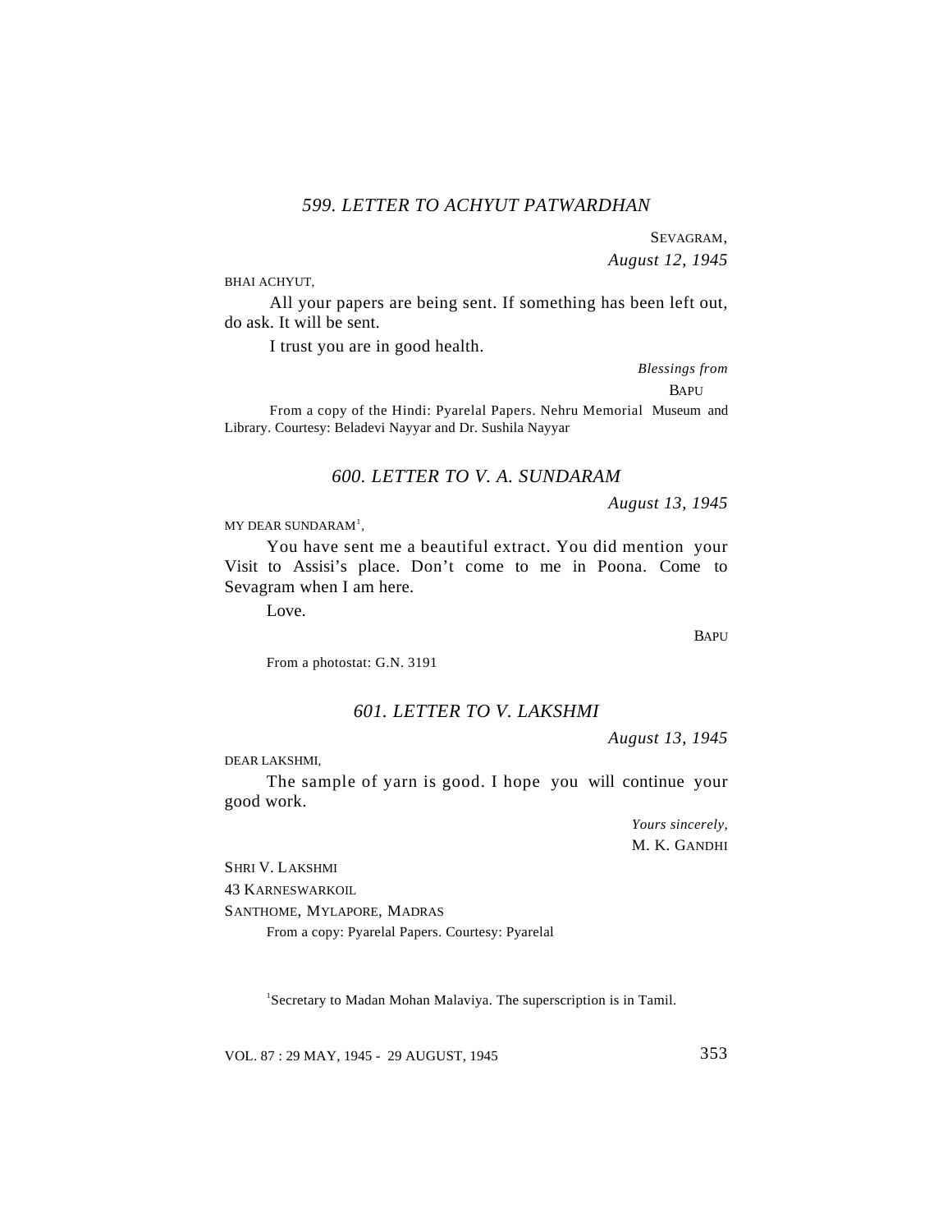### *599. LETTER TO ACHYUT PATWARDHAN*

SEVAGRAM,
*August 12, 1945*

BHAI ACHYUT,

All your papers are being sent. If something has been left out, do ask. It will be sent.

I trust you are in good health.

*Blessings from*
BAPU

From a copy of the Hindi: Pyarelal Papers. Nehru Memorial Museum and Library. Courtesy: Beladevi Nayyar and Dr. Sushila Nayyar

### *600. LETTER TO V. A. SUNDARAM*

*August 13, 1945*

MY DEAR SUNDARAM[1],

You have sent me a beautiful extract. You did mention your Visit to Assisi's place. Don't come to me in Poona. Come to Sevagram when I am here.

Love.

BAPU

From a photostat: G.N. 3191

### *601. LETTER TO V. LAKSHMI*

*August 13, 1945*

DEAR LAKSHMI,

The sample of yarn is good. I hope you will continue your good work.

*Yours sincerely,*
M. K. GANDHI

SHRI V. LAKSHMI
43 KARNESWARKOIL
SANTHOME, MYLAPORE, MADRAS

From a copy: Pyarelal Papers. Courtesy: Pyarelal

[1]Secretary to Madan Mohan Malaviya. The superscription is in Tamil.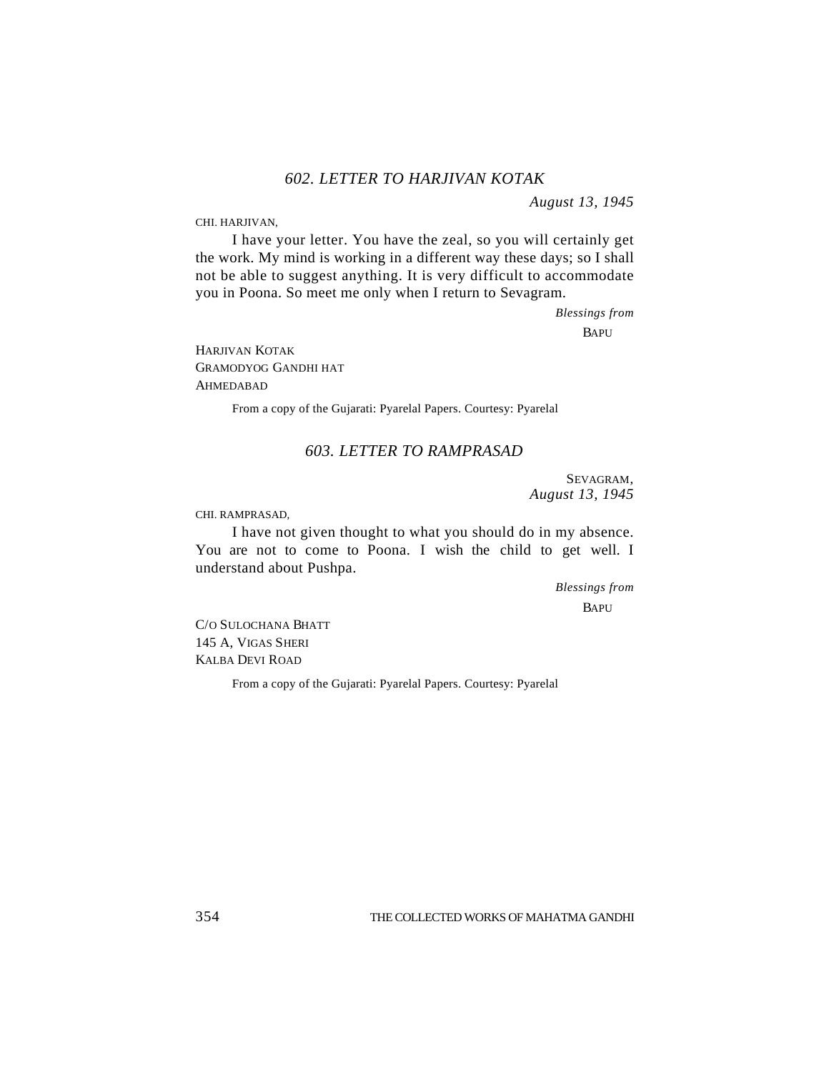## *602. LETTER TO HARJIVAN KOTAK*

*August 13, 1945*

CHI. HARJIVAN,

I have your letter. You have the zeal, so you will certainly get the work. My mind is working in a different way these days; so I shall not be able to suggest anything. It is very difficult to accommodate you in Poona. So meet me only when I return to Sevagram.

*Blessings from*
BAPU

HARJIVAN KOTAK
GRAMODYOG GANDHI HAT
AHMEDABAD

From a copy of the Gujarati: Pyarelal Papers. Courtesy: Pyarelal

## *603. LETTER TO RAMPRASAD*

SEVAGRAM,
*August 13, 1945*

CHI. RAMPRASAD,

I have not given thought to what you should do in my absence. You are not to come to Poona. I wish the child to get well. I understand about Pushpa.

*Blessings from*
BAPU

C/O SULOCHANA BHATT
145 A, VIGAS SHERI
KALBA DEVI ROAD

From a copy of the Gujarati: Pyarelal Papers. Courtesy: Pyarelal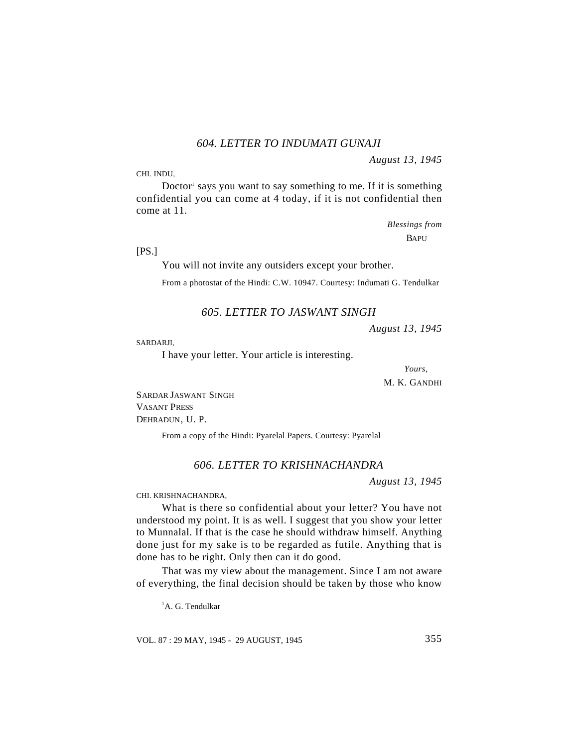### *604. LETTER TO INDUMATI GUNAJI*

*August 13, 1945*

CHI. INDU,

Doctor[1] says you want to say something to me. If it is something confidential you can come at 4 today, if it is not confidential then come at 11.

*Blessings from*

BAPU

[PS.]

You will not invite any outsiders except your brother.

From a photostat of the Hindi: C.W. 10947. Courtesy: Indumati G. Tendulkar

### *605. LETTER TO JASWANT SINGH*

*August 13, 1945*

SARDARJI,

I have your letter. Your article is interesting.

*Yours,*

M. K. GANDHI

SARDAR JASWANT SINGH
VASANT PRESS
DEHRADUN, U. P.

From a copy of the Hindi: Pyarelal Papers. Courtesy: Pyarelal

### *606. LETTER TO KRISHNACHANDRA*

*August 13, 1945*

CHI. KRISHNACHANDRA,

What is there so confidential about your letter? You have not understood my point. It is as well. I suggest that you show your letter to Munnalal. If that is the case he should withdraw himself. Anything done just for my sake is to be regarded as futile. Anything that is done has to be right. Only then can it do good.

That was my view about the management. Since I am not aware of everything, the final decision should be taken by those who know

[1] A. G. Tendulkar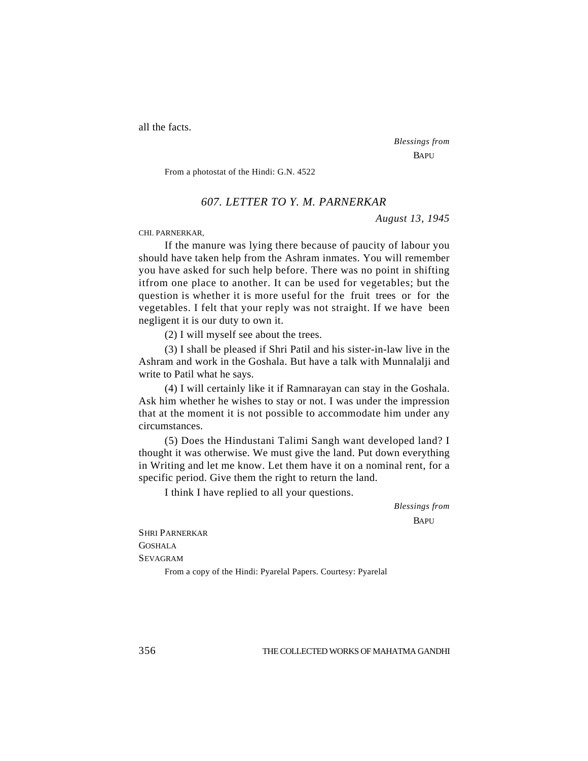all the facts.

*Blessings from*
BAPU

From a photostat of the Hindi: G.N. 4522

### *607. LETTER TO Y. M. PARNERKAR*

*August 13, 1945*

CHI. PARNERKAR,

If the manure was lying there because of paucity of labour you should have taken help from the Ashram inmates. You will remember you have asked for such help before. There was no point in shifting itfrom one place to another. It can be used for vegetables; but the question is whether it is more useful for the fruit trees or for the vegetables. I felt that your reply was not straight. If we have been negligent it is our duty to own it.

(2) I will myself see about the trees.

(3) I shall be pleased if Shri Patil and his sister-in-law live in the Ashram and work in the Goshala. But have a talk with Munnalalji and write to Patil what he says.

(4) I will certainly like it if Ramnarayan can stay in the Goshala. Ask him whether he wishes to stay or not. I was under the impression that at the moment it is not possible to accommodate him under any circumstances.

(5) Does the Hindustani Talimi Sangh want developed land? I thought it was otherwise. We must give the land. Put down everything in Writing and let me know. Let them have it on a nominal rent, for a specific period. Give them the right to return the land.

I think I have replied to all your questions.

*Blessings from*
BAPU

SHRI PARNERKAR
GOSHALA
SEVAGRAM

From a copy of the Hindi: Pyarelal Papers. Courtesy: Pyarelal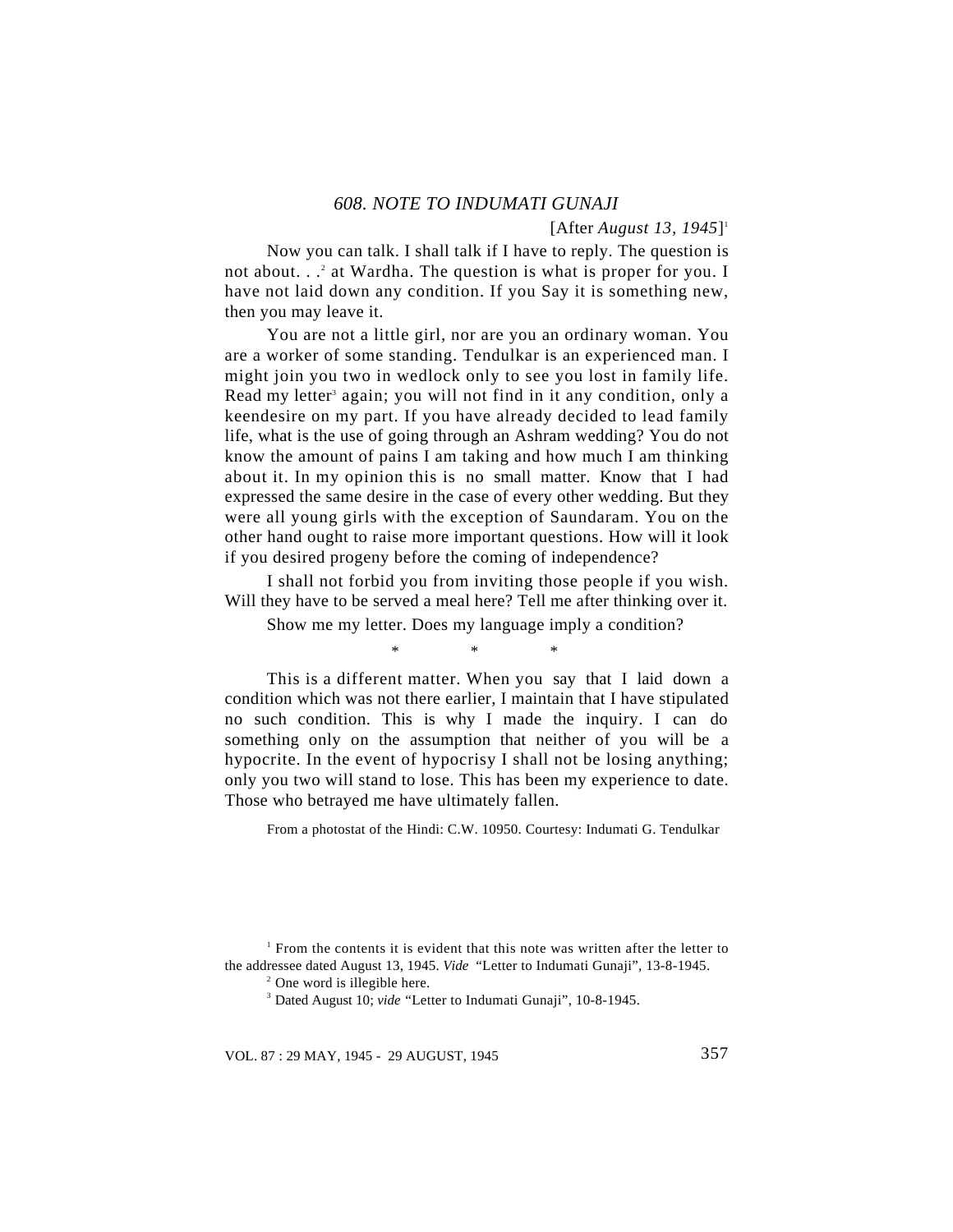## *608. NOTE TO INDUMATI GUNAJI*

[After *August 13, 1945*][1]

Now you can talk. I shall talk if I have to reply. The question is not about. . .[2] at Wardha. The question is what is proper for you. I have not laid down any condition. If you Say it is something new, then you may leave it.

You are not a little girl, nor are you an ordinary woman. You are a worker of some standing. Tendulkar is an experienced man. I might join you two in wedlock only to see you lost in family life. Read my letter[3] again; you will not find in it any condition, only a keendesire on my part. If you have already decided to lead family life, what is the use of going through an Ashram wedding? You do not know the amount of pains I am taking and how much I am thinking about it. In my opinion this is no small matter. Know that I had expressed the same desire in the case of every other wedding. But they were all young girls with the exception of Saundaram. You on the other hand ought to raise more important questions. How will it look if you desired progeny before the coming of independence?

I shall not forbid you from inviting those people if you wish. Will they have to be served a meal here? Tell me after thinking over it.

Show me my letter. Does my language imply a condition?

\*   \*   \*

This is a different matter. When you say that I laid down a condition which was not there earlier, I maintain that I have stipulated no such condition. This is why I made the inquiry. I can do something only on the assumption that neither of you will be a hypocrite. In the event of hypocrisy I shall not be losing anything; only you two will stand to lose. This has been my experience to date. Those who betrayed me have ultimately fallen.

From a photostat of the Hindi: C.W. 10950. Courtesy: Indumati G. Tendulkar

---

[1] From the contents it is evident that this note was written after the letter to the addressee dated August 13, 1945. *Vide* "Letter to Indumati Gunaji", 13-8-1945.

[2] One word is illegible here.

[3] Dated August 10; *vide* "Letter to Indumati Gunaji", 10-8-1945.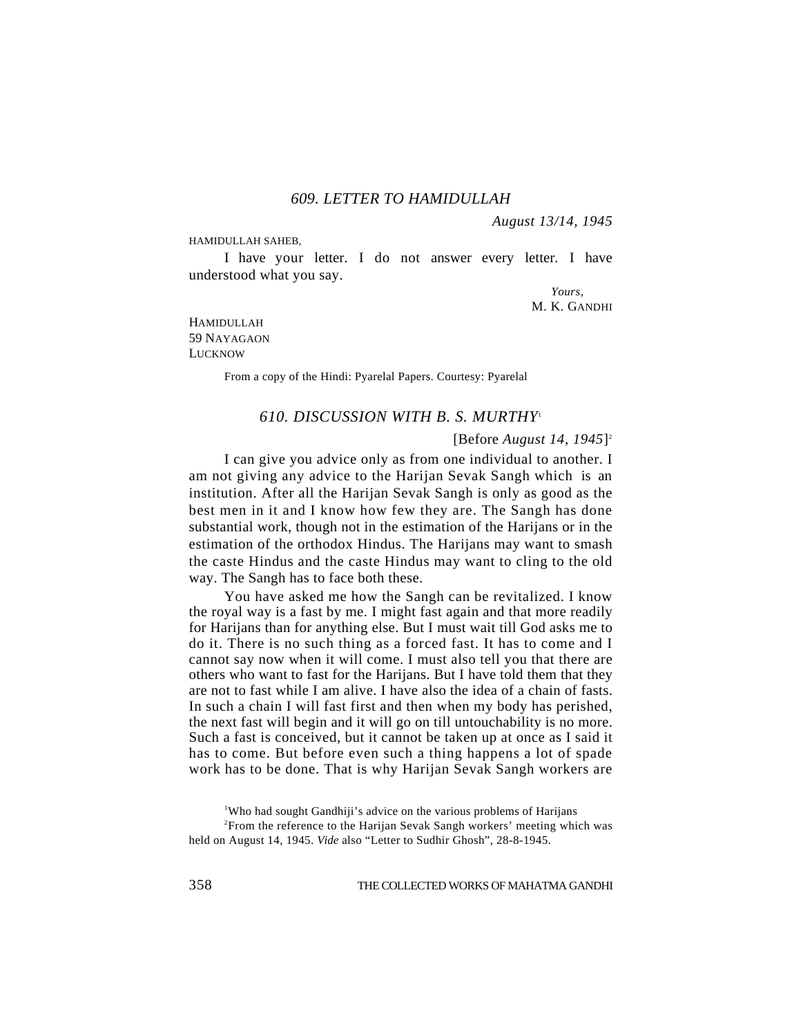### *609. LETTER TO HAMIDULLAH*

*August 13/14, 1945*

HAMIDULLAH SAHEB,

I have your letter. I do not answer every letter. I have understood what you say.

*Yours,*
M. K. GANDHI

HAMIDULLAH
59 NAYAGAON
LUCKNOW

From a copy of the Hindi: Pyarelal Papers. Courtesy: Pyarelal

### *610. DISCUSSION WITH B. S. MURTHY*[1]

[Before *August 14, 1945*][2]

I can give you advice only as from one individual to another. I am not giving any advice to the Harijan Sevak Sangh which is an institution. After all the Harijan Sevak Sangh is only as good as the best men in it and I know how few they are. The Sangh has done substantial work, though not in the estimation of the Harijans or in the estimation of the orthodox Hindus. The Harijans may want to smash the caste Hindus and the caste Hindus may want to cling to the old way. The Sangh has to face both these.

You have asked me how the Sangh can be revitalized. I know the royal way is a fast by me. I might fast again and that more readily for Harijans than for anything else. But I must wait till God asks me to do it. There is no such thing as a forced fast. It has to come and I cannot say now when it will come. I must also tell you that there are others who want to fast for the Harijans. But I have told them that they are not to fast while I am alive. I have also the idea of a chain of fasts. In such a chain I will fast first and then when my body has perished, the next fast will begin and it will go on till untouchability is no more. Such a fast is conceived, but it cannot be taken up at once as I said it has to come. But before even such a thing happens a lot of spade work has to be done. That is why Harijan Sevak Sangh workers are

[1]Who had sought Gandhiji's advice on the various problems of Harijans

[2]From the reference to the Harijan Sevak Sangh workers' meeting which was held on August 14, 1945. *Vide* also "Letter to Sudhir Ghosh", 28-8-1945.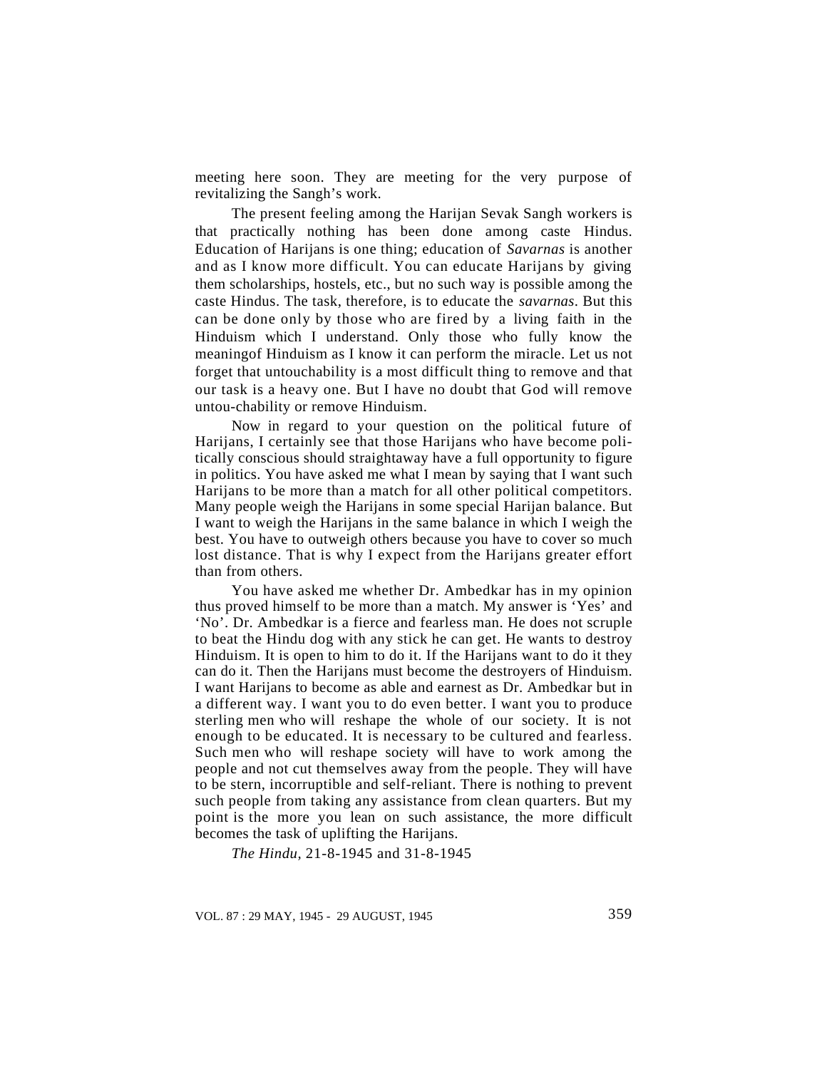meeting here soon. They are meeting for the very purpose of revitalizing the Sangh's work.

The present feeling among the Harijan Sevak Sangh workers is that practically nothing has been done among caste Hindus. Education of Harijans is one thing; education of *Savarnas* is another and as I know more difficult. You can educate Harijans by giving them scholarships, hostels, etc., but no such way is possible among the caste Hindus. The task, therefore, is to educate the *savarnas*. But this can be done only by those who are fired by a living faith in the Hinduism which I understand. Only those who fully know the meaningof Hinduism as I know it can perform the miracle. Let us not forget that untouchability is a most difficult thing to remove and that our task is a heavy one. But I have no doubt that God will remove untou-chability or remove Hinduism.

Now in regard to your question on the political future of Harijans, I certainly see that those Harijans who have become poli-tically conscious should straightaway have a full opportunity to figure in politics. You have asked me what I mean by saying that I want such Harijans to be more than a match for all other political competitors. Many people weigh the Harijans in some special Harijan balance. But I want to weigh the Harijans in the same balance in which I weigh the best. You have to outweigh others because you have to cover so much lost distance. That is why I expect from the Harijans greater effort than from others.

You have asked me whether Dr. Ambedkar has in my opinion thus proved himself to be more than a match. My answer is 'Yes' and 'No'. Dr. Ambedkar is a fierce and fearless man. He does not scruple to beat the Hindu dog with any stick he can get. He wants to destroy Hinduism. It is open to him to do it. If the Harijans want to do it they can do it. Then the Harijans must become the destroyers of Hinduism. I want Harijans to become as able and earnest as Dr. Ambedkar but in a different way. I want you to do even better. I want you to produce sterling men who will reshape the whole of our society. It is not enough to be educated. It is necessary to be cultured and fearless. Such men who will reshape society will have to work among the people and not cut themselves away from the people. They will have to be stern, incorruptible and self-reliant. There is nothing to prevent such people from taking any assistance from clean quarters. But my point is the more you lean on such assistance, the more difficult becomes the task of uplifting the Harijans.

*The Hindu*, 21-8-1945 and 31-8-1945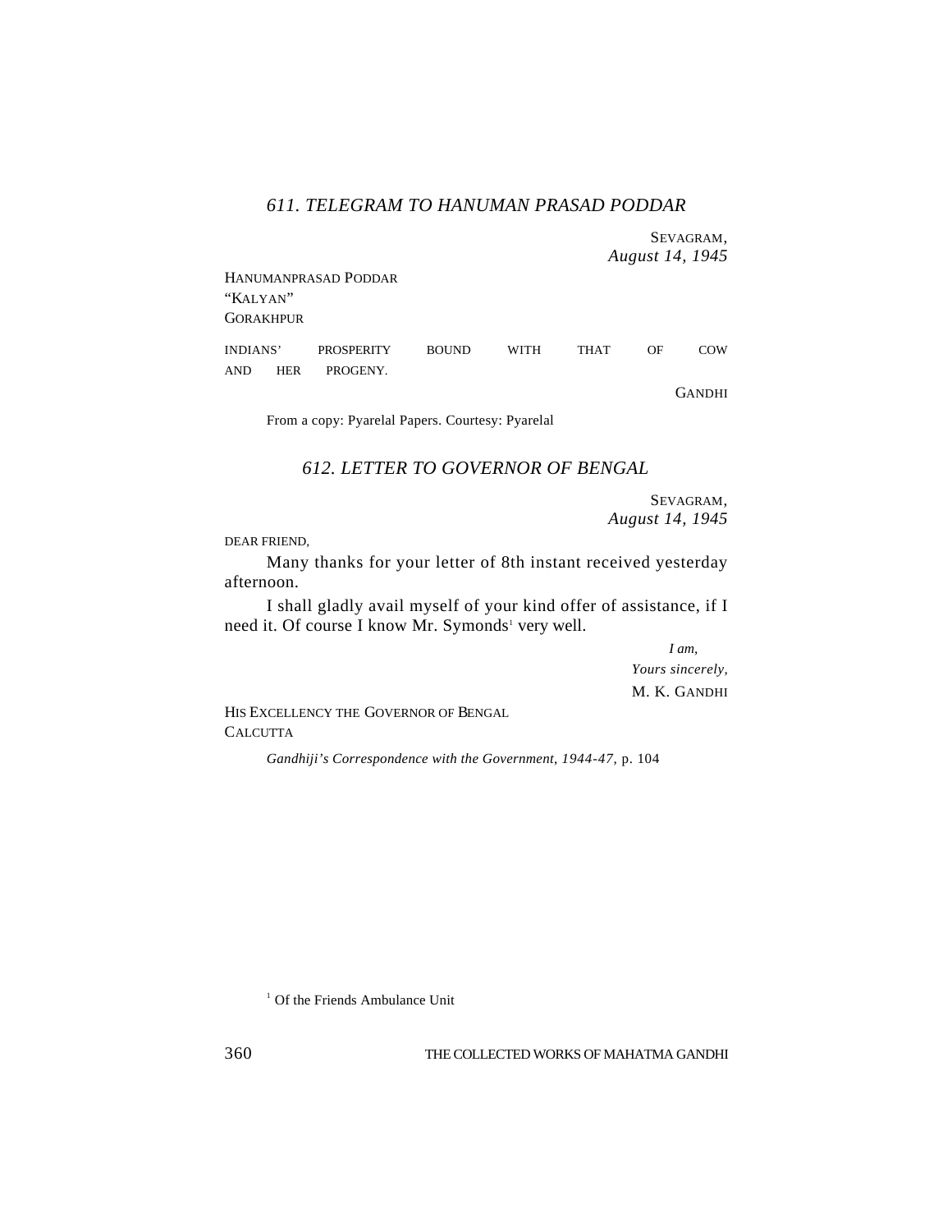## *611. TELEGRAM TO HANUMAN PRASAD PODDAR*

SEVAGRAM,
*August 14, 1945*

HANUMANPRASAD PODDAR
"KALYAN"
GORAKHPUR

INDIANS' PROSPERITY BOUND WITH THAT OF COW AND HER PROGENY.

GANDHI

From a copy: Pyarelal Papers. Courtesy: Pyarelal

## *612. LETTER TO GOVERNOR OF BENGAL*

SEVAGRAM,
*August 14, 1945*

DEAR FRIEND,

Many thanks for your letter of 8th instant received yesterday afternoon.

I shall gladly avail myself of your kind offer of assistance, if I need it. Of course I know Mr. Symonds[1] very well.

*I am,*
*Yours sincerely,*
M. K. GANDHI

HIS EXCELLENCY THE GOVERNOR OF BENGAL
CALCUTTA

*Gandhiji's Correspondence with the Government, 1944-47,* p. 104

[1] Of the Friends Ambulance Unit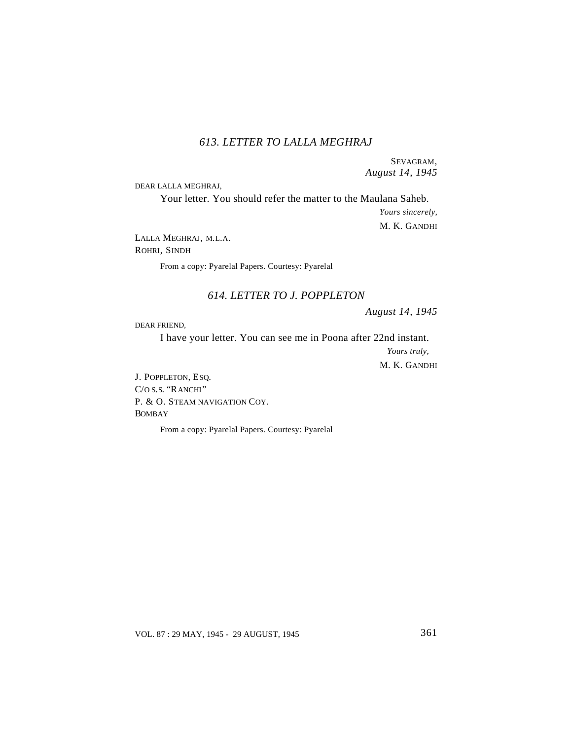### *613. LETTER TO LALLA MEGHRAJ*

SEVAGRAM,
*August 14, 1945*

DEAR LALLA MEGHRAJ,

Your letter. You should refer the matter to the Maulana Saheb.

*Yours sincerely,*
M. K. GANDHI

LALLA MEGHRAJ, M.L.A.
ROHRI, SINDH

From a copy: Pyarelal Papers. Courtesy: Pyarelal

### *614. LETTER TO J. POPPLETON*

*August 14, 1945*

DEAR FRIEND,

I have your letter. You can see me in Poona after 22nd instant.

*Yours truly,*
M. K. GANDHI

J. POPPLETON, ESQ.
C/O S.S. "RANCHI"
P. & O. STEAM NAVIGATION COY.
BOMBAY

From a copy: Pyarelal Papers. Courtesy: Pyarelal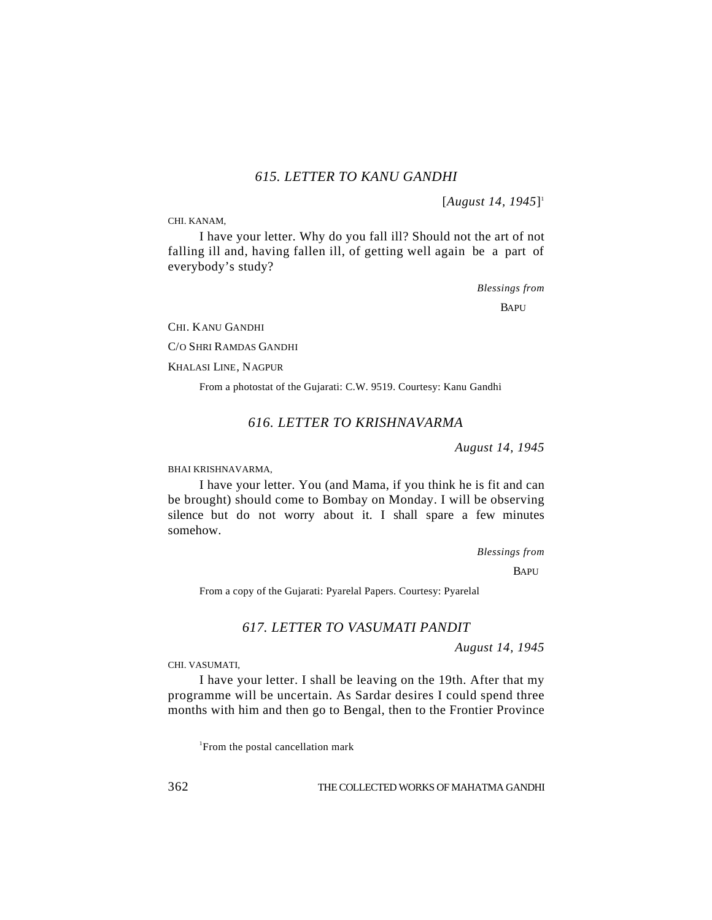## 615. LETTER TO KANU GANDHI

[*August 14, 1945*][1]

CHI. KANAM,

I have your letter. Why do you fall ill? Should not the art of not falling ill and, having fallen ill, of getting well again be a part of everybody's study?

*Blessings from*

BAPU

CHI. KANU GANDHI

C/O SHRI RAMDAS GANDHI

KHALASI LINE, NAGPUR

From a photostat of the Gujarati: C.W. 9519. Courtesy: Kanu Gandhi

## 616. LETTER TO KRISHNAVARMA

*August 14, 1945*

BHAI KRISHNAVARMA,

I have your letter. You (and Mama, if you think he is fit and can be brought) should come to Bombay on Monday. I will be observing silence but do not worry about it. I shall spare a few minutes somehow.

*Blessings from*

BAPU

From a copy of the Gujarati: Pyarelal Papers. Courtesy: Pyarelal

## 617. LETTER TO VASUMATI PANDIT

*August 14, 1945*

CHI. VASUMATI,

I have your letter. I shall be leaving on the 19th. After that my programme will be uncertain. As Sardar desires I could spend three months with him and then go to Bengal, then to the Frontier Province

[1] From the postal cancellation mark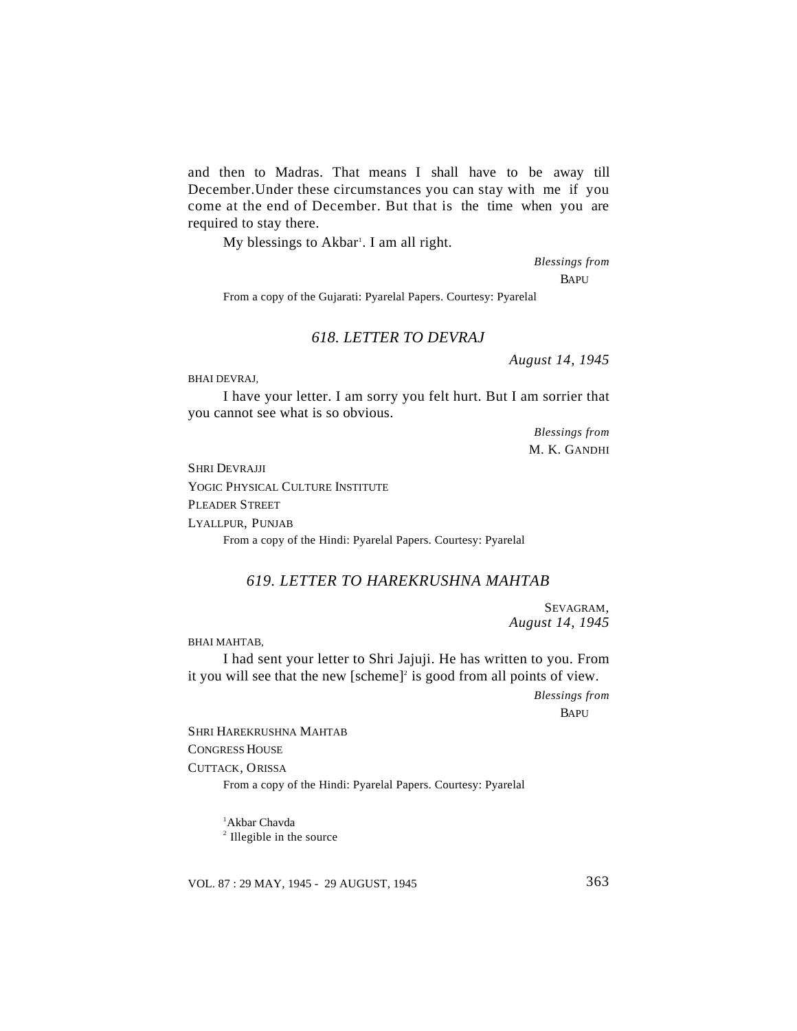and then to Madras. That means I shall have to be away till December.Under these circumstances you can stay with me if you come at the end of December. But that is the time when you are required to stay there.

My blessings to Akbar[1]. I am all right.

*Blessings from*
BAPU

From a copy of the Gujarati: Pyarelal Papers. Courtesy: Pyarelal

## *618. LETTER TO DEVRAJ*

*August 14, 1945*

BHAI DEVRAJ,

I have your letter. I am sorry you felt hurt. But I am sorrier that you cannot see what is so obvious.

*Blessings from*
M. K. GANDHI

SHRI DEVRAJJI
YOGIC PHYSICAL CULTURE INSTITUTE
PLEADER STREET
LYALLPUR, PUNJAB

From a copy of the Hindi: Pyarelal Papers. Courtesy: Pyarelal

## *619. LETTER TO HAREKRUSHNA MAHTAB*

SEVAGRAM,
*August 14, 1945*

BHAI MAHTAB,

I had sent your letter to Shri Jajuji. He has written to you. From it you will see that the new [scheme][2] is good from all points of view.

*Blessings from*
BAPU

SHRI HAREKRUSHNA MAHTAB
CONGRESS HOUSE
CUTTACK, ORISSA

From a copy of the Hindi: Pyarelal Papers. Courtesy: Pyarelal

[1]Akbar Chavda
[2] Illegible in the source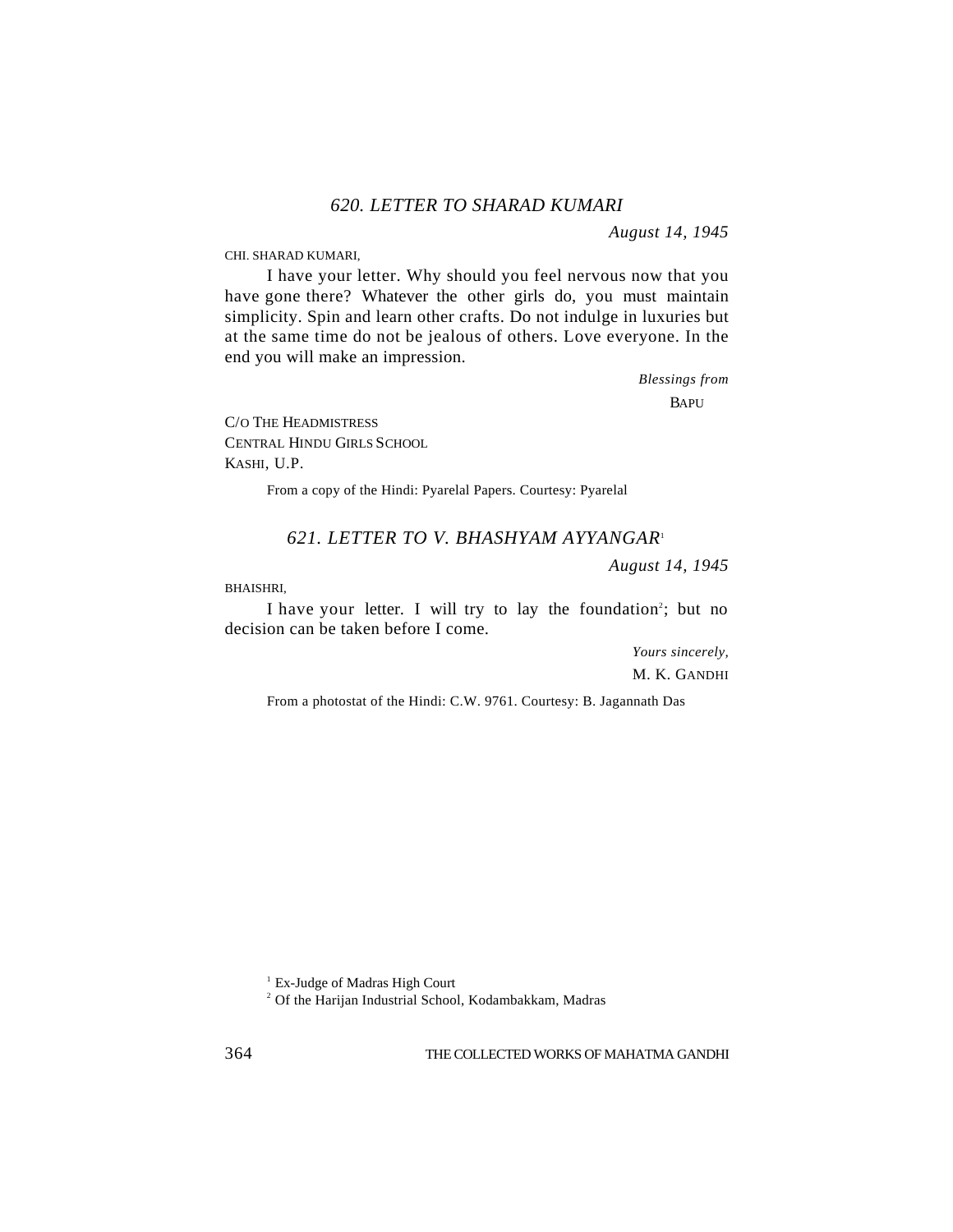### 620. LETTER TO SHARAD KUMARI

*August 14, 1945*

CHI. SHARAD KUMARI,

I have your letter. Why should you feel nervous now that you have gone there? Whatever the other girls do, you must maintain simplicity. Spin and learn other crafts. Do not indulge in luxuries but at the same time do not be jealous of others. Love everyone. In the end you will make an impression.

*Blessings from*

BAPU

C/O THE HEADMISTRESS
CENTRAL HINDU GIRLS SCHOOL
KASHI, U.P.

From a copy of the Hindi: Pyarelal Papers. Courtesy: Pyarelal

### 621. LETTER TO V. BHASHYAM AYYANGAR[1]

*August 14, 1945*

BHAISHRI,

I have your letter. I will try to lay the foundation[2]; but no decision can be taken before I come.

*Yours sincerely,*

M. K. GANDHI

From a photostat of the Hindi: C.W. 9761. Courtesy: B. Jagannath Das

[1] Ex-Judge of Madras High Court

[2] Of the Harijan Industrial School, Kodambakkam, Madras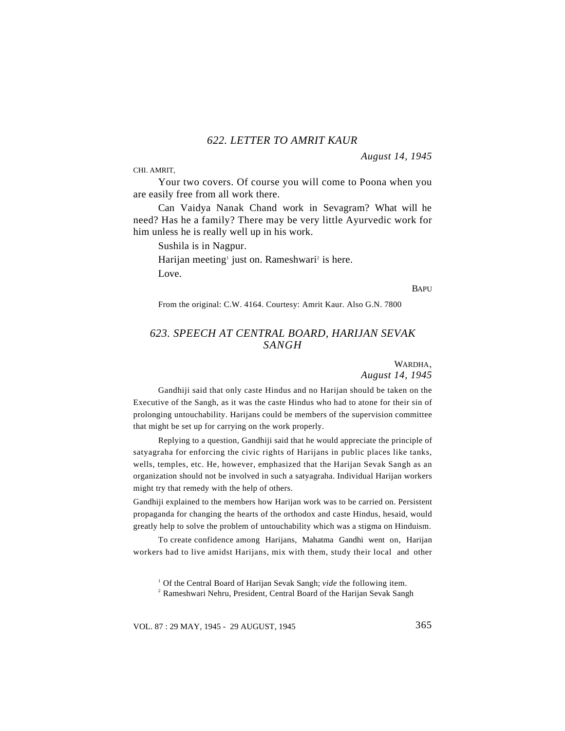## *622. LETTER TO AMRIT KAUR*

*August 14, 1945*

CHI. AMRIT,

Your two covers. Of course you will come to Poona when you are easily free from all work there.

Can Vaidya Nanak Chand work in Sevagram? What will he need? Has he a family? There may be very little Ayurvedic work for him unless he is really well up in his work.

Sushila is in Nagpur.

Harijan meeting[1] just on. Rameshwari[2] is here.

Love.

BAPU

From the original: C.W. 4164. Courtesy: Amrit Kaur. Also G.N. 7800

## *623. SPEECH AT CENTRAL BOARD, HARIJAN SEVAK SANGH*

WARDHA,
*August 14, 1945*

Gandhiji said that only caste Hindus and no Harijan should be taken on the Executive of the Sangh, as it was the caste Hindus who had to atone for their sin of prolonging untouchability. Harijans could be members of the supervision committee that might be set up for carrying on the work properly.

Replying to a question, Gandhiji said that he would appreciate the principle of satyagraha for enforcing the civic rights of Harijans in public places like tanks, wells, temples, etc. He, however, emphasized that the Harijan Sevak Sangh as an organization should not be involved in such a satyagraha. Individual Harijan workers might try that remedy with the help of others.

Gandhiji explained to the members how Harijan work was to be carried on. Persistent propaganda for changing the hearts of the orthodox and caste Hindus, hesaid, would greatly help to solve the problem of untouchability which was a stigma on Hinduism.

To create confidence among Harijans, Mahatma Gandhi went on, Harijan workers had to live amidst Harijans, mix with them, study their local and other

[1] Of the Central Board of Harijan Sevak Sangh; *vide* the following item.

[2] Rameshwari Nehru, President, Central Board of the Harijan Sevak Sangh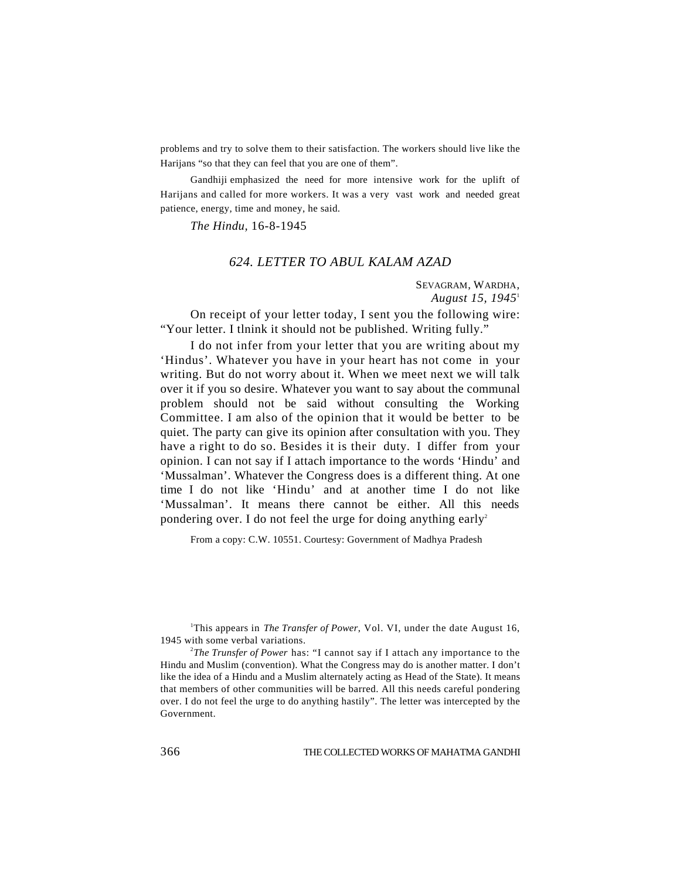problems and try to solve them to their satisfaction. The workers should live like the Harijans "so that they can feel that you are one of them".

Gandhiji emphasized the need for more intensive work for the uplift of Harijans and called for more workers. It was a very vast work and needed great patience, energy, time and money, he said.

*The Hindu,* 16-8-1945

## *624. LETTER TO ABUL KALAM AZAD*

SEVAGRAM, WARDHA,
*August 15, 1945*[1]

On receipt of your letter today, I sent you the following wire: "Your letter. I tlnink it should not be published. Writing fully."

I do not infer from your letter that you are writing about my 'Hindus'. Whatever you have in your heart has not come in your writing. But do not worry about it. When we meet next we will talk over it if you so desire. Whatever you want to say about the communal problem should not be said without consulting the Working Committee. I am also of the opinion that it would be better to be quiet. The party can give its opinion after consultation with you. They have a right to do so. Besides it is their duty. I differ from your opinion. I can not say if I attach importance to the words 'Hindu' and 'Mussalman'. Whatever the Congress does is a different thing. At one time I do not like 'Hindu' and at another time I do not like 'Mussalman'. It means there cannot be either. All this needs pondering over. I do not feel the urge for doing anything early[2]

From a copy: C.W. 10551. Courtesy: Government of Madhya Pradesh

---

[1]This appears in *The Transfer of Power,* Vol. VI, under the date August 16, 1945 with some verbal variations.

[2]*The Trunsfer of Power* has: "I cannot say if I attach any importance to the Hindu and Muslim (convention). What the Congress may do is another matter. I don't like the idea of a Hindu and a Muslim alternately acting as Head of the State). It means that members of other communities will be barred. All this needs careful pondering over. I do not feel the urge to do anything hastily". The letter was intercepted by the Government.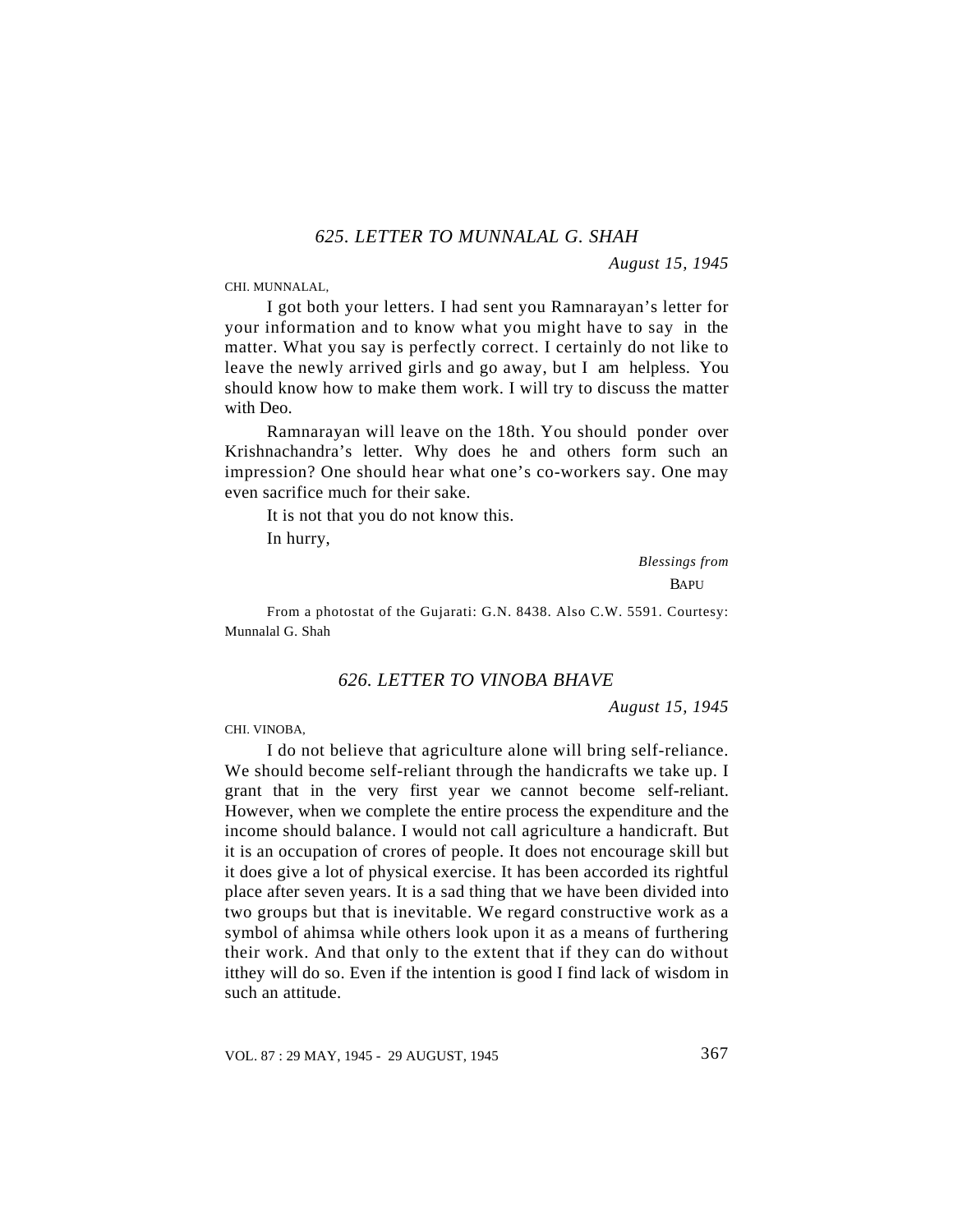### *625. LETTER TO MUNNALAL G. SHAH*

*August 15, 1945*

CHI. MUNNALAL,

I got both your letters. I had sent you Ramnarayan's letter for your information and to know what you might have to say in the matter. What you say is perfectly correct. I certainly do not like to leave the newly arrived girls and go away, but I am helpless. You should know how to make them work. I will try to discuss the matter with Deo.

Ramnarayan will leave on the 18th. You should ponder over Krishnachandra's letter. Why does he and others form such an impression? One should hear what one's co-workers say. One may even sacrifice much for their sake.

It is not that you do not know this.

In hurry,

*Blessings from*
BAPU

From a photostat of the Gujarati: G.N. 8438. Also C.W. 5591. Courtesy: Munnalal G. Shah

### *626. LETTER TO VINOBA BHAVE*

*August 15, 1945*

CHI. VINOBA,

I do not believe that agriculture alone will bring self-reliance. We should become self-reliant through the handicrafts we take up. I grant that in the very first year we cannot become self-reliant. However, when we complete the entire process the expenditure and the income should balance. I would not call agriculture a handicraft. But it is an occupation of crores of people. It does not encourage skill but it does give a lot of physical exercise. It has been accorded its rightful place after seven years. It is a sad thing that we have been divided into two groups but that is inevitable. We regard constructive work as a symbol of ahimsa while others look upon it as a means of furthering their work. And that only to the extent that if they can do without itthey will do so. Even if the intention is good I find lack of wisdom in such an attitude.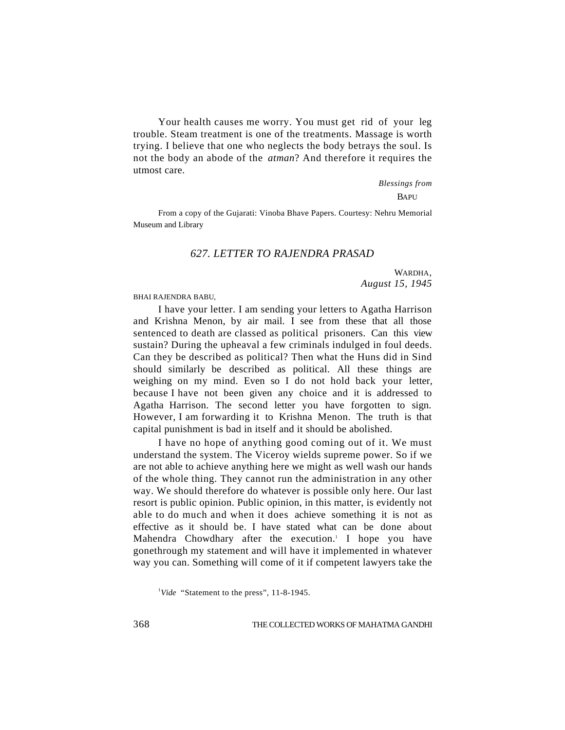Your health causes me worry. You must get rid of your leg trouble. Steam treatment is one of the treatments. Massage is worth trying. I believe that one who neglects the body betrays the soul. Is not the body an abode of the *atman*? And therefore it requires the utmost care.

*Blessings from*

BAPU

From a copy of the Gujarati: Vinoba Bhave Papers. Courtesy: Nehru Memorial Museum and Library

## *627. LETTER TO RAJENDRA PRASAD*

WARDHA,
*August 15, 1945*

BHAI RAJENDRA BABU,

I have your letter. I am sending your letters to Agatha Harrison and Krishna Menon, by air mail. I see from these that all those sentenced to death are classed as political prisoners. Can this view sustain? During the upheaval a few criminals indulged in foul deeds. Can they be described as political? Then what the Huns did in Sind should similarly be described as political. All these things are weighing on my mind. Even so I do not hold back your letter, because I have not been given any choice and it is addressed to Agatha Harrison. The second letter you have forgotten to sign. However, I am forwarding it to Krishna Menon. The truth is that capital punishment is bad in itself and it should be abolished.

I have no hope of anything good coming out of it. We must understand the system. The Viceroy wields supreme power. So if we are not able to achieve anything here we might as well wash our hands of the whole thing. They cannot run the administration in any other way. We should therefore do whatever is possible only here. Our last resort is public opinion. Public opinion, in this matter, is evidently not able to do much and when it does achieve something it is not as effective as it should be. I have stated what can be done about Mahendra Chowdhary after the execution.[1] I hope you have gonethrough my statement and will have it implemented in whatever way you can. Something will come of it if competent lawyers take the

[1] *Vide* "Statement to the press", 11-8-1945.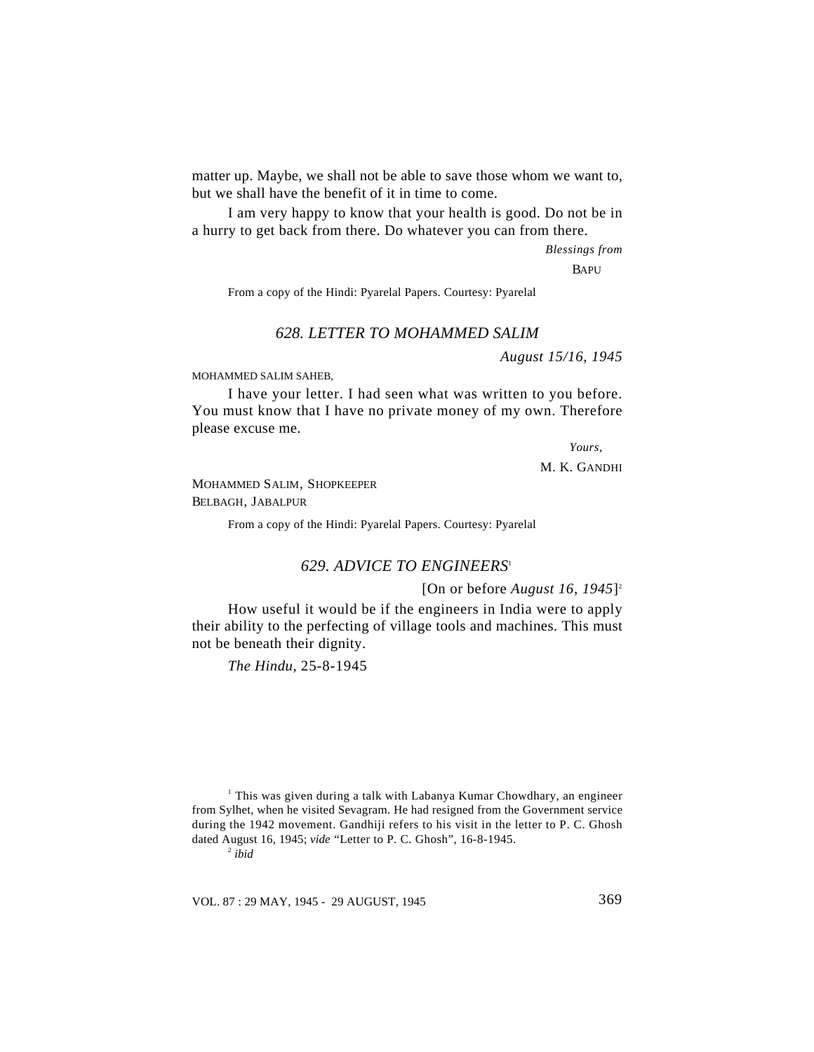matter up. Maybe, we shall not be able to save those whom we want to, but we shall have the benefit of it in time to come.

I am very happy to know that your health is good. Do not be in a hurry to get back from there. Do whatever you can from there.

*Blessings from*

BAPU

From a copy of the Hindi: Pyarelal Papers. Courtesy: Pyarelal

## 628. LETTER TO MOHAMMED SALIM

*August 15/16, 1945*

MOHAMMED SALIM SAHEB,

I have your letter. I had seen what was written to you before. You must know that I have no private money of my own. Therefore please excuse me.

*Yours,*

M. K. GANDHI

MOHAMMED SALIM, SHOPKEEPER
BELBAGH, JABALPUR

From a copy of the Hindi: Pyarelal Papers. Courtesy: Pyarelal

## 629. ADVICE TO ENGINEERS[1]

[On or before *August 16, 1945*][2]

How useful it would be if the engineers in India were to apply their ability to the perfecting of village tools and machines. This must not be beneath their dignity.

*The Hindu*, 25-8-1945

---

[1] This was given during a talk with Labanya Kumar Chowdhary, an engineer from Sylhet, when he visited Sevagram. He had resigned from the Government service during the 1942 movement. Gandhiji refers to his visit in the letter to P. C. Ghosh dated August 16, 1945; *vide* "Letter to P. C. Ghosh", 16-8-1945.

[2] *ibid*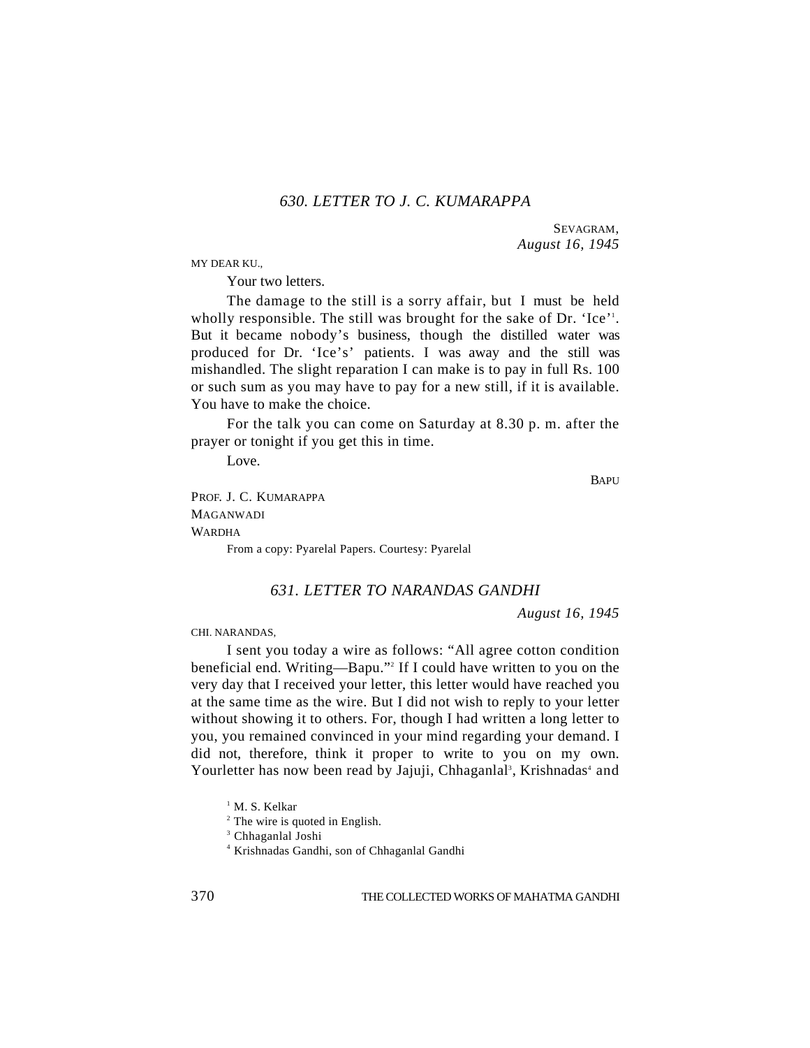## 630. LETTER TO J. C. KUMARAPPA

SEVAGRAM,
*August 16, 1945*

MY DEAR KU.,

Your two letters.

The damage to the still is a sorry affair, but I must be held wholly responsible. The still was brought for the sake of Dr. 'Ice'[1]. But it became nobody's business, though the distilled water was produced for Dr. 'Ice's' patients. I was away and the still was mishandled. The slight reparation I can make is to pay in full Rs. 100 or such sum as you may have to pay for a new still, if it is available. You have to make the choice.

For the talk you can come on Saturday at 8.30 p. m. after the prayer or tonight if you get this in time.

Love.

BAPU

PROF. J. C. KUMARAPPA
MAGANWADI
WARDHA

From a copy: Pyarelal Papers. Courtesy: Pyarelal

## 631. LETTER TO NARANDAS GANDHI

*August 16, 1945*

CHI. NARANDAS,

I sent you today a wire as follows: "All agree cotton condition beneficial end. Writing—Bapu."[2] If I could have written to you on the very day that I received your letter, this letter would have reached you at the same time as the wire. But I did not wish to reply to your letter without showing it to others. For, though I had written a long letter to you, you remained convinced in your mind regarding your demand. I did not, therefore, think it proper to write to you on my own. Yourletter has now been read by Jajuji, Chhaganlal[3], Krishnadas[4] and

[1] M. S. Kelkar

[2] The wire is quoted in English.

[3] Chhaganlal Joshi

[4] Krishnadas Gandhi, son of Chhaganlal Gandhi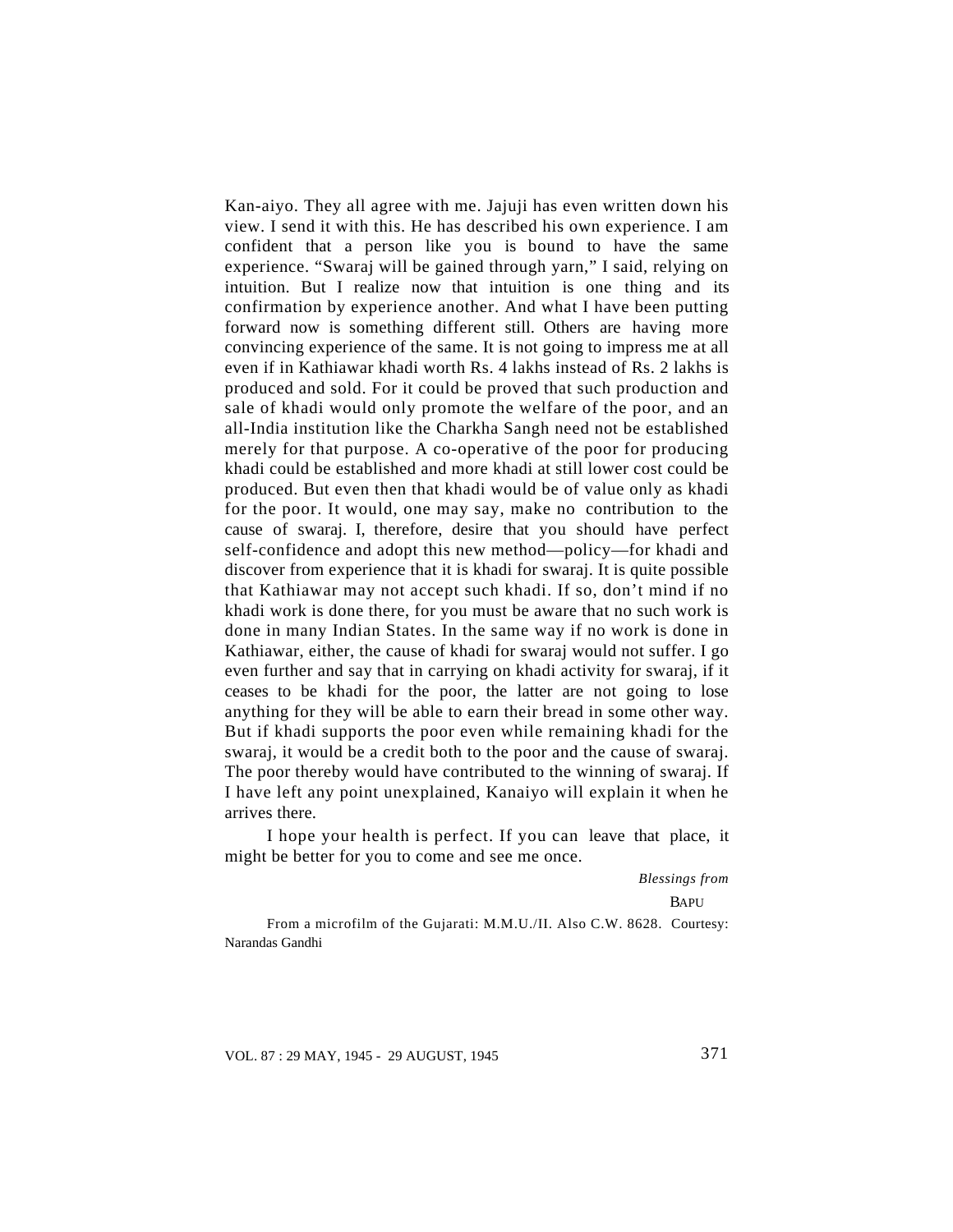Kan-aiyo. They all agree with me. Jajuji has even written down his view. I send it with this. He has described his own experience. I am confident that a person like you is bound to have the same experience. "Swaraj will be gained through yarn," I said, relying on intuition. But I realize now that intuition is one thing and its confirmation by experience another. And what I have been putting forward now is something different still. Others are having more convincing experience of the same. It is not going to impress me at all even if in Kathiawar khadi worth Rs. 4 lakhs instead of Rs. 2 lakhs is produced and sold. For it could be proved that such production and sale of khadi would only promote the welfare of the poor, and an all-India institution like the Charkha Sangh need not be established merely for that purpose. A co-operative of the poor for producing khadi could be established and more khadi at still lower cost could be produced. But even then that khadi would be of value only as khadi for the poor. It would, one may say, make no contribution to the cause of swaraj. I, therefore, desire that you should have perfect self-confidence and adopt this new method—policy—for khadi and discover from experience that it is khadi for swaraj. It is quite possible that Kathiawar may not accept such khadi. If so, don't mind if no khadi work is done there, for you must be aware that no such work is done in many Indian States. In the same way if no work is done in Kathiawar, either, the cause of khadi for swaraj would not suffer. I go even further and say that in carrying on khadi activity for swaraj, if it ceases to be khadi for the poor, the latter are not going to lose anything for they will be able to earn their bread in some other way. But if khadi supports the poor even while remaining khadi for the swaraj, it would be a credit both to the poor and the cause of swaraj. The poor thereby would have contributed to the winning of swaraj. If I have left any point unexplained, Kanaiyo will explain it when he arrives there.

I hope your health is perfect. If you can leave that place, it might be better for you to come and see me once.

*Blessings from*

BAPU

From a microfilm of the Gujarati: M.M.U./II. Also C.W. 8628. Courtesy: Narandas Gandhi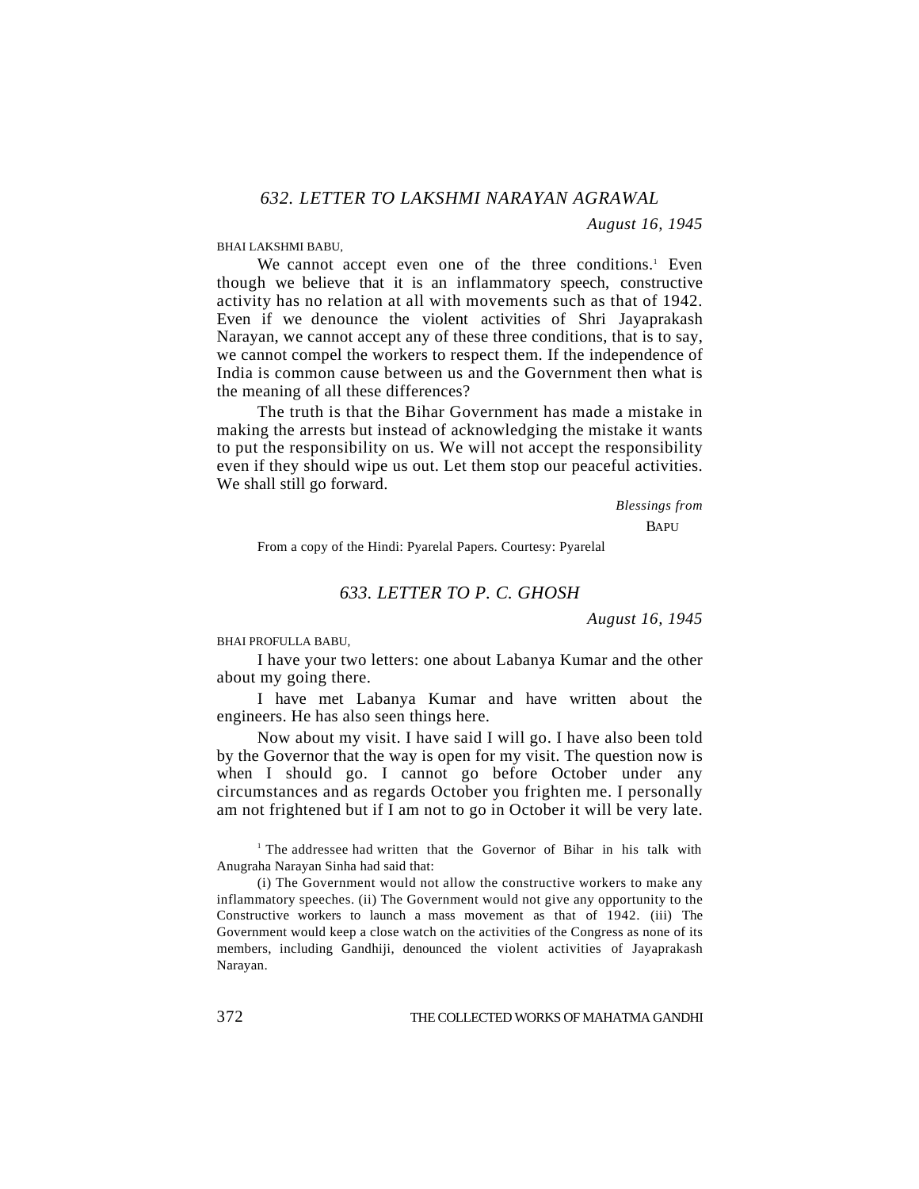## *632. LETTER TO LAKSHMI NARAYAN AGRAWAL*

*August 16, 1945*

BHAI LAKSHMI BABU,

We cannot accept even one of the three conditions.[1] Even though we believe that it is an inflammatory speech, constructive activity has no relation at all with movements such as that of 1942. Even if we denounce the violent activities of Shri Jayaprakash Narayan, we cannot accept any of these three conditions, that is to say, we cannot compel the workers to respect them. If the independence of India is common cause between us and the Government then what is the meaning of all these differences?

The truth is that the Bihar Government has made a mistake in making the arrests but instead of acknowledging the mistake it wants to put the responsibility on us. We will not accept the responsibility even if they should wipe us out. Let them stop our peaceful activities. We shall still go forward.

*Blessings from*

BAPU

From a copy of the Hindi: Pyarelal Papers. Courtesy: Pyarelal

## *633. LETTER TO P. C. GHOSH*

*August 16, 1945*

BHAI PROFULLA BABU,

I have your two letters: one about Labanya Kumar and the other about my going there.

I have met Labanya Kumar and have written about the engineers. He has also seen things here.

Now about my visit. I have said I will go. I have also been told by the Governor that the way is open for my visit. The question now is when I should go. I cannot go before October under any circumstances and as regards October you frighten me. I personally am not frightened but if I am not to go in October it will be very late.

---

[1] The addressee had written that the Governor of Bihar in his talk with Anugraha Narayan Sinha had said that:

(i) The Government would not allow the constructive workers to make any inflammatory speeches. (ii) The Government would not give any opportunity to the Constructive workers to launch a mass movement as that of 1942. (iii) The Government would keep a close watch on the activities of the Congress as none of its members, including Gandhiji, denounced the violent activities of Jayaprakash Narayan.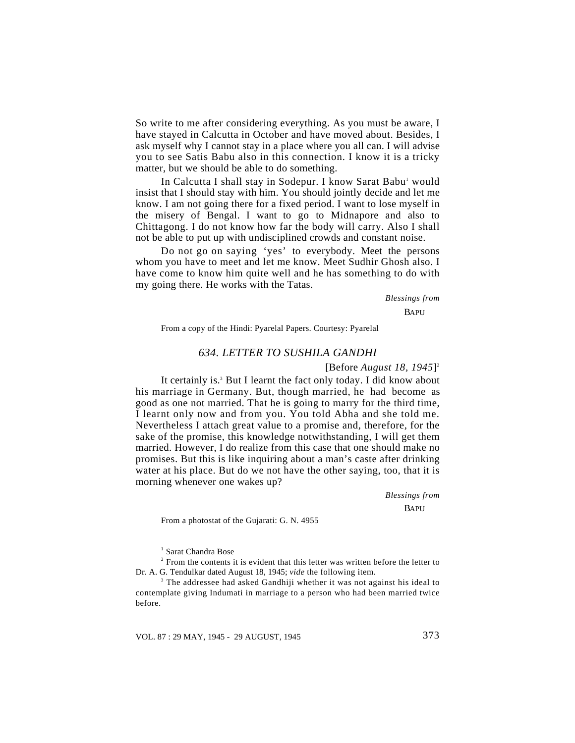So write to me after considering everything. As you must be aware, I have stayed in Calcutta in October and have moved about. Besides, I ask myself why I cannot stay in a place where you all can. I will advise you to see Satis Babu also in this connection. I know it is a tricky matter, but we should be able to do something.

In Calcutta I shall stay in Sodepur. I know Sarat Babu[1] would insist that I should stay with him. You should jointly decide and let me know. I am not going there for a fixed period. I want to lose myself in the misery of Bengal. I want to go to Midnapore and also to Chittagong. I do not know how far the body will carry. Also I shall not be able to put up with undisciplined crowds and constant noise.

Do not go on saying 'yes' to everybody. Meet the persons whom you have to meet and let me know. Meet Sudhir Ghosh also. I have come to know him quite well and he has something to do with my going there. He works with the Tatas.

*Blessings from*

BAPU

From a copy of the Hindi: Pyarelal Papers. Courtesy: Pyarelal

## 634. LETTER TO SUSHILA GANDHI

[Before *August 18, 1945*][2]

It certainly is.[3] But I learnt the fact only today. I did know about his marriage in Germany. But, though married, he had become as good as one not married. That he is going to marry for the third time, I learnt only now and from you. You told Abha and she told me. Nevertheless I attach great value to a promise and, therefore, for the sake of the promise, this knowledge notwithstanding, I will get them married. However, I do realize from this case that one should make no promises. But this is like inquiring about a man's caste after drinking water at his place. But do we not have the other saying, too, that it is morning whenever one wakes up?

*Blessings from*

BAPU

From a photostat of the Gujarati: G. N. 4955

---

[1] Sarat Chandra Bose

[2] From the contents it is evident that this letter was written before the letter to Dr. A. G. Tendulkar dated August 18, 1945; *vide* the following item.

[3] The addressee had asked Gandhiji whether it was not against his ideal to contemplate giving Indumati in marriage to a person who had been married twice before.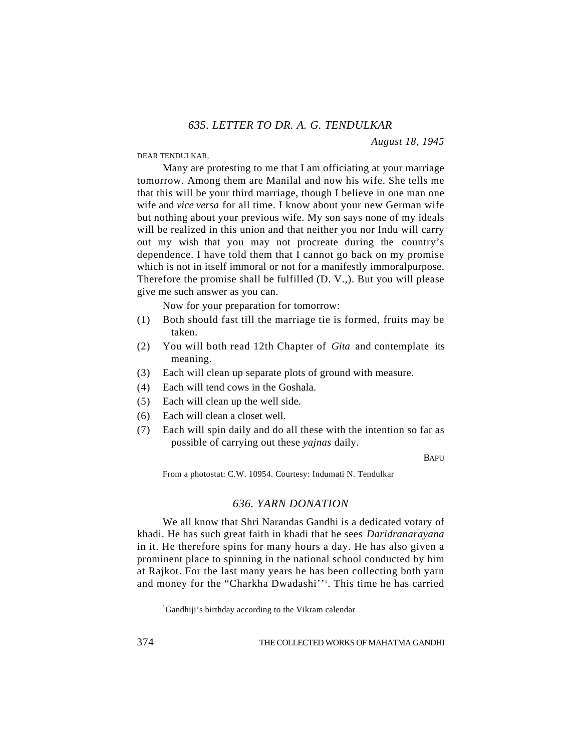### *635. LETTER TO DR. A. G. TENDULKAR*

*August 18, 1945*

DEAR TENDULKAR,

Many are protesting to me that I am officiating at your marriage tomorrow. Among them are Manilal and now his wife. She tells me that this will be your third marriage, though I believe in one man one wife and *vice versa* for all time. I know about your new German wife but nothing about your previous wife. My son says none of my ideals will be realized in this union and that neither you nor Indu will carry out my wish that you may not procreate during the country's dependence. I have told them that I cannot go back on my promise which is not in itself immoral or not for a manifestly immoralpurpose. Therefore the promise shall be fulfilled (D. V.,). But you will please give me such answer as you can.

Now for your preparation for tomorrow:

(1) Both should fast till the marriage tie is formed, fruits may be taken.
(2) You will both read 12th Chapter of *Gita* and contemplate its meaning.
(3) Each will clean up separate plots of ground with measure.
(4) Each will tend cows in the Goshala.
(5) Each will clean up the well side.
(6) Each will clean a closet well.
(7) Each will spin daily and do all these with the intention so far as possible of carrying out these *yajnas* daily.

BAPU

From a photostat: C.W. 10954. Courtesy: Indumati N. Tendulkar

### *636. YARN DONATION*

We all know that Shri Narandas Gandhi is a dedicated votary of khadi. He has such great faith in khadi that he sees *Daridranarayana* in it. He therefore spins for many hours a day. He has also given a prominent place to spinning in the national school conducted by him at Rajkot. For the last many years he has been collecting both yarn and money for the "Charkha Dwadashi"[1]. This time he has carried

[1]Gandhiji's birthday according to the Vikram calendar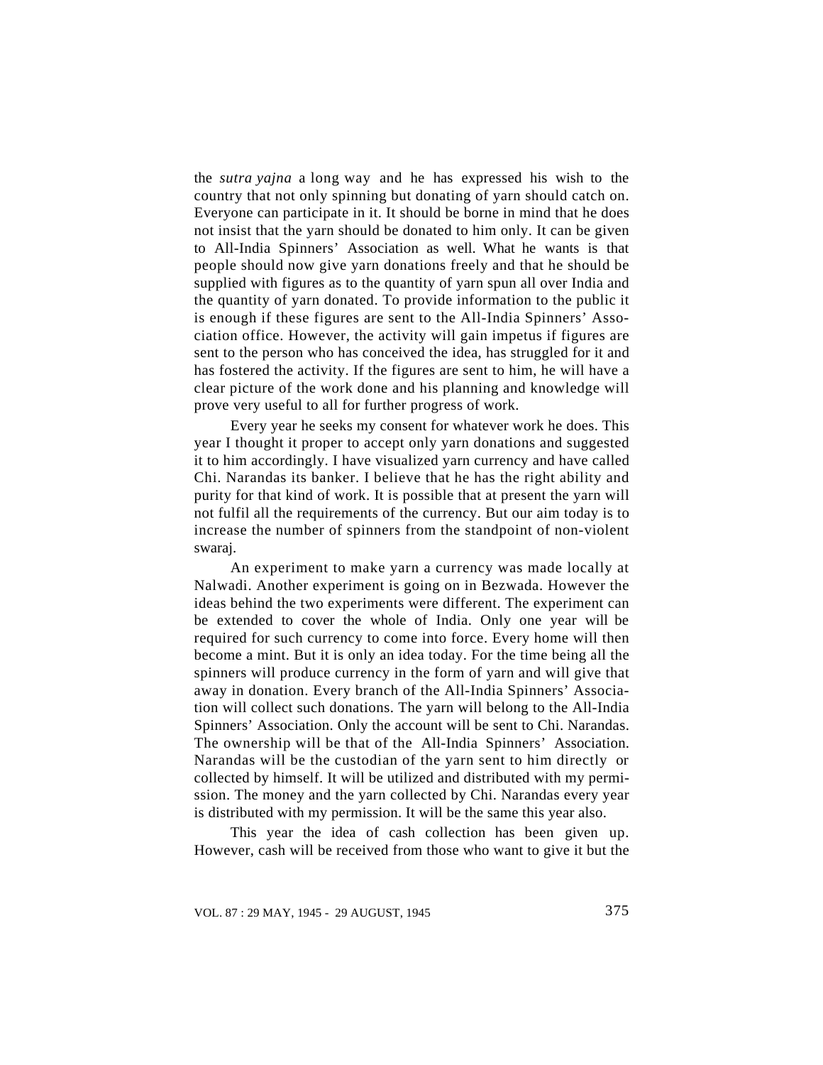the *sutra yajna* a long way and he has expressed his wish to the country that not only spinning but donating of yarn should catch on. Everyone can participate in it. It should be borne in mind that he does not insist that the yarn should be donated to him only. It can be given to All-India Spinners' Association as well. What he wants is that people should now give yarn donations freely and that he should be supplied with figures as to the quantity of yarn spun all over India and the quantity of yarn donated. To provide information to the public it is enough if these figures are sent to the All-India Spinners' Association office. However, the activity will gain impetus if figures are sent to the person who has conceived the idea, has struggled for it and has fostered the activity. If the figures are sent to him, he will have a clear picture of the work done and his planning and knowledge will prove very useful to all for further progress of work.

Every year he seeks my consent for whatever work he does. This year I thought it proper to accept only yarn donations and suggested it to him accordingly. I have visualized yarn currency and have called Chi. Narandas its banker. I believe that he has the right ability and purity for that kind of work. It is possible that at present the yarn will not fulfil all the requirements of the currency. But our aim today is to increase the number of spinners from the standpoint of non-violent swaraj.

An experiment to make yarn a currency was made locally at Nalwadi. Another experiment is going on in Bezwada. However the ideas behind the two experiments were different. The experiment can be extended to cover the whole of India. Only one year will be required for such currency to come into force. Every home will then become a mint. But it is only an idea today. For the time being all the spinners will produce currency in the form of yarn and will give that away in donation. Every branch of the All-India Spinners' Association will collect such donations. The yarn will belong to the All-India Spinners' Association. Only the account will be sent to Chi. Narandas. The ownership will be that of the All-India Spinners' Association. Narandas will be the custodian of the yarn sent to him directly or collected by himself. It will be utilized and distributed with my permission. The money and the yarn collected by Chi. Narandas every year is distributed with my permission. It will be the same this year also.

This year the idea of cash collection has been given up. However, cash will be received from those who want to give it but the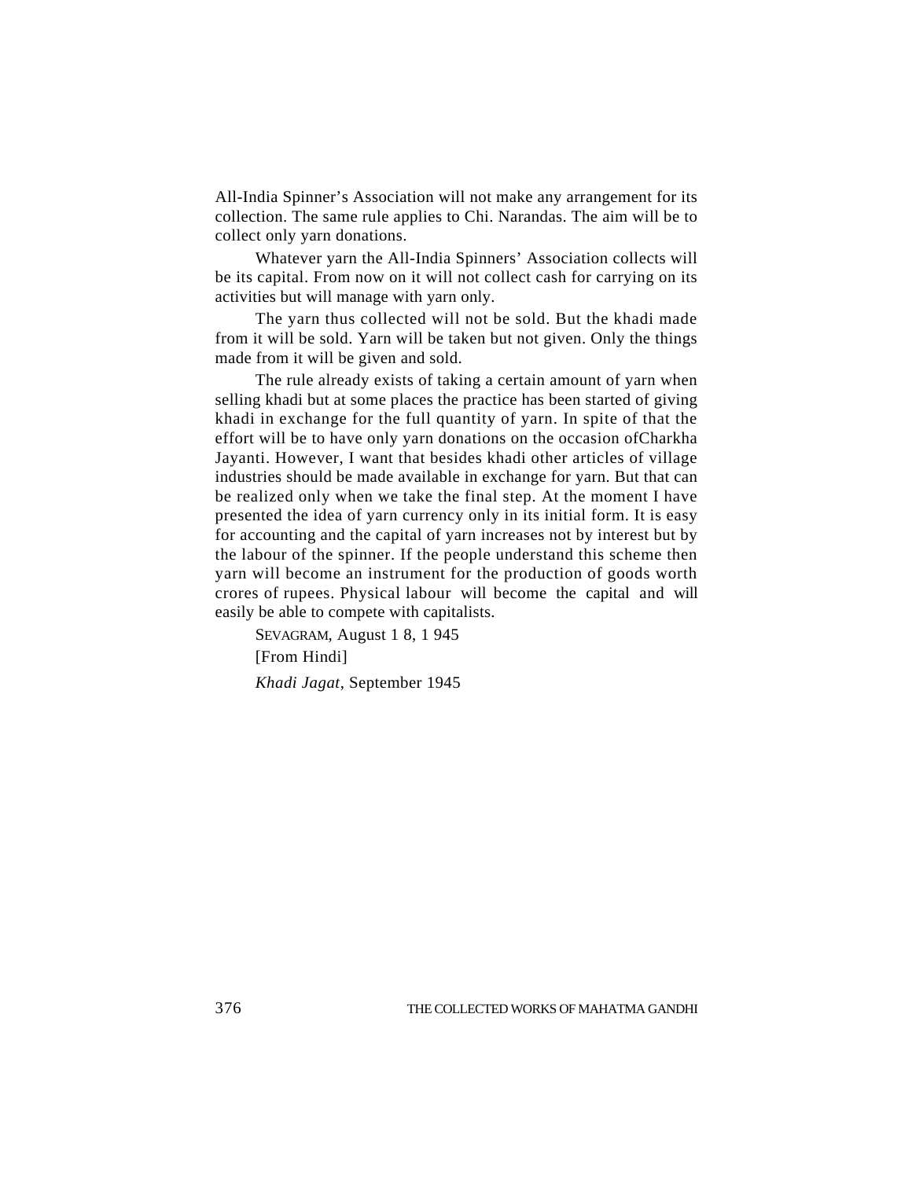All-India Spinner's Association will not make any arrangement for its collection. The same rule applies to Chi. Narandas. The aim will be to collect only yarn donations.

Whatever yarn the All-India Spinners' Association collects will be its capital. From now on it will not collect cash for carrying on its activities but will manage with yarn only.

The yarn thus collected will not be sold. But the khadi made from it will be sold. Yarn will be taken but not given. Only the things made from it will be given and sold.

The rule already exists of taking a certain amount of yarn when selling khadi but at some places the practice has been started of giving khadi in exchange for the full quantity of yarn. In spite of that the effort will be to have only yarn donations on the occasion ofCharkha Jayanti. However, I want that besides khadi other articles of village industries should be made available in exchange for yarn. But that can be realized only when we take the final step. At the moment I have presented the idea of yarn currency only in its initial form. It is easy for accounting and the capital of yarn increases not by interest but by the labour of the spinner. If the people understand this scheme then yarn will become an instrument for the production of goods worth crores of rupees. Physical labour will become the capital and will easily be able to compete with capitalists.

SEVAGRAM, August 1 8, 1 945

[From Hindi]

*Khadi Jagat*, September 1945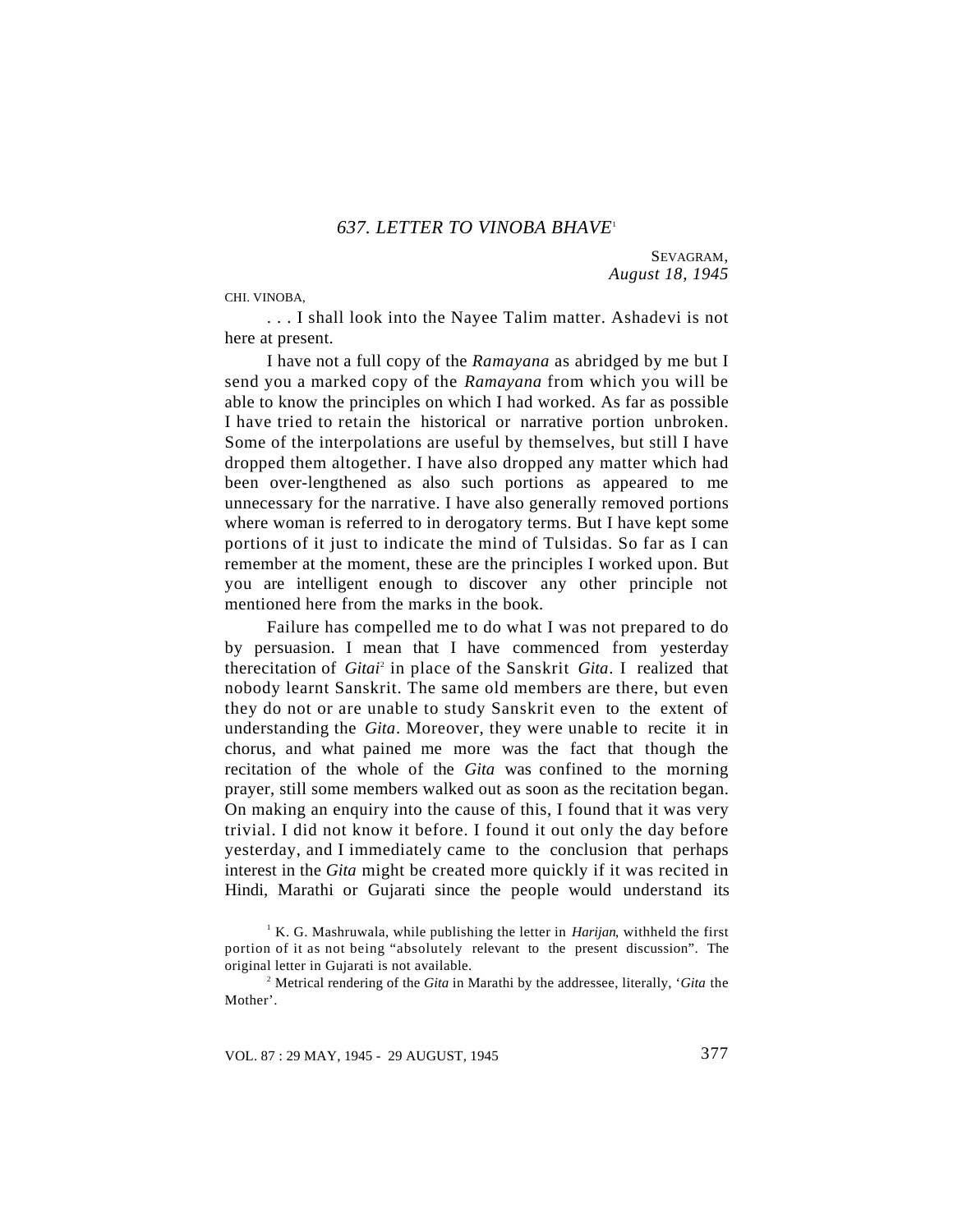## *637. LETTER TO VINOBA BHAVE*[1]

SEVAGRAM,
*August 18, 1945*

CHI. VINOBA,

. . . I shall look into the Nayee Talim matter. Ashadevi is not here at present.

I have not a full copy of the *Ramayana* as abridged by me but I send you a marked copy of the *Ramayana* from which you will be able to know the principles on which I had worked. As far as possible I have tried to retain the historical or narrative portion unbroken. Some of the interpolations are useful by themselves, but still I have dropped them altogether. I have also dropped any matter which had been over-lengthened as also such portions as appeared to me unnecessary for the narrative. I have also generally removed portions where woman is referred to in derogatory terms. But I have kept some portions of it just to indicate the mind of Tulsidas. So far as I can remember at the moment, these are the principles I worked upon. But you are intelligent enough to discover any other principle not mentioned here from the marks in the book.

Failure has compelled me to do what I was not prepared to do by persuasion. I mean that I have commenced from yesterday therecitation of *Gitai*[2] in place of the Sanskrit *Gita*. I realized that nobody learnt Sanskrit. The same old members are there, but even they do not or are unable to study Sanskrit even to the extent of understanding the *Gita*. Moreover, they were unable to recite it in chorus, and what pained me more was the fact that though the recitation of the whole of the *Gita* was confined to the morning prayer, still some members walked out as soon as the recitation began. On making an enquiry into the cause of this, I found that it was very trivial. I did not know it before. I found it out only the day before yesterday, and I immediately came to the conclusion that perhaps interest in the *Gita* might be created more quickly if it was recited in Hindi, Marathi or Gujarati since the people would understand its

[1] K. G. Mashruwala, while publishing the letter in *Harijan*, withheld the first portion of it as not being "absolutely relevant to the present discussion". The original letter in Gujarati is not available.

[2] Metrical rendering of the *Gita* in Marathi by the addressee, literally, '*Gita* the Mother'.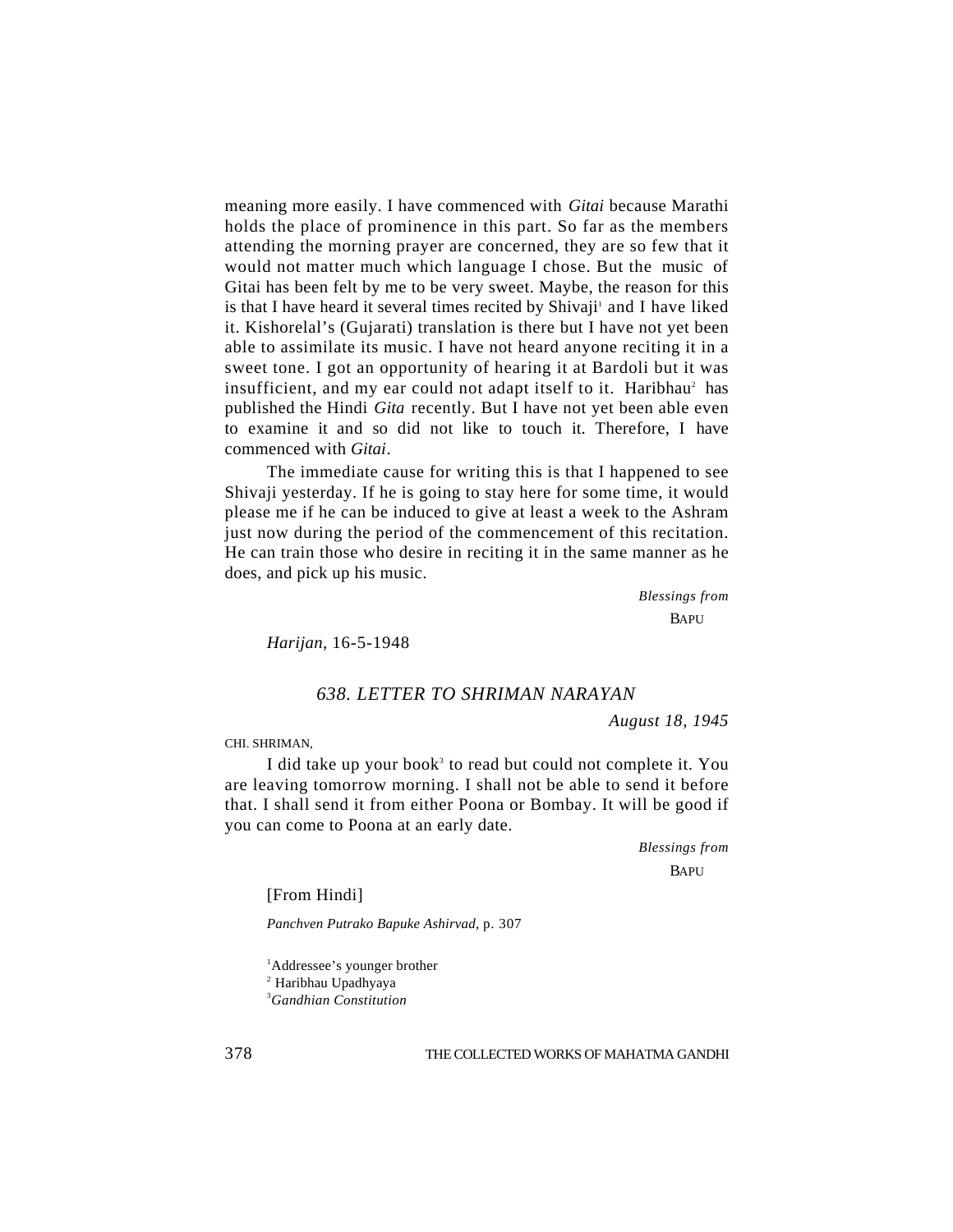meaning more easily. I have commenced with *Gitai* because Marathi holds the place of prominence in this part. So far as the members attending the morning prayer are concerned, they are so few that it would not matter much which language I chose. But the music of Gitai has been felt by me to be very sweet. Maybe, the reason for this is that I have heard it several times recited by Shivaji[1] and I have liked it. Kishorelal's (Gujarati) translation is there but I have not yet been able to assimilate its music. I have not heard anyone reciting it in a sweet tone. I got an opportunity of hearing it at Bardoli but it was insufficient, and my ear could not adapt itself to it. Haribhau[2] has published the Hindi *Gita* recently. But I have not yet been able even to examine it and so did not like to touch it. Therefore, I have commenced with *Gitai*.

The immediate cause for writing this is that I happened to see Shivaji yesterday. If he is going to stay here for some time, it would please me if he can be induced to give at least a week to the Ashram just now during the period of the commencement of this recitation. He can train those who desire in reciting it in the same manner as he does, and pick up his music.

*Blessings from*
BAPU

*Harijan,* 16-5-1948

### *638. LETTER TO SHRIMAN NARAYAN*

*August 18, 1945*

CHI. SHRIMAN,

I did take up your book[3] to read but could not complete it. You are leaving tomorrow morning. I shall not be able to send it before that. I shall send it from either Poona or Bombay. It will be good if you can come to Poona at an early date.

*Blessings from*
BAPU

[From Hindi]

*Panchven Putrako Bapuke Ashirvad,* p. 307

[1] Addressee's younger brother
[2] Haribhau Upadhyaya
[3] *Gandhian Constitution*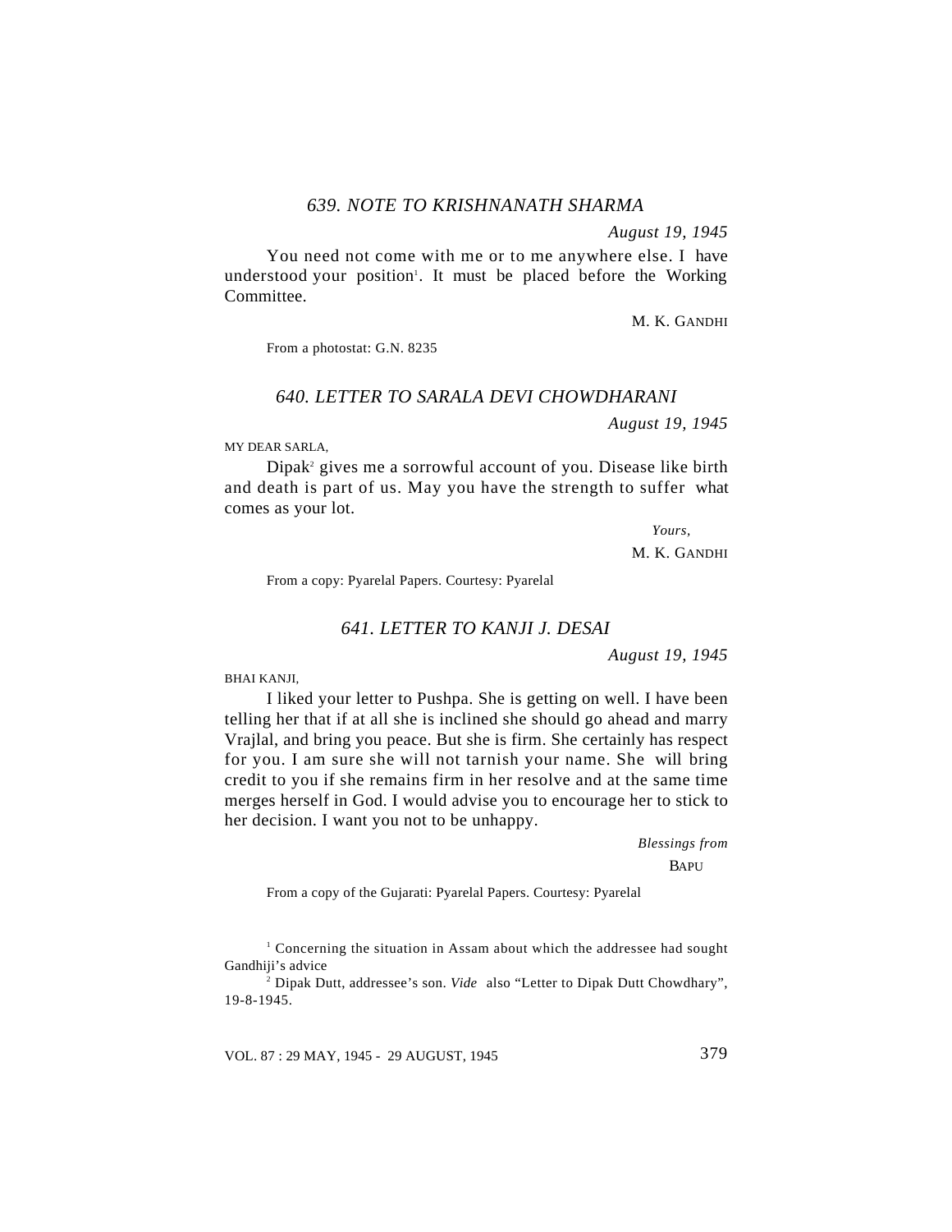### *639. NOTE TO KRISHNANATH SHARMA*

*August 19, 1945*

You need not come with me or to me anywhere else. I have understood your position[1]. It must be placed before the Working Committee.

M. K. GANDHI

From a photostat: G.N. 8235

### *640. LETTER TO SARALA DEVI CHOWDHARANI*

*August 19, 1945*

MY DEAR SARLA,

Dipak[2] gives me a sorrowful account of you. Disease like birth and death is part of us. May you have the strength to suffer what comes as your lot.

*Yours,*

M. K. GANDHI

From a copy: Pyarelal Papers. Courtesy: Pyarelal

### *641. LETTER TO KANJI J. DESAI*

*August 19, 1945*

BHAI KANJI,

I liked your letter to Pushpa. She is getting on well. I have been telling her that if at all she is inclined she should go ahead and marry Vrajlal, and bring you peace. But she is firm. She certainly has respect for you. I am sure she will not tarnish your name. She will bring credit to you if she remains firm in her resolve and at the same time merges herself in God. I would advise you to encourage her to stick to her decision. I want you not to be unhappy.

*Blessings from*

BAPU

From a copy of the Gujarati: Pyarelal Papers. Courtesy: Pyarelal

---

[1] Concerning the situation in Assam about which the addressee had sought Gandhiji's advice

[2] Dipak Dutt, addressee's son. *Vide* also "Letter to Dipak Dutt Chowdhary", 19-8-1945.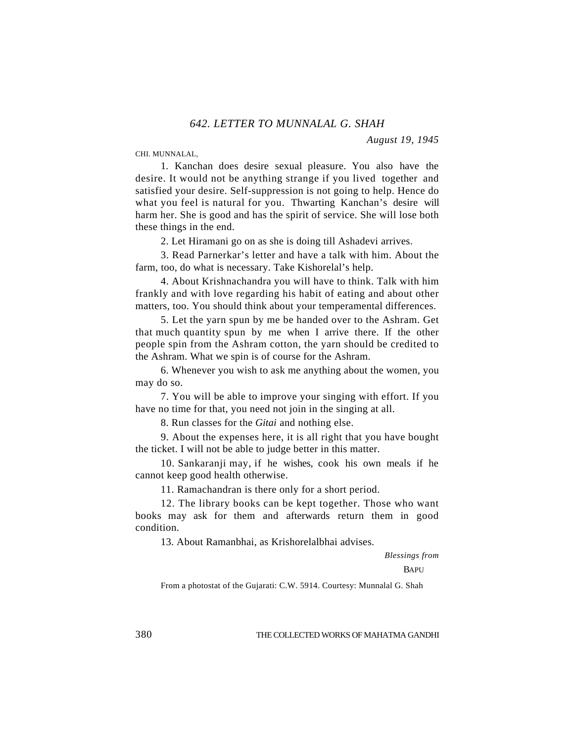## *642. LETTER TO MUNNALAL G. SHAH*

*August 19, 1945*

CHI. MUNNALAL,

1. Kanchan does desire sexual pleasure. You also have the desire. It would not be anything strange if you lived together and satisfied your desire. Self-suppression is not going to help. Hence do what you feel is natural for you. Thwarting Kanchan's desire will harm her. She is good and has the spirit of service. She will lose both these things in the end.

2. Let Hiramani go on as she is doing till Ashadevi arrives.

3. Read Parnerkar's letter and have a talk with him. About the farm, too, do what is necessary. Take Kishorelal's help.

4. About Krishnachandra you will have to think. Talk with him frankly and with love regarding his habit of eating and about other matters, too. You should think about your temperamental differences.

5. Let the yarn spun by me be handed over to the Ashram. Get that much quantity spun by me when I arrive there. If the other people spin from the Ashram cotton, the yarn should be credited to the Ashram. What we spin is of course for the Ashram.

6. Whenever you wish to ask me anything about the women, you may do so.

7. You will be able to improve your singing with effort. If you have no time for that, you need not join in the singing at all.

8. Run classes for the *Gitai* and nothing else.

9. About the expenses here, it is all right that you have bought the ticket. I will not be able to judge better in this matter.

10. Sankaranji may, if he wishes, cook his own meals if he cannot keep good health otherwise.

11. Ramachandran is there only for a short period.

12. The library books can be kept together. Those who want books may ask for them and afterwards return them in good condition.

13. About Ramanbhai, as Krishorelalbhai advises.

*Blessings from*

BAPU

From a photostat of the Gujarati: C.W. 5914. Courtesy: Munnalal G. Shah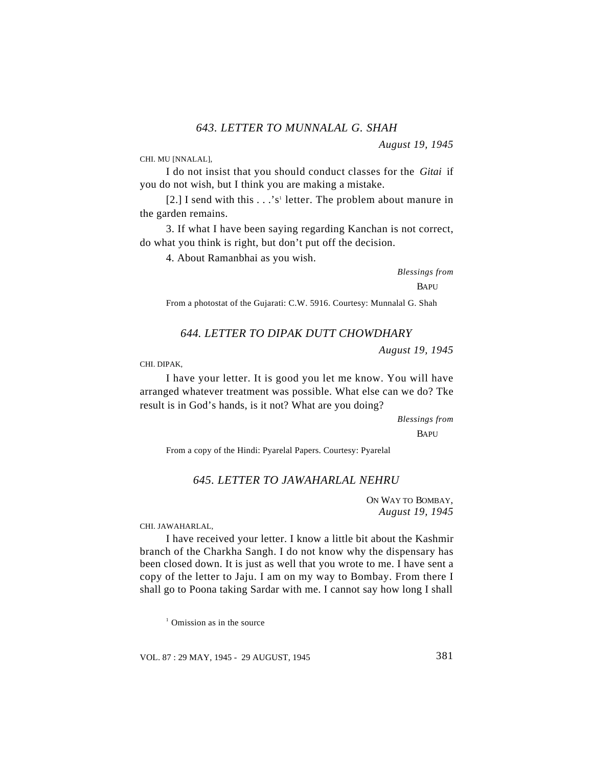### *643. LETTER TO MUNNALAL G. SHAH*

*August 19, 1945*

CHI. MU [NNALAL],

I do not insist that you should conduct classes for the *Gitai* if you do not wish, but I think you are making a mistake.

[2.] I send with this . . .'s[1] letter. The problem about manure in the garden remains.

3. If what I have been saying regarding Kanchan is not correct, do what you think is right, but don't put off the decision.

4. About Ramanbhai as you wish.

*Blessings from*

BAPU

From a photostat of the Gujarati: C.W. 5916. Courtesy: Munnalal G. Shah

### *644. LETTER TO DIPAK DUTT CHOWDHARY*

*August 19, 1945*

CHI. DIPAK,

I have your letter. It is good you let me know. You will have arranged whatever treatment was possible. What else can we do? Tke result is in God's hands, is it not? What are you doing?

*Blessings from*

BAPU

From a copy of the Hindi: Pyarelal Papers. Courtesy: Pyarelal

### *645. LETTER TO JAWAHARLAL NEHRU*

ON WAY TO BOMBAY,
*August 19, 1945*

CHI. JAWAHARLAL,

I have received your letter. I know a little bit about the Kashmir branch of the Charkha Sangh. I do not know why the dispensary has been closed down. It is just as well that you wrote to me. I have sent a copy of the letter to Jaju. I am on my way to Bombay. From there I shall go to Poona taking Sardar with me. I cannot say how long I shall

[1] Omission as in the source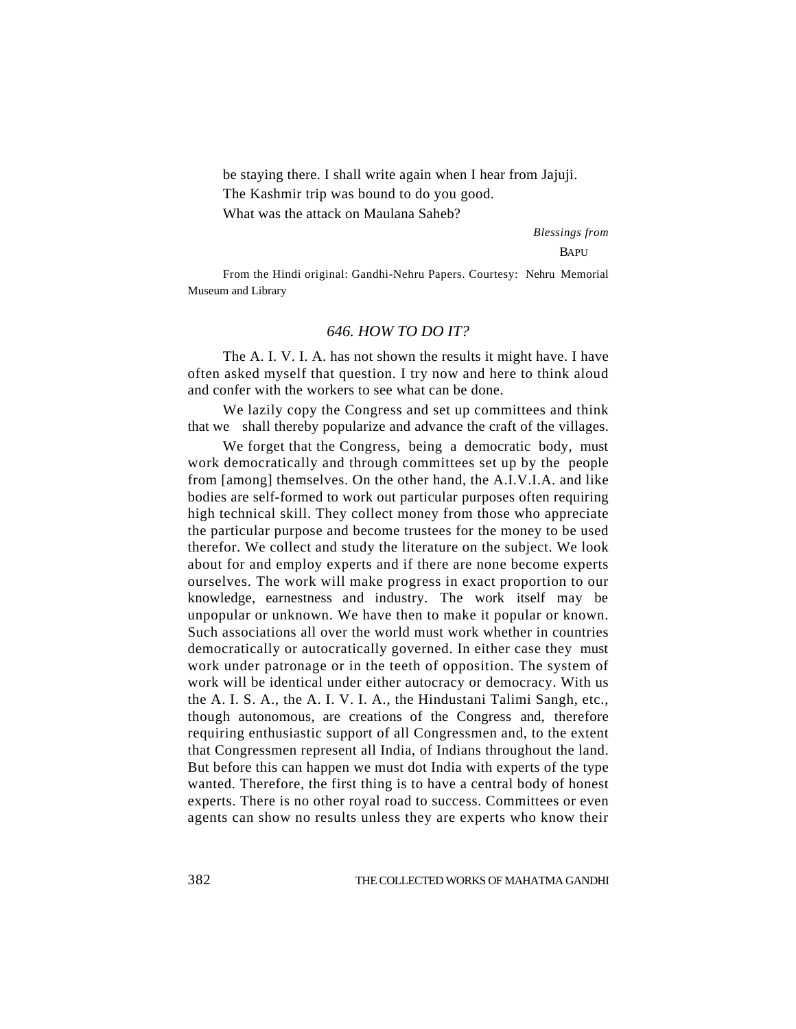be staying there. I shall write again when I hear from Jajuji.

The Kashmir trip was bound to do you good.

What was the attack on Maulana Saheb?

*Blessings from*

BAPU

From the Hindi original: Gandhi-Nehru Papers. Courtesy: Nehru Memorial Museum and Library

### *646. HOW TO DO IT?*

The A. I. V. I. A. has not shown the results it might have. I have often asked myself that question. I try now and here to think aloud and confer with the workers to see what can be done.

We lazily copy the Congress and set up committees and think that we shall thereby popularize and advance the craft of the villages.

We forget that the Congress, being a democratic body, must work democratically and through committees set up by the people from [among] themselves. On the other hand, the A.I.V.I.A. and like bodies are self-formed to work out particular purposes often requiring high technical skill. They collect money from those who appreciate the particular purpose and become trustees for the money to be used therefor. We collect and study the literature on the subject. We look about for and employ experts and if there are none become experts ourselves. The work will make progress in exact proportion to our knowledge, earnestness and industry. The work itself may be unpopular or unknown. We have then to make it popular or known. Such associations all over the world must work whether in countries democratically or autocratically governed. In either case they must work under patronage or in the teeth of opposition. The system of work will be identical under either autocracy or democracy. With us the A. I. S. A., the A. I. V. I. A., the Hindustani Talimi Sangh, etc., though autonomous, are creations of the Congress and, therefore requiring enthusiastic support of all Congressmen and, to the extent that Congressmen represent all India, of Indians throughout the land. But before this can happen we must dot India with experts of the type wanted. Therefore, the first thing is to have a central body of honest experts. There is no other royal road to success. Committees or even agents can show no results unless they are experts who know their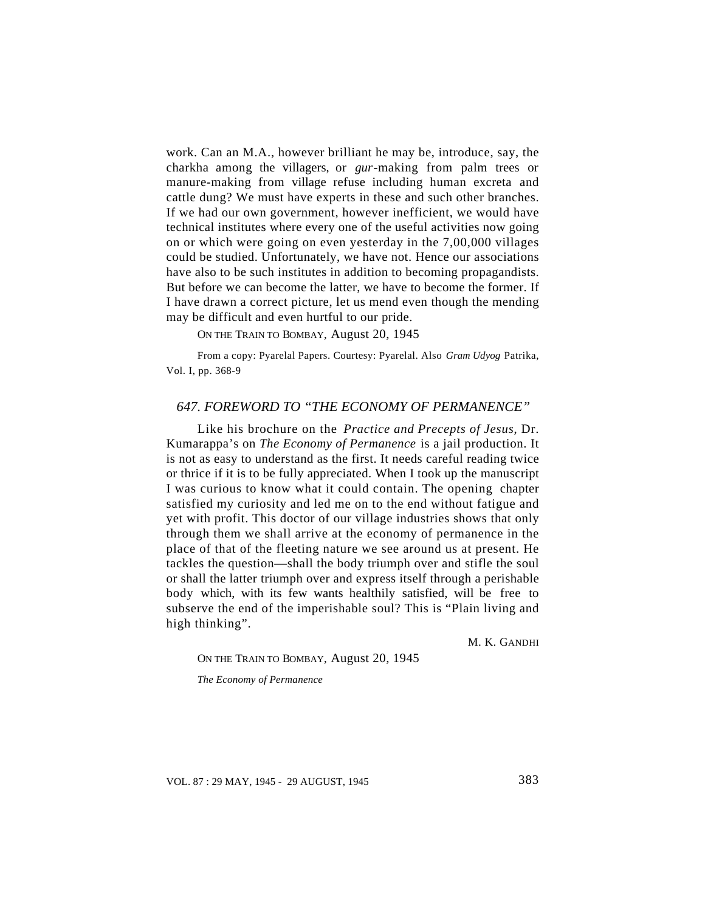work. Can an M.A., however brilliant he may be, introduce, say, the charkha among the villagers, or *gur*-making from palm trees or manure-making from village refuse including human excreta and cattle dung? We must have experts in these and such other branches. If we had our own government, however inefficient, we would have technical institutes where every one of the useful activities now going on or which were going on even yesterday in the 7,00,000 villages could be studied. Unfortunately, we have not. Hence our associations have also to be such institutes in addition to becoming propagandists. But before we can become the latter, we have to become the former. If I have drawn a correct picture, let us mend even though the mending may be difficult and even hurtful to our pride.

ON THE TRAIN TO BOMBAY, August 20, 1945

From a copy: Pyarelal Papers. Courtesy: Pyarelal. Also *Gram Udyog* Patrika, Vol. I, pp. 368-9

### *647. FOREWORD TO "THE ECONOMY OF PERMANENCE"*

Like his brochure on the *Practice and Precepts of Jesus*, Dr. Kumarappa's on *The Economy of Permanence* is a jail production. It is not as easy to understand as the first. It needs careful reading twice or thrice if it is to be fully appreciated. When I took up the manuscript I was curious to know what it could contain. The opening chapter satisfied my curiosity and led me on to the end without fatigue and yet with profit. This doctor of our village industries shows that only through them we shall arrive at the economy of permanence in the place of that of the fleeting nature we see around us at present. He tackles the question—shall the body triumph over and stifle the soul or shall the latter triumph over and express itself through a perishable body which, with its few wants healthily satisfied, will be free to subserve the end of the imperishable soul? This is "Plain living and high thinking".

M. K. GANDHI

ON THE TRAIN TO BOMBAY, August 20, 1945

*The Economy of Permanence*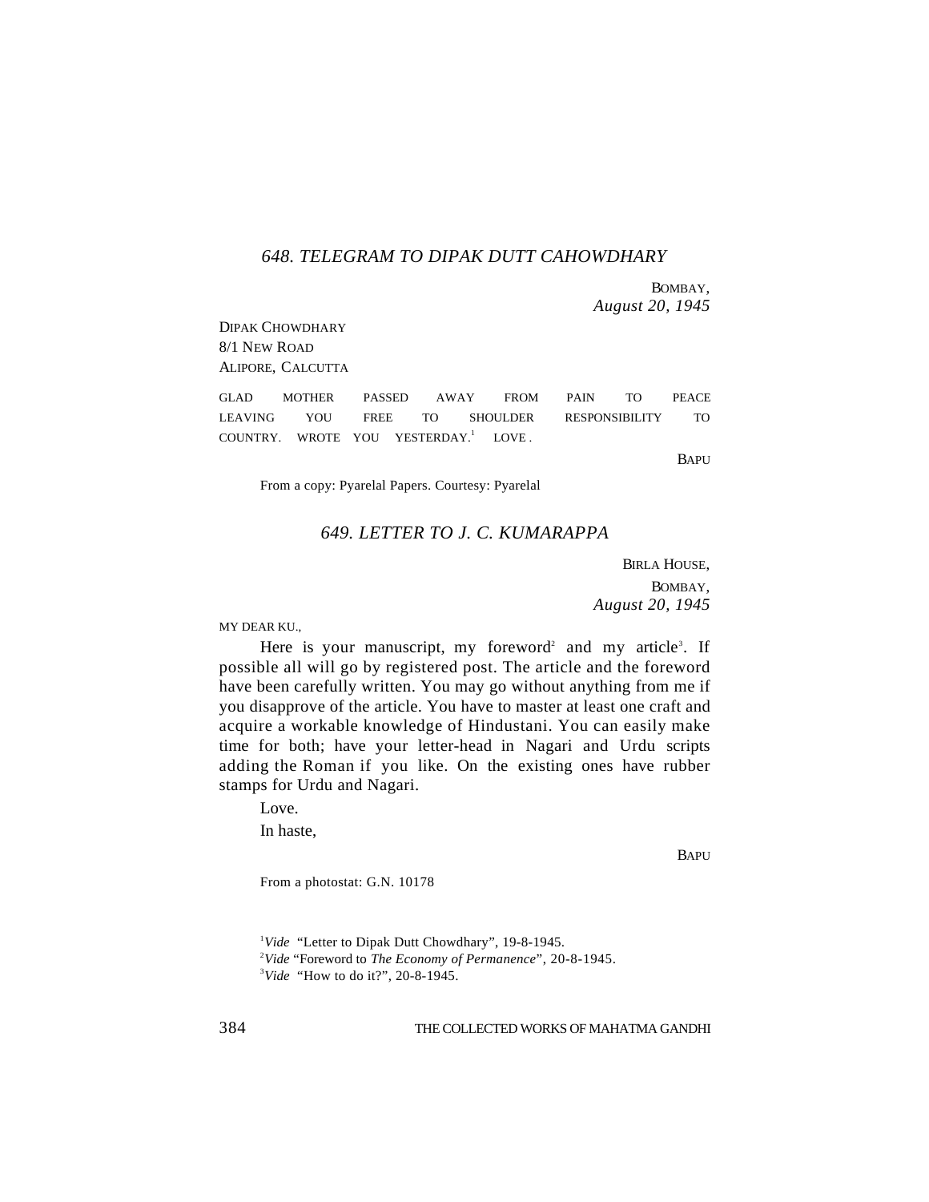### *648. TELEGRAM TO DIPAK DUTT CAHOWDHARY*

BOMBAY,
*August 20, 1945*

DIPAK CHOWDHARY
8/1 NEW ROAD
ALIPORE, CALCUTTA

GLAD MOTHER PASSED AWAY FROM PAIN TO PEACE LEAVING YOU FREE TO SHOULDER RESPONSIBILITY TO COUNTRY. WROTE YOU YESTERDAY.[1] LOVE.

BAPU

From a copy: Pyarelal Papers. Courtesy: Pyarelal

### *649. LETTER TO J. C. KUMARAPPA*

BIRLA HOUSE,
BOMBAY,
*August 20, 1945*

MY DEAR KU.,

Here is your manuscript, my foreword[2] and my article[3]. If possible all will go by registered post. The article and the foreword have been carefully written. You may go without anything from me if you disapprove of the article. You have to master at least one craft and acquire a workable knowledge of Hindustani. You can easily make time for both; have your letter-head in Nagari and Urdu scripts adding the Roman if you like. On the existing ones have rubber stamps for Urdu and Nagari.

Love.

In haste,

BAPU

From a photostat: G.N. 10178

[1] *Vide* "Letter to Dipak Dutt Chowdhary", 19-8-1945.
[2] *Vide* "Foreword to *The Economy of Permanence*", 20-8-1945.
[3] *Vide* "How to do it?", 20-8-1945.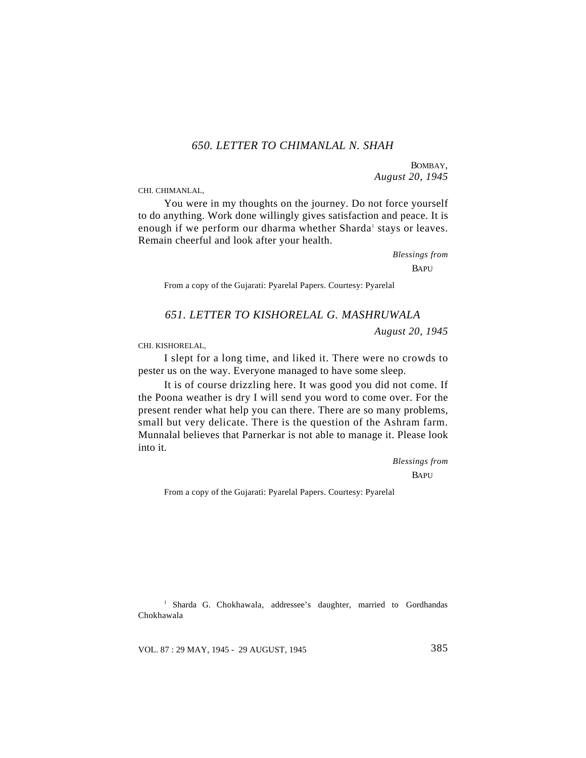### *650. LETTER TO CHIMANLAL N. SHAH*

BOMBAY,
*August 20, 1945*

CHI. CHIMANLAL,

You were in my thoughts on the journey. Do not force yourself to do anything. Work done willingly gives satisfaction and peace. It is enough if we perform our dharma whether Sharda[1] stays or leaves. Remain cheerful and look after your health.

*Blessings from*
BAPU

From a copy of the Gujarati: Pyarelal Papers. Courtesy: Pyarelal

### *651. LETTER TO KISHORELAL G. MASHRUWALA*

*August 20, 1945*

CHI. KISHORELAL,

I slept for a long time, and liked it. There were no crowds to pester us on the way. Everyone managed to have some sleep.

It is of course drizzling here. It was good you did not come. If the Poona weather is dry I will send you word to come over. For the present render what help you can there. There are so many problems, small but very delicate. There is the question of the Ashram farm. Munnalal believes that Parnerkar is not able to manage it. Please look into it.

*Blessings from*
BAPU

From a copy of the Gujarati: Pyarelal Papers. Courtesy: Pyarelal

[1] Sharda G. Chokhawala, addressee's daughter, married to Gordhandas Chokhawala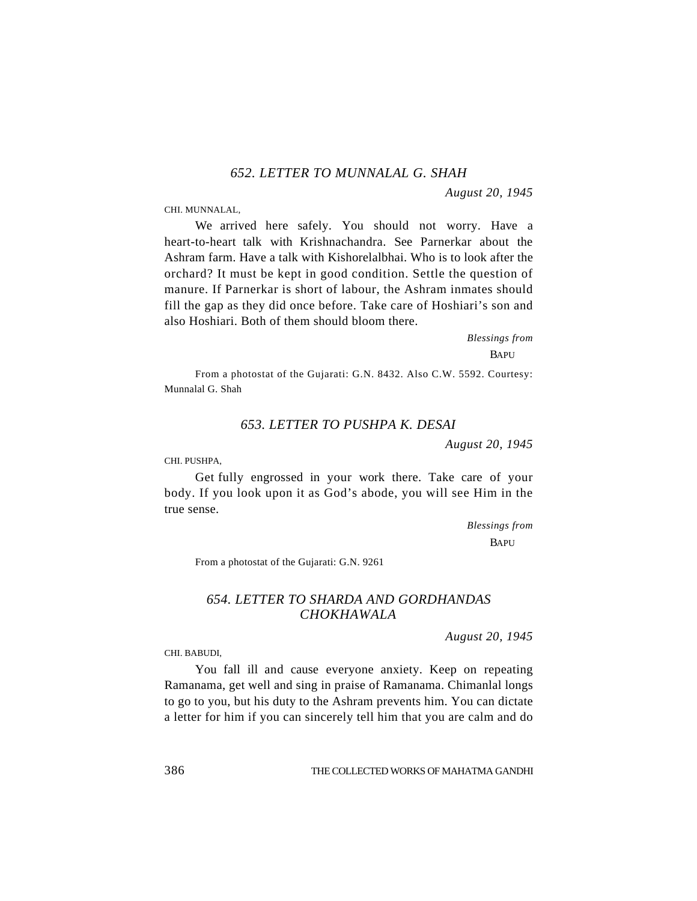### *652. LETTER TO MUNNALAL G. SHAH*

*August 20, 1945*

CHI. MUNNALAL,

We arrived here safely. You should not worry. Have a heart-to-heart talk with Krishnachandra. See Parnerkar about the Ashram farm. Have a talk with Kishorelalbhai. Who is to look after the orchard? It must be kept in good condition. Settle the question of manure. If Parnerkar is short of labour, the Ashram inmates should fill the gap as they did once before. Take care of Hoshiari's son and also Hoshiari. Both of them should bloom there.

*Blessings from*

BAPU

From a photostat of the Gujarati: G.N. 8432. Also C.W. 5592. Courtesy: Munnalal G. Shah

### *653. LETTER TO PUSHPA K. DESAI*

*August 20, 1945*

CHI. PUSHPA,

Get fully engrossed in your work there. Take care of your body. If you look upon it as God's abode, you will see Him in the true sense.

*Blessings from*

BAPU

From a photostat of the Gujarati: G.N. 9261

### *654. LETTER TO SHARDA AND GORDHANDAS CHOKHAWALA*

*August 20, 1945*

CHI. BABUDI,

You fall ill and cause everyone anxiety. Keep on repeating Ramanama, get well and sing in praise of Ramanama. Chimanlal longs to go to you, but his duty to the Ashram prevents him. You can dictate a letter for him if you can sincerely tell him that you are calm and do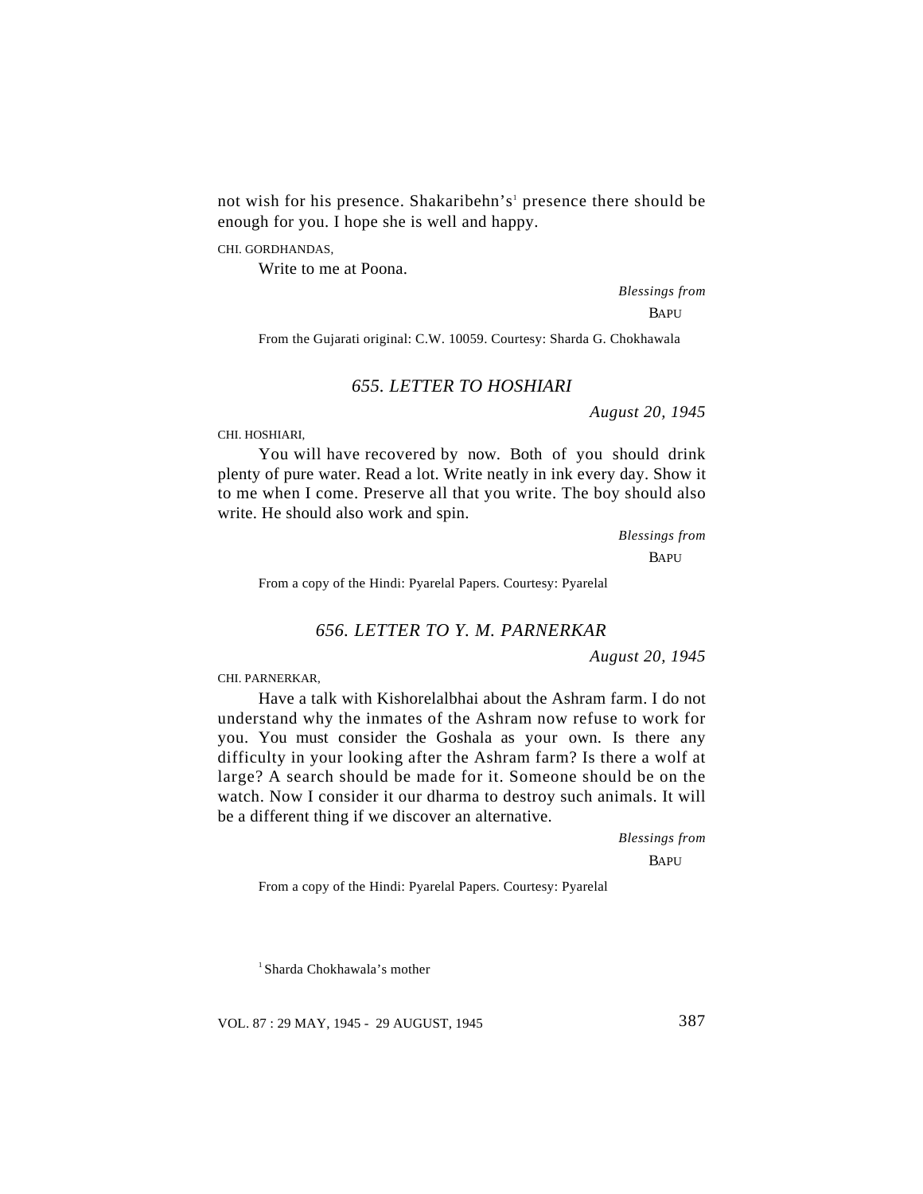not wish for his presence. Shakaribehn's[1] presence there should be enough for you. I hope she is well and happy.

CHI. GORDHANDAS,

Write to me at Poona.

*Blessings from*

BAPU

From the Gujarati original: C.W. 10059. Courtesy: Sharda G. Chokhawala

### *655. LETTER TO HOSHIARI*

*August 20, 1945*

CHI. HOSHIARI,

You will have recovered by now. Both of you should drink plenty of pure water. Read a lot. Write neatly in ink every day. Show it to me when I come. Preserve all that you write. The boy should also write. He should also work and spin.

*Blessings from*

BAPU

From a copy of the Hindi: Pyarelal Papers. Courtesy: Pyarelal

### *656. LETTER TO Y. M. PARNERKAR*

*August 20, 1945*

CHI. PARNERKAR,

Have a talk with Kishorelalbhai about the Ashram farm. I do not understand why the inmates of the Ashram now refuse to work for you. You must consider the Goshala as your own. Is there any difficulty in your looking after the Ashram farm? Is there a wolf at large? A search should be made for it. Someone should be on the watch. Now I consider it our dharma to destroy such animals. It will be a different thing if we discover an alternative.

*Blessings from*

BAPU

From a copy of the Hindi: Pyarelal Papers. Courtesy: Pyarelal

[1] Sharda Chokhawala's mother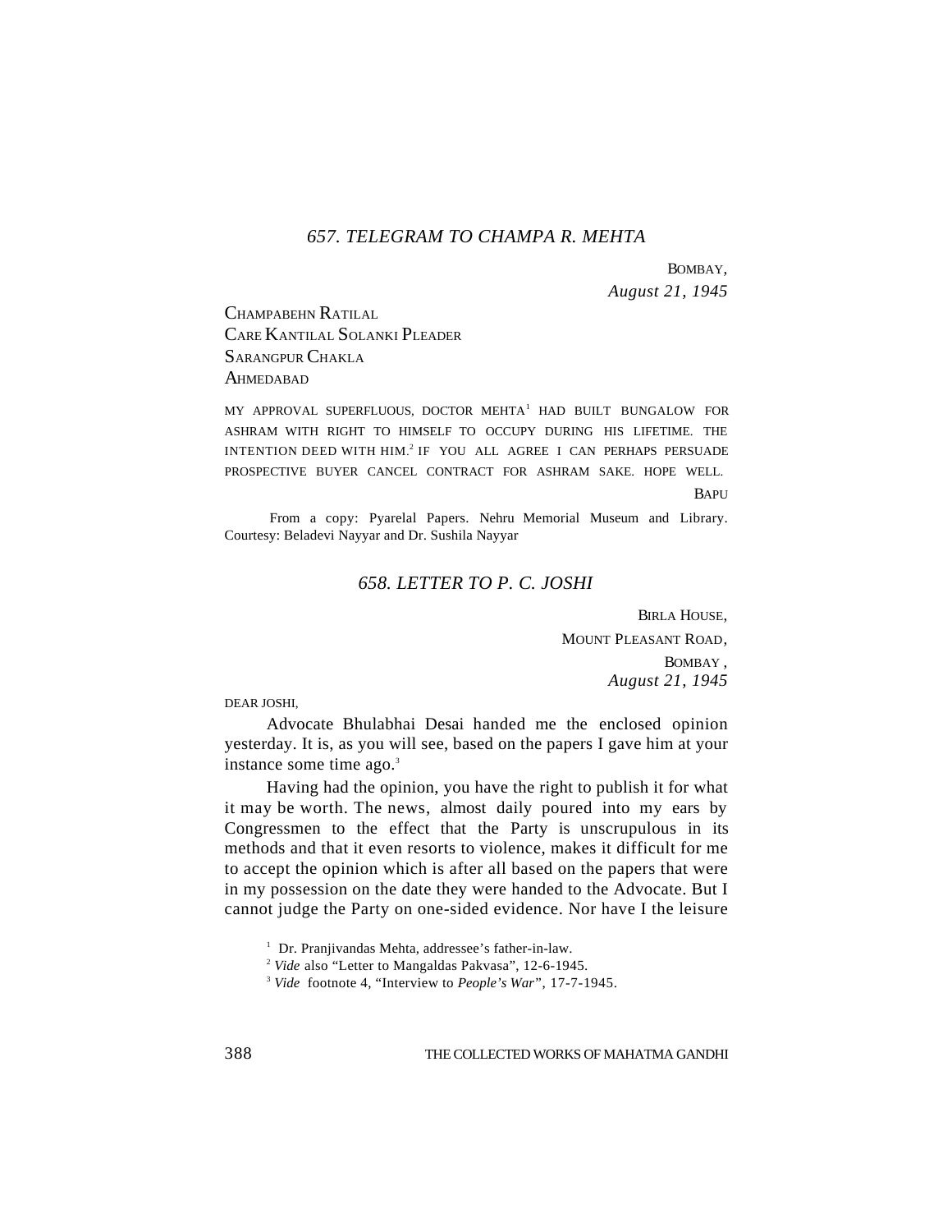### *657. TELEGRAM TO CHAMPA R. MEHTA*

BOMBAY,
*August 21, 1945*

CHAMPABEHN RATILAL
CARE KANTILAL SOLANKI PLEADER
SARANGPUR CHAKLA
AHMEDABAD

MY APPROVAL SUPERFLUOUS, DOCTOR MEHTA[1] HAD BUILT BUNGALOW FOR ASHRAM WITH RIGHT TO HIMSELF TO OCCUPY DURING HIS LIFETIME. THE INTENTION DEED WITH HIM.[2] IF YOU ALL AGREE I CAN PERHAPS PERSUADE PROSPECTIVE BUYER CANCEL CONTRACT FOR ASHRAM SAKE. HOPE WELL.

BAPU

From a copy: Pyarelal Papers. Nehru Memorial Museum and Library. Courtesy: Beladevi Nayyar and Dr. Sushila Nayyar

### *658. LETTER TO P. C. JOSHI*

BIRLA HOUSE,
MOUNT PLEASANT ROAD,
BOMBAY,
*August 21, 1945*

DEAR JOSHI,

Advocate Bhulabhai Desai handed me the enclosed opinion yesterday. It is, as you will see, based on the papers I gave him at your instance some time ago.[3]

Having had the opinion, you have the right to publish it for what it may be worth. The news, almost daily poured into my ears by Congressmen to the effect that the Party is unscrupulous in its methods and that it even resorts to violence, makes it difficult for me to accept the opinion which is after all based on the papers that were in my possession on the date they were handed to the Advocate. But I cannot judge the Party on one-sided evidence. Nor have I the leisure

---

[1] Dr. Pranjivandas Mehta, addressee's father-in-law.

[2] *Vide* also "Letter to Mangaldas Pakvasa", 12-6-1945.

[3] *Vide* footnote 4, "Interview to *People's War*", 17-7-1945.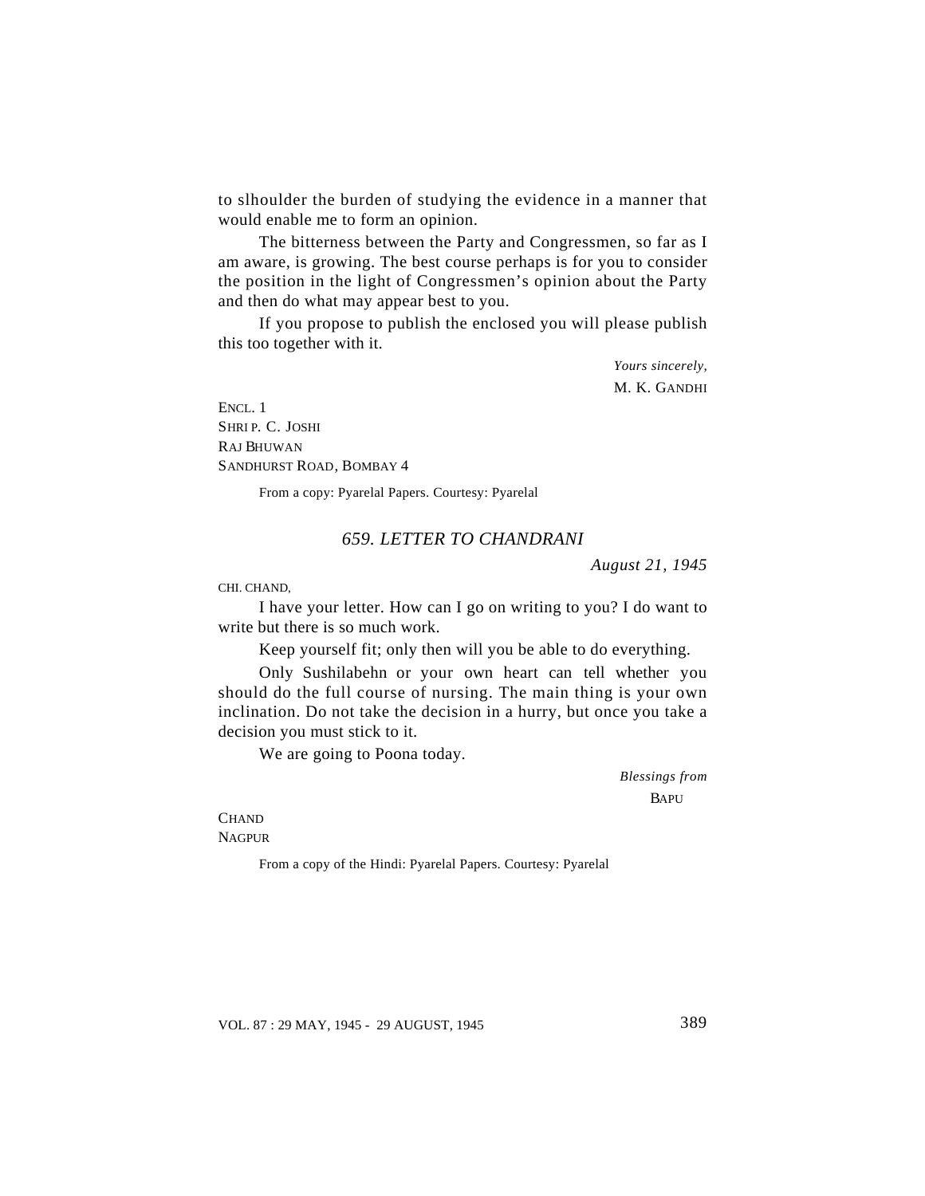to slhoulder the burden of studying the evidence in a manner that would enable me to form an opinion.

The bitterness between the Party and Congressmen, so far as I am aware, is growing. The best course perhaps is for you to consider the position in the light of Congressmen's opinion about the Party and then do what may appear best to you.

If you propose to publish the enclosed you will please publish this too together with it.

*Yours sincerely,*
M. K. GANDHI

ENCL. 1
SHRI P. C. JOSHI
RAJ BHUWAN
SANDHURST ROAD, BOMBAY 4

From a copy: Pyarelal Papers. Courtesy: Pyarelal

### *659. LETTER TO CHANDRANI*

*August 21, 1945*

CHI. CHAND,

I have your letter. How can I go on writing to you? I do want to write but there is so much work.

Keep yourself fit; only then will you be able to do everything.

Only Sushilabehn or your own heart can tell whether you should do the full course of nursing. The main thing is your own inclination. Do not take the decision in a hurry, but once you take a decision you must stick to it.

We are going to Poona today.

*Blessings from*
BAPU

CHAND
NAGPUR

From a copy of the Hindi: Pyarelal Papers. Courtesy: Pyarelal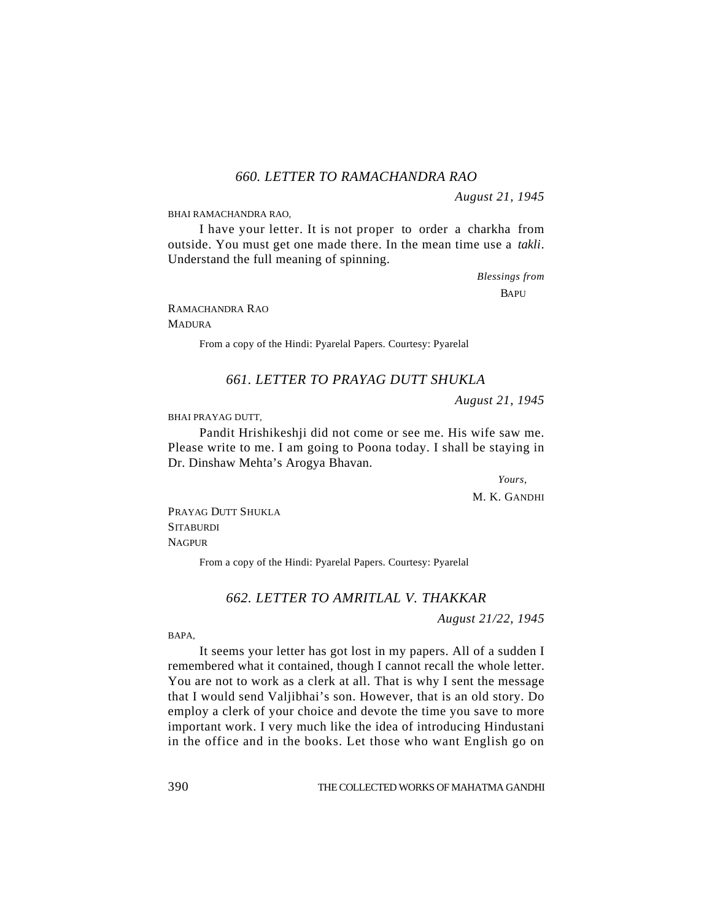### *660. LETTER TO RAMACHANDRA RAO*

*August 21, 1945*

BHAI RAMACHANDRA RAO,

I have your letter. It is not proper to order a charkha from outside. You must get one made there. In the mean time use a *takli*. Understand the full meaning of spinning.

*Blessings from*
BAPU

RAMACHANDRA RAO
MADURA

From a copy of the Hindi: Pyarelal Papers. Courtesy: Pyarelal

### *661. LETTER TO PRAYAG DUTT SHUKLA*

*August 21, 1945*

BHAI PRAYAG DUTT,

Pandit Hrishikeshji did not come or see me. His wife saw me. Please write to me. I am going to Poona today. I shall be staying in Dr. Dinshaw Mehta's Arogya Bhavan.

*Yours,*
M. K. GANDHI

PRAYAG DUTT SHUKLA
SITABURDI
NAGPUR

From a copy of the Hindi: Pyarelal Papers. Courtesy: Pyarelal

### *662. LETTER TO AMRITLAL V. THAKKAR*

*August 21/22, 1945*

BAPA,

It seems your letter has got lost in my papers. All of a sudden I remembered what it contained, though I cannot recall the whole letter. You are not to work as a clerk at all. That is why I sent the message that I would send Valjibhai's son. However, that is an old story. Do employ a clerk of your choice and devote the time you save to more important work. I very much like the idea of introducing Hindustani in the office and in the books. Let those who want English go on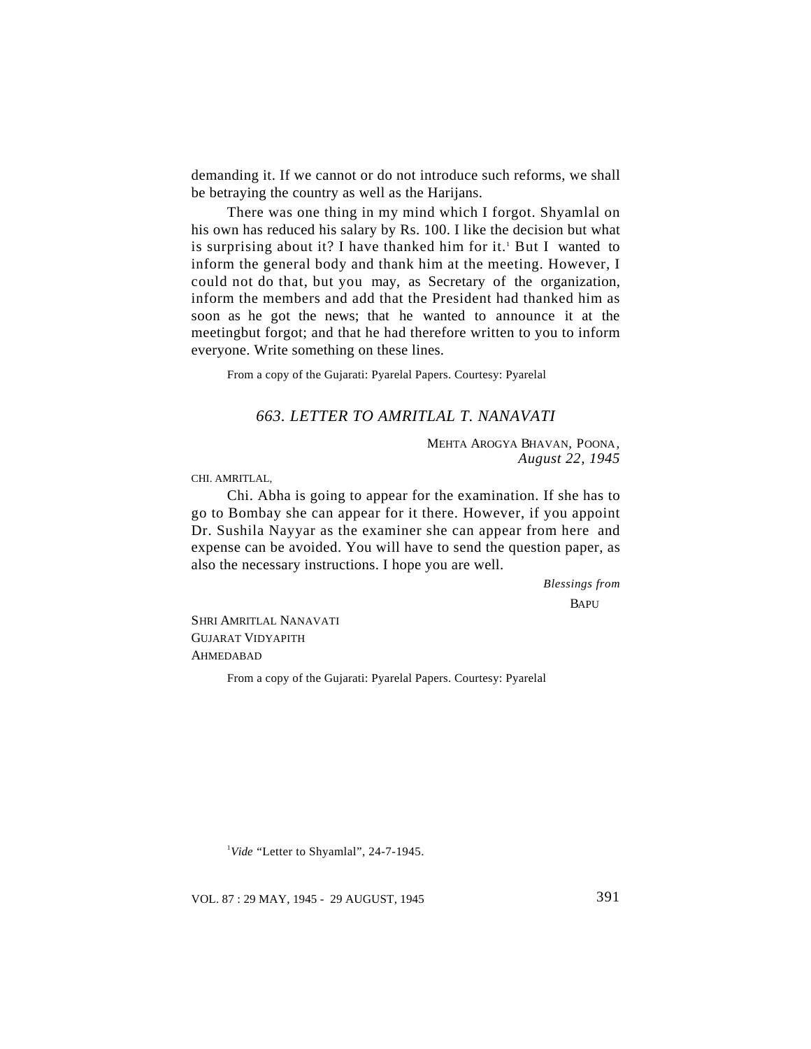demanding it. If we cannot or do not introduce such reforms, we shall be betraying the country as well as the Harijans.

There was one thing in my mind which I forgot. Shyamlal on his own has reduced his salary by Rs. 100. I like the decision but what is surprising about it? I have thanked him for it.[1] But I wanted to inform the general body and thank him at the meeting. However, I could not do that, but you may, as Secretary of the organization, inform the members and add that the President had thanked him as soon as he got the news; that he wanted to announce it at the meetingbut forgot; and that he had therefore written to you to inform everyone. Write something on these lines.

From a copy of the Gujarati: Pyarelal Papers. Courtesy: Pyarelal

## *663. LETTER TO AMRITLAL T. NANAVATI*

MEHTA AROGYA BHAVAN, POONA,
*August 22, 1945*

CHI. AMRITLAL,

Chi. Abha is going to appear for the examination. If she has to go to Bombay she can appear for it there. However, if you appoint Dr. Sushila Nayyar as the examiner she can appear from here and expense can be avoided. You will have to send the question paper, as also the necessary instructions. I hope you are well.

*Blessings from*
BAPU

SHRI AMRITLAL NANAVATI
GUJARAT VIDYAPITH
AHMEDABAD

From a copy of the Gujarati: Pyarelal Papers. Courtesy: Pyarelal

[1] *Vide* "Letter to Shyamlal", 24-7-1945.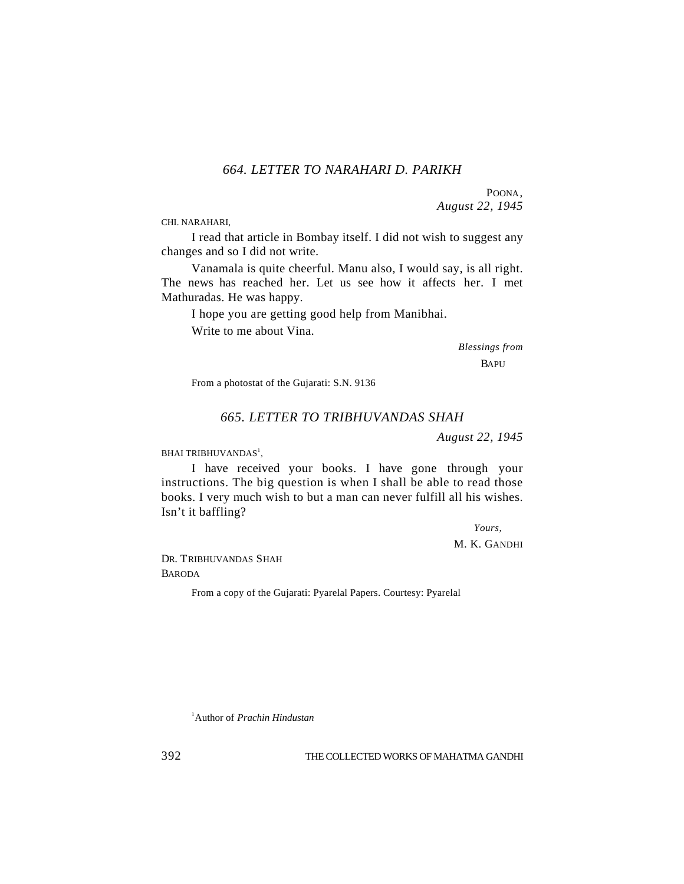### *664. LETTER TO NARAHARI D. PARIKH*

POONA,
*August 22, 1945*

CHI. NARAHARI,

I read that article in Bombay itself. I did not wish to suggest any changes and so I did not write.

Vanamala is quite cheerful. Manu also, I would say, is all right. The news has reached her. Let us see how it affects her. I met Mathuradas. He was happy.

I hope you are getting good help from Manibhai.

Write to me about Vina.

*Blessings from*
BAPU

From a photostat of the Gujarati: S.N. 9136

### *665. LETTER TO TRIBHUVANDAS SHAH*

*August 22, 1945*

BHAI TRIBHUVANDAS[1],

I have received your books. I have gone through your instructions. The big question is when I shall be able to read those books. I very much wish to but a man can never fulfill all his wishes. Isn't it baffling?

*Yours,*
M. K. GANDHI

DR. TRIBHUVANDAS SHAH
BARODA

From a copy of the Gujarati: Pyarelal Papers. Courtesy: Pyarelal

[1] Author of *Prachin Hindustan*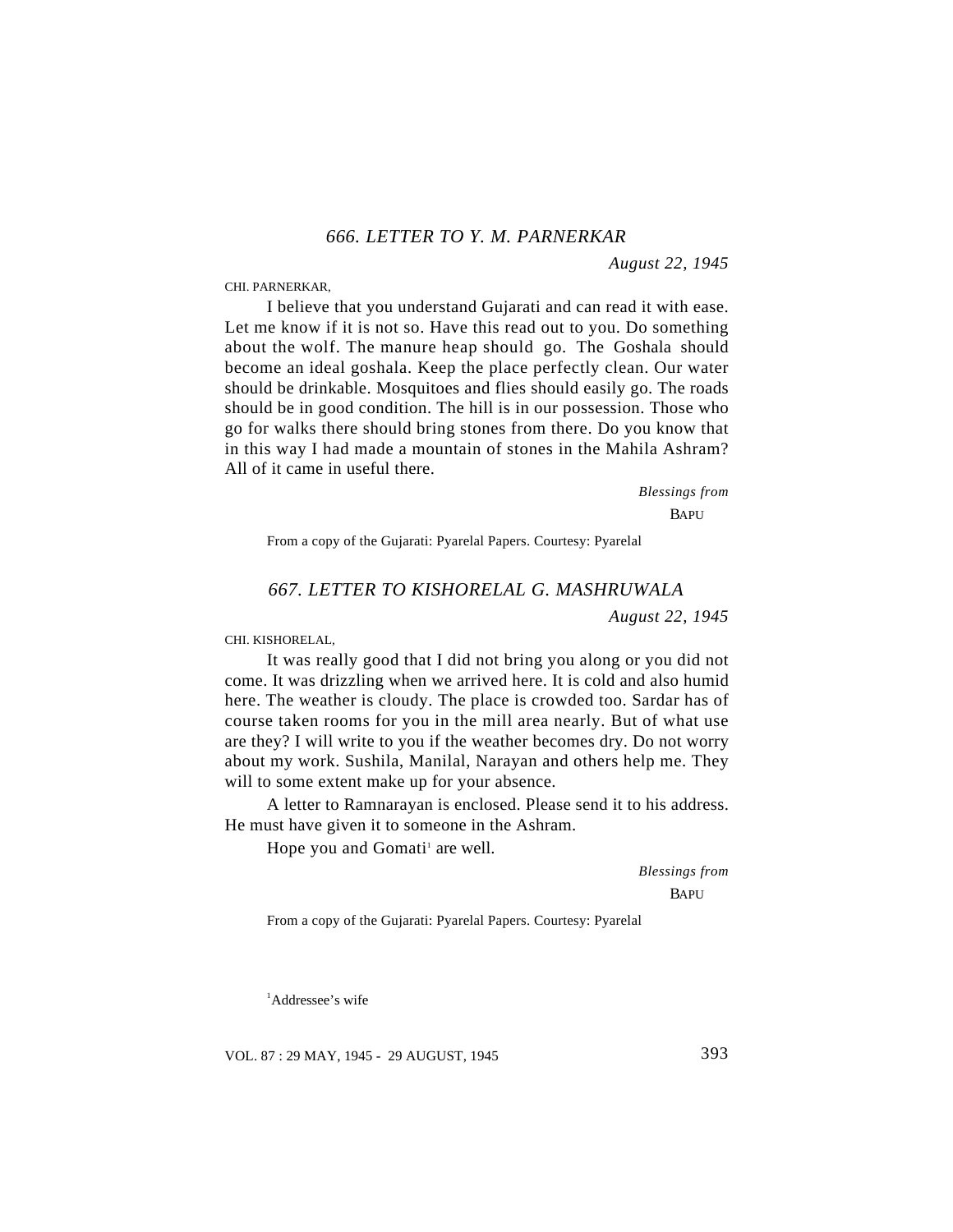### *666. LETTER TO Y. M. PARNERKAR*

*August 22, 1945*

CHI. PARNERKAR,

I believe that you understand Gujarati and can read it with ease. Let me know if it is not so. Have this read out to you. Do something about the wolf. The manure heap should go. The Goshala should become an ideal goshala. Keep the place perfectly clean. Our water should be drinkable. Mosquitoes and flies should easily go. The roads should be in good condition. The hill is in our possession. Those who go for walks there should bring stones from there. Do you know that in this way I had made a mountain of stones in the Mahila Ashram? All of it came in useful there.

*Blessings from*

BAPU

From a copy of the Gujarati: Pyarelal Papers. Courtesy: Pyarelal

### *667. LETTER TO KISHORELAL G. MASHRUWALA*

*August 22, 1945*

CHI. KISHORELAL,

It was really good that I did not bring you along or you did not come. It was drizzling when we arrived here. It is cold and also humid here. The weather is cloudy. The place is crowded too. Sardar has of course taken rooms for you in the mill area nearly. But of what use are they? I will write to you if the weather becomes dry. Do not worry about my work. Sushila, Manilal, Narayan and others help me. They will to some extent make up for your absence.

A letter to Ramnarayan is enclosed. Please send it to his address. He must have given it to someone in the Ashram.

Hope you and Gomati[1] are well.

*Blessings from*

BAPU

From a copy of the Gujarati: Pyarelal Papers. Courtesy: Pyarelal

[1]Addressee's wife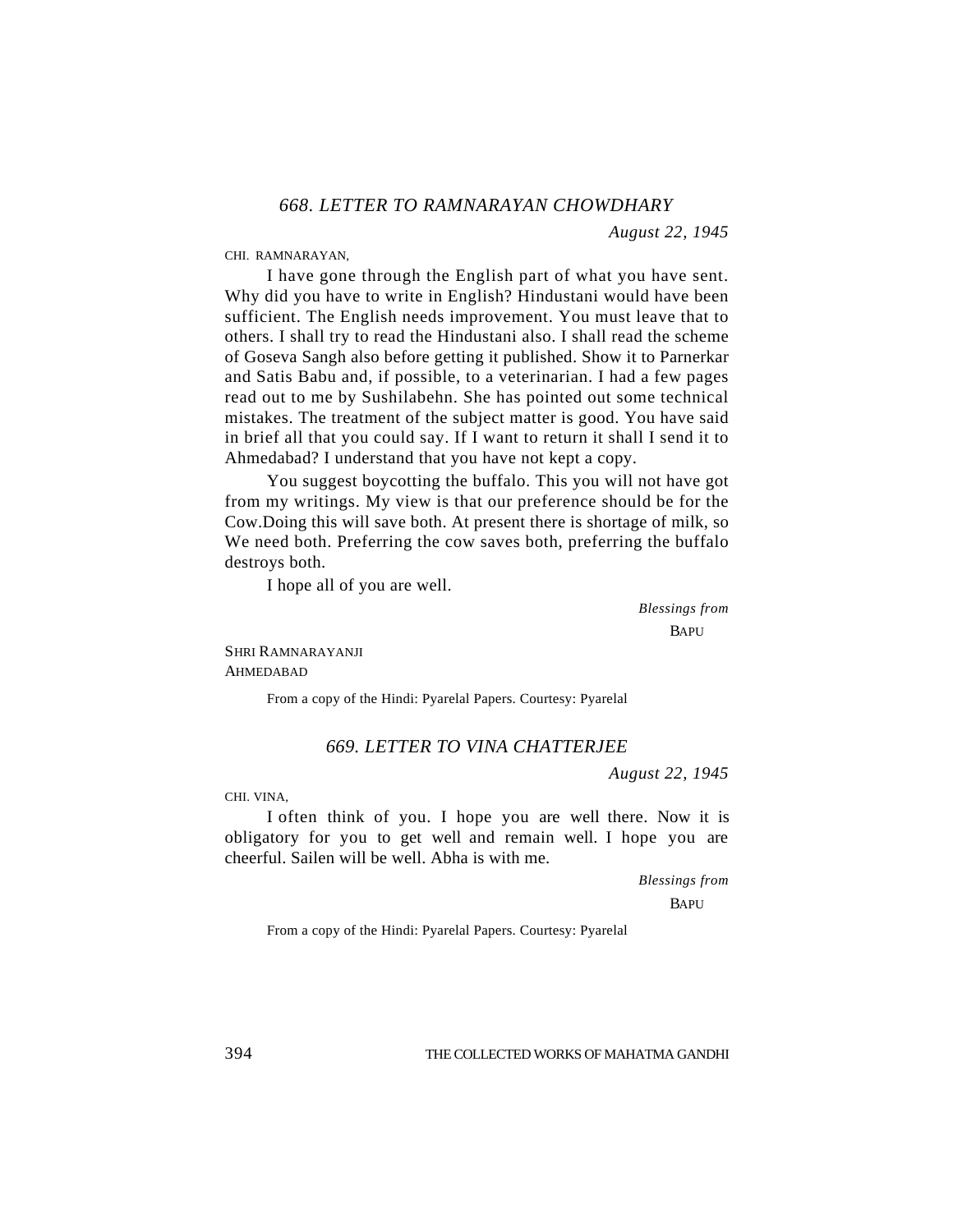## *668. LETTER TO RAMNARAYAN CHOWDHARY*

*August 22, 1945*

CHI. RAMNARAYAN,

I have gone through the English part of what you have sent. Why did you have to write in English? Hindustani would have been sufficient. The English needs improvement. You must leave that to others. I shall try to read the Hindustani also. I shall read the scheme of Goseva Sangh also before getting it published. Show it to Parnerkar and Satis Babu and, if possible, to a veterinarian. I had a few pages read out to me by Sushilabehn. She has pointed out some technical mistakes. The treatment of the subject matter is good. You have said in brief all that you could say. If I want to return it shall I send it to Ahmedabad? I understand that you have not kept a copy.

You suggest boycotting the buffalo. This you will not have got from my writings. My view is that our preference should be for the Cow.Doing this will save both. At present there is shortage of milk, so We need both. Preferring the cow saves both, preferring the buffalo destroys both.

I hope all of you are well.

*Blessings from*

BAPU

SHRI RAMNARAYANJI
AHMEDABAD

From a copy of the Hindi: Pyarelal Papers. Courtesy: Pyarelal

## *669. LETTER TO VINA CHATTERJEE*

*August 22, 1945*

CHI. VINA,

I often think of you. I hope you are well there. Now it is obligatory for you to get well and remain well. I hope you are cheerful. Sailen will be well. Abha is with me.

*Blessings from*

BAPU

From a copy of the Hindi: Pyarelal Papers. Courtesy: Pyarelal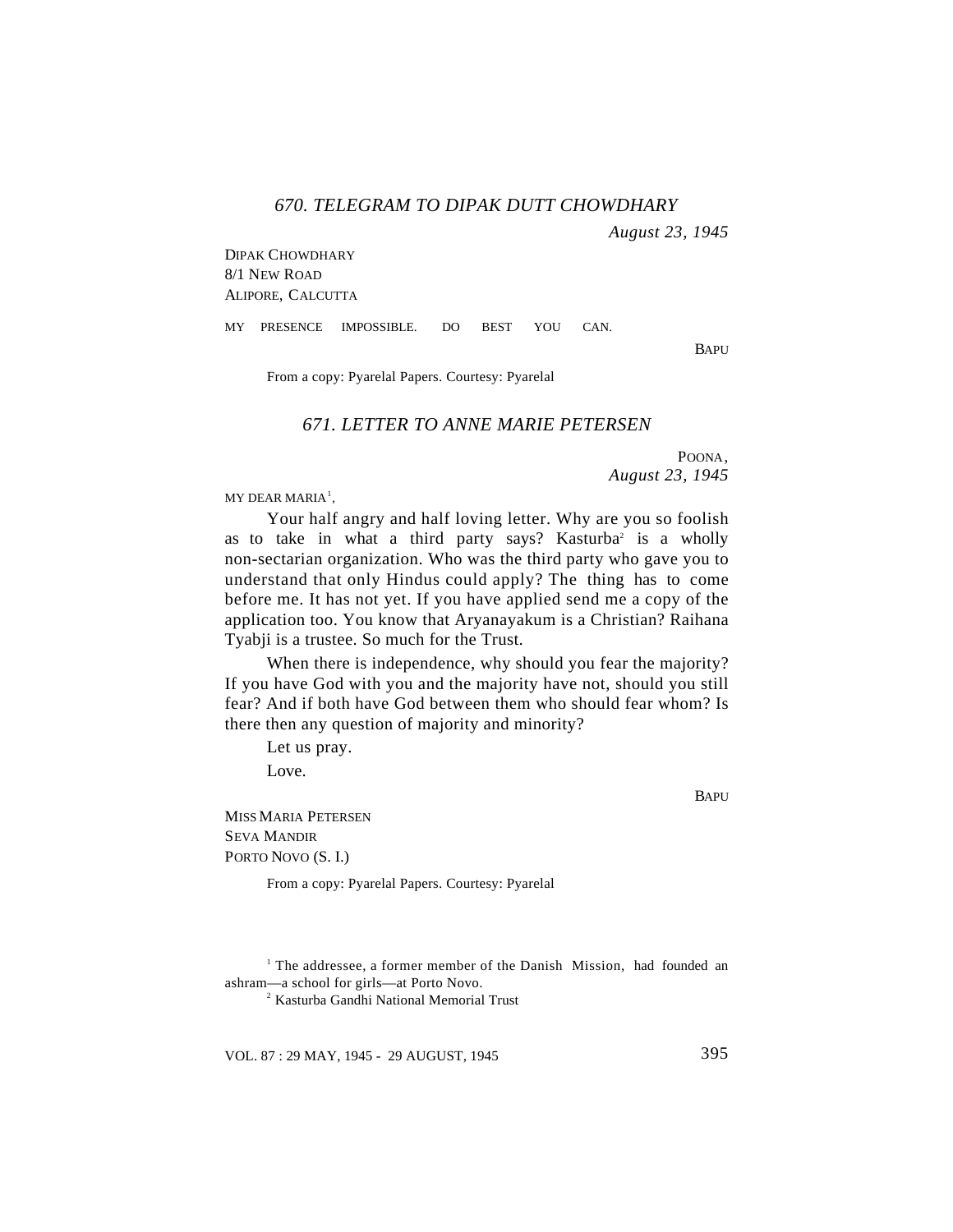### *670. TELEGRAM TO DIPAK DUTT CHOWDHARY*

*August 23, 1945*

DIPAK CHOWDHARY
8/1 NEW ROAD
ALIPORE, CALCUTTA

MY PRESENCE IMPOSSIBLE. DO BEST YOU CAN.

BAPU

From a copy: Pyarelal Papers. Courtesy: Pyarelal

### *671. LETTER TO ANNE MARIE PETERSEN*

POONA,
*August 23, 1945*

MY DEAR MARIA[1],

Your half angry and half loving letter. Why are you so foolish as to take in what a third party says? Kasturba[2] is a wholly non-sectarian organization. Who was the third party who gave you to understand that only Hindus could apply? The thing has to come before me. It has not yet. If you have applied send me a copy of the application too. You know that Aryanayakum is a Christian? Raihana Tyabji is a trustee. So much for the Trust.

When there is independence, why should you fear the majority? If you have God with you and the majority have not, should you still fear? And if both have God between them who should fear whom? Is there then any question of majority and minority?

Let us pray.

Love.

BAPU

MISS MARIA PETERSEN
SEVA MANDIR
PORTO NOVO (S. I.)

From a copy: Pyarelal Papers. Courtesy: Pyarelal

---

[1] The addressee, a former member of the Danish Mission, had founded an ashram—a school for girls—at Porto Novo.

[2] Kasturba Gandhi National Memorial Trust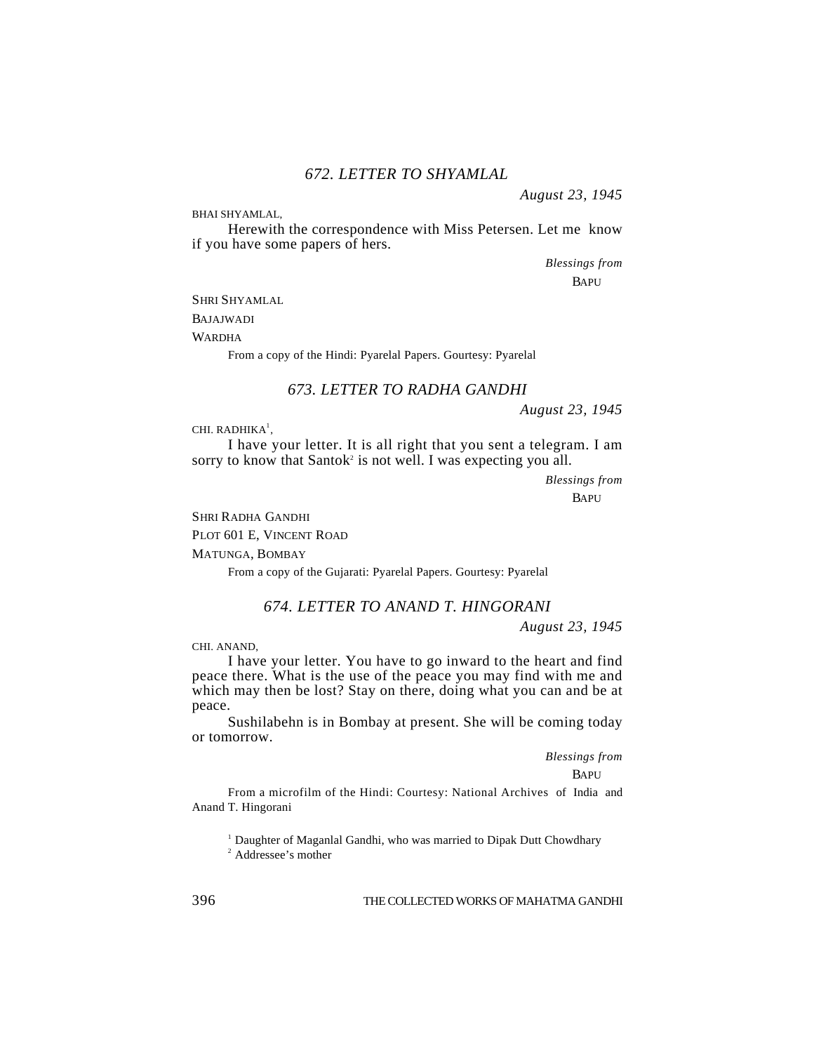### *672. LETTER TO SHYAMLAL*

*August 23, 1945*

BHAI SHYAMLAL,

Herewith the correspondence with Miss Petersen. Let me know if you have some papers of hers.

*Blessings from*

BAPU

SHRI SHYAMLAL

BAJAJWADI

WARDHA

From a copy of the Hindi: Pyarelal Papers. Gourtesy: Pyarelal

### *673. LETTER TO RADHA GANDHI*

*August 23, 1945*

CHI. RADHIKA[1],

I have your letter. It is all right that you sent a telegram. I am sorry to know that Santok[2] is not well. I was expecting you all.

*Blessings from*

BAPU

SHRI RADHA GANDHI

PLOT 601 E, VINCENT ROAD

MATUNGA, BOMBAY

From a copy of the Gujarati: Pyarelal Papers. Gourtesy: Pyarelal

### *674. LETTER TO ANAND T. HINGORANI*

*August 23, 1945*

CHI. ANAND,

I have your letter. You have to go inward to the heart and find peace there. What is the use of the peace you may find with me and which may then be lost? Stay on there, doing what you can and be at peace.

Sushilabehn is in Bombay at present. She will be coming today or tomorrow.

*Blessings from*

BAPU

From a microfilm of the Hindi: Courtesy: National Archives of India and Anand T. Hingorani

[1] Daughter of Maganlal Gandhi, who was married to Dipak Dutt Chowdhary

[2] Addressee's mother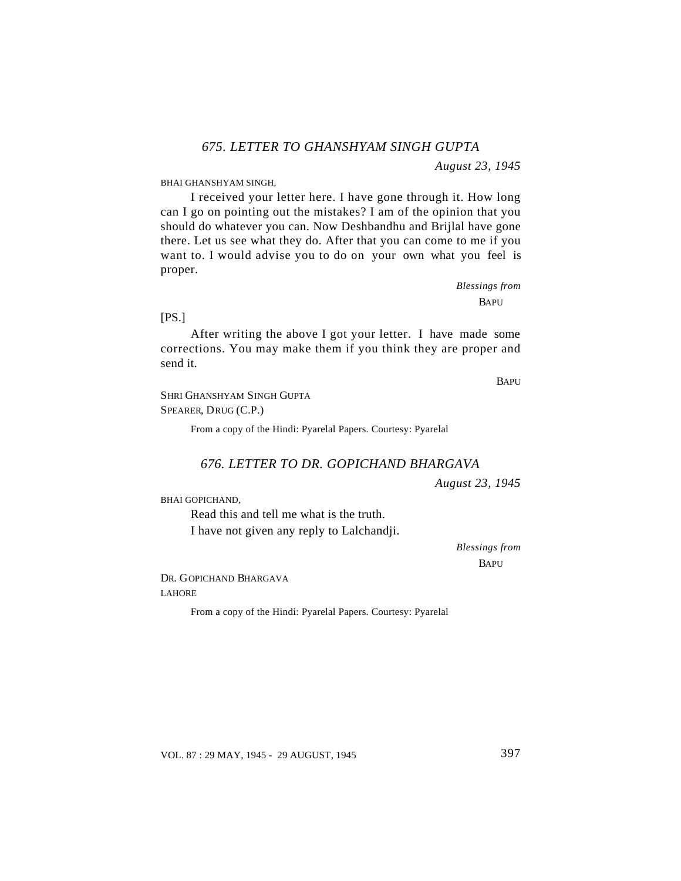### *675. LETTER TO GHANSHYAM SINGH GUPTA*

*August 23, 1945*

BHAI GHANSHYAM SINGH,

I received your letter here. I have gone through it. How long can I go on pointing out the mistakes? I am of the opinion that you should do whatever you can. Now Deshbandhu and Brijlal have gone there. Let us see what they do. After that you can come to me if you want to. I would advise you to do on your own what you feel is proper.

*Blessings from*
BAPU

[PS.]

After writing the above I got your letter. I have made some corrections. You may make them if you think they are proper and send it.

BAPU

SHRI GHANSHYAM SINGH GUPTA
SPEARER, DRUG (C.P.)

From a copy of the Hindi: Pyarelal Papers. Courtesy: Pyarelal

### *676. LETTER TO DR. GOPICHAND BHARGAVA*

*August 23, 1945*

BHAI GOPICHAND,

Read this and tell me what is the truth.

I have not given any reply to Lalchandji.

*Blessings from*
BAPU

DR. GOPICHAND BHARGAVA
LAHORE

From a copy of the Hindi: Pyarelal Papers. Courtesy: Pyarelal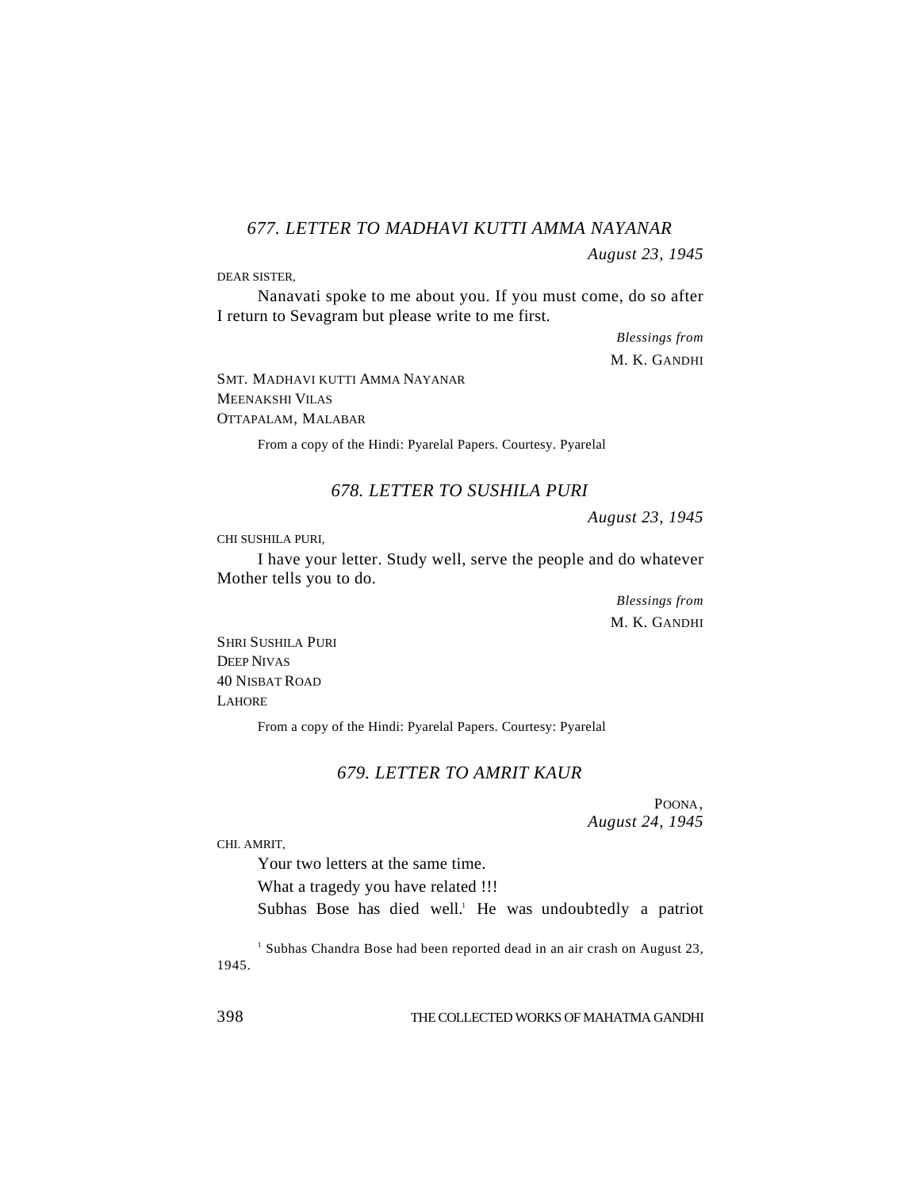### *677. LETTER TO MADHAVI KUTTI AMMA NAYANAR*

*August 23, 1945*

DEAR SISTER,

Nanavati spoke to me about you. If you must come, do so after I return to Sevagram but please write to me first.

*Blessings from*

M. K. GANDHI

SMT. MADHAVI KUTTI AMMA NAYANAR
MEENAKSHI VILAS
OTTAPALAM, MALABAR

From a copy of the Hindi: Pyarelal Papers. Courtesy. Pyarelal

### *678. LETTER TO SUSHILA PURI*

*August 23, 1945*

CHI SUSHILA PURI,

I have your letter. Study well, serve the people and do whatever Mother tells you to do.

*Blessings from*

M. K. GANDHI

SHRI SUSHILA PURI
DEEP NIVAS
40 NISBAT ROAD
LAHORE

From a copy of the Hindi: Pyarelal Papers. Courtesy: Pyarelal

### *679. LETTER TO AMRIT KAUR*

POONA,
*August 24, 1945*

CHI. AMRIT,

Your two letters at the same time.

What a tragedy you have related !!!

Subhas Bose has died well.[1] He was undoubtedly a patriot

[1] Subhas Chandra Bose had been reported dead in an air crash on August 23, 1945.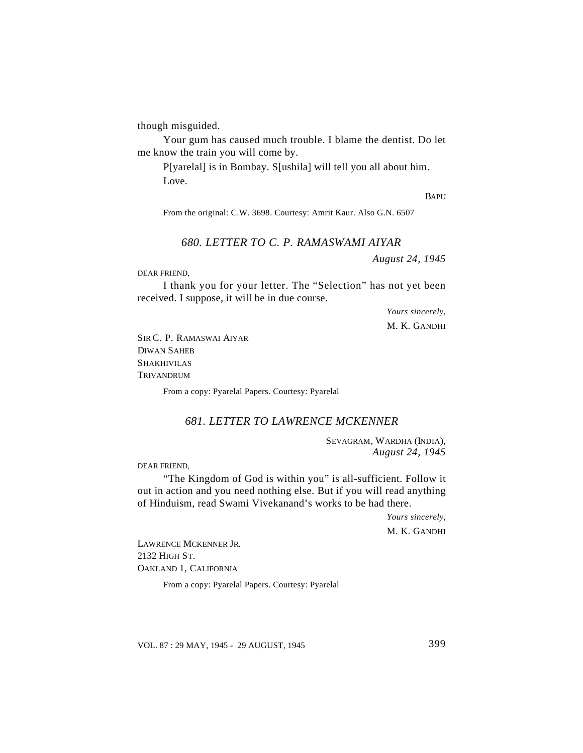though misguided.

Your gum has caused much trouble. I blame the dentist. Do let me know the train you will come by.

P[yarelal] is in Bombay. S[ushila] will tell you all about him.

Love.

BAPU

From the original: C.W. 3698. Courtesy: Amrit Kaur. Also G.N. 6507

## *680. LETTER TO C. P. RAMASWAMI AIYAR*

*August 24, 1945*

DEAR FRIEND,

I thank you for your letter. The "Selection" has not yet been received. I suppose, it will be in due course.

*Yours sincerely,*

M. K. GANDHI

SIR C. P. RAMASWAI AIYAR
DIWAN SAHEB
SHAKHIVILAS
TRIVANDRUM

From a copy: Pyarelal Papers. Courtesy: Pyarelal

## *681. LETTER TO LAWRENCE MCKENNER*

SEVAGRAM, WARDHA (INDIA),
*August 24, 1945*

DEAR FRIEND,

"The Kingdom of God is within you" is all-sufficient. Follow it out in action and you need nothing else. But if you will read anything of Hinduism, read Swami Vivekanand's works to be had there.

*Yours sincerely,*

M. K. GANDHI

LAWRENCE MCKENNER JR.
2132 HIGH ST.
OAKLAND 1, CALIFORNIA

From a copy: Pyarelal Papers. Courtesy: Pyarelal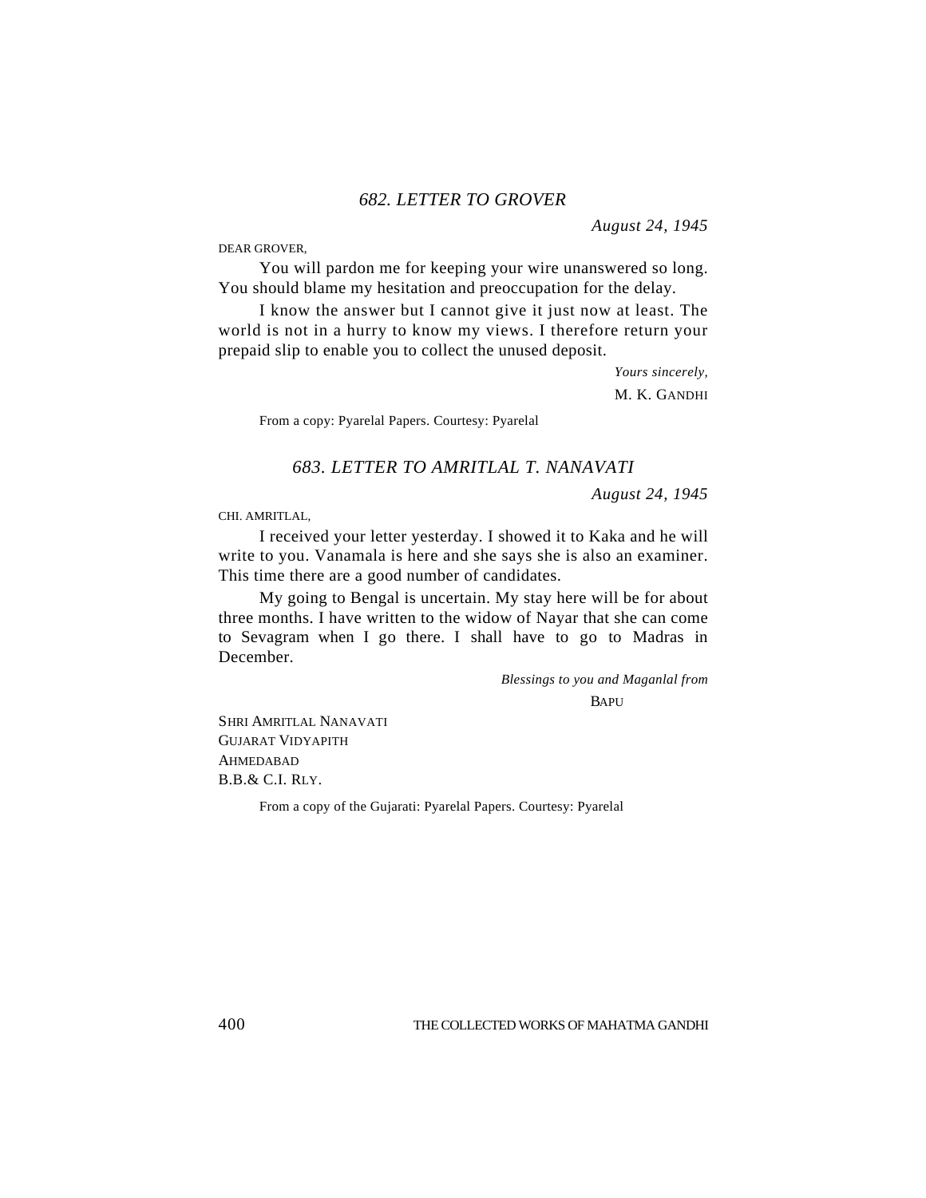## *682. LETTER TO GROVER*

*August 24, 1945*

DEAR GROVER,

You will pardon me for keeping your wire unanswered so long. You should blame my hesitation and preoccupation for the delay.

I know the answer but I cannot give it just now at least. The world is not in a hurry to know my views. I therefore return your prepaid slip to enable you to collect the unused deposit.

*Yours sincerely,*

M. K. GANDHI

From a copy: Pyarelal Papers. Courtesy: Pyarelal

## *683. LETTER TO AMRITLAL T. NANAVATI*

*August 24, 1945*

CHI. AMRITLAL,

I received your letter yesterday. I showed it to Kaka and he will write to you. Vanamala is here and she says she is also an examiner. This time there are a good number of candidates.

My going to Bengal is uncertain. My stay here will be for about three months. I have written to the widow of Nayar that she can come to Sevagram when I go there. I shall have to go to Madras in December.

*Blessings to you and Maganlal from*

BAPU

SHRI AMRITLAL NANAVATI
GUJARAT VIDYAPITH
AHMEDABAD
B.B.& C.I. RLY.

From a copy of the Gujarati: Pyarelal Papers. Courtesy: Pyarelal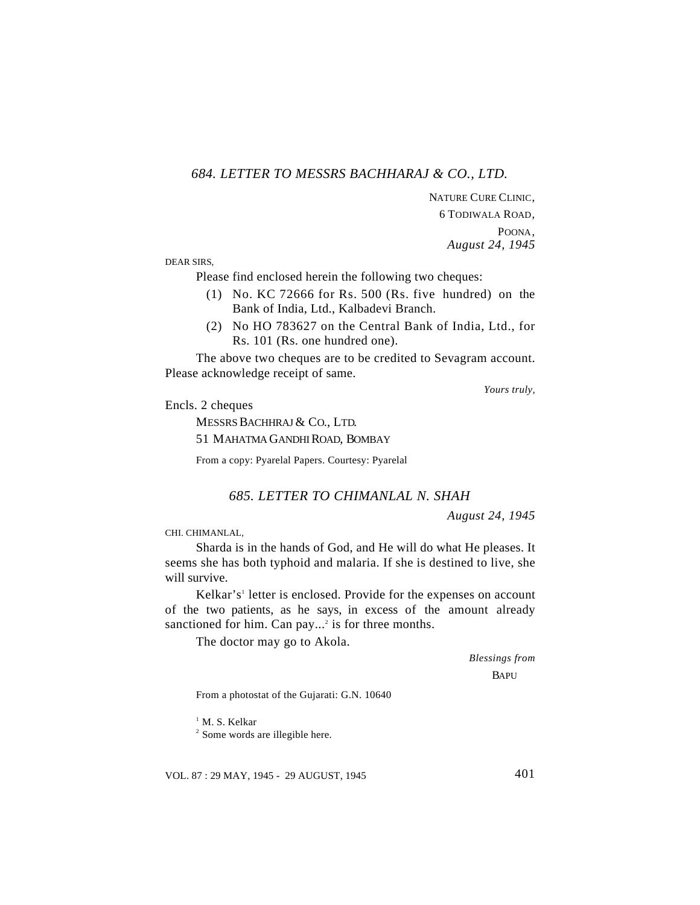### *684. LETTER TO MESSRS BACHHARAJ & CO., LTD.*

NATURE CURE CLINIC,
6 TODIWALA ROAD,
POONA,
*August 24, 1945*

DEAR SIRS,

Please find enclosed herein the following two cheques:

(1) No. KC 72666 for Rs. 500 (Rs. five hundred) on the Bank of India, Ltd., Kalbadevi Branch.

(2) No HO 783627 on the Central Bank of India, Ltd., for Rs. 101 (Rs. one hundred one).

The above two cheques are to be credited to Sevagram account. Please acknowledge receipt of same.

*Yours truly,*

Encls. 2 cheques

MESSRS BACHHRAJ & CO., LTD.
51 MAHATMA GANDHI ROAD, BOMBAY

From a copy: Pyarelal Papers. Courtesy: Pyarelal

### *685. LETTER TO CHIMANLAL N. SHAH*

*August 24, 1945*

CHI. CHIMANLAL,

Sharda is in the hands of God, and He will do what He pleases. It seems she has both typhoid and malaria. If she is destined to live, she will survive.

Kelkar's[1] letter is enclosed. Provide for the expenses on account of the two patients, as he says, in excess of the amount already sanctioned for him. Can pay...[2] is for three months.

The doctor may go to Akola.

*Blessings from*
BAPU

From a photostat of the Gujarati: G.N. 10640

[1] M. S. Kelkar
[2] Some words are illegible here.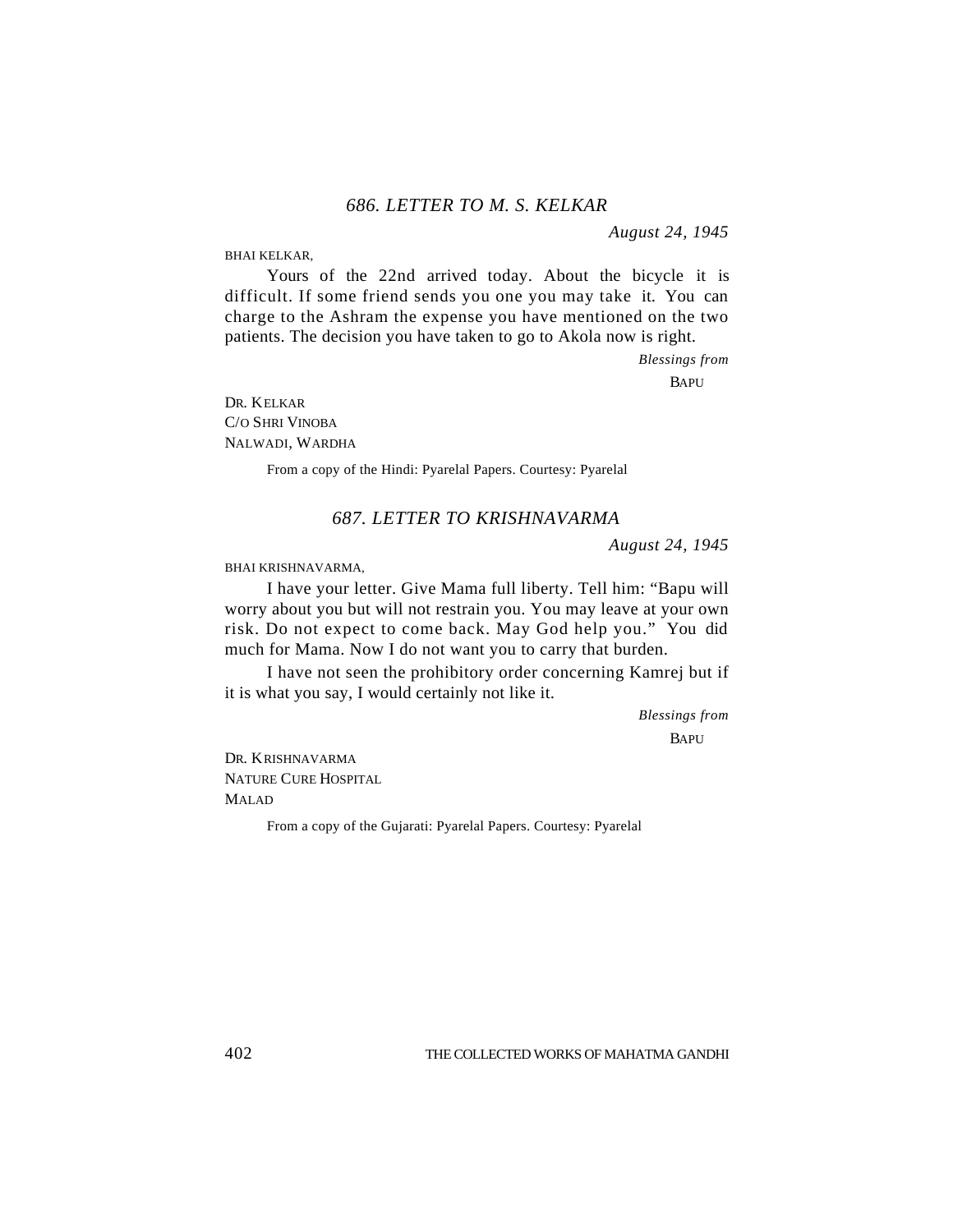### *686. LETTER TO M. S. KELKAR*

*August 24, 1945*

BHAI KELKAR,

Yours of the 22nd arrived today. About the bicycle it is difficult. If some friend sends you one you may take it. You can charge to the Ashram the expense you have mentioned on the two patients. The decision you have taken to go to Akola now is right.

*Blessings from*

BAPU

DR. KELKAR
C/O SHRI VINOBA
NALWADI, WARDHA

From a copy of the Hindi: Pyarelal Papers. Courtesy: Pyarelal

### *687. LETTER TO KRISHNAVARMA*

*August 24, 1945*

BHAI KRISHNAVARMA,

I have your letter. Give Mama full liberty. Tell him: "Bapu will worry about you but will not restrain you. You may leave at your own risk. Do not expect to come back. May God help you." You did much for Mama. Now I do not want you to carry that burden.

I have not seen the prohibitory order concerning Kamrej but if it is what you say, I would certainly not like it.

*Blessings from*

BAPU

DR. KRISHNAVARMA
NATURE CURE HOSPITAL
MALAD

From a copy of the Gujarati: Pyarelal Papers. Courtesy: Pyarelal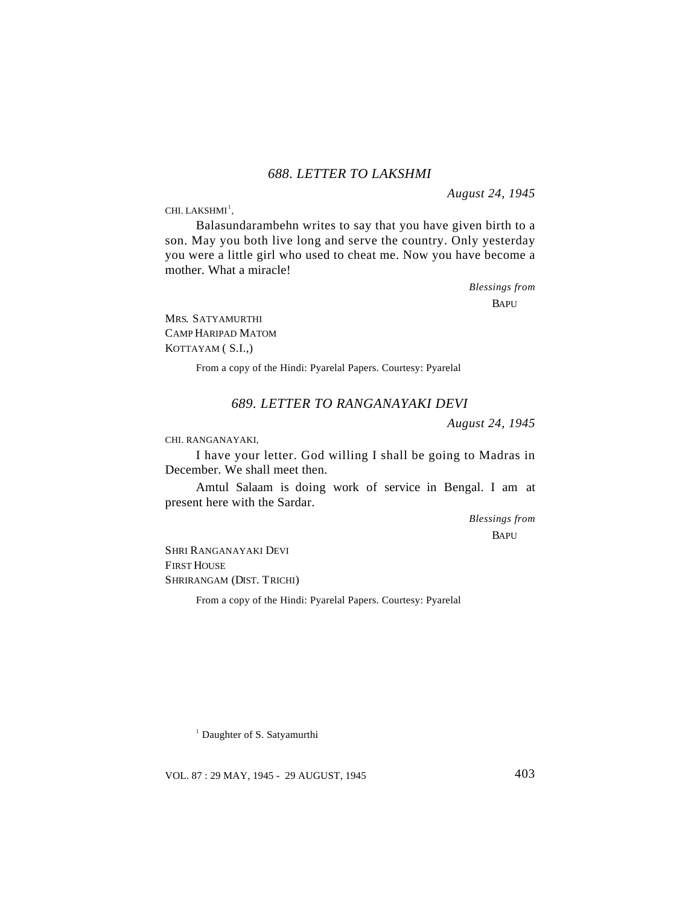### *688. LETTER TO LAKSHMI*

*August 24, 1945*

CHI. LAKSHMI[1],

Balasundarambehn writes to say that you have given birth to a son. May you both live long and serve the country. Only yesterday you were a little girl who used to cheat me. Now you have become a mother. What a miracle!

*Blessings from*
BAPU

MRS. SATYAMURTHI
CAMP HARIPAD MATOM
KOTTAYAM ( S.I.,)

From a copy of the Hindi: Pyarelal Papers. Courtesy: Pyarelal

### *689. LETTER TO RANGANAYAKI DEVI*

*August 24, 1945*

CHI. RANGANAYAKI,

I have your letter. God willing I shall be going to Madras in December. We shall meet then.

Amtul Salaam is doing work of service in Bengal. I am at present here with the Sardar.

*Blessings from*
BAPU

SHRI RANGANAYAKI DEVI
FIRST HOUSE
SHRIRANGAM (DIST. TRICHI)

From a copy of the Hindi: Pyarelal Papers. Courtesy: Pyarelal

[1] Daughter of S. Satyamurthi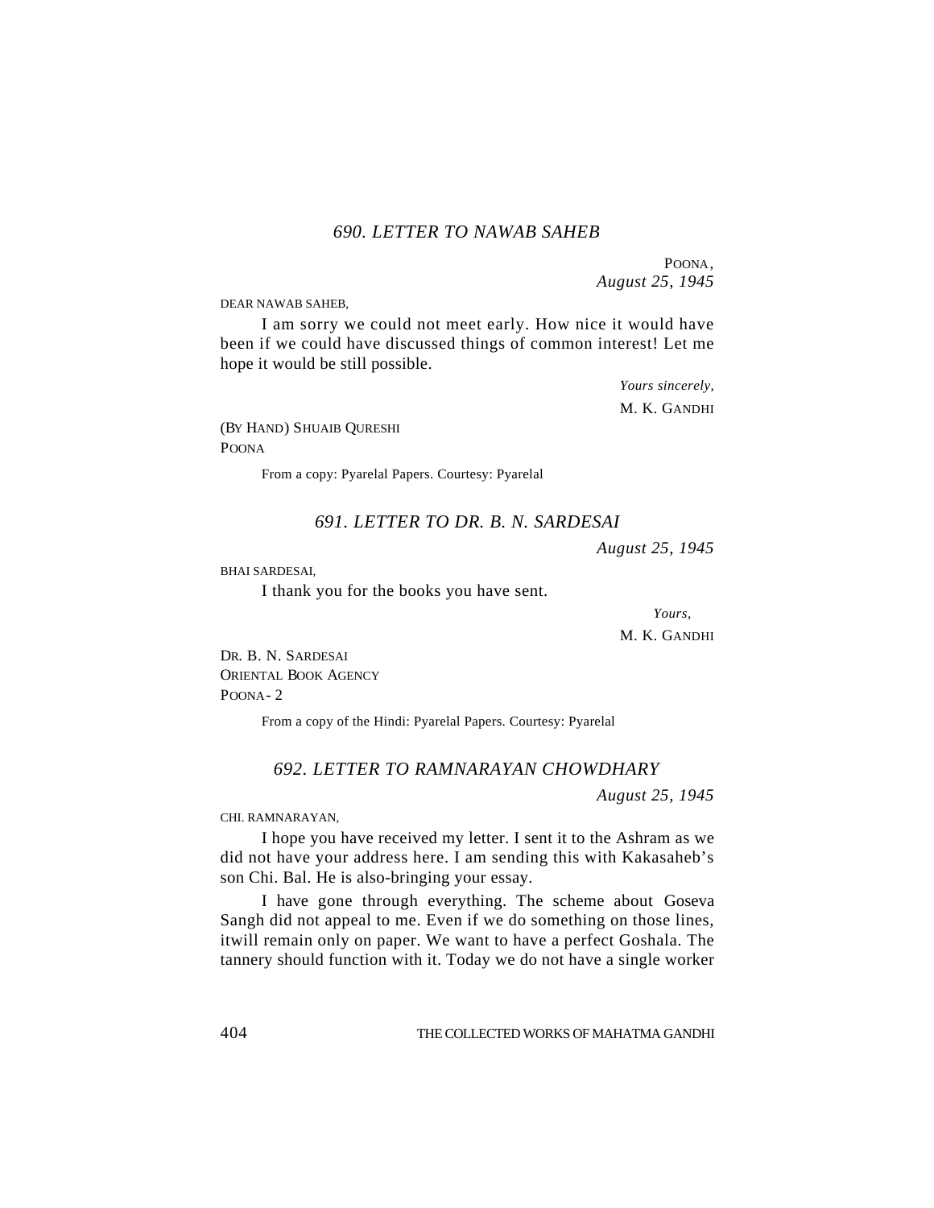### *690. LETTER TO NAWAB SAHEB*

POONA,
*August 25, 1945*

DEAR NAWAB SAHEB,

I am sorry we could not meet early. How nice it would have been if we could have discussed things of common interest! Let me hope it would be still possible.

*Yours sincerely,*
M. K. GANDHI

(BY HAND) SHUAIB QURESHI
POONA

From a copy: Pyarelal Papers. Courtesy: Pyarelal

### *691. LETTER TO DR. B. N. SARDESAI*

*August 25, 1945*

BHAI SARDESAI,

I thank you for the books you have sent.

*Yours,*
M. K. GANDHI

DR. B. N. SARDESAI
ORIENTAL BOOK AGENCY
POONA- 2

From a copy of the Hindi: Pyarelal Papers. Courtesy: Pyarelal

### *692. LETTER TO RAMNARAYAN CHOWDHARY*

*August 25, 1945*

CHI. RAMNARAYAN,

I hope you have received my letter. I sent it to the Ashram as we did not have your address here. I am sending this with Kakasaheb's son Chi. Bal. He is also-bringing your essay.

I have gone through everything. The scheme about Goseva Sangh did not appeal to me. Even if we do something on those lines, itwill remain only on paper. We want to have a perfect Goshala. The tannery should function with it. Today we do not have a single worker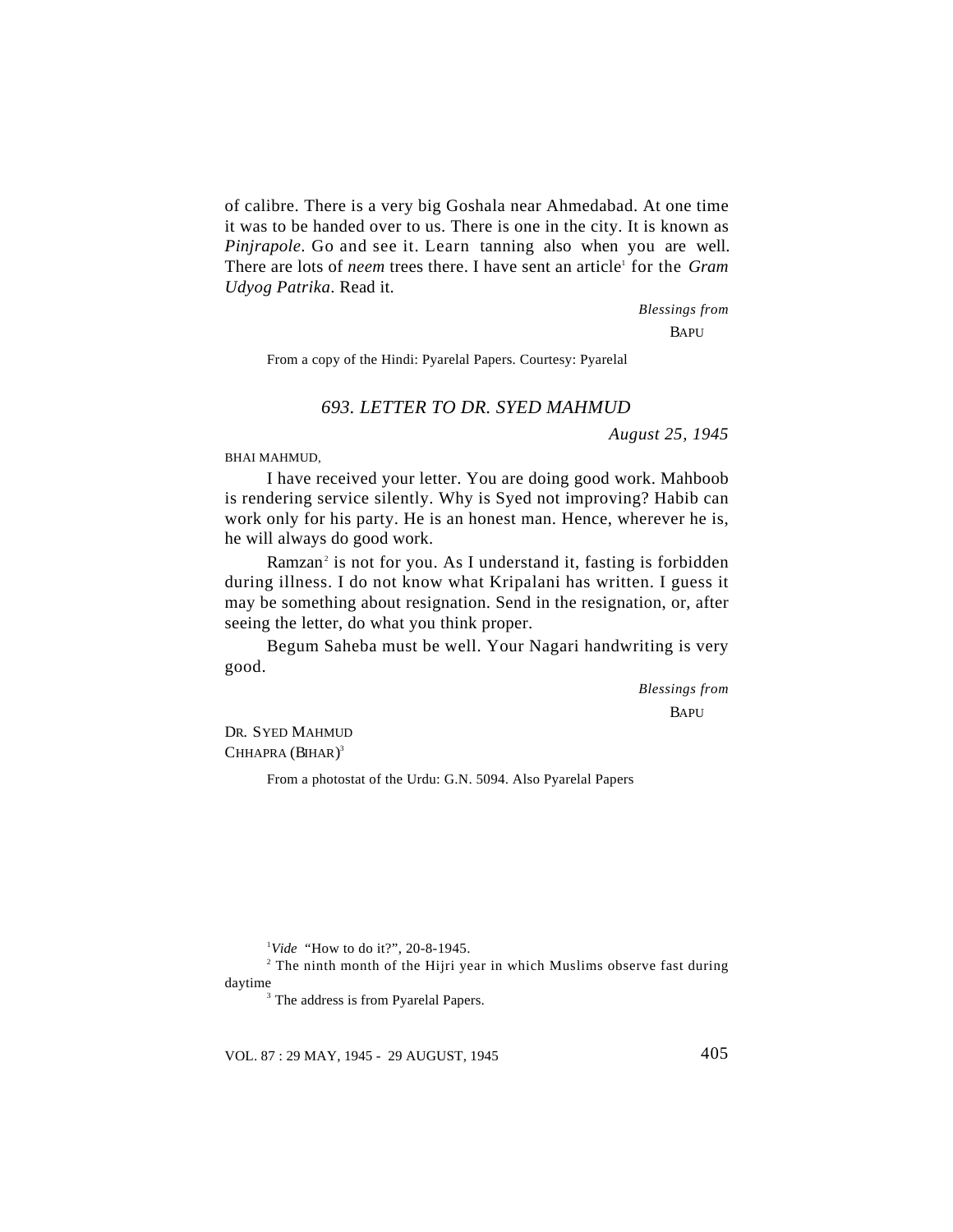of calibre. There is a very big Goshala near Ahmedabad. At one time it was to be handed over to us. There is one in the city. It is known as *Pinjrapole*. Go and see it. Learn tanning also when you are well. There are lots of *neem* trees there. I have sent an article[1] for the *Gram Udyog Patrika*. Read it.

*Blessings from*

BAPU

From a copy of the Hindi: Pyarelal Papers. Courtesy: Pyarelal

### *693. LETTER TO DR. SYED MAHMUD*

*August 25, 1945*

BHAI MAHMUD,

I have received your letter. You are doing good work. Mahboob is rendering service silently. Why is Syed not improving? Habib can work only for his party. He is an honest man. Hence, wherever he is, he will always do good work.

Ramzan[2] is not for you. As I understand it, fasting is forbidden during illness. I do not know what Kripalani has written. I guess it may be something about resignation. Send in the resignation, or, after seeing the letter, do what you think proper.

Begum Saheba must be well. Your Nagari handwriting is very good.

*Blessings from*

BAPU

DR. SYED MAHMUD
CHHAPRA (BIHAR)[3]

From a photostat of the Urdu: G.N. 5094. Also Pyarelal Papers

---

[1] *Vide* "How to do it?", 20-8-1945.

[2] The ninth month of the Hijri year in which Muslims observe fast during daytime

[3] The address is from Pyarelal Papers.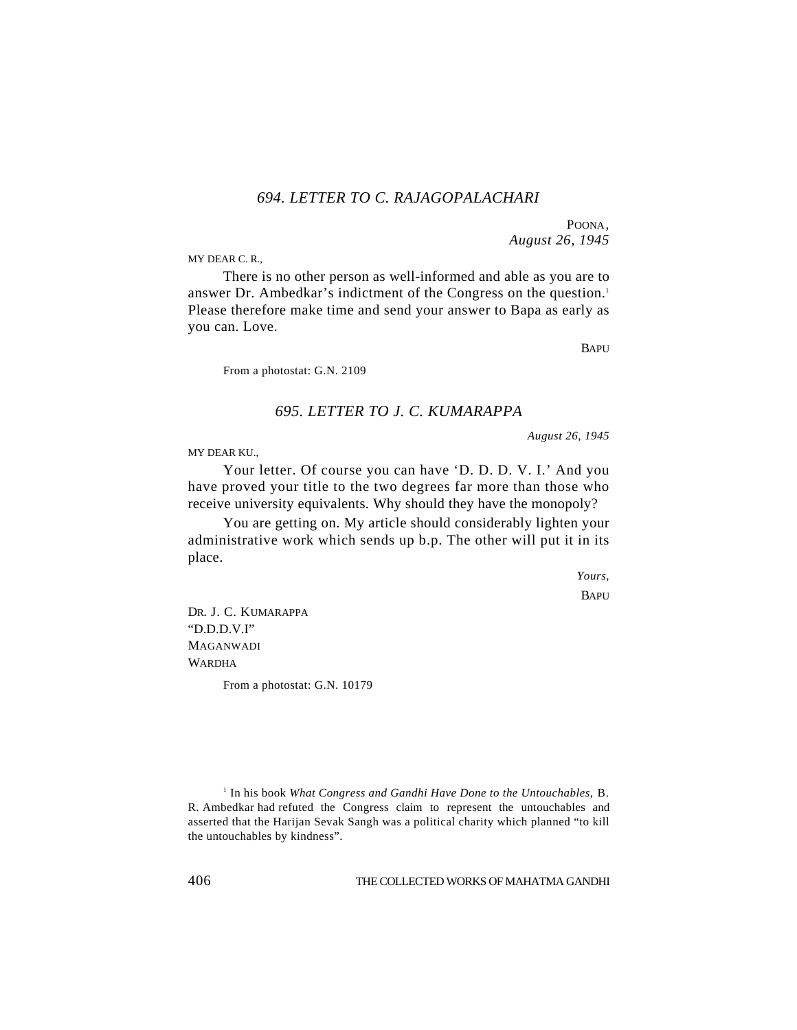## *694. LETTER TO C. RAJAGOPALACHARI*

POONA,
*August 26, 1945*

MY DEAR C. R.,

There is no other person as well-informed and able as you are to answer Dr. Ambedkar's indictment of the Congress on the question.[1] Please therefore make time and send your answer to Bapa as early as you can. Love.

BAPU

From a photostat: G.N. 2109

## *695. LETTER TO J. C. KUMARAPPA*

*August 26, 1945*

MY DEAR KU.,

Your letter. Of course you can have 'D. D. D. V. I.' And you have proved your title to the two degrees far more than those who receive university equivalents. Why should they have the monopoly?

You are getting on. My article should considerably lighten your administrative work which sends up b.p. The other will put it in its place.

*Yours,*
BAPU

DR. J. C. KUMARAPPA
"D.D.D.V.I"
MAGANWADI
WARDHA

From a photostat: G.N. 10179

[1] In his book *What Congress and Gandhi Have Done to the Untouchables,* B. R. Ambedkar had refuted the Congress claim to represent the untouchables and asserted that the Harijan Sevak Sangh was a political charity which planned "to kill the untouchables by kindness".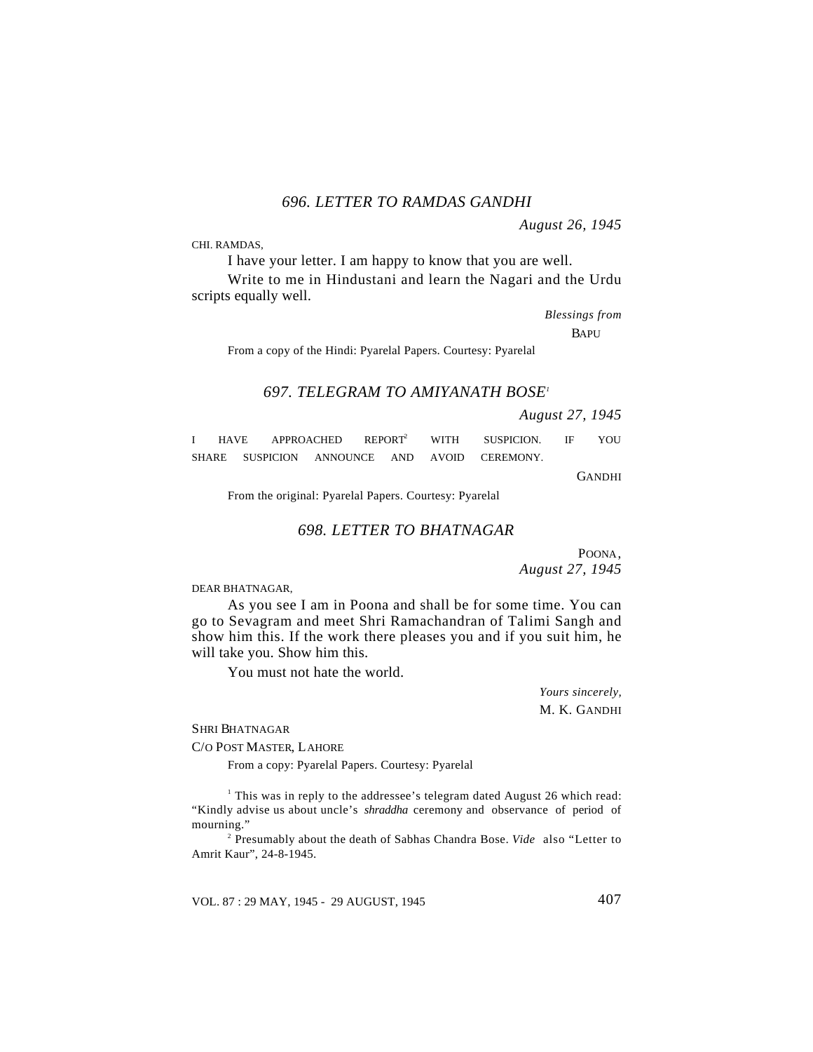## *696. LETTER TO RAMDAS GANDHI*

*August 26, 1945*

CHI. RAMDAS,

I have your letter. I am happy to know that you are well.

Write to me in Hindustani and learn the Nagari and the Urdu scripts equally well.

*Blessings from*
BAPU

From a copy of the Hindi: Pyarelal Papers. Courtesy: Pyarelal

## *697. TELEGRAM TO AMIYANATH BOSE*[1]

*August 27, 1945*

I HAVE APPROACHED REPORT[2] WITH SUSPICION. IF YOU SHARE SUSPICION ANNOUNCE AND AVOID CEREMONY.

GANDHI

From the original: Pyarelal Papers. Courtesy: Pyarelal

## *698. LETTER TO BHATNAGAR*

POONA,
*August 27, 1945*

DEAR BHATNAGAR,

As you see I am in Poona and shall be for some time. You can go to Sevagram and meet Shri Ramachandran of Talimi Sangh and show him this. If the work there pleases you and if you suit him, he will take you. Show him this.

You must not hate the world.

*Yours sincerely,*
M. K. GANDHI

SHRI BHATNAGAR
C/O POST MASTER, LAHORE

From a copy: Pyarelal Papers. Courtesy: Pyarelal

[1] This was in reply to the addressee's telegram dated August 26 which read: "Kindly advise us about uncle's *shraddha* ceremony and observance of period of mourning."

[2] Presumably about the death of Sabhas Chandra Bose. *Vide* also "Letter to Amrit Kaur", 24-8-1945.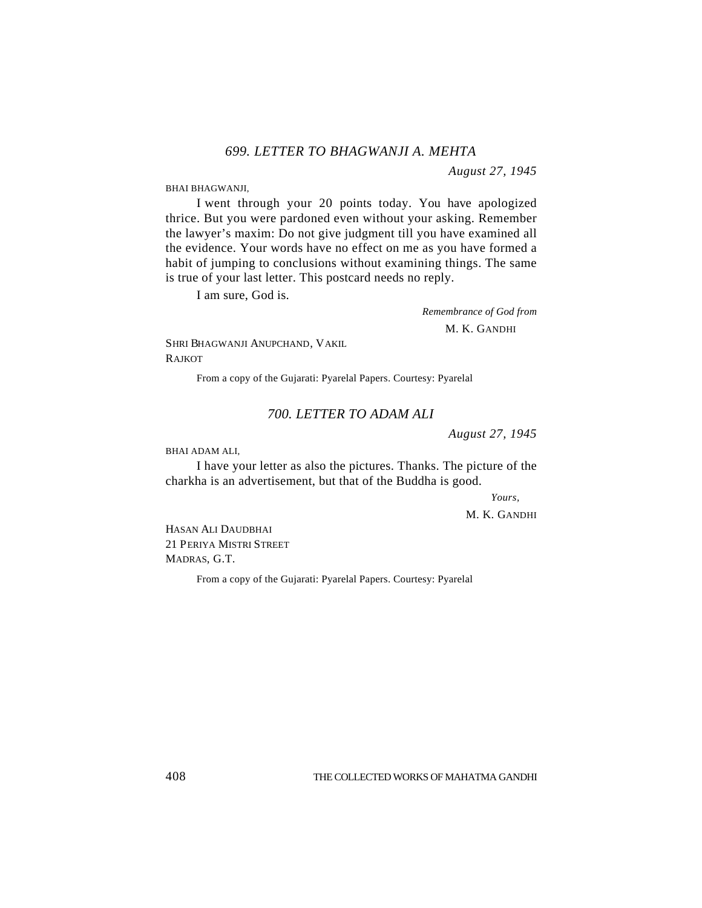### *699. LETTER TO BHAGWANJI A. MEHTA*

*August 27, 1945*

BHAI BHAGWANJI,

I went through your 20 points today. You have apologized thrice. But you were pardoned even without your asking. Remember the lawyer's maxim: Do not give judgment till you have examined all the evidence. Your words have no effect on me as you have formed a habit of jumping to conclusions without examining things. The same is true of your last letter. This postcard needs no reply.

I am sure, God is.

*Remembrance of God from*

M. K. GANDHI

SHRI BHAGWANJI ANUPCHAND, VAKIL
RAJKOT

From a copy of the Gujarati: Pyarelal Papers. Courtesy: Pyarelal

### *700. LETTER TO ADAM ALI*

*August 27, 1945*

BHAI ADAM ALI,

I have your letter as also the pictures. Thanks. The picture of the charkha is an advertisement, but that of the Buddha is good.

*Yours,*

M. K. GANDHI

HASAN ALI DAUDBHAI
21 PERIYA MISTRI STREET
MADRAS, G.T.

From a copy of the Gujarati: Pyarelal Papers. Courtesy: Pyarelal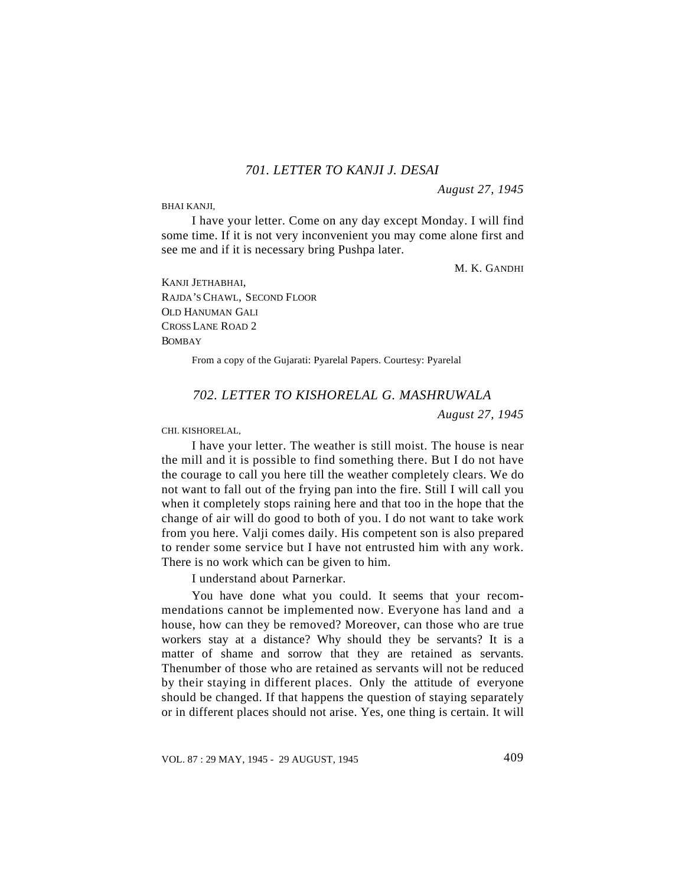## *701. LETTER TO KANJI J. DESAI*

*August 27, 1945*

BHAI KANJI,

I have your letter. Come on any day except Monday. I will find some time. If it is not very inconvenient you may come alone first and see me and if it is necessary bring Pushpa later.

M. K. GANDHI

KANJI JETHABHAI,
RAJDA'S CHAWL, SECOND FLOOR
OLD HANUMAN GALI
CROSS LANE ROAD 2
BOMBAY

From a copy of the Gujarati: Pyarelal Papers. Courtesy: Pyarelal

## *702. LETTER TO KISHORELAL G. MASHRUWALA*

*August 27, 1945*

CHI. KISHORELAL,

I have your letter. The weather is still moist. The house is near the mill and it is possible to find something there. But I do not have the courage to call you here till the weather completely clears. We do not want to fall out of the frying pan into the fire. Still I will call you when it completely stops raining here and that too in the hope that the change of air will do good to both of you. I do not want to take work from you here. Valji comes daily. His competent son is also prepared to render some service but I have not entrusted him with any work. There is no work which can be given to him.

I understand about Parnerkar.

You have done what you could. It seems that your recommendations cannot be implemented now. Everyone has land and a house, how can they be removed? Moreover, can those who are true workers stay at a distance? Why should they be servants? It is a matter of shame and sorrow that they are retained as servants. Thenumber of those who are retained as servants will not be reduced by their staying in different places. Only the attitude of everyone should be changed. If that happens the question of staying separately or in different places should not arise. Yes, one thing is certain. It will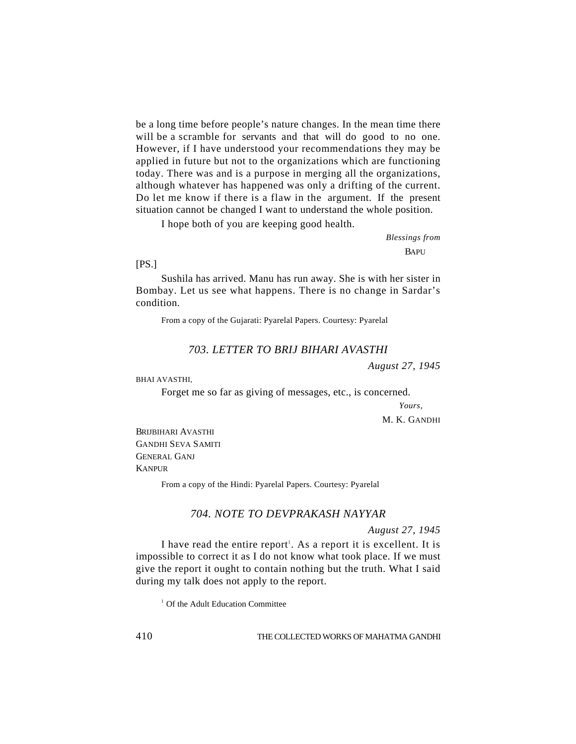be a long time before people's nature changes. In the mean time there will be a scramble for servants and that will do good to no one. However, if I have understood your recommendations they may be applied in future but not to the organizations which are functioning today. There was and is a purpose in merging all the organizations, although whatever has happened was only a drifting of the current. Do let me know if there is a flaw in the argument. If the present situation cannot be changed I want to understand the whole position.

I hope both of you are keeping good health.

*Blessings from*
BAPU

[PS.]

Sushila has arrived. Manu has run away. She is with her sister in Bombay. Let us see what happens. There is no change in Sardar's condition.

From a copy of the Gujarati: Pyarelal Papers. Courtesy: Pyarelal

### *703. LETTER TO BRIJ BIHARI AVASTHI*

*August 27, 1945*

BHAI AVASTHI,

Forget me so far as giving of messages, etc., is concerned.

*Yours,*
M. K. GANDHI

BRIJBIHARI AVASTHI
GANDHI SEVA SAMITI
GENERAL GANJ
KANPUR

From a copy of the Hindi: Pyarelal Papers. Courtesy: Pyarelal

### *704. NOTE TO DEVPRAKASH NAYYAR*

*August 27, 1945*

I have read the entire report[1]. As a report it is excellent. It is impossible to correct it as I do not know what took place. If we must give the report it ought to contain nothing but the truth. What I said during my talk does not apply to the report.

[1] Of the Adult Education Committee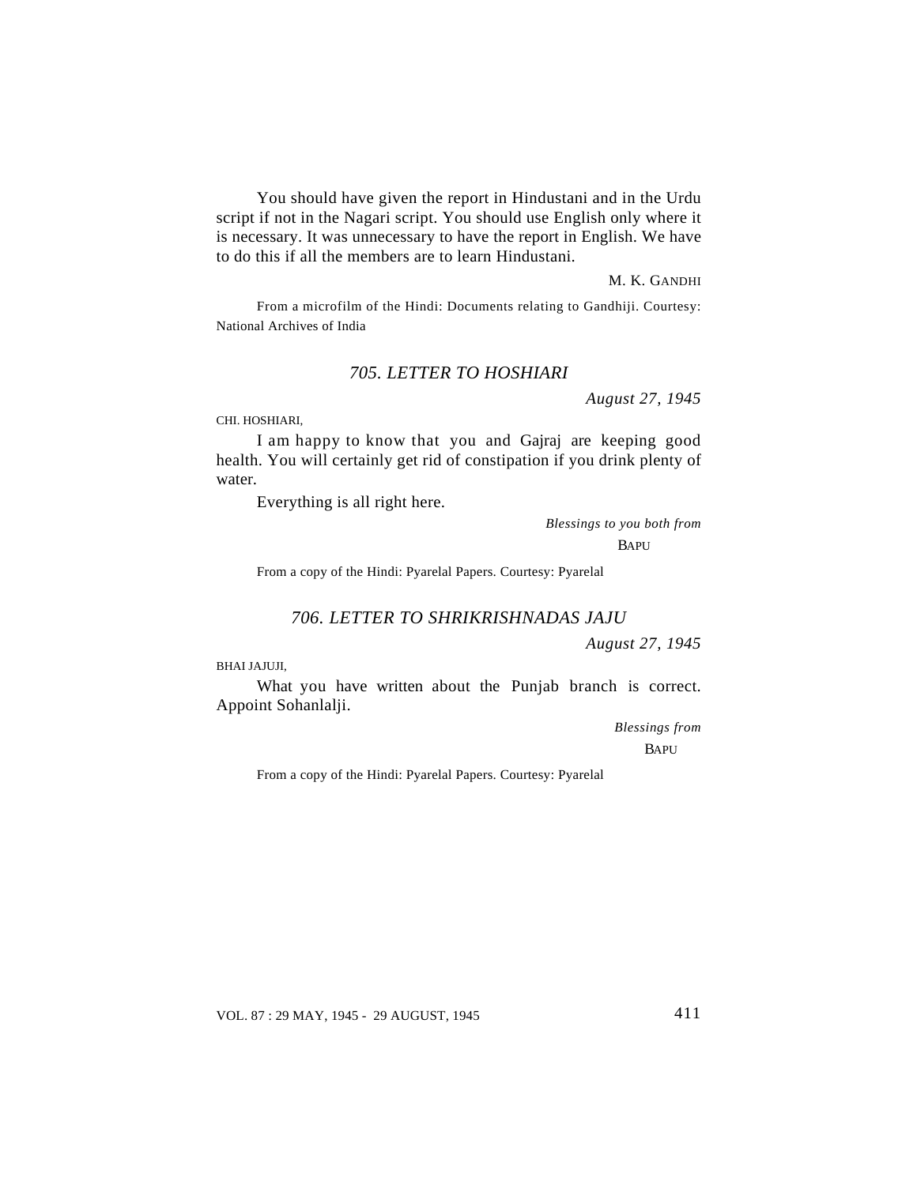You should have given the report in Hindustani and in the Urdu script if not in the Nagari script. You should use English only where it is necessary. It was unnecessary to have the report in English. We have to do this if all the members are to learn Hindustani.

M. K. GANDHI

From a microfilm of the Hindi: Documents relating to Gandhiji. Courtesy: National Archives of India

### *705. LETTER TO HOSHIARI*

*August 27, 1945*

CHI. HOSHIARI,

I am happy to know that you and Gajraj are keeping good health. You will certainly get rid of constipation if you drink plenty of water.

Everything is all right here.

*Blessings to you both from*

BAPU

From a copy of the Hindi: Pyarelal Papers. Courtesy: Pyarelal

### *706. LETTER TO SHRIKRISHNADAS JAJU*

*August 27, 1945*

BHAI JAJUJI,

What you have written about the Punjab branch is correct. Appoint Sohanlalji.

*Blessings from*

BAPU

From a copy of the Hindi: Pyarelal Papers. Courtesy: Pyarelal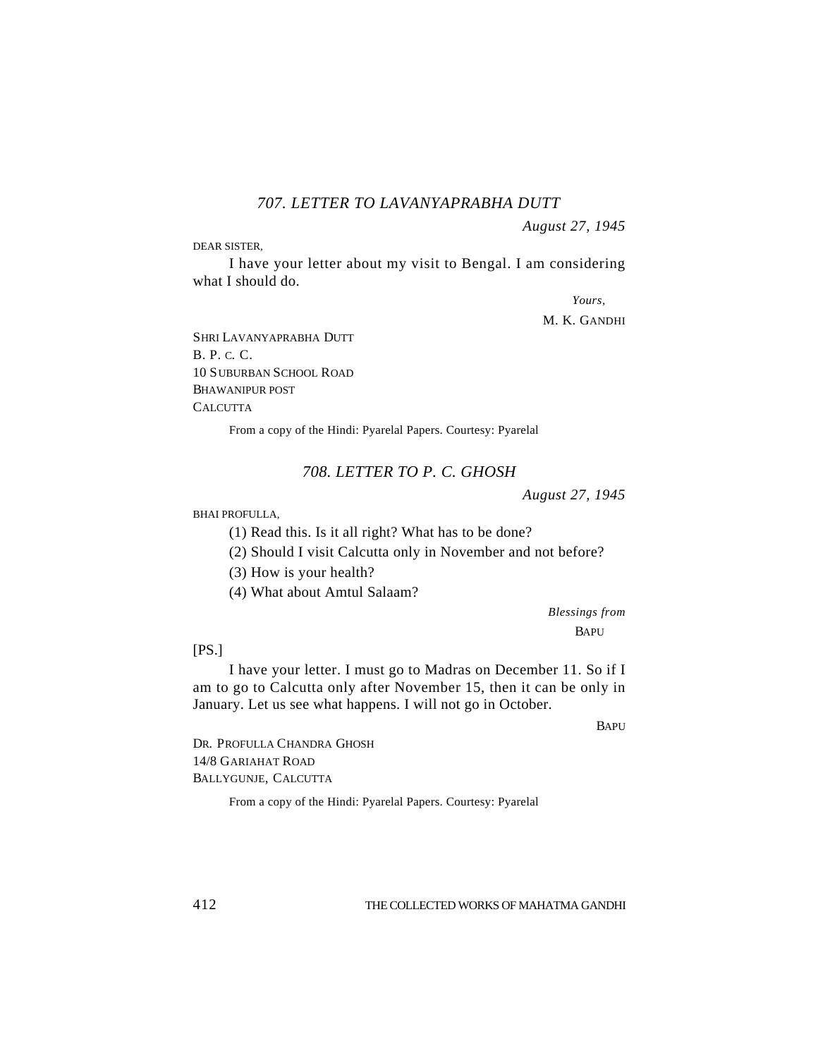### *707. LETTER TO LAVANYAPRABHA DUTT*

*August 27, 1945*

DEAR SISTER,

I have your letter about my visit to Bengal. I am considering what I should do.

*Yours,*

M. K. GANDHI

SHRI LAVANYAPRABHA DUTT
B. P. C. C.
10 SUBURBAN SCHOOL ROAD
BHAWANIPUR POST
CALCUTTA

From a copy of the Hindi: Pyarelal Papers. Courtesy: Pyarelal

### *708. LETTER TO P. C. GHOSH*

*August 27, 1945*

BHAI PROFULLA,

(1) Read this. Is it all right? What has to be done?

(2) Should I visit Calcutta only in November and not before?

(3) How is your health?

(4) What about Amtul Salaam?

*Blessings from*

BAPU

[PS.]

I have your letter. I must go to Madras on December 11. So if I am to go to Calcutta only after November 15, then it can be only in January. Let us see what happens. I will not go in October.

BAPU

DR. PROFULLA CHANDRA GHOSH
14/8 GARIAHAT ROAD
BALLYGUNJE, CALCUTTA

From a copy of the Hindi: Pyarelal Papers. Courtesy: Pyarelal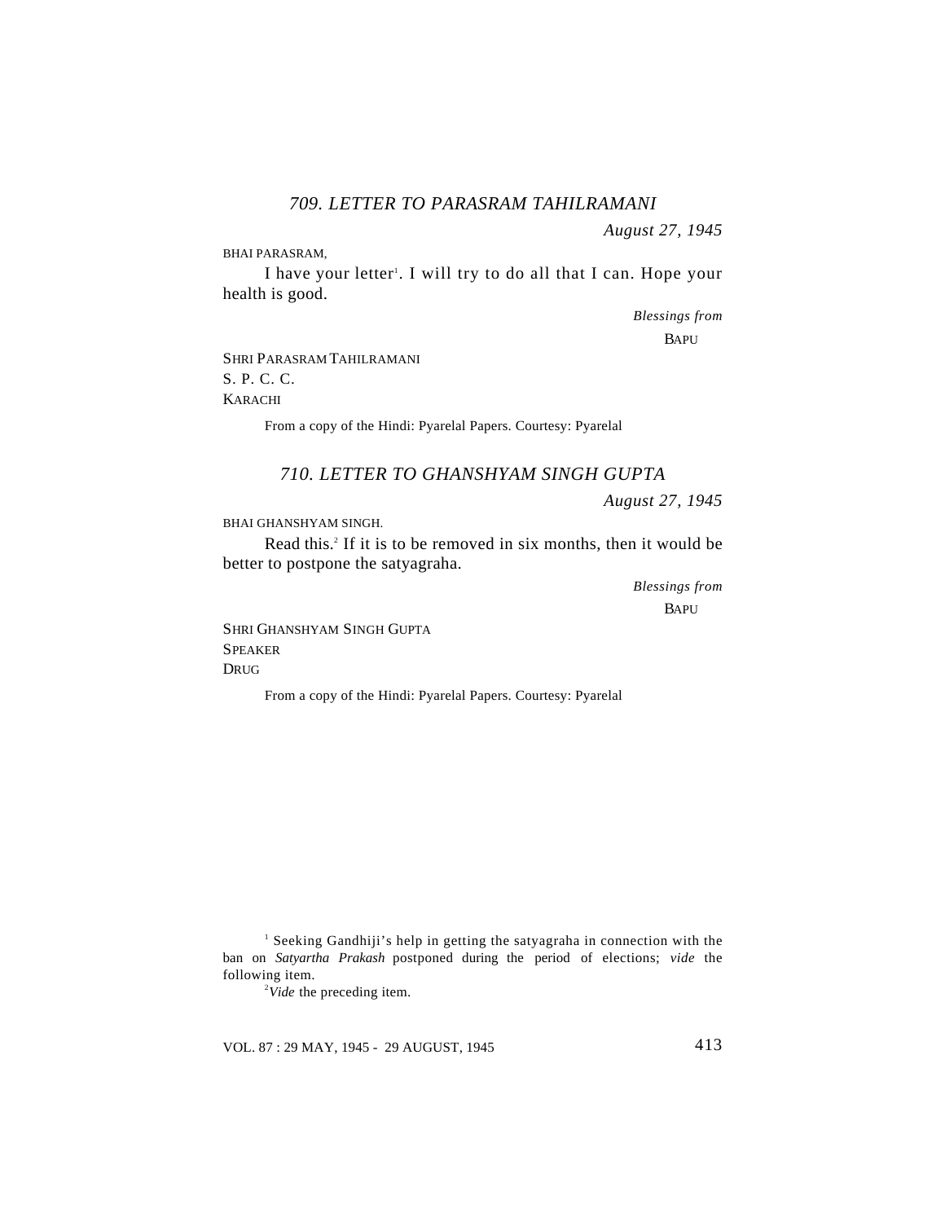### *709. LETTER TO PARASRAM TAHILRAMANI*

*August 27, 1945*

BHAI PARASRAM,

I have your letter[1]. I will try to do all that I can. Hope your health is good.

*Blessings from*

BAPU

SHRI PARASRAM TAHILRAMANI
S. P. C. C.
KARACHI

From a copy of the Hindi: Pyarelal Papers. Courtesy: Pyarelal

### *710. LETTER TO GHANSHYAM SINGH GUPTA*

*August 27, 1945*

BHAI GHANSHYAM SINGH.

Read this.[2] If it is to be removed in six months, then it would be better to postpone the satyagraha.

*Blessings from*

BAPU

SHRI GHANSHYAM SINGH GUPTA
SPEAKER
DRUG

From a copy of the Hindi: Pyarelal Papers. Courtesy: Pyarelal

---

[1] Seeking Gandhiji's help in getting the satyagraha in connection with the ban on *Satyartha Prakash* postponed during the period of elections; *vide* the following item.

[2] *Vide* the preceding item.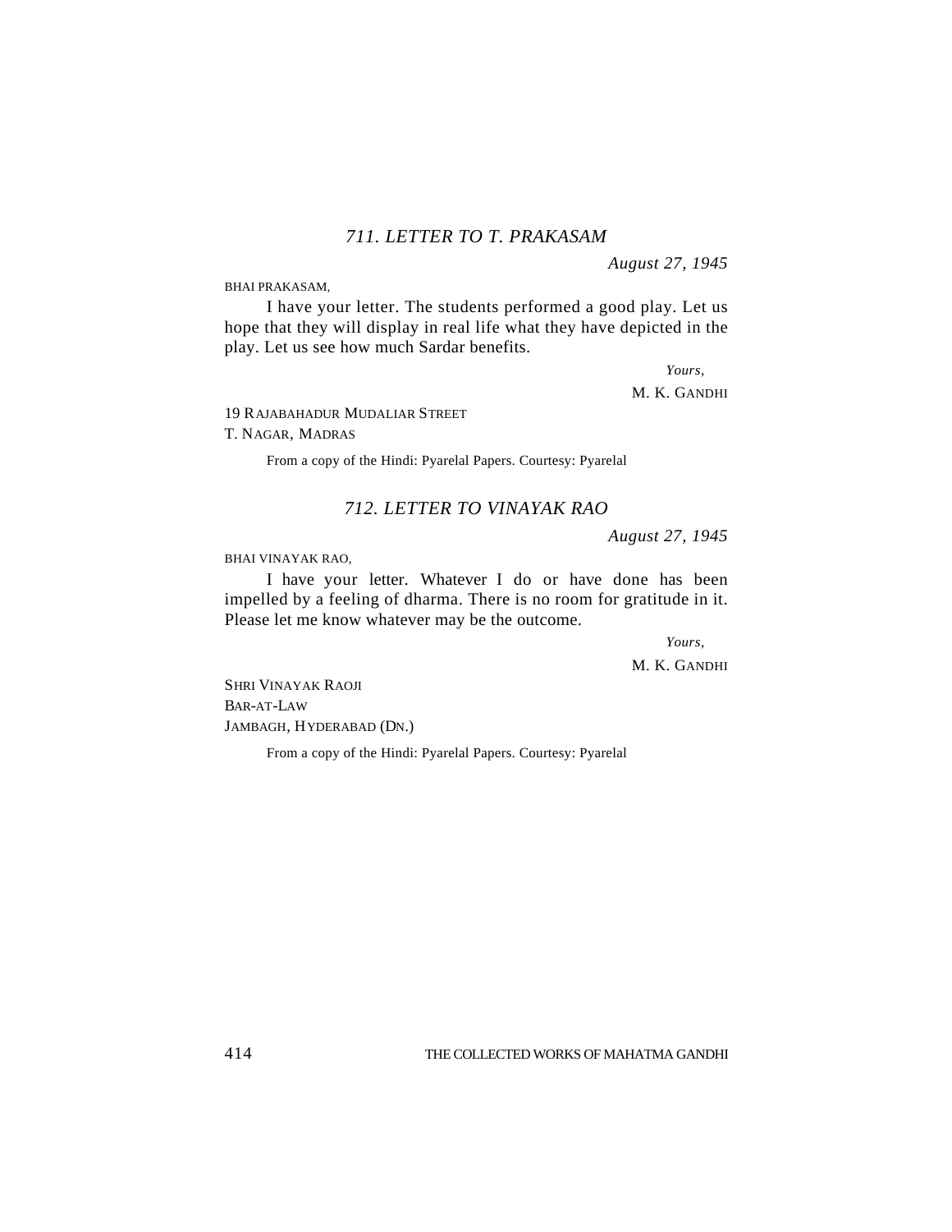## *711. LETTER TO T. PRAKASAM*

*August 27, 1945*

BHAI PRAKASAM,

I have your letter. The students performed a good play. Let us hope that they will display in real life what they have depicted in the play. Let us see how much Sardar benefits.

*Yours,*

M. K. GANDHI

19 RAJABAHADUR MUDALIAR STREET
T. NAGAR, MADRAS

From a copy of the Hindi: Pyarelal Papers. Courtesy: Pyarelal

## *712. LETTER TO VINAYAK RAO*

*August 27, 1945*

BHAI VINAYAK RAO,

I have your letter. Whatever I do or have done has been impelled by a feeling of dharma. There is no room for gratitude in it. Please let me know whatever may be the outcome.

*Yours,*

M. K. GANDHI

SHRI VINAYAK RAOJI
BAR-AT-LAW
JAMBAGH, HYDERABAD (DN.)

From a copy of the Hindi: Pyarelal Papers. Courtesy: Pyarelal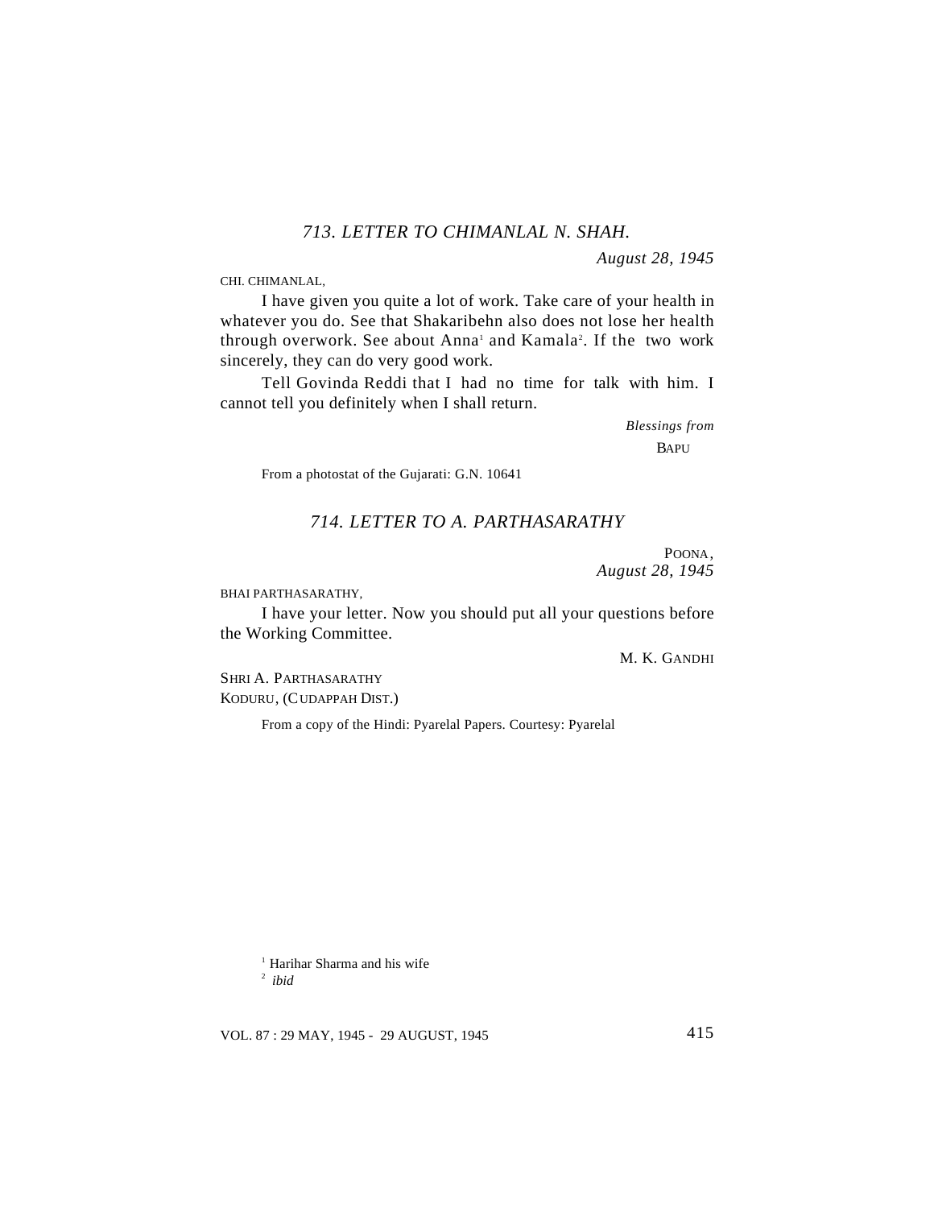### *713. LETTER TO CHIMANLAL N. SHAH.*

*August 28, 1945*

CHI. CHIMANLAL,

I have given you quite a lot of work. Take care of your health in whatever you do. See that Shakaribehn also does not lose her health through overwork. See about Anna[1] and Kamala[2]. If the two work sincerely, they can do very good work.

Tell Govinda Reddi that I had no time for talk with him. I cannot tell you definitely when I shall return.

*Blessings from*

BAPU

From a photostat of the Gujarati: G.N. 10641

### *714. LETTER TO A. PARTHASARATHY*

POONA,
*August 28, 1945*

BHAI PARTHASARATHY,

I have your letter. Now you should put all your questions before the Working Committee.

M. K. GANDHI

SHRI A. PARTHASARATHY
KODURU, (CUDAPPAH DIST.)

From a copy of the Hindi: Pyarelal Papers. Courtesy: Pyarelal

---

[1] Harihar Sharma and his wife

[2] *ibid*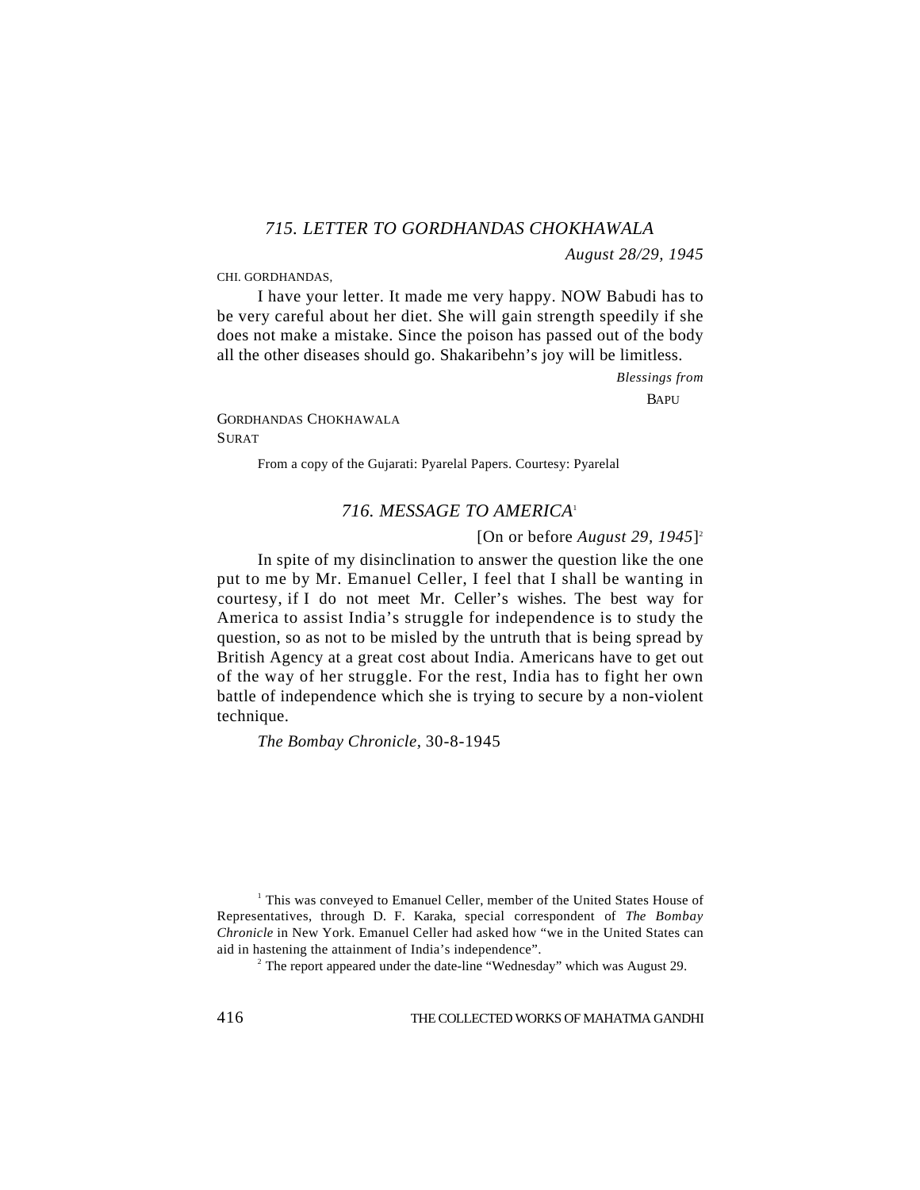### *715. LETTER TO GORDHANDAS CHOKHAWALA*

*August 28/29, 1945*

CHI. GORDHANDAS,

I have your letter. It made me very happy. NOW Babudi has to be very careful about her diet. She will gain strength speedily if she does not make a mistake. Since the poison has passed out of the body all the other diseases should go. Shakaribehn's joy will be limitless.

*Blessings from*

BAPU

GORDHANDAS CHOKHAWALA
SURAT

From a copy of the Gujarati: Pyarelal Papers. Courtesy: Pyarelal

### *716. MESSAGE TO AMERICA*[1]

[On or before *August 29, 1945*][2]

In spite of my disinclination to answer the question like the one put to me by Mr. Emanuel Celler, I feel that I shall be wanting in courtesy, if I do not meet Mr. Celler's wishes. The best way for America to assist India's struggle for independence is to study the question, so as not to be misled by the untruth that is being spread by British Agency at a great cost about India. Americans have to get out of the way of her struggle. For the rest, India has to fight her own battle of independence which she is trying to secure by a non-violent technique.

*The Bombay Chronicle*, 30-8-1945

[1] This was conveyed to Emanuel Celler, member of the United States House of Representatives, through D. F. Karaka, special correspondent of *The Bombay Chronicle* in New York. Emanuel Celler had asked how "we in the United States can aid in hastening the attainment of India's independence".

[2] The report appeared under the date-line "Wednesday" which was August 29.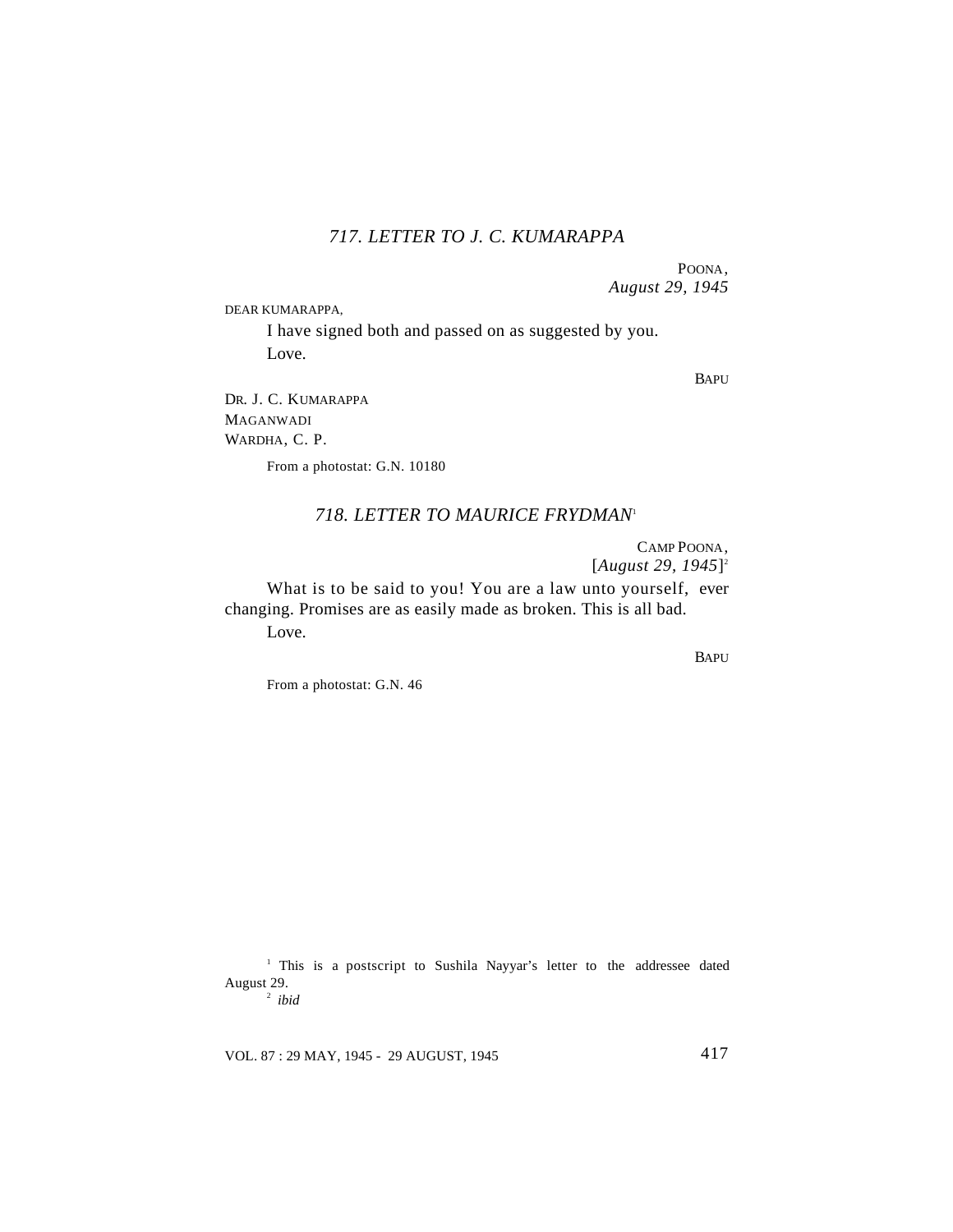## *717. LETTER TO J. C. KUMARAPPA*

POONA,
*August 29, 1945*

DEAR KUMARAPPA,

I have signed both and passed on as suggested by you.

Love.

BAPU

DR. J. C. KUMARAPPA
MAGANWADI
WARDHA, C. P.

From a photostat: G.N. 10180

## *718. LETTER TO MAURICE FRYDMAN*[1]

CAMP POONA,
[*August 29, 1945*][2]

What is to be said to you! You are a law unto yourself, ever changing. Promises are as easily made as broken. This is all bad.

Love.

BAPU

From a photostat: G.N. 46

---

[1] This is a postscript to Sushila Nayyar's letter to the addressee dated August 29.

[2] *ibid*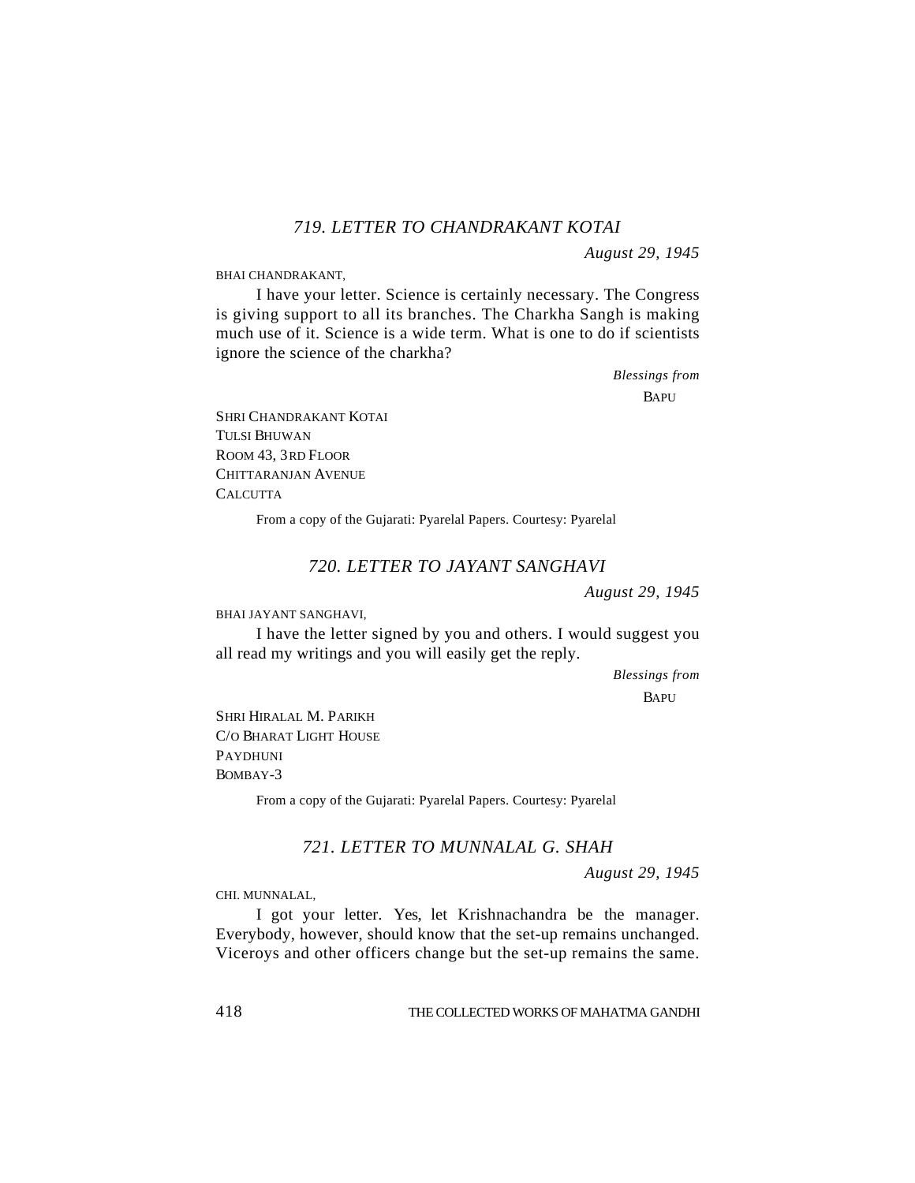### *719. LETTER TO CHANDRAKANT KOTAI*

*August 29, 1945*

BHAI CHANDRAKANT,

I have your letter. Science is certainly necessary. The Congress is giving support to all its branches. The Charkha Sangh is making much use of it. Science is a wide term. What is one to do if scientists ignore the science of the charkha?

*Blessings from*

BAPU

SHRI CHANDRAKANT KOTAI
TULSI BHUWAN
ROOM 43, 3RD FLOOR
CHITTARANJAN AVENUE
CALCUTTA

From a copy of the Gujarati: Pyarelal Papers. Courtesy: Pyarelal

### *720. LETTER TO JAYANT SANGHAVI*

*August 29, 1945*

BHAI JAYANT SANGHAVI,

I have the letter signed by you and others. I would suggest you all read my writings and you will easily get the reply.

*Blessings from*

BAPU

SHRI HIRALAL M. PARIKH
C/O BHARAT LIGHT HOUSE
PAYDHUNI
BOMBAY-3

From a copy of the Gujarati: Pyarelal Papers. Courtesy: Pyarelal

### *721. LETTER TO MUNNALAL G. SHAH*

*August 29, 1945*

CHI. MUNNALAL,

I got your letter. Yes, let Krishnachandra be the manager. Everybody, however, should know that the set-up remains unchanged. Viceroys and other officers change but the set-up remains the same.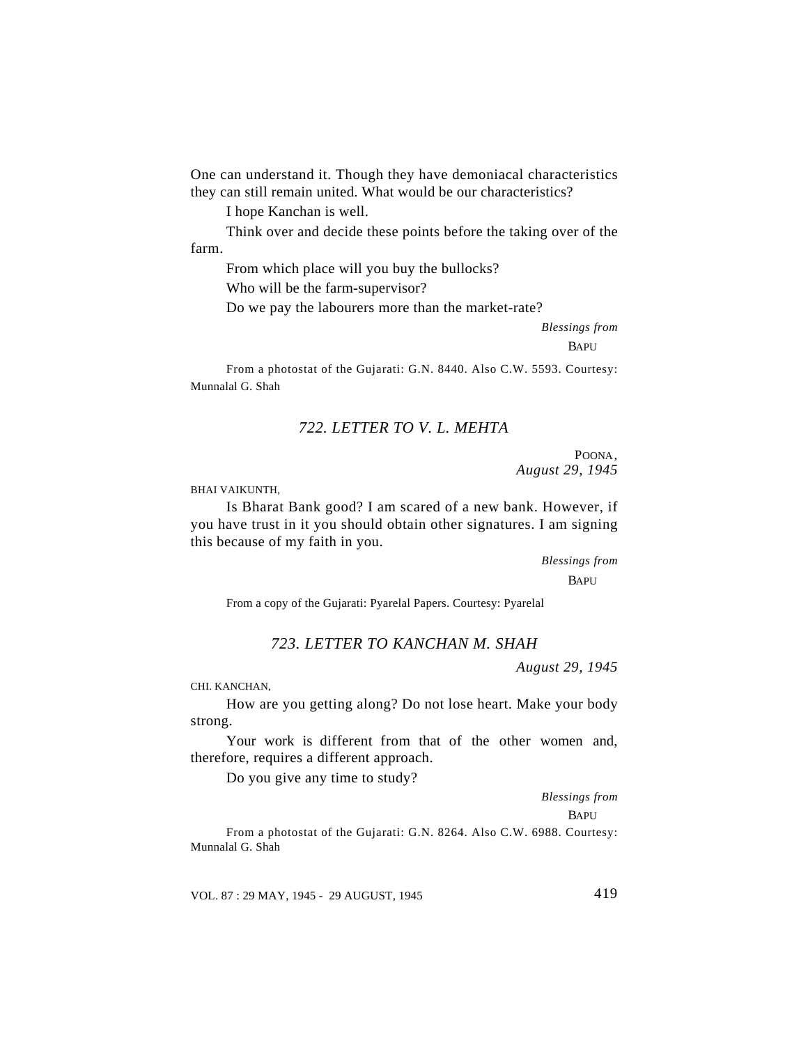One can understand it. Though they have demoniacal characteristics they can still remain united. What would be our characteristics?

I hope Kanchan is well.

Think over and decide these points before the taking over of the farm.

From which place will you buy the bullocks?

Who will be the farm-supervisor?

Do we pay the labourers more than the market-rate?

*Blessings from*

BAPU

From a photostat of the Gujarati: G.N. 8440. Also C.W. 5593. Courtesy: Munnalal G. Shah

### *722. LETTER TO V. L. MEHTA*

POONA,
*August 29, 1945*

BHAI VAIKUNTH,

Is Bharat Bank good? I am scared of a new bank. However, if you have trust in it you should obtain other signatures. I am signing this because of my faith in you.

*Blessings from*

BAPU

From a copy of the Gujarati: Pyarelal Papers. Courtesy: Pyarelal

### *723. LETTER TO KANCHAN M. SHAH*

*August 29, 1945*

CHI. KANCHAN,

How are you getting along? Do not lose heart. Make your body strong.

Your work is different from that of the other women and, therefore, requires a different approach.

Do you give any time to study?

*Blessings from*

BAPU

From a photostat of the Gujarati: G.N. 8264. Also C.W. 6988. Courtesy: Munnalal G. Shah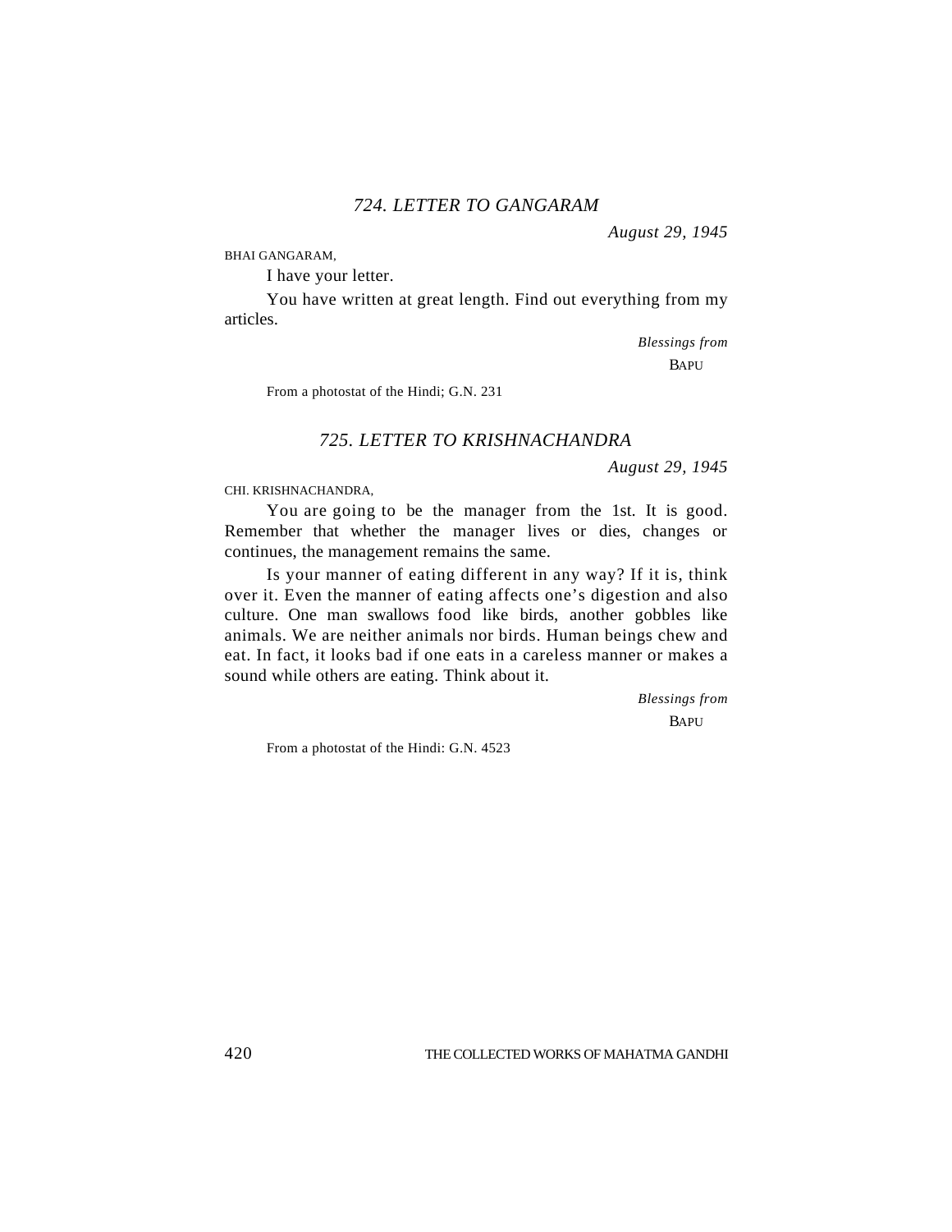## *724. LETTER TO GANGARAM*

*August 29, 1945*

BHAI GANGARAM,

I have your letter.

You have written at great length. Find out everything from my articles.

*Blessings from*
BAPU

From a photostat of the Hindi; G.N. 231

## *725. LETTER TO KRISHNACHANDRA*

*August 29, 1945*

CHI. KRISHNACHANDRA,

You are going to be the manager from the 1st. It is good. Remember that whether the manager lives or dies, changes or continues, the management remains the same.

Is your manner of eating different in any way? If it is, think over it. Even the manner of eating affects one's digestion and also culture. One man swallows food like birds, another gobbles like animals. We are neither animals nor birds. Human beings chew and eat. In fact, it looks bad if one eats in a careless manner or makes a sound while others are eating. Think about it.

*Blessings from*
BAPU

From a photostat of the Hindi: G.N. 4523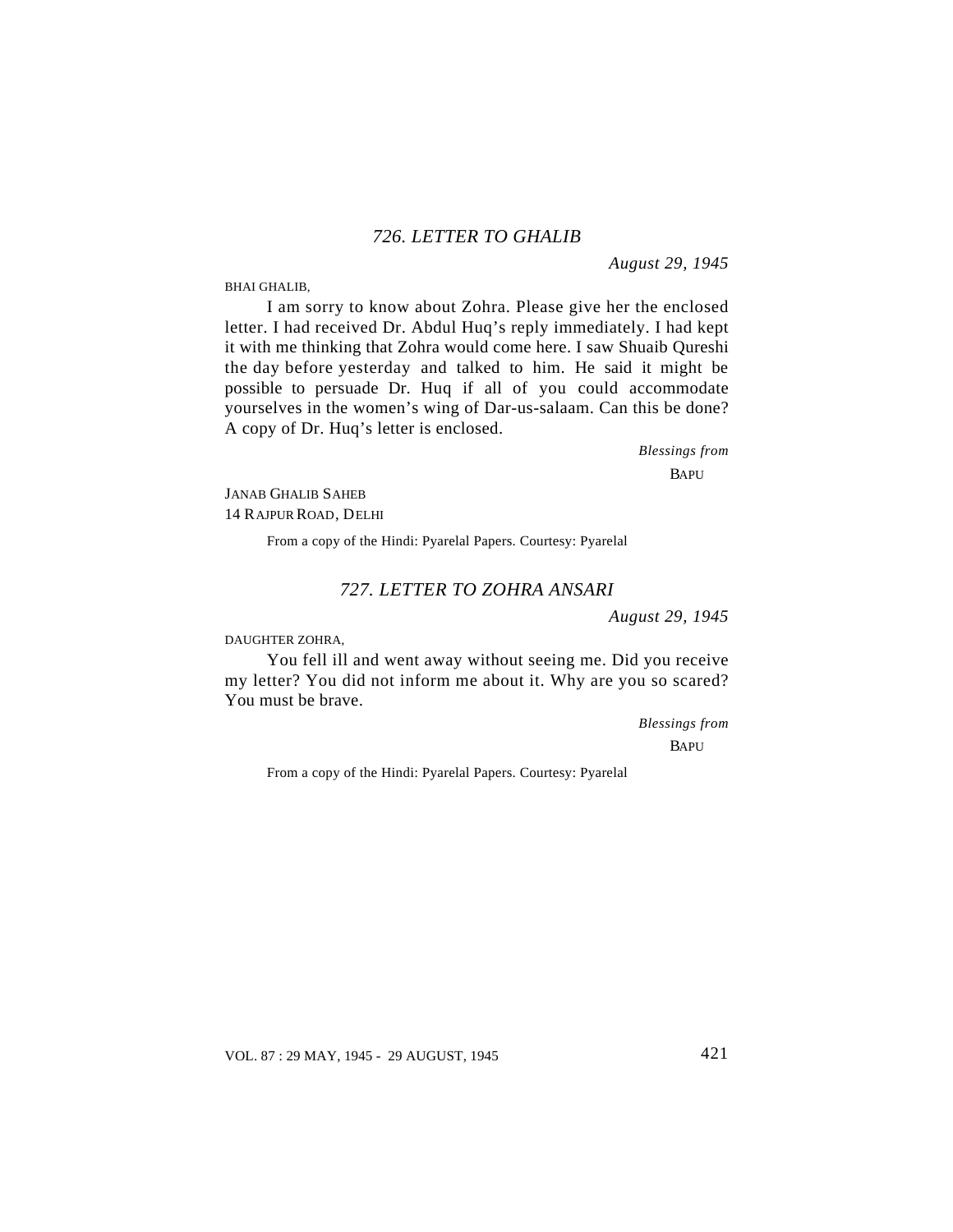## *726. LETTER TO GHALIB*

*August 29, 1945*

BHAI GHALIB,

I am sorry to know about Zohra. Please give her the enclosed letter. I had received Dr. Abdul Huq's reply immediately. I had kept it with me thinking that Zohra would come here. I saw Shuaib Qureshi the day before yesterday and talked to him. He said it might be possible to persuade Dr. Huq if all of you could accommodate yourselves in the women's wing of Dar-us-salaam. Can this be done? A copy of Dr. Huq's letter is enclosed.

*Blessings from*

BAPU

JANAB GHALIB SAHEB
14 RAJPUR ROAD, DELHI

From a copy of the Hindi: Pyarelal Papers. Courtesy: Pyarelal

## *727. LETTER TO ZOHRA ANSARI*

*August 29, 1945*

DAUGHTER ZOHRA,

You fell ill and went away without seeing me. Did you receive my letter? You did not inform me about it. Why are you so scared? You must be brave.

*Blessings from*

BAPU

From a copy of the Hindi: Pyarelal Papers. Courtesy: Pyarelal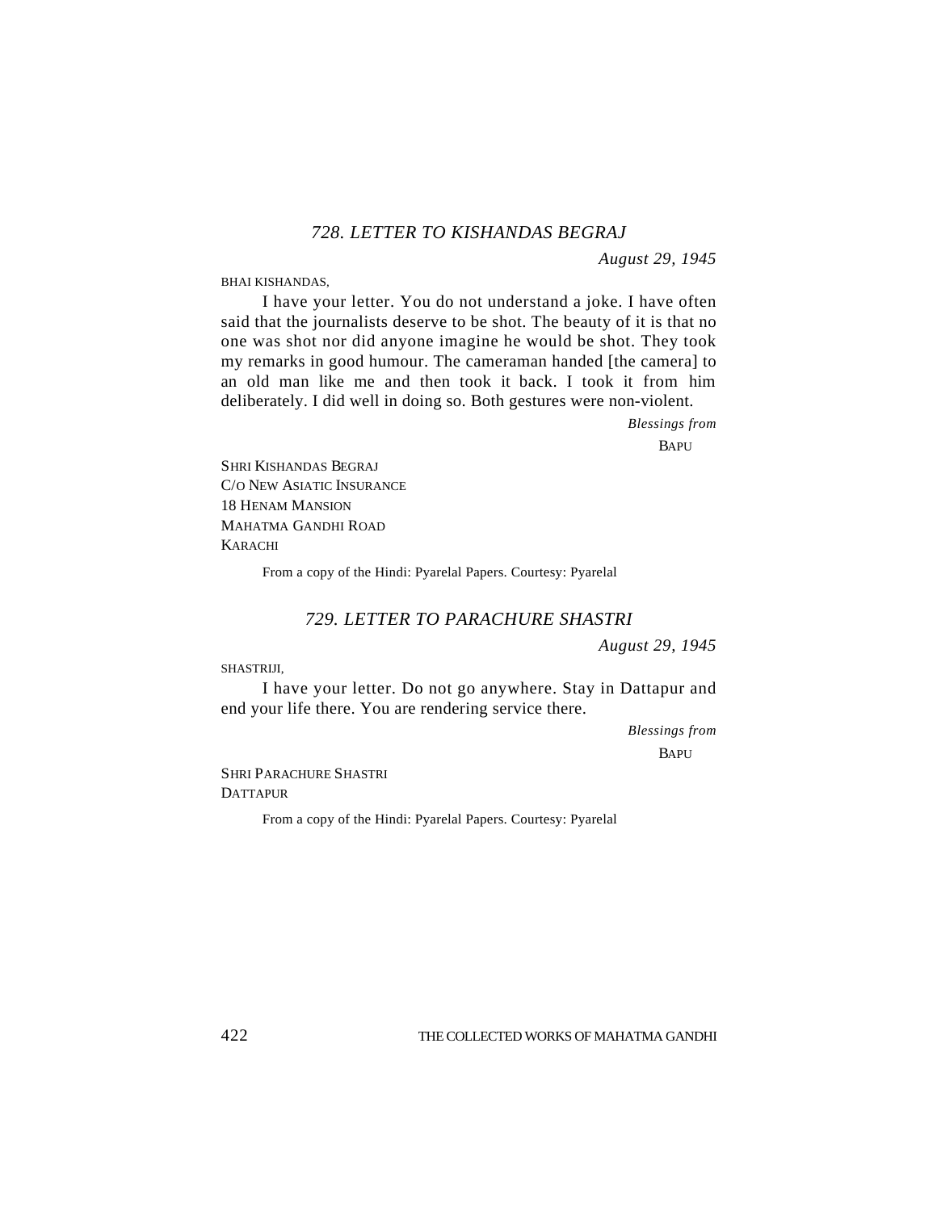### *728. LETTER TO KISHANDAS BEGRAJ*

*August 29, 1945*

BHAI KISHANDAS,

I have your letter. You do not understand a joke. I have often said that the journalists deserve to be shot. The beauty of it is that no one was shot nor did anyone imagine he would be shot. They took my remarks in good humour. The cameraman handed [the camera] to an old man like me and then took it back. I took it from him deliberately. I did well in doing so. Both gestures were non-violent.

*Blessings from*

BAPU

SHRI KISHANDAS BEGRAJ
C/O NEW ASIATIC INSURANCE
18 HENAM MANSION
MAHATMA GANDHI ROAD
KARACHI

From a copy of the Hindi: Pyarelal Papers. Courtesy: Pyarelal

### *729. LETTER TO PARACHURE SHASTRI*

*August 29, 1945*

SHASTRIJI,

I have your letter. Do not go anywhere. Stay in Dattapur and end your life there. You are rendering service there.

*Blessings from*

BAPU

SHRI PARACHURE SHASTRI
DATTAPUR

From a copy of the Hindi: Pyarelal Papers. Courtesy: Pyarelal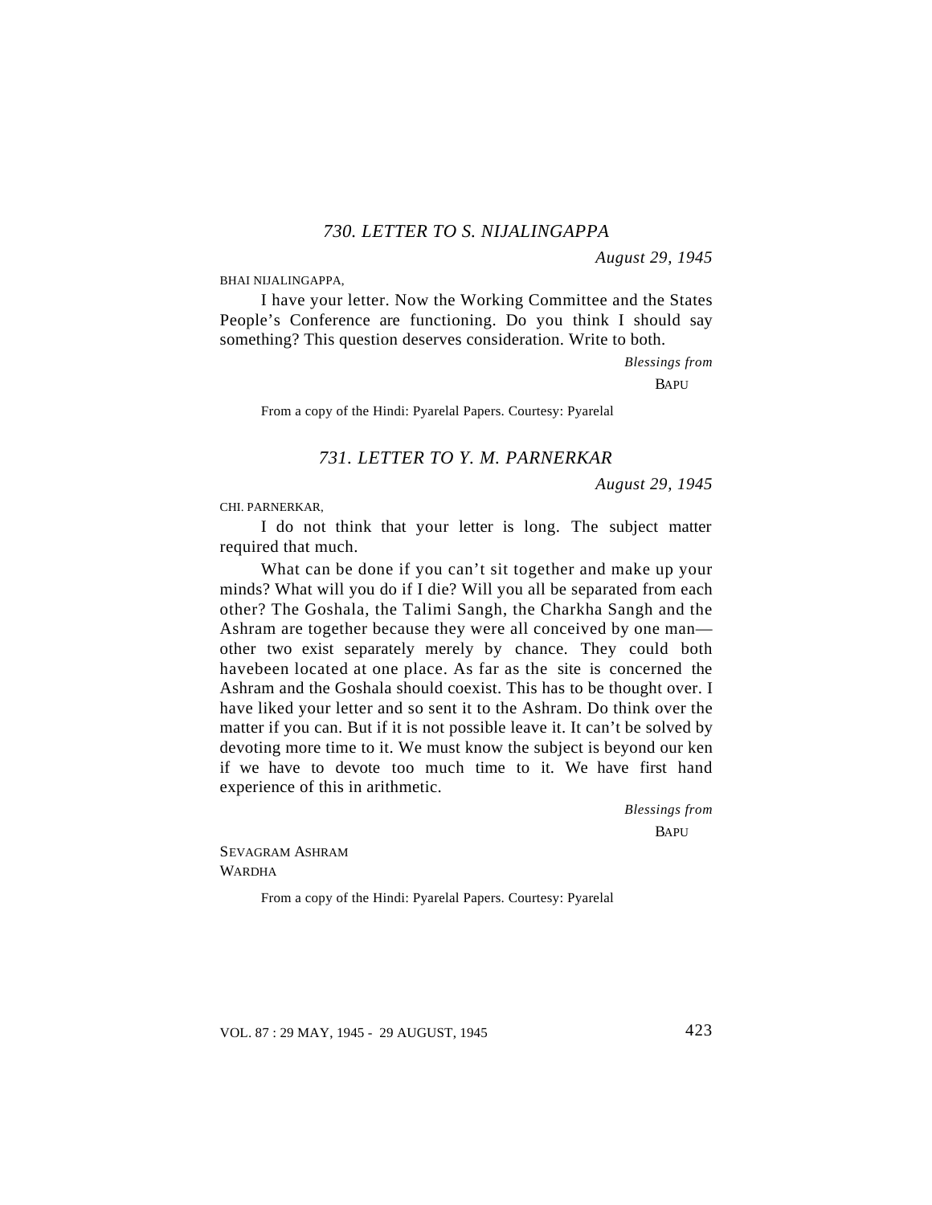## *730. LETTER TO S. NIJALINGAPPA*

*August 29, 1945*

BHAI NIJALINGAPPA,

I have your letter. Now the Working Committee and the States People's Conference are functioning. Do you think I should say something? This question deserves consideration. Write to both.

*Blessings from*
BAPU

From a copy of the Hindi: Pyarelal Papers. Courtesy: Pyarelal

## *731. LETTER TO Y. M. PARNERKAR*

*August 29, 1945*

CHI. PARNERKAR,

I do not think that your letter is long. The subject matter required that much.

What can be done if you can't sit together and make up your minds? What will you do if I die? Will you all be separated from each other? The Goshala, the Talimi Sangh, the Charkha Sangh and the Ashram are together because they were all conceived by one man—other two exist separately merely by chance. They could both havebeen located at one place. As far as the site is concerned the Ashram and the Goshala should coexist. This has to be thought over. I have liked your letter and so sent it to the Ashram. Do think over the matter if you can. But if it is not possible leave it. It can't be solved by devoting more time to it. We must know the subject is beyond our ken if we have to devote too much time to it. We have first hand experience of this in arithmetic.

*Blessings from*
BAPU

SEVAGRAM ASHRAM
WARDHA

From a copy of the Hindi: Pyarelal Papers. Courtesy: Pyarelal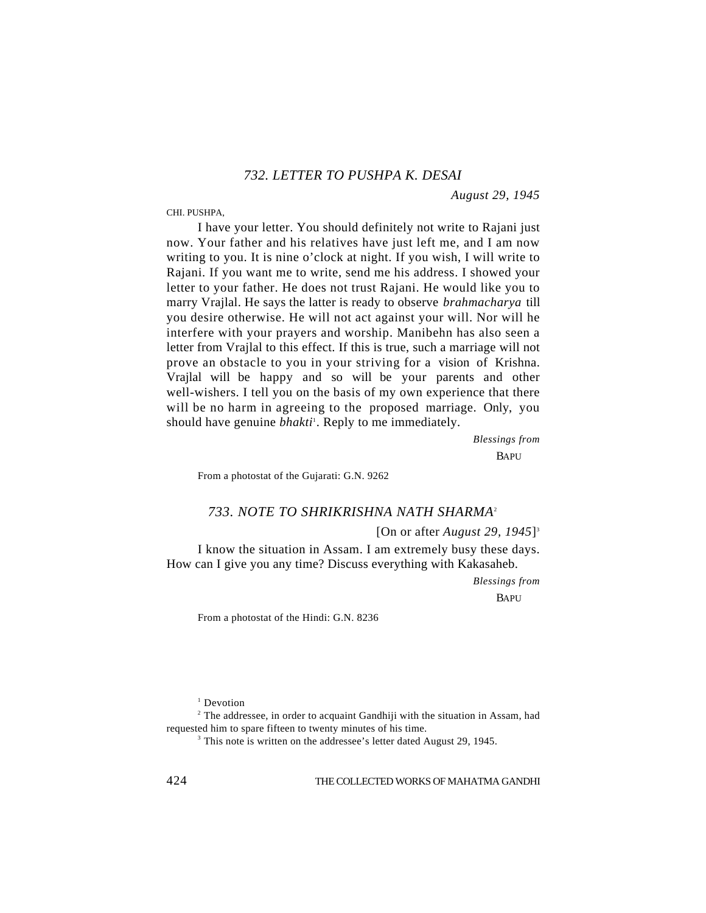### *732. LETTER TO PUSHPA K. DESAI*

*August 29, 1945*

CHI. PUSHPA,

I have your letter. You should definitely not write to Rajani just now. Your father and his relatives have just left me, and I am now writing to you. It is nine o'clock at night. If you wish, I will write to Rajani. If you want me to write, send me his address. I showed your letter to your father. He does not trust Rajani. He would like you to marry Vrajlal. He says the latter is ready to observe *brahmacharya* till you desire otherwise. He will not act against your will. Nor will he interfere with your prayers and worship. Manibehn has also seen a letter from Vrajlal to this effect. If this is true, such a marriage will not prove an obstacle to you in your striving for a vision of Krishna. Vrajlal will be happy and so will be your parents and other well-wishers. I tell you on the basis of my own experience that there will be no harm in agreeing to the proposed marriage. Only, you should have genuine *bhakti*[1]. Reply to me immediately.

*Blessings from*

BAPU

From a photostat of the Gujarati: G.N. 9262

### *733. NOTE TO SHRIKRISHNA NATH SHARMA*[2]

[On or after *August 29, 1945*][3]

I know the situation in Assam. I am extremely busy these days. How can I give you any time? Discuss everything with Kakasaheb.

*Blessings from*

BAPU

From a photostat of the Hindi: G.N. 8236

[1] Devotion

[2] The addressee, in order to acquaint Gandhiji with the situation in Assam, had requested him to spare fifteen to twenty minutes of his time.

[3] This note is written on the addressee's letter dated August 29, 1945.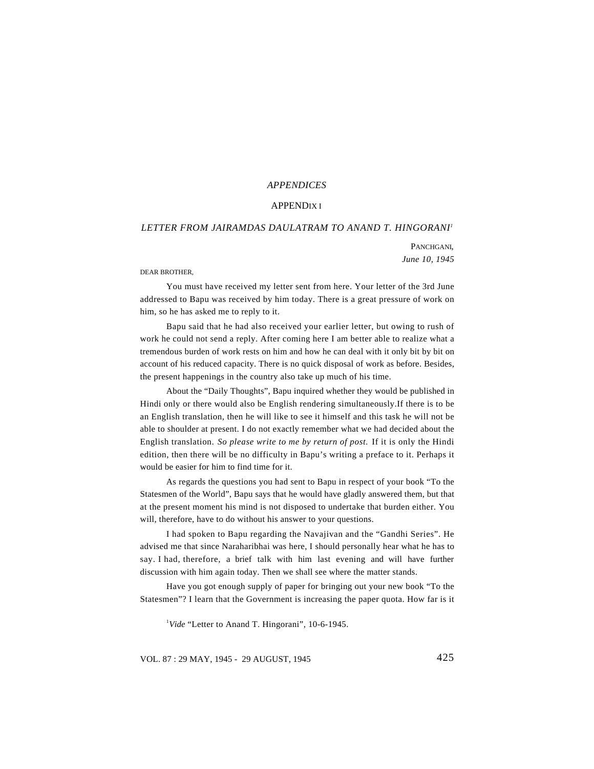# *APPENDICES*

## APPENDIX I

### *LETTER FROM JAIRAMDAS DAULATRAM TO ANAND T. HINGORANI*[1]

PANCHGANI,
*June 10, 1945*

DEAR BROTHER,

You must have received my letter sent from here. Your letter of the 3rd June addressed to Bapu was received by him today. There is a great pressure of work on him, so he has asked me to reply to it.

Bapu said that he had also received your earlier letter, but owing to rush of work he could not send a reply. After coming here I am better able to realize what a tremendous burden of work rests on him and how he can deal with it only bit by bit on account of his reduced capacity. There is no quick disposal of work as before. Besides, the present happenings in the country also take up much of his time.

About the "Daily Thoughts", Bapu inquired whether they would be published in Hindi only or there would also be English rendering simultaneously.If there is to be an English translation, then he will like to see it himself and this task he will not be able to shoulder at present. I do not exactly remember what we had decided about the English translation. *So please write to me by return of post.* If it is only the Hindi edition, then there will be no difficulty in Bapu's writing a preface to it. Perhaps it would be easier for him to find time for it.

As regards the questions you had sent to Bapu in respect of your book "To the Statesmen of the World", Bapu says that he would have gladly answered them, but that at the present moment his mind is not disposed to undertake that burden either. You will, therefore, have to do without his answer to your questions.

I had spoken to Bapu regarding the Navajivan and the "Gandhi Series". He advised me that since Naraharibhai was here, I should personally hear what he has to say. I had, therefore, a brief talk with him last evening and will have further discussion with him again today. Then we shall see where the matter stands.

Have you got enough supply of paper for bringing out your new book "To the Statesmen"? I learn that the Government is increasing the paper quota. How far is it

[1] *Vide* "Letter to Anand T. Hingorani", 10-6-1945.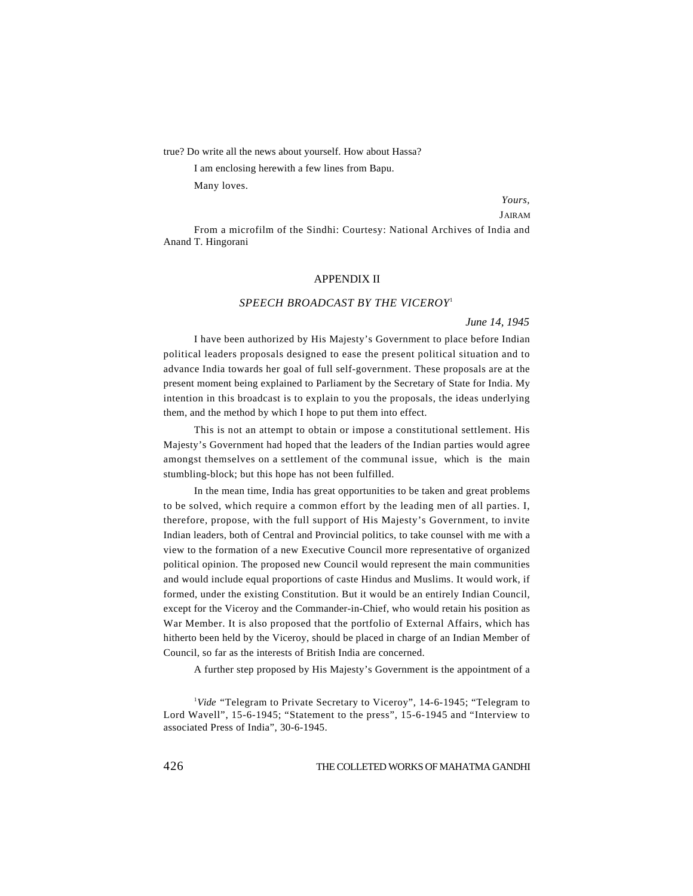true? Do write all the news about yourself. How about Hassa?

I am enclosing herewith a few lines from Bapu.

Many loves.

*Yours,*

JAIRAM

From a microfilm of the Sindhi: Courtesy: National Archives of India and Anand T. Hingorani

## APPENDIX II

### *SPEECH BROADCAST BY THE VICEROY*[1]

*June 14, 1945*

I have been authorized by His Majesty's Government to place before Indian political leaders proposals designed to ease the present political situation and to advance India towards her goal of full self-government. These proposals are at the present moment being explained to Parliament by the Secretary of State for India. My intention in this broadcast is to explain to you the proposals, the ideas underlying them, and the method by which I hope to put them into effect.

This is not an attempt to obtain or impose a constitutional settlement. His Majesty's Government had hoped that the leaders of the Indian parties would agree amongst themselves on a settlement of the communal issue, which is the main stumbling-block; but this hope has not been fulfilled.

In the mean time, India has great opportunities to be taken and great problems to be solved, which require a common effort by the leading men of all parties. I, therefore, propose, with the full support of His Majesty's Government, to invite Indian leaders, both of Central and Provincial politics, to take counsel with me with a view to the formation of a new Executive Council more representative of organized political opinion. The proposed new Council would represent the main communities and would include equal proportions of caste Hindus and Muslims. It would work, if formed, under the existing Constitution. But it would be an entirely Indian Council, except for the Viceroy and the Commander-in-Chief, who would retain his position as War Member. It is also proposed that the portfolio of External Affairs, which has hitherto been held by the Viceroy, should be placed in charge of an Indian Member of Council, so far as the interests of British India are concerned.

A further step proposed by His Majesty's Government is the appointment of a

[1] *Vide* "Telegram to Private Secretary to Viceroy", 14-6-1945; "Telegram to Lord Wavell", 15-6-1945; "Statement to the press", 15-6-1945 and "Interview to associated Press of India", 30-6-1945.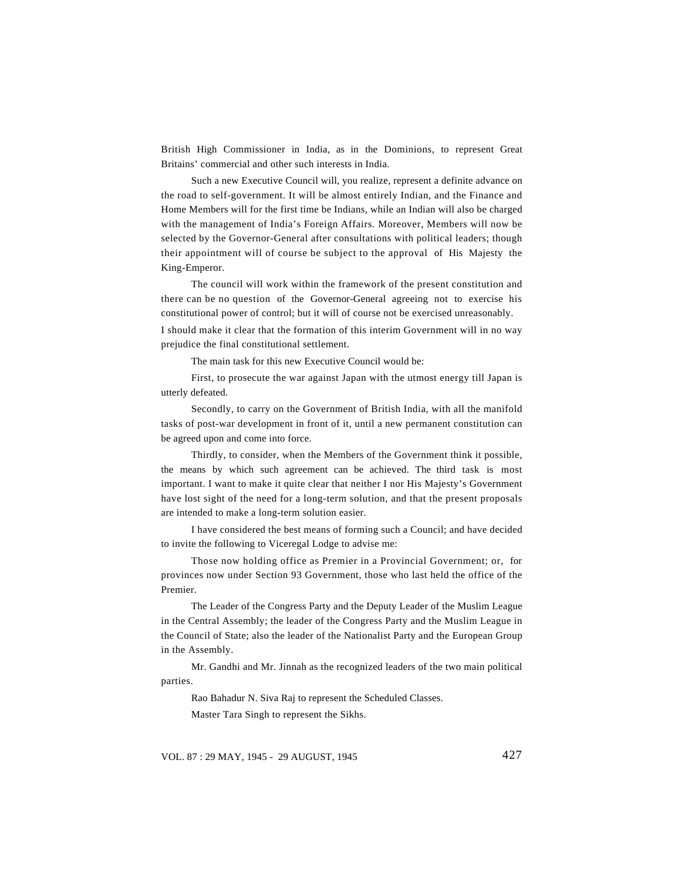British High Commissioner in India, as in the Dominions, to represent Great Britains' commercial and other such interests in India.

Such a new Executive Council will, you realize, represent a definite advance on the road to self-government. It will be almost entirely Indian, and the Finance and Home Members will for the first time be Indians, while an Indian will also be charged with the management of India's Foreign Affairs. Moreover, Members will now be selected by the Governor-General after consultations with political leaders; though their appointment will of course be subject to the approval of His Majesty the King-Emperor.

The council will work within the framework of the present constitution and there can be no question of the Governor-General agreeing not to exercise his constitutional power of control; but it will of course not be exercised unreasonably.

I should make it clear that the formation of this interim Government will in no way prejudice the final constitutional settlement.

The main task for this new Executive Council would be:

First, to prosecute the war against Japan with the utmost energy till Japan is utterly defeated.

Secondly, to carry on the Government of British India, with all the manifold tasks of post-war development in front of it, until a new permanent constitution can be agreed upon and come into force.

Thirdly, to consider, when the Members of the Government think it possible, the means by which such agreement can be achieved. The third task is most important. I want to make it quite clear that neither I nor His Majesty's Government have lost sight of the need for a long-term solution, and that the present proposals are intended to make a long-term solution easier.

I have considered the best means of forming such a Council; and have decided to invite the following to Viceregal Lodge to advise me:

Those now holding office as Premier in a Provincial Government; or, for provinces now under Section 93 Government, those who last held the office of the Premier.

The Leader of the Congress Party and the Deputy Leader of the Muslim League in the Central Assembly; the leader of the Congress Party and the Muslim League in the Council of State; also the leader of the Nationalist Party and the European Group in the Assembly.

Mr. Gandhi and Mr. Jinnah as the recognized leaders of the two main political parties.

Rao Bahadur N. Siva Raj to represent the Scheduled Classes.

Master Tara Singh to represent the Sikhs.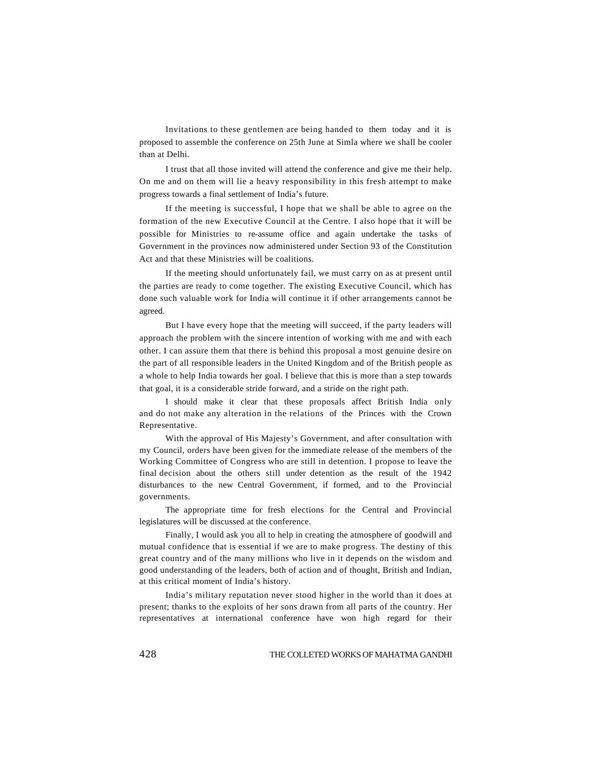Invitations to these gentlemen are being handed to them today and it is proposed to assemble the conference on 25th June at Simla where we shall be cooler than at Delhi.

I trust that all those invited will attend the conference and give me their help. On me and on them will lie a heavy responsibility in this fresh attempt to make progress towards a final settlement of India's future.

If the meeting is successful, I hope that we shall be able to agree on the formation of the new Executive Council at the Centre. I also hope that it will be possible for Ministries to re-assume office and again undertake the tasks of Government in the provinces now administered under Section 93 of the Constitution Act and that these Ministries will be coalitions.

If the meeting should unfortunately fail, we must carry on as at present until the parties are ready to come together. The existing Executive Council, which has done such valuable work for India will continue it if other arrangements cannot be agreed.

But I have every hope that the meeting will succeed, if the party leaders will approach the problem with the sincere intention of working with me and with each other. I can assure them that there is behind this proposal a most genuine desire on the part of all responsible leaders in the United Kingdom and of the British people as a whole to help India towards her goal. I believe that this is more than a step towards that goal, it is a considerable stride forward, and a stride on the right path.

I should make it clear that these proposals affect British India only and do not make any alteration in the relations of the Princes with the Crown Representative.

With the approval of His Majesty's Government, and after consultation with my Council, orders have been given for the immediate release of the members of the Working Committee of Congress who are still in detention. I propose to leave the final decision about the others still under detention as the result of the 1942 disturbances to the new Central Government, if formed, and to the Provincial governments.

The appropriate time for fresh elections for the Central and Provincial legislatures will be discussed at the conference.

Finally, I would ask you all to help in creating the atmosphere of goodwill and mutual confidence that is essential if we are to make progress. The destiny of this great country and of the many millions who live in it depends on the wisdom and good understanding of the leaders, both of action and of thought, British and Indian, at this critical moment of India's history.

India's military reputation never stood higher in the world than it does at present; thanks to the exploits of her sons drawn from all parts of the country. Her representatives at international conference have won high regard for their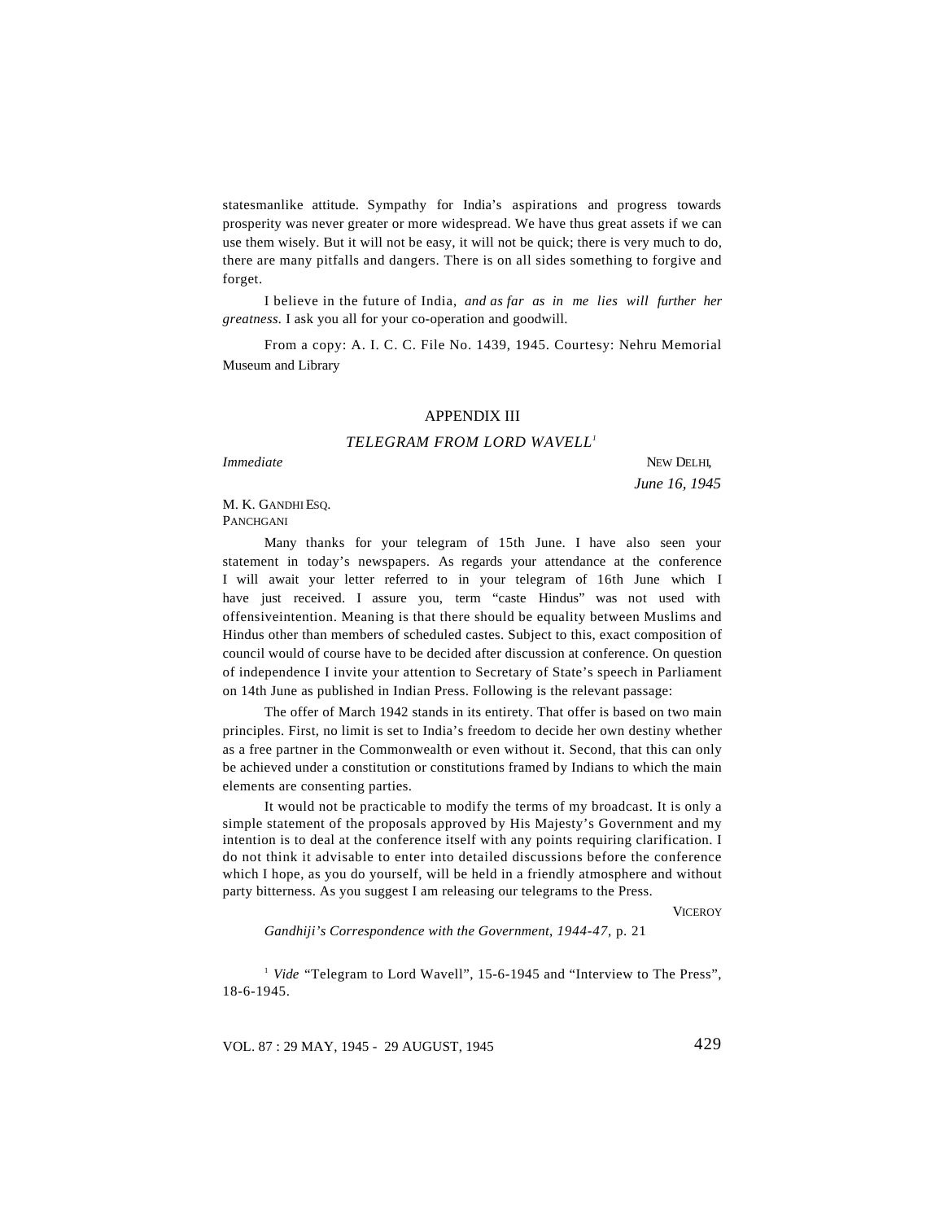statesmanlike attitude. Sympathy for India's aspirations and progress towards prosperity was never greater or more widespread. We have thus great assets if we can use them wisely. But it will not be easy, it will not be quick; there is very much to do, there are many pitfalls and dangers. There is on all sides something to forgive and forget.

I believe in the future of India, *and as far as in me lies will further her greatness.* I ask you all for your co-operation and goodwill.

From a copy: A. I. C. C. File No. 1439, 1945. Courtesy: Nehru Memorial Museum and Library

## APPENDIX III

### *TELEGRAM FROM LORD WAVELL*[1]

*Immediate*

NEW DELHI,
*June 16, 1945*

M. K. GANDHI ESQ.
PANCHGANI

Many thanks for your telegram of 15th June. I have also seen your statement in today's newspapers. As regards your attendance at the conference I will await your letter referred to in your telegram of 16th June which I have just received. I assure you, term "caste Hindus" was not used with offensiveintention. Meaning is that there should be equality between Muslims and Hindus other than members of scheduled castes. Subject to this, exact composition of council would of course have to be decided after discussion at conference. On question of independence I invite your attention to Secretary of State's speech in Parliament on 14th June as published in Indian Press. Following is the relevant passage:

The offer of March 1942 stands in its entirety. That offer is based on two main principles. First, no limit is set to India's freedom to decide her own destiny whether as a free partner in the Commonwealth or even without it. Second, that this can only be achieved under a constitution or constitutions framed by Indians to which the main elements are consenting parties.

It would not be practicable to modify the terms of my broadcast. It is only a simple statement of the proposals approved by His Majesty's Government and my intention is to deal at the conference itself with any points requiring clarification. I do not think it advisable to enter into detailed discussions before the conference which I hope, as you do yourself, will be held in a friendly atmosphere and without party bitterness. As you suggest I am releasing our telegrams to the Press.

VICEROY

*Gandhiji's Correspondence with the Government, 1944-47*, p. 21

[1] *Vide* "Telegram to Lord Wavell", 15-6-1945 and "Interview to The Press", 18-6-1945.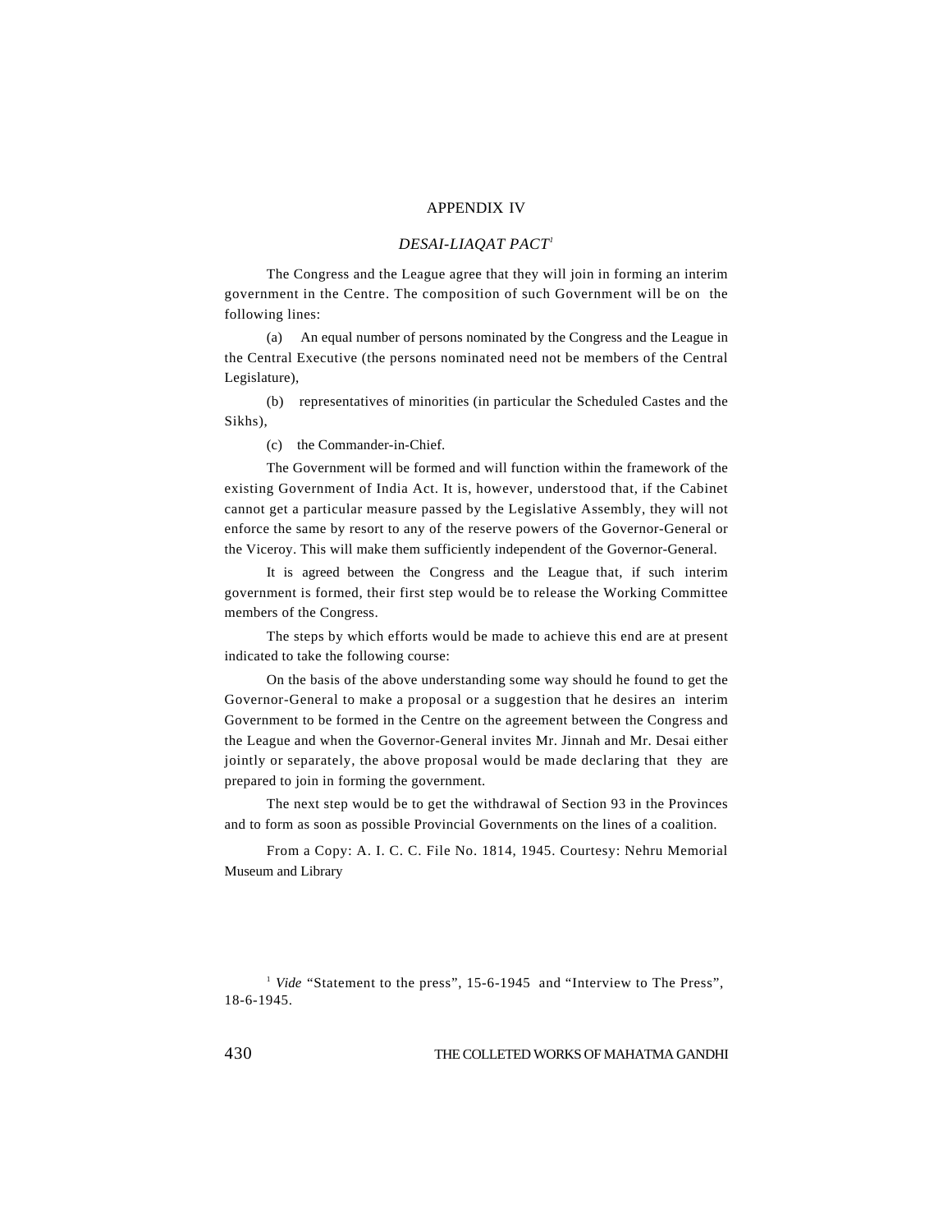# APPENDIX IV

## *DESAI-LIAQAT PACT*[1]

The Congress and the League agree that they will join in forming an interim government in the Centre. The composition of such Government will be on the following lines:

(a) An equal number of persons nominated by the Congress and the League in the Central Executive (the persons nominated need not be members of the Central Legislature),

(b) representatives of minorities (in particular the Scheduled Castes and the Sikhs),

(c) the Commander-in-Chief.

The Government will be formed and will function within the framework of the existing Government of India Act. It is, however, understood that, if the Cabinet cannot get a particular measure passed by the Legislative Assembly, they will not enforce the same by resort to any of the reserve powers of the Governor-General or the Viceroy. This will make them sufficiently independent of the Governor-General.

It is agreed between the Congress and the League that, if such interim government is formed, their first step would be to release the Working Committee members of the Congress.

The steps by which efforts would be made to achieve this end are at present indicated to take the following course:

On the basis of the above understanding some way should he found to get the Governor-General to make a proposal or a suggestion that he desires an interim Government to be formed in the Centre on the agreement between the Congress and the League and when the Governor-General invites Mr. Jinnah and Mr. Desai either jointly or separately, the above proposal would be made declaring that they are prepared to join in forming the government.

The next step would be to get the withdrawal of Section 93 in the Provinces and to form as soon as possible Provincial Governments on the lines of a coalition.

From a Copy: A. I. C. C. File No. 1814, 1945. Courtesy: Nehru Memorial Museum and Library

---

[1] *Vide* "Statement to the press", 15-6-1945 and "Interview to The Press", 18-6-1945.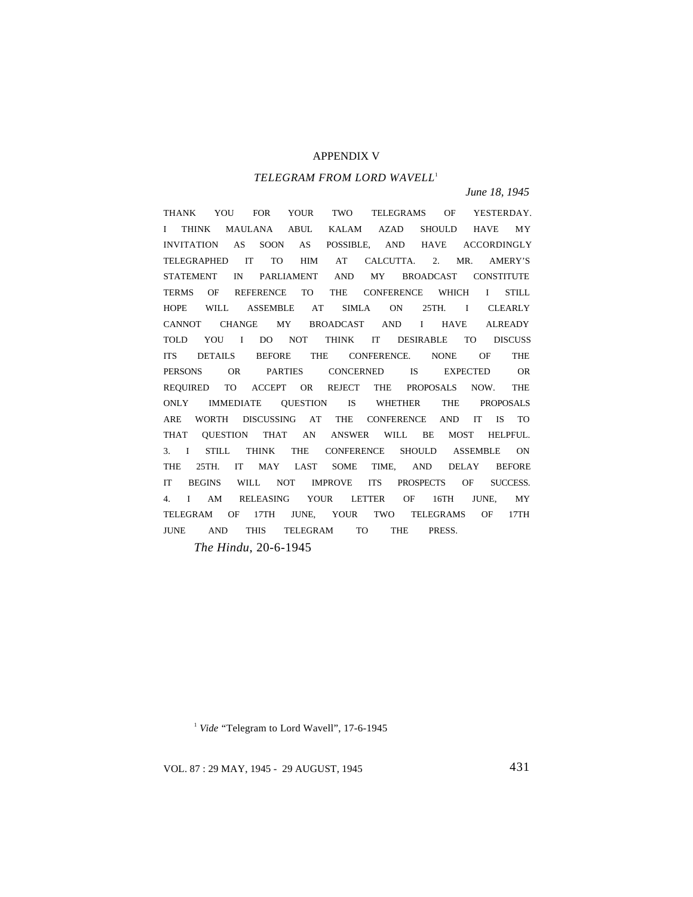## APPENDIX V

### *TELEGRAM FROM LORD WAVELL*[1]

*June 18, 1945*

THANK YOU FOR YOUR TWO TELEGRAMS OF YESTERDAY. I THINK MAULANA ABUL KALAM AZAD SHOULD HAVE MY INVITATION AS SOON AS POSSIBLE, AND HAVE ACCORDINGLY TELEGRAPHED IT TO HIM AT CALCUTTA. 2. MR. AMERY'S STATEMENT IN PARLIAMENT AND MY BROADCAST CONSTITUTE TERMS OF REFERENCE TO THE CONFERENCE WHICH I STILL HOPE WILL ASSEMBLE AT SIMLA ON 25TH. I CLEARLY CANNOT CHANGE MY BROADCAST AND I HAVE ALREADY TOLD YOU I DO NOT THINK IT DESIRABLE TO DISCUSS ITS DETAILS BEFORE THE CONFERENCE. NONE OF THE PERSONS OR PARTIES CONCERNED IS EXPECTED OR REQUIRED TO ACCEPT OR REJECT THE PROPOSALS NOW. THE ONLY IMMEDIATE QUESTION IS WHETHER THE PROPOSALS ARE WORTH DISCUSSING AT THE CONFERENCE AND IT IS TO THAT QUESTION THAT AN ANSWER WILL BE MOST HELPFUL. 3. I STILL THINK THE CONFERENCE SHOULD ASSEMBLE ON THE 25TH. IT MAY LAST SOME TIME, AND DELAY BEFORE IT BEGINS WILL NOT IMPROVE ITS PROSPECTS OF SUCCESS. 4. I AM RELEASING YOUR LETTER OF 16TH JUNE, MY TELEGRAM OF 17TH JUNE, YOUR TWO TELEGRAMS OF 17TH JUNE AND THIS TELEGRAM TO THE PRESS.

*The Hindu*, 20-6-1945

---

[1] *Vide* "Telegram to Lord Wavell", 17-6-1945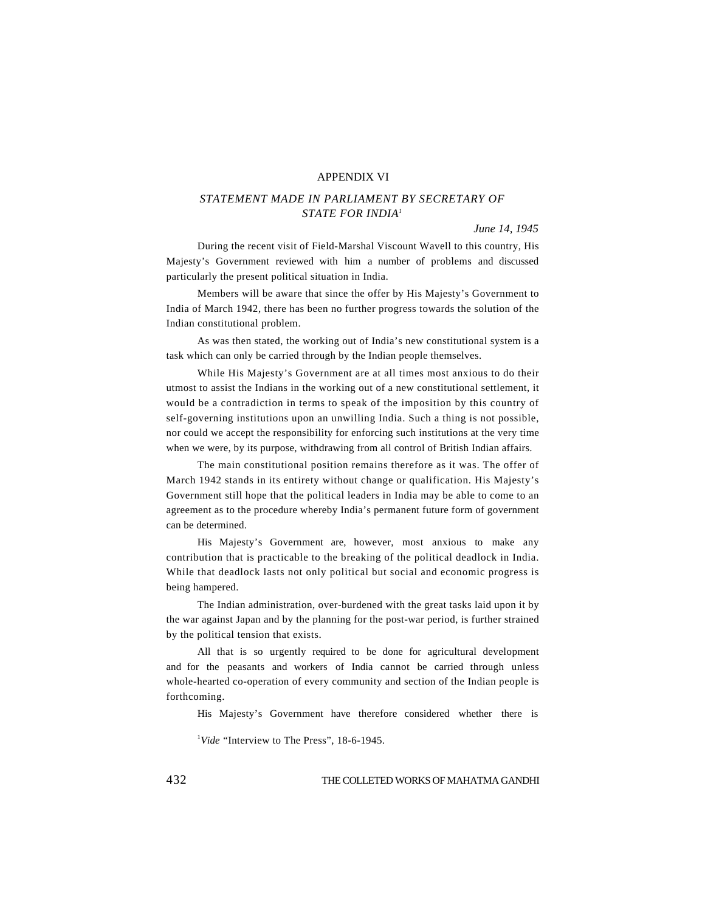## APPENDIX VI

### *STATEMENT MADE IN PARLIAMENT BY SECRETARY OF STATE FOR INDIA*[1]

*June 14, 1945*

During the recent visit of Field-Marshal Viscount Wavell to this country, His Majesty's Government reviewed with him a number of problems and discussed particularly the present political situation in India.

Members will be aware that since the offer by His Majesty's Government to India of March 1942, there has been no further progress towards the solution of the Indian constitutional problem.

As was then stated, the working out of India's new constitutional system is a task which can only be carried through by the Indian people themselves.

While His Majesty's Government are at all times most anxious to do their utmost to assist the Indians in the working out of a new constitutional settlement, it would be a contradiction in terms to speak of the imposition by this country of self-governing institutions upon an unwilling India. Such a thing is not possible, nor could we accept the responsibility for enforcing such institutions at the very time when we were, by its purpose, withdrawing from all control of British Indian affairs.

The main constitutional position remains therefore as it was. The offer of March 1942 stands in its entirety without change or qualification. His Majesty's Government still hope that the political leaders in India may be able to come to an agreement as to the procedure whereby India's permanent future form of government can be determined.

His Majesty's Government are, however, most anxious to make any contribution that is practicable to the breaking of the political deadlock in India. While that deadlock lasts not only political but social and economic progress is being hampered.

The Indian administration, over-burdened with the great tasks laid upon it by the war against Japan and by the planning for the post-war period, is further strained by the political tension that exists.

All that is so urgently required to be done for agricultural development and for the peasants and workers of India cannot be carried through unless whole-hearted co-operation of every community and section of the Indian people is forthcoming.

His Majesty's Government have therefore considered whether there is

[1] *Vide* "Interview to The Press", 18-6-1945.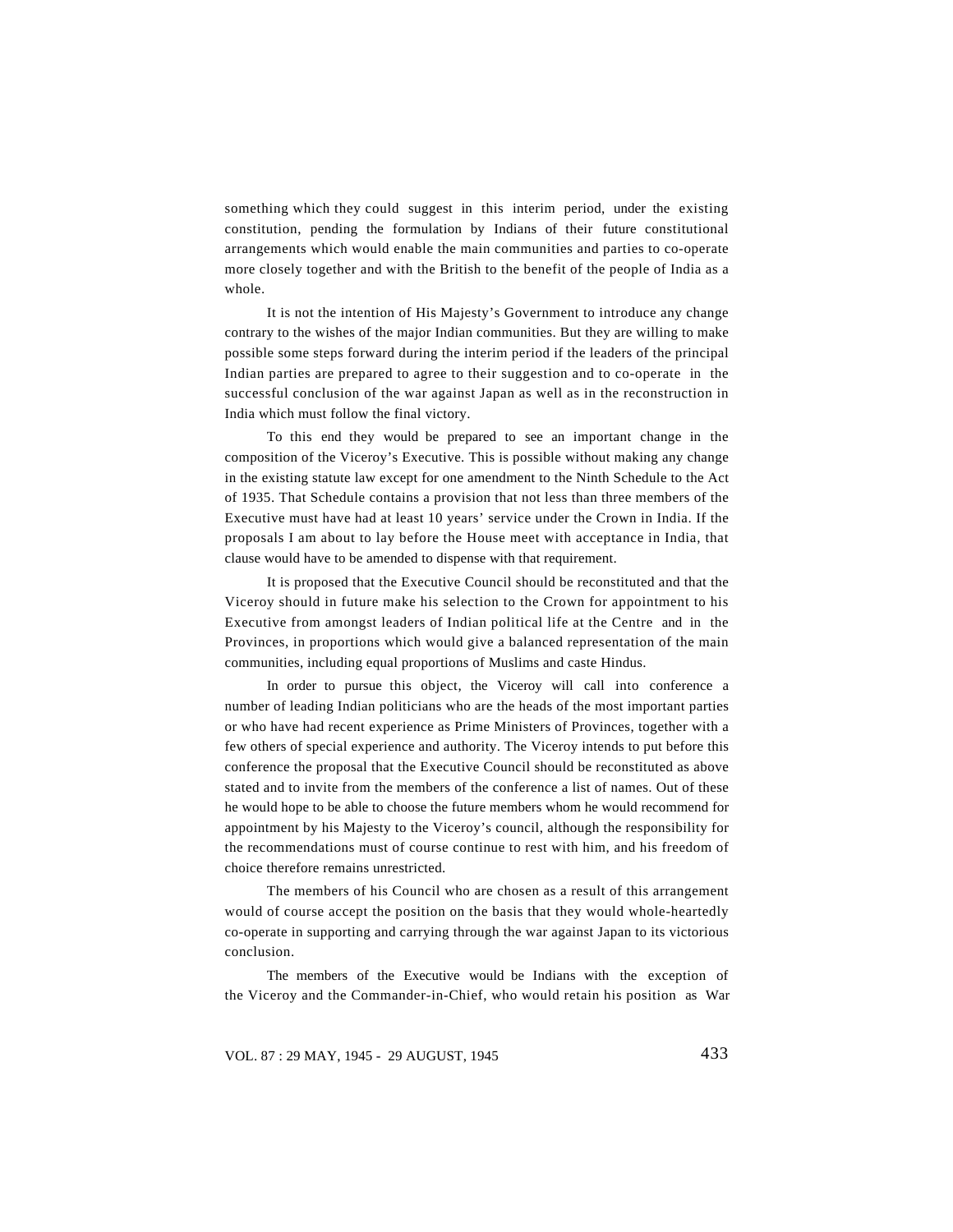something which they could suggest in this interim period, under the existing constitution, pending the formulation by Indians of their future constitutional arrangements which would enable the main communities and parties to co-operate more closely together and with the British to the benefit of the people of India as a whole.

It is not the intention of His Majesty's Government to introduce any change contrary to the wishes of the major Indian communities. But they are willing to make possible some steps forward during the interim period if the leaders of the principal Indian parties are prepared to agree to their suggestion and to co-operate in the successful conclusion of the war against Japan as well as in the reconstruction in India which must follow the final victory.

To this end they would be prepared to see an important change in the composition of the Viceroy's Executive. This is possible without making any change in the existing statute law except for one amendment to the Ninth Schedule to the Act of 1935. That Schedule contains a provision that not less than three members of the Executive must have had at least 10 years' service under the Crown in India. If the proposals I am about to lay before the House meet with acceptance in India, that clause would have to be amended to dispense with that requirement.

It is proposed that the Executive Council should be reconstituted and that the Viceroy should in future make his selection to the Crown for appointment to his Executive from amongst leaders of Indian political life at the Centre and in the Provinces, in proportions which would give a balanced representation of the main communities, including equal proportions of Muslims and caste Hindus.

In order to pursue this object, the Viceroy will call into conference a number of leading Indian politicians who are the heads of the most important parties or who have had recent experience as Prime Ministers of Provinces, together with a few others of special experience and authority. The Viceroy intends to put before this conference the proposal that the Executive Council should be reconstituted as above stated and to invite from the members of the conference a list of names. Out of these he would hope to be able to choose the future members whom he would recommend for appointment by his Majesty to the Viceroy's council, although the responsibility for the recommendations must of course continue to rest with him, and his freedom of choice therefore remains unrestricted.

The members of his Council who are chosen as a result of this arrangement would of course accept the position on the basis that they would whole-heartedly co-operate in supporting and carrying through the war against Japan to its victorious conclusion.

The members of the Executive would be Indians with the exception of the Viceroy and the Commander-in-Chief, who would retain his position as War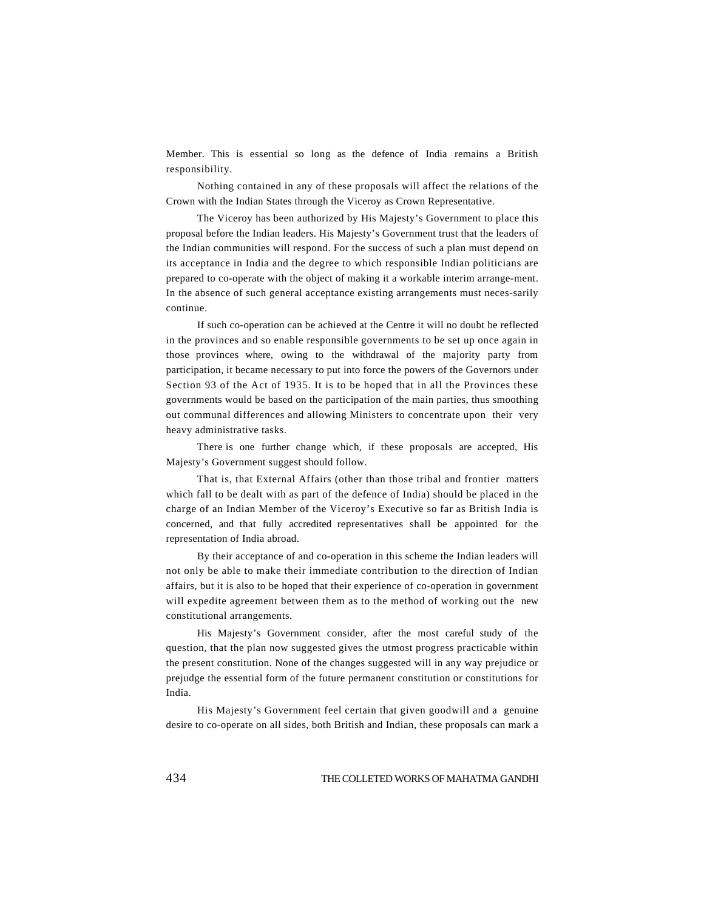Member. This is essential so long as the defence of India remains a British responsibility.

Nothing contained in any of these proposals will affect the relations of the Crown with the Indian States through the Viceroy as Crown Representative.

The Viceroy has been authorized by His Majesty's Government to place this proposal before the Indian leaders. His Majesty's Government trust that the leaders of the Indian communities will respond. For the success of such a plan must depend on its acceptance in India and the degree to which responsible Indian politicians are prepared to co-operate with the object of making it a workable interim arrange-ment. In the absence of such general acceptance existing arrangements must neces-sarily continue.

If such co-operation can be achieved at the Centre it will no doubt be reflected in the provinces and so enable responsible governments to be set up once again in those provinces where, owing to the withdrawal of the majority party from participation, it became necessary to put into force the powers of the Governors under Section 93 of the Act of 1935. It is to be hoped that in all the Provinces these governments would be based on the participation of the main parties, thus smoothing out communal differences and allowing Ministers to concentrate upon their very heavy administrative tasks.

There is one further change which, if these proposals are accepted, His Majesty's Government suggest should follow.

That is, that External Affairs (other than those tribal and frontier matters which fall to be dealt with as part of the defence of India) should be placed in the charge of an Indian Member of the Viceroy's Executive so far as British India is concerned, and that fully accredited representatives shall be appointed for the representation of India abroad.

By their acceptance of and co-operation in this scheme the Indian leaders will not only be able to make their immediate contribution to the direction of Indian affairs, but it is also to be hoped that their experience of co-operation in government will expedite agreement between them as to the method of working out the new constitutional arrangements.

His Majesty's Government consider, after the most careful study of the question, that the plan now suggested gives the utmost progress practicable within the present constitution. None of the changes suggested will in any way prejudice or prejudge the essential form of the future permanent constitution or constitutions for India.

His Majesty's Government feel certain that given goodwill and a genuine desire to co-operate on all sides, both British and Indian, these proposals can mark a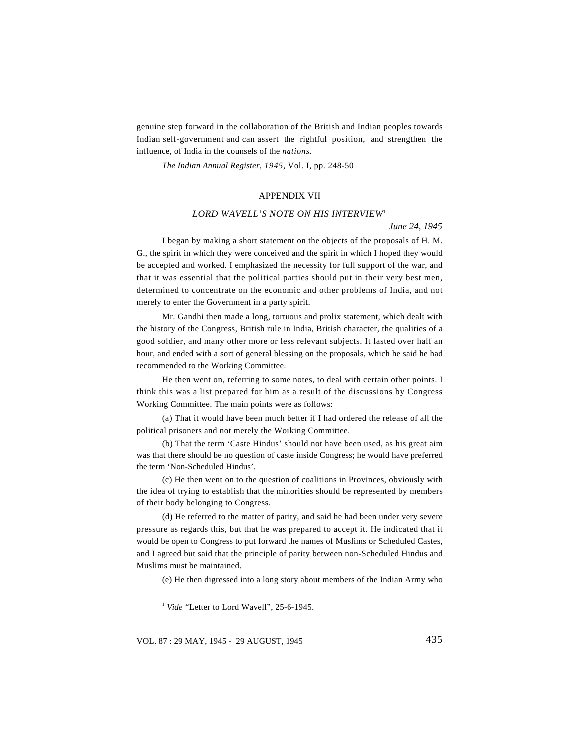genuine step forward in the collaboration of the British and Indian peoples towards Indian self-government and can assert the rightful position, and strengthen the influence, of India in the counsels of the *nations.*

*The Indian Annual Register, 1945*, Vol. I, pp. 248-50

## APPENDIX VII

### *LORD WAVELL'S NOTE ON HIS INTERVIEW*[1]

*June 24, 1945*

I began by making a short statement on the objects of the proposals of H. M. G., the spirit in which they were conceived and the spirit in which I hoped they would be accepted and worked. I emphasized the necessity for full support of the war, and that it was essential that the political parties should put in their very best men, determined to concentrate on the economic and other problems of India, and not merely to enter the Government in a party spirit.

Mr. Gandhi then made a long, tortuous and prolix statement, which dealt with the history of the Congress, British rule in India, British character, the qualities of a good soldier, and many other more or less relevant subjects. It lasted over half an hour, and ended with a sort of general blessing on the proposals, which he said he had recommended to the Working Committee.

He then went on, referring to some notes, to deal with certain other points. I think this was a list prepared for him as a result of the discussions by Congress Working Committee. The main points were as follows:

(a) That it would have been much better if I had ordered the release of all the political prisoners and not merely the Working Committee.

(b) That the term 'Caste Hindus' should not have been used, as his great aim was that there should be no question of caste inside Congress; he would have preferred the term 'Non-Scheduled Hindus'.

(c) He then went on to the question of coalitions in Provinces, obviously with the idea of trying to establish that the minorities should be represented by members of their body belonging to Congress.

(d) He referred to the matter of parity, and said he had been under very severe pressure as regards this, but that he was prepared to accept it. He indicated that it would be open to Congress to put forward the names of Muslims or Scheduled Castes, and I agreed but said that the principle of parity between non-Scheduled Hindus and Muslims must be maintained.

(e) He then digressed into a long story about members of the Indian Army who

[1] *Vide* "Letter to Lord Wavell", 25-6-1945.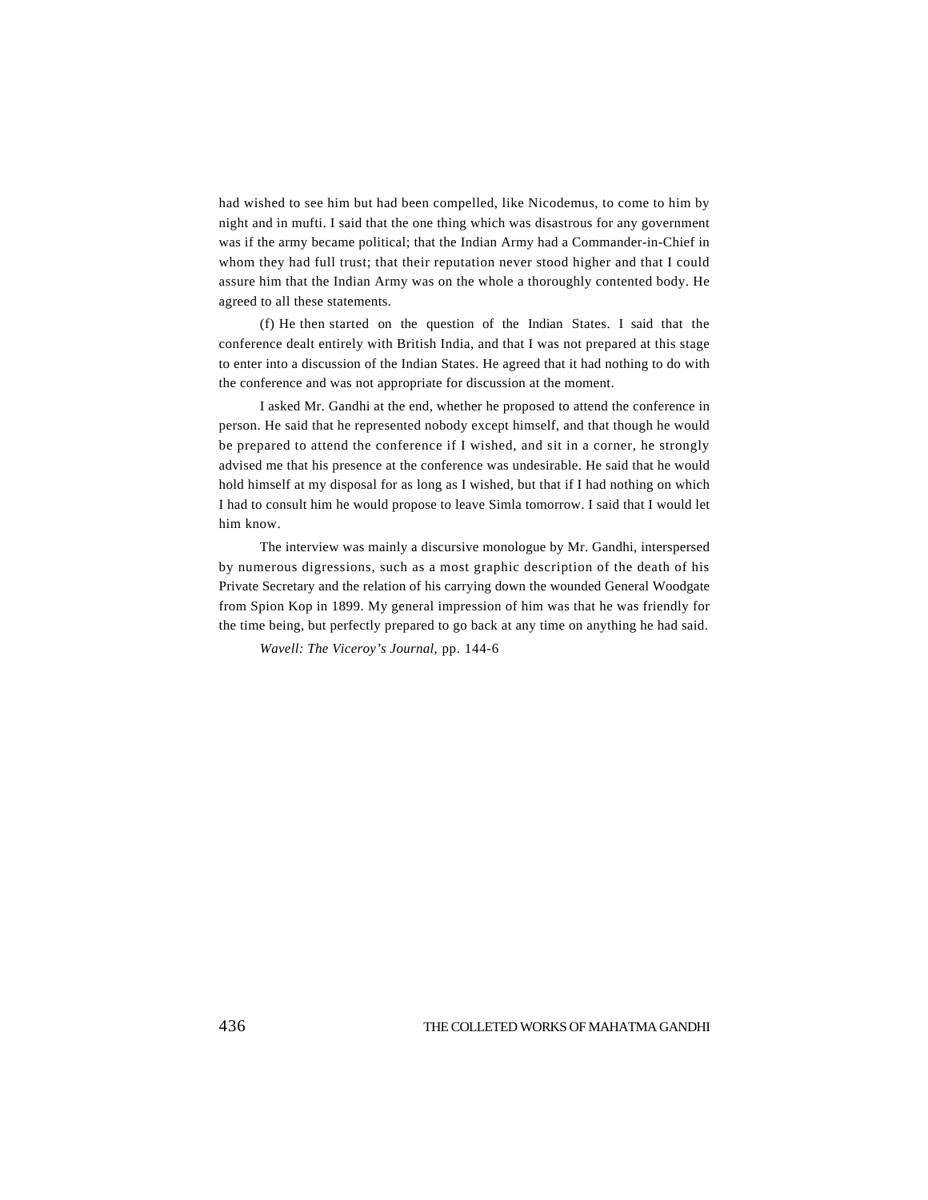had wished to see him but had been compelled, like Nicodemus, to come to him by night and in mufti. I said that the one thing which was disastrous for any government was if the army became political; that the Indian Army had a Commander-in-Chief in whom they had full trust; that their reputation never stood higher and that I could assure him that the Indian Army was on the whole a thoroughly contented body. He agreed to all these statements.

(f) He then started on the question of the Indian States. I said that the conference dealt entirely with British India, and that I was not prepared at this stage to enter into a discussion of the Indian States. He agreed that it had nothing to do with the conference and was not appropriate for discussion at the moment.

I asked Mr. Gandhi at the end, whether he proposed to attend the conference in person. He said that he represented nobody except himself, and that though he would be prepared to attend the conference if I wished, and sit in a corner, he strongly advised me that his presence at the conference was undesirable. He said that he would hold himself at my disposal for as long as I wished, but that if I had nothing on which I had to consult him he would propose to leave Simla tomorrow. I said that I would let him know.

The interview was mainly a discursive monologue by Mr. Gandhi, interspersed by numerous digressions, such as a most graphic description of the death of his Private Secretary and the relation of his carrying down the wounded General Woodgate from Spion Kop in 1899. My general impression of him was that he was friendly for the time being, but perfectly prepared to go back at any time on anything he had said.

*Wavell: The Viceroy's Journal*, pp. 144-6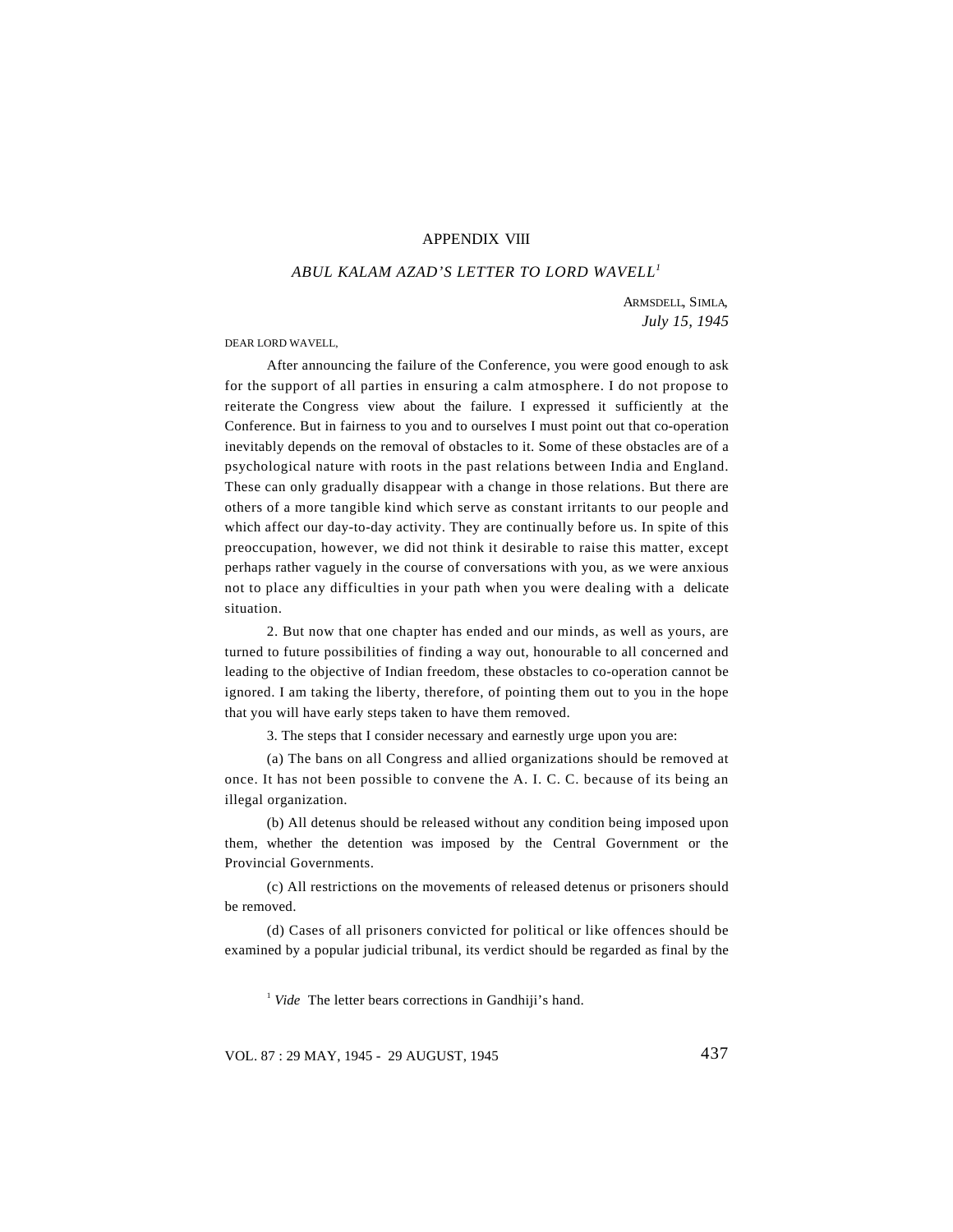## APPENDIX VIII

### *ABUL KALAM AZAD'S LETTER TO LORD WAVELL*[1]

ARMSDELL, SIMLA,
*July 15, 1945*

DEAR LORD WAVELL,

After announcing the failure of the Conference, you were good enough to ask for the support of all parties in ensuring a calm atmosphere. I do not propose to reiterate the Congress view about the failure. I expressed it sufficiently at the Conference. But in fairness to you and to ourselves I must point out that co-operation inevitably depends on the removal of obstacles to it. Some of these obstacles are of a psychological nature with roots in the past relations between India and England. These can only gradually disappear with a change in those relations. But there are others of a more tangible kind which serve as constant irritants to our people and which affect our day-to-day activity. They are continually before us. In spite of this preoccupation, however, we did not think it desirable to raise this matter, except perhaps rather vaguely in the course of conversations with you, as we were anxious not to place any difficulties in your path when you were dealing with a delicate situation.

2. But now that one chapter has ended and our minds, as well as yours, are turned to future possibilities of finding a way out, honourable to all concerned and leading to the objective of Indian freedom, these obstacles to co-operation cannot be ignored. I am taking the liberty, therefore, of pointing them out to you in the hope that you will have early steps taken to have them removed.

3. The steps that I consider necessary and earnestly urge upon you are:

(a) The bans on all Congress and allied organizations should be removed at once. It has not been possible to convene the A. I. C. C. because of its being an illegal organization.

(b) All detenus should be released without any condition being imposed upon them, whether the detention was imposed by the Central Government or the Provincial Governments.

(c) All restrictions on the movements of released detenus or prisoners should be removed.

(d) Cases of all prisoners convicted for political or like offences should be examined by a popular judicial tribunal, its verdict should be regarded as final by the

[1] *Vide* The letter bears corrections in Gandhiji's hand.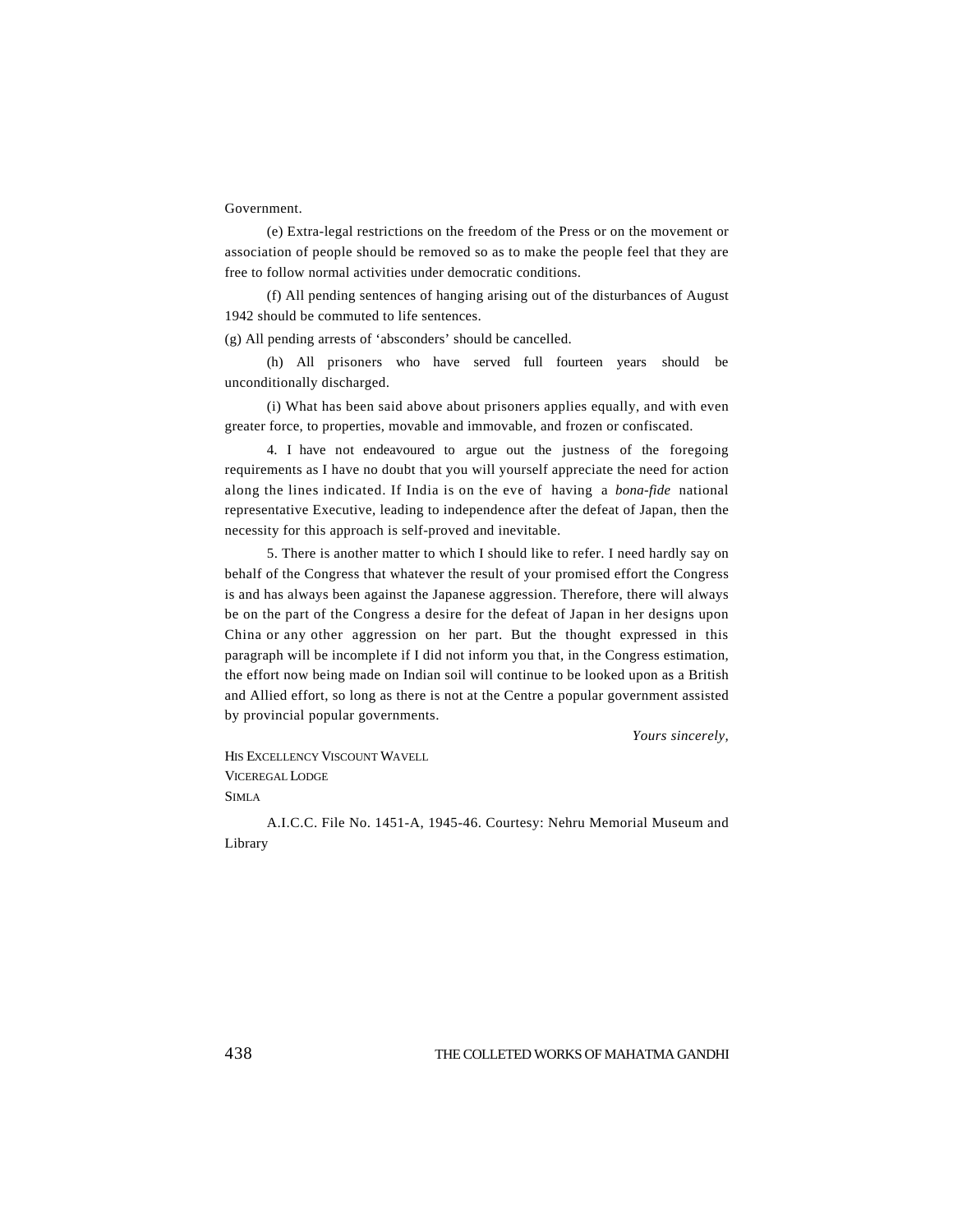Government.

(e) Extra-legal restrictions on the freedom of the Press or on the movement or association of people should be removed so as to make the people feel that they are free to follow normal activities under democratic conditions.

(f) All pending sentences of hanging arising out of the disturbances of August 1942 should be commuted to life sentences.

(g) All pending arrests of 'absconders' should be cancelled.

(h) All prisoners who have served full fourteen years should be unconditionally discharged.

(i) What has been said above about prisoners applies equally, and with even greater force, to properties, movable and immovable, and frozen or confiscated.

4. I have not endeavoured to argue out the justness of the foregoing requirements as I have no doubt that you will yourself appreciate the need for action along the lines indicated. If India is on the eve of having a *bona-fide* national representative Executive, leading to independence after the defeat of Japan, then the necessity for this approach is self-proved and inevitable.

5. There is another matter to which I should like to refer. I need hardly say on behalf of the Congress that whatever the result of your promised effort the Congress is and has always been against the Japanese aggression. Therefore, there will always be on the part of the Congress a desire for the defeat of Japan in her designs upon China or any other aggression on her part. But the thought expressed in this paragraph will be incomplete if I did not inform you that, in the Congress estimation, the effort now being made on Indian soil will continue to be looked upon as a British and Allied effort, so long as there is not at the Centre a popular government assisted by provincial popular governments.

*Yours sincerely,*

HIS EXCELLENCY VISCOUNT WAVELL
VICEREGAL LODGE
SIMLA

A.I.C.C. File No. 1451-A, 1945-46. Courtesy: Nehru Memorial Museum and Library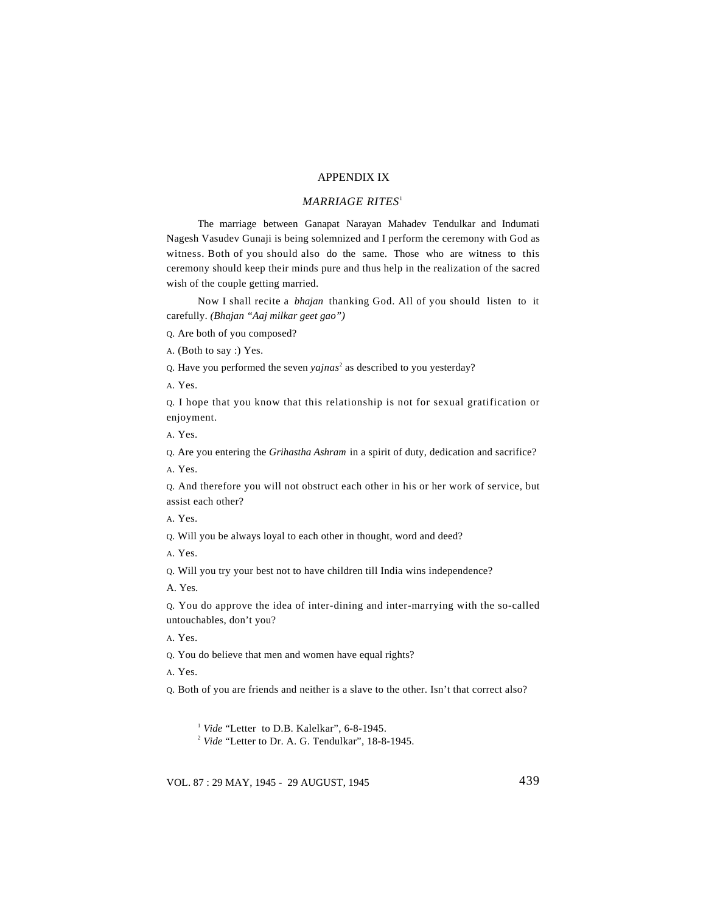## APPENDIX IX

### *MARRIAGE RITES*[1]

The marriage between Ganapat Narayan Mahadev Tendulkar and Indumati Nagesh Vasudev Gunaji is being solemnized and I perform the ceremony with God as witness. Both of you should also do the same. Those who are witness to this ceremony should keep their minds pure and thus help in the realization of the sacred wish of the couple getting married.

Now I shall recite a *bhajan* thanking God. All of you should listen to it carefully. *(Bhajan "Aaj milkar geet gao")*

Q. Are both of you composed?

A. (Both to say :) Yes.

Q. Have you performed the seven *yajnas*[2] as described to you yesterday?

A. Yes.

Q. I hope that you know that this relationship is not for sexual gratification or enjoyment.

A. Yes.

Q. Are you entering the *Grihastha Ashram* in a spirit of duty, dedication and sacrifice?

A. Yes.

Q. And therefore you will not obstruct each other in his or her work of service, but assist each other?

A. Yes.

Q. Will you be always loyal to each other in thought, word and deed?

A. Yes.

Q. Will you try your best not to have children till India wins independence?

A. Yes.

Q. You do approve the idea of inter-dining and inter-marrying with the so-called untouchables, don't you?

A. Yes.

Q. You do believe that men and women have equal rights?

A. Yes.

Q. Both of you are friends and neither is a slave to the other. Isn't that correct also?

---

[1] *Vide* "Letter to D.B. Kalelkar", 6-8-1945.

[2] *Vide* "Letter to Dr. A. G. Tendulkar", 18-8-1945.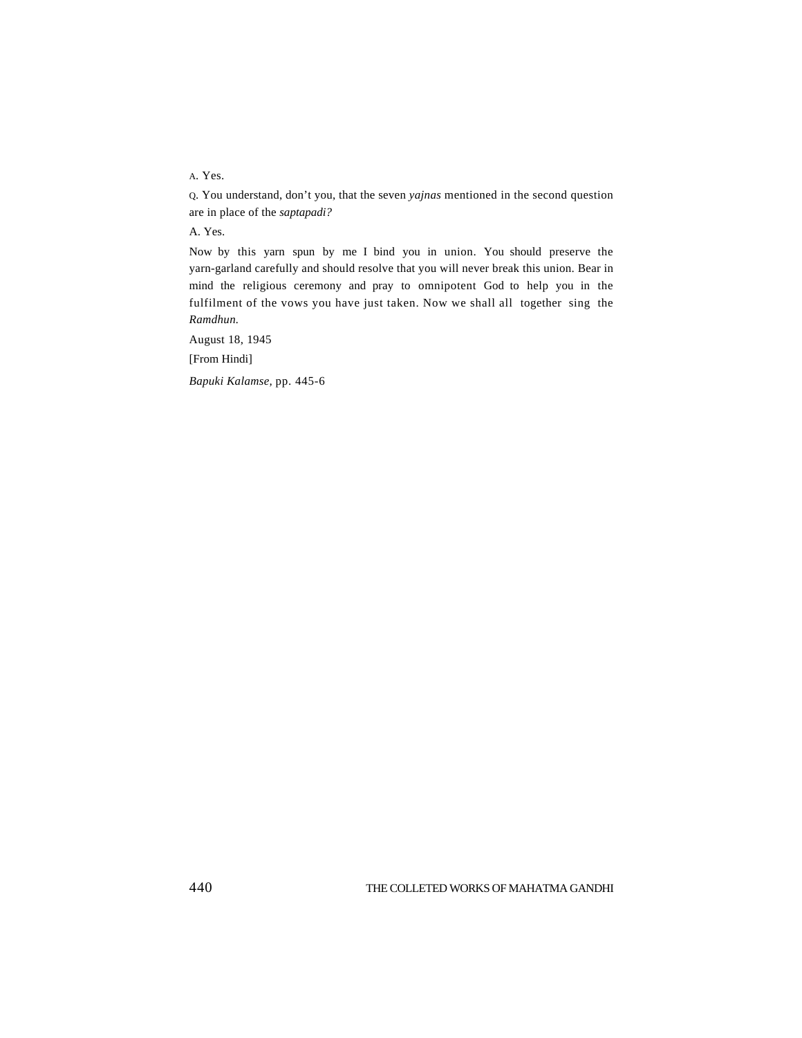A. Yes.

Q. You understand, don't you, that the seven *yajnas* mentioned in the second question are in place of the *saptapadi?*

A. Yes.

Now by this yarn spun by me I bind you in union. You should preserve the yarn-garland carefully and should resolve that you will never break this union. Bear in mind the religious ceremony and pray to omnipotent God to help you in the fulfilment of the vows you have just taken. Now we shall all together sing the *Ramdhun.*

August 18, 1945

[From Hindi]

*Bapuki Kalamse*, pp. 445-6